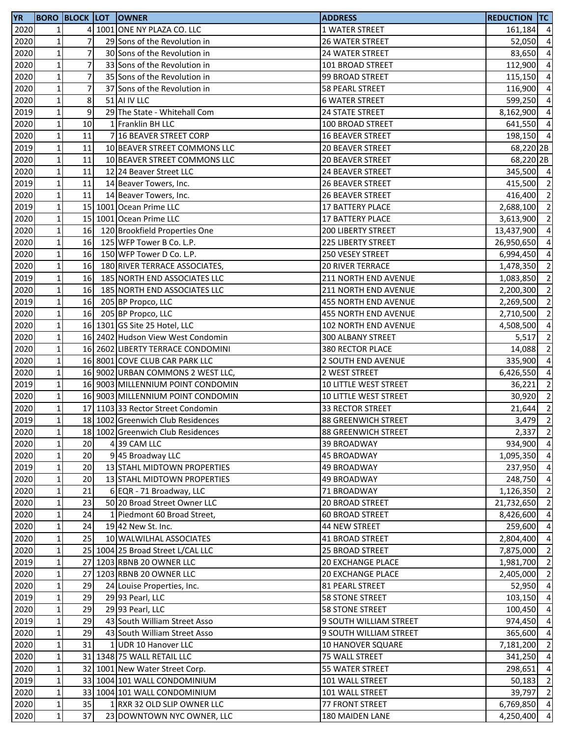| YR | BORO | BLOCK | LOT | OWNER | ADDRESS | REDUCTION | TC |
|---|---|---|---|---|---|---|---|
| 2020 | 1 | 4 | 1001 | ONE NY PLAZA CO. LLC | 1 WATER STREET | 161,184 | 4 |
| 2020 | 1 | 7 | 29 | Sons of the Revolution in | 26 WATER STREET | 52,050 | 4 |
| 2020 | 1 | 7 | 30 | Sons of the Revolution in | 24 WATER STREET | 83,650 | 4 |
| 2020 | 1 | 7 | 33 | Sons of the Revolution in | 101 BROAD STREET | 112,900 | 4 |
| 2020 | 1 | 7 | 35 | Sons of the Revolution in | 99 BROAD STREET | 115,150 | 4 |
| 2020 | 1 | 7 | 37 | Sons of the Revolution in | 58 PEARL STREET | 116,900 | 4 |
| 2020 | 1 | 8 | 51 | AI IV LLC | 6 WATER STREET | 599,250 | 4 |
| 2019 | 1 | 9 | 29 | The State - Whitehall Com | 24 STATE STREET | 8,162,900 | 4 |
| 2020 | 1 | 10 | 1 | Franklin BH LLC | 100 BROAD STREET | 641,550 | 4 |
| 2020 | 1 | 11 | 7 | 16 BEAVER STREET CORP | 16 BEAVER STREET | 198,150 | 4 |
| 2019 | 1 | 11 | 10 | BEAVER STREET COMMONS LLC | 20 BEAVER STREET | 68,220 | 2B |
| 2020 | 1 | 11 | 10 | BEAVER STREET COMMONS LLC | 20 BEAVER STREET | 68,220 | 2B |
| 2020 | 1 | 11 | 12 | 24 Beaver Street LLC | 24 BEAVER STREET | 345,500 | 4 |
| 2019 | 1 | 11 | 14 | Beaver Towers, Inc. | 26 BEAVER STREET | 415,500 | 2 |
| 2020 | 1 | 11 | 14 | Beaver Towers, Inc. | 26 BEAVER STREET | 416,400 | 2 |
| 2019 | 1 | 15 | 1001 | Ocean Prime LLC | 17 BATTERY PLACE | 2,688,100 | 2 |
| 2020 | 1 | 15 | 1001 | Ocean Prime LLC | 17 BATTERY PLACE | 3,613,900 | 2 |
| 2020 | 1 | 16 | 120 | Brookfield Properties One | 200 LIBERTY STREET | 13,437,900 | 4 |
| 2020 | 1 | 16 | 125 | WFP Tower B Co. L.P. | 225 LIBERTY STREET | 26,950,650 | 4 |
| 2020 | 1 | 16 | 150 | WFP Tower D Co. L.P. | 250 VESEY STREET | 6,994,450 | 4 |
| 2020 | 1 | 16 | 180 | RIVER TERRACE ASSOCIATES, | 20 RIVER TERRACE | 1,478,350 | 2 |
| 2019 | 1 | 16 | 185 | NORTH END ASSOCIATES LLC | 211 NORTH END AVENUE | 1,083,850 | 2 |
| 2020 | 1 | 16 | 185 | NORTH END ASSOCIATES LLC | 211 NORTH END AVENUE | 2,200,300 | 2 |
| 2019 | 1 | 16 | 205 | BP Propco, LLC | 455 NORTH END AVENUE | 2,269,500 | 2 |
| 2020 | 1 | 16 | 205 | BP Propco, LLC | 455 NORTH END AVENUE | 2,710,500 | 2 |
| 2020 | 1 | 16 | 1301 | GS Site 25 Hotel, LLC | 102 NORTH END AVENUE | 4,508,500 | 4 |
| 2020 | 1 | 16 | 2402 | Hudson View West Condomin | 300 ALBANY STREET | 5,517 | 2 |
| 2020 | 1 | 16 | 2602 | LIBERTY TERRACE CONDOMINI | 380 RECTOR PLACE | 14,088 | 2 |
| 2020 | 1 | 16 | 8001 | COVE CLUB CAR PARK LLC | 2 SOUTH END AVENUE | 335,900 | 4 |
| 2020 | 1 | 16 | 9002 | URBAN COMMONS 2 WEST LLC, | 2 WEST STREET | 6,426,550 | 4 |
| 2019 | 1 | 16 | 9003 | MILLENNIUM POINT CONDOMIN | 10 LITTLE WEST STREET | 36,221 | 2 |
| 2020 | 1 | 16 | 9003 | MILLENNIUM POINT CONDOMIN | 10 LITTLE WEST STREET | 30,920 | 2 |
| 2020 | 1 | 17 | 1103 | 33 Rector Street Condomin | 33 RECTOR STREET | 21,644 | 2 |
| 2019 | 1 | 18 | 1002 | Greenwich Club Residences | 88 GREENWICH STREET | 3,479 | 2 |
| 2020 | 1 | 18 | 1002 | Greenwich Club Residences | 88 GREENWICH STREET | 2,337 | 2 |
| 2020 | 1 | 20 | 4 | 39 CAM LLC | 39 BROADWAY | 934,900 | 4 |
| 2020 | 1 | 20 | 9 | 45 Broadway LLC | 45 BROADWAY | 1,095,350 | 4 |
| 2019 | 1 | 20 | 13 | STAHL MIDTOWN PROPERTIES | 49 BROADWAY | 237,950 | 4 |
| 2020 | 1 | 20 | 13 | STAHL MIDTOWN PROPERTIES | 49 BROADWAY | 248,750 | 4 |
| 2020 | 1 | 21 | 6 | EQR - 71 Broadway, LLC | 71 BROADWAY | 1,126,350 | 2 |
| 2020 | 1 | 23 | 50 | 20 Broad Street Owner LLC | 20 BROAD STREET | 21,732,650 | 2 |
| 2020 | 1 | 24 | 1 | Piedmont 60 Broad Street, | 60 BROAD STREET | 8,426,600 | 4 |
| 2020 | 1 | 24 | 19 | 42 New St. Inc. | 44 NEW STREET | 259,600 | 4 |
| 2020 | 1 | 25 | 10 | WALWILHAL ASSOCIATES | 41 BROAD STREET | 2,804,400 | 4 |
| 2020 | 1 | 25 | 1004 | 25 Broad Street L/CAL LLC | 25 BROAD STREET | 7,875,000 | 2 |
| 2019 | 1 | 27 | 1203 | RBNB 20 OWNER LLC | 20 EXCHANGE PLACE | 1,981,700 | 2 |
| 2020 | 1 | 27 | 1203 | RBNB 20 OWNER LLC | 20 EXCHANGE PLACE | 2,405,000 | 2 |
| 2020 | 1 | 29 | 24 | Louise Properties, Inc. | 81 PEARL STREET | 52,950 | 4 |
| 2019 | 1 | 29 | 29 | 93 Pearl, LLC | 58 STONE STREET | 103,150 | 4 |
| 2020 | 1 | 29 | 29 | 93 Pearl, LLC | 58 STONE STREET | 100,450 | 4 |
| 2019 | 1 | 29 | 43 | South William Street Asso | 9 SOUTH WILLIAM STREET | 974,450 | 4 |
| 2020 | 1 | 29 | 43 | South William Street Asso | 9 SOUTH WILLIAM STREET | 365,600 | 4 |
| 2020 | 1 | 31 | 1 | UDR 10 Hanover LLC | 10 HANOVER SQUARE | 7,181,200 | 2 |
| 2020 | 1 | 31 | 1348 | 75 WALL RETAIL LLC | 75 WALL STREET | 341,250 | 4 |
| 2020 | 1 | 32 | 1001 | New Water Street Corp. | 55 WATER STREET | 298,651 | 4 |
| 2019 | 1 | 33 | 1004 | 101 WALL CONDOMINIUM | 101 WALL STREET | 50,183 | 2 |
| 2020 | 1 | 33 | 1004 | 101 WALL CONDOMINIUM | 101 WALL STREET | 39,797 | 2 |
| 2020 | 1 | 35 | 1 | RXR 32 OLD SLIP OWNER LLC | 77 FRONT STREET | 6,769,850 | 4 |
| 2020 | 1 | 37 | 23 | DOWNTOWN NYC OWNER, LLC | 180 MAIDEN LANE | 4,250,400 | 4 |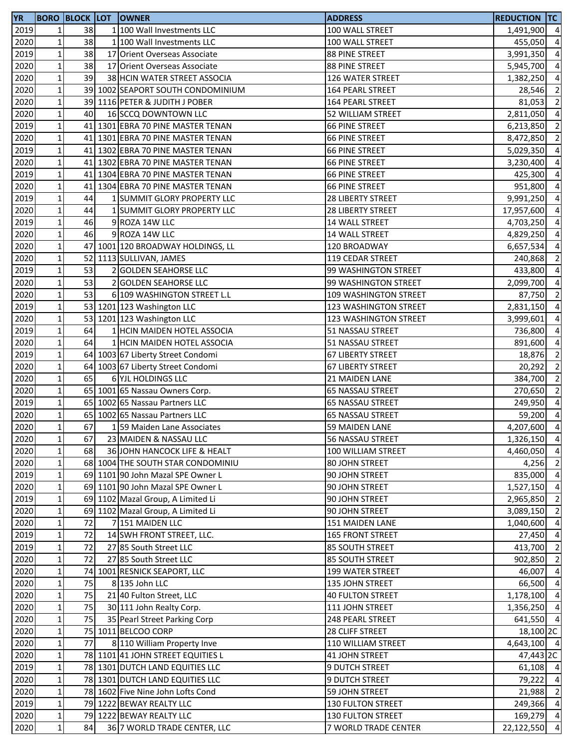| YR | BORO | BLOCK | LOT | OWNER | ADDRESS | REDUCTION | TC |
|---|---|---|---|---|---|---|---|
| 2019 | 1 | 38 | 1 | 100 Wall Investments LLC | 100 WALL STREET | 1,491,900 | 4 |
| 2020 | 1 | 38 | 1 | 100 Wall Investments LLC | 100 WALL STREET | 455,050 | 4 |
| 2019 | 1 | 38 | 17 | Orient Overseas Associate | 88 PINE STREET | 3,991,350 | 4 |
| 2020 | 1 | 38 | 17 | Orient Overseas Associate | 88 PINE STREET | 5,945,700 | 4 |
| 2020 | 1 | 39 | 38 | HCIN WATER STREET ASSOCIA | 126 WATER STREET | 1,382,250 | 4 |
| 2020 | 1 | 39 | 1002 | SEAPORT SOUTH CONDOMINIUM | 164 PEARL STREET | 28,546 | 2 |
| 2020 | 1 | 39 | 1116 | PETER & JUDITH J POBER | 164 PEARL STREET | 81,053 | 2 |
| 2020 | 1 | 40 | 16 | SCCQ DOWNTOWN LLC | 52 WILLIAM STREET | 2,811,050 | 4 |
| 2019 | 1 | 41 | 1301 | EBRA 70 PINE MASTER TENAN | 66 PINE STREET | 6,213,850 | 2 |
| 2020 | 1 | 41 | 1301 | EBRA 70 PINE MASTER TENAN | 66 PINE STREET | 8,472,850 | 2 |
| 2019 | 1 | 41 | 1302 | EBRA 70 PINE MASTER TENAN | 66 PINE STREET | 5,029,350 | 4 |
| 2020 | 1 | 41 | 1302 | EBRA 70 PINE MASTER TENAN | 66 PINE STREET | 3,230,400 | 4 |
| 2019 | 1 | 41 | 1304 | EBRA 70 PINE MASTER TENAN | 66 PINE STREET | 425,300 | 4 |
| 2020 | 1 | 41 | 1304 | EBRA 70 PINE MASTER TENAN | 66 PINE STREET | 951,800 | 4 |
| 2019 | 1 | 44 | 1 | SUMMIT GLORY PROPERTY LLC | 28 LIBERTY STREET | 9,991,250 | 4 |
| 2020 | 1 | 44 | 1 | SUMMIT GLORY PROPERTY LLC | 28 LIBERTY STREET | 17,957,600 | 4 |
| 2019 | 1 | 46 | 9 | ROZA 14W LLC | 14 WALL STREET | 4,703,250 | 4 |
| 2020 | 1 | 46 | 9 | ROZA 14W LLC | 14 WALL STREET | 4,829,250 | 4 |
| 2020 | 1 | 47 | 1001 | 120 BROADWAY HOLDINGS, LL | 120 BROADWAY | 6,657,534 | 4 |
| 2020 | 1 | 52 | 1113 | SULLIVAN, JAMES | 119 CEDAR STREET | 240,868 | 2 |
| 2019 | 1 | 53 | 2 | GOLDEN SEAHORSE LLC | 99 WASHINGTON STREET | 433,800 | 4 |
| 2020 | 1 | 53 | 2 | GOLDEN SEAHORSE LLC | 99 WASHINGTON STREET | 2,099,700 | 4 |
| 2020 | 1 | 53 | 6 | 109 WASHINGTON STREET L.L | 109 WASHINGTON STREET | 87,750 | 2 |
| 2019 | 1 | 53 | 1201 | 123 Washington LLC | 123 WASHINGTON STREET | 2,831,150 | 4 |
| 2020 | 1 | 53 | 1201 | 123 Washington LLC | 123 WASHINGTON STREET | 3,999,601 | 4 |
| 2019 | 1 | 64 | 1 | HCIN MAIDEN HOTEL ASSOCIA | 51 NASSAU STREET | 736,800 | 4 |
| 2020 | 1 | 64 | 1 | HCIN MAIDEN HOTEL ASSOCIA | 51 NASSAU STREET | 891,600 | 4 |
| 2019 | 1 | 64 | 1003 | 67 Liberty Street Condomi | 67 LIBERTY STREET | 18,876 | 2 |
| 2020 | 1 | 64 | 1003 | 67 Liberty Street Condomi | 67 LIBERTY STREET | 20,292 | 2 |
| 2020 | 1 | 65 | 6 | YJL HOLDINGS LLC | 21 MAIDEN LANE | 384,700 | 2 |
| 2020 | 1 | 65 | 1001 | 65 Nassau Owners Corp. | 65 NASSAU STREET | 270,650 | 2 |
| 2019 | 1 | 65 | 1002 | 65 Nassau Partners LLC | 65 NASSAU STREET | 249,950 | 4 |
| 2020 | 1 | 65 | 1002 | 65 Nassau Partners LLC | 65 NASSAU STREET | 59,200 | 4 |
| 2020 | 1 | 67 | 1 | 59 Maiden Lane Associates | 59 MAIDEN LANE | 4,207,600 | 4 |
| 2020 | 1 | 67 | 23 | MAIDEN & NASSAU LLC | 56 NASSAU STREET | 1,326,150 | 4 |
| 2020 | 1 | 68 | 36 | JOHN HANCOCK LIFE & HEALT | 100 WILLIAM STREET | 4,460,050 | 4 |
| 2020 | 1 | 68 | 1004 | THE SOUTH STAR CONDOMINIU | 80 JOHN STREET | 4,256 | 2 |
| 2019 | 1 | 69 | 1101 | 90 John Mazal SPE Owner L | 90 JOHN STREET | 835,000 | 4 |
| 2020 | 1 | 69 | 1101 | 90 John Mazal SPE Owner L | 90 JOHN STREET | 1,527,150 | 4 |
| 2019 | 1 | 69 | 1102 | Mazal Group, A Limited Li | 90 JOHN STREET | 2,965,850 | 2 |
| 2020 | 1 | 69 | 1102 | Mazal Group, A Limited Li | 90 JOHN STREET | 3,089,150 | 2 |
| 2020 | 1 | 72 | 7 | 151 MAIDEN LLC | 151 MAIDEN LANE | 1,040,600 | 4 |
| 2019 | 1 | 72 | 14 | SWH FRONT STREET, LLC. | 165 FRONT STREET | 27,450 | 4 |
| 2019 | 1 | 72 | 27 | 85 South Street LLC | 85 SOUTH STREET | 413,700 | 2 |
| 2020 | 1 | 72 | 27 | 85 South Street LLC | 85 SOUTH STREET | 902,850 | 2 |
| 2020 | 1 | 74 | 1001 | RESNICK SEAPORT, LLC | 199 WATER STREET | 46,007 | 4 |
| 2020 | 1 | 75 | 8 | 135 John LLC | 135 JOHN STREET | 66,500 | 4 |
| 2020 | 1 | 75 | 21 | 40 Fulton Street, LLC | 40 FULTON STREET | 1,178,100 | 4 |
| 2020 | 1 | 75 | 30 | 111 John Realty Corp. | 111 JOHN STREET | 1,356,250 | 4 |
| 2020 | 1 | 75 | 35 | Pearl Street Parking Corp | 248 PEARL STREET | 641,550 | 4 |
| 2020 | 1 | 75 | 1011 | BELCOO CORP | 28 CLIFF STREET | 18,100 | 2C |
| 2020 | 1 | 77 | 8 | 110 William Property Inve | 110 WILLIAM STREET | 4,643,100 | 4 |
| 2020 | 1 | 78 | 1101 | 41 JOHN STREET EQUITIES L | 41 JOHN STREET | 47,443 | 2C |
| 2019 | 1 | 78 | 1301 | DUTCH LAND EQUITIES LLC | 9 DUTCH STREET | 61,108 | 4 |
| 2020 | 1 | 78 | 1301 | DUTCH LAND EQUITIES LLC | 9 DUTCH STREET | 79,222 | 4 |
| 2020 | 1 | 78 | 1602 | Five Nine John Lofts Cond | 59 JOHN STREET | 21,988 | 2 |
| 2019 | 1 | 79 | 1222 | BEWAY REALTY LLC | 130 FULTON STREET | 249,366 | 4 |
| 2020 | 1 | 79 | 1222 | BEWAY REALTY LLC | 130 FULTON STREET | 169,279 | 4 |
| 2020 | 1 | 84 | 36 | 7 WORLD TRADE CENTER, LLC | 7 WORLD TRADE CENTER | 22,122,550 | 4 |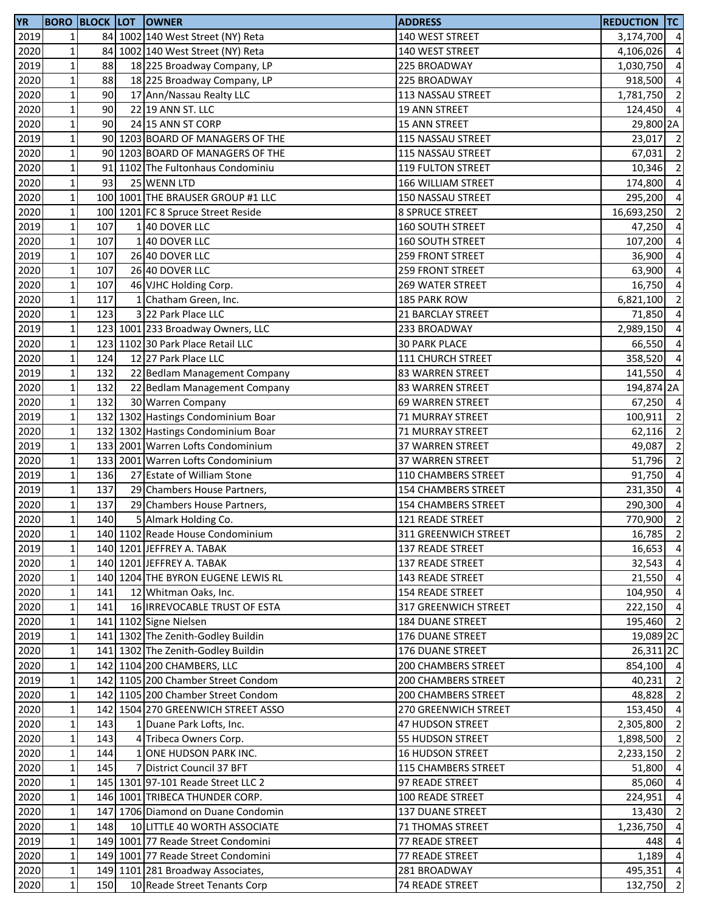| YR | BORO | BLOCK | LOT | OWNER | ADDRESS | REDUCTION | TC |
|---|---|---|---|---|---|---|---|
| 2019 | 1 | 84 | 1002 | 140 West Street (NY) Reta | 140 WEST STREET | 3,174,700 | 4 |
| 2020 | 1 | 84 | 1002 | 140 West Street (NY) Reta | 140 WEST STREET | 4,106,026 | 4 |
| 2019 | 1 | 88 | 18 | 225 Broadway Company, LP | 225 BROADWAY | 1,030,750 | 4 |
| 2020 | 1 | 88 | 18 | 225 Broadway Company, LP | 225 BROADWAY | 918,500 | 4 |
| 2020 | 1 | 90 | 17 | Ann/Nassau Realty LLC | 113 NASSAU STREET | 1,781,750 | 2 |
| 2020 | 1 | 90 | 22 | 19 ANN ST. LLC | 19 ANN STREET | 124,450 | 4 |
| 2020 | 1 | 90 | 24 | 15 ANN ST CORP | 15 ANN STREET | 29,800 | 2A |
| 2019 | 1 | 90 | 1203 | BOARD OF MANAGERS OF THE | 115 NASSAU STREET | 23,017 | 2 |
| 2020 | 1 | 90 | 1203 | BOARD OF MANAGERS OF THE | 115 NASSAU STREET | 67,031 | 2 |
| 2020 | 1 | 91 | 1102 | The Fultonhaus Condominiu | 119 FULTON STREET | 10,346 | 2 |
| 2020 | 1 | 93 | 25 | WENN LTD | 166 WILLIAM STREET | 174,800 | 4 |
| 2020 | 1 | 100 | 1001 | THE BRAUSER GROUP #1 LLC | 150 NASSAU STREET | 295,200 | 4 |
| 2020 | 1 | 100 | 1201 | FC 8 Spruce Street Reside | 8 SPRUCE STREET | 16,693,250 | 2 |
| 2019 | 1 | 107 | 1 | 40 DOVER LLC | 160 SOUTH STREET | 47,250 | 4 |
| 2020 | 1 | 107 | 1 | 40 DOVER LLC | 160 SOUTH STREET | 107,200 | 4 |
| 2019 | 1 | 107 | 26 | 40 DOVER LLC | 259 FRONT STREET | 36,900 | 4 |
| 2020 | 1 | 107 | 26 | 40 DOVER LLC | 259 FRONT STREET | 63,900 | 4 |
| 2020 | 1 | 107 | 46 | VJHC Holding Corp. | 269 WATER STREET | 16,750 | 4 |
| 2020 | 1 | 117 | 1 | Chatham Green, Inc. | 185 PARK ROW | 6,821,100 | 2 |
| 2020 | 1 | 123 | 3 | 22 Park Place LLC | 21 BARCLAY STREET | 71,850 | 4 |
| 2019 | 1 | 123 | 1001 | 233 Broadway Owners, LLC | 233 BROADWAY | 2,989,150 | 4 |
| 2020 | 1 | 123 | 1102 | 30 Park Place Retail LLC | 30 PARK PLACE | 66,550 | 4 |
| 2020 | 1 | 124 | 12 | 27 Park Place LLC | 111 CHURCH STREET | 358,520 | 4 |
| 2019 | 1 | 132 | 22 | Bedlam Management Company | 83 WARREN STREET | 141,550 | 4 |
| 2020 | 1 | 132 | 22 | Bedlam Management Company | 83 WARREN STREET | 194,874 | 2A |
| 2020 | 1 | 132 | 30 | Warren Company | 69 WARREN STREET | 67,250 | 4 |
| 2019 | 1 | 132 | 1302 | Hastings Condominium Boar | 71 MURRAY STREET | 100,911 | 2 |
| 2020 | 1 | 132 | 1302 | Hastings Condominium Boar | 71 MURRAY STREET | 62,116 | 2 |
| 2019 | 1 | 133 | 2001 | Warren Lofts Condominium | 37 WARREN STREET | 49,087 | 2 |
| 2020 | 1 | 133 | 2001 | Warren Lofts Condominium | 37 WARREN STREET | 51,796 | 2 |
| 2019 | 1 | 136 | 27 | Estate of William Stone | 110 CHAMBERS STREET | 91,750 | 4 |
| 2019 | 1 | 137 | 29 | Chambers House Partners, | 154 CHAMBERS STREET | 231,350 | 4 |
| 2020 | 1 | 137 | 29 | Chambers House Partners, | 154 CHAMBERS STREET | 290,300 | 4 |
| 2020 | 1 | 140 | 5 | Almark Holding Co. | 121 READE STREET | 770,900 | 2 |
| 2020 | 1 | 140 | 1102 | Reade House Condominium | 311 GREENWICH STREET | 16,785 | 2 |
| 2019 | 1 | 140 | 1201 | JEFFREY A. TABAK | 137 READE STREET | 16,653 | 4 |
| 2020 | 1 | 140 | 1201 | JEFFREY A. TABAK | 137 READE STREET | 32,543 | 4 |
| 2020 | 1 | 140 | 1204 | THE BYRON EUGENE LEWIS RL | 143 READE STREET | 21,550 | 4 |
| 2020 | 1 | 141 | 12 | Whitman Oaks, Inc. | 154 READE STREET | 104,950 | 4 |
| 2020 | 1 | 141 | 16 | IRREVOCABLE TRUST OF ESTA | 317 GREENWICH STREET | 222,150 | 4 |
| 2020 | 1 | 141 | 1102 | Signe Nielsen | 184 DUANE STREET | 195,460 | 2 |
| 2019 | 1 | 141 | 1302 | The Zenith-Godley Buildin | 176 DUANE STREET | 19,089 | 2C |
| 2020 | 1 | 141 | 1302 | The Zenith-Godley Buildin | 176 DUANE STREET | 26,311 | 2C |
| 2020 | 1 | 142 | 1104 | 200 CHAMBERS, LLC | 200 CHAMBERS STREET | 854,100 | 4 |
| 2019 | 1 | 142 | 1105 | 200 Chamber Street Condom | 200 CHAMBERS STREET | 40,231 | 2 |
| 2020 | 1 | 142 | 1105 | 200 Chamber Street Condom | 200 CHAMBERS STREET | 48,828 | 2 |
| 2020 | 1 | 142 | 1504 | 270 GREENWICH STREET ASSO | 270 GREENWICH STREET | 153,450 | 4 |
| 2020 | 1 | 143 | 1 | Duane Park Lofts, Inc. | 47 HUDSON STREET | 2,305,800 | 2 |
| 2020 | 1 | 143 | 4 | Tribeca Owners Corp. | 55 HUDSON STREET | 1,898,500 | 2 |
| 2020 | 1 | 144 | 1 | ONE HUDSON PARK INC. | 16 HUDSON STREET | 2,233,150 | 2 |
| 2020 | 1 | 145 | 7 | District Council 37 BFT | 115 CHAMBERS STREET | 51,800 | 4 |
| 2020 | 1 | 145 | 1301 | 97-101 Reade Street LLC 2 | 97 READE STREET | 85,060 | 4 |
| 2020 | 1 | 146 | 1001 | TRIBECA THUNDER CORP. | 100 READE STREET | 224,951 | 4 |
| 2020 | 1 | 147 | 1706 | Diamond on Duane Condomin | 137 DUANE STREET | 13,430 | 2 |
| 2020 | 1 | 148 | 10 | LITTLE 40 WORTH ASSOCIATE | 71 THOMAS STREET | 1,236,750 | 4 |
| 2019 | 1 | 149 | 1001 | 77 Reade Street Condomini | 77 READE STREET | 448 | 4 |
| 2020 | 1 | 149 | 1001 | 77 Reade Street Condomini | 77 READE STREET | 1,189 | 4 |
| 2020 | 1 | 149 | 1101 | 281 Broadway Associates, | 281 BROADWAY | 495,351 | 4 |
| 2020 | 1 | 150 | 10 | Reade Street Tenants Corp | 74 READE STREET | 132,750 | 2 |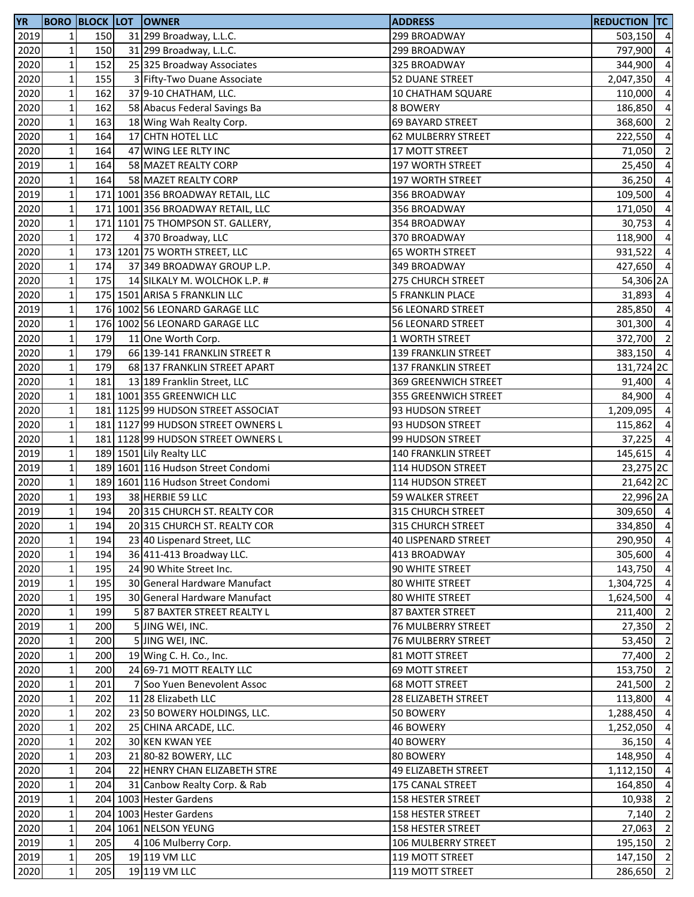| YR | BORO | BLOCK | LOT | OWNER | ADDRESS | REDUCTION | TC |
|---|---|---|---|---|---|---|---|
| 2019 | 1 | 150 | 31 | 299 Broadway, L.L.C. | 299 BROADWAY | 503,150 | 4 |
| 2020 | 1 | 150 | 31 | 299 Broadway, L.L.C. | 299 BROADWAY | 797,900 | 4 |
| 2020 | 1 | 152 | 25 | 325 Broadway Associates | 325 BROADWAY | 344,900 | 4 |
| 2020 | 1 | 155 | 3 | Fifty-Two Duane Associate | 52 DUANE STREET | 2,047,350 | 4 |
| 2020 | 1 | 162 | 37 | 9-10 CHATHAM, LLC. | 10 CHATHAM SQUARE | 110,000 | 4 |
| 2020 | 1 | 162 | 58 | Abacus Federal Savings Ba | 8 BOWERY | 186,850 | 4 |
| 2020 | 1 | 163 | 18 | Wing Wah Realty Corp. | 69 BAYARD STREET | 368,600 | 2 |
| 2020 | 1 | 164 | 17 | CHTN HOTEL LLC | 62 MULBERRY STREET | 222,550 | 4 |
| 2020 | 1 | 164 | 47 | WING LEE RLTY INC | 17 MOTT STREET | 71,050 | 2 |
| 2019 | 1 | 164 | 58 | MAZET REALTY CORP | 197 WORTH STREET | 25,450 | 4 |
| 2020 | 1 | 164 | 58 | MAZET REALTY CORP | 197 WORTH STREET | 36,250 | 4 |
| 2019 | 1 | 171 | 1001 | 356 BROADWAY RETAIL, LLC | 356 BROADWAY | 109,500 | 4 |
| 2020 | 1 | 171 | 1001 | 356 BROADWAY RETAIL, LLC | 356 BROADWAY | 171,050 | 4 |
| 2020 | 1 | 171 | 1101 | 75 THOMPSON ST. GALLERY, | 354 BROADWAY | 30,753 | 4 |
| 2020 | 1 | 172 | 4 | 370 Broadway, LLC | 370 BROADWAY | 118,900 | 4 |
| 2020 | 1 | 173 | 1201 | 75 WORTH STREET, LLC | 65 WORTH STREET | 931,522 | 4 |
| 2020 | 1 | 174 | 37 | 349 BROADWAY GROUP L.P. | 349 BROADWAY | 427,650 | 4 |
| 2020 | 1 | 175 | 14 | SILKALY M. WOLCHOK L.P. # | 275 CHURCH STREET | 54,306 | 2A |
| 2020 | 1 | 175 | 1501 | ARISA 5 FRANKLIN LLC | 5 FRANKLIN PLACE | 31,893 | 4 |
| 2019 | 1 | 176 | 1002 | 56 LEONARD GARAGE LLC | 56 LEONARD STREET | 285,850 | 4 |
| 2020 | 1 | 176 | 1002 | 56 LEONARD GARAGE LLC | 56 LEONARD STREET | 301,300 | 4 |
| 2020 | 1 | 179 | 11 | One Worth Corp. | 1 WORTH STREET | 372,700 | 2 |
| 2020 | 1 | 179 | 66 | 139-141 FRANKLIN STREET R | 139 FRANKLIN STREET | 383,150 | 4 |
| 2020 | 1 | 179 | 68 | 137 FRANKLIN STREET APART | 137 FRANKLIN STREET | 131,724 | 2C |
| 2020 | 1 | 181 | 13 | 189 Franklin Street, LLC | 369 GREENWICH STREET | 91,400 | 4 |
| 2020 | 1 | 181 | 1001 | 355 GREENWICH LLC | 355 GREENWICH STREET | 84,900 | 4 |
| 2020 | 1 | 181 | 1125 | 99 HUDSON STREET ASSOCIAT | 93 HUDSON STREET | 1,209,095 | 4 |
| 2020 | 1 | 181 | 1127 | 99 HUDSON STREET OWNERS L | 93 HUDSON STREET | 115,862 | 4 |
| 2020 | 1 | 181 | 1128 | 99 HUDSON STREET OWNERS L | 99 HUDSON STREET | 37,225 | 4 |
| 2019 | 1 | 189 | 1501 | Lily Realty LLC | 140 FRANKLIN STREET | 145,615 | 4 |
| 2019 | 1 | 189 | 1601 | 116 Hudson Street Condomi | 114 HUDSON STREET | 23,275 | 2C |
| 2020 | 1 | 189 | 1601 | 116 Hudson Street Condomi | 114 HUDSON STREET | 21,642 | 2C |
| 2020 | 1 | 193 | 38 | HERBIE 59 LLC | 59 WALKER STREET | 22,996 | 2A |
| 2019 | 1 | 194 | 20 | 315 CHURCH ST. REALTY COR | 315 CHURCH STREET | 309,650 | 4 |
| 2020 | 1 | 194 | 20 | 315 CHURCH ST. REALTY COR | 315 CHURCH STREET | 334,850 | 4 |
| 2020 | 1 | 194 | 23 | 40 Lispenard Street, LLC | 40 LISPENARD STREET | 290,950 | 4 |
| 2020 | 1 | 194 | 36 | 411-413 Broadway LLC. | 413 BROADWAY | 305,600 | 4 |
| 2020 | 1 | 195 | 24 | 90 White Street Inc. | 90 WHITE STREET | 143,750 | 4 |
| 2019 | 1 | 195 | 30 | General Hardware Manufact | 80 WHITE STREET | 1,304,725 | 4 |
| 2020 | 1 | 195 | 30 | General Hardware Manufact | 80 WHITE STREET | 1,624,500 | 4 |
| 2020 | 1 | 199 | 5 | 87 BAXTER STREET REALTY L | 87 BAXTER STREET | 211,400 | 2 |
| 2019 | 1 | 200 | 5 | JING WEI, INC. | 76 MULBERRY STREET | 27,350 | 2 |
| 2020 | 1 | 200 | 5 | JING WEI, INC. | 76 MULBERRY STREET | 53,450 | 2 |
| 2020 | 1 | 200 | 19 | Wing C. H. Co., Inc. | 81 MOTT STREET | 77,400 | 2 |
| 2020 | 1 | 200 | 24 | 69-71 MOTT REALTY LLC | 69 MOTT STREET | 153,750 | 2 |
| 2020 | 1 | 201 | 7 | Soo Yuen Benevolent Assoc | 68 MOTT STREET | 241,500 | 2 |
| 2020 | 1 | 202 | 11 | 28 Elizabeth LLC | 28 ELIZABETH STREET | 113,800 | 4 |
| 2020 | 1 | 202 | 23 | 50 BOWERY HOLDINGS, LLC. | 50 BOWERY | 1,288,450 | 4 |
| 2020 | 1 | 202 | 25 | CHINA ARCADE, LLC. | 46 BOWERY | 1,252,050 | 4 |
| 2020 | 1 | 202 | 30 | KEN KWAN YEE | 40 BOWERY | 36,150 | 4 |
| 2020 | 1 | 203 | 21 | 80-82 BOWERY, LLC | 80 BOWERY | 148,950 | 4 |
| 2020 | 1 | 204 | 22 | HENRY CHAN ELIZABETH STRE | 49 ELIZABETH STREET | 1,112,150 | 4 |
| 2020 | 1 | 204 | 31 | Canbow Realty Corp. & Rab | 175 CANAL STREET | 164,850 | 4 |
| 2019 | 1 | 204 | 1003 | Hester Gardens | 158 HESTER STREET | 10,938 | 2 |
| 2020 | 1 | 204 | 1003 | Hester Gardens | 158 HESTER STREET | 7,140 | 2 |
| 2020 | 1 | 204 | 1061 | NELSON YEUNG | 158 HESTER STREET | 27,063 | 2 |
| 2019 | 1 | 205 | 4 | 106 Mulberry Corp. | 106 MULBERRY STREET | 195,150 | 2 |
| 2019 | 1 | 205 | 19 | 119 VM LLC | 119 MOTT STREET | 147,150 | 2 |
| 2020 | 1 | 205 | 19 | 119 VM LLC | 119 MOTT STREET | 286,650 | 2 |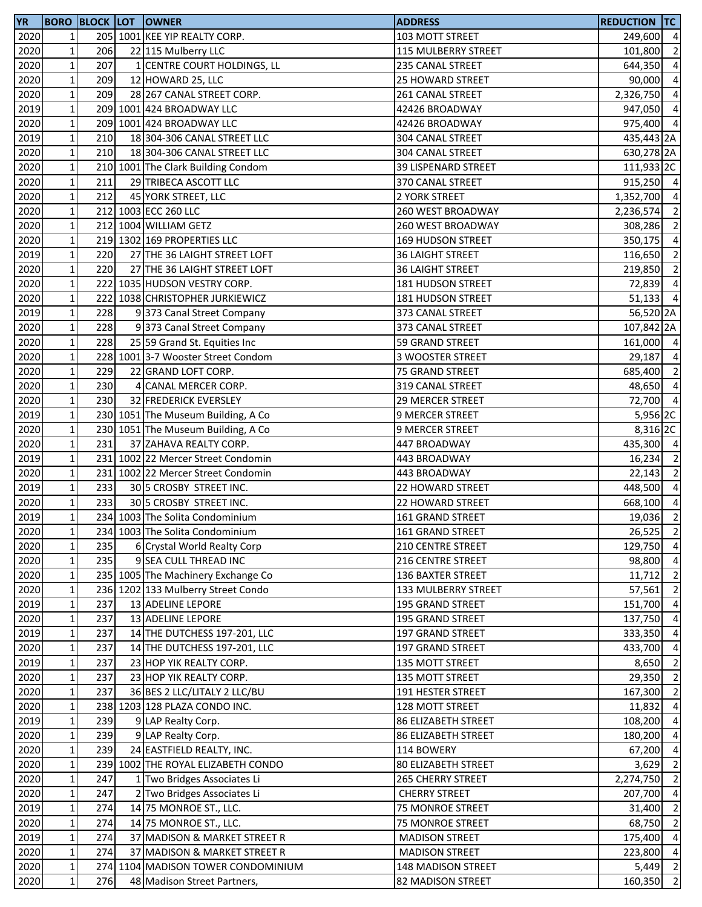| YR | BORO | BLOCK | LOT | OWNER | ADDRESS | REDUCTION | TC |
|---|---|---|---|---|---|---|---|
| 2020 | 1 | 205 | 1001 | KEE YIP REALTY CORP. | 103 MOTT STREET | 249,600 | 4 |
| 2020 | 1 | 206 | 22 | 115 Mulberry LLC | 115 MULBERRY STREET | 101,800 | 2 |
| 2020 | 1 | 207 | 1 | CENTRE COURT HOLDINGS, LL | 235 CANAL STREET | 644,350 | 4 |
| 2020 | 1 | 209 | 12 | HOWARD 25, LLC | 25 HOWARD STREET | 90,000 | 4 |
| 2020 | 1 | 209 | 28 | 267 CANAL STREET CORP. | 261 CANAL STREET | 2,326,750 | 4 |
| 2019 | 1 | 209 | 1001 | 424 BROADWAY LLC | 42426 BROADWAY | 947,050 | 4 |
| 2020 | 1 | 209 | 1001 | 424 BROADWAY LLC | 42426 BROADWAY | 975,400 | 4 |
| 2019 | 1 | 210 | 18 | 304-306 CANAL STREET LLC | 304 CANAL STREET | 435,443 | 2A |
| 2020 | 1 | 210 | 18 | 304-306 CANAL STREET LLC | 304 CANAL STREET | 630,278 | 2A |
| 2020 | 1 | 210 | 1001 | The Clark Building Condom | 39 LISPENARD STREET | 111,933 | 2C |
| 2020 | 1 | 211 | 29 | TRIBECA ASCOTT LLC | 370 CANAL STREET | 915,250 | 4 |
| 2020 | 1 | 212 | 45 | YORK STREET, LLC | 2 YORK STREET | 1,352,700 | 4 |
| 2020 | 1 | 212 | 1003 | ECC 260 LLC | 260 WEST BROADWAY | 2,236,574 | 2 |
| 2020 | 1 | 212 | 1004 | WILLIAM GETZ | 260 WEST BROADWAY | 308,286 | 2 |
| 2020 | 1 | 219 | 1302 | 169 PROPERTIES LLC | 169 HUDSON STREET | 350,175 | 4 |
| 2019 | 1 | 220 | 27 | THE 36 LAIGHT STREET LOFT | 36 LAIGHT STREET | 116,650 | 2 |
| 2020 | 1 | 220 | 27 | THE 36 LAIGHT STREET LOFT | 36 LAIGHT STREET | 219,850 | 2 |
| 2020 | 1 | 222 | 1035 | HUDSON VESTRY CORP. | 181 HUDSON STREET | 72,839 | 4 |
| 2020 | 1 | 222 | 1038 | CHRISTOPHER JURKIEWICZ | 181 HUDSON STREET | 51,133 | 4 |
| 2019 | 1 | 228 | 9 | 373 Canal Street Company | 373 CANAL STREET | 56,520 | 2A |
| 2020 | 1 | 228 | 9 | 373 Canal Street Company | 373 CANAL STREET | 107,842 | 2A |
| 2020 | 1 | 228 | 25 | 59 Grand St. Equities Inc | 59 GRAND STREET | 161,000 | 4 |
| 2020 | 1 | 228 | 1001 | 3-7 Wooster Street Condom | 3 WOOSTER STREET | 29,187 | 4 |
| 2020 | 1 | 229 | 22 | GRAND LOFT CORP. | 75 GRAND STREET | 685,400 | 2 |
| 2020 | 1 | 230 | 4 | CANAL MERCER CORP. | 319 CANAL STREET | 48,650 | 4 |
| 2020 | 1 | 230 | 32 | FREDERICK EVERSLEY | 29 MERCER STREET | 72,700 | 4 |
| 2019 | 1 | 230 | 1051 | The Museum Building, A Co | 9 MERCER STREET | 5,956 | 2C |
| 2020 | 1 | 230 | 1051 | The Museum Building, A Co | 9 MERCER STREET | 8,316 | 2C |
| 2020 | 1 | 231 | 37 | ZAHAVA REALTY CORP. | 447 BROADWAY | 435,300 | 4 |
| 2019 | 1 | 231 | 1002 | 22 Mercer Street Condomin | 443 BROADWAY | 16,234 | 2 |
| 2020 | 1 | 231 | 1002 | 22 Mercer Street Condomin | 443 BROADWAY | 22,143 | 2 |
| 2019 | 1 | 233 | 30 | 5 CROSBY STREET INC. | 22 HOWARD STREET | 448,500 | 4 |
| 2020 | 1 | 233 | 30 | 5 CROSBY STREET INC. | 22 HOWARD STREET | 668,100 | 4 |
| 2019 | 1 | 234 | 1003 | The Solita Condominium | 161 GRAND STREET | 19,036 | 2 |
| 2020 | 1 | 234 | 1003 | The Solita Condominium | 161 GRAND STREET | 26,525 | 2 |
| 2020 | 1 | 235 | 6 | Crystal World Realty Corp | 210 CENTRE STREET | 129,750 | 4 |
| 2020 | 1 | 235 | 9 | SEA CULL THREAD INC | 216 CENTRE STREET | 98,800 | 4 |
| 2020 | 1 | 235 | 1005 | The Machinery Exchange Co | 136 BAXTER STREET | 11,712 | 2 |
| 2020 | 1 | 236 | 1202 | 133 Mulberry Street Condo | 133 MULBERRY STREET | 57,561 | 2 |
| 2019 | 1 | 237 | 13 | ADELINE LEPORE | 195 GRAND STREET | 151,700 | 4 |
| 2020 | 1 | 237 | 13 | ADELINE LEPORE | 195 GRAND STREET | 137,750 | 4 |
| 2019 | 1 | 237 | 14 | THE DUTCHESS 197-201, LLC | 197 GRAND STREET | 333,350 | 4 |
| 2020 | 1 | 237 | 14 | THE DUTCHESS 197-201, LLC | 197 GRAND STREET | 433,700 | 4 |
| 2019 | 1 | 237 | 23 | HOP YIK REALTY CORP. | 135 MOTT STREET | 8,650 | 2 |
| 2020 | 1 | 237 | 23 | HOP YIK REALTY CORP. | 135 MOTT STREET | 29,350 | 2 |
| 2020 | 1 | 237 | 36 | BES 2 LLC/LITALY 2 LLC/BU | 191 HESTER STREET | 167,300 | 2 |
| 2020 | 1 | 238 | 1203 | 128 PLAZA CONDO INC. | 128 MOTT STREET | 11,832 | 4 |
| 2019 | 1 | 239 | 9 | LAP Realty Corp. | 86 ELIZABETH STREET | 108,200 | 4 |
| 2020 | 1 | 239 | 9 | LAP Realty Corp. | 86 ELIZABETH STREET | 180,200 | 4 |
| 2020 | 1 | 239 | 24 | EASTFIELD REALTY, INC. | 114 BOWERY | 67,200 | 4 |
| 2020 | 1 | 239 | 1002 | THE ROYAL ELIZABETH CONDO | 80 ELIZABETH STREET | 3,629 | 2 |
| 2020 | 1 | 247 | 1 | Two Bridges Associates Li | 265 CHERRY STREET | 2,274,750 | 2 |
| 2020 | 1 | 247 | 2 | Two Bridges Associates Li | CHERRY STREET | 207,700 | 4 |
| 2019 | 1 | 274 | 14 | 75 MONROE ST., LLC. | 75 MONROE STREET | 31,400 | 2 |
| 2020 | 1 | 274 | 14 | 75 MONROE ST., LLC. | 75 MONROE STREET | 68,750 | 2 |
| 2019 | 1 | 274 | 37 | MADISON & MARKET STREET R | MADISON STREET | 175,400 | 4 |
| 2020 | 1 | 274 | 37 | MADISON & MARKET STREET R | MADISON STREET | 223,800 | 4 |
| 2020 | 1 | 274 | 1104 | MADISON TOWER CONDOMINIUM | 148 MADISON STREET | 5,449 | 2 |
| 2020 | 1 | 276 | 48 | Madison Street Partners, | 82 MADISON STREET | 160,350 | 2 |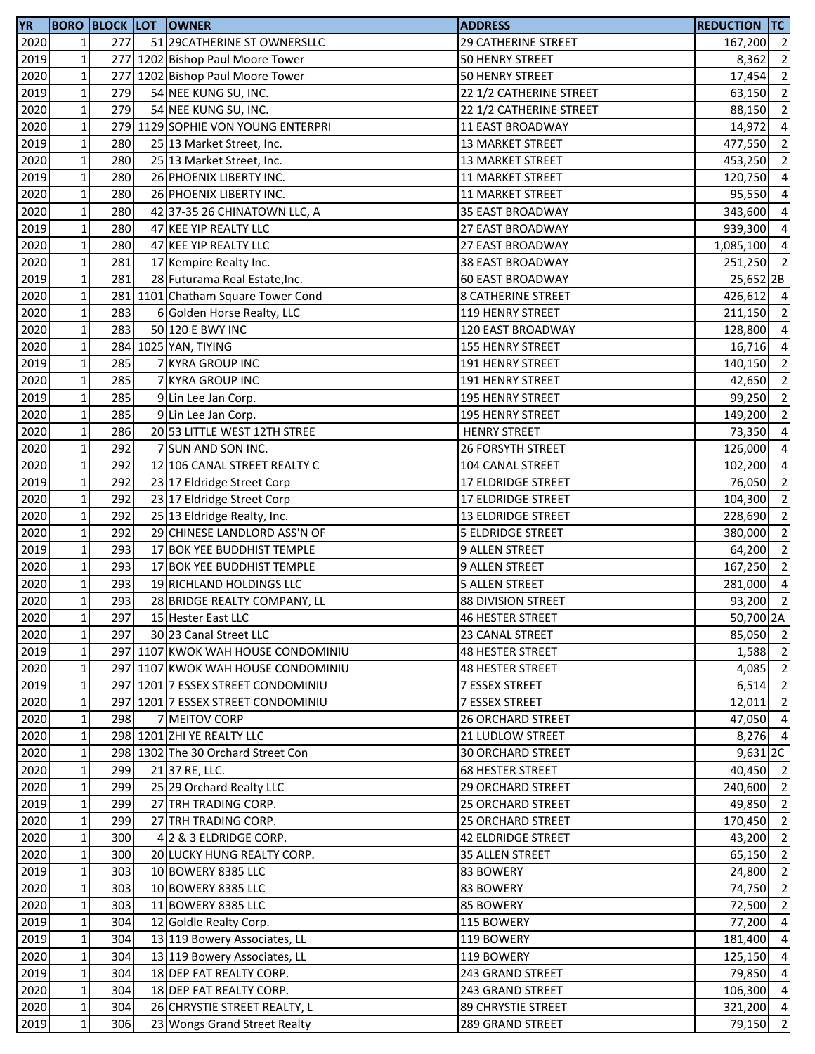| YR | BORO | BLOCK | LOT | OWNER | ADDRESS | REDUCTION | TC |
|---|---|---|---|---|---|---|---|
| 2020 | 1 | 277 | 51 | 29CATHERINE ST OWNERSLLC | 29 CATHERINE STREET | 167,200 | 2 |
| 2019 | 1 | 277 | 1202 | Bishop Paul Moore Tower | 50 HENRY STREET | 8,362 | 2 |
| 2020 | 1 | 277 | 1202 | Bishop Paul Moore Tower | 50 HENRY STREET | 17,454 | 2 |
| 2019 | 1 | 279 | 54 | NEE KUNG SU, INC. | 22 1/2 CATHERINE STREET | 63,150 | 2 |
| 2020 | 1 | 279 | 54 | NEE KUNG SU, INC. | 22 1/2 CATHERINE STREET | 88,150 | 2 |
| 2020 | 1 | 279 | 1129 | SOPHIE VON YOUNG ENTERPRI | 11 EAST BROADWAY | 14,972 | 4 |
| 2019 | 1 | 280 | 25 | 13 Market Street, Inc. | 13 MARKET STREET | 477,550 | 2 |
| 2020 | 1 | 280 | 25 | 13 Market Street, Inc. | 13 MARKET STREET | 453,250 | 2 |
| 2019 | 1 | 280 | 26 | PHOENIX LIBERTY INC. | 11 MARKET STREET | 120,750 | 4 |
| 2020 | 1 | 280 | 26 | PHOENIX LIBERTY INC. | 11 MARKET STREET | 95,550 | 4 |
| 2020 | 1 | 280 | 42 | 37-35 26 CHINATOWN LLC, A | 35 EAST BROADWAY | 343,600 | 4 |
| 2019 | 1 | 280 | 47 | KEE YIP REALTY LLC | 27 EAST BROADWAY | 939,300 | 4 |
| 2020 | 1 | 280 | 47 | KEE YIP REALTY LLC | 27 EAST BROADWAY | 1,085,100 | 4 |
| 2020 | 1 | 281 | 17 | Kempire Realty Inc. | 38 EAST BROADWAY | 251,250 | 2 |
| 2019 | 1 | 281 | 28 | Futurama Real Estate,Inc. | 60 EAST BROADWAY | 25,652 | 2B |
| 2020 | 1 | 281 | 1101 | Chatham Square Tower Cond | 8 CATHERINE STREET | 426,612 | 4 |
| 2020 | 1 | 283 | 6 | Golden Horse Realty, LLC | 119 HENRY STREET | 211,150 | 2 |
| 2020 | 1 | 283 | 50 | 120 E BWY INC | 120 EAST BROADWAY | 128,800 | 4 |
| 2020 | 1 | 284 | 1025 | YAN, TIYING | 155 HENRY STREET | 16,716 | 4 |
| 2019 | 1 | 285 | 7 | KYRA GROUP INC | 191 HENRY STREET | 140,150 | 2 |
| 2020 | 1 | 285 | 7 | KYRA GROUP INC | 191 HENRY STREET | 42,650 | 2 |
| 2019 | 1 | 285 | 9 | Lin Lee Jan Corp. | 195 HENRY STREET | 99,250 | 2 |
| 2020 | 1 | 285 | 9 | Lin Lee Jan Corp. | 195 HENRY STREET | 149,200 | 2 |
| 2020 | 1 | 286 | 20 | 53 LITTLE WEST 12TH STREE | HENRY STREET | 73,350 | 4 |
| 2020 | 1 | 292 | 7 | SUN AND SON INC. | 26 FORSYTH STREET | 126,000 | 4 |
| 2020 | 1 | 292 | 12 | 106 CANAL STREET REALTY C | 104 CANAL STREET | 102,200 | 4 |
| 2019 | 1 | 292 | 23 | 17 Eldridge Street Corp | 17 ELDRIDGE STREET | 76,050 | 2 |
| 2020 | 1 | 292 | 23 | 17 Eldridge Street Corp | 17 ELDRIDGE STREET | 104,300 | 2 |
| 2020 | 1 | 292 | 25 | 13 Eldridge Realty, Inc. | 13 ELDRIDGE STREET | 228,690 | 2 |
| 2020 | 1 | 292 | 29 | CHINESE LANDLORD ASS'N OF | 5 ELDRIDGE STREET | 380,000 | 2 |
| 2019 | 1 | 293 | 17 | BOK YEE BUDDHIST TEMPLE | 9 ALLEN STREET | 64,200 | 2 |
| 2020 | 1 | 293 | 17 | BOK YEE BUDDHIST TEMPLE | 9 ALLEN STREET | 167,250 | 2 |
| 2020 | 1 | 293 | 19 | RICHLAND HOLDINGS LLC | 5 ALLEN STREET | 281,000 | 4 |
| 2020 | 1 | 293 | 28 | BRIDGE REALTY COMPANY, LL | 88 DIVISION STREET | 93,200 | 2 |
| 2020 | 1 | 297 | 15 | Hester East LLC | 46 HESTER STREET | 50,700 | 2A |
| 2020 | 1 | 297 | 30 | 23 Canal Street LLC | 23 CANAL STREET | 85,050 | 2 |
| 2019 | 1 | 297 | 1107 | KWOK WAH HOUSE CONDOMINIU | 48 HESTER STREET | 1,588 | 2 |
| 2020 | 1 | 297 | 1107 | KWOK WAH HOUSE CONDOMINIU | 48 HESTER STREET | 4,085 | 2 |
| 2019 | 1 | 297 | 1201 | 7 ESSEX STREET CONDOMINIU | 7 ESSEX STREET | 6,514 | 2 |
| 2020 | 1 | 297 | 1201 | 7 ESSEX STREET CONDOMINIU | 7 ESSEX STREET | 12,011 | 2 |
| 2020 | 1 | 298 | 7 | MEITOV CORP | 26 ORCHARD STREET | 47,050 | 4 |
| 2020 | 1 | 298 | 1201 | ZHI YE REALTY LLC | 21 LUDLOW STREET | 8,276 | 4 |
| 2020 | 1 | 298 | 1302 | The 30 Orchard Street Con | 30 ORCHARD STREET | 9,631 | 2C |
| 2020 | 1 | 299 | 21 | 37 RE, LLC. | 68 HESTER STREET | 40,450 | 2 |
| 2020 | 1 | 299 | 25 | 29 Orchard Realty LLC | 29 ORCHARD STREET | 240,600 | 2 |
| 2019 | 1 | 299 | 27 | TRH TRADING CORP. | 25 ORCHARD STREET | 49,850 | 2 |
| 2020 | 1 | 299 | 27 | TRH TRADING CORP. | 25 ORCHARD STREET | 170,450 | 2 |
| 2020 | 1 | 300 | 4 | 2 & 3 ELDRIDGE CORP. | 42 ELDRIDGE STREET | 43,200 | 2 |
| 2020 | 1 | 300 | 20 | LUCKY HUNG REALTY CORP. | 35 ALLEN STREET | 65,150 | 2 |
| 2019 | 1 | 303 | 10 | BOWERY 8385 LLC | 83 BOWERY | 24,800 | 2 |
| 2020 | 1 | 303 | 10 | BOWERY 8385 LLC | 83 BOWERY | 74,750 | 2 |
| 2020 | 1 | 303 | 11 | BOWERY 8385 LLC | 85 BOWERY | 72,500 | 2 |
| 2019 | 1 | 304 | 12 | Goldle Realty Corp. | 115 BOWERY | 77,200 | 4 |
| 2019 | 1 | 304 | 13 | 119 Bowery Associates, LL | 119 BOWERY | 181,400 | 4 |
| 2020 | 1 | 304 | 13 | 119 Bowery Associates, LL | 119 BOWERY | 125,150 | 4 |
| 2019 | 1 | 304 | 18 | DEP FAT REALTY CORP. | 243 GRAND STREET | 79,850 | 4 |
| 2020 | 1 | 304 | 18 | DEP FAT REALTY CORP. | 243 GRAND STREET | 106,300 | 4 |
| 2020 | 1 | 304 | 26 | CHRYSTIE STREET REALTY, L | 89 CHRYSTIE STREET | 321,200 | 4 |
| 2019 | 1 | 306 | 23 | Wongs Grand Street Realty | 289 GRAND STREET | 79,150 | 2 |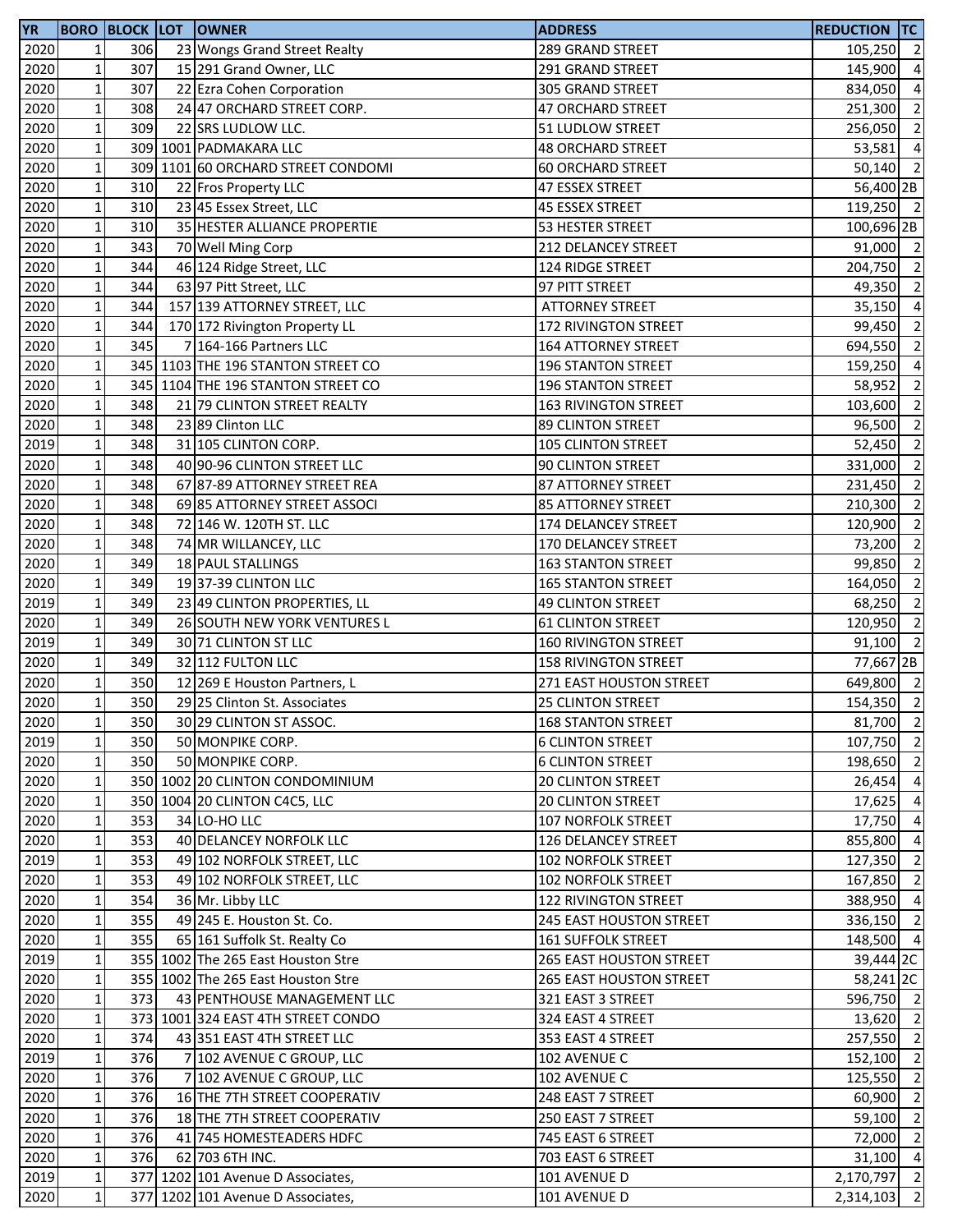| YR | BORO | BLOCK | LOT | OWNER | ADDRESS | REDUCTION | TC |
|---|---|---|---|---|---|---|---|
| 2020 | 1 | 306 | 23 | Wongs Grand Street Realty | 289 GRAND STREET | 105,250 | 2 |
| 2020 | 1 | 307 | 15 | 291 Grand Owner, LLC | 291 GRAND STREET | 145,900 | 4 |
| 2020 | 1 | 307 | 22 | Ezra Cohen Corporation | 305 GRAND STREET | 834,050 | 4 |
| 2020 | 1 | 308 | 24 | 47 ORCHARD STREET CORP. | 47 ORCHARD STREET | 251,300 | 2 |
| 2020 | 1 | 309 | 22 | SRS LUDLOW LLC. | 51 LUDLOW STREET | 256,050 | 2 |
| 2020 | 1 | 309 | 1001 | PADMAKARA LLC | 48 ORCHARD STREET | 53,581 | 4 |
| 2020 | 1 | 309 | 1101 | 60 ORCHARD STREET CONDOMI | 60 ORCHARD STREET | 50,140 | 2 |
| 2020 | 1 | 310 | 22 | Fros Property LLC | 47 ESSEX STREET | 56,400 | 2B |
| 2020 | 1 | 310 | 23 | 45 Essex Street, LLC | 45 ESSEX STREET | 119,250 | 2 |
| 2020 | 1 | 310 | 35 | HESTER ALLIANCE PROPERTIE | 53 HESTER STREET | 100,696 | 2B |
| 2020 | 1 | 343 | 70 | Well Ming Corp | 212 DELANCEY STREET | 91,000 | 2 |
| 2020 | 1 | 344 | 46 | 124 Ridge Street, LLC | 124 RIDGE STREET | 204,750 | 2 |
| 2020 | 1 | 344 | 63 | 97 Pitt Street, LLC | 97 PITT STREET | 49,350 | 2 |
| 2020 | 1 | 344 | 157 | 139 ATTORNEY STREET, LLC | ATTORNEY STREET | 35,150 | 4 |
| 2020 | 1 | 344 | 170 | 172 Rivington Property LL | 172 RIVINGTON STREET | 99,450 | 2 |
| 2020 | 1 | 345 | 7 | 164-166 Partners LLC | 164 ATTORNEY STREET | 694,550 | 2 |
| 2020 | 1 | 345 | 1103 | THE 196 STANTON STREET CO | 196 STANTON STREET | 159,250 | 4 |
| 2020 | 1 | 345 | 1104 | THE 196 STANTON STREET CO | 196 STANTON STREET | 58,952 | 2 |
| 2020 | 1 | 348 | 21 | 79 CLINTON STREET REALTY | 163 RIVINGTON STREET | 103,600 | 2 |
| 2020 | 1 | 348 | 23 | 89 Clinton LLC | 89 CLINTON STREET | 96,500 | 2 |
| 2019 | 1 | 348 | 31 | 105 CLINTON CORP. | 105 CLINTON STREET | 52,450 | 2 |
| 2020 | 1 | 348 | 40 | 90-96 CLINTON STREET LLC | 90 CLINTON STREET | 331,000 | 2 |
| 2020 | 1 | 348 | 67 | 87-89 ATTORNEY STREET REA | 87 ATTORNEY STREET | 231,450 | 2 |
| 2020 | 1 | 348 | 69 | 85 ATTORNEY STREET ASSOCI | 85 ATTORNEY STREET | 210,300 | 2 |
| 2020 | 1 | 348 | 72 | 146 W. 120TH ST. LLC | 174 DELANCEY STREET | 120,900 | 2 |
| 2020 | 1 | 348 | 74 | MR WILLANCEY, LLC | 170 DELANCEY STREET | 73,200 | 2 |
| 2020 | 1 | 349 | 18 | PAUL STALLINGS | 163 STANTON STREET | 99,850 | 2 |
| 2020 | 1 | 349 | 19 | 37-39 CLINTON LLC | 165 STANTON STREET | 164,050 | 2 |
| 2019 | 1 | 349 | 23 | 49 CLINTON PROPERTIES, LL | 49 CLINTON STREET | 68,250 | 2 |
| 2020 | 1 | 349 | 26 | SOUTH NEW YORK VENTURES L | 61 CLINTON STREET | 120,950 | 2 |
| 2019 | 1 | 349 | 30 | 71 CLINTON ST LLC | 160 RIVINGTON STREET | 91,100 | 2 |
| 2020 | 1 | 349 | 32 | 112 FULTON LLC | 158 RIVINGTON STREET | 77,667 | 2B |
| 2020 | 1 | 350 | 12 | 269 E Houston Partners, L | 271 EAST HOUSTON STREET | 649,800 | 2 |
| 2020 | 1 | 350 | 29 | 25 Clinton St. Associates | 25 CLINTON STREET | 154,350 | 2 |
| 2020 | 1 | 350 | 30 | 29 CLINTON ST ASSOC. | 168 STANTON STREET | 81,700 | 2 |
| 2019 | 1 | 350 | 50 | MONPIKE CORP. | 6 CLINTON STREET | 107,750 | 2 |
| 2020 | 1 | 350 | 50 | MONPIKE CORP. | 6 CLINTON STREET | 198,650 | 2 |
| 2020 | 1 | 350 | 1002 | 20 CLINTON CONDOMINIUM | 20 CLINTON STREET | 26,454 | 4 |
| 2020 | 1 | 350 | 1004 | 20 CLINTON C4C5, LLC | 20 CLINTON STREET | 17,625 | 4 |
| 2020 | 1 | 353 | 34 | LO-HO LLC | 107 NORFOLK STREET | 17,750 | 4 |
| 2020 | 1 | 353 | 40 | DELANCEY NORFOLK LLC | 126 DELANCEY STREET | 855,800 | 4 |
| 2019 | 1 | 353 | 49 | 102 NORFOLK STREET, LLC | 102 NORFOLK STREET | 127,350 | 2 |
| 2020 | 1 | 353 | 49 | 102 NORFOLK STREET, LLC | 102 NORFOLK STREET | 167,850 | 2 |
| 2020 | 1 | 354 | 36 | Mr. Libby LLC | 122 RIVINGTON STREET | 388,950 | 4 |
| 2020 | 1 | 355 | 49 | 245 E. Houston St. Co. | 245 EAST HOUSTON STREET | 336,150 | 2 |
| 2020 | 1 | 355 | 65 | 161 Suffolk St. Realty Co | 161 SUFFOLK STREET | 148,500 | 4 |
| 2019 | 1 | 355 | 1002 | The 265 East Houston Stre | 265 EAST HOUSTON STREET | 39,444 | 2C |
| 2020 | 1 | 355 | 1002 | The 265 East Houston Stre | 265 EAST HOUSTON STREET | 58,241 | 2C |
| 2020 | 1 | 373 | 43 | PENTHOUSE MANAGEMENT LLC | 321 EAST 3 STREET | 596,750 | 2 |
| 2020 | 1 | 373 | 1001 | 324 EAST 4TH STREET CONDO | 324 EAST 4 STREET | 13,620 | 2 |
| 2020 | 1 | 374 | 43 | 351 EAST 4TH STREET LLC | 353 EAST 4 STREET | 257,550 | 2 |
| 2019 | 1 | 376 | 7 | 102 AVENUE C GROUP, LLC | 102 AVENUE C | 152,100 | 2 |
| 2020 | 1 | 376 | 7 | 102 AVENUE C GROUP, LLC | 102 AVENUE C | 125,550 | 2 |
| 2020 | 1 | 376 | 16 | THE 7TH STREET COOPERATIV | 248 EAST 7 STREET | 60,900 | 2 |
| 2020 | 1 | 376 | 18 | THE 7TH STREET COOPERATIV | 250 EAST 7 STREET | 59,100 | 2 |
| 2020 | 1 | 376 | 41 | 745 HOMESTEADERS HDFC | 745 EAST 6 STREET | 72,000 | 2 |
| 2020 | 1 | 376 | 62 | 703 6TH INC. | 703 EAST 6 STREET | 31,100 | 4 |
| 2019 | 1 | 377 | 1202 | 101 Avenue D Associates, | 101 AVENUE D | 2,170,797 | 2 |
| 2020 | 1 | 377 | 1202 | 101 Avenue D Associates, | 101 AVENUE D | 2,314,103 | 2 |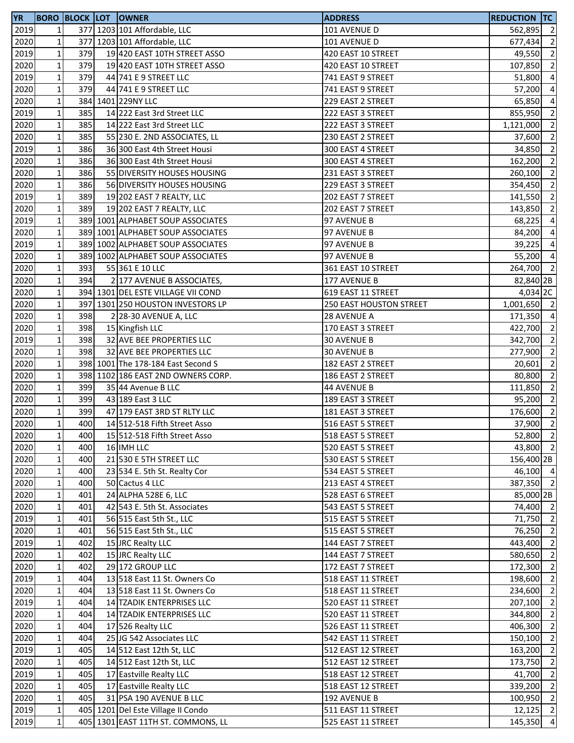| YR | BORO | BLOCK | LOT | OWNER | ADDRESS | REDUCTION | TC |
|---|---|---|---|---|---|---|---|
| 2019 | 1 | 377 | 1203 | 101 Affordable, LLC | 101 AVENUE D | 562,895 | 2 |
| 2020 | 1 | 377 | 1203 | 101 Affordable, LLC | 101 AVENUE D | 677,434 | 2 |
| 2019 | 1 | 379 | 19 | 420 EAST 10TH STREET ASSO | 420 EAST 10 STREET | 49,550 | 2 |
| 2020 | 1 | 379 | 19 | 420 EAST 10TH STREET ASSO | 420 EAST 10 STREET | 107,850 | 2 |
| 2019 | 1 | 379 | 44 | 741 E 9 STREET LLC | 741 EAST 9 STREET | 51,800 | 4 |
| 2020 | 1 | 379 | 44 | 741 E 9 STREET LLC | 741 EAST 9 STREET | 57,200 | 4 |
| 2020 | 1 | 384 | 1401 | 229NY LLC | 229 EAST 2 STREET | 65,850 | 4 |
| 2019 | 1 | 385 | 14 | 222 East 3rd Street LLC | 222 EAST 3 STREET | 855,950 | 2 |
| 2020 | 1 | 385 | 14 | 222 East 3rd Street LLC | 222 EAST 3 STREET | 1,121,000 | 2 |
| 2020 | 1 | 385 | 55 | 230 E. 2ND ASSOCIATES, LL | 230 EAST 2 STREET | 37,600 | 2 |
| 2019 | 1 | 386 | 36 | 300 East 4th Street Housi | 300 EAST 4 STREET | 34,850 | 2 |
| 2020 | 1 | 386 | 36 | 300 East 4th Street Housi | 300 EAST 4 STREET | 162,200 | 2 |
| 2020 | 1 | 386 | 55 | DIVERSITY HOUSES HOUSING | 231 EAST 3 STREET | 260,100 | 2 |
| 2020 | 1 | 386 | 56 | DIVERSITY HOUSES HOUSING | 229 EAST 3 STREET | 354,450 | 2 |
| 2019 | 1 | 389 | 19 | 202 EAST 7 REALTY, LLC | 202 EAST 7 STREET | 141,550 | 2 |
| 2020 | 1 | 389 | 19 | 202 EAST 7 REALTY, LLC | 202 EAST 7 STREET | 143,850 | 2 |
| 2019 | 1 | 389 | 1001 | ALPHABET SOUP ASSOCIATES | 97 AVENUE B | 68,225 | 4 |
| 2020 | 1 | 389 | 1001 | ALPHABET SOUP ASSOCIATES | 97 AVENUE B | 84,200 | 4 |
| 2019 | 1 | 389 | 1002 | ALPHABET SOUP ASSOCIATES | 97 AVENUE B | 39,225 | 4 |
| 2020 | 1 | 389 | 1002 | ALPHABET SOUP ASSOCIATES | 97 AVENUE B | 55,200 | 4 |
| 2020 | 1 | 393 | 55 | 361 E 10 LLC | 361 EAST 10 STREET | 264,700 | 2 |
| 2020 | 1 | 394 | 2 | 177 AVENUE B ASSOCIATES, | 177 AVENUE B | 82,840 | 2B |
| 2020 | 1 | 394 | 1301 | DEL ESTE VILLAGE VII COND | 619 EAST 11 STREET | 4,034 | 2C |
| 2020 | 1 | 397 | 1301 | 250 HOUSTON INVESTORS LP | 250 EAST HOUSTON STREET | 1,001,650 | 2 |
| 2020 | 1 | 398 | 2 | 28-30 AVENUE A, LLC | 28 AVENUE A | 171,350 | 4 |
| 2020 | 1 | 398 | 15 | Kingfish LLC | 170 EAST 3 STREET | 422,700 | 2 |
| 2019 | 1 | 398 | 32 | AVE BEE PROPERTIES LLC | 30 AVENUE B | 342,700 | 2 |
| 2020 | 1 | 398 | 32 | AVE BEE PROPERTIES LLC | 30 AVENUE B | 277,900 | 2 |
| 2020 | 1 | 398 | 1001 | The 178-184 East Second S | 182 EAST 2 STREET | 20,601 | 2 |
| 2020 | 1 | 398 | 1102 | 186 EAST 2ND OWNERS CORP. | 186 EAST 2 STREET | 80,800 | 2 |
| 2020 | 1 | 399 | 35 | 44 Avenue B LLC | 44 AVENUE B | 111,850 | 2 |
| 2020 | 1 | 399 | 43 | 189 East 3 LLC | 189 EAST 3 STREET | 95,200 | 2 |
| 2020 | 1 | 399 | 47 | 179 EAST 3RD ST RLTY LLC | 181 EAST 3 STREET | 176,600 | 2 |
| 2020 | 1 | 400 | 14 | 512-518 Fifth Street Asso | 516 EAST 5 STREET | 37,900 | 2 |
| 2020 | 1 | 400 | 15 | 512-518 Fifth Street Asso | 518 EAST 5 STREET | 52,800 | 2 |
| 2020 | 1 | 400 | 16 | IMH LLC | 520 EAST 5 STREET | 43,800 | 2 |
| 2020 | 1 | 400 | 21 | 530 E 5TH STREET LLC | 530 EAST 5 STREET | 156,400 | 2B |
| 2020 | 1 | 400 | 23 | 534 E. 5th St. Realty Cor | 534 EAST 5 STREET | 46,100 | 4 |
| 2020 | 1 | 400 | 50 | Cactus 4 LLC | 213 EAST 4 STREET | 387,350 | 2 |
| 2020 | 1 | 401 | 24 | ALPHA 528E 6, LLC | 528 EAST 6 STREET | 85,000 | 2B |
| 2020 | 1 | 401 | 42 | 543 E. 5th St. Associates | 543 EAST 5 STREET | 74,400 | 2 |
| 2019 | 1 | 401 | 56 | 515 East 5th St., LLC | 515 EAST 5 STREET | 71,750 | 2 |
| 2020 | 1 | 401 | 56 | 515 East 5th St., LLC | 515 EAST 5 STREET | 76,250 | 2 |
| 2019 | 1 | 402 | 15 | JRC Realty LLC | 144 EAST 7 STREET | 443,400 | 2 |
| 2020 | 1 | 402 | 15 | JRC Realty LLC | 144 EAST 7 STREET | 580,650 | 2 |
| 2020 | 1 | 402 | 29 | 172 GROUP LLC | 172 EAST 7 STREET | 172,300 | 2 |
| 2019 | 1 | 404 | 13 | 518 East 11 St. Owners Co | 518 EAST 11 STREET | 198,600 | 2 |
| 2020 | 1 | 404 | 13 | 518 East 11 St. Owners Co | 518 EAST 11 STREET | 234,600 | 2 |
| 2019 | 1 | 404 | 14 | TZADIK ENTERPRISES LLC | 520 EAST 11 STREET | 207,100 | 2 |
| 2020 | 1 | 404 | 14 | TZADIK ENTERPRISES LLC | 520 EAST 11 STREET | 344,800 | 2 |
| 2020 | 1 | 404 | 17 | 526 Realty LLC | 526 EAST 11 STREET | 406,300 | 2 |
| 2020 | 1 | 404 | 25 | JG 542 Associates LLC | 542 EAST 11 STREET | 150,100 | 2 |
| 2019 | 1 | 405 | 14 | 512 East 12th St, LLC | 512 EAST 12 STREET | 163,200 | 2 |
| 2020 | 1 | 405 | 14 | 512 East 12th St, LLC | 512 EAST 12 STREET | 173,750 | 2 |
| 2019 | 1 | 405 | 17 | Eastville Realty LLC | 518 EAST 12 STREET | 41,700 | 2 |
| 2020 | 1 | 405 | 17 | Eastville Realty LLC | 518 EAST 12 STREET | 339,200 | 2 |
| 2020 | 1 | 405 | 31 | PSA 190 AVENUE B LLC | 192 AVENUE B | 100,950 | 2 |
| 2019 | 1 | 405 | 1201 | Del Este Village II Condo | 511 EAST 11 STREET | 12,125 | 2 |
| 2019 | 1 | 405 | 1301 | EAST 11TH ST. COMMONS, LL | 525 EAST 11 STREET | 145,350 | 4 |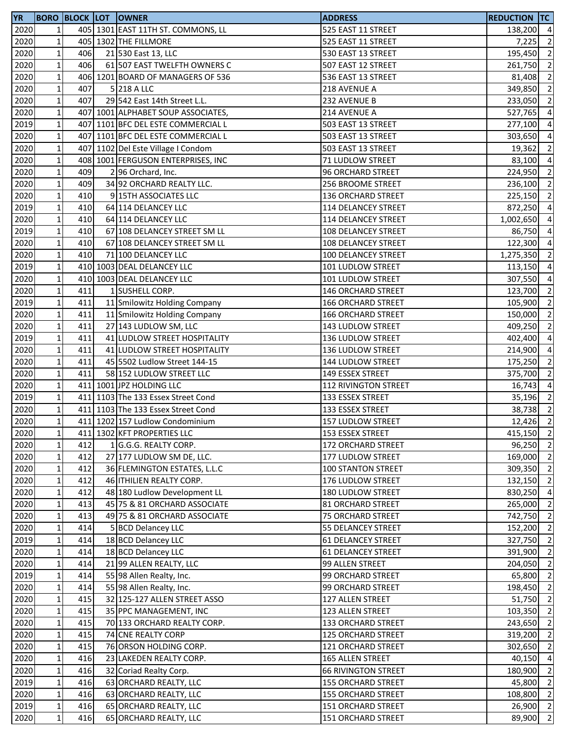| YR | BORO | BLOCK | LOT | OWNER | ADDRESS | REDUCTION | TC |
|---|---|---|---|---|---|---|---|
| 2020 | 1 | 405 | 1301 | EAST 11TH ST. COMMONS, LL | 525 EAST 11 STREET | 138,200 | 4 |
| 2020 | 1 | 405 | 1302 | THE FILLMORE | 525 EAST 11 STREET | 7,225 | 2 |
| 2020 | 1 | 406 | 21 | 530 East 13, LLC | 530 EAST 13 STREET | 195,450 | 2 |
| 2020 | 1 | 406 | 61 | 507 EAST TWELFTH OWNERS C | 507 EAST 12 STREET | 261,750 | 2 |
| 2020 | 1 | 406 | 1201 | BOARD OF MANAGERS OF 536 | 536 EAST 13 STREET | 81,408 | 2 |
| 2020 | 1 | 407 | 5 | 218 A LLC | 218 AVENUE A | 349,850 | 2 |
| 2020 | 1 | 407 | 29 | 542 East 14th Street L.L. | 232 AVENUE B | 233,050 | 2 |
| 2020 | 1 | 407 | 1001 | ALPHABET SOUP ASSOCIATES, | 214 AVENUE A | 527,765 | 4 |
| 2019 | 1 | 407 | 1101 | BFC DEL ESTE COMMERCIAL L | 503 EAST 13 STREET | 277,100 | 4 |
| 2020 | 1 | 407 | 1101 | BFC DEL ESTE COMMERCIAL L | 503 EAST 13 STREET | 303,650 | 4 |
| 2020 | 1 | 407 | 1102 | Del Este Village I Condom | 503 EAST 13 STREET | 19,362 | 2 |
| 2020 | 1 | 408 | 1001 | FERGUSON ENTERPRISES, INC | 71 LUDLOW STREET | 83,100 | 4 |
| 2020 | 1 | 409 | 2 | 96 Orchard, Inc. | 96 ORCHARD STREET | 224,950 | 2 |
| 2020 | 1 | 409 | 34 | 92 ORCHARD REALTY LLC. | 256 BROOME STREET | 236,100 | 2 |
| 2020 | 1 | 410 | 9 | 15TH ASSOCIATES LLC | 136 ORCHARD STREET | 225,150 | 2 |
| 2019 | 1 | 410 | 64 | 114 DELANCEY LLC | 114 DELANCEY STREET | 872,250 | 4 |
| 2020 | 1 | 410 | 64 | 114 DELANCEY LLC | 114 DELANCEY STREET | 1,002,650 | 4 |
| 2019 | 1 | 410 | 67 | 108 DELANCEY STREET SM LL | 108 DELANCEY STREET | 86,750 | 4 |
| 2020 | 1 | 410 | 67 | 108 DELANCEY STREET SM LL | 108 DELANCEY STREET | 122,300 | 4 |
| 2020 | 1 | 410 | 71 | 100 DELANCEY LLC | 100 DELANCEY STREET | 1,275,350 | 2 |
| 2019 | 1 | 410 | 1003 | DEAL DELANCEY LLC | 101 LUDLOW STREET | 113,150 | 4 |
| 2020 | 1 | 410 | 1003 | DEAL DELANCEY LLC | 101 LUDLOW STREET | 307,550 | 4 |
| 2020 | 1 | 411 | 1 | SUSHELL CORP. | 146 ORCHARD STREET | 123,700 | 2 |
| 2019 | 1 | 411 | 11 | Smilowitz Holding Company | 166 ORCHARD STREET | 105,900 | 2 |
| 2020 | 1 | 411 | 11 | Smilowitz Holding Company | 166 ORCHARD STREET | 150,000 | 2 |
| 2020 | 1 | 411 | 27 | 143 LUDLOW SM, LLC | 143 LUDLOW STREET | 409,250 | 2 |
| 2019 | 1 | 411 | 41 | LUDLOW STREET HOSPITALITY | 136 LUDLOW STREET | 402,400 | 4 |
| 2020 | 1 | 411 | 41 | LUDLOW STREET HOSPITALITY | 136 LUDLOW STREET | 214,900 | 4 |
| 2020 | 1 | 411 | 45 | 5502 Ludlow Street 144-15 | 144 LUDLOW STREET | 175,250 | 2 |
| 2020 | 1 | 411 | 58 | 152 LUDLOW STREET LLC | 149 ESSEX STREET | 375,700 | 2 |
| 2020 | 1 | 411 | 1001 | JPZ HOLDING LLC | 112 RIVINGTON STREET | 16,743 | 4 |
| 2019 | 1 | 411 | 1103 | The 133 Essex Street Cond | 133 ESSEX STREET | 35,196 | 2 |
| 2020 | 1 | 411 | 1103 | The 133 Essex Street Cond | 133 ESSEX STREET | 38,738 | 2 |
| 2020 | 1 | 411 | 1202 | 157 Ludlow Condominium | 157 LUDLOW STREET | 12,426 | 2 |
| 2020 | 1 | 411 | 1302 | KFT PROPERTIES LLC | 153 ESSEX STREET | 415,150 | 2 |
| 2020 | 1 | 412 | 1 | G.G.G. REALTY CORP. | 172 ORCHARD STREET | 96,250 | 2 |
| 2020 | 1 | 412 | 27 | 177 LUDLOW SM DE, LLC. | 177 LUDLOW STREET | 169,000 | 2 |
| 2020 | 1 | 412 | 36 | FLEMINGTON ESTATES, L.L.C | 100 STANTON STREET | 309,350 | 2 |
| 2020 | 1 | 412 | 46 | ITHILIEN REALTY CORP. | 176 LUDLOW STREET | 132,150 | 2 |
| 2020 | 1 | 412 | 48 | 180 Ludlow Development LL | 180 LUDLOW STREET | 830,250 | 4 |
| 2020 | 1 | 413 | 45 | 75 & 81 ORCHARD ASSOCIATE | 81 ORCHARD STREET | 265,000 | 2 |
| 2020 | 1 | 413 | 49 | 75 & 81 ORCHARD ASSOCIATE | 75 ORCHARD STREET | 742,750 | 2 |
| 2020 | 1 | 414 | 5 | BCD Delancey LLC | 55 DELANCEY STREET | 152,200 | 2 |
| 2019 | 1 | 414 | 18 | BCD Delancey LLC | 61 DELANCEY STREET | 327,750 | 2 |
| 2020 | 1 | 414 | 18 | BCD Delancey LLC | 61 DELANCEY STREET | 391,900 | 2 |
| 2020 | 1 | 414 | 21 | 99 ALLEN REALTY, LLC | 99 ALLEN STREET | 204,050 | 2 |
| 2019 | 1 | 414 | 55 | 98 Allen Realty, Inc. | 99 ORCHARD STREET | 65,800 | 2 |
| 2020 | 1 | 414 | 55 | 98 Allen Realty, Inc. | 99 ORCHARD STREET | 198,450 | 2 |
| 2020 | 1 | 415 | 32 | 125-127 ALLEN STREET ASSO | 127 ALLEN STREET | 51,750 | 2 |
| 2020 | 1 | 415 | 35 | PPC MANAGEMENT, INC | 123 ALLEN STREET | 103,350 | 2 |
| 2020 | 1 | 415 | 70 | 133 ORCHARD REALTY CORP. | 133 ORCHARD STREET | 243,650 | 2 |
| 2020 | 1 | 415 | 74 | CNE REALTY CORP | 125 ORCHARD STREET | 319,200 | 2 |
| 2020 | 1 | 415 | 76 | ORSON HOLDING CORP. | 121 ORCHARD STREET | 302,650 | 2 |
| 2020 | 1 | 416 | 23 | LAKEDEN REALTY CORP. | 165 ALLEN STREET | 40,150 | 4 |
| 2020 | 1 | 416 | 32 | Coriad Realty Corp. | 66 RIVINGTON STREET | 180,900 | 2 |
| 2019 | 1 | 416 | 63 | ORCHARD REALTY, LLC | 155 ORCHARD STREET | 45,800 | 2 |
| 2020 | 1 | 416 | 63 | ORCHARD REALTY, LLC | 155 ORCHARD STREET | 108,800 | 2 |
| 2019 | 1 | 416 | 65 | ORCHARD REALTY, LLC | 151 ORCHARD STREET | 26,900 | 2 |
| 2020 | 1 | 416 | 65 | ORCHARD REALTY, LLC | 151 ORCHARD STREET | 89,900 | 2 |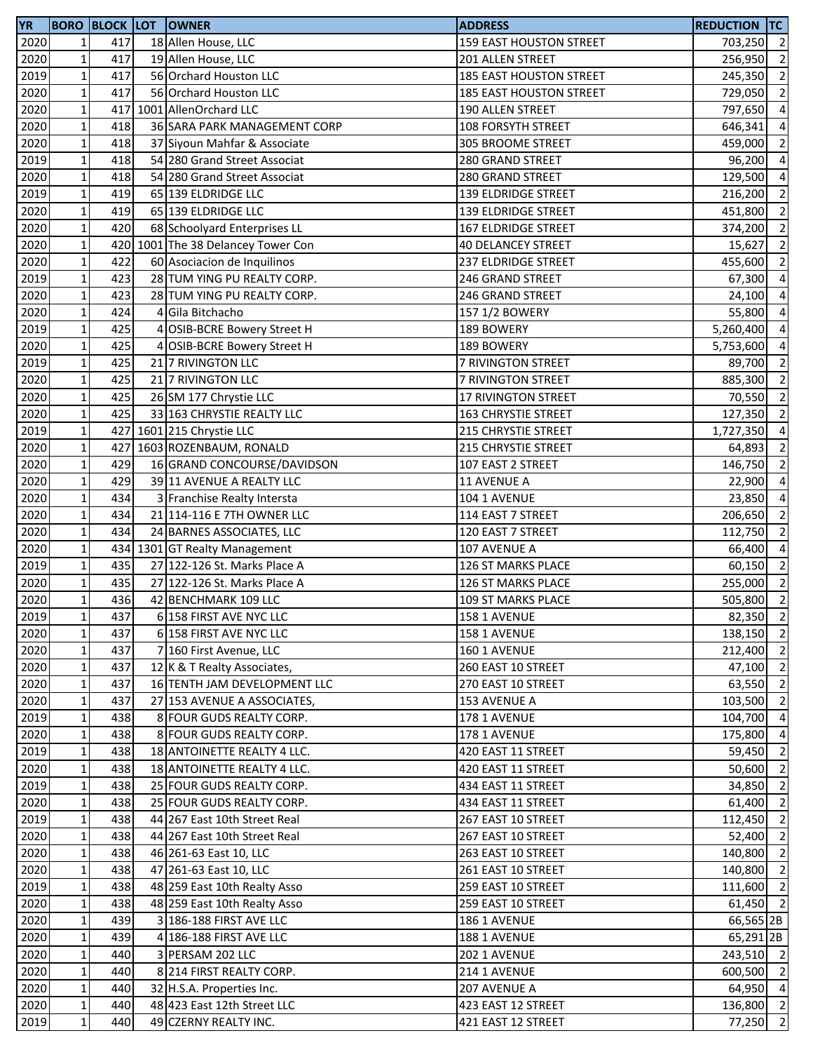| YR | BORO | BLOCK | LOT | OWNER | ADDRESS | REDUCTION | TC |
|---|---|---|---|---|---|---|---|
| 2020 | 1 | 417 | 18 | Allen House, LLC | 159 EAST HOUSTON STREET | 703,250 | 2 |
| 2020 | 1 | 417 | 19 | Allen House, LLC | 201 ALLEN STREET | 256,950 | 2 |
| 2019 | 1 | 417 | 56 | Orchard Houston LLC | 185 EAST HOUSTON STREET | 245,350 | 2 |
| 2020 | 1 | 417 | 56 | Orchard Houston LLC | 185 EAST HOUSTON STREET | 729,050 | 2 |
| 2020 | 1 | 417 | 1001 | AllenOrchard LLC | 190 ALLEN STREET | 797,650 | 4 |
| 2020 | 1 | 418 | 36 | SARA PARK MANAGEMENT CORP | 108 FORSYTH STREET | 646,341 | 4 |
| 2020 | 1 | 418 | 37 | Siyoun Mahfar & Associate | 305 BROOME STREET | 459,000 | 2 |
| 2019 | 1 | 418 | 54 | 280 Grand Street Associat | 280 GRAND STREET | 96,200 | 4 |
| 2020 | 1 | 418 | 54 | 280 Grand Street Associat | 280 GRAND STREET | 129,500 | 4 |
| 2019 | 1 | 419 | 65 | 139 ELDRIDGE LLC | 139 ELDRIDGE STREET | 216,200 | 2 |
| 2020 | 1 | 419 | 65 | 139 ELDRIDGE LLC | 139 ELDRIDGE STREET | 451,800 | 2 |
| 2020 | 1 | 420 | 68 | Schoolyard Enterprises LL | 167 ELDRIDGE STREET | 374,200 | 2 |
| 2020 | 1 | 420 | 1001 | The 38 Delancey Tower Con | 40 DELANCEY STREET | 15,627 | 2 |
| 2020 | 1 | 422 | 60 | Asociacion de Inquilinos | 237 ELDRIDGE STREET | 455,600 | 2 |
| 2019 | 1 | 423 | 28 | TUM YING PU REALTY CORP. | 246 GRAND STREET | 67,300 | 4 |
| 2020 | 1 | 423 | 28 | TUM YING PU REALTY CORP. | 246 GRAND STREET | 24,100 | 4 |
| 2020 | 1 | 424 | 4 | Gila Bitchacho | 157 1/2 BOWERY | 55,800 | 4 |
| 2019 | 1 | 425 | 4 | OSIB-BCRE Bowery Street H | 189 BOWERY | 5,260,400 | 4 |
| 2020 | 1 | 425 | 4 | OSIB-BCRE Bowery Street H | 189 BOWERY | 5,753,600 | 4 |
| 2019 | 1 | 425 | 21 | 7 RIVINGTON LLC | 7 RIVINGTON STREET | 89,700 | 2 |
| 2020 | 1 | 425 | 21 | 7 RIVINGTON LLC | 7 RIVINGTON STREET | 885,300 | 2 |
| 2020 | 1 | 425 | 26 | SM 177 Chrystie LLC | 17 RIVINGTON STREET | 70,550 | 2 |
| 2020 | 1 | 425 | 33 | 163 CHRYSTIE REALTY LLC | 163 CHRYSTIE STREET | 127,350 | 2 |
| 2019 | 1 | 427 | 1601 | 215 Chrystie LLC | 215 CHRYSTIE STREET | 1,727,350 | 4 |
| 2020 | 1 | 427 | 1603 | ROZENBAUM, RONALD | 215 CHRYSTIE STREET | 64,893 | 2 |
| 2020 | 1 | 429 | 16 | GRAND CONCOURSE/DAVIDSON | 107 EAST 2 STREET | 146,750 | 2 |
| 2020 | 1 | 429 | 39 | 11 AVENUE A REALTY LLC | 11 AVENUE A | 22,900 | 4 |
| 2020 | 1 | 434 | 3 | Franchise Realty Intersta | 104 1 AVENUE | 23,850 | 4 |
| 2020 | 1 | 434 | 21 | 114-116 E 7TH OWNER LLC | 114 EAST 7 STREET | 206,650 | 2 |
| 2020 | 1 | 434 | 24 | BARNES ASSOCIATES, LLC | 120 EAST 7 STREET | 112,750 | 2 |
| 2020 | 1 | 434 | 1301 | GT Realty Management | 107 AVENUE A | 66,400 | 4 |
| 2019 | 1 | 435 | 27 | 122-126 St. Marks Place A | 126 ST MARKS PLACE | 60,150 | 2 |
| 2020 | 1 | 435 | 27 | 122-126 St. Marks Place A | 126 ST MARKS PLACE | 255,000 | 2 |
| 2020 | 1 | 436 | 42 | BENCHMARK 109 LLC | 109 ST MARKS PLACE | 505,800 | 2 |
| 2019 | 1 | 437 | 6 | 158 FIRST AVE NYC LLC | 158 1 AVENUE | 82,350 | 2 |
| 2020 | 1 | 437 | 6 | 158 FIRST AVE NYC LLC | 158 1 AVENUE | 138,150 | 2 |
| 2020 | 1 | 437 | 7 | 160 First Avenue, LLC | 160 1 AVENUE | 212,400 | 2 |
| 2020 | 1 | 437 | 12 | K & T Realty Associates, | 260 EAST 10 STREET | 47,100 | 2 |
| 2020 | 1 | 437 | 16 | TENTH JAM DEVELOPMENT LLC | 270 EAST 10 STREET | 63,550 | 2 |
| 2020 | 1 | 437 | 27 | 153 AVENUE A ASSOCIATES, | 153 AVENUE A | 103,500 | 2 |
| 2019 | 1 | 438 | 8 | FOUR GUDS REALTY CORP. | 178 1 AVENUE | 104,700 | 4 |
| 2020 | 1 | 438 | 8 | FOUR GUDS REALTY CORP. | 178 1 AVENUE | 175,800 | 4 |
| 2019 | 1 | 438 | 18 | ANTOINETTE REALTY 4 LLC. | 420 EAST 11 STREET | 59,450 | 2 |
| 2020 | 1 | 438 | 18 | ANTOINETTE REALTY 4 LLC. | 420 EAST 11 STREET | 50,600 | 2 |
| 2019 | 1 | 438 | 25 | FOUR GUDS REALTY CORP. | 434 EAST 11 STREET | 34,850 | 2 |
| 2020 | 1 | 438 | 25 | FOUR GUDS REALTY CORP. | 434 EAST 11 STREET | 61,400 | 2 |
| 2019 | 1 | 438 | 44 | 267 East 10th Street Real | 267 EAST 10 STREET | 112,450 | 2 |
| 2020 | 1 | 438 | 44 | 267 East 10th Street Real | 267 EAST 10 STREET | 52,400 | 2 |
| 2020 | 1 | 438 | 46 | 261-63 East 10, LLC | 263 EAST 10 STREET | 140,800 | 2 |
| 2020 | 1 | 438 | 47 | 261-63 East 10, LLC | 261 EAST 10 STREET | 140,800 | 2 |
| 2019 | 1 | 438 | 48 | 259 East 10th Realty Asso | 259 EAST 10 STREET | 111,600 | 2 |
| 2020 | 1 | 438 | 48 | 259 East 10th Realty Asso | 259 EAST 10 STREET | 61,450 | 2 |
| 2020 | 1 | 439 | 3 | 186-188 FIRST AVE LLC | 186 1 AVENUE | 66,565 | 2B |
| 2020 | 1 | 439 | 4 | 186-188 FIRST AVE LLC | 188 1 AVENUE | 65,291 | 2B |
| 2020 | 1 | 440 | 3 | PERSAM 202 LLC | 202 1 AVENUE | 243,510 | 2 |
| 2020 | 1 | 440 | 8 | 214 FIRST REALTY CORP. | 214 1 AVENUE | 600,500 | 2 |
| 2020 | 1 | 440 | 32 | H.S.A. Properties Inc. | 207 AVENUE A | 64,950 | 4 |
| 2020 | 1 | 440 | 48 | 423 East 12th Street LLC | 423 EAST 12 STREET | 136,800 | 2 |
| 2019 | 1 | 440 | 49 | CZERNY REALTY INC. | 421 EAST 12 STREET | 77,250 | 2 |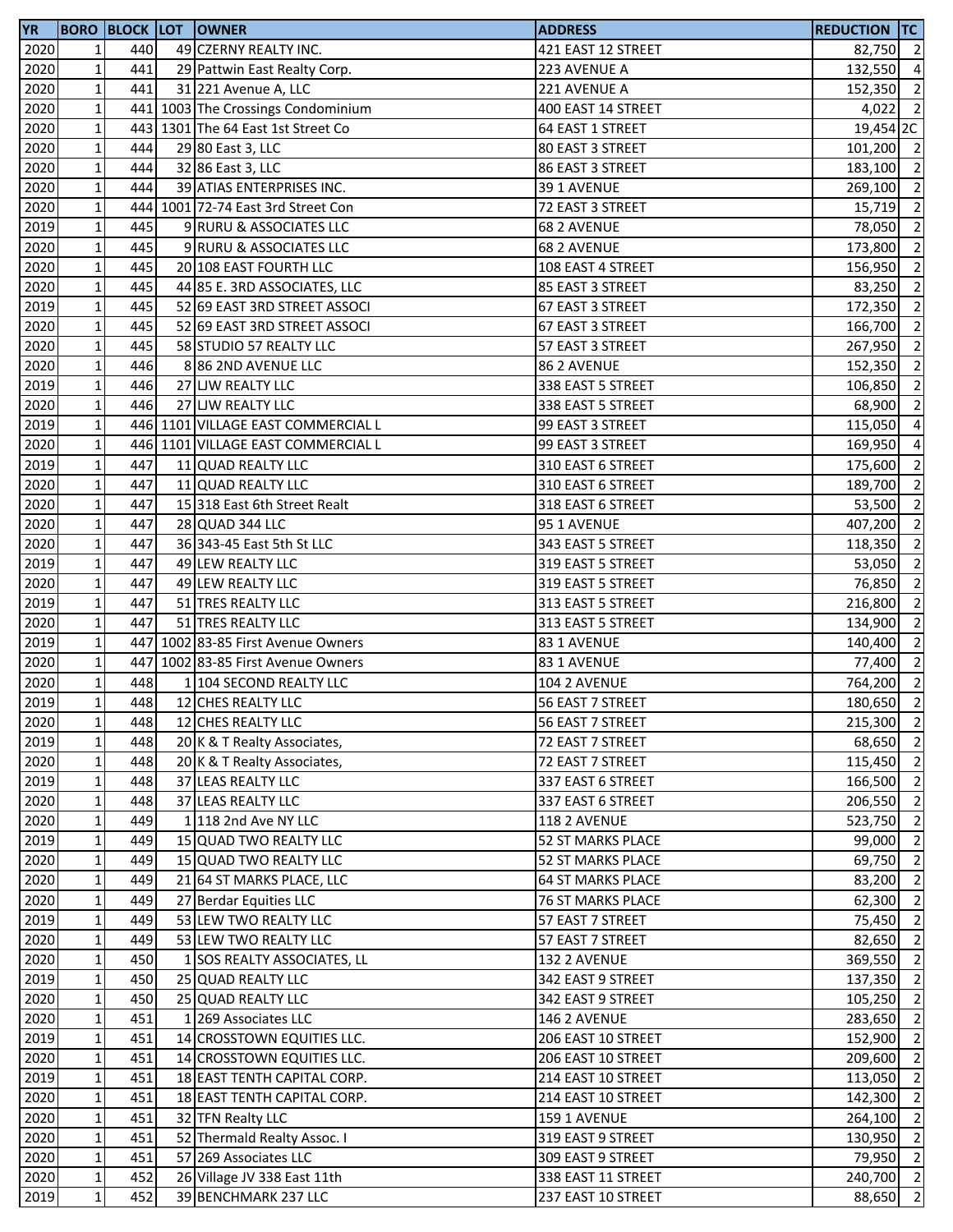| YR | BORO | BLOCK | LOT | OWNER | ADDRESS | REDUCTION | TC |
|---|---|---|---|---|---|---|---|
| 2020 | 1 | 440 | 49 | CZERNY REALTY INC. | 421 EAST 12 STREET | 82,750 | 2 |
| 2020 | 1 | 441 | 29 | Pattwin East Realty Corp. | 223 AVENUE A | 132,550 | 4 |
| 2020 | 1 | 441 | 31 | 221 Avenue A, LLC | 221 AVENUE A | 152,350 | 2 |
| 2020 | 1 | 441 | 1003 | The Crossings Condominium | 400 EAST 14 STREET | 4,022 | 2 |
| 2020 | 1 | 443 | 1301 | The 64 East 1st Street Co | 64 EAST 1 STREET | 19,454 | 2C |
| 2020 | 1 | 444 | 29 | 80 East 3, LLC | 80 EAST 3 STREET | 101,200 | 2 |
| 2020 | 1 | 444 | 32 | 86 East 3, LLC | 86 EAST 3 STREET | 183,100 | 2 |
| 2020 | 1 | 444 | 39 | ATIAS ENTERPRISES INC. | 39 1 AVENUE | 269,100 | 2 |
| 2020 | 1 | 444 | 1001 | 72-74 East 3rd Street Con | 72 EAST 3 STREET | 15,719 | 2 |
| 2019 | 1 | 445 | 9 | RURU & ASSOCIATES LLC | 68 2 AVENUE | 78,050 | 2 |
| 2020 | 1 | 445 | 9 | RURU & ASSOCIATES LLC | 68 2 AVENUE | 173,800 | 2 |
| 2020 | 1 | 445 | 20 | 108 EAST FOURTH LLC | 108 EAST 4 STREET | 156,950 | 2 |
| 2020 | 1 | 445 | 44 | 85 E. 3RD ASSOCIATES, LLC | 85 EAST 3 STREET | 83,250 | 2 |
| 2019 | 1 | 445 | 52 | 69 EAST 3RD STREET ASSOCI | 67 EAST 3 STREET | 172,350 | 2 |
| 2020 | 1 | 445 | 52 | 69 EAST 3RD STREET ASSOCI | 67 EAST 3 STREET | 166,700 | 2 |
| 2020 | 1 | 445 | 58 | STUDIO 57 REALTY LLC | 57 EAST 3 STREET | 267,950 | 2 |
| 2020 | 1 | 446 | 8 | 86 2ND AVENUE LLC | 86 2 AVENUE | 152,350 | 2 |
| 2019 | 1 | 446 | 27 | LJW REALTY LLC | 338 EAST 5 STREET | 106,850 | 2 |
| 2020 | 1 | 446 | 27 | LJW REALTY LLC | 338 EAST 5 STREET | 68,900 | 2 |
| 2019 | 1 | 446 | 1101 | VILLAGE EAST COMMERCIAL L | 99 EAST 3 STREET | 115,050 | 4 |
| 2020 | 1 | 446 | 1101 | VILLAGE EAST COMMERCIAL L | 99 EAST 3 STREET | 169,950 | 4 |
| 2019 | 1 | 447 | 11 | QUAD REALTY LLC | 310 EAST 6 STREET | 175,600 | 2 |
| 2020 | 1 | 447 | 11 | QUAD REALTY LLC | 310 EAST 6 STREET | 189,700 | 2 |
| 2020 | 1 | 447 | 15 | 318 East 6th Street Realt | 318 EAST 6 STREET | 53,500 | 2 |
| 2020 | 1 | 447 | 28 | QUAD 344 LLC | 95 1 AVENUE | 407,200 | 2 |
| 2020 | 1 | 447 | 36 | 343-45 East 5th St LLC | 343 EAST 5 STREET | 118,350 | 2 |
| 2019 | 1 | 447 | 49 | LEW REALTY LLC | 319 EAST 5 STREET | 53,050 | 2 |
| 2020 | 1 | 447 | 49 | LEW REALTY LLC | 319 EAST 5 STREET | 76,850 | 2 |
| 2019 | 1 | 447 | 51 | TRES REALTY LLC | 313 EAST 5 STREET | 216,800 | 2 |
| 2020 | 1 | 447 | 51 | TRES REALTY LLC | 313 EAST 5 STREET | 134,900 | 2 |
| 2019 | 1 | 447 | 1002 | 83-85 First Avenue Owners | 83 1 AVENUE | 140,400 | 2 |
| 2020 | 1 | 447 | 1002 | 83-85 First Avenue Owners | 83 1 AVENUE | 77,400 | 2 |
| 2020 | 1 | 448 | 1 | 104 SECOND REALTY LLC | 104 2 AVENUE | 764,200 | 2 |
| 2019 | 1 | 448 | 12 | CHES REALTY LLC | 56 EAST 7 STREET | 180,650 | 2 |
| 2020 | 1 | 448 | 12 | CHES REALTY LLC | 56 EAST 7 STREET | 215,300 | 2 |
| 2019 | 1 | 448 | 20 | K & T Realty Associates, | 72 EAST 7 STREET | 68,650 | 2 |
| 2020 | 1 | 448 | 20 | K & T Realty Associates, | 72 EAST 7 STREET | 115,450 | 2 |
| 2019 | 1 | 448 | 37 | LEAS REALTY LLC | 337 EAST 6 STREET | 166,500 | 2 |
| 2020 | 1 | 448 | 37 | LEAS REALTY LLC | 337 EAST 6 STREET | 206,550 | 2 |
| 2020 | 1 | 449 | 1 | 118 2nd Ave NY LLC | 118 2 AVENUE | 523,750 | 2 |
| 2019 | 1 | 449 | 15 | QUAD TWO REALTY LLC | 52 ST MARKS PLACE | 99,000 | 2 |
| 2020 | 1 | 449 | 15 | QUAD TWO REALTY LLC | 52 ST MARKS PLACE | 69,750 | 2 |
| 2020 | 1 | 449 | 21 | 64 ST MARKS PLACE, LLC | 64 ST MARKS PLACE | 83,200 | 2 |
| 2020 | 1 | 449 | 27 | Berdar Equities LLC | 76 ST MARKS PLACE | 62,300 | 2 |
| 2019 | 1 | 449 | 53 | LEW TWO REALTY LLC | 57 EAST 7 STREET | 75,450 | 2 |
| 2020 | 1 | 449 | 53 | LEW TWO REALTY LLC | 57 EAST 7 STREET | 82,650 | 2 |
| 2020 | 1 | 450 | 1 | SOS REALTY ASSOCIATES, LL | 132 2 AVENUE | 369,550 | 2 |
| 2019 | 1 | 450 | 25 | QUAD REALTY LLC | 342 EAST 9 STREET | 137,350 | 2 |
| 2020 | 1 | 450 | 25 | QUAD REALTY LLC | 342 EAST 9 STREET | 105,250 | 2 |
| 2020 | 1 | 451 | 1 | 269 Associates LLC | 146 2 AVENUE | 283,650 | 2 |
| 2019 | 1 | 451 | 14 | CROSSTOWN EQUITIES LLC. | 206 EAST 10 STREET | 152,900 | 2 |
| 2020 | 1 | 451 | 14 | CROSSTOWN EQUITIES LLC. | 206 EAST 10 STREET | 209,600 | 2 |
| 2019 | 1 | 451 | 18 | EAST TENTH CAPITAL CORP. | 214 EAST 10 STREET | 113,050 | 2 |
| 2020 | 1 | 451 | 18 | EAST TENTH CAPITAL CORP. | 214 EAST 10 STREET | 142,300 | 2 |
| 2020 | 1 | 451 | 32 | TFN Realty LLC | 159 1 AVENUE | 264,100 | 2 |
| 2020 | 1 | 451 | 52 | Thermald Realty Assoc. I | 319 EAST 9 STREET | 130,950 | 2 |
| 2020 | 1 | 451 | 57 | 269 Associates LLC | 309 EAST 9 STREET | 79,950 | 2 |
| 2020 | 1 | 452 | 26 | Village JV 338 East 11th | 338 EAST 11 STREET | 240,700 | 2 |
| 2019 | 1 | 452 | 39 | BENCHMARK 237 LLC | 237 EAST 10 STREET | 88,650 | 2 |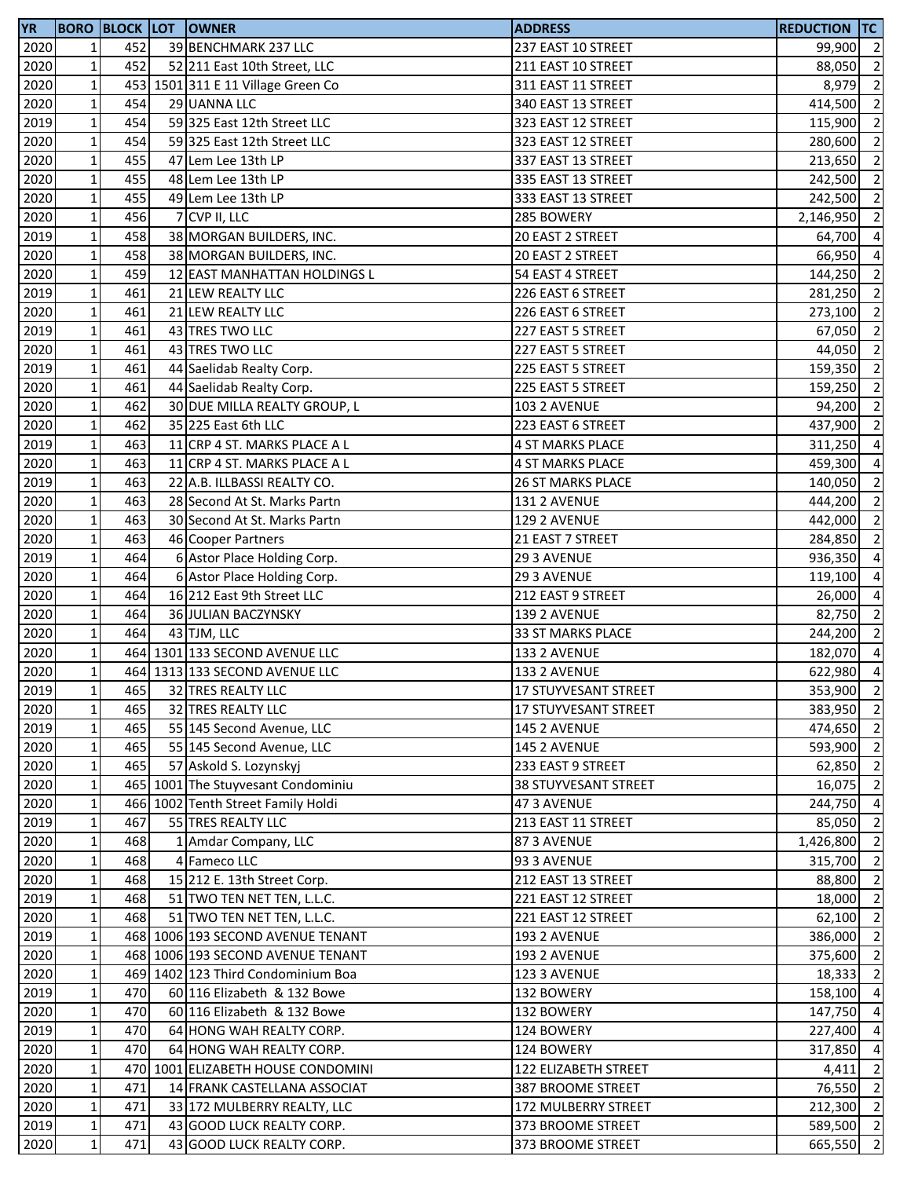| YR | BORO | BLOCK | LOT | OWNER | ADDRESS | REDUCTION | TC |
|---|---|---|---|---|---|---|---|
| 2020 | 1 | 452 | 39 | BENCHMARK 237 LLC | 237 EAST 10 STREET | 99,900 | 2 |
| 2020 | 1 | 452 | 52 | 211 East 10th Street, LLC | 211 EAST 10 STREET | 88,050 | 2 |
| 2020 | 1 | 453 | 1501 | 311 E 11 Village Green Co | 311 EAST 11 STREET | 8,979 | 2 |
| 2020 | 1 | 454 | 29 | UANNA LLC | 340 EAST 13 STREET | 414,500 | 2 |
| 2019 | 1 | 454 | 59 | 325 East 12th Street LLC | 323 EAST 12 STREET | 115,900 | 2 |
| 2020 | 1 | 454 | 59 | 325 East 12th Street LLC | 323 EAST 12 STREET | 280,600 | 2 |
| 2020 | 1 | 455 | 47 | Lem Lee 13th LP | 337 EAST 13 STREET | 213,650 | 2 |
| 2020 | 1 | 455 | 48 | Lem Lee 13th LP | 335 EAST 13 STREET | 242,500 | 2 |
| 2020 | 1 | 455 | 49 | Lem Lee 13th LP | 333 EAST 13 STREET | 242,500 | 2 |
| 2020 | 1 | 456 | 7 | CVP II, LLC | 285 BOWERY | 2,146,950 | 2 |
| 2019 | 1 | 458 | 38 | MORGAN BUILDERS, INC. | 20 EAST 2 STREET | 64,700 | 4 |
| 2020 | 1 | 458 | 38 | MORGAN BUILDERS, INC. | 20 EAST 2 STREET | 66,950 | 4 |
| 2020 | 1 | 459 | 12 | EAST MANHATTAN HOLDINGS L | 54 EAST 4 STREET | 144,250 | 2 |
| 2019 | 1 | 461 | 21 | LEW REALTY LLC | 226 EAST 6 STREET | 281,250 | 2 |
| 2020 | 1 | 461 | 21 | LEW REALTY LLC | 226 EAST 6 STREET | 273,100 | 2 |
| 2019 | 1 | 461 | 43 | TRES TWO LLC | 227 EAST 5 STREET | 67,050 | 2 |
| 2020 | 1 | 461 | 43 | TRES TWO LLC | 227 EAST 5 STREET | 44,050 | 2 |
| 2019 | 1 | 461 | 44 | Saelidab Realty Corp. | 225 EAST 5 STREET | 159,350 | 2 |
| 2020 | 1 | 461 | 44 | Saelidab Realty Corp. | 225 EAST 5 STREET | 159,250 | 2 |
| 2020 | 1 | 462 | 30 | DUE MILLA REALTY GROUP, L | 103 2 AVENUE | 94,200 | 2 |
| 2020 | 1 | 462 | 35 | 225 East 6th LLC | 223 EAST 6 STREET | 437,900 | 2 |
| 2019 | 1 | 463 | 11 | CRP 4 ST. MARKS PLACE A L | 4 ST MARKS PLACE | 311,250 | 4 |
| 2020 | 1 | 463 | 11 | CRP 4 ST. MARKS PLACE A L | 4 ST MARKS PLACE | 459,300 | 4 |
| 2019 | 1 | 463 | 22 | A.B. ILLBASSI REALTY CO. | 26 ST MARKS PLACE | 140,050 | 2 |
| 2020 | 1 | 463 | 28 | Second At St. Marks Partn | 131 2 AVENUE | 444,200 | 2 |
| 2020 | 1 | 463 | 30 | Second At St. Marks Partn | 129 2 AVENUE | 442,000 | 2 |
| 2020 | 1 | 463 | 46 | Cooper Partners | 21 EAST 7 STREET | 284,850 | 2 |
| 2019 | 1 | 464 | 6 | Astor Place Holding Corp. | 29 3 AVENUE | 936,350 | 4 |
| 2020 | 1 | 464 | 6 | Astor Place Holding Corp. | 29 3 AVENUE | 119,100 | 4 |
| 2020 | 1 | 464 | 16 | 212 East 9th Street LLC | 212 EAST 9 STREET | 26,000 | 4 |
| 2020 | 1 | 464 | 36 | JULIAN BACZYNSKY | 139 2 AVENUE | 82,750 | 2 |
| 2020 | 1 | 464 | 43 | TJM, LLC | 33 ST MARKS PLACE | 244,200 | 2 |
| 2020 | 1 | 464 | 1301 | 133 SECOND AVENUE LLC | 133 2 AVENUE | 182,070 | 4 |
| 2020 | 1 | 464 | 1313 | 133 SECOND AVENUE LLC | 133 2 AVENUE | 622,980 | 4 |
| 2019 | 1 | 465 | 32 | TRES REALTY LLC | 17 STUYVESANT STREET | 353,900 | 2 |
| 2020 | 1 | 465 | 32 | TRES REALTY LLC | 17 STUYVESANT STREET | 383,950 | 2 |
| 2019 | 1 | 465 | 55 | 145 Second Avenue, LLC | 145 2 AVENUE | 474,650 | 2 |
| 2020 | 1 | 465 | 55 | 145 Second Avenue, LLC | 145 2 AVENUE | 593,900 | 2 |
| 2020 | 1 | 465 | 57 | Askold S. Lozynskyj | 233 EAST 9 STREET | 62,850 | 2 |
| 2020 | 1 | 465 | 1001 | The Stuyvesant Condominiu | 38 STUYVESANT STREET | 16,075 | 2 |
| 2020 | 1 | 466 | 1002 | Tenth Street Family Holdi | 47 3 AVENUE | 244,750 | 4 |
| 2019 | 1 | 467 | 55 | TRES REALTY LLC | 213 EAST 11 STREET | 85,050 | 2 |
| 2020 | 1 | 468 | 1 | Amdar Company, LLC | 87 3 AVENUE | 1,426,800 | 2 |
| 2020 | 1 | 468 | 4 | Fameco LLC | 93 3 AVENUE | 315,700 | 2 |
| 2020 | 1 | 468 | 15 | 212 E. 13th Street Corp. | 212 EAST 13 STREET | 88,800 | 2 |
| 2019 | 1 | 468 | 51 | TWO TEN NET TEN, L.L.C. | 221 EAST 12 STREET | 18,000 | 2 |
| 2020 | 1 | 468 | 51 | TWO TEN NET TEN, L.L.C. | 221 EAST 12 STREET | 62,100 | 2 |
| 2019 | 1 | 468 | 1006 | 193 SECOND AVENUE TENANT | 193 2 AVENUE | 386,000 | 2 |
| 2020 | 1 | 468 | 1006 | 193 SECOND AVENUE TENANT | 193 2 AVENUE | 375,600 | 2 |
| 2020 | 1 | 469 | 1402 | 123 Third Condominium Boa | 123 3 AVENUE | 18,333 | 2 |
| 2019 | 1 | 470 | 60 | 116 Elizabeth & 132 Bowe | 132 BOWERY | 158,100 | 4 |
| 2020 | 1 | 470 | 60 | 116 Elizabeth & 132 Bowe | 132 BOWERY | 147,750 | 4 |
| 2019 | 1 | 470 | 64 | HONG WAH REALTY CORP. | 124 BOWERY | 227,400 | 4 |
| 2020 | 1 | 470 | 64 | HONG WAH REALTY CORP. | 124 BOWERY | 317,850 | 4 |
| 2020 | 1 | 470 | 1001 | ELIZABETH HOUSE CONDOMINI | 122 ELIZABETH STREET | 4,411 | 2 |
| 2020 | 1 | 471 | 14 | FRANK CASTELLANA ASSOCIAT | 387 BROOME STREET | 76,550 | 2 |
| 2020 | 1 | 471 | 33 | 172 MULBERRY REALTY, LLC | 172 MULBERRY STREET | 212,300 | 2 |
| 2019 | 1 | 471 | 43 | GOOD LUCK REALTY CORP. | 373 BROOME STREET | 589,500 | 2 |
| 2020 | 1 | 471 | 43 | GOOD LUCK REALTY CORP. | 373 BROOME STREET | 665,550 | 2 |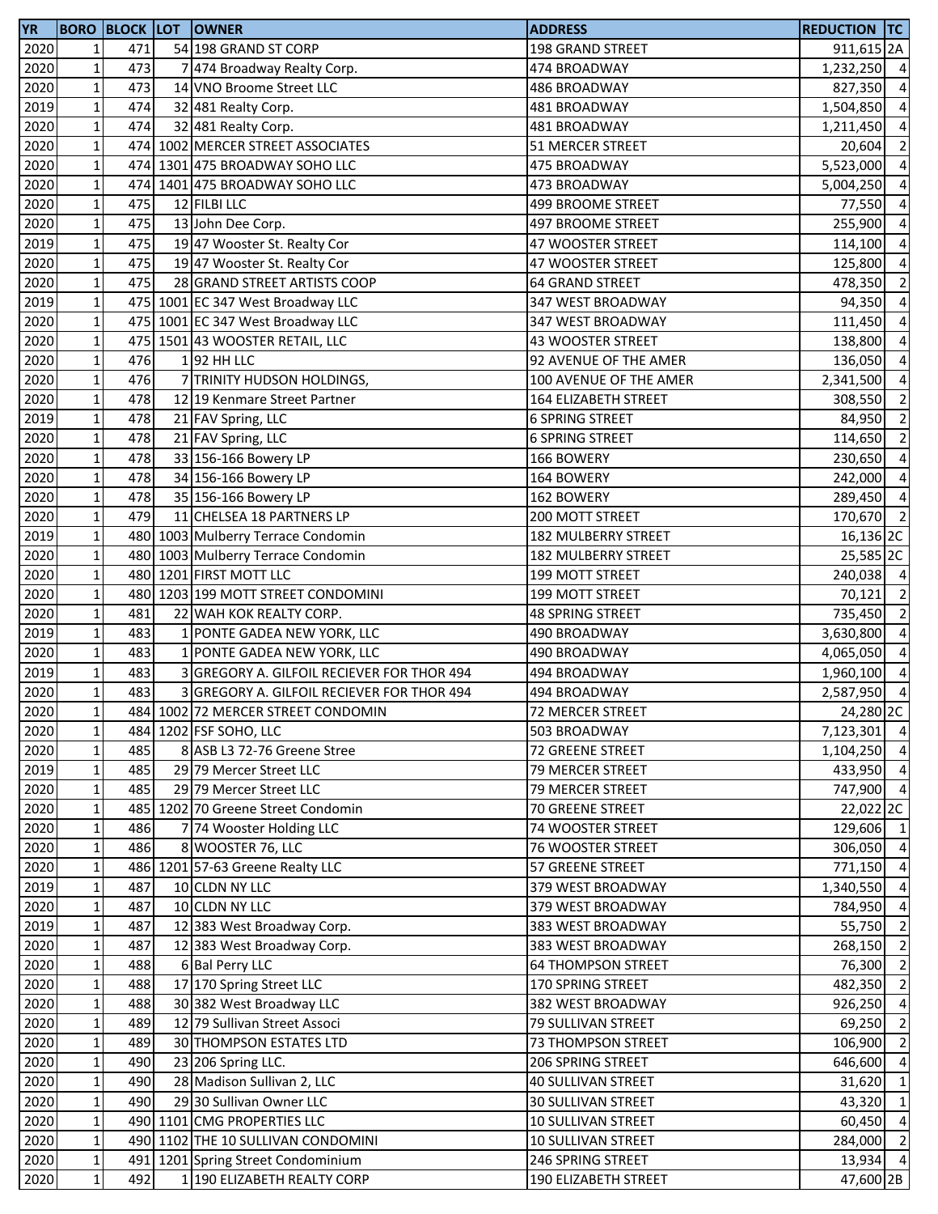| YR | BORO | BLOCK | LOT | OWNER | ADDRESS | REDUCTION | TC |
|---|---|---|---|---|---|---|---|
| 2020 | 1 | 471 | 54 | 198 GRAND ST CORP | 198 GRAND STREET | 911,615 | 2A |
| 2020 | 1 | 473 | 7 | 474 Broadway Realty Corp. | 474 BROADWAY | 1,232,250 | 4 |
| 2020 | 1 | 473 | 14 | VNO Broome Street LLC | 486 BROADWAY | 827,350 | 4 |
| 2019 | 1 | 474 | 32 | 481 Realty Corp. | 481 BROADWAY | 1,504,850 | 4 |
| 2020 | 1 | 474 | 32 | 481 Realty Corp. | 481 BROADWAY | 1,211,450 | 4 |
| 2020 | 1 | 474 | 1002 | MERCER STREET ASSOCIATES | 51 MERCER STREET | 20,604 | 2 |
| 2020 | 1 | 474 | 1301 | 475 BROADWAY SOHO LLC | 475 BROADWAY | 5,523,000 | 4 |
| 2020 | 1 | 474 | 1401 | 475 BROADWAY SOHO LLC | 473 BROADWAY | 5,004,250 | 4 |
| 2020 | 1 | 475 | 12 | FILBI LLC | 499 BROOME STREET | 77,550 | 4 |
| 2020 | 1 | 475 | 13 | John Dee Corp. | 497 BROOME STREET | 255,900 | 4 |
| 2019 | 1 | 475 | 19 | 47 Wooster St. Realty Cor | 47 WOOSTER STREET | 114,100 | 4 |
| 2020 | 1 | 475 | 19 | 47 Wooster St. Realty Cor | 47 WOOSTER STREET | 125,800 | 4 |
| 2020 | 1 | 475 | 28 | GRAND STREET ARTISTS COOP | 64 GRAND STREET | 478,350 | 2 |
| 2019 | 1 | 475 | 1001 | EC 347 West Broadway LLC | 347 WEST BROADWAY | 94,350 | 4 |
| 2020 | 1 | 475 | 1001 | EC 347 West Broadway LLC | 347 WEST BROADWAY | 111,450 | 4 |
| 2020 | 1 | 475 | 1501 | 43 WOOSTER RETAIL, LLC | 43 WOOSTER STREET | 138,800 | 4 |
| 2020 | 1 | 476 | 1 | 92 HH LLC | 92 AVENUE OF THE AMER | 136,050 | 4 |
| 2020 | 1 | 476 | 7 | TRINITY HUDSON HOLDINGS, | 100 AVENUE OF THE AMER | 2,341,500 | 4 |
| 2020 | 1 | 478 | 12 | 19 Kenmare Street Partner | 164 ELIZABETH STREET | 308,550 | 2 |
| 2019 | 1 | 478 | 21 | FAV Spring, LLC | 6 SPRING STREET | 84,950 | 2 |
| 2020 | 1 | 478 | 21 | FAV Spring, LLC | 6 SPRING STREET | 114,650 | 2 |
| 2020 | 1 | 478 | 33 | 156-166 Bowery LP | 166 BOWERY | 230,650 | 4 |
| 2020 | 1 | 478 | 34 | 156-166 Bowery LP | 164 BOWERY | 242,000 | 4 |
| 2020 | 1 | 478 | 35 | 156-166 Bowery LP | 162 BOWERY | 289,450 | 4 |
| 2020 | 1 | 479 | 11 | CHELSEA 18 PARTNERS LP | 200 MOTT STREET | 170,670 | 2 |
| 2019 | 1 | 480 | 1003 | Mulberry Terrace Condomin | 182 MULBERRY STREET | 16,136 | 2C |
| 2020 | 1 | 480 | 1003 | Mulberry Terrace Condomin | 182 MULBERRY STREET | 25,585 | 2C |
| 2020 | 1 | 480 | 1201 | FIRST MOTT LLC | 199 MOTT STREET | 240,038 | 4 |
| 2020 | 1 | 480 | 1203 | 199 MOTT STREET CONDOMINI | 199 MOTT STREET | 70,121 | 2 |
| 2020 | 1 | 481 | 22 | WAH KOK REALTY CORP. | 48 SPRING STREET | 735,450 | 2 |
| 2019 | 1 | 483 | 1 | PONTE GADEA NEW YORK, LLC | 490 BROADWAY | 3,630,800 | 4 |
| 2020 | 1 | 483 | 1 | PONTE GADEA NEW YORK, LLC | 490 BROADWAY | 4,065,050 | 4 |
| 2019 | 1 | 483 | 3 | GREGORY A. GILFOIL RECIEVER FOR THOR 494 | 494 BROADWAY | 1,960,100 | 4 |
| 2020 | 1 | 483 | 3 | GREGORY A. GILFOIL RECIEVER FOR THOR 494 | 494 BROADWAY | 2,587,950 | 4 |
| 2020 | 1 | 484 | 1002 | 72 MERCER STREET CONDOMIN | 72 MERCER STREET | 24,280 | 2C |
| 2020 | 1 | 484 | 1202 | FSF SOHO, LLC | 503 BROADWAY | 7,123,301 | 4 |
| 2020 | 1 | 485 | 8 | ASB L3 72-76 Greene Stree | 72 GREENE STREET | 1,104,250 | 4 |
| 2019 | 1 | 485 | 29 | 79 Mercer Street LLC | 79 MERCER STREET | 433,950 | 4 |
| 2020 | 1 | 485 | 29 | 79 Mercer Street LLC | 79 MERCER STREET | 747,900 | 4 |
| 2020 | 1 | 485 | 1202 | 70 Greene Street Condomin | 70 GREENE STREET | 22,022 | 2C |
| 2020 | 1 | 486 | 7 | 74 Wooster Holding LLC | 74 WOOSTER STREET | 129,606 | 1 |
| 2020 | 1 | 486 | 8 | WOOSTER 76, LLC | 76 WOOSTER STREET | 306,050 | 4 |
| 2020 | 1 | 486 | 1201 | 57-63 Greene Realty LLC | 57 GREENE STREET | 771,150 | 4 |
| 2019 | 1 | 487 | 10 | CLDN NY LLC | 379 WEST BROADWAY | 1,340,550 | 4 |
| 2020 | 1 | 487 | 10 | CLDN NY LLC | 379 WEST BROADWAY | 784,950 | 4 |
| 2019 | 1 | 487 | 12 | 383 West Broadway Corp. | 383 WEST BROADWAY | 55,750 | 2 |
| 2020 | 1 | 487 | 12 | 383 West Broadway Corp. | 383 WEST BROADWAY | 268,150 | 2 |
| 2020 | 1 | 488 | 6 | Bal Perry LLC | 64 THOMPSON STREET | 76,300 | 2 |
| 2020 | 1 | 488 | 17 | 170 Spring Street LLC | 170 SPRING STREET | 482,350 | 2 |
| 2020 | 1 | 488 | 30 | 382 West Broadway LLC | 382 WEST BROADWAY | 926,250 | 4 |
| 2020 | 1 | 489 | 12 | 79 Sullivan Street Associ | 79 SULLIVAN STREET | 69,250 | 2 |
| 2020 | 1 | 489 | 30 | THOMPSON ESTATES LTD | 73 THOMPSON STREET | 106,900 | 2 |
| 2020 | 1 | 490 | 23 | 206 Spring LLC. | 206 SPRING STREET | 646,600 | 4 |
| 2020 | 1 | 490 | 28 | Madison Sullivan 2, LLC | 40 SULLIVAN STREET | 31,620 | 1 |
| 2020 | 1 | 490 | 29 | 30 Sullivan Owner LLC | 30 SULLIVAN STREET | 43,320 | 1 |
| 2020 | 1 | 490 | 1101 | CMG PROPERTIES LLC | 10 SULLIVAN STREET | 60,450 | 4 |
| 2020 | 1 | 490 | 1102 | THE 10 SULLIVAN CONDOMINI | 10 SULLIVAN STREET | 284,000 | 2 |
| 2020 | 1 | 491 | 1201 | Spring Street Condominium | 246 SPRING STREET | 13,934 | 4 |
| 2020 | 1 | 492 | 1 | 190 ELIZABETH REALTY CORP | 190 ELIZABETH STREET | 47,600 | 2B |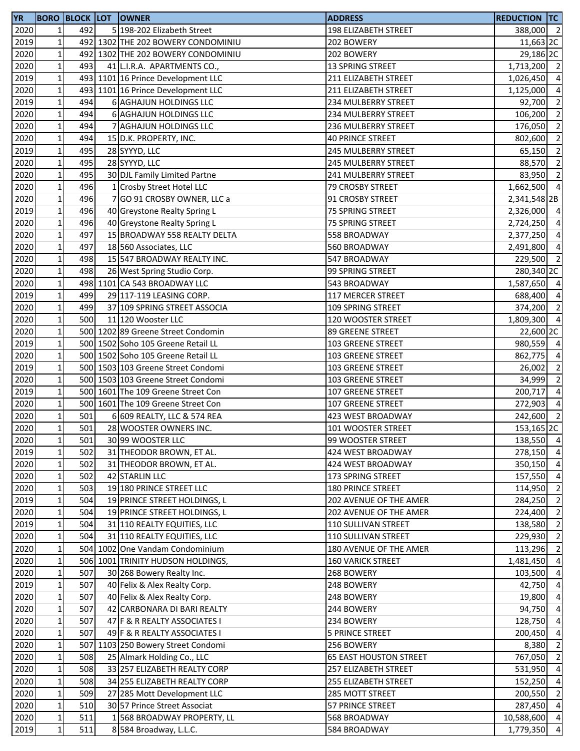| YR | BORO | BLOCK | LOT | OWNER | ADDRESS | REDUCTION | TC |
|---|---|---|---|---|---|---|---|
| 2020 | 1 | 492 | 5 | 198-202 Elizabeth Street | 198 ELIZABETH STREET | 388,000 | 2 |
| 2019 | 1 | 492 | 1302 | THE 202 BOWERY CONDOMINIU | 202 BOWERY | 11,663 | 2C |
| 2020 | 1 | 492 | 1302 | THE 202 BOWERY CONDOMINIU | 202 BOWERY | 29,186 | 2C |
| 2020 | 1 | 493 | 41 | L.I.R.A. APARTMENTS CO., | 13 SPRING STREET | 1,713,200 | 2 |
| 2019 | 1 | 493 | 1101 | 16 Prince Development LLC | 211 ELIZABETH STREET | 1,026,450 | 4 |
| 2020 | 1 | 493 | 1101 | 16 Prince Development LLC | 211 ELIZABETH STREET | 1,125,000 | 4 |
| 2019 | 1 | 494 | 6 | AGHAJUN HOLDINGS LLC | 234 MULBERRY STREET | 92,700 | 2 |
| 2020 | 1 | 494 | 6 | AGHAJUN HOLDINGS LLC | 234 MULBERRY STREET | 106,200 | 2 |
| 2020 | 1 | 494 | 7 | AGHAJUN HOLDINGS LLC | 236 MULBERRY STREET | 176,050 | 2 |
| 2020 | 1 | 494 | 15 | D.K. PROPERTY, INC. | 40 PRINCE STREET | 802,600 | 2 |
| 2019 | 1 | 495 | 28 | SYYYD, LLC | 245 MULBERRY STREET | 65,150 | 2 |
| 2020 | 1 | 495 | 28 | SYYYD, LLC | 245 MULBERRY STREET | 88,570 | 2 |
| 2020 | 1 | 495 | 30 | DJL Family Limited Partne | 241 MULBERRY STREET | 83,950 | 2 |
| 2020 | 1 | 496 | 1 | Crosby Street Hotel LLC | 79 CROSBY STREET | 1,662,500 | 4 |
| 2020 | 1 | 496 | 7 | GO 91 CROSBY OWNER, LLC a | 91 CROSBY STREET | 2,341,548 | 2B |
| 2019 | 1 | 496 | 40 | Greystone Realty Spring L | 75 SPRING STREET | 2,326,000 | 4 |
| 2020 | 1 | 496 | 40 | Greystone Realty Spring L | 75 SPRING STREET | 2,724,250 | 4 |
| 2020 | 1 | 497 | 15 | BROADWAY 558 REALTY DELTA | 558 BROADWAY | 2,377,250 | 4 |
| 2020 | 1 | 497 | 18 | 560 Associates, LLC | 560 BROADWAY | 2,491,800 | 4 |
| 2020 | 1 | 498 | 15 | 547 BROADWAY REALTY INC. | 547 BROADWAY | 229,500 | 2 |
| 2020 | 1 | 498 | 26 | West Spring Studio Corp. | 99 SPRING STREET | 280,340 | 2C |
| 2020 | 1 | 498 | 1101 | CA 543 BROADWAY LLC | 543 BROADWAY | 1,587,650 | 4 |
| 2019 | 1 | 499 | 29 | 117-119 LEASING CORP. | 117 MERCER STREET | 688,400 | 4 |
| 2020 | 1 | 499 | 37 | 109 SPRING STREET ASSOCIA | 109 SPRING STREET | 374,200 | 2 |
| 2020 | 1 | 500 | 11 | 120 Wooster LLC | 120 WOOSTER STREET | 1,809,300 | 4 |
| 2020 | 1 | 500 | 1202 | 89 Greene Street Condomin | 89 GREENE STREET | 22,600 | 2C |
| 2019 | 1 | 500 | 1502 | Soho 105 Greene Retail LL | 103 GREENE STREET | 980,559 | 4 |
| 2020 | 1 | 500 | 1502 | Soho 105 Greene Retail LL | 103 GREENE STREET | 862,775 | 4 |
| 2019 | 1 | 500 | 1503 | 103 Greene Street Condomi | 103 GREENE STREET | 26,002 | 2 |
| 2020 | 1 | 500 | 1503 | 103 Greene Street Condomi | 103 GREENE STREET | 34,999 | 2 |
| 2019 | 1 | 500 | 1601 | The 109 Greene Street Con | 107 GREENE STREET | 200,717 | 4 |
| 2020 | 1 | 500 | 1601 | The 109 Greene Street Con | 107 GREENE STREET | 272,903 | 4 |
| 2020 | 1 | 501 | 6 | 609 REALTY, LLC & 574 REA | 423 WEST BROADWAY | 242,600 | 2 |
| 2020 | 1 | 501 | 28 | WOOSTER OWNERS INC. | 101 WOOSTER STREET | 153,165 | 2C |
| 2020 | 1 | 501 | 30 | 99 WOOSTER LLC | 99 WOOSTER STREET | 138,550 | 4 |
| 2019 | 1 | 502 | 31 | THEODOR BROWN, ET AL. | 424 WEST BROADWAY | 278,150 | 4 |
| 2020 | 1 | 502 | 31 | THEODOR BROWN, ET AL. | 424 WEST BROADWAY | 350,150 | 4 |
| 2020 | 1 | 502 | 42 | STARLIN LLC | 173 SPRING STREET | 157,550 | 4 |
| 2020 | 1 | 503 | 19 | 180 PRINCE STREET LLC | 180 PRINCE STREET | 114,950 | 2 |
| 2019 | 1 | 504 | 19 | PRINCE STREET HOLDINGS, L | 202 AVENUE OF THE AMER | 284,250 | 2 |
| 2020 | 1 | 504 | 19 | PRINCE STREET HOLDINGS, L | 202 AVENUE OF THE AMER | 224,400 | 2 |
| 2019 | 1 | 504 | 31 | 110 REALTY EQUITIES, LLC | 110 SULLIVAN STREET | 138,580 | 2 |
| 2020 | 1 | 504 | 31 | 110 REALTY EQUITIES, LLC | 110 SULLIVAN STREET | 229,930 | 2 |
| 2020 | 1 | 504 | 1002 | One Vandam Condominium | 180 AVENUE OF THE AMER | 113,296 | 2 |
| 2020 | 1 | 506 | 1001 | TRINITY HUDSON HOLDINGS, | 160 VARICK STREET | 1,481,450 | 4 |
| 2020 | 1 | 507 | 30 | 268 Bowery Realty Inc. | 268 BOWERY | 103,500 | 4 |
| 2019 | 1 | 507 | 40 | Felix & Alex Realty Corp. | 248 BOWERY | 42,750 | 4 |
| 2020 | 1 | 507 | 40 | Felix & Alex Realty Corp. | 248 BOWERY | 19,800 | 4 |
| 2020 | 1 | 507 | 42 | CARBONARA DI BARI REALTY | 244 BOWERY | 94,750 | 4 |
| 2020 | 1 | 507 | 47 | F & R REALTY ASSOCIATES I | 234 BOWERY | 128,750 | 4 |
| 2020 | 1 | 507 | 49 | F & R REALTY ASSOCIATES I | 5 PRINCE STREET | 200,450 | 4 |
| 2020 | 1 | 507 | 1103 | 250 Bowery Street Condomi | 256 BOWERY | 8,380 | 2 |
| 2020 | 1 | 508 | 25 | Almark Holding Co., LLC | 65 EAST HOUSTON STREET | 767,050 | 2 |
| 2020 | 1 | 508 | 33 | 257 ELIZABETH REALTY CORP | 257 ELIZABETH STREET | 531,950 | 4 |
| 2020 | 1 | 508 | 34 | 255 ELIZABETH REALTY CORP | 255 ELIZABETH STREET | 152,250 | 4 |
| 2020 | 1 | 509 | 27 | 285 Mott Development LLC | 285 MOTT STREET | 200,550 | 2 |
| 2020 | 1 | 510 | 30 | 57 Prince Street Associat | 57 PRINCE STREET | 287,450 | 4 |
| 2020 | 1 | 511 | 1 | 568 BROADWAY PROPERTY, LL | 568 BROADWAY | 10,588,600 | 4 |
| 2019 | 1 | 511 | 8 | 584 Broadway, L.L.C. | 584 BROADWAY | 1,779,350 | 4 |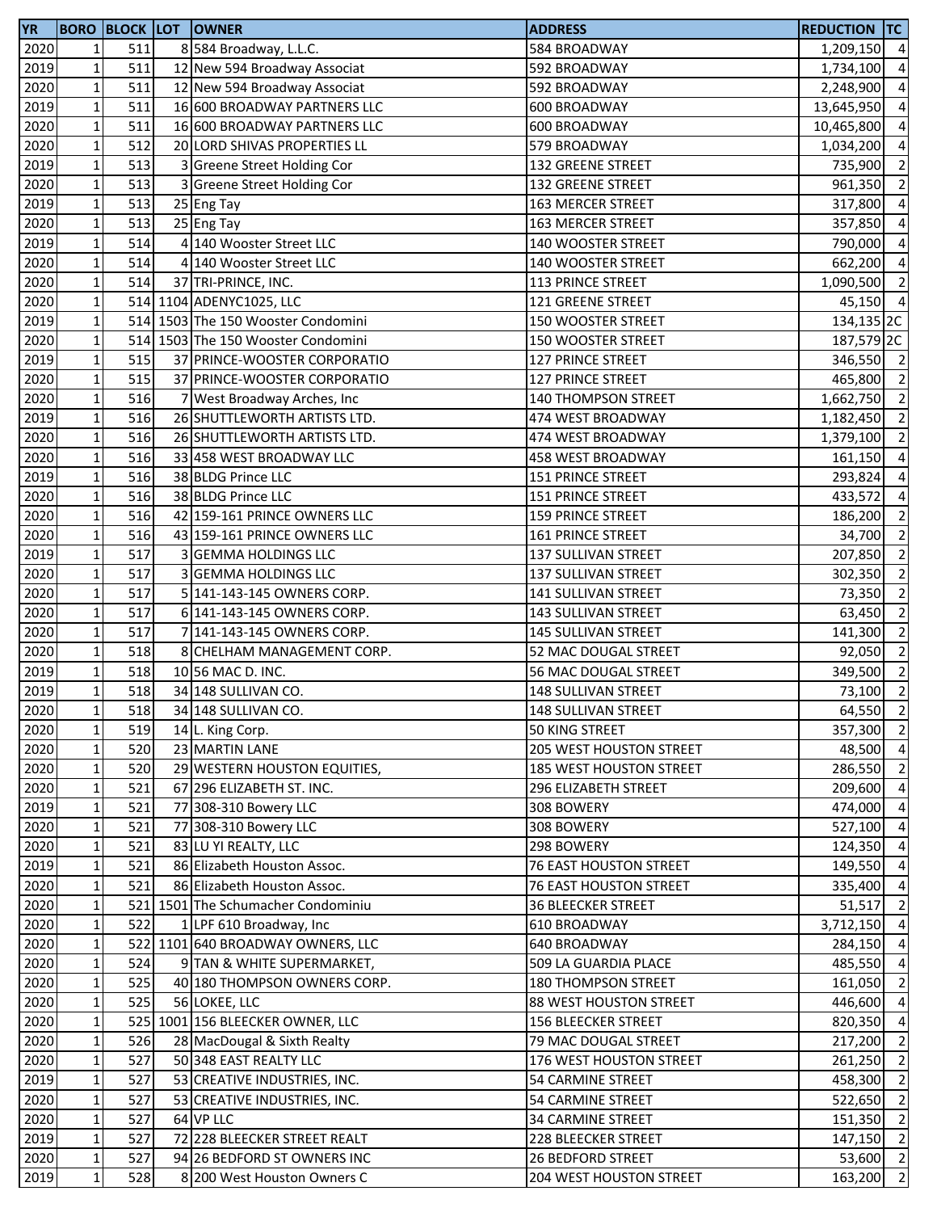| YR | BORO | BLOCK | LOT | OWNER | ADDRESS | REDUCTION | TC |
|---|---|---|---|---|---|---|---|
| 2020 | 1 | 511 | 8 | 584 Broadway, L.L.C. | 584 BROADWAY | 1,209,150 | 4 |
| 2019 | 1 | 511 | 12 | New 594 Broadway Associat | 592 BROADWAY | 1,734,100 | 4 |
| 2020 | 1 | 511 | 12 | New 594 Broadway Associat | 592 BROADWAY | 2,248,900 | 4 |
| 2019 | 1 | 511 | 16 | 600 BROADWAY PARTNERS LLC | 600 BROADWAY | 13,645,950 | 4 |
| 2020 | 1 | 511 | 16 | 600 BROADWAY PARTNERS LLC | 600 BROADWAY | 10,465,800 | 4 |
| 2020 | 1 | 512 | 20 | LORD SHIVAS PROPERTIES LL | 579 BROADWAY | 1,034,200 | 4 |
| 2019 | 1 | 513 | 3 | Greene Street Holding Cor | 132 GREENE STREET | 735,900 | 2 |
| 2020 | 1 | 513 | 3 | Greene Street Holding Cor | 132 GREENE STREET | 961,350 | 2 |
| 2019 | 1 | 513 | 25 | Eng Tay | 163 MERCER STREET | 317,800 | 4 |
| 2020 | 1 | 513 | 25 | Eng Tay | 163 MERCER STREET | 357,850 | 4 |
| 2019 | 1 | 514 | 4 | 140 Wooster Street LLC | 140 WOOSTER STREET | 790,000 | 4 |
| 2020 | 1 | 514 | 4 | 140 Wooster Street LLC | 140 WOOSTER STREET | 662,200 | 4 |
| 2020 | 1 | 514 | 37 | TRI-PRINCE, INC. | 113 PRINCE STREET | 1,090,500 | 2 |
| 2020 | 1 | 514 | 1104 | ADENYC1025, LLC | 121 GREENE STREET | 45,150 | 4 |
| 2019 | 1 | 514 | 1503 | The 150 Wooster Condomini | 150 WOOSTER STREET | 134,135 | 2C |
| 2020 | 1 | 514 | 1503 | The 150 Wooster Condomini | 150 WOOSTER STREET | 187,579 | 2C |
| 2019 | 1 | 515 | 37 | PRINCE-WOOSTER CORPORATIO | 127 PRINCE STREET | 346,550 | 2 |
| 2020 | 1 | 515 | 37 | PRINCE-WOOSTER CORPORATIO | 127 PRINCE STREET | 465,800 | 2 |
| 2020 | 1 | 516 | 7 | West Broadway Arches, Inc | 140 THOMPSON STREET | 1,662,750 | 2 |
| 2019 | 1 | 516 | 26 | SHUTTLEWORTH ARTISTS LTD. | 474 WEST BROADWAY | 1,182,450 | 2 |
| 2020 | 1 | 516 | 26 | SHUTTLEWORTH ARTISTS LTD. | 474 WEST BROADWAY | 1,379,100 | 2 |
| 2020 | 1 | 516 | 33 | 458 WEST BROADWAY LLC | 458 WEST BROADWAY | 161,150 | 4 |
| 2019 | 1 | 516 | 38 | BLDG Prince LLC | 151 PRINCE STREET | 293,824 | 4 |
| 2020 | 1 | 516 | 38 | BLDG Prince LLC | 151 PRINCE STREET | 433,572 | 4 |
| 2020 | 1 | 516 | 42 | 159-161 PRINCE OWNERS LLC | 159 PRINCE STREET | 186,200 | 2 |
| 2020 | 1 | 516 | 43 | 159-161 PRINCE OWNERS LLC | 161 PRINCE STREET | 34,700 | 2 |
| 2019 | 1 | 517 | 3 | GEMMA HOLDINGS LLC | 137 SULLIVAN STREET | 207,850 | 2 |
| 2020 | 1 | 517 | 3 | GEMMA HOLDINGS LLC | 137 SULLIVAN STREET | 302,350 | 2 |
| 2020 | 1 | 517 | 5 | 141-143-145 OWNERS CORP. | 141 SULLIVAN STREET | 73,350 | 2 |
| 2020 | 1 | 517 | 6 | 141-143-145 OWNERS CORP. | 143 SULLIVAN STREET | 63,450 | 2 |
| 2020 | 1 | 517 | 7 | 141-143-145 OWNERS CORP. | 145 SULLIVAN STREET | 141,300 | 2 |
| 2020 | 1 | 518 | 8 | CHELHAM MANAGEMENT CORP. | 52 MAC DOUGAL STREET | 92,050 | 2 |
| 2019 | 1 | 518 | 10 | 56 MAC D. INC. | 56 MAC DOUGAL STREET | 349,500 | 2 |
| 2019 | 1 | 518 | 34 | 148 SULLIVAN CO. | 148 SULLIVAN STREET | 73,100 | 2 |
| 2020 | 1 | 518 | 34 | 148 SULLIVAN CO. | 148 SULLIVAN STREET | 64,550 | 2 |
| 2020 | 1 | 519 | 14 | L. King Corp. | 50 KING STREET | 357,300 | 2 |
| 2020 | 1 | 520 | 23 | MARTIN LANE | 205 WEST HOUSTON STREET | 48,500 | 4 |
| 2020 | 1 | 520 | 29 | WESTERN HOUSTON EQUITIES, | 185 WEST HOUSTON STREET | 286,550 | 2 |
| 2020 | 1 | 521 | 67 | 296 ELIZABETH ST. INC. | 296 ELIZABETH STREET | 209,600 | 4 |
| 2019 | 1 | 521 | 77 | 308-310 Bowery LLC | 308 BOWERY | 474,000 | 4 |
| 2020 | 1 | 521 | 77 | 308-310 Bowery LLC | 308 BOWERY | 527,100 | 4 |
| 2020 | 1 | 521 | 83 | LU YI REALTY, LLC | 298 BOWERY | 124,350 | 4 |
| 2019 | 1 | 521 | 86 | Elizabeth Houston Assoc. | 76 EAST HOUSTON STREET | 149,550 | 4 |
| 2020 | 1 | 521 | 86 | Elizabeth Houston Assoc. | 76 EAST HOUSTON STREET | 335,400 | 4 |
| 2020 | 1 | 521 | 1501 | The Schumacher Condominiu | 36 BLEECKER STREET | 51,517 | 2 |
| 2020 | 1 | 522 | 1 | LPF 610 Broadway, Inc | 610 BROADWAY | 3,712,150 | 4 |
| 2020 | 1 | 522 | 1101 | 640 BROADWAY OWNERS, LLC | 640 BROADWAY | 284,150 | 4 |
| 2020 | 1 | 524 | 9 | TAN & WHITE SUPERMARKET, | 509 LA GUARDIA PLACE | 485,550 | 4 |
| 2020 | 1 | 525 | 40 | 180 THOMPSON OWNERS CORP. | 180 THOMPSON STREET | 161,050 | 2 |
| 2020 | 1 | 525 | 56 | LOKEE, LLC | 88 WEST HOUSTON STREET | 446,600 | 4 |
| 2020 | 1 | 525 | 1001 | 156 BLEECKER OWNER, LLC | 156 BLEECKER STREET | 820,350 | 4 |
| 2020 | 1 | 526 | 28 | MacDougal & Sixth Realty | 79 MAC DOUGAL STREET | 217,200 | 2 |
| 2020 | 1 | 527 | 50 | 348 EAST REALTY LLC | 176 WEST HOUSTON STREET | 261,250 | 2 |
| 2019 | 1 | 527 | 53 | CREATIVE INDUSTRIES, INC. | 54 CARMINE STREET | 458,300 | 2 |
| 2020 | 1 | 527 | 53 | CREATIVE INDUSTRIES, INC. | 54 CARMINE STREET | 522,650 | 2 |
| 2020 | 1 | 527 | 64 | VP LLC | 34 CARMINE STREET | 151,350 | 2 |
| 2019 | 1 | 527 | 72 | 228 BLEECKER STREET REALT | 228 BLEECKER STREET | 147,150 | 2 |
| 2020 | 1 | 527 | 94 | 26 BEDFORD ST OWNERS INC | 26 BEDFORD STREET | 53,600 | 2 |
| 2019 | 1 | 528 | 8 | 200 West Houston Owners C | 204 WEST HOUSTON STREET | 163,200 | 2 |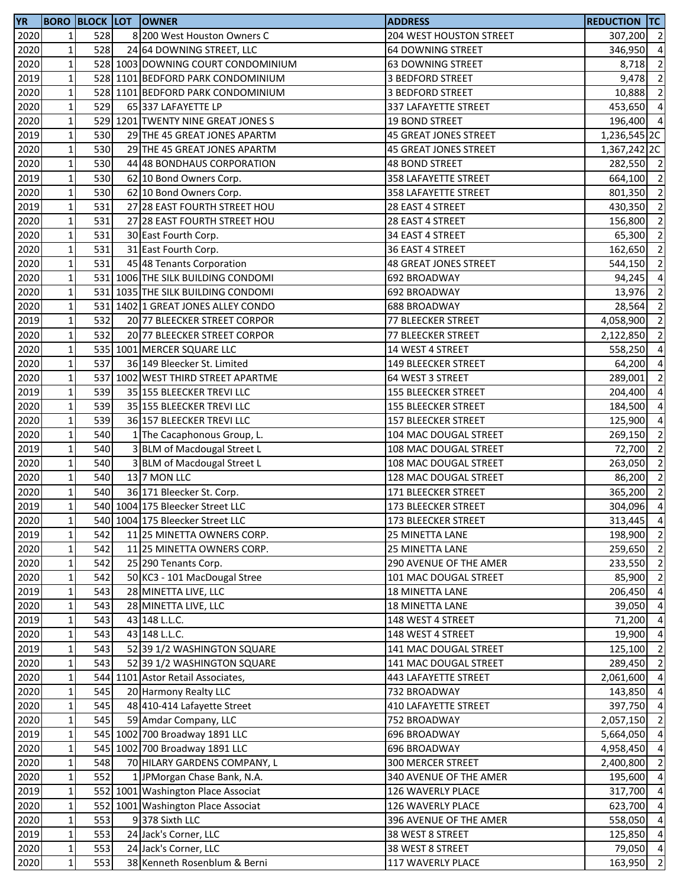| YR | BORO | BLOCK | LOT | OWNER | ADDRESS | REDUCTION | TC |
|---|---|---|---|---|---|---|---|
| 2020 | 1 | 528 | 8 | 200 West Houston Owners C | 204 WEST HOUSTON STREET | 307,200 | 2 |
| 2020 | 1 | 528 | 24 | 64 DOWNING STREET, LLC | 64 DOWNING STREET | 346,950 | 4 |
| 2020 | 1 | 528 | 1003 | DOWNING COURT CONDOMINIUM | 63 DOWNING STREET | 8,718 | 2 |
| 2019 | 1 | 528 | 1101 | BEDFORD PARK CONDOMINIUM | 3 BEDFORD STREET | 9,478 | 2 |
| 2020 | 1 | 528 | 1101 | BEDFORD PARK CONDOMINIUM | 3 BEDFORD STREET | 10,888 | 2 |
| 2020 | 1 | 529 | 65 | 337 LAFAYETTE LP | 337 LAFAYETTE STREET | 453,650 | 4 |
| 2020 | 1 | 529 | 1201 | TWENTY NINE GREAT JONES S | 19 BOND STREET | 196,400 | 4 |
| 2019 | 1 | 530 | 29 | THE 45 GREAT JONES APARTM | 45 GREAT JONES STREET | 1,236,545 | 2C |
| 2020 | 1 | 530 | 29 | THE 45 GREAT JONES APARTM | 45 GREAT JONES STREET | 1,367,242 | 2C |
| 2020 | 1 | 530 | 44 | 48 BONDHAUS CORPORATION | 48 BOND STREET | 282,550 | 2 |
| 2019 | 1 | 530 | 62 | 10 Bond Owners Corp. | 358 LAFAYETTE STREET | 664,100 | 2 |
| 2020 | 1 | 530 | 62 | 10 Bond Owners Corp. | 358 LAFAYETTE STREET | 801,350 | 2 |
| 2019 | 1 | 531 | 27 | 28 EAST FOURTH STREET HOU | 28 EAST 4 STREET | 430,350 | 2 |
| 2020 | 1 | 531 | 27 | 28 EAST FOURTH STREET HOU | 28 EAST 4 STREET | 156,800 | 2 |
| 2020 | 1 | 531 | 30 | East Fourth Corp. | 34 EAST 4 STREET | 65,300 | 2 |
| 2020 | 1 | 531 | 31 | East Fourth Corp. | 36 EAST 4 STREET | 162,650 | 2 |
| 2020 | 1 | 531 | 45 | 48 Tenants Corporation | 48 GREAT JONES STREET | 544,150 | 2 |
| 2020 | 1 | 531 | 1006 | THE SILK BUILDING CONDOMI | 692 BROADWAY | 94,245 | 4 |
| 2020 | 1 | 531 | 1035 | THE SILK BUILDING CONDOMI | 692 BROADWAY | 13,976 | 2 |
| 2020 | 1 | 531 | 1402 | 1 GREAT JONES ALLEY CONDO | 688 BROADWAY | 28,564 | 2 |
| 2019 | 1 | 532 | 20 | 77 BLEECKER STREET CORPOR | 77 BLEECKER STREET | 4,058,900 | 2 |
| 2020 | 1 | 532 | 20 | 77 BLEECKER STREET CORPOR | 77 BLEECKER STREET | 2,122,850 | 2 |
| 2020 | 1 | 535 | 1001 | MERCER SQUARE LLC | 14 WEST 4 STREET | 558,250 | 4 |
| 2020 | 1 | 537 | 36 | 149 Bleecker St. Limited | 149 BLEECKER STREET | 64,200 | 4 |
| 2020 | 1 | 537 | 1002 | WEST THIRD STREET APARTME | 64 WEST 3 STREET | 289,001 | 2 |
| 2019 | 1 | 539 | 35 | 155 BLEECKER TREVI LLC | 155 BLEECKER STREET | 204,400 | 4 |
| 2020 | 1 | 539 | 35 | 155 BLEECKER TREVI LLC | 155 BLEECKER STREET | 184,500 | 4 |
| 2020 | 1 | 539 | 36 | 157 BLEECKER TREVI LLC | 157 BLEECKER STREET | 125,900 | 4 |
| 2020 | 1 | 540 | 1 | The Cacaphonous Group, L. | 104 MAC DOUGAL STREET | 269,150 | 2 |
| 2019 | 1 | 540 | 3 | BLM of Macdougal Street L | 108 MAC DOUGAL STREET | 72,700 | 2 |
| 2020 | 1 | 540 | 3 | BLM of Macdougal Street L | 108 MAC DOUGAL STREET | 263,050 | 2 |
| 2020 | 1 | 540 | 13 | 7 MON LLC | 128 MAC DOUGAL STREET | 86,200 | 2 |
| 2020 | 1 | 540 | 36 | 171 Bleecker St. Corp. | 171 BLEECKER STREET | 365,200 | 2 |
| 2019 | 1 | 540 | 1004 | 175 Bleecker Street LLC | 173 BLEECKER STREET | 304,096 | 4 |
| 2020 | 1 | 540 | 1004 | 175 Bleecker Street LLC | 173 BLEECKER STREET | 313,445 | 4 |
| 2019 | 1 | 542 | 11 | 25 MINETTA OWNERS CORP. | 25 MINETTA LANE | 198,900 | 2 |
| 2020 | 1 | 542 | 11 | 25 MINETTA OWNERS CORP. | 25 MINETTA LANE | 259,650 | 2 |
| 2020 | 1 | 542 | 25 | 290 Tenants Corp. | 290 AVENUE OF THE AMER | 233,550 | 2 |
| 2020 | 1 | 542 | 50 | KC3 - 101 MacDougal Stree | 101 MAC DOUGAL STREET | 85,900 | 2 |
| 2019 | 1 | 543 | 28 | MINETTA LIVE, LLC | 18 MINETTA LANE | 206,450 | 4 |
| 2020 | 1 | 543 | 28 | MINETTA LIVE, LLC | 18 MINETTA LANE | 39,050 | 4 |
| 2019 | 1 | 543 | 43 | 148 L.L.C. | 148 WEST 4 STREET | 71,200 | 4 |
| 2020 | 1 | 543 | 43 | 148 L.L.C. | 148 WEST 4 STREET | 19,900 | 4 |
| 2019 | 1 | 543 | 52 | 39 1/2 WASHINGTON SQUARE | 141 MAC DOUGAL STREET | 125,100 | 2 |
| 2020 | 1 | 543 | 52 | 39 1/2 WASHINGTON SQUARE | 141 MAC DOUGAL STREET | 289,450 | 2 |
| 2020 | 1 | 544 | 1101 | Astor Retail Associates, | 443 LAFAYETTE STREET | 2,061,600 | 4 |
| 2020 | 1 | 545 | 20 | Harmony Realty LLC | 732 BROADWAY | 143,850 | 4 |
| 2020 | 1 | 545 | 48 | 410-414 Lafayette Street | 410 LAFAYETTE STREET | 397,750 | 4 |
| 2020 | 1 | 545 | 59 | Amdar Company, LLC | 752 BROADWAY | 2,057,150 | 2 |
| 2019 | 1 | 545 | 1002 | 700 Broadway 1891 LLC | 696 BROADWAY | 5,664,050 | 4 |
| 2020 | 1 | 545 | 1002 | 700 Broadway 1891 LLC | 696 BROADWAY | 4,958,450 | 4 |
| 2020 | 1 | 548 | 70 | HILARY GARDENS COMPANY, L | 300 MERCER STREET | 2,400,800 | 2 |
| 2020 | 1 | 552 | 1 | JPMorgan Chase Bank, N.A. | 340 AVENUE OF THE AMER | 195,600 | 4 |
| 2019 | 1 | 552 | 1001 | Washington Place Associat | 126 WAVERLY PLACE | 317,700 | 4 |
| 2020 | 1 | 552 | 1001 | Washington Place Associat | 126 WAVERLY PLACE | 623,700 | 4 |
| 2020 | 1 | 553 | 9 | 378 Sixth LLC | 396 AVENUE OF THE AMER | 558,050 | 4 |
| 2019 | 1 | 553 | 24 | Jack's Corner, LLC | 38 WEST 8 STREET | 125,850 | 4 |
| 2020 | 1 | 553 | 24 | Jack's Corner, LLC | 38 WEST 8 STREET | 79,050 | 4 |
| 2020 | 1 | 553 | 38 | Kenneth Rosenblum & Berni | 117 WAVERLY PLACE | 163,950 | 2 |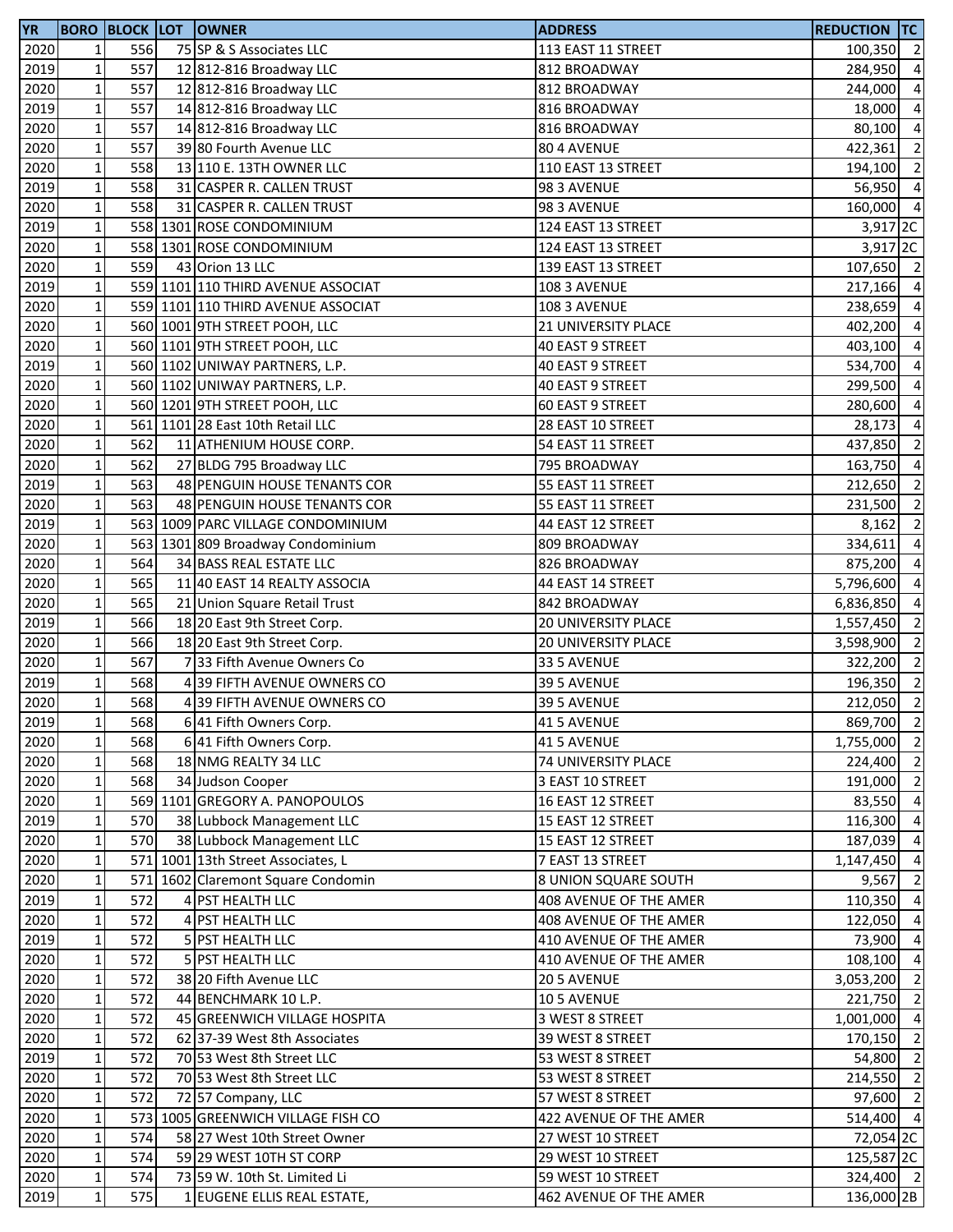| YR | BORO | BLOCK | LOT | OWNER | ADDRESS | REDUCTION | TC |
|---|---|---|---|---|---|---|---|
| 2020 | 1 | 556 | 75 | SP & S Associates LLC | 113 EAST 11 STREET | 100,350 | 2 |
| 2019 | 1 | 557 | 12 | 812-816 Broadway LLC | 812 BROADWAY | 284,950 | 4 |
| 2020 | 1 | 557 | 12 | 812-816 Broadway LLC | 812 BROADWAY | 244,000 | 4 |
| 2019 | 1 | 557 | 14 | 812-816 Broadway LLC | 816 BROADWAY | 18,000 | 4 |
| 2020 | 1 | 557 | 14 | 812-816 Broadway LLC | 816 BROADWAY | 80,100 | 4 |
| 2020 | 1 | 557 | 39 | 80 Fourth Avenue LLC | 80 4 AVENUE | 422,361 | 2 |
| 2020 | 1 | 558 | 13 | 110 E. 13TH OWNER LLC | 110 EAST 13 STREET | 194,100 | 2 |
| 2019 | 1 | 558 | 31 | CASPER R. CALLEN TRUST | 98 3 AVENUE | 56,950 | 4 |
| 2020 | 1 | 558 | 31 | CASPER R. CALLEN TRUST | 98 3 AVENUE | 160,000 | 4 |
| 2019 | 1 | 558 | 1301 | ROSE CONDOMINIUM | 124 EAST 13 STREET | 3,917 | 2C |
| 2020 | 1 | 558 | 1301 | ROSE CONDOMINIUM | 124 EAST 13 STREET | 3,917 | 2C |
| 2020 | 1 | 559 | 43 | Orion 13 LLC | 139 EAST 13 STREET | 107,650 | 2 |
| 2019 | 1 | 559 | 1101 | 110 THIRD AVENUE ASSOCIAT | 108 3 AVENUE | 217,166 | 4 |
| 2020 | 1 | 559 | 1101 | 110 THIRD AVENUE ASSOCIAT | 108 3 AVENUE | 238,659 | 4 |
| 2020 | 1 | 560 | 1001 | 9TH STREET POOH, LLC | 21 UNIVERSITY PLACE | 402,200 | 4 |
| 2020 | 1 | 560 | 1101 | 9TH STREET POOH, LLC | 40 EAST 9 STREET | 403,100 | 4 |
| 2019 | 1 | 560 | 1102 | UNIWAY PARTNERS, L.P. | 40 EAST 9 STREET | 534,700 | 4 |
| 2020 | 1 | 560 | 1102 | UNIWAY PARTNERS, L.P. | 40 EAST 9 STREET | 299,500 | 4 |
| 2020 | 1 | 560 | 1201 | 9TH STREET POOH, LLC | 60 EAST 9 STREET | 280,600 | 4 |
| 2020 | 1 | 561 | 1101 | 28 East 10th Retail LLC | 28 EAST 10 STREET | 28,173 | 4 |
| 2020 | 1 | 562 | 11 | ATHENIUM HOUSE CORP. | 54 EAST 11 STREET | 437,850 | 2 |
| 2020 | 1 | 562 | 27 | BLDG 795 Broadway LLC | 795 BROADWAY | 163,750 | 4 |
| 2019 | 1 | 563 | 48 | PENGUIN HOUSE TENANTS COR | 55 EAST 11 STREET | 212,650 | 2 |
| 2020 | 1 | 563 | 48 | PENGUIN HOUSE TENANTS COR | 55 EAST 11 STREET | 231,500 | 2 |
| 2019 | 1 | 563 | 1009 | PARC VILLAGE CONDOMINIUM | 44 EAST 12 STREET | 8,162 | 2 |
| 2020 | 1 | 563 | 1301 | 809 Broadway Condominium | 809 BROADWAY | 334,611 | 4 |
| 2020 | 1 | 564 | 34 | BASS REAL ESTATE LLC | 826 BROADWAY | 875,200 | 4 |
| 2020 | 1 | 565 | 11 | 40 EAST 14 REALTY ASSOCIA | 44 EAST 14 STREET | 5,796,600 | 4 |
| 2020 | 1 | 565 | 21 | Union Square Retail Trust | 842 BROADWAY | 6,836,850 | 4 |
| 2019 | 1 | 566 | 18 | 20 East 9th Street Corp. | 20 UNIVERSITY PLACE | 1,557,450 | 2 |
| 2020 | 1 | 566 | 18 | 20 East 9th Street Corp. | 20 UNIVERSITY PLACE | 3,598,900 | 2 |
| 2020 | 1 | 567 | 7 | 33 Fifth Avenue Owners Co | 33 5 AVENUE | 322,200 | 2 |
| 2019 | 1 | 568 | 4 | 39 FIFTH AVENUE OWNERS CO | 39 5 AVENUE | 196,350 | 2 |
| 2020 | 1 | 568 | 4 | 39 FIFTH AVENUE OWNERS CO | 39 5 AVENUE | 212,050 | 2 |
| 2019 | 1 | 568 | 6 | 41 Fifth Owners Corp. | 41 5 AVENUE | 869,700 | 2 |
| 2020 | 1 | 568 | 6 | 41 Fifth Owners Corp. | 41 5 AVENUE | 1,755,000 | 2 |
| 2020 | 1 | 568 | 18 | NMG REALTY 34 LLC | 74 UNIVERSITY PLACE | 224,400 | 2 |
| 2020 | 1 | 568 | 34 | Judson Cooper | 3 EAST 10 STREET | 191,000 | 2 |
| 2020 | 1 | 569 | 1101 | GREGORY A. PANOPOULOS | 16 EAST 12 STREET | 83,550 | 4 |
| 2019 | 1 | 570 | 38 | Lubbock Management LLC | 15 EAST 12 STREET | 116,300 | 4 |
| 2020 | 1 | 570 | 38 | Lubbock Management LLC | 15 EAST 12 STREET | 187,039 | 4 |
| 2020 | 1 | 571 | 1001 | 13th Street Associates, L | 7 EAST 13 STREET | 1,147,450 | 4 |
| 2020 | 1 | 571 | 1602 | Claremont Square Condomin | 8 UNION SQUARE SOUTH | 9,567 | 2 |
| 2019 | 1 | 572 | 4 | PST HEALTH LLC | 408 AVENUE OF THE AMER | 110,350 | 4 |
| 2020 | 1 | 572 | 4 | PST HEALTH LLC | 408 AVENUE OF THE AMER | 122,050 | 4 |
| 2019 | 1 | 572 | 5 | PST HEALTH LLC | 410 AVENUE OF THE AMER | 73,900 | 4 |
| 2020 | 1 | 572 | 5 | PST HEALTH LLC | 410 AVENUE OF THE AMER | 108,100 | 4 |
| 2020 | 1 | 572 | 38 | 20 Fifth Avenue LLC | 20 5 AVENUE | 3,053,200 | 2 |
| 2020 | 1 | 572 | 44 | BENCHMARK 10 L.P. | 10 5 AVENUE | 221,750 | 2 |
| 2020 | 1 | 572 | 45 | GREENWICH VILLAGE HOSPITA | 3 WEST 8 STREET | 1,001,000 | 4 |
| 2020 | 1 | 572 | 62 | 37-39 West 8th Associates | 39 WEST 8 STREET | 170,150 | 2 |
| 2019 | 1 | 572 | 70 | 53 West 8th Street LLC | 53 WEST 8 STREET | 54,800 | 2 |
| 2020 | 1 | 572 | 70 | 53 West 8th Street LLC | 53 WEST 8 STREET | 214,550 | 2 |
| 2020 | 1 | 572 | 72 | 57 Company, LLC | 57 WEST 8 STREET | 97,600 | 2 |
| 2020 | 1 | 573 | 1005 | GREENWICH VILLAGE FISH CO | 422 AVENUE OF THE AMER | 514,400 | 4 |
| 2020 | 1 | 574 | 58 | 27 West 10th Street Owner | 27 WEST 10 STREET | 72,054 | 2C |
| 2020 | 1 | 574 | 59 | 29 WEST 10TH ST CORP | 29 WEST 10 STREET | 125,587 | 2C |
| 2020 | 1 | 574 | 73 | 59 W. 10th St. Limited Li | 59 WEST 10 STREET | 324,400 | 2 |
| 2019 | 1 | 575 | 1 | EUGENE ELLIS REAL ESTATE, | 462 AVENUE OF THE AMER | 136,000 | 2B |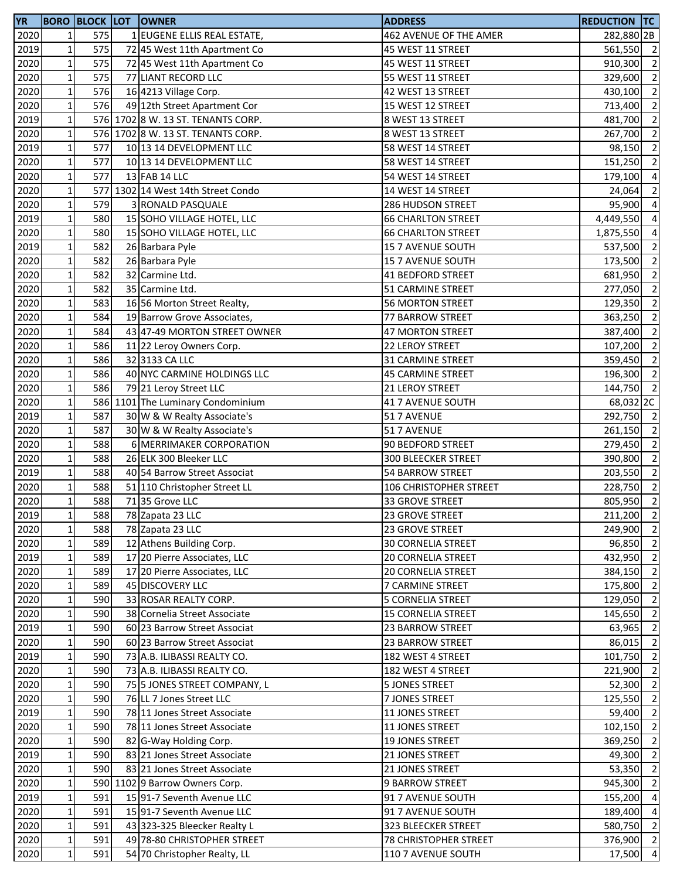| YR | BORO | BLOCK | LOT | OWNER | ADDRESS | REDUCTION | TC |
|---|---|---|---|---|---|---|---|
| 2020 | 1 | 575 | 1 | EUGENE ELLIS REAL ESTATE, | 462 AVENUE OF THE AMER | 282,880 | 2B |
| 2019 | 1 | 575 | 72 | 45 West 11th Apartment Co | 45 WEST 11 STREET | 561,550 | 2 |
| 2020 | 1 | 575 | 72 | 45 West 11th Apartment Co | 45 WEST 11 STREET | 910,300 | 2 |
| 2020 | 1 | 575 | 77 | LIANT RECORD LLC | 55 WEST 11 STREET | 329,600 | 2 |
| 2020 | 1 | 576 | 16 | 4213 Village Corp. | 42 WEST 13 STREET | 430,100 | 2 |
| 2020 | 1 | 576 | 49 | 12th Street Apartment Cor | 15 WEST 12 STREET | 713,400 | 2 |
| 2019 | 1 | 576 | 1702 | 8 W. 13 ST. TENANTS CORP. | 8 WEST 13 STREET | 481,700 | 2 |
| 2020 | 1 | 576 | 1702 | 8 W. 13 ST. TENANTS CORP. | 8 WEST 13 STREET | 267,700 | 2 |
| 2019 | 1 | 577 | 10 | 13 14 DEVELOPMENT LLC | 58 WEST 14 STREET | 98,150 | 2 |
| 2020 | 1 | 577 | 10 | 13 14 DEVELOPMENT LLC | 58 WEST 14 STREET | 151,250 | 2 |
| 2020 | 1 | 577 | 13 | FAB 14 LLC | 54 WEST 14 STREET | 179,100 | 4 |
| 2020 | 1 | 577 | 1302 | 14 West 14th Street Condo | 14 WEST 14 STREET | 24,064 | 2 |
| 2020 | 1 | 579 | 3 | RONALD PASQUALE | 286 HUDSON STREET | 95,900 | 4 |
| 2019 | 1 | 580 | 15 | SOHO VILLAGE HOTEL, LLC | 66 CHARLTON STREET | 4,449,550 | 4 |
| 2020 | 1 | 580 | 15 | SOHO VILLAGE HOTEL, LLC | 66 CHARLTON STREET | 1,875,550 | 4 |
| 2019 | 1 | 582 | 26 | Barbara Pyle | 15 7 AVENUE SOUTH | 537,500 | 2 |
| 2020 | 1 | 582 | 26 | Barbara Pyle | 15 7 AVENUE SOUTH | 173,500 | 2 |
| 2020 | 1 | 582 | 32 | Carmine Ltd. | 41 BEDFORD STREET | 681,950 | 2 |
| 2020 | 1 | 582 | 35 | Carmine Ltd. | 51 CARMINE STREET | 277,050 | 2 |
| 2020 | 1 | 583 | 16 | 56 Morton Street Realty, | 56 MORTON STREET | 129,350 | 2 |
| 2020 | 1 | 584 | 19 | Barrow Grove Associates, | 77 BARROW STREET | 363,250 | 2 |
| 2020 | 1 | 584 | 43 | 47-49 MORTON STREET OWNER | 47 MORTON STREET | 387,400 | 2 |
| 2020 | 1 | 586 | 11 | 22 Leroy Owners Corp. | 22 LEROY STREET | 107,200 | 2 |
| 2020 | 1 | 586 | 32 | 3133 CA LLC | 31 CARMINE STREET | 359,450 | 2 |
| 2020 | 1 | 586 | 40 | NYC CARMINE HOLDINGS LLC | 45 CARMINE STREET | 196,300 | 2 |
| 2020 | 1 | 586 | 79 | 21 Leroy Street LLC | 21 LEROY STREET | 144,750 | 2 |
| 2020 | 1 | 586 | 1101 | The Luminary Condominium | 41 7 AVENUE SOUTH | 68,032 | 2C |
| 2019 | 1 | 587 | 30 | W & W Realty Associate's | 51 7 AVENUE | 292,750 | 2 |
| 2020 | 1 | 587 | 30 | W & W Realty Associate's | 51 7 AVENUE | 261,150 | 2 |
| 2020 | 1 | 588 | 6 | MERRIMAKER CORPORATION | 90 BEDFORD STREET | 279,450 | 2 |
| 2020 | 1 | 588 | 26 | ELK 300 Bleeker LLC | 300 BLEECKER STREET | 390,800 | 2 |
| 2019 | 1 | 588 | 40 | 54 Barrow Street Associat | 54 BARROW STREET | 203,550 | 2 |
| 2020 | 1 | 588 | 51 | 110 Christopher Street LL | 106 CHRISTOPHER STREET | 228,750 | 2 |
| 2020 | 1 | 588 | 71 | 35 Grove LLC | 33 GROVE STREET | 805,950 | 2 |
| 2019 | 1 | 588 | 78 | Zapata 23 LLC | 23 GROVE STREET | 211,200 | 2 |
| 2020 | 1 | 588 | 78 | Zapata 23 LLC | 23 GROVE STREET | 249,900 | 2 |
| 2020 | 1 | 589 | 12 | Athens Building Corp. | 30 CORNELIA STREET | 96,850 | 2 |
| 2019 | 1 | 589 | 17 | 20 Pierre Associates, LLC | 20 CORNELIA STREET | 432,950 | 2 |
| 2020 | 1 | 589 | 17 | 20 Pierre Associates, LLC | 20 CORNELIA STREET | 384,150 | 2 |
| 2020 | 1 | 589 | 45 | DISCOVERY LLC | 7 CARMINE STREET | 175,800 | 2 |
| 2020 | 1 | 590 | 33 | ROSAR REALTY CORP. | 5 CORNELIA STREET | 129,050 | 2 |
| 2020 | 1 | 590 | 38 | Cornelia Street Associate | 15 CORNELIA STREET | 145,650 | 2 |
| 2019 | 1 | 590 | 60 | 23 Barrow Street Associat | 23 BARROW STREET | 63,965 | 2 |
| 2020 | 1 | 590 | 60 | 23 Barrow Street Associat | 23 BARROW STREET | 86,015 | 2 |
| 2019 | 1 | 590 | 73 | A.B. ILIBASSI REALTY CO. | 182 WEST 4 STREET | 101,750 | 2 |
| 2020 | 1 | 590 | 73 | A.B. ILIBASSI REALTY CO. | 182 WEST 4 STREET | 221,900 | 2 |
| 2020 | 1 | 590 | 75 | 5 JONES STREET COMPANY, L | 5 JONES STREET | 52,300 | 2 |
| 2020 | 1 | 590 | 76 | LL 7 Jones Street LLC | 7 JONES STREET | 125,550 | 2 |
| 2019 | 1 | 590 | 78 | 11 Jones Street Associate | 11 JONES STREET | 59,400 | 2 |
| 2020 | 1 | 590 | 78 | 11 Jones Street Associate | 11 JONES STREET | 102,150 | 2 |
| 2020 | 1 | 590 | 82 | G-Way Holding Corp. | 19 JONES STREET | 369,250 | 2 |
| 2019 | 1 | 590 | 83 | 21 Jones Street Associate | 21 JONES STREET | 49,300 | 2 |
| 2020 | 1 | 590 | 83 | 21 Jones Street Associate | 21 JONES STREET | 53,350 | 2 |
| 2020 | 1 | 590 | 1102 | 9 Barrow Owners Corp. | 9 BARROW STREET | 945,300 | 2 |
| 2019 | 1 | 591 | 15 | 91-7 Seventh Avenue LLC | 91 7 AVENUE SOUTH | 155,200 | 4 |
| 2020 | 1 | 591 | 15 | 91-7 Seventh Avenue LLC | 91 7 AVENUE SOUTH | 189,400 | 4 |
| 2020 | 1 | 591 | 43 | 323-325 Bleecker Realty L | 323 BLEECKER STREET | 580,750 | 2 |
| 2020 | 1 | 591 | 49 | 78-80 CHRISTOPHER STREET | 78 CHRISTOPHER STREET | 376,900 | 2 |
| 2020 | 1 | 591 | 54 | 70 Christopher Realty, LL | 110 7 AVENUE SOUTH | 17,500 | 4 |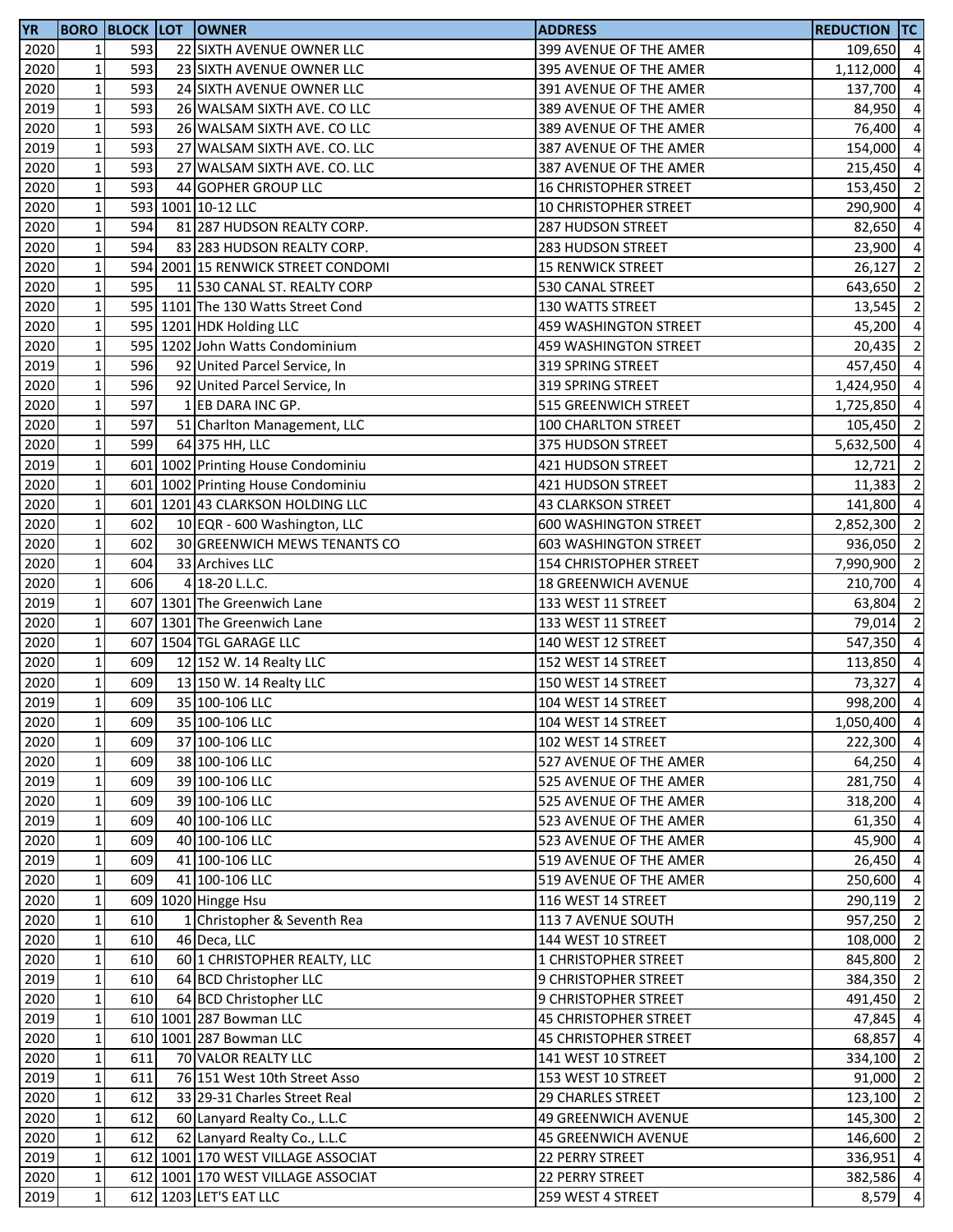| YR | BORO | BLOCK | LOT | OWNER | ADDRESS | REDUCTION | TC |
|---|---|---|---|---|---|---|---|
| 2020 | 1 | 593 | 22 | SIXTH AVENUE OWNER LLC | 399 AVENUE OF THE AMER | 109,650 | 4 |
| 2020 | 1 | 593 | 23 | SIXTH AVENUE OWNER LLC | 395 AVENUE OF THE AMER | 1,112,000 | 4 |
| 2020 | 1 | 593 | 24 | SIXTH AVENUE OWNER LLC | 391 AVENUE OF THE AMER | 137,700 | 4 |
| 2019 | 1 | 593 | 26 | WALSAM SIXTH AVE. CO LLC | 389 AVENUE OF THE AMER | 84,950 | 4 |
| 2020 | 1 | 593 | 26 | WALSAM SIXTH AVE. CO LLC | 389 AVENUE OF THE AMER | 76,400 | 4 |
| 2019 | 1 | 593 | 27 | WALSAM SIXTH AVE. CO. LLC | 387 AVENUE OF THE AMER | 154,000 | 4 |
| 2020 | 1 | 593 | 27 | WALSAM SIXTH AVE. CO. LLC | 387 AVENUE OF THE AMER | 215,450 | 4 |
| 2020 | 1 | 593 | 44 | GOPHER GROUP LLC | 16 CHRISTOPHER STREET | 153,450 | 2 |
| 2020 | 1 | 593 | 1001 | 10-12 LLC | 10 CHRISTOPHER STREET | 290,900 | 4 |
| 2020 | 1 | 594 | 81 | 287 HUDSON REALTY CORP. | 287 HUDSON STREET | 82,650 | 4 |
| 2020 | 1 | 594 | 83 | 283 HUDSON REALTY CORP. | 283 HUDSON STREET | 23,900 | 4 |
| 2020 | 1 | 594 | 2001 | 15 RENWICK STREET CONDOMI | 15 RENWICK STREET | 26,127 | 2 |
| 2020 | 1 | 595 | 11 | 530 CANAL ST. REALTY CORP | 530 CANAL STREET | 643,650 | 2 |
| 2020 | 1 | 595 | 1101 | The 130 Watts Street Cond | 130 WATTS STREET | 13,545 | 2 |
| 2020 | 1 | 595 | 1201 | HDK Holding LLC | 459 WASHINGTON STREET | 45,200 | 4 |
| 2020 | 1 | 595 | 1202 | John Watts Condominium | 459 WASHINGTON STREET | 20,435 | 2 |
| 2019 | 1 | 596 | 92 | United Parcel Service, In | 319 SPRING STREET | 457,450 | 4 |
| 2020 | 1 | 596 | 92 | United Parcel Service, In | 319 SPRING STREET | 1,424,950 | 4 |
| 2020 | 1 | 597 | 1 | EB DARA INC GP. | 515 GREENWICH STREET | 1,725,850 | 4 |
| 2020 | 1 | 597 | 51 | Charlton Management, LLC | 100 CHARLTON STREET | 105,450 | 2 |
| 2020 | 1 | 599 | 64 | 375 HH, LLC | 375 HUDSON STREET | 5,632,500 | 4 |
| 2019 | 1 | 601 | 1002 | Printing House Condominiu | 421 HUDSON STREET | 12,721 | 2 |
| 2020 | 1 | 601 | 1002 | Printing House Condominiu | 421 HUDSON STREET | 11,383 | 2 |
| 2020 | 1 | 601 | 1201 | 43 CLARKSON HOLDING LLC | 43 CLARKSON STREET | 141,800 | 4 |
| 2020 | 1 | 602 | 10 | EQR - 600 Washington, LLC | 600 WASHINGTON STREET | 2,852,300 | 2 |
| 2020 | 1 | 602 | 30 | GREENWICH MEWS TENANTS CO | 603 WASHINGTON STREET | 936,050 | 2 |
| 2020 | 1 | 604 | 33 | Archives LLC | 154 CHRISTOPHER STREET | 7,990,900 | 2 |
| 2020 | 1 | 606 | 4 | 18-20 L.L.C. | 18 GREENWICH AVENUE | 210,700 | 4 |
| 2019 | 1 | 607 | 1301 | The Greenwich Lane | 133 WEST 11 STREET | 63,804 | 2 |
| 2020 | 1 | 607 | 1301 | The Greenwich Lane | 133 WEST 11 STREET | 79,014 | 2 |
| 2020 | 1 | 607 | 1504 | TGL GARAGE LLC | 140 WEST 12 STREET | 547,350 | 4 |
| 2020 | 1 | 609 | 12 | 152 W. 14 Realty LLC | 152 WEST 14 STREET | 113,850 | 4 |
| 2020 | 1 | 609 | 13 | 150 W. 14 Realty LLC | 150 WEST 14 STREET | 73,327 | 4 |
| 2019 | 1 | 609 | 35 | 100-106 LLC | 104 WEST 14 STREET | 998,200 | 4 |
| 2020 | 1 | 609 | 35 | 100-106 LLC | 104 WEST 14 STREET | 1,050,400 | 4 |
| 2020 | 1 | 609 | 37 | 100-106 LLC | 102 WEST 14 STREET | 222,300 | 4 |
| 2020 | 1 | 609 | 38 | 100-106 LLC | 527 AVENUE OF THE AMER | 64,250 | 4 |
| 2019 | 1 | 609 | 39 | 100-106 LLC | 525 AVENUE OF THE AMER | 281,750 | 4 |
| 2020 | 1 | 609 | 39 | 100-106 LLC | 525 AVENUE OF THE AMER | 318,200 | 4 |
| 2019 | 1 | 609 | 40 | 100-106 LLC | 523 AVENUE OF THE AMER | 61,350 | 4 |
| 2020 | 1 | 609 | 40 | 100-106 LLC | 523 AVENUE OF THE AMER | 45,900 | 4 |
| 2019 | 1 | 609 | 41 | 100-106 LLC | 519 AVENUE OF THE AMER | 26,450 | 4 |
| 2020 | 1 | 609 | 41 | 100-106 LLC | 519 AVENUE OF THE AMER | 250,600 | 4 |
| 2020 | 1 | 609 | 1020 | Hingge Hsu | 116 WEST 14 STREET | 290,119 | 2 |
| 2020 | 1 | 610 | 1 | Christopher & Seventh Rea | 113 7 AVENUE SOUTH | 957,250 | 2 |
| 2020 | 1 | 610 | 46 | Deca, LLC | 144 WEST 10 STREET | 108,000 | 2 |
| 2020 | 1 | 610 | 60 | 1 CHRISTOPHER REALTY, LLC | 1 CHRISTOPHER STREET | 845,800 | 2 |
| 2019 | 1 | 610 | 64 | BCD Christopher LLC | 9 CHRISTOPHER STREET | 384,350 | 2 |
| 2020 | 1 | 610 | 64 | BCD Christopher LLC | 9 CHRISTOPHER STREET | 491,450 | 2 |
| 2019 | 1 | 610 | 1001 | 287 Bowman LLC | 45 CHRISTOPHER STREET | 47,845 | 4 |
| 2020 | 1 | 610 | 1001 | 287 Bowman LLC | 45 CHRISTOPHER STREET | 68,857 | 4 |
| 2020 | 1 | 611 | 70 | VALOR REALTY LLC | 141 WEST 10 STREET | 334,100 | 2 |
| 2019 | 1 | 611 | 76 | 151 West 10th Street Asso | 153 WEST 10 STREET | 91,000 | 2 |
| 2020 | 1 | 612 | 33 | 29-31 Charles Street Real | 29 CHARLES STREET | 123,100 | 2 |
| 2020 | 1 | 612 | 60 | Lanyard Realty Co., L.L.C | 49 GREENWICH AVENUE | 145,300 | 2 |
| 2020 | 1 | 612 | 62 | Lanyard Realty Co., L.L.C | 45 GREENWICH AVENUE | 146,600 | 2 |
| 2019 | 1 | 612 | 1001 | 170 WEST VILLAGE ASSOCIAT | 22 PERRY STREET | 336,951 | 4 |
| 2020 | 1 | 612 | 1001 | 170 WEST VILLAGE ASSOCIAT | 22 PERRY STREET | 382,586 | 4 |
| 2019 | 1 | 612 | 1203 | LET'S EAT LLC | 259 WEST 4 STREET | 8,579 | 4 |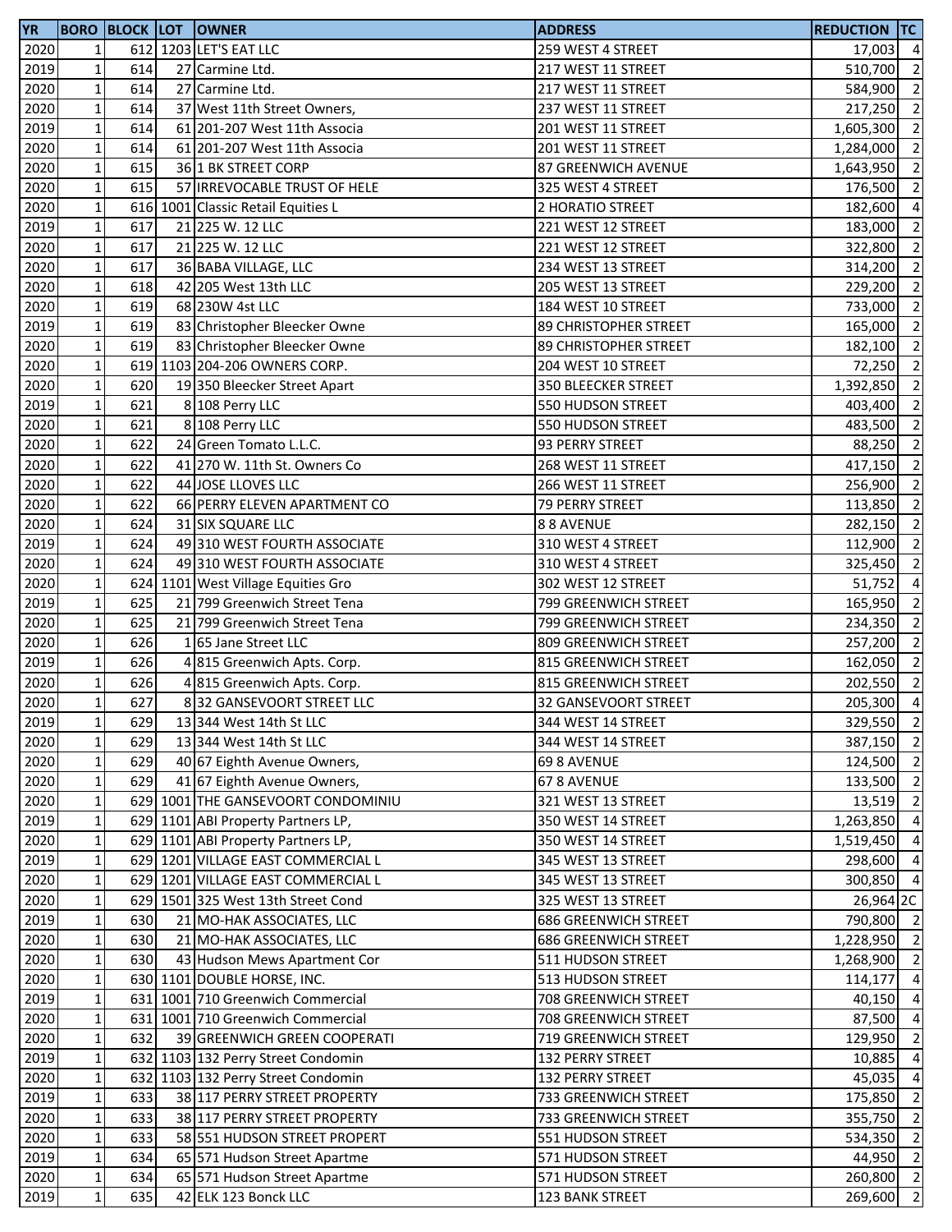| YR | BORO | BLOCK | LOT | OWNER | ADDRESS | REDUCTION | TC |
|---|---|---|---|---|---|---|---|
| 2020 | 1 | 612 | 1203 | LET'S EAT LLC | 259 WEST 4 STREET | 17,003 | 4 |
| 2019 | 1 | 614 | 27 | Carmine Ltd. | 217 WEST 11 STREET | 510,700 | 2 |
| 2020 | 1 | 614 | 27 | Carmine Ltd. | 217 WEST 11 STREET | 584,900 | 2 |
| 2020 | 1 | 614 | 37 | West 11th Street Owners, | 237 WEST 11 STREET | 217,250 | 2 |
| 2019 | 1 | 614 | 61 | 201-207 West 11th Associa | 201 WEST 11 STREET | 1,605,300 | 2 |
| 2020 | 1 | 614 | 61 | 201-207 West 11th Associa | 201 WEST 11 STREET | 1,284,000 | 2 |
| 2020 | 1 | 615 | 36 | 1 BK STREET CORP | 87 GREENWICH AVENUE | 1,643,950 | 2 |
| 2020 | 1 | 615 | 57 | IRREVOCABLE TRUST OF HELE | 325 WEST 4 STREET | 176,500 | 2 |
| 2020 | 1 | 616 | 1001 | Classic Retail Equities L | 2 HORATIO STREET | 182,600 | 4 |
| 2019 | 1 | 617 | 21 | 225 W. 12 LLC | 221 WEST 12 STREET | 183,000 | 2 |
| 2020 | 1 | 617 | 21 | 225 W. 12 LLC | 221 WEST 12 STREET | 322,800 | 2 |
| 2020 | 1 | 617 | 36 | BABA VILLAGE, LLC | 234 WEST 13 STREET | 314,200 | 2 |
| 2020 | 1 | 618 | 42 | 205 West 13th LLC | 205 WEST 13 STREET | 229,200 | 2 |
| 2020 | 1 | 619 | 68 | 230W 4st LLC | 184 WEST 10 STREET | 733,000 | 2 |
| 2019 | 1 | 619 | 83 | Christopher Bleecker Owne | 89 CHRISTOPHER STREET | 165,000 | 2 |
| 2020 | 1 | 619 | 83 | Christopher Bleecker Owne | 89 CHRISTOPHER STREET | 182,100 | 2 |
| 2020 | 1 | 619 | 1103 | 204-206 OWNERS CORP. | 204 WEST 10 STREET | 72,250 | 2 |
| 2020 | 1 | 620 | 19 | 350 Bleecker Street Apart | 350 BLEECKER STREET | 1,392,850 | 2 |
| 2019 | 1 | 621 | 8 | 108 Perry LLC | 550 HUDSON STREET | 403,400 | 2 |
| 2020 | 1 | 621 | 8 | 108 Perry LLC | 550 HUDSON STREET | 483,500 | 2 |
| 2020 | 1 | 622 | 24 | Green Tomato L.L.C. | 93 PERRY STREET | 88,250 | 2 |
| 2020 | 1 | 622 | 41 | 270 W. 11th St. Owners Co | 268 WEST 11 STREET | 417,150 | 2 |
| 2020 | 1 | 622 | 44 | JOSE LLOVES LLC | 266 WEST 11 STREET | 256,900 | 2 |
| 2020 | 1 | 622 | 66 | PERRY ELEVEN APARTMENT CO | 79 PERRY STREET | 113,850 | 2 |
| 2020 | 1 | 624 | 31 | SIX SQUARE LLC | 8 8 AVENUE | 282,150 | 2 |
| 2019 | 1 | 624 | 49 | 310 WEST FOURTH ASSOCIATE | 310 WEST 4 STREET | 112,900 | 2 |
| 2020 | 1 | 624 | 49 | 310 WEST FOURTH ASSOCIATE | 310 WEST 4 STREET | 325,450 | 2 |
| 2020 | 1 | 624 | 1101 | West Village Equities Gro | 302 WEST 12 STREET | 51,752 | 4 |
| 2019 | 1 | 625 | 21 | 799 Greenwich Street Tena | 799 GREENWICH STREET | 165,950 | 2 |
| 2020 | 1 | 625 | 21 | 799 Greenwich Street Tena | 799 GREENWICH STREET | 234,350 | 2 |
| 2020 | 1 | 626 | 1 | 65 Jane Street LLC | 809 GREENWICH STREET | 257,200 | 2 |
| 2019 | 1 | 626 | 4 | 815 Greenwich Apts. Corp. | 815 GREENWICH STREET | 162,050 | 2 |
| 2020 | 1 | 626 | 4 | 815 Greenwich Apts. Corp. | 815 GREENWICH STREET | 202,550 | 2 |
| 2020 | 1 | 627 | 8 | 32 GANSEVOORT STREET LLC | 32 GANSEVOORT STREET | 205,300 | 4 |
| 2019 | 1 | 629 | 13 | 344 West 14th St LLC | 344 WEST 14 STREET | 329,550 | 2 |
| 2020 | 1 | 629 | 13 | 344 West 14th St LLC | 344 WEST 14 STREET | 387,150 | 2 |
| 2020 | 1 | 629 | 40 | 67 Eighth Avenue Owners, | 69 8 AVENUE | 124,500 | 2 |
| 2020 | 1 | 629 | 41 | 67 Eighth Avenue Owners, | 67 8 AVENUE | 133,500 | 2 |
| 2020 | 1 | 629 | 1001 | THE GANSEVOORT CONDOMINIU | 321 WEST 13 STREET | 13,519 | 2 |
| 2019 | 1 | 629 | 1101 | ABI Property Partners LP, | 350 WEST 14 STREET | 1,263,850 | 4 |
| 2020 | 1 | 629 | 1101 | ABI Property Partners LP, | 350 WEST 14 STREET | 1,519,450 | 4 |
| 2019 | 1 | 629 | 1201 | VILLAGE EAST COMMERCIAL L | 345 WEST 13 STREET | 298,600 | 4 |
| 2020 | 1 | 629 | 1201 | VILLAGE EAST COMMERCIAL L | 345 WEST 13 STREET | 300,850 | 4 |
| 2020 | 1 | 629 | 1501 | 325 West 13th Street Cond | 325 WEST 13 STREET | 26,964 | 2C |
| 2019 | 1 | 630 | 21 | MO-HAK ASSOCIATES, LLC | 686 GREENWICH STREET | 790,800 | 2 |
| 2020 | 1 | 630 | 21 | MO-HAK ASSOCIATES, LLC | 686 GREENWICH STREET | 1,228,950 | 2 |
| 2020 | 1 | 630 | 43 | Hudson Mews Apartment Cor | 511 HUDSON STREET | 1,268,900 | 2 |
| 2020 | 1 | 630 | 1101 | DOUBLE HORSE, INC. | 513 HUDSON STREET | 114,177 | 4 |
| 2019 | 1 | 631 | 1001 | 710 Greenwich Commercial | 708 GREENWICH STREET | 40,150 | 4 |
| 2020 | 1 | 631 | 1001 | 710 Greenwich Commercial | 708 GREENWICH STREET | 87,500 | 4 |
| 2020 | 1 | 632 | 39 | GREENWICH GREEN COOPERATI | 719 GREENWICH STREET | 129,950 | 2 |
| 2019 | 1 | 632 | 1103 | 132 Perry Street Condomin | 132 PERRY STREET | 10,885 | 4 |
| 2020 | 1 | 632 | 1103 | 132 Perry Street Condomin | 132 PERRY STREET | 45,035 | 4 |
| 2019 | 1 | 633 | 38 | 117 PERRY STREET PROPERTY | 733 GREENWICH STREET | 175,850 | 2 |
| 2020 | 1 | 633 | 38 | 117 PERRY STREET PROPERTY | 733 GREENWICH STREET | 355,750 | 2 |
| 2020 | 1 | 633 | 58 | 551 HUDSON STREET PROPERT | 551 HUDSON STREET | 534,350 | 2 |
| 2019 | 1 | 634 | 65 | 571 Hudson Street Apartme | 571 HUDSON STREET | 44,950 | 2 |
| 2020 | 1 | 634 | 65 | 571 Hudson Street Apartme | 571 HUDSON STREET | 260,800 | 2 |
| 2019 | 1 | 635 | 42 | ELK 123 Bonck LLC | 123 BANK STREET | 269,600 | 2 |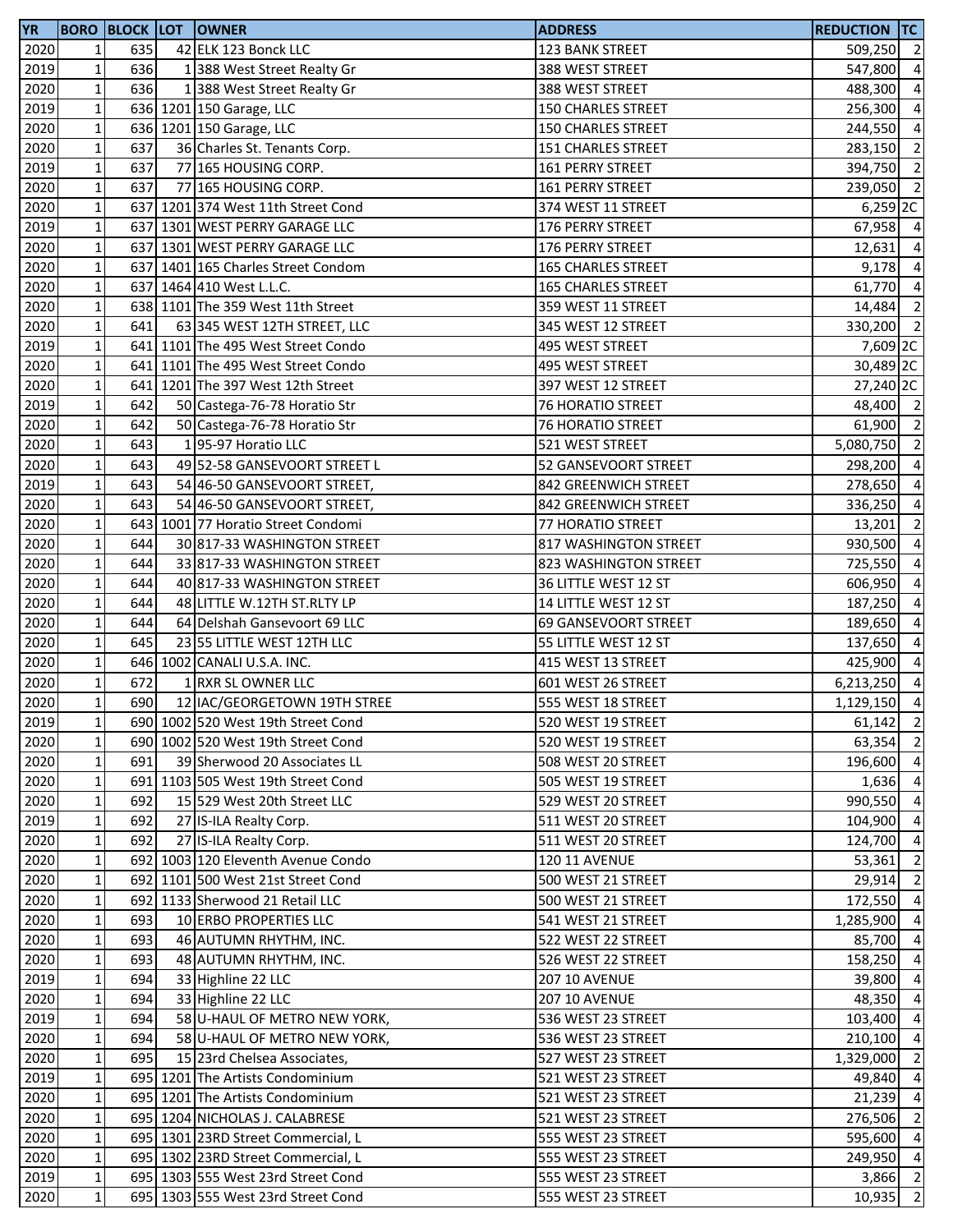| YR | BORO | BLOCK | LOT | OWNER | ADDRESS | REDUCTION | TC |
|---|---|---|---|---|---|---|---|
| 2020 | 1 | 635 | 42 | ELK 123 Bonck LLC | 123 BANK STREET | 509,250 | 2 |
| 2019 | 1 | 636 | 1 | 388 West Street Realty Gr | 388 WEST STREET | 547,800 | 4 |
| 2020 | 1 | 636 | 1 | 388 West Street Realty Gr | 388 WEST STREET | 488,300 | 4 |
| 2019 | 1 | 636 | 1201 | 150 Garage, LLC | 150 CHARLES STREET | 256,300 | 4 |
| 2020 | 1 | 636 | 1201 | 150 Garage, LLC | 150 CHARLES STREET | 244,550 | 4 |
| 2020 | 1 | 637 | 36 | Charles St. Tenants Corp. | 151 CHARLES STREET | 283,150 | 2 |
| 2019 | 1 | 637 | 77 | 165 HOUSING CORP. | 161 PERRY STREET | 394,750 | 2 |
| 2020 | 1 | 637 | 77 | 165 HOUSING CORP. | 161 PERRY STREET | 239,050 | 2 |
| 2020 | 1 | 637 | 1201 | 374 West 11th Street Cond | 374 WEST 11 STREET | 6,259 | 2C |
| 2019 | 1 | 637 | 1301 | WEST PERRY GARAGE LLC | 176 PERRY STREET | 67,958 | 4 |
| 2020 | 1 | 637 | 1301 | WEST PERRY GARAGE LLC | 176 PERRY STREET | 12,631 | 4 |
| 2020 | 1 | 637 | 1401 | 165 Charles Street Condom | 165 CHARLES STREET | 9,178 | 4 |
| 2020 | 1 | 637 | 1464 | 410 West L.L.C. | 165 CHARLES STREET | 61,770 | 4 |
| 2020 | 1 | 638 | 1101 | The 359 West 11th Street | 359 WEST 11 STREET | 14,484 | 2 |
| 2020 | 1 | 641 | 63 | 345 WEST 12TH STREET, LLC | 345 WEST 12 STREET | 330,200 | 2 |
| 2019 | 1 | 641 | 1101 | The 495 West Street Condo | 495 WEST STREET | 7,609 | 2C |
| 2020 | 1 | 641 | 1101 | The 495 West Street Condo | 495 WEST STREET | 30,489 | 2C |
| 2020 | 1 | 641 | 1201 | The 397 West 12th Street | 397 WEST 12 STREET | 27,240 | 2C |
| 2019 | 1 | 642 | 50 | Castega-76-78 Horatio Str | 76 HORATIO STREET | 48,400 | 2 |
| 2020 | 1 | 642 | 50 | Castega-76-78 Horatio Str | 76 HORATIO STREET | 61,900 | 2 |
| 2020 | 1 | 643 | 1 | 95-97 Horatio LLC | 521 WEST STREET | 5,080,750 | 2 |
| 2020 | 1 | 643 | 49 | 52-58 GANSEVOORT STREET L | 52 GANSEVOORT STREET | 298,200 | 4 |
| 2019 | 1 | 643 | 54 | 46-50 GANSEVOORT STREET, | 842 GREENWICH STREET | 278,650 | 4 |
| 2020 | 1 | 643 | 54 | 46-50 GANSEVOORT STREET, | 842 GREENWICH STREET | 336,250 | 4 |
| 2020 | 1 | 643 | 1001 | 77 Horatio Street Condomi | 77 HORATIO STREET | 13,201 | 2 |
| 2020 | 1 | 644 | 30 | 817-33 WASHINGTON STREET | 817 WASHINGTON STREET | 930,500 | 4 |
| 2020 | 1 | 644 | 33 | 817-33 WASHINGTON STREET | 823 WASHINGTON STREET | 725,550 | 4 |
| 2020 | 1 | 644 | 40 | 817-33 WASHINGTON STREET | 36 LITTLE WEST 12 ST | 606,950 | 4 |
| 2020 | 1 | 644 | 48 | LITTLE W.12TH ST.RLTY LP | 14 LITTLE WEST 12 ST | 187,250 | 4 |
| 2020 | 1 | 644 | 64 | Delshah Gansevoort 69 LLC | 69 GANSEVOORT STREET | 189,650 | 4 |
| 2020 | 1 | 645 | 23 | 55 LITTLE WEST 12TH LLC | 55 LITTLE WEST 12 ST | 137,650 | 4 |
| 2020 | 1 | 646 | 1002 | CANALI U.S.A. INC. | 415 WEST 13 STREET | 425,900 | 4 |
| 2020 | 1 | 672 | 1 | RXR SL OWNER LLC | 601 WEST 26 STREET | 6,213,250 | 4 |
| 2020 | 1 | 690 | 12 | IAC/GEORGETOWN 19TH STREE | 555 WEST 18 STREET | 1,129,150 | 4 |
| 2019 | 1 | 690 | 1002 | 520 West 19th Street Cond | 520 WEST 19 STREET | 61,142 | 2 |
| 2020 | 1 | 690 | 1002 | 520 West 19th Street Cond | 520 WEST 19 STREET | 63,354 | 2 |
| 2020 | 1 | 691 | 39 | Sherwood 20 Associates LL | 508 WEST 20 STREET | 196,600 | 4 |
| 2020 | 1 | 691 | 1103 | 505 West 19th Street Cond | 505 WEST 19 STREET | 1,636 | 4 |
| 2020 | 1 | 692 | 15 | 529 West 20th Street LLC | 529 WEST 20 STREET | 990,550 | 4 |
| 2019 | 1 | 692 | 27 | IS-ILA Realty Corp. | 511 WEST 20 STREET | 104,900 | 4 |
| 2020 | 1 | 692 | 27 | IS-ILA Realty Corp. | 511 WEST 20 STREET | 124,700 | 4 |
| 2020 | 1 | 692 | 1003 | 120 Eleventh Avenue Condo | 120 11 AVENUE | 53,361 | 2 |
| 2020 | 1 | 692 | 1101 | 500 West 21st Street Cond | 500 WEST 21 STREET | 29,914 | 2 |
| 2020 | 1 | 692 | 1133 | Sherwood 21 Retail LLC | 500 WEST 21 STREET | 172,550 | 4 |
| 2020 | 1 | 693 | 10 | ERBO PROPERTIES LLC | 541 WEST 21 STREET | 1,285,900 | 4 |
| 2020 | 1 | 693 | 46 | AUTUMN RHYTHM, INC. | 522 WEST 22 STREET | 85,700 | 4 |
| 2020 | 1 | 693 | 48 | AUTUMN RHYTHM, INC. | 526 WEST 22 STREET | 158,250 | 4 |
| 2019 | 1 | 694 | 33 | Highline 22 LLC | 207 10 AVENUE | 39,800 | 4 |
| 2020 | 1 | 694 | 33 | Highline 22 LLC | 207 10 AVENUE | 48,350 | 4 |
| 2019 | 1 | 694 | 58 | U-HAUL OF METRO NEW YORK, | 536 WEST 23 STREET | 103,400 | 4 |
| 2020 | 1 | 694 | 58 | U-HAUL OF METRO NEW YORK, | 536 WEST 23 STREET | 210,100 | 4 |
| 2020 | 1 | 695 | 15 | 23rd Chelsea Associates, | 527 WEST 23 STREET | 1,329,000 | 2 |
| 2019 | 1 | 695 | 1201 | The Artists Condominium | 521 WEST 23 STREET | 49,840 | 4 |
| 2020 | 1 | 695 | 1201 | The Artists Condominium | 521 WEST 23 STREET | 21,239 | 4 |
| 2020 | 1 | 695 | 1204 | NICHOLAS J. CALABRESE | 521 WEST 23 STREET | 276,506 | 2 |
| 2020 | 1 | 695 | 1301 | 23RD Street Commercial, L | 555 WEST 23 STREET | 595,600 | 4 |
| 2020 | 1 | 695 | 1302 | 23RD Street Commercial, L | 555 WEST 23 STREET | 249,950 | 4 |
| 2019 | 1 | 695 | 1303 | 555 West 23rd Street Cond | 555 WEST 23 STREET | 3,866 | 2 |
| 2020 | 1 | 695 | 1303 | 555 West 23rd Street Cond | 555 WEST 23 STREET | 10,935 | 2 |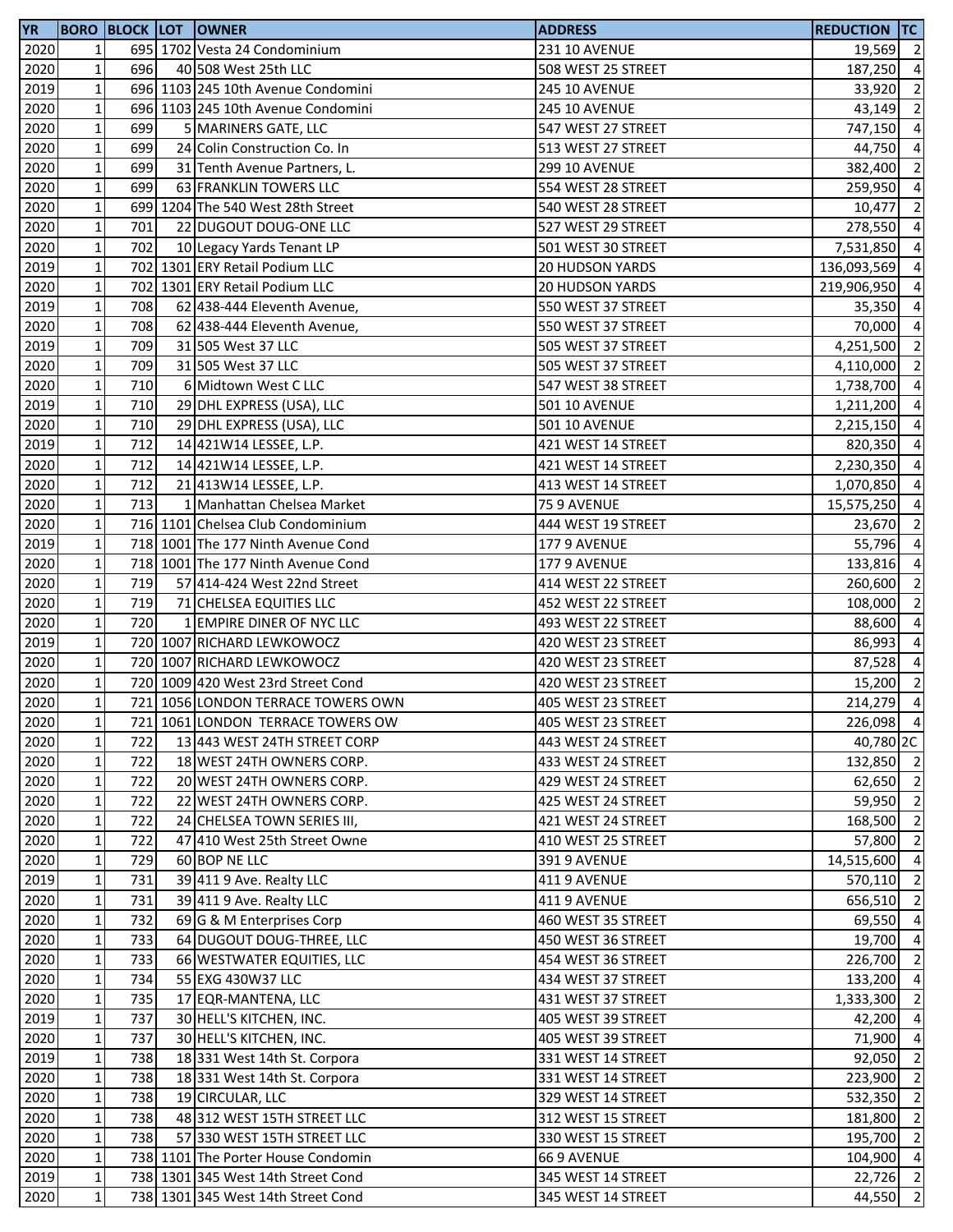| YR | BORO | BLOCK | LOT | OWNER | ADDRESS | REDUCTION | TC |
|---|---|---|---|---|---|---|---|
| 2020 | 1 | 695 | 1702 | Vesta 24 Condominium | 231 10 AVENUE | 19,569 | 2 |
| 2020 | 1 | 696 | 40 | 508 West 25th LLC | 508 WEST 25 STREET | 187,250 | 4 |
| 2019 | 1 | 696 | 1103 | 245 10th Avenue Condomini | 245 10 AVENUE | 33,920 | 2 |
| 2020 | 1 | 696 | 1103 | 245 10th Avenue Condomini | 245 10 AVENUE | 43,149 | 2 |
| 2020 | 1 | 699 | 5 | MARINERS GATE, LLC | 547 WEST 27 STREET | 747,150 | 4 |
| 2020 | 1 | 699 | 24 | Colin Construction Co. In | 513 WEST 27 STREET | 44,750 | 4 |
| 2020 | 1 | 699 | 31 | Tenth Avenue Partners, L. | 299 10 AVENUE | 382,400 | 2 |
| 2020 | 1 | 699 | 63 | FRANKLIN TOWERS LLC | 554 WEST 28 STREET | 259,950 | 4 |
| 2020 | 1 | 699 | 1204 | The 540 West 28th Street | 540 WEST 28 STREET | 10,477 | 2 |
| 2020 | 1 | 701 | 22 | DUGOUT DOUG-ONE LLC | 527 WEST 29 STREET | 278,550 | 4 |
| 2020 | 1 | 702 | 10 | Legacy Yards Tenant LP | 501 WEST 30 STREET | 7,531,850 | 4 |
| 2019 | 1 | 702 | 1301 | ERY Retail Podium LLC | 20 HUDSON YARDS | 136,093,569 | 4 |
| 2020 | 1 | 702 | 1301 | ERY Retail Podium LLC | 20 HUDSON YARDS | 219,906,950 | 4 |
| 2019 | 1 | 708 | 62 | 438-444 Eleventh Avenue, | 550 WEST 37 STREET | 35,350 | 4 |
| 2020 | 1 | 708 | 62 | 438-444 Eleventh Avenue, | 550 WEST 37 STREET | 70,000 | 4 |
| 2019 | 1 | 709 | 31 | 505 West 37 LLC | 505 WEST 37 STREET | 4,251,500 | 2 |
| 2020 | 1 | 709 | 31 | 505 West 37 LLC | 505 WEST 37 STREET | 4,110,000 | 2 |
| 2020 | 1 | 710 | 6 | Midtown West C LLC | 547 WEST 38 STREET | 1,738,700 | 4 |
| 2019 | 1 | 710 | 29 | DHL EXPRESS (USA), LLC | 501 10 AVENUE | 1,211,200 | 4 |
| 2020 | 1 | 710 | 29 | DHL EXPRESS (USA), LLC | 501 10 AVENUE | 2,215,150 | 4 |
| 2019 | 1 | 712 | 14 | 421W14 LESSEE, L.P. | 421 WEST 14 STREET | 820,350 | 4 |
| 2020 | 1 | 712 | 14 | 421W14 LESSEE, L.P. | 421 WEST 14 STREET | 2,230,350 | 4 |
| 2020 | 1 | 712 | 21 | 413W14 LESSEE, L.P. | 413 WEST 14 STREET | 1,070,850 | 4 |
| 2020 | 1 | 713 | 1 | Manhattan Chelsea Market | 75 9 AVENUE | 15,575,250 | 4 |
| 2020 | 1 | 716 | 1101 | Chelsea Club Condominium | 444 WEST 19 STREET | 23,670 | 2 |
| 2019 | 1 | 718 | 1001 | The 177 Ninth Avenue Cond | 177 9 AVENUE | 55,796 | 4 |
| 2020 | 1 | 718 | 1001 | The 177 Ninth Avenue Cond | 177 9 AVENUE | 133,816 | 4 |
| 2020 | 1 | 719 | 57 | 414-424 West 22nd Street | 414 WEST 22 STREET | 260,600 | 2 |
| 2020 | 1 | 719 | 71 | CHELSEA EQUITIES LLC | 452 WEST 22 STREET | 108,000 | 2 |
| 2020 | 1 | 720 | 1 | EMPIRE DINER OF NYC LLC | 493 WEST 22 STREET | 88,600 | 4 |
| 2019 | 1 | 720 | 1007 | RICHARD LEWKOWOCZ | 420 WEST 23 STREET | 86,993 | 4 |
| 2020 | 1 | 720 | 1007 | RICHARD LEWKOWOCZ | 420 WEST 23 STREET | 87,528 | 4 |
| 2020 | 1 | 720 | 1009 | 420 West 23rd Street Cond | 420 WEST 23 STREET | 15,200 | 2 |
| 2020 | 1 | 721 | 1056 | LONDON TERRACE TOWERS OWN | 405 WEST 23 STREET | 214,279 | 4 |
| 2020 | 1 | 721 | 1061 | LONDON  TERRACE TOWERS OW | 405 WEST 23 STREET | 226,098 | 4 |
| 2020 | 1 | 722 | 13 | 443 WEST 24TH STREET CORP | 443 WEST 24 STREET | 40,780 | 2C |
| 2020 | 1 | 722 | 18 | WEST 24TH OWNERS CORP. | 433 WEST 24 STREET | 132,850 | 2 |
| 2020 | 1 | 722 | 20 | WEST 24TH OWNERS CORP. | 429 WEST 24 STREET | 62,650 | 2 |
| 2020 | 1 | 722 | 22 | WEST 24TH OWNERS CORP. | 425 WEST 24 STREET | 59,950 | 2 |
| 2020 | 1 | 722 | 24 | CHELSEA TOWN SERIES III, | 421 WEST 24 STREET | 168,500 | 2 |
| 2020 | 1 | 722 | 47 | 410 West 25th Street Owne | 410 WEST 25 STREET | 57,800 | 2 |
| 2020 | 1 | 729 | 60 | BOP NE LLC | 391 9 AVENUE | 14,515,600 | 4 |
| 2019 | 1 | 731 | 39 | 411 9 Ave. Realty LLC | 411 9 AVENUE | 570,110 | 2 |
| 2020 | 1 | 731 | 39 | 411 9 Ave. Realty LLC | 411 9 AVENUE | 656,510 | 2 |
| 2020 | 1 | 732 | 69 | G & M Enterprises Corp | 460 WEST 35 STREET | 69,550 | 4 |
| 2020 | 1 | 733 | 64 | DUGOUT DOUG-THREE, LLC | 450 WEST 36 STREET | 19,700 | 4 |
| 2020 | 1 | 733 | 66 | WESTWATER EQUITIES, LLC | 454 WEST 36 STREET | 226,700 | 2 |
| 2020 | 1 | 734 | 55 | EXG 430W37 LLC | 434 WEST 37 STREET | 133,200 | 4 |
| 2020 | 1 | 735 | 17 | EQR-MANTENA, LLC | 431 WEST 37 STREET | 1,333,300 | 2 |
| 2019 | 1 | 737 | 30 | HELL'S KITCHEN, INC. | 405 WEST 39 STREET | 42,200 | 4 |
| 2020 | 1 | 737 | 30 | HELL'S KITCHEN, INC. | 405 WEST 39 STREET | 71,900 | 4 |
| 2019 | 1 | 738 | 18 | 331 West 14th St. Corpora | 331 WEST 14 STREET | 92,050 | 2 |
| 2020 | 1 | 738 | 18 | 331 West 14th St. Corpora | 331 WEST 14 STREET | 223,900 | 2 |
| 2020 | 1 | 738 | 19 | CIRCULAR, LLC | 329 WEST 14 STREET | 532,350 | 2 |
| 2020 | 1 | 738 | 48 | 312 WEST 15TH STREET LLC | 312 WEST 15 STREET | 181,800 | 2 |
| 2020 | 1 | 738 | 57 | 330 WEST 15TH STREET LLC | 330 WEST 15 STREET | 195,700 | 2 |
| 2020 | 1 | 738 | 1101 | The Porter House Condomin | 66 9 AVENUE | 104,900 | 4 |
| 2019 | 1 | 738 | 1301 | 345 West 14th Street Cond | 345 WEST 14 STREET | 22,726 | 2 |
| 2020 | 1 | 738 | 1301 | 345 West 14th Street Cond | 345 WEST 14 STREET | 44,550 | 2 |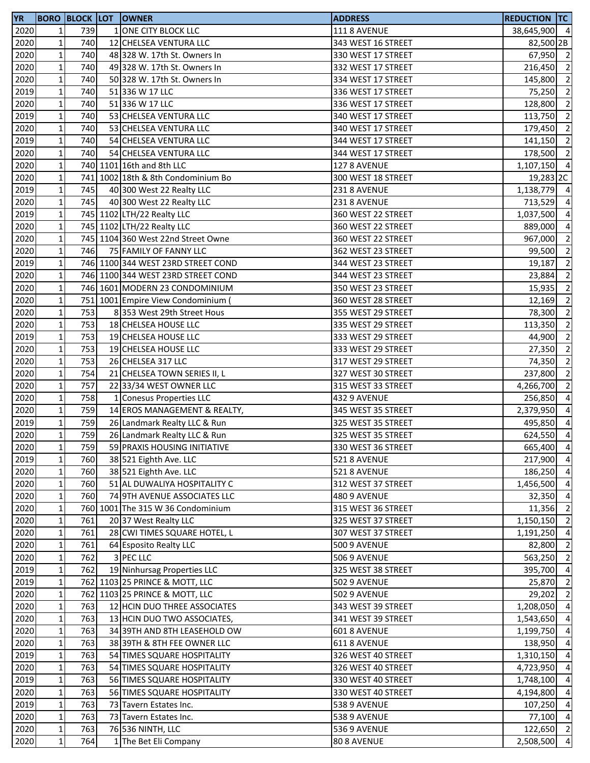| YR | BORO | BLOCK | LOT | OWNER | ADDRESS | REDUCTION | TC |
|---|---|---|---|---|---|---|---|
| 2020 | 1 | 739 | 1 | ONE CITY BLOCK LLC | 111 8 AVENUE | 38,645,900 | 4 |
| 2020 | 1 | 740 | 12 | CHELSEA VENTURA LLC | 343 WEST 16 STREET | 82,500 | 2B |
| 2020 | 1 | 740 | 48 | 328 W. 17th St. Owners In | 330 WEST 17 STREET | 67,950 | 2 |
| 2020 | 1 | 740 | 49 | 328 W. 17th St. Owners In | 332 WEST 17 STREET | 216,450 | 2 |
| 2020 | 1 | 740 | 50 | 328 W. 17th St. Owners In | 334 WEST 17 STREET | 145,800 | 2 |
| 2019 | 1 | 740 | 51 | 336 W 17 LLC | 336 WEST 17 STREET | 75,250 | 2 |
| 2020 | 1 | 740 | 51 | 336 W 17 LLC | 336 WEST 17 STREET | 128,800 | 2 |
| 2019 | 1 | 740 | 53 | CHELSEA VENTURA LLC | 340 WEST 17 STREET | 113,750 | 2 |
| 2020 | 1 | 740 | 53 | CHELSEA VENTURA LLC | 340 WEST 17 STREET | 179,450 | 2 |
| 2019 | 1 | 740 | 54 | CHELSEA VENTURA LLC | 344 WEST 17 STREET | 141,150 | 2 |
| 2020 | 1 | 740 | 54 | CHELSEA VENTURA LLC | 344 WEST 17 STREET | 178,500 | 2 |
| 2020 | 1 | 740 | 1101 | 16th and 8th LLC | 127 8 AVENUE | 1,107,150 | 4 |
| 2020 | 1 | 741 | 1002 | 18th & 8th Condominium Bo | 300 WEST 18 STREET | 19,283 | 2C |
| 2019 | 1 | 745 | 40 | 300 West 22 Realty LLC | 231 8 AVENUE | 1,138,779 | 4 |
| 2020 | 1 | 745 | 40 | 300 West 22 Realty LLC | 231 8 AVENUE | 713,529 | 4 |
| 2019 | 1 | 745 | 1102 | LTH/22 Realty LLC | 360 WEST 22 STREET | 1,037,500 | 4 |
| 2020 | 1 | 745 | 1102 | LTH/22 Realty LLC | 360 WEST 22 STREET | 889,000 | 4 |
| 2020 | 1 | 745 | 1104 | 360 West 22nd Street Owne | 360 WEST 22 STREET | 967,000 | 2 |
| 2020 | 1 | 746 | 75 | FAMILY OF FANNY LLC | 362 WEST 23 STREET | 99,500 | 2 |
| 2019 | 1 | 746 | 1100 | 344 WEST 23RD STREET COND | 344 WEST 23 STREET | 19,187 | 2 |
| 2020 | 1 | 746 | 1100 | 344 WEST 23RD STREET COND | 344 WEST 23 STREET | 23,884 | 2 |
| 2020 | 1 | 746 | 1601 | MODERN 23 CONDOMINIUM | 350 WEST 23 STREET | 15,935 | 2 |
| 2020 | 1 | 751 | 1001 | Empire View Condominium ( | 360 WEST 28 STREET | 12,169 | 2 |
| 2020 | 1 | 753 | 8 | 353 West 29th Street Hous | 355 WEST 29 STREET | 78,300 | 2 |
| 2020 | 1 | 753 | 18 | CHELSEA HOUSE LLC | 335 WEST 29 STREET | 113,350 | 2 |
| 2019 | 1 | 753 | 19 | CHELSEA HOUSE LLC | 333 WEST 29 STREET | 44,900 | 2 |
| 2020 | 1 | 753 | 19 | CHELSEA HOUSE LLC | 333 WEST 29 STREET | 27,350 | 2 |
| 2020 | 1 | 753 | 26 | CHELSEA 317 LLC | 317 WEST 29 STREET | 74,350 | 2 |
| 2020 | 1 | 754 | 21 | CHELSEA TOWN SERIES II, L | 327 WEST 30 STREET | 237,800 | 2 |
| 2020 | 1 | 757 | 22 | 33/34 WEST OWNER LLC | 315 WEST 33 STREET | 4,266,700 | 2 |
| 2020 | 1 | 758 | 1 | Conesus Properties LLC | 432 9 AVENUE | 256,850 | 4 |
| 2020 | 1 | 759 | 14 | EROS MANAGEMENT & REALTY, | 345 WEST 35 STREET | 2,379,950 | 4 |
| 2019 | 1 | 759 | 26 | Landmark Realty LLC & Run | 325 WEST 35 STREET | 495,850 | 4 |
| 2020 | 1 | 759 | 26 | Landmark Realty LLC & Run | 325 WEST 35 STREET | 624,550 | 4 |
| 2020 | 1 | 759 | 59 | PRAXIS HOUSING INITIATIVE | 330 WEST 36 STREET | 665,400 | 4 |
| 2019 | 1 | 760 | 38 | 521 Eighth Ave. LLC | 521 8 AVENUE | 217,900 | 4 |
| 2020 | 1 | 760 | 38 | 521 Eighth Ave. LLC | 521 8 AVENUE | 186,250 | 4 |
| 2020 | 1 | 760 | 51 | AL DUWALIYA HOSPITALITY C | 312 WEST 37 STREET | 1,456,500 | 4 |
| 2020 | 1 | 760 | 74 | 9TH AVENUE ASSOCIATES LLC | 480 9 AVENUE | 32,350 | 4 |
| 2020 | 1 | 760 | 1001 | The 315 W 36 Condominium | 315 WEST 36 STREET | 11,356 | 2 |
| 2020 | 1 | 761 | 20 | 37 West Realty LLC | 325 WEST 37 STREET | 1,150,150 | 2 |
| 2020 | 1 | 761 | 28 | CWI TIMES SQUARE HOTEL, L | 307 WEST 37 STREET | 1,191,250 | 4 |
| 2020 | 1 | 761 | 64 | Esposito Realty LLC | 500 9 AVENUE | 82,800 | 2 |
| 2020 | 1 | 762 | 3 | PEC LLC | 506 9 AVENUE | 563,250 | 2 |
| 2019 | 1 | 762 | 19 | Ninhursag Properties LLC | 325 WEST 38 STREET | 395,700 | 4 |
| 2019 | 1 | 762 | 1103 | 25 PRINCE & MOTT, LLC | 502 9 AVENUE | 25,870 | 2 |
| 2020 | 1 | 762 | 1103 | 25 PRINCE & MOTT, LLC | 502 9 AVENUE | 29,202 | 2 |
| 2020 | 1 | 763 | 12 | HCIN DUO THREE ASSOCIATES | 343 WEST 39 STREET | 1,208,050 | 4 |
| 2020 | 1 | 763 | 13 | HCIN DUO TWO ASSOCIATES, | 341 WEST 39 STREET | 1,543,650 | 4 |
| 2020 | 1 | 763 | 34 | 39TH AND 8TH LEASEHOLD OW | 601 8 AVENUE | 1,199,750 | 4 |
| 2020 | 1 | 763 | 38 | 39TH & 8TH FEE OWNER LLC | 611 8 AVENUE | 138,950 | 4 |
| 2019 | 1 | 763 | 54 | TIMES SQUARE HOSPITALITY | 326 WEST 40 STREET | 1,310,150 | 4 |
| 2020 | 1 | 763 | 54 | TIMES SQUARE HOSPITALITY | 326 WEST 40 STREET | 4,723,950 | 4 |
| 2019 | 1 | 763 | 56 | TIMES SQUARE HOSPITALITY | 330 WEST 40 STREET | 1,748,100 | 4 |
| 2020 | 1 | 763 | 56 | TIMES SQUARE HOSPITALITY | 330 WEST 40 STREET | 4,194,800 | 4 |
| 2019 | 1 | 763 | 73 | Tavern Estates Inc. | 538 9 AVENUE | 107,250 | 4 |
| 2020 | 1 | 763 | 73 | Tavern Estates Inc. | 538 9 AVENUE | 77,100 | 4 |
| 2020 | 1 | 763 | 76 | 536 NINTH, LLC | 536 9 AVENUE | 122,650 | 2 |
| 2020 | 1 | 764 | 1 | The Bet Eli Company | 80 8 AVENUE | 2,508,500 | 4 |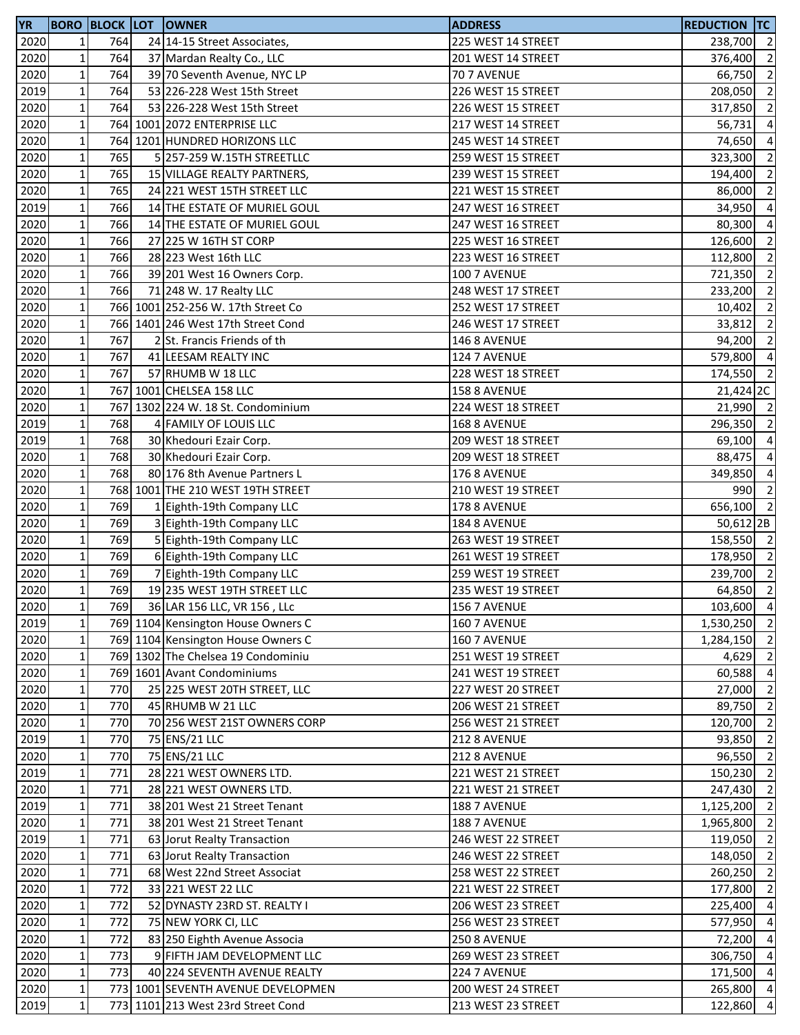| YR | BORO | BLOCK | LOT | OWNER | ADDRESS | REDUCTION | TC |
|---|---|---|---|---|---|---|---|
| 2020 | 1 | 764 | 24 | 14-15 Street Associates, | 225 WEST 14 STREET | 238,700 | 2 |
| 2020 | 1 | 764 | 37 | Mardan Realty Co., LLC | 201 WEST 14 STREET | 376,400 | 2 |
| 2020 | 1 | 764 | 39 | 70 Seventh Avenue, NYC LP | 70 7 AVENUE | 66,750 | 2 |
| 2019 | 1 | 764 | 53 | 226-228 West 15th Street | 226 WEST 15 STREET | 208,050 | 2 |
| 2020 | 1 | 764 | 53 | 226-228 West 15th Street | 226 WEST 15 STREET | 317,850 | 2 |
| 2020 | 1 | 764 | 1001 | 2072 ENTERPRISE LLC | 217 WEST 14 STREET | 56,731 | 4 |
| 2020 | 1 | 764 | 1201 | HUNDRED HORIZONS LLC | 245 WEST 14 STREET | 74,650 | 4 |
| 2020 | 1 | 765 | 5 | 257-259 W.15TH STREETLLC | 259 WEST 15 STREET | 323,300 | 2 |
| 2020 | 1 | 765 | 15 | VILLAGE REALTY PARTNERS, | 239 WEST 15 STREET | 194,400 | 2 |
| 2020 | 1 | 765 | 24 | 221 WEST 15TH STREET LLC | 221 WEST 15 STREET | 86,000 | 2 |
| 2019 | 1 | 766 | 14 | THE ESTATE OF MURIEL GOUL | 247 WEST 16 STREET | 34,950 | 4 |
| 2020 | 1 | 766 | 14 | THE ESTATE OF MURIEL GOUL | 247 WEST 16 STREET | 80,300 | 4 |
| 2020 | 1 | 766 | 27 | 225 W 16TH ST CORP | 225 WEST 16 STREET | 126,600 | 2 |
| 2020 | 1 | 766 | 28 | 223 West 16th LLC | 223 WEST 16 STREET | 112,800 | 2 |
| 2020 | 1 | 766 | 39 | 201 West 16 Owners Corp. | 100 7 AVENUE | 721,350 | 2 |
| 2020 | 1 | 766 | 71 | 248 W. 17 Realty LLC | 248 WEST 17 STREET | 233,200 | 2 |
| 2020 | 1 | 766 | 1001 | 252-256 W. 17th Street Co | 252 WEST 17 STREET | 10,402 | 2 |
| 2020 | 1 | 766 | 1401 | 246 West 17th Street Cond | 246 WEST 17 STREET | 33,812 | 2 |
| 2020 | 1 | 767 | 2 | St. Francis Friends of th | 146 8 AVENUE | 94,200 | 2 |
| 2020 | 1 | 767 | 41 | LEESAM REALTY INC | 124 7 AVENUE | 579,800 | 4 |
| 2020 | 1 | 767 | 57 | RHUMB W 18 LLC | 228 WEST 18 STREET | 174,550 | 2 |
| 2020 | 1 | 767 | 1001 | CHELSEA 158 LLC | 158 8 AVENUE | 21,424 | 2C |
| 2020 | 1 | 767 | 1302 | 224 W. 18 St. Condominium | 224 WEST 18 STREET | 21,990 | 2 |
| 2019 | 1 | 768 | 4 | FAMILY OF LOUIS LLC | 168 8 AVENUE | 296,350 | 2 |
| 2019 | 1 | 768 | 30 | Khedouri Ezair Corp. | 209 WEST 18 STREET | 69,100 | 4 |
| 2020 | 1 | 768 | 30 | Khedouri Ezair Corp. | 209 WEST 18 STREET | 88,475 | 4 |
| 2020 | 1 | 768 | 80 | 176 8th Avenue Partners L | 176 8 AVENUE | 349,850 | 4 |
| 2020 | 1 | 768 | 1001 | THE 210 WEST 19TH STREET | 210 WEST 19 STREET | 990 | 2 |
| 2020 | 1 | 769 | 1 | Eighth-19th Company LLC | 178 8 AVENUE | 656,100 | 2 |
| 2020 | 1 | 769 | 3 | Eighth-19th Company LLC | 184 8 AVENUE | 50,612 | 2B |
| 2020 | 1 | 769 | 5 | Eighth-19th Company LLC | 263 WEST 19 STREET | 158,550 | 2 |
| 2020 | 1 | 769 | 6 | Eighth-19th Company LLC | 261 WEST 19 STREET | 178,950 | 2 |
| 2020 | 1 | 769 | 7 | Eighth-19th Company LLC | 259 WEST 19 STREET | 239,700 | 2 |
| 2020 | 1 | 769 | 19 | 235 WEST 19TH STREET LLC | 235 WEST 19 STREET | 64,850 | 2 |
| 2020 | 1 | 769 | 36 | LAR 156 LLC, VR 156 , LLc | 156 7 AVENUE | 103,600 | 4 |
| 2019 | 1 | 769 | 1104 | Kensington House Owners C | 160 7 AVENUE | 1,530,250 | 2 |
| 2020 | 1 | 769 | 1104 | Kensington House Owners C | 160 7 AVENUE | 1,284,150 | 2 |
| 2020 | 1 | 769 | 1302 | The Chelsea 19 Condominiu | 251 WEST 19 STREET | 4,629 | 2 |
| 2020 | 1 | 769 | 1601 | Avant Condominiums | 241 WEST 19 STREET | 60,588 | 4 |
| 2020 | 1 | 770 | 25 | 225 WEST 20TH STREET, LLC | 227 WEST 20 STREET | 27,000 | 2 |
| 2020 | 1 | 770 | 45 | RHUMB W 21 LLC | 206 WEST 21 STREET | 89,750 | 2 |
| 2020 | 1 | 770 | 70 | 256 WEST 21ST OWNERS CORP | 256 WEST 21 STREET | 120,700 | 2 |
| 2019 | 1 | 770 | 75 | ENS/21 LLC | 212 8 AVENUE | 93,850 | 2 |
| 2020 | 1 | 770 | 75 | ENS/21 LLC | 212 8 AVENUE | 96,550 | 2 |
| 2019 | 1 | 771 | 28 | 221 WEST OWNERS LTD. | 221 WEST 21 STREET | 150,230 | 2 |
| 2020 | 1 | 771 | 28 | 221 WEST OWNERS LTD. | 221 WEST 21 STREET | 247,430 | 2 |
| 2019 | 1 | 771 | 38 | 201 West 21 Street Tenant | 188 7 AVENUE | 1,125,200 | 2 |
| 2020 | 1 | 771 | 38 | 201 West 21 Street Tenant | 188 7 AVENUE | 1,965,800 | 2 |
| 2019 | 1 | 771 | 63 | Jorut Realty Transaction | 246 WEST 22 STREET | 119,050 | 2 |
| 2020 | 1 | 771 | 63 | Jorut Realty Transaction | 246 WEST 22 STREET | 148,050 | 2 |
| 2020 | 1 | 771 | 68 | West 22nd Street Associat | 258 WEST 22 STREET | 260,250 | 2 |
| 2020 | 1 | 772 | 33 | 221 WEST 22 LLC | 221 WEST 22 STREET | 177,800 | 2 |
| 2020 | 1 | 772 | 52 | DYNASTY 23RD ST. REALTY I | 206 WEST 23 STREET | 225,400 | 4 |
| 2020 | 1 | 772 | 75 | NEW YORK CI, LLC | 256 WEST 23 STREET | 577,950 | 4 |
| 2020 | 1 | 772 | 83 | 250 Eighth Avenue Associa | 250 8 AVENUE | 72,200 | 4 |
| 2020 | 1 | 773 | 9 | FIFTH JAM DEVELOPMENT LLC | 269 WEST 23 STREET | 306,750 | 4 |
| 2020 | 1 | 773 | 40 | 224 SEVENTH AVENUE REALTY | 224 7 AVENUE | 171,500 | 4 |
| 2020 | 1 | 773 | 1001 | SEVENTH AVENUE DEVELOPMEN | 200 WEST 24 STREET | 265,800 | 4 |
| 2019 | 1 | 773 | 1101 | 213 West 23rd Street Cond | 213 WEST 23 STREET | 122,860 | 4 |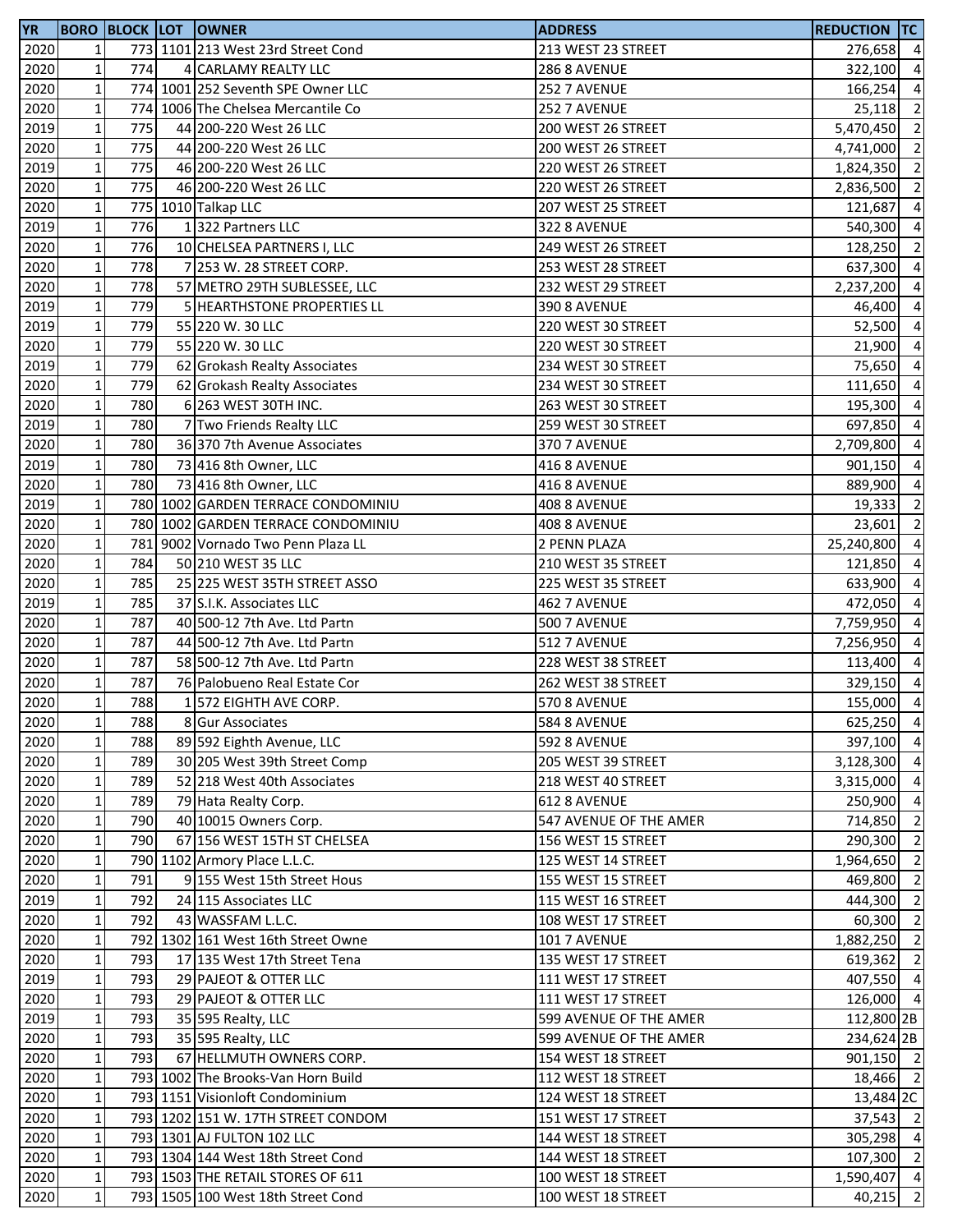| YR | BORO | BLOCK | LOT | OWNER | ADDRESS | REDUCTION | TC |
|---|---|---|---|---|---|---|---|
| 2020 | 1 | 773 | 1101 | 213 West 23rd Street Cond | 213 WEST 23 STREET | 276,658 | 4 |
| 2020 | 1 | 774 | 4 | CARLAMY REALTY LLC | 286 8 AVENUE | 322,100 | 4 |
| 2020 | 1 | 774 | 1001 | 252 Seventh SPE Owner LLC | 252 7 AVENUE | 166,254 | 4 |
| 2020 | 1 | 774 | 1006 | The Chelsea Mercantile Co | 252 7 AVENUE | 25,118 | 2 |
| 2019 | 1 | 775 | 44 | 200-220 West 26 LLC | 200 WEST 26 STREET | 5,470,450 | 2 |
| 2020 | 1 | 775 | 44 | 200-220 West 26 LLC | 200 WEST 26 STREET | 4,741,000 | 2 |
| 2019 | 1 | 775 | 46 | 200-220 West 26 LLC | 220 WEST 26 STREET | 1,824,350 | 2 |
| 2020 | 1 | 775 | 46 | 200-220 West 26 LLC | 220 WEST 26 STREET | 2,836,500 | 2 |
| 2020 | 1 | 775 | 1010 | Talkap LLC | 207 WEST 25 STREET | 121,687 | 4 |
| 2019 | 1 | 776 | 1 | 322 Partners LLC | 322 8 AVENUE | 540,300 | 4 |
| 2020 | 1 | 776 | 10 | CHELSEA PARTNERS I, LLC | 249 WEST 26 STREET | 128,250 | 2 |
| 2020 | 1 | 778 | 7 | 253 W. 28 STREET CORP. | 253 WEST 28 STREET | 637,300 | 4 |
| 2020 | 1 | 778 | 57 | METRO 29TH SUBLESSEE, LLC | 232 WEST 29 STREET | 2,237,200 | 4 |
| 2019 | 1 | 779 | 5 | HEARTHSTONE PROPERTIES LL | 390 8 AVENUE | 46,400 | 4 |
| 2019 | 1 | 779 | 55 | 220 W. 30 LLC | 220 WEST 30 STREET | 52,500 | 4 |
| 2020 | 1 | 779 | 55 | 220 W. 30 LLC | 220 WEST 30 STREET | 21,900 | 4 |
| 2019 | 1 | 779 | 62 | Grokash Realty Associates | 234 WEST 30 STREET | 75,650 | 4 |
| 2020 | 1 | 779 | 62 | Grokash Realty Associates | 234 WEST 30 STREET | 111,650 | 4 |
| 2020 | 1 | 780 | 6 | 263 WEST 30TH INC. | 263 WEST 30 STREET | 195,300 | 4 |
| 2019 | 1 | 780 | 7 | Two Friends Realty LLC | 259 WEST 30 STREET | 697,850 | 4 |
| 2020 | 1 | 780 | 36 | 370 7th Avenue Associates | 370 7 AVENUE | 2,709,800 | 4 |
| 2019 | 1 | 780 | 73 | 416 8th Owner, LLC | 416 8 AVENUE | 901,150 | 4 |
| 2020 | 1 | 780 | 73 | 416 8th Owner, LLC | 416 8 AVENUE | 889,900 | 4 |
| 2019 | 1 | 780 | 1002 | GARDEN TERRACE CONDOMINIU | 408 8 AVENUE | 19,333 | 2 |
| 2020 | 1 | 780 | 1002 | GARDEN TERRACE CONDOMINIU | 408 8 AVENUE | 23,601 | 2 |
| 2020 | 1 | 781 | 9002 | Vornado Two Penn Plaza LL | 2 PENN PLAZA | 25,240,800 | 4 |
| 2020 | 1 | 784 | 50 | 210 WEST 35 LLC | 210 WEST 35 STREET | 121,850 | 4 |
| 2020 | 1 | 785 | 25 | 225 WEST 35TH STREET ASSO | 225 WEST 35 STREET | 633,900 | 4 |
| 2019 | 1 | 785 | 37 | S.I.K. Associates LLC | 462 7 AVENUE | 472,050 | 4 |
| 2020 | 1 | 787 | 40 | 500-12 7th Ave. Ltd Partn | 500 7 AVENUE | 7,759,950 | 4 |
| 2020 | 1 | 787 | 44 | 500-12 7th Ave. Ltd Partn | 512 7 AVENUE | 7,256,950 | 4 |
| 2020 | 1 | 787 | 58 | 500-12 7th Ave. Ltd Partn | 228 WEST 38 STREET | 113,400 | 4 |
| 2020 | 1 | 787 | 76 | Palobueno Real Estate Cor | 262 WEST 38 STREET | 329,150 | 4 |
| 2020 | 1 | 788 | 1 | 572 EIGHTH AVE CORP. | 570 8 AVENUE | 155,000 | 4 |
| 2020 | 1 | 788 | 8 | Gur Associates | 584 8 AVENUE | 625,250 | 4 |
| 2020 | 1 | 788 | 89 | 592 Eighth Avenue, LLC | 592 8 AVENUE | 397,100 | 4 |
| 2020 | 1 | 789 | 30 | 205 West 39th Street Comp | 205 WEST 39 STREET | 3,128,300 | 4 |
| 2020 | 1 | 789 | 52 | 218 West 40th Associates | 218 WEST 40 STREET | 3,315,000 | 4 |
| 2020 | 1 | 789 | 79 | Hata Realty Corp. | 612 8 AVENUE | 250,900 | 4 |
| 2020 | 1 | 790 | 40 | 10015 Owners Corp. | 547 AVENUE OF THE AMER | 714,850 | 2 |
| 2020 | 1 | 790 | 67 | 156 WEST 15TH ST CHELSEA | 156 WEST 15 STREET | 290,300 | 2 |
| 2020 | 1 | 790 | 1102 | Armory Place L.L.C. | 125 WEST 14 STREET | 1,964,650 | 2 |
| 2020 | 1 | 791 | 9 | 155 West 15th Street Hous | 155 WEST 15 STREET | 469,800 | 2 |
| 2019 | 1 | 792 | 24 | 115 Associates LLC | 115 WEST 16 STREET | 444,300 | 2 |
| 2020 | 1 | 792 | 43 | WASSFAM L.L.C. | 108 WEST 17 STREET | 60,300 | 2 |
| 2020 | 1 | 792 | 1302 | 161 West 16th Street Owne | 101 7 AVENUE | 1,882,250 | 2 |
| 2020 | 1 | 793 | 17 | 135 West 17th Street Tena | 135 WEST 17 STREET | 619,362 | 2 |
| 2019 | 1 | 793 | 29 | PAJEOT & OTTER LLC | 111 WEST 17 STREET | 407,550 | 4 |
| 2020 | 1 | 793 | 29 | PAJEOT & OTTER LLC | 111 WEST 17 STREET | 126,000 | 4 |
| 2019 | 1 | 793 | 35 | 595 Realty, LLC | 599 AVENUE OF THE AMER | 112,800 | 2B |
| 2020 | 1 | 793 | 35 | 595 Realty, LLC | 599 AVENUE OF THE AMER | 234,624 | 2B |
| 2020 | 1 | 793 | 67 | HELLMUTH OWNERS CORP. | 154 WEST 18 STREET | 901,150 | 2 |
| 2020 | 1 | 793 | 1002 | The Brooks-Van Horn Build | 112 WEST 18 STREET | 18,466 | 2 |
| 2020 | 1 | 793 | 1151 | Visionloft Condominium | 124 WEST 18 STREET | 13,484 | 2C |
| 2020 | 1 | 793 | 1202 | 151 W. 17TH STREET CONDOM | 151 WEST 17 STREET | 37,543 | 2 |
| 2020 | 1 | 793 | 1301 | AJ FULTON 102 LLC | 144 WEST 18 STREET | 305,298 | 4 |
| 2020 | 1 | 793 | 1304 | 144 West 18th Street Cond | 144 WEST 18 STREET | 107,300 | 2 |
| 2020 | 1 | 793 | 1503 | THE RETAIL STORES OF 611 | 100 WEST 18 STREET | 1,590,407 | 4 |
| 2020 | 1 | 793 | 1505 | 100 West 18th Street Cond | 100 WEST 18 STREET | 40,215 | 2 |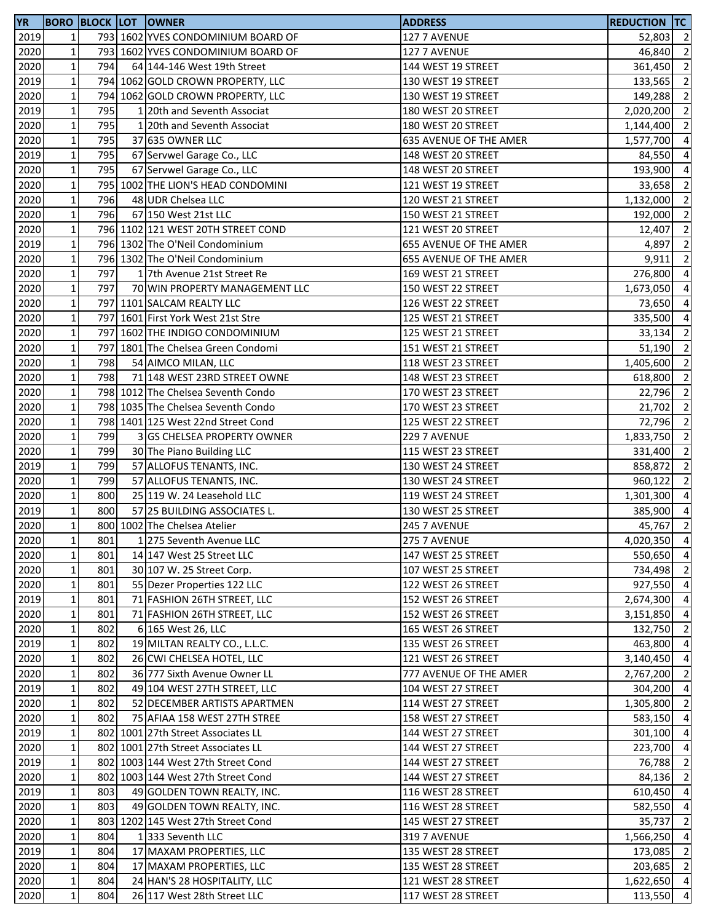| YR | BORO | BLOCK | LOT | OWNER | ADDRESS | REDUCTION | TC |
|---|---|---|---|---|---|---|---|
| 2019 | 1 | 793 | 1602 | YVES CONDOMINIUM BOARD OF | 127 7 AVENUE | 52,803 | 2 |
| 2020 | 1 | 793 | 1602 | YVES CONDOMINIUM BOARD OF | 127 7 AVENUE | 46,840 | 2 |
| 2020 | 1 | 794 | 64 | 144-146 West 19th Street | 144 WEST 19 STREET | 361,450 | 2 |
| 2019 | 1 | 794 | 1062 | GOLD CROWN PROPERTY, LLC | 130 WEST 19 STREET | 133,565 | 2 |
| 2020 | 1 | 794 | 1062 | GOLD CROWN PROPERTY, LLC | 130 WEST 19 STREET | 149,288 | 2 |
| 2019 | 1 | 795 | 1 | 20th and Seventh Associat | 180 WEST 20 STREET | 2,020,200 | 2 |
| 2020 | 1 | 795 | 1 | 20th and Seventh Associat | 180 WEST 20 STREET | 1,144,400 | 2 |
| 2020 | 1 | 795 | 37 | 635 OWNER LLC | 635 AVENUE OF THE AMER | 1,577,700 | 4 |
| 2019 | 1 | 795 | 67 | Servwel Garage Co., LLC | 148 WEST 20 STREET | 84,550 | 4 |
| 2020 | 1 | 795 | 67 | Servwel Garage Co., LLC | 148 WEST 20 STREET | 193,900 | 4 |
| 2020 | 1 | 795 | 1002 | THE LION'S HEAD CONDOMINI | 121 WEST 19 STREET | 33,658 | 2 |
| 2020 | 1 | 796 | 48 | UDR Chelsea LLC | 120 WEST 21 STREET | 1,132,000 | 2 |
| 2020 | 1 | 796 | 67 | 150 West 21st LLC | 150 WEST 21 STREET | 192,000 | 2 |
| 2020 | 1 | 796 | 1102 | 121 WEST 20TH STREET COND | 121 WEST 20 STREET | 12,407 | 2 |
| 2019 | 1 | 796 | 1302 | The O'Neil Condominium | 655 AVENUE OF THE AMER | 4,897 | 2 |
| 2020 | 1 | 796 | 1302 | The O'Neil Condominium | 655 AVENUE OF THE AMER | 9,911 | 2 |
| 2020 | 1 | 797 | 1 | 7th Avenue 21st Street Re | 169 WEST 21 STREET | 276,800 | 4 |
| 2020 | 1 | 797 | 70 | WIN PROPERTY MANAGEMENT LLC | 150 WEST 22 STREET | 1,673,050 | 4 |
| 2020 | 1 | 797 | 1101 | SALCAM REALTY LLC | 126 WEST 22 STREET | 73,650 | 4 |
| 2020 | 1 | 797 | 1601 | First York West 21st Stre | 125 WEST 21 STREET | 335,500 | 4 |
| 2020 | 1 | 797 | 1602 | THE INDIGO CONDOMINIUM | 125 WEST 21 STREET | 33,134 | 2 |
| 2020 | 1 | 797 | 1801 | The Chelsea Green Condomi | 151 WEST 21 STREET | 51,190 | 2 |
| 2020 | 1 | 798 | 54 | AIMCO MILAN, LLC | 118 WEST 23 STREET | 1,405,600 | 2 |
| 2020 | 1 | 798 | 71 | 148 WEST 23RD STREET OWNE | 148 WEST 23 STREET | 618,800 | 2 |
| 2020 | 1 | 798 | 1012 | The Chelsea Seventh Condo | 170 WEST 23 STREET | 22,796 | 2 |
| 2020 | 1 | 798 | 1035 | The Chelsea Seventh Condo | 170 WEST 23 STREET | 21,702 | 2 |
| 2020 | 1 | 798 | 1401 | 125 West 22nd Street Cond | 125 WEST 22 STREET | 72,796 | 2 |
| 2020 | 1 | 799 | 3 | GS CHELSEA PROPERTY OWNER | 229 7 AVENUE | 1,833,750 | 2 |
| 2020 | 1 | 799 | 30 | The Piano Building LLC | 115 WEST 23 STREET | 331,400 | 2 |
| 2019 | 1 | 799 | 57 | ALLOFUS TENANTS, INC. | 130 WEST 24 STREET | 858,872 | 2 |
| 2020 | 1 | 799 | 57 | ALLOFUS TENANTS, INC. | 130 WEST 24 STREET | 960,122 | 2 |
| 2020 | 1 | 800 | 25 | 119 W. 24 Leasehold LLC | 119 WEST 24 STREET | 1,301,300 | 4 |
| 2019 | 1 | 800 | 57 | 25 BUILDING ASSOCIATES L. | 130 WEST 25 STREET | 385,900 | 4 |
| 2020 | 1 | 800 | 1002 | The Chelsea Atelier | 245 7 AVENUE | 45,767 | 2 |
| 2020 | 1 | 801 | 1 | 275 Seventh Avenue LLC | 275 7 AVENUE | 4,020,350 | 4 |
| 2020 | 1 | 801 | 14 | 147 West 25 Street LLC | 147 WEST 25 STREET | 550,650 | 4 |
| 2020 | 1 | 801 | 30 | 107 W. 25 Street Corp. | 107 WEST 25 STREET | 734,498 | 2 |
| 2020 | 1 | 801 | 55 | Dezer Properties 122 LLC | 122 WEST 26 STREET | 927,550 | 4 |
| 2019 | 1 | 801 | 71 | FASHION 26TH STREET, LLC | 152 WEST 26 STREET | 2,674,300 | 4 |
| 2020 | 1 | 801 | 71 | FASHION 26TH STREET, LLC | 152 WEST 26 STREET | 3,151,850 | 4 |
| 2020 | 1 | 802 | 6 | 165 West 26, LLC | 165 WEST 26 STREET | 132,750 | 2 |
| 2019 | 1 | 802 | 19 | MILTAN REALTY CO., L.L.C. | 135 WEST 26 STREET | 463,800 | 4 |
| 2020 | 1 | 802 | 26 | CWI CHELSEA HOTEL, LLC | 121 WEST 26 STREET | 3,140,450 | 4 |
| 2020 | 1 | 802 | 36 | 777 Sixth Avenue Owner LL | 777 AVENUE OF THE AMER | 2,767,200 | 2 |
| 2019 | 1 | 802 | 49 | 104 WEST 27TH STREET, LLC | 104 WEST 27 STREET | 304,200 | 4 |
| 2020 | 1 | 802 | 52 | DECEMBER ARTISTS APARTMEN | 114 WEST 27 STREET | 1,305,800 | 2 |
| 2020 | 1 | 802 | 75 | AFIAA 158 WEST 27TH STREE | 158 WEST 27 STREET | 583,150 | 4 |
| 2019 | 1 | 802 | 1001 | 27th Street Associates LL | 144 WEST 27 STREET | 301,100 | 4 |
| 2020 | 1 | 802 | 1001 | 27th Street Associates LL | 144 WEST 27 STREET | 223,700 | 4 |
| 2019 | 1 | 802 | 1003 | 144 West 27th Street Cond | 144 WEST 27 STREET | 76,788 | 2 |
| 2020 | 1 | 802 | 1003 | 144 West 27th Street Cond | 144 WEST 27 STREET | 84,136 | 2 |
| 2019 | 1 | 803 | 49 | GOLDEN TOWN REALTY, INC. | 116 WEST 28 STREET | 610,450 | 4 |
| 2020 | 1 | 803 | 49 | GOLDEN TOWN REALTY, INC. | 116 WEST 28 STREET | 582,550 | 4 |
| 2020 | 1 | 803 | 1202 | 145 West 27th Street Cond | 145 WEST 27 STREET | 35,737 | 2 |
| 2020 | 1 | 804 | 1 | 333 Seventh LLC | 319 7 AVENUE | 1,566,250 | 4 |
| 2019 | 1 | 804 | 17 | MAXAM PROPERTIES, LLC | 135 WEST 28 STREET | 173,085 | 2 |
| 2020 | 1 | 804 | 17 | MAXAM PROPERTIES, LLC | 135 WEST 28 STREET | 203,685 | 2 |
| 2020 | 1 | 804 | 24 | HAN'S 28 HOSPITALITY, LLC | 121 WEST 28 STREET | 1,622,650 | 4 |
| 2020 | 1 | 804 | 26 | 117 West 28th Street LLC | 117 WEST 28 STREET | 113,550 | 4 |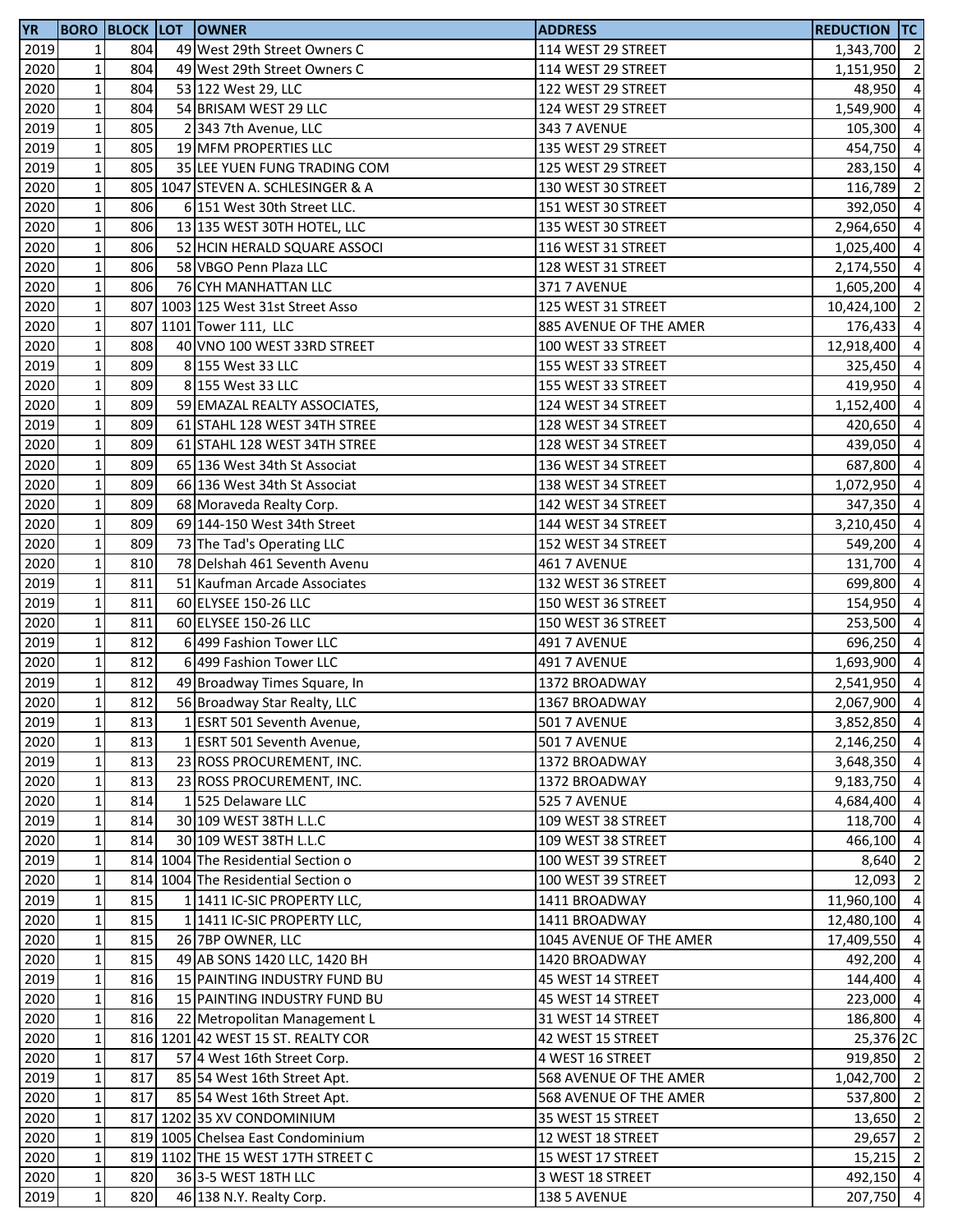| YR | BORO | BLOCK | LOT | OWNER | ADDRESS | REDUCTION | TC |
|---|---|---|---|---|---|---|---|
| 2019 | 1 | 804 | 49 | West 29th Street Owners C | 114 WEST 29 STREET | 1,343,700 | 2 |
| 2020 | 1 | 804 | 49 | West 29th Street Owners C | 114 WEST 29 STREET | 1,151,950 | 2 |
| 2020 | 1 | 804 | 53 | 122 West 29, LLC | 122 WEST 29 STREET | 48,950 | 4 |
| 2020 | 1 | 804 | 54 | BRISAM WEST 29 LLC | 124 WEST 29 STREET | 1,549,900 | 4 |
| 2019 | 1 | 805 | 2 | 343 7th Avenue, LLC | 343 7 AVENUE | 105,300 | 4 |
| 2019 | 1 | 805 | 19 | MFM PROPERTIES LLC | 135 WEST 29 STREET | 454,750 | 4 |
| 2019 | 1 | 805 | 35 | LEE YUEN FUNG TRADING COM | 125 WEST 29 STREET | 283,150 | 4 |
| 2020 | 1 | 805 | 1047 | STEVEN A. SCHLESINGER & A | 130 WEST 30 STREET | 116,789 | 2 |
| 2020 | 1 | 806 | 6 | 151 West 30th Street LLC. | 151 WEST 30 STREET | 392,050 | 4 |
| 2020 | 1 | 806 | 13 | 135 WEST 30TH HOTEL, LLC | 135 WEST 30 STREET | 2,964,650 | 4 |
| 2020 | 1 | 806 | 52 | HCIN HERALD SQUARE ASSOCI | 116 WEST 31 STREET | 1,025,400 | 4 |
| 2020 | 1 | 806 | 58 | VBGO Penn Plaza LLC | 128 WEST 31 STREET | 2,174,550 | 4 |
| 2020 | 1 | 806 | 76 | CYH MANHATTAN LLC | 371 7 AVENUE | 1,605,200 | 4 |
| 2020 | 1 | 807 | 1003 | 125 West 31st Street Asso | 125 WEST 31 STREET | 10,424,100 | 2 |
| 2020 | 1 | 807 | 1101 | Tower 111,  LLC | 885 AVENUE OF THE AMER | 176,433 | 4 |
| 2020 | 1 | 808 | 40 | VNO 100 WEST 33RD STREET | 100 WEST 33 STREET | 12,918,400 | 4 |
| 2019 | 1 | 809 | 8 | 155 West 33 LLC | 155 WEST 33 STREET | 325,450 | 4 |
| 2020 | 1 | 809 | 8 | 155 West 33 LLC | 155 WEST 33 STREET | 419,950 | 4 |
| 2020 | 1 | 809 | 59 | EMAZAL REALTY ASSOCIATES, | 124 WEST 34 STREET | 1,152,400 | 4 |
| 2019 | 1 | 809 | 61 | STAHL 128 WEST 34TH STREE | 128 WEST 34 STREET | 420,650 | 4 |
| 2020 | 1 | 809 | 61 | STAHL 128 WEST 34TH STREE | 128 WEST 34 STREET | 439,050 | 4 |
| 2020 | 1 | 809 | 65 | 136 West 34th St Associat | 136 WEST 34 STREET | 687,800 | 4 |
| 2020 | 1 | 809 | 66 | 136 West 34th St Associat | 138 WEST 34 STREET | 1,072,950 | 4 |
| 2020 | 1 | 809 | 68 | Moraveda Realty Corp. | 142 WEST 34 STREET | 347,350 | 4 |
| 2020 | 1 | 809 | 69 | 144-150 West 34th Street | 144 WEST 34 STREET | 3,210,450 | 4 |
| 2020 | 1 | 809 | 73 | The Tad's Operating LLC | 152 WEST 34 STREET | 549,200 | 4 |
| 2020 | 1 | 810 | 78 | Delshah 461 Seventh Avenu | 461 7 AVENUE | 131,700 | 4 |
| 2019 | 1 | 811 | 51 | Kaufman Arcade Associates | 132 WEST 36 STREET | 699,800 | 4 |
| 2019 | 1 | 811 | 60 | ELYSEE 150-26 LLC | 150 WEST 36 STREET | 154,950 | 4 |
| 2020 | 1 | 811 | 60 | ELYSEE 150-26 LLC | 150 WEST 36 STREET | 253,500 | 4 |
| 2019 | 1 | 812 | 6 | 499 Fashion Tower LLC | 491 7 AVENUE | 696,250 | 4 |
| 2020 | 1 | 812 | 6 | 499 Fashion Tower LLC | 491 7 AVENUE | 1,693,900 | 4 |
| 2019 | 1 | 812 | 49 | Broadway Times Square, In | 1372 BROADWAY | 2,541,950 | 4 |
| 2020 | 1 | 812 | 56 | Broadway Star Realty, LLC | 1367 BROADWAY | 2,067,900 | 4 |
| 2019 | 1 | 813 | 1 | ESRT 501 Seventh Avenue, | 501 7 AVENUE | 3,852,850 | 4 |
| 2020 | 1 | 813 | 1 | ESRT 501 Seventh Avenue, | 501 7 AVENUE | 2,146,250 | 4 |
| 2019 | 1 | 813 | 23 | ROSS PROCUREMENT, INC. | 1372 BROADWAY | 3,648,350 | 4 |
| 2020 | 1 | 813 | 23 | ROSS PROCUREMENT, INC. | 1372 BROADWAY | 9,183,750 | 4 |
| 2020 | 1 | 814 | 1 | 525 Delaware LLC | 525 7 AVENUE | 4,684,400 | 4 |
| 2019 | 1 | 814 | 30 | 109 WEST 38TH L.L.C | 109 WEST 38 STREET | 118,700 | 4 |
| 2020 | 1 | 814 | 30 | 109 WEST 38TH L.L.C | 109 WEST 38 STREET | 466,100 | 4 |
| 2019 | 1 | 814 | 1004 | The Residential Section o | 100 WEST 39 STREET | 8,640 | 2 |
| 2020 | 1 | 814 | 1004 | The Residential Section o | 100 WEST 39 STREET | 12,093 | 2 |
| 2019 | 1 | 815 | 1 | 1411 IC-SIC PROPERTY LLC, | 1411 BROADWAY | 11,960,100 | 4 |
| 2020 | 1 | 815 | 1 | 1411 IC-SIC PROPERTY LLC, | 1411 BROADWAY | 12,480,100 | 4 |
| 2020 | 1 | 815 | 26 | 7BP OWNER, LLC | 1045 AVENUE OF THE AMER | 17,409,550 | 4 |
| 2020 | 1 | 815 | 49 | AB SONS 1420 LLC, 1420 BH | 1420 BROADWAY | 492,200 | 4 |
| 2019 | 1 | 816 | 15 | PAINTING INDUSTRY FUND BU | 45 WEST 14 STREET | 144,400 | 4 |
| 2020 | 1 | 816 | 15 | PAINTING INDUSTRY FUND BU | 45 WEST 14 STREET | 223,000 | 4 |
| 2020 | 1 | 816 | 22 | Metropolitan Management L | 31 WEST 14 STREET | 186,800 | 4 |
| 2020 | 1 | 816 | 1201 | 42 WEST 15 ST. REALTY COR | 42 WEST 15 STREET | 25,376 | 2C |
| 2020 | 1 | 817 | 57 | 4 West 16th Street Corp. | 4 WEST 16 STREET | 919,850 | 2 |
| 2019 | 1 | 817 | 85 | 54 West 16th Street Apt. | 568 AVENUE OF THE AMER | 1,042,700 | 2 |
| 2020 | 1 | 817 | 85 | 54 West 16th Street Apt. | 568 AVENUE OF THE AMER | 537,800 | 2 |
| 2020 | 1 | 817 | 1202 | 35 XV CONDOMINIUM | 35 WEST 15 STREET | 13,650 | 2 |
| 2020 | 1 | 819 | 1005 | Chelsea East Condominium | 12 WEST 18 STREET | 29,657 | 2 |
| 2020 | 1 | 819 | 1102 | THE 15 WEST 17TH STREET C | 15 WEST 17 STREET | 15,215 | 2 |
| 2020 | 1 | 820 | 36 | 3-5 WEST 18TH LLC | 3 WEST 18 STREET | 492,150 | 4 |
| 2019 | 1 | 820 | 46 | 138 N.Y. Realty Corp. | 138 5 AVENUE | 207,750 | 4 |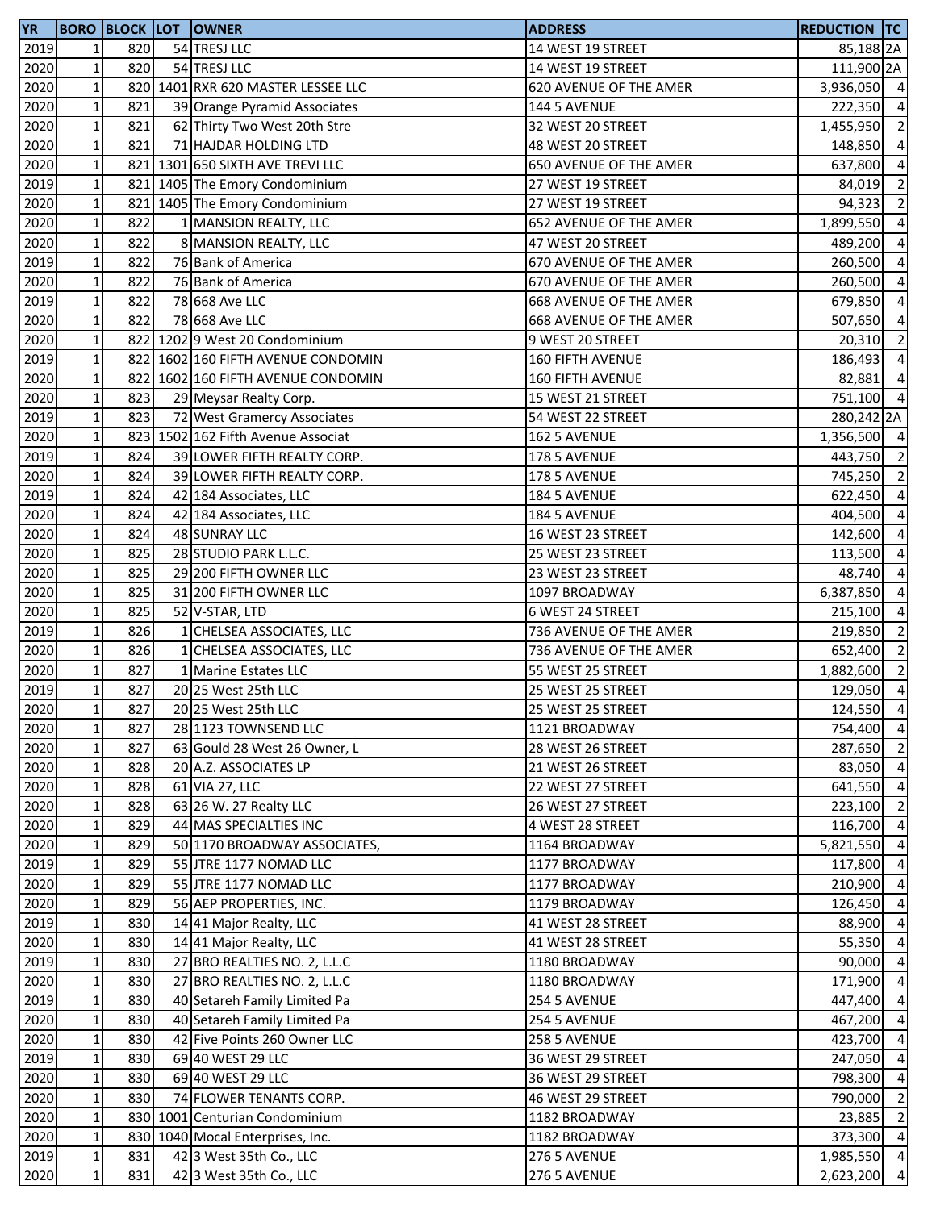| YR | BORO | BLOCK | LOT | OWNER | ADDRESS | REDUCTION | TC |
|---|---|---|---|---|---|---|---|
| 2019 | 1 | 820 | 54 | TRESJ LLC | 14 WEST 19 STREET | 85,188 | 2A |
| 2020 | 1 | 820 | 54 | TRESJ LLC | 14 WEST 19 STREET | 111,900 | 2A |
| 2020 | 1 | 820 | 1401 | RXR 620 MASTER LESSEE LLC | 620 AVENUE OF THE AMER | 3,936,050 | 4 |
| 2020 | 1 | 821 | 39 | Orange Pyramid Associates | 144 5 AVENUE | 222,350 | 4 |
| 2020 | 1 | 821 | 62 | Thirty Two West 20th Stre | 32 WEST 20 STREET | 1,455,950 | 2 |
| 2020 | 1 | 821 | 71 | HAJDAR HOLDING LTD | 48 WEST 20 STREET | 148,850 | 4 |
| 2020 | 1 | 821 | 1301 | 650 SIXTH AVE TREVI LLC | 650 AVENUE OF THE AMER | 637,800 | 4 |
| 2019 | 1 | 821 | 1405 | The Emory Condominium | 27 WEST 19 STREET | 84,019 | 2 |
| 2020 | 1 | 821 | 1405 | The Emory Condominium | 27 WEST 19 STREET | 94,323 | 2 |
| 2020 | 1 | 822 | 1 | MANSION REALTY, LLC | 652 AVENUE OF THE AMER | 1,899,550 | 4 |
| 2020 | 1 | 822 | 8 | MANSION REALTY, LLC | 47 WEST 20 STREET | 489,200 | 4 |
| 2019 | 1 | 822 | 76 | Bank of America | 670 AVENUE OF THE AMER | 260,500 | 4 |
| 2020 | 1 | 822 | 76 | Bank of America | 670 AVENUE OF THE AMER | 260,500 | 4 |
| 2019 | 1 | 822 | 78 | 668 Ave LLC | 668 AVENUE OF THE AMER | 679,850 | 4 |
| 2020 | 1 | 822 | 78 | 668 Ave LLC | 668 AVENUE OF THE AMER | 507,650 | 4 |
| 2020 | 1 | 822 | 1202 | 9 West 20 Condominium | 9 WEST 20 STREET | 20,310 | 2 |
| 2019 | 1 | 822 | 1602 | 160 FIFTH AVENUE CONDOMIN | 160 FIFTH AVENUE | 186,493 | 4 |
| 2020 | 1 | 822 | 1602 | 160 FIFTH AVENUE CONDOMIN | 160 FIFTH AVENUE | 82,881 | 4 |
| 2020 | 1 | 823 | 29 | Meysar Realty Corp. | 15 WEST 21 STREET | 751,100 | 4 |
| 2019 | 1 | 823 | 72 | West Gramercy Associates | 54 WEST 22 STREET | 280,242 | 2A |
| 2020 | 1 | 823 | 1502 | 162 Fifth Avenue Associat | 162 5 AVENUE | 1,356,500 | 4 |
| 2019 | 1 | 824 | 39 | LOWER FIFTH REALTY CORP. | 178 5 AVENUE | 443,750 | 2 |
| 2020 | 1 | 824 | 39 | LOWER FIFTH REALTY CORP. | 178 5 AVENUE | 745,250 | 2 |
| 2019 | 1 | 824 | 42 | 184 Associates, LLC | 184 5 AVENUE | 622,450 | 4 |
| 2020 | 1 | 824 | 42 | 184 Associates, LLC | 184 5 AVENUE | 404,500 | 4 |
| 2020 | 1 | 824 | 48 | SUNRAY LLC | 16 WEST 23 STREET | 142,600 | 4 |
| 2020 | 1 | 825 | 28 | STUDIO PARK L.L.C. | 25 WEST 23 STREET | 113,500 | 4 |
| 2020 | 1 | 825 | 29 | 200 FIFTH OWNER LLC | 23 WEST 23 STREET | 48,740 | 4 |
| 2020 | 1 | 825 | 31 | 200 FIFTH OWNER LLC | 1097 BROADWAY | 6,387,850 | 4 |
| 2020 | 1 | 825 | 52 | V-STAR, LTD | 6 WEST 24 STREET | 215,100 | 4 |
| 2019 | 1 | 826 | 1 | CHELSEA ASSOCIATES, LLC | 736 AVENUE OF THE AMER | 219,850 | 2 |
| 2020 | 1 | 826 | 1 | CHELSEA ASSOCIATES, LLC | 736 AVENUE OF THE AMER | 652,400 | 2 |
| 2020 | 1 | 827 | 1 | Marine Estates LLC | 55 WEST 25 STREET | 1,882,600 | 2 |
| 2019 | 1 | 827 | 20 | 25 West 25th LLC | 25 WEST 25 STREET | 129,050 | 4 |
| 2020 | 1 | 827 | 20 | 25 West 25th LLC | 25 WEST 25 STREET | 124,550 | 4 |
| 2020 | 1 | 827 | 28 | 1123 TOWNSEND LLC | 1121 BROADWAY | 754,400 | 4 |
| 2020 | 1 | 827 | 63 | Gould 28 West 26 Owner, L | 28 WEST 26 STREET | 287,650 | 2 |
| 2020 | 1 | 828 | 20 | A.Z. ASSOCIATES LP | 21 WEST 26 STREET | 83,050 | 4 |
| 2020 | 1 | 828 | 61 | VIA 27, LLC | 22 WEST 27 STREET | 641,550 | 4 |
| 2020 | 1 | 828 | 63 | 26 W. 27 Realty LLC | 26 WEST 27 STREET | 223,100 | 2 |
| 2020 | 1 | 829 | 44 | MAS SPECIALTIES INC | 4 WEST 28 STREET | 116,700 | 4 |
| 2020 | 1 | 829 | 50 | 1170 BROADWAY ASSOCIATES, | 1164 BROADWAY | 5,821,550 | 4 |
| 2019 | 1 | 829 | 55 | JTRE 1177 NOMAD LLC | 1177 BROADWAY | 117,800 | 4 |
| 2020 | 1 | 829 | 55 | JTRE 1177 NOMAD LLC | 1177 BROADWAY | 210,900 | 4 |
| 2020 | 1 | 829 | 56 | AEP PROPERTIES, INC. | 1179 BROADWAY | 126,450 | 4 |
| 2019 | 1 | 830 | 14 | 41 Major Realty, LLC | 41 WEST 28 STREET | 88,900 | 4 |
| 2020 | 1 | 830 | 14 | 41 Major Realty, LLC | 41 WEST 28 STREET | 55,350 | 4 |
| 2019 | 1 | 830 | 27 | BRO REALTIES NO. 2, L.L.C | 1180 BROADWAY | 90,000 | 4 |
| 2020 | 1 | 830 | 27 | BRO REALTIES NO. 2, L.L.C | 1180 BROADWAY | 171,900 | 4 |
| 2019 | 1 | 830 | 40 | Setareh Family Limited Pa | 254 5 AVENUE | 447,400 | 4 |
| 2020 | 1 | 830 | 40 | Setareh Family Limited Pa | 254 5 AVENUE | 467,200 | 4 |
| 2020 | 1 | 830 | 42 | Five Points 260 Owner LLC | 258 5 AVENUE | 423,700 | 4 |
| 2019 | 1 | 830 | 69 | 40 WEST 29 LLC | 36 WEST 29 STREET | 247,050 | 4 |
| 2020 | 1 | 830 | 69 | 40 WEST 29 LLC | 36 WEST 29 STREET | 798,300 | 4 |
| 2020 | 1 | 830 | 74 | FLOWER TENANTS CORP. | 46 WEST 29 STREET | 790,000 | 2 |
| 2020 | 1 | 830 | 1001 | Centurian Condominium | 1182 BROADWAY | 23,885 | 2 |
| 2020 | 1 | 830 | 1040 | Mocal Enterprises, Inc. | 1182 BROADWAY | 373,300 | 4 |
| 2019 | 1 | 831 | 42 | 3 West 35th Co., LLC | 276 5 AVENUE | 1,985,550 | 4 |
| 2020 | 1 | 831 | 42 | 3 West 35th Co., LLC | 276 5 AVENUE | 2,623,200 | 4 |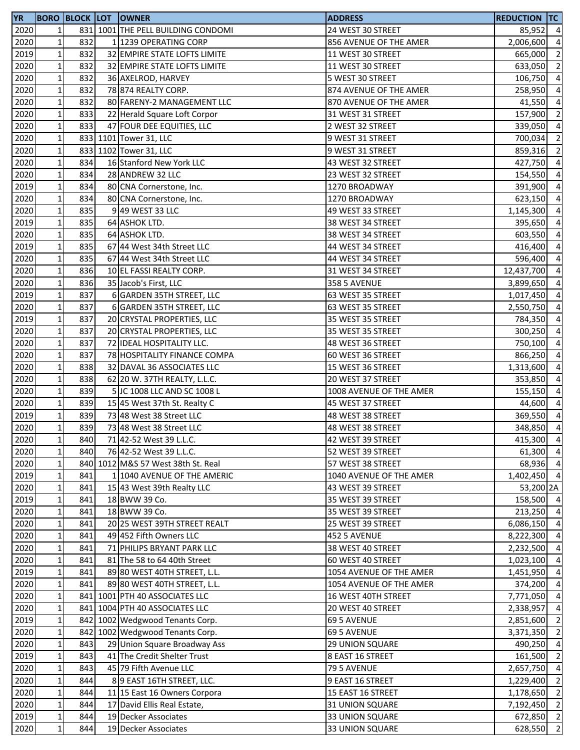| YR | BORO | BLOCK | LOT | OWNER | ADDRESS | REDUCTION | TC |
|---|---|---|---|---|---|---|---|
| 2020 | 1 | 831 | 1001 | THE PELL BUILDING CONDOMI | 24 WEST 30 STREET | 85,952 | 4 |
| 2020 | 1 | 832 | 1 | 1239 OPERATING CORP | 856 AVENUE OF THE AMER | 2,006,600 | 4 |
| 2019 | 1 | 832 | 32 | EMPIRE STATE LOFTS LIMITE | 11 WEST 30 STREET | 665,000 | 2 |
| 2020 | 1 | 832 | 32 | EMPIRE STATE LOFTS LIMITE | 11 WEST 30 STREET | 633,050 | 2 |
| 2020 | 1 | 832 | 36 | AXELROD, HARVEY | 5 WEST 30 STREET | 106,750 | 4 |
| 2020 | 1 | 832 | 78 | 874 REALTY CORP. | 874 AVENUE OF THE AMER | 258,950 | 4 |
| 2020 | 1 | 832 | 80 | FARENY-2 MANAGEMENT LLC | 870 AVENUE OF THE AMER | 41,550 | 4 |
| 2020 | 1 | 833 | 22 | Herald Square Loft Corpor | 31 WEST 31 STREET | 157,900 | 2 |
| 2020 | 1 | 833 | 47 | FOUR DEE EQUITIES, LLC | 2 WEST 32 STREET | 339,050 | 4 |
| 2020 | 1 | 833 | 1101 | Tower 31, LLC | 9 WEST 31 STREET | 700,034 | 2 |
| 2020 | 1 | 833 | 1102 | Tower 31, LLC | 9 WEST 31 STREET | 859,316 | 2 |
| 2020 | 1 | 834 | 16 | Stanford New York LLC | 43 WEST 32 STREET | 427,750 | 4 |
| 2020 | 1 | 834 | 28 | ANDREW 32 LLC | 23 WEST 32 STREET | 154,550 | 4 |
| 2019 | 1 | 834 | 80 | CNA Cornerstone, Inc. | 1270 BROADWAY | 391,900 | 4 |
| 2020 | 1 | 834 | 80 | CNA Cornerstone, Inc. | 1270 BROADWAY | 623,150 | 4 |
| 2020 | 1 | 835 | 9 | 49 WEST 33 LLC | 49 WEST 33 STREET | 1,145,300 | 4 |
| 2019 | 1 | 835 | 64 | ASHOK LTD. | 38 WEST 34 STREET | 395,650 | 4 |
| 2020 | 1 | 835 | 64 | ASHOK LTD. | 38 WEST 34 STREET | 603,550 | 4 |
| 2019 | 1 | 835 | 67 | 44 West 34th Street LLC | 44 WEST 34 STREET | 416,400 | 4 |
| 2020 | 1 | 835 | 67 | 44 West 34th Street LLC | 44 WEST 34 STREET | 596,400 | 4 |
| 2020 | 1 | 836 | 10 | EL FASSI REALTY CORP. | 31 WEST 34 STREET | 12,437,700 | 4 |
| 2020 | 1 | 836 | 35 | Jacob's First, LLC | 358 5 AVENUE | 3,899,650 | 4 |
| 2019 | 1 | 837 | 6 | GARDEN 35TH STREET, LLC | 63 WEST 35 STREET | 1,017,450 | 4 |
| 2020 | 1 | 837 | 6 | GARDEN 35TH STREET, LLC | 63 WEST 35 STREET | 2,550,750 | 4 |
| 2019 | 1 | 837 | 20 | CRYSTAL PROPERTIES, LLC | 35 WEST 35 STREET | 784,350 | 4 |
| 2020 | 1 | 837 | 20 | CRYSTAL PROPERTIES, LLC | 35 WEST 35 STREET | 300,250 | 4 |
| 2020 | 1 | 837 | 72 | IDEAL HOSPITALITY LLC. | 48 WEST 36 STREET | 750,100 | 4 |
| 2020 | 1 | 837 | 78 | HOSPITALITY FINANCE COMPA | 60 WEST 36 STREET | 866,250 | 4 |
| 2020 | 1 | 838 | 32 | DAVAL 36 ASSOCIATES LLC | 15 WEST 36 STREET | 1,313,600 | 4 |
| 2020 | 1 | 838 | 62 | 20 W. 37TH REALTY, L.L.C. | 20 WEST 37 STREET | 353,850 | 4 |
| 2020 | 1 | 839 | 5 | JC 1008 LLC AND SC 1008 L | 1008 AVENUE OF THE AMER | 155,150 | 4 |
| 2020 | 1 | 839 | 15 | 45 West 37th St. Realty C | 45 WEST 37 STREET | 44,600 | 4 |
| 2019 | 1 | 839 | 73 | 48 West 38 Street LLC | 48 WEST 38 STREET | 369,550 | 4 |
| 2020 | 1 | 839 | 73 | 48 West 38 Street LLC | 48 WEST 38 STREET | 348,850 | 4 |
| 2020 | 1 | 840 | 71 | 42-52 West 39 L.L.C. | 42 WEST 39 STREET | 415,300 | 4 |
| 2020 | 1 | 840 | 76 | 42-52 West 39 L.L.C. | 52 WEST 39 STREET | 61,300 | 4 |
| 2020 | 1 | 840 | 1012 | M&S 57 West 38th St. Real | 57 WEST 38 STREET | 68,936 | 4 |
| 2019 | 1 | 841 | 1 | 1040 AVENUE OF THE AMERIC | 1040 AVENUE OF THE AMER | 1,402,450 | 4 |
| 2020 | 1 | 841 | 15 | 43 West 39th Realty LLC | 43 WEST 39 STREET | 53,200 | 2A |
| 2019 | 1 | 841 | 18 | BWW 39 Co. | 35 WEST 39 STREET | 158,500 | 4 |
| 2020 | 1 | 841 | 18 | BWW 39 Co. | 35 WEST 39 STREET | 213,250 | 4 |
| 2020 | 1 | 841 | 20 | 25 WEST 39TH STREET REALT | 25 WEST 39 STREET | 6,086,150 | 4 |
| 2020 | 1 | 841 | 49 | 452 Fifth Owners LLC | 452 5 AVENUE | 8,222,300 | 4 |
| 2020 | 1 | 841 | 71 | PHILIPS BRYANT PARK LLC | 38 WEST 40 STREET | 2,232,500 | 4 |
| 2020 | 1 | 841 | 81 | The 58 to 64 40th Street | 60 WEST 40 STREET | 1,023,100 | 4 |
| 2019 | 1 | 841 | 89 | 80 WEST 40TH STREET, L.L. | 1054 AVENUE OF THE AMER | 1,451,950 | 4 |
| 2020 | 1 | 841 | 89 | 80 WEST 40TH STREET, L.L. | 1054 AVENUE OF THE AMER | 374,200 | 4 |
| 2020 | 1 | 841 | 1001 | PTH 40 ASSOCIATES LLC | 16 WEST 40TH STREET | 7,771,050 | 4 |
| 2020 | 1 | 841 | 1004 | PTH 40 ASSOCIATES LLC | 20 WEST 40 STREET | 2,338,957 | 4 |
| 2019 | 1 | 842 | 1002 | Wedgwood Tenants Corp. | 69 5 AVENUE | 2,851,600 | 2 |
| 2020 | 1 | 842 | 1002 | Wedgwood Tenants Corp. | 69 5 AVENUE | 3,371,350 | 2 |
| 2020 | 1 | 843 | 29 | Union Square Broadway Ass | 29 UNION SQUARE | 490,250 | 4 |
| 2019 | 1 | 843 | 41 | The Credit Shelter Trust | 8 EAST 16 STREET | 161,500 | 2 |
| 2020 | 1 | 843 | 45 | 79 Fifth Avenue LLC | 79 5 AVENUE | 2,657,750 | 4 |
| 2020 | 1 | 844 | 8 | 9 EAST 16TH STREET, LLC. | 9 EAST 16 STREET | 1,229,400 | 2 |
| 2020 | 1 | 844 | 11 | 15 East 16 Owners Corpora | 15 EAST 16 STREET | 1,178,650 | 2 |
| 2020 | 1 | 844 | 17 | David Ellis Real Estate, | 31 UNION SQUARE | 7,192,450 | 2 |
| 2019 | 1 | 844 | 19 | Decker Associates | 33 UNION SQUARE | 672,850 | 2 |
| 2020 | 1 | 844 | 19 | Decker Associates | 33 UNION SQUARE | 628,550 | 2 |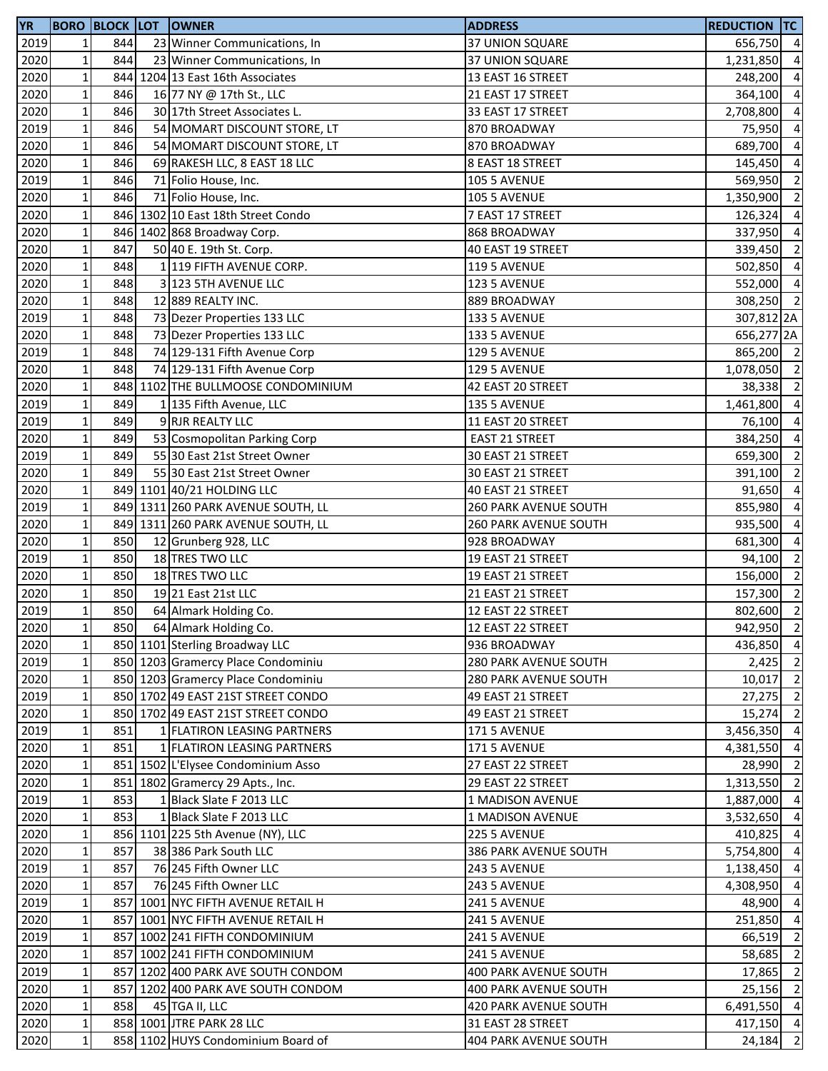| YR | BORO | BLOCK | LOT | OWNER | ADDRESS | REDUCTION | TC |
|---|---|---|---|---|---|---|---|
| 2019 | 1 | 844 | 23 | Winner Communications, In | 37 UNION SQUARE | 656,750 | 4 |
| 2020 | 1 | 844 | 23 | Winner Communications, In | 37 UNION SQUARE | 1,231,850 | 4 |
| 2020 | 1 | 844 | 1204 | 13 East 16th Associates | 13 EAST 16 STREET | 248,200 | 4 |
| 2020 | 1 | 846 | 16 | 77 NY @ 17th St., LLC | 21 EAST 17 STREET | 364,100 | 4 |
| 2020 | 1 | 846 | 30 | 17th Street Associates L. | 33 EAST 17 STREET | 2,708,800 | 4 |
| 2019 | 1 | 846 | 54 | MOMART DISCOUNT STORE, LT | 870 BROADWAY | 75,950 | 4 |
| 2020 | 1 | 846 | 54 | MOMART DISCOUNT STORE, LT | 870 BROADWAY | 689,700 | 4 |
| 2020 | 1 | 846 | 69 | RAKESH LLC, 8 EAST 18 LLC | 8 EAST 18 STREET | 145,450 | 4 |
| 2019 | 1 | 846 | 71 | Folio House, Inc. | 105 5 AVENUE | 569,950 | 2 |
| 2020 | 1 | 846 | 71 | Folio House, Inc. | 105 5 AVENUE | 1,350,900 | 2 |
| 2020 | 1 | 846 | 1302 | 10 East 18th Street Condo | 7 EAST 17 STREET | 126,324 | 4 |
| 2020 | 1 | 846 | 1402 | 868 Broadway Corp. | 868 BROADWAY | 337,950 | 4 |
| 2020 | 1 | 847 | 50 | 40 E. 19th St. Corp. | 40 EAST 19 STREET | 339,450 | 2 |
| 2020 | 1 | 848 | 1 | 119 FIFTH AVENUE CORP. | 119 5 AVENUE | 502,850 | 4 |
| 2020 | 1 | 848 | 3 | 123 5TH AVENUE LLC | 123 5 AVENUE | 552,000 | 4 |
| 2020 | 1 | 848 | 12 | 889 REALTY INC. | 889 BROADWAY | 308,250 | 2 |
| 2019 | 1 | 848 | 73 | Dezer Properties 133 LLC | 133 5 AVENUE | 307,812 | 2A |
| 2020 | 1 | 848 | 73 | Dezer Properties 133 LLC | 133 5 AVENUE | 656,277 | 2A |
| 2019 | 1 | 848 | 74 | 129-131 Fifth Avenue Corp | 129 5 AVENUE | 865,200 | 2 |
| 2020 | 1 | 848 | 74 | 129-131 Fifth Avenue Corp | 129 5 AVENUE | 1,078,050 | 2 |
| 2020 | 1 | 848 | 1102 | THE BULLMOOSE CONDOMINIUM | 42 EAST 20 STREET | 38,338 | 2 |
| 2019 | 1 | 849 | 1 | 135 Fifth Avenue, LLC | 135 5 AVENUE | 1,461,800 | 4 |
| 2019 | 1 | 849 | 9 | RJR REALTY LLC | 11 EAST 20 STREET | 76,100 | 4 |
| 2020 | 1 | 849 | 53 | Cosmopolitan Parking Corp | EAST 21 STREET | 384,250 | 4 |
| 2019 | 1 | 849 | 55 | 30 East 21st Street Owner | 30 EAST 21 STREET | 659,300 | 2 |
| 2020 | 1 | 849 | 55 | 30 East 21st Street Owner | 30 EAST 21 STREET | 391,100 | 2 |
| 2020 | 1 | 849 | 1101 | 40/21 HOLDING LLC | 40 EAST 21 STREET | 91,650 | 4 |
| 2019 | 1 | 849 | 1311 | 260 PARK AVENUE SOUTH, LL | 260 PARK AVENUE SOUTH | 855,980 | 4 |
| 2020 | 1 | 849 | 1311 | 260 PARK AVENUE SOUTH, LL | 260 PARK AVENUE SOUTH | 935,500 | 4 |
| 2020 | 1 | 850 | 12 | Grunberg 928, LLC | 928 BROADWAY | 681,300 | 4 |
| 2019 | 1 | 850 | 18 | TRES TWO LLC | 19 EAST 21 STREET | 94,100 | 2 |
| 2020 | 1 | 850 | 18 | TRES TWO LLC | 19 EAST 21 STREET | 156,000 | 2 |
| 2020 | 1 | 850 | 19 | 21 East 21st LLC | 21 EAST 21 STREET | 157,300 | 2 |
| 2019 | 1 | 850 | 64 | Almark Holding Co. | 12 EAST 22 STREET | 802,600 | 2 |
| 2020 | 1 | 850 | 64 | Almark Holding Co. | 12 EAST 22 STREET | 942,950 | 2 |
| 2020 | 1 | 850 | 1101 | Sterling Broadway LLC | 936 BROADWAY | 436,850 | 4 |
| 2019 | 1 | 850 | 1203 | Gramercy Place Condominiu | 280 PARK AVENUE SOUTH | 2,425 | 2 |
| 2020 | 1 | 850 | 1203 | Gramercy Place Condominiu | 280 PARK AVENUE SOUTH | 10,017 | 2 |
| 2019 | 1 | 850 | 1702 | 49 EAST 21ST STREET CONDO | 49 EAST 21 STREET | 27,275 | 2 |
| 2020 | 1 | 850 | 1702 | 49 EAST 21ST STREET CONDO | 49 EAST 21 STREET | 15,274 | 2 |
| 2019 | 1 | 851 | 1 | FLATIRON LEASING PARTNERS | 171 5 AVENUE | 3,456,350 | 4 |
| 2020 | 1 | 851 | 1 | FLATIRON LEASING PARTNERS | 171 5 AVENUE | 4,381,550 | 4 |
| 2020 | 1 | 851 | 1502 | L'Elysee Condominium Asso | 27 EAST 22 STREET | 28,990 | 2 |
| 2020 | 1 | 851 | 1802 | Gramercy 29 Apts., Inc. | 29 EAST 22 STREET | 1,313,550 | 2 |
| 2019 | 1 | 853 | 1 | Black Slate F 2013 LLC | 1 MADISON AVENUE | 1,887,000 | 4 |
| 2020 | 1 | 853 | 1 | Black Slate F 2013 LLC | 1 MADISON AVENUE | 3,532,650 | 4 |
| 2020 | 1 | 856 | 1101 | 225 5th Avenue (NY), LLC | 225 5 AVENUE | 410,825 | 4 |
| 2020 | 1 | 857 | 38 | 386 Park South LLC | 386 PARK AVENUE SOUTH | 5,754,800 | 4 |
| 2019 | 1 | 857 | 76 | 245 Fifth Owner LLC | 243 5 AVENUE | 1,138,450 | 4 |
| 2020 | 1 | 857 | 76 | 245 Fifth Owner LLC | 243 5 AVENUE | 4,308,950 | 4 |
| 2019 | 1 | 857 | 1001 | NYC FIFTH AVENUE RETAIL H | 241 5 AVENUE | 48,900 | 4 |
| 2020 | 1 | 857 | 1001 | NYC FIFTH AVENUE RETAIL H | 241 5 AVENUE | 251,850 | 4 |
| 2019 | 1 | 857 | 1002 | 241 FIFTH CONDOMINIUM | 241 5 AVENUE | 66,519 | 2 |
| 2020 | 1 | 857 | 1002 | 241 FIFTH CONDOMINIUM | 241 5 AVENUE | 58,685 | 2 |
| 2019 | 1 | 857 | 1202 | 400 PARK AVE SOUTH CONDOM | 400 PARK AVENUE SOUTH | 17,865 | 2 |
| 2020 | 1 | 857 | 1202 | 400 PARK AVE SOUTH CONDOM | 400 PARK AVENUE SOUTH | 25,156 | 2 |
| 2020 | 1 | 858 | 45 | TGA II, LLC | 420 PARK AVENUE SOUTH | 6,491,550 | 4 |
| 2020 | 1 | 858 | 1001 | JTRE PARK 28 LLC | 31 EAST 28 STREET | 417,150 | 4 |
| 2020 | 1 | 858 | 1102 | HUYS Condominium Board of | 404 PARK AVENUE SOUTH | 24,184 | 2 |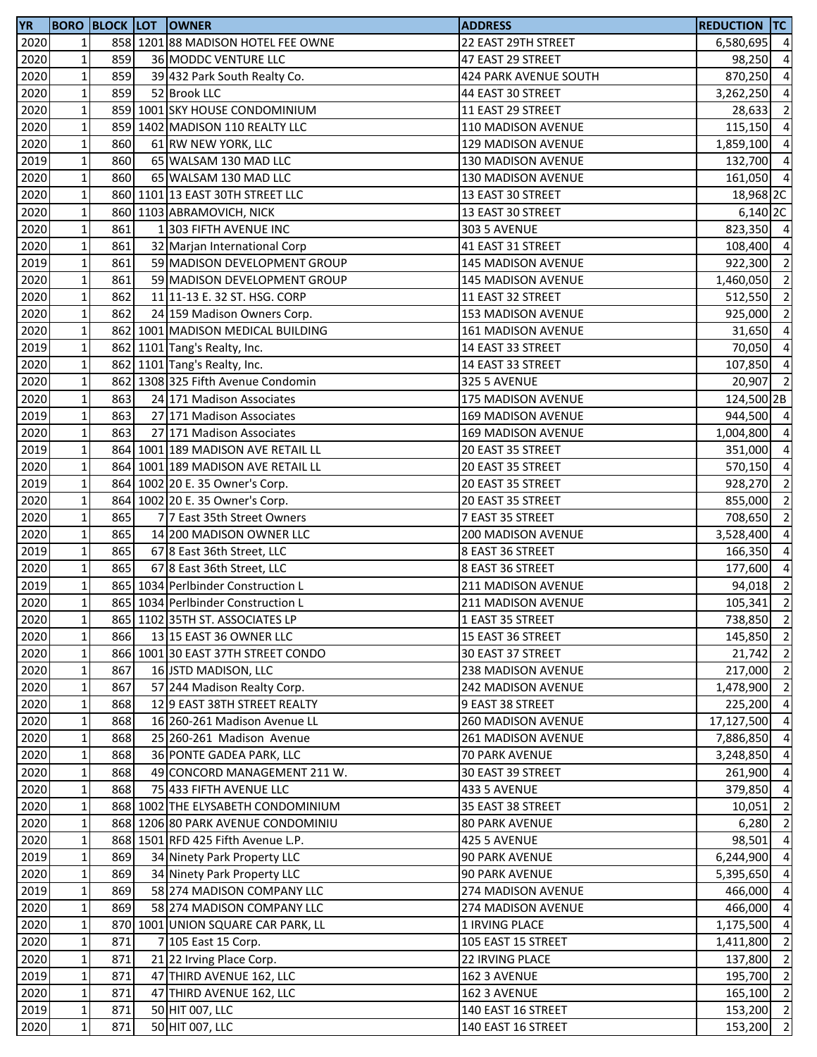| YR | BORO | BLOCK | LOT | OWNER | ADDRESS | REDUCTION | TC |
|---|---|---|---|---|---|---|---|
| 2020 | 1 | 858 | 1201 | 88 MADISON HOTEL FEE OWNE | 22 EAST 29TH STREET | 6,580,695 | 4 |
| 2020 | 1 | 859 | 36 | MODDC VENTURE LLC | 47 EAST 29 STREET | 98,250 | 4 |
| 2020 | 1 | 859 | 39 | 432 Park South Realty Co. | 424 PARK AVENUE SOUTH | 870,250 | 4 |
| 2020 | 1 | 859 | 52 | Brook LLC | 44 EAST 30 STREET | 3,262,250 | 4 |
| 2020 | 1 | 859 | 1001 | SKY HOUSE CONDOMINIUM | 11 EAST 29 STREET | 28,633 | 2 |
| 2020 | 1 | 859 | 1402 | MADISON 110 REALTY LLC | 110 MADISON AVENUE | 115,150 | 4 |
| 2020 | 1 | 860 | 61 | RW NEW YORK, LLC | 129 MADISON AVENUE | 1,859,100 | 4 |
| 2019 | 1 | 860 | 65 | WALSAM 130 MAD LLC | 130 MADISON AVENUE | 132,700 | 4 |
| 2020 | 1 | 860 | 65 | WALSAM 130 MAD LLC | 130 MADISON AVENUE | 161,050 | 4 |
| 2020 | 1 | 860 | 1101 | 13 EAST 30TH STREET LLC | 13 EAST 30 STREET | 18,968 | 2C |
| 2020 | 1 | 860 | 1103 | ABRAMOVICH, NICK | 13 EAST 30 STREET | 6,140 | 2C |
| 2020 | 1 | 861 | 1 | 303 FIFTH AVENUE INC | 303 5 AVENUE | 823,350 | 4 |
| 2020 | 1 | 861 | 32 | Marjan International Corp | 41 EAST 31 STREET | 108,400 | 4 |
| 2019 | 1 | 861 | 59 | MADISON DEVELOPMENT GROUP | 145 MADISON AVENUE | 922,300 | 2 |
| 2020 | 1 | 861 | 59 | MADISON DEVELOPMENT GROUP | 145 MADISON AVENUE | 1,460,050 | 2 |
| 2020 | 1 | 862 | 11 | 11-13 E. 32 ST. HSG. CORP | 11 EAST 32 STREET | 512,550 | 2 |
| 2020 | 1 | 862 | 24 | 159 Madison Owners Corp. | 153 MADISON AVENUE | 925,000 | 2 |
| 2020 | 1 | 862 | 1001 | MADISON MEDICAL BUILDING | 161 MADISON AVENUE | 31,650 | 4 |
| 2019 | 1 | 862 | 1101 | Tang's Realty, Inc. | 14 EAST 33 STREET | 70,050 | 4 |
| 2020 | 1 | 862 | 1101 | Tang's Realty, Inc. | 14 EAST 33 STREET | 107,850 | 4 |
| 2020 | 1 | 862 | 1308 | 325 Fifth Avenue Condomin | 325 5 AVENUE | 20,907 | 2 |
| 2020 | 1 | 863 | 24 | 171 Madison Associates | 175 MADISON AVENUE | 124,500 | 2B |
| 2019 | 1 | 863 | 27 | 171 Madison Associates | 169 MADISON AVENUE | 944,500 | 4 |
| 2020 | 1 | 863 | 27 | 171 Madison Associates | 169 MADISON AVENUE | 1,004,800 | 4 |
| 2019 | 1 | 864 | 1001 | 189 MADISON AVE RETAIL LL | 20 EAST 35 STREET | 351,000 | 4 |
| 2020 | 1 | 864 | 1001 | 189 MADISON AVE RETAIL LL | 20 EAST 35 STREET | 570,150 | 4 |
| 2019 | 1 | 864 | 1002 | 20 E. 35 Owner's Corp. | 20 EAST 35 STREET | 928,270 | 2 |
| 2020 | 1 | 864 | 1002 | 20 E. 35 Owner's Corp. | 20 EAST 35 STREET | 855,000 | 2 |
| 2020 | 1 | 865 | 7 | 7 East 35th Street Owners | 7 EAST 35 STREET | 708,650 | 2 |
| 2020 | 1 | 865 | 14 | 200 MADISON OWNER LLC | 200 MADISON AVENUE | 3,528,400 | 4 |
| 2019 | 1 | 865 | 67 | 8 East 36th Street, LLC | 8 EAST 36 STREET | 166,350 | 4 |
| 2020 | 1 | 865 | 67 | 8 East 36th Street, LLC | 8 EAST 36 STREET | 177,600 | 4 |
| 2019 | 1 | 865 | 1034 | Perlbinder Construction L | 211 MADISON AVENUE | 94,018 | 2 |
| 2020 | 1 | 865 | 1034 | Perlbinder Construction L | 211 MADISON AVENUE | 105,341 | 2 |
| 2020 | 1 | 865 | 1102 | 35TH ST. ASSOCIATES LP | 1 EAST 35 STREET | 738,850 | 2 |
| 2020 | 1 | 866 | 13 | 15 EAST 36 OWNER LLC | 15 EAST 36 STREET | 145,850 | 2 |
| 2020 | 1 | 866 | 1001 | 30 EAST 37TH STREET CONDO | 30 EAST 37 STREET | 21,742 | 2 |
| 2020 | 1 | 867 | 16 | JSTD MADISON, LLC | 238 MADISON AVENUE | 217,000 | 2 |
| 2020 | 1 | 867 | 57 | 244 Madison Realty Corp. | 242 MADISON AVENUE | 1,478,900 | 2 |
| 2020 | 1 | 868 | 12 | 9 EAST 38TH STREET REALTY | 9 EAST 38 STREET | 225,200 | 4 |
| 2020 | 1 | 868 | 16 | 260-261 Madison Avenue LL | 260 MADISON AVENUE | 17,127,500 | 4 |
| 2020 | 1 | 868 | 25 | 260-261 Madison Avenue | 261 MADISON AVENUE | 7,886,850 | 4 |
| 2020 | 1 | 868 | 36 | PONTE GADEA PARK, LLC | 70 PARK AVENUE | 3,248,850 | 4 |
| 2020 | 1 | 868 | 49 | CONCORD MANAGEMENT 211 W. | 30 EAST 39 STREET | 261,900 | 4 |
| 2020 | 1 | 868 | 75 | 433 FIFTH AVENUE LLC | 433 5 AVENUE | 379,850 | 4 |
| 2020 | 1 | 868 | 1002 | THE ELYSABETH CONDOMINIUM | 35 EAST 38 STREET | 10,051 | 2 |
| 2020 | 1 | 868 | 1206 | 80 PARK AVENUE CONDOMINIU | 80 PARK AVENUE | 6,280 | 2 |
| 2020 | 1 | 868 | 1501 | RFD 425 Fifth Avenue L.P. | 425 5 AVENUE | 98,501 | 4 |
| 2019 | 1 | 869 | 34 | Ninety Park Property LLC | 90 PARK AVENUE | 6,244,900 | 4 |
| 2020 | 1 | 869 | 34 | Ninety Park Property LLC | 90 PARK AVENUE | 5,395,650 | 4 |
| 2019 | 1 | 869 | 58 | 274 MADISON COMPANY LLC | 274 MADISON AVENUE | 466,000 | 4 |
| 2020 | 1 | 869 | 58 | 274 MADISON COMPANY LLC | 274 MADISON AVENUE | 466,000 | 4 |
| 2020 | 1 | 870 | 1001 | UNION SQUARE CAR PARK, LL | 1 IRVING PLACE | 1,175,500 | 4 |
| 2020 | 1 | 871 | 7 | 105 East 15 Corp. | 105 EAST 15 STREET | 1,411,800 | 2 |
| 2020 | 1 | 871 | 21 | 22 Irving Place Corp. | 22 IRVING PLACE | 137,800 | 2 |
| 2019 | 1 | 871 | 47 | THIRD AVENUE 162, LLC | 162 3 AVENUE | 195,700 | 2 |
| 2020 | 1 | 871 | 47 | THIRD AVENUE 162, LLC | 162 3 AVENUE | 165,100 | 2 |
| 2019 | 1 | 871 | 50 | HIT 007, LLC | 140 EAST 16 STREET | 153,200 | 2 |
| 2020 | 1 | 871 | 50 | HIT 007, LLC | 140 EAST 16 STREET | 153,200 | 2 |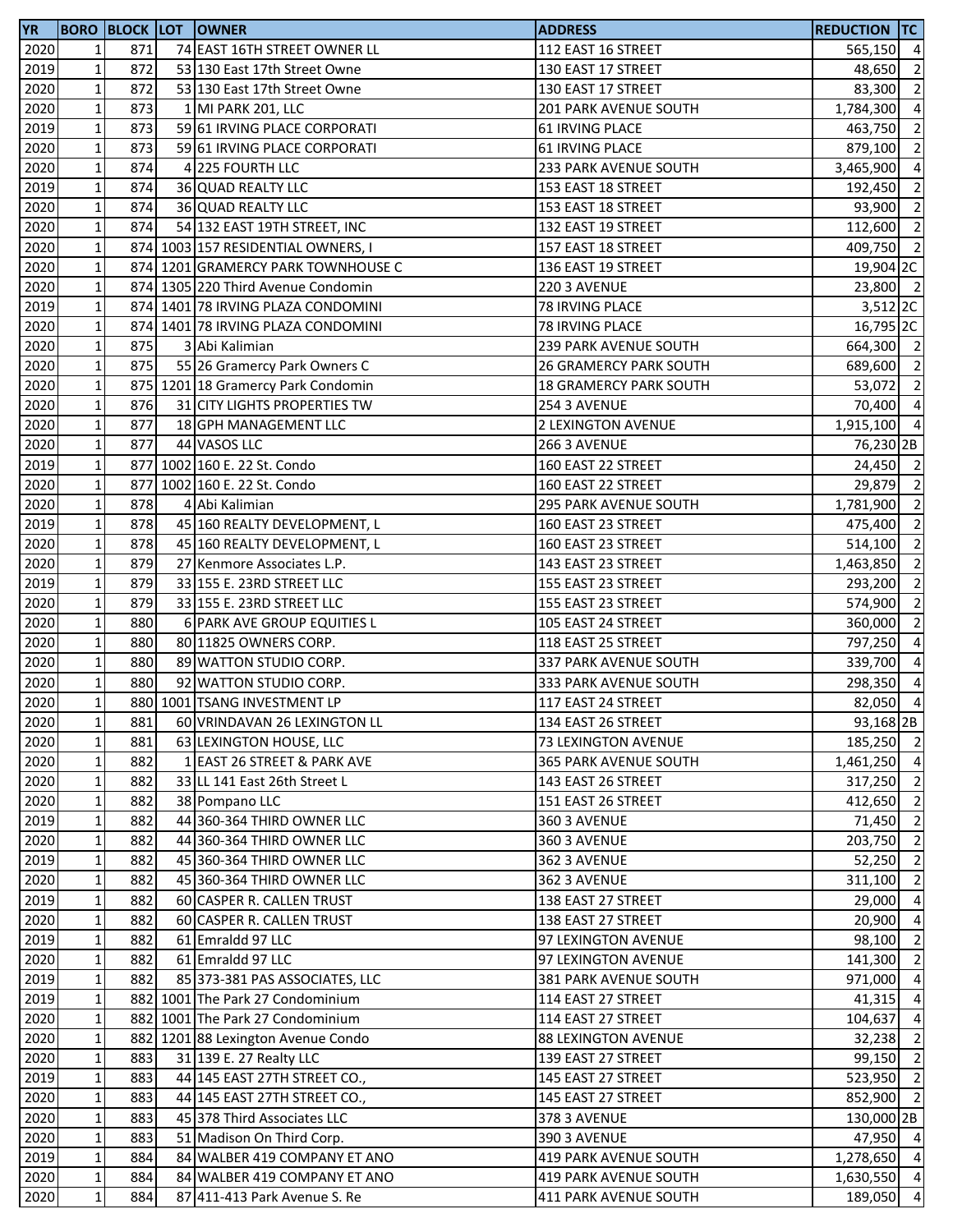| YR | BORO | BLOCK | LOT | OWNER | ADDRESS | REDUCTION | TC |
|---|---|---|---|---|---|---|---|
| 2020 | 1 | 871 | 74 | EAST 16TH STREET OWNER LL | 112 EAST 16 STREET | 565,150 | 4 |
| 2019 | 1 | 872 | 53 | 130 East 17th Street Owne | 130 EAST 17 STREET | 48,650 | 2 |
| 2020 | 1 | 872 | 53 | 130 East 17th Street Owne | 130 EAST 17 STREET | 83,300 | 2 |
| 2020 | 1 | 873 | 1 | MI PARK 201, LLC | 201 PARK AVENUE SOUTH | 1,784,300 | 4 |
| 2019 | 1 | 873 | 59 | 61 IRVING PLACE CORPORATI | 61 IRVING PLACE | 463,750 | 2 |
| 2020 | 1 | 873 | 59 | 61 IRVING PLACE CORPORATI | 61 IRVING PLACE | 879,100 | 2 |
| 2020 | 1 | 874 | 4 | 225 FOURTH LLC | 233 PARK AVENUE SOUTH | 3,465,900 | 4 |
| 2019 | 1 | 874 | 36 | QUAD REALTY LLC | 153 EAST 18 STREET | 192,450 | 2 |
| 2020 | 1 | 874 | 36 | QUAD REALTY LLC | 153 EAST 18 STREET | 93,900 | 2 |
| 2020 | 1 | 874 | 54 | 132 EAST 19TH STREET, INC | 132 EAST 19 STREET | 112,600 | 2 |
| 2020 | 1 | 874 | 1003 | 157 RESIDENTIAL OWNERS, I | 157 EAST 18 STREET | 409,750 | 2 |
| 2020 | 1 | 874 | 1201 | GRAMERCY PARK TOWNHOUSE C | 136 EAST 19 STREET | 19,904 | 2C |
| 2020 | 1 | 874 | 1305 | 220 Third Avenue Condomin | 220 3 AVENUE | 23,800 | 2 |
| 2019 | 1 | 874 | 1401 | 78 IRVING PLAZA CONDOMINI | 78 IRVING PLACE | 3,512 | 2C |
| 2020 | 1 | 874 | 1401 | 78 IRVING PLAZA CONDOMINI | 78 IRVING PLACE | 16,795 | 2C |
| 2020 | 1 | 875 | 3 | Abi Kalimian | 239 PARK AVENUE SOUTH | 664,300 | 2 |
| 2020 | 1 | 875 | 55 | 26 Gramercy Park Owners C | 26 GRAMERCY PARK SOUTH | 689,600 | 2 |
| 2020 | 1 | 875 | 1201 | 18 Gramercy Park Condomin | 18 GRAMERCY PARK SOUTH | 53,072 | 2 |
| 2020 | 1 | 876 | 31 | CITY LIGHTS PROPERTIES TW | 254 3 AVENUE | 70,400 | 4 |
| 2020 | 1 | 877 | 18 | GPH MANAGEMENT LLC | 2 LEXINGTON AVENUE | 1,915,100 | 4 |
| 2020 | 1 | 877 | 44 | VASOS LLC | 266 3 AVENUE | 76,230 | 2B |
| 2019 | 1 | 877 | 1002 | 160 E. 22 St. Condo | 160 EAST 22 STREET | 24,450 | 2 |
| 2020 | 1 | 877 | 1002 | 160 E. 22 St. Condo | 160 EAST 22 STREET | 29,879 | 2 |
| 2020 | 1 | 878 | 4 | Abi Kalimian | 295 PARK AVENUE SOUTH | 1,781,900 | 2 |
| 2019 | 1 | 878 | 45 | 160 REALTY DEVELOPMENT, L | 160 EAST 23 STREET | 475,400 | 2 |
| 2020 | 1 | 878 | 45 | 160 REALTY DEVELOPMENT, L | 160 EAST 23 STREET | 514,100 | 2 |
| 2020 | 1 | 879 | 27 | Kenmore Associates L.P. | 143 EAST 23 STREET | 1,463,850 | 2 |
| 2019 | 1 | 879 | 33 | 155 E. 23RD STREET LLC | 155 EAST 23 STREET | 293,200 | 2 |
| 2020 | 1 | 879 | 33 | 155 E. 23RD STREET LLC | 155 EAST 23 STREET | 574,900 | 2 |
| 2020 | 1 | 880 | 6 | PARK AVE GROUP EQUITIES L | 105 EAST 24 STREET | 360,000 | 2 |
| 2020 | 1 | 880 | 80 | 11825 OWNERS CORP. | 118 EAST 25 STREET | 797,250 | 4 |
| 2020 | 1 | 880 | 89 | WATTON STUDIO CORP. | 337 PARK AVENUE SOUTH | 339,700 | 4 |
| 2020 | 1 | 880 | 92 | WATTON STUDIO CORP. | 333 PARK AVENUE SOUTH | 298,350 | 4 |
| 2020 | 1 | 880 | 1001 | TSANG INVESTMENT LP | 117 EAST 24 STREET | 82,050 | 4 |
| 2020 | 1 | 881 | 60 | VRINDAVAN 26 LEXINGTON LL | 134 EAST 26 STREET | 93,168 | 2B |
| 2020 | 1 | 881 | 63 | LEXINGTON HOUSE, LLC | 73 LEXINGTON AVENUE | 185,250 | 2 |
| 2020 | 1 | 882 | 1 | EAST 26 STREET & PARK AVE | 365 PARK AVENUE SOUTH | 1,461,250 | 4 |
| 2020 | 1 | 882 | 33 | LL 141 East 26th Street L | 143 EAST 26 STREET | 317,250 | 2 |
| 2020 | 1 | 882 | 38 | Pompano LLC | 151 EAST 26 STREET | 412,650 | 2 |
| 2019 | 1 | 882 | 44 | 360-364 THIRD OWNER LLC | 360 3 AVENUE | 71,450 | 2 |
| 2020 | 1 | 882 | 44 | 360-364 THIRD OWNER LLC | 360 3 AVENUE | 203,750 | 2 |
| 2019 | 1 | 882 | 45 | 360-364 THIRD OWNER LLC | 362 3 AVENUE | 52,250 | 2 |
| 2020 | 1 | 882 | 45 | 360-364 THIRD OWNER LLC | 362 3 AVENUE | 311,100 | 2 |
| 2019 | 1 | 882 | 60 | CASPER R. CALLEN TRUST | 138 EAST 27 STREET | 29,000 | 4 |
| 2020 | 1 | 882 | 60 | CASPER R. CALLEN TRUST | 138 EAST 27 STREET | 20,900 | 4 |
| 2019 | 1 | 882 | 61 | Emraldd 97 LLC | 97 LEXINGTON AVENUE | 98,100 | 2 |
| 2020 | 1 | 882 | 61 | Emraldd 97 LLC | 97 LEXINGTON AVENUE | 141,300 | 2 |
| 2019 | 1 | 882 | 85 | 373-381 PAS ASSOCIATES, LLC | 381 PARK AVENUE SOUTH | 971,000 | 4 |
| 2019 | 1 | 882 | 1001 | The Park 27 Condominium | 114 EAST 27 STREET | 41,315 | 4 |
| 2020 | 1 | 882 | 1001 | The Park 27 Condominium | 114 EAST 27 STREET | 104,637 | 4 |
| 2020 | 1 | 882 | 1201 | 88 Lexington Avenue Condo | 88 LEXINGTON AVENUE | 32,238 | 2 |
| 2020 | 1 | 883 | 31 | 139 E. 27 Realty LLC | 139 EAST 27 STREET | 99,150 | 2 |
| 2019 | 1 | 883 | 44 | 145 EAST 27TH STREET CO., | 145 EAST 27 STREET | 523,950 | 2 |
| 2020 | 1 | 883 | 44 | 145 EAST 27TH STREET CO., | 145 EAST 27 STREET | 852,900 | 2 |
| 2020 | 1 | 883 | 45 | 378 Third Associates LLC | 378 3 AVENUE | 130,000 | 2B |
| 2020 | 1 | 883 | 51 | Madison On Third Corp. | 390 3 AVENUE | 47,950 | 4 |
| 2019 | 1 | 884 | 84 | WALBER 419 COMPANY ET ANO | 419 PARK AVENUE SOUTH | 1,278,650 | 4 |
| 2020 | 1 | 884 | 84 | WALBER 419 COMPANY ET ANO | 419 PARK AVENUE SOUTH | 1,630,550 | 4 |
| 2020 | 1 | 884 | 87 | 411-413 Park Avenue S. Re | 411 PARK AVENUE SOUTH | 189,050 | 4 |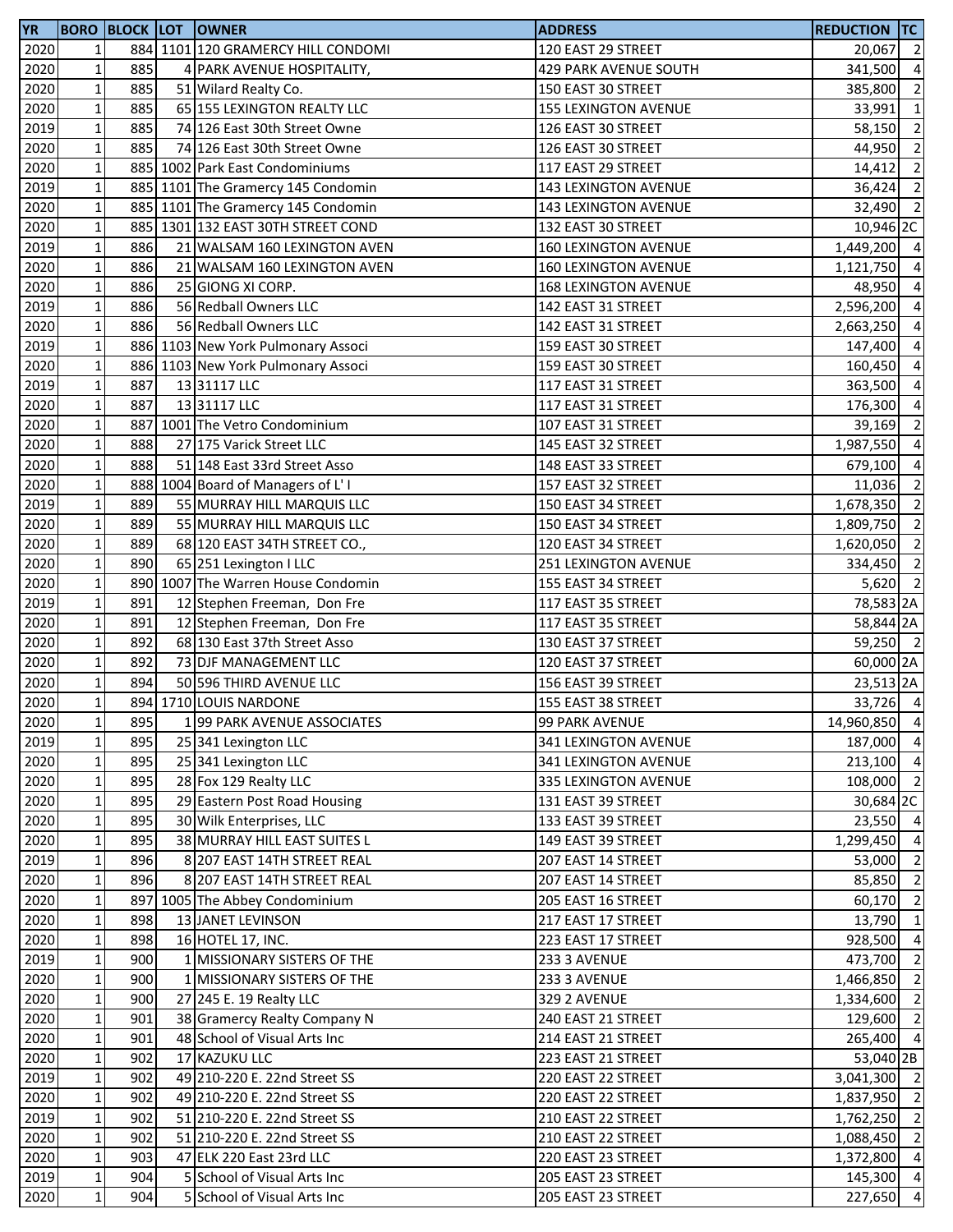| YR | BORO | BLOCK | LOT | OWNER | ADDRESS | REDUCTION | TC |
|---|---|---|---|---|---|---|---|
| 2020 | 1 | 884 | 1101 | 120 GRAMERCY HILL CONDOMI | 120 EAST 29 STREET | 20,067 | 2 |
| 2020 | 1 | 885 | 4 | PARK AVENUE HOSPITALITY, | 429 PARK AVENUE SOUTH | 341,500 | 4 |
| 2020 | 1 | 885 | 51 | Wilard Realty Co. | 150 EAST 30 STREET | 385,800 | 2 |
| 2020 | 1 | 885 | 65 | 155 LEXINGTON REALTY LLC | 155 LEXINGTON AVENUE | 33,991 | 1 |
| 2019 | 1 | 885 | 74 | 126 East 30th Street Owne | 126 EAST 30 STREET | 58,150 | 2 |
| 2020 | 1 | 885 | 74 | 126 East 30th Street Owne | 126 EAST 30 STREET | 44,950 | 2 |
| 2020 | 1 | 885 | 1002 | Park East Condominiums | 117 EAST 29 STREET | 14,412 | 2 |
| 2019 | 1 | 885 | 1101 | The Gramercy 145 Condomin | 143 LEXINGTON AVENUE | 36,424 | 2 |
| 2020 | 1 | 885 | 1101 | The Gramercy 145 Condomin | 143 LEXINGTON AVENUE | 32,490 | 2 |
| 2020 | 1 | 885 | 1301 | 132 EAST 30TH STREET COND | 132 EAST 30 STREET | 10,946 | 2C |
| 2019 | 1 | 886 | 21 | WALSAM 160 LEXINGTON AVEN | 160 LEXINGTON AVENUE | 1,449,200 | 4 |
| 2020 | 1 | 886 | 21 | WALSAM 160 LEXINGTON AVEN | 160 LEXINGTON AVENUE | 1,121,750 | 4 |
| 2020 | 1 | 886 | 25 | GIONG XI CORP. | 168 LEXINGTON AVENUE | 48,950 | 4 |
| 2019 | 1 | 886 | 56 | Redball Owners LLC | 142 EAST 31 STREET | 2,596,200 | 4 |
| 2020 | 1 | 886 | 56 | Redball Owners LLC | 142 EAST 31 STREET | 2,663,250 | 4 |
| 2019 | 1 | 886 | 1103 | New York Pulmonary Associ | 159 EAST 30 STREET | 147,400 | 4 |
| 2020 | 1 | 886 | 1103 | New York Pulmonary Associ | 159 EAST 30 STREET | 160,450 | 4 |
| 2019 | 1 | 887 | 13 | 31117 LLC | 117 EAST 31 STREET | 363,500 | 4 |
| 2020 | 1 | 887 | 13 | 31117 LLC | 117 EAST 31 STREET | 176,300 | 4 |
| 2020 | 1 | 887 | 1001 | The Vetro Condominium | 107 EAST 31 STREET | 39,169 | 2 |
| 2020 | 1 | 888 | 27 | 175 Varick Street LLC | 145 EAST 32 STREET | 1,987,550 | 4 |
| 2020 | 1 | 888 | 51 | 148 East 33rd Street Asso | 148 EAST 33 STREET | 679,100 | 4 |
| 2020 | 1 | 888 | 1004 | Board of Managers of L' I | 157 EAST 32 STREET | 11,036 | 2 |
| 2019 | 1 | 889 | 55 | MURRAY HILL MARQUIS LLC | 150 EAST 34 STREET | 1,678,350 | 2 |
| 2020 | 1 | 889 | 55 | MURRAY HILL MARQUIS LLC | 150 EAST 34 STREET | 1,809,750 | 2 |
| 2020 | 1 | 889 | 68 | 120 EAST 34TH STREET CO., | 120 EAST 34 STREET | 1,620,050 | 2 |
| 2020 | 1 | 890 | 65 | 251 Lexington I LLC | 251 LEXINGTON AVENUE | 334,450 | 2 |
| 2020 | 1 | 890 | 1007 | The Warren House Condomin | 155 EAST 34 STREET | 5,620 | 2 |
| 2019 | 1 | 891 | 12 | Stephen Freeman, Don Fre | 117 EAST 35 STREET | 78,583 | 2A |
| 2020 | 1 | 891 | 12 | Stephen Freeman, Don Fre | 117 EAST 35 STREET | 58,844 | 2A |
| 2020 | 1 | 892 | 68 | 130 East 37th Street Asso | 130 EAST 37 STREET | 59,250 | 2 |
| 2020 | 1 | 892 | 73 | DJF MANAGEMENT LLC | 120 EAST 37 STREET | 60,000 | 2A |
| 2020 | 1 | 894 | 50 | 596 THIRD AVENUE LLC | 156 EAST 39 STREET | 23,513 | 2A |
| 2020 | 1 | 894 | 1710 | LOUIS NARDONE | 155 EAST 38 STREET | 33,726 | 4 |
| 2020 | 1 | 895 | 1 | 99 PARK AVENUE ASSOCIATES | 99 PARK AVENUE | 14,960,850 | 4 |
| 2019 | 1 | 895 | 25 | 341 Lexington LLC | 341 LEXINGTON AVENUE | 187,000 | 4 |
| 2020 | 1 | 895 | 25 | 341 Lexington LLC | 341 LEXINGTON AVENUE | 213,100 | 4 |
| 2020 | 1 | 895 | 28 | Fox 129 Realty LLC | 335 LEXINGTON AVENUE | 108,000 | 2 |
| 2020 | 1 | 895 | 29 | Eastern Post Road Housing | 131 EAST 39 STREET | 30,684 | 2C |
| 2020 | 1 | 895 | 30 | Wilk Enterprises, LLC | 133 EAST 39 STREET | 23,550 | 4 |
| 2020 | 1 | 895 | 38 | MURRAY HILL EAST SUITES L | 149 EAST 39 STREET | 1,299,450 | 4 |
| 2019 | 1 | 896 | 8 | 207 EAST 14TH STREET REAL | 207 EAST 14 STREET | 53,000 | 2 |
| 2020 | 1 | 896 | 8 | 207 EAST 14TH STREET REAL | 207 EAST 14 STREET | 85,850 | 2 |
| 2020 | 1 | 897 | 1005 | The Abbey Condominium | 205 EAST 16 STREET | 60,170 | 2 |
| 2020 | 1 | 898 | 13 | JANET LEVINSON | 217 EAST 17 STREET | 13,790 | 1 |
| 2020 | 1 | 898 | 16 | HOTEL 17, INC. | 223 EAST 17 STREET | 928,500 | 4 |
| 2019 | 1 | 900 | 1 | MISSIONARY SISTERS OF THE | 233 3 AVENUE | 473,700 | 2 |
| 2020 | 1 | 900 | 1 | MISSIONARY SISTERS OF THE | 233 3 AVENUE | 1,466,850 | 2 |
| 2020 | 1 | 900 | 27 | 245 E. 19 Realty LLC | 329 2 AVENUE | 1,334,600 | 2 |
| 2020 | 1 | 901 | 38 | Gramercy Realty Company N | 240 EAST 21 STREET | 129,600 | 2 |
| 2020 | 1 | 901 | 48 | School of Visual Arts Inc | 214 EAST 21 STREET | 265,400 | 4 |
| 2020 | 1 | 902 | 17 | KAZUKU LLC | 223 EAST 21 STREET | 53,040 | 2B |
| 2019 | 1 | 902 | 49 | 210-220 E. 22nd Street SS | 220 EAST 22 STREET | 3,041,300 | 2 |
| 2020 | 1 | 902 | 49 | 210-220 E. 22nd Street SS | 220 EAST 22 STREET | 1,837,950 | 2 |
| 2019 | 1 | 902 | 51 | 210-220 E. 22nd Street SS | 210 EAST 22 STREET | 1,762,250 | 2 |
| 2020 | 1 | 902 | 51 | 210-220 E. 22nd Street SS | 210 EAST 22 STREET | 1,088,450 | 2 |
| 2020 | 1 | 903 | 47 | ELK 220 East 23rd LLC | 220 EAST 23 STREET | 1,372,800 | 4 |
| 2019 | 1 | 904 | 5 | School of Visual Arts Inc | 205 EAST 23 STREET | 145,300 | 4 |
| 2020 | 1 | 904 | 5 | School of Visual Arts Inc | 205 EAST 23 STREET | 227,650 | 4 |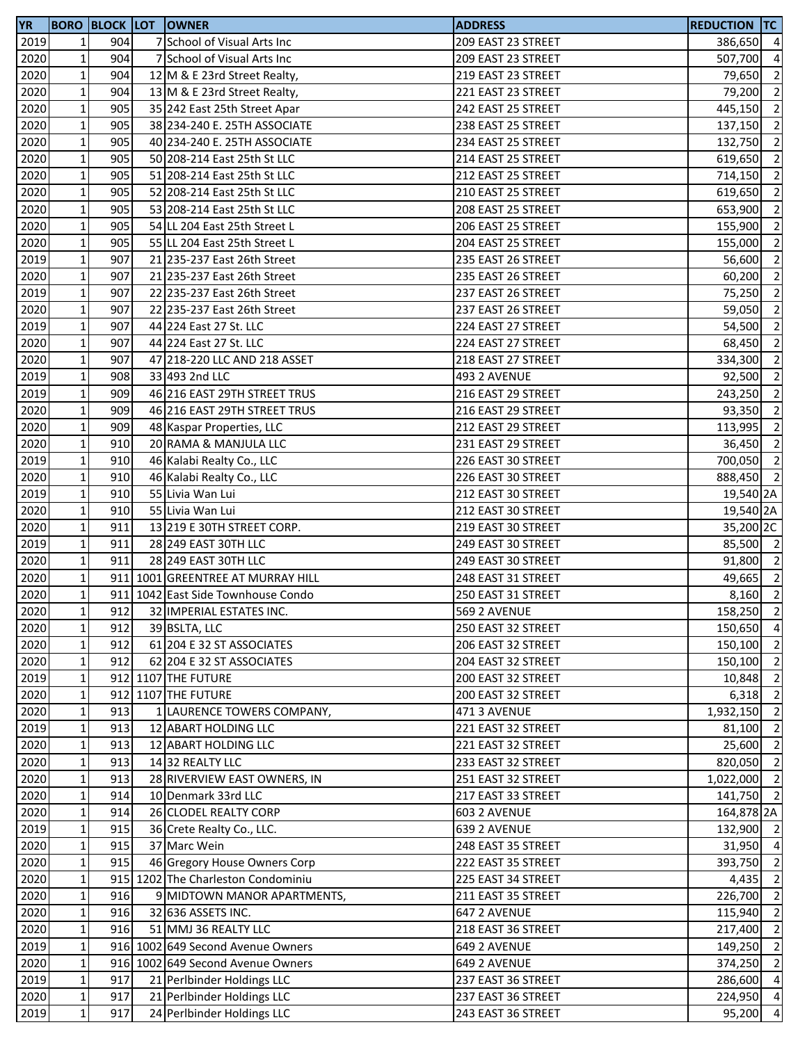| YR | BORO | BLOCK | LOT | OWNER | ADDRESS | REDUCTION | TC |
|---|---|---|---|---|---|---|---|
| 2019 | 1 | 904 | 7 | School of Visual Arts Inc | 209 EAST 23 STREET | 386,650 | 4 |
| 2020 | 1 | 904 | 7 | School of Visual Arts Inc | 209 EAST 23 STREET | 507,700 | 4 |
| 2020 | 1 | 904 | 12 | M & E 23rd Street Realty, | 219 EAST 23 STREET | 79,650 | 2 |
| 2020 | 1 | 904 | 13 | M & E 23rd Street Realty, | 221 EAST 23 STREET | 79,200 | 2 |
| 2020 | 1 | 905 | 35 | 242 East 25th Street Apar | 242 EAST 25 STREET | 445,150 | 2 |
| 2020 | 1 | 905 | 38 | 234-240 E. 25TH ASSOCIATE | 238 EAST 25 STREET | 137,150 | 2 |
| 2020 | 1 | 905 | 40 | 234-240 E. 25TH ASSOCIATE | 234 EAST 25 STREET | 132,750 | 2 |
| 2020 | 1 | 905 | 50 | 208-214 East 25th St LLC | 214 EAST 25 STREET | 619,650 | 2 |
| 2020 | 1 | 905 | 51 | 208-214 East 25th St LLC | 212 EAST 25 STREET | 714,150 | 2 |
| 2020 | 1 | 905 | 52 | 208-214 East 25th St LLC | 210 EAST 25 STREET | 619,650 | 2 |
| 2020 | 1 | 905 | 53 | 208-214 East 25th St LLC | 208 EAST 25 STREET | 653,900 | 2 |
| 2020 | 1 | 905 | 54 | LL 204 East 25th Street L | 206 EAST 25 STREET | 155,900 | 2 |
| 2020 | 1 | 905 | 55 | LL 204 East 25th Street L | 204 EAST 25 STREET | 155,000 | 2 |
| 2019 | 1 | 907 | 21 | 235-237 East 26th Street | 235 EAST 26 STREET | 56,600 | 2 |
| 2020 | 1 | 907 | 21 | 235-237 East 26th Street | 235 EAST 26 STREET | 60,200 | 2 |
| 2019 | 1 | 907 | 22 | 235-237 East 26th Street | 237 EAST 26 STREET | 75,250 | 2 |
| 2020 | 1 | 907 | 22 | 235-237 East 26th Street | 237 EAST 26 STREET | 59,050 | 2 |
| 2019 | 1 | 907 | 44 | 224 East 27 St. LLC | 224 EAST 27 STREET | 54,500 | 2 |
| 2020 | 1 | 907 | 44 | 224 East 27 St. LLC | 224 EAST 27 STREET | 68,450 | 2 |
| 2020 | 1 | 907 | 47 | 218-220 LLC AND 218 ASSET | 218 EAST 27 STREET | 334,300 | 2 |
| 2019 | 1 | 908 | 33 | 493 2nd LLC | 493 2 AVENUE | 92,500 | 2 |
| 2019 | 1 | 909 | 46 | 216 EAST 29TH STREET TRUS | 216 EAST 29 STREET | 243,250 | 2 |
| 2020 | 1 | 909 | 46 | 216 EAST 29TH STREET TRUS | 216 EAST 29 STREET | 93,350 | 2 |
| 2020 | 1 | 909 | 48 | Kaspar Properties, LLC | 212 EAST 29 STREET | 113,995 | 2 |
| 2020 | 1 | 910 | 20 | RAMA & MANJULA LLC | 231 EAST 29 STREET | 36,450 | 2 |
| 2019 | 1 | 910 | 46 | Kalabi Realty Co., LLC | 226 EAST 30 STREET | 700,050 | 2 |
| 2020 | 1 | 910 | 46 | Kalabi Realty Co., LLC | 226 EAST 30 STREET | 888,450 | 2 |
| 2019 | 1 | 910 | 55 | Livia Wan Lui | 212 EAST 30 STREET | 19,540 | 2A |
| 2020 | 1 | 910 | 55 | Livia Wan Lui | 212 EAST 30 STREET | 19,540 | 2A |
| 2020 | 1 | 911 | 13 | 219 E 30TH STREET CORP. | 219 EAST 30 STREET | 35,200 | 2C |
| 2019 | 1 | 911 | 28 | 249 EAST 30TH LLC | 249 EAST 30 STREET | 85,500 | 2 |
| 2020 | 1 | 911 | 28 | 249 EAST 30TH LLC | 249 EAST 30 STREET | 91,800 | 2 |
| 2020 | 1 | 911 | 1001 | GREENTREE AT MURRAY HILL | 248 EAST 31 STREET | 49,665 | 2 |
| 2020 | 1 | 911 | 1042 | East Side Townhouse Condo | 250 EAST 31 STREET | 8,160 | 2 |
| 2020 | 1 | 912 | 32 | IMPERIAL ESTATES INC. | 569 2 AVENUE | 158,250 | 2 |
| 2020 | 1 | 912 | 39 | BSLTA, LLC | 250 EAST 32 STREET | 150,650 | 4 |
| 2020 | 1 | 912 | 61 | 204 E 32 ST ASSOCIATES | 206 EAST 32 STREET | 150,100 | 2 |
| 2020 | 1 | 912 | 62 | 204 E 32 ST ASSOCIATES | 204 EAST 32 STREET | 150,100 | 2 |
| 2019 | 1 | 912 | 1107 | THE FUTURE | 200 EAST 32 STREET | 10,848 | 2 |
| 2020 | 1 | 912 | 1107 | THE FUTURE | 200 EAST 32 STREET | 6,318 | 2 |
| 2020 | 1 | 913 | 1 | LAURENCE TOWERS COMPANY, | 471 3 AVENUE | 1,932,150 | 2 |
| 2019 | 1 | 913 | 12 | ABART HOLDING LLC | 221 EAST 32 STREET | 81,100 | 2 |
| 2020 | 1 | 913 | 12 | ABART HOLDING LLC | 221 EAST 32 STREET | 25,600 | 2 |
| 2020 | 1 | 913 | 14 | 32 REALTY LLC | 233 EAST 32 STREET | 820,050 | 2 |
| 2020 | 1 | 913 | 28 | RIVERVIEW EAST OWNERS, IN | 251 EAST 32 STREET | 1,022,000 | 2 |
| 2020 | 1 | 914 | 10 | Denmark 33rd LLC | 217 EAST 33 STREET | 141,750 | 2 |
| 2020 | 1 | 914 | 26 | CLODEL REALTY CORP | 603 2 AVENUE | 164,878 | 2A |
| 2019 | 1 | 915 | 36 | Crete Realty Co., LLC. | 639 2 AVENUE | 132,900 | 2 |
| 2020 | 1 | 915 | 37 | Marc Wein | 248 EAST 35 STREET | 31,950 | 4 |
| 2020 | 1 | 915 | 46 | Gregory House Owners Corp | 222 EAST 35 STREET | 393,750 | 2 |
| 2020 | 1 | 915 | 1202 | The Charleston Condominiu | 225 EAST 34 STREET | 4,435 | 2 |
| 2020 | 1 | 916 | 9 | MIDTOWN MANOR APARTMENTS, | 211 EAST 35 STREET | 226,700 | 2 |
| 2020 | 1 | 916 | 32 | 636 ASSETS INC. | 647 2 AVENUE | 115,940 | 2 |
| 2020 | 1 | 916 | 51 | MMJ 36 REALTY LLC | 218 EAST 36 STREET | 217,400 | 2 |
| 2019 | 1 | 916 | 1002 | 649 Second Avenue Owners | 649 2 AVENUE | 149,250 | 2 |
| 2020 | 1 | 916 | 1002 | 649 Second Avenue Owners | 649 2 AVENUE | 374,250 | 2 |
| 2019 | 1 | 917 | 21 | Perlbinder Holdings LLC | 237 EAST 36 STREET | 286,600 | 4 |
| 2020 | 1 | 917 | 21 | Perlbinder Holdings LLC | 237 EAST 36 STREET | 224,950 | 4 |
| 2019 | 1 | 917 | 24 | Perlbinder Holdings LLC | 243 EAST 36 STREET | 95,200 | 4 |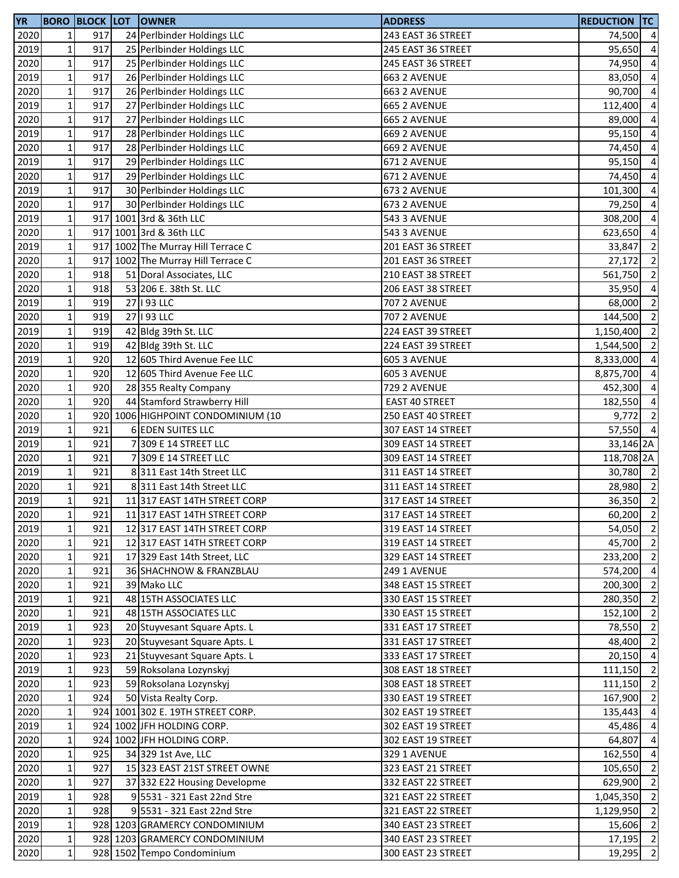| YR | BORO | BLOCK | LOT | OWNER | ADDRESS | REDUCTION | TC |
|---|---|---|---|---|---|---|---|
| 2020 | 1 | 917 | 24 | Perlbinder Holdings LLC | 243 EAST 36 STREET | 74,500 | 4 |
| 2019 | 1 | 917 | 25 | Perlbinder Holdings LLC | 245 EAST 36 STREET | 95,650 | 4 |
| 2020 | 1 | 917 | 25 | Perlbinder Holdings LLC | 245 EAST 36 STREET | 74,950 | 4 |
| 2019 | 1 | 917 | 26 | Perlbinder Holdings LLC | 663 2 AVENUE | 83,050 | 4 |
| 2020 | 1 | 917 | 26 | Perlbinder Holdings LLC | 663 2 AVENUE | 90,700 | 4 |
| 2019 | 1 | 917 | 27 | Perlbinder Holdings LLC | 665 2 AVENUE | 112,400 | 4 |
| 2020 | 1 | 917 | 27 | Perlbinder Holdings LLC | 665 2 AVENUE | 89,000 | 4 |
| 2019 | 1 | 917 | 28 | Perlbinder Holdings LLC | 669 2 AVENUE | 95,150 | 4 |
| 2020 | 1 | 917 | 28 | Perlbinder Holdings LLC | 669 2 AVENUE | 74,450 | 4 |
| 2019 | 1 | 917 | 29 | Perlbinder Holdings LLC | 671 2 AVENUE | 95,150 | 4 |
| 2020 | 1 | 917 | 29 | Perlbinder Holdings LLC | 671 2 AVENUE | 74,450 | 4 |
| 2019 | 1 | 917 | 30 | Perlbinder Holdings LLC | 673 2 AVENUE | 101,300 | 4 |
| 2020 | 1 | 917 | 30 | Perlbinder Holdings LLC | 673 2 AVENUE | 79,250 | 4 |
| 2019 | 1 | 917 | 1001 | 3rd & 36th LLC | 543 3 AVENUE | 308,200 | 4 |
| 2020 | 1 | 917 | 1001 | 3rd & 36th LLC | 543 3 AVENUE | 623,650 | 4 |
| 2019 | 1 | 917 | 1002 | The Murray Hill Terrace C | 201 EAST 36 STREET | 33,847 | 2 |
| 2020 | 1 | 917 | 1002 | The Murray Hill Terrace C | 201 EAST 36 STREET | 27,172 | 2 |
| 2020 | 1 | 918 | 51 | Doral Associates, LLC | 210 EAST 38 STREET | 561,750 | 2 |
| 2020 | 1 | 918 | 53 | 206 E. 38th St. LLC | 206 EAST 38 STREET | 35,950 | 4 |
| 2019 | 1 | 919 | 27 | I 93 LLC | 707 2 AVENUE | 68,000 | 2 |
| 2020 | 1 | 919 | 27 | I 93 LLC | 707 2 AVENUE | 144,500 | 2 |
| 2019 | 1 | 919 | 42 | Bldg 39th St. LLC | 224 EAST 39 STREET | 1,150,400 | 2 |
| 2020 | 1 | 919 | 42 | Bldg 39th St. LLC | 224 EAST 39 STREET | 1,544,500 | 2 |
| 2019 | 1 | 920 | 12 | 605 Third Avenue Fee LLC | 605 3 AVENUE | 8,333,000 | 4 |
| 2020 | 1 | 920 | 12 | 605 Third Avenue Fee LLC | 605 3 AVENUE | 8,875,700 | 4 |
| 2020 | 1 | 920 | 28 | 355 Realty Company | 729 2 AVENUE | 452,300 | 4 |
| 2020 | 1 | 920 | 44 | Stamford Strawberry Hill | EAST 40 STREET | 182,550 | 4 |
| 2020 | 1 | 920 | 1006 | HIGHPOINT CONDOMINIUM (10 | 250 EAST 40 STREET | 9,772 | 2 |
| 2019 | 1 | 921 | 6 | EDEN SUITES LLC | 307 EAST 14 STREET | 57,550 | 4 |
| 2019 | 1 | 921 | 7 | 309 E 14 STREET LLC | 309 EAST 14 STREET | 33,146 | 2A |
| 2020 | 1 | 921 | 7 | 309 E 14 STREET LLC | 309 EAST 14 STREET | 118,708 | 2A |
| 2019 | 1 | 921 | 8 | 311 East 14th Street LLC | 311 EAST 14 STREET | 30,780 | 2 |
| 2020 | 1 | 921 | 8 | 311 East 14th Street LLC | 311 EAST 14 STREET | 28,980 | 2 |
| 2019 | 1 | 921 | 11 | 317 EAST 14TH STREET CORP | 317 EAST 14 STREET | 36,350 | 2 |
| 2020 | 1 | 921 | 11 | 317 EAST 14TH STREET CORP | 317 EAST 14 STREET | 60,200 | 2 |
| 2019 | 1 | 921 | 12 | 317 EAST 14TH STREET CORP | 319 EAST 14 STREET | 54,050 | 2 |
| 2020 | 1 | 921 | 12 | 317 EAST 14TH STREET CORP | 319 EAST 14 STREET | 45,700 | 2 |
| 2020 | 1 | 921 | 17 | 329 East 14th Street, LLC | 329 EAST 14 STREET | 233,200 | 2 |
| 2020 | 1 | 921 | 36 | SHACHNOW & FRANZBLAU | 249 1 AVENUE | 574,200 | 4 |
| 2020 | 1 | 921 | 39 | Mako LLC | 348 EAST 15 STREET | 200,300 | 2 |
| 2019 | 1 | 921 | 48 | 15TH ASSOCIATES LLC | 330 EAST 15 STREET | 280,350 | 2 |
| 2020 | 1 | 921 | 48 | 15TH ASSOCIATES LLC | 330 EAST 15 STREET | 152,100 | 2 |
| 2019 | 1 | 923 | 20 | Stuyvesant Square Apts. L | 331 EAST 17 STREET | 78,550 | 2 |
| 2020 | 1 | 923 | 20 | Stuyvesant Square Apts. L | 331 EAST 17 STREET | 48,400 | 2 |
| 2020 | 1 | 923 | 21 | Stuyvesant Square Apts. L | 333 EAST 17 STREET | 20,150 | 4 |
| 2019 | 1 | 923 | 59 | Roksolana Lozynskyj | 308 EAST 18 STREET | 111,150 | 2 |
| 2020 | 1 | 923 | 59 | Roksolana Lozynskyj | 308 EAST 18 STREET | 111,150 | 2 |
| 2020 | 1 | 924 | 50 | Vista Realty Corp. | 330 EAST 19 STREET | 167,900 | 2 |
| 2020 | 1 | 924 | 1001 | 302 E. 19TH STREET CORP. | 302 EAST 19 STREET | 135,443 | 4 |
| 2019 | 1 | 924 | 1002 | JFH HOLDING CORP. | 302 EAST 19 STREET | 45,486 | 4 |
| 2020 | 1 | 924 | 1002 | JFH HOLDING CORP. | 302 EAST 19 STREET | 64,807 | 4 |
| 2020 | 1 | 925 | 34 | 329 1st Ave, LLC | 329 1 AVENUE | 162,550 | 4 |
| 2020 | 1 | 927 | 15 | 323 EAST 21ST STREET OWNE | 323 EAST 21 STREET | 105,650 | 2 |
| 2020 | 1 | 927 | 37 | 332 E22 Housing Developme | 332 EAST 22 STREET | 629,900 | 2 |
| 2019 | 1 | 928 | 9 | 5531 - 321 East 22nd Stre | 321 EAST 22 STREET | 1,045,350 | 2 |
| 2020 | 1 | 928 | 9 | 5531 - 321 East 22nd Stre | 321 EAST 22 STREET | 1,129,950 | 2 |
| 2019 | 1 | 928 | 1203 | GRAMERCY CONDOMINIUM | 340 EAST 23 STREET | 15,606 | 2 |
| 2020 | 1 | 928 | 1203 | GRAMERCY CONDOMINIUM | 340 EAST 23 STREET | 17,195 | 2 |
| 2020 | 1 | 928 | 1502 | Tempo Condominium | 300 EAST 23 STREET | 19,295 | 2 |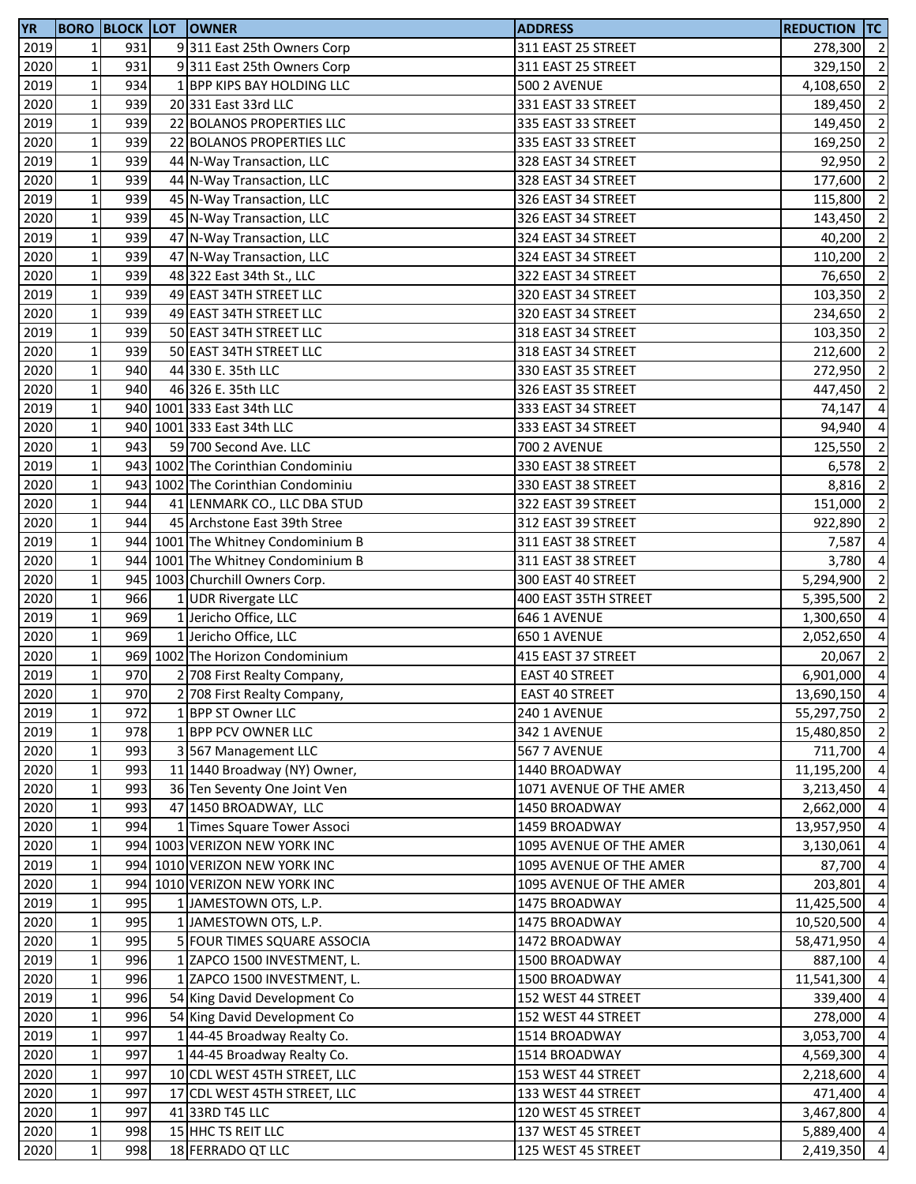| YR | BORO | BLOCK | LOT | OWNER | ADDRESS | REDUCTION | TC |
|---|---|---|---|---|---|---|---|
| 2019 | 1 | 931 | 9 | 311 East 25th Owners Corp | 311 EAST 25 STREET | 278,300 | 2 |
| 2020 | 1 | 931 | 9 | 311 East 25th Owners Corp | 311 EAST 25 STREET | 329,150 | 2 |
| 2019 | 1 | 934 | 1 | BPP KIPS BAY HOLDING LLC | 500 2 AVENUE | 4,108,650 | 2 |
| 2020 | 1 | 939 | 20 | 331 East 33rd LLC | 331 EAST 33 STREET | 189,450 | 2 |
| 2019 | 1 | 939 | 22 | BOLANOS PROPERTIES LLC | 335 EAST 33 STREET | 149,450 | 2 |
| 2020 | 1 | 939 | 22 | BOLANOS PROPERTIES LLC | 335 EAST 33 STREET | 169,250 | 2 |
| 2019 | 1 | 939 | 44 | N-Way Transaction, LLC | 328 EAST 34 STREET | 92,950 | 2 |
| 2020 | 1 | 939 | 44 | N-Way Transaction, LLC | 328 EAST 34 STREET | 177,600 | 2 |
| 2019 | 1 | 939 | 45 | N-Way Transaction, LLC | 326 EAST 34 STREET | 115,800 | 2 |
| 2020 | 1 | 939 | 45 | N-Way Transaction, LLC | 326 EAST 34 STREET | 143,450 | 2 |
| 2019 | 1 | 939 | 47 | N-Way Transaction, LLC | 324 EAST 34 STREET | 40,200 | 2 |
| 2020 | 1 | 939 | 47 | N-Way Transaction, LLC | 324 EAST 34 STREET | 110,200 | 2 |
| 2020 | 1 | 939 | 48 | 322 East 34th St., LLC | 322 EAST 34 STREET | 76,650 | 2 |
| 2019 | 1 | 939 | 49 | EAST 34TH STREET LLC | 320 EAST 34 STREET | 103,350 | 2 |
| 2020 | 1 | 939 | 49 | EAST 34TH STREET LLC | 320 EAST 34 STREET | 234,650 | 2 |
| 2019 | 1 | 939 | 50 | EAST 34TH STREET LLC | 318 EAST 34 STREET | 103,350 | 2 |
| 2020 | 1 | 939 | 50 | EAST 34TH STREET LLC | 318 EAST 34 STREET | 212,600 | 2 |
| 2020 | 1 | 940 | 44 | 330 E. 35th LLC | 330 EAST 35 STREET | 272,950 | 2 |
| 2020 | 1 | 940 | 46 | 326 E. 35th LLC | 326 EAST 35 STREET | 447,450 | 2 |
| 2019 | 1 | 940 | 1001 | 333 East 34th LLC | 333 EAST 34 STREET | 74,147 | 4 |
| 2020 | 1 | 940 | 1001 | 333 East 34th LLC | 333 EAST 34 STREET | 94,940 | 4 |
| 2020 | 1 | 943 | 59 | 700 Second Ave. LLC | 700 2 AVENUE | 125,550 | 2 |
| 2019 | 1 | 943 | 1002 | The Corinthian Condominiu | 330 EAST 38 STREET | 6,578 | 2 |
| 2020 | 1 | 943 | 1002 | The Corinthian Condominiu | 330 EAST 38 STREET | 8,816 | 2 |
| 2020 | 1 | 944 | 41 | LENMARK CO., LLC DBA STUD | 322 EAST 39 STREET | 151,000 | 2 |
| 2020 | 1 | 944 | 45 | Archstone East 39th Stree | 312 EAST 39 STREET | 922,890 | 2 |
| 2019 | 1 | 944 | 1001 | The Whitney Condominium B | 311 EAST 38 STREET | 7,587 | 4 |
| 2020 | 1 | 944 | 1001 | The Whitney Condominium B | 311 EAST 38 STREET | 3,780 | 4 |
| 2020 | 1 | 945 | 1003 | Churchill Owners Corp. | 300 EAST 40 STREET | 5,294,900 | 2 |
| 2020 | 1 | 966 | 1 | UDR Rivergate LLC | 400 EAST 35TH STREET | 5,395,500 | 2 |
| 2019 | 1 | 969 | 1 | Jericho Office, LLC | 646 1 AVENUE | 1,300,650 | 4 |
| 2020 | 1 | 969 | 1 | Jericho Office, LLC | 650 1 AVENUE | 2,052,650 | 4 |
| 2020 | 1 | 969 | 1002 | The Horizon Condominium | 415 EAST 37 STREET | 20,067 | 2 |
| 2019 | 1 | 970 | 2 | 708 First Realty Company, | EAST 40 STREET | 6,901,000 | 4 |
| 2020 | 1 | 970 | 2 | 708 First Realty Company, | EAST 40 STREET | 13,690,150 | 4 |
| 2019 | 1 | 972 | 1 | BPP ST Owner LLC | 240 1 AVENUE | 55,297,750 | 2 |
| 2019 | 1 | 978 | 1 | BPP PCV OWNER LLC | 342 1 AVENUE | 15,480,850 | 2 |
| 2020 | 1 | 993 | 3 | 567 Management LLC | 567 7 AVENUE | 711,700 | 4 |
| 2020 | 1 | 993 | 11 | 1440 Broadway (NY) Owner, | 1440 BROADWAY | 11,195,200 | 4 |
| 2020 | 1 | 993 | 36 | Ten Seventy One Joint Ven | 1071 AVENUE OF THE AMER | 3,213,450 | 4 |
| 2020 | 1 | 993 | 47 | 1450 BROADWAY, LLC | 1450 BROADWAY | 2,662,000 | 4 |
| 2020 | 1 | 994 | 1 | Times Square Tower Associ | 1459 BROADWAY | 13,957,950 | 4 |
| 2020 | 1 | 994 | 1003 | VERIZON NEW YORK INC | 1095 AVENUE OF THE AMER | 3,130,061 | 4 |
| 2019 | 1 | 994 | 1010 | VERIZON NEW YORK INC | 1095 AVENUE OF THE AMER | 87,700 | 4 |
| 2020 | 1 | 994 | 1010 | VERIZON NEW YORK INC | 1095 AVENUE OF THE AMER | 203,801 | 4 |
| 2019 | 1 | 995 | 1 | JAMESTOWN OTS, L.P. | 1475 BROADWAY | 11,425,500 | 4 |
| 2020 | 1 | 995 | 1 | JAMESTOWN OTS, L.P. | 1475 BROADWAY | 10,520,500 | 4 |
| 2020 | 1 | 995 | 5 | FOUR TIMES SQUARE ASSOCIA | 1472 BROADWAY | 58,471,950 | 4 |
| 2019 | 1 | 996 | 1 | ZAPCO 1500 INVESTMENT, L. | 1500 BROADWAY | 887,100 | 4 |
| 2020 | 1 | 996 | 1 | ZAPCO 1500 INVESTMENT, L. | 1500 BROADWAY | 11,541,300 | 4 |
| 2019 | 1 | 996 | 54 | King David Development Co | 152 WEST 44 STREET | 339,400 | 4 |
| 2020 | 1 | 996 | 54 | King David Development Co | 152 WEST 44 STREET | 278,000 | 4 |
| 2019 | 1 | 997 | 1 | 44-45 Broadway Realty Co. | 1514 BROADWAY | 3,053,700 | 4 |
| 2020 | 1 | 997 | 1 | 44-45 Broadway Realty Co. | 1514 BROADWAY | 4,569,300 | 4 |
| 2020 | 1 | 997 | 10 | CDL WEST 45TH STREET, LLC | 153 WEST 44 STREET | 2,218,600 | 4 |
| 2020 | 1 | 997 | 17 | CDL WEST 45TH STREET, LLC | 133 WEST 44 STREET | 471,400 | 4 |
| 2020 | 1 | 997 | 41 | 33RD T45 LLC | 120 WEST 45 STREET | 3,467,800 | 4 |
| 2020 | 1 | 998 | 15 | HHC TS REIT LLC | 137 WEST 45 STREET | 5,889,400 | 4 |
| 2020 | 1 | 998 | 18 | FERRADO QT LLC | 125 WEST 45 STREET | 2,419,350 | 4 |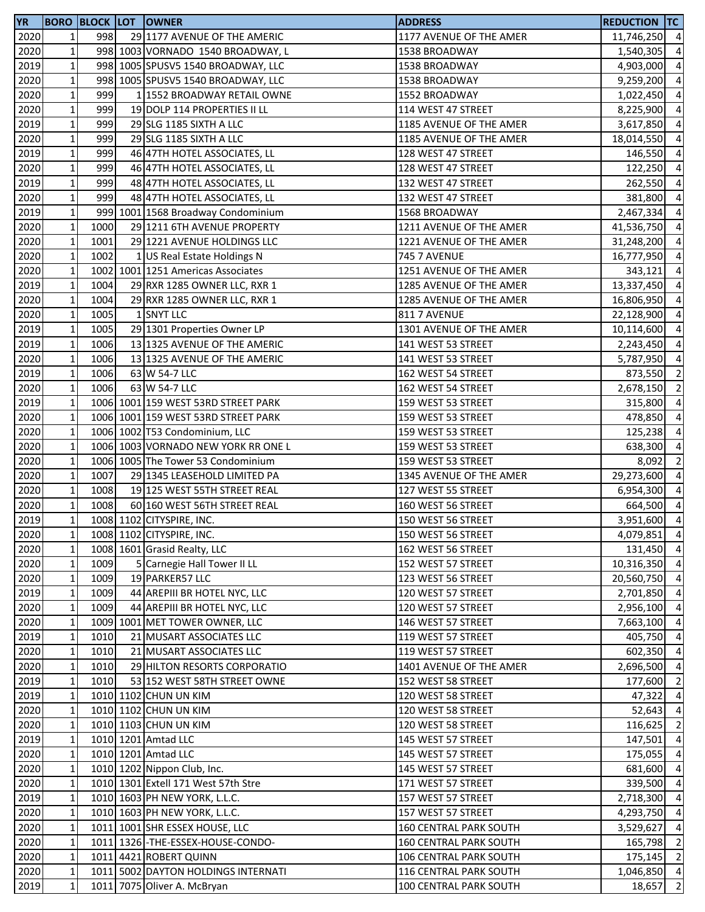| YR | BORO | BLOCK | LOT | OWNER | ADDRESS | REDUCTION | TC |
|---|---|---|---|---|---|---|---|
| 2020 | 1 | 998 | 29 | 1177 AVENUE OF THE AMERIC | 1177 AVENUE OF THE AMER | 11,746,250 | 4 |
| 2020 | 1 | 998 | 1003 | VORNADO 1540 BROADWAY, L | 1538 BROADWAY | 1,540,305 | 4 |
| 2019 | 1 | 998 | 1005 | SPUSV5 1540 BROADWAY, LLC | 1538 BROADWAY | 4,903,000 | 4 |
| 2020 | 1 | 998 | 1005 | SPUSV5 1540 BROADWAY, LLC | 1538 BROADWAY | 9,259,200 | 4 |
| 2020 | 1 | 999 | 1 | 1552 BROADWAY RETAIL OWNE | 1552 BROADWAY | 1,022,450 | 4 |
| 2020 | 1 | 999 | 19 | DOLP 114 PROPERTIES II LL | 114 WEST 47 STREET | 8,225,900 | 4 |
| 2019 | 1 | 999 | 29 | SLG 1185 SIXTH A LLC | 1185 AVENUE OF THE AMER | 3,617,850 | 4 |
| 2020 | 1 | 999 | 29 | SLG 1185 SIXTH A LLC | 1185 AVENUE OF THE AMER | 18,014,550 | 4 |
| 2019 | 1 | 999 | 46 | 47TH HOTEL ASSOCIATES, LL | 128 WEST 47 STREET | 146,550 | 4 |
| 2020 | 1 | 999 | 46 | 47TH HOTEL ASSOCIATES, LL | 128 WEST 47 STREET | 122,250 | 4 |
| 2019 | 1 | 999 | 48 | 47TH HOTEL ASSOCIATES, LL | 132 WEST 47 STREET | 262,550 | 4 |
| 2020 | 1 | 999 | 48 | 47TH HOTEL ASSOCIATES, LL | 132 WEST 47 STREET | 381,800 | 4 |
| 2019 | 1 | 999 | 1001 | 1568 Broadway Condominium | 1568 BROADWAY | 2,467,334 | 4 |
| 2020 | 1 | 1000 | 29 | 1211 6TH AVENUE PROPERTY | 1211 AVENUE OF THE AMER | 41,536,750 | 4 |
| 2020 | 1 | 1001 | 29 | 1221 AVENUE HOLDINGS LLC | 1221 AVENUE OF THE AMER | 31,248,200 | 4 |
| 2020 | 1 | 1002 | 1 | US Real Estate Holdings N | 745 7 AVENUE | 16,777,950 | 4 |
| 2020 | 1 | 1002 | 1001 | 1251 Americas Associates | 1251 AVENUE OF THE AMER | 343,121 | 4 |
| 2019 | 1 | 1004 | 29 | RXR 1285 OWNER LLC, RXR 1 | 1285 AVENUE OF THE AMER | 13,337,450 | 4 |
| 2020 | 1 | 1004 | 29 | RXR 1285 OWNER LLC, RXR 1 | 1285 AVENUE OF THE AMER | 16,806,950 | 4 |
| 2020 | 1 | 1005 | 1 | SNYT LLC | 811 7 AVENUE | 22,128,900 | 4 |
| 2019 | 1 | 1005 | 29 | 1301 Properties Owner LP | 1301 AVENUE OF THE AMER | 10,114,600 | 4 |
| 2019 | 1 | 1006 | 13 | 1325 AVENUE OF THE AMERIC | 141 WEST 53 STREET | 2,243,450 | 4 |
| 2020 | 1 | 1006 | 13 | 1325 AVENUE OF THE AMERIC | 141 WEST 53 STREET | 5,787,950 | 4 |
| 2019 | 1 | 1006 | 63 | W 54-7 LLC | 162 WEST 54 STREET | 873,550 | 2 |
| 2020 | 1 | 1006 | 63 | W 54-7 LLC | 162 WEST 54 STREET | 2,678,150 | 2 |
| 2019 | 1 | 1006 | 1001 | 159 WEST 53RD STREET PARK | 159 WEST 53 STREET | 315,800 | 4 |
| 2020 | 1 | 1006 | 1001 | 159 WEST 53RD STREET PARK | 159 WEST 53 STREET | 478,850 | 4 |
| 2020 | 1 | 1006 | 1002 | T53 Condominium, LLC | 159 WEST 53 STREET | 125,238 | 4 |
| 2020 | 1 | 1006 | 1003 | VORNADO NEW YORK RR ONE L | 159 WEST 53 STREET | 638,300 | 4 |
| 2020 | 1 | 1006 | 1005 | The Tower 53 Condominium | 159 WEST 53 STREET | 8,092 | 2 |
| 2020 | 1 | 1007 | 29 | 1345 LEASEHOLD LIMITED PA | 1345 AVENUE OF THE AMER | 29,273,600 | 4 |
| 2020 | 1 | 1008 | 19 | 125 WEST 55TH STREET REAL | 127 WEST 55 STREET | 6,954,300 | 4 |
| 2020 | 1 | 1008 | 60 | 160 WEST 56TH STREET REAL | 160 WEST 56 STREET | 664,500 | 4 |
| 2019 | 1 | 1008 | 1102 | CITYSPIRE, INC. | 150 WEST 56 STREET | 3,951,600 | 4 |
| 2020 | 1 | 1008 | 1102 | CITYSPIRE, INC. | 150 WEST 56 STREET | 4,079,851 | 4 |
| 2020 | 1 | 1008 | 1601 | Grasid Realty, LLC | 162 WEST 56 STREET | 131,450 | 4 |
| 2020 | 1 | 1009 | 5 | Carnegie Hall Tower II LL | 152 WEST 57 STREET | 10,316,350 | 4 |
| 2020 | 1 | 1009 | 19 | PARKER57 LLC | 123 WEST 56 STREET | 20,560,750 | 4 |
| 2019 | 1 | 1009 | 44 | AREPIII BR HOTEL NYC, LLC | 120 WEST 57 STREET | 2,701,850 | 4 |
| 2020 | 1 | 1009 | 44 | AREPIII BR HOTEL NYC, LLC | 120 WEST 57 STREET | 2,956,100 | 4 |
| 2020 | 1 | 1009 | 1001 | MET TOWER OWNER, LLC | 146 WEST 57 STREET | 7,663,100 | 4 |
| 2019 | 1 | 1010 | 21 | MUSART ASSOCIATES LLC | 119 WEST 57 STREET | 405,750 | 4 |
| 2020 | 1 | 1010 | 21 | MUSART ASSOCIATES LLC | 119 WEST 57 STREET | 602,350 | 4 |
| 2020 | 1 | 1010 | 29 | HILTON RESORTS CORPORATIO | 1401 AVENUE OF THE AMER | 2,696,500 | 4 |
| 2019 | 1 | 1010 | 53 | 152 WEST 58TH STREET OWNE | 152 WEST 58 STREET | 177,600 | 2 |
| 2019 | 1 | 1010 | 1102 | CHUN UN KIM | 120 WEST 58 STREET | 47,322 | 4 |
| 2020 | 1 | 1010 | 1102 | CHUN UN KIM | 120 WEST 58 STREET | 52,643 | 4 |
| 2020 | 1 | 1010 | 1103 | CHUN UN KIM | 120 WEST 58 STREET | 116,625 | 2 |
| 2019 | 1 | 1010 | 1201 | Amtad LLC | 145 WEST 57 STREET | 147,501 | 4 |
| 2020 | 1 | 1010 | 1201 | Amtad LLC | 145 WEST 57 STREET | 175,055 | 4 |
| 2020 | 1 | 1010 | 1202 | Nippon Club, Inc. | 145 WEST 57 STREET | 681,600 | 4 |
| 2020 | 1 | 1010 | 1301 | Extell 171 West 57th Stre | 171 WEST 57 STREET | 339,500 | 4 |
| 2019 | 1 | 1010 | 1603 | PH NEW YORK, L.L.C. | 157 WEST 57 STREET | 2,718,300 | 4 |
| 2020 | 1 | 1010 | 1603 | PH NEW YORK, L.L.C. | 157 WEST 57 STREET | 4,293,750 | 4 |
| 2020 | 1 | 1011 | 1001 | SHR ESSEX HOUSE, LLC | 160 CENTRAL PARK SOUTH | 3,529,627 | 4 |
| 2020 | 1 | 1011 | 1326 | -THE-ESSEX-HOUSE-CONDO- | 160 CENTRAL PARK SOUTH | 165,798 | 2 |
| 2020 | 1 | 1011 | 4421 | ROBERT QUINN | 106 CENTRAL PARK SOUTH | 175,145 | 2 |
| 2020 | 1 | 1011 | 5002 | DAYTON HOLDINGS INTERNATI | 116 CENTRAL PARK SOUTH | 1,046,850 | 4 |
| 2019 | 1 | 1011 | 7075 | Oliver A. McBryan | 100 CENTRAL PARK SOUTH | 18,657 | 2 |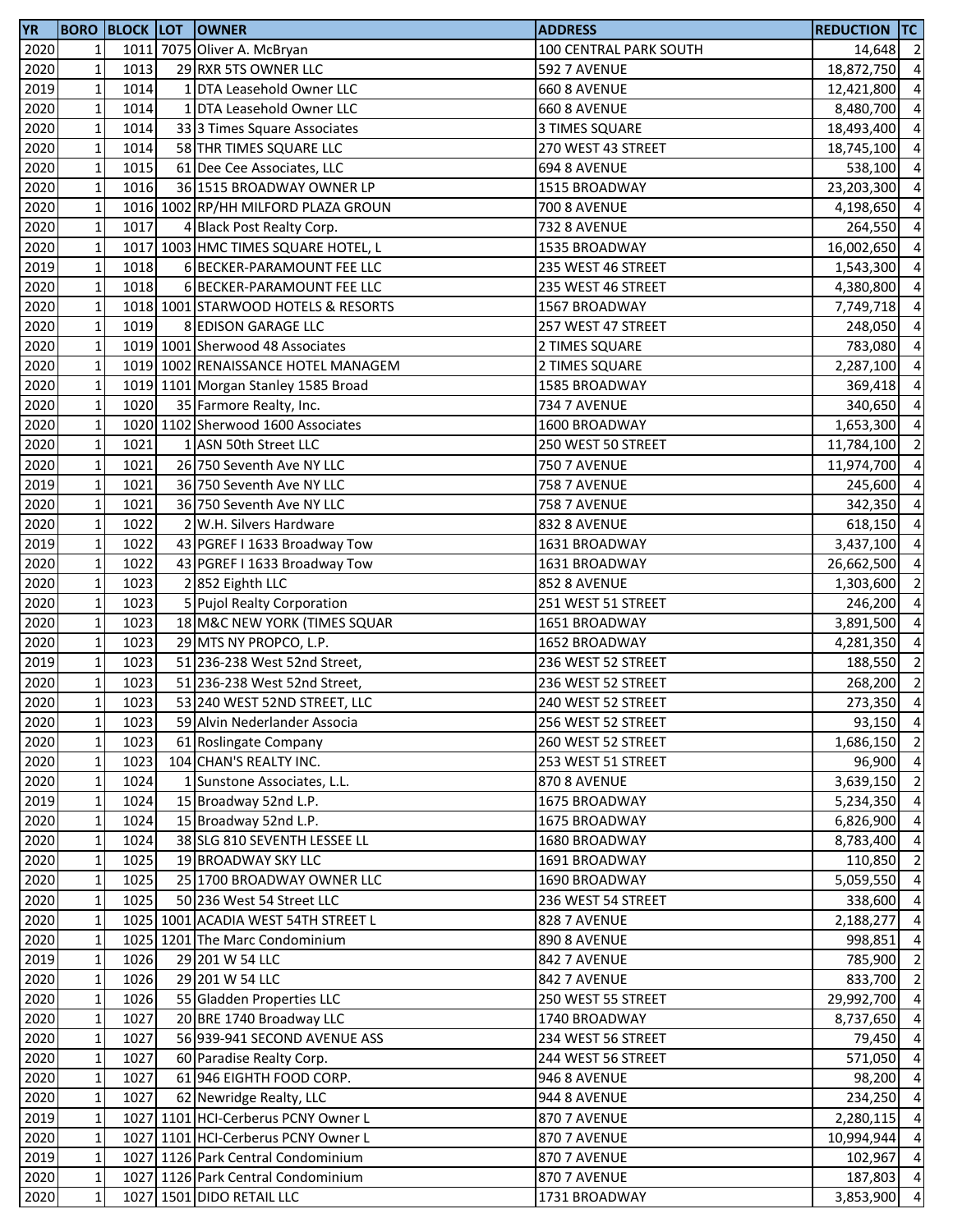| YR | BORO | BLOCK | LOT | OWNER | ADDRESS | REDUCTION | TC |
|---|---|---|---|---|---|---|---|
| 2020 | 1 | 1011 | 7075 | Oliver A. McBryan | 100 CENTRAL PARK SOUTH | 14,648 | 2 |
| 2020 | 1 | 1013 | 29 | RXR 5TS OWNER LLC | 592 7 AVENUE | 18,872,750 | 4 |
| 2019 | 1 | 1014 | 1 | DTA Leasehold Owner LLC | 660 8 AVENUE | 12,421,800 | 4 |
| 2020 | 1 | 1014 | 1 | DTA Leasehold Owner LLC | 660 8 AVENUE | 8,480,700 | 4 |
| 2020 | 1 | 1014 | 33 | 3 Times Square Associates | 3 TIMES SQUARE | 18,493,400 | 4 |
| 2020 | 1 | 1014 | 58 | THR TIMES SQUARE LLC | 270 WEST 43 STREET | 18,745,100 | 4 |
| 2020 | 1 | 1015 | 61 | Dee Cee Associates, LLC | 694 8 AVENUE | 538,100 | 4 |
| 2020 | 1 | 1016 | 36 | 1515 BROADWAY OWNER LP | 1515 BROADWAY | 23,203,300 | 4 |
| 2020 | 1 | 1016 | 1002 | RP/HH MILFORD PLAZA GROUN | 700 8 AVENUE | 4,198,650 | 4 |
| 2020 | 1 | 1017 | 4 | Black Post Realty Corp. | 732 8 AVENUE | 264,550 | 4 |
| 2020 | 1 | 1017 | 1003 | HMC TIMES SQUARE HOTEL, L | 1535 BROADWAY | 16,002,650 | 4 |
| 2019 | 1 | 1018 | 6 | BECKER-PARAMOUNT FEE LLC | 235 WEST 46 STREET | 1,543,300 | 4 |
| 2020 | 1 | 1018 | 6 | BECKER-PARAMOUNT FEE LLC | 235 WEST 46 STREET | 4,380,800 | 4 |
| 2020 | 1 | 1018 | 1001 | STARWOOD HOTELS & RESORTS | 1567 BROADWAY | 7,749,718 | 4 |
| 2020 | 1 | 1019 | 8 | EDISON GARAGE LLC | 257 WEST 47 STREET | 248,050 | 4 |
| 2020 | 1 | 1019 | 1001 | Sherwood 48 Associates | 2 TIMES SQUARE | 783,080 | 4 |
| 2020 | 1 | 1019 | 1002 | RENAISSANCE HOTEL MANAGEM | 2 TIMES SQUARE | 2,287,100 | 4 |
| 2020 | 1 | 1019 | 1101 | Morgan Stanley 1585 Broad | 1585 BROADWAY | 369,418 | 4 |
| 2020 | 1 | 1020 | 35 | Farmore Realty, Inc. | 734 7 AVENUE | 340,650 | 4 |
| 2020 | 1 | 1020 | 1102 | Sherwood 1600 Associates | 1600 BROADWAY | 1,653,300 | 4 |
| 2020 | 1 | 1021 | 1 | ASN 50th Street LLC | 250 WEST 50 STREET | 11,784,100 | 2 |
| 2020 | 1 | 1021 | 26 | 750 Seventh Ave NY LLC | 750 7 AVENUE | 11,974,700 | 4 |
| 2019 | 1 | 1021 | 36 | 750 Seventh Ave NY LLC | 758 7 AVENUE | 245,600 | 4 |
| 2020 | 1 | 1021 | 36 | 750 Seventh Ave NY LLC | 758 7 AVENUE | 342,350 | 4 |
| 2020 | 1 | 1022 | 2 | W.H. Silvers Hardware | 832 8 AVENUE | 618,150 | 4 |
| 2019 | 1 | 1022 | 43 | PGREF I 1633 Broadway Tow | 1631 BROADWAY | 3,437,100 | 4 |
| 2020 | 1 | 1022 | 43 | PGREF I 1633 Broadway Tow | 1631 BROADWAY | 26,662,500 | 4 |
| 2020 | 1 | 1023 | 2 | 852 Eighth LLC | 852 8 AVENUE | 1,303,600 | 2 |
| 2020 | 1 | 1023 | 5 | Pujol Realty Corporation | 251 WEST 51 STREET | 246,200 | 4 |
| 2020 | 1 | 1023 | 18 | M&C NEW YORK (TIMES SQUAR | 1651 BROADWAY | 3,891,500 | 4 |
| 2020 | 1 | 1023 | 29 | MTS NY PROPCO, L.P. | 1652 BROADWAY | 4,281,350 | 4 |
| 2019 | 1 | 1023 | 51 | 236-238 West 52nd Street, | 236 WEST 52 STREET | 188,550 | 2 |
| 2020 | 1 | 1023 | 51 | 236-238 West 52nd Street, | 236 WEST 52 STREET | 268,200 | 2 |
| 2020 | 1 | 1023 | 53 | 240 WEST 52ND STREET, LLC | 240 WEST 52 STREET | 273,350 | 4 |
| 2020 | 1 | 1023 | 59 | Alvin Nederlander Associa | 256 WEST 52 STREET | 93,150 | 4 |
| 2020 | 1 | 1023 | 61 | Roslingate Company | 260 WEST 52 STREET | 1,686,150 | 2 |
| 2020 | 1 | 1023 | 104 | CHAN'S REALTY INC. | 253 WEST 51 STREET | 96,900 | 4 |
| 2020 | 1 | 1024 | 1 | Sunstone Associates, L.L. | 870 8 AVENUE | 3,639,150 | 2 |
| 2019 | 1 | 1024 | 15 | Broadway 52nd L.P. | 1675 BROADWAY | 5,234,350 | 4 |
| 2020 | 1 | 1024 | 15 | Broadway 52nd L.P. | 1675 BROADWAY | 6,826,900 | 4 |
| 2020 | 1 | 1024 | 38 | SLG 810 SEVENTH LESSEE LL | 1680 BROADWAY | 8,783,400 | 4 |
| 2020 | 1 | 1025 | 19 | BROADWAY SKY LLC | 1691 BROADWAY | 110,850 | 2 |
| 2020 | 1 | 1025 | 25 | 1700 BROADWAY OWNER LLC | 1690 BROADWAY | 5,059,550 | 4 |
| 2020 | 1 | 1025 | 50 | 236 West 54 Street LLC | 236 WEST 54 STREET | 338,600 | 4 |
| 2020 | 1 | 1025 | 1001 | ACADIA WEST 54TH STREET L | 828 7 AVENUE | 2,188,277 | 4 |
| 2020 | 1 | 1025 | 1201 | The Marc Condominium | 890 8 AVENUE | 998,851 | 4 |
| 2019 | 1 | 1026 | 29 | 201 W 54 LLC | 842 7 AVENUE | 785,900 | 2 |
| 2020 | 1 | 1026 | 29 | 201 W 54 LLC | 842 7 AVENUE | 833,700 | 2 |
| 2020 | 1 | 1026 | 55 | Gladden Properties LLC | 250 WEST 55 STREET | 29,992,700 | 4 |
| 2020 | 1 | 1027 | 20 | BRE 1740 Broadway LLC | 1740 BROADWAY | 8,737,650 | 4 |
| 2020 | 1 | 1027 | 56 | 939-941 SECOND AVENUE ASS | 234 WEST 56 STREET | 79,450 | 4 |
| 2020 | 1 | 1027 | 60 | Paradise Realty Corp. | 244 WEST 56 STREET | 571,050 | 4 |
| 2020 | 1 | 1027 | 61 | 946 EIGHTH FOOD CORP. | 946 8 AVENUE | 98,200 | 4 |
| 2020 | 1 | 1027 | 62 | Newridge Realty, LLC | 944 8 AVENUE | 234,250 | 4 |
| 2019 | 1 | 1027 | 1101 | HCI-Cerberus PCNY Owner L | 870 7 AVENUE | 2,280,115 | 4 |
| 2020 | 1 | 1027 | 1101 | HCI-Cerberus PCNY Owner L | 870 7 AVENUE | 10,994,944 | 4 |
| 2019 | 1 | 1027 | 1126 | Park Central Condominium | 870 7 AVENUE | 102,967 | 4 |
| 2020 | 1 | 1027 | 1126 | Park Central Condominium | 870 7 AVENUE | 187,803 | 4 |
| 2020 | 1 | 1027 | 1501 | DIDO RETAIL LLC | 1731 BROADWAY | 3,853,900 | 4 |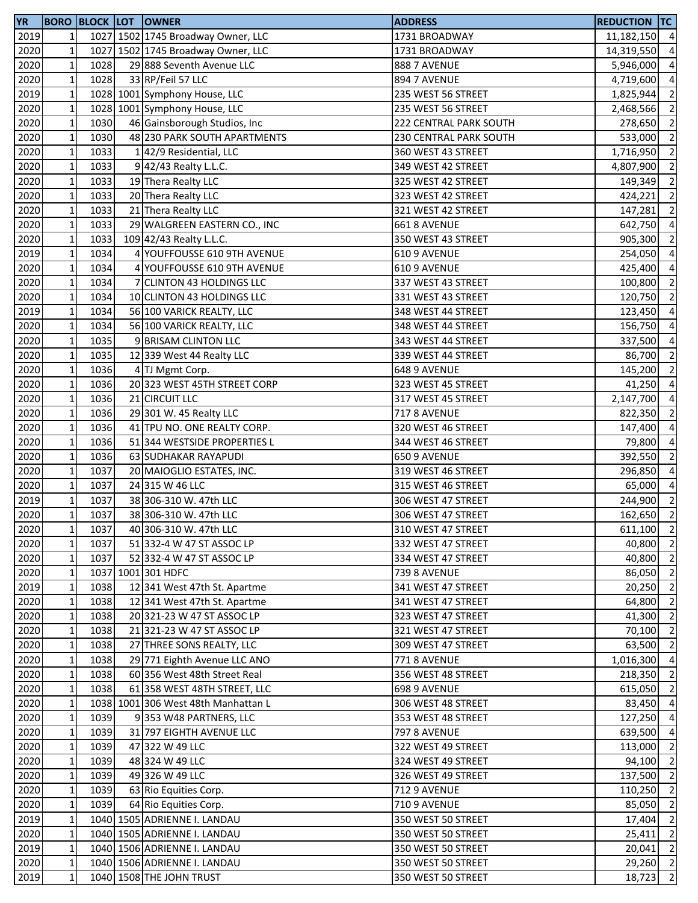| YR | BORO | BLOCK | LOT | OWNER | ADDRESS | REDUCTION | TC |
|---|---|---|---|---|---|---|---|
| 2019 | 1 | 1027 | 1502 | 1745 Broadway Owner, LLC | 1731 BROADWAY | 11,182,150 | 4 |
| 2020 | 1 | 1027 | 1502 | 1745 Broadway Owner, LLC | 1731 BROADWAY | 14,319,550 | 4 |
| 2020 | 1 | 1028 | 29 | 888 Seventh Avenue LLC | 888 7 AVENUE | 5,946,000 | 4 |
| 2020 | 1 | 1028 | 33 | RP/Feil 57 LLC | 894 7 AVENUE | 4,719,600 | 4 |
| 2019 | 1 | 1028 | 1001 | Symphony House, LLC | 235 WEST 56 STREET | 1,825,944 | 2 |
| 2020 | 1 | 1028 | 1001 | Symphony House, LLC | 235 WEST 56 STREET | 2,468,566 | 2 |
| 2020 | 1 | 1030 | 46 | Gainsborough Studios, Inc | 222 CENTRAL PARK SOUTH | 278,650 | 2 |
| 2020 | 1 | 1030 | 48 | 230 PARK SOUTH APARTMENTS | 230 CENTRAL PARK SOUTH | 533,000 | 2 |
| 2020 | 1 | 1033 | 1 | 42/9 Residential, LLC | 360 WEST 43 STREET | 1,716,950 | 2 |
| 2020 | 1 | 1033 | 9 | 42/43 Realty L.L.C. | 349 WEST 42 STREET | 4,807,900 | 2 |
| 2020 | 1 | 1033 | 19 | Thera Realty LLC | 325 WEST 42 STREET | 149,349 | 2 |
| 2020 | 1 | 1033 | 20 | Thera Realty LLC | 323 WEST 42 STREET | 424,221 | 2 |
| 2020 | 1 | 1033 | 21 | Thera Realty LLC | 321 WEST 42 STREET | 147,281 | 2 |
| 2020 | 1 | 1033 | 29 | WALGREEN EASTERN CO., INC | 661 8 AVENUE | 642,750 | 4 |
| 2020 | 1 | 1033 | 109 | 42/43 Realty L.L.C. | 350 WEST 43 STREET | 905,300 | 2 |
| 2019 | 1 | 1034 | 4 | YOUFFOUSSE 610 9TH AVENUE | 610 9 AVENUE | 254,050 | 4 |
| 2020 | 1 | 1034 | 4 | YOUFFOUSSE 610 9TH AVENUE | 610 9 AVENUE | 425,400 | 4 |
| 2020 | 1 | 1034 | 7 | CLINTON 43 HOLDINGS LLC | 337 WEST 43 STREET | 100,800 | 2 |
| 2020 | 1 | 1034 | 10 | CLINTON 43 HOLDINGS LLC | 331 WEST 43 STREET | 120,750 | 2 |
| 2019 | 1 | 1034 | 56 | 100 VARICK REALTY, LLC | 348 WEST 44 STREET | 123,450 | 4 |
| 2020 | 1 | 1034 | 56 | 100 VARICK REALTY, LLC | 348 WEST 44 STREET | 156,750 | 4 |
| 2020 | 1 | 1035 | 9 | BRISAM CLINTON LLC | 343 WEST 44 STREET | 337,500 | 4 |
| 2020 | 1 | 1035 | 12 | 339 West 44 Realty LLC | 339 WEST 44 STREET | 86,700 | 2 |
| 2020 | 1 | 1036 | 4 | TJ Mgmt Corp. | 648 9 AVENUE | 145,200 | 2 |
| 2020 | 1 | 1036 | 20 | 323 WEST 45TH STREET CORP | 323 WEST 45 STREET | 41,250 | 4 |
| 2020 | 1 | 1036 | 21 | CIRCUIT LLC | 317 WEST 45 STREET | 2,147,700 | 4 |
| 2020 | 1 | 1036 | 29 | 301 W. 45 Realty LLC | 717 8 AVENUE | 822,350 | 2 |
| 2020 | 1 | 1036 | 41 | TPU NO. ONE REALTY CORP. | 320 WEST 46 STREET | 147,400 | 4 |
| 2020 | 1 | 1036 | 51 | 344 WESTSIDE PROPERTIES L | 344 WEST 46 STREET | 79,800 | 4 |
| 2020 | 1 | 1036 | 63 | SUDHAKAR RAYAPUDI | 650 9 AVENUE | 392,550 | 2 |
| 2020 | 1 | 1037 | 20 | MAIOGLIO ESTATES, INC. | 319 WEST 46 STREET | 296,850 | 4 |
| 2020 | 1 | 1037 | 24 | 315 W 46 LLC | 315 WEST 46 STREET | 65,000 | 4 |
| 2019 | 1 | 1037 | 38 | 306-310 W. 47th LLC | 306 WEST 47 STREET | 244,900 | 2 |
| 2020 | 1 | 1037 | 38 | 306-310 W. 47th LLC | 306 WEST 47 STREET | 162,650 | 2 |
| 2020 | 1 | 1037 | 40 | 306-310 W. 47th LLC | 310 WEST 47 STREET | 611,100 | 2 |
| 2020 | 1 | 1037 | 51 | 332-4 W 47 ST ASSOC LP | 332 WEST 47 STREET | 40,800 | 2 |
| 2020 | 1 | 1037 | 52 | 332-4 W 47 ST ASSOC LP | 334 WEST 47 STREET | 40,800 | 2 |
| 2020 | 1 | 1037 | 1001 | 301 HDFC | 739 8 AVENUE | 86,050 | 2 |
| 2019 | 1 | 1038 | 12 | 341 West 47th St. Apartme | 341 WEST 47 STREET | 20,250 | 2 |
| 2020 | 1 | 1038 | 12 | 341 West 47th St. Apartme | 341 WEST 47 STREET | 64,800 | 2 |
| 2020 | 1 | 1038 | 20 | 321-23 W 47 ST ASSOC LP | 323 WEST 47 STREET | 41,300 | 2 |
| 2020 | 1 | 1038 | 21 | 321-23 W 47 ST ASSOC LP | 321 WEST 47 STREET | 70,100 | 2 |
| 2020 | 1 | 1038 | 27 | THREE SONS REALTY, LLC | 309 WEST 47 STREET | 63,500 | 2 |
| 2020 | 1 | 1038 | 29 | 771 Eighth Avenue LLC ANO | 771 8 AVENUE | 1,016,300 | 4 |
| 2020 | 1 | 1038 | 60 | 356 West 48th Street Real | 356 WEST 48 STREET | 218,350 | 2 |
| 2020 | 1 | 1038 | 61 | 358 WEST 48TH STREET, LLC | 698 9 AVENUE | 615,050 | 2 |
| 2020 | 1 | 1038 | 1001 | 306 West 48th Manhattan L | 306 WEST 48 STREET | 83,450 | 4 |
| 2020 | 1 | 1039 | 9 | 353 W48 PARTNERS, LLC | 353 WEST 48 STREET | 127,250 | 4 |
| 2020 | 1 | 1039 | 31 | 797 EIGHTH AVENUE LLC | 797 8 AVENUE | 639,500 | 4 |
| 2020 | 1 | 1039 | 47 | 322 W 49 LLC | 322 WEST 49 STREET | 113,000 | 2 |
| 2020 | 1 | 1039 | 48 | 324 W 49 LLC | 324 WEST 49 STREET | 94,100 | 2 |
| 2020 | 1 | 1039 | 49 | 326 W 49 LLC | 326 WEST 49 STREET | 137,500 | 2 |
| 2020 | 1 | 1039 | 63 | Rio Equities Corp. | 712 9 AVENUE | 110,250 | 2 |
| 2020 | 1 | 1039 | 64 | Rio Equities Corp. | 710 9 AVENUE | 85,050 | 2 |
| 2019 | 1 | 1040 | 1505 | ADRIENNE I. LANDAU | 350 WEST 50 STREET | 17,404 | 2 |
| 2020 | 1 | 1040 | 1505 | ADRIENNE I. LANDAU | 350 WEST 50 STREET | 25,411 | 2 |
| 2019 | 1 | 1040 | 1506 | ADRIENNE I. LANDAU | 350 WEST 50 STREET | 20,041 | 2 |
| 2020 | 1 | 1040 | 1506 | ADRIENNE I. LANDAU | 350 WEST 50 STREET | 29,260 | 2 |
| 2019 | 1 | 1040 | 1508 | THE JOHN TRUST | 350 WEST 50 STREET | 18,723 | 2 |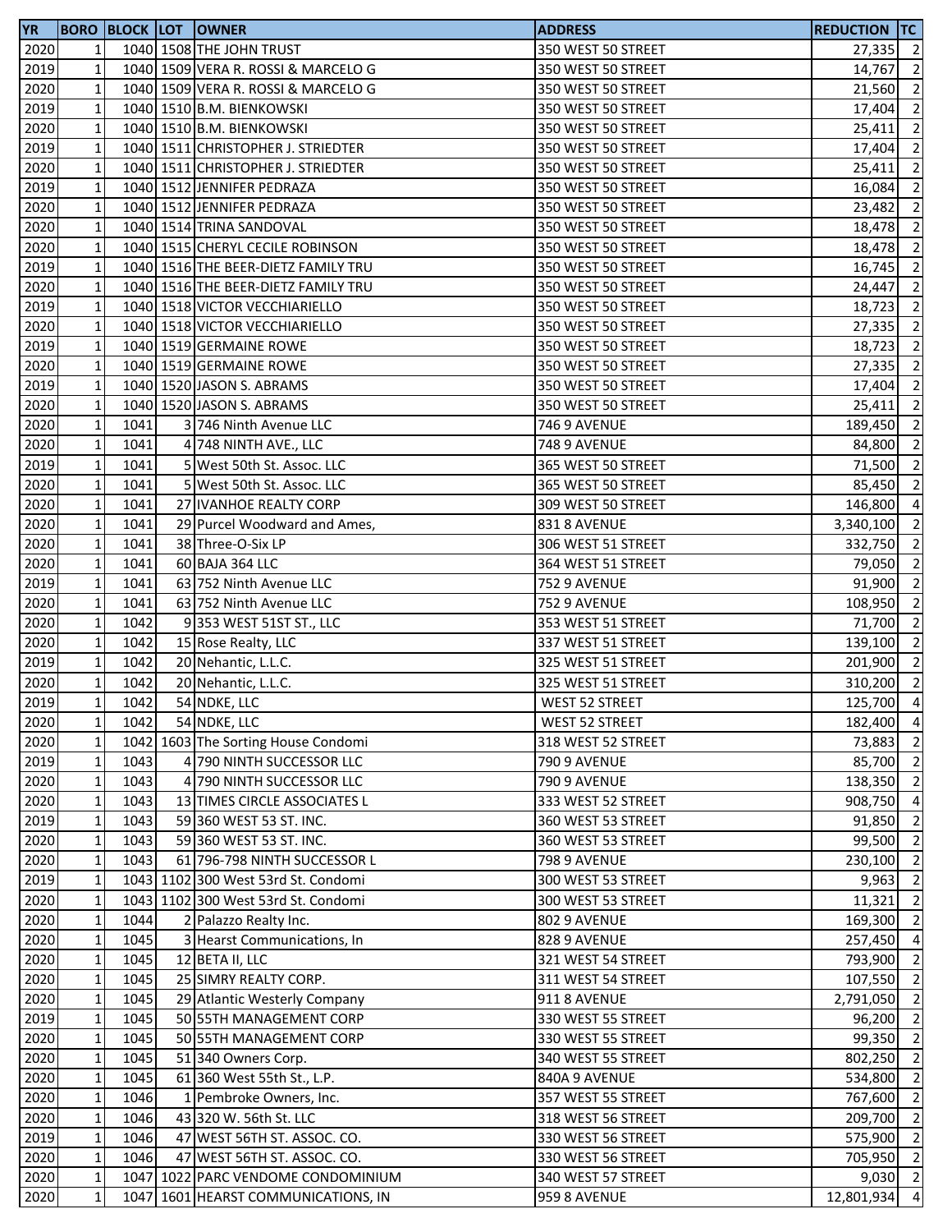| YR | BORO | BLOCK | LOT | OWNER | ADDRESS | REDUCTION | TC |
|---|---|---|---|---|---|---|---|
| 2020 | 1 | 1040 | 1508 | THE JOHN TRUST | 350 WEST 50 STREET | 27,335 | 2 |
| 2019 | 1 | 1040 | 1509 | VERA R. ROSSI & MARCELO G | 350 WEST 50 STREET | 14,767 | 2 |
| 2020 | 1 | 1040 | 1509 | VERA R. ROSSI & MARCELO G | 350 WEST 50 STREET | 21,560 | 2 |
| 2019 | 1 | 1040 | 1510 | B.M. BIENKOWSKI | 350 WEST 50 STREET | 17,404 | 2 |
| 2020 | 1 | 1040 | 1510 | B.M. BIENKOWSKI | 350 WEST 50 STREET | 25,411 | 2 |
| 2019 | 1 | 1040 | 1511 | CHRISTOPHER J. STRIEDTER | 350 WEST 50 STREET | 17,404 | 2 |
| 2020 | 1 | 1040 | 1511 | CHRISTOPHER J. STRIEDTER | 350 WEST 50 STREET | 25,411 | 2 |
| 2019 | 1 | 1040 | 1512 | JENNIFER PEDRAZA | 350 WEST 50 STREET | 16,084 | 2 |
| 2020 | 1 | 1040 | 1512 | JENNIFER PEDRAZA | 350 WEST 50 STREET | 23,482 | 2 |
| 2020 | 1 | 1040 | 1514 | TRINA SANDOVAL | 350 WEST 50 STREET | 18,478 | 2 |
| 2020 | 1 | 1040 | 1515 | CHERYL CECILE ROBINSON | 350 WEST 50 STREET | 18,478 | 2 |
| 2019 | 1 | 1040 | 1516 | THE BEER-DIETZ FAMILY TRU | 350 WEST 50 STREET | 16,745 | 2 |
| 2020 | 1 | 1040 | 1516 | THE BEER-DIETZ FAMILY TRU | 350 WEST 50 STREET | 24,447 | 2 |
| 2019 | 1 | 1040 | 1518 | VICTOR VECCHIARIELLO | 350 WEST 50 STREET | 18,723 | 2 |
| 2020 | 1 | 1040 | 1518 | VICTOR VECCHIARIELLO | 350 WEST 50 STREET | 27,335 | 2 |
| 2019 | 1 | 1040 | 1519 | GERMAINE ROWE | 350 WEST 50 STREET | 18,723 | 2 |
| 2020 | 1 | 1040 | 1519 | GERMAINE ROWE | 350 WEST 50 STREET | 27,335 | 2 |
| 2019 | 1 | 1040 | 1520 | JASON S. ABRAMS | 350 WEST 50 STREET | 17,404 | 2 |
| 2020 | 1 | 1040 | 1520 | JASON S. ABRAMS | 350 WEST 50 STREET | 25,411 | 2 |
| 2020 | 1 | 1041 | 3 | 746 Ninth Avenue LLC | 746 9 AVENUE | 189,450 | 2 |
| 2020 | 1 | 1041 | 4 | 748 NINTH AVE., LLC | 748 9 AVENUE | 84,800 | 2 |
| 2019 | 1 | 1041 | 5 | West 50th St. Assoc. LLC | 365 WEST 50 STREET | 71,500 | 2 |
| 2020 | 1 | 1041 | 5 | West 50th St. Assoc. LLC | 365 WEST 50 STREET | 85,450 | 2 |
| 2020 | 1 | 1041 | 27 | IVANHOE REALTY CORP | 309 WEST 50 STREET | 146,800 | 4 |
| 2020 | 1 | 1041 | 29 | Purcel Woodward and Ames, | 831 8 AVENUE | 3,340,100 | 2 |
| 2020 | 1 | 1041 | 38 | Three-O-Six LP | 306 WEST 51 STREET | 332,750 | 2 |
| 2020 | 1 | 1041 | 60 | BAJA 364 LLC | 364 WEST 51 STREET | 79,050 | 2 |
| 2019 | 1 | 1041 | 63 | 752 Ninth Avenue LLC | 752 9 AVENUE | 91,900 | 2 |
| 2020 | 1 | 1041 | 63 | 752 Ninth Avenue LLC | 752 9 AVENUE | 108,950 | 2 |
| 2020 | 1 | 1042 | 9 | 353 WEST 51ST ST., LLC | 353 WEST 51 STREET | 71,700 | 2 |
| 2020 | 1 | 1042 | 15 | Rose Realty, LLC | 337 WEST 51 STREET | 139,100 | 2 |
| 2019 | 1 | 1042 | 20 | Nehantic, L.L.C. | 325 WEST 51 STREET | 201,900 | 2 |
| 2020 | 1 | 1042 | 20 | Nehantic, L.L.C. | 325 WEST 51 STREET | 310,200 | 2 |
| 2019 | 1 | 1042 | 54 | NDKE, LLC | WEST 52 STREET | 125,700 | 4 |
| 2020 | 1 | 1042 | 54 | NDKE, LLC | WEST 52 STREET | 182,400 | 4 |
| 2020 | 1 | 1042 | 1603 | The Sorting House Condomi | 318 WEST 52 STREET | 73,883 | 2 |
| 2019 | 1 | 1043 | 4 | 790 NINTH SUCCESSOR LLC | 790 9 AVENUE | 85,700 | 2 |
| 2020 | 1 | 1043 | 4 | 790 NINTH SUCCESSOR LLC | 790 9 AVENUE | 138,350 | 2 |
| 2020 | 1 | 1043 | 13 | TIMES CIRCLE ASSOCIATES L | 333 WEST 52 STREET | 908,750 | 4 |
| 2019 | 1 | 1043 | 59 | 360 WEST 53 ST. INC. | 360 WEST 53 STREET | 91,850 | 2 |
| 2020 | 1 | 1043 | 59 | 360 WEST 53 ST. INC. | 360 WEST 53 STREET | 99,500 | 2 |
| 2020 | 1 | 1043 | 61 | 796-798 NINTH SUCCESSOR L | 798 9 AVENUE | 230,100 | 2 |
| 2019 | 1 | 1043 | 1102 | 300 West 53rd St. Condomi | 300 WEST 53 STREET | 9,963 | 2 |
| 2020 | 1 | 1043 | 1102 | 300 West 53rd St. Condomi | 300 WEST 53 STREET | 11,321 | 2 |
| 2020 | 1 | 1044 | 2 | Palazzo Realty Inc. | 802 9 AVENUE | 169,300 | 2 |
| 2020 | 1 | 1045 | 3 | Hearst Communications, In | 828 9 AVENUE | 257,450 | 4 |
| 2020 | 1 | 1045 | 12 | BETA II, LLC | 321 WEST 54 STREET | 793,900 | 2 |
| 2020 | 1 | 1045 | 25 | SIMRY REALTY CORP. | 311 WEST 54 STREET | 107,550 | 2 |
| 2020 | 1 | 1045 | 29 | Atlantic Westerly Company | 911 8 AVENUE | 2,791,050 | 2 |
| 2019 | 1 | 1045 | 50 | 55TH MANAGEMENT CORP | 330 WEST 55 STREET | 96,200 | 2 |
| 2020 | 1 | 1045 | 50 | 55TH MANAGEMENT CORP | 330 WEST 55 STREET | 99,350 | 2 |
| 2020 | 1 | 1045 | 51 | 340 Owners Corp. | 340 WEST 55 STREET | 802,250 | 2 |
| 2020 | 1 | 1045 | 61 | 360 West 55th St., L.P. | 840A 9 AVENUE | 534,800 | 2 |
| 2020 | 1 | 1046 | 1 | Pembroke Owners, Inc. | 357 WEST 55 STREET | 767,600 | 2 |
| 2020 | 1 | 1046 | 43 | 320 W. 56th St. LLC | 318 WEST 56 STREET | 209,700 | 2 |
| 2019 | 1 | 1046 | 47 | WEST 56TH ST. ASSOC. CO. | 330 WEST 56 STREET | 575,900 | 2 |
| 2020 | 1 | 1046 | 47 | WEST 56TH ST. ASSOC. CO. | 330 WEST 56 STREET | 705,950 | 2 |
| 2020 | 1 | 1047 | 1022 | PARC VENDOME CONDOMINIUM | 340 WEST 57 STREET | 9,030 | 2 |
| 2020 | 1 | 1047 | 1601 | HEARST COMMUNICATIONS, IN | 959 8 AVENUE | 12,801,934 | 4 |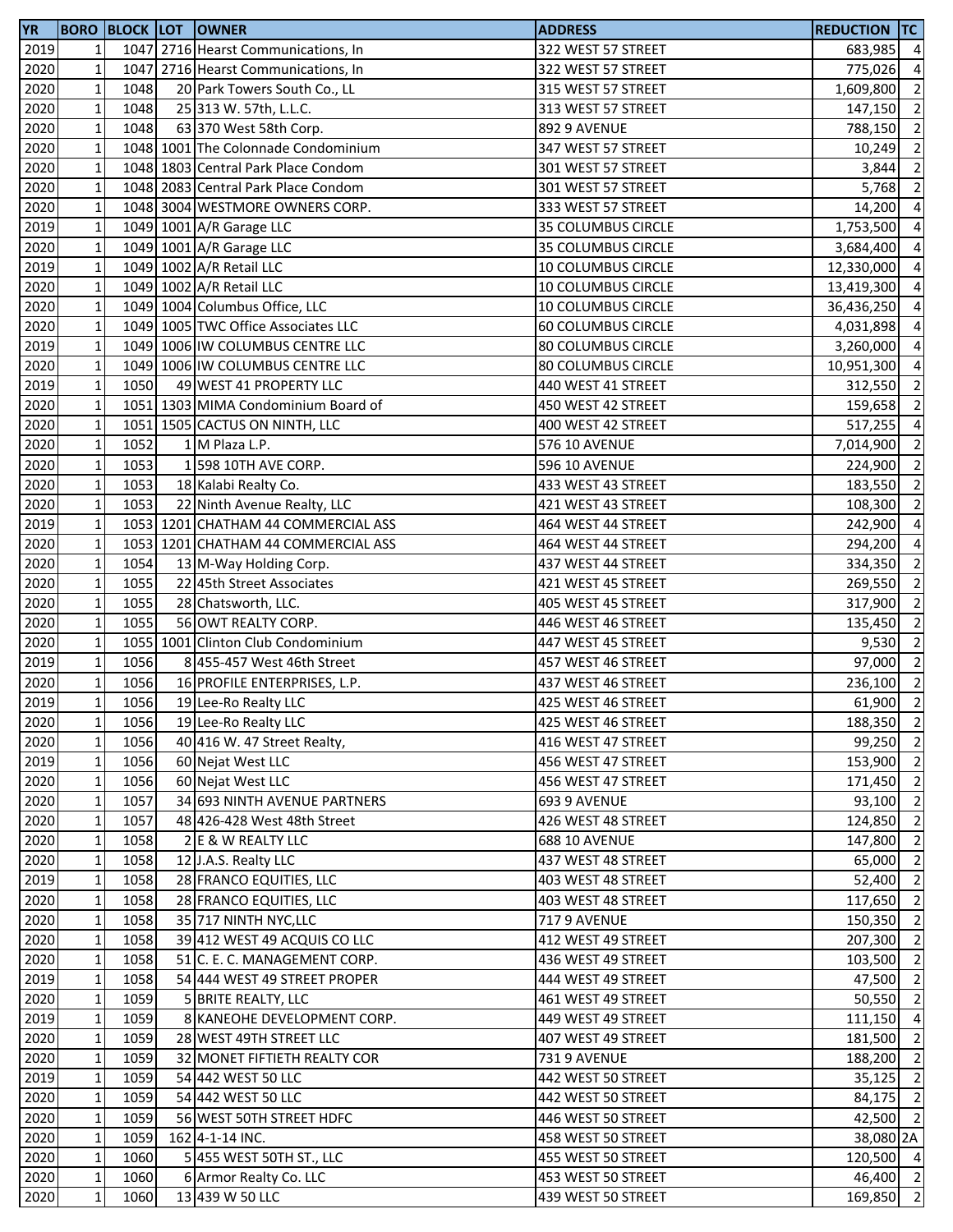| YR | BORO | BLOCK | LOT | OWNER | ADDRESS | REDUCTION | TC |
|---|---|---|---|---|---|---|---|
| 2019 | 1 | 1047 | 2716 | Hearst Communications, In | 322 WEST 57 STREET | 683,985 | 4 |
| 2020 | 1 | 1047 | 2716 | Hearst Communications, In | 322 WEST 57 STREET | 775,026 | 4 |
| 2020 | 1 | 1048 | 20 | Park Towers South Co., LL | 315 WEST 57 STREET | 1,609,800 | 2 |
| 2020 | 1 | 1048 | 25 | 313 W. 57th, L.L.C. | 313 WEST 57 STREET | 147,150 | 2 |
| 2020 | 1 | 1048 | 63 | 370 West 58th Corp. | 892 9 AVENUE | 788,150 | 2 |
| 2020 | 1 | 1048 | 1001 | The Colonnade Condominium | 347 WEST 57 STREET | 10,249 | 2 |
| 2020 | 1 | 1048 | 1803 | Central Park Place Condom | 301 WEST 57 STREET | 3,844 | 2 |
| 2020 | 1 | 1048 | 2083 | Central Park Place Condom | 301 WEST 57 STREET | 5,768 | 2 |
| 2020 | 1 | 1048 | 3004 | WESTMORE OWNERS CORP. | 333 WEST 57 STREET | 14,200 | 4 |
| 2019 | 1 | 1049 | 1001 | A/R Garage LLC | 35 COLUMBUS CIRCLE | 1,753,500 | 4 |
| 2020 | 1 | 1049 | 1001 | A/R Garage LLC | 35 COLUMBUS CIRCLE | 3,684,400 | 4 |
| 2019 | 1 | 1049 | 1002 | A/R Retail LLC | 10 COLUMBUS CIRCLE | 12,330,000 | 4 |
| 2020 | 1 | 1049 | 1002 | A/R Retail LLC | 10 COLUMBUS CIRCLE | 13,419,300 | 4 |
| 2020 | 1 | 1049 | 1004 | Columbus Office, LLC | 10 COLUMBUS CIRCLE | 36,436,250 | 4 |
| 2020 | 1 | 1049 | 1005 | TWC Office Associates LLC | 60 COLUMBUS CIRCLE | 4,031,898 | 4 |
| 2019 | 1 | 1049 | 1006 | IW COLUMBUS CENTRE LLC | 80 COLUMBUS CIRCLE | 3,260,000 | 4 |
| 2020 | 1 | 1049 | 1006 | IW COLUMBUS CENTRE LLC | 80 COLUMBUS CIRCLE | 10,951,300 | 4 |
| 2019 | 1 | 1050 | 49 | WEST 41 PROPERTY LLC | 440 WEST 41 STREET | 312,550 | 2 |
| 2020 | 1 | 1051 | 1303 | MIMA Condominium Board of | 450 WEST 42 STREET | 159,658 | 2 |
| 2020 | 1 | 1051 | 1505 | CACTUS ON NINTH, LLC | 400 WEST 42 STREET | 517,255 | 4 |
| 2020 | 1 | 1052 | 1 | M Plaza L.P. | 576 10 AVENUE | 7,014,900 | 2 |
| 2020 | 1 | 1053 | 1 | 598 10TH AVE CORP. | 596 10 AVENUE | 224,900 | 2 |
| 2020 | 1 | 1053 | 18 | Kalabi Realty Co. | 433 WEST 43 STREET | 183,550 | 2 |
| 2020 | 1 | 1053 | 22 | Ninth Avenue Realty, LLC | 421 WEST 43 STREET | 108,300 | 2 |
| 2019 | 1 | 1053 | 1201 | CHATHAM 44 COMMERCIAL ASS | 464 WEST 44 STREET | 242,900 | 4 |
| 2020 | 1 | 1053 | 1201 | CHATHAM 44 COMMERCIAL ASS | 464 WEST 44 STREET | 294,200 | 4 |
| 2020 | 1 | 1054 | 13 | M-Way Holding Corp. | 437 WEST 44 STREET | 334,350 | 2 |
| 2020 | 1 | 1055 | 22 | 45th Street Associates | 421 WEST 45 STREET | 269,550 | 2 |
| 2020 | 1 | 1055 | 28 | Chatsworth, LLC. | 405 WEST 45 STREET | 317,900 | 2 |
| 2020 | 1 | 1055 | 56 | OWT REALTY CORP. | 446 WEST 46 STREET | 135,450 | 2 |
| 2020 | 1 | 1055 | 1001 | Clinton Club Condominium | 447 WEST 45 STREET | 9,530 | 2 |
| 2019 | 1 | 1056 | 8 | 455-457 West 46th Street | 457 WEST 46 STREET | 97,000 | 2 |
| 2020 | 1 | 1056 | 16 | PROFILE ENTERPRISES, L.P. | 437 WEST 46 STREET | 236,100 | 2 |
| 2019 | 1 | 1056 | 19 | Lee-Ro Realty LLC | 425 WEST 46 STREET | 61,900 | 2 |
| 2020 | 1 | 1056 | 19 | Lee-Ro Realty LLC | 425 WEST 46 STREET | 188,350 | 2 |
| 2020 | 1 | 1056 | 40 | 416 W. 47 Street Realty, | 416 WEST 47 STREET | 99,250 | 2 |
| 2019 | 1 | 1056 | 60 | Nejat West LLC | 456 WEST 47 STREET | 153,900 | 2 |
| 2020 | 1 | 1056 | 60 | Nejat West LLC | 456 WEST 47 STREET | 171,450 | 2 |
| 2020 | 1 | 1057 | 34 | 693 NINTH AVENUE PARTNERS | 693 9 AVENUE | 93,100 | 2 |
| 2020 | 1 | 1057 | 48 | 426-428 West 48th Street | 426 WEST 48 STREET | 124,850 | 2 |
| 2020 | 1 | 1058 | 2 | E & W REALTY LLC | 688 10 AVENUE | 147,800 | 2 |
| 2020 | 1 | 1058 | 12 | J.A.S. Realty LLC | 437 WEST 48 STREET | 65,000 | 2 |
| 2019 | 1 | 1058 | 28 | FRANCO EQUITIES, LLC | 403 WEST 48 STREET | 52,400 | 2 |
| 2020 | 1 | 1058 | 28 | FRANCO EQUITIES, LLC | 403 WEST 48 STREET | 117,650 | 2 |
| 2020 | 1 | 1058 | 35 | 717 NINTH NYC,LLC | 717 9 AVENUE | 150,350 | 2 |
| 2020 | 1 | 1058 | 39 | 412 WEST 49 ACQUIS CO LLC | 412 WEST 49 STREET | 207,300 | 2 |
| 2020 | 1 | 1058 | 51 | C. E. C. MANAGEMENT CORP. | 436 WEST 49 STREET | 103,500 | 2 |
| 2019 | 1 | 1058 | 54 | 444 WEST 49 STREET PROPER | 444 WEST 49 STREET | 47,500 | 2 |
| 2020 | 1 | 1059 | 5 | BRITE REALTY, LLC | 461 WEST 49 STREET | 50,550 | 2 |
| 2019 | 1 | 1059 | 8 | KANEOHE DEVELOPMENT CORP. | 449 WEST 49 STREET | 111,150 | 4 |
| 2020 | 1 | 1059 | 28 | WEST 49TH STREET LLC | 407 WEST 49 STREET | 181,500 | 2 |
| 2020 | 1 | 1059 | 32 | MONET FIFTIETH REALTY COR | 731 9 AVENUE | 188,200 | 2 |
| 2019 | 1 | 1059 | 54 | 442 WEST 50 LLC | 442 WEST 50 STREET | 35,125 | 2 |
| 2020 | 1 | 1059 | 54 | 442 WEST 50 LLC | 442 WEST 50 STREET | 84,175 | 2 |
| 2020 | 1 | 1059 | 56 | WEST 50TH STREET HDFC | 446 WEST 50 STREET | 42,500 | 2 |
| 2020 | 1 | 1059 | 162 | 4-1-14 INC. | 458 WEST 50 STREET | 38,080 | 2A |
| 2020 | 1 | 1060 | 5 | 455 WEST 50TH ST., LLC | 455 WEST 50 STREET | 120,500 | 4 |
| 2020 | 1 | 1060 | 6 | Armor Realty Co. LLC | 453 WEST 50 STREET | 46,400 | 2 |
| 2020 | 1 | 1060 | 13 | 439 W 50 LLC | 439 WEST 50 STREET | 169,850 | 2 |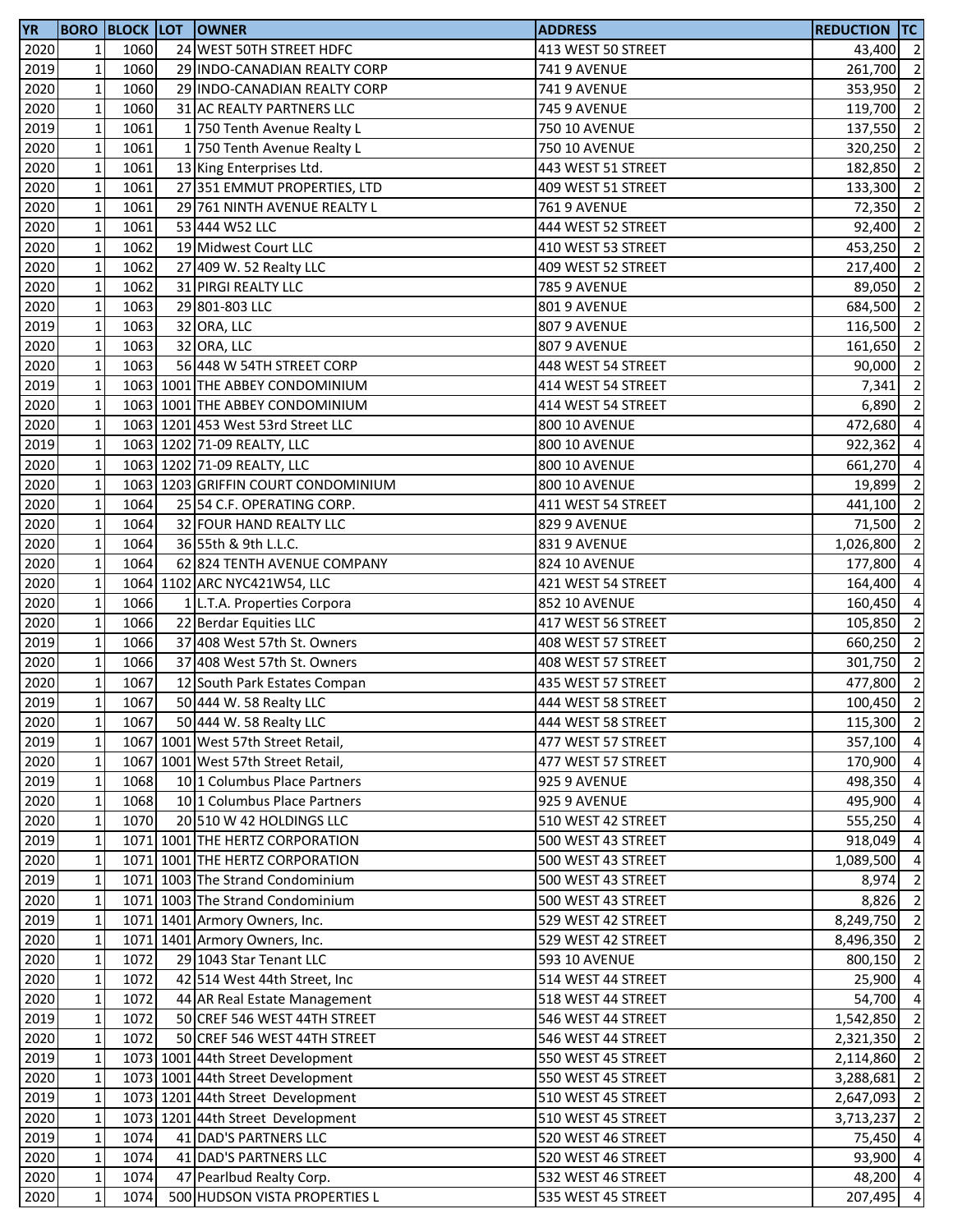| YR | BORO | BLOCK | LOT | OWNER | ADDRESS | REDUCTION | TC |
|---|---|---|---|---|---|---|---|
| 2020 | 1 | 1060 | 24 | WEST 50TH STREET HDFC | 413 WEST 50 STREET | 43,400 | 2 |
| 2019 | 1 | 1060 | 29 | INDO-CANADIAN REALTY CORP | 741 9 AVENUE | 261,700 | 2 |
| 2020 | 1 | 1060 | 29 | INDO-CANADIAN REALTY CORP | 741 9 AVENUE | 353,950 | 2 |
| 2020 | 1 | 1060 | 31 | AC REALTY PARTNERS LLC | 745 9 AVENUE | 119,700 | 2 |
| 2019 | 1 | 1061 | 1 | 750 Tenth Avenue Realty L | 750 10 AVENUE | 137,550 | 2 |
| 2020 | 1 | 1061 | 1 | 750 Tenth Avenue Realty L | 750 10 AVENUE | 320,250 | 2 |
| 2020 | 1 | 1061 | 13 | King Enterprises Ltd. | 443 WEST 51 STREET | 182,850 | 2 |
| 2020 | 1 | 1061 | 27 | 351 EMMUT PROPERTIES, LTD | 409 WEST 51 STREET | 133,300 | 2 |
| 2020 | 1 | 1061 | 29 | 761 NINTH AVENUE REALTY L | 761 9 AVENUE | 72,350 | 2 |
| 2020 | 1 | 1061 | 53 | 444 W52 LLC | 444 WEST 52 STREET | 92,400 | 2 |
| 2020 | 1 | 1062 | 19 | Midwest Court LLC | 410 WEST 53 STREET | 453,250 | 2 |
| 2020 | 1 | 1062 | 27 | 409 W. 52 Realty LLC | 409 WEST 52 STREET | 217,400 | 2 |
| 2020 | 1 | 1062 | 31 | PIRGI REALTY LLC | 785 9 AVENUE | 89,050 | 2 |
| 2020 | 1 | 1063 | 29 | 801-803 LLC | 801 9 AVENUE | 684,500 | 2 |
| 2019 | 1 | 1063 | 32 | ORA, LLC | 807 9 AVENUE | 116,500 | 2 |
| 2020 | 1 | 1063 | 32 | ORA, LLC | 807 9 AVENUE | 161,650 | 2 |
| 2020 | 1 | 1063 | 56 | 448 W 54TH STREET CORP | 448 WEST 54 STREET | 90,000 | 2 |
| 2019 | 1 | 1063 | 1001 | THE ABBEY CONDOMINIUM | 414 WEST 54 STREET | 7,341 | 2 |
| 2020 | 1 | 1063 | 1001 | THE ABBEY CONDOMINIUM | 414 WEST 54 STREET | 6,890 | 2 |
| 2020 | 1 | 1063 | 1201 | 453 West 53rd Street LLC | 800 10 AVENUE | 472,680 | 4 |
| 2019 | 1 | 1063 | 1202 | 71-09 REALTY, LLC | 800 10 AVENUE | 922,362 | 4 |
| 2020 | 1 | 1063 | 1202 | 71-09 REALTY, LLC | 800 10 AVENUE | 661,270 | 4 |
| 2020 | 1 | 1063 | 1203 | GRIFFIN COURT CONDOMINIUM | 800 10 AVENUE | 19,899 | 2 |
| 2020 | 1 | 1064 | 25 | 54 C.F. OPERATING CORP. | 411 WEST 54 STREET | 441,100 | 2 |
| 2020 | 1 | 1064 | 32 | FOUR HAND REALTY LLC | 829 9 AVENUE | 71,500 | 2 |
| 2020 | 1 | 1064 | 36 | 55th & 9th L.L.C. | 831 9 AVENUE | 1,026,800 | 2 |
| 2020 | 1 | 1064 | 62 | 824 TENTH AVENUE COMPANY | 824 10 AVENUE | 177,800 | 4 |
| 2020 | 1 | 1064 | 1102 | ARC NYC421W54, LLC | 421 WEST 54 STREET | 164,400 | 4 |
| 2020 | 1 | 1066 | 1 | L.T.A. Properties Corpora | 852 10 AVENUE | 160,450 | 4 |
| 2020 | 1 | 1066 | 22 | Berdar Equities LLC | 417 WEST 56 STREET | 105,850 | 2 |
| 2019 | 1 | 1066 | 37 | 408 West 57th St. Owners | 408 WEST 57 STREET | 660,250 | 2 |
| 2020 | 1 | 1066 | 37 | 408 West 57th St. Owners | 408 WEST 57 STREET | 301,750 | 2 |
| 2020 | 1 | 1067 | 12 | South Park Estates Compan | 435 WEST 57 STREET | 477,800 | 2 |
| 2019 | 1 | 1067 | 50 | 444 W. 58 Realty LLC | 444 WEST 58 STREET | 100,450 | 2 |
| 2020 | 1 | 1067 | 50 | 444 W. 58 Realty LLC | 444 WEST 58 STREET | 115,300 | 2 |
| 2019 | 1 | 1067 | 1001 | West 57th Street Retail, | 477 WEST 57 STREET | 357,100 | 4 |
| 2020 | 1 | 1067 | 1001 | West 57th Street Retail, | 477 WEST 57 STREET | 170,900 | 4 |
| 2019 | 1 | 1068 | 10 | 1 Columbus Place Partners | 925 9 AVENUE | 498,350 | 4 |
| 2020 | 1 | 1068 | 10 | 1 Columbus Place Partners | 925 9 AVENUE | 495,900 | 4 |
| 2020 | 1 | 1070 | 20 | 510 W 42 HOLDINGS LLC | 510 WEST 42 STREET | 555,250 | 4 |
| 2019 | 1 | 1071 | 1001 | THE HERTZ CORPORATION | 500 WEST 43 STREET | 918,049 | 4 |
| 2020 | 1 | 1071 | 1001 | THE HERTZ CORPORATION | 500 WEST 43 STREET | 1,089,500 | 4 |
| 2019 | 1 | 1071 | 1003 | The Strand Condominium | 500 WEST 43 STREET | 8,974 | 2 |
| 2020 | 1 | 1071 | 1003 | The Strand Condominium | 500 WEST 43 STREET | 8,826 | 2 |
| 2019 | 1 | 1071 | 1401 | Armory Owners, Inc. | 529 WEST 42 STREET | 8,249,750 | 2 |
| 2020 | 1 | 1071 | 1401 | Armory Owners, Inc. | 529 WEST 42 STREET | 8,496,350 | 2 |
| 2020 | 1 | 1072 | 29 | 1043 Star Tenant LLC | 593 10 AVENUE | 800,150 | 2 |
| 2020 | 1 | 1072 | 42 | 514 West 44th Street, Inc | 514 WEST 44 STREET | 25,900 | 4 |
| 2020 | 1 | 1072 | 44 | AR Real Estate Management | 518 WEST 44 STREET | 54,700 | 4 |
| 2019 | 1 | 1072 | 50 | CREF 546 WEST 44TH STREET | 546 WEST 44 STREET | 1,542,850 | 2 |
| 2020 | 1 | 1072 | 50 | CREF 546 WEST 44TH STREET | 546 WEST 44 STREET | 2,321,350 | 2 |
| 2019 | 1 | 1073 | 1001 | 44th Street Development | 550 WEST 45 STREET | 2,114,860 | 2 |
| 2020 | 1 | 1073 | 1001 | 44th Street Development | 550 WEST 45 STREET | 3,288,681 | 2 |
| 2019 | 1 | 1073 | 1201 | 44th Street Development | 510 WEST 45 STREET | 2,647,093 | 2 |
| 2020 | 1 | 1073 | 1201 | 44th Street Development | 510 WEST 45 STREET | 3,713,237 | 2 |
| 2019 | 1 | 1074 | 41 | DAD'S PARTNERS LLC | 520 WEST 46 STREET | 75,450 | 4 |
| 2020 | 1 | 1074 | 41 | DAD'S PARTNERS LLC | 520 WEST 46 STREET | 93,900 | 4 |
| 2020 | 1 | 1074 | 47 | Pearlbud Realty Corp. | 532 WEST 46 STREET | 48,200 | 4 |
| 2020 | 1 | 1074 | 500 | HUDSON VISTA PROPERTIES L | 535 WEST 45 STREET | 207,495 | 4 |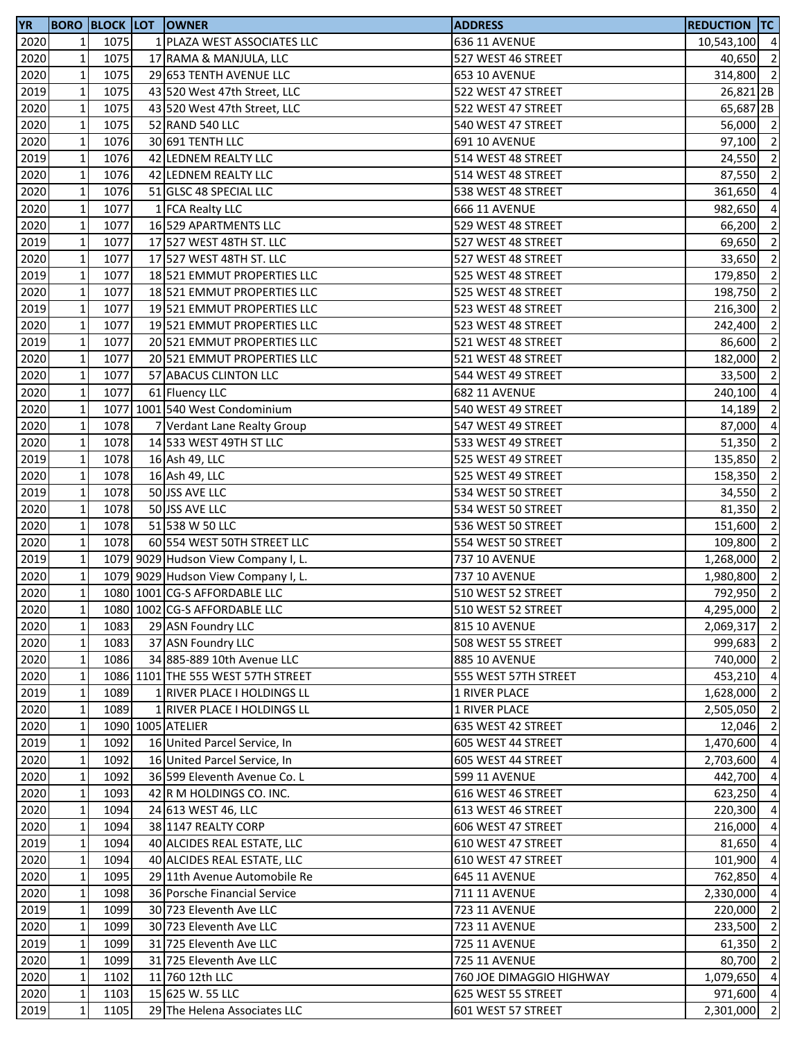| YR | BORO | BLOCK | LOT | OWNER | ADDRESS | REDUCTION | TC |
|---|---|---|---|---|---|---|---|
| 2020 | 1 | 1075 | 1 | PLAZA WEST ASSOCIATES LLC | 636 11 AVENUE | 10,543,100 | 4 |
| 2020 | 1 | 1075 | 17 | RAMA & MANJULA, LLC | 527 WEST 46 STREET | 40,650 | 2 |
| 2020 | 1 | 1075 | 29 | 653 TENTH AVENUE LLC | 653 10 AVENUE | 314,800 | 2 |
| 2019 | 1 | 1075 | 43 | 520 West 47th Street, LLC | 522 WEST 47 STREET | 26,821 | 2B |
| 2020 | 1 | 1075 | 43 | 520 West 47th Street, LLC | 522 WEST 47 STREET | 65,687 | 2B |
| 2020 | 1 | 1075 | 52 | RAND 540 LLC | 540 WEST 47 STREET | 56,000 | 2 |
| 2020 | 1 | 1076 | 30 | 691 TENTH LLC | 691 10 AVENUE | 97,100 | 2 |
| 2019 | 1 | 1076 | 42 | LEDNEM REALTY LLC | 514 WEST 48 STREET | 24,550 | 2 |
| 2020 | 1 | 1076 | 42 | LEDNEM REALTY LLC | 514 WEST 48 STREET | 87,550 | 2 |
| 2020 | 1 | 1076 | 51 | GLSC 48 SPECIAL LLC | 538 WEST 48 STREET | 361,650 | 4 |
| 2020 | 1 | 1077 | 1 | FCA Realty LLC | 666 11 AVENUE | 982,650 | 4 |
| 2020 | 1 | 1077 | 16 | 529 APARTMENTS LLC | 529 WEST 48 STREET | 66,200 | 2 |
| 2019 | 1 | 1077 | 17 | 527 WEST 48TH ST. LLC | 527 WEST 48 STREET | 69,650 | 2 |
| 2020 | 1 | 1077 | 17 | 527 WEST 48TH ST. LLC | 527 WEST 48 STREET | 33,650 | 2 |
| 2019 | 1 | 1077 | 18 | 521 EMMUT PROPERTIES LLC | 525 WEST 48 STREET | 179,850 | 2 |
| 2020 | 1 | 1077 | 18 | 521 EMMUT PROPERTIES LLC | 525 WEST 48 STREET | 198,750 | 2 |
| 2019 | 1 | 1077 | 19 | 521 EMMUT PROPERTIES LLC | 523 WEST 48 STREET | 216,300 | 2 |
| 2020 | 1 | 1077 | 19 | 521 EMMUT PROPERTIES LLC | 523 WEST 48 STREET | 242,400 | 2 |
| 2019 | 1 | 1077 | 20 | 521 EMMUT PROPERTIES LLC | 521 WEST 48 STREET | 86,600 | 2 |
| 2020 | 1 | 1077 | 20 | 521 EMMUT PROPERTIES LLC | 521 WEST 48 STREET | 182,000 | 2 |
| 2020 | 1 | 1077 | 57 | ABACUS CLINTON LLC | 544 WEST 49 STREET | 33,500 | 2 |
| 2020 | 1 | 1077 | 61 | Fluency LLC | 682 11 AVENUE | 240,100 | 4 |
| 2020 | 1 | 1077 | 1001 | 540 West Condominium | 540 WEST 49 STREET | 14,189 | 2 |
| 2020 | 1 | 1078 | 7 | Verdant Lane Realty Group | 547 WEST 49 STREET | 87,000 | 4 |
| 2020 | 1 | 1078 | 14 | 533 WEST 49TH ST LLC | 533 WEST 49 STREET | 51,350 | 2 |
| 2019 | 1 | 1078 | 16 | Ash 49, LLC | 525 WEST 49 STREET | 135,850 | 2 |
| 2020 | 1 | 1078 | 16 | Ash 49, LLC | 525 WEST 49 STREET | 158,350 | 2 |
| 2019 | 1 | 1078 | 50 | JSS AVE LLC | 534 WEST 50 STREET | 34,550 | 2 |
| 2020 | 1 | 1078 | 50 | JSS AVE LLC | 534 WEST 50 STREET | 81,350 | 2 |
| 2020 | 1 | 1078 | 51 | 538 W 50 LLC | 536 WEST 50 STREET | 151,600 | 2 |
| 2020 | 1 | 1078 | 60 | 554 WEST 50TH STREET LLC | 554 WEST 50 STREET | 109,800 | 2 |
| 2019 | 1 | 1079 | 9029 | Hudson View Company I, L. | 737 10 AVENUE | 1,268,000 | 2 |
| 2020 | 1 | 1079 | 9029 | Hudson View Company I, L. | 737 10 AVENUE | 1,980,800 | 2 |
| 2020 | 1 | 1080 | 1001 | CG-S AFFORDABLE LLC | 510 WEST 52 STREET | 792,950 | 2 |
| 2020 | 1 | 1080 | 1002 | CG-S AFFORDABLE LLC | 510 WEST 52 STREET | 4,295,000 | 2 |
| 2020 | 1 | 1083 | 29 | ASN Foundry LLC | 815 10 AVENUE | 2,069,317 | 2 |
| 2020 | 1 | 1083 | 37 | ASN Foundry LLC | 508 WEST 55 STREET | 999,683 | 2 |
| 2020 | 1 | 1086 | 34 | 885-889 10th Avenue LLC | 885 10 AVENUE | 740,000 | 2 |
| 2020 | 1 | 1086 | 1101 | THE 555 WEST 57TH STREET | 555 WEST 57TH STREET | 453,210 | 4 |
| 2019 | 1 | 1089 | 1 | RIVER PLACE I HOLDINGS LL | 1 RIVER PLACE | 1,628,000 | 2 |
| 2020 | 1 | 1089 | 1 | RIVER PLACE I HOLDINGS LL | 1 RIVER PLACE | 2,505,050 | 2 |
| 2020 | 1 | 1090 | 1005 | ATELIER | 635 WEST 42 STREET | 12,046 | 2 |
| 2019 | 1 | 1092 | 16 | United Parcel Service, In | 605 WEST 44 STREET | 1,470,600 | 4 |
| 2020 | 1 | 1092 | 16 | United Parcel Service, In | 605 WEST 44 STREET | 2,703,600 | 4 |
| 2020 | 1 | 1092 | 36 | 599 Eleventh Avenue Co. L | 599 11 AVENUE | 442,700 | 4 |
| 2020 | 1 | 1093 | 42 | R M HOLDINGS CO. INC. | 616 WEST 46 STREET | 623,250 | 4 |
| 2020 | 1 | 1094 | 24 | 613 WEST 46, LLC | 613 WEST 46 STREET | 220,300 | 4 |
| 2020 | 1 | 1094 | 38 | 1147 REALTY CORP | 606 WEST 47 STREET | 216,000 | 4 |
| 2019 | 1 | 1094 | 40 | ALCIDES REAL ESTATE, LLC | 610 WEST 47 STREET | 81,650 | 4 |
| 2020 | 1 | 1094 | 40 | ALCIDES REAL ESTATE, LLC | 610 WEST 47 STREET | 101,900 | 4 |
| 2020 | 1 | 1095 | 29 | 11th Avenue Automobile Re | 645 11 AVENUE | 762,850 | 4 |
| 2020 | 1 | 1098 | 36 | Porsche Financial Service | 711 11 AVENUE | 2,330,000 | 4 |
| 2019 | 1 | 1099 | 30 | 723 Eleventh Ave LLC | 723 11 AVENUE | 220,000 | 2 |
| 2020 | 1 | 1099 | 30 | 723 Eleventh Ave LLC | 723 11 AVENUE | 233,500 | 2 |
| 2019 | 1 | 1099 | 31 | 725 Eleventh Ave LLC | 725 11 AVENUE | 61,350 | 2 |
| 2020 | 1 | 1099 | 31 | 725 Eleventh Ave LLC | 725 11 AVENUE | 80,700 | 2 |
| 2020 | 1 | 1102 | 11 | 760 12th LLC | 760 JOE DIMAGGIO HIGHWAY | 1,079,650 | 4 |
| 2020 | 1 | 1103 | 15 | 625 W. 55 LLC | 625 WEST 55 STREET | 971,600 | 4 |
| 2019 | 1 | 1105 | 29 | The Helena Associates LLC | 601 WEST 57 STREET | 2,301,000 | 2 |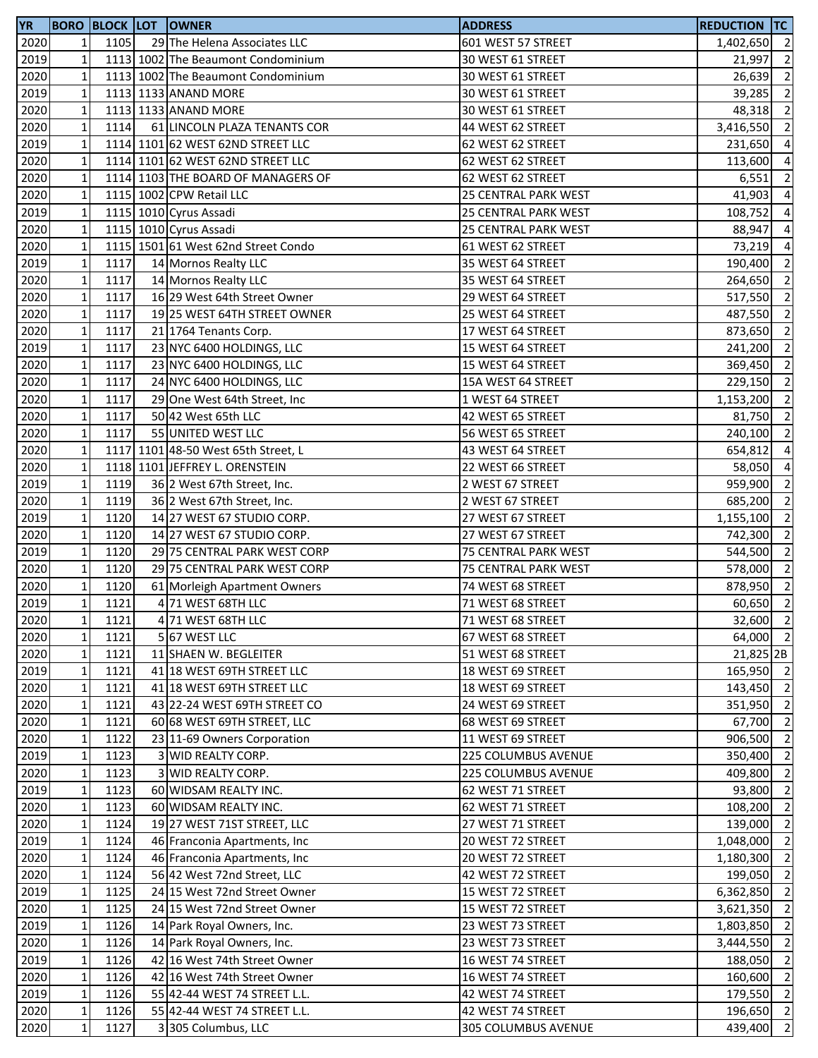| YR | BORO | BLOCK | LOT | OWNER | ADDRESS | REDUCTION | TC |
|---|---|---|---|---|---|---|---|
| 2020 | 1 | 1105 | 29 | The Helena Associates LLC | 601 WEST 57 STREET | 1,402,650 | 2 |
| 2019 | 1 | 1113 | 1002 | The Beaumont Condominium | 30 WEST 61 STREET | 21,997 | 2 |
| 2020 | 1 | 1113 | 1002 | The Beaumont Condominium | 30 WEST 61 STREET | 26,639 | 2 |
| 2019 | 1 | 1113 | 1133 | ANAND MORE | 30 WEST 61 STREET | 39,285 | 2 |
| 2020 | 1 | 1113 | 1133 | ANAND MORE | 30 WEST 61 STREET | 48,318 | 2 |
| 2020 | 1 | 1114 | 61 | LINCOLN PLAZA TENANTS COR | 44 WEST 62 STREET | 3,416,550 | 2 |
| 2019 | 1 | 1114 | 1101 | 62 WEST 62ND STREET LLC | 62 WEST 62 STREET | 231,650 | 4 |
| 2020 | 1 | 1114 | 1101 | 62 WEST 62ND STREET LLC | 62 WEST 62 STREET | 113,600 | 4 |
| 2020 | 1 | 1114 | 1103 | THE BOARD OF MANAGERS OF | 62 WEST 62 STREET | 6,551 | 2 |
| 2020 | 1 | 1115 | 1002 | CPW Retail LLC | 25 CENTRAL PARK WEST | 41,903 | 4 |
| 2019 | 1 | 1115 | 1010 | Cyrus Assadi | 25 CENTRAL PARK WEST | 108,752 | 4 |
| 2020 | 1 | 1115 | 1010 | Cyrus Assadi | 25 CENTRAL PARK WEST | 88,947 | 4 |
| 2020 | 1 | 1115 | 1501 | 61 West 62nd Street Condo | 61 WEST 62 STREET | 73,219 | 4 |
| 2019 | 1 | 1117 | 14 | Mornos Realty LLC | 35 WEST 64 STREET | 190,400 | 2 |
| 2020 | 1 | 1117 | 14 | Mornos Realty LLC | 35 WEST 64 STREET | 264,650 | 2 |
| 2020 | 1 | 1117 | 16 | 29 West 64th Street Owner | 29 WEST 64 STREET | 517,550 | 2 |
| 2020 | 1 | 1117 | 19 | 25 WEST 64TH STREET OWNER | 25 WEST 64 STREET | 487,550 | 2 |
| 2020 | 1 | 1117 | 21 | 1764 Tenants Corp. | 17 WEST 64 STREET | 873,650 | 2 |
| 2019 | 1 | 1117 | 23 | NYC 6400 HOLDINGS, LLC | 15 WEST 64 STREET | 241,200 | 2 |
| 2020 | 1 | 1117 | 23 | NYC 6400 HOLDINGS, LLC | 15 WEST 64 STREET | 369,450 | 2 |
| 2020 | 1 | 1117 | 24 | NYC 6400 HOLDINGS, LLC | 15A WEST 64 STREET | 229,150 | 2 |
| 2020 | 1 | 1117 | 29 | One West 64th Street, Inc | 1 WEST 64 STREET | 1,153,200 | 2 |
| 2020 | 1 | 1117 | 50 | 42 West 65th LLC | 42 WEST 65 STREET | 81,750 | 2 |
| 2020 | 1 | 1117 | 55 | UNITED WEST LLC | 56 WEST 65 STREET | 240,100 | 2 |
| 2020 | 1 | 1117 | 1101 | 48-50 West 65th Street, L | 43 WEST 64 STREET | 654,812 | 4 |
| 2020 | 1 | 1118 | 1101 | JEFFREY L. ORENSTEIN | 22 WEST 66 STREET | 58,050 | 4 |
| 2019 | 1 | 1119 | 36 | 2 West 67th Street, Inc. | 2 WEST 67 STREET | 959,900 | 2 |
| 2020 | 1 | 1119 | 36 | 2 West 67th Street, Inc. | 2 WEST 67 STREET | 685,200 | 2 |
| 2019 | 1 | 1120 | 14 | 27 WEST 67 STUDIO CORP. | 27 WEST 67 STREET | 1,155,100 | 2 |
| 2020 | 1 | 1120 | 14 | 27 WEST 67 STUDIO CORP. | 27 WEST 67 STREET | 742,300 | 2 |
| 2019 | 1 | 1120 | 29 | 75 CENTRAL PARK WEST CORP | 75 CENTRAL PARK WEST | 544,500 | 2 |
| 2020 | 1 | 1120 | 29 | 75 CENTRAL PARK WEST CORP | 75 CENTRAL PARK WEST | 578,000 | 2 |
| 2020 | 1 | 1120 | 61 | Morleigh Apartment Owners | 74 WEST 68 STREET | 878,950 | 2 |
| 2019 | 1 | 1121 | 4 | 71 WEST 68TH LLC | 71 WEST 68 STREET | 60,650 | 2 |
| 2020 | 1 | 1121 | 4 | 71 WEST 68TH LLC | 71 WEST 68 STREET | 32,600 | 2 |
| 2020 | 1 | 1121 | 5 | 67 WEST LLC | 67 WEST 68 STREET | 64,000 | 2 |
| 2020 | 1 | 1121 | 11 | SHAEN W. BEGLEITER | 51 WEST 68 STREET | 21,825 | 2B |
| 2019 | 1 | 1121 | 41 | 18 WEST 69TH STREET LLC | 18 WEST 69 STREET | 165,950 | 2 |
| 2020 | 1 | 1121 | 41 | 18 WEST 69TH STREET LLC | 18 WEST 69 STREET | 143,450 | 2 |
| 2020 | 1 | 1121 | 43 | 22-24 WEST 69TH STREET CO | 24 WEST 69 STREET | 351,950 | 2 |
| 2020 | 1 | 1121 | 60 | 68 WEST 69TH STREET, LLC | 68 WEST 69 STREET | 67,700 | 2 |
| 2020 | 1 | 1122 | 23 | 11-69 Owners Corporation | 11 WEST 69 STREET | 906,500 | 2 |
| 2019 | 1 | 1123 | 3 | WID REALTY CORP. | 225 COLUMBUS AVENUE | 350,400 | 2 |
| 2020 | 1 | 1123 | 3 | WID REALTY CORP. | 225 COLUMBUS AVENUE | 409,800 | 2 |
| 2019 | 1 | 1123 | 60 | WIDSAM REALTY INC. | 62 WEST 71 STREET | 93,800 | 2 |
| 2020 | 1 | 1123 | 60 | WIDSAM REALTY INC. | 62 WEST 71 STREET | 108,200 | 2 |
| 2020 | 1 | 1124 | 19 | 27 WEST 71ST STREET, LLC | 27 WEST 71 STREET | 139,000 | 2 |
| 2019 | 1 | 1124 | 46 | Franconia Apartments, Inc | 20 WEST 72 STREET | 1,048,000 | 2 |
| 2020 | 1 | 1124 | 46 | Franconia Apartments, Inc | 20 WEST 72 STREET | 1,180,300 | 2 |
| 2020 | 1 | 1124 | 56 | 42 West 72nd Street, LLC | 42 WEST 72 STREET | 199,050 | 2 |
| 2019 | 1 | 1125 | 24 | 15 West 72nd Street Owner | 15 WEST 72 STREET | 6,362,850 | 2 |
| 2020 | 1 | 1125 | 24 | 15 West 72nd Street Owner | 15 WEST 72 STREET | 3,621,350 | 2 |
| 2019 | 1 | 1126 | 14 | Park Royal Owners, Inc. | 23 WEST 73 STREET | 1,803,850 | 2 |
| 2020 | 1 | 1126 | 14 | Park Royal Owners, Inc. | 23 WEST 73 STREET | 3,444,550 | 2 |
| 2019 | 1 | 1126 | 42 | 16 West 74th Street Owner | 16 WEST 74 STREET | 188,050 | 2 |
| 2020 | 1 | 1126 | 42 | 16 West 74th Street Owner | 16 WEST 74 STREET | 160,600 | 2 |
| 2019 | 1 | 1126 | 55 | 42-44 WEST 74 STREET L.L. | 42 WEST 74 STREET | 179,550 | 2 |
| 2020 | 1 | 1126 | 55 | 42-44 WEST 74 STREET L.L. | 42 WEST 74 STREET | 196,650 | 2 |
| 2020 | 1 | 1127 | 3 | 305 Columbus, LLC | 305 COLUMBUS AVENUE | 439,400 | 2 |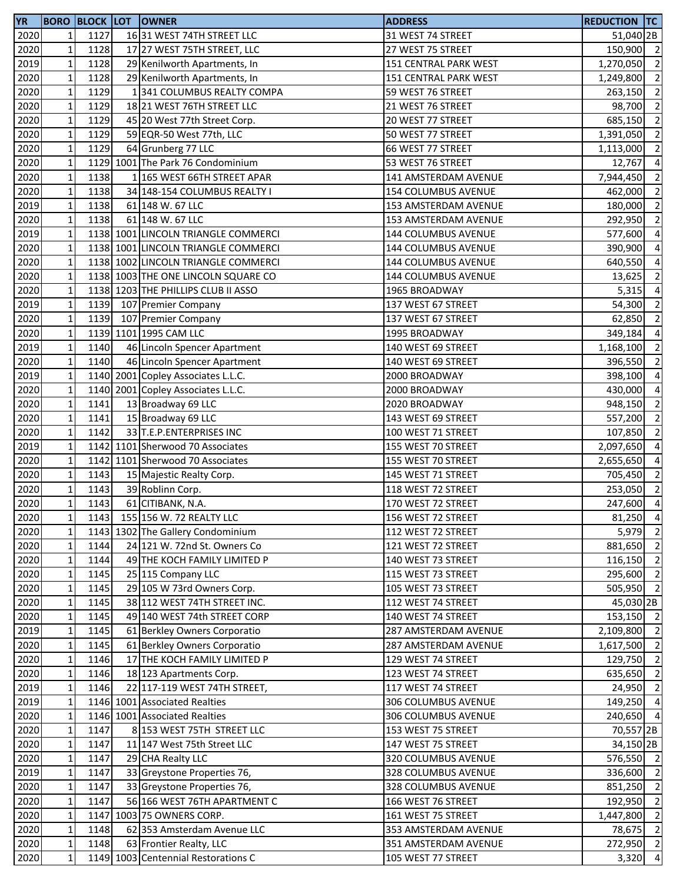| YR | BORO | BLOCK | LOT | OWNER | ADDRESS | REDUCTION | TC |
|---|---|---|---|---|---|---|---|
| 2020 | 1 | 1127 | 16 | 31 WEST 74TH STREET LLC | 31 WEST 74 STREET | 51,040 | 2B |
| 2020 | 1 | 1128 | 17 | 27 WEST 75TH STREET, LLC | 27 WEST 75 STREET | 150,900 | 2 |
| 2019 | 1 | 1128 | 29 | Kenilworth Apartments, In | 151 CENTRAL PARK WEST | 1,270,050 | 2 |
| 2020 | 1 | 1128 | 29 | Kenilworth Apartments, In | 151 CENTRAL PARK WEST | 1,249,800 | 2 |
| 2020 | 1 | 1129 | 1 | 341 COLUMBUS REALTY COMPA | 59 WEST 76 STREET | 263,150 | 2 |
| 2020 | 1 | 1129 | 18 | 21 WEST 76TH STREET LLC | 21 WEST 76 STREET | 98,700 | 2 |
| 2020 | 1 | 1129 | 45 | 20 West 77th Street Corp. | 20 WEST 77 STREET | 685,150 | 2 |
| 2020 | 1 | 1129 | 59 | EQR-50 West 77th, LLC | 50 WEST 77 STREET | 1,391,050 | 2 |
| 2020 | 1 | 1129 | 64 | Grunberg 77 LLC | 66 WEST 77 STREET | 1,113,000 | 2 |
| 2020 | 1 | 1129 | 1001 | The Park 76 Condominium | 53 WEST 76 STREET | 12,767 | 4 |
| 2020 | 1 | 1138 | 1 | 165 WEST 66TH STREET APAR | 141 AMSTERDAM AVENUE | 7,944,450 | 2 |
| 2020 | 1 | 1138 | 34 | 148-154 COLUMBUS REALTY I | 154 COLUMBUS AVENUE | 462,000 | 2 |
| 2019 | 1 | 1138 | 61 | 148 W. 67 LLC | 153 AMSTERDAM AVENUE | 180,000 | 2 |
| 2020 | 1 | 1138 | 61 | 148 W. 67 LLC | 153 AMSTERDAM AVENUE | 292,950 | 2 |
| 2019 | 1 | 1138 | 1001 | LINCOLN TRIANGLE COMMERCI | 144 COLUMBUS AVENUE | 577,600 | 4 |
| 2020 | 1 | 1138 | 1001 | LINCOLN TRIANGLE COMMERCI | 144 COLUMBUS AVENUE | 390,900 | 4 |
| 2020 | 1 | 1138 | 1002 | LINCOLN TRIANGLE COMMERCI | 144 COLUMBUS AVENUE | 640,550 | 4 |
| 2020 | 1 | 1138 | 1003 | THE ONE LINCOLN SQUARE CO | 144 COLUMBUS AVENUE | 13,625 | 2 |
| 2020 | 1 | 1138 | 1203 | THE PHILLIPS CLUB II ASSO | 1965 BROADWAY | 5,315 | 4 |
| 2019 | 1 | 1139 | 107 | Premier Company | 137 WEST 67 STREET | 54,300 | 2 |
| 2020 | 1 | 1139 | 107 | Premier Company | 137 WEST 67 STREET | 62,850 | 2 |
| 2020 | 1 | 1139 | 1101 | 1995 CAM LLC | 1995 BROADWAY | 349,184 | 4 |
| 2019 | 1 | 1140 | 46 | Lincoln Spencer Apartment | 140 WEST 69 STREET | 1,168,100 | 2 |
| 2020 | 1 | 1140 | 46 | Lincoln Spencer Apartment | 140 WEST 69 STREET | 396,550 | 2 |
| 2019 | 1 | 1140 | 2001 | Copley Associates L.L.C. | 2000 BROADWAY | 398,100 | 4 |
| 2020 | 1 | 1140 | 2001 | Copley Associates L.L.C. | 2000 BROADWAY | 430,000 | 4 |
| 2020 | 1 | 1141 | 13 | Broadway 69 LLC | 2020 BROADWAY | 948,150 | 2 |
| 2020 | 1 | 1141 | 15 | Broadway 69 LLC | 143 WEST 69 STREET | 557,200 | 2 |
| 2020 | 1 | 1142 | 33 | T.E.P.ENTERPRISES INC | 100 WEST 71 STREET | 107,850 | 2 |
| 2019 | 1 | 1142 | 1101 | Sherwood 70 Associates | 155 WEST 70 STREET | 2,097,650 | 4 |
| 2020 | 1 | 1142 | 1101 | Sherwood 70 Associates | 155 WEST 70 STREET | 2,655,650 | 4 |
| 2020 | 1 | 1143 | 15 | Majestic Realty Corp. | 145 WEST 71 STREET | 705,450 | 2 |
| 2020 | 1 | 1143 | 39 | Roblinn Corp. | 118 WEST 72 STREET | 253,050 | 2 |
| 2020 | 1 | 1143 | 61 | CITIBANK, N.A. | 170 WEST 72 STREET | 247,600 | 4 |
| 2020 | 1 | 1143 | 155 | 156 W. 72 REALTY LLC | 156 WEST 72 STREET | 81,250 | 4 |
| 2020 | 1 | 1143 | 1302 | The Gallery Condominium | 112 WEST 72 STREET | 5,979 | 2 |
| 2020 | 1 | 1144 | 24 | 121 W. 72nd St. Owners Co | 121 WEST 72 STREET | 881,650 | 2 |
| 2020 | 1 | 1144 | 49 | THE KOCH FAMILY LIMITED P | 140 WEST 73 STREET | 116,150 | 2 |
| 2020 | 1 | 1145 | 25 | 115 Company LLC | 115 WEST 73 STREET | 295,600 | 2 |
| 2020 | 1 | 1145 | 29 | 105 W 73rd Owners Corp. | 105 WEST 73 STREET | 505,950 | 2 |
| 2020 | 1 | 1145 | 38 | 112 WEST 74TH STREET INC. | 112 WEST 74 STREET | 45,030 | 2B |
| 2020 | 1 | 1145 | 49 | 140 WEST 74th STREET CORP | 140 WEST 74 STREET | 153,150 | 2 |
| 2019 | 1 | 1145 | 61 | Berkley Owners Corporatio | 287 AMSTERDAM AVENUE | 2,109,800 | 2 |
| 2020 | 1 | 1145 | 61 | Berkley Owners Corporatio | 287 AMSTERDAM AVENUE | 1,617,500 | 2 |
| 2020 | 1 | 1146 | 17 | THE KOCH FAMILY LIMITED P | 129 WEST 74 STREET | 129,750 | 2 |
| 2020 | 1 | 1146 | 18 | 123 Apartments Corp. | 123 WEST 74 STREET | 635,650 | 2 |
| 2019 | 1 | 1146 | 22 | 117-119 WEST 74TH STREET, | 117 WEST 74 STREET | 24,950 | 2 |
| 2019 | 1 | 1146 | 1001 | Associated Realties | 306 COLUMBUS AVENUE | 149,250 | 4 |
| 2020 | 1 | 1146 | 1001 | Associated Realties | 306 COLUMBUS AVENUE | 240,650 | 4 |
| 2020 | 1 | 1147 | 8 | 153 WEST 75TH STREET LLC | 153 WEST 75 STREET | 70,557 | 2B |
| 2020 | 1 | 1147 | 11 | 147 West 75th Street LLC | 147 WEST 75 STREET | 34,150 | 2B |
| 2020 | 1 | 1147 | 29 | CHA Realty LLC | 320 COLUMBUS AVENUE | 576,550 | 2 |
| 2019 | 1 | 1147 | 33 | Greystone Properties 76, | 328 COLUMBUS AVENUE | 336,600 | 2 |
| 2020 | 1 | 1147 | 33 | Greystone Properties 76, | 328 COLUMBUS AVENUE | 851,250 | 2 |
| 2020 | 1 | 1147 | 56 | 166 WEST 76TH APARTMENT C | 166 WEST 76 STREET | 192,950 | 2 |
| 2020 | 1 | 1147 | 1003 | 75 OWNERS CORP. | 161 WEST 75 STREET | 1,447,800 | 2 |
| 2020 | 1 | 1148 | 62 | 353 Amsterdam Avenue LLC | 353 AMSTERDAM AVENUE | 78,675 | 2 |
| 2020 | 1 | 1148 | 63 | Frontier Realty, LLC | 351 AMSTERDAM AVENUE | 272,950 | 2 |
| 2020 | 1 | 1149 | 1003 | Centennial Restorations C | 105 WEST 77 STREET | 3,320 | 4 |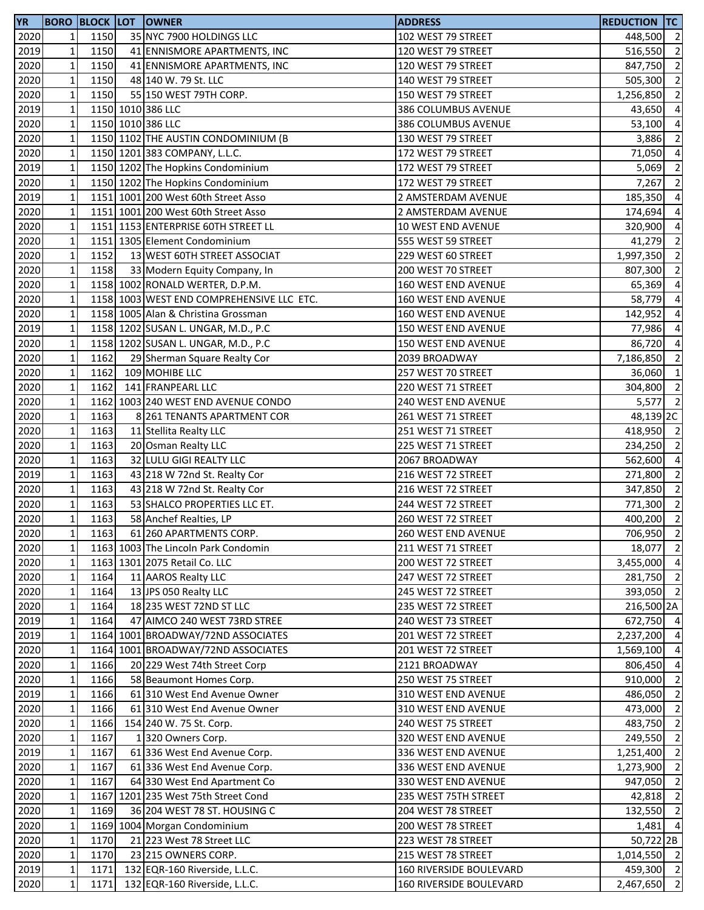| YR | BORO | BLOCK | LOT | OWNER | ADDRESS | REDUCTION | TC |
|---|---|---|---|---|---|---|---|
| 2020 | 1 | 1150 | 35 | NYC 7900 HOLDINGS LLC | 102 WEST 79 STREET | 448,500 | 2 |
| 2019 | 1 | 1150 | 41 | ENNISMORE APARTMENTS, INC | 120 WEST 79 STREET | 516,550 | 2 |
| 2020 | 1 | 1150 | 41 | ENNISMORE APARTMENTS, INC | 120 WEST 79 STREET | 847,750 | 2 |
| 2020 | 1 | 1150 | 48 | 140 W. 79 St. LLC | 140 WEST 79 STREET | 505,300 | 2 |
| 2020 | 1 | 1150 | 55 | 150 WEST 79TH CORP. | 150 WEST 79 STREET | 1,256,850 | 2 |
| 2019 | 1 | 1150 | 1010 | 386 LLC | 386 COLUMBUS AVENUE | 43,650 | 4 |
| 2020 | 1 | 1150 | 1010 | 386 LLC | 386 COLUMBUS AVENUE | 53,100 | 4 |
| 2020 | 1 | 1150 | 1102 | THE AUSTIN CONDOMINIUM (B | 130 WEST 79 STREET | 3,886 | 2 |
| 2020 | 1 | 1150 | 1201 | 383 COMPANY, L.L.C. | 172 WEST 79 STREET | 71,050 | 4 |
| 2019 | 1 | 1150 | 1202 | The Hopkins Condominium | 172 WEST 79 STREET | 5,069 | 2 |
| 2020 | 1 | 1150 | 1202 | The Hopkins Condominium | 172 WEST 79 STREET | 7,267 | 2 |
| 2019 | 1 | 1151 | 1001 | 200 West 60th Street Asso | 2 AMSTERDAM AVENUE | 185,350 | 4 |
| 2020 | 1 | 1151 | 1001 | 200 West 60th Street Asso | 2 AMSTERDAM AVENUE | 174,694 | 4 |
| 2020 | 1 | 1151 | 1153 | ENTERPRISE 60TH STREET LL | 10 WEST END AVENUE | 320,900 | 4 |
| 2020 | 1 | 1151 | 1305 | Element Condominium | 555 WEST 59 STREET | 41,279 | 2 |
| 2020 | 1 | 1152 | 13 | WEST 60TH STREET ASSOCIAT | 229 WEST 60 STREET | 1,997,350 | 2 |
| 2020 | 1 | 1158 | 33 | Modern Equity Company, In | 200 WEST 70 STREET | 807,300 | 2 |
| 2020 | 1 | 1158 | 1002 | RONALD WERTER, D.P.M. | 160 WEST END AVENUE | 65,369 | 4 |
| 2020 | 1 | 1158 | 1003 | WEST END COMPREHENSIVE LLC ETC. | 160 WEST END AVENUE | 58,779 | 4 |
| 2020 | 1 | 1158 | 1005 | Alan & Christina Grossman | 160 WEST END AVENUE | 142,952 | 4 |
| 2019 | 1 | 1158 | 1202 | SUSAN L. UNGAR, M.D., P.C | 150 WEST END AVENUE | 77,986 | 4 |
| 2020 | 1 | 1158 | 1202 | SUSAN L. UNGAR, M.D., P.C | 150 WEST END AVENUE | 86,720 | 4 |
| 2020 | 1 | 1162 | 29 | Sherman Square Realty Cor | 2039 BROADWAY | 7,186,850 | 2 |
| 2020 | 1 | 1162 | 109 | MOHIBE LLC | 257 WEST 70 STREET | 36,060 | 1 |
| 2020 | 1 | 1162 | 141 | FRANPEARL LLC | 220 WEST 71 STREET | 304,800 | 2 |
| 2020 | 1 | 1162 | 1003 | 240 WEST END AVENUE CONDO | 240 WEST END AVENUE | 5,577 | 2 |
| 2020 | 1 | 1163 | 8 | 261 TENANTS APARTMENT COR | 261 WEST 71 STREET | 48,139 | 2C |
| 2020 | 1 | 1163 | 11 | Stellita Realty LLC | 251 WEST 71 STREET | 418,950 | 2 |
| 2020 | 1 | 1163 | 20 | Osman Realty LLC | 225 WEST 71 STREET | 234,250 | 2 |
| 2020 | 1 | 1163 | 32 | LULU GIGI REALTY LLC | 2067 BROADWAY | 562,600 | 4 |
| 2019 | 1 | 1163 | 43 | 218 W 72nd St. Realty Cor | 216 WEST 72 STREET | 271,800 | 2 |
| 2020 | 1 | 1163 | 43 | 218 W 72nd St. Realty Cor | 216 WEST 72 STREET | 347,850 | 2 |
| 2020 | 1 | 1163 | 53 | SHALCO PROPERTIES LLC ET. | 244 WEST 72 STREET | 771,300 | 2 |
| 2020 | 1 | 1163 | 58 | Anchef Realties, LP | 260 WEST 72 STREET | 400,200 | 2 |
| 2020 | 1 | 1163 | 61 | 260 APARTMENTS CORP. | 260 WEST END AVENUE | 706,950 | 2 |
| 2020 | 1 | 1163 | 1003 | The Lincoln Park Condomin | 211 WEST 71 STREET | 18,077 | 2 |
| 2020 | 1 | 1163 | 1301 | 2075 Retail Co. LLC | 200 WEST 72 STREET | 3,455,000 | 4 |
| 2020 | 1 | 1164 | 11 | AAROS Realty LLC | 247 WEST 72 STREET | 281,750 | 2 |
| 2020 | 1 | 1164 | 13 | JPS 050 Realty LLC | 245 WEST 72 STREET | 393,050 | 2 |
| 2020 | 1 | 1164 | 18 | 235 WEST 72ND ST LLC | 235 WEST 72 STREET | 216,500 | 2A |
| 2019 | 1 | 1164 | 47 | AIMCO 240 WEST 73RD STREE | 240 WEST 73 STREET | 672,750 | 4 |
| 2019 | 1 | 1164 | 1001 | BROADWAY/72ND ASSOCIATES | 201 WEST 72 STREET | 2,237,200 | 4 |
| 2020 | 1 | 1164 | 1001 | BROADWAY/72ND ASSOCIATES | 201 WEST 72 STREET | 1,569,100 | 4 |
| 2020 | 1 | 1166 | 20 | 229 West 74th Street Corp | 2121 BROADWAY | 806,450 | 4 |
| 2020 | 1 | 1166 | 58 | Beaumont Homes Corp. | 250 WEST 75 STREET | 910,000 | 2 |
| 2019 | 1 | 1166 | 61 | 310 West End Avenue Owner | 310 WEST END AVENUE | 486,050 | 2 |
| 2020 | 1 | 1166 | 61 | 310 West End Avenue Owner | 310 WEST END AVENUE | 473,000 | 2 |
| 2020 | 1 | 1166 | 154 | 240 W. 75 St. Corp. | 240 WEST 75 STREET | 483,750 | 2 |
| 2020 | 1 | 1167 | 1 | 320 Owners Corp. | 320 WEST END AVENUE | 249,550 | 2 |
| 2019 | 1 | 1167 | 61 | 336 West End Avenue Corp. | 336 WEST END AVENUE | 1,251,400 | 2 |
| 2020 | 1 | 1167 | 61 | 336 West End Avenue Corp. | 336 WEST END AVENUE | 1,273,900 | 2 |
| 2020 | 1 | 1167 | 64 | 330 West End Apartment Co | 330 WEST END AVENUE | 947,050 | 2 |
| 2020 | 1 | 1167 | 1201 | 235 West 75th Street Cond | 235 WEST 75TH STREET | 42,818 | 2 |
| 2020 | 1 | 1169 | 36 | 204 WEST 78 ST. HOUSING C | 204 WEST 78 STREET | 132,550 | 2 |
| 2020 | 1 | 1169 | 1004 | Morgan Condominium | 200 WEST 78 STREET | 1,481 | 4 |
| 2020 | 1 | 1170 | 21 | 223 West 78 Street LLC | 223 WEST 78 STREET | 50,722 | 2B |
| 2020 | 1 | 1170 | 23 | 215 OWNERS CORP. | 215 WEST 78 STREET | 1,014,550 | 2 |
| 2019 | 1 | 1171 | 132 | EQR-160 Riverside, L.L.C. | 160 RIVERSIDE BOULEVARD | 459,300 | 2 |
| 2020 | 1 | 1171 | 132 | EQR-160 Riverside, L.L.C. | 160 RIVERSIDE BOULEVARD | 2,467,650 | 2 |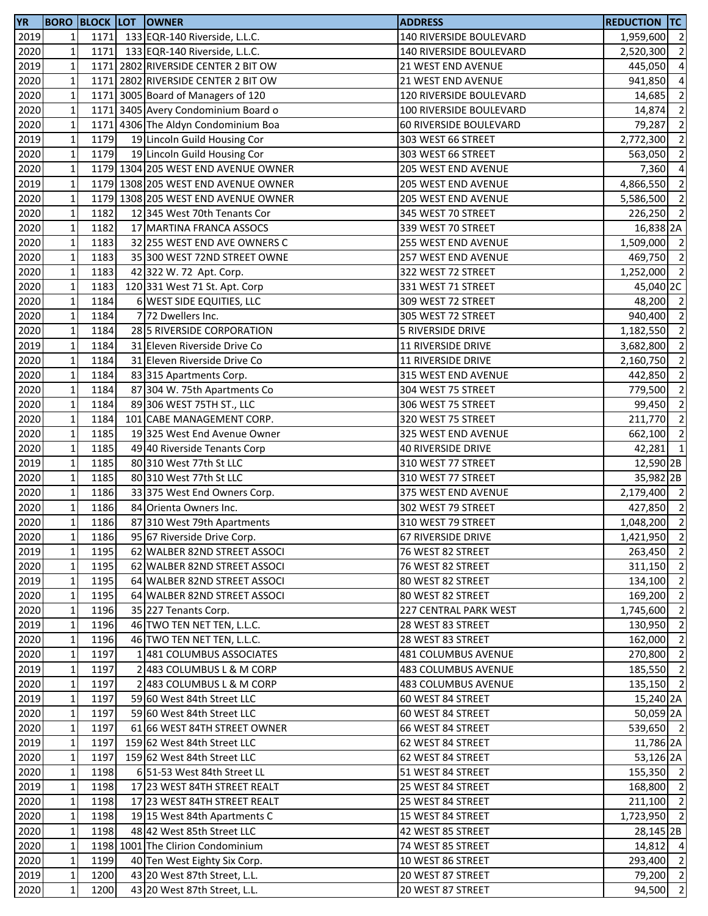| YR | BORO | BLOCK | LOT | OWNER | ADDRESS | REDUCTION | TC |
|---|---|---|---|---|---|---|---|
| 2019 | 1 | 1171 | 133 | EQR-140 Riverside, L.L.C. | 140 RIVERSIDE BOULEVARD | 1,959,600 | 2 |
| 2020 | 1 | 1171 | 133 | EQR-140 Riverside, L.L.C. | 140 RIVERSIDE BOULEVARD | 2,520,300 | 2 |
| 2019 | 1 | 1171 | 2802 | RIVERSIDE CENTER 2 BIT OW | 21 WEST END AVENUE | 445,050 | 4 |
| 2020 | 1 | 1171 | 2802 | RIVERSIDE CENTER 2 BIT OW | 21 WEST END AVENUE | 941,850 | 4 |
| 2020 | 1 | 1171 | 3005 | Board of Managers of 120 | 120 RIVERSIDE BOULEVARD | 14,685 | 2 |
| 2020 | 1 | 1171 | 3405 | Avery Condominium Board o | 100 RIVERSIDE BOULEVARD | 14,874 | 2 |
| 2020 | 1 | 1171 | 4306 | The Aldyn Condominium Boa | 60 RIVERSIDE BOULEVARD | 79,287 | 2 |
| 2019 | 1 | 1179 | 19 | Lincoln Guild Housing Cor | 303 WEST 66 STREET | 2,772,300 | 2 |
| 2020 | 1 | 1179 | 19 | Lincoln Guild Housing Cor | 303 WEST 66 STREET | 563,050 | 2 |
| 2020 | 1 | 1179 | 1304 | 205 WEST END AVENUE OWNER | 205 WEST END AVENUE | 7,360 | 4 |
| 2019 | 1 | 1179 | 1308 | 205 WEST END AVENUE OWNER | 205 WEST END AVENUE | 4,866,550 | 2 |
| 2020 | 1 | 1179 | 1308 | 205 WEST END AVENUE OWNER | 205 WEST END AVENUE | 5,586,500 | 2 |
| 2020 | 1 | 1182 | 12 | 345 West 70th Tenants Cor | 345 WEST 70 STREET | 226,250 | 2 |
| 2020 | 1 | 1182 | 17 | MARTINA FRANCA ASSOCS | 339 WEST 70 STREET | 16,838 | 2A |
| 2020 | 1 | 1183 | 32 | 255 WEST END AVE OWNERS C | 255 WEST END AVENUE | 1,509,000 | 2 |
| 2020 | 1 | 1183 | 35 | 300 WEST 72ND STREET OWNE | 257 WEST END AVENUE | 469,750 | 2 |
| 2020 | 1 | 1183 | 42 | 322 W. 72 Apt. Corp. | 322 WEST 72 STREET | 1,252,000 | 2 |
| 2020 | 1 | 1183 | 120 | 331 West 71 St. Apt. Corp | 331 WEST 71 STREET | 45,040 | 2C |
| 2020 | 1 | 1184 | 6 | WEST SIDE EQUITIES, LLC | 309 WEST 72 STREET | 48,200 | 2 |
| 2020 | 1 | 1184 | 7 | 72 Dwellers Inc. | 305 WEST 72 STREET | 940,400 | 2 |
| 2020 | 1 | 1184 | 28 | 5 RIVERSIDE CORPORATION | 5 RIVERSIDE DRIVE | 1,182,550 | 2 |
| 2019 | 1 | 1184 | 31 | Eleven Riverside Drive Co | 11 RIVERSIDE DRIVE | 3,682,800 | 2 |
| 2020 | 1 | 1184 | 31 | Eleven Riverside Drive Co | 11 RIVERSIDE DRIVE | 2,160,750 | 2 |
| 2020 | 1 | 1184 | 83 | 315 Apartments Corp. | 315 WEST END AVENUE | 442,850 | 2 |
| 2020 | 1 | 1184 | 87 | 304 W. 75th Apartments Co | 304 WEST 75 STREET | 779,500 | 2 |
| 2020 | 1 | 1184 | 89 | 306 WEST 75TH ST., LLC | 306 WEST 75 STREET | 99,450 | 2 |
| 2020 | 1 | 1184 | 101 | CABE MANAGEMENT CORP. | 320 WEST 75 STREET | 211,770 | 2 |
| 2020 | 1 | 1185 | 19 | 325 West End Avenue Owner | 325 WEST END AVENUE | 662,100 | 2 |
| 2020 | 1 | 1185 | 49 | 40 Riverside Tenants Corp | 40 RIVERSIDE DRIVE | 42,281 | 1 |
| 2019 | 1 | 1185 | 80 | 310 West 77th St LLC | 310 WEST 77 STREET | 12,590 | 2B |
| 2020 | 1 | 1185 | 80 | 310 West 77th St LLC | 310 WEST 77 STREET | 35,982 | 2B |
| 2020 | 1 | 1186 | 33 | 375 West End Owners Corp. | 375 WEST END AVENUE | 2,179,400 | 2 |
| 2020 | 1 | 1186 | 84 | Orienta Owners Inc. | 302 WEST 79 STREET | 427,850 | 2 |
| 2020 | 1 | 1186 | 87 | 310 West 79th Apartments | 310 WEST 79 STREET | 1,048,200 | 2 |
| 2020 | 1 | 1186 | 95 | 67 Riverside Drive Corp. | 67 RIVERSIDE DRIVE | 1,421,950 | 2 |
| 2019 | 1 | 1195 | 62 | WALBER 82ND STREET ASSOCI | 76 WEST 82 STREET | 263,450 | 2 |
| 2020 | 1 | 1195 | 62 | WALBER 82ND STREET ASSOCI | 76 WEST 82 STREET | 311,150 | 2 |
| 2019 | 1 | 1195 | 64 | WALBER 82ND STREET ASSOCI | 80 WEST 82 STREET | 134,100 | 2 |
| 2020 | 1 | 1195 | 64 | WALBER 82ND STREET ASSOCI | 80 WEST 82 STREET | 169,200 | 2 |
| 2020 | 1 | 1196 | 35 | 227 Tenants Corp. | 227 CENTRAL PARK WEST | 1,745,600 | 2 |
| 2019 | 1 | 1196 | 46 | TWO TEN NET TEN, L.L.C. | 28 WEST 83 STREET | 130,950 | 2 |
| 2020 | 1 | 1196 | 46 | TWO TEN NET TEN, L.L.C. | 28 WEST 83 STREET | 162,000 | 2 |
| 2020 | 1 | 1197 | 1 | 481 COLUMBUS ASSOCIATES | 481 COLUMBUS AVENUE | 270,800 | 2 |
| 2019 | 1 | 1197 | 2 | 483 COLUMBUS L & M CORP | 483 COLUMBUS AVENUE | 185,550 | 2 |
| 2020 | 1 | 1197 | 2 | 483 COLUMBUS L & M CORP | 483 COLUMBUS AVENUE | 135,150 | 2 |
| 2019 | 1 | 1197 | 59 | 60 West 84th Street LLC | 60 WEST 84 STREET | 15,240 | 2A |
| 2020 | 1 | 1197 | 59 | 60 West 84th Street LLC | 60 WEST 84 STREET | 50,059 | 2A |
| 2020 | 1 | 1197 | 61 | 66 WEST 84TH STREET OWNER | 66 WEST 84 STREET | 539,650 | 2 |
| 2019 | 1 | 1197 | 159 | 62 West 84th Street LLC | 62 WEST 84 STREET | 11,786 | 2A |
| 2020 | 1 | 1197 | 159 | 62 West 84th Street LLC | 62 WEST 84 STREET | 53,126 | 2A |
| 2020 | 1 | 1198 | 6 | 51-53 West 84th Street LL | 51 WEST 84 STREET | 155,350 | 2 |
| 2019 | 1 | 1198 | 17 | 23 WEST 84TH STREET REALT | 25 WEST 84 STREET | 168,800 | 2 |
| 2020 | 1 | 1198 | 17 | 23 WEST 84TH STREET REALT | 25 WEST 84 STREET | 211,100 | 2 |
| 2020 | 1 | 1198 | 19 | 15 West 84th Apartments C | 15 WEST 84 STREET | 1,723,950 | 2 |
| 2020 | 1 | 1198 | 48 | 42 West 85th Street LLC | 42 WEST 85 STREET | 28,145 | 2B |
| 2020 | 1 | 1198 | 1001 | The Clirion Condominium | 74 WEST 85 STREET | 14,812 | 4 |
| 2020 | 1 | 1199 | 40 | Ten West Eighty Six Corp. | 10 WEST 86 STREET | 293,400 | 2 |
| 2019 | 1 | 1200 | 43 | 20 West 87th Street, L.L. | 20 WEST 87 STREET | 79,200 | 2 |
| 2020 | 1 | 1200 | 43 | 20 West 87th Street, L.L. | 20 WEST 87 STREET | 94,500 | 2 |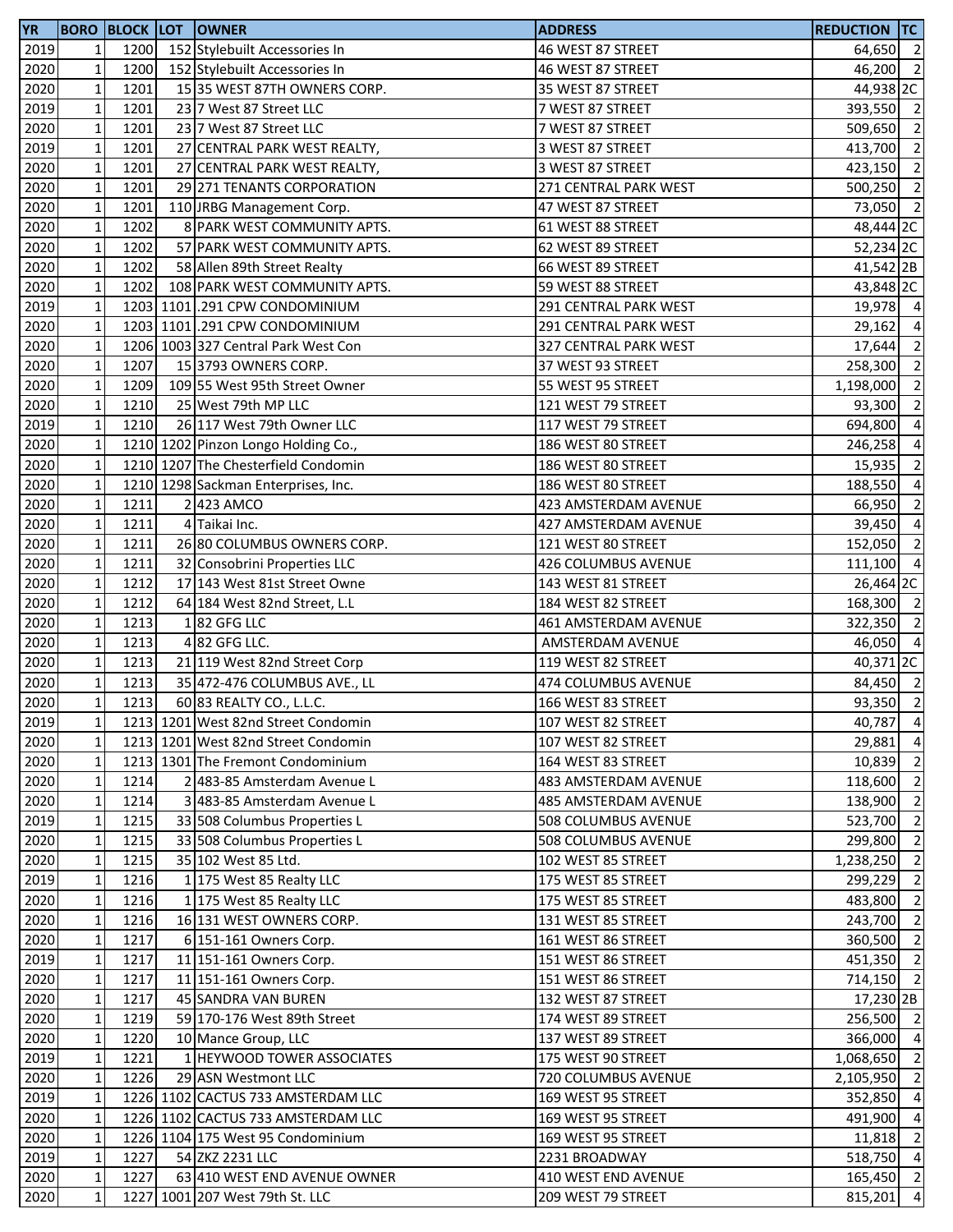| YR | BORO | BLOCK | LOT | OWNER | ADDRESS | REDUCTION | TC |
|---|---|---|---|---|---|---|---|
| 2019 | 1 | 1200 | 152 | Stylebuilt Accessories In | 46 WEST 87 STREET | 64,650 | 2 |
| 2020 | 1 | 1200 | 152 | Stylebuilt Accessories In | 46 WEST 87 STREET | 46,200 | 2 |
| 2020 | 1 | 1201 | 15 | 35 WEST 87TH OWNERS CORP. | 35 WEST 87 STREET | 44,938 | 2C |
| 2019 | 1 | 1201 | 23 | 7 West 87 Street LLC | 7 WEST 87 STREET | 393,550 | 2 |
| 2020 | 1 | 1201 | 23 | 7 West 87 Street LLC | 7 WEST 87 STREET | 509,650 | 2 |
| 2019 | 1 | 1201 | 27 | CENTRAL PARK WEST REALTY, | 3 WEST 87 STREET | 413,700 | 2 |
| 2020 | 1 | 1201 | 27 | CENTRAL PARK WEST REALTY, | 3 WEST 87 STREET | 423,150 | 2 |
| 2020 | 1 | 1201 | 29 | 271 TENANTS CORPORATION | 271 CENTRAL PARK WEST | 500,250 | 2 |
| 2020 | 1 | 1201 | 110 | JRBG Management Corp. | 47 WEST 87 STREET | 73,050 | 2 |
| 2020 | 1 | 1202 | 8 | PARK WEST COMMUNITY APTS. | 61 WEST 88 STREET | 48,444 | 2C |
| 2020 | 1 | 1202 | 57 | PARK WEST COMMUNITY APTS. | 62 WEST 89 STREET | 52,234 | 2C |
| 2020 | 1 | 1202 | 58 | Allen 89th Street Realty | 66 WEST 89 STREET | 41,542 | 2B |
| 2020 | 1 | 1202 | 108 | PARK WEST COMMUNITY APTS. | 59 WEST 88 STREET | 43,848 | 2C |
| 2019 | 1 | 1203 | 1101 | .291 CPW CONDOMINIUM | 291 CENTRAL PARK WEST | 19,978 | 4 |
| 2020 | 1 | 1203 | 1101 | .291 CPW CONDOMINIUM | 291 CENTRAL PARK WEST | 29,162 | 4 |
| 2020 | 1 | 1206 | 1003 | 327 Central Park West Con | 327 CENTRAL PARK WEST | 17,644 | 2 |
| 2020 | 1 | 1207 | 15 | 3793 OWNERS CORP. | 37 WEST 93 STREET | 258,300 | 2 |
| 2020 | 1 | 1209 | 109 | 55 West 95th Street Owner | 55 WEST 95 STREET | 1,198,000 | 2 |
| 2020 | 1 | 1210 | 25 | West 79th MP LLC | 121 WEST 79 STREET | 93,300 | 2 |
| 2019 | 1 | 1210 | 26 | 117 West 79th Owner LLC | 117 WEST 79 STREET | 694,800 | 4 |
| 2020 | 1 | 1210 | 1202 | Pinzon Longo Holding Co., | 186 WEST 80 STREET | 246,258 | 4 |
| 2020 | 1 | 1210 | 1207 | The Chesterfield Condomin | 186 WEST 80 STREET | 15,935 | 2 |
| 2020 | 1 | 1210 | 1298 | Sackman Enterprises, Inc. | 186 WEST 80 STREET | 188,550 | 4 |
| 2020 | 1 | 1211 | 2 | 423 AMCO | 423 AMSTERDAM AVENUE | 66,950 | 2 |
| 2020 | 1 | 1211 | 4 | Taikai Inc. | 427 AMSTERDAM AVENUE | 39,450 | 4 |
| 2020 | 1 | 1211 | 26 | 80 COLUMBUS OWNERS CORP. | 121 WEST 80 STREET | 152,050 | 2 |
| 2020 | 1 | 1211 | 32 | Consobrini Properties LLC | 426 COLUMBUS AVENUE | 111,100 | 4 |
| 2020 | 1 | 1212 | 17 | 143 West 81st Street Owne | 143 WEST 81 STREET | 26,464 | 2C |
| 2020 | 1 | 1212 | 64 | 184 West 82nd Street, L.L | 184 WEST 82 STREET | 168,300 | 2 |
| 2020 | 1 | 1213 | 1 | 82 GFG LLC | 461 AMSTERDAM AVENUE | 322,350 | 2 |
| 2020 | 1 | 1213 | 4 | 82 GFG LLC. | AMSTERDAM AVENUE | 46,050 | 4 |
| 2020 | 1 | 1213 | 21 | 119 West 82nd Street Corp | 119 WEST 82 STREET | 40,371 | 2C |
| 2020 | 1 | 1213 | 35 | 472-476 COLUMBUS AVE., LL | 474 COLUMBUS AVENUE | 84,450 | 2 |
| 2020 | 1 | 1213 | 60 | 83 REALTY CO., L.L.C. | 166 WEST 83 STREET | 93,350 | 2 |
| 2019 | 1 | 1213 | 1201 | West 82nd Street Condomin | 107 WEST 82 STREET | 40,787 | 4 |
| 2020 | 1 | 1213 | 1201 | West 82nd Street Condomin | 107 WEST 82 STREET | 29,881 | 4 |
| 2020 | 1 | 1213 | 1301 | The Fremont Condominium | 164 WEST 83 STREET | 10,839 | 2 |
| 2020 | 1 | 1214 | 2 | 483-85 Amsterdam Avenue L | 483 AMSTERDAM AVENUE | 118,600 | 2 |
| 2020 | 1 | 1214 | 3 | 483-85 Amsterdam Avenue L | 485 AMSTERDAM AVENUE | 138,900 | 2 |
| 2019 | 1 | 1215 | 33 | 508 Columbus Properties L | 508 COLUMBUS AVENUE | 523,700 | 2 |
| 2020 | 1 | 1215 | 33 | 508 Columbus Properties L | 508 COLUMBUS AVENUE | 299,800 | 2 |
| 2020 | 1 | 1215 | 35 | 102 West 85 Ltd. | 102 WEST 85 STREET | 1,238,250 | 2 |
| 2019 | 1 | 1216 | 1 | 175 West 85 Realty LLC | 175 WEST 85 STREET | 299,229 | 2 |
| 2020 | 1 | 1216 | 1 | 175 West 85 Realty LLC | 175 WEST 85 STREET | 483,800 | 2 |
| 2020 | 1 | 1216 | 16 | 131 WEST OWNERS CORP. | 131 WEST 85 STREET | 243,700 | 2 |
| 2020 | 1 | 1217 | 6 | 151-161 Owners Corp. | 161 WEST 86 STREET | 360,500 | 2 |
| 2019 | 1 | 1217 | 11 | 151-161 Owners Corp. | 151 WEST 86 STREET | 451,350 | 2 |
| 2020 | 1 | 1217 | 11 | 151-161 Owners Corp. | 151 WEST 86 STREET | 714,150 | 2 |
| 2020 | 1 | 1217 | 45 | SANDRA VAN BUREN | 132 WEST 87 STREET | 17,230 | 2B |
| 2020 | 1 | 1219 | 59 | 170-176 West 89th Street | 174 WEST 89 STREET | 256,500 | 2 |
| 2020 | 1 | 1220 | 10 | Mance Group, LLC | 137 WEST 89 STREET | 366,000 | 4 |
| 2019 | 1 | 1221 | 1 | HEYWOOD TOWER ASSOCIATES | 175 WEST 90 STREET | 1,068,650 | 2 |
| 2020 | 1 | 1226 | 29 | ASN Westmont LLC | 720 COLUMBUS AVENUE | 2,105,950 | 2 |
| 2019 | 1 | 1226 | 1102 | CACTUS 733 AMSTERDAM LLC | 169 WEST 95 STREET | 352,850 | 4 |
| 2020 | 1 | 1226 | 1102 | CACTUS 733 AMSTERDAM LLC | 169 WEST 95 STREET | 491,900 | 4 |
| 2020 | 1 | 1226 | 1104 | 175 West 95 Condominium | 169 WEST 95 STREET | 11,818 | 2 |
| 2019 | 1 | 1227 | 54 | ZKZ 2231 LLC | 2231 BROADWAY | 518,750 | 4 |
| 2020 | 1 | 1227 | 63 | 410 WEST END AVENUE OWNER | 410 WEST END AVENUE | 165,450 | 2 |
| 2020 | 1 | 1227 | 1001 | 207 West 79th St. LLC | 209 WEST 79 STREET | 815,201 | 4 |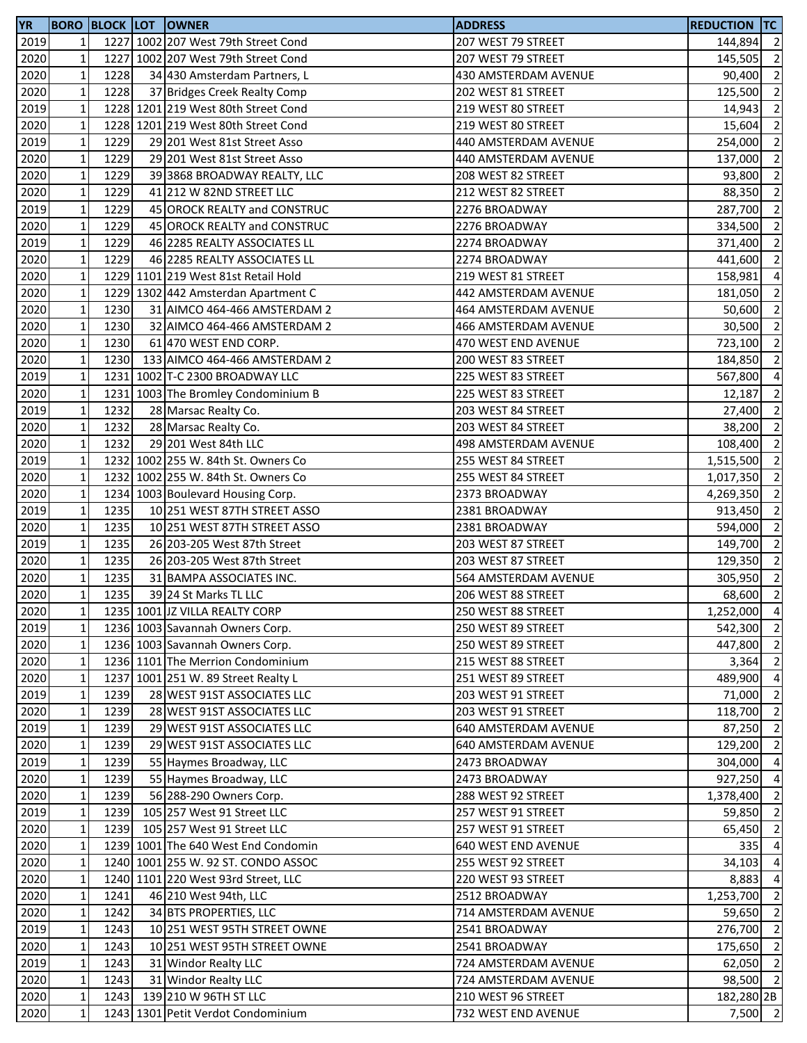| YR | BORO | BLOCK | LOT | OWNER | ADDRESS | REDUCTION | TC |
|---|---|---|---|---|---|---|---|
| 2019 | 1 | 1227 | 1002 | 207 West 79th Street Cond | 207 WEST 79 STREET | 144,894 | 2 |
| 2020 | 1 | 1227 | 1002 | 207 West 79th Street Cond | 207 WEST 79 STREET | 145,505 | 2 |
| 2020 | 1 | 1228 | 34 | 430 Amsterdam Partners, L | 430 AMSTERDAM AVENUE | 90,400 | 2 |
| 2020 | 1 | 1228 | 37 | Bridges Creek Realty Comp | 202 WEST 81 STREET | 125,500 | 2 |
| 2019 | 1 | 1228 | 1201 | 219 West 80th Street Cond | 219 WEST 80 STREET | 14,943 | 2 |
| 2020 | 1 | 1228 | 1201 | 219 West 80th Street Cond | 219 WEST 80 STREET | 15,604 | 2 |
| 2019 | 1 | 1229 | 29 | 201 West 81st Street Asso | 440 AMSTERDAM AVENUE | 254,000 | 2 |
| 2020 | 1 | 1229 | 29 | 201 West 81st Street Asso | 440 AMSTERDAM AVENUE | 137,000 | 2 |
| 2020 | 1 | 1229 | 39 | 3868 BROADWAY REALTY, LLC | 208 WEST 82 STREET | 93,800 | 2 |
| 2020 | 1 | 1229 | 41 | 212 W 82ND STREET LLC | 212 WEST 82 STREET | 88,350 | 2 |
| 2019 | 1 | 1229 | 45 | OROCK REALTY and CONSTRUC | 2276 BROADWAY | 287,700 | 2 |
| 2020 | 1 | 1229 | 45 | OROCK REALTY and CONSTRUC | 2276 BROADWAY | 334,500 | 2 |
| 2019 | 1 | 1229 | 46 | 2285 REALTY ASSOCIATES LL | 2274 BROADWAY | 371,400 | 2 |
| 2020 | 1 | 1229 | 46 | 2285 REALTY ASSOCIATES LL | 2274 BROADWAY | 441,600 | 2 |
| 2020 | 1 | 1229 | 1101 | 219 West 81st Retail Hold | 219 WEST 81 STREET | 158,981 | 4 |
| 2020 | 1 | 1229 | 1302 | 442 Amsterdan Apartment C | 442 AMSTERDAM AVENUE | 181,050 | 2 |
| 2020 | 1 | 1230 | 31 | AIMCO 464-466 AMSTERDAM 2 | 464 AMSTERDAM AVENUE | 50,600 | 2 |
| 2020 | 1 | 1230 | 32 | AIMCO 464-466 AMSTERDAM 2 | 466 AMSTERDAM AVENUE | 30,500 | 2 |
| 2020 | 1 | 1230 | 61 | 470 WEST END CORP. | 470 WEST END AVENUE | 723,100 | 2 |
| 2020 | 1 | 1230 | 133 | AIMCO 464-466 AMSTERDAM 2 | 200 WEST 83 STREET | 184,850 | 2 |
| 2019 | 1 | 1231 | 1002 | T-C 2300 BROADWAY LLC | 225 WEST 83 STREET | 567,800 | 4 |
| 2020 | 1 | 1231 | 1003 | The Bromley Condominium B | 225 WEST 83 STREET | 12,187 | 2 |
| 2019 | 1 | 1232 | 28 | Marsac Realty Co. | 203 WEST 84 STREET | 27,400 | 2 |
| 2020 | 1 | 1232 | 28 | Marsac Realty Co. | 203 WEST 84 STREET | 38,200 | 2 |
| 2020 | 1 | 1232 | 29 | 201 West 84th LLC | 498 AMSTERDAM AVENUE | 108,400 | 2 |
| 2019 | 1 | 1232 | 1002 | 255 W. 84th St. Owners Co | 255 WEST 84 STREET | 1,515,500 | 2 |
| 2020 | 1 | 1232 | 1002 | 255 W. 84th St. Owners Co | 255 WEST 84 STREET | 1,017,350 | 2 |
| 2020 | 1 | 1234 | 1003 | Boulevard Housing Corp. | 2373 BROADWAY | 4,269,350 | 2 |
| 2019 | 1 | 1235 | 10 | 251 WEST 87TH STREET ASSO | 2381 BROADWAY | 913,450 | 2 |
| 2020 | 1 | 1235 | 10 | 251 WEST 87TH STREET ASSO | 2381 BROADWAY | 594,000 | 2 |
| 2019 | 1 | 1235 | 26 | 203-205 West 87th Street | 203 WEST 87 STREET | 149,700 | 2 |
| 2020 | 1 | 1235 | 26 | 203-205 West 87th Street | 203 WEST 87 STREET | 129,350 | 2 |
| 2020 | 1 | 1235 | 31 | BAMPA ASSOCIATES INC. | 564 AMSTERDAM AVENUE | 305,950 | 2 |
| 2020 | 1 | 1235 | 39 | 24 St Marks TL LLC | 206 WEST 88 STREET | 68,600 | 2 |
| 2020 | 1 | 1235 | 1001 | JZ VILLA REALTY CORP | 250 WEST 88 STREET | 1,252,000 | 4 |
| 2019 | 1 | 1236 | 1003 | Savannah Owners Corp. | 250 WEST 89 STREET | 542,300 | 2 |
| 2020 | 1 | 1236 | 1003 | Savannah Owners Corp. | 250 WEST 89 STREET | 447,800 | 2 |
| 2020 | 1 | 1236 | 1101 | The Merrion Condominium | 215 WEST 88 STREET | 3,364 | 2 |
| 2020 | 1 | 1237 | 1001 | 251 W. 89 Street Realty L | 251 WEST 89 STREET | 489,900 | 4 |
| 2019 | 1 | 1239 | 28 | WEST 91ST ASSOCIATES LLC | 203 WEST 91 STREET | 71,000 | 2 |
| 2020 | 1 | 1239 | 28 | WEST 91ST ASSOCIATES LLC | 203 WEST 91 STREET | 118,700 | 2 |
| 2019 | 1 | 1239 | 29 | WEST 91ST ASSOCIATES LLC | 640 AMSTERDAM AVENUE | 87,250 | 2 |
| 2020 | 1 | 1239 | 29 | WEST 91ST ASSOCIATES LLC | 640 AMSTERDAM AVENUE | 129,200 | 2 |
| 2019 | 1 | 1239 | 55 | Haymes Broadway, LLC | 2473 BROADWAY | 304,000 | 4 |
| 2020 | 1 | 1239 | 55 | Haymes Broadway, LLC | 2473 BROADWAY | 927,250 | 4 |
| 2020 | 1 | 1239 | 56 | 288-290 Owners Corp. | 288 WEST 92 STREET | 1,378,400 | 2 |
| 2019 | 1 | 1239 | 105 | 257 West 91 Street LLC | 257 WEST 91 STREET | 59,850 | 2 |
| 2020 | 1 | 1239 | 105 | 257 West 91 Street LLC | 257 WEST 91 STREET | 65,450 | 2 |
| 2020 | 1 | 1239 | 1001 | The 640 West End Condomin | 640 WEST END AVENUE | 335 | 4 |
| 2020 | 1 | 1240 | 1001 | 255 W. 92 ST. CONDO ASSOC | 255 WEST 92 STREET | 34,103 | 4 |
| 2020 | 1 | 1240 | 1101 | 220 West 93rd Street, LLC | 220 WEST 93 STREET | 8,883 | 4 |
| 2020 | 1 | 1241 | 46 | 210 West 94th, LLC | 2512 BROADWAY | 1,253,700 | 2 |
| 2020 | 1 | 1242 | 34 | BTS PROPERTIES, LLC | 714 AMSTERDAM AVENUE | 59,650 | 2 |
| 2019 | 1 | 1243 | 10 | 251 WEST 95TH STREET OWNE | 2541 BROADWAY | 276,700 | 2 |
| 2020 | 1 | 1243 | 10 | 251 WEST 95TH STREET OWNE | 2541 BROADWAY | 175,650 | 2 |
| 2019 | 1 | 1243 | 31 | Windor Realty LLC | 724 AMSTERDAM AVENUE | 62,050 | 2 |
| 2020 | 1 | 1243 | 31 | Windor Realty LLC | 724 AMSTERDAM AVENUE | 98,500 | 2 |
| 2020 | 1 | 1243 | 139 | 210 W 96TH ST LLC | 210 WEST 96 STREET | 182,280 | 2B |
| 2020 | 1 | 1243 | 1301 | Petit Verdot Condominium | 732 WEST END AVENUE | 7,500 | 2 |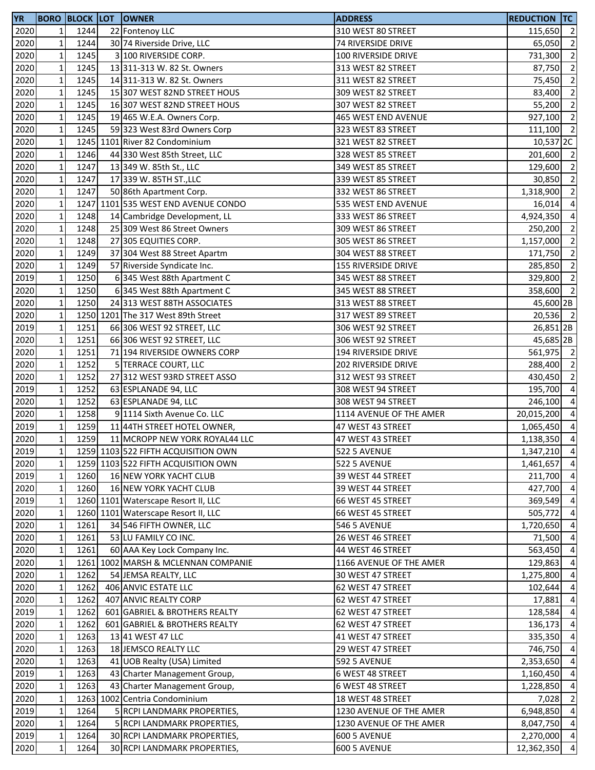| YR | BORO | BLOCK | LOT | OWNER | ADDRESS | REDUCTION | TC |
|---|---|---|---|---|---|---|---|
| 2020 | 1 | 1244 | 22 | Fontenoy LLC | 310 WEST 80 STREET | 115,650 | 2 |
| 2020 | 1 | 1244 | 30 | 74 Riverside Drive, LLC | 74 RIVERSIDE DRIVE | 65,050 | 2 |
| 2020 | 1 | 1245 | 3 | 100 RIVERSIDE CORP. | 100 RIVERSIDE DRIVE | 731,300 | 2 |
| 2020 | 1 | 1245 | 13 | 311-313 W. 82 St. Owners | 313 WEST 82 STREET | 87,750 | 2 |
| 2020 | 1 | 1245 | 14 | 311-313 W. 82 St. Owners | 311 WEST 82 STREET | 75,450 | 2 |
| 2020 | 1 | 1245 | 15 | 307 WEST 82ND STREET HOUS | 309 WEST 82 STREET | 83,400 | 2 |
| 2020 | 1 | 1245 | 16 | 307 WEST 82ND STREET HOUS | 307 WEST 82 STREET | 55,200 | 2 |
| 2020 | 1 | 1245 | 19 | 465 W.E.A. Owners Corp. | 465 WEST END AVENUE | 927,100 | 2 |
| 2020 | 1 | 1245 | 59 | 323 West 83rd Owners Corp | 323 WEST 83 STREET | 111,100 | 2 |
| 2020 | 1 | 1245 | 1101 | River 82 Condominium | 321 WEST 82 STREET | 10,537 | 2C |
| 2020 | 1 | 1246 | 44 | 330 West 85th Street, LLC | 328 WEST 85 STREET | 201,600 | 2 |
| 2020 | 1 | 1247 | 13 | 349 W. 85th St., LLC | 349 WEST 85 STREET | 129,600 | 2 |
| 2020 | 1 | 1247 | 17 | 339 W. 85TH ST.,LLC | 339 WEST 85 STREET | 30,850 | 2 |
| 2020 | 1 | 1247 | 50 | 86th Apartment Corp. | 332 WEST 86 STREET | 1,318,900 | 2 |
| 2020 | 1 | 1247 | 1101 | 535 WEST END AVENUE CONDO | 535 WEST END AVENUE | 16,014 | 4 |
| 2020 | 1 | 1248 | 14 | Cambridge Development, LL | 333 WEST 86 STREET | 4,924,350 | 4 |
| 2020 | 1 | 1248 | 25 | 309 West 86 Street Owners | 309 WEST 86 STREET | 250,200 | 2 |
| 2020 | 1 | 1248 | 27 | 305 EQUITIES CORP. | 305 WEST 86 STREET | 1,157,000 | 2 |
| 2020 | 1 | 1249 | 37 | 304 West 88 Street Apartm | 304 WEST 88 STREET | 171,750 | 2 |
| 2020 | 1 | 1249 | 57 | Riverside Syndicate Inc. | 155 RIVERSIDE DRIVE | 285,850 | 2 |
| 2019 | 1 | 1250 | 6 | 345 West 88th Apartment C | 345 WEST 88 STREET | 329,800 | 2 |
| 2020 | 1 | 1250 | 6 | 345 West 88th Apartment C | 345 WEST 88 STREET | 358,600 | 2 |
| 2020 | 1 | 1250 | 24 | 313 WEST 88TH ASSOCIATES | 313 WEST 88 STREET | 45,600 | 2B |
| 2020 | 1 | 1250 | 1201 | The 317 West 89th Street | 317 WEST 89 STREET | 20,536 | 2 |
| 2019 | 1 | 1251 | 66 | 306 WEST 92 STREET, LLC | 306 WEST 92 STREET | 26,851 | 2B |
| 2020 | 1 | 1251 | 66 | 306 WEST 92 STREET, LLC | 306 WEST 92 STREET | 45,685 | 2B |
| 2020 | 1 | 1251 | 71 | 194 RIVERSIDE OWNERS CORP | 194 RIVERSIDE DRIVE | 561,975 | 2 |
| 2020 | 1 | 1252 | 5 | TERRACE COURT, LLC | 202 RIVERSIDE DRIVE | 288,400 | 2 |
| 2020 | 1 | 1252 | 27 | 312 WEST 93RD STREET ASSO | 312 WEST 93 STREET | 430,450 | 2 |
| 2019 | 1 | 1252 | 63 | ESPLANADE 94, LLC | 308 WEST 94 STREET | 195,700 | 4 |
| 2020 | 1 | 1252 | 63 | ESPLANADE 94, LLC | 308 WEST 94 STREET | 246,100 | 4 |
| 2020 | 1 | 1258 | 9 | 1114 Sixth Avenue Co. LLC | 1114 AVENUE OF THE AMER | 20,015,200 | 4 |
| 2019 | 1 | 1259 | 11 | 44TH STREET HOTEL OWNER, | 47 WEST 43 STREET | 1,065,450 | 4 |
| 2020 | 1 | 1259 | 11 | MCROPP NEW YORK ROYAL44 LLC | 47 WEST 43 STREET | 1,138,350 | 4 |
| 2019 | 1 | 1259 | 1103 | 522 FIFTH ACQUISITION OWN | 522 5 AVENUE | 1,347,210 | 4 |
| 2020 | 1 | 1259 | 1103 | 522 FIFTH ACQUISITION OWN | 522 5 AVENUE | 1,461,657 | 4 |
| 2019 | 1 | 1260 | 16 | NEW YORK YACHT CLUB | 39 WEST 44 STREET | 211,700 | 4 |
| 2020 | 1 | 1260 | 16 | NEW YORK YACHT CLUB | 39 WEST 44 STREET | 427,700 | 4 |
| 2019 | 1 | 1260 | 1101 | Waterscape Resort II, LLC | 66 WEST 45 STREET | 369,549 | 4 |
| 2020 | 1 | 1260 | 1101 | Waterscape Resort II, LLC | 66 WEST 45 STREET | 505,772 | 4 |
| 2020 | 1 | 1261 | 34 | 546 FIFTH OWNER, LLC | 546 5 AVENUE | 1,720,650 | 4 |
| 2020 | 1 | 1261 | 53 | LU FAMILY CO INC. | 26 WEST 46 STREET | 71,500 | 4 |
| 2020 | 1 | 1261 | 60 | AAA Key Lock Company Inc. | 44 WEST 46 STREET | 563,450 | 4 |
| 2020 | 1 | 1261 | 1002 | MARSH & MCLENNAN COMPANIE | 1166 AVENUE OF THE AMER | 129,863 | 4 |
| 2020 | 1 | 1262 | 54 | JEMSA REALTY, LLC | 30 WEST 47 STREET | 1,275,800 | 4 |
| 2020 | 1 | 1262 | 406 | ANVIC ESTATE LLC | 62 WEST 47 STREET | 102,644 | 4 |
| 2020 | 1 | 1262 | 407 | ANVIC REALTY CORP | 62 WEST 47 STREET | 17,881 | 4 |
| 2019 | 1 | 1262 | 601 | GABRIEL & BROTHERS REALTY | 62 WEST 47 STREET | 128,584 | 4 |
| 2020 | 1 | 1262 | 601 | GABRIEL & BROTHERS REALTY | 62 WEST 47 STREET | 136,173 | 4 |
| 2020 | 1 | 1263 | 13 | 41 WEST 47 LLC | 41 WEST 47 STREET | 335,350 | 4 |
| 2020 | 1 | 1263 | 18 | JEMSCO REALTY LLC | 29 WEST 47 STREET | 746,750 | 4 |
| 2020 | 1 | 1263 | 41 | UOB Realty (USA) Limited | 592 5 AVENUE | 2,353,650 | 4 |
| 2019 | 1 | 1263 | 43 | Charter Management Group, | 6 WEST 48 STREET | 1,160,450 | 4 |
| 2020 | 1 | 1263 | 43 | Charter Management Group, | 6 WEST 48 STREET | 1,228,850 | 4 |
| 2020 | 1 | 1263 | 1002 | Centria Condominium | 18 WEST 48 STREET | 7,028 | 2 |
| 2019 | 1 | 1264 | 5 | RCPI LANDMARK PROPERTIES, | 1230 AVENUE OF THE AMER | 6,948,850 | 4 |
| 2020 | 1 | 1264 | 5 | RCPI LANDMARK PROPERTIES, | 1230 AVENUE OF THE AMER | 8,047,750 | 4 |
| 2019 | 1 | 1264 | 30 | RCPI LANDMARK PROPERTIES, | 600 5 AVENUE | 2,270,000 | 4 |
| 2020 | 1 | 1264 | 30 | RCPI LANDMARK PROPERTIES, | 600 5 AVENUE | 12,362,350 | 4 |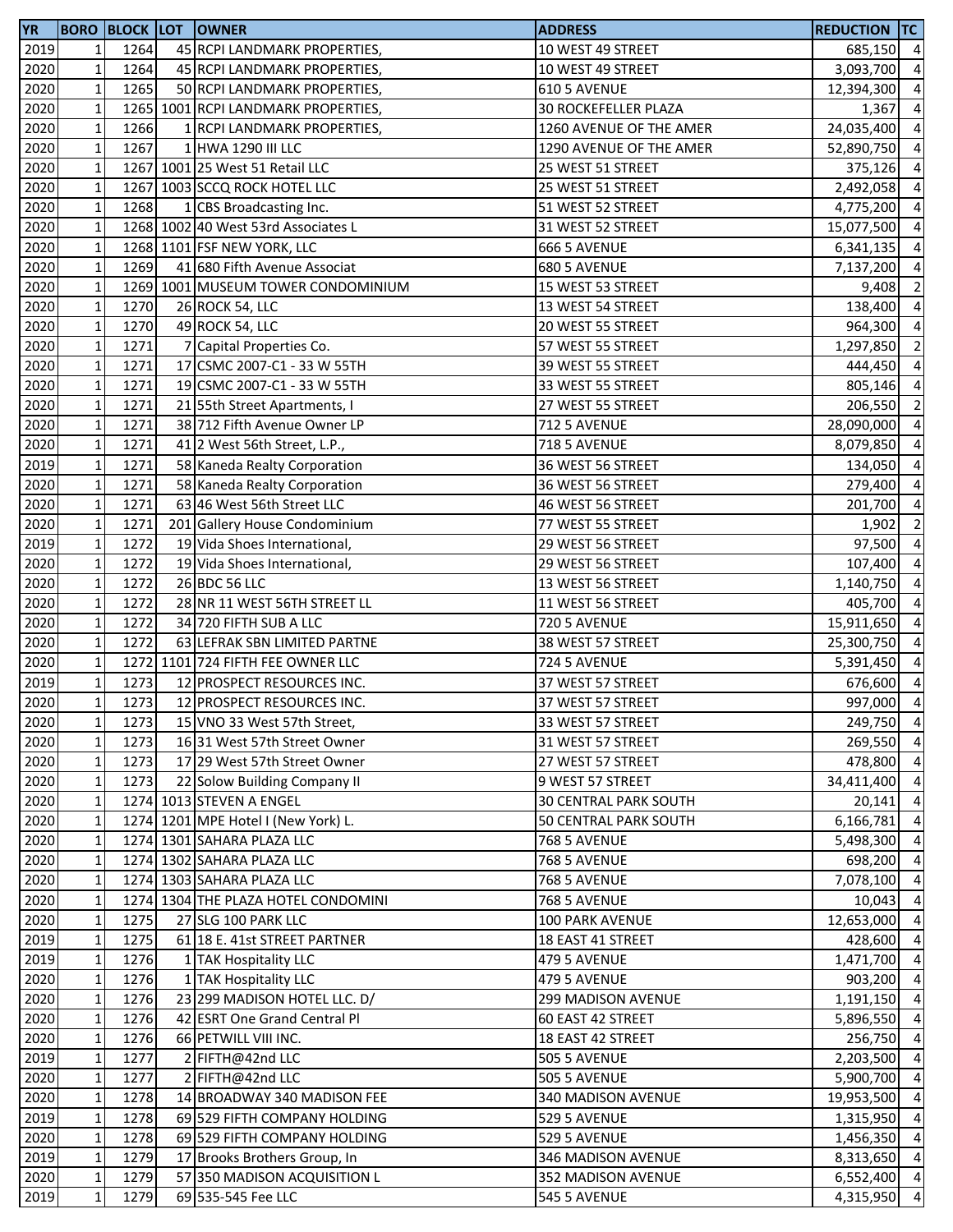| YR | BORO | BLOCK | LOT | OWNER | ADDRESS | REDUCTION | TC |
|---|---|---|---|---|---|---|---|
| 2019 | 1 | 1264 | 45 | RCPI LANDMARK PROPERTIES, | 10 WEST 49 STREET | 685,150 | 4 |
| 2020 | 1 | 1264 | 45 | RCPI LANDMARK PROPERTIES, | 10 WEST 49 STREET | 3,093,700 | 4 |
| 2020 | 1 | 1265 | 50 | RCPI LANDMARK PROPERTIES, | 610 5 AVENUE | 12,394,300 | 4 |
| 2020 | 1 | 1265 | 1001 | RCPI LANDMARK PROPERTIES, | 30 ROCKEFELLER PLAZA | 1,367 | 4 |
| 2020 | 1 | 1266 | 1 | RCPI LANDMARK PROPERTIES, | 1260 AVENUE OF THE AMER | 24,035,400 | 4 |
| 2020 | 1 | 1267 | 1 | HWA 1290 III LLC | 1290 AVENUE OF THE AMER | 52,890,750 | 4 |
| 2020 | 1 | 1267 | 1001 | 25 West 51 Retail LLC | 25 WEST 51 STREET | 375,126 | 4 |
| 2020 | 1 | 1267 | 1003 | SCCQ ROCK HOTEL LLC | 25 WEST 51 STREET | 2,492,058 | 4 |
| 2020 | 1 | 1268 | 1 | CBS Broadcasting Inc. | 51 WEST 52 STREET | 4,775,200 | 4 |
| 2020 | 1 | 1268 | 1002 | 40 West 53rd Associates L | 31 WEST 52 STREET | 15,077,500 | 4 |
| 2020 | 1 | 1268 | 1101 | FSF NEW YORK, LLC | 666 5 AVENUE | 6,341,135 | 4 |
| 2020 | 1 | 1269 | 41 | 680 Fifth Avenue Associat | 680 5 AVENUE | 7,137,200 | 4 |
| 2020 | 1 | 1269 | 1001 | MUSEUM TOWER CONDOMINIUM | 15 WEST 53 STREET | 9,408 | 2 |
| 2020 | 1 | 1270 | 26 | ROCK 54, LLC | 13 WEST 54 STREET | 138,400 | 4 |
| 2020 | 1 | 1270 | 49 | ROCK 54, LLC | 20 WEST 55 STREET | 964,300 | 4 |
| 2020 | 1 | 1271 | 7 | Capital Properties Co. | 57 WEST 55 STREET | 1,297,850 | 2 |
| 2020 | 1 | 1271 | 17 | CSMC 2007-C1 - 33 W 55TH | 39 WEST 55 STREET | 444,450 | 4 |
| 2020 | 1 | 1271 | 19 | CSMC 2007-C1 - 33 W 55TH | 33 WEST 55 STREET | 805,146 | 4 |
| 2020 | 1 | 1271 | 21 | 55th Street Apartments, I | 27 WEST 55 STREET | 206,550 | 2 |
| 2020 | 1 | 1271 | 38 | 712 Fifth Avenue Owner LP | 712 5 AVENUE | 28,090,000 | 4 |
| 2020 | 1 | 1271 | 41 | 2 West 56th Street, L.P., | 718 5 AVENUE | 8,079,850 | 4 |
| 2019 | 1 | 1271 | 58 | Kaneda Realty Corporation | 36 WEST 56 STREET | 134,050 | 4 |
| 2020 | 1 | 1271 | 58 | Kaneda Realty Corporation | 36 WEST 56 STREET | 279,400 | 4 |
| 2020 | 1 | 1271 | 63 | 46 West 56th Street LLC | 46 WEST 56 STREET | 201,700 | 4 |
| 2020 | 1 | 1271 | 201 | Gallery House Condominium | 77 WEST 55 STREET | 1,902 | 2 |
| 2019 | 1 | 1272 | 19 | Vida Shoes International, | 29 WEST 56 STREET | 97,500 | 4 |
| 2020 | 1 | 1272 | 19 | Vida Shoes International, | 29 WEST 56 STREET | 107,400 | 4 |
| 2020 | 1 | 1272 | 26 | BDC 56 LLC | 13 WEST 56 STREET | 1,140,750 | 4 |
| 2020 | 1 | 1272 | 28 | NR 11 WEST 56TH STREET LL | 11 WEST 56 STREET | 405,700 | 4 |
| 2020 | 1 | 1272 | 34 | 720 FIFTH SUB A LLC | 720 5 AVENUE | 15,911,650 | 4 |
| 2020 | 1 | 1272 | 63 | LEFRAK SBN LIMITED PARTNE | 38 WEST 57 STREET | 25,300,750 | 4 |
| 2020 | 1 | 1272 | 1101 | 724 FIFTH FEE OWNER LLC | 724 5 AVENUE | 5,391,450 | 4 |
| 2019 | 1 | 1273 | 12 | PROSPECT RESOURCES INC. | 37 WEST 57 STREET | 676,600 | 4 |
| 2020 | 1 | 1273 | 12 | PROSPECT RESOURCES INC. | 37 WEST 57 STREET | 997,000 | 4 |
| 2020 | 1 | 1273 | 15 | VNO 33 West 57th Street, | 33 WEST 57 STREET | 249,750 | 4 |
| 2020 | 1 | 1273 | 16 | 31 West 57th Street Owner | 31 WEST 57 STREET | 269,550 | 4 |
| 2020 | 1 | 1273 | 17 | 29 West 57th Street Owner | 27 WEST 57 STREET | 478,800 | 4 |
| 2020 | 1 | 1273 | 22 | Solow Building Company II | 9 WEST 57 STREET | 34,411,400 | 4 |
| 2020 | 1 | 1274 | 1013 | STEVEN A ENGEL | 30 CENTRAL PARK SOUTH | 20,141 | 4 |
| 2020 | 1 | 1274 | 1201 | MPE Hotel I (New York) L. | 50 CENTRAL PARK SOUTH | 6,166,781 | 4 |
| 2020 | 1 | 1274 | 1301 | SAHARA PLAZA LLC | 768 5 AVENUE | 5,498,300 | 4 |
| 2020 | 1 | 1274 | 1302 | SAHARA PLAZA LLC | 768 5 AVENUE | 698,200 | 4 |
| 2020 | 1 | 1274 | 1303 | SAHARA PLAZA LLC | 768 5 AVENUE | 7,078,100 | 4 |
| 2020 | 1 | 1274 | 1304 | THE PLAZA HOTEL CONDOMINI | 768 5 AVENUE | 10,043 | 4 |
| 2020 | 1 | 1275 | 27 | SLG 100 PARK LLC | 100 PARK AVENUE | 12,653,000 | 4 |
| 2019 | 1 | 1275 | 61 | 18 E. 41st STREET PARTNER | 18 EAST 41 STREET | 428,600 | 4 |
| 2019 | 1 | 1276 | 1 | TAK Hospitality LLC | 479 5 AVENUE | 1,471,700 | 4 |
| 2020 | 1 | 1276 | 1 | TAK Hospitality LLC | 479 5 AVENUE | 903,200 | 4 |
| 2020 | 1 | 1276 | 23 | 299 MADISON HOTEL LLC. D/ | 299 MADISON AVENUE | 1,191,150 | 4 |
| 2020 | 1 | 1276 | 42 | ESRT One Grand Central Pl | 60 EAST 42 STREET | 5,896,550 | 4 |
| 2020 | 1 | 1276 | 66 | PETWILL VIII INC. | 18 EAST 42 STREET | 256,750 | 4 |
| 2019 | 1 | 1277 | 2 | FIFTH@42nd LLC | 505 5 AVENUE | 2,203,500 | 4 |
| 2020 | 1 | 1277 | 2 | FIFTH@42nd LLC | 505 5 AVENUE | 5,900,700 | 4 |
| 2020 | 1 | 1278 | 14 | BROADWAY 340 MADISON FEE | 340 MADISON AVENUE | 19,953,500 | 4 |
| 2019 | 1 | 1278 | 69 | 529 FIFTH COMPANY HOLDING | 529 5 AVENUE | 1,315,950 | 4 |
| 2020 | 1 | 1278 | 69 | 529 FIFTH COMPANY HOLDING | 529 5 AVENUE | 1,456,350 | 4 |
| 2019 | 1 | 1279 | 17 | Brooks Brothers Group, In | 346 MADISON AVENUE | 8,313,650 | 4 |
| 2020 | 1 | 1279 | 57 | 350 MADISON ACQUISITION L | 352 MADISON AVENUE | 6,552,400 | 4 |
| 2019 | 1 | 1279 | 69 | 535-545 Fee LLC | 545 5 AVENUE | 4,315,950 | 4 |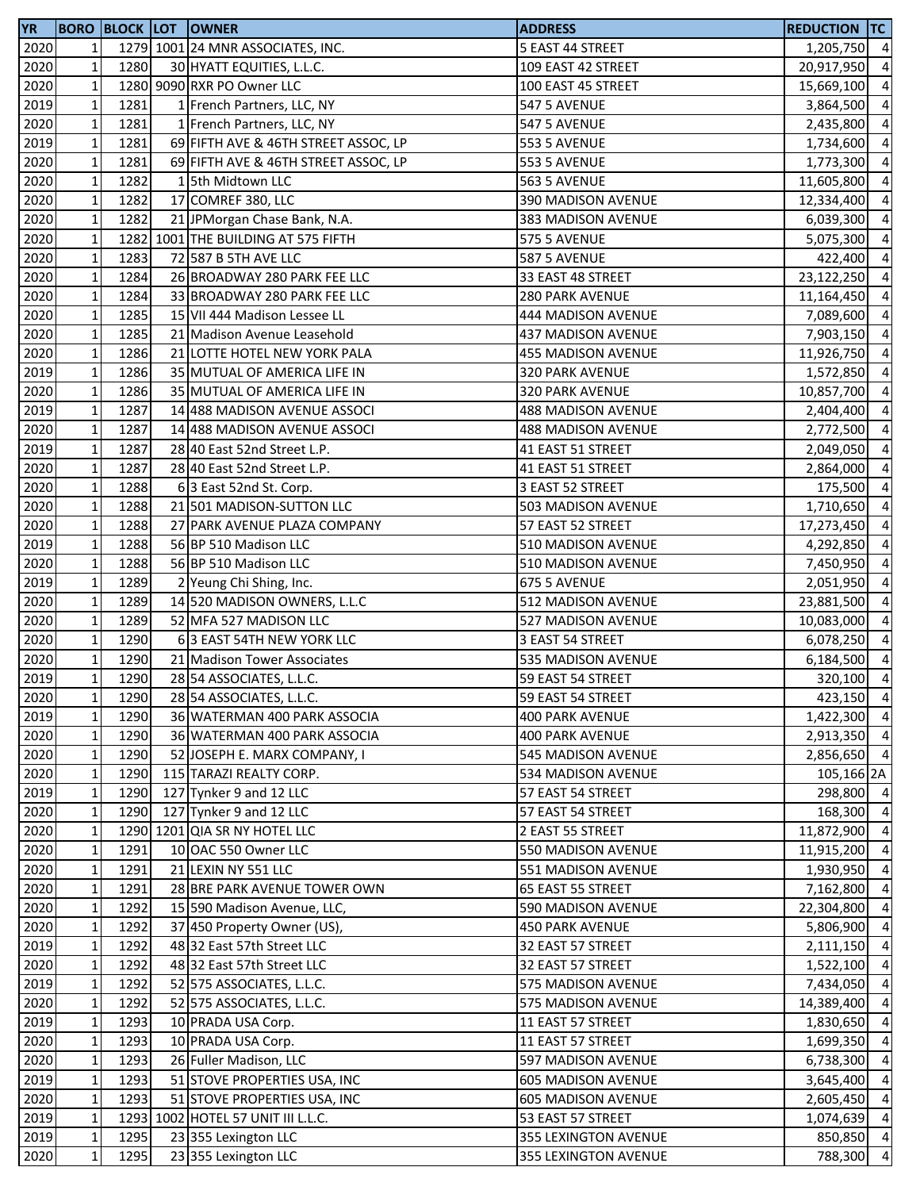| YR | BORO | BLOCK | LOT | OWNER | ADDRESS | REDUCTION | TC |
|---|---|---|---|---|---|---|---|
| 2020 | 1 | 1279 | 1001 | 24 MNR ASSOCIATES, INC. | 5 EAST 44 STREET | 1,205,750 | 4 |
| 2020 | 1 | 1280 | 30 | HYATT EQUITIES, L.L.C. | 109 EAST 42 STREET | 20,917,950 | 4 |
| 2020 | 1 | 1280 | 9090 | RXR PO Owner LLC | 100 EAST 45 STREET | 15,669,100 | 4 |
| 2019 | 1 | 1281 | 1 | French Partners, LLC, NY | 547 5 AVENUE | 3,864,500 | 4 |
| 2020 | 1 | 1281 | 1 | French Partners, LLC, NY | 547 5 AVENUE | 2,435,800 | 4 |
| 2019 | 1 | 1281 | 69 | FIFTH AVE & 46TH STREET ASSOC, LP | 553 5 AVENUE | 1,734,600 | 4 |
| 2020 | 1 | 1281 | 69 | FIFTH AVE & 46TH STREET ASSOC, LP | 553 5 AVENUE | 1,773,300 | 4 |
| 2020 | 1 | 1282 | 1 | 5th Midtown LLC | 563 5 AVENUE | 11,605,800 | 4 |
| 2020 | 1 | 1282 | 17 | COMREF 380, LLC | 390 MADISON AVENUE | 12,334,400 | 4 |
| 2020 | 1 | 1282 | 21 | JPMorgan Chase Bank, N.A. | 383 MADISON AVENUE | 6,039,300 | 4 |
| 2020 | 1 | 1282 | 1001 | THE BUILDING AT 575 FIFTH | 575 5 AVENUE | 5,075,300 | 4 |
| 2020 | 1 | 1283 | 72 | 587 B 5TH AVE LLC | 587 5 AVENUE | 422,400 | 4 |
| 2020 | 1 | 1284 | 26 | BROADWAY 280 PARK FEE LLC | 33 EAST 48 STREET | 23,122,250 | 4 |
| 2020 | 1 | 1284 | 33 | BROADWAY 280 PARK FEE LLC | 280 PARK AVENUE | 11,164,450 | 4 |
| 2020 | 1 | 1285 | 15 | VII 444 Madison Lessee LL | 444 MADISON AVENUE | 7,089,600 | 4 |
| 2020 | 1 | 1285 | 21 | Madison Avenue Leasehold | 437 MADISON AVENUE | 7,903,150 | 4 |
| 2020 | 1 | 1286 | 21 | LOTTE HOTEL NEW YORK PALA | 455 MADISON AVENUE | 11,926,750 | 4 |
| 2019 | 1 | 1286 | 35 | MUTUAL OF AMERICA LIFE IN | 320 PARK AVENUE | 1,572,850 | 4 |
| 2020 | 1 | 1286 | 35 | MUTUAL OF AMERICA LIFE IN | 320 PARK AVENUE | 10,857,700 | 4 |
| 2019 | 1 | 1287 | 14 | 488 MADISON AVENUE ASSOCI | 488 MADISON AVENUE | 2,404,400 | 4 |
| 2020 | 1 | 1287 | 14 | 488 MADISON AVENUE ASSOCI | 488 MADISON AVENUE | 2,772,500 | 4 |
| 2019 | 1 | 1287 | 28 | 40 East 52nd Street L.P. | 41 EAST 51 STREET | 2,049,050 | 4 |
| 2020 | 1 | 1287 | 28 | 40 East 52nd Street L.P. | 41 EAST 51 STREET | 2,864,000 | 4 |
| 2020 | 1 | 1288 | 6 | 3 East 52nd St. Corp. | 3 EAST 52 STREET | 175,500 | 4 |
| 2020 | 1 | 1288 | 21 | 501 MADISON-SUTTON LLC | 503 MADISON AVENUE | 1,710,650 | 4 |
| 2020 | 1 | 1288 | 27 | PARK AVENUE PLAZA COMPANY | 57 EAST 52 STREET | 17,273,450 | 4 |
| 2019 | 1 | 1288 | 56 | BP 510 Madison LLC | 510 MADISON AVENUE | 4,292,850 | 4 |
| 2020 | 1 | 1288 | 56 | BP 510 Madison LLC | 510 MADISON AVENUE | 7,450,950 | 4 |
| 2019 | 1 | 1289 | 2 | Yeung Chi Shing, Inc. | 675 5 AVENUE | 2,051,950 | 4 |
| 2020 | 1 | 1289 | 14 | 520 MADISON OWNERS, L.L.C | 512 MADISON AVENUE | 23,881,500 | 4 |
| 2020 | 1 | 1289 | 52 | MFA 527 MADISON LLC | 527 MADISON AVENUE | 10,083,000 | 4 |
| 2020 | 1 | 1290 | 6 | 3 EAST 54TH NEW YORK LLC | 3 EAST 54 STREET | 6,078,250 | 4 |
| 2020 | 1 | 1290 | 21 | Madison Tower Associates | 535 MADISON AVENUE | 6,184,500 | 4 |
| 2019 | 1 | 1290 | 28 | 54 ASSOCIATES, L.L.C. | 59 EAST 54 STREET | 320,100 | 4 |
| 2020 | 1 | 1290 | 28 | 54 ASSOCIATES, L.L.C. | 59 EAST 54 STREET | 423,150 | 4 |
| 2019 | 1 | 1290 | 36 | WATERMAN 400 PARK ASSOCIA | 400 PARK AVENUE | 1,422,300 | 4 |
| 2020 | 1 | 1290 | 36 | WATERMAN 400 PARK ASSOCIA | 400 PARK AVENUE | 2,913,350 | 4 |
| 2020 | 1 | 1290 | 52 | JOSEPH E. MARX COMPANY, I | 545 MADISON AVENUE | 2,856,650 | 4 |
| 2020 | 1 | 1290 | 115 | TARAZI REALTY CORP. | 534 MADISON AVENUE | 105,166 | 2A |
| 2019 | 1 | 1290 | 127 | Tynker 9 and 12 LLC | 57 EAST 54 STREET | 298,800 | 4 |
| 2020 | 1 | 1290 | 127 | Tynker 9 and 12 LLC | 57 EAST 54 STREET | 168,300 | 4 |
| 2020 | 1 | 1290 | 1201 | QIA SR NY HOTEL LLC | 2 EAST 55 STREET | 11,872,900 | 4 |
| 2020 | 1 | 1291 | 10 | OAC 550 Owner LLC | 550 MADISON AVENUE | 11,915,200 | 4 |
| 2020 | 1 | 1291 | 21 | LEXIN NY 551 LLC | 551 MADISON AVENUE | 1,930,950 | 4 |
| 2020 | 1 | 1291 | 28 | BRE PARK AVENUE TOWER OWN | 65 EAST 55 STREET | 7,162,800 | 4 |
| 2020 | 1 | 1292 | 15 | 590 Madison Avenue, LLC, | 590 MADISON AVENUE | 22,304,800 | 4 |
| 2020 | 1 | 1292 | 37 | 450 Property Owner (US), | 450 PARK AVENUE | 5,806,900 | 4 |
| 2019 | 1 | 1292 | 48 | 32 East 57th Street LLC | 32 EAST 57 STREET | 2,111,150 | 4 |
| 2020 | 1 | 1292 | 48 | 32 East 57th Street LLC | 32 EAST 57 STREET | 1,522,100 | 4 |
| 2019 | 1 | 1292 | 52 | 575 ASSOCIATES, L.L.C. | 575 MADISON AVENUE | 7,434,050 | 4 |
| 2020 | 1 | 1292 | 52 | 575 ASSOCIATES, L.L.C. | 575 MADISON AVENUE | 14,389,400 | 4 |
| 2019 | 1 | 1293 | 10 | PRADA USA Corp. | 11 EAST 57 STREET | 1,830,650 | 4 |
| 2020 | 1 | 1293 | 10 | PRADA USA Corp. | 11 EAST 57 STREET | 1,699,350 | 4 |
| 2020 | 1 | 1293 | 26 | Fuller Madison, LLC | 597 MADISON AVENUE | 6,738,300 | 4 |
| 2019 | 1 | 1293 | 51 | STOVE PROPERTIES USA, INC | 605 MADISON AVENUE | 3,645,400 | 4 |
| 2020 | 1 | 1293 | 51 | STOVE PROPERTIES USA, INC | 605 MADISON AVENUE | 2,605,450 | 4 |
| 2019 | 1 | 1293 | 1002 | HOTEL 57 UNIT III L.L.C. | 53 EAST 57 STREET | 1,074,639 | 4 |
| 2019 | 1 | 1295 | 23 | 355 Lexington LLC | 355 LEXINGTON AVENUE | 850,850 | 4 |
| 2020 | 1 | 1295 | 23 | 355 Lexington LLC | 355 LEXINGTON AVENUE | 788,300 | 4 |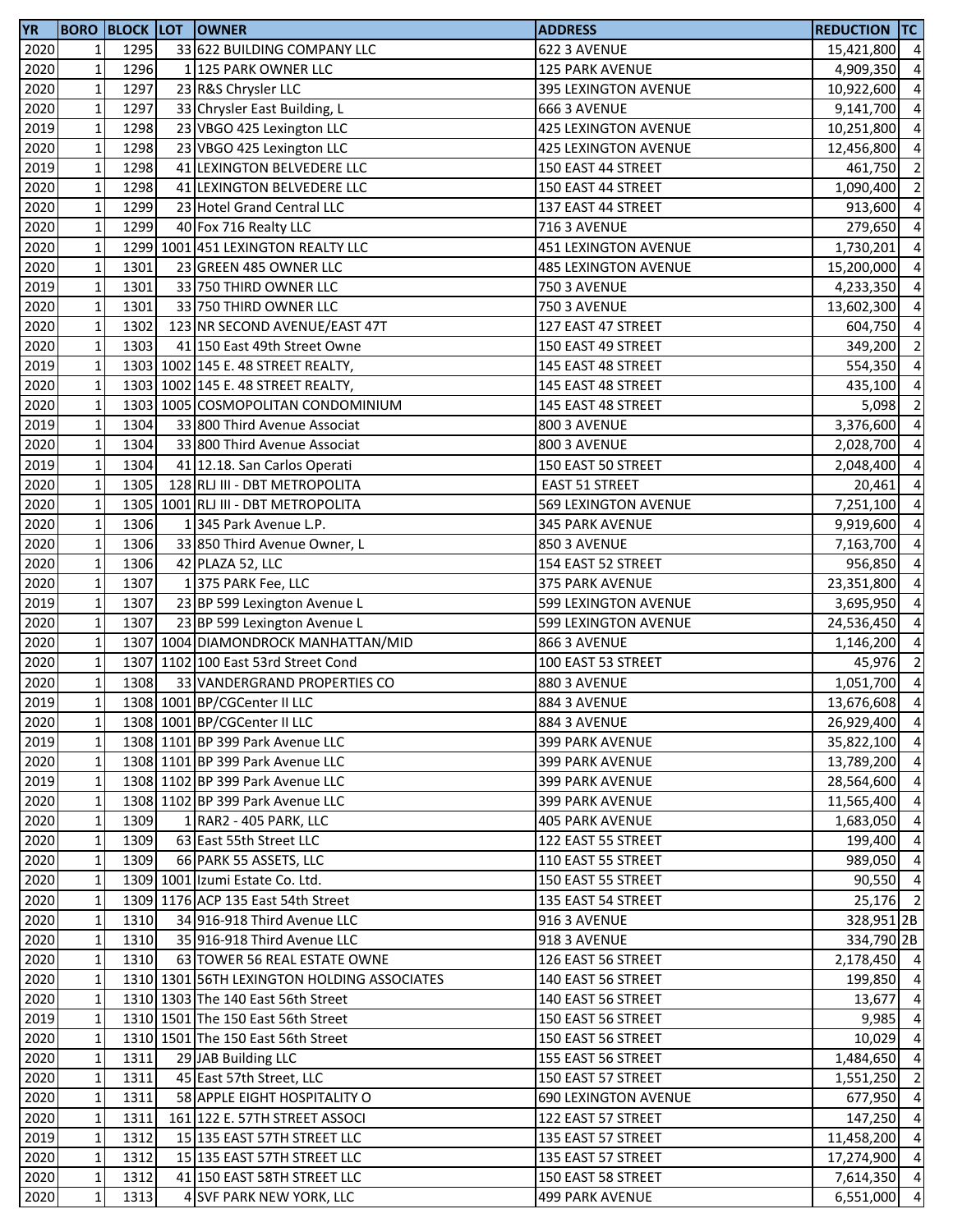| YR | BORO | BLOCK | LOT | OWNER | ADDRESS | REDUCTION | TC |
|---|---|---|---|---|---|---|---|
| 2020 | 1 | 1295 | 33 | 622 BUILDING COMPANY LLC | 622 3 AVENUE | 15,421,800 | 4 |
| 2020 | 1 | 1296 | 1 | 125 PARK OWNER LLC | 125 PARK AVENUE | 4,909,350 | 4 |
| 2020 | 1 | 1297 | 23 | R&S Chrysler LLC | 395 LEXINGTON AVENUE | 10,922,600 | 4 |
| 2020 | 1 | 1297 | 33 | Chrysler East Building, L | 666 3 AVENUE | 9,141,700 | 4 |
| 2019 | 1 | 1298 | 23 | VBGO 425 Lexington LLC | 425 LEXINGTON AVENUE | 10,251,800 | 4 |
| 2020 | 1 | 1298 | 23 | VBGO 425 Lexington LLC | 425 LEXINGTON AVENUE | 12,456,800 | 4 |
| 2019 | 1 | 1298 | 41 | LEXINGTON BELVEDERE LLC | 150 EAST 44 STREET | 461,750 | 2 |
| 2020 | 1 | 1298 | 41 | LEXINGTON BELVEDERE LLC | 150 EAST 44 STREET | 1,090,400 | 2 |
| 2020 | 1 | 1299 | 23 | Hotel Grand Central LLC | 137 EAST 44 STREET | 913,600 | 4 |
| 2020 | 1 | 1299 | 40 | Fox 716 Realty LLC | 716 3 AVENUE | 279,650 | 4 |
| 2020 | 1 | 1299 | 1001 | 451 LEXINGTON REALTY LLC | 451 LEXINGTON AVENUE | 1,730,201 | 4 |
| 2020 | 1 | 1301 | 23 | GREEN 485 OWNER LLC | 485 LEXINGTON AVENUE | 15,200,000 | 4 |
| 2019 | 1 | 1301 | 33 | 750 THIRD OWNER LLC | 750 3 AVENUE | 4,233,350 | 4 |
| 2020 | 1 | 1301 | 33 | 750 THIRD OWNER LLC | 750 3 AVENUE | 13,602,300 | 4 |
| 2020 | 1 | 1302 | 123 | NR SECOND AVENUE/EAST 47T | 127 EAST 47 STREET | 604,750 | 4 |
| 2020 | 1 | 1303 | 41 | 150 East 49th Street Owne | 150 EAST 49 STREET | 349,200 | 2 |
| 2019 | 1 | 1303 | 1002 | 145 E. 48 STREET REALTY, | 145 EAST 48 STREET | 554,350 | 4 |
| 2020 | 1 | 1303 | 1002 | 145 E. 48 STREET REALTY, | 145 EAST 48 STREET | 435,100 | 4 |
| 2020 | 1 | 1303 | 1005 | COSMOPOLITAN CONDOMINIUM | 145 EAST 48 STREET | 5,098 | 2 |
| 2019 | 1 | 1304 | 33 | 800 Third Avenue Associat | 800 3 AVENUE | 3,376,600 | 4 |
| 2020 | 1 | 1304 | 33 | 800 Third Avenue Associat | 800 3 AVENUE | 2,028,700 | 4 |
| 2019 | 1 | 1304 | 41 | 12.18. San Carlos Operati | 150 EAST 50 STREET | 2,048,400 | 4 |
| 2020 | 1 | 1305 | 128 | RLJ III - DBT METROPOLITA | EAST 51 STREET | 20,461 | 4 |
| 2020 | 1 | 1305 | 1001 | RLJ III - DBT METROPOLITA | 569 LEXINGTON AVENUE | 7,251,100 | 4 |
| 2020 | 1 | 1306 | 1 | 345 Park Avenue L.P. | 345 PARK AVENUE | 9,919,600 | 4 |
| 2020 | 1 | 1306 | 33 | 850 Third Avenue Owner, L | 850 3 AVENUE | 7,163,700 | 4 |
| 2020 | 1 | 1306 | 42 | PLAZA 52, LLC | 154 EAST 52 STREET | 956,850 | 4 |
| 2020 | 1 | 1307 | 1 | 375 PARK Fee, LLC | 375 PARK AVENUE | 23,351,800 | 4 |
| 2019 | 1 | 1307 | 23 | BP 599 Lexington Avenue L | 599 LEXINGTON AVENUE | 3,695,950 | 4 |
| 2020 | 1 | 1307 | 23 | BP 599 Lexington Avenue L | 599 LEXINGTON AVENUE | 24,536,450 | 4 |
| 2020 | 1 | 1307 | 1004 | DIAMONDROCK MANHATTAN/MID | 866 3 AVENUE | 1,146,200 | 4 |
| 2020 | 1 | 1307 | 1102 | 100 East 53rd Street Cond | 100 EAST 53 STREET | 45,976 | 2 |
| 2020 | 1 | 1308 | 33 | VANDERGRAND PROPERTIES CO | 880 3 AVENUE | 1,051,700 | 4 |
| 2019 | 1 | 1308 | 1001 | BP/CGCenter II LLC | 884 3 AVENUE | 13,676,608 | 4 |
| 2020 | 1 | 1308 | 1001 | BP/CGCenter II LLC | 884 3 AVENUE | 26,929,400 | 4 |
| 2019 | 1 | 1308 | 1101 | BP 399 Park Avenue LLC | 399 PARK AVENUE | 35,822,100 | 4 |
| 2020 | 1 | 1308 | 1101 | BP 399 Park Avenue LLC | 399 PARK AVENUE | 13,789,200 | 4 |
| 2019 | 1 | 1308 | 1102 | BP 399 Park Avenue LLC | 399 PARK AVENUE | 28,564,600 | 4 |
| 2020 | 1 | 1308 | 1102 | BP 399 Park Avenue LLC | 399 PARK AVENUE | 11,565,400 | 4 |
| 2020 | 1 | 1309 | 1 | RAR2 - 405 PARK, LLC | 405 PARK AVENUE | 1,683,050 | 4 |
| 2020 | 1 | 1309 | 63 | East 55th Street LLC | 122 EAST 55 STREET | 199,400 | 4 |
| 2020 | 1 | 1309 | 66 | PARK 55 ASSETS, LLC | 110 EAST 55 STREET | 989,050 | 4 |
| 2020 | 1 | 1309 | 1001 | Izumi Estate Co. Ltd. | 150 EAST 55 STREET | 90,550 | 4 |
| 2020 | 1 | 1309 | 1176 | ACP 135 East 54th Street | 135 EAST 54 STREET | 25,176 | 2 |
| 2020 | 1 | 1310 | 34 | 916-918 Third Avenue LLC | 916 3 AVENUE | 328,951 | 2B |
| 2020 | 1 | 1310 | 35 | 916-918 Third Avenue LLC | 918 3 AVENUE | 334,790 | 2B |
| 2020 | 1 | 1310 | 63 | TOWER 56 REAL ESTATE OWNE | 126 EAST 56 STREET | 2,178,450 | 4 |
| 2020 | 1 | 1310 | 1301 | 56TH LEXINGTON HOLDING ASSOCIATES | 140 EAST 56 STREET | 199,850 | 4 |
| 2020 | 1 | 1310 | 1303 | The 140 East 56th Street | 140 EAST 56 STREET | 13,677 | 4 |
| 2019 | 1 | 1310 | 1501 | The 150 East 56th Street | 150 EAST 56 STREET | 9,985 | 4 |
| 2020 | 1 | 1310 | 1501 | The 150 East 56th Street | 150 EAST 56 STREET | 10,029 | 4 |
| 2020 | 1 | 1311 | 29 | JAB Building LLC | 155 EAST 56 STREET | 1,484,650 | 4 |
| 2020 | 1 | 1311 | 45 | East 57th Street, LLC | 150 EAST 57 STREET | 1,551,250 | 2 |
| 2020 | 1 | 1311 | 58 | APPLE EIGHT HOSPITALITY O | 690 LEXINGTON AVENUE | 677,950 | 4 |
| 2020 | 1 | 1311 | 161 | 122 E. 57TH STREET ASSOCI | 122 EAST 57 STREET | 147,250 | 4 |
| 2019 | 1 | 1312 | 15 | 135 EAST 57TH STREET LLC | 135 EAST 57 STREET | 11,458,200 | 4 |
| 2020 | 1 | 1312 | 15 | 135 EAST 57TH STREET LLC | 135 EAST 57 STREET | 17,274,900 | 4 |
| 2020 | 1 | 1312 | 41 | 150 EAST 58TH STREET LLC | 150 EAST 58 STREET | 7,614,350 | 4 |
| 2020 | 1 | 1313 | 4 | SVF PARK NEW YORK, LLC | 499 PARK AVENUE | 6,551,000 | 4 |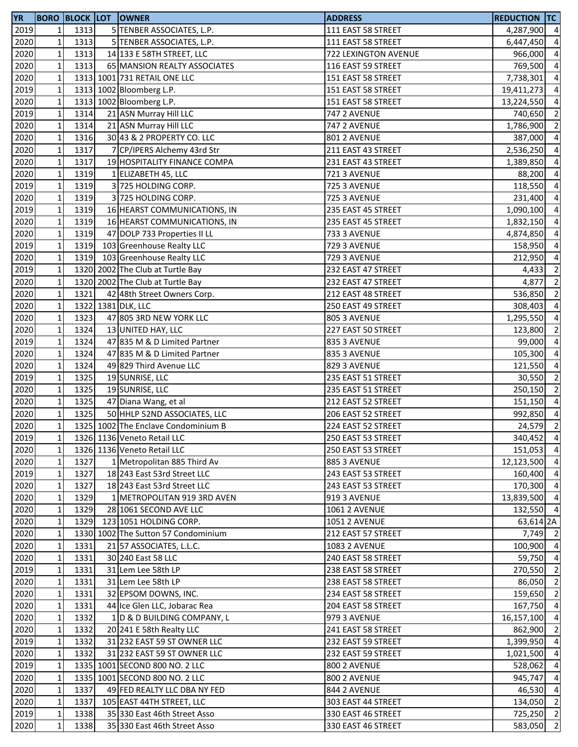| YR | BORO | BLOCK | LOT | OWNER | ADDRESS | REDUCTION | TC |
|---|---|---|---|---|---|---|---|
| 2019 | 1 | 1313 | 5 | TENBER ASSOCIATES, L.P. | 111 EAST 58 STREET | 4,287,900 | 4 |
| 2020 | 1 | 1313 | 5 | TENBER ASSOCIATES, L.P. | 111 EAST 58 STREET | 6,447,450 | 4 |
| 2020 | 1 | 1313 | 14 | 133 E 58TH STREET, LLC | 722 LEXINGTON AVENUE | 966,000 | 4 |
| 2020 | 1 | 1313 | 65 | MANSION REALTY ASSOCIATES | 116 EAST 59 STREET | 769,500 | 4 |
| 2020 | 1 | 1313 | 1001 | 731 RETAIL ONE LLC | 151 EAST 58 STREET | 7,738,301 | 4 |
| 2019 | 1 | 1313 | 1002 | Bloomberg L.P. | 151 EAST 58 STREET | 19,411,273 | 4 |
| 2020 | 1 | 1313 | 1002 | Bloomberg L.P. | 151 EAST 58 STREET | 13,224,550 | 4 |
| 2019 | 1 | 1314 | 21 | ASN Murray Hill LLC | 747 2 AVENUE | 740,650 | 2 |
| 2020 | 1 | 1314 | 21 | ASN Murray Hill LLC | 747 2 AVENUE | 1,786,900 | 2 |
| 2020 | 1 | 1316 | 30 | 43 & 2 PROPERTY CO. LLC | 801 2 AVENUE | 387,000 | 4 |
| 2020 | 1 | 1317 | 7 | CP/IPERS Alchemy 43rd Str | 211 EAST 43 STREET | 2,536,250 | 4 |
| 2020 | 1 | 1317 | 19 | HOSPITALITY FINANCE COMPA | 231 EAST 43 STREET | 1,389,850 | 4 |
| 2020 | 1 | 1319 | 1 | ELIZABETH 45, LLC | 721 3 AVENUE | 88,200 | 4 |
| 2019 | 1 | 1319 | 3 | 725 HOLDING CORP. | 725 3 AVENUE | 118,550 | 4 |
| 2020 | 1 | 1319 | 3 | 725 HOLDING CORP. | 725 3 AVENUE | 231,400 | 4 |
| 2019 | 1 | 1319 | 16 | HEARST COMMUNICATIONS, IN | 235 EAST 45 STREET | 1,090,100 | 4 |
| 2020 | 1 | 1319 | 16 | HEARST COMMUNICATIONS, IN | 235 EAST 45 STREET | 1,832,150 | 4 |
| 2020 | 1 | 1319 | 47 | DOLP 733 Properties II LL | 733 3 AVENUE | 4,874,850 | 4 |
| 2019 | 1 | 1319 | 103 | Greenhouse Realty LLC | 729 3 AVENUE | 158,950 | 4 |
| 2020 | 1 | 1319 | 103 | Greenhouse Realty LLC | 729 3 AVENUE | 212,950 | 4 |
| 2019 | 1 | 1320 | 2002 | The Club at Turtle Bay | 232 EAST 47 STREET | 4,433 | 2 |
| 2020 | 1 | 1320 | 2002 | The Club at Turtle Bay | 232 EAST 47 STREET | 4,877 | 2 |
| 2020 | 1 | 1321 | 42 | 48th Street Owners Corp. | 212 EAST 48 STREET | 536,850 | 2 |
| 2020 | 1 | 1322 | 1381 | DLK, LLC | 250 EAST 49 STREET | 308,403 | 4 |
| 2020 | 1 | 1323 | 47 | 805 3RD NEW YORK LLC | 805 3 AVENUE | 1,295,550 | 4 |
| 2020 | 1 | 1324 | 13 | UNITED HAY, LLC | 227 EAST 50 STREET | 123,800 | 2 |
| 2019 | 1 | 1324 | 47 | 835 M & D Limited Partner | 835 3 AVENUE | 99,000 | 4 |
| 2020 | 1 | 1324 | 47 | 835 M & D Limited Partner | 835 3 AVENUE | 105,300 | 4 |
| 2020 | 1 | 1324 | 49 | 829 Third Avenue LLC | 829 3 AVENUE | 121,550 | 4 |
| 2019 | 1 | 1325 | 19 | SUNRISE, LLC | 235 EAST 51 STREET | 30,550 | 2 |
| 2020 | 1 | 1325 | 19 | SUNRISE, LLC | 235 EAST 51 STREET | 250,150 | 2 |
| 2020 | 1 | 1325 | 47 | Diana Wang, et al | 212 EAST 52 STREET | 151,150 | 4 |
| 2020 | 1 | 1325 | 50 | HHLP 52ND ASSOCIATES, LLC | 206 EAST 52 STREET | 992,850 | 4 |
| 2020 | 1 | 1325 | 1002 | The Enclave Condominium B | 224 EAST 52 STREET | 24,579 | 2 |
| 2019 | 1 | 1326 | 1136 | Veneto Retail LLC | 250 EAST 53 STREET | 340,452 | 4 |
| 2020 | 1 | 1326 | 1136 | Veneto Retail LLC | 250 EAST 53 STREET | 151,053 | 4 |
| 2020 | 1 | 1327 | 1 | Metropolitan 885 Third Av | 885 3 AVENUE | 12,123,500 | 4 |
| 2019 | 1 | 1327 | 18 | 243 East 53rd Street LLC | 243 EAST 53 STREET | 160,400 | 4 |
| 2020 | 1 | 1327 | 18 | 243 East 53rd Street LLC | 243 EAST 53 STREET | 170,300 | 4 |
| 2020 | 1 | 1329 | 1 | METROPOLITAN 919 3RD AVEN | 919 3 AVENUE | 13,839,500 | 4 |
| 2020 | 1 | 1329 | 28 | 1061 SECOND AVE LLC | 1061 2 AVENUE | 132,550 | 4 |
| 2020 | 1 | 1329 | 123 | 1051 HOLDING CORP. | 1051 2 AVENUE | 63,614 | 2A |
| 2020 | 1 | 1330 | 1002 | The Sutton 57 Condominium | 212 EAST 57 STREET | 7,749 | 2 |
| 2020 | 1 | 1331 | 21 | 57 ASSOCIATES, L.L.C. | 1083 2 AVENUE | 100,900 | 4 |
| 2020 | 1 | 1331 | 30 | 240 East 58 LLC | 240 EAST 58 STREET | 59,750 | 4 |
| 2019 | 1 | 1331 | 31 | Lem Lee 58th LP | 238 EAST 58 STREET | 270,550 | 2 |
| 2020 | 1 | 1331 | 31 | Lem Lee 58th LP | 238 EAST 58 STREET | 86,050 | 2 |
| 2020 | 1 | 1331 | 32 | EPSOM DOWNS, INC. | 234 EAST 58 STREET | 159,650 | 2 |
| 2020 | 1 | 1331 | 44 | Ice Glen LLC, Jobarac Rea | 204 EAST 58 STREET | 167,750 | 4 |
| 2020 | 1 | 1332 | 1 | D & D BUILDING COMPANY, L | 979 3 AVENUE | 16,157,100 | 4 |
| 2020 | 1 | 1332 | 20 | 241 E 58th Realty LLC | 241 EAST 58 STREET | 862,900 | 2 |
| 2019 | 1 | 1332 | 31 | 232 EAST 59 ST OWNER LLC | 232 EAST 59 STREET | 1,399,950 | 4 |
| 2020 | 1 | 1332 | 31 | 232 EAST 59 ST OWNER LLC | 232 EAST 59 STREET | 1,021,500 | 4 |
| 2019 | 1 | 1335 | 1001 | SECOND 800 NO. 2 LLC | 800 2 AVENUE | 528,062 | 4 |
| 2020 | 1 | 1335 | 1001 | SECOND 800 NO. 2 LLC | 800 2 AVENUE | 945,747 | 4 |
| 2020 | 1 | 1337 | 49 | FED REALTY LLC DBA NY FED | 844 2 AVENUE | 46,530 | 4 |
| 2020 | 1 | 1337 | 105 | EAST 44TH STREET, LLC | 303 EAST 44 STREET | 134,050 | 2 |
| 2019 | 1 | 1338 | 35 | 330 East 46th Street Asso | 330 EAST 46 STREET | 725,250 | 2 |
| 2020 | 1 | 1338 | 35 | 330 East 46th Street Asso | 330 EAST 46 STREET | 583,050 | 2 |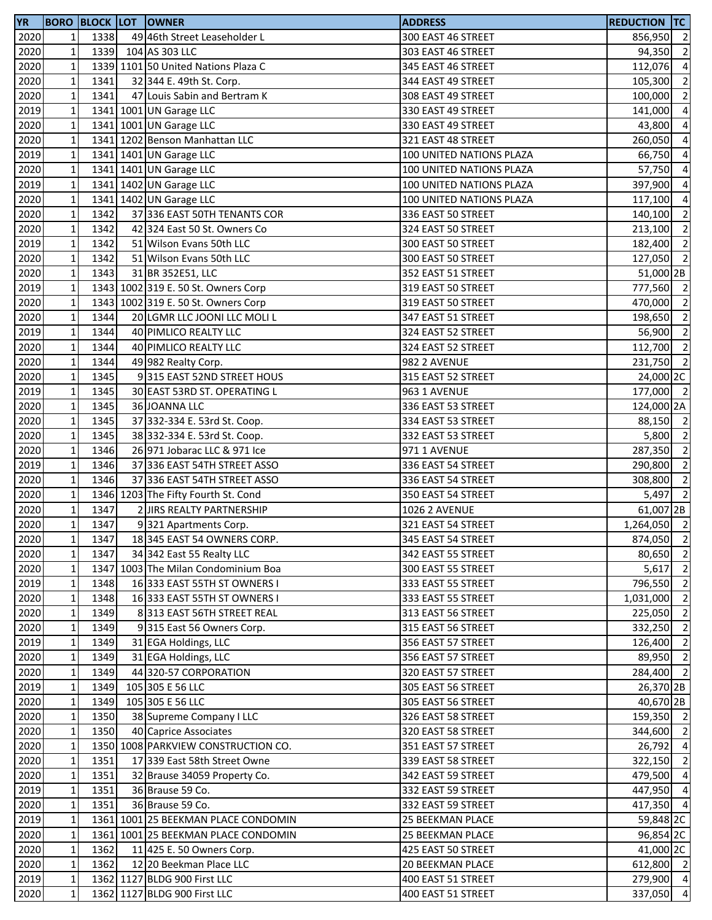| YR | BORO | BLOCK | LOT | OWNER | ADDRESS | REDUCTION | TC |
|---|---|---|---|---|---|---|---|
| 2020 | 1 | 1338 | 49 | 46th Street Leaseholder L | 300 EAST 46 STREET | 856,950 | 2 |
| 2020 | 1 | 1339 | 104 | AS 303 LLC | 303 EAST 46 STREET | 94,350 | 2 |
| 2020 | 1 | 1339 | 1101 | 50 United Nations Plaza C | 345 EAST 46 STREET | 112,076 | 4 |
| 2020 | 1 | 1341 | 32 | 344 E. 49th St. Corp. | 344 EAST 49 STREET | 105,300 | 2 |
| 2020 | 1 | 1341 | 47 | Louis Sabin and Bertram K | 308 EAST 49 STREET | 100,000 | 2 |
| 2019 | 1 | 1341 | 1001 | UN Garage LLC | 330 EAST 49 STREET | 141,000 | 4 |
| 2020 | 1 | 1341 | 1001 | UN Garage LLC | 330 EAST 49 STREET | 43,800 | 4 |
| 2020 | 1 | 1341 | 1202 | Benson Manhattan LLC | 321 EAST 48 STREET | 260,050 | 4 |
| 2019 | 1 | 1341 | 1401 | UN Garage LLC | 100 UNITED NATIONS PLAZA | 66,750 | 4 |
| 2020 | 1 | 1341 | 1401 | UN Garage LLC | 100 UNITED NATIONS PLAZA | 57,750 | 4 |
| 2019 | 1 | 1341 | 1402 | UN Garage LLC | 100 UNITED NATIONS PLAZA | 397,900 | 4 |
| 2020 | 1 | 1341 | 1402 | UN Garage LLC | 100 UNITED NATIONS PLAZA | 117,100 | 4 |
| 2020 | 1 | 1342 | 37 | 336 EAST 50TH TENANTS COR | 336 EAST 50 STREET | 140,100 | 2 |
| 2020 | 1 | 1342 | 42 | 324 East 50 St. Owners Co | 324 EAST 50 STREET | 213,100 | 2 |
| 2019 | 1 | 1342 | 51 | Wilson Evans 50th LLC | 300 EAST 50 STREET | 182,400 | 2 |
| 2020 | 1 | 1342 | 51 | Wilson Evans 50th LLC | 300 EAST 50 STREET | 127,050 | 2 |
| 2020 | 1 | 1343 | 31 | BR 352E51, LLC | 352 EAST 51 STREET | 51,000 | 2B |
| 2019 | 1 | 1343 | 1002 | 319 E. 50 St. Owners Corp | 319 EAST 50 STREET | 777,560 | 2 |
| 2020 | 1 | 1343 | 1002 | 319 E. 50 St. Owners Corp | 319 EAST 50 STREET | 470,000 | 2 |
| 2020 | 1 | 1344 | 20 | LGMR LLC JOONI LLC MOLI L | 347 EAST 51 STREET | 198,650 | 2 |
| 2019 | 1 | 1344 | 40 | PIMLICO REALTY LLC | 324 EAST 52 STREET | 56,900 | 2 |
| 2020 | 1 | 1344 | 40 | PIMLICO REALTY LLC | 324 EAST 52 STREET | 112,700 | 2 |
| 2020 | 1 | 1344 | 49 | 982 Realty Corp. | 982 2 AVENUE | 231,750 | 2 |
| 2020 | 1 | 1345 | 9 | 315 EAST 52ND STREET HOUS | 315 EAST 52 STREET | 24,000 | 2C |
| 2019 | 1 | 1345 | 30 | EAST 53RD ST. OPERATING L | 963 1 AVENUE | 177,000 | 2 |
| 2020 | 1 | 1345 | 36 | JOANNA LLC | 336 EAST 53 STREET | 124,000 | 2A |
| 2020 | 1 | 1345 | 37 | 332-334 E. 53rd St. Coop. | 334 EAST 53 STREET | 88,150 | 2 |
| 2020 | 1 | 1345 | 38 | 332-334 E. 53rd St. Coop. | 332 EAST 53 STREET | 5,800 | 2 |
| 2020 | 1 | 1346 | 26 | 971 Jobarac LLC & 971 Ice | 971 1 AVENUE | 287,350 | 2 |
| 2019 | 1 | 1346 | 37 | 336 EAST 54TH STREET ASSO | 336 EAST 54 STREET | 290,800 | 2 |
| 2020 | 1 | 1346 | 37 | 336 EAST 54TH STREET ASSO | 336 EAST 54 STREET | 308,800 | 2 |
| 2020 | 1 | 1346 | 1203 | The Fifty Fourth St. Cond | 350 EAST 54 STREET | 5,497 | 2 |
| 2020 | 1 | 1347 | 2 | JIRS REALTY PARTNERSHIP | 1026 2 AVENUE | 61,007 | 2B |
| 2020 | 1 | 1347 | 9 | 321 Apartments Corp. | 321 EAST 54 STREET | 1,264,050 | 2 |
| 2020 | 1 | 1347 | 18 | 345 EAST 54 OWNERS CORP. | 345 EAST 54 STREET | 874,050 | 2 |
| 2020 | 1 | 1347 | 34 | 342 East 55 Realty LLC | 342 EAST 55 STREET | 80,650 | 2 |
| 2020 | 1 | 1347 | 1003 | The Milan Condominium Boa | 300 EAST 55 STREET | 5,617 | 2 |
| 2019 | 1 | 1348 | 16 | 333 EAST 55TH ST OWNERS I | 333 EAST 55 STREET | 796,550 | 2 |
| 2020 | 1 | 1348 | 16 | 333 EAST 55TH ST OWNERS I | 333 EAST 55 STREET | 1,031,000 | 2 |
| 2020 | 1 | 1349 | 8 | 313 EAST 56TH STREET REAL | 313 EAST 56 STREET | 225,050 | 2 |
| 2020 | 1 | 1349 | 9 | 315 East 56 Owners Corp. | 315 EAST 56 STREET | 332,250 | 2 |
| 2019 | 1 | 1349 | 31 | EGA Holdings, LLC | 356 EAST 57 STREET | 126,400 | 2 |
| 2020 | 1 | 1349 | 31 | EGA Holdings, LLC | 356 EAST 57 STREET | 89,950 | 2 |
| 2020 | 1 | 1349 | 44 | 320-57 CORPORATION | 320 EAST 57 STREET | 284,400 | 2 |
| 2019 | 1 | 1349 | 105 | 305 E 56 LLC | 305 EAST 56 STREET | 26,370 | 2B |
| 2020 | 1 | 1349 | 105 | 305 E 56 LLC | 305 EAST 56 STREET | 40,670 | 2B |
| 2020 | 1 | 1350 | 38 | Supreme Company I LLC | 326 EAST 58 STREET | 159,350 | 2 |
| 2020 | 1 | 1350 | 40 | Caprice Associates | 320 EAST 58 STREET | 344,600 | 2 |
| 2020 | 1 | 1350 | 1008 | PARKVIEW CONSTRUCTION CO. | 351 EAST 57 STREET | 26,792 | 4 |
| 2020 | 1 | 1351 | 17 | 339 East 58th Street Owne | 339 EAST 58 STREET | 322,150 | 2 |
| 2020 | 1 | 1351 | 32 | Brause 34059 Property Co. | 342 EAST 59 STREET | 479,500 | 4 |
| 2019 | 1 | 1351 | 36 | Brause 59 Co. | 332 EAST 59 STREET | 447,950 | 4 |
| 2020 | 1 | 1351 | 36 | Brause 59 Co. | 332 EAST 59 STREET | 417,350 | 4 |
| 2019 | 1 | 1361 | 1001 | 25 BEEKMAN PLACE CONDOMIN | 25 BEEKMAN PLACE | 59,848 | 2C |
| 2020 | 1 | 1361 | 1001 | 25 BEEKMAN PLACE CONDOMIN | 25 BEEKMAN PLACE | 96,854 | 2C |
| 2020 | 1 | 1362 | 11 | 425 E. 50 Owners Corp. | 425 EAST 50 STREET | 41,000 | 2C |
| 2020 | 1 | 1362 | 12 | 20 Beekman Place LLC | 20 BEEKMAN PLACE | 612,800 | 2 |
| 2019 | 1 | 1362 | 1127 | BLDG 900 First LLC | 400 EAST 51 STREET | 279,900 | 4 |
| 2020 | 1 | 1362 | 1127 | BLDG 900 First LLC | 400 EAST 51 STREET | 337,050 | 4 |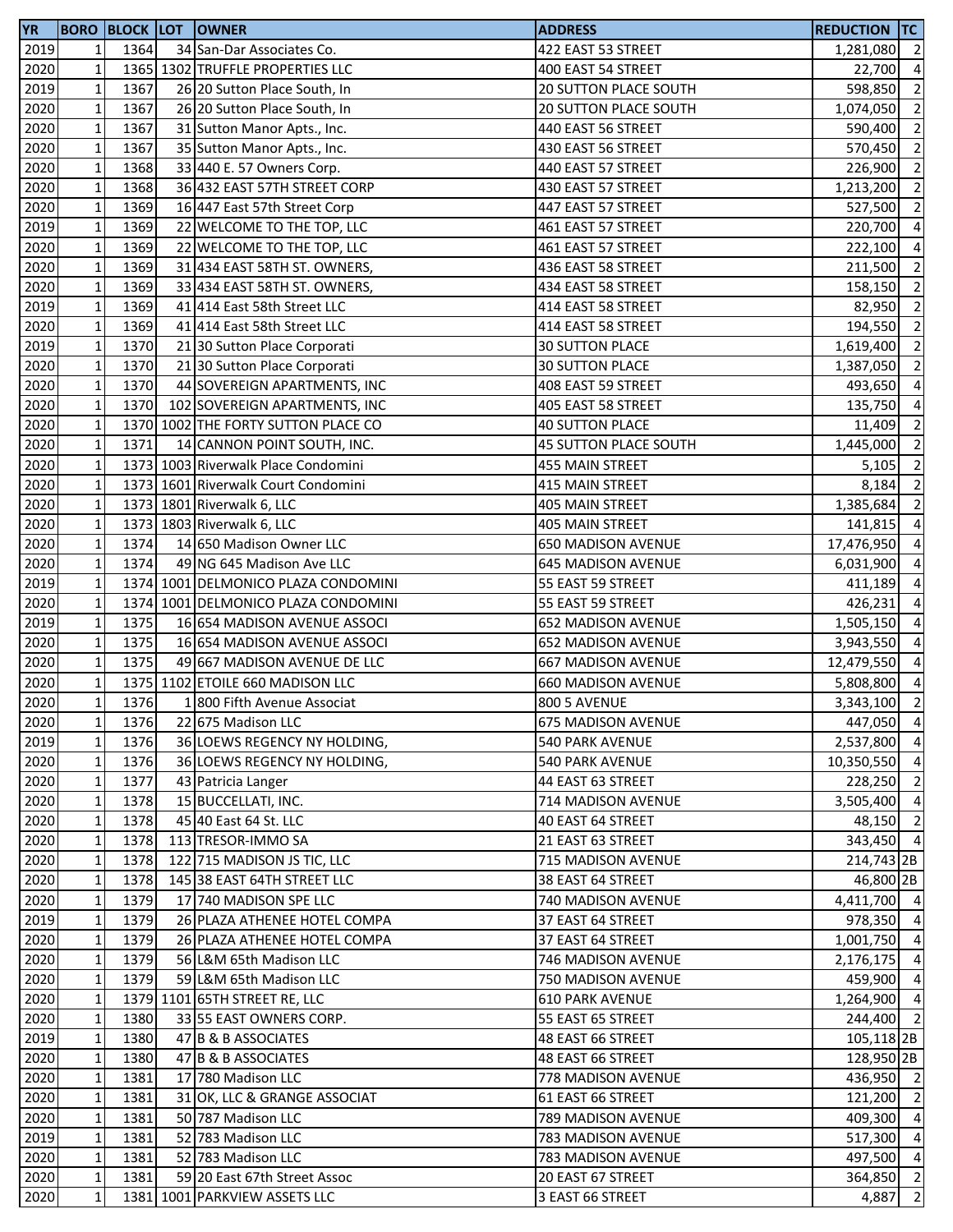| YR | BORO | BLOCK | LOT | OWNER | ADDRESS | REDUCTION | TC |
|---|---|---|---|---|---|---|---|
| 2019 | 1 | 1364 | 34 | San-Dar Associates Co. | 422 EAST 53 STREET | 1,281,080 | 2 |
| 2020 | 1 | 1365 | 1302 | TRUFFLE PROPERTIES LLC | 400 EAST 54 STREET | 22,700 | 4 |
| 2019 | 1 | 1367 | 26 | 20 Sutton Place South, In | 20 SUTTON PLACE SOUTH | 598,850 | 2 |
| 2020 | 1 | 1367 | 26 | 20 Sutton Place South, In | 20 SUTTON PLACE SOUTH | 1,074,050 | 2 |
| 2020 | 1 | 1367 | 31 | Sutton Manor Apts., Inc. | 440 EAST 56 STREET | 590,400 | 2 |
| 2020 | 1 | 1367 | 35 | Sutton Manor Apts., Inc. | 430 EAST 56 STREET | 570,450 | 2 |
| 2020 | 1 | 1368 | 33 | 440 E. 57 Owners Corp. | 440 EAST 57 STREET | 226,900 | 2 |
| 2020 | 1 | 1368 | 36 | 432 EAST 57TH STREET CORP | 430 EAST 57 STREET | 1,213,200 | 2 |
| 2020 | 1 | 1369 | 16 | 447 East 57th Street Corp | 447 EAST 57 STREET | 527,500 | 2 |
| 2019 | 1 | 1369 | 22 | WELCOME TO THE TOP, LLC | 461 EAST 57 STREET | 220,700 | 4 |
| 2020 | 1 | 1369 | 22 | WELCOME TO THE TOP, LLC | 461 EAST 57 STREET | 222,100 | 4 |
| 2020 | 1 | 1369 | 31 | 434 EAST 58TH ST. OWNERS, | 436 EAST 58 STREET | 211,500 | 2 |
| 2020 | 1 | 1369 | 33 | 434 EAST 58TH ST. OWNERS, | 434 EAST 58 STREET | 158,150 | 2 |
| 2019 | 1 | 1369 | 41 | 414 East 58th Street LLC | 414 EAST 58 STREET | 82,950 | 2 |
| 2020 | 1 | 1369 | 41 | 414 East 58th Street LLC | 414 EAST 58 STREET | 194,550 | 2 |
| 2019 | 1 | 1370 | 21 | 30 Sutton Place Corporati | 30 SUTTON PLACE | 1,619,400 | 2 |
| 2020 | 1 | 1370 | 21 | 30 Sutton Place Corporati | 30 SUTTON PLACE | 1,387,050 | 2 |
| 2020 | 1 | 1370 | 44 | SOVEREIGN APARTMENTS, INC | 408 EAST 59 STREET | 493,650 | 4 |
| 2020 | 1 | 1370 | 102 | SOVEREIGN APARTMENTS, INC | 405 EAST 58 STREET | 135,750 | 4 |
| 2020 | 1 | 1370 | 1002 | THE FORTY SUTTON PLACE CO | 40 SUTTON PLACE | 11,409 | 2 |
| 2020 | 1 | 1371 | 14 | CANNON POINT SOUTH, INC. | 45 SUTTON PLACE SOUTH | 1,445,000 | 2 |
| 2020 | 1 | 1373 | 1003 | Riverwalk Place Condomini | 455 MAIN STREET | 5,105 | 2 |
| 2020 | 1 | 1373 | 1601 | Riverwalk Court Condomini | 415 MAIN STREET | 8,184 | 2 |
| 2020 | 1 | 1373 | 1801 | Riverwalk 6, LLC | 405 MAIN STREET | 1,385,684 | 2 |
| 2020 | 1 | 1373 | 1803 | Riverwalk 6, LLC | 405 MAIN STREET | 141,815 | 4 |
| 2020 | 1 | 1374 | 14 | 650 Madison Owner LLC | 650 MADISON AVENUE | 17,476,950 | 4 |
| 2020 | 1 | 1374 | 49 | NG 645 Madison Ave LLC | 645 MADISON AVENUE | 6,031,900 | 4 |
| 2019 | 1 | 1374 | 1001 | DELMONICO PLAZA CONDOMINI | 55 EAST 59 STREET | 411,189 | 4 |
| 2020 | 1 | 1374 | 1001 | DELMONICO PLAZA CONDOMINI | 55 EAST 59 STREET | 426,231 | 4 |
| 2019 | 1 | 1375 | 16 | 654 MADISON AVENUE ASSOCI | 652 MADISON AVENUE | 1,505,150 | 4 |
| 2020 | 1 | 1375 | 16 | 654 MADISON AVENUE ASSOCI | 652 MADISON AVENUE | 3,943,550 | 4 |
| 2020 | 1 | 1375 | 49 | 667 MADISON AVENUE DE LLC | 667 MADISON AVENUE | 12,479,550 | 4 |
| 2020 | 1 | 1375 | 1102 | ETOILE 660 MADISON LLC | 660 MADISON AVENUE | 5,808,800 | 4 |
| 2020 | 1 | 1376 | 1 | 800 Fifth Avenue Associat | 800 5 AVENUE | 3,343,100 | 2 |
| 2020 | 1 | 1376 | 22 | 675 Madison LLC | 675 MADISON AVENUE | 447,050 | 4 |
| 2019 | 1 | 1376 | 36 | LOEWS REGENCY NY HOLDING, | 540 PARK AVENUE | 2,537,800 | 4 |
| 2020 | 1 | 1376 | 36 | LOEWS REGENCY NY HOLDING, | 540 PARK AVENUE | 10,350,550 | 4 |
| 2020 | 1 | 1377 | 43 | Patricia Langer | 44 EAST 63 STREET | 228,250 | 2 |
| 2020 | 1 | 1378 | 15 | BUCCELLATI, INC. | 714 MADISON AVENUE | 3,505,400 | 4 |
| 2020 | 1 | 1378 | 45 | 40 East 64 St. LLC | 40 EAST 64 STREET | 48,150 | 2 |
| 2020 | 1 | 1378 | 113 | TRESOR-IMMO SA | 21 EAST 63 STREET | 343,450 | 4 |
| 2020 | 1 | 1378 | 122 | 715 MADISON JS TIC, LLC | 715 MADISON AVENUE | 214,743 | 2B |
| 2020 | 1 | 1378 | 145 | 38 EAST 64TH STREET LLC | 38 EAST 64 STREET | 46,800 | 2B |
| 2020 | 1 | 1379 | 17 | 740 MADISON SPE LLC | 740 MADISON AVENUE | 4,411,700 | 4 |
| 2019 | 1 | 1379 | 26 | PLAZA ATHENEE HOTEL COMPA | 37 EAST 64 STREET | 978,350 | 4 |
| 2020 | 1 | 1379 | 26 | PLAZA ATHENEE HOTEL COMPA | 37 EAST 64 STREET | 1,001,750 | 4 |
| 2020 | 1 | 1379 | 56 | L&M 65th Madison LLC | 746 MADISON AVENUE | 2,176,175 | 4 |
| 2020 | 1 | 1379 | 59 | L&M 65th Madison LLC | 750 MADISON AVENUE | 459,900 | 4 |
| 2020 | 1 | 1379 | 1101 | 65TH STREET RE, LLC | 610 PARK AVENUE | 1,264,900 | 4 |
| 2020 | 1 | 1380 | 33 | 55 EAST OWNERS CORP. | 55 EAST 65 STREET | 244,400 | 2 |
| 2019 | 1 | 1380 | 47 | B & B ASSOCIATES | 48 EAST 66 STREET | 105,118 | 2B |
| 2020 | 1 | 1380 | 47 | B & B ASSOCIATES | 48 EAST 66 STREET | 128,950 | 2B |
| 2020 | 1 | 1381 | 17 | 780 Madison LLC | 778 MADISON AVENUE | 436,950 | 2 |
| 2020 | 1 | 1381 | 31 | OK, LLC & GRANGE ASSOCIAT | 61 EAST 66 STREET | 121,200 | 2 |
| 2020 | 1 | 1381 | 50 | 787 Madison LLC | 789 MADISON AVENUE | 409,300 | 4 |
| 2019 | 1 | 1381 | 52 | 783 Madison LLC | 783 MADISON AVENUE | 517,300 | 4 |
| 2020 | 1 | 1381 | 52 | 783 Madison LLC | 783 MADISON AVENUE | 497,500 | 4 |
| 2020 | 1 | 1381 | 59 | 20 East 67th Street Assoc | 20 EAST 67 STREET | 364,850 | 2 |
| 2020 | 1 | 1381 | 1001 | PARKVIEW ASSETS LLC | 3 EAST 66 STREET | 4,887 | 2 |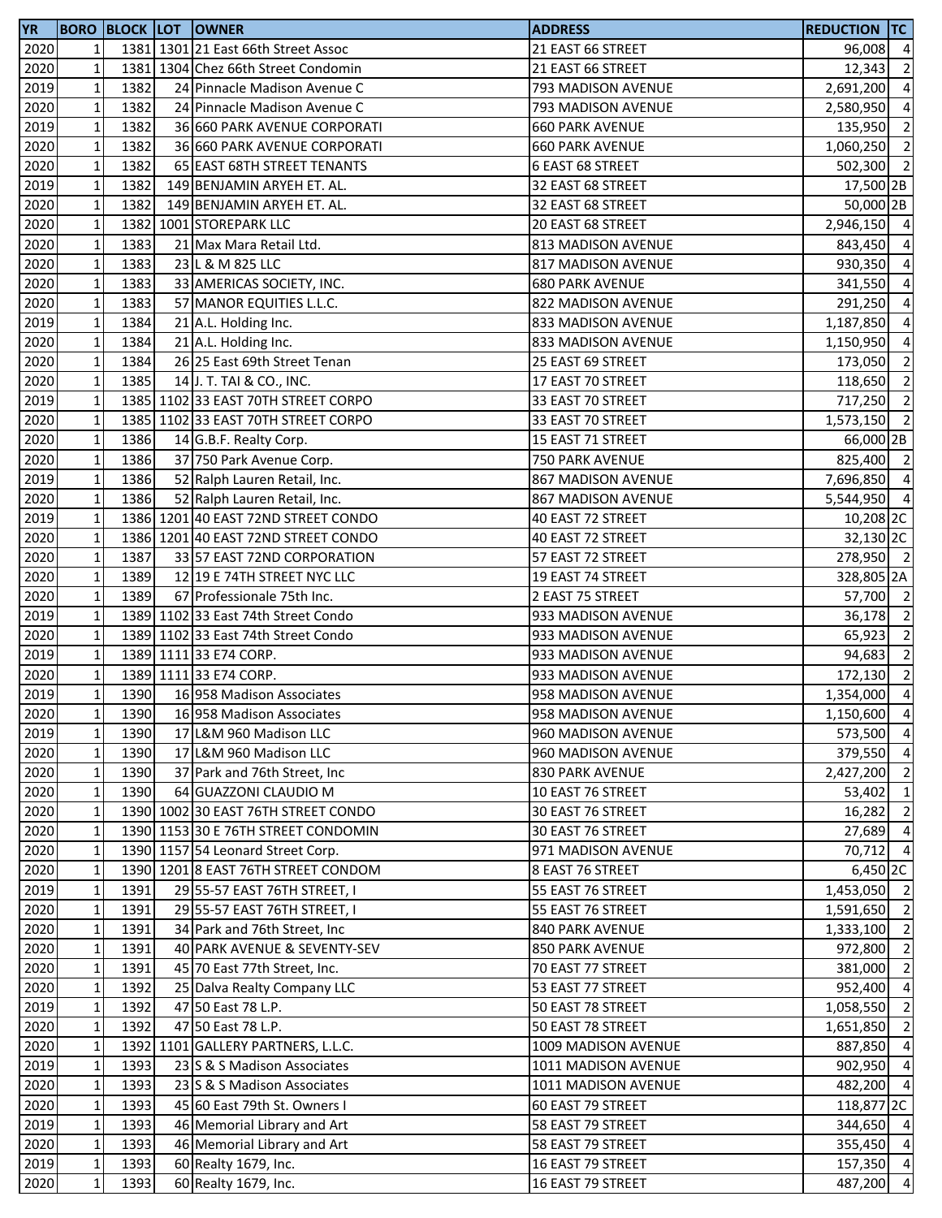| YR | BORO | BLOCK | LOT | OWNER | ADDRESS | REDUCTION | TC |
|---|---|---|---|---|---|---|---|
| 2020 | 1 | 1381 | 1301 | 21 East 66th Street Assoc | 21 EAST 66 STREET | 96,008 | 4 |
| 2020 | 1 | 1381 | 1304 | Chez 66th Street Condomin | 21 EAST 66 STREET | 12,343 | 2 |
| 2019 | 1 | 1382 | 24 | Pinnacle Madison Avenue C | 793 MADISON AVENUE | 2,691,200 | 4 |
| 2020 | 1 | 1382 | 24 | Pinnacle Madison Avenue C | 793 MADISON AVENUE | 2,580,950 | 4 |
| 2019 | 1 | 1382 | 36 | 660 PARK AVENUE CORPORATI | 660 PARK AVENUE | 135,950 | 2 |
| 2020 | 1 | 1382 | 36 | 660 PARK AVENUE CORPORATI | 660 PARK AVENUE | 1,060,250 | 2 |
| 2020 | 1 | 1382 | 65 | EAST 68TH STREET TENANTS | 6 EAST 68 STREET | 502,300 | 2 |
| 2019 | 1 | 1382 | 149 | BENJAMIN ARYEH ET. AL. | 32 EAST 68 STREET | 17,500 | 2B |
| 2020 | 1 | 1382 | 149 | BENJAMIN ARYEH ET. AL. | 32 EAST 68 STREET | 50,000 | 2B |
| 2020 | 1 | 1382 | 1001 | STOREPARK LLC | 20 EAST 68 STREET | 2,946,150 | 4 |
| 2020 | 1 | 1383 | 21 | Max Mara Retail Ltd. | 813 MADISON AVENUE | 843,450 | 4 |
| 2020 | 1 | 1383 | 23 | L & M 825 LLC | 817 MADISON AVENUE | 930,350 | 4 |
| 2020 | 1 | 1383 | 33 | AMERICAS SOCIETY, INC. | 680 PARK AVENUE | 341,550 | 4 |
| 2020 | 1 | 1383 | 57 | MANOR EQUITIES L.L.C. | 822 MADISON AVENUE | 291,250 | 4 |
| 2019 | 1 | 1384 | 21 | A.L. Holding Inc. | 833 MADISON AVENUE | 1,187,850 | 4 |
| 2020 | 1 | 1384 | 21 | A.L. Holding Inc. | 833 MADISON AVENUE | 1,150,950 | 4 |
| 2020 | 1 | 1384 | 26 | 25 East 69th Street Tenan | 25 EAST 69 STREET | 173,050 | 2 |
| 2020 | 1 | 1385 | 14 | J. T. TAI & CO., INC. | 17 EAST 70 STREET | 118,650 | 2 |
| 2019 | 1 | 1385 | 1102 | 33 EAST 70TH STREET CORPO | 33 EAST 70 STREET | 717,250 | 2 |
| 2020 | 1 | 1385 | 1102 | 33 EAST 70TH STREET CORPO | 33 EAST 70 STREET | 1,573,150 | 2 |
| 2020 | 1 | 1386 | 14 | G.B.F. Realty Corp. | 15 EAST 71 STREET | 66,000 | 2B |
| 2020 | 1 | 1386 | 37 | 750 Park Avenue Corp. | 750 PARK AVENUE | 825,400 | 2 |
| 2019 | 1 | 1386 | 52 | Ralph Lauren Retail, Inc. | 867 MADISON AVENUE | 7,696,850 | 4 |
| 2020 | 1 | 1386 | 52 | Ralph Lauren Retail, Inc. | 867 MADISON AVENUE | 5,544,950 | 4 |
| 2019 | 1 | 1386 | 1201 | 40 EAST 72ND STREET CONDO | 40 EAST 72 STREET | 10,208 | 2C |
| 2020 | 1 | 1386 | 1201 | 40 EAST 72ND STREET CONDO | 40 EAST 72 STREET | 32,130 | 2C |
| 2020 | 1 | 1387 | 33 | 57 EAST 72ND CORPORATION | 57 EAST 72 STREET | 278,950 | 2 |
| 2020 | 1 | 1389 | 12 | 19 E 74TH STREET NYC LLC | 19 EAST 74 STREET | 328,805 | 2A |
| 2020 | 1 | 1389 | 67 | Professionale 75th Inc. | 2 EAST 75 STREET | 57,700 | 2 |
| 2019 | 1 | 1389 | 1102 | 33 East 74th Street Condo | 933 MADISON AVENUE | 36,178 | 2 |
| 2020 | 1 | 1389 | 1102 | 33 East 74th Street Condo | 933 MADISON AVENUE | 65,923 | 2 |
| 2019 | 1 | 1389 | 1111 | 33 E74 CORP. | 933 MADISON AVENUE | 94,683 | 2 |
| 2020 | 1 | 1389 | 1111 | 33 E74 CORP. | 933 MADISON AVENUE | 172,130 | 2 |
| 2019 | 1 | 1390 | 16 | 958 Madison Associates | 958 MADISON AVENUE | 1,354,000 | 4 |
| 2020 | 1 | 1390 | 16 | 958 Madison Associates | 958 MADISON AVENUE | 1,150,600 | 4 |
| 2019 | 1 | 1390 | 17 | L&M 960 Madison LLC | 960 MADISON AVENUE | 573,500 | 4 |
| 2020 | 1 | 1390 | 17 | L&M 960 Madison LLC | 960 MADISON AVENUE | 379,550 | 4 |
| 2020 | 1 | 1390 | 37 | Park and 76th Street, Inc | 830 PARK AVENUE | 2,427,200 | 2 |
| 2020 | 1 | 1390 | 64 | GUAZZONI CLAUDIO M | 10 EAST 76 STREET | 53,402 | 1 |
| 2020 | 1 | 1390 | 1002 | 30 EAST 76TH STREET CONDO | 30 EAST 76 STREET | 16,282 | 2 |
| 2020 | 1 | 1390 | 1153 | 30 E 76TH STREET CONDOMIN | 30 EAST 76 STREET | 27,689 | 4 |
| 2020 | 1 | 1390 | 1157 | 54 Leonard Street Corp. | 971 MADISON AVENUE | 70,712 | 4 |
| 2020 | 1 | 1390 | 1201 | 8 EAST 76TH STREET CONDOM | 8 EAST 76 STREET | 6,450 | 2C |
| 2019 | 1 | 1391 | 29 | 55-57 EAST 76TH STREET, I | 55 EAST 76 STREET | 1,453,050 | 2 |
| 2020 | 1 | 1391 | 29 | 55-57 EAST 76TH STREET, I | 55 EAST 76 STREET | 1,591,650 | 2 |
| 2020 | 1 | 1391 | 34 | Park and 76th Street, Inc | 840 PARK AVENUE | 1,333,100 | 2 |
| 2020 | 1 | 1391 | 40 | PARK AVENUE & SEVENTY-SEV | 850 PARK AVENUE | 972,800 | 2 |
| 2020 | 1 | 1391 | 45 | 70 East 77th Street, Inc. | 70 EAST 77 STREET | 381,000 | 2 |
| 2020 | 1 | 1392 | 25 | Dalva Realty Company LLC | 53 EAST 77 STREET | 952,400 | 4 |
| 2019 | 1 | 1392 | 47 | 50 East 78 L.P. | 50 EAST 78 STREET | 1,058,550 | 2 |
| 2020 | 1 | 1392 | 47 | 50 East 78 L.P. | 50 EAST 78 STREET | 1,651,850 | 2 |
| 2020 | 1 | 1392 | 1101 | GALLERY PARTNERS, L.L.C. | 1009 MADISON AVENUE | 887,850 | 4 |
| 2019 | 1 | 1393 | 23 | S & S Madison Associates | 1011 MADISON AVENUE | 902,950 | 4 |
| 2020 | 1 | 1393 | 23 | S & S Madison Associates | 1011 MADISON AVENUE | 482,200 | 4 |
| 2020 | 1 | 1393 | 45 | 60 East 79th St. Owners I | 60 EAST 79 STREET | 118,877 | 2C |
| 2019 | 1 | 1393 | 46 | Memorial Library and Art | 58 EAST 79 STREET | 344,650 | 4 |
| 2020 | 1 | 1393 | 46 | Memorial Library and Art | 58 EAST 79 STREET | 355,450 | 4 |
| 2019 | 1 | 1393 | 60 | Realty 1679, Inc. | 16 EAST 79 STREET | 157,350 | 4 |
| 2020 | 1 | 1393 | 60 | Realty 1679, Inc. | 16 EAST 79 STREET | 487,200 | 4 |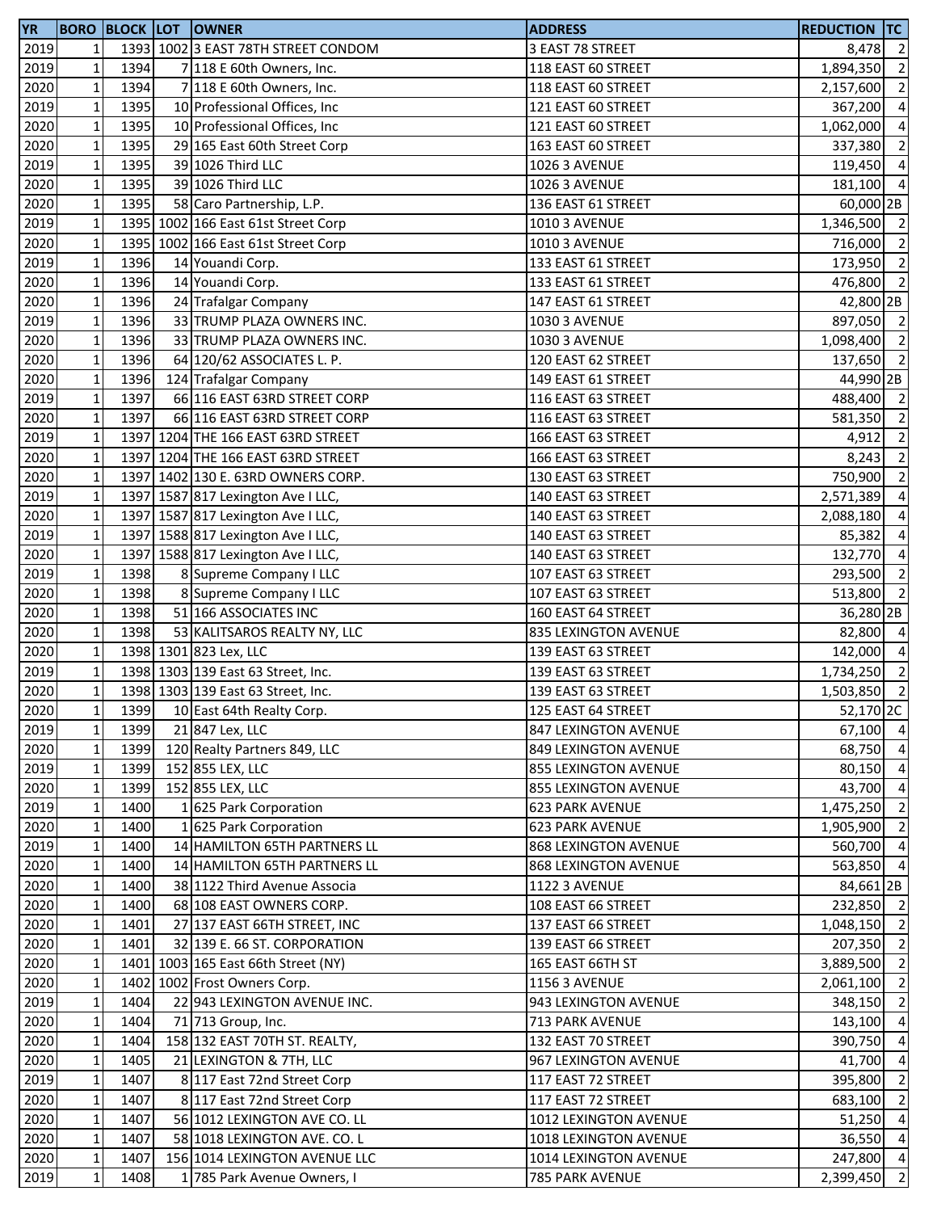| YR | BORO | BLOCK | LOT | OWNER | ADDRESS | REDUCTION | TC |
|---|---|---|---|---|---|---|---|
| 2019 | 1 | 1393 | 1002 | 3 EAST 78TH STREET CONDOM | 3 EAST 78 STREET | 8,478 | 2 |
| 2019 | 1 | 1394 | 7 | 118 E 60th Owners, Inc. | 118 EAST 60 STREET | 1,894,350 | 2 |
| 2020 | 1 | 1394 | 7 | 118 E 60th Owners, Inc. | 118 EAST 60 STREET | 2,157,600 | 2 |
| 2019 | 1 | 1395 | 10 | Professional Offices, Inc | 121 EAST 60 STREET | 367,200 | 4 |
| 2020 | 1 | 1395 | 10 | Professional Offices, Inc | 121 EAST 60 STREET | 1,062,000 | 4 |
| 2020 | 1 | 1395 | 29 | 165 East 60th Street Corp | 163 EAST 60 STREET | 337,380 | 2 |
| 2019 | 1 | 1395 | 39 | 1026 Third LLC | 1026 3 AVENUE | 119,450 | 4 |
| 2020 | 1 | 1395 | 39 | 1026 Third LLC | 1026 3 AVENUE | 181,100 | 4 |
| 2020 | 1 | 1395 | 58 | Caro Partnership, L.P. | 136 EAST 61 STREET | 60,000 | 2B |
| 2019 | 1 | 1395 | 1002 | 166 East 61st Street Corp | 1010 3 AVENUE | 1,346,500 | 2 |
| 2020 | 1 | 1395 | 1002 | 166 East 61st Street Corp | 1010 3 AVENUE | 716,000 | 2 |
| 2019 | 1 | 1396 | 14 | Youandi Corp. | 133 EAST 61 STREET | 173,950 | 2 |
| 2020 | 1 | 1396 | 14 | Youandi Corp. | 133 EAST 61 STREET | 476,800 | 2 |
| 2020 | 1 | 1396 | 24 | Trafalgar Company | 147 EAST 61 STREET | 42,800 | 2B |
| 2019 | 1 | 1396 | 33 | TRUMP PLAZA OWNERS INC. | 1030 3 AVENUE | 897,050 | 2 |
| 2020 | 1 | 1396 | 33 | TRUMP PLAZA OWNERS INC. | 1030 3 AVENUE | 1,098,400 | 2 |
| 2020 | 1 | 1396 | 64 | 120/62 ASSOCIATES L. P. | 120 EAST 62 STREET | 137,650 | 2 |
| 2020 | 1 | 1396 | 124 | Trafalgar Company | 149 EAST 61 STREET | 44,990 | 2B |
| 2019 | 1 | 1397 | 66 | 116 EAST 63RD STREET CORP | 116 EAST 63 STREET | 488,400 | 2 |
| 2020 | 1 | 1397 | 66 | 116 EAST 63RD STREET CORP | 116 EAST 63 STREET | 581,350 | 2 |
| 2019 | 1 | 1397 | 1204 | THE 166 EAST 63RD STREET | 166 EAST 63 STREET | 4,912 | 2 |
| 2020 | 1 | 1397 | 1204 | THE 166 EAST 63RD STREET | 166 EAST 63 STREET | 8,243 | 2 |
| 2020 | 1 | 1397 | 1402 | 130 E. 63RD OWNERS CORP. | 130 EAST 63 STREET | 750,900 | 2 |
| 2019 | 1 | 1397 | 1587 | 817 Lexington Ave I LLC, | 140 EAST 63 STREET | 2,571,389 | 4 |
| 2020 | 1 | 1397 | 1587 | 817 Lexington Ave I LLC, | 140 EAST 63 STREET | 2,088,180 | 4 |
| 2019 | 1 | 1397 | 1588 | 817 Lexington Ave I LLC, | 140 EAST 63 STREET | 85,382 | 4 |
| 2020 | 1 | 1397 | 1588 | 817 Lexington Ave I LLC, | 140 EAST 63 STREET | 132,770 | 4 |
| 2019 | 1 | 1398 | 8 | Supreme Company I LLC | 107 EAST 63 STREET | 293,500 | 2 |
| 2020 | 1 | 1398 | 8 | Supreme Company I LLC | 107 EAST 63 STREET | 513,800 | 2 |
| 2020 | 1 | 1398 | 51 | 166 ASSOCIATES INC | 160 EAST 64 STREET | 36,280 | 2B |
| 2020 | 1 | 1398 | 53 | KALITSAROS REALTY NY, LLC | 835 LEXINGTON AVENUE | 82,800 | 4 |
| 2020 | 1 | 1398 | 1301 | 823 Lex, LLC | 139 EAST 63 STREET | 142,000 | 4 |
| 2019 | 1 | 1398 | 1303 | 139 East 63 Street, Inc. | 139 EAST 63 STREET | 1,734,250 | 2 |
| 2020 | 1 | 1398 | 1303 | 139 East 63 Street, Inc. | 139 EAST 63 STREET | 1,503,850 | 2 |
| 2020 | 1 | 1399 | 10 | East 64th Realty Corp. | 125 EAST 64 STREET | 52,170 | 2C |
| 2019 | 1 | 1399 | 21 | 847 Lex, LLC | 847 LEXINGTON AVENUE | 67,100 | 4 |
| 2020 | 1 | 1399 | 120 | Realty Partners 849, LLC | 849 LEXINGTON AVENUE | 68,750 | 4 |
| 2019 | 1 | 1399 | 152 | 855 LEX, LLC | 855 LEXINGTON AVENUE | 80,150 | 4 |
| 2020 | 1 | 1399 | 152 | 855 LEX, LLC | 855 LEXINGTON AVENUE | 43,700 | 4 |
| 2019 | 1 | 1400 | 1 | 625 Park Corporation | 623 PARK AVENUE | 1,475,250 | 2 |
| 2020 | 1 | 1400 | 1 | 625 Park Corporation | 623 PARK AVENUE | 1,905,900 | 2 |
| 2019 | 1 | 1400 | 14 | HAMILTON 65TH PARTNERS LL | 868 LEXINGTON AVENUE | 560,700 | 4 |
| 2020 | 1 | 1400 | 14 | HAMILTON 65TH PARTNERS LL | 868 LEXINGTON AVENUE | 563,850 | 4 |
| 2020 | 1 | 1400 | 38 | 1122 Third Avenue Associa | 1122 3 AVENUE | 84,661 | 2B |
| 2020 | 1 | 1400 | 68 | 108 EAST OWNERS CORP. | 108 EAST 66 STREET | 232,850 | 2 |
| 2020 | 1 | 1401 | 27 | 137 EAST 66TH STREET, INC | 137 EAST 66 STREET | 1,048,150 | 2 |
| 2020 | 1 | 1401 | 32 | 139 E. 66 ST. CORPORATION | 139 EAST 66 STREET | 207,350 | 2 |
| 2020 | 1 | 1401 | 1003 | 165 East 66th Street (NY) | 165 EAST 66TH ST | 3,889,500 | 2 |
| 2020 | 1 | 1402 | 1002 | Frost Owners Corp. | 1156 3 AVENUE | 2,061,100 | 2 |
| 2019 | 1 | 1404 | 22 | 943 LEXINGTON AVENUE INC. | 943 LEXINGTON AVENUE | 348,150 | 2 |
| 2020 | 1 | 1404 | 71 | 713 Group, Inc. | 713 PARK AVENUE | 143,100 | 4 |
| 2020 | 1 | 1404 | 158 | 132 EAST 70TH ST. REALTY, | 132 EAST 70 STREET | 390,750 | 4 |
| 2020 | 1 | 1405 | 21 | LEXINGTON & 7TH, LLC | 967 LEXINGTON AVENUE | 41,700 | 4 |
| 2019 | 1 | 1407 | 8 | 117 East 72nd Street Corp | 117 EAST 72 STREET | 395,800 | 2 |
| 2020 | 1 | 1407 | 8 | 117 East 72nd Street Corp | 117 EAST 72 STREET | 683,100 | 2 |
| 2020 | 1 | 1407 | 56 | 1012 LEXINGTON AVE CO. LL | 1012 LEXINGTON AVENUE | 51,250 | 4 |
| 2020 | 1 | 1407 | 58 | 1018 LEXINGTON AVE. CO. L | 1018 LEXINGTON AVENUE | 36,550 | 4 |
| 2020 | 1 | 1407 | 156 | 1014 LEXINGTON AVENUE LLC | 1014 LEXINGTON AVENUE | 247,800 | 4 |
| 2019 | 1 | 1408 | 1 | 785 Park Avenue Owners, I | 785 PARK AVENUE | 2,399,450 | 2 |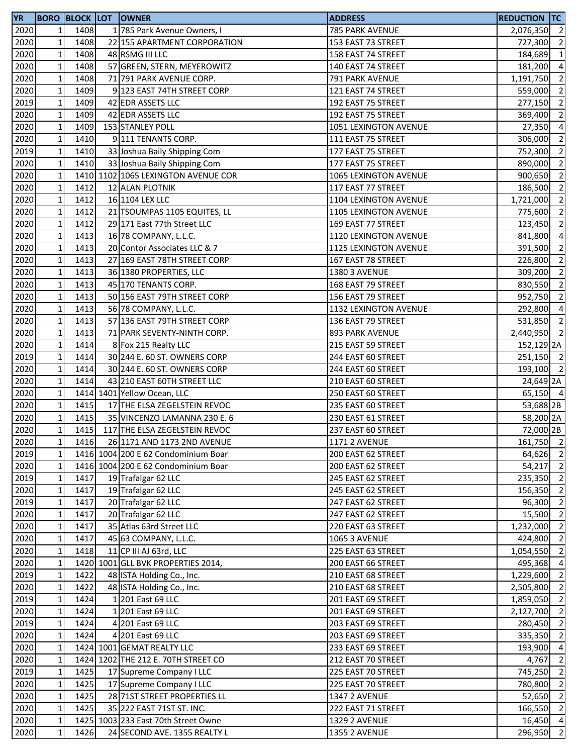| YR | BORO | BLOCK | LOT | OWNER | ADDRESS | REDUCTION | TC |
|---|---|---|---|---|---|---|---|
| 2020 | 1 | 1408 | 1 | 785 Park Avenue Owners, I | 785 PARK AVENUE | 2,076,350 | 2 |
| 2020 | 1 | 1408 | 22 | 155 APARTMENT CORPORATION | 153 EAST 73 STREET | 727,300 | 2 |
| 2020 | 1 | 1408 | 48 | RSMG III LLC | 158 EAST 74 STREET | 184,689 | 1 |
| 2020 | 1 | 1408 | 57 | GREEN, STERN, MEYEROWITZ | 140 EAST 74 STREET | 181,200 | 4 |
| 2020 | 1 | 1408 | 71 | 791 PARK AVENUE CORP. | 791 PARK AVENUE | 1,191,750 | 2 |
| 2020 | 1 | 1409 | 9 | 123 EAST 74TH STREET CORP | 121 EAST 74 STREET | 559,000 | 2 |
| 2019 | 1 | 1409 | 42 | EDR ASSETS LLC | 192 EAST 75 STREET | 277,150 | 2 |
| 2020 | 1 | 1409 | 42 | EDR ASSETS LLC | 192 EAST 75 STREET | 369,400 | 2 |
| 2020 | 1 | 1409 | 153 | STANLEY POLL | 1051 LEXINGTON AVENUE | 27,350 | 4 |
| 2020 | 1 | 1410 | 9 | 111 TENANTS CORP. | 111 EAST 75 STREET | 306,000 | 2 |
| 2019 | 1 | 1410 | 33 | Joshua Baily Shipping Com | 177 EAST 75 STREET | 752,300 | 2 |
| 2020 | 1 | 1410 | 33 | Joshua Baily Shipping Com | 177 EAST 75 STREET | 890,000 | 2 |
| 2020 | 1 | 1410 | 1102 | 1065 LEXINGTON AVENUE COR | 1065 LEXINGTON AVENUE | 900,650 | 2 |
| 2020 | 1 | 1412 | 12 | ALAN PLOTNIK | 117 EAST 77 STREET | 186,500 | 2 |
| 2020 | 1 | 1412 | 16 | 1104 LEX LLC | 1104 LEXINGTON AVENUE | 1,721,000 | 2 |
| 2020 | 1 | 1412 | 21 | TSOUMPAS 1105 EQUITES, LL | 1105 LEXINGTON AVENUE | 775,600 | 2 |
| 2020 | 1 | 1412 | 29 | 171 East 77th Street LLC | 169 EAST 77 STREET | 123,450 | 2 |
| 2020 | 1 | 1413 | 16 | 78 COMPANY, L.L.C. | 1120 LEXINGTON AVENUE | 841,800 | 4 |
| 2020 | 1 | 1413 | 20 | Contor Associates LLC & 7 | 1125 LEXINGTON AVENUE | 391,500 | 2 |
| 2020 | 1 | 1413 | 27 | 169 EAST 78TH STREET CORP | 167 EAST 78 STREET | 226,800 | 2 |
| 2020 | 1 | 1413 | 36 | 1380 PROPERTIES, LLC | 1380 3 AVENUE | 309,200 | 2 |
| 2020 | 1 | 1413 | 45 | 170 TENANTS CORP. | 168 EAST 79 STREET | 830,550 | 2 |
| 2020 | 1 | 1413 | 50 | 156 EAST 79TH STREET CORP | 156 EAST 79 STREET | 952,750 | 2 |
| 2020 | 1 | 1413 | 56 | 78 COMPANY, L.L.C. | 1132 LEXINGTON AVENUE | 292,800 | 4 |
| 2020 | 1 | 1413 | 57 | 136 EAST 79TH STREET CORP | 136 EAST 79 STREET | 531,850 | 2 |
| 2020 | 1 | 1413 | 71 | PARK SEVENTY-NINTH CORP. | 893 PARK AVENUE | 2,440,950 | 2 |
| 2020 | 1 | 1414 | 8 | Fox 215 Realty LLC | 215 EAST 59 STREET | 152,129 | 2A |
| 2019 | 1 | 1414 | 30 | 244 E. 60 ST. OWNERS CORP | 244 EAST 60 STREET | 251,150 | 2 |
| 2020 | 1 | 1414 | 30 | 244 E. 60 ST. OWNERS CORP | 244 EAST 60 STREET | 193,100 | 2 |
| 2020 | 1 | 1414 | 43 | 210 EAST 60TH STREET LLC | 210 EAST 60 STREET | 24,649 | 2A |
| 2020 | 1 | 1414 | 1401 | Yellow Ocean, LLC | 250 EAST 60 STREET | 65,150 | 4 |
| 2020 | 1 | 1415 | 17 | THE ELSA ZEGELSTEIN REVOC | 235 EAST 60 STREET | 53,688 | 2B |
| 2020 | 1 | 1415 | 35 | VINCENZO LAMANNA 230 E. 6 | 230 EAST 61 STREET | 58,200 | 2A |
| 2020 | 1 | 1415 | 117 | THE ELSA ZEGELSTEIN REVOC | 237 EAST 60 STREET | 72,000 | 2B |
| 2020 | 1 | 1416 | 26 | 1171 AND 1173 2ND AVENUE | 1171 2 AVENUE | 161,750 | 2 |
| 2019 | 1 | 1416 | 1004 | 200 E 62 Condominium Boar | 200 EAST 62 STREET | 64,626 | 2 |
| 2020 | 1 | 1416 | 1004 | 200 E 62 Condominium Boar | 200 EAST 62 STREET | 54,217 | 2 |
| 2019 | 1 | 1417 | 19 | Trafalgar 62 LLC | 245 EAST 62 STREET | 235,350 | 2 |
| 2020 | 1 | 1417 | 19 | Trafalgar 62 LLC | 245 EAST 62 STREET | 156,350 | 2 |
| 2019 | 1 | 1417 | 20 | Trafalgar 62 LLC | 247 EAST 62 STREET | 96,300 | 2 |
| 2020 | 1 | 1417 | 20 | Trafalgar 62 LLC | 247 EAST 62 STREET | 15,500 | 2 |
| 2020 | 1 | 1417 | 35 | Atlas 63rd Street LLC | 220 EAST 63 STREET | 1,232,000 | 2 |
| 2020 | 1 | 1417 | 45 | 63 COMPANY, L.L.C. | 1065 3 AVENUE | 424,800 | 2 |
| 2020 | 1 | 1418 | 11 | CP III AJ 63rd, LLC | 225 EAST 63 STREET | 1,054,550 | 2 |
| 2020 | 1 | 1420 | 1001 | GLL BVK PROPERTIES 2014, | 200 EAST 66 STREET | 495,368 | 4 |
| 2019 | 1 | 1422 | 48 | ISTA Holding Co., Inc. | 210 EAST 68 STREET | 1,229,600 | 2 |
| 2020 | 1 | 1422 | 48 | ISTA Holding Co., Inc. | 210 EAST 68 STREET | 2,505,800 | 2 |
| 2019 | 1 | 1424 | 1 | 201 East 69 LLC | 201 EAST 69 STREET | 1,859,050 | 2 |
| 2020 | 1 | 1424 | 1 | 201 East 69 LLC | 201 EAST 69 STREET | 2,127,700 | 2 |
| 2019 | 1 | 1424 | 4 | 201 East 69 LLC | 203 EAST 69 STREET | 280,450 | 2 |
| 2020 | 1 | 1424 | 4 | 201 East 69 LLC | 203 EAST 69 STREET | 335,350 | 2 |
| 2020 | 1 | 1424 | 1001 | GEMAT REALTY LLC | 233 EAST 69 STREET | 193,900 | 4 |
| 2020 | 1 | 1424 | 1202 | THE 212 E. 70TH STREET CO | 212 EAST 70 STREET | 4,767 | 2 |
| 2019 | 1 | 1425 | 17 | Supreme Company I LLC | 225 EAST 70 STREET | 745,250 | 2 |
| 2020 | 1 | 1425 | 17 | Supreme Company I LLC | 225 EAST 70 STREET | 780,800 | 2 |
| 2020 | 1 | 1425 | 28 | 71ST STREET PROPERTIES LL | 1347 2 AVENUE | 52,650 | 2 |
| 2020 | 1 | 1425 | 35 | 222 EAST 71ST ST. INC. | 222 EAST 71 STREET | 166,550 | 2 |
| 2020 | 1 | 1425 | 1003 | 233 East 70th Street Owne | 1329 2 AVENUE | 16,450 | 4 |
| 2020 | 1 | 1426 | 24 | SECOND AVE. 1355 REALTY L | 1355 2 AVENUE | 296,950 | 2 |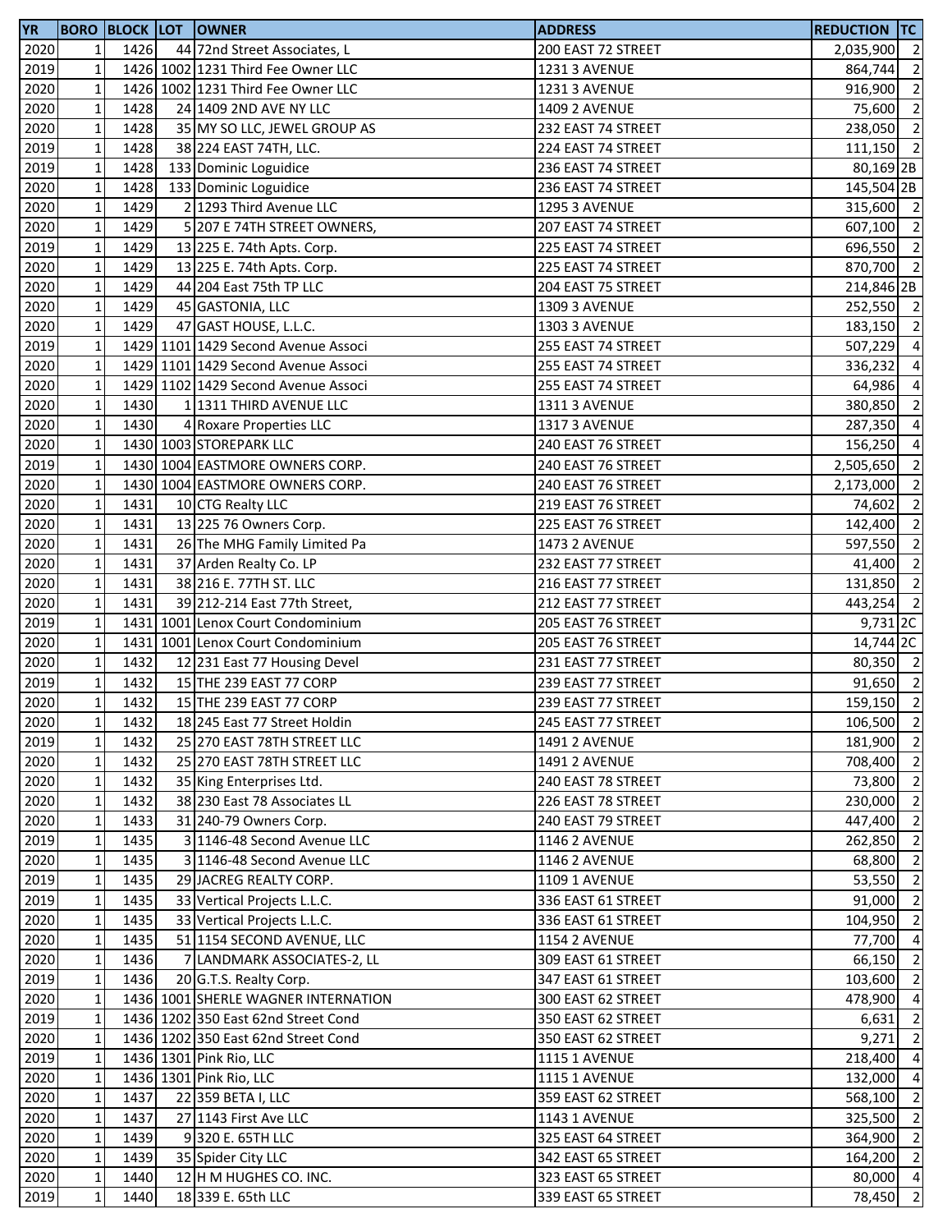| YR | BORO | BLOCK | LOT | OWNER | ADDRESS | REDUCTION | TC |
|---|---|---|---|---|---|---|---|
| 2020 | 1 | 1426 | 44 | 72nd Street Associates, L | 200 EAST 72 STREET | 2,035,900 | 2 |
| 2019 | 1 | 1426 | 1002 | 1231 Third Fee Owner LLC | 1231 3 AVENUE | 864,744 | 2 |
| 2020 | 1 | 1426 | 1002 | 1231 Third Fee Owner LLC | 1231 3 AVENUE | 916,900 | 2 |
| 2020 | 1 | 1428 | 24 | 1409 2ND AVE NY LLC | 1409 2 AVENUE | 75,600 | 2 |
| 2020 | 1 | 1428 | 35 | MY SO LLC, JEWEL GROUP AS | 232 EAST 74 STREET | 238,050 | 2 |
| 2019 | 1 | 1428 | 38 | 224 EAST 74TH, LLC. | 224 EAST 74 STREET | 111,150 | 2 |
| 2019 | 1 | 1428 | 133 | Dominic Loguidice | 236 EAST 74 STREET | 80,169 | 2B |
| 2020 | 1 | 1428 | 133 | Dominic Loguidice | 236 EAST 74 STREET | 145,504 | 2B |
| 2020 | 1 | 1429 | 2 | 1293 Third Avenue LLC | 1295 3 AVENUE | 315,600 | 2 |
| 2020 | 1 | 1429 | 5 | 207 E 74TH STREET OWNERS, | 207 EAST 74 STREET | 607,100 | 2 |
| 2019 | 1 | 1429 | 13 | 225 E. 74th Apts. Corp. | 225 EAST 74 STREET | 696,550 | 2 |
| 2020 | 1 | 1429 | 13 | 225 E. 74th Apts. Corp. | 225 EAST 74 STREET | 870,700 | 2 |
| 2020 | 1 | 1429 | 44 | 204 East 75th TP LLC | 204 EAST 75 STREET | 214,846 | 2B |
| 2020 | 1 | 1429 | 45 | GASTONIA, LLC | 1309 3 AVENUE | 252,550 | 2 |
| 2020 | 1 | 1429 | 47 | GAST HOUSE, L.L.C. | 1303 3 AVENUE | 183,150 | 2 |
| 2019 | 1 | 1429 | 1101 | 1429 Second Avenue Associ | 255 EAST 74 STREET | 507,229 | 4 |
| 2020 | 1 | 1429 | 1101 | 1429 Second Avenue Associ | 255 EAST 74 STREET | 336,232 | 4 |
| 2020 | 1 | 1429 | 1102 | 1429 Second Avenue Associ | 255 EAST 74 STREET | 64,986 | 4 |
| 2020 | 1 | 1430 | 1 | 1311 THIRD AVENUE LLC | 1311 3 AVENUE | 380,850 | 2 |
| 2020 | 1 | 1430 | 4 | Roxare Properties LLC | 1317 3 AVENUE | 287,350 | 4 |
| 2020 | 1 | 1430 | 1003 | STOREPARK LLC | 240 EAST 76 STREET | 156,250 | 4 |
| 2019 | 1 | 1430 | 1004 | EASTMORE OWNERS CORP. | 240 EAST 76 STREET | 2,505,650 | 2 |
| 2020 | 1 | 1430 | 1004 | EASTMORE OWNERS CORP. | 240 EAST 76 STREET | 2,173,000 | 2 |
| 2020 | 1 | 1431 | 10 | CTG Realty LLC | 219 EAST 76 STREET | 74,602 | 2 |
| 2020 | 1 | 1431 | 13 | 225 76 Owners Corp. | 225 EAST 76 STREET | 142,400 | 2 |
| 2020 | 1 | 1431 | 26 | The MHG Family Limited Pa | 1473 2 AVENUE | 597,550 | 2 |
| 2020 | 1 | 1431 | 37 | Arden Realty Co. LP | 232 EAST 77 STREET | 41,400 | 2 |
| 2020 | 1 | 1431 | 38 | 216 E. 77TH ST. LLC | 216 EAST 77 STREET | 131,850 | 2 |
| 2020 | 1 | 1431 | 39 | 212-214 East 77th Street, | 212 EAST 77 STREET | 443,254 | 2 |
| 2019 | 1 | 1431 | 1001 | Lenox Court Condominium | 205 EAST 76 STREET | 9,731 | 2C |
| 2020 | 1 | 1431 | 1001 | Lenox Court Condominium | 205 EAST 76 STREET | 14,744 | 2C |
| 2020 | 1 | 1432 | 12 | 231 East 77 Housing Devel | 231 EAST 77 STREET | 80,350 | 2 |
| 2019 | 1 | 1432 | 15 | THE 239 EAST 77 CORP | 239 EAST 77 STREET | 91,650 | 2 |
| 2020 | 1 | 1432 | 15 | THE 239 EAST 77 CORP | 239 EAST 77 STREET | 159,150 | 2 |
| 2020 | 1 | 1432 | 18 | 245 East 77 Street Holdin | 245 EAST 77 STREET | 106,500 | 2 |
| 2019 | 1 | 1432 | 25 | 270 EAST 78TH STREET LLC | 1491 2 AVENUE | 181,900 | 2 |
| 2020 | 1 | 1432 | 25 | 270 EAST 78TH STREET LLC | 1491 2 AVENUE | 708,400 | 2 |
| 2020 | 1 | 1432 | 35 | King Enterprises Ltd. | 240 EAST 78 STREET | 73,800 | 2 |
| 2020 | 1 | 1432 | 38 | 230 East 78 Associates LL | 226 EAST 78 STREET | 230,000 | 2 |
| 2020 | 1 | 1433 | 31 | 240-79 Owners Corp. | 240 EAST 79 STREET | 447,400 | 2 |
| 2019 | 1 | 1435 | 3 | 1146-48 Second Avenue LLC | 1146 2 AVENUE | 262,850 | 2 |
| 2020 | 1 | 1435 | 3 | 1146-48 Second Avenue LLC | 1146 2 AVENUE | 68,800 | 2 |
| 2019 | 1 | 1435 | 29 | JACREG REALTY CORP. | 1109 1 AVENUE | 53,550 | 2 |
| 2019 | 1 | 1435 | 33 | Vertical Projects L.L.C. | 336 EAST 61 STREET | 91,000 | 2 |
| 2020 | 1 | 1435 | 33 | Vertical Projects L.L.C. | 336 EAST 61 STREET | 104,950 | 2 |
| 2020 | 1 | 1435 | 51 | 1154 SECOND AVENUE, LLC | 1154 2 AVENUE | 77,700 | 4 |
| 2020 | 1 | 1436 | 7 | LANDMARK ASSOCIATES-2, LL | 309 EAST 61 STREET | 66,150 | 2 |
| 2019 | 1 | 1436 | 20 | G.T.S. Realty Corp. | 347 EAST 61 STREET | 103,600 | 2 |
| 2020 | 1 | 1436 | 1001 | SHERLE WAGNER INTERNATION | 300 EAST 62 STREET | 478,900 | 4 |
| 2019 | 1 | 1436 | 1202 | 350 East 62nd Street Cond | 350 EAST 62 STREET | 6,631 | 2 |
| 2020 | 1 | 1436 | 1202 | 350 East 62nd Street Cond | 350 EAST 62 STREET | 9,271 | 2 |
| 2019 | 1 | 1436 | 1301 | Pink Rio, LLC | 1115 1 AVENUE | 218,400 | 4 |
| 2020 | 1 | 1436 | 1301 | Pink Rio, LLC | 1115 1 AVENUE | 132,000 | 4 |
| 2020 | 1 | 1437 | 22 | 359 BETA I, LLC | 359 EAST 62 STREET | 568,100 | 2 |
| 2020 | 1 | 1437 | 27 | 1143 First Ave LLC | 1143 1 AVENUE | 325,500 | 2 |
| 2020 | 1 | 1439 | 9 | 320 E. 65TH LLC | 325 EAST 64 STREET | 364,900 | 2 |
| 2020 | 1 | 1439 | 35 | Spider City LLC | 342 EAST 65 STREET | 164,200 | 2 |
| 2020 | 1 | 1440 | 12 | H M HUGHES CO. INC. | 323 EAST 65 STREET | 80,000 | 4 |
| 2019 | 1 | 1440 | 18 | 339 E. 65th LLC | 339 EAST 65 STREET | 78,450 | 2 |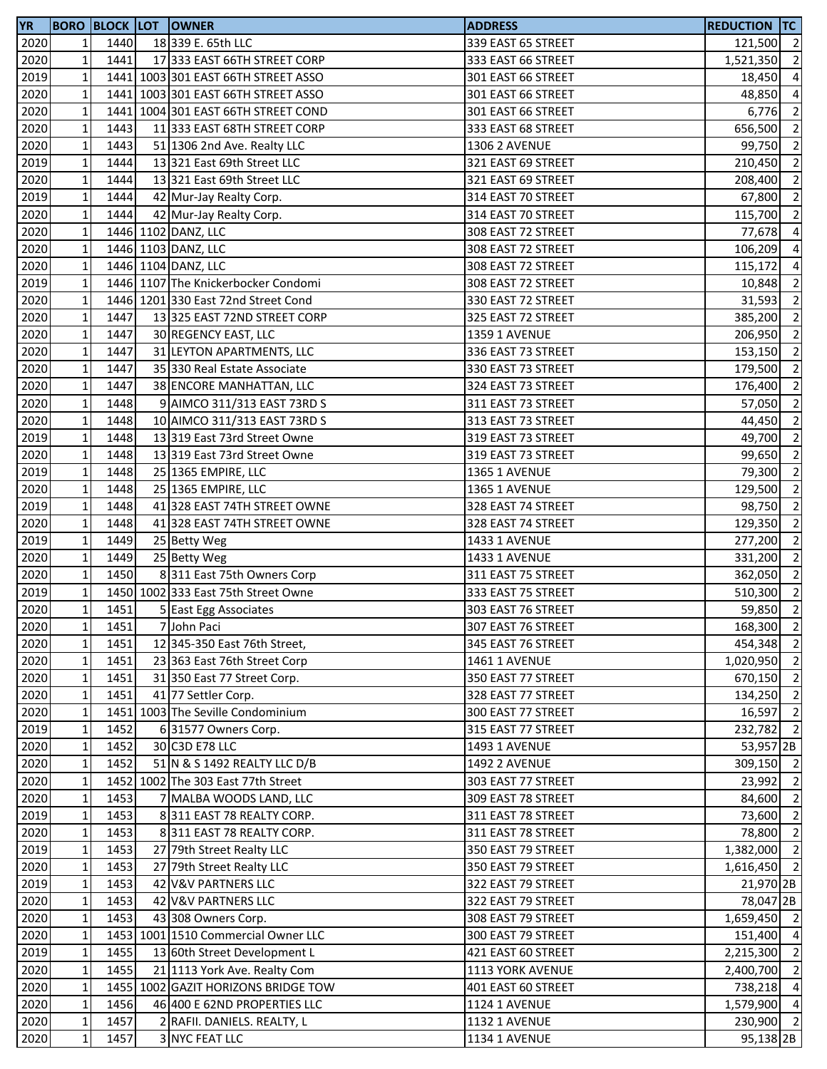| YR | BORO | BLOCK | LOT | OWNER | ADDRESS | REDUCTION | TC |
|---|---|---|---|---|---|---|---|
| 2020 | 1 | 1440 | 18 | 339 E. 65th LLC | 339 EAST 65 STREET | 121,500 | 2 |
| 2020 | 1 | 1441 | 17 | 333 EAST 66TH STREET CORP | 333 EAST 66 STREET | 1,521,350 | 2 |
| 2019 | 1 | 1441 | 1003 | 301 EAST 66TH STREET ASSO | 301 EAST 66 STREET | 18,450 | 4 |
| 2020 | 1 | 1441 | 1003 | 301 EAST 66TH STREET ASSO | 301 EAST 66 STREET | 48,850 | 4 |
| 2020 | 1 | 1441 | 1004 | 301 EAST 66TH STREET COND | 301 EAST 66 STREET | 6,776 | 2 |
| 2020 | 1 | 1443 | 11 | 333 EAST 68TH STREET CORP | 333 EAST 68 STREET | 656,500 | 2 |
| 2020 | 1 | 1443 | 51 | 1306 2nd Ave. Realty LLC | 1306 2 AVENUE | 99,750 | 2 |
| 2019 | 1 | 1444 | 13 | 321 East 69th Street LLC | 321 EAST 69 STREET | 210,450 | 2 |
| 2020 | 1 | 1444 | 13 | 321 East 69th Street LLC | 321 EAST 69 STREET | 208,400 | 2 |
| 2019 | 1 | 1444 | 42 | Mur-Jay Realty Corp. | 314 EAST 70 STREET | 67,800 | 2 |
| 2020 | 1 | 1444 | 42 | Mur-Jay Realty Corp. | 314 EAST 70 STREET | 115,700 | 2 |
| 2020 | 1 | 1446 | 1102 | DANZ, LLC | 308 EAST 72 STREET | 77,678 | 4 |
| 2020 | 1 | 1446 | 1103 | DANZ, LLC | 308 EAST 72 STREET | 106,209 | 4 |
| 2020 | 1 | 1446 | 1104 | DANZ, LLC | 308 EAST 72 STREET | 115,172 | 4 |
| 2019 | 1 | 1446 | 1107 | The Knickerbocker Condomi | 308 EAST 72 STREET | 10,848 | 2 |
| 2020 | 1 | 1446 | 1201 | 330 East 72nd Street Cond | 330 EAST 72 STREET | 31,593 | 2 |
| 2020 | 1 | 1447 | 13 | 325 EAST 72ND STREET CORP | 325 EAST 72 STREET | 385,200 | 2 |
| 2020 | 1 | 1447 | 30 | REGENCY EAST, LLC | 1359 1 AVENUE | 206,950 | 2 |
| 2020 | 1 | 1447 | 31 | LEYTON APARTMENTS, LLC | 336 EAST 73 STREET | 153,150 | 2 |
| 2020 | 1 | 1447 | 35 | 330 Real Estate Associate | 330 EAST 73 STREET | 179,500 | 2 |
| 2020 | 1 | 1447 | 38 | ENCORE MANHATTAN, LLC | 324 EAST 73 STREET | 176,400 | 2 |
| 2020 | 1 | 1448 | 9 | AIMCO 311/313 EAST 73RD S | 311 EAST 73 STREET | 57,050 | 2 |
| 2020 | 1 | 1448 | 10 | AIMCO 311/313 EAST 73RD S | 313 EAST 73 STREET | 44,450 | 2 |
| 2019 | 1 | 1448 | 13 | 319 East 73rd Street Owne | 319 EAST 73 STREET | 49,700 | 2 |
| 2020 | 1 | 1448 | 13 | 319 East 73rd Street Owne | 319 EAST 73 STREET | 99,650 | 2 |
| 2019 | 1 | 1448 | 25 | 1365 EMPIRE, LLC | 1365 1 AVENUE | 79,300 | 2 |
| 2020 | 1 | 1448 | 25 | 1365 EMPIRE, LLC | 1365 1 AVENUE | 129,500 | 2 |
| 2019 | 1 | 1448 | 41 | 328 EAST 74TH STREET OWNE | 328 EAST 74 STREET | 98,750 | 2 |
| 2020 | 1 | 1448 | 41 | 328 EAST 74TH STREET OWNE | 328 EAST 74 STREET | 129,350 | 2 |
| 2019 | 1 | 1449 | 25 | Betty Weg | 1433 1 AVENUE | 277,200 | 2 |
| 2020 | 1 | 1449 | 25 | Betty Weg | 1433 1 AVENUE | 331,200 | 2 |
| 2020 | 1 | 1450 | 8 | 311 East 75th Owners Corp | 311 EAST 75 STREET | 362,050 | 2 |
| 2019 | 1 | 1450 | 1002 | 333 East 75th Street Owne | 333 EAST 75 STREET | 510,300 | 2 |
| 2020 | 1 | 1451 | 5 | East Egg Associates | 303 EAST 76 STREET | 59,850 | 2 |
| 2020 | 1 | 1451 | 7 | John Paci | 307 EAST 76 STREET | 168,300 | 2 |
| 2020 | 1 | 1451 | 12 | 345-350 East 76th Street, | 345 EAST 76 STREET | 454,348 | 2 |
| 2020 | 1 | 1451 | 23 | 363 East 76th Street Corp | 1461 1 AVENUE | 1,020,950 | 2 |
| 2020 | 1 | 1451 | 31 | 350 East 77 Street Corp. | 350 EAST 77 STREET | 670,150 | 2 |
| 2020 | 1 | 1451 | 41 | 77 Settler Corp. | 328 EAST 77 STREET | 134,250 | 2 |
| 2020 | 1 | 1451 | 1003 | The Seville Condominium | 300 EAST 77 STREET | 16,597 | 2 |
| 2019 | 1 | 1452 | 6 | 31577 Owners Corp. | 315 EAST 77 STREET | 232,782 | 2 |
| 2020 | 1 | 1452 | 30 | C3D E78 LLC | 1493 1 AVENUE | 53,957 | 2B |
| 2020 | 1 | 1452 | 51 | N & S 1492 REALTY LLC D/B | 1492 2 AVENUE | 309,150 | 2 |
| 2020 | 1 | 1452 | 1002 | The 303 East 77th Street | 303 EAST 77 STREET | 23,992 | 2 |
| 2020 | 1 | 1453 | 7 | MALBA WOODS LAND, LLC | 309 EAST 78 STREET | 84,600 | 2 |
| 2019 | 1 | 1453 | 8 | 311 EAST 78 REALTY CORP. | 311 EAST 78 STREET | 73,600 | 2 |
| 2020 | 1 | 1453 | 8 | 311 EAST 78 REALTY CORP. | 311 EAST 78 STREET | 78,800 | 2 |
| 2019 | 1 | 1453 | 27 | 79th Street Realty LLC | 350 EAST 79 STREET | 1,382,000 | 2 |
| 2020 | 1 | 1453 | 27 | 79th Street Realty LLC | 350 EAST 79 STREET | 1,616,450 | 2 |
| 2019 | 1 | 1453 | 42 | V&V PARTNERS LLC | 322 EAST 79 STREET | 21,970 | 2B |
| 2020 | 1 | 1453 | 42 | V&V PARTNERS LLC | 322 EAST 79 STREET | 78,047 | 2B |
| 2020 | 1 | 1453 | 43 | 308 Owners Corp. | 308 EAST 79 STREET | 1,659,450 | 2 |
| 2020 | 1 | 1453 | 1001 | 1510 Commercial Owner LLC | 300 EAST 79 STREET | 151,400 | 4 |
| 2019 | 1 | 1455 | 13 | 60th Street Development L | 421 EAST 60 STREET | 2,215,300 | 2 |
| 2020 | 1 | 1455 | 21 | 1113 York Ave. Realty Com | 1113 YORK AVENUE | 2,400,700 | 2 |
| 2020 | 1 | 1455 | 1002 | GAZIT HORIZONS BRIDGE TOW | 401 EAST 60 STREET | 738,218 | 4 |
| 2020 | 1 | 1456 | 46 | 400 E 62ND PROPERTIES LLC | 1124 1 AVENUE | 1,579,900 | 4 |
| 2020 | 1 | 1457 | 2 | RAFII. DANIELS. REALTY, L | 1132 1 AVENUE | 230,900 | 2 |
| 2020 | 1 | 1457 | 3 | NYC FEAT LLC | 1134 1 AVENUE | 95,138 | 2B |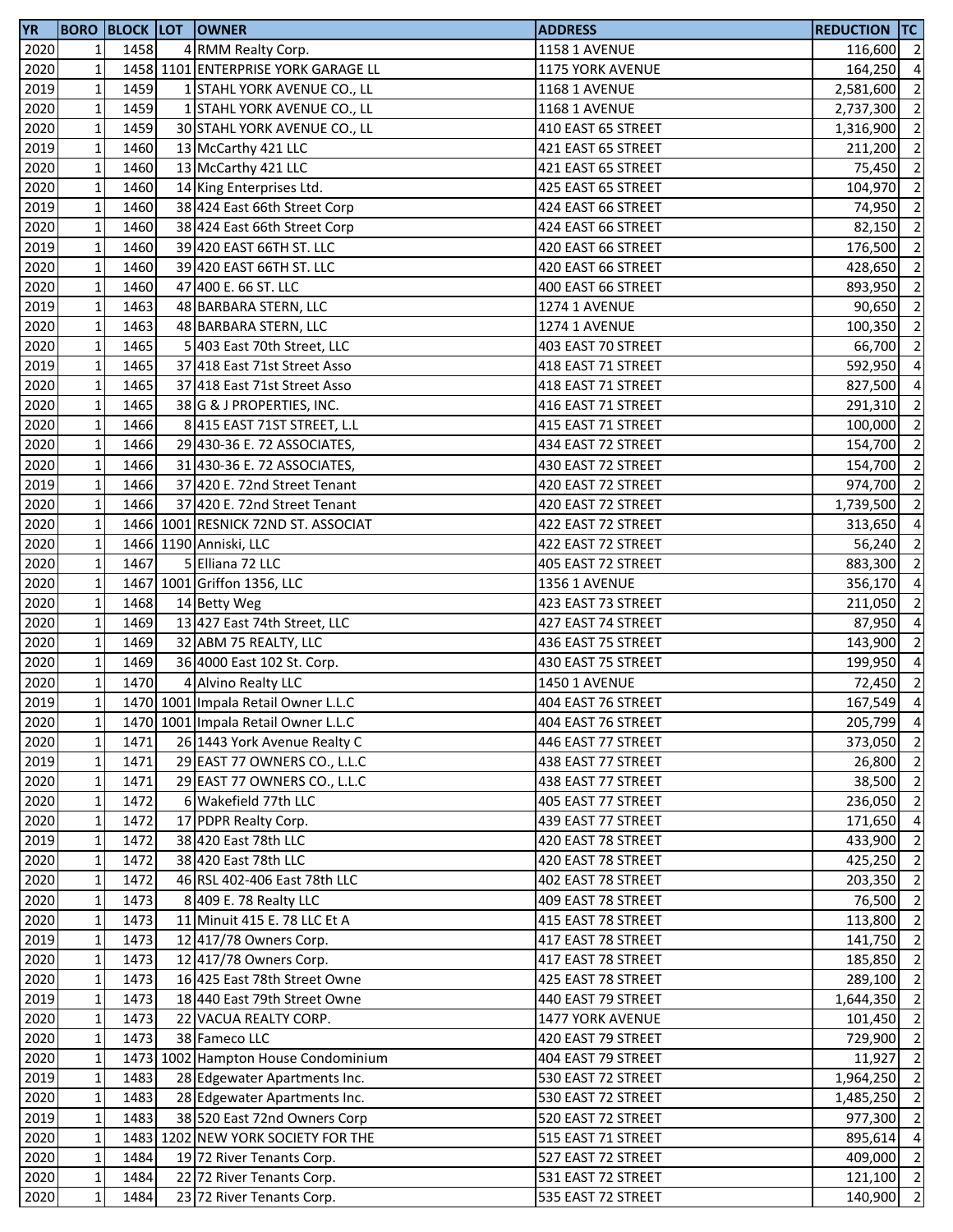| YR | BORO | BLOCK | LOT | OWNER | ADDRESS | REDUCTION | TC |
|---|---|---|---|---|---|---|---|
| 2020 | 1 | 1458 | 4 | RMM Realty Corp. | 1158 1 AVENUE | 116,600 | 2 |
| 2020 | 1 | 1458 | 1101 | ENTERPRISE YORK GARAGE LL | 1175 YORK AVENUE | 164,250 | 4 |
| 2019 | 1 | 1459 | 1 | STAHL YORK AVENUE CO., LL | 1168 1 AVENUE | 2,581,600 | 2 |
| 2020 | 1 | 1459 | 1 | STAHL YORK AVENUE CO., LL | 1168 1 AVENUE | 2,737,300 | 2 |
| 2020 | 1 | 1459 | 30 | STAHL YORK AVENUE CO., LL | 410 EAST 65 STREET | 1,316,900 | 2 |
| 2019 | 1 | 1460 | 13 | McCarthy 421 LLC | 421 EAST 65 STREET | 211,200 | 2 |
| 2020 | 1 | 1460 | 13 | McCarthy 421 LLC | 421 EAST 65 STREET | 75,450 | 2 |
| 2020 | 1 | 1460 | 14 | King Enterprises Ltd. | 425 EAST 65 STREET | 104,970 | 2 |
| 2019 | 1 | 1460 | 38 | 424 East 66th Street Corp | 424 EAST 66 STREET | 74,950 | 2 |
| 2020 | 1 | 1460 | 38 | 424 East 66th Street Corp | 424 EAST 66 STREET | 82,150 | 2 |
| 2019 | 1 | 1460 | 39 | 420 EAST 66TH ST. LLC | 420 EAST 66 STREET | 176,500 | 2 |
| 2020 | 1 | 1460 | 39 | 420 EAST 66TH ST. LLC | 420 EAST 66 STREET | 428,650 | 2 |
| 2020 | 1 | 1460 | 47 | 400 E. 66 ST. LLC | 400 EAST 66 STREET | 893,950 | 2 |
| 2019 | 1 | 1463 | 48 | BARBARA STERN, LLC | 1274 1 AVENUE | 90,650 | 2 |
| 2020 | 1 | 1463 | 48 | BARBARA STERN, LLC | 1274 1 AVENUE | 100,350 | 2 |
| 2020 | 1 | 1465 | 5 | 403 East 70th Street, LLC | 403 EAST 70 STREET | 66,700 | 2 |
| 2019 | 1 | 1465 | 37 | 418 East 71st Street Asso | 418 EAST 71 STREET | 592,950 | 4 |
| 2020 | 1 | 1465 | 37 | 418 East 71st Street Asso | 418 EAST 71 STREET | 827,500 | 4 |
| 2020 | 1 | 1465 | 38 | G & J PROPERTIES, INC. | 416 EAST 71 STREET | 291,310 | 2 |
| 2020 | 1 | 1466 | 8 | 415 EAST 71ST STREET, L.L | 415 EAST 71 STREET | 100,000 | 2 |
| 2020 | 1 | 1466 | 29 | 430-36 E. 72 ASSOCIATES, | 434 EAST 72 STREET | 154,700 | 2 |
| 2020 | 1 | 1466 | 31 | 430-36 E. 72 ASSOCIATES, | 430 EAST 72 STREET | 154,700 | 2 |
| 2019 | 1 | 1466 | 37 | 420 E. 72nd Street Tenant | 420 EAST 72 STREET | 974,700 | 2 |
| 2020 | 1 | 1466 | 37 | 420 E. 72nd Street Tenant | 420 EAST 72 STREET | 1,739,500 | 2 |
| 2020 | 1 | 1466 | 1001 | RESNICK 72ND ST. ASSOCIAT | 422 EAST 72 STREET | 313,650 | 4 |
| 2020 | 1 | 1466 | 1190 | Anniski, LLC | 422 EAST 72 STREET | 56,240 | 2 |
| 2020 | 1 | 1467 | 5 | Elliana 72 LLC | 405 EAST 72 STREET | 883,300 | 2 |
| 2020 | 1 | 1467 | 1001 | Griffon 1356, LLC | 1356 1 AVENUE | 356,170 | 4 |
| 2020 | 1 | 1468 | 14 | Betty Weg | 423 EAST 73 STREET | 211,050 | 2 |
| 2020 | 1 | 1469 | 13 | 427 East 74th Street, LLC | 427 EAST 74 STREET | 87,950 | 4 |
| 2020 | 1 | 1469 | 32 | ABM 75 REALTY, LLC | 436 EAST 75 STREET | 143,900 | 2 |
| 2020 | 1 | 1469 | 36 | 4000 East 102 St. Corp. | 430 EAST 75 STREET | 199,950 | 4 |
| 2020 | 1 | 1470 | 4 | Alvino Realty LLC | 1450 1 AVENUE | 72,450 | 2 |
| 2019 | 1 | 1470 | 1001 | Impala Retail Owner L.L.C | 404 EAST 76 STREET | 167,549 | 4 |
| 2020 | 1 | 1470 | 1001 | Impala Retail Owner L.L.C | 404 EAST 76 STREET | 205,799 | 4 |
| 2020 | 1 | 1471 | 26 | 1443 York Avenue Realty C | 446 EAST 77 STREET | 373,050 | 2 |
| 2019 | 1 | 1471 | 29 | EAST 77 OWNERS CO., L.L.C | 438 EAST 77 STREET | 26,800 | 2 |
| 2020 | 1 | 1471 | 29 | EAST 77 OWNERS CO., L.L.C | 438 EAST 77 STREET | 38,500 | 2 |
| 2020 | 1 | 1472 | 6 | Wakefield 77th LLC | 405 EAST 77 STREET | 236,050 | 2 |
| 2020 | 1 | 1472 | 17 | PDPR Realty Corp. | 439 EAST 77 STREET | 171,650 | 4 |
| 2019 | 1 | 1472 | 38 | 420 East 78th LLC | 420 EAST 78 STREET | 433,900 | 2 |
| 2020 | 1 | 1472 | 38 | 420 East 78th LLC | 420 EAST 78 STREET | 425,250 | 2 |
| 2020 | 1 | 1472 | 46 | RSL 402-406 East 78th LLC | 402 EAST 78 STREET | 203,350 | 2 |
| 2020 | 1 | 1473 | 8 | 409 E. 78 Realty LLC | 409 EAST 78 STREET | 76,500 | 2 |
| 2020 | 1 | 1473 | 11 | Minuit 415 E. 78 LLC Et A | 415 EAST 78 STREET | 113,800 | 2 |
| 2019 | 1 | 1473 | 12 | 417/78 Owners Corp. | 417 EAST 78 STREET | 141,750 | 2 |
| 2020 | 1 | 1473 | 12 | 417/78 Owners Corp. | 417 EAST 78 STREET | 185,850 | 2 |
| 2020 | 1 | 1473 | 16 | 425 East 78th Street Owne | 425 EAST 78 STREET | 289,100 | 2 |
| 2019 | 1 | 1473 | 18 | 440 East 79th Street Owne | 440 EAST 79 STREET | 1,644,350 | 2 |
| 2020 | 1 | 1473 | 22 | VACUA REALTY CORP. | 1477 YORK AVENUE | 101,450 | 2 |
| 2020 | 1 | 1473 | 38 | Fameco LLC | 420 EAST 79 STREET | 729,900 | 2 |
| 2020 | 1 | 1473 | 1002 | Hampton House Condominium | 404 EAST 79 STREET | 11,927 | 2 |
| 2019 | 1 | 1483 | 28 | Edgewater Apartments Inc. | 530 EAST 72 STREET | 1,964,250 | 2 |
| 2020 | 1 | 1483 | 28 | Edgewater Apartments Inc. | 530 EAST 72 STREET | 1,485,250 | 2 |
| 2019 | 1 | 1483 | 38 | 520 East 72nd Owners Corp | 520 EAST 72 STREET | 977,300 | 2 |
| 2020 | 1 | 1483 | 1202 | NEW YORK SOCIETY FOR THE | 515 EAST 71 STREET | 895,614 | 4 |
| 2020 | 1 | 1484 | 19 | 72 River Tenants Corp. | 527 EAST 72 STREET | 409,000 | 2 |
| 2020 | 1 | 1484 | 22 | 72 River Tenants Corp. | 531 EAST 72 STREET | 121,100 | 2 |
| 2020 | 1 | 1484 | 23 | 72 River Tenants Corp. | 535 EAST 72 STREET | 140,900 | 2 |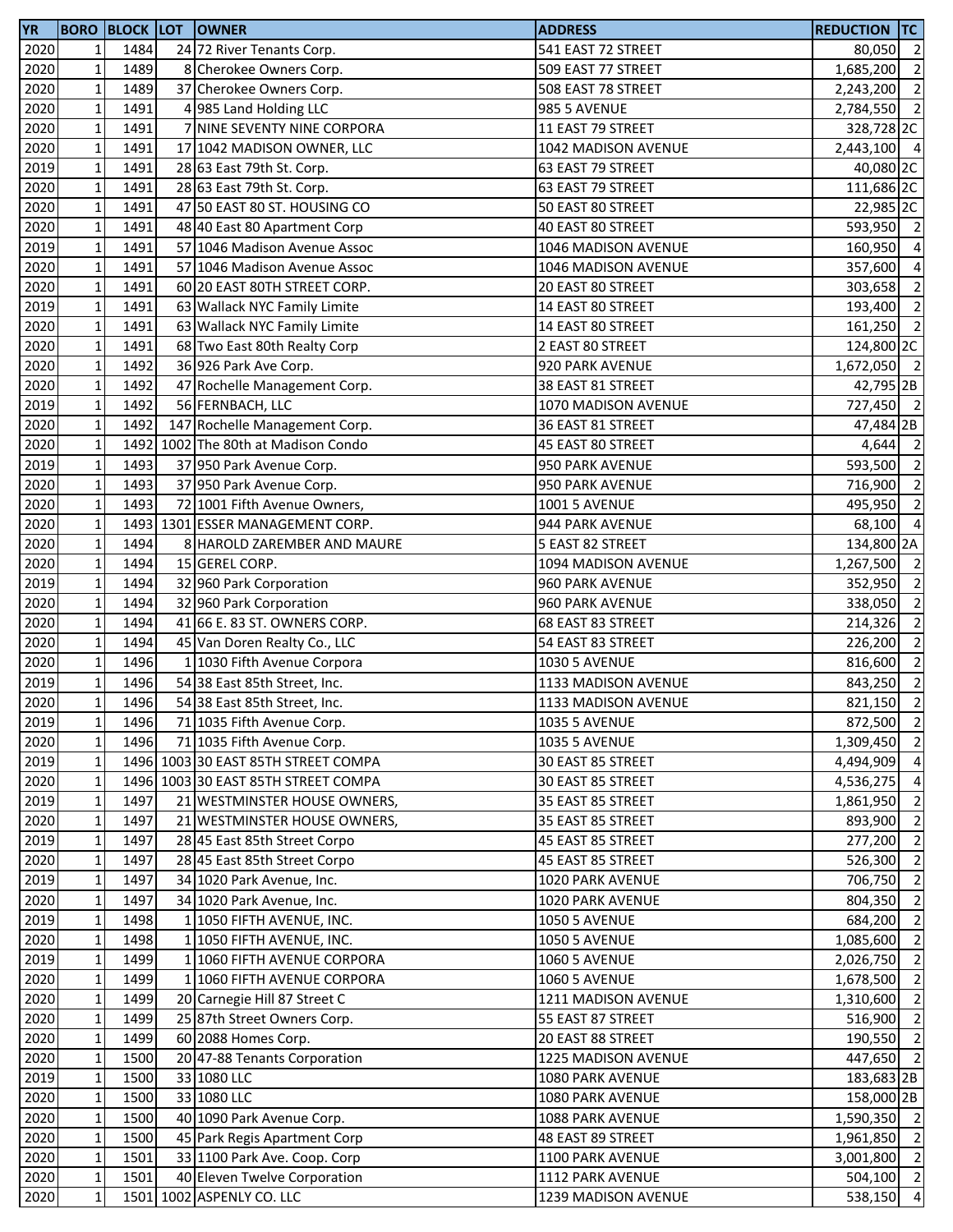| YR | BORO | BLOCK | LOT | OWNER | ADDRESS | REDUCTION | TC |
|---|---|---|---|---|---|---|---|
| 2020 | 1 | 1484 | 24 | 72 River Tenants Corp. | 541 EAST 72 STREET | 80,050 | 2 |
| 2020 | 1 | 1489 | 8 | Cherokee Owners Corp. | 509 EAST 77 STREET | 1,685,200 | 2 |
| 2020 | 1 | 1489 | 37 | Cherokee Owners Corp. | 508 EAST 78 STREET | 2,243,200 | 2 |
| 2020 | 1 | 1491 | 4 | 985 Land Holding LLC | 985 5 AVENUE | 2,784,550 | 2 |
| 2020 | 1 | 1491 | 7 | NINE SEVENTY NINE CORPORA | 11 EAST 79 STREET | 328,728 | 2C |
| 2020 | 1 | 1491 | 17 | 1042 MADISON OWNER, LLC | 1042 MADISON AVENUE | 2,443,100 | 4 |
| 2019 | 1 | 1491 | 28 | 63 East 79th St. Corp. | 63 EAST 79 STREET | 40,080 | 2C |
| 2020 | 1 | 1491 | 28 | 63 East 79th St. Corp. | 63 EAST 79 STREET | 111,686 | 2C |
| 2020 | 1 | 1491 | 47 | 50 EAST 80 ST. HOUSING CO | 50 EAST 80 STREET | 22,985 | 2C |
| 2020 | 1 | 1491 | 48 | 40 East 80 Apartment Corp | 40 EAST 80 STREET | 593,950 | 2 |
| 2019 | 1 | 1491 | 57 | 1046 Madison Avenue Assoc | 1046 MADISON AVENUE | 160,950 | 4 |
| 2020 | 1 | 1491 | 57 | 1046 Madison Avenue Assoc | 1046 MADISON AVENUE | 357,600 | 4 |
| 2020 | 1 | 1491 | 60 | 20 EAST 80TH STREET CORP. | 20 EAST 80 STREET | 303,658 | 2 |
| 2019 | 1 | 1491 | 63 | Wallack NYC Family Limite | 14 EAST 80 STREET | 193,400 | 2 |
| 2020 | 1 | 1491 | 63 | Wallack NYC Family Limite | 14 EAST 80 STREET | 161,250 | 2 |
| 2020 | 1 | 1491 | 68 | Two East 80th Realty Corp | 2 EAST 80 STREET | 124,800 | 2C |
| 2020 | 1 | 1492 | 36 | 926 Park Ave Corp. | 920 PARK AVENUE | 1,672,050 | 2 |
| 2020 | 1 | 1492 | 47 | Rochelle Management Corp. | 38 EAST 81 STREET | 42,795 | 2B |
| 2019 | 1 | 1492 | 56 | FERNBACH, LLC | 1070 MADISON AVENUE | 727,450 | 2 |
| 2020 | 1 | 1492 | 147 | Rochelle Management Corp. | 36 EAST 81 STREET | 47,484 | 2B |
| 2020 | 1 | 1492 | 1002 | The 80th at Madison Condo | 45 EAST 80 STREET | 4,644 | 2 |
| 2019 | 1 | 1493 | 37 | 950 Park Avenue Corp. | 950 PARK AVENUE | 593,500 | 2 |
| 2020 | 1 | 1493 | 37 | 950 Park Avenue Corp. | 950 PARK AVENUE | 716,900 | 2 |
| 2020 | 1 | 1493 | 72 | 1001 Fifth Avenue Owners, | 1001 5 AVENUE | 495,950 | 2 |
| 2020 | 1 | 1493 | 1301 | ESSER MANAGEMENT CORP. | 944 PARK AVENUE | 68,100 | 4 |
| 2020 | 1 | 1494 | 8 | HAROLD ZAREMBER AND MAURE | 5 EAST 82 STREET | 134,800 | 2A |
| 2020 | 1 | 1494 | 15 | GEREL CORP. | 1094 MADISON AVENUE | 1,267,500 | 2 |
| 2019 | 1 | 1494 | 32 | 960 Park Corporation | 960 PARK AVENUE | 352,950 | 2 |
| 2020 | 1 | 1494 | 32 | 960 Park Corporation | 960 PARK AVENUE | 338,050 | 2 |
| 2020 | 1 | 1494 | 41 | 66 E. 83 ST. OWNERS CORP. | 68 EAST 83 STREET | 214,326 | 2 |
| 2020 | 1 | 1494 | 45 | Van Doren Realty Co., LLC | 54 EAST 83 STREET | 226,200 | 2 |
| 2020 | 1 | 1496 | 1 | 1030 Fifth Avenue Corpora | 1030 5 AVENUE | 816,600 | 2 |
| 2019 | 1 | 1496 | 54 | 38 East 85th Street, Inc. | 1133 MADISON AVENUE | 843,250 | 2 |
| 2020 | 1 | 1496 | 54 | 38 East 85th Street, Inc. | 1133 MADISON AVENUE | 821,150 | 2 |
| 2019 | 1 | 1496 | 71 | 1035 Fifth Avenue Corp. | 1035 5 AVENUE | 872,500 | 2 |
| 2020 | 1 | 1496 | 71 | 1035 Fifth Avenue Corp. | 1035 5 AVENUE | 1,309,450 | 2 |
| 2019 | 1 | 1496 | 1003 | 30 EAST 85TH STREET COMPA | 30 EAST 85 STREET | 4,494,909 | 4 |
| 2020 | 1 | 1496 | 1003 | 30 EAST 85TH STREET COMPA | 30 EAST 85 STREET | 4,536,275 | 4 |
| 2019 | 1 | 1497 | 21 | WESTMINSTER HOUSE OWNERS, | 35 EAST 85 STREET | 1,861,950 | 2 |
| 2020 | 1 | 1497 | 21 | WESTMINSTER HOUSE OWNERS, | 35 EAST 85 STREET | 893,900 | 2 |
| 2019 | 1 | 1497 | 28 | 45 East 85th Street Corpo | 45 EAST 85 STREET | 277,200 | 2 |
| 2020 | 1 | 1497 | 28 | 45 East 85th Street Corpo | 45 EAST 85 STREET | 526,300 | 2 |
| 2019 | 1 | 1497 | 34 | 1020 Park Avenue, Inc. | 1020 PARK AVENUE | 706,750 | 2 |
| 2020 | 1 | 1497 | 34 | 1020 Park Avenue, Inc. | 1020 PARK AVENUE | 804,350 | 2 |
| 2019 | 1 | 1498 | 1 | 1050 FIFTH AVENUE, INC. | 1050 5 AVENUE | 684,200 | 2 |
| 2020 | 1 | 1498 | 1 | 1050 FIFTH AVENUE, INC. | 1050 5 AVENUE | 1,085,600 | 2 |
| 2019 | 1 | 1499 | 1 | 1060 FIFTH AVENUE CORPORA | 1060 5 AVENUE | 2,026,750 | 2 |
| 2020 | 1 | 1499 | 1 | 1060 FIFTH AVENUE CORPORA | 1060 5 AVENUE | 1,678,500 | 2 |
| 2020 | 1 | 1499 | 20 | Carnegie Hill 87 Street C | 1211 MADISON AVENUE | 1,310,600 | 2 |
| 2020 | 1 | 1499 | 25 | 87th Street Owners Corp. | 55 EAST 87 STREET | 516,900 | 2 |
| 2020 | 1 | 1499 | 60 | 2088 Homes Corp. | 20 EAST 88 STREET | 190,550 | 2 |
| 2020 | 1 | 1500 | 20 | 47-88 Tenants Corporation | 1225 MADISON AVENUE | 447,650 | 2 |
| 2019 | 1 | 1500 | 33 | 1080 LLC | 1080 PARK AVENUE | 183,683 | 2B |
| 2020 | 1 | 1500 | 33 | 1080 LLC | 1080 PARK AVENUE | 158,000 | 2B |
| 2020 | 1 | 1500 | 40 | 1090 Park Avenue Corp. | 1088 PARK AVENUE | 1,590,350 | 2 |
| 2020 | 1 | 1500 | 45 | Park Regis Apartment Corp | 48 EAST 89 STREET | 1,961,850 | 2 |
| 2020 | 1 | 1501 | 33 | 1100 Park Ave. Coop. Corp | 1100 PARK AVENUE | 3,001,800 | 2 |
| 2020 | 1 | 1501 | 40 | Eleven Twelve Corporation | 1112 PARK AVENUE | 504,100 | 2 |
| 2020 | 1 | 1501 | 1002 | ASPENLY CO. LLC | 1239 MADISON AVENUE | 538,150 | 4 |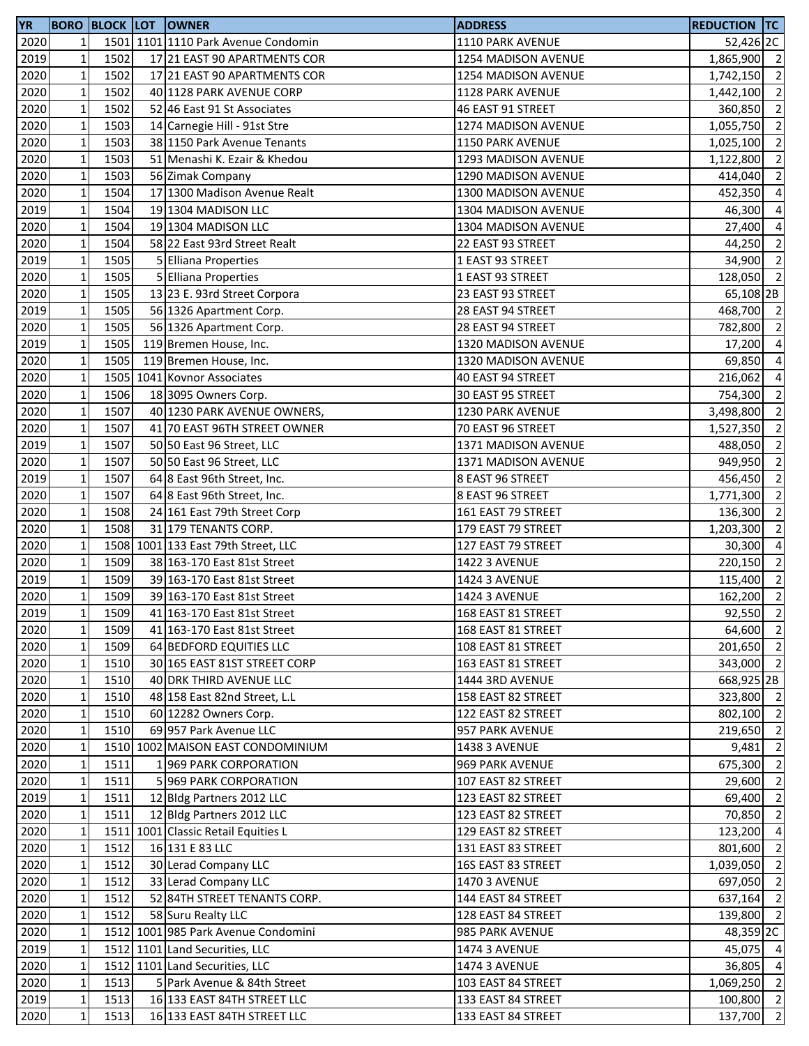| YR | BORO | BLOCK | LOT | OWNER | ADDRESS | REDUCTION | TC |
|---|---|---|---|---|---|---|---|
| 2020 | 1 | 1501 | 1101 | 1110 Park Avenue Condomin | 1110 PARK AVENUE | 52,426 | 2C |
| 2019 | 1 | 1502 | 17 | 21 EAST 90 APARTMENTS COR | 1254 MADISON AVENUE | 1,865,900 | 2 |
| 2020 | 1 | 1502 | 17 | 21 EAST 90 APARTMENTS COR | 1254 MADISON AVENUE | 1,742,150 | 2 |
| 2020 | 1 | 1502 | 40 | 1128 PARK AVENUE CORP | 1128 PARK AVENUE | 1,442,100 | 2 |
| 2020 | 1 | 1502 | 52 | 46 East 91 St Associates | 46 EAST 91 STREET | 360,850 | 2 |
| 2020 | 1 | 1503 | 14 | Carnegie Hill - 91st Stre | 1274 MADISON AVENUE | 1,055,750 | 2 |
| 2020 | 1 | 1503 | 38 | 1150 Park Avenue Tenants | 1150 PARK AVENUE | 1,025,100 | 2 |
| 2020 | 1 | 1503 | 51 | Menashi K. Ezair & Khedou | 1293 MADISON AVENUE | 1,122,800 | 2 |
| 2020 | 1 | 1503 | 56 | Zimak Company | 1290 MADISON AVENUE | 414,040 | 2 |
| 2020 | 1 | 1504 | 17 | 1300 Madison Avenue Realt | 1300 MADISON AVENUE | 452,350 | 4 |
| 2019 | 1 | 1504 | 19 | 1304 MADISON LLC | 1304 MADISON AVENUE | 46,300 | 4 |
| 2020 | 1 | 1504 | 19 | 1304 MADISON LLC | 1304 MADISON AVENUE | 27,400 | 4 |
| 2020 | 1 | 1504 | 58 | 22 East 93rd Street Realt | 22 EAST 93 STREET | 44,250 | 2 |
| 2019 | 1 | 1505 | 5 | Elliana Properties | 1 EAST 93 STREET | 34,900 | 2 |
| 2020 | 1 | 1505 | 5 | Elliana Properties | 1 EAST 93 STREET | 128,050 | 2 |
| 2020 | 1 | 1505 | 13 | 23 E. 93rd Street Corpora | 23 EAST 93 STREET | 65,108 | 2B |
| 2019 | 1 | 1505 | 56 | 1326 Apartment Corp. | 28 EAST 94 STREET | 468,700 | 2 |
| 2020 | 1 | 1505 | 56 | 1326 Apartment Corp. | 28 EAST 94 STREET | 782,800 | 2 |
| 2019 | 1 | 1505 | 119 | Bremen House, Inc. | 1320 MADISON AVENUE | 17,200 | 4 |
| 2020 | 1 | 1505 | 119 | Bremen House, Inc. | 1320 MADISON AVENUE | 69,850 | 4 |
| 2020 | 1 | 1505 | 1041 | Kovnor Associates | 40 EAST 94 STREET | 216,062 | 4 |
| 2020 | 1 | 1506 | 18 | 3095 Owners Corp. | 30 EAST 95 STREET | 754,300 | 2 |
| 2020 | 1 | 1507 | 40 | 1230 PARK AVENUE OWNERS, | 1230 PARK AVENUE | 3,498,800 | 2 |
| 2020 | 1 | 1507 | 41 | 70 EAST 96TH STREET OWNER | 70 EAST 96 STREET | 1,527,350 | 2 |
| 2019 | 1 | 1507 | 50 | 50 East 96 Street, LLC | 1371 MADISON AVENUE | 488,050 | 2 |
| 2020 | 1 | 1507 | 50 | 50 East 96 Street, LLC | 1371 MADISON AVENUE | 949,950 | 2 |
| 2019 | 1 | 1507 | 64 | 8 East 96th Street, Inc. | 8 EAST 96 STREET | 456,450 | 2 |
| 2020 | 1 | 1507 | 64 | 8 East 96th Street, Inc. | 8 EAST 96 STREET | 1,771,300 | 2 |
| 2020 | 1 | 1508 | 24 | 161 East 79th Street Corp | 161 EAST 79 STREET | 136,300 | 2 |
| 2020 | 1 | 1508 | 31 | 179 TENANTS CORP. | 179 EAST 79 STREET | 1,203,300 | 2 |
| 2020 | 1 | 1508 | 1001 | 133 East 79th Street, LLC | 127 EAST 79 STREET | 30,300 | 4 |
| 2020 | 1 | 1509 | 38 | 163-170 East 81st Street | 1422 3 AVENUE | 220,150 | 2 |
| 2019 | 1 | 1509 | 39 | 163-170 East 81st Street | 1424 3 AVENUE | 115,400 | 2 |
| 2020 | 1 | 1509 | 39 | 163-170 East 81st Street | 1424 3 AVENUE | 162,200 | 2 |
| 2019 | 1 | 1509 | 41 | 163-170 East 81st Street | 168 EAST 81 STREET | 92,550 | 2 |
| 2020 | 1 | 1509 | 41 | 163-170 East 81st Street | 168 EAST 81 STREET | 64,600 | 2 |
| 2020 | 1 | 1509 | 64 | BEDFORD EQUITIES LLC | 108 EAST 81 STREET | 201,650 | 2 |
| 2020 | 1 | 1510 | 30 | 165 EAST 81ST STREET CORP | 163 EAST 81 STREET | 343,000 | 2 |
| 2020 | 1 | 1510 | 40 | DRK THIRD AVENUE LLC | 1444 3RD AVENUE | 668,925 | 2B |
| 2020 | 1 | 1510 | 48 | 158 East 82nd Street, L.L | 158 EAST 82 STREET | 323,800 | 2 |
| 2020 | 1 | 1510 | 60 | 12282 Owners Corp. | 122 EAST 82 STREET | 802,100 | 2 |
| 2020 | 1 | 1510 | 69 | 957 Park Avenue LLC | 957 PARK AVENUE | 219,650 | 2 |
| 2020 | 1 | 1510 | 1002 | MAISON EAST CONDOMINIUM | 1438 3 AVENUE | 9,481 | 2 |
| 2020 | 1 | 1511 | 1 | 969 PARK CORPORATION | 969 PARK AVENUE | 675,300 | 2 |
| 2020 | 1 | 1511 | 5 | 969 PARK CORPORATION | 107 EAST 82 STREET | 29,600 | 2 |
| 2019 | 1 | 1511 | 12 | Bldg Partners 2012 LLC | 123 EAST 82 STREET | 69,400 | 2 |
| 2020 | 1 | 1511 | 12 | Bldg Partners 2012 LLC | 123 EAST 82 STREET | 70,850 | 2 |
| 2020 | 1 | 1511 | 1001 | Classic Retail Equities L | 129 EAST 82 STREET | 123,200 | 4 |
| 2020 | 1 | 1512 | 16 | 131 E 83 LLC | 131 EAST 83 STREET | 801,600 | 2 |
| 2020 | 1 | 1512 | 30 | Lerad Company LLC | 165 EAST 83 STREET | 1,039,050 | 2 |
| 2020 | 1 | 1512 | 33 | Lerad Company LLC | 1470 3 AVENUE | 697,050 | 2 |
| 2020 | 1 | 1512 | 52 | 84TH STREET TENANTS CORP. | 144 EAST 84 STREET | 637,164 | 2 |
| 2020 | 1 | 1512 | 58 | Suru Realty LLC | 128 EAST 84 STREET | 139,800 | 2 |
| 2020 | 1 | 1512 | 1001 | 985 Park Avenue Condomini | 985 PARK AVENUE | 48,359 | 2C |
| 2019 | 1 | 1512 | 1101 | Land Securities, LLC | 1474 3 AVENUE | 45,075 | 4 |
| 2020 | 1 | 1512 | 1101 | Land Securities, LLC | 1474 3 AVENUE | 36,805 | 4 |
| 2020 | 1 | 1513 | 5 | Park Avenue & 84th Street | 103 EAST 84 STREET | 1,069,250 | 2 |
| 2019 | 1 | 1513 | 16 | 133 EAST 84TH STREET LLC | 133 EAST 84 STREET | 100,800 | 2 |
| 2020 | 1 | 1513 | 16 | 133 EAST 84TH STREET LLC | 133 EAST 84 STREET | 137,700 | 2 |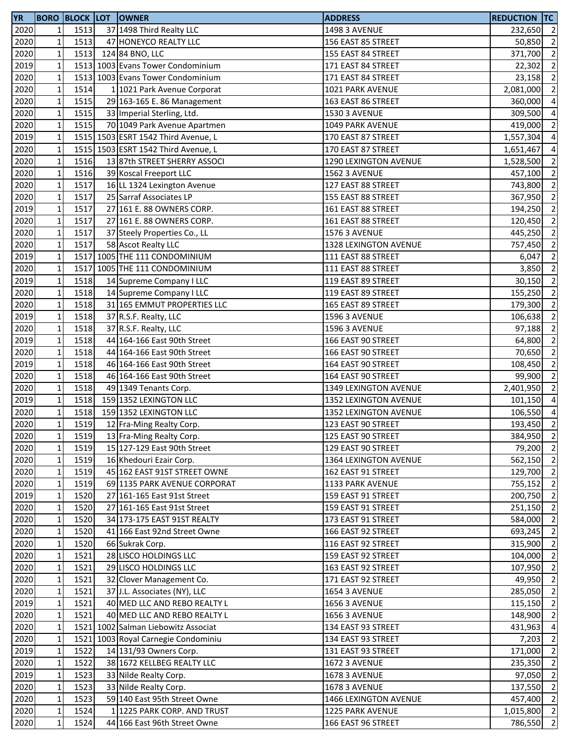| YR | BORO | BLOCK | LOT | OWNER | ADDRESS | REDUCTION | TC |
|---|---|---|---|---|---|---|---|
| 2020 | 1 | 1513 | 37 | 1498 Third Realty LLC | 1498 3 AVENUE | 232,650 | 2 |
| 2020 | 1 | 1513 | 47 | HONEYCO REALTY LLC | 156 EAST 85 STREET | 50,850 | 2 |
| 2020 | 1 | 1513 | 124 | 84 BNO, LLC | 155 EAST 84 STREET | 371,700 | 2 |
| 2019 | 1 | 1513 | 1003 | Evans Tower Condominium | 171 EAST 84 STREET | 22,302 | 2 |
| 2020 | 1 | 1513 | 1003 | Evans Tower Condominium | 171 EAST 84 STREET | 23,158 | 2 |
| 2020 | 1 | 1514 | 1 | 1021 Park Avenue Corporat | 1021 PARK AVENUE | 2,081,000 | 2 |
| 2020 | 1 | 1515 | 29 | 163-165 E. 86 Management | 163 EAST 86 STREET | 360,000 | 4 |
| 2020 | 1 | 1515 | 33 | Imperial Sterling, Ltd. | 1530 3 AVENUE | 309,500 | 4 |
| 2020 | 1 | 1515 | 70 | 1049 Park Avenue Apartmen | 1049 PARK AVENUE | 419,000 | 2 |
| 2019 | 1 | 1515 | 1503 | ESRT 1542 Third Avenue, L | 170 EAST 87 STREET | 1,557,304 | 4 |
| 2020 | 1 | 1515 | 1503 | ESRT 1542 Third Avenue, L | 170 EAST 87 STREET | 1,651,467 | 4 |
| 2020 | 1 | 1516 | 13 | 87th STREET SHERRY ASSOCI | 1290 LEXINGTON AVENUE | 1,528,500 | 2 |
| 2020 | 1 | 1516 | 39 | Koscal Freeport LLC | 1562 3 AVENUE | 457,100 | 2 |
| 2020 | 1 | 1517 | 16 | LL 1324 Lexington Avenue | 127 EAST 88 STREET | 743,800 | 2 |
| 2020 | 1 | 1517 | 25 | Sarraf Associates LP | 155 EAST 88 STREET | 367,950 | 2 |
| 2019 | 1 | 1517 | 27 | 161 E. 88 OWNERS CORP. | 161 EAST 88 STREET | 194,250 | 2 |
| 2020 | 1 | 1517 | 27 | 161 E. 88 OWNERS CORP. | 161 EAST 88 STREET | 120,450 | 2 |
| 2020 | 1 | 1517 | 37 | Steely Properties Co., LL | 1576 3 AVENUE | 445,250 | 2 |
| 2020 | 1 | 1517 | 58 | Ascot Realty LLC | 1328 LEXINGTON AVENUE | 757,450 | 2 |
| 2019 | 1 | 1517 | 1005 | THE 111 CONDOMINIUM | 111 EAST 88 STREET | 6,047 | 2 |
| 2020 | 1 | 1517 | 1005 | THE 111 CONDOMINIUM | 111 EAST 88 STREET | 3,850 | 2 |
| 2019 | 1 | 1518 | 14 | Supreme Company I LLC | 119 EAST 89 STREET | 30,150 | 2 |
| 2020 | 1 | 1518 | 14 | Supreme Company I LLC | 119 EAST 89 STREET | 155,250 | 2 |
| 2020 | 1 | 1518 | 31 | 165 EMMUT PROPERTIES LLC | 165 EAST 89 STREET | 179,300 | 2 |
| 2019 | 1 | 1518 | 37 | R.S.F. Realty, LLC | 1596 3 AVENUE | 106,638 | 2 |
| 2020 | 1 | 1518 | 37 | R.S.F. Realty, LLC | 1596 3 AVENUE | 97,188 | 2 |
| 2019 | 1 | 1518 | 44 | 164-166 East 90th Street | 166 EAST 90 STREET | 64,800 | 2 |
| 2020 | 1 | 1518 | 44 | 164-166 East 90th Street | 166 EAST 90 STREET | 70,650 | 2 |
| 2019 | 1 | 1518 | 46 | 164-166 East 90th Street | 164 EAST 90 STREET | 108,450 | 2 |
| 2020 | 1 | 1518 | 46 | 164-166 East 90th Street | 164 EAST 90 STREET | 99,900 | 2 |
| 2020 | 1 | 1518 | 49 | 1349 Tenants Corp. | 1349 LEXINGTON AVENUE | 2,401,950 | 2 |
| 2019 | 1 | 1518 | 159 | 1352 LEXINGTON LLC | 1352 LEXINGTON AVENUE | 101,150 | 4 |
| 2020 | 1 | 1518 | 159 | 1352 LEXINGTON LLC | 1352 LEXINGTON AVENUE | 106,550 | 4 |
| 2020 | 1 | 1519 | 12 | Fra-Ming Realty Corp. | 123 EAST 90 STREET | 193,450 | 2 |
| 2020 | 1 | 1519 | 13 | Fra-Ming Realty Corp. | 125 EAST 90 STREET | 384,950 | 2 |
| 2020 | 1 | 1519 | 15 | 127-129 East 90th Street | 129 EAST 90 STREET | 79,200 | 2 |
| 2020 | 1 | 1519 | 16 | Khedouri Ezair Corp. | 1364 LEXINGTON AVENUE | 562,150 | 2 |
| 2020 | 1 | 1519 | 45 | 162 EAST 91ST STREET OWNE | 162 EAST 91 STREET | 129,700 | 2 |
| 2020 | 1 | 1519 | 69 | 1135 PARK AVENUE CORPORAT | 1133 PARK AVENUE | 755,152 | 2 |
| 2019 | 1 | 1520 | 27 | 161-165 East 91st Street | 159 EAST 91 STREET | 200,750 | 2 |
| 2020 | 1 | 1520 | 27 | 161-165 East 91st Street | 159 EAST 91 STREET | 251,150 | 2 |
| 2020 | 1 | 1520 | 34 | 173-175 EAST 91ST REALTY | 173 EAST 91 STREET | 584,000 | 2 |
| 2020 | 1 | 1520 | 41 | 166 East 92nd Street Owne | 166 EAST 92 STREET | 693,245 | 2 |
| 2020 | 1 | 1520 | 66 | Sukrak Corp. | 116 EAST 92 STREET | 315,900 | 2 |
| 2020 | 1 | 1521 | 28 | LISCO HOLDINGS LLC | 159 EAST 92 STREET | 104,000 | 2 |
| 2020 | 1 | 1521 | 29 | LISCO HOLDINGS LLC | 163 EAST 92 STREET | 107,950 | 2 |
| 2020 | 1 | 1521 | 32 | Clover Management Co. | 171 EAST 92 STREET | 49,950 | 2 |
| 2020 | 1 | 1521 | 37 | J.L. Associates (NY), LLC | 1654 3 AVENUE | 285,050 | 2 |
| 2019 | 1 | 1521 | 40 | MED LLC AND REBO REALTY L | 1656 3 AVENUE | 115,150 | 2 |
| 2020 | 1 | 1521 | 40 | MED LLC AND REBO REALTY L | 1656 3 AVENUE | 148,900 | 2 |
| 2020 | 1 | 1521 | 1002 | Salman Liebowitz Associat | 134 EAST 93 STREET | 431,963 | 4 |
| 2020 | 1 | 1521 | 1003 | Royal Carnegie Condominiu | 134 EAST 93 STREET | 7,203 | 2 |
| 2019 | 1 | 1522 | 14 | 131/93 Owners Corp. | 131 EAST 93 STREET | 171,000 | 2 |
| 2020 | 1 | 1522 | 38 | 1672 KELLBEG REALTY LLC | 1672 3 AVENUE | 235,350 | 2 |
| 2019 | 1 | 1523 | 33 | Nilde Realty Corp. | 1678 3 AVENUE | 97,050 | 2 |
| 2020 | 1 | 1523 | 33 | Nilde Realty Corp. | 1678 3 AVENUE | 137,550 | 2 |
| 2020 | 1 | 1523 | 59 | 140 East 95th Street Owne | 1466 LEXINGTON AVENUE | 457,400 | 2 |
| 2020 | 1 | 1524 | 1 | 1225 PARK CORP. AND TRUST | 1225 PARK AVENUE | 1,015,800 | 2 |
| 2020 | 1 | 1524 | 44 | 166 East 96th Street Owne | 166 EAST 96 STREET | 786,550 | 2 |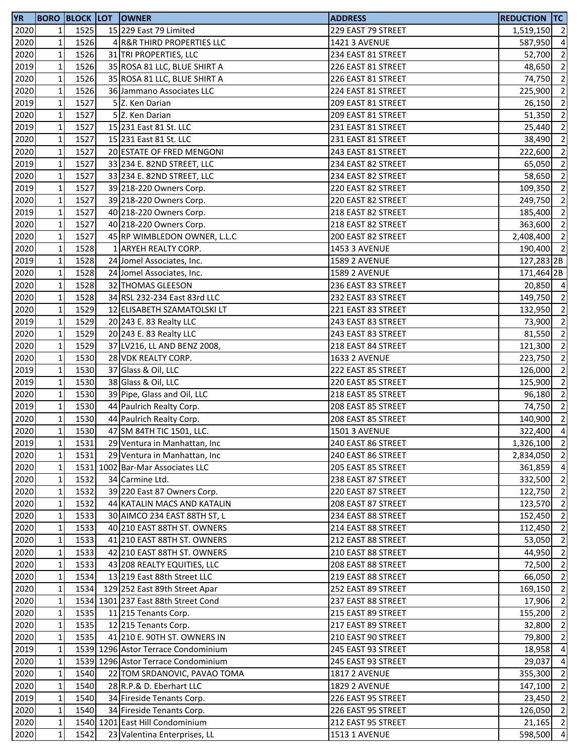| YR | BORO | BLOCK | LOT | OWNER | ADDRESS | REDUCTION | TC |
|---|---|---|---|---|---|---|---|
| 2020 | 1 | 1525 | 15 | 229 East 79 Limited | 229 EAST 79 STREET | 1,519,150 | 2 |
| 2020 | 1 | 1526 | 4 | R&R THIRD PROPERTIES LLC | 1421 3 AVENUE | 587,950 | 4 |
| 2020 | 1 | 1526 | 31 | TRI PROPERTIES, LLC | 234 EAST 81 STREET | 52,700 | 2 |
| 2019 | 1 | 1526 | 35 | ROSA 81 LLC, BLUE SHIRT A | 226 EAST 81 STREET | 48,650 | 2 |
| 2020 | 1 | 1526 | 35 | ROSA 81 LLC, BLUE SHIRT A | 226 EAST 81 STREET | 74,750 | 2 |
| 2020 | 1 | 1526 | 36 | Jammano Associates LLC | 224 EAST 81 STREET | 225,900 | 2 |
| 2019 | 1 | 1527 | 5 | Z. Ken Darian | 209 EAST 81 STREET | 26,150 | 2 |
| 2020 | 1 | 1527 | 5 | Z. Ken Darian | 209 EAST 81 STREET | 51,350 | 2 |
| 2019 | 1 | 1527 | 15 | 231 East 81 St. LLC | 231 EAST 81 STREET | 25,440 | 2 |
| 2020 | 1 | 1527 | 15 | 231 East 81 St. LLC | 231 EAST 81 STREET | 38,490 | 2 |
| 2020 | 1 | 1527 | 20 | ESTATE OF FRED MENGONI | 243 EAST 81 STREET | 222,600 | 2 |
| 2019 | 1 | 1527 | 33 | 234 E. 82ND STREET, LLC | 234 EAST 82 STREET | 65,050 | 2 |
| 2020 | 1 | 1527 | 33 | 234 E. 82ND STREET, LLC | 234 EAST 82 STREET | 58,650 | 2 |
| 2019 | 1 | 1527 | 39 | 218-220 Owners Corp. | 220 EAST 82 STREET | 109,350 | 2 |
| 2020 | 1 | 1527 | 39 | 218-220 Owners Corp. | 220 EAST 82 STREET | 249,750 | 2 |
| 2019 | 1 | 1527 | 40 | 218-220 Owners Corp. | 218 EAST 82 STREET | 185,400 | 2 |
| 2020 | 1 | 1527 | 40 | 218-220 Owners Corp. | 218 EAST 82 STREET | 363,600 | 2 |
| 2020 | 1 | 1527 | 45 | RP WIMBLEDON OWNER, L.L.C | 200 EAST 82 STREET | 2,408,400 | 2 |
| 2020 | 1 | 1528 | 1 | ARYEH REALTY CORP. | 1453 3 AVENUE | 190,400 | 2 |
| 2019 | 1 | 1528 | 24 | Jomel Associates, Inc. | 1589 2 AVENUE | 127,283 | 2B |
| 2020 | 1 | 1528 | 24 | Jomel Associates, Inc. | 1589 2 AVENUE | 171,464 | 2B |
| 2020 | 1 | 1528 | 32 | THOMAS GLEESON | 236 EAST 83 STREET | 20,850 | 4 |
| 2020 | 1 | 1528 | 34 | RSL 232-234 East 83rd LLC | 232 EAST 83 STREET | 149,750 | 2 |
| 2020 | 1 | 1529 | 12 | ELISABETH SZAMATOLSKI LT | 221 EAST 83 STREET | 132,950 | 2 |
| 2019 | 1 | 1529 | 20 | 243 E. 83 Realty LLC | 243 EAST 83 STREET | 73,900 | 2 |
| 2020 | 1 | 1529 | 20 | 243 E. 83 Realty LLC | 243 EAST 83 STREET | 81,550 | 2 |
| 2020 | 1 | 1529 | 37 | LV216, LL AND BENZ 2008, | 218 EAST 84 STREET | 121,300 | 2 |
| 2020 | 1 | 1530 | 28 | VDK REALTY CORP. | 1633 2 AVENUE | 223,750 | 2 |
| 2019 | 1 | 1530 | 37 | Glass & Oil, LLC | 222 EAST 85 STREET | 126,000 | 2 |
| 2019 | 1 | 1530 | 38 | Glass & Oil, LLC | 220 EAST 85 STREET | 125,900 | 2 |
| 2020 | 1 | 1530 | 39 | Pipe, Glass and Oil, LLC | 218 EAST 85 STREET | 96,180 | 2 |
| 2019 | 1 | 1530 | 44 | Paulrich Realty Corp. | 208 EAST 85 STREET | 74,750 | 2 |
| 2020 | 1 | 1530 | 44 | Paulrich Realty Corp. | 208 EAST 85 STREET | 140,900 | 2 |
| 2020 | 1 | 1530 | 47 | SM 84TH TIC 1501, LLC. | 1501 3 AVENUE | 322,400 | 4 |
| 2019 | 1 | 1531 | 29 | Ventura in Manhattan, Inc | 240 EAST 86 STREET | 1,326,100 | 2 |
| 2020 | 1 | 1531 | 29 | Ventura in Manhattan, Inc | 240 EAST 86 STREET | 2,834,050 | 2 |
| 2020 | 1 | 1531 | 1002 | Bar-Mar Associates LLC | 205 EAST 85 STREET | 361,859 | 4 |
| 2020 | 1 | 1532 | 34 | Carmine Ltd. | 238 EAST 87 STREET | 332,500 | 2 |
| 2020 | 1 | 1532 | 39 | 220 East 87 Owners Corp. | 220 EAST 87 STREET | 122,750 | 2 |
| 2020 | 1 | 1532 | 44 | KATALIN MACS AND KATALIN | 208 EAST 87 STREET | 123,570 | 2 |
| 2020 | 1 | 1533 | 30 | AIMCO 234 EAST 88TH ST, L | 234 EAST 88 STREET | 152,450 | 2 |
| 2020 | 1 | 1533 | 40 | 210 EAST 88TH ST. OWNERS | 214 EAST 88 STREET | 112,450 | 2 |
| 2020 | 1 | 1533 | 41 | 210 EAST 88TH ST. OWNERS | 212 EAST 88 STREET | 53,050 | 2 |
| 2020 | 1 | 1533 | 42 | 210 EAST 88TH ST. OWNERS | 210 EAST 88 STREET | 44,950 | 2 |
| 2020 | 1 | 1533 | 43 | 208 REALTY EQUITIES, LLC | 208 EAST 88 STREET | 72,500 | 2 |
| 2020 | 1 | 1534 | 13 | 219 East 88th Street LLC | 219 EAST 88 STREET | 66,050 | 2 |
| 2020 | 1 | 1534 | 129 | 252 East 89th Street Apar | 252 EAST 89 STREET | 169,150 | 2 |
| 2020 | 1 | 1534 | 1301 | 237 East 88th Street Cond | 237 EAST 88 STREET | 17,906 | 2 |
| 2020 | 1 | 1535 | 11 | 215 Tenants Corp. | 215 EAST 89 STREET | 155,200 | 2 |
| 2020 | 1 | 1535 | 12 | 215 Tenants Corp. | 217 EAST 89 STREET | 32,800 | 2 |
| 2020 | 1 | 1535 | 41 | 210 E. 90TH ST. OWNERS IN | 210 EAST 90 STREET | 79,800 | 2 |
| 2019 | 1 | 1539 | 1296 | Astor Terrace Condominium | 245 EAST 93 STREET | 18,958 | 4 |
| 2020 | 1 | 1539 | 1296 | Astor Terrace Condominium | 245 EAST 93 STREET | 29,037 | 4 |
| 2020 | 1 | 1540 | 22 | TOM SRDANOVIC, PAVAO TOMA | 1817 2 AVENUE | 355,300 | 2 |
| 2020 | 1 | 1540 | 28 | R.P.& D. Eberhart LLC | 1829 2 AVENUE | 147,100 | 2 |
| 2019 | 1 | 1540 | 34 | Fireside Tenants Corp. | 226 EAST 95 STREET | 23,450 | 2 |
| 2020 | 1 | 1540 | 34 | Fireside Tenants Corp. | 226 EAST 95 STREET | 126,050 | 2 |
| 2020 | 1 | 1540 | 1201 | East Hill Condominium | 212 EAST 95 STREET | 21,165 | 2 |
| 2020 | 1 | 1542 | 23 | Valentina Enterprises, LL | 1513 1 AVENUE | 598,500 | 4 |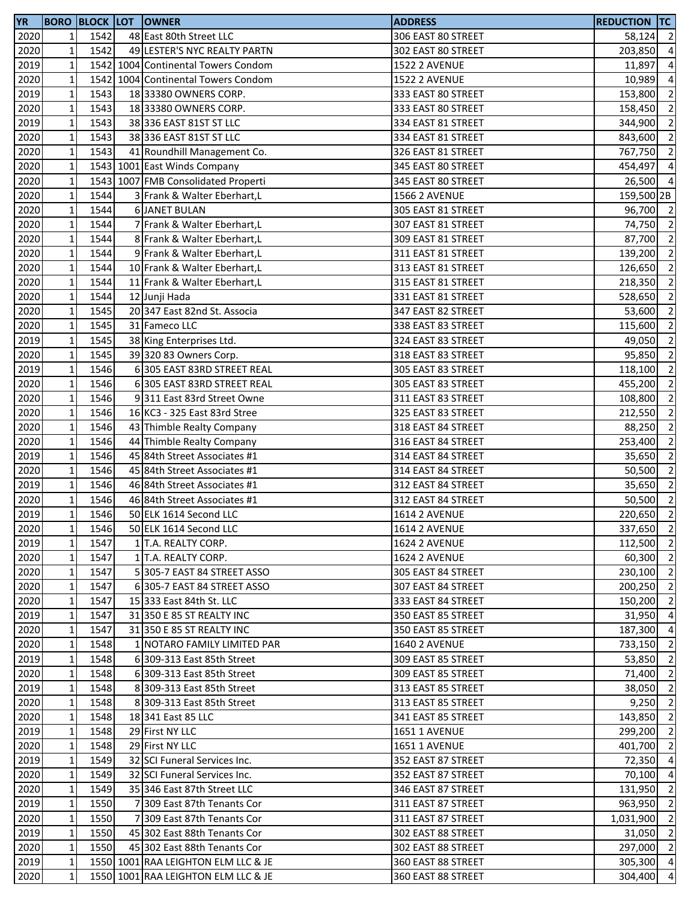| YR | BORO | BLOCK | LOT | OWNER | ADDRESS | REDUCTION | TC |
|---|---|---|---|---|---|---|---|
| 2020 | 1 | 1542 | 48 | East 80th Street LLC | 306 EAST 80 STREET | 58,124 | 2 |
| 2020 | 1 | 1542 | 49 | LESTER'S NYC REALTY PARTN | 302 EAST 80 STREET | 203,850 | 4 |
| 2019 | 1 | 1542 | 1004 | Continental Towers Condom | 1522 2 AVENUE | 11,897 | 4 |
| 2020 | 1 | 1542 | 1004 | Continental Towers Condom | 1522 2 AVENUE | 10,989 | 4 |
| 2019 | 1 | 1543 | 18 | 33380 OWNERS CORP. | 333 EAST 80 STREET | 153,800 | 2 |
| 2020 | 1 | 1543 | 18 | 33380 OWNERS CORP. | 333 EAST 80 STREET | 158,450 | 2 |
| 2019 | 1 | 1543 | 38 | 336 EAST 81ST ST LLC | 334 EAST 81 STREET | 344,900 | 2 |
| 2020 | 1 | 1543 | 38 | 336 EAST 81ST ST LLC | 334 EAST 81 STREET | 843,600 | 2 |
| 2020 | 1 | 1543 | 41 | Roundhill Management Co. | 326 EAST 81 STREET | 767,750 | 2 |
| 2020 | 1 | 1543 | 1001 | East Winds Company | 345 EAST 80 STREET | 454,497 | 4 |
| 2020 | 1 | 1543 | 1007 | FMB Consolidated Properti | 345 EAST 80 STREET | 26,500 | 4 |
| 2020 | 1 | 1544 | 3 | Frank & Walter Eberhart,L | 1566 2 AVENUE | 159,500 | 2B |
| 2020 | 1 | 1544 | 6 | JANET BULAN | 305 EAST 81 STREET | 96,700 | 2 |
| 2020 | 1 | 1544 | 7 | Frank & Walter Eberhart,L | 307 EAST 81 STREET | 74,750 | 2 |
| 2020 | 1 | 1544 | 8 | Frank & Walter Eberhart,L | 309 EAST 81 STREET | 87,700 | 2 |
| 2020 | 1 | 1544 | 9 | Frank & Walter Eberhart,L | 311 EAST 81 STREET | 139,200 | 2 |
| 2020 | 1 | 1544 | 10 | Frank & Walter Eberhart,L | 313 EAST 81 STREET | 126,650 | 2 |
| 2020 | 1 | 1544 | 11 | Frank & Walter Eberhart,L | 315 EAST 81 STREET | 218,350 | 2 |
| 2020 | 1 | 1544 | 12 | Junji Hada | 331 EAST 81 STREET | 528,650 | 2 |
| 2020 | 1 | 1545 | 20 | 347 East 82nd St. Associa | 347 EAST 82 STREET | 53,600 | 2 |
| 2020 | 1 | 1545 | 31 | Fameco LLC | 338 EAST 83 STREET | 115,600 | 2 |
| 2019 | 1 | 1545 | 38 | King Enterprises Ltd. | 324 EAST 83 STREET | 49,050 | 2 |
| 2020 | 1 | 1545 | 39 | 320 83 Owners Corp. | 318 EAST 83 STREET | 95,850 | 2 |
| 2019 | 1 | 1546 | 6 | 305 EAST 83RD STREET REAL | 305 EAST 83 STREET | 118,100 | 2 |
| 2020 | 1 | 1546 | 6 | 305 EAST 83RD STREET REAL | 305 EAST 83 STREET | 455,200 | 2 |
| 2020 | 1 | 1546 | 9 | 311 East 83rd Street Owne | 311 EAST 83 STREET | 108,800 | 2 |
| 2020 | 1 | 1546 | 16 | KC3 - 325 East 83rd Stree | 325 EAST 83 STREET | 212,550 | 2 |
| 2020 | 1 | 1546 | 43 | Thimble Realty Company | 318 EAST 84 STREET | 88,250 | 2 |
| 2020 | 1 | 1546 | 44 | Thimble Realty Company | 316 EAST 84 STREET | 253,400 | 2 |
| 2019 | 1 | 1546 | 45 | 84th Street Associates #1 | 314 EAST 84 STREET | 35,650 | 2 |
| 2020 | 1 | 1546 | 45 | 84th Street Associates #1 | 314 EAST 84 STREET | 50,500 | 2 |
| 2019 | 1 | 1546 | 46 | 84th Street Associates #1 | 312 EAST 84 STREET | 35,650 | 2 |
| 2020 | 1 | 1546 | 46 | 84th Street Associates #1 | 312 EAST 84 STREET | 50,500 | 2 |
| 2019 | 1 | 1546 | 50 | ELK 1614 Second LLC | 1614 2 AVENUE | 220,650 | 2 |
| 2020 | 1 | 1546 | 50 | ELK 1614 Second LLC | 1614 2 AVENUE | 337,650 | 2 |
| 2019 | 1 | 1547 | 1 | T.A. REALTY CORP. | 1624 2 AVENUE | 112,500 | 2 |
| 2020 | 1 | 1547 | 1 | T.A. REALTY CORP. | 1624 2 AVENUE | 60,300 | 2 |
| 2020 | 1 | 1547 | 5 | 305-7 EAST 84 STREET ASSO | 305 EAST 84 STREET | 230,100 | 2 |
| 2020 | 1 | 1547 | 6 | 305-7 EAST 84 STREET ASSO | 307 EAST 84 STREET | 200,250 | 2 |
| 2020 | 1 | 1547 | 15 | 333 East 84th St. LLC | 333 EAST 84 STREET | 150,200 | 2 |
| 2019 | 1 | 1547 | 31 | 350 E 85 ST REALTY INC | 350 EAST 85 STREET | 31,950 | 4 |
| 2020 | 1 | 1547 | 31 | 350 E 85 ST REALTY INC | 350 EAST 85 STREET | 187,300 | 4 |
| 2020 | 1 | 1548 | 1 | NOTARO FAMILY LIMITED PAR | 1640 2 AVENUE | 733,150 | 2 |
| 2019 | 1 | 1548 | 6 | 309-313 East 85th Street | 309 EAST 85 STREET | 53,850 | 2 |
| 2020 | 1 | 1548 | 6 | 309-313 East 85th Street | 309 EAST 85 STREET | 71,400 | 2 |
| 2019 | 1 | 1548 | 8 | 309-313 East 85th Street | 313 EAST 85 STREET | 38,050 | 2 |
| 2020 | 1 | 1548 | 8 | 309-313 East 85th Street | 313 EAST 85 STREET | 9,250 | 2 |
| 2020 | 1 | 1548 | 18 | 341 East 85 LLC | 341 EAST 85 STREET | 143,850 | 2 |
| 2019 | 1 | 1548 | 29 | First NY LLC | 1651 1 AVENUE | 299,200 | 2 |
| 2020 | 1 | 1548 | 29 | First NY LLC | 1651 1 AVENUE | 401,700 | 2 |
| 2019 | 1 | 1549 | 32 | SCI Funeral Services Inc. | 352 EAST 87 STREET | 72,350 | 4 |
| 2020 | 1 | 1549 | 32 | SCI Funeral Services Inc. | 352 EAST 87 STREET | 70,100 | 4 |
| 2020 | 1 | 1549 | 35 | 346 East 87th Street LLC | 346 EAST 87 STREET | 131,950 | 2 |
| 2019 | 1 | 1550 | 7 | 309 East 87th Tenants Cor | 311 EAST 87 STREET | 963,950 | 2 |
| 2020 | 1 | 1550 | 7 | 309 East 87th Tenants Cor | 311 EAST 87 STREET | 1,031,900 | 2 |
| 2019 | 1 | 1550 | 45 | 302 East 88th Tenants Cor | 302 EAST 88 STREET | 31,050 | 2 |
| 2020 | 1 | 1550 | 45 | 302 East 88th Tenants Cor | 302 EAST 88 STREET | 297,000 | 2 |
| 2019 | 1 | 1550 | 1001 | RAA LEIGHTON ELM LLC & JE | 360 EAST 88 STREET | 305,300 | 4 |
| 2020 | 1 | 1550 | 1001 | RAA LEIGHTON ELM LLC & JE | 360 EAST 88 STREET | 304,400 | 4 |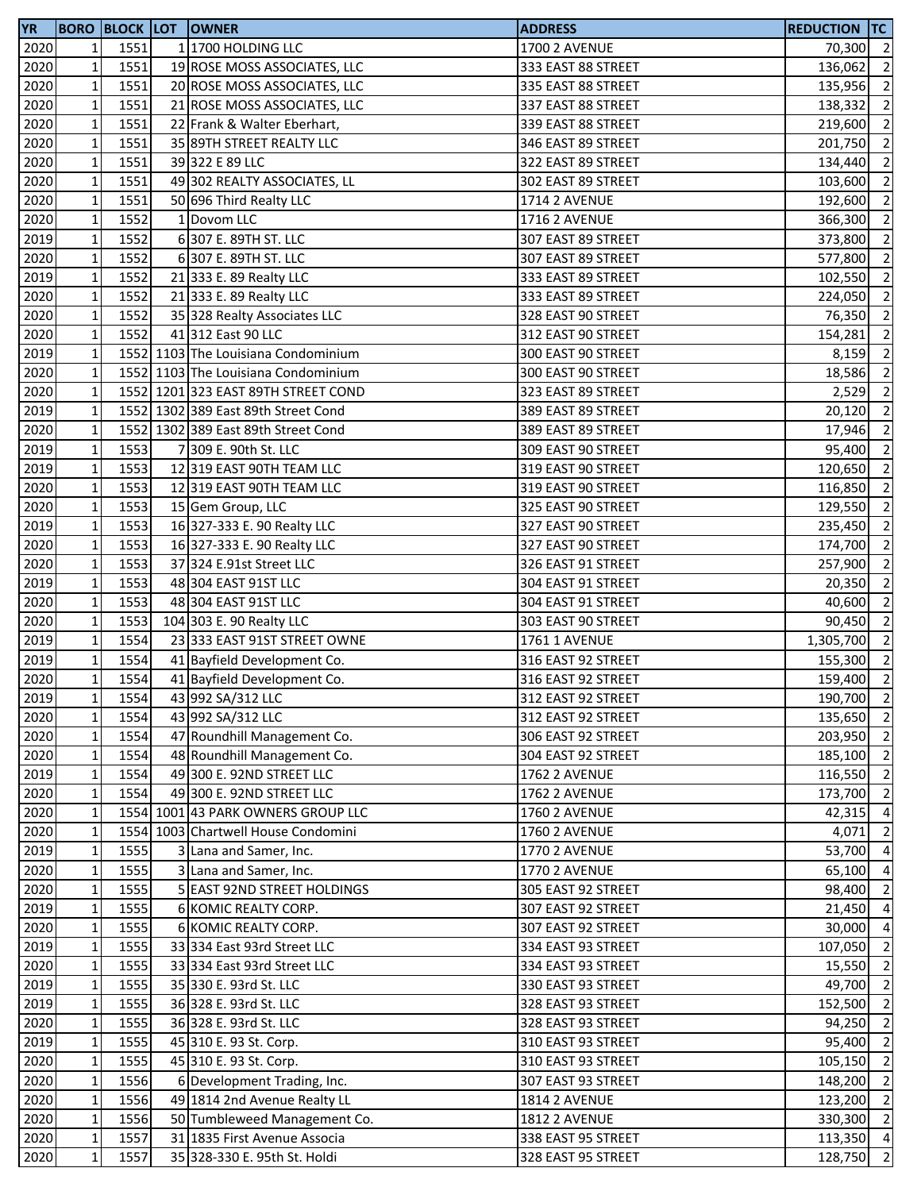| YR | BORO | BLOCK | LOT | OWNER | ADDRESS | REDUCTION | TC |
|---|---|---|---|---|---|---|---|
| 2020 | 1 | 1551 | 1 | 1700 HOLDING LLC | 1700 2 AVENUE | 70,300 | 2 |
| 2020 | 1 | 1551 | 19 | ROSE MOSS ASSOCIATES, LLC | 333 EAST 88 STREET | 136,062 | 2 |
| 2020 | 1 | 1551 | 20 | ROSE MOSS ASSOCIATES, LLC | 335 EAST 88 STREET | 135,956 | 2 |
| 2020 | 1 | 1551 | 21 | ROSE MOSS ASSOCIATES, LLC | 337 EAST 88 STREET | 138,332 | 2 |
| 2020 | 1 | 1551 | 22 | Frank & Walter Eberhart, | 339 EAST 88 STREET | 219,600 | 2 |
| 2020 | 1 | 1551 | 35 | 89TH STREET REALTY LLC | 346 EAST 89 STREET | 201,750 | 2 |
| 2020 | 1 | 1551 | 39 | 322 E 89 LLC | 322 EAST 89 STREET | 134,440 | 2 |
| 2020 | 1 | 1551 | 49 | 302 REALTY ASSOCIATES, LL | 302 EAST 89 STREET | 103,600 | 2 |
| 2020 | 1 | 1551 | 50 | 696 Third Realty LLC | 1714 2 AVENUE | 192,600 | 2 |
| 2020 | 1 | 1552 | 1 | Dovom LLC | 1716 2 AVENUE | 366,300 | 2 |
| 2019 | 1 | 1552 | 6 | 307 E. 89TH ST. LLC | 307 EAST 89 STREET | 373,800 | 2 |
| 2020 | 1 | 1552 | 6 | 307 E. 89TH ST. LLC | 307 EAST 89 STREET | 577,800 | 2 |
| 2019 | 1 | 1552 | 21 | 333 E. 89 Realty LLC | 333 EAST 89 STREET | 102,550 | 2 |
| 2020 | 1 | 1552 | 21 | 333 E. 89 Realty LLC | 333 EAST 89 STREET | 224,050 | 2 |
| 2020 | 1 | 1552 | 35 | 328 Realty Associates LLC | 328 EAST 90 STREET | 76,350 | 2 |
| 2020 | 1 | 1552 | 41 | 312 East 90 LLC | 312 EAST 90 STREET | 154,281 | 2 |
| 2019 | 1 | 1552 | 1103 | The Louisiana Condominium | 300 EAST 90 STREET | 8,159 | 2 |
| 2020 | 1 | 1552 | 1103 | The Louisiana Condominium | 300 EAST 90 STREET | 18,586 | 2 |
| 2020 | 1 | 1552 | 1201 | 323 EAST 89TH STREET COND | 323 EAST 89 STREET | 2,529 | 2 |
| 2019 | 1 | 1552 | 1302 | 389 East 89th Street Cond | 389 EAST 89 STREET | 20,120 | 2 |
| 2020 | 1 | 1552 | 1302 | 389 East 89th Street Cond | 389 EAST 89 STREET | 17,946 | 2 |
| 2019 | 1 | 1553 | 7 | 309 E. 90th St. LLC | 309 EAST 90 STREET | 95,400 | 2 |
| 2019 | 1 | 1553 | 12 | 319 EAST 90TH TEAM LLC | 319 EAST 90 STREET | 120,650 | 2 |
| 2020 | 1 | 1553 | 12 | 319 EAST 90TH TEAM LLC | 319 EAST 90 STREET | 116,850 | 2 |
| 2020 | 1 | 1553 | 15 | Gem Group, LLC | 325 EAST 90 STREET | 129,550 | 2 |
| 2019 | 1 | 1553 | 16 | 327-333 E. 90 Realty LLC | 327 EAST 90 STREET | 235,450 | 2 |
| 2020 | 1 | 1553 | 16 | 327-333 E. 90 Realty LLC | 327 EAST 90 STREET | 174,700 | 2 |
| 2020 | 1 | 1553 | 37 | 324 E.91st Street LLC | 326 EAST 91 STREET | 257,900 | 2 |
| 2019 | 1 | 1553 | 48 | 304 EAST 91ST LLC | 304 EAST 91 STREET | 20,350 | 2 |
| 2020 | 1 | 1553 | 48 | 304 EAST 91ST LLC | 304 EAST 91 STREET | 40,600 | 2 |
| 2020 | 1 | 1553 | 104 | 303 E. 90 Realty LLC | 303 EAST 90 STREET | 90,450 | 2 |
| 2019 | 1 | 1554 | 23 | 333 EAST 91ST STREET OWNE | 1761 1 AVENUE | 1,305,700 | 2 |
| 2019 | 1 | 1554 | 41 | Bayfield Development Co. | 316 EAST 92 STREET | 155,300 | 2 |
| 2020 | 1 | 1554 | 41 | Bayfield Development Co. | 316 EAST 92 STREET | 159,400 | 2 |
| 2019 | 1 | 1554 | 43 | 992 SA/312 LLC | 312 EAST 92 STREET | 190,700 | 2 |
| 2020 | 1 | 1554 | 43 | 992 SA/312 LLC | 312 EAST 92 STREET | 135,650 | 2 |
| 2020 | 1 | 1554 | 47 | Roundhill Management Co. | 306 EAST 92 STREET | 203,950 | 2 |
| 2020 | 1 | 1554 | 48 | Roundhill Management Co. | 304 EAST 92 STREET | 185,100 | 2 |
| 2019 | 1 | 1554 | 49 | 300 E. 92ND STREET LLC | 1762 2 AVENUE | 116,550 | 2 |
| 2020 | 1 | 1554 | 49 | 300 E. 92ND STREET LLC | 1762 2 AVENUE | 173,700 | 2 |
| 2020 | 1 | 1554 | 1001 | 43 PARK OWNERS GROUP LLC | 1760 2 AVENUE | 42,315 | 4 |
| 2020 | 1 | 1554 | 1003 | Chartwell House Condomini | 1760 2 AVENUE | 4,071 | 2 |
| 2019 | 1 | 1555 | 3 | Lana and Samer, Inc. | 1770 2 AVENUE | 53,700 | 4 |
| 2020 | 1 | 1555 | 3 | Lana and Samer, Inc. | 1770 2 AVENUE | 65,100 | 4 |
| 2020 | 1 | 1555 | 5 | EAST 92ND STREET HOLDINGS | 305 EAST 92 STREET | 98,400 | 2 |
| 2019 | 1 | 1555 | 6 | KOMIC REALTY CORP. | 307 EAST 92 STREET | 21,450 | 4 |
| 2020 | 1 | 1555 | 6 | KOMIC REALTY CORP. | 307 EAST 92 STREET | 30,000 | 4 |
| 2019 | 1 | 1555 | 33 | 334 East 93rd Street LLC | 334 EAST 93 STREET | 107,050 | 2 |
| 2020 | 1 | 1555 | 33 | 334 East 93rd Street LLC | 334 EAST 93 STREET | 15,550 | 2 |
| 2019 | 1 | 1555 | 35 | 330 E. 93rd St. LLC | 330 EAST 93 STREET | 49,700 | 2 |
| 2019 | 1 | 1555 | 36 | 328 E. 93rd St. LLC | 328 EAST 93 STREET | 152,500 | 2 |
| 2020 | 1 | 1555 | 36 | 328 E. 93rd St. LLC | 328 EAST 93 STREET | 94,250 | 2 |
| 2019 | 1 | 1555 | 45 | 310 E. 93 St. Corp. | 310 EAST 93 STREET | 95,400 | 2 |
| 2020 | 1 | 1555 | 45 | 310 E. 93 St. Corp. | 310 EAST 93 STREET | 105,150 | 2 |
| 2020 | 1 | 1556 | 6 | Development Trading, Inc. | 307 EAST 93 STREET | 148,200 | 2 |
| 2020 | 1 | 1556 | 49 | 1814 2nd Avenue Realty LL | 1814 2 AVENUE | 123,200 | 2 |
| 2020 | 1 | 1556 | 50 | Tumbleweed Management Co. | 1812 2 AVENUE | 330,300 | 2 |
| 2020 | 1 | 1557 | 31 | 1835 First Avenue Associa | 338 EAST 95 STREET | 113,350 | 4 |
| 2020 | 1 | 1557 | 35 | 328-330 E. 95th St. Holdi | 328 EAST 95 STREET | 128,750 | 2 |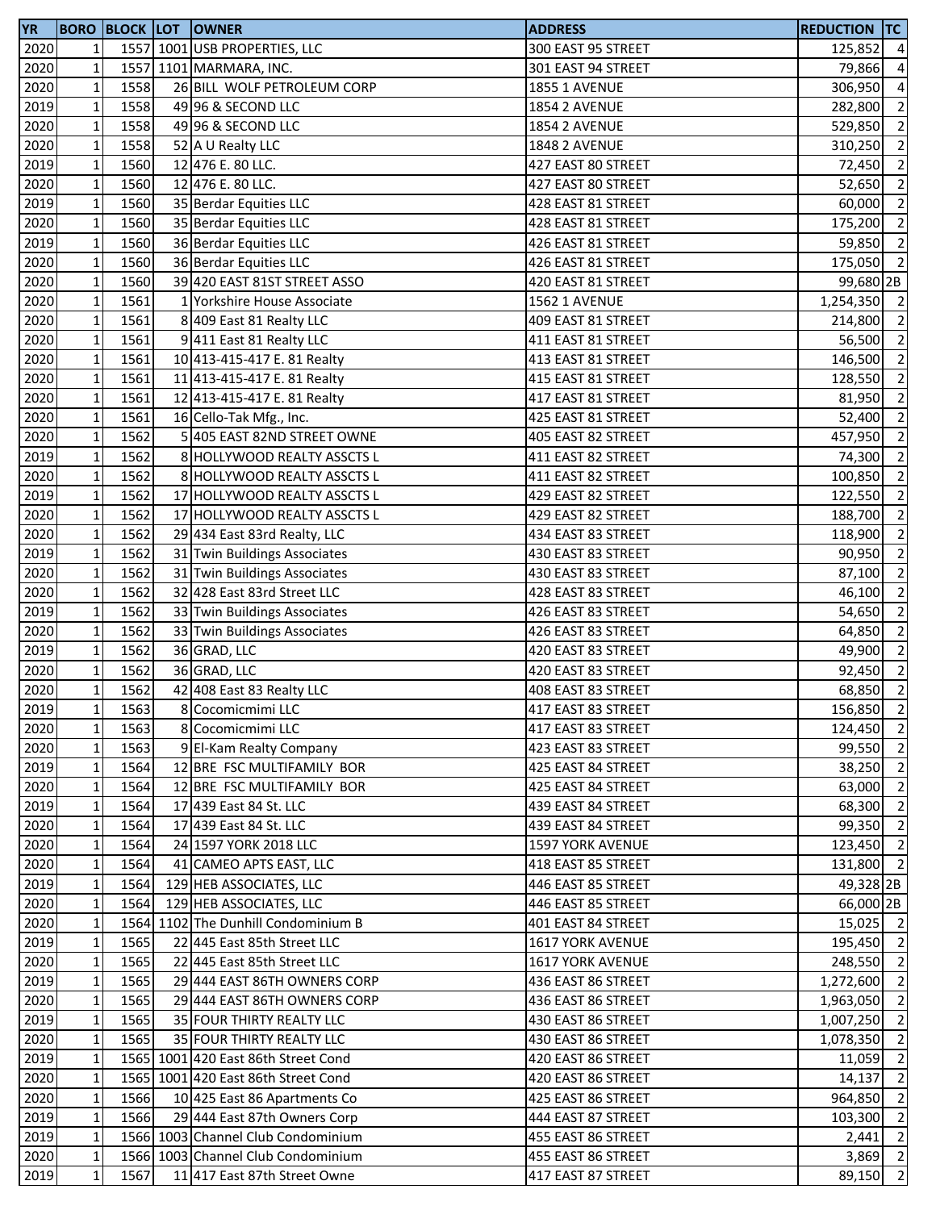| YR | BORO | BLOCK | LOT | OWNER | ADDRESS | REDUCTION | TC |
|---|---|---|---|---|---|---|---|
| 2020 | 1 | 1557 | 1001 | USB PROPERTIES, LLC | 300 EAST 95 STREET | 125,852 | 4 |
| 2020 | 1 | 1557 | 1101 | MARMARA, INC. | 301 EAST 94 STREET | 79,866 | 4 |
| 2020 | 1 | 1558 | 26 | BILL WOLF PETROLEUM CORP | 1855 1 AVENUE | 306,950 | 4 |
| 2019 | 1 | 1558 | 49 | 96 & SECOND LLC | 1854 2 AVENUE | 282,800 | 2 |
| 2020 | 1 | 1558 | 49 | 96 & SECOND LLC | 1854 2 AVENUE | 529,850 | 2 |
| 2020 | 1 | 1558 | 52 | A U Realty LLC | 1848 2 AVENUE | 310,250 | 2 |
| 2019 | 1 | 1560 | 12 | 476 E. 80 LLC. | 427 EAST 80 STREET | 72,450 | 2 |
| 2020 | 1 | 1560 | 12 | 476 E. 80 LLC. | 427 EAST 80 STREET | 52,650 | 2 |
| 2019 | 1 | 1560 | 35 | Berdar Equities LLC | 428 EAST 81 STREET | 60,000 | 2 |
| 2020 | 1 | 1560 | 35 | Berdar Equities LLC | 428 EAST 81 STREET | 175,200 | 2 |
| 2019 | 1 | 1560 | 36 | Berdar Equities LLC | 426 EAST 81 STREET | 59,850 | 2 |
| 2020 | 1 | 1560 | 36 | Berdar Equities LLC | 426 EAST 81 STREET | 175,050 | 2 |
| 2020 | 1 | 1560 | 39 | 420 EAST 81ST STREET ASSO | 420 EAST 81 STREET | 99,680 | 2B |
| 2020 | 1 | 1561 | 1 | Yorkshire House Associate | 1562 1 AVENUE | 1,254,350 | 2 |
| 2020 | 1 | 1561 | 8 | 409 East 81 Realty LLC | 409 EAST 81 STREET | 214,800 | 2 |
| 2020 | 1 | 1561 | 9 | 411 East 81 Realty LLC | 411 EAST 81 STREET | 56,500 | 2 |
| 2020 | 1 | 1561 | 10 | 413-415-417 E. 81 Realty | 413 EAST 81 STREET | 146,500 | 2 |
| 2020 | 1 | 1561 | 11 | 413-415-417 E. 81 Realty | 415 EAST 81 STREET | 128,550 | 2 |
| 2020 | 1 | 1561 | 12 | 413-415-417 E. 81 Realty | 417 EAST 81 STREET | 81,950 | 2 |
| 2020 | 1 | 1561 | 16 | Cello-Tak Mfg., Inc. | 425 EAST 81 STREET | 52,400 | 2 |
| 2020 | 1 | 1562 | 5 | 405 EAST 82ND STREET OWNE | 405 EAST 82 STREET | 457,950 | 2 |
| 2019 | 1 | 1562 | 8 | HOLLYWOOD REALTY ASSCTS L | 411 EAST 82 STREET | 74,300 | 2 |
| 2020 | 1 | 1562 | 8 | HOLLYWOOD REALTY ASSCTS L | 411 EAST 82 STREET | 100,850 | 2 |
| 2019 | 1 | 1562 | 17 | HOLLYWOOD REALTY ASSCTS L | 429 EAST 82 STREET | 122,550 | 2 |
| 2020 | 1 | 1562 | 17 | HOLLYWOOD REALTY ASSCTS L | 429 EAST 82 STREET | 188,700 | 2 |
| 2020 | 1 | 1562 | 29 | 434 East 83rd Realty, LLC | 434 EAST 83 STREET | 118,900 | 2 |
| 2019 | 1 | 1562 | 31 | Twin Buildings Associates | 430 EAST 83 STREET | 90,950 | 2 |
| 2020 | 1 | 1562 | 31 | Twin Buildings Associates | 430 EAST 83 STREET | 87,100 | 2 |
| 2020 | 1 | 1562 | 32 | 428 East 83rd Street LLC | 428 EAST 83 STREET | 46,100 | 2 |
| 2019 | 1 | 1562 | 33 | Twin Buildings Associates | 426 EAST 83 STREET | 54,650 | 2 |
| 2020 | 1 | 1562 | 33 | Twin Buildings Associates | 426 EAST 83 STREET | 64,850 | 2 |
| 2019 | 1 | 1562 | 36 | GRAD, LLC | 420 EAST 83 STREET | 49,900 | 2 |
| 2020 | 1 | 1562 | 36 | GRAD, LLC | 420 EAST 83 STREET | 92,450 | 2 |
| 2020 | 1 | 1562 | 42 | 408 East 83 Realty LLC | 408 EAST 83 STREET | 68,850 | 2 |
| 2019 | 1 | 1563 | 8 | Cocomicmimi LLC | 417 EAST 83 STREET | 156,850 | 2 |
| 2020 | 1 | 1563 | 8 | Cocomicmimi LLC | 417 EAST 83 STREET | 124,450 | 2 |
| 2020 | 1 | 1563 | 9 | El-Kam Realty Company | 423 EAST 83 STREET | 99,550 | 2 |
| 2019 | 1 | 1564 | 12 | BRE FSC MULTIFAMILY BOR | 425 EAST 84 STREET | 38,250 | 2 |
| 2020 | 1 | 1564 | 12 | BRE FSC MULTIFAMILY BOR | 425 EAST 84 STREET | 63,000 | 2 |
| 2019 | 1 | 1564 | 17 | 439 East 84 St. LLC | 439 EAST 84 STREET | 68,300 | 2 |
| 2020 | 1 | 1564 | 17 | 439 East 84 St. LLC | 439 EAST 84 STREET | 99,350 | 2 |
| 2020 | 1 | 1564 | 24 | 1597 YORK 2018 LLC | 1597 YORK AVENUE | 123,450 | 2 |
| 2020 | 1 | 1564 | 41 | CAMEO APTS EAST, LLC | 418 EAST 85 STREET | 131,800 | 2 |
| 2019 | 1 | 1564 | 129 | HEB ASSOCIATES, LLC | 446 EAST 85 STREET | 49,328 | 2B |
| 2020 | 1 | 1564 | 129 | HEB ASSOCIATES, LLC | 446 EAST 85 STREET | 66,000 | 2B |
| 2020 | 1 | 1564 | 1102 | The Dunhill Condominium B | 401 EAST 84 STREET | 15,025 | 2 |
| 2019 | 1 | 1565 | 22 | 445 East 85th Street LLC | 1617 YORK AVENUE | 195,450 | 2 |
| 2020 | 1 | 1565 | 22 | 445 East 85th Street LLC | 1617 YORK AVENUE | 248,550 | 2 |
| 2019 | 1 | 1565 | 29 | 444 EAST 86TH OWNERS CORP | 436 EAST 86 STREET | 1,272,600 | 2 |
| 2020 | 1 | 1565 | 29 | 444 EAST 86TH OWNERS CORP | 436 EAST 86 STREET | 1,963,050 | 2 |
| 2019 | 1 | 1565 | 35 | FOUR THIRTY REALTY LLC | 430 EAST 86 STREET | 1,007,250 | 2 |
| 2020 | 1 | 1565 | 35 | FOUR THIRTY REALTY LLC | 430 EAST 86 STREET | 1,078,350 | 2 |
| 2019 | 1 | 1565 | 1001 | 420 East 86th Street Cond | 420 EAST 86 STREET | 11,059 | 2 |
| 2020 | 1 | 1565 | 1001 | 420 East 86th Street Cond | 420 EAST 86 STREET | 14,137 | 2 |
| 2020 | 1 | 1566 | 10 | 425 East 86 Apartments Co | 425 EAST 86 STREET | 964,850 | 2 |
| 2019 | 1 | 1566 | 29 | 444 East 87th Owners Corp | 444 EAST 87 STREET | 103,300 | 2 |
| 2019 | 1 | 1566 | 1003 | Channel Club Condominium | 455 EAST 86 STREET | 2,441 | 2 |
| 2020 | 1 | 1566 | 1003 | Channel Club Condominium | 455 EAST 86 STREET | 3,869 | 2 |
| 2019 | 1 | 1567 | 11 | 417 East 87th Street Owne | 417 EAST 87 STREET | 89,150 | 2 |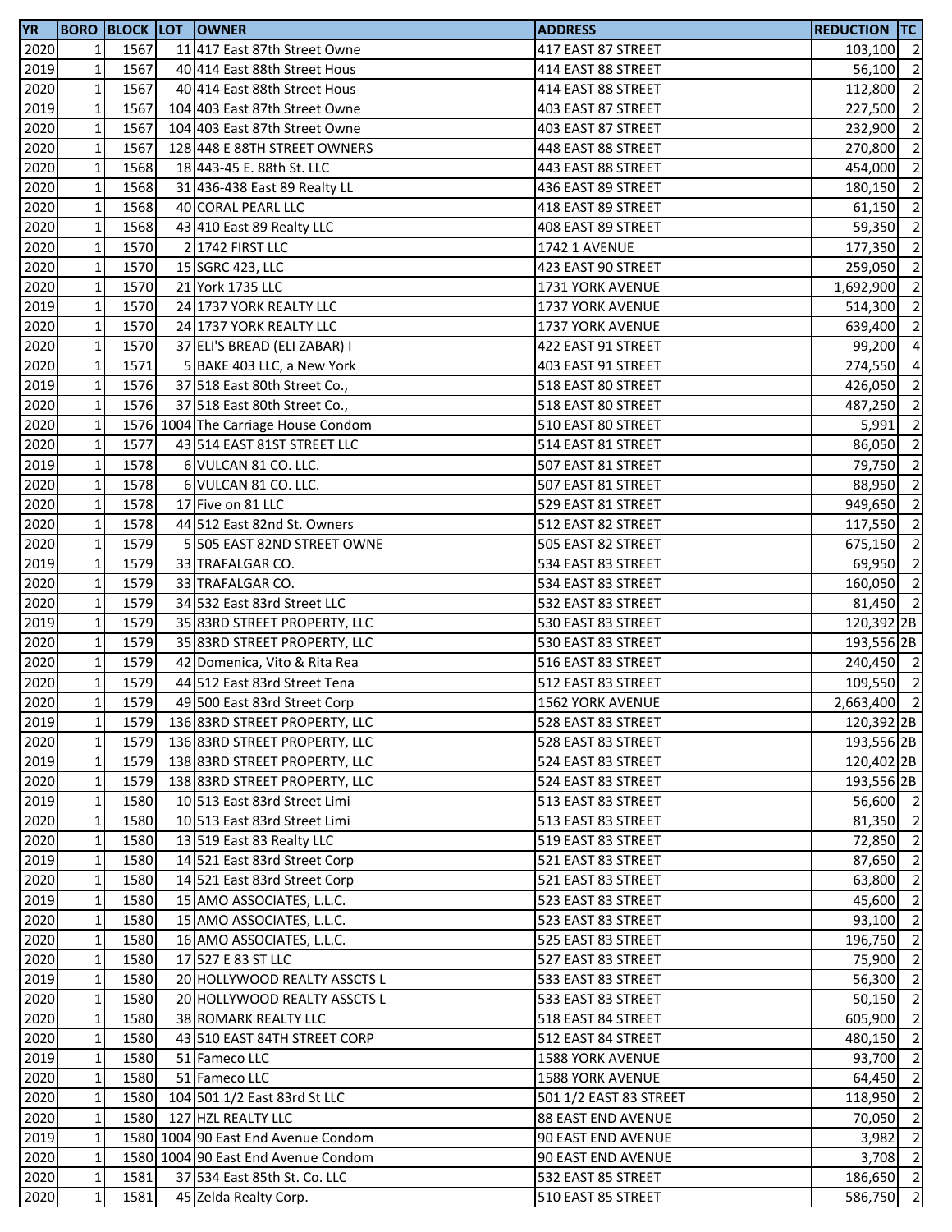| YR | BORO | BLOCK | LOT | OWNER | ADDRESS | REDUCTION | TC |
|---|---|---|---|---|---|---|---|
| 2020 | 1 | 1567 | 11 | 417 East 87th Street Owne | 417 EAST 87 STREET | 103,100 | 2 |
| 2019 | 1 | 1567 | 40 | 414 East 88th Street Hous | 414 EAST 88 STREET | 56,100 | 2 |
| 2020 | 1 | 1567 | 40 | 414 East 88th Street Hous | 414 EAST 88 STREET | 112,800 | 2 |
| 2019 | 1 | 1567 | 104 | 403 East 87th Street Owne | 403 EAST 87 STREET | 227,500 | 2 |
| 2020 | 1 | 1567 | 104 | 403 East 87th Street Owne | 403 EAST 87 STREET | 232,900 | 2 |
| 2020 | 1 | 1567 | 128 | 448 E 88TH STREET OWNERS | 448 EAST 88 STREET | 270,800 | 2 |
| 2020 | 1 | 1568 | 18 | 443-45 E. 88th St. LLC | 443 EAST 88 STREET | 454,000 | 2 |
| 2020 | 1 | 1568 | 31 | 436-438 East 89 Realty LL | 436 EAST 89 STREET | 180,150 | 2 |
| 2020 | 1 | 1568 | 40 | CORAL PEARL LLC | 418 EAST 89 STREET | 61,150 | 2 |
| 2020 | 1 | 1568 | 43 | 410 East 89 Realty LLC | 408 EAST 89 STREET | 59,350 | 2 |
| 2020 | 1 | 1570 | 2 | 1742 FIRST LLC | 1742 1 AVENUE | 177,350 | 2 |
| 2020 | 1 | 1570 | 15 | SGRC 423, LLC | 423 EAST 90 STREET | 259,050 | 2 |
| 2020 | 1 | 1570 | 21 | York 1735 LLC | 1731 YORK AVENUE | 1,692,900 | 2 |
| 2019 | 1 | 1570 | 24 | 1737 YORK REALTY LLC | 1737 YORK AVENUE | 514,300 | 2 |
| 2020 | 1 | 1570 | 24 | 1737 YORK REALTY LLC | 1737 YORK AVENUE | 639,400 | 2 |
| 2020 | 1 | 1570 | 37 | ELI'S BREAD (ELI ZABAR) I | 422 EAST 91 STREET | 99,200 | 4 |
| 2020 | 1 | 1571 | 5 | BAKE 403 LLC, a New York | 403 EAST 91 STREET | 274,550 | 4 |
| 2019 | 1 | 1576 | 37 | 518 East 80th Street Co., | 518 EAST 80 STREET | 426,050 | 2 |
| 2020 | 1 | 1576 | 37 | 518 East 80th Street Co., | 518 EAST 80 STREET | 487,250 | 2 |
| 2020 | 1 | 1576 | 1004 | The Carriage House Condom | 510 EAST 80 STREET | 5,991 | 2 |
| 2020 | 1 | 1577 | 43 | 514 EAST 81ST STREET LLC | 514 EAST 81 STREET | 86,050 | 2 |
| 2019 | 1 | 1578 | 6 | VULCAN 81 CO. LLC. | 507 EAST 81 STREET | 79,750 | 2 |
| 2020 | 1 | 1578 | 6 | VULCAN 81 CO. LLC. | 507 EAST 81 STREET | 88,950 | 2 |
| 2020 | 1 | 1578 | 17 | Five on 81 LLC | 529 EAST 81 STREET | 949,650 | 2 |
| 2020 | 1 | 1578 | 44 | 512 East 82nd St. Owners | 512 EAST 82 STREET | 117,550 | 2 |
| 2020 | 1 | 1579 | 5 | 505 EAST 82ND STREET OWNE | 505 EAST 82 STREET | 675,150 | 2 |
| 2019 | 1 | 1579 | 33 | TRAFALGAR CO. | 534 EAST 83 STREET | 69,950 | 2 |
| 2020 | 1 | 1579 | 33 | TRAFALGAR CO. | 534 EAST 83 STREET | 160,050 | 2 |
| 2020 | 1 | 1579 | 34 | 532 East 83rd Street LLC | 532 EAST 83 STREET | 81,450 | 2 |
| 2019 | 1 | 1579 | 35 | 83RD STREET PROPERTY, LLC | 530 EAST 83 STREET | 120,392 | 2B |
| 2020 | 1 | 1579 | 35 | 83RD STREET PROPERTY, LLC | 530 EAST 83 STREET | 193,556 | 2B |
| 2020 | 1 | 1579 | 42 | Domenica, Vito & Rita Rea | 516 EAST 83 STREET | 240,450 | 2 |
| 2020 | 1 | 1579 | 44 | 512 East 83rd Street Tena | 512 EAST 83 STREET | 109,550 | 2 |
| 2020 | 1 | 1579 | 49 | 500 East 83rd Street Corp | 1562 YORK AVENUE | 2,663,400 | 2 |
| 2019 | 1 | 1579 | 136 | 83RD STREET PROPERTY, LLC | 528 EAST 83 STREET | 120,392 | 2B |
| 2020 | 1 | 1579 | 136 | 83RD STREET PROPERTY, LLC | 528 EAST 83 STREET | 193,556 | 2B |
| 2019 | 1 | 1579 | 138 | 83RD STREET PROPERTY, LLC | 524 EAST 83 STREET | 120,402 | 2B |
| 2020 | 1 | 1579 | 138 | 83RD STREET PROPERTY, LLC | 524 EAST 83 STREET | 193,556 | 2B |
| 2019 | 1 | 1580 | 10 | 513 East 83rd Street Limi | 513 EAST 83 STREET | 56,600 | 2 |
| 2020 | 1 | 1580 | 10 | 513 East 83rd Street Limi | 513 EAST 83 STREET | 81,350 | 2 |
| 2020 | 1 | 1580 | 13 | 519 East 83 Realty LLC | 519 EAST 83 STREET | 72,850 | 2 |
| 2019 | 1 | 1580 | 14 | 521 East 83rd Street Corp | 521 EAST 83 STREET | 87,650 | 2 |
| 2020 | 1 | 1580 | 14 | 521 East 83rd Street Corp | 521 EAST 83 STREET | 63,800 | 2 |
| 2019 | 1 | 1580 | 15 | AMO ASSOCIATES, L.L.C. | 523 EAST 83 STREET | 45,600 | 2 |
| 2020 | 1 | 1580 | 15 | AMO ASSOCIATES, L.L.C. | 523 EAST 83 STREET | 93,100 | 2 |
| 2020 | 1 | 1580 | 16 | AMO ASSOCIATES, L.L.C. | 525 EAST 83 STREET | 196,750 | 2 |
| 2020 | 1 | 1580 | 17 | 527 E 83 ST LLC | 527 EAST 83 STREET | 75,900 | 2 |
| 2019 | 1 | 1580 | 20 | HOLLYWOOD REALTY ASSCTS L | 533 EAST 83 STREET | 56,300 | 2 |
| 2020 | 1 | 1580 | 20 | HOLLYWOOD REALTY ASSCTS L | 533 EAST 83 STREET | 50,150 | 2 |
| 2020 | 1 | 1580 | 38 | ROMARK REALTY LLC | 518 EAST 84 STREET | 605,900 | 2 |
| 2020 | 1 | 1580 | 43 | 510 EAST 84TH STREET CORP | 512 EAST 84 STREET | 480,150 | 2 |
| 2019 | 1 | 1580 | 51 | Fameco LLC | 1588 YORK AVENUE | 93,700 | 2 |
| 2020 | 1 | 1580 | 51 | Fameco LLC | 1588 YORK AVENUE | 64,450 | 2 |
| 2020 | 1 | 1580 | 104 | 501 1/2 East 83rd St LLC | 501 1/2 EAST 83 STREET | 118,950 | 2 |
| 2020 | 1 | 1580 | 127 | HZL REALTY LLC | 88 EAST END AVENUE | 70,050 | 2 |
| 2019 | 1 | 1580 | 1004 | 90 East End Avenue Condom | 90 EAST END AVENUE | 3,982 | 2 |
| 2020 | 1 | 1580 | 1004 | 90 East End Avenue Condom | 90 EAST END AVENUE | 3,708 | 2 |
| 2020 | 1 | 1581 | 37 | 534 East 85th St. Co. LLC | 532 EAST 85 STREET | 186,650 | 2 |
| 2020 | 1 | 1581 | 45 | Zelda Realty Corp. | 510 EAST 85 STREET | 586,750 | 2 |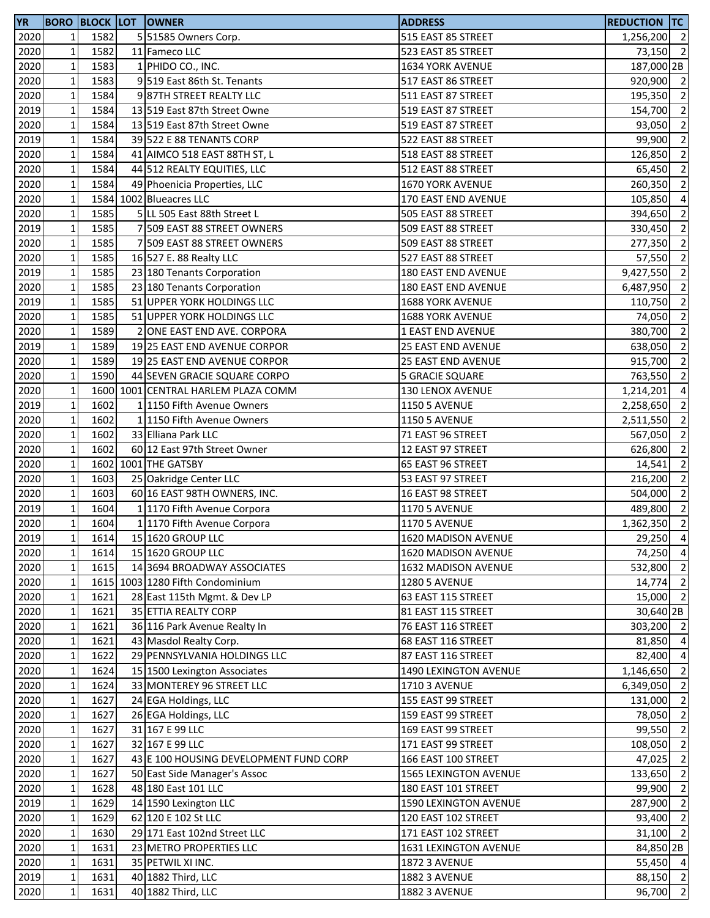| YR | BORO | BLOCK | LOT | OWNER | ADDRESS | REDUCTION | TC |
|---|---|---|---|---|---|---|---|
| 2020 | 1 | 1582 | 5 | 51585 Owners Corp. | 515 EAST 85 STREET | 1,256,200 | 2 |
| 2020 | 1 | 1582 | 11 | Fameco LLC | 523 EAST 85 STREET | 73,150 | 2 |
| 2020 | 1 | 1583 | 1 | PHIDO CO., INC. | 1634 YORK AVENUE | 187,000 | 2B |
| 2020 | 1 | 1583 | 9 | 519 East 86th St. Tenants | 517 EAST 86 STREET | 920,900 | 2 |
| 2020 | 1 | 1584 | 9 | 87TH STREET REALTY LLC | 511 EAST 87 STREET | 195,350 | 2 |
| 2019 | 1 | 1584 | 13 | 519 East 87th Street Owne | 519 EAST 87 STREET | 154,700 | 2 |
| 2020 | 1 | 1584 | 13 | 519 East 87th Street Owne | 519 EAST 87 STREET | 93,050 | 2 |
| 2019 | 1 | 1584 | 39 | 522 E 88 TENANTS CORP | 522 EAST 88 STREET | 99,900 | 2 |
| 2020 | 1 | 1584 | 41 | AIMCO 518 EAST 88TH ST, L | 518 EAST 88 STREET | 126,850 | 2 |
| 2020 | 1 | 1584 | 44 | 512 REALTY EQUITIES, LLC | 512 EAST 88 STREET | 65,450 | 2 |
| 2020 | 1 | 1584 | 49 | Phoenicia Properties, LLC | 1670 YORK AVENUE | 260,350 | 2 |
| 2020 | 1 | 1584 | 1002 | Blueacres LLC | 170 EAST END AVENUE | 105,850 | 4 |
| 2020 | 1 | 1585 | 5 | LL 505 East 88th Street L | 505 EAST 88 STREET | 394,650 | 2 |
| 2019 | 1 | 1585 | 7 | 509 EAST 88 STREET OWNERS | 509 EAST 88 STREET | 330,450 | 2 |
| 2020 | 1 | 1585 | 7 | 509 EAST 88 STREET OWNERS | 509 EAST 88 STREET | 277,350 | 2 |
| 2020 | 1 | 1585 | 16 | 527 E. 88 Realty LLC | 527 EAST 88 STREET | 57,550 | 2 |
| 2019 | 1 | 1585 | 23 | 180 Tenants Corporation | 180 EAST END AVENUE | 9,427,550 | 2 |
| 2020 | 1 | 1585 | 23 | 180 Tenants Corporation | 180 EAST END AVENUE | 6,487,950 | 2 |
| 2019 | 1 | 1585 | 51 | UPPER YORK HOLDINGS LLC | 1688 YORK AVENUE | 110,750 | 2 |
| 2020 | 1 | 1585 | 51 | UPPER YORK HOLDINGS LLC | 1688 YORK AVENUE | 74,050 | 2 |
| 2020 | 1 | 1589 | 2 | ONE EAST END AVE. CORPORA | 1 EAST END AVENUE | 380,700 | 2 |
| 2019 | 1 | 1589 | 19 | 25 EAST END AVENUE CORPOR | 25 EAST END AVENUE | 638,050 | 2 |
| 2020 | 1 | 1589 | 19 | 25 EAST END AVENUE CORPOR | 25 EAST END AVENUE | 915,700 | 2 |
| 2020 | 1 | 1590 | 44 | SEVEN GRACIE SQUARE CORPO | 5 GRACIE SQUARE | 763,550 | 2 |
| 2020 | 1 | 1600 | 1001 | CENTRAL HARLEM PLAZA COMM | 130 LENOX AVENUE | 1,214,201 | 4 |
| 2019 | 1 | 1602 | 1 | 1150 Fifth Avenue Owners | 1150 5 AVENUE | 2,258,650 | 2 |
| 2020 | 1 | 1602 | 1 | 1150 Fifth Avenue Owners | 1150 5 AVENUE | 2,511,550 | 2 |
| 2020 | 1 | 1602 | 33 | Elliana Park LLC | 71 EAST 96 STREET | 567,050 | 2 |
| 2020 | 1 | 1602 | 60 | 12 East 97th Street Owner | 12 EAST 97 STREET | 626,800 | 2 |
| 2020 | 1 | 1602 | 1001 | THE GATSBY | 65 EAST 96 STREET | 14,541 | 2 |
| 2020 | 1 | 1603 | 25 | Oakridge Center LLC | 53 EAST 97 STREET | 216,200 | 2 |
| 2020 | 1 | 1603 | 60 | 16 EAST 98TH OWNERS, INC. | 16 EAST 98 STREET | 504,000 | 2 |
| 2019 | 1 | 1604 | 1 | 1170 Fifth Avenue Corpora | 1170 5 AVENUE | 489,800 | 2 |
| 2020 | 1 | 1604 | 1 | 1170 Fifth Avenue Corpora | 1170 5 AVENUE | 1,362,350 | 2 |
| 2019 | 1 | 1614 | 15 | 1620 GROUP LLC | 1620 MADISON AVENUE | 29,250 | 4 |
| 2020 | 1 | 1614 | 15 | 1620 GROUP LLC | 1620 MADISON AVENUE | 74,250 | 4 |
| 2020 | 1 | 1615 | 14 | 3694 BROADWAY ASSOCIATES | 1632 MADISON AVENUE | 532,800 | 2 |
| 2020 | 1 | 1615 | 1003 | 1280 Fifth Condominium | 1280 5 AVENUE | 14,774 | 2 |
| 2020 | 1 | 1621 | 28 | East 115th Mgmt. & Dev LP | 63 EAST 115 STREET | 15,000 | 2 |
| 2020 | 1 | 1621 | 35 | ETTIA REALTY CORP | 81 EAST 115 STREET | 30,640 | 2B |
| 2020 | 1 | 1621 | 36 | 116 Park Avenue Realty In | 76 EAST 116 STREET | 303,200 | 2 |
| 2020 | 1 | 1621 | 43 | Masdol Realty Corp. | 68 EAST 116 STREET | 81,850 | 4 |
| 2020 | 1 | 1622 | 29 | PENNSYLVANIA HOLDINGS LLC | 87 EAST 116 STREET | 82,400 | 4 |
| 2020 | 1 | 1624 | 15 | 1500 Lexington Associates | 1490 LEXINGTON AVENUE | 1,146,650 | 2 |
| 2020 | 1 | 1624 | 33 | MONTEREY 96 STREET LLC | 1710 3 AVENUE | 6,349,050 | 2 |
| 2020 | 1 | 1627 | 24 | EGA Holdings, LLC | 155 EAST 99 STREET | 131,000 | 2 |
| 2020 | 1 | 1627 | 26 | EGA Holdings, LLC | 159 EAST 99 STREET | 78,050 | 2 |
| 2020 | 1 | 1627 | 31 | 167 E 99 LLC | 169 EAST 99 STREET | 99,550 | 2 |
| 2020 | 1 | 1627 | 32 | 167 E 99 LLC | 171 EAST 99 STREET | 108,050 | 2 |
| 2020 | 1 | 1627 | 43 | E 100 HOUSING DEVELOPMENT FUND CORP | 166 EAST 100 STREET | 47,025 | 2 |
| 2020 | 1 | 1627 | 50 | East Side Manager's Assoc | 1565 LEXINGTON AVENUE | 133,650 | 2 |
| 2020 | 1 | 1628 | 48 | 180 East 101 LLC | 180 EAST 101 STREET | 99,900 | 2 |
| 2019 | 1 | 1629 | 14 | 1590 Lexington LLC | 1590 LEXINGTON AVENUE | 287,900 | 2 |
| 2020 | 1 | 1629 | 62 | 120 E 102 St LLC | 120 EAST 102 STREET | 93,400 | 2 |
| 2020 | 1 | 1630 | 29 | 171 East 102nd Street LLC | 171 EAST 102 STREET | 31,100 | 2 |
| 2020 | 1 | 1631 | 23 | METRO PROPERTIES LLC | 1631 LEXINGTON AVENUE | 84,850 | 2B |
| 2020 | 1 | 1631 | 35 | PETWIL XI INC. | 1872 3 AVENUE | 55,450 | 4 |
| 2019 | 1 | 1631 | 40 | 1882 Third, LLC | 1882 3 AVENUE | 88,150 | 2 |
| 2020 | 1 | 1631 | 40 | 1882 Third, LLC | 1882 3 AVENUE | 96,700 | 2 |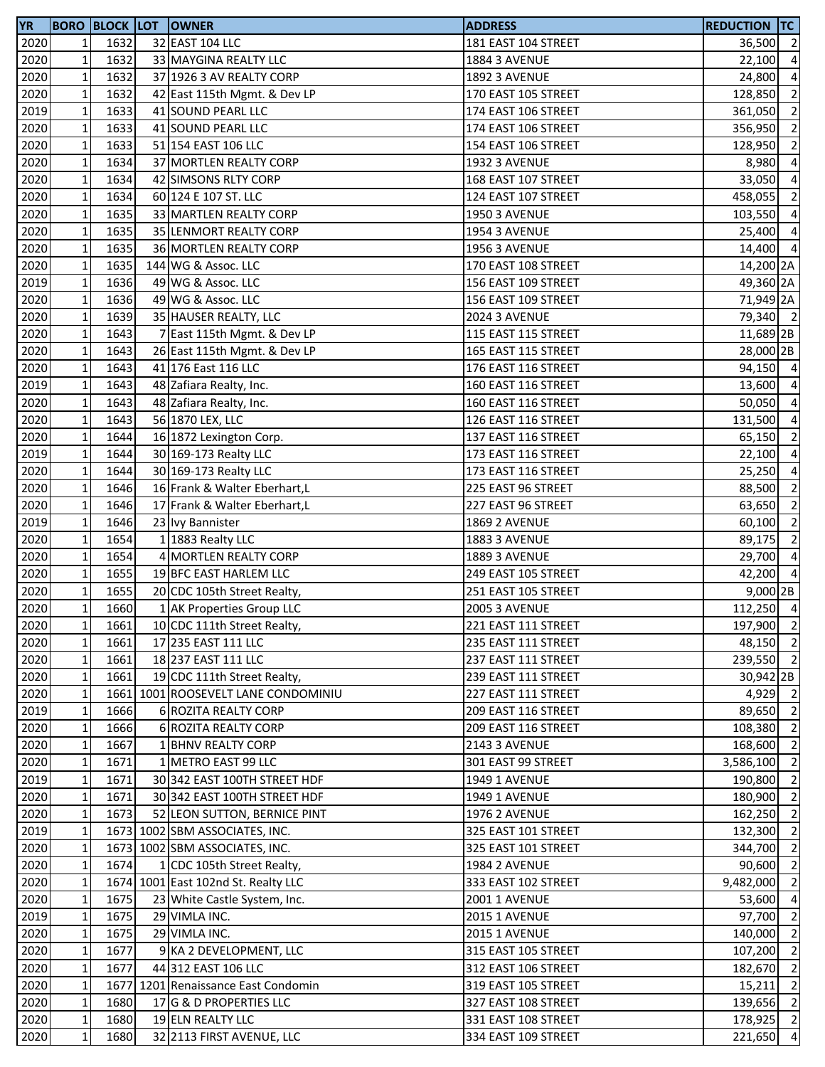| YR | BORO | BLOCK | LOT | OWNER | ADDRESS | REDUCTION | TC |
|---|---|---|---|---|---|---|---|
| 2020 | 1 | 1632 | 32 | EAST 104 LLC | 181 EAST 104 STREET | 36,500 | 2 |
| 2020 | 1 | 1632 | 33 | MAYGINA REALTY LLC | 1884 3 AVENUE | 22,100 | 4 |
| 2020 | 1 | 1632 | 37 | 1926 3 AV REALTY CORP | 1892 3 AVENUE | 24,800 | 4 |
| 2020 | 1 | 1632 | 42 | East 115th Mgmt. & Dev LP | 170 EAST 105 STREET | 128,850 | 2 |
| 2019 | 1 | 1633 | 41 | SOUND PEARL LLC | 174 EAST 106 STREET | 361,050 | 2 |
| 2020 | 1 | 1633 | 41 | SOUND PEARL LLC | 174 EAST 106 STREET | 356,950 | 2 |
| 2020 | 1 | 1633 | 51 | 154 EAST 106 LLC | 154 EAST 106 STREET | 128,950 | 2 |
| 2020 | 1 | 1634 | 37 | MORTLEN REALTY CORP | 1932 3 AVENUE | 8,980 | 4 |
| 2020 | 1 | 1634 | 42 | SIMSONS RLTY CORP | 168 EAST 107 STREET | 33,050 | 4 |
| 2020 | 1 | 1634 | 60 | 124 E 107 ST. LLC | 124 EAST 107 STREET | 458,055 | 2 |
| 2020 | 1 | 1635 | 33 | MARTLEN REALTY CORP | 1950 3 AVENUE | 103,550 | 4 |
| 2020 | 1 | 1635 | 35 | LENMORT REALTY CORP | 1954 3 AVENUE | 25,400 | 4 |
| 2020 | 1 | 1635 | 36 | MORTLEN REALTY CORP | 1956 3 AVENUE | 14,400 | 4 |
| 2020 | 1 | 1635 | 144 | WG & Assoc. LLC | 170 EAST 108 STREET | 14,200 | 2A |
| 2019 | 1 | 1636 | 49 | WG & Assoc. LLC | 156 EAST 109 STREET | 49,360 | 2A |
| 2020 | 1 | 1636 | 49 | WG & Assoc. LLC | 156 EAST 109 STREET | 71,949 | 2A |
| 2020 | 1 | 1639 | 35 | HAUSER REALTY, LLC | 2024 3 AVENUE | 79,340 | 2 |
| 2020 | 1 | 1643 | 7 | East 115th Mgmt. & Dev LP | 115 EAST 115 STREET | 11,689 | 2B |
| 2020 | 1 | 1643 | 26 | East 115th Mgmt. & Dev LP | 165 EAST 115 STREET | 28,000 | 2B |
| 2020 | 1 | 1643 | 41 | 176 East 116 LLC | 176 EAST 116 STREET | 94,150 | 4 |
| 2019 | 1 | 1643 | 48 | Zafiara Realty, Inc. | 160 EAST 116 STREET | 13,600 | 4 |
| 2020 | 1 | 1643 | 48 | Zafiara Realty, Inc. | 160 EAST 116 STREET | 50,050 | 4 |
| 2020 | 1 | 1643 | 56 | 1870 LEX, LLC | 126 EAST 116 STREET | 131,500 | 4 |
| 2020 | 1 | 1644 | 16 | 1872 Lexington Corp. | 137 EAST 116 STREET | 65,150 | 2 |
| 2019 | 1 | 1644 | 30 | 169-173 Realty LLC | 173 EAST 116 STREET | 22,100 | 4 |
| 2020 | 1 | 1644 | 30 | 169-173 Realty LLC | 173 EAST 116 STREET | 25,250 | 4 |
| 2020 | 1 | 1646 | 16 | Frank & Walter Eberhart,L | 225 EAST 96 STREET | 88,500 | 2 |
| 2020 | 1 | 1646 | 17 | Frank & Walter Eberhart,L | 227 EAST 96 STREET | 63,650 | 2 |
| 2019 | 1 | 1646 | 23 | Ivy Bannister | 1869 2 AVENUE | 60,100 | 2 |
| 2020 | 1 | 1654 | 1 | 1883 Realty LLC | 1883 3 AVENUE | 89,175 | 2 |
| 2020 | 1 | 1654 | 4 | MORTLEN REALTY CORP | 1889 3 AVENUE | 29,700 | 4 |
| 2020 | 1 | 1655 | 19 | BFC EAST HARLEM LLC | 249 EAST 105 STREET | 42,200 | 4 |
| 2020 | 1 | 1655 | 20 | CDC 105th Street Realty, | 251 EAST 105 STREET | 9,000 | 2B |
| 2020 | 1 | 1660 | 1 | AK Properties Group LLC | 2005 3 AVENUE | 112,250 | 4 |
| 2020 | 1 | 1661 | 10 | CDC 111th Street Realty, | 221 EAST 111 STREET | 197,900 | 2 |
| 2020 | 1 | 1661 | 17 | 235 EAST 111 LLC | 235 EAST 111 STREET | 48,150 | 2 |
| 2020 | 1 | 1661 | 18 | 237 EAST 111 LLC | 237 EAST 111 STREET | 239,550 | 2 |
| 2020 | 1 | 1661 | 19 | CDC 111th Street Realty, | 239 EAST 111 STREET | 30,942 | 2B |
| 2020 | 1 | 1661 | 1001 | ROOSEVELT LANE CONDOMINIU | 227 EAST 111 STREET | 4,929 | 2 |
| 2019 | 1 | 1666 | 6 | ROZITA REALTY CORP | 209 EAST 116 STREET | 89,650 | 2 |
| 2020 | 1 | 1666 | 6 | ROZITA REALTY CORP | 209 EAST 116 STREET | 108,380 | 2 |
| 2020 | 1 | 1667 | 1 | BHNV REALTY CORP | 2143 3 AVENUE | 168,600 | 2 |
| 2020 | 1 | 1671 | 1 | METRO EAST 99 LLC | 301 EAST 99 STREET | 3,586,100 | 2 |
| 2019 | 1 | 1671 | 30 | 342 EAST 100TH STREET HDF | 1949 1 AVENUE | 190,800 | 2 |
| 2020 | 1 | 1671 | 30 | 342 EAST 100TH STREET HDF | 1949 1 AVENUE | 180,900 | 2 |
| 2020 | 1 | 1673 | 52 | LEON SUTTON, BERNICE PINT | 1976 2 AVENUE | 162,250 | 2 |
| 2019 | 1 | 1673 | 1002 | SBM ASSOCIATES, INC. | 325 EAST 101 STREET | 132,300 | 2 |
| 2020 | 1 | 1673 | 1002 | SBM ASSOCIATES, INC. | 325 EAST 101 STREET | 344,700 | 2 |
| 2020 | 1 | 1674 | 1 | CDC 105th Street Realty, | 1984 2 AVENUE | 90,600 | 2 |
| 2020 | 1 | 1674 | 1001 | East 102nd St. Realty LLC | 333 EAST 102 STREET | 9,482,000 | 2 |
| 2020 | 1 | 1675 | 23 | White Castle System, Inc. | 2001 1 AVENUE | 53,600 | 4 |
| 2019 | 1 | 1675 | 29 | VIMLA INC. | 2015 1 AVENUE | 97,700 | 2 |
| 2020 | 1 | 1675 | 29 | VIMLA INC. | 2015 1 AVENUE | 140,000 | 2 |
| 2020 | 1 | 1677 | 9 | KA 2 DEVELOPMENT, LLC | 315 EAST 105 STREET | 107,200 | 2 |
| 2020 | 1 | 1677 | 44 | 312 EAST 106 LLC | 312 EAST 106 STREET | 182,670 | 2 |
| 2020 | 1 | 1677 | 1201 | Renaissance East Condomin | 319 EAST 105 STREET | 15,211 | 2 |
| 2020 | 1 | 1680 | 17 | G & D PROPERTIES LLC | 327 EAST 108 STREET | 139,656 | 2 |
| 2020 | 1 | 1680 | 19 | ELN REALTY LLC | 331 EAST 108 STREET | 178,925 | 2 |
| 2020 | 1 | 1680 | 32 | 2113 FIRST AVENUE, LLC | 334 EAST 109 STREET | 221,650 | 4 |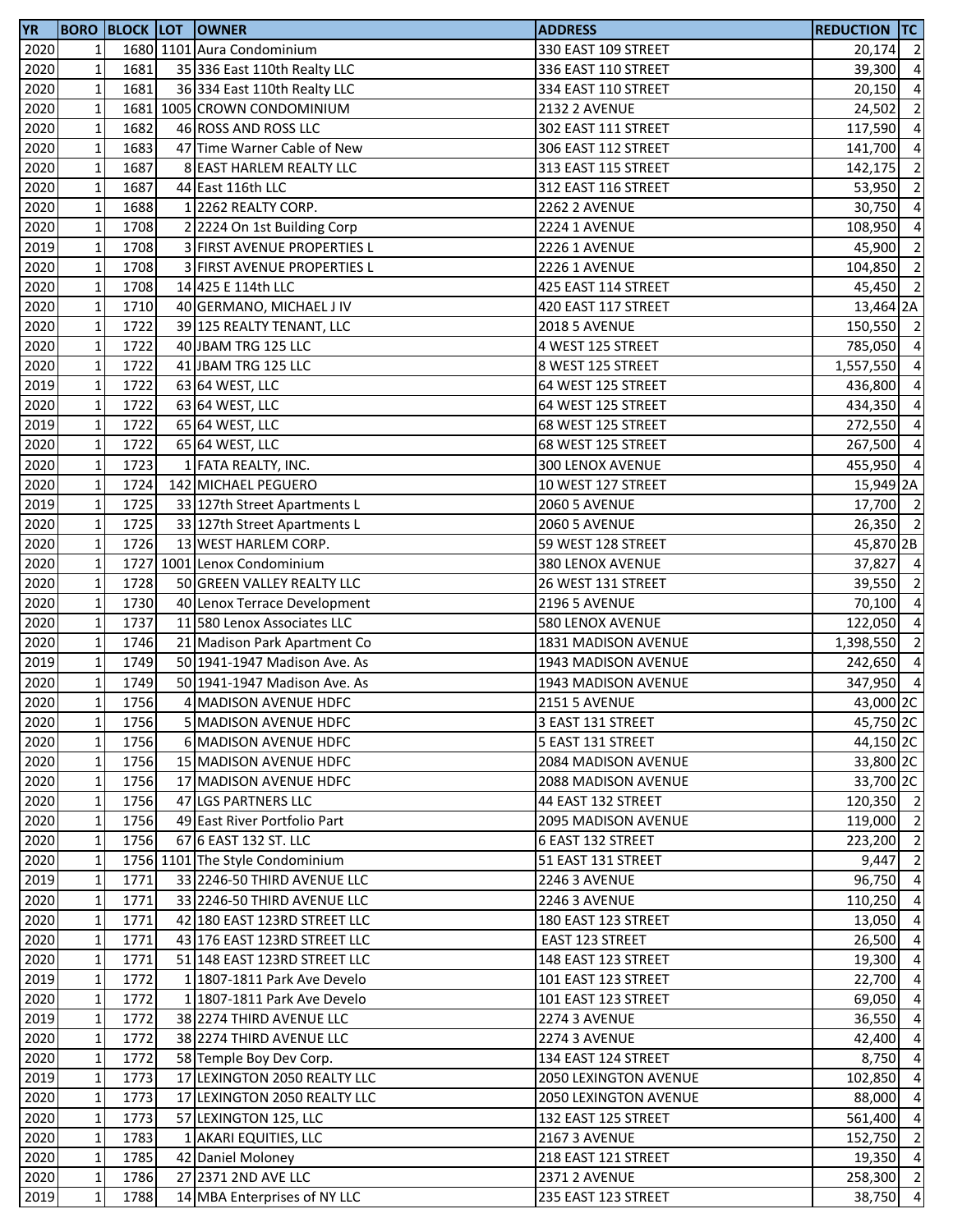| YR | BORO | BLOCK | LOT | OWNER | ADDRESS | REDUCTION | TC |
|---|---|---|---|---|---|---|---|
| 2020 | 1 | 1680 | 1101 | Aura Condominium | 330 EAST 109 STREET | 20,174 | 2 |
| 2020 | 1 | 1681 | 35 | 336 East 110th Realty LLC | 336 EAST 110 STREET | 39,300 | 4 |
| 2020 | 1 | 1681 | 36 | 334 East 110th Realty LLC | 334 EAST 110 STREET | 20,150 | 4 |
| 2020 | 1 | 1681 | 1005 | CROWN CONDOMINIUM | 2132 2 AVENUE | 24,502 | 2 |
| 2020 | 1 | 1682 | 46 | ROSS AND ROSS LLC | 302 EAST 111 STREET | 117,590 | 4 |
| 2020 | 1 | 1683 | 47 | Time Warner Cable of New | 306 EAST 112 STREET | 141,700 | 4 |
| 2020 | 1 | 1687 | 8 | EAST HARLEM REALTY LLC | 313 EAST 115 STREET | 142,175 | 2 |
| 2020 | 1 | 1687 | 44 | East 116th LLC | 312 EAST 116 STREET | 53,950 | 2 |
| 2020 | 1 | 1688 | 1 | 2262 REALTY CORP. | 2262 2 AVENUE | 30,750 | 4 |
| 2020 | 1 | 1708 | 2 | 2224 On 1st Building Corp | 2224 1 AVENUE | 108,950 | 4 |
| 2019 | 1 | 1708 | 3 | FIRST AVENUE PROPERTIES L | 2226 1 AVENUE | 45,900 | 2 |
| 2020 | 1 | 1708 | 3 | FIRST AVENUE PROPERTIES L | 2226 1 AVENUE | 104,850 | 2 |
| 2020 | 1 | 1708 | 14 | 425 E 114th LLC | 425 EAST 114 STREET | 45,450 | 2 |
| 2020 | 1 | 1710 | 40 | GERMANO, MICHAEL J IV | 420 EAST 117 STREET | 13,464 | 2A |
| 2020 | 1 | 1722 | 39 | 125 REALTY TENANT, LLC | 2018 5 AVENUE | 150,550 | 2 |
| 2020 | 1 | 1722 | 40 | JBAM TRG 125 LLC | 4 WEST 125 STREET | 785,050 | 4 |
| 2020 | 1 | 1722 | 41 | JBAM TRG 125 LLC | 8 WEST 125 STREET | 1,557,550 | 4 |
| 2019 | 1 | 1722 | 63 | 64 WEST, LLC | 64 WEST 125 STREET | 436,800 | 4 |
| 2020 | 1 | 1722 | 63 | 64 WEST, LLC | 64 WEST 125 STREET | 434,350 | 4 |
| 2019 | 1 | 1722 | 65 | 64 WEST, LLC | 68 WEST 125 STREET | 272,550 | 4 |
| 2020 | 1 | 1722 | 65 | 64 WEST, LLC | 68 WEST 125 STREET | 267,500 | 4 |
| 2020 | 1 | 1723 | 1 | FATA REALTY, INC. | 300 LENOX AVENUE | 455,950 | 4 |
| 2020 | 1 | 1724 | 142 | MICHAEL PEGUERO | 10 WEST 127 STREET | 15,949 | 2A |
| 2019 | 1 | 1725 | 33 | 127th Street Apartments L | 2060 5 AVENUE | 17,700 | 2 |
| 2020 | 1 | 1725 | 33 | 127th Street Apartments L | 2060 5 AVENUE | 26,350 | 2 |
| 2020 | 1 | 1726 | 13 | WEST HARLEM CORP. | 59 WEST 128 STREET | 45,870 | 2B |
| 2020 | 1 | 1727 | 1001 | Lenox Condominium | 380 LENOX AVENUE | 37,827 | 4 |
| 2020 | 1 | 1728 | 50 | GREEN VALLEY REALTY LLC | 26 WEST 131 STREET | 39,550 | 2 |
| 2020 | 1 | 1730 | 40 | Lenox Terrace Development | 2196 5 AVENUE | 70,100 | 4 |
| 2020 | 1 | 1737 | 11 | 580 Lenox Associates LLC | 580 LENOX AVENUE | 122,050 | 4 |
| 2020 | 1 | 1746 | 21 | Madison Park Apartment Co | 1831 MADISON AVENUE | 1,398,550 | 2 |
| 2019 | 1 | 1749 | 50 | 1941-1947 Madison Ave. As | 1943 MADISON AVENUE | 242,650 | 4 |
| 2020 | 1 | 1749 | 50 | 1941-1947 Madison Ave. As | 1943 MADISON AVENUE | 347,950 | 4 |
| 2020 | 1 | 1756 | 4 | MADISON AVENUE HDFC | 2151 5 AVENUE | 43,000 | 2C |
| 2020 | 1 | 1756 | 5 | MADISON AVENUE HDFC | 3 EAST 131 STREET | 45,750 | 2C |
| 2020 | 1 | 1756 | 6 | MADISON AVENUE HDFC | 5 EAST 131 STREET | 44,150 | 2C |
| 2020 | 1 | 1756 | 15 | MADISON AVENUE HDFC | 2084 MADISON AVENUE | 33,800 | 2C |
| 2020 | 1 | 1756 | 17 | MADISON AVENUE HDFC | 2088 MADISON AVENUE | 33,700 | 2C |
| 2020 | 1 | 1756 | 47 | LGS PARTNERS LLC | 44 EAST 132 STREET | 120,350 | 2 |
| 2020 | 1 | 1756 | 49 | East River Portfolio Part | 2095 MADISON AVENUE | 119,000 | 2 |
| 2020 | 1 | 1756 | 67 | 6 EAST 132 ST. LLC | 6 EAST 132 STREET | 223,200 | 2 |
| 2020 | 1 | 1756 | 1101 | The Style Condominium | 51 EAST 131 STREET | 9,447 | 2 |
| 2019 | 1 | 1771 | 33 | 2246-50 THIRD AVENUE LLC | 2246 3 AVENUE | 96,750 | 4 |
| 2020 | 1 | 1771 | 33 | 2246-50 THIRD AVENUE LLC | 2246 3 AVENUE | 110,250 | 4 |
| 2020 | 1 | 1771 | 42 | 180 EAST 123RD STREET LLC | 180 EAST 123 STREET | 13,050 | 4 |
| 2020 | 1 | 1771 | 43 | 176 EAST 123RD STREET LLC | EAST 123 STREET | 26,500 | 4 |
| 2020 | 1 | 1771 | 51 | 148 EAST 123RD STREET LLC | 148 EAST 123 STREET | 19,300 | 4 |
| 2019 | 1 | 1772 | 1 | 1807-1811 Park Ave Develo | 101 EAST 123 STREET | 22,700 | 4 |
| 2020 | 1 | 1772 | 1 | 1807-1811 Park Ave Develo | 101 EAST 123 STREET | 69,050 | 4 |
| 2019 | 1 | 1772 | 38 | 2274 THIRD AVENUE LLC | 2274 3 AVENUE | 36,550 | 4 |
| 2020 | 1 | 1772 | 38 | 2274 THIRD AVENUE LLC | 2274 3 AVENUE | 42,400 | 4 |
| 2020 | 1 | 1772 | 58 | Temple Boy Dev Corp. | 134 EAST 124 STREET | 8,750 | 4 |
| 2019 | 1 | 1773 | 17 | LEXINGTON 2050 REALTY LLC | 2050 LEXINGTON AVENUE | 102,850 | 4 |
| 2020 | 1 | 1773 | 17 | LEXINGTON 2050 REALTY LLC | 2050 LEXINGTON AVENUE | 88,000 | 4 |
| 2020 | 1 | 1773 | 57 | LEXINGTON 125, LLC | 132 EAST 125 STREET | 561,400 | 4 |
| 2020 | 1 | 1783 | 1 | AKARI EQUITIES, LLC | 2167 3 AVENUE | 152,750 | 2 |
| 2020 | 1 | 1785 | 42 | Daniel Moloney | 218 EAST 121 STREET | 19,350 | 4 |
| 2020 | 1 | 1786 | 27 | 2371 2ND AVE LLC | 2371 2 AVENUE | 258,300 | 2 |
| 2019 | 1 | 1788 | 14 | MBA Enterprises of NY LLC | 235 EAST 123 STREET | 38,750 | 4 |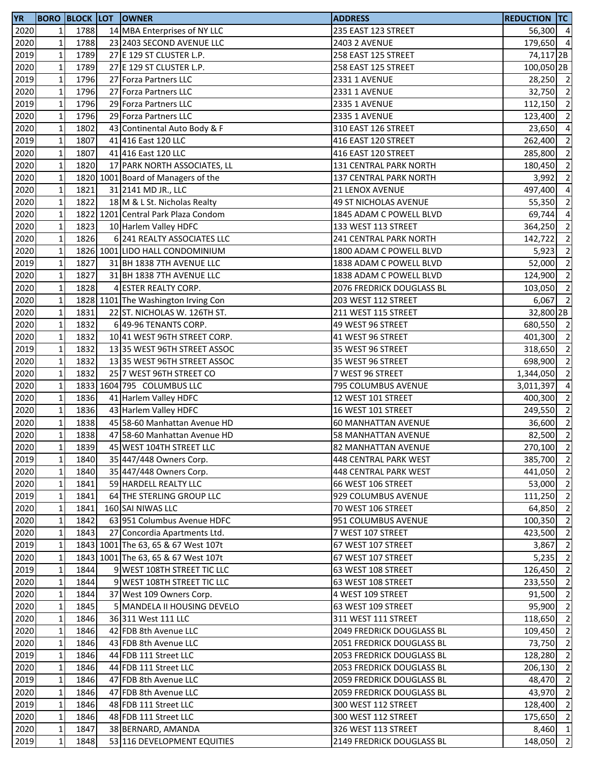| YR | BORO | BLOCK | LOT | OWNER | ADDRESS | REDUCTION | TC |
|---|---|---|---|---|---|---|---|
| 2020 | 1 | 1788 | 14 | MBA Enterprises of NY LLC | 235 EAST 123 STREET | 56,300 | 4 |
| 2020 | 1 | 1788 | 23 | 2403 SECOND AVENUE LLC | 2403 2 AVENUE | 179,650 | 4 |
| 2019 | 1 | 1789 | 27 | E 129 ST CLUSTER L.P. | 258 EAST 125 STREET | 74,117 | 2B |
| 2020 | 1 | 1789 | 27 | E 129 ST CLUSTER L.P. | 258 EAST 125 STREET | 100,050 | 2B |
| 2019 | 1 | 1796 | 27 | Forza Partners LLC | 2331 1 AVENUE | 28,250 | 2 |
| 2020 | 1 | 1796 | 27 | Forza Partners LLC | 2331 1 AVENUE | 32,750 | 2 |
| 2019 | 1 | 1796 | 29 | Forza Partners LLC | 2335 1 AVENUE | 112,150 | 2 |
| 2020 | 1 | 1796 | 29 | Forza Partners LLC | 2335 1 AVENUE | 123,400 | 2 |
| 2020 | 1 | 1802 | 43 | Continental Auto Body & F | 310 EAST 126 STREET | 23,650 | 4 |
| 2019 | 1 | 1807 | 41 | 416 East 120 LLC | 416 EAST 120 STREET | 262,400 | 2 |
| 2020 | 1 | 1807 | 41 | 416 East 120 LLC | 416 EAST 120 STREET | 285,800 | 2 |
| 2020 | 1 | 1820 | 17 | PARK NORTH ASSOCIATES, LL | 131 CENTRAL PARK NORTH | 180,450 | 2 |
| 2020 | 1 | 1820 | 1001 | Board of Managers of the | 137 CENTRAL PARK NORTH | 3,992 | 2 |
| 2020 | 1 | 1821 | 31 | 2141 MD JR., LLC | 21 LENOX AVENUE | 497,400 | 4 |
| 2020 | 1 | 1822 | 18 | M & L St. Nicholas Realty | 49 ST NICHOLAS AVENUE | 55,350 | 2 |
| 2020 | 1 | 1822 | 1201 | Central Park Plaza Condom | 1845 ADAM C POWELL BLVD | 69,744 | 4 |
| 2020 | 1 | 1823 | 10 | Harlem Valley HDFC | 133 WEST 113 STREET | 364,250 | 2 |
| 2020 | 1 | 1826 | 6 | 241 REALTY ASSOCIATES LLC | 241 CENTRAL PARK NORTH | 142,722 | 2 |
| 2020 | 1 | 1826 | 1001 | LIDO HALL CONDOMINIUM | 1800 ADAM C POWELL BLVD | 5,923 | 2 |
| 2019 | 1 | 1827 | 31 | BH 1838 7TH AVENUE LLC | 1838 ADAM C POWELL BLVD | 52,000 | 2 |
| 2020 | 1 | 1827 | 31 | BH 1838 7TH AVENUE LLC | 1838 ADAM C POWELL BLVD | 124,900 | 2 |
| 2020 | 1 | 1828 | 4 | ESTER REALTY CORP. | 2076 FREDRICK DOUGLASS BL | 103,050 | 2 |
| 2020 | 1 | 1828 | 1101 | The Washington Irving Con | 203 WEST 112 STREET | 6,067 | 2 |
| 2020 | 1 | 1831 | 22 | ST. NICHOLAS W. 126TH ST. | 211 WEST 115 STREET | 32,800 | 2B |
| 2020 | 1 | 1832 | 6 | 49-96 TENANTS CORP. | 49 WEST 96 STREET | 680,550 | 2 |
| 2020 | 1 | 1832 | 10 | 41 WEST 96TH STREET CORP. | 41 WEST 96 STREET | 401,300 | 2 |
| 2019 | 1 | 1832 | 13 | 35 WEST 96TH STREET ASSOC | 35 WEST 96 STREET | 318,650 | 2 |
| 2020 | 1 | 1832 | 13 | 35 WEST 96TH STREET ASSOC | 35 WEST 96 STREET | 698,900 | 2 |
| 2020 | 1 | 1832 | 25 | 7 WEST 96TH STREET CO | 7 WEST 96 STREET | 1,344,050 | 2 |
| 2020 | 1 | 1833 | 1604 | 795 COLUMBUS LLC | 795 COLUMBUS AVENUE | 3,011,397 | 4 |
| 2020 | 1 | 1836 | 41 | Harlem Valley HDFC | 12 WEST 101 STREET | 400,300 | 2 |
| 2020 | 1 | 1836 | 43 | Harlem Valley HDFC | 16 WEST 101 STREET | 249,550 | 2 |
| 2020 | 1 | 1838 | 45 | 58-60 Manhattan Avenue HD | 60 MANHATTAN AVENUE | 36,600 | 2 |
| 2020 | 1 | 1838 | 47 | 58-60 Manhattan Avenue HD | 58 MANHATTAN AVENUE | 82,500 | 2 |
| 2020 | 1 | 1839 | 45 | WEST 104TH STREET LLC | 82 MANHATTAN AVENUE | 270,100 | 2 |
| 2019 | 1 | 1840 | 35 | 447/448 Owners Corp. | 448 CENTRAL PARK WEST | 385,700 | 2 |
| 2020 | 1 | 1840 | 35 | 447/448 Owners Corp. | 448 CENTRAL PARK WEST | 441,050 | 2 |
| 2020 | 1 | 1841 | 59 | HARDELL REALTY LLC | 66 WEST 106 STREET | 53,000 | 2 |
| 2019 | 1 | 1841 | 64 | THE STERLING GROUP LLC | 929 COLUMBUS AVENUE | 111,250 | 2 |
| 2020 | 1 | 1841 | 160 | SAI NIWAS LLC | 70 WEST 106 STREET | 64,850 | 2 |
| 2020 | 1 | 1842 | 63 | 951 Columbus Avenue HDFC | 951 COLUMBUS AVENUE | 100,350 | 2 |
| 2020 | 1 | 1843 | 27 | Concordia Apartments Ltd. | 7 WEST 107 STREET | 423,500 | 2 |
| 2019 | 1 | 1843 | 1001 | The 63, 65 & 67 West 107t | 67 WEST 107 STREET | 3,867 | 2 |
| 2020 | 1 | 1843 | 1001 | The 63, 65 & 67 West 107t | 67 WEST 107 STREET | 5,235 | 2 |
| 2019 | 1 | 1844 | 9 | WEST 108TH STREET TIC LLC | 63 WEST 108 STREET | 126,450 | 2 |
| 2020 | 1 | 1844 | 9 | WEST 108TH STREET TIC LLC | 63 WEST 108 STREET | 233,550 | 2 |
| 2020 | 1 | 1844 | 37 | West 109 Owners Corp. | 4 WEST 109 STREET | 91,500 | 2 |
| 2020 | 1 | 1845 | 5 | MANDELA II HOUSING DEVELO | 63 WEST 109 STREET | 95,900 | 2 |
| 2020 | 1 | 1846 | 36 | 311 West 111 LLC | 311 WEST 111 STREET | 118,650 | 2 |
| 2020 | 1 | 1846 | 42 | FDB 8th Avenue LLC | 2049 FREDRICK DOUGLASS BL | 109,450 | 2 |
| 2020 | 1 | 1846 | 43 | FDB 8th Avenue LLC | 2051 FREDRICK DOUGLASS BL | 73,750 | 2 |
| 2019 | 1 | 1846 | 44 | FDB 111 Street LLC | 2053 FREDRICK DOUGLASS BL | 128,280 | 2 |
| 2020 | 1 | 1846 | 44 | FDB 111 Street LLC | 2053 FREDRICK DOUGLASS BL | 206,130 | 2 |
| 2019 | 1 | 1846 | 47 | FDB 8th Avenue LLC | 2059 FREDRICK DOUGLASS BL | 48,470 | 2 |
| 2020 | 1 | 1846 | 47 | FDB 8th Avenue LLC | 2059 FREDRICK DOUGLASS BL | 43,970 | 2 |
| 2019 | 1 | 1846 | 48 | FDB 111 Street LLC | 300 WEST 112 STREET | 128,400 | 2 |
| 2020 | 1 | 1846 | 48 | FDB 111 Street LLC | 300 WEST 112 STREET | 175,650 | 2 |
| 2020 | 1 | 1847 | 38 | BERNARD, AMANDA | 326 WEST 113 STREET | 8,460 | 1 |
| 2019 | 1 | 1848 | 53 | 116 DEVELOPMENT EQUITIES | 2149 FREDRICK DOUGLASS BL | 148,050 | 2 |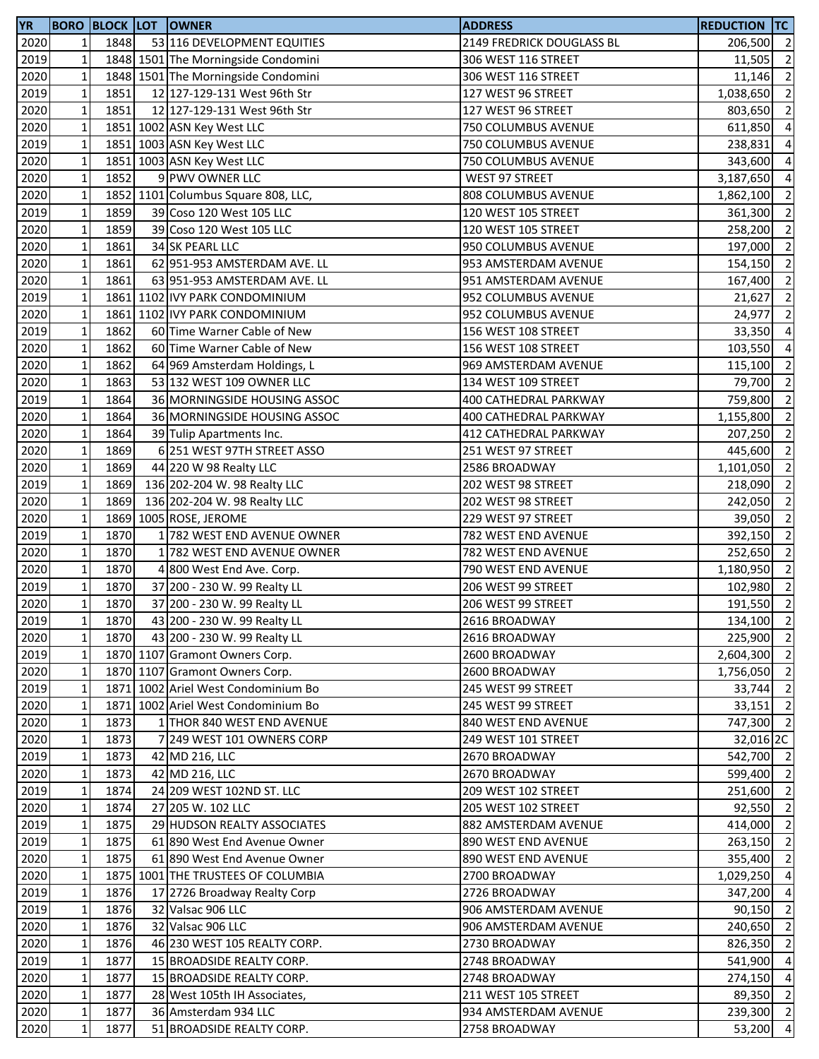| YR | BORO | BLOCK | LOT | OWNER | ADDRESS | REDUCTION | TC |
|---|---|---|---|---|---|---|---|
| 2020 | 1 | 1848 | 53 | 116 DEVELOPMENT EQUITIES | 2149 FREDRICK DOUGLASS BL | 206,500 | 2 |
| 2019 | 1 | 1848 | 1501 | The Morningside Condomini | 306 WEST 116 STREET | 11,505 | 2 |
| 2020 | 1 | 1848 | 1501 | The Morningside Condomini | 306 WEST 116 STREET | 11,146 | 2 |
| 2019 | 1 | 1851 | 12 | 127-129-131 West 96th Str | 127 WEST 96 STREET | 1,038,650 | 2 |
| 2020 | 1 | 1851 | 12 | 127-129-131 West 96th Str | 127 WEST 96 STREET | 803,650 | 2 |
| 2020 | 1 | 1851 | 1002 | ASN Key West LLC | 750 COLUMBUS AVENUE | 611,850 | 4 |
| 2019 | 1 | 1851 | 1003 | ASN Key West LLC | 750 COLUMBUS AVENUE | 238,831 | 4 |
| 2020 | 1 | 1851 | 1003 | ASN Key West LLC | 750 COLUMBUS AVENUE | 343,600 | 4 |
| 2020 | 1 | 1852 | 9 | PWV OWNER LLC | WEST 97 STREET | 3,187,650 | 4 |
| 2020 | 1 | 1852 | 1101 | Columbus Square 808, LLC, | 808 COLUMBUS AVENUE | 1,862,100 | 2 |
| 2019 | 1 | 1859 | 39 | Coso 120 West 105 LLC | 120 WEST 105 STREET | 361,300 | 2 |
| 2020 | 1 | 1859 | 39 | Coso 120 West 105 LLC | 120 WEST 105 STREET | 258,200 | 2 |
| 2020 | 1 | 1861 | 34 | SK PEARL LLC | 950 COLUMBUS AVENUE | 197,000 | 2 |
| 2020 | 1 | 1861 | 62 | 951-953 AMSTERDAM AVE. LL | 953 AMSTERDAM AVENUE | 154,150 | 2 |
| 2020 | 1 | 1861 | 63 | 951-953 AMSTERDAM AVE. LL | 951 AMSTERDAM AVENUE | 167,400 | 2 |
| 2019 | 1 | 1861 | 1102 | IVY PARK CONDOMINIUM | 952 COLUMBUS AVENUE | 21,627 | 2 |
| 2020 | 1 | 1861 | 1102 | IVY PARK CONDOMINIUM | 952 COLUMBUS AVENUE | 24,977 | 2 |
| 2019 | 1 | 1862 | 60 | Time Warner Cable of New | 156 WEST 108 STREET | 33,350 | 4 |
| 2020 | 1 | 1862 | 60 | Time Warner Cable of New | 156 WEST 108 STREET | 103,550 | 4 |
| 2020 | 1 | 1862 | 64 | 969 Amsterdam Holdings, L | 969 AMSTERDAM AVENUE | 115,100 | 2 |
| 2020 | 1 | 1863 | 53 | 132 WEST 109 OWNER LLC | 134 WEST 109 STREET | 79,700 | 2 |
| 2019 | 1 | 1864 | 36 | MORNINGSIDE HOUSING ASSOC | 400 CATHEDRAL PARKWAY | 759,800 | 2 |
| 2020 | 1 | 1864 | 36 | MORNINGSIDE HOUSING ASSOC | 400 CATHEDRAL PARKWAY | 1,155,800 | 2 |
| 2020 | 1 | 1864 | 39 | Tulip Apartments Inc. | 412 CATHEDRAL PARKWAY | 207,250 | 2 |
| 2020 | 1 | 1869 | 6 | 251 WEST 97TH STREET ASSO | 251 WEST 97 STREET | 445,600 | 2 |
| 2020 | 1 | 1869 | 44 | 220 W 98 Realty LLC | 2586 BROADWAY | 1,101,050 | 2 |
| 2019 | 1 | 1869 | 136 | 202-204 W. 98 Realty LLC | 202 WEST 98 STREET | 218,090 | 2 |
| 2020 | 1 | 1869 | 136 | 202-204 W. 98 Realty LLC | 202 WEST 98 STREET | 242,050 | 2 |
| 2020 | 1 | 1869 | 1005 | ROSE, JEROME | 229 WEST 97 STREET | 39,050 | 2 |
| 2019 | 1 | 1870 | 1 | 782 WEST END AVENUE OWNER | 782 WEST END AVENUE | 392,150 | 2 |
| 2020 | 1 | 1870 | 1 | 782 WEST END AVENUE OWNER | 782 WEST END AVENUE | 252,650 | 2 |
| 2020 | 1 | 1870 | 4 | 800 West End Ave. Corp. | 790 WEST END AVENUE | 1,180,950 | 2 |
| 2019 | 1 | 1870 | 37 | 200 - 230 W. 99 Realty LL | 206 WEST 99 STREET | 102,980 | 2 |
| 2020 | 1 | 1870 | 37 | 200 - 230 W. 99 Realty LL | 206 WEST 99 STREET | 191,550 | 2 |
| 2019 | 1 | 1870 | 43 | 200 - 230 W. 99 Realty LL | 2616 BROADWAY | 134,100 | 2 |
| 2020 | 1 | 1870 | 43 | 200 - 230 W. 99 Realty LL | 2616 BROADWAY | 225,900 | 2 |
| 2019 | 1 | 1870 | 1107 | Gramont Owners Corp. | 2600 BROADWAY | 2,604,300 | 2 |
| 2020 | 1 | 1870 | 1107 | Gramont Owners Corp. | 2600 BROADWAY | 1,756,050 | 2 |
| 2019 | 1 | 1871 | 1002 | Ariel West Condominium Bo | 245 WEST 99 STREET | 33,744 | 2 |
| 2020 | 1 | 1871 | 1002 | Ariel West Condominium Bo | 245 WEST 99 STREET | 33,151 | 2 |
| 2020 | 1 | 1873 | 1 | THOR 840 WEST END AVENUE | 840 WEST END AVENUE | 747,300 | 2 |
| 2020 | 1 | 1873 | 7 | 249 WEST 101 OWNERS CORP | 249 WEST 101 STREET | 32,016 | 2C |
| 2019 | 1 | 1873 | 42 | MD 216, LLC | 2670 BROADWAY | 542,700 | 2 |
| 2020 | 1 | 1873 | 42 | MD 216, LLC | 2670 BROADWAY | 599,400 | 2 |
| 2019 | 1 | 1874 | 24 | 209 WEST 102ND ST. LLC | 209 WEST 102 STREET | 251,600 | 2 |
| 2020 | 1 | 1874 | 27 | 205 W. 102 LLC | 205 WEST 102 STREET | 92,550 | 2 |
| 2019 | 1 | 1875 | 29 | HUDSON REALTY ASSOCIATES | 882 AMSTERDAM AVENUE | 414,000 | 2 |
| 2019 | 1 | 1875 | 61 | 890 West End Avenue Owner | 890 WEST END AVENUE | 263,150 | 2 |
| 2020 | 1 | 1875 | 61 | 890 West End Avenue Owner | 890 WEST END AVENUE | 355,400 | 2 |
| 2020 | 1 | 1875 | 1001 | THE TRUSTEES OF COLUMBIA | 2700 BROADWAY | 1,029,250 | 4 |
| 2019 | 1 | 1876 | 17 | 2726 Broadway Realty Corp | 2726 BROADWAY | 347,200 | 4 |
| 2019 | 1 | 1876 | 32 | Valsac 906 LLC | 906 AMSTERDAM AVENUE | 90,150 | 2 |
| 2020 | 1 | 1876 | 32 | Valsac 906 LLC | 906 AMSTERDAM AVENUE | 240,650 | 2 |
| 2020 | 1 | 1876 | 46 | 230 WEST 105 REALTY CORP. | 2730 BROADWAY | 826,350 | 2 |
| 2019 | 1 | 1877 | 15 | BROADSIDE REALTY CORP. | 2748 BROADWAY | 541,900 | 4 |
| 2020 | 1 | 1877 | 15 | BROADSIDE REALTY CORP. | 2748 BROADWAY | 274,150 | 4 |
| 2020 | 1 | 1877 | 28 | West 105th IH Associates, | 211 WEST 105 STREET | 89,350 | 2 |
| 2020 | 1 | 1877 | 36 | Amsterdam 934 LLC | 934 AMSTERDAM AVENUE | 239,300 | 2 |
| 2020 | 1 | 1877 | 51 | BROADSIDE REALTY CORP. | 2758 BROADWAY | 53,200 | 4 |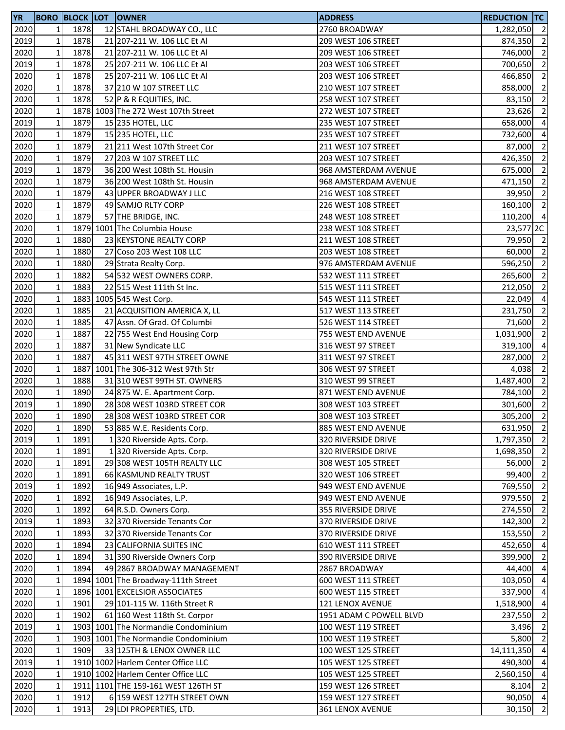| YR | BORO | BLOCK | LOT | OWNER | ADDRESS | REDUCTION | TC |
|---|---|---|---|---|---|---|---|
| 2020 | 1 | 1878 | 12 | STAHL BROADWAY CO., LLC | 2760 BROADWAY | 1,282,050 | 2 |
| 2019 | 1 | 1878 | 21 | 207-211 W. 106 LLC Et Al | 209 WEST 106 STREET | 874,350 | 2 |
| 2020 | 1 | 1878 | 21 | 207-211 W. 106 LLC Et Al | 209 WEST 106 STREET | 746,000 | 2 |
| 2019 | 1 | 1878 | 25 | 207-211 W. 106 LLC Et Al | 203 WEST 106 STREET | 700,650 | 2 |
| 2020 | 1 | 1878 | 25 | 207-211 W. 106 LLC Et Al | 203 WEST 106 STREET | 466,850 | 2 |
| 2020 | 1 | 1878 | 37 | 210 W 107 STREET LLC | 210 WEST 107 STREET | 858,000 | 2 |
| 2020 | 1 | 1878 | 52 | P & R EQUITIES, INC. | 258 WEST 107 STREET | 83,150 | 2 |
| 2020 | 1 | 1878 | 1003 | The 272 West 107th Street | 272 WEST 107 STREET | 23,626 | 2 |
| 2019 | 1 | 1879 | 15 | 235 HOTEL, LLC | 235 WEST 107 STREET | 658,000 | 4 |
| 2020 | 1 | 1879 | 15 | 235 HOTEL, LLC | 235 WEST 107 STREET | 732,600 | 4 |
| 2020 | 1 | 1879 | 21 | 211 West 107th Street Cor | 211 WEST 107 STREET | 87,000 | 2 |
| 2020 | 1 | 1879 | 27 | 203 W 107 STREET LLC | 203 WEST 107 STREET | 426,350 | 2 |
| 2019 | 1 | 1879 | 36 | 200 West 108th St. Housin | 968 AMSTERDAM AVENUE | 675,000 | 2 |
| 2020 | 1 | 1879 | 36 | 200 West 108th St. Housin | 968 AMSTERDAM AVENUE | 471,150 | 2 |
| 2020 | 1 | 1879 | 43 | UPPER BROADWAY J LLC | 216 WEST 108 STREET | 39,950 | 2 |
| 2020 | 1 | 1879 | 49 | SAMJO RLTY CORP | 226 WEST 108 STREET | 160,100 | 2 |
| 2020 | 1 | 1879 | 57 | THE BRIDGE, INC. | 248 WEST 108 STREET | 110,200 | 4 |
| 2020 | 1 | 1879 | 1001 | The Columbia House | 238 WEST 108 STREET | 23,577 | 2C |
| 2020 | 1 | 1880 | 23 | KEYSTONE REALTY CORP | 211 WEST 108 STREET | 79,950 | 2 |
| 2020 | 1 | 1880 | 27 | Coso 203 West 108 LLC | 203 WEST 108 STREET | 60,000 | 2 |
| 2020 | 1 | 1880 | 29 | Strata Realty Corp. | 976 AMSTERDAM AVENUE | 596,250 | 2 |
| 2020 | 1 | 1882 | 54 | 532 WEST OWNERS CORP. | 532 WEST 111 STREET | 265,600 | 2 |
| 2020 | 1 | 1883 | 22 | 515 West 111th St Inc. | 515 WEST 111 STREET | 212,050 | 2 |
| 2020 | 1 | 1883 | 1005 | 545 West Corp. | 545 WEST 111 STREET | 22,049 | 4 |
| 2020 | 1 | 1885 | 21 | ACQUISITION AMERICA X, LL | 517 WEST 113 STREET | 231,750 | 2 |
| 2020 | 1 | 1885 | 47 | Assn. Of Grad. Of Columbi | 526 WEST 114 STREET | 71,600 | 2 |
| 2020 | 1 | 1887 | 22 | 755 West End Housing Corp | 755 WEST END AVENUE | 1,031,900 | 2 |
| 2020 | 1 | 1887 | 31 | New Syndicate LLC | 316 WEST 97 STREET | 319,100 | 4 |
| 2020 | 1 | 1887 | 45 | 311 WEST 97TH STREET OWNE | 311 WEST 97 STREET | 287,000 | 2 |
| 2020 | 1 | 1887 | 1001 | The 306-312 West 97th Str | 306 WEST 97 STREET | 4,038 | 2 |
| 2020 | 1 | 1888 | 31 | 310 WEST 99TH ST. OWNERS | 310 WEST 99 STREET | 1,487,400 | 2 |
| 2020 | 1 | 1890 | 24 | 875 W. E. Apartment Corp. | 871 WEST END AVENUE | 784,100 | 2 |
| 2019 | 1 | 1890 | 28 | 308 WEST 103RD STREET COR | 308 WEST 103 STREET | 301,600 | 2 |
| 2020 | 1 | 1890 | 28 | 308 WEST 103RD STREET COR | 308 WEST 103 STREET | 305,200 | 2 |
| 2020 | 1 | 1890 | 53 | 885 W.E. Residents Corp. | 885 WEST END AVENUE | 631,950 | 2 |
| 2019 | 1 | 1891 | 1 | 320 Riverside Apts. Corp. | 320 RIVERSIDE DRIVE | 1,797,350 | 2 |
| 2020 | 1 | 1891 | 1 | 320 Riverside Apts. Corp. | 320 RIVERSIDE DRIVE | 1,698,350 | 2 |
| 2020 | 1 | 1891 | 29 | 308 WEST 105TH REALTY LLC | 308 WEST 105 STREET | 56,000 | 2 |
| 2020 | 1 | 1891 | 66 | KASMUND REALTY TRUST | 320 WEST 106 STREET | 99,400 | 2 |
| 2019 | 1 | 1892 | 16 | 949 Associates, L.P. | 949 WEST END AVENUE | 769,550 | 2 |
| 2020 | 1 | 1892 | 16 | 949 Associates, L.P. | 949 WEST END AVENUE | 979,550 | 2 |
| 2020 | 1 | 1892 | 64 | R.S.D. Owners Corp. | 355 RIVERSIDE DRIVE | 274,550 | 2 |
| 2019 | 1 | 1893 | 32 | 370 Riverside Tenants Cor | 370 RIVERSIDE DRIVE | 142,300 | 2 |
| 2020 | 1 | 1893 | 32 | 370 Riverside Tenants Cor | 370 RIVERSIDE DRIVE | 153,550 | 2 |
| 2020 | 1 | 1894 | 23 | CALIFORNIA SUITES INC | 610 WEST 111 STREET | 452,650 | 4 |
| 2020 | 1 | 1894 | 31 | 390 Riverside Owners Corp | 390 RIVERSIDE DRIVE | 399,900 | 2 |
| 2020 | 1 | 1894 | 49 | 2867 BROADWAY MANAGEMENT | 2867 BROADWAY | 44,400 | 4 |
| 2020 | 1 | 1894 | 1001 | The Broadway-111th Street | 600 WEST 111 STREET | 103,050 | 4 |
| 2020 | 1 | 1896 | 1001 | EXCELSIOR ASSOCIATES | 600 WEST 115 STREET | 337,900 | 4 |
| 2020 | 1 | 1901 | 29 | 101-115 W. 116th Street R | 121 LENOX AVENUE | 1,518,900 | 4 |
| 2020 | 1 | 1902 | 61 | 160 West 118th St. Corpor | 1951 ADAM C POWELL BLVD | 237,550 | 2 |
| 2019 | 1 | 1903 | 1001 | The Normandie Condominium | 100 WEST 119 STREET | 3,496 | 2 |
| 2020 | 1 | 1903 | 1001 | The Normandie Condominium | 100 WEST 119 STREET | 5,800 | 2 |
| 2020 | 1 | 1909 | 33 | 125TH & LENOX OWNER LLC | 100 WEST 125 STREET | 14,111,350 | 4 |
| 2019 | 1 | 1910 | 1002 | Harlem Center Office LLC | 105 WEST 125 STREET | 490,300 | 4 |
| 2020 | 1 | 1910 | 1002 | Harlem Center Office LLC | 105 WEST 125 STREET | 2,560,150 | 4 |
| 2020 | 1 | 1911 | 1101 | THE 159-161 WEST 126TH ST | 159 WEST 126 STREET | 8,104 | 2 |
| 2020 | 1 | 1912 | 6 | 159 WEST 127TH STREET OWN | 159 WEST 127 STREET | 90,050 | 4 |
| 2020 | 1 | 1913 | 29 | LDI PROPERTIES, LTD. | 361 LENOX AVENUE | 30,150 | 2 |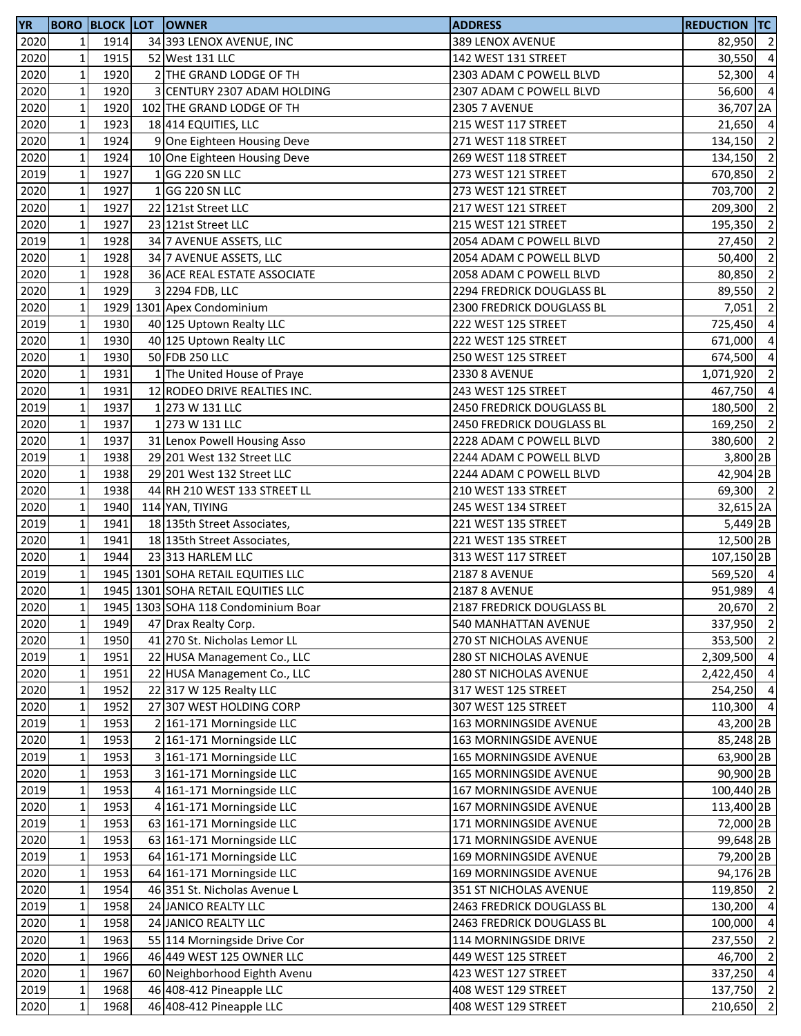| YR | BORO | BLOCK | LOT | OWNER | ADDRESS | REDUCTION | TC |
|---|---|---|---|---|---|---|---|
| 2020 | 1 | 1914 | 34 | 393 LENOX AVENUE, INC | 389 LENOX AVENUE | 82,950 | 2 |
| 2020 | 1 | 1915 | 52 | West 131 LLC | 142 WEST 131 STREET | 30,550 | 4 |
| 2020 | 1 | 1920 | 2 | THE GRAND LODGE OF TH | 2303 ADAM C POWELL BLVD | 52,300 | 4 |
| 2020 | 1 | 1920 | 3 | CENTURY 2307 ADAM HOLDING | 2307 ADAM C POWELL BLVD | 56,600 | 4 |
| 2020 | 1 | 1920 | 102 | THE GRAND LODGE OF TH | 2305 7 AVENUE | 36,707 | 2A |
| 2020 | 1 | 1923 | 18 | 414 EQUITIES, LLC | 215 WEST 117 STREET | 21,650 | 4 |
| 2020 | 1 | 1924 | 9 | One Eighteen Housing Deve | 271 WEST 118 STREET | 134,150 | 2 |
| 2020 | 1 | 1924 | 10 | One Eighteen Housing Deve | 269 WEST 118 STREET | 134,150 | 2 |
| 2019 | 1 | 1927 | 1 | GG 220 SN LLC | 273 WEST 121 STREET | 670,850 | 2 |
| 2020 | 1 | 1927 | 1 | GG 220 SN LLC | 273 WEST 121 STREET | 703,700 | 2 |
| 2020 | 1 | 1927 | 22 | 121st Street LLC | 217 WEST 121 STREET | 209,300 | 2 |
| 2020 | 1 | 1927 | 23 | 121st Street LLC | 215 WEST 121 STREET | 195,350 | 2 |
| 2019 | 1 | 1928 | 34 | 7 AVENUE ASSETS, LLC | 2054 ADAM C POWELL BLVD | 27,450 | 2 |
| 2020 | 1 | 1928 | 34 | 7 AVENUE ASSETS, LLC | 2054 ADAM C POWELL BLVD | 50,400 | 2 |
| 2020 | 1 | 1928 | 36 | ACE REAL ESTATE ASSOCIATE | 2058 ADAM C POWELL BLVD | 80,850 | 2 |
| 2020 | 1 | 1929 | 3 | 2294 FDB, LLC | 2294 FREDRICK DOUGLASS BL | 89,550 | 2 |
| 2020 | 1 | 1929 | 1301 | Apex Condominium | 2300 FREDRICK DOUGLASS BL | 7,051 | 2 |
| 2019 | 1 | 1930 | 40 | 125 Uptown Realty LLC | 222 WEST 125 STREET | 725,450 | 4 |
| 2020 | 1 | 1930 | 40 | 125 Uptown Realty LLC | 222 WEST 125 STREET | 671,000 | 4 |
| 2020 | 1 | 1930 | 50 | FDB 250 LLC | 250 WEST 125 STREET | 674,500 | 4 |
| 2020 | 1 | 1931 | 1 | The United House of Praye | 2330 8 AVENUE | 1,071,920 | 2 |
| 2020 | 1 | 1931 | 12 | RODEO DRIVE REALTIES INC. | 243 WEST 125 STREET | 467,750 | 4 |
| 2019 | 1 | 1937 | 1 | 273 W 131 LLC | 2450 FREDRICK DOUGLASS BL | 180,500 | 2 |
| 2020 | 1 | 1937 | 1 | 273 W 131 LLC | 2450 FREDRICK DOUGLASS BL | 169,250 | 2 |
| 2020 | 1 | 1937 | 31 | Lenox Powell Housing Asso | 2228 ADAM C POWELL BLVD | 380,600 | 2 |
| 2019 | 1 | 1938 | 29 | 201 West 132 Street LLC | 2244 ADAM C POWELL BLVD | 3,800 | 2B |
| 2020 | 1 | 1938 | 29 | 201 West 132 Street LLC | 2244 ADAM C POWELL BLVD | 42,904 | 2B |
| 2020 | 1 | 1938 | 44 | RH 210 WEST 133 STREET LL | 210 WEST 133 STREET | 69,300 | 2 |
| 2020 | 1 | 1940 | 114 | YAN, TIYING | 245 WEST 134 STREET | 32,615 | 2A |
| 2019 | 1 | 1941 | 18 | 135th Street Associates, | 221 WEST 135 STREET | 5,449 | 2B |
| 2020 | 1 | 1941 | 18 | 135th Street Associates, | 221 WEST 135 STREET | 12,500 | 2B |
| 2020 | 1 | 1944 | 23 | 313 HARLEM LLC | 313 WEST 117 STREET | 107,150 | 2B |
| 2019 | 1 | 1945 | 1301 | SOHA RETAIL EQUITIES LLC | 2187 8 AVENUE | 569,520 | 4 |
| 2020 | 1 | 1945 | 1301 | SOHA RETAIL EQUITIES LLC | 2187 8 AVENUE | 951,989 | 4 |
| 2020 | 1 | 1945 | 1303 | SOHA 118 Condominium Boar | 2187 FREDRICK DOUGLASS BL | 20,670 | 2 |
| 2020 | 1 | 1949 | 47 | Drax Realty Corp. | 540 MANHATTAN AVENUE | 337,950 | 2 |
| 2020 | 1 | 1950 | 41 | 270 St. Nicholas Lemor LL | 270 ST NICHOLAS AVENUE | 353,500 | 2 |
| 2019 | 1 | 1951 | 22 | HUSA Management Co., LLC | 280 ST NICHOLAS AVENUE | 2,309,500 | 4 |
| 2020 | 1 | 1951 | 22 | HUSA Management Co., LLC | 280 ST NICHOLAS AVENUE | 2,422,450 | 4 |
| 2020 | 1 | 1952 | 22 | 317 W 125 Realty LLC | 317 WEST 125 STREET | 254,250 | 4 |
| 2020 | 1 | 1952 | 27 | 307 WEST HOLDING CORP | 307 WEST 125 STREET | 110,300 | 4 |
| 2019 | 1 | 1953 | 2 | 161-171 Morningside LLC | 163 MORNINGSIDE AVENUE | 43,200 | 2B |
| 2020 | 1 | 1953 | 2 | 161-171 Morningside LLC | 163 MORNINGSIDE AVENUE | 85,248 | 2B |
| 2019 | 1 | 1953 | 3 | 161-171 Morningside LLC | 165 MORNINGSIDE AVENUE | 63,900 | 2B |
| 2020 | 1 | 1953 | 3 | 161-171 Morningside LLC | 165 MORNINGSIDE AVENUE | 90,900 | 2B |
| 2019 | 1 | 1953 | 4 | 161-171 Morningside LLC | 167 MORNINGSIDE AVENUE | 100,440 | 2B |
| 2020 | 1 | 1953 | 4 | 161-171 Morningside LLC | 167 MORNINGSIDE AVENUE | 113,400 | 2B |
| 2019 | 1 | 1953 | 63 | 161-171 Morningside LLC | 171 MORNINGSIDE AVENUE | 72,000 | 2B |
| 2020 | 1 | 1953 | 63 | 161-171 Morningside LLC | 171 MORNINGSIDE AVENUE | 99,648 | 2B |
| 2019 | 1 | 1953 | 64 | 161-171 Morningside LLC | 169 MORNINGSIDE AVENUE | 79,200 | 2B |
| 2020 | 1 | 1953 | 64 | 161-171 Morningside LLC | 169 MORNINGSIDE AVENUE | 94,176 | 2B |
| 2020 | 1 | 1954 | 46 | 351 St. Nicholas Avenue L | 351 ST NICHOLAS AVENUE | 119,850 | 2 |
| 2019 | 1 | 1958 | 24 | JANICO REALTY LLC | 2463 FREDRICK DOUGLASS BL | 130,200 | 4 |
| 2020 | 1 | 1958 | 24 | JANICO REALTY LLC | 2463 FREDRICK DOUGLASS BL | 100,000 | 4 |
| 2020 | 1 | 1963 | 55 | 114 Morningside Drive Cor | 114 MORNINGSIDE DRIVE | 237,550 | 2 |
| 2020 | 1 | 1966 | 46 | 449 WEST 125 OWNER LLC | 449 WEST 125 STREET | 46,700 | 2 |
| 2020 | 1 | 1967 | 60 | Neighborhood Eighth Avenu | 423 WEST 127 STREET | 337,250 | 4 |
| 2019 | 1 | 1968 | 46 | 408-412 Pineapple LLC | 408 WEST 129 STREET | 137,750 | 2 |
| 2020 | 1 | 1968 | 46 | 408-412 Pineapple LLC | 408 WEST 129 STREET | 210,650 | 2 |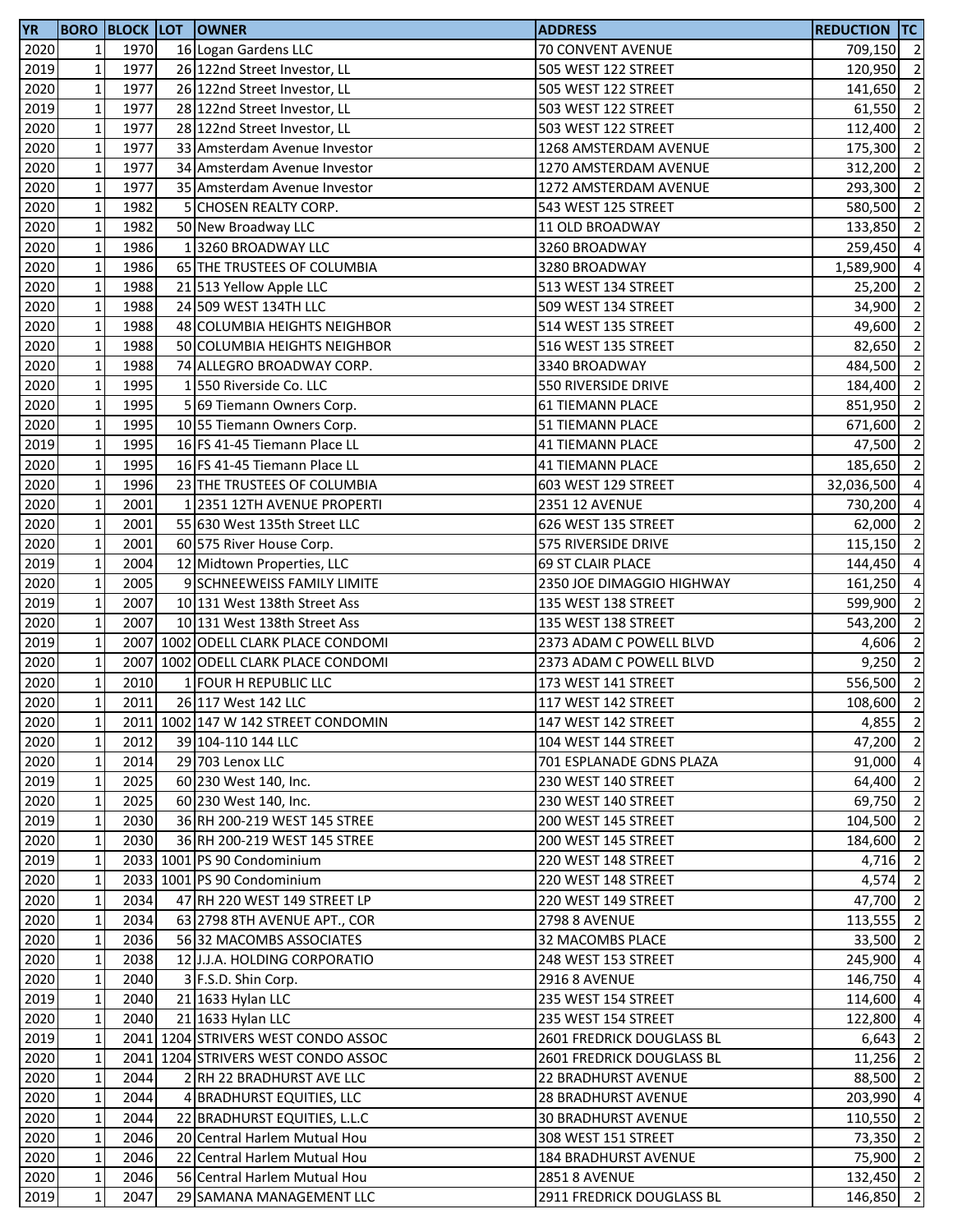| YR | BORO | BLOCK | LOT | OWNER | ADDRESS | REDUCTION | TC |
|---|---|---|---|---|---|---|---|
| 2020 | 1 | 1970 | 16 | Logan Gardens LLC | 70 CONVENT AVENUE | 709,150 | 2 |
| 2019 | 1 | 1977 | 26 | 122nd Street Investor, LL | 505 WEST 122 STREET | 120,950 | 2 |
| 2020 | 1 | 1977 | 26 | 122nd Street Investor, LL | 505 WEST 122 STREET | 141,650 | 2 |
| 2019 | 1 | 1977 | 28 | 122nd Street Investor, LL | 503 WEST 122 STREET | 61,550 | 2 |
| 2020 | 1 | 1977 | 28 | 122nd Street Investor, LL | 503 WEST 122 STREET | 112,400 | 2 |
| 2020 | 1 | 1977 | 33 | Amsterdam Avenue Investor | 1268 AMSTERDAM AVENUE | 175,300 | 2 |
| 2020 | 1 | 1977 | 34 | Amsterdam Avenue Investor | 1270 AMSTERDAM AVENUE | 312,200 | 2 |
| 2020 | 1 | 1977 | 35 | Amsterdam Avenue Investor | 1272 AMSTERDAM AVENUE | 293,300 | 2 |
| 2020 | 1 | 1982 | 5 | CHOSEN REALTY CORP. | 543 WEST 125 STREET | 580,500 | 2 |
| 2020 | 1 | 1982 | 50 | New Broadway LLC | 11 OLD BROADWAY | 133,850 | 2 |
| 2020 | 1 | 1986 | 1 | 3260 BROADWAY LLC | 3260 BROADWAY | 259,450 | 4 |
| 2020 | 1 | 1986 | 65 | THE TRUSTEES OF COLUMBIA | 3280 BROADWAY | 1,589,900 | 4 |
| 2020 | 1 | 1988 | 21 | 513 Yellow Apple LLC | 513 WEST 134 STREET | 25,200 | 2 |
| 2020 | 1 | 1988 | 24 | 509 WEST 134TH LLC | 509 WEST 134 STREET | 34,900 | 2 |
| 2020 | 1 | 1988 | 48 | COLUMBIA HEIGHTS NEIGHBOR | 514 WEST 135 STREET | 49,600 | 2 |
| 2020 | 1 | 1988 | 50 | COLUMBIA HEIGHTS NEIGHBOR | 516 WEST 135 STREET | 82,650 | 2 |
| 2020 | 1 | 1988 | 74 | ALLEGRO BROADWAY CORP. | 3340 BROADWAY | 484,500 | 2 |
| 2020 | 1 | 1995 | 1 | 550 Riverside Co. LLC | 550 RIVERSIDE DRIVE | 184,400 | 2 |
| 2020 | 1 | 1995 | 5 | 69 Tiemann Owners Corp. | 61 TIEMANN PLACE | 851,950 | 2 |
| 2020 | 1 | 1995 | 10 | 55 Tiemann Owners Corp. | 51 TIEMANN PLACE | 671,600 | 2 |
| 2019 | 1 | 1995 | 16 | FS 41-45 Tiemann Place LL | 41 TIEMANN PLACE | 47,500 | 2 |
| 2020 | 1 | 1995 | 16 | FS 41-45 Tiemann Place LL | 41 TIEMANN PLACE | 185,650 | 2 |
| 2020 | 1 | 1996 | 23 | THE TRUSTEES OF COLUMBIA | 603 WEST 129 STREET | 32,036,500 | 4 |
| 2020 | 1 | 2001 | 1 | 2351 12TH AVENUE PROPERTI | 2351 12 AVENUE | 730,200 | 4 |
| 2020 | 1 | 2001 | 55 | 630 West 135th Street LLC | 626 WEST 135 STREET | 62,000 | 2 |
| 2020 | 1 | 2001 | 60 | 575 River House Corp. | 575 RIVERSIDE DRIVE | 115,150 | 2 |
| 2019 | 1 | 2004 | 12 | Midtown Properties, LLC | 69 ST CLAIR PLACE | 144,450 | 4 |
| 2020 | 1 | 2005 | 9 | SCHNEEWEISS FAMILY LIMITE | 2350 JOE DIMAGGIO HIGHWAY | 161,250 | 4 |
| 2019 | 1 | 2007 | 10 | 131 West 138th Street Ass | 135 WEST 138 STREET | 599,900 | 2 |
| 2020 | 1 | 2007 | 10 | 131 West 138th Street Ass | 135 WEST 138 STREET | 543,200 | 2 |
| 2019 | 1 | 2007 | 1002 | ODELL CLARK PLACE CONDOMI | 2373 ADAM C POWELL BLVD | 4,606 | 2 |
| 2020 | 1 | 2007 | 1002 | ODELL CLARK PLACE CONDOMI | 2373 ADAM C POWELL BLVD | 9,250 | 2 |
| 2020 | 1 | 2010 | 1 | FOUR H REPUBLIC LLC | 173 WEST 141 STREET | 556,500 | 2 |
| 2020 | 1 | 2011 | 26 | 117 West 142 LLC | 117 WEST 142 STREET | 108,600 | 2 |
| 2020 | 1 | 2011 | 1002 | 147 W 142 STREET CONDOMIN | 147 WEST 142 STREET | 4,855 | 2 |
| 2020 | 1 | 2012 | 39 | 104-110 144 LLC | 104 WEST 144 STREET | 47,200 | 2 |
| 2020 | 1 | 2014 | 29 | 703 Lenox LLC | 701 ESPLANADE GDNS PLAZA | 91,000 | 4 |
| 2019 | 1 | 2025 | 60 | 230 West 140, Inc. | 230 WEST 140 STREET | 64,400 | 2 |
| 2020 | 1 | 2025 | 60 | 230 West 140, Inc. | 230 WEST 140 STREET | 69,750 | 2 |
| 2019 | 1 | 2030 | 36 | RH 200-219 WEST 145 STREE | 200 WEST 145 STREET | 104,500 | 2 |
| 2020 | 1 | 2030 | 36 | RH 200-219 WEST 145 STREE | 200 WEST 145 STREET | 184,600 | 2 |
| 2019 | 1 | 2033 | 1001 | PS 90 Condominium | 220 WEST 148 STREET | 4,716 | 2 |
| 2020 | 1 | 2033 | 1001 | PS 90 Condominium | 220 WEST 148 STREET | 4,574 | 2 |
| 2020 | 1 | 2034 | 47 | RH 220 WEST 149 STREET LP | 220 WEST 149 STREET | 47,700 | 2 |
| 2020 | 1 | 2034 | 63 | 2798 8TH AVENUE APT., COR | 2798 8 AVENUE | 113,555 | 2 |
| 2020 | 1 | 2036 | 56 | 32 MACOMBS ASSOCIATES | 32 MACOMBS PLACE | 33,500 | 2 |
| 2020 | 1 | 2038 | 12 | J.J.A. HOLDING CORPORATIO | 248 WEST 153 STREET | 245,900 | 4 |
| 2020 | 1 | 2040 | 3 | F.S.D. Shin Corp. | 2916 8 AVENUE | 146,750 | 4 |
| 2019 | 1 | 2040 | 21 | 1633 Hylan LLC | 235 WEST 154 STREET | 114,600 | 4 |
| 2020 | 1 | 2040 | 21 | 1633 Hylan LLC | 235 WEST 154 STREET | 122,800 | 4 |
| 2019 | 1 | 2041 | 1204 | STRIVERS WEST CONDO ASSOC | 2601 FREDRICK DOUGLASS BL | 6,643 | 2 |
| 2020 | 1 | 2041 | 1204 | STRIVERS WEST CONDO ASSOC | 2601 FREDRICK DOUGLASS BL | 11,256 | 2 |
| 2020 | 1 | 2044 | 2 | RH 22 BRADHURST AVE LLC | 22 BRADHURST AVENUE | 88,500 | 2 |
| 2020 | 1 | 2044 | 4 | BRADHURST EQUITIES, LLC | 28 BRADHURST AVENUE | 203,990 | 4 |
| 2020 | 1 | 2044 | 22 | BRADHURST EQUITIES, L.L.C | 30 BRADHURST AVENUE | 110,550 | 2 |
| 2020 | 1 | 2046 | 20 | Central Harlem Mutual Hou | 308 WEST 151 STREET | 73,350 | 2 |
| 2020 | 1 | 2046 | 22 | Central Harlem Mutual Hou | 184 BRADHURST AVENUE | 75,900 | 2 |
| 2020 | 1 | 2046 | 56 | Central Harlem Mutual Hou | 2851 8 AVENUE | 132,450 | 2 |
| 2019 | 1 | 2047 | 29 | SAMANA MANAGEMENT LLC | 2911 FREDRICK DOUGLASS BL | 146,850 | 2 |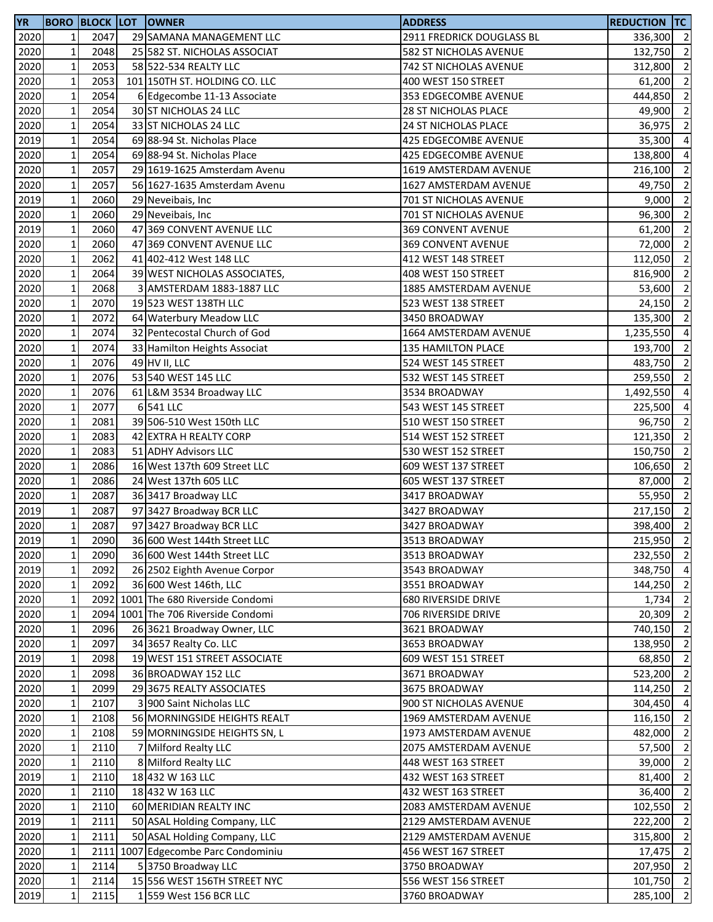| YR | BORO | BLOCK | LOT | OWNER | ADDRESS | REDUCTION | TC |
|---|---|---|---|---|---|---|---|
| 2020 | 1 | 2047 | 29 | SAMANA MANAGEMENT LLC | 2911 FREDRICK DOUGLASS BL | 336,300 | 2 |
| 2020 | 1 | 2048 | 25 | 582 ST. NICHOLAS ASSOCIAT | 582 ST NICHOLAS AVENUE | 132,750 | 2 |
| 2020 | 1 | 2053 | 58 | 522-534 REALTY LLC | 742 ST NICHOLAS AVENUE | 312,800 | 2 |
| 2020 | 1 | 2053 | 101 | 150TH ST. HOLDING CO. LLC | 400 WEST 150 STREET | 61,200 | 2 |
| 2020 | 1 | 2054 | 6 | Edgecombe 11-13 Associate | 353 EDGECOMBE AVENUE | 444,850 | 2 |
| 2020 | 1 | 2054 | 30 | ST NICHOLAS 24 LLC | 28 ST NICHOLAS PLACE | 49,900 | 2 |
| 2020 | 1 | 2054 | 33 | ST NICHOLAS 24 LLC | 24 ST NICHOLAS PLACE | 36,975 | 2 |
| 2019 | 1 | 2054 | 69 | 88-94 St. Nicholas Place | 425 EDGECOMBE AVENUE | 35,300 | 4 |
| 2020 | 1 | 2054 | 69 | 88-94 St. Nicholas Place | 425 EDGECOMBE AVENUE | 138,800 | 4 |
| 2020 | 1 | 2057 | 29 | 1619-1625 Amsterdam Avenu | 1619 AMSTERDAM AVENUE | 216,100 | 2 |
| 2020 | 1 | 2057 | 56 | 1627-1635 Amsterdam Avenu | 1627 AMSTERDAM AVENUE | 49,750 | 2 |
| 2019 | 1 | 2060 | 29 | Neveibais, Inc | 701 ST NICHOLAS AVENUE | 9,000 | 2 |
| 2020 | 1 | 2060 | 29 | Neveibais, Inc | 701 ST NICHOLAS AVENUE | 96,300 | 2 |
| 2019 | 1 | 2060 | 47 | 369 CONVENT AVENUE LLC | 369 CONVENT AVENUE | 61,200 | 2 |
| 2020 | 1 | 2060 | 47 | 369 CONVENT AVENUE LLC | 369 CONVENT AVENUE | 72,000 | 2 |
| 2020 | 1 | 2062 | 41 | 402-412 West 148 LLC | 412 WEST 148 STREET | 112,050 | 2 |
| 2020 | 1 | 2064 | 39 | WEST NICHOLAS ASSOCIATES, | 408 WEST 150 STREET | 816,900 | 2 |
| 2020 | 1 | 2068 | 3 | AMSTERDAM 1883-1887 LLC | 1885 AMSTERDAM AVENUE | 53,600 | 2 |
| 2020 | 1 | 2070 | 19 | 523 WEST 138TH LLC | 523 WEST 138 STREET | 24,150 | 2 |
| 2020 | 1 | 2072 | 64 | Waterbury Meadow LLC | 3450 BROADWAY | 135,300 | 2 |
| 2020 | 1 | 2074 | 32 | Pentecostal Church of God | 1664 AMSTERDAM AVENUE | 1,235,550 | 4 |
| 2020 | 1 | 2074 | 33 | Hamilton Heights Associat | 135 HAMILTON PLACE | 193,700 | 2 |
| 2020 | 1 | 2076 | 49 | HV II, LLC | 524 WEST 145 STREET | 483,750 | 2 |
| 2020 | 1 | 2076 | 53 | 540 WEST 145 LLC | 532 WEST 145 STREET | 259,550 | 2 |
| 2020 | 1 | 2076 | 61 | L&M 3534 Broadway LLC | 3534 BROADWAY | 1,492,550 | 4 |
| 2020 | 1 | 2077 | 6 | 541 LLC | 543 WEST 145 STREET | 225,500 | 4 |
| 2020 | 1 | 2081 | 39 | 506-510 West 150th LLC | 510 WEST 150 STREET | 96,750 | 2 |
| 2020 | 1 | 2083 | 42 | EXTRA H REALTY CORP | 514 WEST 152 STREET | 121,350 | 2 |
| 2020 | 1 | 2083 | 51 | ADHY Advisors LLC | 530 WEST 152 STREET | 150,750 | 2 |
| 2020 | 1 | 2086 | 16 | West 137th 609 Street LLC | 609 WEST 137 STREET | 106,650 | 2 |
| 2020 | 1 | 2086 | 24 | West 137th 605 LLC | 605 WEST 137 STREET | 87,000 | 2 |
| 2020 | 1 | 2087 | 36 | 3417 Broadway LLC | 3417 BROADWAY | 55,950 | 2 |
| 2019 | 1 | 2087 | 97 | 3427 Broadway BCR LLC | 3427 BROADWAY | 217,150 | 2 |
| 2020 | 1 | 2087 | 97 | 3427 Broadway BCR LLC | 3427 BROADWAY | 398,400 | 2 |
| 2019 | 1 | 2090 | 36 | 600 West 144th Street LLC | 3513 BROADWAY | 215,950 | 2 |
| 2020 | 1 | 2090 | 36 | 600 West 144th Street LLC | 3513 BROADWAY | 232,550 | 2 |
| 2019 | 1 | 2092 | 26 | 2502 Eighth Avenue Corpor | 3543 BROADWAY | 348,750 | 4 |
| 2020 | 1 | 2092 | 36 | 600 West 146th, LLC | 3551 BROADWAY | 144,250 | 2 |
| 2020 | 1 | 2092 | 1001 | The 680 Riverside Condomi | 680 RIVERSIDE DRIVE | 1,734 | 2 |
| 2020 | 1 | 2094 | 1001 | The 706 Riverside Condomi | 706 RIVERSIDE DRIVE | 20,309 | 2 |
| 2020 | 1 | 2096 | 26 | 3621 Broadway Owner, LLC | 3621 BROADWAY | 740,150 | 2 |
| 2020 | 1 | 2097 | 34 | 3657 Realty Co. LLC | 3653 BROADWAY | 138,950 | 2 |
| 2019 | 1 | 2098 | 19 | WEST 151 STREET ASSOCIATE | 609 WEST 151 STREET | 68,850 | 2 |
| 2020 | 1 | 2098 | 36 | BROADWAY 152 LLC | 3671 BROADWAY | 523,200 | 2 |
| 2020 | 1 | 2099 | 29 | 3675 REALTY ASSOCIATES | 3675 BROADWAY | 114,250 | 2 |
| 2020 | 1 | 2107 | 3 | 900 Saint Nicholas LLC | 900 ST NICHOLAS AVENUE | 304,450 | 4 |
| 2020 | 1 | 2108 | 56 | MORNINGSIDE HEIGHTS REALT | 1969 AMSTERDAM AVENUE | 116,150 | 2 |
| 2020 | 1 | 2108 | 59 | MORNINGSIDE HEIGHTS SN, L | 1973 AMSTERDAM AVENUE | 482,000 | 2 |
| 2020 | 1 | 2110 | 7 | Milford Realty LLC | 2075 AMSTERDAM AVENUE | 57,500 | 2 |
| 2020 | 1 | 2110 | 8 | Milford Realty LLC | 448 WEST 163 STREET | 39,000 | 2 |
| 2019 | 1 | 2110 | 18 | 432 W 163 LLC | 432 WEST 163 STREET | 81,400 | 2 |
| 2020 | 1 | 2110 | 18 | 432 W 163 LLC | 432 WEST 163 STREET | 36,400 | 2 |
| 2020 | 1 | 2110 | 60 | MERIDIAN REALTY INC | 2083 AMSTERDAM AVENUE | 102,550 | 2 |
| 2019 | 1 | 2111 | 50 | ASAL Holding Company, LLC | 2129 AMSTERDAM AVENUE | 222,200 | 2 |
| 2020 | 1 | 2111 | 50 | ASAL Holding Company, LLC | 2129 AMSTERDAM AVENUE | 315,800 | 2 |
| 2020 | 1 | 2111 | 1007 | Edgecombe Parc Condominiu | 456 WEST 167 STREET | 17,475 | 2 |
| 2020 | 1 | 2114 | 5 | 3750 Broadway LLC | 3750 BROADWAY | 207,950 | 2 |
| 2020 | 1 | 2114 | 15 | 556 WEST 156TH STREET NYC | 556 WEST 156 STREET | 101,750 | 2 |
| 2019 | 1 | 2115 | 1 | 559 West 156 BCR LLC | 3760 BROADWAY | 285,100 | 2 |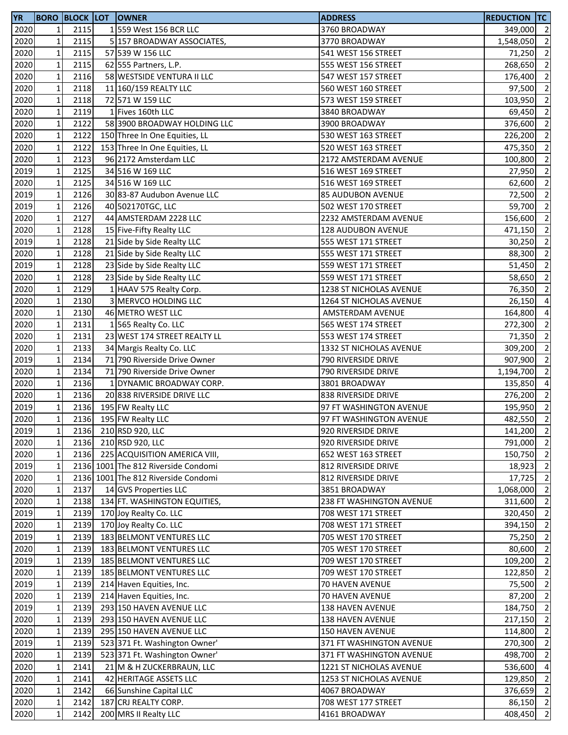| YR | BORO | BLOCK | LOT | OWNER | ADDRESS | REDUCTION | TC |
|---|---|---|---|---|---|---|---|
| 2020 | 1 | 2115 | 1 | 559 West 156 BCR LLC | 3760 BROADWAY | 349,000 | 2 |
| 2020 | 1 | 2115 | 5 | 157 BROADWAY ASSOCIATES, | 3770 BROADWAY | 1,548,050 | 2 |
| 2020 | 1 | 2115 | 57 | 539 W 156 LLC | 541 WEST 156 STREET | 71,250 | 2 |
| 2020 | 1 | 2115 | 62 | 555 Partners, L.P. | 555 WEST 156 STREET | 268,650 | 2 |
| 2020 | 1 | 2116 | 58 | WESTSIDE VENTURA II LLC | 547 WEST 157 STREET | 176,400 | 2 |
| 2020 | 1 | 2118 | 11 | 160/159 REALTY LLC | 560 WEST 160 STREET | 97,500 | 2 |
| 2020 | 1 | 2118 | 72 | 571 W 159 LLC | 573 WEST 159 STREET | 103,950 | 2 |
| 2020 | 1 | 2119 | 1 | Fives 160th LLC | 3840 BROADWAY | 69,450 | 2 |
| 2020 | 1 | 2122 | 58 | 3900 BROADWAY HOLDING LLC | 3900 BROADWAY | 376,600 | 2 |
| 2020 | 1 | 2122 | 150 | Three In One Equities, LL | 530 WEST 163 STREET | 226,200 | 2 |
| 2020 | 1 | 2122 | 153 | Three In One Equities, LL | 520 WEST 163 STREET | 475,350 | 2 |
| 2020 | 1 | 2123 | 96 | 2172 Amsterdam LLC | 2172 AMSTERDAM AVENUE | 100,800 | 2 |
| 2019 | 1 | 2125 | 34 | 516 W 169 LLC | 516 WEST 169 STREET | 27,950 | 2 |
| 2020 | 1 | 2125 | 34 | 516 W 169 LLC | 516 WEST 169 STREET | 62,600 | 2 |
| 2019 | 1 | 2126 | 30 | 83-87 Audubon Avenue LLC | 85 AUDUBON AVENUE | 72,500 | 2 |
| 2019 | 1 | 2126 | 40 | 502170TGC, LLC | 502 WEST 170 STREET | 59,700 | 2 |
| 2020 | 1 | 2127 | 44 | AMSTERDAM 2228 LLC | 2232 AMSTERDAM AVENUE | 156,600 | 2 |
| 2020 | 1 | 2128 | 15 | Five-Fifty Realty LLC | 128 AUDUBON AVENUE | 471,150 | 2 |
| 2019 | 1 | 2128 | 21 | Side by Side Realty LLC | 555 WEST 171 STREET | 30,250 | 2 |
| 2020 | 1 | 2128 | 21 | Side by Side Realty LLC | 555 WEST 171 STREET | 88,300 | 2 |
| 2019 | 1 | 2128 | 23 | Side by Side Realty LLC | 559 WEST 171 STREET | 51,450 | 2 |
| 2020 | 1 | 2128 | 23 | Side by Side Realty LLC | 559 WEST 171 STREET | 58,650 | 2 |
| 2020 | 1 | 2129 | 1 | HAAV 575 Realty Corp. | 1238 ST NICHOLAS AVENUE | 76,350 | 2 |
| 2020 | 1 | 2130 | 3 | MERVCO HOLDING LLC | 1264 ST NICHOLAS AVENUE | 26,150 | 4 |
| 2020 | 1 | 2130 | 46 | METRO WEST LLC | AMSTERDAM AVENUE | 164,800 | 4 |
| 2020 | 1 | 2131 | 1 | 565 Realty Co. LLC | 565 WEST 174 STREET | 272,300 | 2 |
| 2020 | 1 | 2131 | 23 | WEST 174 STREET REALTY LL | 553 WEST 174 STREET | 71,350 | 2 |
| 2020 | 1 | 2133 | 34 | Margis Realty Co. LLC | 1332 ST NICHOLAS AVENUE | 309,200 | 2 |
| 2019 | 1 | 2134 | 71 | 790 Riverside Drive Owner | 790 RIVERSIDE DRIVE | 907,900 | 2 |
| 2020 | 1 | 2134 | 71 | 790 Riverside Drive Owner | 790 RIVERSIDE DRIVE | 1,194,700 | 2 |
| 2020 | 1 | 2136 | 1 | DYNAMIC BROADWAY CORP. | 3801 BROADWAY | 135,850 | 4 |
| 2020 | 1 | 2136 | 20 | 838 RIVERSIDE DRIVE LLC | 838 RIVERSIDE DRIVE | 276,200 | 2 |
| 2019 | 1 | 2136 | 195 | FW Realty LLC | 97 FT WASHINGTON AVENUE | 195,950 | 2 |
| 2020 | 1 | 2136 | 195 | FW Realty LLC | 97 FT WASHINGTON AVENUE | 482,550 | 2 |
| 2019 | 1 | 2136 | 210 | RSD 920, LLC | 920 RIVERSIDE DRIVE | 141,200 | 2 |
| 2020 | 1 | 2136 | 210 | RSD 920, LLC | 920 RIVERSIDE DRIVE | 791,000 | 2 |
| 2020 | 1 | 2136 | 225 | ACQUISITION AMERICA VIII, | 652 WEST 163 STREET | 150,750 | 2 |
| 2019 | 1 | 2136 | 1001 | The 812 Riverside Condomi | 812 RIVERSIDE DRIVE | 18,923 | 2 |
| 2020 | 1 | 2136 | 1001 | The 812 Riverside Condomi | 812 RIVERSIDE DRIVE | 17,725 | 2 |
| 2020 | 1 | 2137 | 14 | GVS Properties LLC | 3851 BROADWAY | 1,068,000 | 2 |
| 2020 | 1 | 2138 | 134 | FT. WASHINGTON EQUITIES, | 238 FT WASHINGTON AVENUE | 311,600 | 2 |
| 2019 | 1 | 2139 | 170 | Joy Realty Co. LLC | 708 WEST 171 STREET | 320,450 | 2 |
| 2020 | 1 | 2139 | 170 | Joy Realty Co. LLC | 708 WEST 171 STREET | 394,150 | 2 |
| 2019 | 1 | 2139 | 183 | BELMONT VENTURES LLC | 705 WEST 170 STREET | 75,250 | 2 |
| 2020 | 1 | 2139 | 183 | BELMONT VENTURES LLC | 705 WEST 170 STREET | 80,600 | 2 |
| 2019 | 1 | 2139 | 185 | BELMONT VENTURES LLC | 709 WEST 170 STREET | 109,200 | 2 |
| 2020 | 1 | 2139 | 185 | BELMONT VENTURES LLC | 709 WEST 170 STREET | 122,850 | 2 |
| 2019 | 1 | 2139 | 214 | Haven Equities, Inc. | 70 HAVEN AVENUE | 75,500 | 2 |
| 2020 | 1 | 2139 | 214 | Haven Equities, Inc. | 70 HAVEN AVENUE | 87,200 | 2 |
| 2019 | 1 | 2139 | 293 | 150 HAVEN AVENUE LLC | 138 HAVEN AVENUE | 184,750 | 2 |
| 2020 | 1 | 2139 | 293 | 150 HAVEN AVENUE LLC | 138 HAVEN AVENUE | 217,150 | 2 |
| 2020 | 1 | 2139 | 295 | 150 HAVEN AVENUE LLC | 150 HAVEN AVENUE | 114,800 | 2 |
| 2019 | 1 | 2139 | 523 | 371 Ft. Washington Owner' | 371 FT WASHINGTON AVENUE | 270,300 | 2 |
| 2020 | 1 | 2139 | 523 | 371 Ft. Washington Owner' | 371 FT WASHINGTON AVENUE | 498,700 | 2 |
| 2020 | 1 | 2141 | 21 | M & H ZUCKERBRAUN, LLC | 1221 ST NICHOLAS AVENUE | 536,600 | 4 |
| 2020 | 1 | 2141 | 42 | HERITAGE ASSETS LLC | 1253 ST NICHOLAS AVENUE | 129,850 | 2 |
| 2020 | 1 | 2142 | 66 | Sunshine Capital LLC | 4067 BROADWAY | 376,659 | 2 |
| 2020 | 1 | 2142 | 187 | CRJ REALTY CORP. | 708 WEST 177 STREET | 86,150 | 2 |
| 2020 | 1 | 2142 | 200 | MRS II Realty LLC | 4161 BROADWAY | 408,450 | 2 |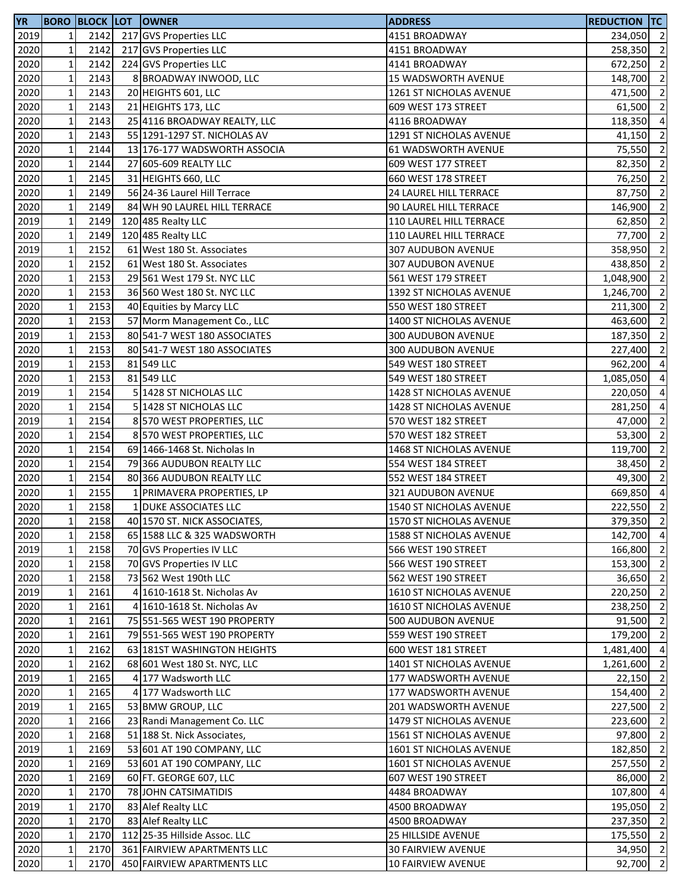| YR | BORO | BLOCK | LOT | OWNER | ADDRESS | REDUCTION | TC |
|---|---|---|---|---|---|---|---|
| 2019 | 1 | 2142 | 217 | GVS Properties LLC | 4151 BROADWAY | 234,050 | 2 |
| 2020 | 1 | 2142 | 217 | GVS Properties LLC | 4151 BROADWAY | 258,350 | 2 |
| 2020 | 1 | 2142 | 224 | GVS Properties LLC | 4141 BROADWAY | 672,250 | 2 |
| 2020 | 1 | 2143 | 8 | BROADWAY INWOOD, LLC | 15 WADSWORTH AVENUE | 148,700 | 2 |
| 2020 | 1 | 2143 | 20 | HEIGHTS 601, LLC | 1261 ST NICHOLAS AVENUE | 471,500 | 2 |
| 2020 | 1 | 2143 | 21 | HEIGHTS 173, LLC | 609 WEST 173 STREET | 61,500 | 2 |
| 2020 | 1 | 2143 | 25 | 4116 BROADWAY REALTY, LLC | 4116 BROADWAY | 118,350 | 4 |
| 2020 | 1 | 2143 | 55 | 1291-1297 ST. NICHOLAS AV | 1291 ST NICHOLAS AVENUE | 41,150 | 2 |
| 2020 | 1 | 2144 | 13 | 176-177 WADSWORTH ASSOCIA | 61 WADSWORTH AVENUE | 75,550 | 2 |
| 2020 | 1 | 2144 | 27 | 605-609 REALTY LLC | 609 WEST 177 STREET | 82,350 | 2 |
| 2020 | 1 | 2145 | 31 | HEIGHTS 660, LLC | 660 WEST 178 STREET | 76,250 | 2 |
| 2020 | 1 | 2149 | 56 | 24-36 Laurel Hill Terrace | 24 LAUREL HILL TERRACE | 87,750 | 2 |
| 2020 | 1 | 2149 | 84 | WH 90 LAUREL HILL TERRACE | 90 LAUREL HILL TERRACE | 146,900 | 2 |
| 2019 | 1 | 2149 | 120 | 485 Realty LLC | 110 LAUREL HILL TERRACE | 62,850 | 2 |
| 2020 | 1 | 2149 | 120 | 485 Realty LLC | 110 LAUREL HILL TERRACE | 77,700 | 2 |
| 2019 | 1 | 2152 | 61 | West 180 St. Associates | 307 AUDUBON AVENUE | 358,950 | 2 |
| 2020 | 1 | 2152 | 61 | West 180 St. Associates | 307 AUDUBON AVENUE | 438,850 | 2 |
| 2020 | 1 | 2153 | 29 | 561 West 179 St. NYC LLC | 561 WEST 179 STREET | 1,048,900 | 2 |
| 2020 | 1 | 2153 | 36 | 560 West 180 St. NYC LLC | 1392 ST NICHOLAS AVENUE | 1,246,700 | 2 |
| 2020 | 1 | 2153 | 40 | Equities by Marcy LLC | 550 WEST 180 STREET | 211,300 | 2 |
| 2020 | 1 | 2153 | 57 | Morm Management Co., LLC | 1400 ST NICHOLAS AVENUE | 463,600 | 2 |
| 2019 | 1 | 2153 | 80 | 541-7 WEST 180 ASSOCIATES | 300 AUDUBON AVENUE | 187,350 | 2 |
| 2020 | 1 | 2153 | 80 | 541-7 WEST 180 ASSOCIATES | 300 AUDUBON AVENUE | 227,400 | 2 |
| 2019 | 1 | 2153 | 81 | 549 LLC | 549 WEST 180 STREET | 962,200 | 4 |
| 2020 | 1 | 2153 | 81 | 549 LLC | 549 WEST 180 STREET | 1,085,050 | 4 |
| 2019 | 1 | 2154 | 5 | 1428 ST NICHOLAS LLC | 1428 ST NICHOLAS AVENUE | 220,050 | 4 |
| 2020 | 1 | 2154 | 5 | 1428 ST NICHOLAS LLC | 1428 ST NICHOLAS AVENUE | 281,250 | 4 |
| 2019 | 1 | 2154 | 8 | 570 WEST PROPERTIES, LLC | 570 WEST 182 STREET | 47,000 | 2 |
| 2020 | 1 | 2154 | 8 | 570 WEST PROPERTIES, LLC | 570 WEST 182 STREET | 53,300 | 2 |
| 2020 | 1 | 2154 | 69 | 1466-1468 St. Nicholas In | 1468 ST NICHOLAS AVENUE | 119,700 | 2 |
| 2020 | 1 | 2154 | 79 | 366 AUDUBON REALTY LLC | 554 WEST 184 STREET | 38,450 | 2 |
| 2020 | 1 | 2154 | 80 | 366 AUDUBON REALTY LLC | 552 WEST 184 STREET | 49,300 | 2 |
| 2020 | 1 | 2155 | 1 | PRIMAVERA PROPERTIES, LP | 321 AUDUBON AVENUE | 669,850 | 4 |
| 2020 | 1 | 2158 | 1 | DUKE ASSOCIATES LLC | 1540 ST NICHOLAS AVENUE | 222,550 | 2 |
| 2020 | 1 | 2158 | 40 | 1570 ST. NICK ASSOCIATES, | 1570 ST NICHOLAS AVENUE | 379,350 | 2 |
| 2020 | 1 | 2158 | 65 | 1588 LLC & 325 WADSWORTH | 1588 ST NICHOLAS AVENUE | 142,700 | 4 |
| 2019 | 1 | 2158 | 70 | GVS Properties IV LLC | 566 WEST 190 STREET | 166,800 | 2 |
| 2020 | 1 | 2158 | 70 | GVS Properties IV LLC | 566 WEST 190 STREET | 153,300 | 2 |
| 2020 | 1 | 2158 | 73 | 562 West 190th LLC | 562 WEST 190 STREET | 36,650 | 2 |
| 2019 | 1 | 2161 | 4 | 1610-1618 St. Nicholas Av | 1610 ST NICHOLAS AVENUE | 220,250 | 2 |
| 2020 | 1 | 2161 | 4 | 1610-1618 St. Nicholas Av | 1610 ST NICHOLAS AVENUE | 238,250 | 2 |
| 2020 | 1 | 2161 | 75 | 551-565 WEST 190 PROPERTY | 500 AUDUBON AVENUE | 91,500 | 2 |
| 2020 | 1 | 2161 | 79 | 551-565 WEST 190 PROPERTY | 559 WEST 190 STREET | 179,200 | 2 |
| 2020 | 1 | 2162 | 63 | 181ST WASHINGTON HEIGHTS | 600 WEST 181 STREET | 1,481,400 | 4 |
| 2020 | 1 | 2162 | 68 | 601 West 180 St. NYC, LLC | 1401 ST NICHOLAS AVENUE | 1,261,600 | 2 |
| 2019 | 1 | 2165 | 4 | 177 Wadsworth LLC | 177 WADSWORTH AVENUE | 22,150 | 2 |
| 2020 | 1 | 2165 | 4 | 177 Wadsworth LLC | 177 WADSWORTH AVENUE | 154,400 | 2 |
| 2019 | 1 | 2165 | 53 | BMW GROUP, LLC | 201 WADSWORTH AVENUE | 227,500 | 2 |
| 2020 | 1 | 2166 | 23 | Randi Management Co. LLC | 1479 ST NICHOLAS AVENUE | 223,600 | 2 |
| 2020 | 1 | 2168 | 51 | 188 St. Nick Associates, | 1561 ST NICHOLAS AVENUE | 97,800 | 2 |
| 2019 | 1 | 2169 | 53 | 601 AT 190 COMPANY, LLC | 1601 ST NICHOLAS AVENUE | 182,850 | 2 |
| 2020 | 1 | 2169 | 53 | 601 AT 190 COMPANY, LLC | 1601 ST NICHOLAS AVENUE | 257,550 | 2 |
| 2020 | 1 | 2169 | 60 | FT. GEORGE 607, LLC | 607 WEST 190 STREET | 86,000 | 2 |
| 2020 | 1 | 2170 | 78 | JOHN CATSIMATIDIS | 4484 BROADWAY | 107,800 | 4 |
| 2019 | 1 | 2170 | 83 | Alef Realty LLC | 4500 BROADWAY | 195,050 | 2 |
| 2020 | 1 | 2170 | 83 | Alef Realty LLC | 4500 BROADWAY | 237,350 | 2 |
| 2020 | 1 | 2170 | 112 | 25-35 Hillside Assoc. LLC | 25 HILLSIDE AVENUE | 175,550 | 2 |
| 2020 | 1 | 2170 | 361 | FAIRVIEW APARTMENTS LLC | 30 FAIRVIEW AVENUE | 34,950 | 2 |
| 2020 | 1 | 2170 | 450 | FAIRVIEW APARTMENTS LLC | 10 FAIRVIEW AVENUE | 92,700 | 2 |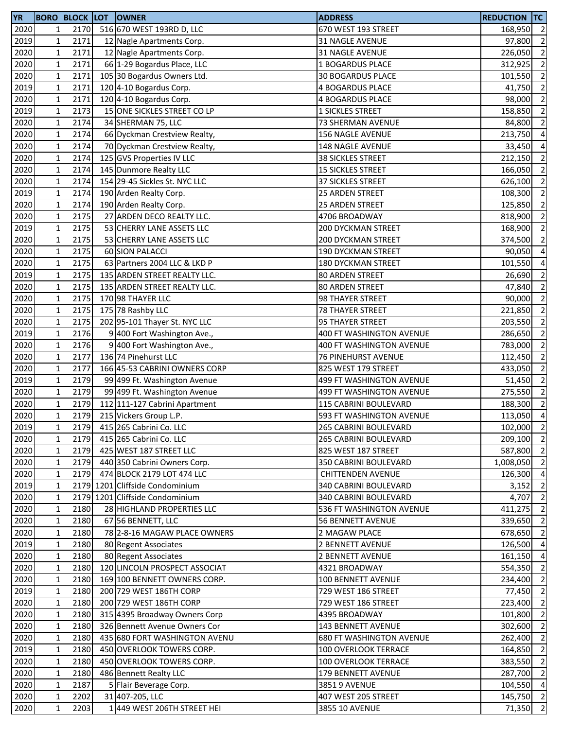| YR | BORO | BLOCK | LOT | OWNER | ADDRESS | REDUCTION | TC |
|---|---|---|---|---|---|---|---|
| 2020 | 1 | 2170 | 516 | 670 WEST 193RD D, LLC | 670 WEST 193 STREET | 168,950 | 2 |
| 2019 | 1 | 2171 | 12 | Nagle Apartments Corp. | 31 NAGLE AVENUE | 97,800 | 2 |
| 2020 | 1 | 2171 | 12 | Nagle Apartments Corp. | 31 NAGLE AVENUE | 226,050 | 2 |
| 2020 | 1 | 2171 | 66 | 1-29 Bogardus Place, LLC | 1 BOGARDUS PLACE | 312,925 | 2 |
| 2020 | 1 | 2171 | 105 | 30 Bogardus Owners Ltd. | 30 BOGARDUS PLACE | 101,550 | 2 |
| 2019 | 1 | 2171 | 120 | 4-10 Bogardus Corp. | 4 BOGARDUS PLACE | 41,750 | 2 |
| 2020 | 1 | 2171 | 120 | 4-10 Bogardus Corp. | 4 BOGARDUS PLACE | 98,000 | 2 |
| 2019 | 1 | 2173 | 15 | ONE SICKLES STREET CO LP | 1 SICKLES STREET | 158,850 | 2 |
| 2020 | 1 | 2174 | 34 | SHERMAN 75, LLC | 73 SHERMAN AVENUE | 84,800 | 2 |
| 2020 | 1 | 2174 | 66 | Dyckman Crestview Realty, | 156 NAGLE AVENUE | 213,750 | 4 |
| 2020 | 1 | 2174 | 70 | Dyckman Crestview Realty, | 148 NAGLE AVENUE | 33,450 | 4 |
| 2020 | 1 | 2174 | 125 | GVS Properties IV LLC | 38 SICKLES STREET | 212,150 | 2 |
| 2020 | 1 | 2174 | 145 | Dunmore Realty LLC | 15 SICKLES STREET | 166,050 | 2 |
| 2020 | 1 | 2174 | 154 | 29-45 Sickles St. NYC LLC | 37 SICKLES STREET | 626,100 | 2 |
| 2019 | 1 | 2174 | 190 | Arden Realty Corp. | 25 ARDEN STREET | 108,300 | 2 |
| 2020 | 1 | 2174 | 190 | Arden Realty Corp. | 25 ARDEN STREET | 125,850 | 2 |
| 2020 | 1 | 2175 | 27 | ARDEN DECO REALTY LLC. | 4706 BROADWAY | 818,900 | 2 |
| 2019 | 1 | 2175 | 53 | CHERRY LANE ASSETS LLC | 200 DYCKMAN STREET | 168,900 | 2 |
| 2020 | 1 | 2175 | 53 | CHERRY LANE ASSETS LLC | 200 DYCKMAN STREET | 374,500 | 2 |
| 2020 | 1 | 2175 | 60 | SION PALACCI | 190 DYCKMAN STREET | 90,050 | 4 |
| 2020 | 1 | 2175 | 63 | Partners 2004 LLC & LKD P | 180 DYCKMAN STREET | 101,550 | 4 |
| 2019 | 1 | 2175 | 135 | ARDEN STREET REALTY LLC. | 80 ARDEN STREET | 26,690 | 2 |
| 2020 | 1 | 2175 | 135 | ARDEN STREET REALTY LLC. | 80 ARDEN STREET | 47,840 | 2 |
| 2020 | 1 | 2175 | 170 | 98 THAYER LLC | 98 THAYER STREET | 90,000 | 2 |
| 2020 | 1 | 2175 | 175 | 78 Rashby LLC | 78 THAYER STREET | 221,850 | 2 |
| 2020 | 1 | 2175 | 202 | 95-101 Thayer St. NYC LLC | 95 THAYER STREET | 203,550 | 2 |
| 2019 | 1 | 2176 | 9 | 400 Fort Washington Ave., | 400 FT WASHINGTON AVENUE | 286,650 | 2 |
| 2020 | 1 | 2176 | 9 | 400 Fort Washington Ave., | 400 FT WASHINGTON AVENUE | 783,000 | 2 |
| 2020 | 1 | 2177 | 136 | 74 Pinehurst LLC | 76 PINEHURST AVENUE | 112,450 | 2 |
| 2020 | 1 | 2177 | 166 | 45-53 CABRINI OWNERS CORP | 825 WEST 179 STREET | 433,050 | 2 |
| 2019 | 1 | 2179 | 99 | 499 Ft. Washington Avenue | 499 FT WASHINGTON AVENUE | 51,450 | 2 |
| 2020 | 1 | 2179 | 99 | 499 Ft. Washington Avenue | 499 FT WASHINGTON AVENUE | 275,550 | 2 |
| 2020 | 1 | 2179 | 112 | 111-127 Cabrini Apartment | 115 CABRINI BOULEVARD | 188,300 | 2 |
| 2020 | 1 | 2179 | 215 | Vickers Group L.P. | 593 FT WASHINGTON AVENUE | 113,050 | 4 |
| 2019 | 1 | 2179 | 415 | 265 Cabrini Co. LLC | 265 CABRINI BOULEVARD | 102,000 | 2 |
| 2020 | 1 | 2179 | 415 | 265 Cabrini Co. LLC | 265 CABRINI BOULEVARD | 209,100 | 2 |
| 2020 | 1 | 2179 | 425 | WEST 187 STREET LLC | 825 WEST 187 STREET | 587,800 | 2 |
| 2020 | 1 | 2179 | 440 | 350 Cabrini Owners Corp. | 350 CABRINI BOULEVARD | 1,008,050 | 2 |
| 2020 | 1 | 2179 | 474 | BLOCK 2179 LOT 474 LLC | CHITTENDEN AVENUE | 126,300 | 4 |
| 2019 | 1 | 2179 | 1201 | Cliffside Condominium | 340 CABRINI BOULEVARD | 3,152 | 2 |
| 2020 | 1 | 2179 | 1201 | Cliffside Condominium | 340 CABRINI BOULEVARD | 4,707 | 2 |
| 2020 | 1 | 2180 | 28 | HIGHLAND PROPERTIES LLC | 536 FT WASHINGTON AVENUE | 411,275 | 2 |
| 2020 | 1 | 2180 | 67 | 56 BENNETT, LLC | 56 BENNETT AVENUE | 339,650 | 2 |
| 2020 | 1 | 2180 | 78 | 2-8-16 MAGAW PLACE OWNERS | 2 MAGAW PLACE | 678,650 | 2 |
| 2019 | 1 | 2180 | 80 | Regent Associates | 2 BENNETT AVENUE | 126,500 | 4 |
| 2020 | 1 | 2180 | 80 | Regent Associates | 2 BENNETT AVENUE | 161,150 | 4 |
| 2020 | 1 | 2180 | 120 | LINCOLN PROSPECT ASSOCIAT | 4321 BROADWAY | 554,350 | 2 |
| 2020 | 1 | 2180 | 169 | 100 BENNETT OWNERS CORP. | 100 BENNETT AVENUE | 234,400 | 2 |
| 2019 | 1 | 2180 | 200 | 729 WEST 186TH CORP | 729 WEST 186 STREET | 77,450 | 2 |
| 2020 | 1 | 2180 | 200 | 729 WEST 186TH CORP | 729 WEST 186 STREET | 223,400 | 2 |
| 2020 | 1 | 2180 | 315 | 4395 Broadway Owners Corp | 4395 BROADWAY | 101,800 | 2 |
| 2020 | 1 | 2180 | 326 | Bennett Avenue Owners Cor | 143 BENNETT AVENUE | 302,600 | 2 |
| 2020 | 1 | 2180 | 435 | 680 FORT WASHINGTON AVENU | 680 FT WASHINGTON AVENUE | 262,400 | 2 |
| 2019 | 1 | 2180 | 450 | OVERLOOK TOWERS CORP. | 100 OVERLOOK TERRACE | 164,850 | 2 |
| 2020 | 1 | 2180 | 450 | OVERLOOK TOWERS CORP. | 100 OVERLOOK TERRACE | 383,550 | 2 |
| 2020 | 1 | 2180 | 486 | Bennett Realty LLC | 179 BENNETT AVENUE | 287,700 | 2 |
| 2020 | 1 | 2187 | 5 | Flair Beverage Corp. | 3851 9 AVENUE | 104,550 | 4 |
| 2020 | 1 | 2202 | 31 | 407-205, LLC | 407 WEST 205 STREET | 145,750 | 2 |
| 2020 | 1 | 2203 | 1 | 449 WEST 206TH STREET HEI | 3855 10 AVENUE | 71,350 | 2 |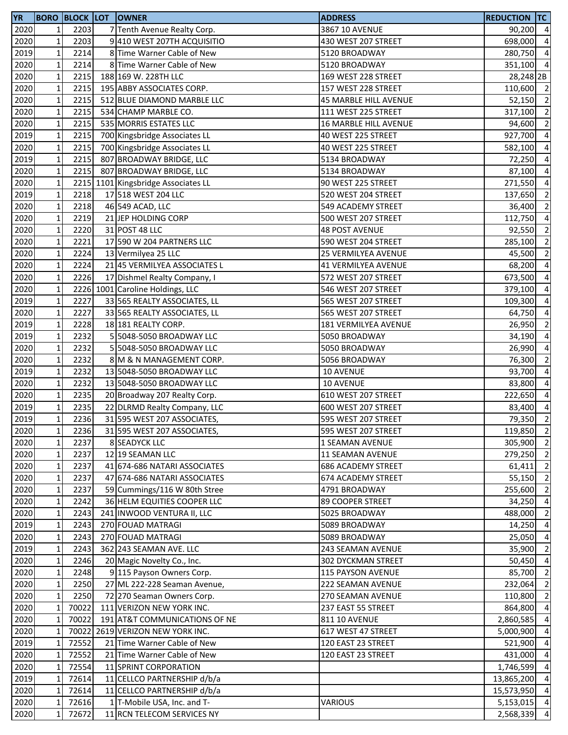| YR | BORO | BLOCK | LOT | OWNER | ADDRESS | REDUCTION | TC |
|---|---|---|---|---|---|---|---|
| 2020 | 1 | 2203 | 7 | Tenth Avenue Realty Corp. | 3867 10 AVENUE | 90,200 | 4 |
| 2020 | 1 | 2203 | 9 | 410 WEST 207TH ACQUISITIO | 430 WEST 207 STREET | 698,000 | 4 |
| 2019 | 1 | 2214 | 8 | Time Warner Cable of New | 5120 BROADWAY | 280,750 | 4 |
| 2020 | 1 | 2214 | 8 | Time Warner Cable of New | 5120 BROADWAY | 351,100 | 4 |
| 2020 | 1 | 2215 | 188 | 169 W. 228TH LLC | 169 WEST 228 STREET | 28,248 | 2B |
| 2020 | 1 | 2215 | 195 | ABBY ASSOCIATES CORP. | 157 WEST 228 STREET | 110,600 | 2 |
| 2020 | 1 | 2215 | 512 | BLUE DIAMOND MARBLE LLC | 45 MARBLE HILL AVENUE | 52,150 | 2 |
| 2020 | 1 | 2215 | 534 | CHAMP MARBLE CO. | 111 WEST 225 STREET | 317,100 | 2 |
| 2020 | 1 | 2215 | 535 | MORRIS ESTATES LLC | 16 MARBLE HILL AVENUE | 94,600 | 2 |
| 2019 | 1 | 2215 | 700 | Kingsbridge Associates LL | 40 WEST 225 STREET | 927,700 | 4 |
| 2020 | 1 | 2215 | 700 | Kingsbridge Associates LL | 40 WEST 225 STREET | 582,100 | 4 |
| 2019 | 1 | 2215 | 807 | BROADWAY BRIDGE, LLC | 5134 BROADWAY | 72,250 | 4 |
| 2020 | 1 | 2215 | 807 | BROADWAY BRIDGE, LLC | 5134 BROADWAY | 87,100 | 4 |
| 2020 | 1 | 2215 | 1101 | Kingsbridge Associates LL | 90 WEST 225 STREET | 271,550 | 4 |
| 2019 | 1 | 2218 | 17 | 518 WEST 204 LLC | 520 WEST 204 STREET | 137,650 | 2 |
| 2020 | 1 | 2218 | 46 | 549 ACAD, LLC | 549 ACADEMY STREET | 36,400 | 2 |
| 2020 | 1 | 2219 | 21 | JEP HOLDING CORP | 500 WEST 207 STREET | 112,750 | 4 |
| 2020 | 1 | 2220 | 31 | POST 48 LLC | 48 POST AVENUE | 92,550 | 2 |
| 2020 | 1 | 2221 | 17 | 590 W 204 PARTNERS LLC | 590 WEST 204 STREET | 285,100 | 2 |
| 2020 | 1 | 2224 | 13 | Vermilyea 25 LLC | 25 VERMILYEA AVENUE | 45,500 | 2 |
| 2020 | 1 | 2224 | 21 | 45 VERMILYEA ASSOCIATES L | 41 VERMILYEA AVENUE | 68,200 | 4 |
| 2020 | 1 | 2226 | 17 | Dishmel Realty Company, I | 572 WEST 207 STREET | 673,500 | 4 |
| 2020 | 1 | 2226 | 1001 | Caroline Holdings, LLC | 546 WEST 207 STREET | 379,100 | 4 |
| 2019 | 1 | 2227 | 33 | 565 REALTY ASSOCIATES, LL | 565 WEST 207 STREET | 109,300 | 4 |
| 2020 | 1 | 2227 | 33 | 565 REALTY ASSOCIATES, LL | 565 WEST 207 STREET | 64,750 | 4 |
| 2019 | 1 | 2228 | 18 | 181 REALTY CORP. | 181 VERMILYEA AVENUE | 26,950 | 2 |
| 2019 | 1 | 2232 | 5 | 5048-5050 BROADWAY LLC | 5050 BROADWAY | 34,190 | 4 |
| 2020 | 1 | 2232 | 5 | 5048-5050 BROADWAY LLC | 5050 BROADWAY | 26,990 | 4 |
| 2020 | 1 | 2232 | 8 | M & N MANAGEMENT CORP. | 5056 BROADWAY | 76,300 | 2 |
| 2019 | 1 | 2232 | 13 | 5048-5050 BROADWAY LLC | 10 AVENUE | 93,700 | 4 |
| 2020 | 1 | 2232 | 13 | 5048-5050 BROADWAY LLC | 10 AVENUE | 83,800 | 4 |
| 2020 | 1 | 2235 | 20 | Broadway 207 Realty Corp. | 610 WEST 207 STREET | 222,650 | 4 |
| 2019 | 1 | 2235 | 22 | DLRMD Realty Company, LLC | 600 WEST 207 STREET | 83,400 | 4 |
| 2019 | 1 | 2236 | 31 | 595 WEST 207 ASSOCIATES, | 595 WEST 207 STREET | 79,350 | 2 |
| 2020 | 1 | 2236 | 31 | 595 WEST 207 ASSOCIATES, | 595 WEST 207 STREET | 119,850 | 2 |
| 2020 | 1 | 2237 | 8 | SEADYCK LLC | 1 SEAMAN AVENUE | 305,900 | 2 |
| 2020 | 1 | 2237 | 12 | 19 SEAMAN LLC | 11 SEAMAN AVENUE | 279,250 | 2 |
| 2020 | 1 | 2237 | 41 | 674-686 NATARI ASSOCIATES | 686 ACADEMY STREET | 61,411 | 2 |
| 2020 | 1 | 2237 | 47 | 674-686 NATARI ASSOCIATES | 674 ACADEMY STREET | 55,150 | 2 |
| 2020 | 1 | 2237 | 59 | Cummings/116 W 80th Stree | 4791 BROADWAY | 255,600 | 2 |
| 2020 | 1 | 2242 | 36 | HELM EQUITIES COOPER LLC | 89 COOPER STREET | 34,250 | 4 |
| 2020 | 1 | 2243 | 241 | INWOOD VENTURA II, LLC | 5025 BROADWAY | 488,000 | 2 |
| 2019 | 1 | 2243 | 270 | FOUAD MATRAGI | 5089 BROADWAY | 14,250 | 4 |
| 2020 | 1 | 2243 | 270 | FOUAD MATRAGI | 5089 BROADWAY | 25,050 | 4 |
| 2019 | 1 | 2243 | 362 | 243 SEAMAN AVE. LLC | 243 SEAMAN AVENUE | 35,900 | 2 |
| 2020 | 1 | 2246 | 20 | Magic Novelty Co., Inc. | 302 DYCKMAN STREET | 50,450 | 4 |
| 2020 | 1 | 2248 | 9 | 115 Payson Owners Corp. | 115 PAYSON AVENUE | 85,700 | 2 |
| 2020 | 1 | 2250 | 27 | ML 222-228 Seaman Avenue, | 222 SEAMAN AVENUE | 232,064 | 2 |
| 2020 | 1 | 2250 | 72 | 270 Seaman Owners Corp. | 270 SEAMAN AVENUE | 110,800 | 2 |
| 2020 | 1 | 70022 | 111 | VERIZON NEW YORK INC. | 237 EAST 55 STREET | 864,800 | 4 |
| 2020 | 1 | 70022 | 191 | AT&T COMMUNICATIONS OF NE | 811 10 AVENUE | 2,860,585 | 4 |
| 2020 | 1 | 70022 | 2619 | VERIZON NEW YORK INC. | 617 WEST 47 STREET | 5,000,900 | 4 |
| 2019 | 1 | 72552 | 21 | Time Warner Cable of New | 120 EAST 23 STREET | 521,900 | 4 |
| 2020 | 1 | 72552 | 21 | Time Warner Cable of New | 120 EAST 23 STREET | 431,000 | 4 |
| 2020 | 1 | 72554 | 11 | SPRINT CORPORATION | | 1,746,599 | 4 |
| 2019 | 1 | 72614 | 11 | CELLCO PARTNERSHIP d/b/a | | 13,865,200 | 4 |
| 2020 | 1 | 72614 | 11 | CELLCO PARTNERSHIP d/b/a | | 15,573,950 | 4 |
| 2020 | 1 | 72616 | 1 | T-Mobile USA, Inc. and T- | VARIOUS | 5,153,015 | 4 |
| 2020 | 1 | 72672 | 11 | RCN TELECOM SERVICES NY | | 2,568,339 | 4 |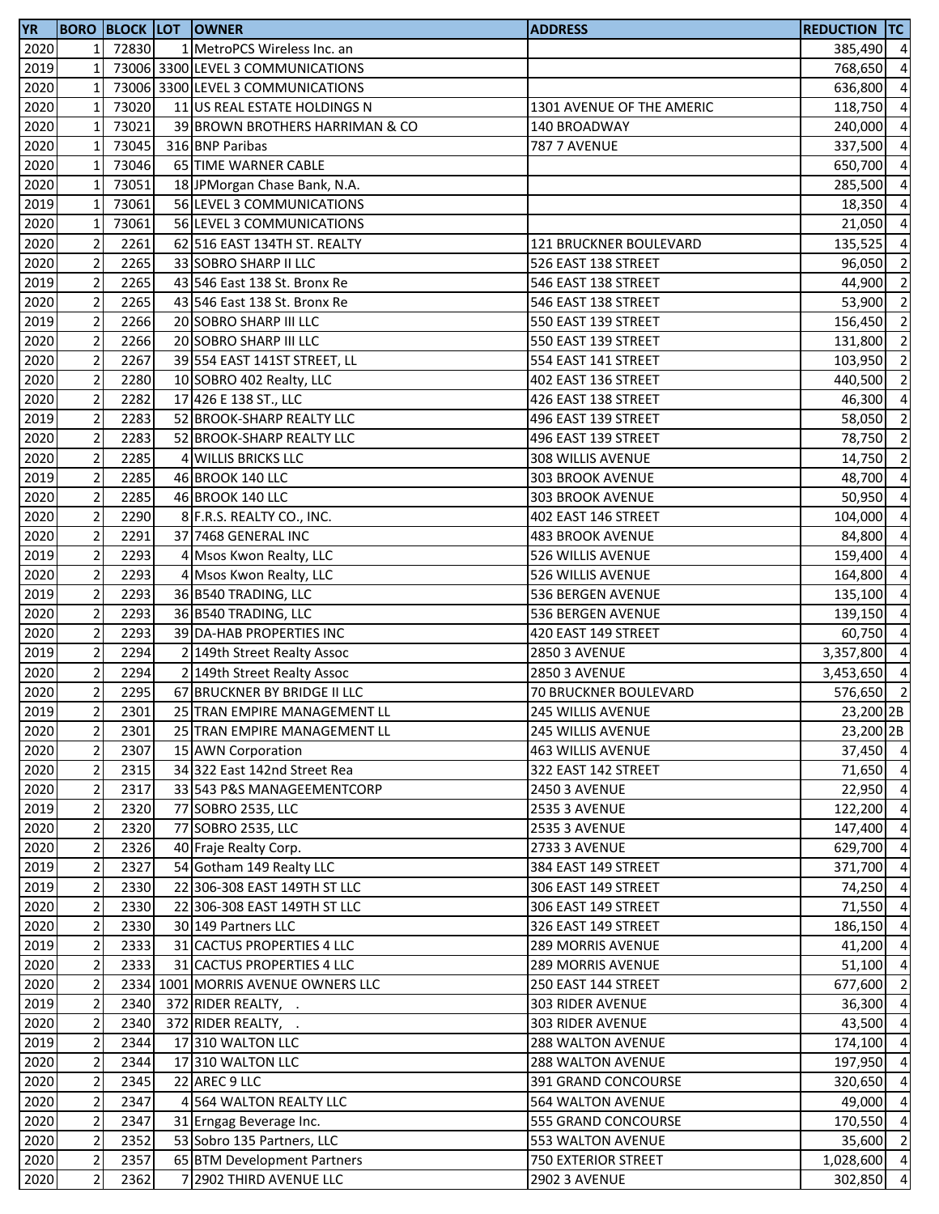| YR | BORO | BLOCK | LOT | OWNER | ADDRESS | REDUCTION | TC |
|---|---|---|---|---|---|---|---|
| 2020 | 1 | 72830 | 1 | MetroPCS Wireless Inc. an | | 385,490 | 4 |
| 2019 | 1 | 73006 | 3300 | LEVEL 3 COMMUNICATIONS | | 768,650 | 4 |
| 2020 | 1 | 73006 | 3300 | LEVEL 3 COMMUNICATIONS | | 636,800 | 4 |
| 2020 | 1 | 73020 | 11 | US REAL ESTATE HOLDINGS N | 1301 AVENUE OF THE AMERIC | 118,750 | 4 |
| 2020 | 1 | 73021 | 39 | BROWN BROTHERS HARRIMAN & CO | 140 BROADWAY | 240,000 | 4 |
| 2020 | 1 | 73045 | 316 | BNP Paribas | 787 7 AVENUE | 337,500 | 4 |
| 2020 | 1 | 73046 | 65 | TIME WARNER CABLE | | 650,700 | 4 |
| 2020 | 1 | 73051 | 18 | JPMorgan Chase Bank, N.A. | | 285,500 | 4 |
| 2019 | 1 | 73061 | 56 | LEVEL 3 COMMUNICATIONS | | 18,350 | 4 |
| 2020 | 1 | 73061 | 56 | LEVEL 3 COMMUNICATIONS | | 21,050 | 4 |
| 2020 | 2 | 2261 | 62 | 516 EAST 134TH ST. REALTY | 121 BRUCKNER BOULEVARD | 135,525 | 4 |
| 2020 | 2 | 2265 | 33 | SOBRO SHARP II LLC | 526 EAST 138 STREET | 96,050 | 2 |
| 2019 | 2 | 2265 | 43 | 546 East 138 St. Bronx Re | 546 EAST 138 STREET | 44,900 | 2 |
| 2020 | 2 | 2265 | 43 | 546 East 138 St. Bronx Re | 546 EAST 138 STREET | 53,900 | 2 |
| 2019 | 2 | 2266 | 20 | SOBRO SHARP III LLC | 550 EAST 139 STREET | 156,450 | 2 |
| 2020 | 2 | 2266 | 20 | SOBRO SHARP III LLC | 550 EAST 139 STREET | 131,800 | 2 |
| 2020 | 2 | 2267 | 39 | 554 EAST 141ST STREET, LL | 554 EAST 141 STREET | 103,950 | 2 |
| 2020 | 2 | 2280 | 10 | SOBRO 402 Realty, LLC | 402 EAST 136 STREET | 440,500 | 2 |
| 2020 | 2 | 2282 | 17 | 426 E 138 ST., LLC | 426 EAST 138 STREET | 46,300 | 4 |
| 2019 | 2 | 2283 | 52 | BROOK-SHARP REALTY LLC | 496 EAST 139 STREET | 58,050 | 2 |
| 2020 | 2 | 2283 | 52 | BROOK-SHARP REALTY LLC | 496 EAST 139 STREET | 78,750 | 2 |
| 2020 | 2 | 2285 | 4 | WILLIS BRICKS LLC | 308 WILLIS AVENUE | 14,750 | 2 |
| 2019 | 2 | 2285 | 46 | BROOK 140 LLC | 303 BROOK AVENUE | 48,700 | 4 |
| 2020 | 2 | 2285 | 46 | BROOK 140 LLC | 303 BROOK AVENUE | 50,950 | 4 |
| 2020 | 2 | 2290 | 8 | F.R.S. REALTY CO., INC. | 402 EAST 146 STREET | 104,000 | 4 |
| 2020 | 2 | 2291 | 37 | 7468 GENERAL INC | 483 BROOK AVENUE | 84,800 | 4 |
| 2019 | 2 | 2293 | 4 | Msos Kwon Realty, LLC | 526 WILLIS AVENUE | 159,400 | 4 |
| 2020 | 2 | 2293 | 4 | Msos Kwon Realty, LLC | 526 WILLIS AVENUE | 164,800 | 4 |
| 2019 | 2 | 2293 | 36 | B540 TRADING, LLC | 536 BERGEN AVENUE | 135,100 | 4 |
| 2020 | 2 | 2293 | 36 | B540 TRADING, LLC | 536 BERGEN AVENUE | 139,150 | 4 |
| 2020 | 2 | 2293 | 39 | DA-HAB PROPERTIES INC | 420 EAST 149 STREET | 60,750 | 4 |
| 2019 | 2 | 2294 | 2 | 149th Street Realty Assoc | 2850 3 AVENUE | 3,357,800 | 4 |
| 2020 | 2 | 2294 | 2 | 149th Street Realty Assoc | 2850 3 AVENUE | 3,453,650 | 4 |
| 2020 | 2 | 2295 | 67 | BRUCKNER BY BRIDGE II LLC | 70 BRUCKNER BOULEVARD | 576,650 | 2 |
| 2019 | 2 | 2301 | 25 | TRAN EMPIRE MANAGEMENT LL | 245 WILLIS AVENUE | 23,200 | 2B |
| 2020 | 2 | 2301 | 25 | TRAN EMPIRE MANAGEMENT LL | 245 WILLIS AVENUE | 23,200 | 2B |
| 2020 | 2 | 2307 | 15 | AWN Corporation | 463 WILLIS AVENUE | 37,450 | 4 |
| 2020 | 2 | 2315 | 34 | 322 East 142nd Street Rea | 322 EAST 142 STREET | 71,650 | 4 |
| 2020 | 2 | 2317 | 33 | 543 P&S MANAGEEMENTCORP | 2450 3 AVENUE | 22,950 | 4 |
| 2019 | 2 | 2320 | 77 | SOBRO 2535, LLC | 2535 3 AVENUE | 122,200 | 4 |
| 2020 | 2 | 2320 | 77 | SOBRO 2535, LLC | 2535 3 AVENUE | 147,400 | 4 |
| 2020 | 2 | 2326 | 40 | Fraje Realty Corp. | 2733 3 AVENUE | 629,700 | 4 |
| 2019 | 2 | 2327 | 54 | Gotham 149 Realty LLC | 384 EAST 149 STREET | 371,700 | 4 |
| 2019 | 2 | 2330 | 22 | 306-308 EAST 149TH ST LLC | 306 EAST 149 STREET | 74,250 | 4 |
| 2020 | 2 | 2330 | 22 | 306-308 EAST 149TH ST LLC | 306 EAST 149 STREET | 71,550 | 4 |
| 2020 | 2 | 2330 | 30 | 149 Partners LLC | 326 EAST 149 STREET | 186,150 | 4 |
| 2019 | 2 | 2333 | 31 | CACTUS PROPERTIES 4 LLC | 289 MORRIS AVENUE | 41,200 | 4 |
| 2020 | 2 | 2333 | 31 | CACTUS PROPERTIES 4 LLC | 289 MORRIS AVENUE | 51,100 | 4 |
| 2020 | 2 | 2334 | 1001 | MORRIS AVENUE OWNERS LLC | 250 EAST 144 STREET | 677,600 | 2 |
| 2019 | 2 | 2340 | 372 | RIDER REALTY, . | 303 RIDER AVENUE | 36,300 | 4 |
| 2020 | 2 | 2340 | 372 | RIDER REALTY, . | 303 RIDER AVENUE | 43,500 | 4 |
| 2019 | 2 | 2344 | 17 | 310 WALTON LLC | 288 WALTON AVENUE | 174,100 | 4 |
| 2020 | 2 | 2344 | 17 | 310 WALTON LLC | 288 WALTON AVENUE | 197,950 | 4 |
| 2020 | 2 | 2345 | 22 | AREC 9 LLC | 391 GRAND CONCOURSE | 320,650 | 4 |
| 2020 | 2 | 2347 | 4 | 564 WALTON REALTY LLC | 564 WALTON AVENUE | 49,000 | 4 |
| 2020 | 2 | 2347 | 31 | Erngag Beverage Inc. | 555 GRAND CONCOURSE | 170,550 | 4 |
| 2020 | 2 | 2352 | 53 | Sobro 135 Partners, LLC | 553 WALTON AVENUE | 35,600 | 2 |
| 2020 | 2 | 2357 | 65 | BTM Development Partners | 750 EXTERIOR STREET | 1,028,600 | 4 |
| 2020 | 2 | 2362 | 7 | 2902 THIRD AVENUE LLC | 2902 3 AVENUE | 302,850 | 4 |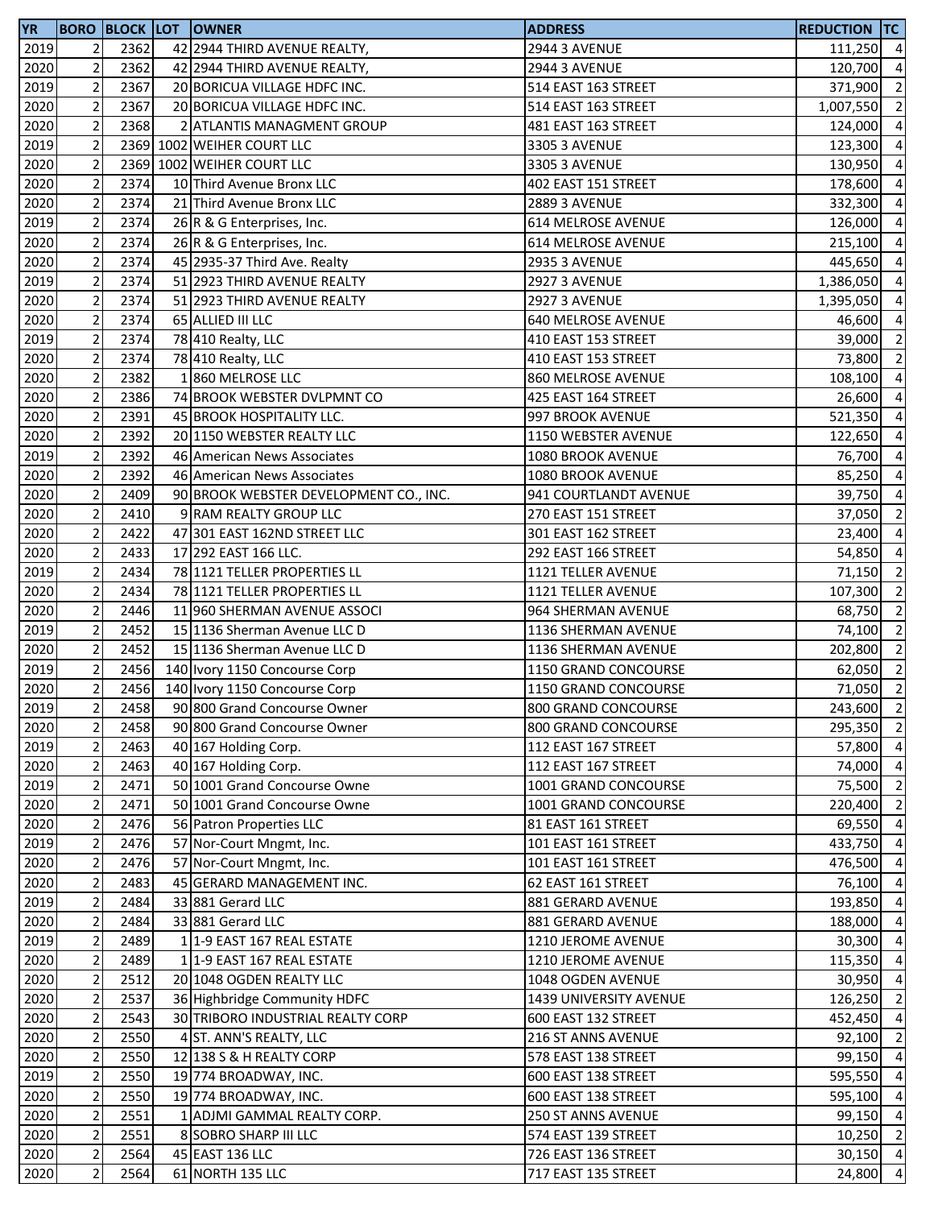| YR | BORO | BLOCK | LOT | OWNER | ADDRESS | REDUCTION | TC |
|---|---|---|---|---|---|---|---|
| 2019 | 2 | 2362 | 42 | 2944 THIRD AVENUE REALTY, | 2944 3 AVENUE | 111,250 | 4 |
| 2020 | 2 | 2362 | 42 | 2944 THIRD AVENUE REALTY, | 2944 3 AVENUE | 120,700 | 4 |
| 2019 | 2 | 2367 | 20 | BORICUA VILLAGE HDFC INC. | 514 EAST 163 STREET | 371,900 | 2 |
| 2020 | 2 | 2367 | 20 | BORICUA VILLAGE HDFC INC. | 514 EAST 163 STREET | 1,007,550 | 2 |
| 2020 | 2 | 2368 | 2 | ATLANTIS MANAGMENT GROUP | 481 EAST 163 STREET | 124,000 | 4 |
| 2019 | 2 | 2369 | 1002 | WEIHER COURT LLC | 3305 3 AVENUE | 123,300 | 4 |
| 2020 | 2 | 2369 | 1002 | WEIHER COURT LLC | 3305 3 AVENUE | 130,950 | 4 |
| 2020 | 2 | 2374 | 10 | Third Avenue Bronx LLC | 402 EAST 151 STREET | 178,600 | 4 |
| 2020 | 2 | 2374 | 21 | Third Avenue Bronx LLC | 2889 3 AVENUE | 332,300 | 4 |
| 2019 | 2 | 2374 | 26 | R & G Enterprises, Inc. | 614 MELROSE AVENUE | 126,000 | 4 |
| 2020 | 2 | 2374 | 26 | R & G Enterprises, Inc. | 614 MELROSE AVENUE | 215,100 | 4 |
| 2020 | 2 | 2374 | 45 | 2935-37 Third Ave. Realty | 2935 3 AVENUE | 445,650 | 4 |
| 2019 | 2 | 2374 | 51 | 2923 THIRD AVENUE REALTY | 2927 3 AVENUE | 1,386,050 | 4 |
| 2020 | 2 | 2374 | 51 | 2923 THIRD AVENUE REALTY | 2927 3 AVENUE | 1,395,050 | 4 |
| 2020 | 2 | 2374 | 65 | ALLIED III LLC | 640 MELROSE AVENUE | 46,600 | 4 |
| 2019 | 2 | 2374 | 78 | 410 Realty, LLC | 410 EAST 153 STREET | 39,000 | 2 |
| 2020 | 2 | 2374 | 78 | 410 Realty, LLC | 410 EAST 153 STREET | 73,800 | 2 |
| 2020 | 2 | 2382 | 1 | 860 MELROSE LLC | 860 MELROSE AVENUE | 108,100 | 4 |
| 2020 | 2 | 2386 | 74 | BROOK WEBSTER DVLPMNT CO | 425 EAST 164 STREET | 26,600 | 4 |
| 2020 | 2 | 2391 | 45 | BROOK HOSPITALITY LLC. | 997 BROOK AVENUE | 521,350 | 4 |
| 2020 | 2 | 2392 | 20 | 1150 WEBSTER REALTY LLC | 1150 WEBSTER AVENUE | 122,650 | 4 |
| 2019 | 2 | 2392 | 46 | American News Associates | 1080 BROOK AVENUE | 76,700 | 4 |
| 2020 | 2 | 2392 | 46 | American News Associates | 1080 BROOK AVENUE | 85,250 | 4 |
| 2020 | 2 | 2409 | 90 | BROOK WEBSTER DEVELOPMENT CO., INC. | 941 COURTLANDT AVENUE | 39,750 | 4 |
| 2020 | 2 | 2410 | 9 | RAM REALTY GROUP LLC | 270 EAST 151 STREET | 37,050 | 2 |
| 2020 | 2 | 2422 | 47 | 301 EAST 162ND STREET LLC | 301 EAST 162 STREET | 23,400 | 4 |
| 2020 | 2 | 2433 | 17 | 292 EAST 166 LLC. | 292 EAST 166 STREET | 54,850 | 4 |
| 2019 | 2 | 2434 | 78 | 1121 TELLER PROPERTIES LL | 1121 TELLER AVENUE | 71,150 | 2 |
| 2020 | 2 | 2434 | 78 | 1121 TELLER PROPERTIES LL | 1121 TELLER AVENUE | 107,300 | 2 |
| 2020 | 2 | 2446 | 11 | 960 SHERMAN AVENUE ASSOCI | 964 SHERMAN AVENUE | 68,750 | 2 |
| 2019 | 2 | 2452 | 15 | 1136 Sherman Avenue LLC D | 1136 SHERMAN AVENUE | 74,100 | 2 |
| 2020 | 2 | 2452 | 15 | 1136 Sherman Avenue LLC D | 1136 SHERMAN AVENUE | 202,800 | 2 |
| 2019 | 2 | 2456 | 140 | Ivory 1150 Concourse Corp | 1150 GRAND CONCOURSE | 62,050 | 2 |
| 2020 | 2 | 2456 | 140 | Ivory 1150 Concourse Corp | 1150 GRAND CONCOURSE | 71,050 | 2 |
| 2019 | 2 | 2458 | 90 | 800 Grand Concourse Owner | 800 GRAND CONCOURSE | 243,600 | 2 |
| 2020 | 2 | 2458 | 90 | 800 Grand Concourse Owner | 800 GRAND CONCOURSE | 295,350 | 2 |
| 2019 | 2 | 2463 | 40 | 167 Holding Corp. | 112 EAST 167 STREET | 57,800 | 4 |
| 2020 | 2 | 2463 | 40 | 167 Holding Corp. | 112 EAST 167 STREET | 74,000 | 4 |
| 2019 | 2 | 2471 | 50 | 1001 Grand Concourse Owne | 1001 GRAND CONCOURSE | 75,500 | 2 |
| 2020 | 2 | 2471 | 50 | 1001 Grand Concourse Owne | 1001 GRAND CONCOURSE | 220,400 | 2 |
| 2020 | 2 | 2476 | 56 | Patron Properties LLC | 81 EAST 161 STREET | 69,550 | 4 |
| 2019 | 2 | 2476 | 57 | Nor-Court Mngmt, Inc. | 101 EAST 161 STREET | 433,750 | 4 |
| 2020 | 2 | 2476 | 57 | Nor-Court Mngmt, Inc. | 101 EAST 161 STREET | 476,500 | 4 |
| 2020 | 2 | 2483 | 45 | GERARD MANAGEMENT INC. | 62 EAST 161 STREET | 76,100 | 4 |
| 2019 | 2 | 2484 | 33 | 881 Gerard LLC | 881 GERARD AVENUE | 193,850 | 4 |
| 2020 | 2 | 2484 | 33 | 881 Gerard LLC | 881 GERARD AVENUE | 188,000 | 4 |
| 2019 | 2 | 2489 | 1 | 1-9 EAST 167 REAL ESTATE | 1210 JEROME AVENUE | 30,300 | 4 |
| 2020 | 2 | 2489 | 1 | 1-9 EAST 167 REAL ESTATE | 1210 JEROME AVENUE | 115,350 | 4 |
| 2020 | 2 | 2512 | 20 | 1048 OGDEN REALTY LLC | 1048 OGDEN AVENUE | 30,950 | 4 |
| 2020 | 2 | 2537 | 36 | Highbridge Community HDFC | 1439 UNIVERSITY AVENUE | 126,250 | 2 |
| 2020 | 2 | 2543 | 30 | TRIBORO INDUSTRIAL REALTY CORP | 600 EAST 132 STREET | 452,450 | 4 |
| 2020 | 2 | 2550 | 4 | ST. ANN'S REALTY, LLC | 216 ST ANNS AVENUE | 92,100 | 2 |
| 2020 | 2 | 2550 | 12 | 138 S & H REALTY CORP | 578 EAST 138 STREET | 99,150 | 4 |
| 2019 | 2 | 2550 | 19 | 774 BROADWAY, INC. | 600 EAST 138 STREET | 595,550 | 4 |
| 2020 | 2 | 2550 | 19 | 774 BROADWAY, INC. | 600 EAST 138 STREET | 595,100 | 4 |
| 2020 | 2 | 2551 | 1 | ADJMI GAMMAL REALTY CORP. | 250 ST ANNS AVENUE | 99,150 | 4 |
| 2020 | 2 | 2551 | 8 | SOBRO SHARP III LLC | 574 EAST 139 STREET | 10,250 | 2 |
| 2020 | 2 | 2564 | 45 | EAST 136 LLC | 726 EAST 136 STREET | 30,150 | 4 |
| 2020 | 2 | 2564 | 61 | NORTH 135 LLC | 717 EAST 135 STREET | 24,800 | 4 |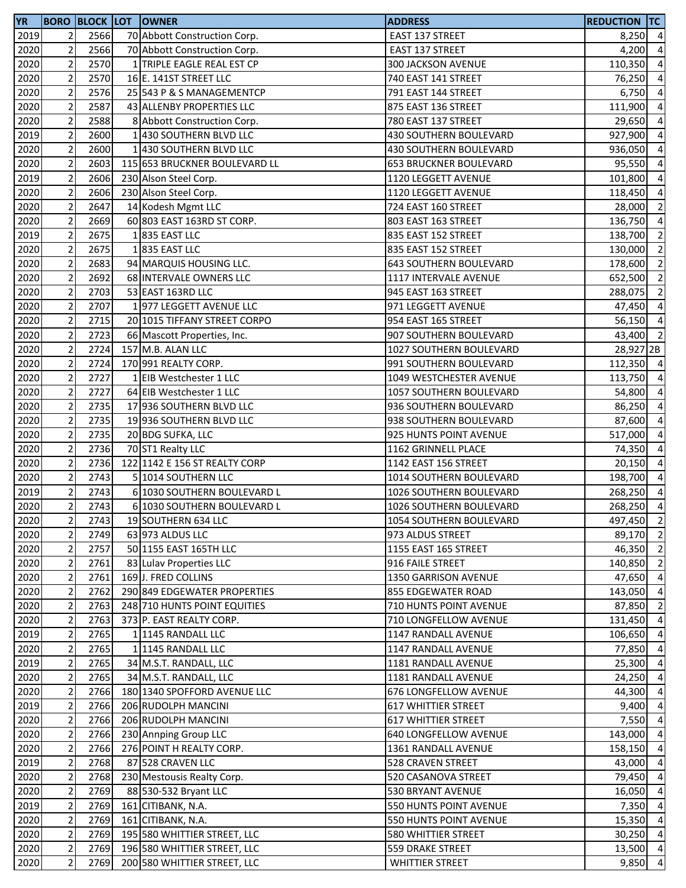| YR | BORO | BLOCK | LOT | OWNER | ADDRESS | REDUCTION | TC |
|---|---|---|---|---|---|---|---|
| 2019 | 2 | 2566 | 70 | Abbott Construction Corp. | EAST 137 STREET | 8,250 | 4 |
| 2020 | 2 | 2566 | 70 | Abbott Construction Corp. | EAST 137 STREET | 4,200 | 4 |
| 2020 | 2 | 2570 | 1 | TRIPLE EAGLE REAL EST CP | 300 JACKSON AVENUE | 110,350 | 4 |
| 2020 | 2 | 2570 | 16 | E. 141ST STREET LLC | 740 EAST 141 STREET | 76,250 | 4 |
| 2020 | 2 | 2576 | 25 | 543 P & S MANAGEMENTCP | 791 EAST 144 STREET | 6,750 | 4 |
| 2020 | 2 | 2587 | 43 | ALLENBY PROPERTIES LLC | 875 EAST 136 STREET | 111,900 | 4 |
| 2020 | 2 | 2588 | 8 | Abbott Construction Corp. | 780 EAST 137 STREET | 29,650 | 4 |
| 2019 | 2 | 2600 | 1 | 430 SOUTHERN BLVD LLC | 430 SOUTHERN BOULEVARD | 927,900 | 4 |
| 2020 | 2 | 2600 | 1 | 430 SOUTHERN BLVD LLC | 430 SOUTHERN BOULEVARD | 936,050 | 4 |
| 2020 | 2 | 2603 | 115 | 653 BRUCKNER BOULEVARD LL | 653 BRUCKNER BOULEVARD | 95,550 | 4 |
| 2019 | 2 | 2606 | 230 | Alson Steel Corp. | 1120 LEGGETT AVENUE | 101,800 | 4 |
| 2020 | 2 | 2606 | 230 | Alson Steel Corp. | 1120 LEGGETT AVENUE | 118,450 | 4 |
| 2020 | 2 | 2647 | 14 | Kodesh Mgmt LLC | 724 EAST 160 STREET | 28,000 | 2 |
| 2020 | 2 | 2669 | 60 | 803 EAST 163RD ST CORP. | 803 EAST 163 STREET | 136,750 | 4 |
| 2019 | 2 | 2675 | 1 | 835 EAST LLC | 835 EAST 152 STREET | 138,700 | 2 |
| 2020 | 2 | 2675 | 1 | 835 EAST LLC | 835 EAST 152 STREET | 130,000 | 2 |
| 2020 | 2 | 2683 | 94 | MARQUIS HOUSING LLC. | 643 SOUTHERN BOULEVARD | 178,600 | 2 |
| 2020 | 2 | 2692 | 68 | INTERVALE OWNERS LLC | 1117 INTERVALE AVENUE | 652,500 | 2 |
| 2020 | 2 | 2703 | 53 | EAST 163RD LLC | 945 EAST 163 STREET | 288,075 | 2 |
| 2020 | 2 | 2707 | 1 | 977 LEGGETT AVENUE LLC | 971 LEGGETT AVENUE | 47,450 | 4 |
| 2020 | 2 | 2715 | 20 | 1015 TIFFANY STREET CORPO | 954 EAST 165 STREET | 56,150 | 4 |
| 2020 | 2 | 2723 | 66 | Mascott Properties, Inc. | 907 SOUTHERN BOULEVARD | 43,400 | 2 |
| 2020 | 2 | 2724 | 157 | M.B. ALAN LLC | 1027 SOUTHERN BOULEVARD | 28,927 | 2B |
| 2020 | 2 | 2724 | 170 | 991 REALTY CORP. | 991 SOUTHERN BOULEVARD | 112,350 | 4 |
| 2020 | 2 | 2727 | 1 | EIB Westchester 1 LLC | 1049 WESTCHESTER AVENUE | 113,750 | 4 |
| 2020 | 2 | 2727 | 64 | EIB Westchester 1 LLC | 1057 SOUTHERN BOULEVARD | 54,800 | 4 |
| 2020 | 2 | 2735 | 17 | 936 SOUTHERN BLVD LLC | 936 SOUTHERN BOULEVARD | 86,250 | 4 |
| 2020 | 2 | 2735 | 19 | 936 SOUTHERN BLVD LLC | 938 SOUTHERN BOULEVARD | 87,600 | 4 |
| 2020 | 2 | 2735 | 20 | BDG SUFKA, LLC | 925 HUNTS POINT AVENUE | 517,000 | 4 |
| 2020 | 2 | 2736 | 70 | ST1 Realty LLC | 1162 GRINNELL PLACE | 74,350 | 4 |
| 2020 | 2 | 2736 | 122 | 1142 E 156 ST REALTY CORP | 1142 EAST 156 STREET | 20,150 | 4 |
| 2020 | 2 | 2743 | 5 | 1014 SOUTHERN LLC | 1014 SOUTHERN BOULEVARD | 198,700 | 4 |
| 2019 | 2 | 2743 | 6 | 1030 SOUTHERN BOULEVARD L | 1026 SOUTHERN BOULEVARD | 268,250 | 4 |
| 2020 | 2 | 2743 | 6 | 1030 SOUTHERN BOULEVARD L | 1026 SOUTHERN BOULEVARD | 268,250 | 4 |
| 2020 | 2 | 2743 | 19 | SOUTHERN 634 LLC | 1054 SOUTHERN BOULEVARD | 497,450 | 2 |
| 2020 | 2 | 2749 | 63 | 973 ALDUS LLC | 973 ALDUS STREET | 89,170 | 2 |
| 2020 | 2 | 2757 | 50 | 1155 EAST 165TH LLC | 1155 EAST 165 STREET | 46,350 | 2 |
| 2020 | 2 | 2761 | 83 | Lulav Properties LLC | 916 FAILE STREET | 140,850 | 2 |
| 2020 | 2 | 2761 | 169 | J. FRED COLLINS | 1350 GARRISON AVENUE | 47,650 | 4 |
| 2020 | 2 | 2762 | 290 | 849 EDGEWATER PROPERTIES | 855 EDGEWATER ROAD | 143,050 | 4 |
| 2020 | 2 | 2763 | 248 | 710 HUNTS POINT EQUITIES | 710 HUNTS POINT AVENUE | 87,850 | 2 |
| 2020 | 2 | 2763 | 373 | P. EAST REALTY CORP. | 710 LONGFELLOW AVENUE | 131,450 | 4 |
| 2019 | 2 | 2765 | 1 | 1145 RANDALL LLC | 1147 RANDALL AVENUE | 106,650 | 4 |
| 2020 | 2 | 2765 | 1 | 1145 RANDALL LLC | 1147 RANDALL AVENUE | 77,850 | 4 |
| 2019 | 2 | 2765 | 34 | M.S.T. RANDALL, LLC | 1181 RANDALL AVENUE | 25,300 | 4 |
| 2020 | 2 | 2765 | 34 | M.S.T. RANDALL, LLC | 1181 RANDALL AVENUE | 24,250 | 4 |
| 2020 | 2 | 2766 | 180 | 1340 SPOFFORD AVENUE LLC | 676 LONGFELLOW AVENUE | 44,300 | 4 |
| 2019 | 2 | 2766 | 206 | RUDOLPH MANCINI | 617 WHITTIER STREET | 9,400 | 4 |
| 2020 | 2 | 2766 | 206 | RUDOLPH MANCINI | 617 WHITTIER STREET | 7,550 | 4 |
| 2020 | 2 | 2766 | 230 | Annping Group LLC | 640 LONGFELLOW AVENUE | 143,000 | 4 |
| 2020 | 2 | 2766 | 276 | POINT H REALTY CORP. | 1361 RANDALL AVENUE | 158,150 | 4 |
| 2019 | 2 | 2768 | 87 | 528 CRAVEN LLC | 528 CRAVEN STREET | 43,000 | 4 |
| 2020 | 2 | 2768 | 230 | Mestousis Realty Corp. | 520 CASANOVA STREET | 79,450 | 4 |
| 2020 | 2 | 2769 | 88 | 530-532 Bryant LLC | 530 BRYANT AVENUE | 16,050 | 4 |
| 2019 | 2 | 2769 | 161 | CITIBANK, N.A. | 550 HUNTS POINT AVENUE | 7,350 | 4 |
| 2020 | 2 | 2769 | 161 | CITIBANK, N.A. | 550 HUNTS POINT AVENUE | 15,350 | 4 |
| 2020 | 2 | 2769 | 195 | 580 WHITTIER STREET, LLC | 580 WHITTIER STREET | 30,250 | 4 |
| 2020 | 2 | 2769 | 196 | 580 WHITTIER STREET, LLC | 559 DRAKE STREET | 13,500 | 4 |
| 2020 | 2 | 2769 | 200 | 580 WHITTIER STREET, LLC | WHITTIER STREET | 9,850 | 4 |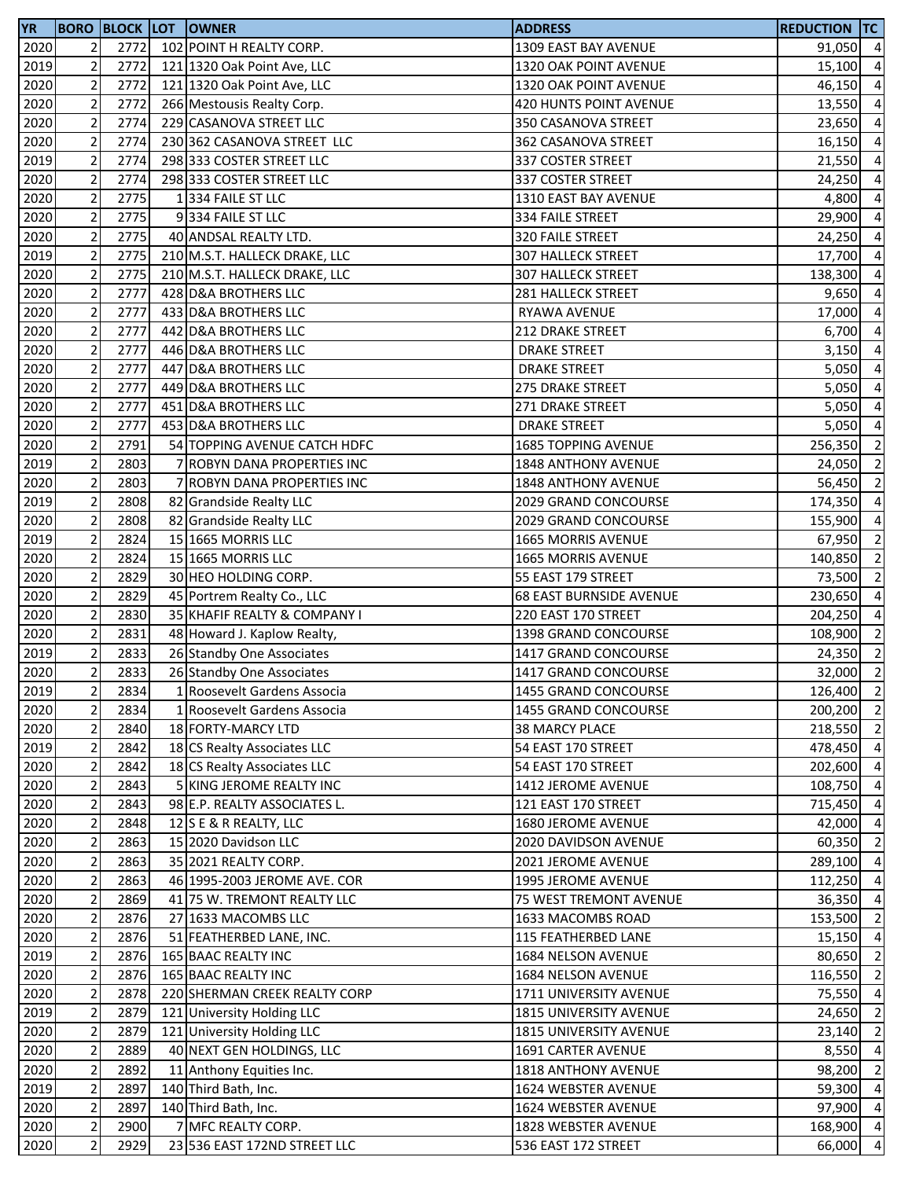| YR | BORO | BLOCK | LOT | OWNER | ADDRESS | REDUCTION | TC |
|---|---|---|---|---|---|---|---|
| 2020 | 2 | 2772 | 102 | POINT H REALTY CORP. | 1309 EAST BAY AVENUE | 91,050 | 4 |
| 2019 | 2 | 2772 | 121 | 1320 Oak Point Ave, LLC | 1320 OAK POINT AVENUE | 15,100 | 4 |
| 2020 | 2 | 2772 | 121 | 1320 Oak Point Ave, LLC | 1320 OAK POINT AVENUE | 46,150 | 4 |
| 2020 | 2 | 2772 | 266 | Mestousis Realty Corp. | 420 HUNTS POINT AVENUE | 13,550 | 4 |
| 2020 | 2 | 2774 | 229 | CASANOVA STREET LLC | 350 CASANOVA STREET | 23,650 | 4 |
| 2020 | 2 | 2774 | 230 | 362 CASANOVA STREET LLC | 362 CASANOVA STREET | 16,150 | 4 |
| 2019 | 2 | 2774 | 298 | 333 COSTER STREET LLC | 337 COSTER STREET | 21,550 | 4 |
| 2020 | 2 | 2774 | 298 | 333 COSTER STREET LLC | 337 COSTER STREET | 24,250 | 4 |
| 2020 | 2 | 2775 | 1 | 334 FAILE ST LLC | 1310 EAST BAY AVENUE | 4,800 | 4 |
| 2020 | 2 | 2775 | 9 | 334 FAILE ST LLC | 334 FAILE STREET | 29,900 | 4 |
| 2020 | 2 | 2775 | 40 | ANDSAL REALTY LTD. | 320 FAILE STREET | 24,250 | 4 |
| 2019 | 2 | 2775 | 210 | M.S.T. HALLECK DRAKE, LLC | 307 HALLECK STREET | 17,700 | 4 |
| 2020 | 2 | 2775 | 210 | M.S.T. HALLECK DRAKE, LLC | 307 HALLECK STREET | 138,300 | 4 |
| 2020 | 2 | 2777 | 428 | D&A BROTHERS LLC | 281 HALLECK STREET | 9,650 | 4 |
| 2020 | 2 | 2777 | 433 | D&A BROTHERS LLC | RYAWA AVENUE | 17,000 | 4 |
| 2020 | 2 | 2777 | 442 | D&A BROTHERS LLC | 212 DRAKE STREET | 6,700 | 4 |
| 2020 | 2 | 2777 | 446 | D&A BROTHERS LLC | DRAKE STREET | 3,150 | 4 |
| 2020 | 2 | 2777 | 447 | D&A BROTHERS LLC | DRAKE STREET | 5,050 | 4 |
| 2020 | 2 | 2777 | 449 | D&A BROTHERS LLC | 275 DRAKE STREET | 5,050 | 4 |
| 2020 | 2 | 2777 | 451 | D&A BROTHERS LLC | 271 DRAKE STREET | 5,050 | 4 |
| 2020 | 2 | 2777 | 453 | D&A BROTHERS LLC | DRAKE STREET | 5,050 | 4 |
| 2020 | 2 | 2791 | 54 | TOPPING AVENUE CATCH HDFC | 1685 TOPPING AVENUE | 256,350 | 2 |
| 2019 | 2 | 2803 | 7 | ROBYN DANA PROPERTIES INC | 1848 ANTHONY AVENUE | 24,050 | 2 |
| 2020 | 2 | 2803 | 7 | ROBYN DANA PROPERTIES INC | 1848 ANTHONY AVENUE | 56,450 | 2 |
| 2019 | 2 | 2808 | 82 | Grandside Realty LLC | 2029 GRAND CONCOURSE | 174,350 | 4 |
| 2020 | 2 | 2808 | 82 | Grandside Realty LLC | 2029 GRAND CONCOURSE | 155,900 | 4 |
| 2019 | 2 | 2824 | 15 | 1665 MORRIS LLC | 1665 MORRIS AVENUE | 67,950 | 2 |
| 2020 | 2 | 2824 | 15 | 1665 MORRIS LLC | 1665 MORRIS AVENUE | 140,850 | 2 |
| 2020 | 2 | 2829 | 30 | HEO HOLDING CORP. | 55 EAST 179 STREET | 73,500 | 2 |
| 2020 | 2 | 2829 | 45 | Portrem Realty Co., LLC | 68 EAST BURNSIDE AVENUE | 230,650 | 4 |
| 2020 | 2 | 2830 | 35 | KHAFIF REALTY & COMPANY I | 220 EAST 170 STREET | 204,250 | 4 |
| 2020 | 2 | 2831 | 48 | Howard J. Kaplow Realty, | 1398 GRAND CONCOURSE | 108,900 | 2 |
| 2019 | 2 | 2833 | 26 | Standby One Associates | 1417 GRAND CONCOURSE | 24,350 | 2 |
| 2020 | 2 | 2833 | 26 | Standby One Associates | 1417 GRAND CONCOURSE | 32,000 | 2 |
| 2019 | 2 | 2834 | 1 | Roosevelt Gardens Associa | 1455 GRAND CONCOURSE | 126,400 | 2 |
| 2020 | 2 | 2834 | 1 | Roosevelt Gardens Associa | 1455 GRAND CONCOURSE | 200,200 | 2 |
| 2020 | 2 | 2840 | 18 | FORTY-MARCY LTD | 38 MARCY PLACE | 218,550 | 2 |
| 2019 | 2 | 2842 | 18 | CS Realty Associates LLC | 54 EAST 170 STREET | 478,450 | 4 |
| 2020 | 2 | 2842 | 18 | CS Realty Associates LLC | 54 EAST 170 STREET | 202,600 | 4 |
| 2020 | 2 | 2843 | 5 | KING JEROME REALTY INC | 1412 JEROME AVENUE | 108,750 | 4 |
| 2020 | 2 | 2843 | 98 | E.P. REALTY ASSOCIATES L. | 121 EAST 170 STREET | 715,450 | 4 |
| 2020 | 2 | 2848 | 12 | S E & R REALTY, LLC | 1680 JEROME AVENUE | 42,000 | 4 |
| 2020 | 2 | 2863 | 15 | 2020 Davidson LLC | 2020 DAVIDSON AVENUE | 60,350 | 2 |
| 2020 | 2 | 2863 | 35 | 2021 REALTY CORP. | 2021 JEROME AVENUE | 289,100 | 4 |
| 2020 | 2 | 2863 | 46 | 1995-2003 JEROME AVE. COR | 1995 JEROME AVENUE | 112,250 | 4 |
| 2020 | 2 | 2869 | 41 | 75 W. TREMONT REALTY LLC | 75 WEST TREMONT AVENUE | 36,350 | 4 |
| 2020 | 2 | 2876 | 27 | 1633 MACOMBS LLC | 1633 MACOMBS ROAD | 153,500 | 2 |
| 2020 | 2 | 2876 | 51 | FEATHERBED LANE, INC. | 115 FEATHERBED LANE | 15,150 | 4 |
| 2019 | 2 | 2876 | 165 | BAAC REALTY INC | 1684 NELSON AVENUE | 80,650 | 2 |
| 2020 | 2 | 2876 | 165 | BAAC REALTY INC | 1684 NELSON AVENUE | 116,550 | 2 |
| 2020 | 2 | 2878 | 220 | SHERMAN CREEK REALTY CORP | 1711 UNIVERSITY AVENUE | 75,550 | 4 |
| 2019 | 2 | 2879 | 121 | University Holding LLC | 1815 UNIVERSITY AVENUE | 24,650 | 2 |
| 2020 | 2 | 2879 | 121 | University Holding LLC | 1815 UNIVERSITY AVENUE | 23,140 | 2 |
| 2020 | 2 | 2889 | 40 | NEXT GEN HOLDINGS, LLC | 1691 CARTER AVENUE | 8,550 | 4 |
| 2020 | 2 | 2892 | 11 | Anthony Equities Inc. | 1818 ANTHONY AVENUE | 98,200 | 2 |
| 2019 | 2 | 2897 | 140 | Third Bath, Inc. | 1624 WEBSTER AVENUE | 59,300 | 4 |
| 2020 | 2 | 2897 | 140 | Third Bath, Inc. | 1624 WEBSTER AVENUE | 97,900 | 4 |
| 2020 | 2 | 2900 | 7 | MFC REALTY CORP. | 1828 WEBSTER AVENUE | 168,900 | 4 |
| 2020 | 2 | 2929 | 23 | 536 EAST 172ND STREET LLC | 536 EAST 172 STREET | 66,000 | 4 |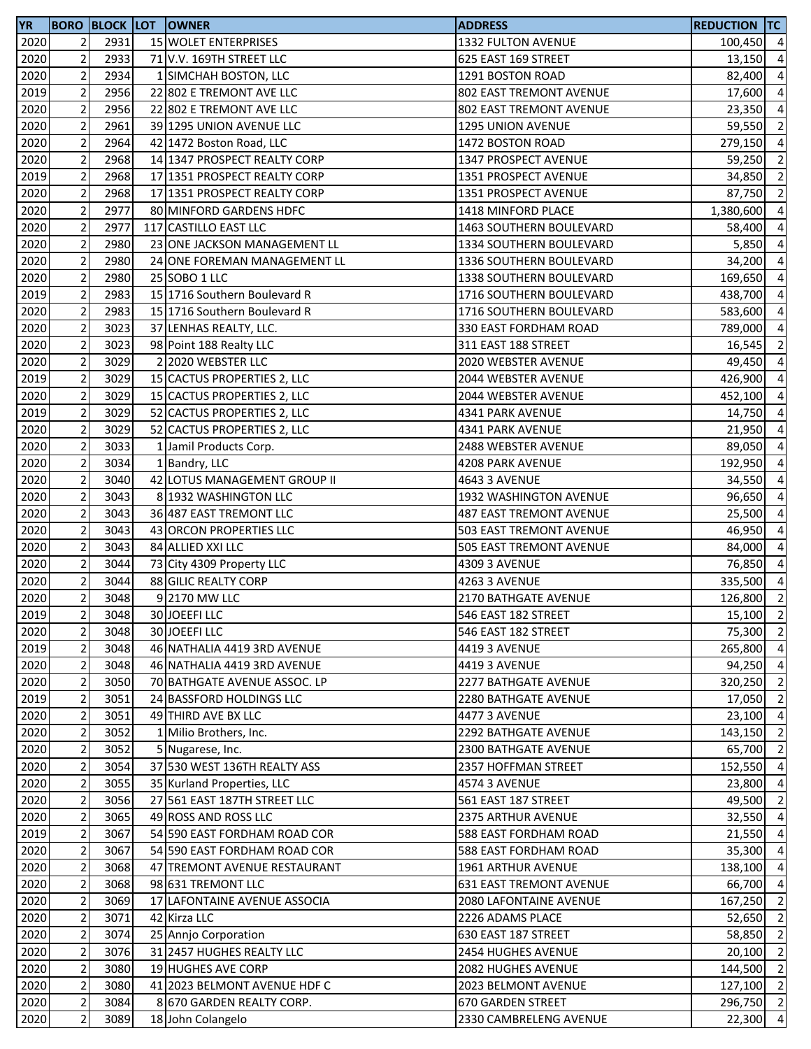| YR | BORO | BLOCK | LOT | OWNER | ADDRESS | REDUCTION | TC |
|---|---|---|---|---|---|---|---|
| 2020 | 2 | 2931 | 15 | WOLET ENTERPRISES | 1332 FULTON AVENUE | 100,450 | 4 |
| 2020 | 2 | 2933 | 71 | V.V. 169TH STREET LLC | 625 EAST 169 STREET | 13,150 | 4 |
| 2020 | 2 | 2934 | 1 | SIMCHAH BOSTON, LLC | 1291 BOSTON ROAD | 82,400 | 4 |
| 2019 | 2 | 2956 | 22 | 802 E TREMONT AVE LLC | 802 EAST TREMONT AVENUE | 17,600 | 4 |
| 2020 | 2 | 2956 | 22 | 802 E TREMONT AVE LLC | 802 EAST TREMONT AVENUE | 23,350 | 4 |
| 2020 | 2 | 2961 | 39 | 1295 UNION AVENUE LLC | 1295 UNION AVENUE | 59,550 | 2 |
| 2020 | 2 | 2964 | 42 | 1472 Boston Road, LLC | 1472 BOSTON ROAD | 279,150 | 4 |
| 2020 | 2 | 2968 | 14 | 1347 PROSPECT REALTY CORP | 1347 PROSPECT AVENUE | 59,250 | 2 |
| 2019 | 2 | 2968 | 17 | 1351 PROSPECT REALTY CORP | 1351 PROSPECT AVENUE | 34,850 | 2 |
| 2020 | 2 | 2968 | 17 | 1351 PROSPECT REALTY CORP | 1351 PROSPECT AVENUE | 87,750 | 2 |
| 2020 | 2 | 2977 | 80 | MINFORD GARDENS HDFC | 1418 MINFORD PLACE | 1,380,600 | 4 |
| 2020 | 2 | 2977 | 117 | CASTILLO EAST LLC | 1463 SOUTHERN BOULEVARD | 58,400 | 4 |
| 2020 | 2 | 2980 | 23 | ONE JACKSON MANAGEMENT LL | 1334 SOUTHERN BOULEVARD | 5,850 | 4 |
| 2020 | 2 | 2980 | 24 | ONE FOREMAN MANAGEMENT LL | 1336 SOUTHERN BOULEVARD | 34,200 | 4 |
| 2020 | 2 | 2980 | 25 | SOBO 1 LLC | 1338 SOUTHERN BOULEVARD | 169,650 | 4 |
| 2019 | 2 | 2983 | 15 | 1716 Southern Boulevard R | 1716 SOUTHERN BOULEVARD | 438,700 | 4 |
| 2020 | 2 | 2983 | 15 | 1716 Southern Boulevard R | 1716 SOUTHERN BOULEVARD | 583,600 | 4 |
| 2020 | 2 | 3023 | 37 | LENHAS REALTY, LLC. | 330 EAST FORDHAM ROAD | 789,000 | 4 |
| 2020 | 2 | 3023 | 98 | Point 188 Realty LLC | 311 EAST 188 STREET | 16,545 | 2 |
| 2020 | 2 | 3029 | 2 | 2020 WEBSTER LLC | 2020 WEBSTER AVENUE | 49,450 | 4 |
| 2019 | 2 | 3029 | 15 | CACTUS PROPERTIES 2, LLC | 2044 WEBSTER AVENUE | 426,900 | 4 |
| 2020 | 2 | 3029 | 15 | CACTUS PROPERTIES 2, LLC | 2044 WEBSTER AVENUE | 452,100 | 4 |
| 2019 | 2 | 3029 | 52 | CACTUS PROPERTIES 2, LLC | 4341 PARK AVENUE | 14,750 | 4 |
| 2020 | 2 | 3029 | 52 | CACTUS PROPERTIES 2, LLC | 4341 PARK AVENUE | 21,950 | 4 |
| 2020 | 2 | 3033 | 1 | Jamil Products Corp. | 2488 WEBSTER AVENUE | 89,050 | 4 |
| 2020 | 2 | 3034 | 1 | Bandry, LLC | 4208 PARK AVENUE | 192,950 | 4 |
| 2020 | 2 | 3040 | 42 | LOTUS MANAGEMENT GROUP II | 4643 3 AVENUE | 34,550 | 4 |
| 2020 | 2 | 3043 | 8 | 1932 WASHINGTON LLC | 1932 WASHINGTON AVENUE | 96,650 | 4 |
| 2020 | 2 | 3043 | 36 | 487 EAST TREMONT LLC | 487 EAST TREMONT AVENUE | 25,500 | 4 |
| 2020 | 2 | 3043 | 43 | ORCON PROPERTIES LLC | 503 EAST TREMONT AVENUE | 46,950 | 4 |
| 2020 | 2 | 3043 | 84 | ALLIED XXI LLC | 505 EAST TREMONT AVENUE | 84,000 | 4 |
| 2020 | 2 | 3044 | 73 | City 4309 Property LLC | 4309 3 AVENUE | 76,850 | 4 |
| 2020 | 2 | 3044 | 88 | GILIC REALTY CORP | 4263 3 AVENUE | 335,500 | 4 |
| 2020 | 2 | 3048 | 9 | 2170 MW LLC | 2170 BATHGATE AVENUE | 126,800 | 2 |
| 2019 | 2 | 3048 | 30 | JOEEFI LLC | 546 EAST 182 STREET | 15,100 | 2 |
| 2020 | 2 | 3048 | 30 | JOEEFI LLC | 546 EAST 182 STREET | 75,300 | 2 |
| 2019 | 2 | 3048 | 46 | NATHALIA 4419 3RD AVENUE | 4419 3 AVENUE | 265,800 | 4 |
| 2020 | 2 | 3048 | 46 | NATHALIA 4419 3RD AVENUE | 4419 3 AVENUE | 94,250 | 4 |
| 2020 | 2 | 3050 | 70 | BATHGATE AVENUE ASSOC. LP | 2277 BATHGATE AVENUE | 320,250 | 2 |
| 2019 | 2 | 3051 | 24 | BASSFORD HOLDINGS LLC | 2280 BATHGATE AVENUE | 17,050 | 2 |
| 2020 | 2 | 3051 | 49 | THIRD AVE BX LLC | 4477 3 AVENUE | 23,100 | 4 |
| 2020 | 2 | 3052 | 1 | Milio Brothers, Inc. | 2292 BATHGATE AVENUE | 143,150 | 2 |
| 2020 | 2 | 3052 | 5 | Nugarese, Inc. | 2300 BATHGATE AVENUE | 65,700 | 2 |
| 2020 | 2 | 3054 | 37 | 530 WEST 136TH REALTY ASS | 2357 HOFFMAN STREET | 152,550 | 4 |
| 2020 | 2 | 3055 | 35 | Kurland Properties, LLC | 4574 3 AVENUE | 23,800 | 4 |
| 2020 | 2 | 3056 | 27 | 561 EAST 187TH STREET LLC | 561 EAST 187 STREET | 49,500 | 2 |
| 2020 | 2 | 3065 | 49 | ROSS AND ROSS LLC | 2375 ARTHUR AVENUE | 32,550 | 4 |
| 2019 | 2 | 3067 | 54 | 590 EAST FORDHAM ROAD COR | 588 EAST FORDHAM ROAD | 21,550 | 4 |
| 2020 | 2 | 3067 | 54 | 590 EAST FORDHAM ROAD COR | 588 EAST FORDHAM ROAD | 35,300 | 4 |
| 2020 | 2 | 3068 | 47 | TREMONT AVENUE RESTAURANT | 1961 ARTHUR AVENUE | 138,100 | 4 |
| 2020 | 2 | 3068 | 98 | 631 TREMONT LLC | 631 EAST TREMONT AVENUE | 66,700 | 4 |
| 2020 | 2 | 3069 | 17 | LAFONTAINE AVENUE ASSOCIA | 2080 LAFONTAINE AVENUE | 167,250 | 2 |
| 2020 | 2 | 3071 | 42 | Kirza LLC | 2226 ADAMS PLACE | 52,650 | 2 |
| 2020 | 2 | 3074 | 25 | Annjo Corporation | 630 EAST 187 STREET | 58,850 | 2 |
| 2020 | 2 | 3076 | 31 | 2457 HUGHES REALTY LLC | 2454 HUGHES AVENUE | 20,100 | 2 |
| 2020 | 2 | 3080 | 19 | HUGHES AVE CORP | 2082 HUGHES AVENUE | 144,500 | 2 |
| 2020 | 2 | 3080 | 41 | 2023 BELMONT AVENUE HDF C | 2023 BELMONT AVENUE | 127,100 | 2 |
| 2020 | 2 | 3084 | 8 | 670 GARDEN REALTY CORP. | 670 GARDEN STREET | 296,750 | 2 |
| 2020 | 2 | 3089 | 18 | John Colangelo | 2330 CAMBRELENG AVENUE | 22,300 | 4 |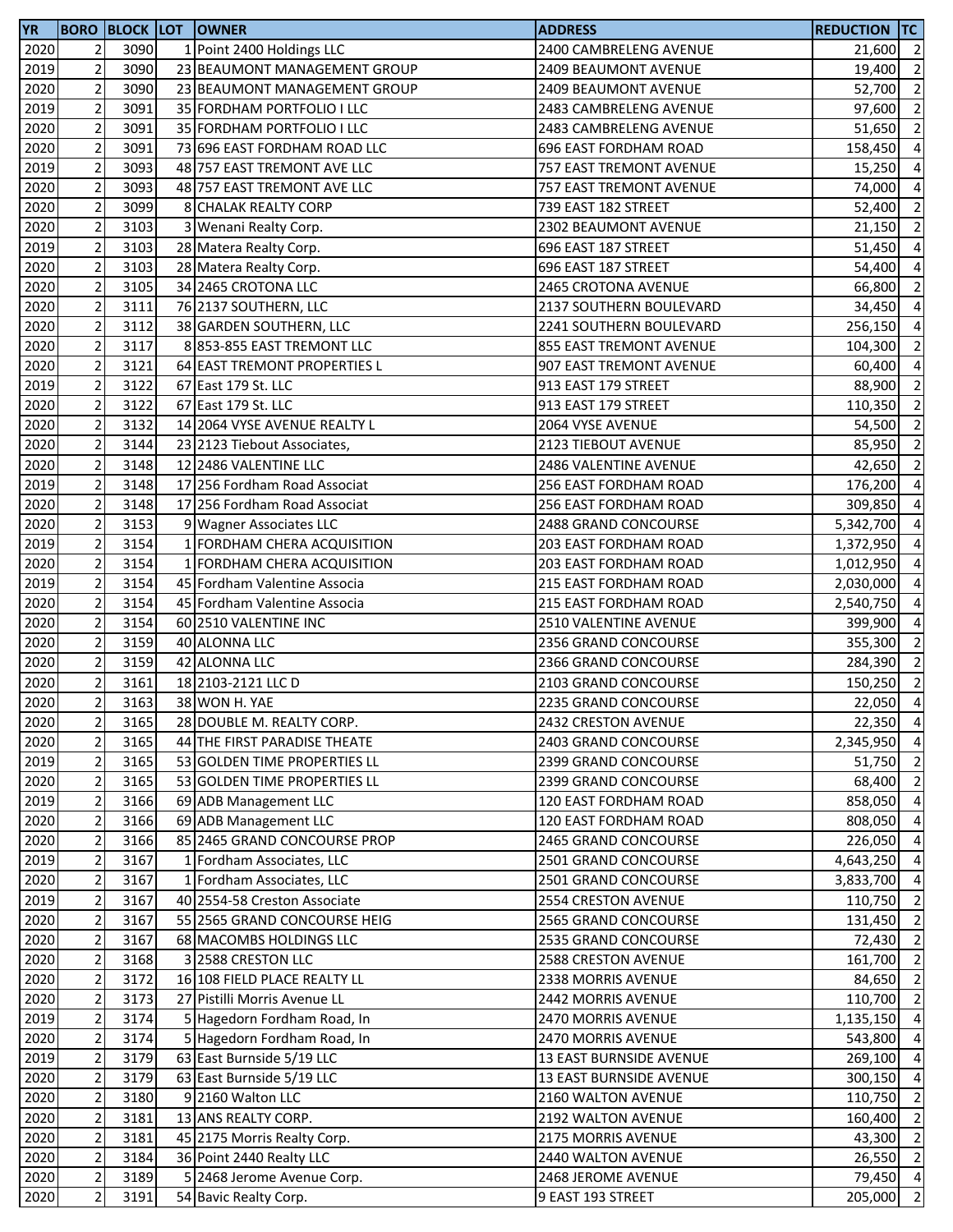| YR | BORO | BLOCK | LOT | OWNER | ADDRESS | REDUCTION | TC |
|---|---|---|---|---|---|---|---|
| 2020 | 2 | 3090 | 1 | Point 2400 Holdings LLC | 2400 CAMBRELENG AVENUE | 21,600 | 2 |
| 2019 | 2 | 3090 | 23 | BEAUMONT MANAGEMENT GROUP | 2409 BEAUMONT AVENUE | 19,400 | 2 |
| 2020 | 2 | 3090 | 23 | BEAUMONT MANAGEMENT GROUP | 2409 BEAUMONT AVENUE | 52,700 | 2 |
| 2019 | 2 | 3091 | 35 | FORDHAM PORTFOLIO I LLC | 2483 CAMBRELENG AVENUE | 97,600 | 2 |
| 2020 | 2 | 3091 | 35 | FORDHAM PORTFOLIO I LLC | 2483 CAMBRELENG AVENUE | 51,650 | 2 |
| 2020 | 2 | 3091 | 73 | 696 EAST FORDHAM ROAD LLC | 696 EAST FORDHAM ROAD | 158,450 | 4 |
| 2019 | 2 | 3093 | 48 | 757 EAST TREMONT AVE LLC | 757 EAST TREMONT AVENUE | 15,250 | 4 |
| 2020 | 2 | 3093 | 48 | 757 EAST TREMONT AVE LLC | 757 EAST TREMONT AVENUE | 74,000 | 4 |
| 2020 | 2 | 3099 | 8 | CHALAK REALTY CORP | 739 EAST 182 STREET | 52,400 | 2 |
| 2020 | 2 | 3103 | 3 | Wenani Realty Corp. | 2302 BEAUMONT AVENUE | 21,150 | 2 |
| 2019 | 2 | 3103 | 28 | Matera Realty Corp. | 696 EAST 187 STREET | 51,450 | 4 |
| 2020 | 2 | 3103 | 28 | Matera Realty Corp. | 696 EAST 187 STREET | 54,400 | 4 |
| 2020 | 2 | 3105 | 34 | 2465 CROTONA LLC | 2465 CROTONA AVENUE | 66,800 | 2 |
| 2020 | 2 | 3111 | 76 | 2137 SOUTHERN, LLC | 2137 SOUTHERN BOULEVARD | 34,450 | 4 |
| 2020 | 2 | 3112 | 38 | GARDEN SOUTHERN, LLC | 2241 SOUTHERN BOULEVARD | 256,150 | 4 |
| 2020 | 2 | 3117 | 8 | 853-855 EAST TREMONT LLC | 855 EAST TREMONT AVENUE | 104,300 | 2 |
| 2020 | 2 | 3121 | 64 | EAST TREMONT PROPERTIES L | 907 EAST TREMONT AVENUE | 60,400 | 4 |
| 2019 | 2 | 3122 | 67 | East 179 St. LLC | 913 EAST 179 STREET | 88,900 | 2 |
| 2020 | 2 | 3122 | 67 | East 179 St. LLC | 913 EAST 179 STREET | 110,350 | 2 |
| 2020 | 2 | 3132 | 14 | 2064 VYSE AVENUE REALTY L | 2064 VYSE AVENUE | 54,500 | 2 |
| 2020 | 2 | 3144 | 23 | 2123 Tiebout Associates, | 2123 TIEBOUT AVENUE | 85,950 | 2 |
| 2020 | 2 | 3148 | 12 | 2486 VALENTINE LLC | 2486 VALENTINE AVENUE | 42,650 | 2 |
| 2019 | 2 | 3148 | 17 | 256 Fordham Road Associat | 256 EAST FORDHAM ROAD | 176,200 | 4 |
| 2020 | 2 | 3148 | 17 | 256 Fordham Road Associat | 256 EAST FORDHAM ROAD | 309,850 | 4 |
| 2020 | 2 | 3153 | 9 | Wagner Associates LLC | 2488 GRAND CONCOURSE | 5,342,700 | 4 |
| 2019 | 2 | 3154 | 1 | FORDHAM CHERA ACQUISITION | 203 EAST FORDHAM ROAD | 1,372,950 | 4 |
| 2020 | 2 | 3154 | 1 | FORDHAM CHERA ACQUISITION | 203 EAST FORDHAM ROAD | 1,012,950 | 4 |
| 2019 | 2 | 3154 | 45 | Fordham Valentine Associa | 215 EAST FORDHAM ROAD | 2,030,000 | 4 |
| 2020 | 2 | 3154 | 45 | Fordham Valentine Associa | 215 EAST FORDHAM ROAD | 2,540,750 | 4 |
| 2020 | 2 | 3154 | 60 | 2510 VALENTINE INC | 2510 VALENTINE AVENUE | 399,900 | 4 |
| 2020 | 2 | 3159 | 40 | ALONNA LLC | 2356 GRAND CONCOURSE | 355,300 | 2 |
| 2020 | 2 | 3159 | 42 | ALONNA LLC | 2366 GRAND CONCOURSE | 284,390 | 2 |
| 2020 | 2 | 3161 | 18 | 2103-2121 LLC D | 2103 GRAND CONCOURSE | 150,250 | 2 |
| 2020 | 2 | 3163 | 38 | WON H. YAE | 2235 GRAND CONCOURSE | 22,050 | 4 |
| 2020 | 2 | 3165 | 28 | DOUBLE M. REALTY CORP. | 2432 CRESTON AVENUE | 22,350 | 4 |
| 2020 | 2 | 3165 | 44 | THE FIRST PARADISE THEATE | 2403 GRAND CONCOURSE | 2,345,950 | 4 |
| 2019 | 2 | 3165 | 53 | GOLDEN TIME PROPERTIES LL | 2399 GRAND CONCOURSE | 51,750 | 2 |
| 2020 | 2 | 3165 | 53 | GOLDEN TIME PROPERTIES LL | 2399 GRAND CONCOURSE | 68,400 | 2 |
| 2019 | 2 | 3166 | 69 | ADB Management LLC | 120 EAST FORDHAM ROAD | 858,050 | 4 |
| 2020 | 2 | 3166 | 69 | ADB Management LLC | 120 EAST FORDHAM ROAD | 808,050 | 4 |
| 2020 | 2 | 3166 | 85 | 2465 GRAND CONCOURSE PROP | 2465 GRAND CONCOURSE | 226,050 | 4 |
| 2019 | 2 | 3167 | 1 | Fordham Associates, LLC | 2501 GRAND CONCOURSE | 4,643,250 | 4 |
| 2020 | 2 | 3167 | 1 | Fordham Associates, LLC | 2501 GRAND CONCOURSE | 3,833,700 | 4 |
| 2019 | 2 | 3167 | 40 | 2554-58 Creston Associate | 2554 CRESTON AVENUE | 110,750 | 2 |
| 2020 | 2 | 3167 | 55 | 2565 GRAND CONCOURSE HEIG | 2565 GRAND CONCOURSE | 131,450 | 2 |
| 2020 | 2 | 3167 | 68 | MACOMBS HOLDINGS LLC | 2535 GRAND CONCOURSE | 72,430 | 2 |
| 2020 | 2 | 3168 | 3 | 2588 CRESTON LLC | 2588 CRESTON AVENUE | 161,700 | 2 |
| 2020 | 2 | 3172 | 16 | 108 FIELD PLACE REALTY LL | 2338 MORRIS AVENUE | 84,650 | 2 |
| 2020 | 2 | 3173 | 27 | Pistilli Morris Avenue LL | 2442 MORRIS AVENUE | 110,700 | 2 |
| 2019 | 2 | 3174 | 5 | Hagedorn Fordham Road, In | 2470 MORRIS AVENUE | 1,135,150 | 4 |
| 2020 | 2 | 3174 | 5 | Hagedorn Fordham Road, In | 2470 MORRIS AVENUE | 543,800 | 4 |
| 2019 | 2 | 3179 | 63 | East Burnside 5/19 LLC | 13 EAST BURNSIDE AVENUE | 269,100 | 4 |
| 2020 | 2 | 3179 | 63 | East Burnside 5/19 LLC | 13 EAST BURNSIDE AVENUE | 300,150 | 4 |
| 2020 | 2 | 3180 | 9 | 2160 Walton LLC | 2160 WALTON AVENUE | 110,750 | 2 |
| 2020 | 2 | 3181 | 13 | ANS REALTY CORP. | 2192 WALTON AVENUE | 160,400 | 2 |
| 2020 | 2 | 3181 | 45 | 2175 Morris Realty Corp. | 2175 MORRIS AVENUE | 43,300 | 2 |
| 2020 | 2 | 3184 | 36 | Point 2440 Realty LLC | 2440 WALTON AVENUE | 26,550 | 2 |
| 2020 | 2 | 3189 | 5 | 2468 Jerome Avenue Corp. | 2468 JEROME AVENUE | 79,450 | 4 |
| 2020 | 2 | 3191 | 54 | Bavic Realty Corp. | 9 EAST 193 STREET | 205,000 | 2 |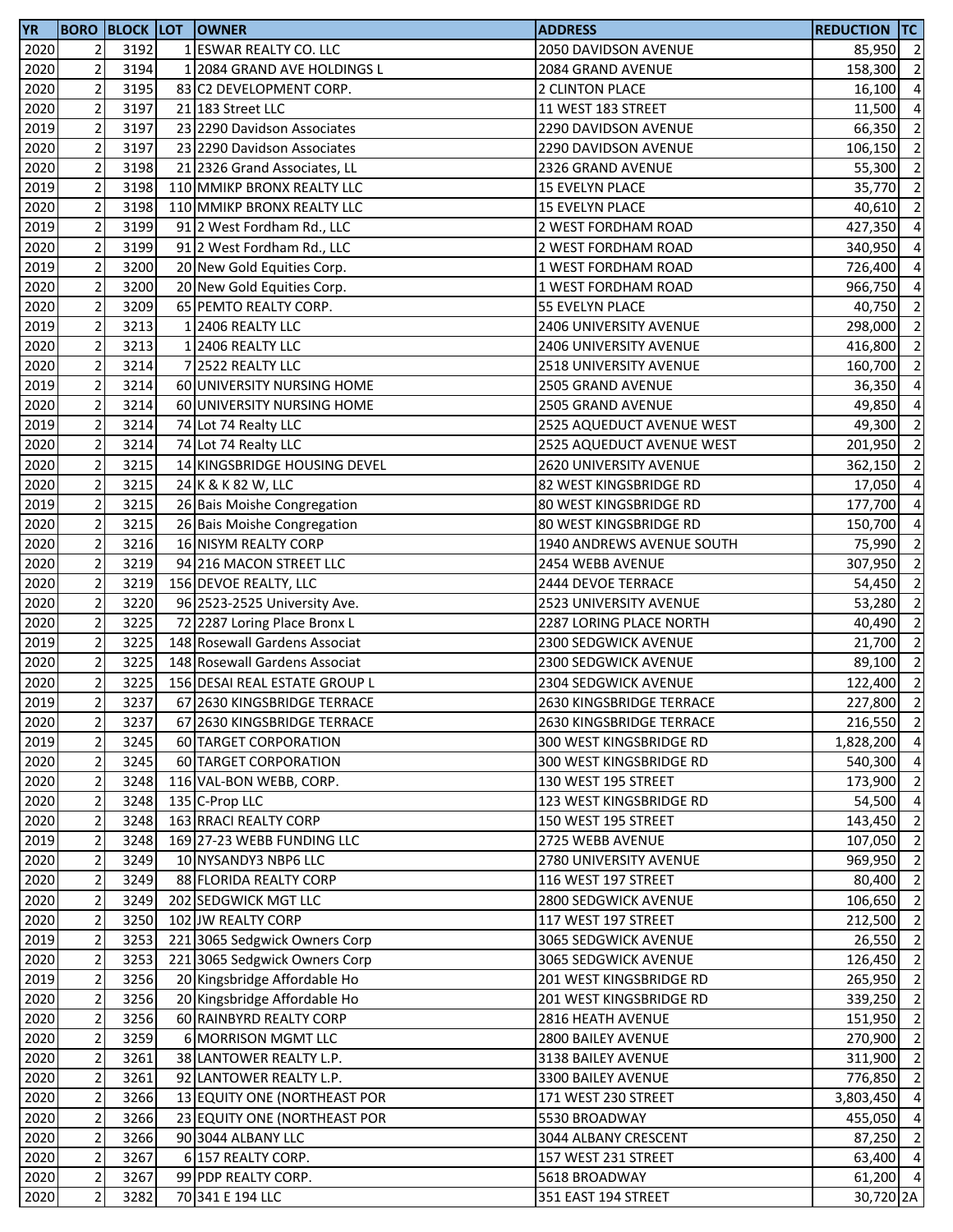| YR | BORO | BLOCK | LOT | OWNER | ADDRESS | REDUCTION | TC |
|---|---|---|---|---|---|---|---|
| 2020 | 2 | 3192 | 1 | ESWAR REALTY CO. LLC | 2050 DAVIDSON AVENUE | 85,950 | 2 |
| 2020 | 2 | 3194 | 1 | 2084 GRAND AVE HOLDINGS L | 2084 GRAND AVENUE | 158,300 | 2 |
| 2020 | 2 | 3195 | 83 | C2 DEVELOPMENT CORP. | 2 CLINTON PLACE | 16,100 | 4 |
| 2020 | 2 | 3197 | 21 | 183 Street LLC | 11 WEST 183 STREET | 11,500 | 4 |
| 2019 | 2 | 3197 | 23 | 2290 Davidson Associates | 2290 DAVIDSON AVENUE | 66,350 | 2 |
| 2020 | 2 | 3197 | 23 | 2290 Davidson Associates | 2290 DAVIDSON AVENUE | 106,150 | 2 |
| 2020 | 2 | 3198 | 21 | 2326 Grand Associates, LL | 2326 GRAND AVENUE | 55,300 | 2 |
| 2019 | 2 | 3198 | 110 | MMIKP BRONX REALTY LLC | 15 EVELYN PLACE | 35,770 | 2 |
| 2020 | 2 | 3198 | 110 | MMIKP BRONX REALTY LLC | 15 EVELYN PLACE | 40,610 | 2 |
| 2019 | 2 | 3199 | 91 | 2 West Fordham Rd., LLC | 2 WEST FORDHAM ROAD | 427,350 | 4 |
| 2020 | 2 | 3199 | 91 | 2 West Fordham Rd., LLC | 2 WEST FORDHAM ROAD | 340,950 | 4 |
| 2019 | 2 | 3200 | 20 | New Gold Equities Corp. | 1 WEST FORDHAM ROAD | 726,400 | 4 |
| 2020 | 2 | 3200 | 20 | New Gold Equities Corp. | 1 WEST FORDHAM ROAD | 966,750 | 4 |
| 2020 | 2 | 3209 | 65 | PEMTO REALTY CORP. | 55 EVELYN PLACE | 40,750 | 2 |
| 2019 | 2 | 3213 | 1 | 2406 REALTY LLC | 2406 UNIVERSITY AVENUE | 298,000 | 2 |
| 2020 | 2 | 3213 | 1 | 2406 REALTY LLC | 2406 UNIVERSITY AVENUE | 416,800 | 2 |
| 2020 | 2 | 3214 | 7 | 2522 REALTY LLC | 2518 UNIVERSITY AVENUE | 160,700 | 2 |
| 2019 | 2 | 3214 | 60 | UNIVERSITY NURSING HOME | 2505 GRAND AVENUE | 36,350 | 4 |
| 2020 | 2 | 3214 | 60 | UNIVERSITY NURSING HOME | 2505 GRAND AVENUE | 49,850 | 4 |
| 2019 | 2 | 3214 | 74 | Lot 74 Realty LLC | 2525 AQUEDUCT AVENUE WEST | 49,300 | 2 |
| 2020 | 2 | 3214 | 74 | Lot 74 Realty LLC | 2525 AQUEDUCT AVENUE WEST | 201,950 | 2 |
| 2020 | 2 | 3215 | 14 | KINGSBRIDGE HOUSING DEVEL | 2620 UNIVERSITY AVENUE | 362,150 | 2 |
| 2020 | 2 | 3215 | 24 | K & K 82 W, LLC | 82 WEST KINGSBRIDGE RD | 17,050 | 4 |
| 2019 | 2 | 3215 | 26 | Bais Moishe Congregation | 80 WEST KINGSBRIDGE RD | 177,700 | 4 |
| 2020 | 2 | 3215 | 26 | Bais Moishe Congregation | 80 WEST KINGSBRIDGE RD | 150,700 | 4 |
| 2020 | 2 | 3216 | 16 | NISYM REALTY CORP | 1940 ANDREWS AVENUE SOUTH | 75,990 | 2 |
| 2020 | 2 | 3219 | 94 | 216 MACON STREET LLC | 2454 WEBB AVENUE | 307,950 | 2 |
| 2020 | 2 | 3219 | 156 | DEVOE REALTY, LLC | 2444 DEVOE TERRACE | 54,450 | 2 |
| 2020 | 2 | 3220 | 96 | 2523-2525 University Ave. | 2523 UNIVERSITY AVENUE | 53,280 | 2 |
| 2020 | 2 | 3225 | 72 | 2287 Loring Place Bronx L | 2287 LORING PLACE NORTH | 40,490 | 2 |
| 2019 | 2 | 3225 | 148 | Rosewall Gardens Associat | 2300 SEDGWICK AVENUE | 21,700 | 2 |
| 2020 | 2 | 3225 | 148 | Rosewall Gardens Associat | 2300 SEDGWICK AVENUE | 89,100 | 2 |
| 2020 | 2 | 3225 | 156 | DESAI REAL ESTATE GROUP L | 2304 SEDGWICK AVENUE | 122,400 | 2 |
| 2019 | 2 | 3237 | 67 | 2630 KINGSBRIDGE TERRACE | 2630 KINGSBRIDGE TERRACE | 227,800 | 2 |
| 2020 | 2 | 3237 | 67 | 2630 KINGSBRIDGE TERRACE | 2630 KINGSBRIDGE TERRACE | 216,550 | 2 |
| 2019 | 2 | 3245 | 60 | TARGET CORPORATION | 300 WEST KINGSBRIDGE RD | 1,828,200 | 4 |
| 2020 | 2 | 3245 | 60 | TARGET CORPORATION | 300 WEST KINGSBRIDGE RD | 540,300 | 4 |
| 2020 | 2 | 3248 | 116 | VAL-BON WEBB, CORP. | 130 WEST 195 STREET | 173,900 | 2 |
| 2020 | 2 | 3248 | 135 | C-Prop LLC | 123 WEST KINGSBRIDGE RD | 54,500 | 4 |
| 2020 | 2 | 3248 | 163 | RRACI REALTY CORP | 150 WEST 195 STREET | 143,450 | 2 |
| 2019 | 2 | 3248 | 169 | 27-23 WEBB FUNDING LLC | 2725 WEBB AVENUE | 107,050 | 2 |
| 2020 | 2 | 3249 | 10 | NYSANDY3 NBP6 LLC | 2780 UNIVERSITY AVENUE | 969,950 | 2 |
| 2020 | 2 | 3249 | 88 | FLORIDA REALTY CORP | 116 WEST 197 STREET | 80,400 | 2 |
| 2020 | 2 | 3249 | 202 | SEDGWICK MGT LLC | 2800 SEDGWICK AVENUE | 106,650 | 2 |
| 2020 | 2 | 3250 | 102 | JW REALTY CORP | 117 WEST 197 STREET | 212,500 | 2 |
| 2019 | 2 | 3253 | 221 | 3065 Sedgwick Owners Corp | 3065 SEDGWICK AVENUE | 26,550 | 2 |
| 2020 | 2 | 3253 | 221 | 3065 Sedgwick Owners Corp | 3065 SEDGWICK AVENUE | 126,450 | 2 |
| 2019 | 2 | 3256 | 20 | Kingsbridge Affordable Ho | 201 WEST KINGSBRIDGE RD | 265,950 | 2 |
| 2020 | 2 | 3256 | 20 | Kingsbridge Affordable Ho | 201 WEST KINGSBRIDGE RD | 339,250 | 2 |
| 2020 | 2 | 3256 | 60 | RAINBYRD REALTY CORP | 2816 HEATH AVENUE | 151,950 | 2 |
| 2020 | 2 | 3259 | 6 | MORRISON MGMT LLC | 2800 BAILEY AVENUE | 270,900 | 2 |
| 2020 | 2 | 3261 | 38 | LANTOWER REALTY L.P. | 3138 BAILEY AVENUE | 311,900 | 2 |
| 2020 | 2 | 3261 | 92 | LANTOWER REALTY L.P. | 3300 BAILEY AVENUE | 776,850 | 2 |
| 2020 | 2 | 3266 | 13 | EQUITY ONE (NORTHEAST POR | 171 WEST 230 STREET | 3,803,450 | 4 |
| 2020 | 2 | 3266 | 23 | EQUITY ONE (NORTHEAST POR | 5530 BROADWAY | 455,050 | 4 |
| 2020 | 2 | 3266 | 90 | 3044 ALBANY LLC | 3044 ALBANY CRESCENT | 87,250 | 2 |
| 2020 | 2 | 3267 | 6 | 157 REALTY CORP. | 157 WEST 231 STREET | 63,400 | 4 |
| 2020 | 2 | 3267 | 99 | PDP REALTY CORP. | 5618 BROADWAY | 61,200 | 4 |
| 2020 | 2 | 3282 | 70 | 341 E 194 LLC | 351 EAST 194 STREET | 30,720 | 2A |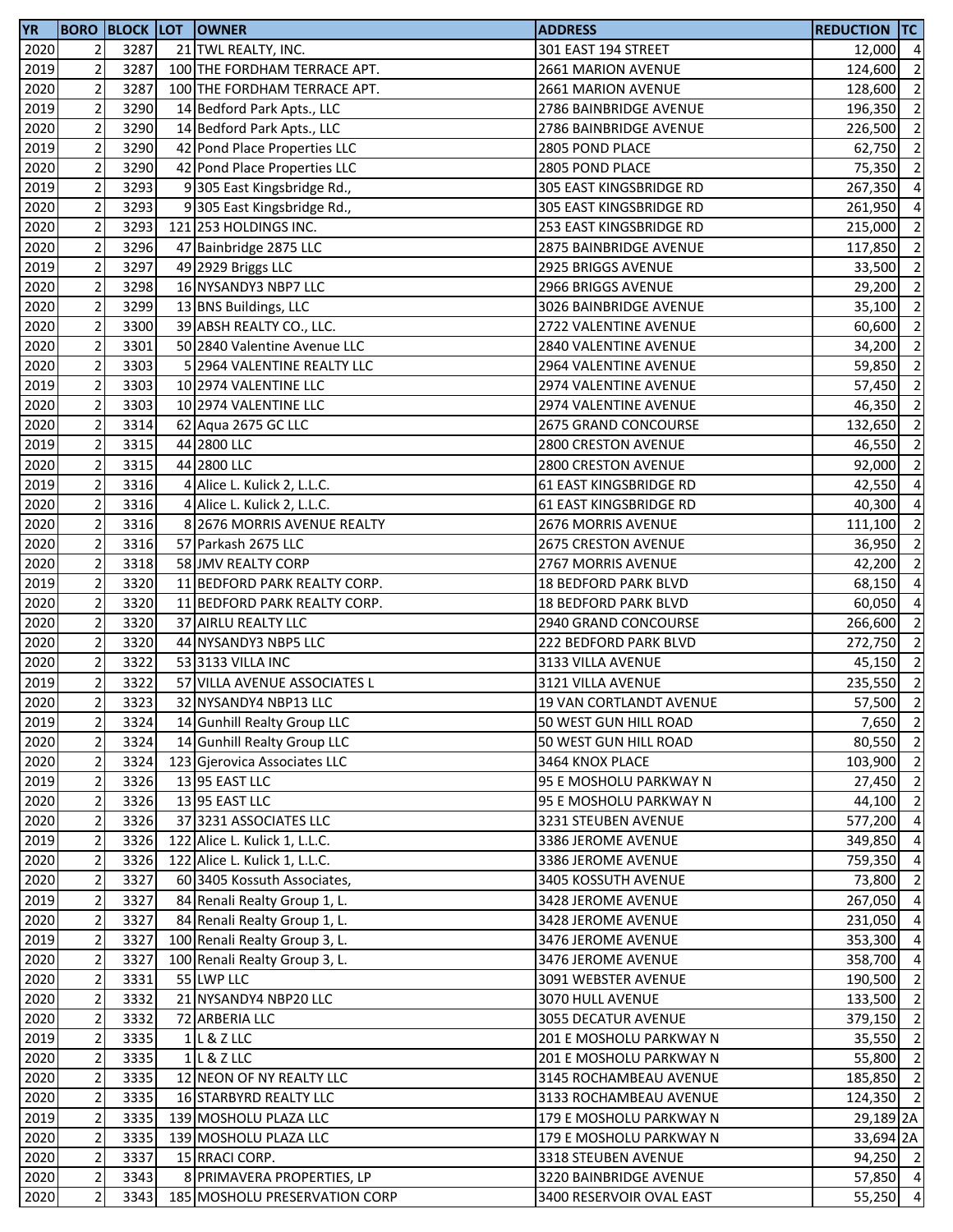| YR | BORO | BLOCK | LOT | OWNER | ADDRESS | REDUCTION | TC |
|---|---|---|---|---|---|---|---|
| 2020 | 2 | 3287 | 21 | TWL REALTY, INC. | 301 EAST 194 STREET | 12,000 | 4 |
| 2019 | 2 | 3287 | 100 | THE FORDHAM TERRACE APT. | 2661 MARION AVENUE | 124,600 | 2 |
| 2020 | 2 | 3287 | 100 | THE FORDHAM TERRACE APT. | 2661 MARION AVENUE | 128,600 | 2 |
| 2019 | 2 | 3290 | 14 | Bedford Park Apts., LLC | 2786 BAINBRIDGE AVENUE | 196,350 | 2 |
| 2020 | 2 | 3290 | 14 | Bedford Park Apts., LLC | 2786 BAINBRIDGE AVENUE | 226,500 | 2 |
| 2019 | 2 | 3290 | 42 | Pond Place Properties LLC | 2805 POND PLACE | 62,750 | 2 |
| 2020 | 2 | 3290 | 42 | Pond Place Properties LLC | 2805 POND PLACE | 75,350 | 2 |
| 2019 | 2 | 3293 | 9 | 305 East Kingsbridge Rd., | 305 EAST KINGSBRIDGE RD | 267,350 | 4 |
| 2020 | 2 | 3293 | 9 | 305 East Kingsbridge Rd., | 305 EAST KINGSBRIDGE RD | 261,950 | 4 |
| 2020 | 2 | 3293 | 121 | 253 HOLDINGS INC. | 253 EAST KINGSBRIDGE RD | 215,000 | 2 |
| 2020 | 2 | 3296 | 47 | Bainbridge 2875 LLC | 2875 BAINBRIDGE AVENUE | 117,850 | 2 |
| 2019 | 2 | 3297 | 49 | 2929 Briggs LLC | 2925 BRIGGS AVENUE | 33,500 | 2 |
| 2020 | 2 | 3298 | 16 | NYSANDY3 NBP7 LLC | 2966 BRIGGS AVENUE | 29,200 | 2 |
| 2020 | 2 | 3299 | 13 | BNS Buildings, LLC | 3026 BAINBRIDGE AVENUE | 35,100 | 2 |
| 2020 | 2 | 3300 | 39 | ABSH REALTY CO., LLC. | 2722 VALENTINE AVENUE | 60,600 | 2 |
| 2020 | 2 | 3301 | 50 | 2840 Valentine Avenue LLC | 2840 VALENTINE AVENUE | 34,200 | 2 |
| 2020 | 2 | 3303 | 5 | 2964 VALENTINE REALTY LLC | 2964 VALENTINE AVENUE | 59,850 | 2 |
| 2019 | 2 | 3303 | 10 | 2974 VALENTINE LLC | 2974 VALENTINE AVENUE | 57,450 | 2 |
| 2020 | 2 | 3303 | 10 | 2974 VALENTINE LLC | 2974 VALENTINE AVENUE | 46,350 | 2 |
| 2020 | 2 | 3314 | 62 | Aqua 2675 GC LLC | 2675 GRAND CONCOURSE | 132,650 | 2 |
| 2019 | 2 | 3315 | 44 | 2800 LLC | 2800 CRESTON AVENUE | 46,550 | 2 |
| 2020 | 2 | 3315 | 44 | 2800 LLC | 2800 CRESTON AVENUE | 92,000 | 2 |
| 2019 | 2 | 3316 | 4 | Alice L. Kulick 2, L.L.C. | 61 EAST KINGSBRIDGE RD | 42,550 | 4 |
| 2020 | 2 | 3316 | 4 | Alice L. Kulick 2, L.L.C. | 61 EAST KINGSBRIDGE RD | 40,300 | 4 |
| 2020 | 2 | 3316 | 8 | 2676 MORRIS AVENUE REALTY | 2676 MORRIS AVENUE | 111,100 | 2 |
| 2020 | 2 | 3316 | 57 | Parkash 2675 LLC | 2675 CRESTON AVENUE | 36,950 | 2 |
| 2020 | 2 | 3318 | 58 | JMV REALTY CORP | 2767 MORRIS AVENUE | 42,200 | 2 |
| 2019 | 2 | 3320 | 11 | BEDFORD PARK REALTY CORP. | 18 BEDFORD PARK BLVD | 68,150 | 4 |
| 2020 | 2 | 3320 | 11 | BEDFORD PARK REALTY CORP. | 18 BEDFORD PARK BLVD | 60,050 | 4 |
| 2020 | 2 | 3320 | 37 | AIRLU REALTY LLC | 2940 GRAND CONCOURSE | 266,600 | 2 |
| 2020 | 2 | 3320 | 44 | NYSANDY3 NBP5 LLC | 222 BEDFORD PARK BLVD | 272,750 | 2 |
| 2020 | 2 | 3322 | 53 | 3133 VILLA INC | 3133 VILLA AVENUE | 45,150 | 2 |
| 2019 | 2 | 3322 | 57 | VILLA AVENUE ASSOCIATES L | 3121 VILLA AVENUE | 235,550 | 2 |
| 2020 | 2 | 3323 | 32 | NYSANDY4 NBP13 LLC | 19 VAN CORTLANDT AVENUE | 57,500 | 2 |
| 2019 | 2 | 3324 | 14 | Gunhill Realty Group LLC | 50 WEST GUN HILL ROAD | 7,650 | 2 |
| 2020 | 2 | 3324 | 14 | Gunhill Realty Group LLC | 50 WEST GUN HILL ROAD | 80,550 | 2 |
| 2020 | 2 | 3324 | 123 | Gjerovica Associates LLC | 3464 KNOX PLACE | 103,900 | 2 |
| 2019 | 2 | 3326 | 13 | 95 EAST LLC | 95 E MOSHOLU PARKWAY N | 27,450 | 2 |
| 2020 | 2 | 3326 | 13 | 95 EAST LLC | 95 E MOSHOLU PARKWAY N | 44,100 | 2 |
| 2020 | 2 | 3326 | 37 | 3231 ASSOCIATES LLC | 3231 STEUBEN AVENUE | 577,200 | 4 |
| 2019 | 2 | 3326 | 122 | Alice L. Kulick 1, L.L.C. | 3386 JEROME AVENUE | 349,850 | 4 |
| 2020 | 2 | 3326 | 122 | Alice L. Kulick 1, L.L.C. | 3386 JEROME AVENUE | 759,350 | 4 |
| 2020 | 2 | 3327 | 60 | 3405 Kossuth Associates, | 3405 KOSSUTH AVENUE | 73,800 | 2 |
| 2019 | 2 | 3327 | 84 | Renali Realty Group 1, L. | 3428 JEROME AVENUE | 267,050 | 4 |
| 2020 | 2 | 3327 | 84 | Renali Realty Group 1, L. | 3428 JEROME AVENUE | 231,050 | 4 |
| 2019 | 2 | 3327 | 100 | Renali Realty Group 3, L. | 3476 JEROME AVENUE | 353,300 | 4 |
| 2020 | 2 | 3327 | 100 | Renali Realty Group 3, L. | 3476 JEROME AVENUE | 358,700 | 4 |
| 2020 | 2 | 3331 | 55 | LWP LLC | 3091 WEBSTER AVENUE | 190,500 | 2 |
| 2020 | 2 | 3332 | 21 | NYSANDY4 NBP20 LLC | 3070 HULL AVENUE | 133,500 | 2 |
| 2020 | 2 | 3332 | 72 | ARBERIA LLC | 3055 DECATUR AVENUE | 379,150 | 2 |
| 2019 | 2 | 3335 | 1 | L & Z LLC | 201 E MOSHOLU PARKWAY N | 35,550 | 2 |
| 2020 | 2 | 3335 | 1 | L & Z LLC | 201 E MOSHOLU PARKWAY N | 55,800 | 2 |
| 2020 | 2 | 3335 | 12 | NEON OF NY REALTY LLC | 3145 ROCHAMBEAU AVENUE | 185,850 | 2 |
| 2020 | 2 | 3335 | 16 | STARBYRD REALTY LLC | 3133 ROCHAMBEAU AVENUE | 124,350 | 2 |
| 2019 | 2 | 3335 | 139 | MOSHOLU PLAZA LLC | 179 E MOSHOLU PARKWAY N | 29,189 | 2A |
| 2020 | 2 | 3335 | 139 | MOSHOLU PLAZA LLC | 179 E MOSHOLU PARKWAY N | 33,694 | 2A |
| 2020 | 2 | 3337 | 15 | RRACI CORP. | 3318 STEUBEN AVENUE | 94,250 | 2 |
| 2020 | 2 | 3343 | 8 | PRIMAVERA PROPERTIES, LP | 3220 BAINBRIDGE AVENUE | 57,850 | 4 |
| 2020 | 2 | 3343 | 185 | MOSHOLU PRESERVATION CORP | 3400 RESERVOIR OVAL EAST | 55,250 | 4 |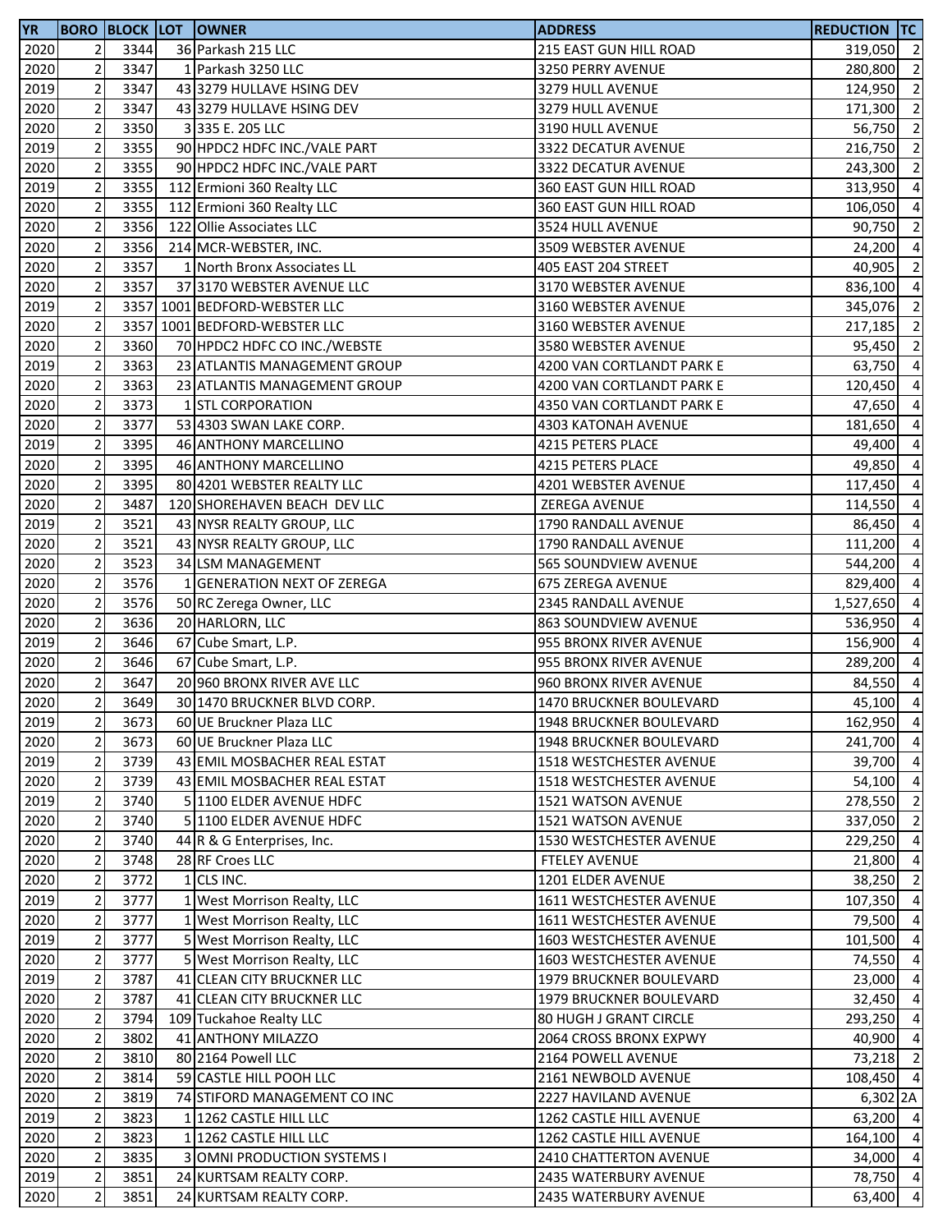| YR | BORO | BLOCK | LOT | OWNER | ADDRESS | REDUCTION | TC |
|---|---|---|---|---|---|---|---|
| 2020 | 2 | 3344 | 36 | Parkash 215 LLC | 215 EAST GUN HILL ROAD | 319,050 | 2 |
| 2020 | 2 | 3347 | 1 | Parkash 3250 LLC | 3250 PERRY AVENUE | 280,800 | 2 |
| 2019 | 2 | 3347 | 43 | 3279 HULLAVE HSING DEV | 3279 HULL AVENUE | 124,950 | 2 |
| 2020 | 2 | 3347 | 43 | 3279 HULLAVE HSING DEV | 3279 HULL AVENUE | 171,300 | 2 |
| 2020 | 2 | 3350 | 3 | 335 E. 205 LLC | 3190 HULL AVENUE | 56,750 | 2 |
| 2019 | 2 | 3355 | 90 | HPDC2 HDFC INC./VALE PART | 3322 DECATUR AVENUE | 216,750 | 2 |
| 2020 | 2 | 3355 | 90 | HPDC2 HDFC INC./VALE PART | 3322 DECATUR AVENUE | 243,300 | 2 |
| 2019 | 2 | 3355 | 112 | Ermioni 360 Realty LLC | 360 EAST GUN HILL ROAD | 313,950 | 4 |
| 2020 | 2 | 3355 | 112 | Ermioni 360 Realty LLC | 360 EAST GUN HILL ROAD | 106,050 | 4 |
| 2020 | 2 | 3356 | 122 | Ollie Associates LLC | 3524 HULL AVENUE | 90,750 | 2 |
| 2020 | 2 | 3356 | 214 | MCR-WEBSTER, INC. | 3509 WEBSTER AVENUE | 24,200 | 4 |
| 2020 | 2 | 3357 | 1 | North Bronx Associates LL | 405 EAST 204 STREET | 40,905 | 2 |
| 2020 | 2 | 3357 | 37 | 3170 WEBSTER AVENUE LLC | 3170 WEBSTER AVENUE | 836,100 | 4 |
| 2019 | 2 | 3357 | 1001 | BEDFORD-WEBSTER LLC | 3160 WEBSTER AVENUE | 345,076 | 2 |
| 2020 | 2 | 3357 | 1001 | BEDFORD-WEBSTER LLC | 3160 WEBSTER AVENUE | 217,185 | 2 |
| 2020 | 2 | 3360 | 70 | HPDC2 HDFC CO INC./WEBSTE | 3580 WEBSTER AVENUE | 95,450 | 2 |
| 2019 | 2 | 3363 | 23 | ATLANTIS MANAGEMENT GROUP | 4200 VAN CORTLANDT PARK E | 63,750 | 4 |
| 2020 | 2 | 3363 | 23 | ATLANTIS MANAGEMENT GROUP | 4200 VAN CORTLANDT PARK E | 120,450 | 4 |
| 2020 | 2 | 3373 | 1 | STL CORPORATION | 4350 VAN CORTLANDT PARK E | 47,650 | 4 |
| 2020 | 2 | 3377 | 53 | 4303 SWAN LAKE CORP. | 4303 KATONAH AVENUE | 181,650 | 4 |
| 2019 | 2 | 3395 | 46 | ANTHONY MARCELLINO | 4215 PETERS PLACE | 49,400 | 4 |
| 2020 | 2 | 3395 | 46 | ANTHONY MARCELLINO | 4215 PETERS PLACE | 49,850 | 4 |
| 2020 | 2 | 3395 | 80 | 4201 WEBSTER REALTY LLC | 4201 WEBSTER AVENUE | 117,450 | 4 |
| 2020 | 2 | 3487 | 120 | SHOREHAVEN BEACH DEV LLC | ZEREGA AVENUE | 114,550 | 4 |
| 2019 | 2 | 3521 | 43 | NYSR REALTY GROUP, LLC | 1790 RANDALL AVENUE | 86,450 | 4 |
| 2020 | 2 | 3521 | 43 | NYSR REALTY GROUP, LLC | 1790 RANDALL AVENUE | 111,200 | 4 |
| 2020 | 2 | 3523 | 34 | LSM MANAGEMENT | 565 SOUNDVIEW AVENUE | 544,200 | 4 |
| 2020 | 2 | 3576 | 1 | GENERATION NEXT OF ZEREGA | 675 ZEREGA AVENUE | 829,400 | 4 |
| 2020 | 2 | 3576 | 50 | RC Zerega Owner, LLC | 2345 RANDALL AVENUE | 1,527,650 | 4 |
| 2020 | 2 | 3636 | 20 | HARLORN, LLC | 863 SOUNDVIEW AVENUE | 536,950 | 4 |
| 2019 | 2 | 3646 | 67 | Cube Smart, L.P. | 955 BRONX RIVER AVENUE | 156,900 | 4 |
| 2020 | 2 | 3646 | 67 | Cube Smart, L.P. | 955 BRONX RIVER AVENUE | 289,200 | 4 |
| 2020 | 2 | 3647 | 20 | 960 BRONX RIVER AVE LLC | 960 BRONX RIVER AVENUE | 84,550 | 4 |
| 2020 | 2 | 3649 | 30 | 1470 BRUCKNER BLVD CORP. | 1470 BRUCKNER BOULEVARD | 45,100 | 4 |
| 2019 | 2 | 3673 | 60 | UE Bruckner Plaza LLC | 1948 BRUCKNER BOULEVARD | 162,950 | 4 |
| 2020 | 2 | 3673 | 60 | UE Bruckner Plaza LLC | 1948 BRUCKNER BOULEVARD | 241,700 | 4 |
| 2019 | 2 | 3739 | 43 | EMIL MOSBACHER REAL ESTAT | 1518 WESTCHESTER AVENUE | 39,700 | 4 |
| 2020 | 2 | 3739 | 43 | EMIL MOSBACHER REAL ESTAT | 1518 WESTCHESTER AVENUE | 54,100 | 4 |
| 2019 | 2 | 3740 | 5 | 1100 ELDER AVENUE HDFC | 1521 WATSON AVENUE | 278,550 | 2 |
| 2020 | 2 | 3740 | 5 | 1100 ELDER AVENUE HDFC | 1521 WATSON AVENUE | 337,050 | 2 |
| 2020 | 2 | 3740 | 44 | R & G Enterprises, Inc. | 1530 WESTCHESTER AVENUE | 229,250 | 4 |
| 2020 | 2 | 3748 | 28 | RF Croes LLC | FTELEY AVENUE | 21,800 | 4 |
| 2020 | 2 | 3772 | 1 | CLS INC. | 1201 ELDER AVENUE | 38,250 | 2 |
| 2019 | 2 | 3777 | 1 | West Morrison Realty, LLC | 1611 WESTCHESTER AVENUE | 107,350 | 4 |
| 2020 | 2 | 3777 | 1 | West Morrison Realty, LLC | 1611 WESTCHESTER AVENUE | 79,500 | 4 |
| 2019 | 2 | 3777 | 5 | West Morrison Realty, LLC | 1603 WESTCHESTER AVENUE | 101,500 | 4 |
| 2020 | 2 | 3777 | 5 | West Morrison Realty, LLC | 1603 WESTCHESTER AVENUE | 74,550 | 4 |
| 2019 | 2 | 3787 | 41 | CLEAN CITY BRUCKNER LLC | 1979 BRUCKNER BOULEVARD | 23,000 | 4 |
| 2020 | 2 | 3787 | 41 | CLEAN CITY BRUCKNER LLC | 1979 BRUCKNER BOULEVARD | 32,450 | 4 |
| 2020 | 2 | 3794 | 109 | Tuckahoe Realty LLC | 80 HUGH J GRANT CIRCLE | 293,250 | 4 |
| 2020 | 2 | 3802 | 41 | ANTHONY MILAZZO | 2064 CROSS BRONX EXPWY | 40,900 | 4 |
| 2020 | 2 | 3810 | 80 | 2164 Powell LLC | 2164 POWELL AVENUE | 73,218 | 2 |
| 2020 | 2 | 3814 | 59 | CASTLE HILL POOH LLC | 2161 NEWBOLD AVENUE | 108,450 | 4 |
| 2020 | 2 | 3819 | 74 | STIFORD MANAGEMENT CO INC | 2227 HAVILAND AVENUE | 6,302 | 2A |
| 2019 | 2 | 3823 | 1 | 1262 CASTLE HILL LLC | 1262 CASTLE HILL AVENUE | 63,200 | 4 |
| 2020 | 2 | 3823 | 1 | 1262 CASTLE HILL LLC | 1262 CASTLE HILL AVENUE | 164,100 | 4 |
| 2020 | 2 | 3835 | 3 | OMNI PRODUCTION SYSTEMS I | 2410 CHATTERTON AVENUE | 34,000 | 4 |
| 2019 | 2 | 3851 | 24 | KURTSAM REALTY CORP. | 2435 WATERBURY AVENUE | 78,750 | 4 |
| 2020 | 2 | 3851 | 24 | KURTSAM REALTY CORP. | 2435 WATERBURY AVENUE | 63,400 | 4 |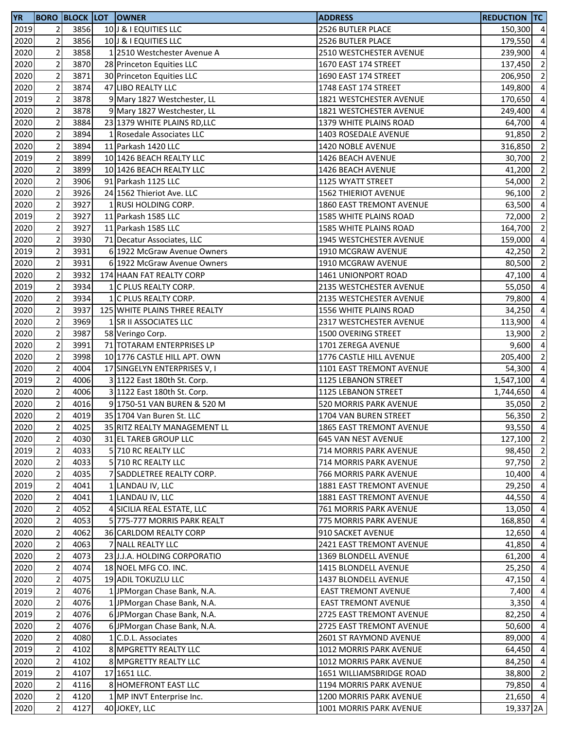| YR | BORO | BLOCK | LOT | OWNER | ADDRESS | REDUCTION | TC |
|---|---|---|---|---|---|---|---|
| 2019 | 2 | 3856 | 10 | J & I EQUITIES LLC | 2526 BUTLER PLACE | 150,300 | 4 |
| 2020 | 2 | 3856 | 10 | J & I EQUITIES LLC | 2526 BUTLER PLACE | 179,550 | 4 |
| 2020 | 2 | 3858 | 1 | 2510 Westchester Avenue A | 2510 WESTCHESTER AVENUE | 239,900 | 4 |
| 2020 | 2 | 3870 | 28 | Princeton Equities LLC | 1670 EAST 174 STREET | 137,450 | 2 |
| 2020 | 2 | 3871 | 30 | Princeton Equities LLC | 1690 EAST 174 STREET | 206,950 | 2 |
| 2020 | 2 | 3874 | 47 | LIBO REALTY LLC | 1748 EAST 174 STREET | 149,800 | 4 |
| 2019 | 2 | 3878 | 9 | Mary 1827 Westchester, LL | 1821 WESTCHESTER AVENUE | 170,650 | 4 |
| 2020 | 2 | 3878 | 9 | Mary 1827 Westchester, LL | 1821 WESTCHESTER AVENUE | 249,400 | 4 |
| 2020 | 2 | 3884 | 23 | 1379 WHITE PLAINS RD,LLC | 1379 WHITE PLAINS ROAD | 64,700 | 4 |
| 2020 | 2 | 3894 | 1 | Rosedale Associates LLC | 1403 ROSEDALE AVENUE | 91,850 | 2 |
| 2020 | 2 | 3894 | 11 | Parkash 1420 LLC | 1420 NOBLE AVENUE | 316,850 | 2 |
| 2019 | 2 | 3899 | 10 | 1426 BEACH REALTY LLC | 1426 BEACH AVENUE | 30,700 | 2 |
| 2020 | 2 | 3899 | 10 | 1426 BEACH REALTY LLC | 1426 BEACH AVENUE | 41,200 | 2 |
| 2020 | 2 | 3906 | 91 | Parkash 1125 LLC | 1125 WYATT STREET | 54,000 | 2 |
| 2020 | 2 | 3926 | 24 | 1562 Thieriot Ave. LLC | 1562 THIERIOT AVENUE | 96,100 | 2 |
| 2020 | 2 | 3927 | 1 | RUSI HOLDING CORP. | 1860 EAST TREMONT AVENUE | 63,500 | 4 |
| 2019 | 2 | 3927 | 11 | Parkash 1585 LLC | 1585 WHITE PLAINS ROAD | 72,000 | 2 |
| 2020 | 2 | 3927 | 11 | Parkash 1585 LLC | 1585 WHITE PLAINS ROAD | 164,700 | 2 |
| 2020 | 2 | 3930 | 71 | Decatur Associates, LLC | 1945 WESTCHESTER AVENUE | 159,000 | 4 |
| 2019 | 2 | 3931 | 6 | 1922 McGraw Avenue Owners | 1910 MCGRAW AVENUE | 42,250 | 2 |
| 2020 | 2 | 3931 | 6 | 1922 McGraw Avenue Owners | 1910 MCGRAW AVENUE | 80,500 | 2 |
| 2020 | 2 | 3932 | 174 | HAAN FAT REALTY CORP | 1461 UNIONPORT ROAD | 47,100 | 4 |
| 2019 | 2 | 3934 | 1 | C PLUS REALTY CORP. | 2135 WESTCHESTER AVENUE | 55,050 | 4 |
| 2020 | 2 | 3934 | 1 | C PLUS REALTY CORP. | 2135 WESTCHESTER AVENUE | 79,800 | 4 |
| 2020 | 2 | 3937 | 125 | WHITE PLAINS THREE REALTY | 1556 WHITE PLAINS ROAD | 34,250 | 4 |
| 2020 | 2 | 3969 | 1 | SR II ASSOCIATES LLC | 2317 WESTCHESTER AVENUE | 113,900 | 4 |
| 2020 | 2 | 3987 | 58 | Veringo Corp. | 1500 OVERING STREET | 13,900 | 2 |
| 2020 | 2 | 3991 | 71 | TOTARAM ENTERPRISES LP | 1701 ZEREGA AVENUE | 9,600 | 4 |
| 2020 | 2 | 3998 | 10 | 1776 CASTLE HILL APT. OWN | 1776 CASTLE HILL AVENUE | 205,400 | 2 |
| 2020 | 2 | 4004 | 17 | SINGELYN ENTERPRISES V, I | 1101 EAST TREMONT AVENUE | 54,300 | 4 |
| 2019 | 2 | 4006 | 3 | 1122 East 180th St. Corp. | 1125 LEBANON STREET | 1,547,100 | 4 |
| 2020 | 2 | 4006 | 3 | 1122 East 180th St. Corp. | 1125 LEBANON STREET | 1,744,650 | 4 |
| 2020 | 2 | 4016 | 9 | 1750-51 VAN BUREN & 520 M | 520 MORRIS PARK AVENUE | 35,050 | 2 |
| 2020 | 2 | 4019 | 35 | 1704 Van Buren St. LLC | 1704 VAN BUREN STREET | 56,350 | 2 |
| 2020 | 2 | 4025 | 35 | RITZ REALTY MANAGEMENT LL | 1865 EAST TREMONT AVENUE | 93,550 | 4 |
| 2020 | 2 | 4030 | 31 | EL TAREB GROUP LLC | 645 VAN NEST AVENUE | 127,100 | 2 |
| 2019 | 2 | 4033 | 5 | 710 RC REALTY LLC | 714 MORRIS PARK AVENUE | 98,450 | 2 |
| 2020 | 2 | 4033 | 5 | 710 RC REALTY LLC | 714 MORRIS PARK AVENUE | 97,750 | 2 |
| 2020 | 2 | 4035 | 7 | SADDLETREE REALTY CORP. | 766 MORRIS PARK AVENUE | 10,400 | 4 |
| 2019 | 2 | 4041 | 1 | LANDAU IV, LLC | 1881 EAST TREMONT AVENUE | 29,250 | 4 |
| 2020 | 2 | 4041 | 1 | LANDAU IV, LLC | 1881 EAST TREMONT AVENUE | 44,550 | 4 |
| 2020 | 2 | 4052 | 4 | SICILIA REAL ESTATE, LLC | 761 MORRIS PARK AVENUE | 13,050 | 4 |
| 2020 | 2 | 4053 | 5 | 775-777 MORRIS PARK REALT | 775 MORRIS PARK AVENUE | 168,850 | 4 |
| 2020 | 2 | 4062 | 36 | CARLDOM REALTY CORP | 910 SACKET AVENUE | 12,650 | 4 |
| 2020 | 2 | 4063 | 7 | NALL REALTY LLC | 2421 EAST TREMONT AVENUE | 41,850 | 4 |
| 2020 | 2 | 4073 | 23 | J.J.A. HOLDING CORPORATIO | 1369 BLONDELL AVENUE | 61,200 | 4 |
| 2020 | 2 | 4074 | 18 | NOEL MFG CO. INC. | 1415 BLONDELL AVENUE | 25,250 | 4 |
| 2020 | 2 | 4075 | 19 | ADIL TOKUZLU LLC | 1437 BLONDELL AVENUE | 47,150 | 4 |
| 2019 | 2 | 4076 | 1 | JPMorgan Chase Bank, N.A. | EAST TREMONT AVENUE | 7,400 | 4 |
| 2020 | 2 | 4076 | 1 | JPMorgan Chase Bank, N.A. | EAST TREMONT AVENUE | 3,350 | 4 |
| 2019 | 2 | 4076 | 6 | JPMorgan Chase Bank, N.A. | 2725 EAST TREMONT AVENUE | 82,250 | 4 |
| 2020 | 2 | 4076 | 6 | JPMorgan Chase Bank, N.A. | 2725 EAST TREMONT AVENUE | 50,600 | 4 |
| 2020 | 2 | 4080 | 1 | C.D.L. Associates | 2601 ST RAYMOND AVENUE | 89,000 | 4 |
| 2019 | 2 | 4102 | 8 | MPGRETTY REALTY LLC | 1012 MORRIS PARK AVENUE | 64,450 | 4 |
| 2020 | 2 | 4102 | 8 | MPGRETTY REALTY LLC | 1012 MORRIS PARK AVENUE | 84,250 | 4 |
| 2019 | 2 | 4107 | 17 | 1651 LLC. | 1651 WILLIAMSBRIDGE ROAD | 38,800 | 2 |
| 2020 | 2 | 4116 | 8 | HOMEFRONT EAST LLC | 1194 MORRIS PARK AVENUE | 79,850 | 4 |
| 2020 | 2 | 4120 | 1 | MP INVT Enterprise Inc. | 1200 MORRIS PARK AVENUE | 21,650 | 4 |
| 2020 | 2 | 4127 | 40 | JOKEY, LLC | 1001 MORRIS PARK AVENUE | 19,337 | 2A |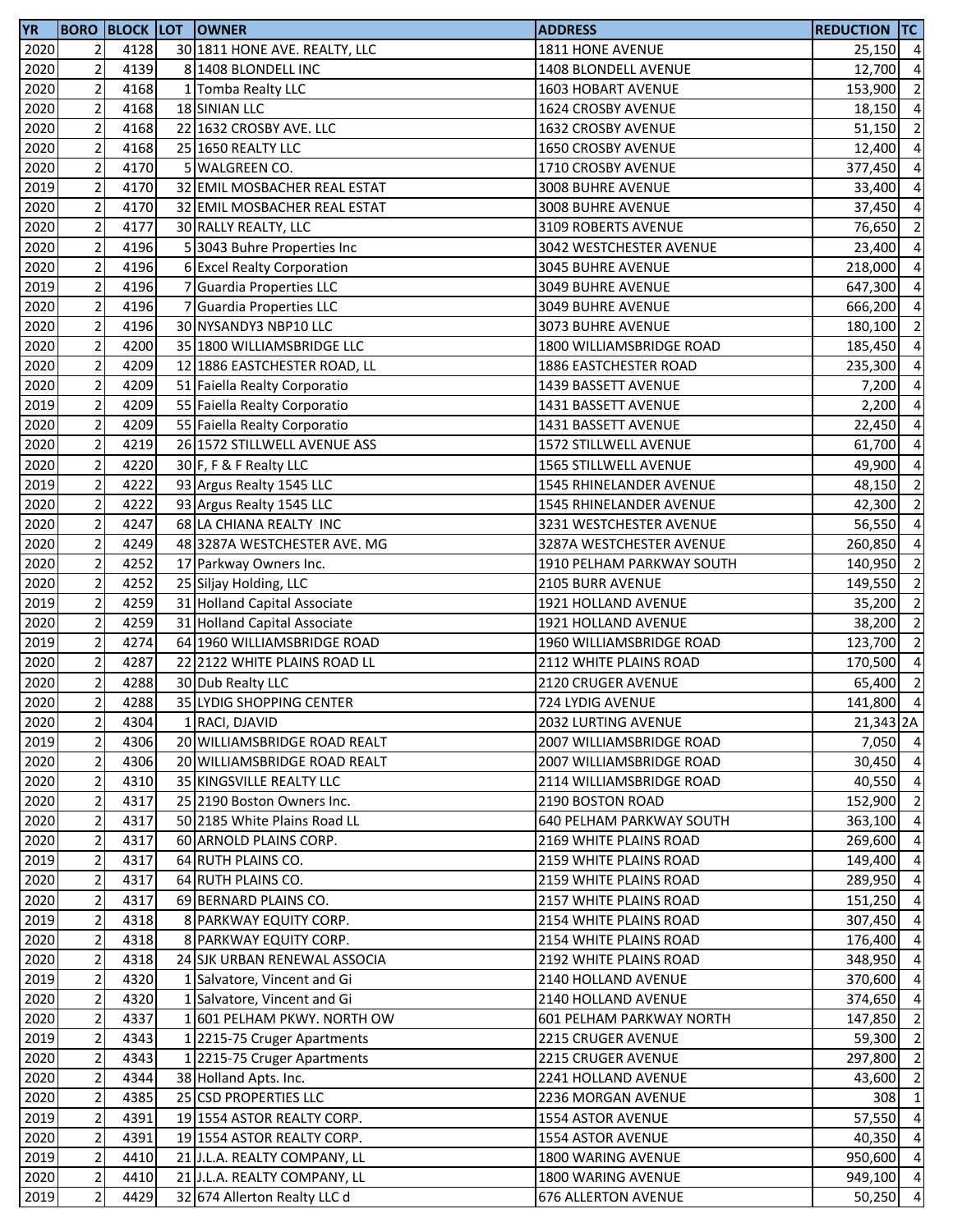| YR | BORO | BLOCK | LOT | OWNER | ADDRESS | REDUCTION | TC |
|---|---|---|---|---|---|---|---|
| 2020 | 2 | 4128 | 30 | 1811 HONE AVE. REALTY, LLC | 1811 HONE AVENUE | 25,150 | 4 |
| 2020 | 2 | 4139 | 8 | 1408 BLONDELL INC | 1408 BLONDELL AVENUE | 12,700 | 4 |
| 2020 | 2 | 4168 | 1 | Tomba Realty LLC | 1603 HOBART AVENUE | 153,900 | 2 |
| 2020 | 2 | 4168 | 18 | SINIAN LLC | 1624 CROSBY AVENUE | 18,150 | 4 |
| 2020 | 2 | 4168 | 22 | 1632 CROSBY AVE. LLC | 1632 CROSBY AVENUE | 51,150 | 2 |
| 2020 | 2 | 4168 | 25 | 1650 REALTY LLC | 1650 CROSBY AVENUE | 12,400 | 4 |
| 2020 | 2 | 4170 | 5 | WALGREEN CO. | 1710 CROSBY AVENUE | 377,450 | 4 |
| 2019 | 2 | 4170 | 32 | EMIL MOSBACHER REAL ESTAT | 3008 BUHRE AVENUE | 33,400 | 4 |
| 2020 | 2 | 4170 | 32 | EMIL MOSBACHER REAL ESTAT | 3008 BUHRE AVENUE | 37,450 | 4 |
| 2020 | 2 | 4177 | 30 | RALLY REALTY, LLC | 3109 ROBERTS AVENUE | 76,650 | 2 |
| 2020 | 2 | 4196 | 5 | 3043 Buhre Properties Inc | 3042 WESTCHESTER AVENUE | 23,400 | 4 |
| 2020 | 2 | 4196 | 6 | Excel Realty Corporation | 3045 BUHRE AVENUE | 218,000 | 4 |
| 2019 | 2 | 4196 | 7 | Guardia Properties LLC | 3049 BUHRE AVENUE | 647,300 | 4 |
| 2020 | 2 | 4196 | 7 | Guardia Properties LLC | 3049 BUHRE AVENUE | 666,200 | 4 |
| 2020 | 2 | 4196 | 30 | NYSANDY3 NBP10 LLC | 3073 BUHRE AVENUE | 180,100 | 2 |
| 2020 | 2 | 4200 | 35 | 1800 WILLIAMSBRIDGE LLC | 1800 WILLIAMSBRIDGE ROAD | 185,450 | 4 |
| 2020 | 2 | 4209 | 12 | 1886 EASTCHESTER ROAD, LL | 1886 EASTCHESTER ROAD | 235,300 | 4 |
| 2020 | 2 | 4209 | 51 | Faiella Realty Corporatio | 1439 BASSETT AVENUE | 7,200 | 4 |
| 2019 | 2 | 4209 | 55 | Faiella Realty Corporatio | 1431 BASSETT AVENUE | 2,200 | 4 |
| 2020 | 2 | 4209 | 55 | Faiella Realty Corporatio | 1431 BASSETT AVENUE | 22,450 | 4 |
| 2020 | 2 | 4219 | 26 | 1572 STILLWELL AVENUE ASS | 1572 STILLWELL AVENUE | 61,700 | 4 |
| 2020 | 2 | 4220 | 30 | F, F & F Realty LLC | 1565 STILLWELL AVENUE | 49,900 | 4 |
| 2019 | 2 | 4222 | 93 | Argus Realty 1545 LLC | 1545 RHINELANDER AVENUE | 48,150 | 2 |
| 2020 | 2 | 4222 | 93 | Argus Realty 1545 LLC | 1545 RHINELANDER AVENUE | 42,300 | 2 |
| 2020 | 2 | 4247 | 68 | LA CHIANA REALTY INC | 3231 WESTCHESTER AVENUE | 56,550 | 4 |
| 2020 | 2 | 4249 | 48 | 3287A WESTCHESTER AVE. MG | 3287A WESTCHESTER AVENUE | 260,850 | 4 |
| 2020 | 2 | 4252 | 17 | Parkway Owners Inc. | 1910 PELHAM PARKWAY SOUTH | 140,950 | 2 |
| 2020 | 2 | 4252 | 25 | Siljay Holding, LLC | 2105 BURR AVENUE | 149,550 | 2 |
| 2019 | 2 | 4259 | 31 | Holland Capital Associate | 1921 HOLLAND AVENUE | 35,200 | 2 |
| 2020 | 2 | 4259 | 31 | Holland Capital Associate | 1921 HOLLAND AVENUE | 38,200 | 2 |
| 2019 | 2 | 4274 | 64 | 1960 WILLIAMSBRIDGE ROAD | 1960 WILLIAMSBRIDGE ROAD | 123,700 | 2 |
| 2020 | 2 | 4287 | 22 | 2122 WHITE PLAINS ROAD LL | 2112 WHITE PLAINS ROAD | 170,500 | 4 |
| 2020 | 2 | 4288 | 30 | Dub Realty LLC | 2120 CRUGER AVENUE | 65,400 | 2 |
| 2020 | 2 | 4288 | 35 | LYDIG SHOPPING CENTER | 724 LYDIG AVENUE | 141,800 | 4 |
| 2020 | 2 | 4304 | 1 | RACI, DJAVID | 2032 LURTING AVENUE | 21,343 | 2A |
| 2019 | 2 | 4306 | 20 | WILLIAMSBRIDGE ROAD REALT | 2007 WILLIAMSBRIDGE ROAD | 7,050 | 4 |
| 2020 | 2 | 4306 | 20 | WILLIAMSBRIDGE ROAD REALT | 2007 WILLIAMSBRIDGE ROAD | 30,450 | 4 |
| 2020 | 2 | 4310 | 35 | KINGSVILLE REALTY LLC | 2114 WILLIAMSBRIDGE ROAD | 40,550 | 4 |
| 2020 | 2 | 4317 | 25 | 2190 Boston Owners Inc. | 2190 BOSTON ROAD | 152,900 | 2 |
| 2020 | 2 | 4317 | 50 | 2185 White Plains Road LL | 640 PELHAM PARKWAY SOUTH | 363,100 | 4 |
| 2020 | 2 | 4317 | 60 | ARNOLD PLAINS CORP. | 2169 WHITE PLAINS ROAD | 269,600 | 4 |
| 2019 | 2 | 4317 | 64 | RUTH PLAINS CO. | 2159 WHITE PLAINS ROAD | 149,400 | 4 |
| 2020 | 2 | 4317 | 64 | RUTH PLAINS CO. | 2159 WHITE PLAINS ROAD | 289,950 | 4 |
| 2020 | 2 | 4317 | 69 | BERNARD PLAINS CO. | 2157 WHITE PLAINS ROAD | 151,250 | 4 |
| 2019 | 2 | 4318 | 8 | PARKWAY EQUITY CORP. | 2154 WHITE PLAINS ROAD | 307,450 | 4 |
| 2020 | 2 | 4318 | 8 | PARKWAY EQUITY CORP. | 2154 WHITE PLAINS ROAD | 176,400 | 4 |
| 2020 | 2 | 4318 | 24 | SJK URBAN RENEWAL ASSOCIA | 2192 WHITE PLAINS ROAD | 348,950 | 4 |
| 2019 | 2 | 4320 | 1 | Salvatore, Vincent and Gi | 2140 HOLLAND AVENUE | 370,600 | 4 |
| 2020 | 2 | 4320 | 1 | Salvatore, Vincent and Gi | 2140 HOLLAND AVENUE | 374,650 | 4 |
| 2020 | 2 | 4337 | 1 | 601 PELHAM PKWY. NORTH OW | 601 PELHAM PARKWAY NORTH | 147,850 | 2 |
| 2019 | 2 | 4343 | 1 | 2215-75 Cruger Apartments | 2215 CRUGER AVENUE | 59,300 | 2 |
| 2020 | 2 | 4343 | 1 | 2215-75 Cruger Apartments | 2215 CRUGER AVENUE | 297,800 | 2 |
| 2020 | 2 | 4344 | 38 | Holland Apts. Inc. | 2241 HOLLAND AVENUE | 43,600 | 2 |
| 2020 | 2 | 4385 | 25 | CSD PROPERTIES LLC | 2236 MORGAN AVENUE | 308 | 1 |
| 2019 | 2 | 4391 | 19 | 1554 ASTOR REALTY CORP. | 1554 ASTOR AVENUE | 57,550 | 4 |
| 2020 | 2 | 4391 | 19 | 1554 ASTOR REALTY CORP. | 1554 ASTOR AVENUE | 40,350 | 4 |
| 2019 | 2 | 4410 | 21 | J.L.A. REALTY COMPANY, LL | 1800 WARING AVENUE | 950,600 | 4 |
| 2020 | 2 | 4410 | 21 | J.L.A. REALTY COMPANY, LL | 1800 WARING AVENUE | 949,100 | 4 |
| 2019 | 2 | 4429 | 32 | 674 Allerton Realty LLC d | 676 ALLERTON AVENUE | 50,250 | 4 |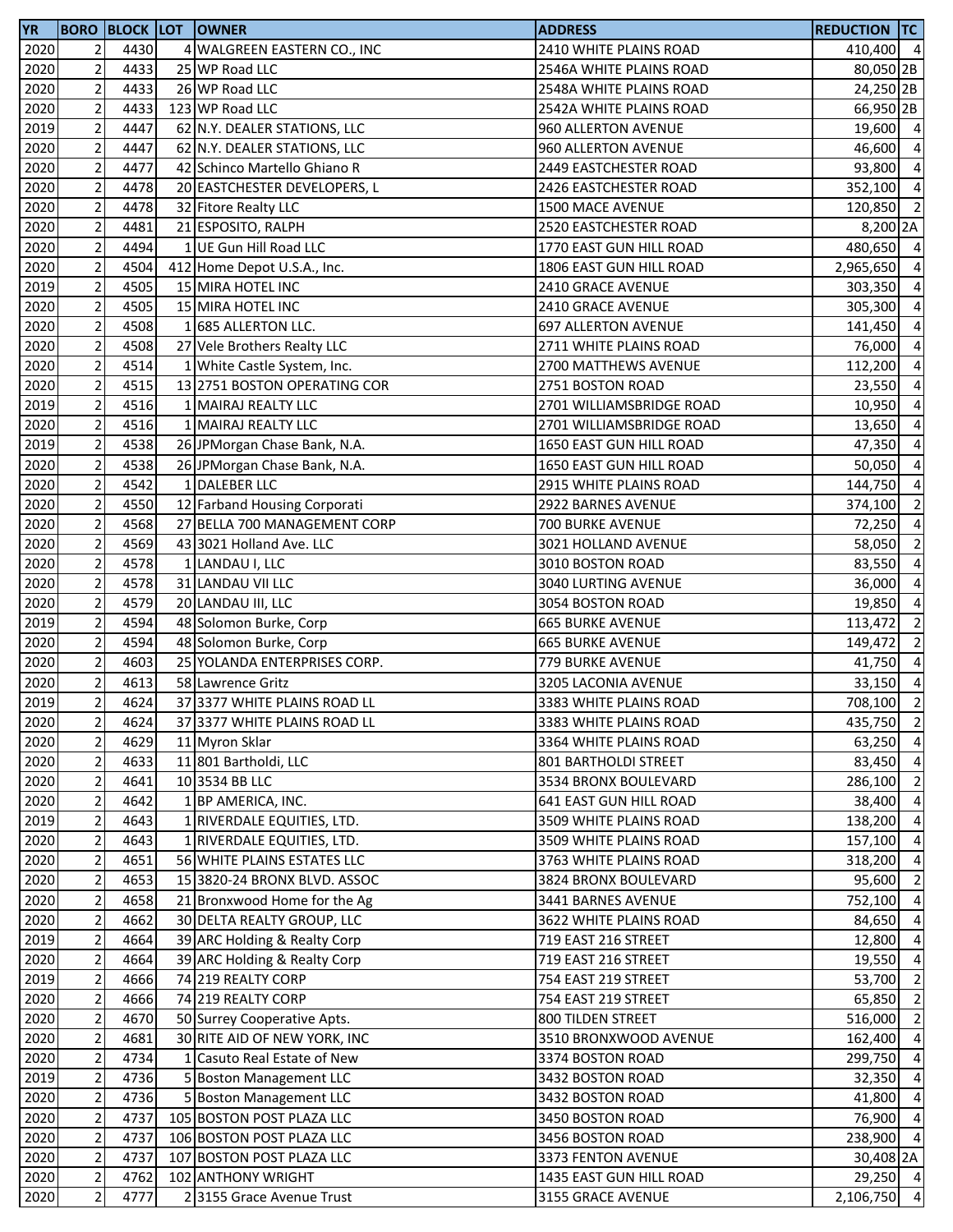| YR | BORO | BLOCK | LOT | OWNER | ADDRESS | REDUCTION | TC |
|---|---|---|---|---|---|---|---|
| 2020 | 2 | 4430 | 4 | WALGREEN EASTERN CO., INC | 2410 WHITE PLAINS ROAD | 410,400 | 4 |
| 2020 | 2 | 4433 | 25 | WP Road LLC | 2546A WHITE PLAINS ROAD | 80,050 | 2B |
| 2020 | 2 | 4433 | 26 | WP Road LLC | 2548A WHITE PLAINS ROAD | 24,250 | 2B |
| 2020 | 2 | 4433 | 123 | WP Road LLC | 2542A WHITE PLAINS ROAD | 66,950 | 2B |
| 2019 | 2 | 4447 | 62 | N.Y. DEALER STATIONS, LLC | 960 ALLERTON AVENUE | 19,600 | 4 |
| 2020 | 2 | 4447 | 62 | N.Y. DEALER STATIONS, LLC | 960 ALLERTON AVENUE | 46,600 | 4 |
| 2020 | 2 | 4477 | 42 | Schinco Martello Ghiano R | 2449 EASTCHESTER ROAD | 93,800 | 4 |
| 2020 | 2 | 4478 | 20 | EASTCHESTER DEVELOPERS, L | 2426 EASTCHESTER ROAD | 352,100 | 4 |
| 2020 | 2 | 4478 | 32 | Fitore Realty LLC | 1500 MACE AVENUE | 120,850 | 2 |
| 2020 | 2 | 4481 | 21 | ESPOSITO, RALPH | 2520 EASTCHESTER ROAD | 8,200 | 2A |
| 2020 | 2 | 4494 | 1 | UE Gun Hill Road LLC | 1770 EAST GUN HILL ROAD | 480,650 | 4 |
| 2020 | 2 | 4504 | 412 | Home Depot U.S.A., Inc. | 1806 EAST GUN HILL ROAD | 2,965,650 | 4 |
| 2019 | 2 | 4505 | 15 | MIRA HOTEL INC | 2410 GRACE AVENUE | 303,350 | 4 |
| 2020 | 2 | 4505 | 15 | MIRA HOTEL INC | 2410 GRACE AVENUE | 305,300 | 4 |
| 2020 | 2 | 4508 | 1 | 685 ALLERTON LLC. | 697 ALLERTON AVENUE | 141,450 | 4 |
| 2020 | 2 | 4508 | 27 | Vele Brothers Realty LLC | 2711 WHITE PLAINS ROAD | 76,000 | 4 |
| 2020 | 2 | 4514 | 1 | White Castle System, Inc. | 2700 MATTHEWS AVENUE | 112,200 | 4 |
| 2020 | 2 | 4515 | 13 | 2751 BOSTON OPERATING COR | 2751 BOSTON ROAD | 23,550 | 4 |
| 2019 | 2 | 4516 | 1 | MAIRAJ REALTY LLC | 2701 WILLIAMSBRIDGE ROAD | 10,950 | 4 |
| 2020 | 2 | 4516 | 1 | MAIRAJ REALTY LLC | 2701 WILLIAMSBRIDGE ROAD | 13,650 | 4 |
| 2019 | 2 | 4538 | 26 | JPMorgan Chase Bank, N.A. | 1650 EAST GUN HILL ROAD | 47,350 | 4 |
| 2020 | 2 | 4538 | 26 | JPMorgan Chase Bank, N.A. | 1650 EAST GUN HILL ROAD | 50,050 | 4 |
| 2020 | 2 | 4542 | 1 | DALEBER LLC | 2915 WHITE PLAINS ROAD | 144,750 | 4 |
| 2020 | 2 | 4550 | 12 | Farband Housing Corporati | 2922 BARNES AVENUE | 374,100 | 2 |
| 2020 | 2 | 4568 | 27 | BELLA 700 MANAGEMENT CORP | 700 BURKE AVENUE | 72,250 | 4 |
| 2020 | 2 | 4569 | 43 | 3021 Holland Ave. LLC | 3021 HOLLAND AVENUE | 58,050 | 2 |
| 2020 | 2 | 4578 | 1 | LANDAU I, LLC | 3010 BOSTON ROAD | 83,550 | 4 |
| 2020 | 2 | 4578 | 31 | LANDAU VII LLC | 3040 LURTING AVENUE | 36,000 | 4 |
| 2020 | 2 | 4579 | 20 | LANDAU III, LLC | 3054 BOSTON ROAD | 19,850 | 4 |
| 2019 | 2 | 4594 | 48 | Solomon Burke, Corp | 665 BURKE AVENUE | 113,472 | 2 |
| 2020 | 2 | 4594 | 48 | Solomon Burke, Corp | 665 BURKE AVENUE | 149,472 | 2 |
| 2020 | 2 | 4603 | 25 | YOLANDA ENTERPRISES CORP. | 779 BURKE AVENUE | 41,750 | 4 |
| 2020 | 2 | 4613 | 58 | Lawrence Gritz | 3205 LACONIA AVENUE | 33,150 | 4 |
| 2019 | 2 | 4624 | 37 | 3377 WHITE PLAINS ROAD LL | 3383 WHITE PLAINS ROAD | 708,100 | 2 |
| 2020 | 2 | 4624 | 37 | 3377 WHITE PLAINS ROAD LL | 3383 WHITE PLAINS ROAD | 435,750 | 2 |
| 2020 | 2 | 4629 | 11 | Myron Sklar | 3364 WHITE PLAINS ROAD | 63,250 | 4 |
| 2020 | 2 | 4633 | 11 | 801 Bartholdi, LLC | 801 BARTHOLDI STREET | 83,450 | 4 |
| 2020 | 2 | 4641 | 10 | 3534 BB LLC | 3534 BRONX BOULEVARD | 286,100 | 2 |
| 2020 | 2 | 4642 | 1 | BP AMERICA, INC. | 641 EAST GUN HILL ROAD | 38,400 | 4 |
| 2019 | 2 | 4643 | 1 | RIVERDALE EQUITIES, LTD. | 3509 WHITE PLAINS ROAD | 138,200 | 4 |
| 2020 | 2 | 4643 | 1 | RIVERDALE EQUITIES, LTD. | 3509 WHITE PLAINS ROAD | 157,100 | 4 |
| 2020 | 2 | 4651 | 56 | WHITE PLAINS ESTATES LLC | 3763 WHITE PLAINS ROAD | 318,200 | 4 |
| 2020 | 2 | 4653 | 15 | 3820-24 BRONX BLVD. ASSOC | 3824 BRONX BOULEVARD | 95,600 | 2 |
| 2020 | 2 | 4658 | 21 | Bronxwood Home for the Ag | 3441 BARNES AVENUE | 752,100 | 4 |
| 2020 | 2 | 4662 | 30 | DELTA REALTY GROUP, LLC | 3622 WHITE PLAINS ROAD | 84,650 | 4 |
| 2019 | 2 | 4664 | 39 | ARC Holding & Realty Corp | 719 EAST 216 STREET | 12,800 | 4 |
| 2020 | 2 | 4664 | 39 | ARC Holding & Realty Corp | 719 EAST 216 STREET | 19,550 | 4 |
| 2019 | 2 | 4666 | 74 | 219 REALTY CORP | 754 EAST 219 STREET | 53,700 | 2 |
| 2020 | 2 | 4666 | 74 | 219 REALTY CORP | 754 EAST 219 STREET | 65,850 | 2 |
| 2020 | 2 | 4670 | 50 | Surrey Cooperative Apts. | 800 TILDEN STREET | 516,000 | 2 |
| 2020 | 2 | 4681 | 30 | RITE AID OF NEW YORK, INC | 3510 BRONXWOOD AVENUE | 162,400 | 4 |
| 2020 | 2 | 4734 | 1 | Casuto Real Estate of New | 3374 BOSTON ROAD | 299,750 | 4 |
| 2019 | 2 | 4736 | 5 | Boston Management LLC | 3432 BOSTON ROAD | 32,350 | 4 |
| 2020 | 2 | 4736 | 5 | Boston Management LLC | 3432 BOSTON ROAD | 41,800 | 4 |
| 2020 | 2 | 4737 | 105 | BOSTON POST PLAZA LLC | 3450 BOSTON ROAD | 76,900 | 4 |
| 2020 | 2 | 4737 | 106 | BOSTON POST PLAZA LLC | 3456 BOSTON ROAD | 238,900 | 4 |
| 2020 | 2 | 4737 | 107 | BOSTON POST PLAZA LLC | 3373 FENTON AVENUE | 30,408 | 2A |
| 2020 | 2 | 4762 | 102 | ANTHONY WRIGHT | 1435 EAST GUN HILL ROAD | 29,250 | 4 |
| 2020 | 2 | 4777 | 2 | 3155 Grace Avenue Trust | 3155 GRACE AVENUE | 2,106,750 | 4 |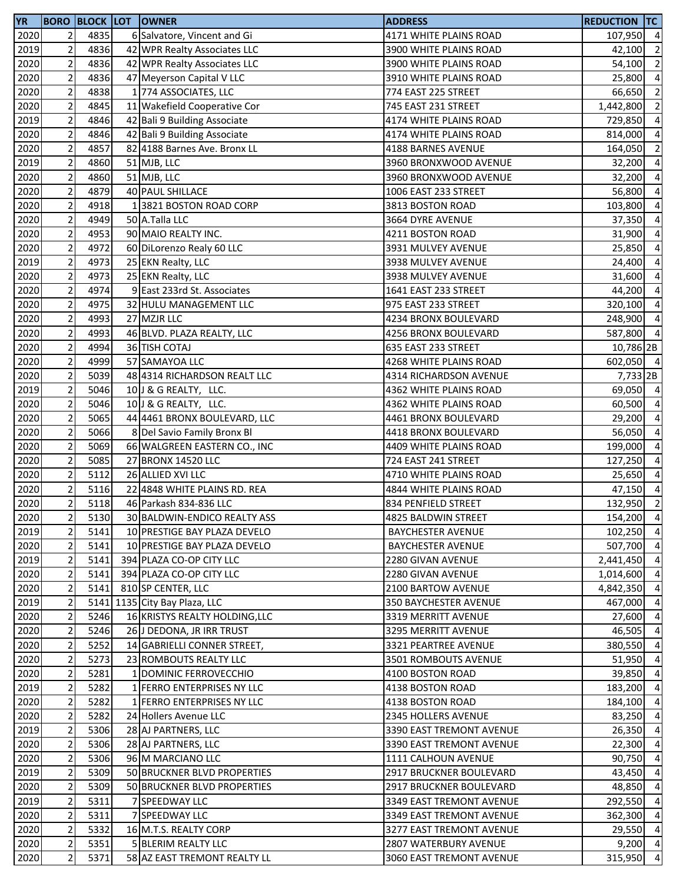| YR | BORO | BLOCK | LOT | OWNER | ADDRESS | REDUCTION | TC |
|---|---|---|---|---|---|---|---|
| 2020 | 2 | 4835 | 6 | Salvatore, Vincent and Gi | 4171 WHITE PLAINS ROAD | 107,950 | 4 |
| 2019 | 2 | 4836 | 42 | WPR Realty Associates LLC | 3900 WHITE PLAINS ROAD | 42,100 | 2 |
| 2020 | 2 | 4836 | 42 | WPR Realty Associates LLC | 3900 WHITE PLAINS ROAD | 54,100 | 2 |
| 2020 | 2 | 4836 | 47 | Meyerson Capital V LLC | 3910 WHITE PLAINS ROAD | 25,800 | 4 |
| 2020 | 2 | 4838 | 1 | 774 ASSOCIATES, LLC | 774 EAST 225 STREET | 66,650 | 2 |
| 2020 | 2 | 4845 | 11 | Wakefield Cooperative Cor | 745 EAST 231 STREET | 1,442,800 | 2 |
| 2019 | 2 | 4846 | 42 | Bali 9 Building Associate | 4174 WHITE PLAINS ROAD | 729,850 | 4 |
| 2020 | 2 | 4846 | 42 | Bali 9 Building Associate | 4174 WHITE PLAINS ROAD | 814,000 | 4 |
| 2020 | 2 | 4857 | 82 | 4188 Barnes Ave. Bronx LL | 4188 BARNES AVENUE | 164,050 | 2 |
| 2019 | 2 | 4860 | 51 | MJB, LLC | 3960 BRONXWOOD AVENUE | 32,200 | 4 |
| 2020 | 2 | 4860 | 51 | MJB, LLC | 3960 BRONXWOOD AVENUE | 32,200 | 4 |
| 2020 | 2 | 4879 | 40 | PAUL SHILLACE | 1006 EAST 233 STREET | 56,800 | 4 |
| 2020 | 2 | 4918 | 1 | 3821 BOSTON ROAD CORP | 3813 BOSTON ROAD | 103,800 | 4 |
| 2020 | 2 | 4949 | 50 | A.Talla LLC | 3664 DYRE AVENUE | 37,350 | 4 |
| 2020 | 2 | 4953 | 90 | MAIO REALTY INC. | 4211 BOSTON ROAD | 31,900 | 4 |
| 2020 | 2 | 4972 | 60 | DiLorenzo Realy 60 LLC | 3931 MULVEY AVENUE | 25,850 | 4 |
| 2019 | 2 | 4973 | 25 | EKN Realty, LLC | 3938 MULVEY AVENUE | 24,400 | 4 |
| 2020 | 2 | 4973 | 25 | EKN Realty, LLC | 3938 MULVEY AVENUE | 31,600 | 4 |
| 2020 | 2 | 4974 | 9 | East 233rd St. Associates | 1641 EAST 233 STREET | 44,200 | 4 |
| 2020 | 2 | 4975 | 32 | HULU MANAGEMENT LLC | 975 EAST 233 STREET | 320,100 | 4 |
| 2020 | 2 | 4993 | 27 | MZJR LLC | 4234 BRONX BOULEVARD | 248,900 | 4 |
| 2020 | 2 | 4993 | 46 | BLVD. PLAZA REALTY, LLC | 4256 BRONX BOULEVARD | 587,800 | 4 |
| 2020 | 2 | 4994 | 36 | TISH COTAJ | 635 EAST 233 STREET | 10,786 | 2B |
| 2020 | 2 | 4999 | 57 | SAMAYOA LLC | 4268 WHITE PLAINS ROAD | 602,050 | 4 |
| 2020 | 2 | 5039 | 48 | 4314 RICHARDSON REALT LLC | 4314 RICHARDSON AVENUE | 7,733 | 2B |
| 2019 | 2 | 5046 | 10 | J & G REALTY,   LLC. | 4362 WHITE PLAINS ROAD | 69,050 | 4 |
| 2020 | 2 | 5046 | 10 | J & G REALTY,   LLC. | 4362 WHITE PLAINS ROAD | 60,500 | 4 |
| 2020 | 2 | 5065 | 44 | 4461 BRONX BOULEVARD, LLC | 4461 BRONX BOULEVARD | 29,200 | 4 |
| 2020 | 2 | 5066 | 8 | Del Savio Family Bronx Bl | 4418 BRONX BOULEVARD | 56,050 | 4 |
| 2020 | 2 | 5069 | 66 | WALGREEN EASTERN CO., INC | 4409 WHITE PLAINS ROAD | 199,000 | 4 |
| 2020 | 2 | 5085 | 27 | BRONX 14520 LLC | 724 EAST 241 STREET | 127,250 | 4 |
| 2020 | 2 | 5112 | 26 | ALLIED XVI LLC | 4710 WHITE PLAINS ROAD | 25,650 | 4 |
| 2020 | 2 | 5116 | 22 | 4848 WHITE PLAINS RD. REA | 4844 WHITE PLAINS ROAD | 47,150 | 4 |
| 2020 | 2 | 5118 | 46 | Parkash 834-836 LLC | 834 PENFIELD STREET | 132,950 | 2 |
| 2020 | 2 | 5130 | 30 | BALDWIN-ENDICO REALTY ASS | 4825 BALDWIN STREET | 154,200 | 4 |
| 2019 | 2 | 5141 | 10 | PRESTIGE BAY PLAZA DEVELO | BAYCHESTER AVENUE | 102,250 | 4 |
| 2020 | 2 | 5141 | 10 | PRESTIGE BAY PLAZA DEVELO | BAYCHESTER AVENUE | 507,700 | 4 |
| 2019 | 2 | 5141 | 394 | PLAZA CO-OP CITY LLC | 2280 GIVAN AVENUE | 2,441,450 | 4 |
| 2020 | 2 | 5141 | 394 | PLAZA CO-OP CITY LLC | 2280 GIVAN AVENUE | 1,014,600 | 4 |
| 2020 | 2 | 5141 | 810 | SP CENTER, LLC | 2100 BARTOW AVENUE | 4,842,350 | 4 |
| 2019 | 2 | 5141 | 1135 | City Bay Plaza, LLC | 350 BAYCHESTER AVENUE | 467,000 | 4 |
| 2020 | 2 | 5246 | 16 | KRISTYS REALTY HOLDING,LLC | 3319 MERRITT AVENUE | 27,600 | 4 |
| 2020 | 2 | 5246 | 26 | J DEDONA, JR IRR TRUST | 3295 MERRITT AVENUE | 46,505 | 4 |
| 2020 | 2 | 5252 | 14 | GABRIELLI CONNER STREET, | 3321 PEARTREE AVENUE | 380,550 | 4 |
| 2020 | 2 | 5273 | 23 | ROMBOUTS REALTY LLC | 3501 ROMBOUTS AVENUE | 51,950 | 4 |
| 2020 | 2 | 5281 | 1 | DOMINIC FERROVECCHIO | 4100 BOSTON ROAD | 39,850 | 4 |
| 2019 | 2 | 5282 | 1 | FERRO ENTERPRISES NY LLC | 4138 BOSTON ROAD | 183,200 | 4 |
| 2020 | 2 | 5282 | 1 | FERRO ENTERPRISES NY LLC | 4138 BOSTON ROAD | 184,100 | 4 |
| 2020 | 2 | 5282 | 24 | Hollers Avenue LLC | 2345 HOLLERS AVENUE | 83,250 | 4 |
| 2019 | 2 | 5306 | 28 | AJ PARTNERS, LLC | 3390 EAST TREMONT AVENUE | 26,350 | 4 |
| 2020 | 2 | 5306 | 28 | AJ PARTNERS, LLC | 3390 EAST TREMONT AVENUE | 22,300 | 4 |
| 2020 | 2 | 5306 | 96 | M MARCIANO LLC | 1111 CALHOUN AVENUE | 90,750 | 4 |
| 2019 | 2 | 5309 | 50 | BRUCKNER BLVD PROPERTIES | 2917 BRUCKNER BOULEVARD | 43,450 | 4 |
| 2020 | 2 | 5309 | 50 | BRUCKNER BLVD PROPERTIES | 2917 BRUCKNER BOULEVARD | 48,850 | 4 |
| 2019 | 2 | 5311 | 7 | SPEEDWAY LLC | 3349 EAST TREMONT AVENUE | 292,550 | 4 |
| 2020 | 2 | 5311 | 7 | SPEEDWAY LLC | 3349 EAST TREMONT AVENUE | 362,300 | 4 |
| 2020 | 2 | 5332 | 16 | M.T.S. REALTY CORP | 3277 EAST TREMONT AVENUE | 29,550 | 4 |
| 2020 | 2 | 5351 | 5 | BLERIM REALTY LLC | 2807 WATERBURY AVENUE | 9,200 | 4 |
| 2020 | 2 | 5371 | 58 | AZ EAST TREMONT REALTY LL | 3060 EAST TREMONT AVENUE | 315,950 | 4 |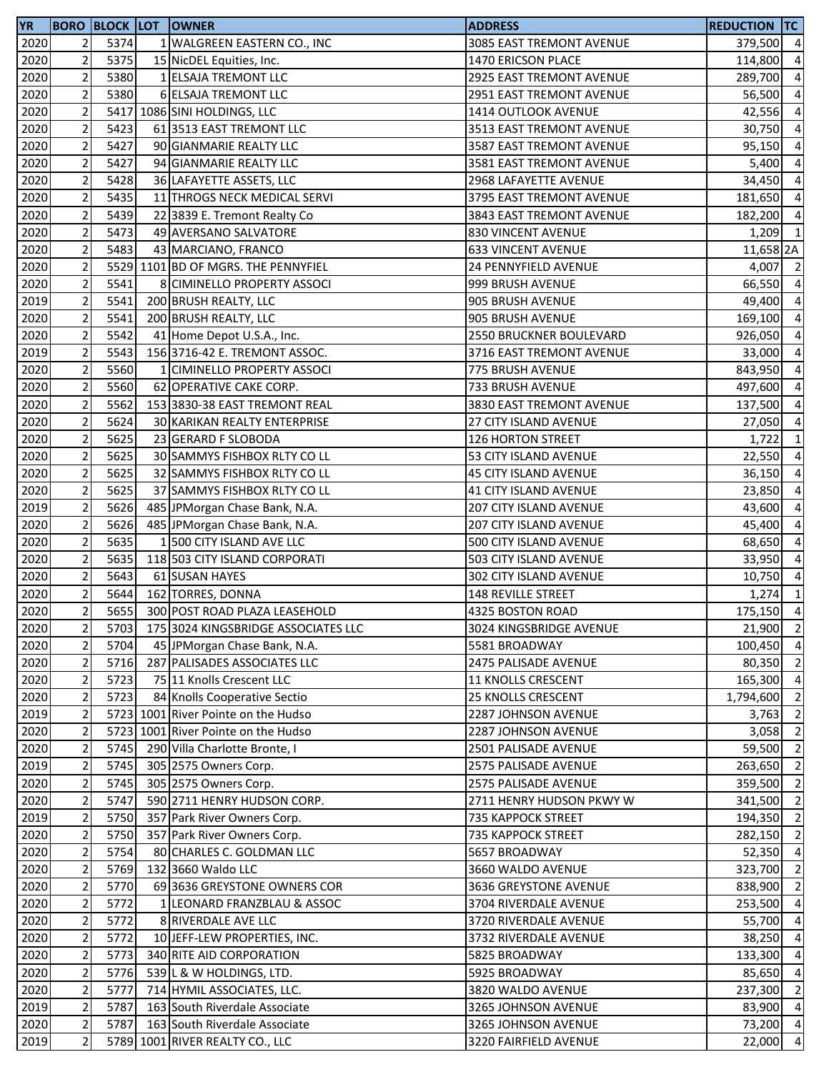| YR | BORO | BLOCK | LOT | OWNER | ADDRESS | REDUCTION | TC |
|---|---|---|---|---|---|---|---|
| 2020 | 2 | 5374 | 1 | WALGREEN EASTERN CO., INC | 3085 EAST TREMONT AVENUE | 379,500 | 4 |
| 2020 | 2 | 5375 | 15 | NicDEL Equities, Inc. | 1470 ERICSON PLACE | 114,800 | 4 |
| 2020 | 2 | 5380 | 1 | ELSAJA TREMONT LLC | 2925 EAST TREMONT AVENUE | 289,700 | 4 |
| 2020 | 2 | 5380 | 6 | ELSAJA TREMONT LLC | 2951 EAST TREMONT AVENUE | 56,500 | 4 |
| 2020 | 2 | 5417 | 1086 | SINI HOLDINGS, LLC | 1414 OUTLOOK AVENUE | 42,556 | 4 |
| 2020 | 2 | 5423 | 61 | 3513 EAST TREMONT LLC | 3513 EAST TREMONT AVENUE | 30,750 | 4 |
| 2020 | 2 | 5427 | 90 | GIANMARIE REALTY LLC | 3587 EAST TREMONT AVENUE | 95,150 | 4 |
| 2020 | 2 | 5427 | 94 | GIANMARIE REALTY LLC | 3581 EAST TREMONT AVENUE | 5,400 | 4 |
| 2020 | 2 | 5428 | 36 | LAFAYETTE ASSETS, LLC | 2968 LAFAYETTE AVENUE | 34,450 | 4 |
| 2020 | 2 | 5435 | 11 | THROGS NECK MEDICAL SERVI | 3795 EAST TREMONT AVENUE | 181,650 | 4 |
| 2020 | 2 | 5439 | 22 | 3839 E. Tremont Realty Co | 3843 EAST TREMONT AVENUE | 182,200 | 4 |
| 2020 | 2 | 5473 | 49 | AVERSANO SALVATORE | 830 VINCENT AVENUE | 1,209 | 1 |
| 2020 | 2 | 5483 | 43 | MARCIANO, FRANCO | 633 VINCENT AVENUE | 11,658 | 2A |
| 2020 | 2 | 5529 | 1101 | BD OF MGRS. THE PENNYFIEL | 24 PENNYFIELD AVENUE | 4,007 | 2 |
| 2020 | 2 | 5541 | 8 | CIMINELLO PROPERTY ASSOCI | 999 BRUSH AVENUE | 66,550 | 4 |
| 2019 | 2 | 5541 | 200 | BRUSH REALTY, LLC | 905 BRUSH AVENUE | 49,400 | 4 |
| 2020 | 2 | 5541 | 200 | BRUSH REALTY, LLC | 905 BRUSH AVENUE | 169,100 | 4 |
| 2020 | 2 | 5542 | 41 | Home Depot U.S.A., Inc. | 2550 BRUCKNER BOULEVARD | 926,050 | 4 |
| 2019 | 2 | 5543 | 156 | 3716-42 E. TREMONT ASSOC. | 3716 EAST TREMONT AVENUE | 33,000 | 4 |
| 2020 | 2 | 5560 | 1 | CIMINELLO PROPERTY ASSOCI | 775 BRUSH AVENUE | 843,950 | 4 |
| 2020 | 2 | 5560 | 62 | OPERATIVE CAKE CORP. | 733 BRUSH AVENUE | 497,600 | 4 |
| 2020 | 2 | 5562 | 153 | 3830-38 EAST TREMONT REAL | 3830 EAST TREMONT AVENUE | 137,500 | 4 |
| 2020 | 2 | 5624 | 30 | KARIKAN REALTY ENTERPRISE | 27 CITY ISLAND AVENUE | 27,050 | 4 |
| 2020 | 2 | 5625 | 23 | GERARD F SLOBODA | 126 HORTON STREET | 1,722 | 1 |
| 2020 | 2 | 5625 | 30 | SAMMYS FISHBOX RLTY CO LL | 53 CITY ISLAND AVENUE | 22,550 | 4 |
| 2020 | 2 | 5625 | 32 | SAMMYS FISHBOX RLTY CO LL | 45 CITY ISLAND AVENUE | 36,150 | 4 |
| 2020 | 2 | 5625 | 37 | SAMMYS FISHBOX RLTY CO LL | 41 CITY ISLAND AVENUE | 23,850 | 4 |
| 2019 | 2 | 5626 | 485 | JPMorgan Chase Bank, N.A. | 207 CITY ISLAND AVENUE | 43,600 | 4 |
| 2020 | 2 | 5626 | 485 | JPMorgan Chase Bank, N.A. | 207 CITY ISLAND AVENUE | 45,400 | 4 |
| 2020 | 2 | 5635 | 1 | 500 CITY ISLAND AVE LLC | 500 CITY ISLAND AVENUE | 68,650 | 4 |
| 2020 | 2 | 5635 | 118 | 503 CITY ISLAND CORPORATI | 503 CITY ISLAND AVENUE | 33,950 | 4 |
| 2020 | 2 | 5643 | 61 | SUSAN HAYES | 302 CITY ISLAND AVENUE | 10,750 | 4 |
| 2020 | 2 | 5644 | 162 | TORRES, DONNA | 148 REVILLE STREET | 1,274 | 1 |
| 2020 | 2 | 5655 | 300 | POST ROAD PLAZA LEASEHOLD | 4325 BOSTON ROAD | 175,150 | 4 |
| 2020 | 2 | 5703 | 175 | 3024 KINGSBRIDGE ASSOCIATES LLC | 3024 KINGSBRIDGE AVENUE | 21,900 | 2 |
| 2020 | 2 | 5704 | 45 | JPMorgan Chase Bank, N.A. | 5581 BROADWAY | 100,450 | 4 |
| 2020 | 2 | 5716 | 287 | PALISADES ASSOCIATES LLC | 2475 PALISADE AVENUE | 80,350 | 2 |
| 2020 | 2 | 5723 | 75 | 11 Knolls Crescent LLC | 11 KNOLLS CRESCENT | 165,300 | 4 |
| 2020 | 2 | 5723 | 84 | Knolls Cooperative Sectio | 25 KNOLLS CRESCENT | 1,794,600 | 2 |
| 2019 | 2 | 5723 | 1001 | River Pointe on the Hudso | 2287 JOHNSON AVENUE | 3,763 | 2 |
| 2020 | 2 | 5723 | 1001 | River Pointe on the Hudso | 2287 JOHNSON AVENUE | 3,058 | 2 |
| 2020 | 2 | 5745 | 290 | Villa Charlotte Bronte, I | 2501 PALISADE AVENUE | 59,500 | 2 |
| 2019 | 2 | 5745 | 305 | 2575 Owners Corp. | 2575 PALISADE AVENUE | 263,650 | 2 |
| 2020 | 2 | 5745 | 305 | 2575 Owners Corp. | 2575 PALISADE AVENUE | 359,500 | 2 |
| 2020 | 2 | 5747 | 590 | 2711 HENRY HUDSON CORP. | 2711 HENRY HUDSON PKWY W | 341,500 | 2 |
| 2019 | 2 | 5750 | 357 | Park River Owners Corp. | 735 KAPPOCK STREET | 194,350 | 2 |
| 2020 | 2 | 5750 | 357 | Park River Owners Corp. | 735 KAPPOCK STREET | 282,150 | 2 |
| 2020 | 2 | 5754 | 80 | CHARLES C. GOLDMAN LLC | 5657 BROADWAY | 52,350 | 4 |
| 2020 | 2 | 5769 | 132 | 3660 Waldo LLC | 3660 WALDO AVENUE | 323,700 | 2 |
| 2020 | 2 | 5770 | 69 | 3636 GREYSTONE OWNERS COR | 3636 GREYSTONE AVENUE | 838,900 | 2 |
| 2020 | 2 | 5772 | 1 | LEONARD FRANZBLAU & ASSOC | 3704 RIVERDALE AVENUE | 253,500 | 4 |
| 2020 | 2 | 5772 | 8 | RIVERDALE AVE LLC | 3720 RIVERDALE AVENUE | 55,700 | 4 |
| 2020 | 2 | 5772 | 10 | JEFF-LEW PROPERTIES, INC. | 3732 RIVERDALE AVENUE | 38,250 | 4 |
| 2020 | 2 | 5773 | 340 | RITE AID CORPORATION | 5825 BROADWAY | 133,300 | 4 |
| 2020 | 2 | 5776 | 539 | L & W HOLDINGS, LTD. | 5925 BROADWAY | 85,650 | 4 |
| 2020 | 2 | 5777 | 714 | HYMIL ASSOCIATES, LLC. | 3820 WALDO AVENUE | 237,300 | 2 |
| 2019 | 2 | 5787 | 163 | South Riverdale Associate | 3265 JOHNSON AVENUE | 83,900 | 4 |
| 2020 | 2 | 5787 | 163 | South Riverdale Associate | 3265 JOHNSON AVENUE | 73,200 | 4 |
| 2019 | 2 | 5789 | 1001 | RIVER REALTY CO., LLC | 3220 FAIRFIELD AVENUE | 22,000 | 4 |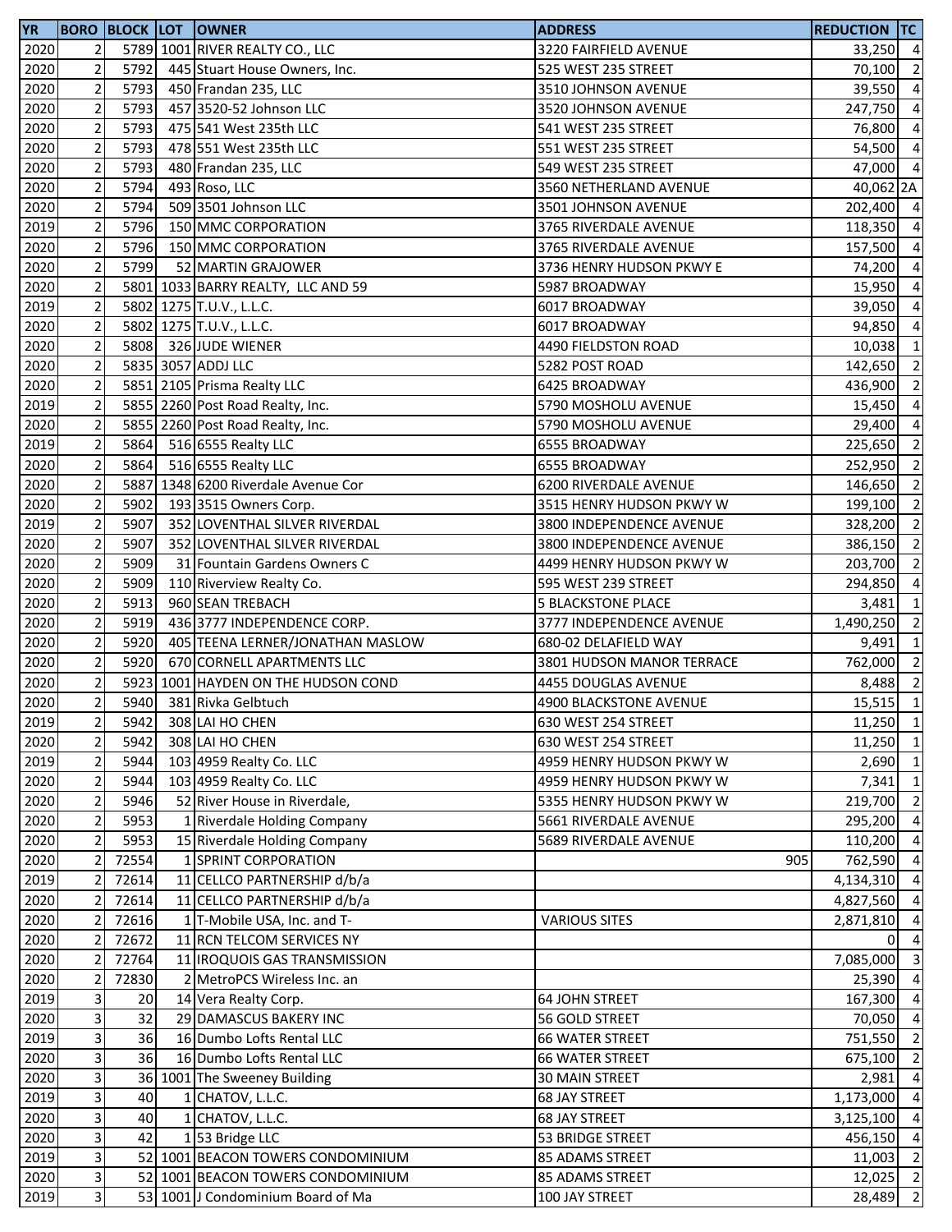| YR | BORO | BLOCK | LOT | OWNER | ADDRESS | REDUCTION | TC |
|---|---|---|---|---|---|---|---|
| 2020 | 2 | 5789 | 1001 | RIVER REALTY CO., LLC | 3220 FAIRFIELD AVENUE | 33,250 | 4 |
| 2020 | 2 | 5792 | 445 | Stuart House Owners, Inc. | 525 WEST 235 STREET | 70,100 | 2 |
| 2020 | 2 | 5793 | 450 | Frandan 235, LLC | 3510 JOHNSON AVENUE | 39,550 | 4 |
| 2020 | 2 | 5793 | 457 | 3520-52 Johnson LLC | 3520 JOHNSON AVENUE | 247,750 | 4 |
| 2020 | 2 | 5793 | 475 | 541 West 235th LLC | 541 WEST 235 STREET | 76,800 | 4 |
| 2020 | 2 | 5793 | 478 | 551 West 235th LLC | 551 WEST 235 STREET | 54,500 | 4 |
| 2020 | 2 | 5793 | 480 | Frandan 235, LLC | 549 WEST 235 STREET | 47,000 | 4 |
| 2020 | 2 | 5794 | 493 | Roso, LLC | 3560 NETHERLAND AVENUE | 40,062 | 2A |
| 2020 | 2 | 5794 | 509 | 3501 Johnson LLC | 3501 JOHNSON AVENUE | 202,400 | 4 |
| 2019 | 2 | 5796 | 150 | MMC CORPORATION | 3765 RIVERDALE AVENUE | 118,350 | 4 |
| 2020 | 2 | 5796 | 150 | MMC CORPORATION | 3765 RIVERDALE AVENUE | 157,500 | 4 |
| 2020 | 2 | 5799 | 52 | MARTIN GRAJOWER | 3736 HENRY HUDSON PKWY E | 74,200 | 4 |
| 2020 | 2 | 5801 | 1033 | BARRY REALTY, LLC AND 59 | 5987 BROADWAY | 15,950 | 4 |
| 2019 | 2 | 5802 | 1275 | T.U.V., L.L.C. | 6017 BROADWAY | 39,050 | 4 |
| 2020 | 2 | 5802 | 1275 | T.U.V., L.L.C. | 6017 BROADWAY | 94,850 | 4 |
| 2020 | 2 | 5808 | 326 | JUDE WIENER | 4490 FIELDSTON ROAD | 10,038 | 1 |
| 2020 | 2 | 5835 | 3057 | ADDJ LLC | 5282 POST ROAD | 142,650 | 2 |
| 2020 | 2 | 5851 | 2105 | Prisma Realty LLC | 6425 BROADWAY | 436,900 | 2 |
| 2019 | 2 | 5855 | 2260 | Post Road Realty, Inc. | 5790 MOSHOLU AVENUE | 15,450 | 4 |
| 2020 | 2 | 5855 | 2260 | Post Road Realty, Inc. | 5790 MOSHOLU AVENUE | 29,400 | 4 |
| 2019 | 2 | 5864 | 516 | 6555 Realty LLC | 6555 BROADWAY | 225,650 | 2 |
| 2020 | 2 | 5864 | 516 | 6555 Realty LLC | 6555 BROADWAY | 252,950 | 2 |
| 2020 | 2 | 5887 | 1348 | 6200 Riverdale Avenue Cor | 6200 RIVERDALE AVENUE | 146,650 | 2 |
| 2020 | 2 | 5902 | 193 | 3515 Owners Corp. | 3515 HENRY HUDSON PKWY W | 199,100 | 2 |
| 2019 | 2 | 5907 | 352 | LOVENTHAL SILVER RIVERDAL | 3800 INDEPENDENCE AVENUE | 328,200 | 2 |
| 2020 | 2 | 5907 | 352 | LOVENTHAL SILVER RIVERDAL | 3800 INDEPENDENCE AVENUE | 386,150 | 2 |
| 2020 | 2 | 5909 | 31 | Fountain Gardens Owners C | 4499 HENRY HUDSON PKWY W | 203,700 | 2 |
| 2020 | 2 | 5909 | 110 | Riverview Realty Co. | 595 WEST 239 STREET | 294,850 | 4 |
| 2020 | 2 | 5913 | 960 | SEAN TREBACH | 5 BLACKSTONE PLACE | 3,481 | 1 |
| 2020 | 2 | 5919 | 436 | 3777 INDEPENDENCE CORP. | 3777 INDEPENDENCE AVENUE | 1,490,250 | 2 |
| 2020 | 2 | 5920 | 405 | TEENA LERNER/JONATHAN MASLOW | 680-02 DELAFIELD WAY | 9,491 | 1 |
| 2020 | 2 | 5920 | 670 | CORNELL APARTMENTS LLC | 3801 HUDSON MANOR TERRACE | 762,000 | 2 |
| 2020 | 2 | 5923 | 1001 | HAYDEN ON THE HUDSON COND | 4455 DOUGLAS AVENUE | 8,488 | 2 |
| 2020 | 2 | 5940 | 381 | Rivka Gelbtuch | 4900 BLACKSTONE AVENUE | 15,515 | 1 |
| 2019 | 2 | 5942 | 308 | LAI HO CHEN | 630 WEST 254 STREET | 11,250 | 1 |
| 2020 | 2 | 5942 | 308 | LAI HO CHEN | 630 WEST 254 STREET | 11,250 | 1 |
| 2019 | 2 | 5944 | 103 | 4959 Realty Co. LLC | 4959 HENRY HUDSON PKWY W | 2,690 | 1 |
| 2020 | 2 | 5944 | 103 | 4959 Realty Co. LLC | 4959 HENRY HUDSON PKWY W | 7,341 | 1 |
| 2020 | 2 | 5946 | 52 | River House in Riverdale, | 5355 HENRY HUDSON PKWY W | 219,700 | 2 |
| 2020 | 2 | 5953 | 1 | Riverdale Holding Company | 5661 RIVERDALE AVENUE | 295,200 | 4 |
| 2020 | 2 | 5953 | 15 | Riverdale Holding Company | 5689 RIVERDALE AVENUE | 110,200 | 4 |
| 2020 | 2 | 72554 | 1 | SPRINT CORPORATION | 905 | 762,590 | 4 |
| 2019 | 2 | 72614 | 11 | CELLCO PARTNERSHIP d/b/a | | 4,134,310 | 4 |
| 2020 | 2 | 72614 | 11 | CELLCO PARTNERSHIP d/b/a | | 4,827,560 | 4 |
| 2020 | 2 | 72616 | 1 | T-Mobile USA, Inc. and T- | VARIOUS SITES | 2,871,810 | 4 |
| 2020 | 2 | 72672 | 11 | RCN TELCOM SERVICES NY | | 0 | 4 |
| 2020 | 2 | 72764 | 11 | IROQUOIS GAS TRANSMISSION | | 7,085,000 | 3 |
| 2020 | 2 | 72830 | 2 | MetroPCS Wireless Inc. an | | 25,390 | 4 |
| 2019 | 3 | 20 | 14 | Vera Realty Corp. | 64 JOHN STREET | 167,300 | 4 |
| 2020 | 3 | 32 | 29 | DAMASCUS BAKERY INC | 56 GOLD STREET | 70,050 | 4 |
| 2019 | 3 | 36 | 16 | Dumbo Lofts Rental LLC | 66 WATER STREET | 751,550 | 2 |
| 2020 | 3 | 36 | 16 | Dumbo Lofts Rental LLC | 66 WATER STREET | 675,100 | 2 |
| 2020 | 3 | 36 | 1001 | The Sweeney Building | 30 MAIN STREET | 2,981 | 4 |
| 2019 | 3 | 40 | 1 | CHATOV, L.L.C. | 68 JAY STREET | 1,173,000 | 4 |
| 2020 | 3 | 40 | 1 | CHATOV, L.L.C. | 68 JAY STREET | 3,125,100 | 4 |
| 2020 | 3 | 42 | 1 | 53 Bridge LLC | 53 BRIDGE STREET | 456,150 | 4 |
| 2019 | 3 | 52 | 1001 | BEACON TOWERS CONDOMINIUM | 85 ADAMS STREET | 11,003 | 2 |
| 2020 | 3 | 52 | 1001 | BEACON TOWERS CONDOMINIUM | 85 ADAMS STREET | 12,025 | 2 |
| 2019 | 3 | 53 | 1001 | J Condominium Board of Ma | 100 JAY STREET | 28,489 | 2 |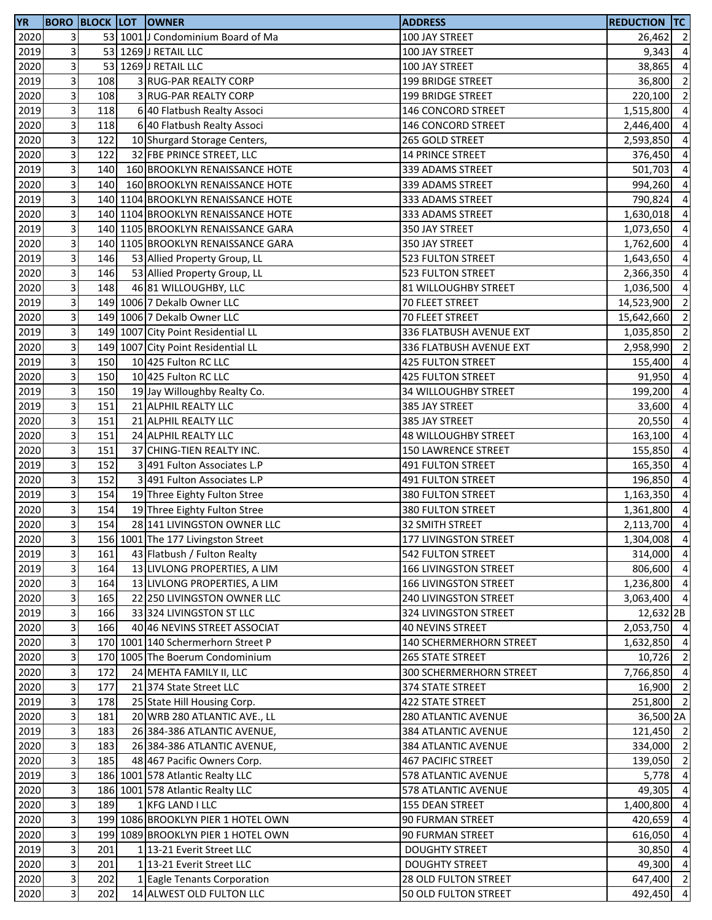| YR | BORO | BLOCK | LOT | OWNER | ADDRESS | REDUCTION | TC |
|---|---|---|---|---|---|---|---|
| 2020 | 3 | 53 | 1001 | J Condominium Board of Ma | 100 JAY STREET | 26,462 | 2 |
| 2019 | 3 | 53 | 1269 | J RETAIL LLC | 100 JAY STREET | 9,343 | 4 |
| 2020 | 3 | 53 | 1269 | J RETAIL LLC | 100 JAY STREET | 38,865 | 4 |
| 2019 | 3 | 108 | 3 | RUG-PAR REALTY CORP | 199 BRIDGE STREET | 36,800 | 2 |
| 2020 | 3 | 108 | 3 | RUG-PAR REALTY CORP | 199 BRIDGE STREET | 220,100 | 2 |
| 2019 | 3 | 118 | 6 | 40 Flatbush Realty Associ | 146 CONCORD STREET | 1,515,800 | 4 |
| 2020 | 3 | 118 | 6 | 40 Flatbush Realty Associ | 146 CONCORD STREET | 2,446,400 | 4 |
| 2020 | 3 | 122 | 10 | Shurgard Storage Centers, | 265 GOLD STREET | 2,593,850 | 4 |
| 2020 | 3 | 122 | 32 | FBE PRINCE STREET, LLC | 14 PRINCE STREET | 376,450 | 4 |
| 2019 | 3 | 140 | 160 | BROOKLYN RENAISSANCE HOTE | 339 ADAMS STREET | 501,703 | 4 |
| 2020 | 3 | 140 | 160 | BROOKLYN RENAISSANCE HOTE | 339 ADAMS STREET | 994,260 | 4 |
| 2019 | 3 | 140 | 1104 | BROOKLYN RENAISSANCE HOTE | 333 ADAMS STREET | 790,824 | 4 |
| 2020 | 3 | 140 | 1104 | BROOKLYN RENAISSANCE HOTE | 333 ADAMS STREET | 1,630,018 | 4 |
| 2019 | 3 | 140 | 1105 | BROOKLYN RENAISSANCE GARA | 350 JAY STREET | 1,073,650 | 4 |
| 2020 | 3 | 140 | 1105 | BROOKLYN RENAISSANCE GARA | 350 JAY STREET | 1,762,600 | 4 |
| 2019 | 3 | 146 | 53 | Allied Property Group, LL | 523 FULTON STREET | 1,643,650 | 4 |
| 2020 | 3 | 146 | 53 | Allied Property Group, LL | 523 FULTON STREET | 2,366,350 | 4 |
| 2020 | 3 | 148 | 46 | 81 WILLOUGHBY, LLC | 81 WILLOUGHBY STREET | 1,036,500 | 4 |
| 2019 | 3 | 149 | 1006 | 7 Dekalb Owner LLC | 70 FLEET STREET | 14,523,900 | 2 |
| 2020 | 3 | 149 | 1006 | 7 Dekalb Owner LLC | 70 FLEET STREET | 15,642,660 | 2 |
| 2019 | 3 | 149 | 1007 | City Point Residential LL | 336 FLATBUSH AVENUE EXT | 1,035,850 | 2 |
| 2020 | 3 | 149 | 1007 | City Point Residential LL | 336 FLATBUSH AVENUE EXT | 2,958,990 | 2 |
| 2019 | 3 | 150 | 10 | 425 Fulton RC LLC | 425 FULTON STREET | 155,400 | 4 |
| 2020 | 3 | 150 | 10 | 425 Fulton RC LLC | 425 FULTON STREET | 91,950 | 4 |
| 2019 | 3 | 150 | 19 | Jay Willoughby Realty Co. | 34 WILLOUGHBY STREET | 199,200 | 4 |
| 2019 | 3 | 151 | 21 | ALPHIL REALTY LLC | 385 JAY STREET | 33,600 | 4 |
| 2020 | 3 | 151 | 21 | ALPHIL REALTY LLC | 385 JAY STREET | 20,550 | 4 |
| 2020 | 3 | 151 | 24 | ALPHIL REALTY LLC | 48 WILLOUGHBY STREET | 163,100 | 4 |
| 2020 | 3 | 151 | 37 | CHING-TIEN REALTY INC. | 150 LAWRENCE STREET | 155,850 | 4 |
| 2019 | 3 | 152 | 3 | 491 Fulton Associates L.P | 491 FULTON STREET | 165,350 | 4 |
| 2020 | 3 | 152 | 3 | 491 Fulton Associates L.P | 491 FULTON STREET | 196,850 | 4 |
| 2019 | 3 | 154 | 19 | Three Eighty Fulton Stree | 380 FULTON STREET | 1,163,350 | 4 |
| 2020 | 3 | 154 | 19 | Three Eighty Fulton Stree | 380 FULTON STREET | 1,361,800 | 4 |
| 2020 | 3 | 154 | 28 | 141 LIVINGSTON OWNER LLC | 32 SMITH STREET | 2,113,700 | 4 |
| 2020 | 3 | 156 | 1001 | The 177 Livingston Street | 177 LIVINGSTON STREET | 1,304,008 | 4 |
| 2019 | 3 | 161 | 43 | Flatbush / Fulton Realty | 542 FULTON STREET | 314,000 | 4 |
| 2019 | 3 | 164 | 13 | LIVLONG PROPERTIES, A LIM | 166 LIVINGSTON STREET | 806,600 | 4 |
| 2020 | 3 | 164 | 13 | LIVLONG PROPERTIES, A LIM | 166 LIVINGSTON STREET | 1,236,800 | 4 |
| 2020 | 3 | 165 | 22 | 250 LIVINGSTON OWNER LLC | 240 LIVINGSTON STREET | 3,063,400 | 4 |
| 2019 | 3 | 166 | 33 | 324 LIVINGSTON ST LLC | 324 LIVINGSTON STREET | 12,632 | 2B |
| 2020 | 3 | 166 | 40 | 46 NEVINS STREET ASSOCIAT | 40 NEVINS STREET | 2,053,750 | 4 |
| 2020 | 3 | 170 | 1001 | 140 Schermerhorn Street P | 140 SCHERMERHORN STREET | 1,632,850 | 4 |
| 2020 | 3 | 170 | 1005 | The Boerum Condominium | 265 STATE STREET | 10,726 | 2 |
| 2020 | 3 | 172 | 24 | MEHTA FAMILY II, LLC | 300 SCHERMERHORN STREET | 7,766,850 | 4 |
| 2020 | 3 | 177 | 21 | 374 State Street LLC | 374 STATE STREET | 16,900 | 2 |
| 2019 | 3 | 178 | 25 | State Hill Housing Corp. | 422 STATE STREET | 251,800 | 2 |
| 2020 | 3 | 181 | 20 | WRB 280 ATLANTIC AVE., LL | 280 ATLANTIC AVENUE | 36,500 | 2A |
| 2019 | 3 | 183 | 26 | 384-386 ATLANTIC AVENUE, | 384 ATLANTIC AVENUE | 121,450 | 2 |
| 2020 | 3 | 183 | 26 | 384-386 ATLANTIC AVENUE, | 384 ATLANTIC AVENUE | 334,000 | 2 |
| 2020 | 3 | 185 | 48 | 467 Pacific Owners Corp. | 467 PACIFIC STREET | 139,050 | 2 |
| 2019 | 3 | 186 | 1001 | 578 Atlantic Realty LLC | 578 ATLANTIC AVENUE | 5,778 | 4 |
| 2020 | 3 | 186 | 1001 | 578 Atlantic Realty LLC | 578 ATLANTIC AVENUE | 49,305 | 4 |
| 2020 | 3 | 189 | 1 | KFG LAND I LLC | 155 DEAN STREET | 1,400,800 | 4 |
| 2020 | 3 | 199 | 1086 | BROOKLYN PIER 1 HOTEL OWN | 90 FURMAN STREET | 420,659 | 4 |
| 2020 | 3 | 199 | 1089 | BROOKLYN PIER 1 HOTEL OWN | 90 FURMAN STREET | 616,050 | 4 |
| 2019 | 3 | 201 | 1 | 13-21 Everit Street LLC | DOUGHTY STREET | 30,850 | 4 |
| 2020 | 3 | 201 | 1 | 13-21 Everit Street LLC | DOUGHTY STREET | 49,300 | 4 |
| 2020 | 3 | 202 | 1 | Eagle Tenants Corporation | 28 OLD FULTON STREET | 647,400 | 2 |
| 2020 | 3 | 202 | 14 | ALWEST OLD FULTON LLC | 50 OLD FULTON STREET | 492,450 | 4 |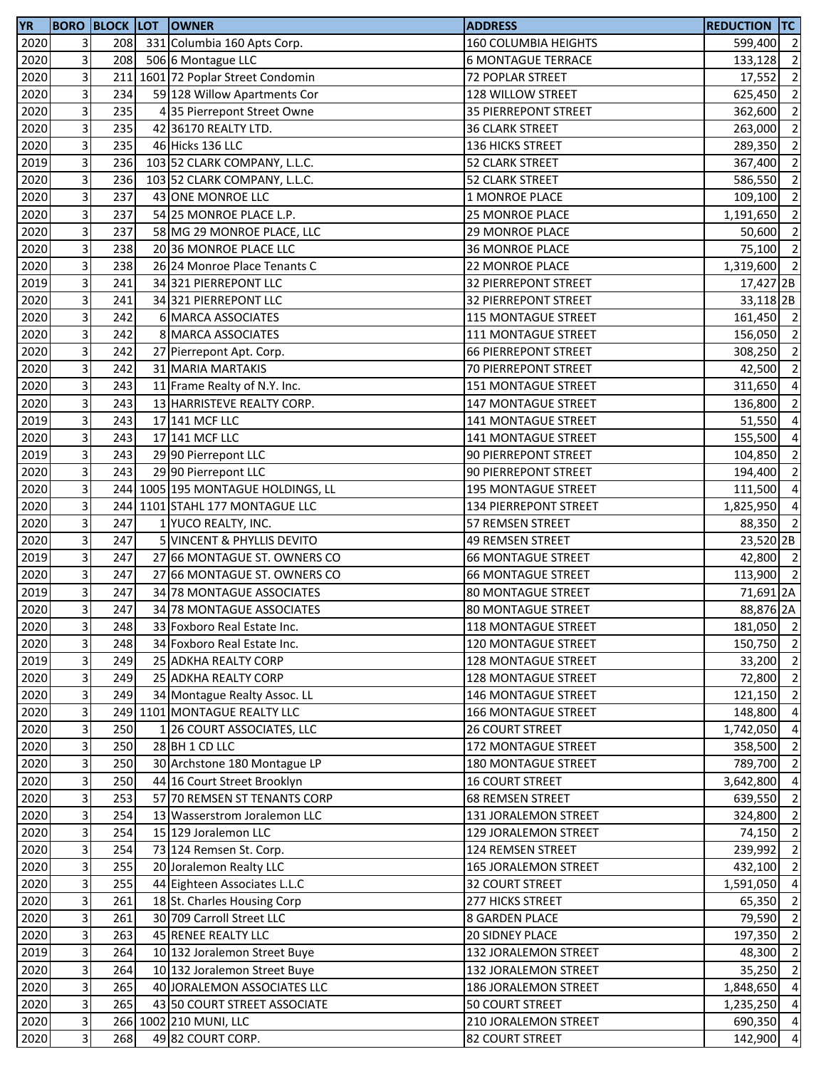| YR | BORO | BLOCK | LOT | OWNER | ADDRESS | REDUCTION | TC |
|---|---|---|---|---|---|---|---|
| 2020 | 3 | 208 | 331 | Columbia 160 Apts Corp. | 160 COLUMBIA HEIGHTS | 599,400 | 2 |
| 2020 | 3 | 208 | 506 | 6 Montague LLC | 6 MONTAGUE TERRACE | 133,128 | 2 |
| 2020 | 3 | 211 | 1601 | 72 Poplar Street Condomin | 72 POPLAR STREET | 17,552 | 2 |
| 2020 | 3 | 234 | 59 | 128 Willow Apartments Cor | 128 WILLOW STREET | 625,450 | 2 |
| 2020 | 3 | 235 | 4 | 35 Pierrepont Street Owne | 35 PIERREPONT STREET | 362,600 | 2 |
| 2020 | 3 | 235 | 42 | 36170 REALTY LTD. | 36 CLARK STREET | 263,000 | 2 |
| 2020 | 3 | 235 | 46 | Hicks 136 LLC | 136 HICKS STREET | 289,350 | 2 |
| 2019 | 3 | 236 | 103 | 52 CLARK COMPANY, L.L.C. | 52 CLARK STREET | 367,400 | 2 |
| 2020 | 3 | 236 | 103 | 52 CLARK COMPANY, L.L.C. | 52 CLARK STREET | 586,550 | 2 |
| 2020 | 3 | 237 | 43 | ONE MONROE LLC | 1 MONROE PLACE | 109,100 | 2 |
| 2020 | 3 | 237 | 54 | 25 MONROE PLACE L.P. | 25 MONROE PLACE | 1,191,650 | 2 |
| 2020 | 3 | 237 | 58 | MG 29 MONROE PLACE, LLC | 29 MONROE PLACE | 50,600 | 2 |
| 2020 | 3 | 238 | 20 | 36 MONROE PLACE LLC | 36 MONROE PLACE | 75,100 | 2 |
| 2020 | 3 | 238 | 26 | 24 Monroe Place Tenants C | 22 MONROE PLACE | 1,319,600 | 2 |
| 2019 | 3 | 241 | 34 | 321 PIERREPONT LLC | 32 PIERREPONT STREET | 17,427 | 2B |
| 2020 | 3 | 241 | 34 | 321 PIERREPONT LLC | 32 PIERREPONT STREET | 33,118 | 2B |
| 2020 | 3 | 242 | 6 | MARCA ASSOCIATES | 115 MONTAGUE STREET | 161,450 | 2 |
| 2020 | 3 | 242 | 8 | MARCA ASSOCIATES | 111 MONTAGUE STREET | 156,050 | 2 |
| 2020 | 3 | 242 | 27 | Pierrepont Apt. Corp. | 66 PIERREPONT STREET | 308,250 | 2 |
| 2020 | 3 | 242 | 31 | MARIA MARTAKIS | 70 PIERREPONT STREET | 42,500 | 2 |
| 2020 | 3 | 243 | 11 | Frame Realty of N.Y. Inc. | 151 MONTAGUE STREET | 311,650 | 4 |
| 2020 | 3 | 243 | 13 | HARRISTEVE REALTY CORP. | 147 MONTAGUE STREET | 136,800 | 2 |
| 2019 | 3 | 243 | 17 | 141 MCF LLC | 141 MONTAGUE STREET | 51,550 | 4 |
| 2020 | 3 | 243 | 17 | 141 MCF LLC | 141 MONTAGUE STREET | 155,500 | 4 |
| 2019 | 3 | 243 | 29 | 90 Pierrepont LLC | 90 PIERREPONT STREET | 104,850 | 2 |
| 2020 | 3 | 243 | 29 | 90 Pierrepont LLC | 90 PIERREPONT STREET | 194,400 | 2 |
| 2020 | 3 | 244 | 1005 | 195 MONTAGUE HOLDINGS, LL | 195 MONTAGUE STREET | 111,500 | 4 |
| 2020 | 3 | 244 | 1101 | STAHL 177 MONTAGUE LLC | 134 PIERREPONT STREET | 1,825,950 | 4 |
| 2020 | 3 | 247 | 1 | YUCO REALTY, INC. | 57 REMSEN STREET | 88,350 | 2 |
| 2020 | 3 | 247 | 5 | VINCENT & PHYLLIS DEVITO | 49 REMSEN STREET | 23,520 | 2B |
| 2019 | 3 | 247 | 27 | 66 MONTAGUE ST. OWNERS CO | 66 MONTAGUE STREET | 42,800 | 2 |
| 2020 | 3 | 247 | 27 | 66 MONTAGUE ST. OWNERS CO | 66 MONTAGUE STREET | 113,900 | 2 |
| 2019 | 3 | 247 | 34 | 78 MONTAGUE ASSOCIATES | 80 MONTAGUE STREET | 71,691 | 2A |
| 2020 | 3 | 247 | 34 | 78 MONTAGUE ASSOCIATES | 80 MONTAGUE STREET | 88,876 | 2A |
| 2020 | 3 | 248 | 33 | Foxboro Real Estate Inc. | 118 MONTAGUE STREET | 181,050 | 2 |
| 2020 | 3 | 248 | 34 | Foxboro Real Estate Inc. | 120 MONTAGUE STREET | 150,750 | 2 |
| 2019 | 3 | 249 | 25 | ADKHA REALTY CORP | 128 MONTAGUE STREET | 33,200 | 2 |
| 2020 | 3 | 249 | 25 | ADKHA REALTY CORP | 128 MONTAGUE STREET | 72,800 | 2 |
| 2020 | 3 | 249 | 34 | Montague Realty Assoc. LL | 146 MONTAGUE STREET | 121,150 | 2 |
| 2020 | 3 | 249 | 1101 | MONTAGUE REALTY LLC | 166 MONTAGUE STREET | 148,800 | 4 |
| 2020 | 3 | 250 | 1 | 26 COURT ASSOCIATES, LLC | 26 COURT STREET | 1,742,050 | 4 |
| 2020 | 3 | 250 | 28 | BH 1 CD LLC | 172 MONTAGUE STREET | 358,500 | 2 |
| 2020 | 3 | 250 | 30 | Archstone 180 Montague LP | 180 MONTAGUE STREET | 789,700 | 2 |
| 2020 | 3 | 250 | 44 | 16 Court Street Brooklyn | 16 COURT STREET | 3,642,800 | 4 |
| 2020 | 3 | 253 | 57 | 70 REMSEN ST TENANTS CORP | 68 REMSEN STREET | 639,550 | 2 |
| 2020 | 3 | 254 | 13 | Wasserstrom Joralemon LLC | 131 JORALEMON STREET | 324,800 | 2 |
| 2020 | 3 | 254 | 15 | 129 Joralemon LLC | 129 JORALEMON STREET | 74,150 | 2 |
| 2020 | 3 | 254 | 73 | 124 Remsen St. Corp. | 124 REMSEN STREET | 239,992 | 2 |
| 2020 | 3 | 255 | 20 | Joralemon Realty LLC | 165 JORALEMON STREET | 432,100 | 2 |
| 2020 | 3 | 255 | 44 | Eighteen Associates L.L.C | 32 COURT STREET | 1,591,050 | 4 |
| 2020 | 3 | 261 | 18 | St. Charles Housing Corp | 277 HICKS STREET | 65,350 | 2 |
| 2020 | 3 | 261 | 30 | 709 Carroll Street LLC | 8 GARDEN PLACE | 79,590 | 2 |
| 2020 | 3 | 263 | 45 | RENEE REALTY LLC | 20 SIDNEY PLACE | 197,350 | 2 |
| 2019 | 3 | 264 | 10 | 132 Joralemon Street Buye | 132 JORALEMON STREET | 48,300 | 2 |
| 2020 | 3 | 264 | 10 | 132 Joralemon Street Buye | 132 JORALEMON STREET | 35,250 | 2 |
| 2020 | 3 | 265 | 40 | JORALEMON ASSOCIATES LLC | 186 JORALEMON STREET | 1,848,650 | 4 |
| 2020 | 3 | 265 | 43 | 50 COURT STREET ASSOCIATE | 50 COURT STREET | 1,235,250 | 4 |
| 2020 | 3 | 266 | 1002 | 210 MUNI, LLC | 210 JORALEMON STREET | 690,350 | 4 |
| 2020 | 3 | 268 | 49 | 82 COURT CORP. | 82 COURT STREET | 142,900 | 4 |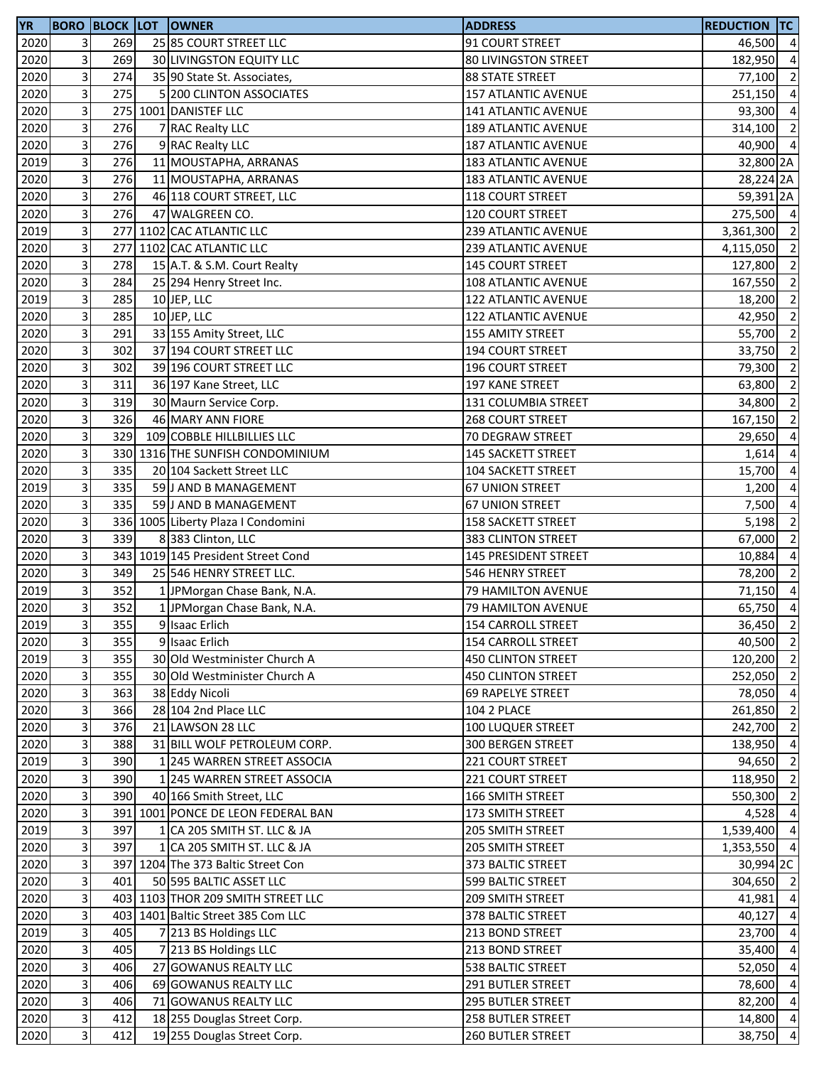| YR | BORO | BLOCK | LOT | OWNER | ADDRESS | REDUCTION | TC |
|---|---|---|---|---|---|---|---|
| 2020 | 3 | 269 | 25 | 85 COURT STREET LLC | 91 COURT STREET | 46,500 | 4 |
| 2020 | 3 | 269 | 30 | LIVINGSTON EQUITY LLC | 80 LIVINGSTON STREET | 182,950 | 4 |
| 2020 | 3 | 274 | 35 | 90 State St. Associates, | 88 STATE STREET | 77,100 | 2 |
| 2020 | 3 | 275 | 5 | 200 CLINTON ASSOCIATES | 157 ATLANTIC AVENUE | 251,150 | 4 |
| 2020 | 3 | 275 | 1001 | DANISTEF LLC | 141 ATLANTIC AVENUE | 93,300 | 4 |
| 2020 | 3 | 276 | 7 | RAC Realty LLC | 189 ATLANTIC AVENUE | 314,100 | 2 |
| 2020 | 3 | 276 | 9 | RAC Realty LLC | 187 ATLANTIC AVENUE | 40,900 | 4 |
| 2019 | 3 | 276 | 11 | MOUSTAPHA, ARRANAS | 183 ATLANTIC AVENUE | 32,800 | 2A |
| 2020 | 3 | 276 | 11 | MOUSTAPHA, ARRANAS | 183 ATLANTIC AVENUE | 28,224 | 2A |
| 2020 | 3 | 276 | 46 | 118 COURT STREET, LLC | 118 COURT STREET | 59,391 | 2A |
| 2020 | 3 | 276 | 47 | WALGREEN CO. | 120 COURT STREET | 275,500 | 4 |
| 2019 | 3 | 277 | 1102 | CAC ATLANTIC LLC | 239 ATLANTIC AVENUE | 3,361,300 | 2 |
| 2020 | 3 | 277 | 1102 | CAC ATLANTIC LLC | 239 ATLANTIC AVENUE | 4,115,050 | 2 |
| 2020 | 3 | 278 | 15 | A.T. & S.M. Court Realty | 145 COURT STREET | 127,800 | 2 |
| 2020 | 3 | 284 | 25 | 294 Henry Street Inc. | 108 ATLANTIC AVENUE | 167,550 | 2 |
| 2019 | 3 | 285 | 10 | JEP, LLC | 122 ATLANTIC AVENUE | 18,200 | 2 |
| 2020 | 3 | 285 | 10 | JEP, LLC | 122 ATLANTIC AVENUE | 42,950 | 2 |
| 2020 | 3 | 291 | 33 | 155 Amity Street, LLC | 155 AMITY STREET | 55,700 | 2 |
| 2020 | 3 | 302 | 37 | 194 COURT STREET LLC | 194 COURT STREET | 33,750 | 2 |
| 2020 | 3 | 302 | 39 | 196 COURT STREET LLC | 196 COURT STREET | 79,300 | 2 |
| 2020 | 3 | 311 | 36 | 197 Kane Street, LLC | 197 KANE STREET | 63,800 | 2 |
| 2020 | 3 | 319 | 30 | Maurn Service Corp. | 131 COLUMBIA STREET | 34,800 | 2 |
| 2020 | 3 | 326 | 46 | MARY ANN FIORE | 268 COURT STREET | 167,150 | 2 |
| 2020 | 3 | 329 | 109 | COBBLE HILLBILLIES LLC | 70 DEGRAW STREET | 29,650 | 4 |
| 2020 | 3 | 330 | 1316 | THE SUNFISH CONDOMINIUM | 145 SACKETT STREET | 1,614 | 4 |
| 2020 | 3 | 335 | 20 | 104 Sackett Street LLC | 104 SACKETT STREET | 15,700 | 4 |
| 2019 | 3 | 335 | 59 | J AND B MANAGEMENT | 67 UNION STREET | 1,200 | 4 |
| 2020 | 3 | 335 | 59 | J AND B MANAGEMENT | 67 UNION STREET | 7,500 | 4 |
| 2020 | 3 | 336 | 1005 | Liberty Plaza I Condomini | 158 SACKETT STREET | 5,198 | 2 |
| 2020 | 3 | 339 | 8 | 383 Clinton, LLC | 383 CLINTON STREET | 67,000 | 2 |
| 2020 | 3 | 343 | 1019 | 145 President Street Cond | 145 PRESIDENT STREET | 10,884 | 4 |
| 2020 | 3 | 349 | 25 | 546 HENRY STREET LLC. | 546 HENRY STREET | 78,200 | 2 |
| 2019 | 3 | 352 | 1 | JPMorgan Chase Bank, N.A. | 79 HAMILTON AVENUE | 71,150 | 4 |
| 2020 | 3 | 352 | 1 | JPMorgan Chase Bank, N.A. | 79 HAMILTON AVENUE | 65,750 | 4 |
| 2019 | 3 | 355 | 9 | Isaac Erlich | 154 CARROLL STREET | 36,450 | 2 |
| 2020 | 3 | 355 | 9 | Isaac Erlich | 154 CARROLL STREET | 40,500 | 2 |
| 2019 | 3 | 355 | 30 | Old Westminister Church A | 450 CLINTON STREET | 120,200 | 2 |
| 2020 | 3 | 355 | 30 | Old Westminister Church A | 450 CLINTON STREET | 252,050 | 2 |
| 2020 | 3 | 363 | 38 | Eddy Nicoli | 69 RAPELYE STREET | 78,050 | 4 |
| 2020 | 3 | 366 | 28 | 104 2nd Place LLC | 104 2 PLACE | 261,850 | 2 |
| 2020 | 3 | 376 | 21 | LAWSON 28 LLC | 100 LUQUER STREET | 242,700 | 2 |
| 2020 | 3 | 388 | 31 | BILL WOLF PETROLEUM CORP. | 300 BERGEN STREET | 138,950 | 4 |
| 2019 | 3 | 390 | 1 | 245 WARREN STREET ASSOCIA | 221 COURT STREET | 94,650 | 2 |
| 2020 | 3 | 390 | 1 | 245 WARREN STREET ASSOCIA | 221 COURT STREET | 118,950 | 2 |
| 2020 | 3 | 390 | 40 | 166 Smith Street, LLC | 166 SMITH STREET | 550,300 | 2 |
| 2020 | 3 | 391 | 1001 | PONCE DE LEON FEDERAL BAN | 173 SMITH STREET | 4,528 | 4 |
| 2019 | 3 | 397 | 1 | CA 205 SMITH ST. LLC & JA | 205 SMITH STREET | 1,539,400 | 4 |
| 2020 | 3 | 397 | 1 | CA 205 SMITH ST. LLC & JA | 205 SMITH STREET | 1,353,550 | 4 |
| 2020 | 3 | 397 | 1204 | The 373 Baltic Street Con | 373 BALTIC STREET | 30,994 | 2C |
| 2020 | 3 | 401 | 50 | 595 BALTIC ASSET LLC | 599 BALTIC STREET | 304,650 | 2 |
| 2020 | 3 | 403 | 1103 | THOR 209 SMITH STREET LLC | 209 SMITH STREET | 41,981 | 4 |
| 2020 | 3 | 403 | 1401 | Baltic Street 385 Com LLC | 378 BALTIC STREET | 40,127 | 4 |
| 2019 | 3 | 405 | 7 | 213 BS Holdings LLC | 213 BOND STREET | 23,700 | 4 |
| 2020 | 3 | 405 | 7 | 213 BS Holdings LLC | 213 BOND STREET | 35,400 | 4 |
| 2020 | 3 | 406 | 27 | GOWANUS REALTY LLC | 538 BALTIC STREET | 52,050 | 4 |
| 2020 | 3 | 406 | 69 | GOWANUS REALTY LLC | 291 BUTLER STREET | 78,600 | 4 |
| 2020 | 3 | 406 | 71 | GOWANUS REALTY LLC | 295 BUTLER STREET | 82,200 | 4 |
| 2020 | 3 | 412 | 18 | 255 Douglas Street Corp. | 258 BUTLER STREET | 14,800 | 4 |
| 2020 | 3 | 412 | 19 | 255 Douglas Street Corp. | 260 BUTLER STREET | 38,750 | 4 |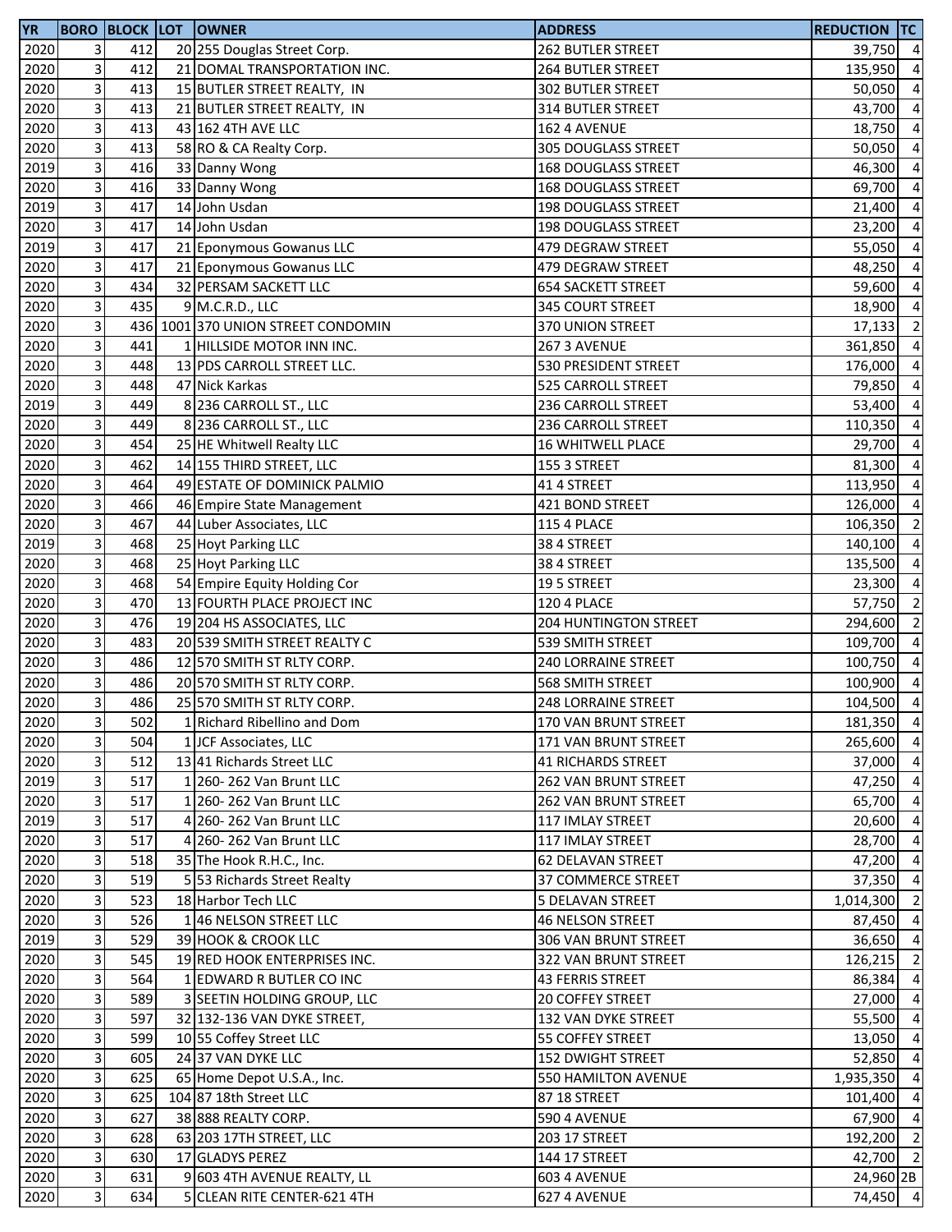| YR | BORO | BLOCK | LOT | OWNER | ADDRESS | REDUCTION | TC |
|---|---|---|---|---|---|---|---|
| 2020 | 3 | 412 | 20 | 255 Douglas Street Corp. | 262 BUTLER STREET | 39,750 | 4 |
| 2020 | 3 | 412 | 21 | DOMAL TRANSPORTATION INC. | 264 BUTLER STREET | 135,950 | 4 |
| 2020 | 3 | 413 | 15 | BUTLER STREET REALTY, IN | 302 BUTLER STREET | 50,050 | 4 |
| 2020 | 3 | 413 | 21 | BUTLER STREET REALTY, IN | 314 BUTLER STREET | 43,700 | 4 |
| 2020 | 3 | 413 | 43 | 162 4TH AVE LLC | 162 4 AVENUE | 18,750 | 4 |
| 2020 | 3 | 413 | 58 | RO & CA Realty Corp. | 305 DOUGLASS STREET | 50,050 | 4 |
| 2019 | 3 | 416 | 33 | Danny Wong | 168 DOUGLASS STREET | 46,300 | 4 |
| 2020 | 3 | 416 | 33 | Danny Wong | 168 DOUGLASS STREET | 69,700 | 4 |
| 2019 | 3 | 417 | 14 | John Usdan | 198 DOUGLASS STREET | 21,400 | 4 |
| 2020 | 3 | 417 | 14 | John Usdan | 198 DOUGLASS STREET | 23,200 | 4 |
| 2019 | 3 | 417 | 21 | Eponymous Gowanus LLC | 479 DEGRAW STREET | 55,050 | 4 |
| 2020 | 3 | 417 | 21 | Eponymous Gowanus LLC | 479 DEGRAW STREET | 48,250 | 4 |
| 2020 | 3 | 434 | 32 | PERSAM SACKETT LLC | 654 SACKETT STREET | 59,600 | 4 |
| 2020 | 3 | 435 | 9 | M.C.R.D., LLC | 345 COURT STREET | 18,900 | 4 |
| 2020 | 3 | 436 | 1001 | 370 UNION STREET CONDOMIN | 370 UNION STREET | 17,133 | 2 |
| 2020 | 3 | 441 | 1 | HILLSIDE MOTOR INN INC. | 267 3 AVENUE | 361,850 | 4 |
| 2020 | 3 | 448 | 13 | PDS CARROLL STREET LLC. | 530 PRESIDENT STREET | 176,000 | 4 |
| 2020 | 3 | 448 | 47 | Nick Karkas | 525 CARROLL STREET | 79,850 | 4 |
| 2019 | 3 | 449 | 8 | 236 CARROLL ST., LLC | 236 CARROLL STREET | 53,400 | 4 |
| 2020 | 3 | 449 | 8 | 236 CARROLL ST., LLC | 236 CARROLL STREET | 110,350 | 4 |
| 2020 | 3 | 454 | 25 | HE Whitwell Realty LLC | 16 WHITWELL PLACE | 29,700 | 4 |
| 2020 | 3 | 462 | 14 | 155 THIRD STREET, LLC | 155 3 STREET | 81,300 | 4 |
| 2020 | 3 | 464 | 49 | ESTATE OF DOMINICK PALMIO | 41 4 STREET | 113,950 | 4 |
| 2020 | 3 | 466 | 46 | Empire State Management | 421 BOND STREET | 126,000 | 4 |
| 2020 | 3 | 467 | 44 | Luber Associates, LLC | 115 4 PLACE | 106,350 | 2 |
| 2019 | 3 | 468 | 25 | Hoyt Parking LLC | 38 4 STREET | 140,100 | 4 |
| 2020 | 3 | 468 | 25 | Hoyt Parking LLC | 38 4 STREET | 135,500 | 4 |
| 2020 | 3 | 468 | 54 | Empire Equity Holding Cor | 19 5 STREET | 23,300 | 4 |
| 2020 | 3 | 470 | 13 | FOURTH PLACE PROJECT INC | 120 4 PLACE | 57,750 | 2 |
| 2020 | 3 | 476 | 19 | 204 HS ASSOCIATES, LLC | 204 HUNTINGTON STREET | 294,600 | 2 |
| 2020 | 3 | 483 | 20 | 539 SMITH STREET REALTY C | 539 SMITH STREET | 109,700 | 4 |
| 2020 | 3 | 486 | 12 | 570 SMITH ST RLTY CORP. | 240 LORRAINE STREET | 100,750 | 4 |
| 2020 | 3 | 486 | 20 | 570 SMITH ST RLTY CORP. | 568 SMITH STREET | 100,900 | 4 |
| 2020 | 3 | 486 | 25 | 570 SMITH ST RLTY CORP. | 248 LORRAINE STREET | 104,500 | 4 |
| 2020 | 3 | 502 | 1 | Richard Ribellino and Dom | 170 VAN BRUNT STREET | 181,350 | 4 |
| 2020 | 3 | 504 | 1 | JCF Associates, LLC | 171 VAN BRUNT STREET | 265,600 | 4 |
| 2020 | 3 | 512 | 13 | 41 Richards Street LLC | 41 RICHARDS STREET | 37,000 | 4 |
| 2019 | 3 | 517 | 1 | 260- 262 Van Brunt LLC | 262 VAN BRUNT STREET | 47,250 | 4 |
| 2020 | 3 | 517 | 1 | 260- 262 Van Brunt LLC | 262 VAN BRUNT STREET | 65,700 | 4 |
| 2019 | 3 | 517 | 4 | 260- 262 Van Brunt LLC | 117 IMLAY STREET | 20,600 | 4 |
| 2020 | 3 | 517 | 4 | 260- 262 Van Brunt LLC | 117 IMLAY STREET | 28,700 | 4 |
| 2020 | 3 | 518 | 35 | The Hook R.H.C., Inc. | 62 DELAVAN STREET | 47,200 | 4 |
| 2020 | 3 | 519 | 5 | 53 Richards Street Realty | 37 COMMERCE STREET | 37,350 | 4 |
| 2020 | 3 | 523 | 18 | Harbor Tech LLC | 5 DELAVAN STREET | 1,014,300 | 2 |
| 2020 | 3 | 526 | 1 | 46 NELSON STREET LLC | 46 NELSON STREET | 87,450 | 4 |
| 2019 | 3 | 529 | 39 | HOOK & CROOK LLC | 306 VAN BRUNT STREET | 36,650 | 4 |
| 2020 | 3 | 545 | 19 | RED HOOK ENTERPRISES INC. | 322 VAN BRUNT STREET | 126,215 | 2 |
| 2020 | 3 | 564 | 1 | EDWARD R BUTLER CO INC | 43 FERRIS STREET | 86,384 | 4 |
| 2020 | 3 | 589 | 3 | SEETIN HOLDING GROUP, LLC | 20 COFFEY STREET | 27,000 | 4 |
| 2020 | 3 | 597 | 32 | 132-136 VAN DYKE STREET, | 132 VAN DYKE STREET | 55,500 | 4 |
| 2020 | 3 | 599 | 10 | 55 Coffey Street LLC | 55 COFFEY STREET | 13,050 | 4 |
| 2020 | 3 | 605 | 24 | 37 VAN DYKE LLC | 152 DWIGHT STREET | 52,850 | 4 |
| 2020 | 3 | 625 | 65 | Home Depot U.S.A., Inc. | 550 HAMILTON AVENUE | 1,935,350 | 4 |
| 2020 | 3 | 625 | 104 | 87 18th Street LLC | 87 18 STREET | 101,400 | 4 |
| 2020 | 3 | 627 | 38 | 888 REALTY CORP. | 590 4 AVENUE | 67,900 | 4 |
| 2020 | 3 | 628 | 63 | 203 17TH STREET, LLC | 203 17 STREET | 192,200 | 2 |
| 2020 | 3 | 630 | 17 | GLADYS PEREZ | 144 17 STREET | 42,700 | 2 |
| 2020 | 3 | 631 | 9 | 603 4TH AVENUE REALTY, LL | 603 4 AVENUE | 24,960 | 2B |
| 2020 | 3 | 634 | 5 | CLEAN RITE CENTER-621 4TH | 627 4 AVENUE | 74,450 | 4 |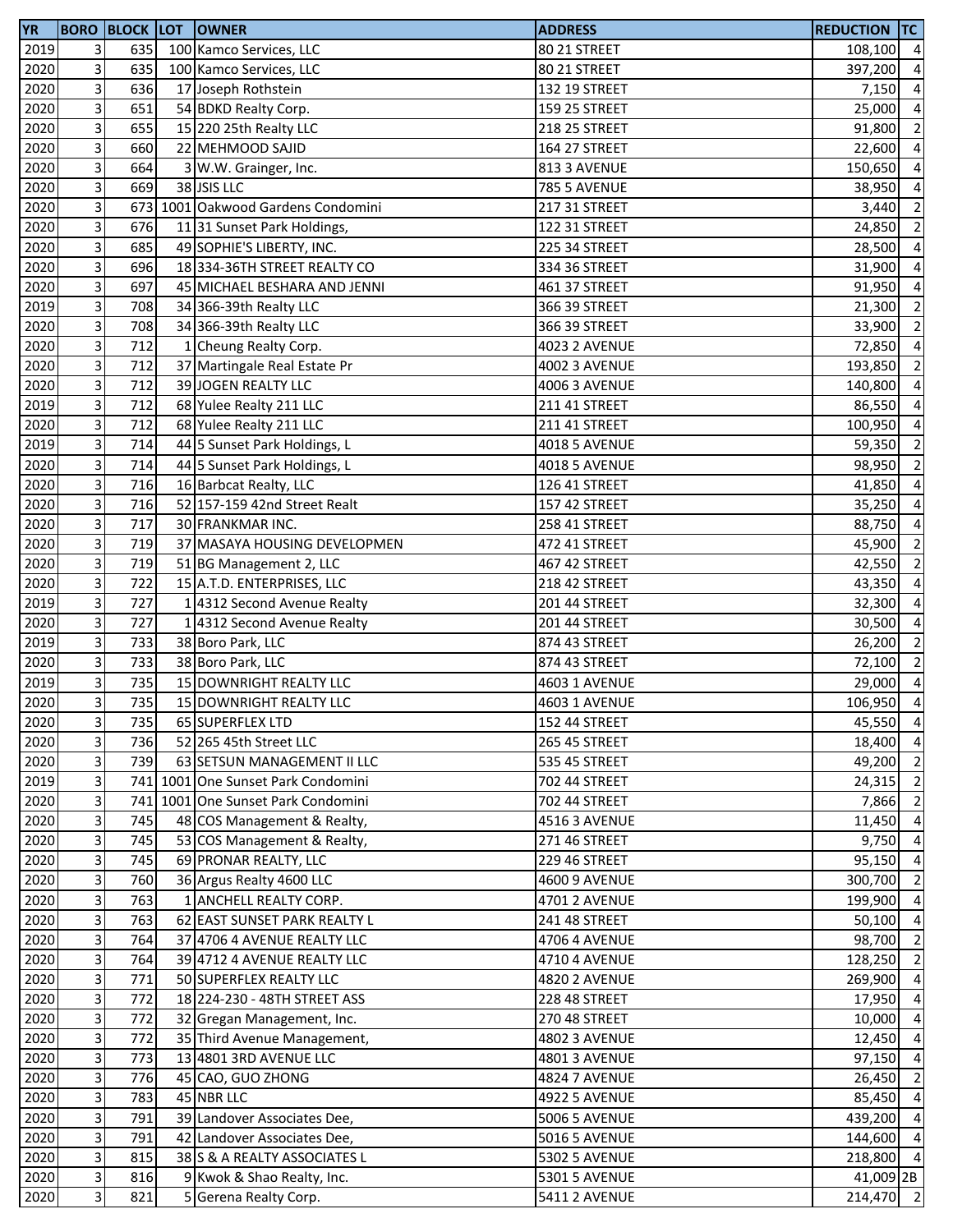| YR | BORO | BLOCK | LOT | OWNER | ADDRESS | REDUCTION | TC |
|---|---|---|---|---|---|---|---|
| 2019 | 3 | 635 | 100 | Kamco Services, LLC | 80 21 STREET | 108,100 | 4 |
| 2020 | 3 | 635 | 100 | Kamco Services, LLC | 80 21 STREET | 397,200 | 4 |
| 2020 | 3 | 636 | 17 | Joseph Rothstein | 132 19 STREET | 7,150 | 4 |
| 2020 | 3 | 651 | 54 | BDKD Realty Corp. | 159 25 STREET | 25,000 | 4 |
| 2020 | 3 | 655 | 15 | 220 25th Realty LLC | 218 25 STREET | 91,800 | 2 |
| 2020 | 3 | 660 | 22 | MEHMOOD SAJID | 164 27 STREET | 22,600 | 4 |
| 2020 | 3 | 664 | 3 | W.W. Grainger, Inc. | 813 3 AVENUE | 150,650 | 4 |
| 2020 | 3 | 669 | 38 | JSIS LLC | 785 5 AVENUE | 38,950 | 4 |
| 2020 | 3 | 673 | 1001 | Oakwood Gardens Condomini | 217 31 STREET | 3,440 | 2 |
| 2020 | 3 | 676 | 11 | 31 Sunset Park Holdings, | 122 31 STREET | 24,850 | 2 |
| 2020 | 3 | 685 | 49 | SOPHIE'S LIBERTY, INC. | 225 34 STREET | 28,500 | 4 |
| 2020 | 3 | 696 | 18 | 334-36TH STREET REALTY CO | 334 36 STREET | 31,900 | 4 |
| 2020 | 3 | 697 | 45 | MICHAEL BESHARA AND JENNI | 461 37 STREET | 91,950 | 4 |
| 2019 | 3 | 708 | 34 | 366-39th Realty LLC | 366 39 STREET | 21,300 | 2 |
| 2020 | 3 | 708 | 34 | 366-39th Realty LLC | 366 39 STREET | 33,900 | 2 |
| 2020 | 3 | 712 | 1 | Cheung Realty Corp. | 4023 2 AVENUE | 72,850 | 4 |
| 2020 | 3 | 712 | 37 | Martingale Real Estate Pr | 4002 3 AVENUE | 193,850 | 2 |
| 2020 | 3 | 712 | 39 | JOGEN REALTY LLC | 4006 3 AVENUE | 140,800 | 4 |
| 2019 | 3 | 712 | 68 | Yulee Realty 211 LLC | 211 41 STREET | 86,550 | 4 |
| 2020 | 3 | 712 | 68 | Yulee Realty 211 LLC | 211 41 STREET | 100,950 | 4 |
| 2019 | 3 | 714 | 44 | 5 Sunset Park Holdings, L | 4018 5 AVENUE | 59,350 | 2 |
| 2020 | 3 | 714 | 44 | 5 Sunset Park Holdings, L | 4018 5 AVENUE | 98,950 | 2 |
| 2020 | 3 | 716 | 16 | Barbcat Realty, LLC | 126 41 STREET | 41,850 | 4 |
| 2020 | 3 | 716 | 52 | 157-159 42nd Street Realt | 157 42 STREET | 35,250 | 4 |
| 2020 | 3 | 717 | 30 | FRANKMAR INC. | 258 41 STREET | 88,750 | 4 |
| 2020 | 3 | 719 | 37 | MASAYA HOUSING DEVELOPMEN | 472 41 STREET | 45,900 | 2 |
| 2020 | 3 | 719 | 51 | BG Management 2, LLC | 467 42 STREET | 42,550 | 2 |
| 2020 | 3 | 722 | 15 | A.T.D. ENTERPRISES, LLC | 218 42 STREET | 43,350 | 4 |
| 2019 | 3 | 727 | 1 | 4312 Second Avenue Realty | 201 44 STREET | 32,300 | 4 |
| 2020 | 3 | 727 | 1 | 4312 Second Avenue Realty | 201 44 STREET | 30,500 | 4 |
| 2019 | 3 | 733 | 38 | Boro Park, LLC | 874 43 STREET | 26,200 | 2 |
| 2020 | 3 | 733 | 38 | Boro Park, LLC | 874 43 STREET | 72,100 | 2 |
| 2019 | 3 | 735 | 15 | DOWNRIGHT REALTY LLC | 4603 1 AVENUE | 29,000 | 4 |
| 2020 | 3 | 735 | 15 | DOWNRIGHT REALTY LLC | 4603 1 AVENUE | 106,950 | 4 |
| 2020 | 3 | 735 | 65 | SUPERFLEX LTD | 152 44 STREET | 45,550 | 4 |
| 2020 | 3 | 736 | 52 | 265 45th Street LLC | 265 45 STREET | 18,400 | 4 |
| 2020 | 3 | 739 | 63 | SETSUN MANAGEMENT II LLC | 535 45 STREET | 49,200 | 2 |
| 2019 | 3 | 741 | 1001 | One Sunset Park Condomini | 702 44 STREET | 24,315 | 2 |
| 2020 | 3 | 741 | 1001 | One Sunset Park Condomini | 702 44 STREET | 7,866 | 2 |
| 2020 | 3 | 745 | 48 | COS Management & Realty, | 4516 3 AVENUE | 11,450 | 4 |
| 2020 | 3 | 745 | 53 | COS Management & Realty, | 271 46 STREET | 9,750 | 4 |
| 2020 | 3 | 745 | 69 | PRONAR REALTY, LLC | 229 46 STREET | 95,150 | 4 |
| 2020 | 3 | 760 | 36 | Argus Realty 4600 LLC | 4600 9 AVENUE | 300,700 | 2 |
| 2020 | 3 | 763 | 1 | ANCHELL REALTY CORP. | 4701 2 AVENUE | 199,900 | 4 |
| 2020 | 3 | 763 | 62 | EAST SUNSET PARK REALTY L | 241 48 STREET | 50,100 | 4 |
| 2020 | 3 | 764 | 37 | 4706 4 AVENUE REALTY LLC | 4706 4 AVENUE | 98,700 | 2 |
| 2020 | 3 | 764 | 39 | 4712 4 AVENUE REALTY LLC | 4710 4 AVENUE | 128,250 | 2 |
| 2020 | 3 | 771 | 50 | SUPERFLEX REALTY LLC | 4820 2 AVENUE | 269,900 | 4 |
| 2020 | 3 | 772 | 18 | 224-230 - 48TH STREET ASS | 228 48 STREET | 17,950 | 4 |
| 2020 | 3 | 772 | 32 | Gregan Management, Inc. | 270 48 STREET | 10,000 | 4 |
| 2020 | 3 | 772 | 35 | Third Avenue Management, | 4802 3 AVENUE | 12,450 | 4 |
| 2020 | 3 | 773 | 13 | 4801 3RD AVENUE LLC | 4801 3 AVENUE | 97,150 | 4 |
| 2020 | 3 | 776 | 45 | CAO, GUO ZHONG | 4824 7 AVENUE | 26,450 | 2 |
| 2020 | 3 | 783 | 45 | NBR LLC | 4922 5 AVENUE | 85,450 | 4 |
| 2020 | 3 | 791 | 39 | Landover Associates Dee, | 5006 5 AVENUE | 439,200 | 4 |
| 2020 | 3 | 791 | 42 | Landover Associates Dee, | 5016 5 AVENUE | 144,600 | 4 |
| 2020 | 3 | 815 | 38 | S & A REALTY ASSOCIATES L | 5302 5 AVENUE | 218,800 | 4 |
| 2020 | 3 | 816 | 9 | Kwok & Shao Realty, Inc. | 5301 5 AVENUE | 41,009 | 2B |
| 2020 | 3 | 821 | 5 | Gerena Realty Corp. | 5411 2 AVENUE | 214,470 | 2 |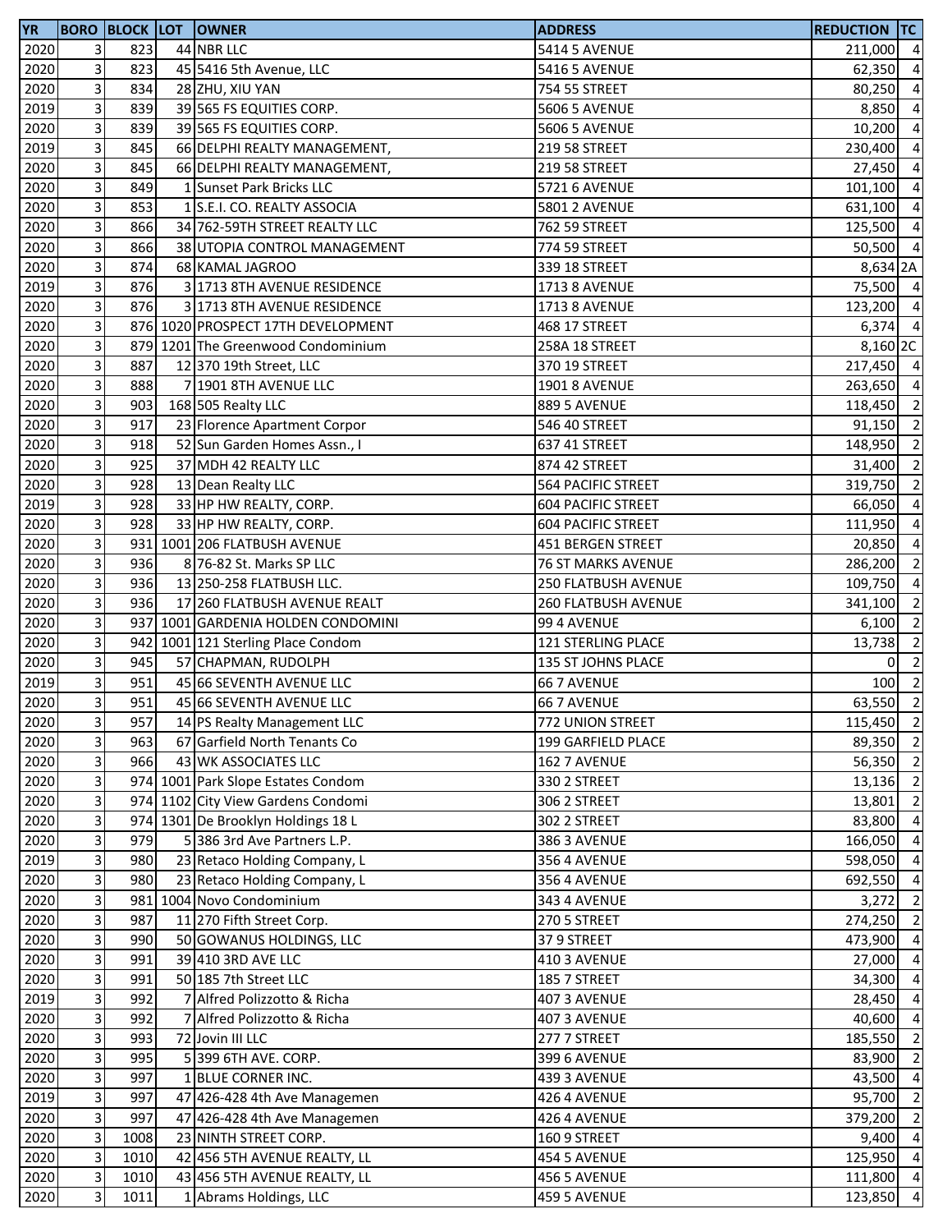| YR | BORO | BLOCK | LOT | OWNER | ADDRESS | REDUCTION | TC |
|---|---|---|---|---|---|---|---|
| 2020 | 3 | 823 | 44 | NBR LLC | 5414 5 AVENUE | 211,000 | 4 |
| 2020 | 3 | 823 | 45 | 5416 5th Avenue, LLC | 5416 5 AVENUE | 62,350 | 4 |
| 2020 | 3 | 834 | 28 | ZHU, XIU YAN | 754 55 STREET | 80,250 | 4 |
| 2019 | 3 | 839 | 39 | 565 FS EQUITIES CORP. | 5606 5 AVENUE | 8,850 | 4 |
| 2020 | 3 | 839 | 39 | 565 FS EQUITIES CORP. | 5606 5 AVENUE | 10,200 | 4 |
| 2019 | 3 | 845 | 66 | DELPHI REALTY MANAGEMENT, | 219 58 STREET | 230,400 | 4 |
| 2020 | 3 | 845 | 66 | DELPHI REALTY MANAGEMENT, | 219 58 STREET | 27,450 | 4 |
| 2020 | 3 | 849 | 1 | Sunset Park Bricks LLC | 5721 6 AVENUE | 101,100 | 4 |
| 2020 | 3 | 853 | 1 | S.E.I. CO. REALTY ASSOCIA | 5801 2 AVENUE | 631,100 | 4 |
| 2020 | 3 | 866 | 34 | 762-59TH STREET REALTY LLC | 762 59 STREET | 125,500 | 4 |
| 2020 | 3 | 866 | 38 | UTOPIA CONTROL MANAGEMENT | 774 59 STREET | 50,500 | 4 |
| 2020 | 3 | 874 | 68 | KAMAL JAGROO | 339 18 STREET | 8,634 | 2A |
| 2019 | 3 | 876 | 3 | 1713 8TH AVENUE RESIDENCE | 1713 8 AVENUE | 75,500 | 4 |
| 2020 | 3 | 876 | 3 | 1713 8TH AVENUE RESIDENCE | 1713 8 AVENUE | 123,200 | 4 |
| 2020 | 3 | 876 | 1020 | PROSPECT 17TH DEVELOPMENT | 468 17 STREET | 6,374 | 4 |
| 2020 | 3 | 879 | 1201 | The Greenwood Condominium | 258A 18 STREET | 8,160 | 2C |
| 2020 | 3 | 887 | 12 | 370 19th Street, LLC | 370 19 STREET | 217,450 | 4 |
| 2020 | 3 | 888 | 7 | 1901 8TH AVENUE LLC | 1901 8 AVENUE | 263,650 | 4 |
| 2020 | 3 | 903 | 168 | 505 Realty LLC | 889 5 AVENUE | 118,450 | 2 |
| 2020 | 3 | 917 | 23 | Florence Apartment Corpor | 546 40 STREET | 91,150 | 2 |
| 2020 | 3 | 918 | 52 | Sun Garden Homes Assn., I | 637 41 STREET | 148,950 | 2 |
| 2020 | 3 | 925 | 37 | MDH 42 REALTY LLC | 874 42 STREET | 31,400 | 2 |
| 2020 | 3 | 928 | 13 | Dean Realty LLC | 564 PACIFIC STREET | 319,750 | 2 |
| 2019 | 3 | 928 | 33 | HP HW REALTY, CORP. | 604 PACIFIC STREET | 66,050 | 4 |
| 2020 | 3 | 928 | 33 | HP HW REALTY, CORP. | 604 PACIFIC STREET | 111,950 | 4 |
| 2020 | 3 | 931 | 1001 | 206 FLATBUSH AVENUE | 451 BERGEN STREET | 20,850 | 4 |
| 2020 | 3 | 936 | 8 | 76-82 St. Marks SP LLC | 76 ST MARKS AVENUE | 286,200 | 2 |
| 2020 | 3 | 936 | 13 | 250-258 FLATBUSH LLC. | 250 FLATBUSH AVENUE | 109,750 | 4 |
| 2020 | 3 | 936 | 17 | 260 FLATBUSH AVENUE REALT | 260 FLATBUSH AVENUE | 341,100 | 2 |
| 2020 | 3 | 937 | 1001 | GARDENIA HOLDEN CONDOMINI | 99 4 AVENUE | 6,100 | 2 |
| 2020 | 3 | 942 | 1001 | 121 Sterling Place Condom | 121 STERLING PLACE | 13,738 | 2 |
| 2020 | 3 | 945 | 57 | CHAPMAN, RUDOLPH | 135 ST JOHNS PLACE | 0 | 2 |
| 2019 | 3 | 951 | 45 | 66 SEVENTH AVENUE LLC | 66 7 AVENUE | 100 | 2 |
| 2020 | 3 | 951 | 45 | 66 SEVENTH AVENUE LLC | 66 7 AVENUE | 63,550 | 2 |
| 2020 | 3 | 957 | 14 | PS Realty Management LLC | 772 UNION STREET | 115,450 | 2 |
| 2020 | 3 | 963 | 67 | Garfield North Tenants Co | 199 GARFIELD PLACE | 89,350 | 2 |
| 2020 | 3 | 966 | 43 | WK ASSOCIATES LLC | 162 7 AVENUE | 56,350 | 2 |
| 2020 | 3 | 974 | 1001 | Park Slope Estates Condom | 330 2 STREET | 13,136 | 2 |
| 2020 | 3 | 974 | 1102 | City View Gardens Condomi | 306 2 STREET | 13,801 | 2 |
| 2020 | 3 | 974 | 1301 | De Brooklyn Holdings 18 L | 302 2 STREET | 83,800 | 4 |
| 2020 | 3 | 979 | 5 | 386 3rd Ave Partners L.P. | 386 3 AVENUE | 166,050 | 4 |
| 2019 | 3 | 980 | 23 | Retaco Holding Company, L | 356 4 AVENUE | 598,050 | 4 |
| 2020 | 3 | 980 | 23 | Retaco Holding Company, L | 356 4 AVENUE | 692,550 | 4 |
| 2020 | 3 | 981 | 1004 | Novo Condominium | 343 4 AVENUE | 3,272 | 2 |
| 2020 | 3 | 987 | 11 | 270 Fifth Street Corp. | 270 5 STREET | 274,250 | 2 |
| 2020 | 3 | 990 | 50 | GOWANUS HOLDINGS, LLC | 37 9 STREET | 473,900 | 4 |
| 2020 | 3 | 991 | 39 | 410 3RD AVE LLC | 410 3 AVENUE | 27,000 | 4 |
| 2020 | 3 | 991 | 50 | 185 7th Street LLC | 185 7 STREET | 34,300 | 4 |
| 2019 | 3 | 992 | 7 | Alfred Polizzotto & Richa | 407 3 AVENUE | 28,450 | 4 |
| 2020 | 3 | 992 | 7 | Alfred Polizzotto & Richa | 407 3 AVENUE | 40,600 | 4 |
| 2020 | 3 | 993 | 72 | Jovin III LLC | 277 7 STREET | 185,550 | 2 |
| 2020 | 3 | 995 | 5 | 399 6TH AVE. CORP. | 399 6 AVENUE | 83,900 | 2 |
| 2020 | 3 | 997 | 1 | BLUE CORNER INC. | 439 3 AVENUE | 43,500 | 4 |
| 2019 | 3 | 997 | 47 | 426-428 4th Ave Managemen | 426 4 AVENUE | 95,700 | 2 |
| 2020 | 3 | 997 | 47 | 426-428 4th Ave Managemen | 426 4 AVENUE | 379,200 | 2 |
| 2020 | 3 | 1008 | 23 | NINTH STREET CORP. | 160 9 STREET | 9,400 | 4 |
| 2020 | 3 | 1010 | 42 | 456 5TH AVENUE REALTY, LL | 454 5 AVENUE | 125,950 | 4 |
| 2020 | 3 | 1010 | 43 | 456 5TH AVENUE REALTY, LL | 456 5 AVENUE | 111,800 | 4 |
| 2020 | 3 | 1011 | 1 | Abrams Holdings, LLC | 459 5 AVENUE | 123,850 | 4 |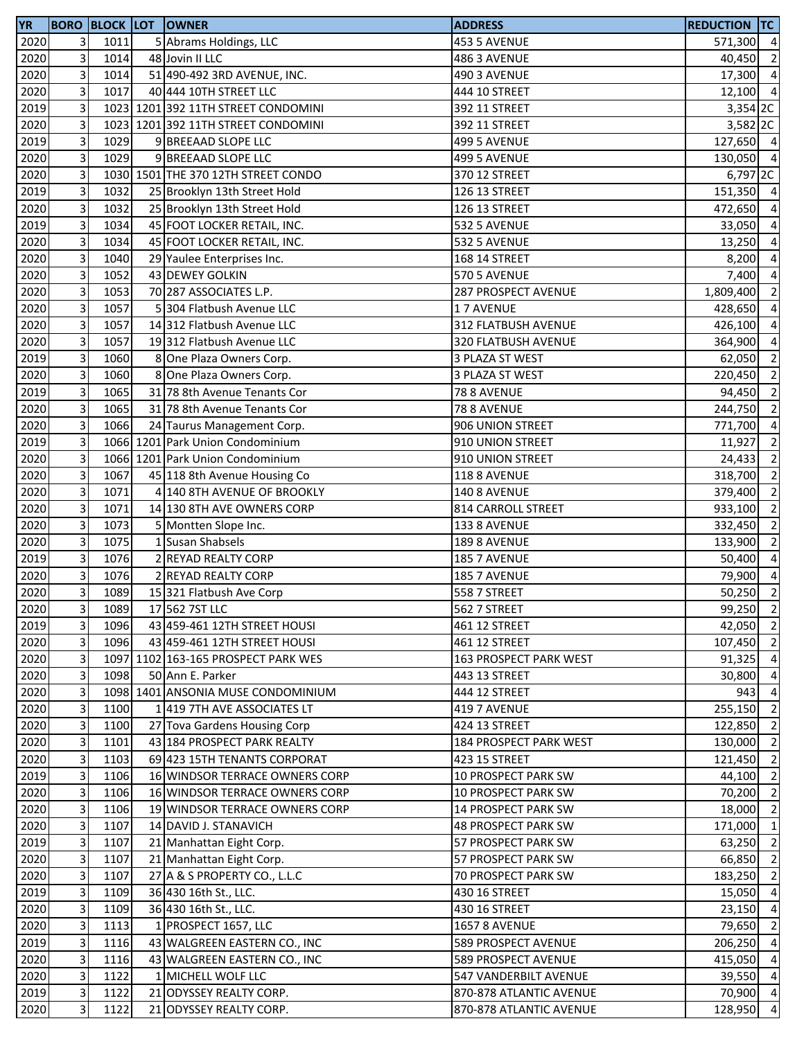| YR | BORO | BLOCK | LOT | OWNER | ADDRESS | REDUCTION | TC |
|---|---|---|---|---|---|---|---|
| 2020 | 3 | 1011 | 5 | Abrams Holdings, LLC | 453 5 AVENUE | 571,300 | 4 |
| 2020 | 3 | 1014 | 48 | Jovin II LLC | 486 3 AVENUE | 40,450 | 2 |
| 2020 | 3 | 1014 | 51 | 490-492 3RD AVENUE, INC. | 490 3 AVENUE | 17,300 | 4 |
| 2020 | 3 | 1017 | 40 | 444 10TH STREET LLC | 444 10 STREET | 12,100 | 4 |
| 2019 | 3 | 1023 | 1201 | 392 11TH STREET CONDOMINI | 392 11 STREET | 3,354 | 2C |
| 2020 | 3 | 1023 | 1201 | 392 11TH STREET CONDOMINI | 392 11 STREET | 3,582 | 2C |
| 2019 | 3 | 1029 | 9 | BREEAAD SLOPE LLC | 499 5 AVENUE | 127,650 | 4 |
| 2020 | 3 | 1029 | 9 | BREEAAD SLOPE LLC | 499 5 AVENUE | 130,050 | 4 |
| 2020 | 3 | 1030 | 1501 | THE 370 12TH STREET CONDO | 370 12 STREET | 6,797 | 2C |
| 2019 | 3 | 1032 | 25 | Brooklyn 13th Street Hold | 126 13 STREET | 151,350 | 4 |
| 2020 | 3 | 1032 | 25 | Brooklyn 13th Street Hold | 126 13 STREET | 472,650 | 4 |
| 2019 | 3 | 1034 | 45 | FOOT LOCKER RETAIL, INC. | 532 5 AVENUE | 33,050 | 4 |
| 2020 | 3 | 1034 | 45 | FOOT LOCKER RETAIL, INC. | 532 5 AVENUE | 13,250 | 4 |
| 2020 | 3 | 1040 | 29 | Yaulee Enterprises Inc. | 168 14 STREET | 8,200 | 4 |
| 2020 | 3 | 1052 | 43 | DEWEY GOLKIN | 570 5 AVENUE | 7,400 | 4 |
| 2020 | 3 | 1053 | 70 | 287 ASSOCIATES L.P. | 287 PROSPECT AVENUE | 1,809,400 | 2 |
| 2020 | 3 | 1057 | 5 | 304 Flatbush Avenue LLC | 1 7 AVENUE | 428,650 | 4 |
| 2020 | 3 | 1057 | 14 | 312 Flatbush Avenue LLC | 312 FLATBUSH AVENUE | 426,100 | 4 |
| 2020 | 3 | 1057 | 19 | 312 Flatbush Avenue LLC | 320 FLATBUSH AVENUE | 364,900 | 4 |
| 2019 | 3 | 1060 | 8 | One Plaza Owners Corp. | 3 PLAZA ST WEST | 62,050 | 2 |
| 2020 | 3 | 1060 | 8 | One Plaza Owners Corp. | 3 PLAZA ST WEST | 220,450 | 2 |
| 2019 | 3 | 1065 | 31 | 78 8th Avenue Tenants Cor | 78 8 AVENUE | 94,450 | 2 |
| 2020 | 3 | 1065 | 31 | 78 8th Avenue Tenants Cor | 78 8 AVENUE | 244,750 | 2 |
| 2020 | 3 | 1066 | 24 | Taurus Management Corp. | 906 UNION STREET | 771,700 | 4 |
| 2019 | 3 | 1066 | 1201 | Park Union Condominium | 910 UNION STREET | 11,927 | 2 |
| 2020 | 3 | 1066 | 1201 | Park Union Condominium | 910 UNION STREET | 24,433 | 2 |
| 2020 | 3 | 1067 | 45 | 118 8th Avenue Housing Co | 118 8 AVENUE | 318,700 | 2 |
| 2020 | 3 | 1071 | 4 | 140 8TH AVENUE OF BROOKLY | 140 8 AVENUE | 379,400 | 2 |
| 2020 | 3 | 1071 | 14 | 130 8TH AVE OWNERS CORP | 814 CARROLL STREET | 933,100 | 2 |
| 2020 | 3 | 1073 | 5 | Montten Slope Inc. | 133 8 AVENUE | 332,450 | 2 |
| 2020 | 3 | 1075 | 1 | Susan Shabsels | 189 8 AVENUE | 133,900 | 2 |
| 2019 | 3 | 1076 | 2 | REYAD REALTY CORP | 185 7 AVENUE | 50,400 | 4 |
| 2020 | 3 | 1076 | 2 | REYAD REALTY CORP | 185 7 AVENUE | 79,900 | 4 |
| 2020 | 3 | 1089 | 15 | 321 Flatbush Ave Corp | 558 7 STREET | 50,250 | 2 |
| 2020 | 3 | 1089 | 17 | 562 7ST LLC | 562 7 STREET | 99,250 | 2 |
| 2019 | 3 | 1096 | 43 | 459-461 12TH STREET HOUSI | 461 12 STREET | 42,050 | 2 |
| 2020 | 3 | 1096 | 43 | 459-461 12TH STREET HOUSI | 461 12 STREET | 107,450 | 2 |
| 2020 | 3 | 1097 | 1102 | 163-165 PROSPECT PARK WES | 163 PROSPECT PARK WEST | 91,325 | 4 |
| 2020 | 3 | 1098 | 50 | Ann E. Parker | 443 13 STREET | 30,800 | 4 |
| 2020 | 3 | 1098 | 1401 | ANSONIA MUSE CONDOMINIUM | 444 12 STREET | 943 | 4 |
| 2020 | 3 | 1100 | 1 | 419 7TH AVE ASSOCIATES LT | 419 7 AVENUE | 255,150 | 2 |
| 2020 | 3 | 1100 | 27 | Tova Gardens Housing Corp | 424 13 STREET | 122,850 | 2 |
| 2020 | 3 | 1101 | 43 | 184 PROSPECT PARK REALTY | 184 PROSPECT PARK WEST | 130,000 | 2 |
| 2020 | 3 | 1103 | 69 | 423 15TH TENANTS CORPORAT | 423 15 STREET | 121,450 | 2 |
| 2019 | 3 | 1106 | 16 | WINDSOR TERRACE OWNERS CORP | 10 PROSPECT PARK SW | 44,100 | 2 |
| 2020 | 3 | 1106 | 16 | WINDSOR TERRACE OWNERS CORP | 10 PROSPECT PARK SW | 70,200 | 2 |
| 2020 | 3 | 1106 | 19 | WINDSOR TERRACE OWNERS CORP | 14 PROSPECT PARK SW | 18,000 | 2 |
| 2020 | 3 | 1107 | 14 | DAVID J. STANAVICH | 48 PROSPECT PARK SW | 171,000 | 1 |
| 2019 | 3 | 1107 | 21 | Manhattan Eight Corp. | 57 PROSPECT PARK SW | 63,250 | 2 |
| 2020 | 3 | 1107 | 21 | Manhattan Eight Corp. | 57 PROSPECT PARK SW | 66,850 | 2 |
| 2020 | 3 | 1107 | 27 | A & S PROPERTY CO., L.L.C | 70 PROSPECT PARK SW | 183,250 | 2 |
| 2019 | 3 | 1109 | 36 | 430 16th St., LLC. | 430 16 STREET | 15,050 | 4 |
| 2020 | 3 | 1109 | 36 | 430 16th St., LLC. | 430 16 STREET | 23,150 | 4 |
| 2020 | 3 | 1113 | 1 | PROSPECT 1657, LLC | 1657 8 AVENUE | 79,650 | 2 |
| 2019 | 3 | 1116 | 43 | WALGREEN EASTERN CO., INC | 589 PROSPECT AVENUE | 206,250 | 4 |
| 2020 | 3 | 1116 | 43 | WALGREEN EASTERN CO., INC | 589 PROSPECT AVENUE | 415,050 | 4 |
| 2020 | 3 | 1122 | 1 | MICHELL WOLF LLC | 547 VANDERBILT AVENUE | 39,550 | 4 |
| 2019 | 3 | 1122 | 21 | ODYSSEY REALTY CORP. | 870-878 ATLANTIC AVENUE | 70,900 | 4 |
| 2020 | 3 | 1122 | 21 | ODYSSEY REALTY CORP. | 870-878 ATLANTIC AVENUE | 128,950 | 4 |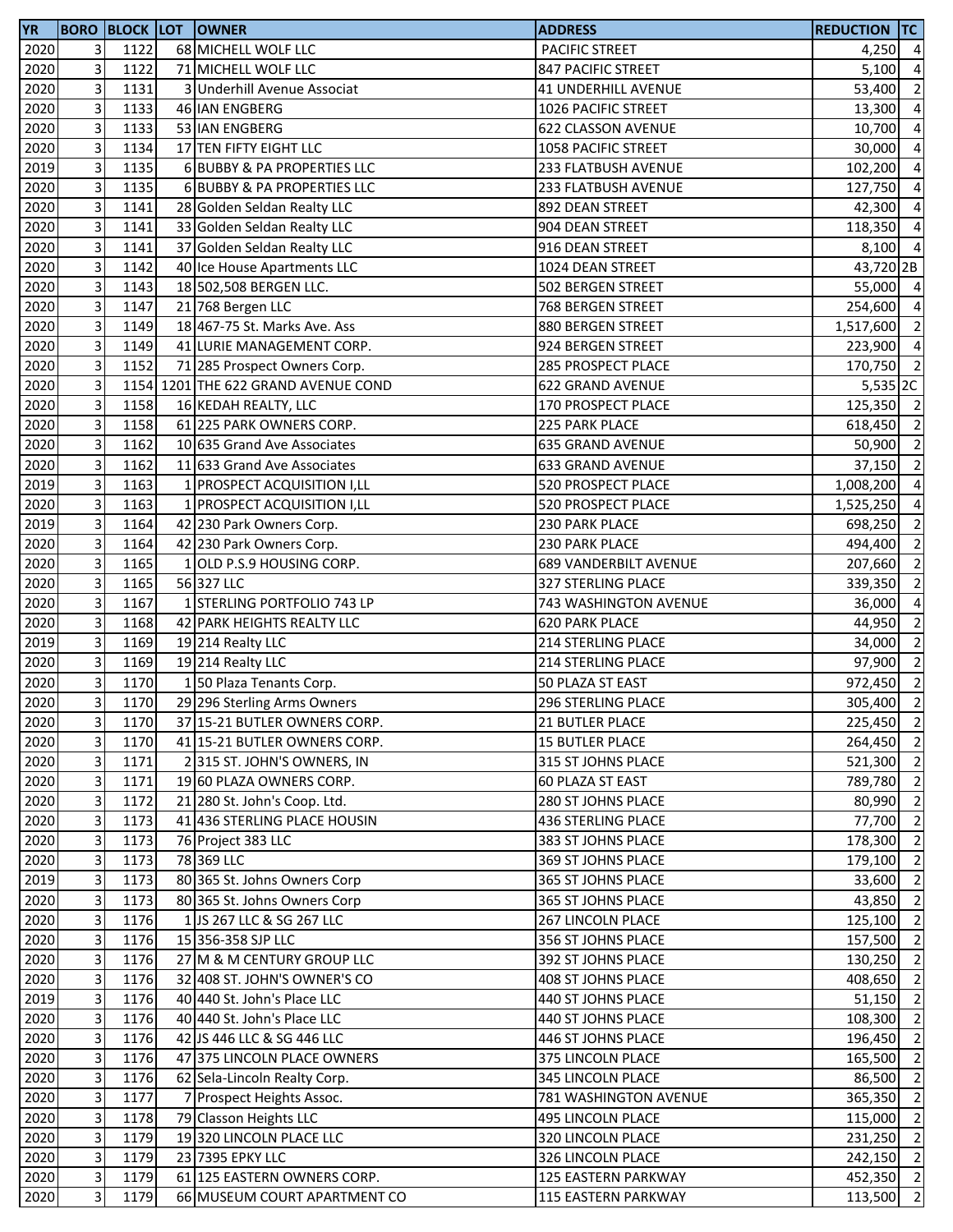| YR | BORO | BLOCK | LOT | OWNER | ADDRESS | REDUCTION | TC |
|---|---|---|---|---|---|---|---|
| 2020 | 3 | 1122 | 68 | MICHELL WOLF LLC | PACIFIC STREET | 4,250 | 4 |
| 2020 | 3 | 1122 | 71 | MICHELL WOLF LLC | 847 PACIFIC STREET | 5,100 | 4 |
| 2020 | 3 | 1131 | 3 | Underhill Avenue Associat | 41 UNDERHILL AVENUE | 53,400 | 2 |
| 2020 | 3 | 1133 | 46 | IAN ENGBERG | 1026 PACIFIC STREET | 13,300 | 4 |
| 2020 | 3 | 1133 | 53 | IAN ENGBERG | 622 CLASSON AVENUE | 10,700 | 4 |
| 2020 | 3 | 1134 | 17 | TEN FIFTY EIGHT LLC | 1058 PACIFIC STREET | 30,000 | 4 |
| 2019 | 3 | 1135 | 6 | BUBBY & PA PROPERTIES LLC | 233 FLATBUSH AVENUE | 102,200 | 4 |
| 2020 | 3 | 1135 | 6 | BUBBY & PA PROPERTIES LLC | 233 FLATBUSH AVENUE | 127,750 | 4 |
| 2020 | 3 | 1141 | 28 | Golden Seldan Realty LLC | 892 DEAN STREET | 42,300 | 4 |
| 2020 | 3 | 1141 | 33 | Golden Seldan Realty LLC | 904 DEAN STREET | 118,350 | 4 |
| 2020 | 3 | 1141 | 37 | Golden Seldan Realty LLC | 916 DEAN STREET | 8,100 | 4 |
| 2020 | 3 | 1142 | 40 | Ice House Apartments LLC | 1024 DEAN STREET | 43,720 | 2B |
| 2020 | 3 | 1143 | 18 | 502,508 BERGEN LLC. | 502 BERGEN STREET | 55,000 | 4 |
| 2020 | 3 | 1147 | 21 | 768 Bergen LLC | 768 BERGEN STREET | 254,600 | 4 |
| 2020 | 3 | 1149 | 18 | 467-75 St. Marks Ave. Ass | 880 BERGEN STREET | 1,517,600 | 2 |
| 2020 | 3 | 1149 | 41 | LURIE MANAGEMENT CORP. | 924 BERGEN STREET | 223,900 | 4 |
| 2020 | 3 | 1152 | 71 | 285 Prospect Owners Corp. | 285 PROSPECT PLACE | 170,750 | 2 |
| 2020 | 3 | 1154 | 1201 | THE 622 GRAND AVENUE COND | 622 GRAND AVENUE | 5,535 | 2C |
| 2020 | 3 | 1158 | 16 | KEDAH REALTY, LLC | 170 PROSPECT PLACE | 125,350 | 2 |
| 2020 | 3 | 1158 | 61 | 225 PARK OWNERS CORP. | 225 PARK PLACE | 618,450 | 2 |
| 2020 | 3 | 1162 | 10 | 635 Grand Ave Associates | 635 GRAND AVENUE | 50,900 | 2 |
| 2020 | 3 | 1162 | 11 | 633 Grand Ave Associates | 633 GRAND AVENUE | 37,150 | 2 |
| 2019 | 3 | 1163 | 1 | PROSPECT ACQUISITION I,LL | 520 PROSPECT PLACE | 1,008,200 | 4 |
| 2020 | 3 | 1163 | 1 | PROSPECT ACQUISITION I,LL | 520 PROSPECT PLACE | 1,525,250 | 4 |
| 2019 | 3 | 1164 | 42 | 230 Park Owners Corp. | 230 PARK PLACE | 698,250 | 2 |
| 2020 | 3 | 1164 | 42 | 230 Park Owners Corp. | 230 PARK PLACE | 494,400 | 2 |
| 2020 | 3 | 1165 | 1 | OLD P.S.9 HOUSING CORP. | 689 VANDERBILT AVENUE | 207,660 | 2 |
| 2020 | 3 | 1165 | 56 | 327 LLC | 327 STERLING PLACE | 339,350 | 2 |
| 2020 | 3 | 1167 | 1 | STERLING PORTFOLIO 743 LP | 743 WASHINGTON AVENUE | 36,000 | 4 |
| 2020 | 3 | 1168 | 42 | PARK HEIGHTS REALTY LLC | 620 PARK PLACE | 44,950 | 2 |
| 2019 | 3 | 1169 | 19 | 214 Realty LLC | 214 STERLING PLACE | 34,000 | 2 |
| 2020 | 3 | 1169 | 19 | 214 Realty LLC | 214 STERLING PLACE | 97,900 | 2 |
| 2020 | 3 | 1170 | 1 | 50 Plaza Tenants Corp. | 50 PLAZA ST EAST | 972,450 | 2 |
| 2020 | 3 | 1170 | 29 | 296 Sterling Arms Owners | 296 STERLING PLACE | 305,400 | 2 |
| 2020 | 3 | 1170 | 37 | 15-21 BUTLER OWNERS CORP. | 21 BUTLER PLACE | 225,450 | 2 |
| 2020 | 3 | 1170 | 41 | 15-21 BUTLER OWNERS CORP. | 15 BUTLER PLACE | 264,450 | 2 |
| 2020 | 3 | 1171 | 2 | 315 ST. JOHN'S OWNERS, IN | 315 ST JOHNS PLACE | 521,300 | 2 |
| 2020 | 3 | 1171 | 19 | 60 PLAZA OWNERS CORP. | 60 PLAZA ST EAST | 789,780 | 2 |
| 2020 | 3 | 1172 | 21 | 280 St. John's Coop. Ltd. | 280 ST JOHNS PLACE | 80,990 | 2 |
| 2020 | 3 | 1173 | 41 | 436 STERLING PLACE HOUSIN | 436 STERLING PLACE | 77,700 | 2 |
| 2020 | 3 | 1173 | 76 | Project 383 LLC | 383 ST JOHNS PLACE | 178,300 | 2 |
| 2020 | 3 | 1173 | 78 | 369 LLC | 369 ST JOHNS PLACE | 179,100 | 2 |
| 2019 | 3 | 1173 | 80 | 365 St. Johns Owners Corp | 365 ST JOHNS PLACE | 33,600 | 2 |
| 2020 | 3 | 1173 | 80 | 365 St. Johns Owners Corp | 365 ST JOHNS PLACE | 43,850 | 2 |
| 2020 | 3 | 1176 | 1 | JS 267 LLC & SG 267 LLC | 267 LINCOLN PLACE | 125,100 | 2 |
| 2020 | 3 | 1176 | 15 | 356-358 SJP LLC | 356 ST JOHNS PLACE | 157,500 | 2 |
| 2020 | 3 | 1176 | 27 | M & M CENTURY GROUP LLC | 392 ST JOHNS PLACE | 130,250 | 2 |
| 2020 | 3 | 1176 | 32 | 408 ST. JOHN'S OWNER'S CO | 408 ST JOHNS PLACE | 408,650 | 2 |
| 2019 | 3 | 1176 | 40 | 440 St. John's Place LLC | 440 ST JOHNS PLACE | 51,150 | 2 |
| 2020 | 3 | 1176 | 40 | 440 St. John's Place LLC | 440 ST JOHNS PLACE | 108,300 | 2 |
| 2020 | 3 | 1176 | 42 | JS 446 LLC & SG 446 LLC | 446 ST JOHNS PLACE | 196,450 | 2 |
| 2020 | 3 | 1176 | 47 | 375 LINCOLN PLACE OWNERS | 375 LINCOLN PLACE | 165,500 | 2 |
| 2020 | 3 | 1176 | 62 | Sela-Lincoln Realty Corp. | 345 LINCOLN PLACE | 86,500 | 2 |
| 2020 | 3 | 1177 | 7 | Prospect Heights Assoc. | 781 WASHINGTON AVENUE | 365,350 | 2 |
| 2020 | 3 | 1178 | 79 | Classon Heights LLC | 495 LINCOLN PLACE | 115,000 | 2 |
| 2020 | 3 | 1179 | 19 | 320 LINCOLN PLACE LLC | 320 LINCOLN PLACE | 231,250 | 2 |
| 2020 | 3 | 1179 | 23 | 7395 EPKY LLC | 326 LINCOLN PLACE | 242,150 | 2 |
| 2020 | 3 | 1179 | 61 | 125 EASTERN OWNERS CORP. | 125 EASTERN PARKWAY | 452,350 | 2 |
| 2020 | 3 | 1179 | 66 | MUSEUM COURT APARTMENT CO | 115 EASTERN PARKWAY | 113,500 | 2 |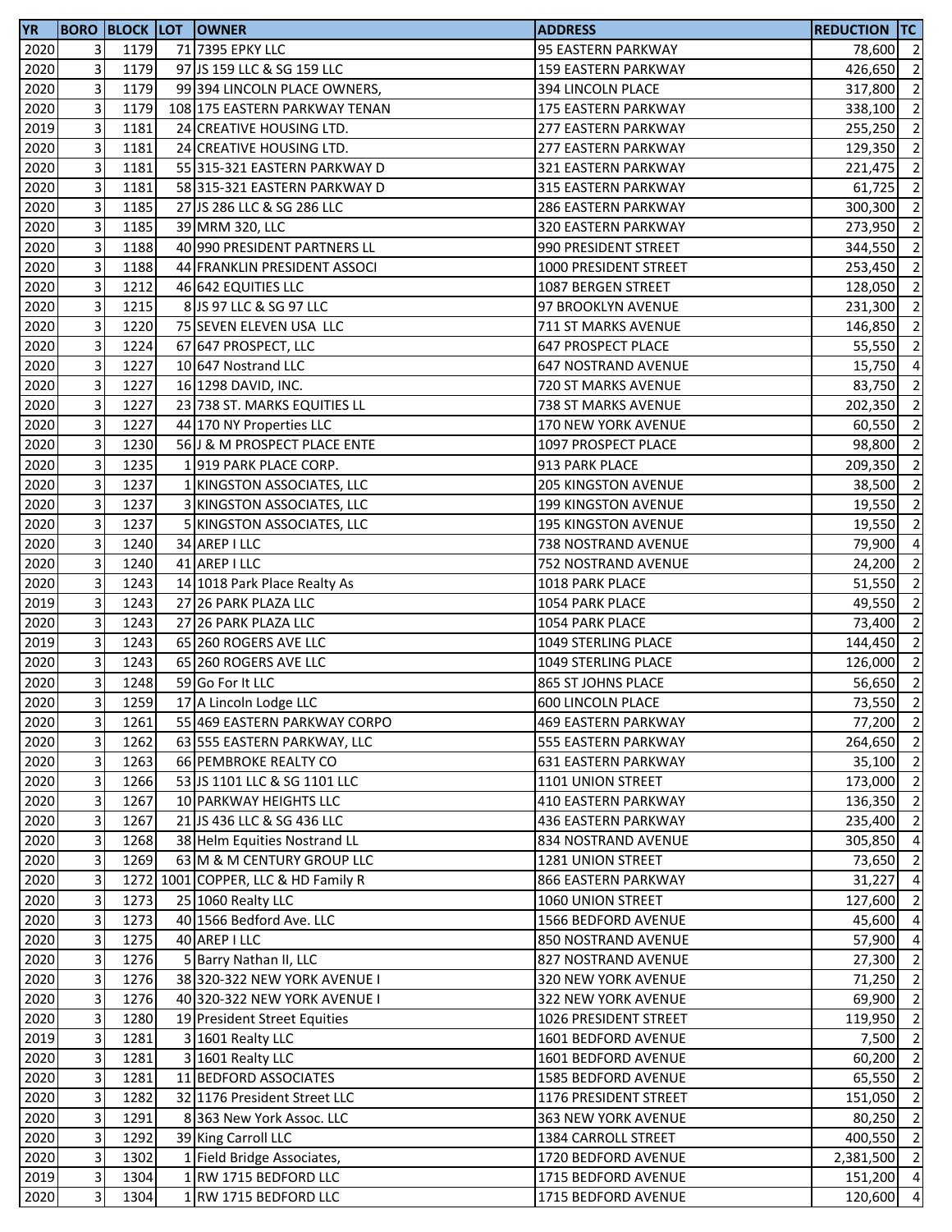| YR | BORO | BLOCK | LOT | OWNER | ADDRESS | REDUCTION | TC |
|---|---|---|---|---|---|---|---|
| 2020 | 3 | 1179 | 71 | 7395 EPKY LLC | 95 EASTERN PARKWAY | 78,600 | 2 |
| 2020 | 3 | 1179 | 97 | JS 159 LLC & SG 159 LLC | 159 EASTERN PARKWAY | 426,650 | 2 |
| 2020 | 3 | 1179 | 99 | 394 LINCOLN PLACE OWNERS, | 394 LINCOLN PLACE | 317,800 | 2 |
| 2020 | 3 | 1179 | 108 | 175 EASTERN PARKWAY TENAN | 175 EASTERN PARKWAY | 338,100 | 2 |
| 2019 | 3 | 1181 | 24 | CREATIVE HOUSING LTD. | 277 EASTERN PARKWAY | 255,250 | 2 |
| 2020 | 3 | 1181 | 24 | CREATIVE HOUSING LTD. | 277 EASTERN PARKWAY | 129,350 | 2 |
| 2020 | 3 | 1181 | 55 | 315-321 EASTERN PARKWAY D | 321 EASTERN PARKWAY | 221,475 | 2 |
| 2020 | 3 | 1181 | 58 | 315-321 EASTERN PARKWAY D | 315 EASTERN PARKWAY | 61,725 | 2 |
| 2020 | 3 | 1185 | 27 | JS 286 LLC & SG 286 LLC | 286 EASTERN PARKWAY | 300,300 | 2 |
| 2020 | 3 | 1185 | 39 | MRM 320, LLC | 320 EASTERN PARKWAY | 273,950 | 2 |
| 2020 | 3 | 1188 | 40 | 990 PRESIDENT PARTNERS LL | 990 PRESIDENT STREET | 344,550 | 2 |
| 2020 | 3 | 1188 | 44 | FRANKLIN PRESIDENT ASSOCI | 1000 PRESIDENT STREET | 253,450 | 2 |
| 2020 | 3 | 1212 | 46 | 642 EQUITIES LLC | 1087 BERGEN STREET | 128,050 | 2 |
| 2020 | 3 | 1215 | 8 | JS 97 LLC & SG 97 LLC | 97 BROOKLYN AVENUE | 231,300 | 2 |
| 2020 | 3 | 1220 | 75 | SEVEN ELEVEN USA LLC | 711 ST MARKS AVENUE | 146,850 | 2 |
| 2020 | 3 | 1224 | 67 | 647 PROSPECT, LLC | 647 PROSPECT PLACE | 55,550 | 2 |
| 2020 | 3 | 1227 | 10 | 647 Nostrand LLC | 647 NOSTRAND AVENUE | 15,750 | 4 |
| 2020 | 3 | 1227 | 16 | 1298 DAVID, INC. | 720 ST MARKS AVENUE | 83,750 | 2 |
| 2020 | 3 | 1227 | 23 | 738 ST. MARKS EQUITIES LL | 738 ST MARKS AVENUE | 202,350 | 2 |
| 2020 | 3 | 1227 | 44 | 170 NY Properties LLC | 170 NEW YORK AVENUE | 60,550 | 2 |
| 2020 | 3 | 1230 | 56 | J & M PROSPECT PLACE ENTE | 1097 PROSPECT PLACE | 98,800 | 2 |
| 2020 | 3 | 1235 | 1 | 919 PARK PLACE CORP. | 913 PARK PLACE | 209,350 | 2 |
| 2020 | 3 | 1237 | 1 | KINGSTON ASSOCIATES, LLC | 205 KINGSTON AVENUE | 38,500 | 2 |
| 2020 | 3 | 1237 | 3 | KINGSTON ASSOCIATES, LLC | 199 KINGSTON AVENUE | 19,550 | 2 |
| 2020 | 3 | 1237 | 5 | KINGSTON ASSOCIATES, LLC | 195 KINGSTON AVENUE | 19,550 | 2 |
| 2020 | 3 | 1240 | 34 | AREP I LLC | 738 NOSTRAND AVENUE | 79,900 | 4 |
| 2020 | 3 | 1240 | 41 | AREP I LLC | 752 NOSTRAND AVENUE | 24,200 | 2 |
| 2020 | 3 | 1243 | 14 | 1018 Park Place Realty As | 1018 PARK PLACE | 51,550 | 2 |
| 2019 | 3 | 1243 | 27 | 26 PARK PLAZA LLC | 1054 PARK PLACE | 49,550 | 2 |
| 2020 | 3 | 1243 | 27 | 26 PARK PLAZA LLC | 1054 PARK PLACE | 73,400 | 2 |
| 2019 | 3 | 1243 | 65 | 260 ROGERS AVE LLC | 1049 STERLING PLACE | 144,450 | 2 |
| 2020 | 3 | 1243 | 65 | 260 ROGERS AVE LLC | 1049 STERLING PLACE | 126,000 | 2 |
| 2020 | 3 | 1248 | 59 | Go For It LLC | 865 ST JOHNS PLACE | 56,650 | 2 |
| 2020 | 3 | 1259 | 17 | A Lincoln Lodge LLC | 600 LINCOLN PLACE | 73,550 | 2 |
| 2020 | 3 | 1261 | 55 | 469 EASTERN PARKWAY CORPO | 469 EASTERN PARKWAY | 77,200 | 2 |
| 2020 | 3 | 1262 | 63 | 555 EASTERN PARKWAY, LLC | 555 EASTERN PARKWAY | 264,650 | 2 |
| 2020 | 3 | 1263 | 66 | PEMBROKE REALTY CO | 631 EASTERN PARKWAY | 35,100 | 2 |
| 2020 | 3 | 1266 | 53 | JS 1101 LLC & SG 1101 LLC | 1101 UNION STREET | 173,000 | 2 |
| 2020 | 3 | 1267 | 10 | PARKWAY HEIGHTS LLC | 410 EASTERN PARKWAY | 136,350 | 2 |
| 2020 | 3 | 1267 | 21 | JS 436 LLC & SG 436 LLC | 436 EASTERN PARKWAY | 235,400 | 2 |
| 2020 | 3 | 1268 | 38 | Helm Equities Nostrand LL | 834 NOSTRAND AVENUE | 305,850 | 4 |
| 2020 | 3 | 1269 | 63 | M & M CENTURY GROUP LLC | 1281 UNION STREET | 73,650 | 2 |
| 2020 | 3 | 1272 | 1001 | COPPER, LLC & HD Family R | 866 EASTERN PARKWAY | 31,227 | 4 |
| 2020 | 3 | 1273 | 25 | 1060 Realty LLC | 1060 UNION STREET | 127,600 | 2 |
| 2020 | 3 | 1273 | 40 | 1566 Bedford Ave. LLC | 1566 BEDFORD AVENUE | 45,600 | 4 |
| 2020 | 3 | 1275 | 40 | AREP I LLC | 850 NOSTRAND AVENUE | 57,900 | 4 |
| 2020 | 3 | 1276 | 5 | Barry Nathan II, LLC | 827 NOSTRAND AVENUE | 27,300 | 2 |
| 2020 | 3 | 1276 | 38 | 320-322 NEW YORK AVENUE I | 320 NEW YORK AVENUE | 71,250 | 2 |
| 2020 | 3 | 1276 | 40 | 320-322 NEW YORK AVENUE I | 322 NEW YORK AVENUE | 69,900 | 2 |
| 2020 | 3 | 1280 | 19 | President Street Equities | 1026 PRESIDENT STREET | 119,950 | 2 |
| 2019 | 3 | 1281 | 3 | 1601 Realty LLC | 1601 BEDFORD AVENUE | 7,500 | 2 |
| 2020 | 3 | 1281 | 3 | 1601 Realty LLC | 1601 BEDFORD AVENUE | 60,200 | 2 |
| 2020 | 3 | 1281 | 11 | BEDFORD ASSOCIATES | 1585 BEDFORD AVENUE | 65,550 | 2 |
| 2020 | 3 | 1282 | 32 | 1176 President Street LLC | 1176 PRESIDENT STREET | 151,050 | 2 |
| 2020 | 3 | 1291 | 8 | 363 New York Assoc. LLC | 363 NEW YORK AVENUE | 80,250 | 2 |
| 2020 | 3 | 1292 | 39 | King Carroll LLC | 1384 CARROLL STREET | 400,550 | 2 |
| 2020 | 3 | 1302 | 1 | Field Bridge Associates, | 1720 BEDFORD AVENUE | 2,381,500 | 2 |
| 2019 | 3 | 1304 | 1 | RW 1715 BEDFORD LLC | 1715 BEDFORD AVENUE | 151,200 | 4 |
| 2020 | 3 | 1304 | 1 | RW 1715 BEDFORD LLC | 1715 BEDFORD AVENUE | 120,600 | 4 |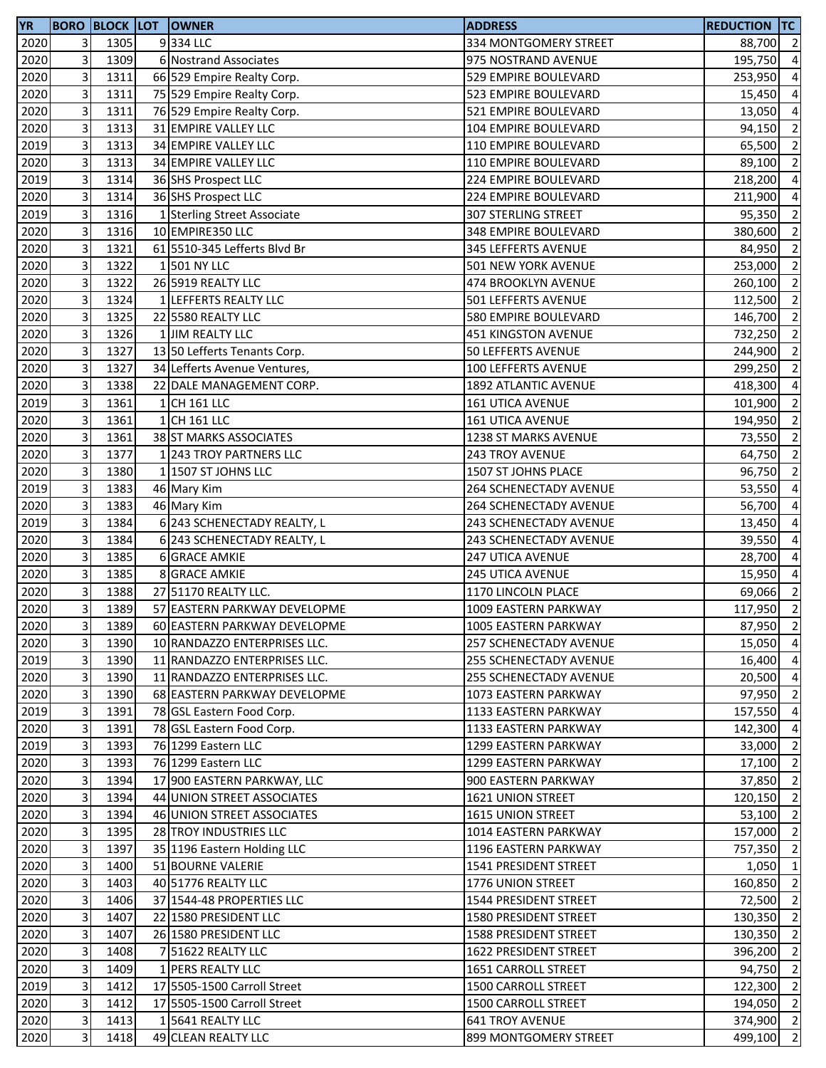| YR | BORO | BLOCK | LOT | OWNER | ADDRESS | REDUCTION | TC |
|---|---|---|---|---|---|---|---|
| 2020 | 3 | 1305 | 9 | 334 LLC | 334 MONTGOMERY STREET | 88,700 | 2 |
| 2020 | 3 | 1309 | 6 | Nostrand Associates | 975 NOSTRAND AVENUE | 195,750 | 4 |
| 2020 | 3 | 1311 | 66 | 529 Empire Realty Corp. | 529 EMPIRE BOULEVARD | 253,950 | 4 |
| 2020 | 3 | 1311 | 75 | 529 Empire Realty Corp. | 523 EMPIRE BOULEVARD | 15,450 | 4 |
| 2020 | 3 | 1311 | 76 | 529 Empire Realty Corp. | 521 EMPIRE BOULEVARD | 13,050 | 4 |
| 2020 | 3 | 1313 | 31 | EMPIRE VALLEY LLC | 104 EMPIRE BOULEVARD | 94,150 | 2 |
| 2019 | 3 | 1313 | 34 | EMPIRE VALLEY LLC | 110 EMPIRE BOULEVARD | 65,500 | 2 |
| 2020 | 3 | 1313 | 34 | EMPIRE VALLEY LLC | 110 EMPIRE BOULEVARD | 89,100 | 2 |
| 2019 | 3 | 1314 | 36 | SHS Prospect LLC | 224 EMPIRE BOULEVARD | 218,200 | 4 |
| 2020 | 3 | 1314 | 36 | SHS Prospect LLC | 224 EMPIRE BOULEVARD | 211,900 | 4 |
| 2019 | 3 | 1316 | 1 | Sterling Street Associate | 307 STERLING STREET | 95,350 | 2 |
| 2020 | 3 | 1316 | 10 | EMPIRE350 LLC | 348 EMPIRE BOULEVARD | 380,600 | 2 |
| 2020 | 3 | 1321 | 61 | 5510-345 Lefferts Blvd Br | 345 LEFFERTS AVENUE | 84,950 | 2 |
| 2020 | 3 | 1322 | 1 | 501 NY LLC | 501 NEW YORK AVENUE | 253,000 | 2 |
| 2020 | 3 | 1322 | 26 | 5919 REALTY LLC | 474 BROOKLYN AVENUE | 260,100 | 2 |
| 2020 | 3 | 1324 | 1 | LEFFERTS REALTY LLC | 501 LEFFERTS AVENUE | 112,500 | 2 |
| 2020 | 3 | 1325 | 22 | 5580 REALTY LLC | 580 EMPIRE BOULEVARD | 146,700 | 2 |
| 2020 | 3 | 1326 | 1 | JIM REALTY LLC | 451 KINGSTON AVENUE | 732,250 | 2 |
| 2020 | 3 | 1327 | 13 | 50 Lefferts Tenants Corp. | 50 LEFFERTS AVENUE | 244,900 | 2 |
| 2020 | 3 | 1327 | 34 | Lefferts Avenue Ventures, | 100 LEFFERTS AVENUE | 299,250 | 2 |
| 2020 | 3 | 1338 | 22 | DALE MANAGEMENT CORP. | 1892 ATLANTIC AVENUE | 418,300 | 4 |
| 2019 | 3 | 1361 | 1 | CH 161 LLC | 161 UTICA AVENUE | 101,900 | 2 |
| 2020 | 3 | 1361 | 1 | CH 161 LLC | 161 UTICA AVENUE | 194,950 | 2 |
| 2020 | 3 | 1361 | 38 | ST MARKS ASSOCIATES | 1238 ST MARKS AVENUE | 73,550 | 2 |
| 2020 | 3 | 1377 | 1 | 243 TROY PARTNERS LLC | 243 TROY AVENUE | 64,750 | 2 |
| 2020 | 3 | 1380 | 1 | 1507 ST JOHNS LLC | 1507 ST JOHNS PLACE | 96,750 | 2 |
| 2019 | 3 | 1383 | 46 | Mary Kim | 264 SCHENECTADY AVENUE | 53,550 | 4 |
| 2020 | 3 | 1383 | 46 | Mary Kim | 264 SCHENECTADY AVENUE | 56,700 | 4 |
| 2019 | 3 | 1384 | 6 | 243 SCHENECTADY REALTY, L | 243 SCHENECTADY AVENUE | 13,450 | 4 |
| 2020 | 3 | 1384 | 6 | 243 SCHENECTADY REALTY, L | 243 SCHENECTADY AVENUE | 39,550 | 4 |
| 2020 | 3 | 1385 | 6 | GRACE AMKIE | 247 UTICA AVENUE | 28,700 | 4 |
| 2020 | 3 | 1385 | 8 | GRACE AMKIE | 245 UTICA AVENUE | 15,950 | 4 |
| 2020 | 3 | 1388 | 27 | 51170 REALTY LLC. | 1170 LINCOLN PLACE | 69,066 | 2 |
| 2020 | 3 | 1389 | 57 | EASTERN PARKWAY DEVELOPME | 1009 EASTERN PARKWAY | 117,950 | 2 |
| 2020 | 3 | 1389 | 60 | EASTERN PARKWAY DEVELOPME | 1005 EASTERN PARKWAY | 87,950 | 2 |
| 2020 | 3 | 1390 | 10 | RANDAZZO ENTERPRISES LLC. | 257 SCHENECTADY AVENUE | 15,050 | 4 |
| 2019 | 3 | 1390 | 11 | RANDAZZO ENTERPRISES LLC. | 255 SCHENECTADY AVENUE | 16,400 | 4 |
| 2020 | 3 | 1390 | 11 | RANDAZZO ENTERPRISES LLC. | 255 SCHENECTADY AVENUE | 20,500 | 4 |
| 2020 | 3 | 1390 | 68 | EASTERN PARKWAY DEVELOPME | 1073 EASTERN PARKWAY | 97,950 | 2 |
| 2019 | 3 | 1391 | 78 | GSL Eastern Food Corp. | 1133 EASTERN PARKWAY | 157,550 | 4 |
| 2020 | 3 | 1391 | 78 | GSL Eastern Food Corp. | 1133 EASTERN PARKWAY | 142,300 | 4 |
| 2019 | 3 | 1393 | 76 | 1299 Eastern LLC | 1299 EASTERN PARKWAY | 33,000 | 2 |
| 2020 | 3 | 1393 | 76 | 1299 Eastern LLC | 1299 EASTERN PARKWAY | 17,100 | 2 |
| 2020 | 3 | 1394 | 17 | 900 EASTERN PARKWAY, LLC | 900 EASTERN PARKWAY | 37,850 | 2 |
| 2020 | 3 | 1394 | 44 | UNION STREET ASSOCIATES | 1621 UNION STREET | 120,150 | 2 |
| 2020 | 3 | 1394 | 46 | UNION STREET ASSOCIATES | 1615 UNION STREET | 53,100 | 2 |
| 2020 | 3 | 1395 | 28 | TROY INDUSTRIES LLC | 1014 EASTERN PARKWAY | 157,000 | 2 |
| 2020 | 3 | 1397 | 35 | 1196 Eastern Holding LLC | 1196 EASTERN PARKWAY | 757,350 | 2 |
| 2020 | 3 | 1400 | 51 | BOURNE VALERIE | 1541 PRESIDENT STREET | 1,050 | 1 |
| 2020 | 3 | 1403 | 40 | 51776 REALTY LLC | 1776 UNION STREET | 160,850 | 2 |
| 2020 | 3 | 1406 | 37 | 1544-48 PROPERTIES LLC | 1544 PRESIDENT STREET | 72,500 | 2 |
| 2020 | 3 | 1407 | 22 | 1580 PRESIDENT LLC | 1580 PRESIDENT STREET | 130,350 | 2 |
| 2020 | 3 | 1407 | 26 | 1580 PRESIDENT LLC | 1588 PRESIDENT STREET | 130,350 | 2 |
| 2020 | 3 | 1408 | 7 | 51622 REALTY LLC | 1622 PRESIDENT STREET | 396,200 | 2 |
| 2020 | 3 | 1409 | 1 | PERS REALTY LLC | 1651 CARROLL STREET | 94,750 | 2 |
| 2019 | 3 | 1412 | 17 | 5505-1500 Carroll Street | 1500 CARROLL STREET | 122,300 | 2 |
| 2020 | 3 | 1412 | 17 | 5505-1500 Carroll Street | 1500 CARROLL STREET | 194,050 | 2 |
| 2020 | 3 | 1413 | 1 | 5641 REALTY LLC | 641 TROY AVENUE | 374,900 | 2 |
| 2020 | 3 | 1418 | 49 | CLEAN REALTY LLC | 899 MONTGOMERY STREET | 499,100 | 2 |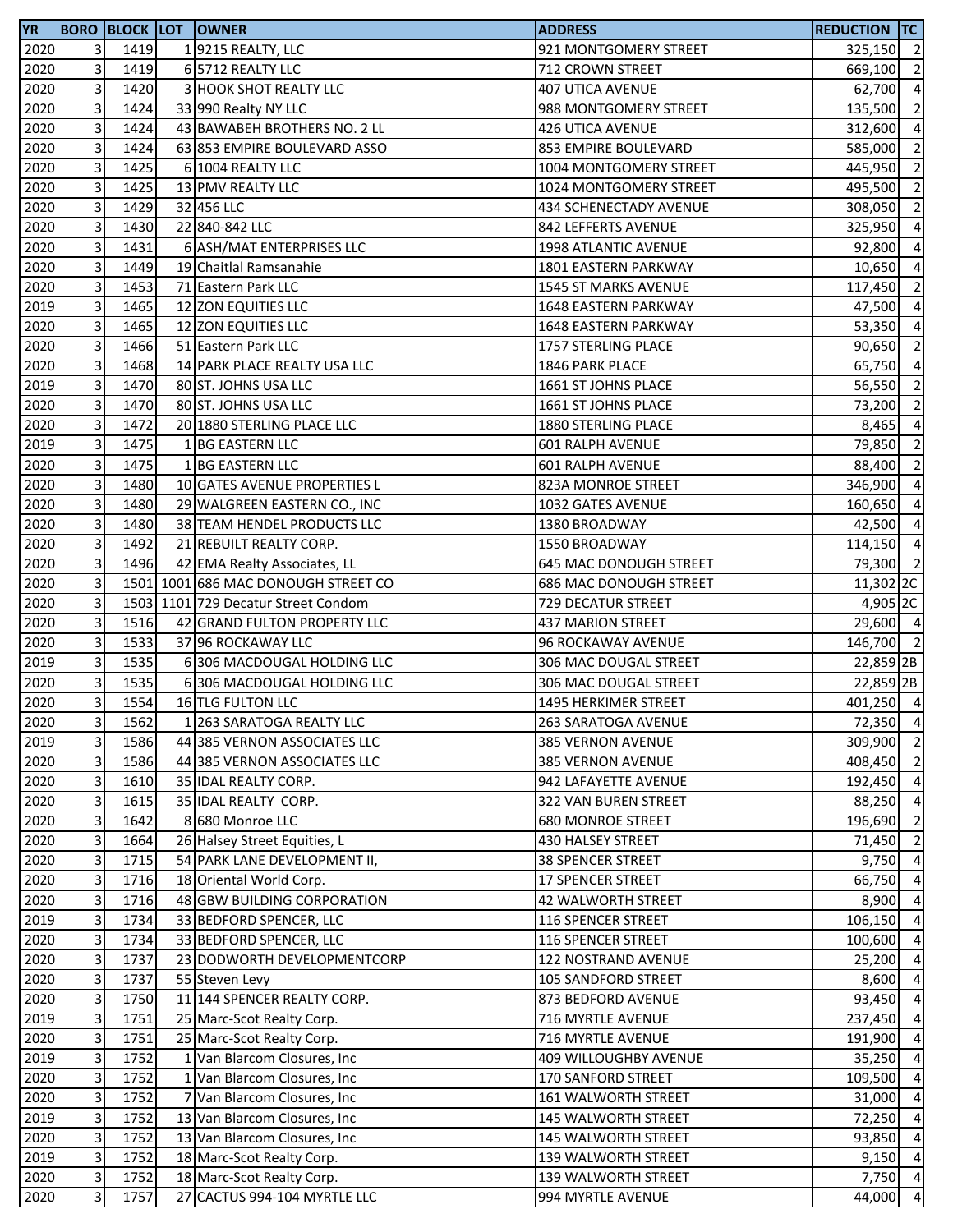| YR | BORO | BLOCK | LOT | OWNER | ADDRESS | REDUCTION | TC |
|---|---|---|---|---|---|---|---|
| 2020 | 3 | 1419 | 1 | 9215 REALTY, LLC | 921 MONTGOMERY STREET | 325,150 | 2 |
| 2020 | 3 | 1419 | 6 | 5712 REALTY LLC | 712 CROWN STREET | 669,100 | 2 |
| 2020 | 3 | 1420 | 3 | HOOK SHOT REALTY LLC | 407 UTICA AVENUE | 62,700 | 4 |
| 2020 | 3 | 1424 | 33 | 990 Realty NY LLC | 988 MONTGOMERY STREET | 135,500 | 2 |
| 2020 | 3 | 1424 | 43 | BAWABEH BROTHERS NO. 2 LL | 426 UTICA AVENUE | 312,600 | 4 |
| 2020 | 3 | 1424 | 63 | 853 EMPIRE BOULEVARD ASSO | 853 EMPIRE BOULEVARD | 585,000 | 2 |
| 2020 | 3 | 1425 | 6 | 1004 REALTY LLC | 1004 MONTGOMERY STREET | 445,950 | 2 |
| 2020 | 3 | 1425 | 13 | PMV REALTY LLC | 1024 MONTGOMERY STREET | 495,500 | 2 |
| 2020 | 3 | 1429 | 32 | 456 LLC | 434 SCHENECTADY AVENUE | 308,050 | 2 |
| 2020 | 3 | 1430 | 22 | 840-842 LLC | 842 LEFFERTS AVENUE | 325,950 | 4 |
| 2020 | 3 | 1431 | 6 | ASH/MAT ENTERPRISES LLC | 1998 ATLANTIC AVENUE | 92,800 | 4 |
| 2020 | 3 | 1449 | 19 | Chaitlal Ramsanahie | 1801 EASTERN PARKWAY | 10,650 | 4 |
| 2020 | 3 | 1453 | 71 | Eastern Park LLC | 1545 ST MARKS AVENUE | 117,450 | 2 |
| 2019 | 3 | 1465 | 12 | ZON EQUITIES LLC | 1648 EASTERN PARKWAY | 47,500 | 4 |
| 2020 | 3 | 1465 | 12 | ZON EQUITIES LLC | 1648 EASTERN PARKWAY | 53,350 | 4 |
| 2020 | 3 | 1466 | 51 | Eastern Park LLC | 1757 STERLING PLACE | 90,650 | 2 |
| 2020 | 3 | 1468 | 14 | PARK PLACE REALTY USA LLC | 1846 PARK PLACE | 65,750 | 4 |
| 2019 | 3 | 1470 | 80 | ST. JOHNS USA LLC | 1661 ST JOHNS PLACE | 56,550 | 2 |
| 2020 | 3 | 1470 | 80 | ST. JOHNS USA LLC | 1661 ST JOHNS PLACE | 73,200 | 2 |
| 2020 | 3 | 1472 | 20 | 1880 STERLING PLACE LLC | 1880 STERLING PLACE | 8,465 | 4 |
| 2019 | 3 | 1475 | 1 | BG EASTERN LLC | 601 RALPH AVENUE | 79,850 | 2 |
| 2020 | 3 | 1475 | 1 | BG EASTERN LLC | 601 RALPH AVENUE | 88,400 | 2 |
| 2020 | 3 | 1480 | 10 | GATES AVENUE PROPERTIES L | 823A MONROE STREET | 346,900 | 4 |
| 2020 | 3 | 1480 | 29 | WALGREEN EASTERN CO., INC | 1032 GATES AVENUE | 160,650 | 4 |
| 2020 | 3 | 1480 | 38 | TEAM HENDEL PRODUCTS LLC | 1380 BROADWAY | 42,500 | 4 |
| 2020 | 3 | 1492 | 21 | REBUILT REALTY CORP. | 1550 BROADWAY | 114,150 | 4 |
| 2020 | 3 | 1496 | 42 | EMA Realty Associates, LL | 645 MAC DONOUGH STREET | 79,300 | 2 |
| 2020 | 3 | 1501 | 1001 | 686 MAC DONOUGH STREET CO | 686 MAC DONOUGH STREET | 11,302 | 2C |
| 2020 | 3 | 1503 | 1101 | 729 Decatur Street Condom | 729 DECATUR STREET | 4,905 | 2C |
| 2020 | 3 | 1516 | 42 | GRAND FULTON PROPERTY LLC | 437 MARION STREET | 29,600 | 4 |
| 2020 | 3 | 1533 | 37 | 96 ROCKAWAY LLC | 96 ROCKAWAY AVENUE | 146,700 | 2 |
| 2019 | 3 | 1535 | 6 | 306 MACDOUGAL HOLDING LLC | 306 MAC DOUGAL STREET | 22,859 | 2B |
| 2020 | 3 | 1535 | 6 | 306 MACDOUGAL HOLDING LLC | 306 MAC DOUGAL STREET | 22,859 | 2B |
| 2020 | 3 | 1554 | 16 | TLG FULTON LLC | 1495 HERKIMER STREET | 401,250 | 4 |
| 2020 | 3 | 1562 | 1 | 263 SARATOGA REALTY LLC | 263 SARATOGA AVENUE | 72,350 | 4 |
| 2019 | 3 | 1586 | 44 | 385 VERNON ASSOCIATES LLC | 385 VERNON AVENUE | 309,900 | 2 |
| 2020 | 3 | 1586 | 44 | 385 VERNON ASSOCIATES LLC | 385 VERNON AVENUE | 408,450 | 2 |
| 2020 | 3 | 1610 | 35 | IDAL REALTY CORP. | 942 LAFAYETTE AVENUE | 192,450 | 4 |
| 2020 | 3 | 1615 | 35 | IDAL REALTY CORP. | 322 VAN BUREN STREET | 88,250 | 4 |
| 2020 | 3 | 1642 | 8 | 680 Monroe LLC | 680 MONROE STREET | 196,690 | 2 |
| 2020 | 3 | 1664 | 26 | Halsey Street Equities, L | 430 HALSEY STREET | 71,450 | 2 |
| 2020 | 3 | 1715 | 54 | PARK LANE DEVELOPMENT II, | 38 SPENCER STREET | 9,750 | 4 |
| 2020 | 3 | 1716 | 18 | Oriental World Corp. | 17 SPENCER STREET | 66,750 | 4 |
| 2020 | 3 | 1716 | 48 | GBW BUILDING CORPORATION | 42 WALWORTH STREET | 8,900 | 4 |
| 2019 | 3 | 1734 | 33 | BEDFORD SPENCER, LLC | 116 SPENCER STREET | 106,150 | 4 |
| 2020 | 3 | 1734 | 33 | BEDFORD SPENCER, LLC | 116 SPENCER STREET | 100,600 | 4 |
| 2020 | 3 | 1737 | 23 | DODWORTH DEVELOPMENTCORP | 122 NOSTRAND AVENUE | 25,200 | 4 |
| 2020 | 3 | 1737 | 55 | Steven Levy | 105 SANDFORD STREET | 8,600 | 4 |
| 2020 | 3 | 1750 | 11 | 144 SPENCER REALTY CORP. | 873 BEDFORD AVENUE | 93,450 | 4 |
| 2019 | 3 | 1751 | 25 | Marc-Scot Realty Corp. | 716 MYRTLE AVENUE | 237,450 | 4 |
| 2020 | 3 | 1751 | 25 | Marc-Scot Realty Corp. | 716 MYRTLE AVENUE | 191,900 | 4 |
| 2019 | 3 | 1752 | 1 | Van Blarcom Closures, Inc | 409 WILLOUGHBY AVENUE | 35,250 | 4 |
| 2020 | 3 | 1752 | 1 | Van Blarcom Closures, Inc | 170 SANFORD STREET | 109,500 | 4 |
| 2020 | 3 | 1752 | 7 | Van Blarcom Closures, Inc | 161 WALWORTH STREET | 31,000 | 4 |
| 2019 | 3 | 1752 | 13 | Van Blarcom Closures, Inc | 145 WALWORTH STREET | 72,250 | 4 |
| 2020 | 3 | 1752 | 13 | Van Blarcom Closures, Inc | 145 WALWORTH STREET | 93,850 | 4 |
| 2019 | 3 | 1752 | 18 | Marc-Scot Realty Corp. | 139 WALWORTH STREET | 9,150 | 4 |
| 2020 | 3 | 1752 | 18 | Marc-Scot Realty Corp. | 139 WALWORTH STREET | 7,750 | 4 |
| 2020 | 3 | 1757 | 27 | CACTUS 994-104 MYRTLE LLC | 994 MYRTLE AVENUE | 44,000 | 4 |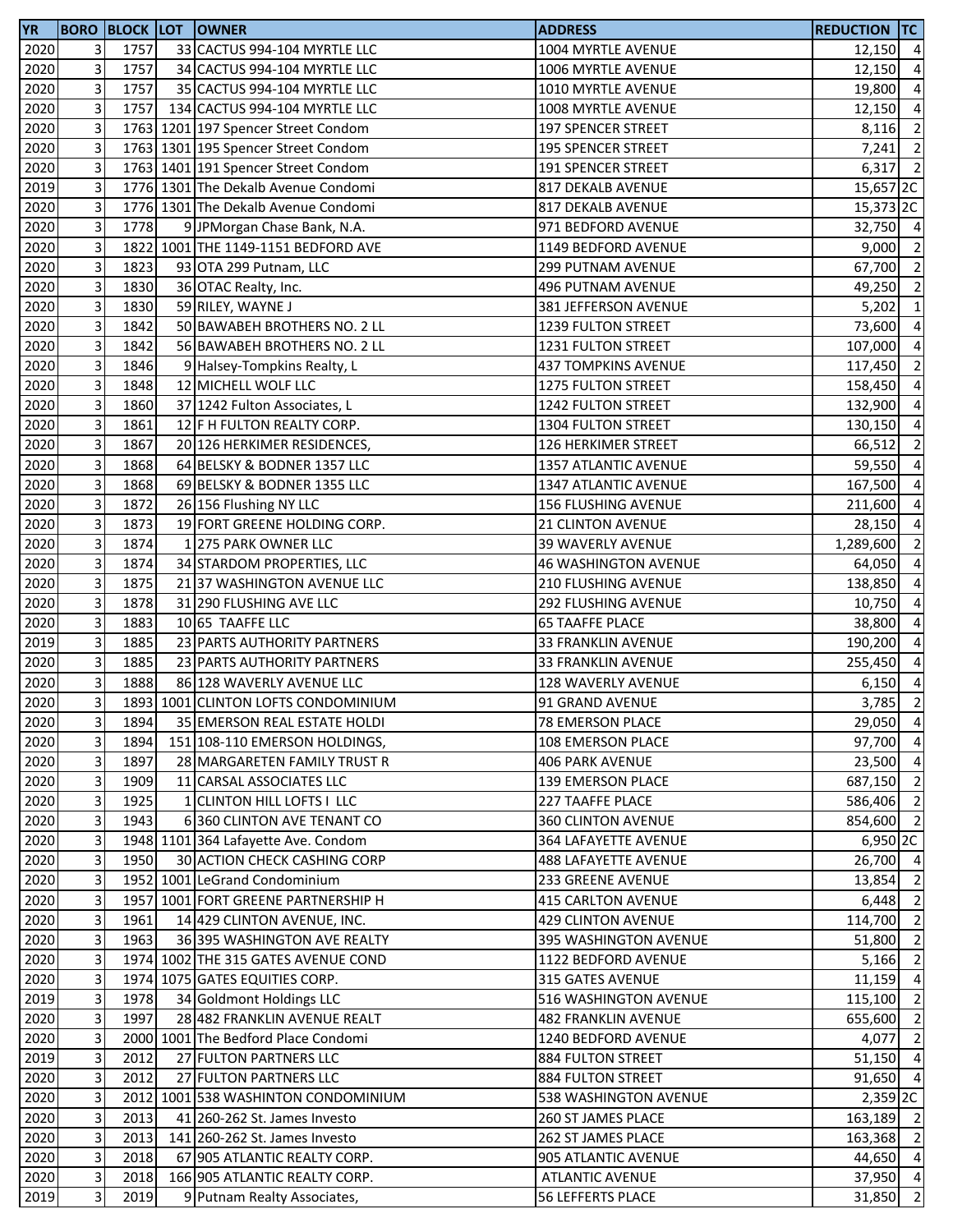| YR | BORO | BLOCK | LOT | OWNER | ADDRESS | REDUCTION | TC |
|---|---|---|---|---|---|---|---|
| 2020 | 3 | 1757 | 33 | CACTUS 994-104 MYRTLE LLC | 1004 MYRTLE AVENUE | 12,150 | 4 |
| 2020 | 3 | 1757 | 34 | CACTUS 994-104 MYRTLE LLC | 1006 MYRTLE AVENUE | 12,150 | 4 |
| 2020 | 3 | 1757 | 35 | CACTUS 994-104 MYRTLE LLC | 1010 MYRTLE AVENUE | 19,800 | 4 |
| 2020 | 3 | 1757 | 134 | CACTUS 994-104 MYRTLE LLC | 1008 MYRTLE AVENUE | 12,150 | 4 |
| 2020 | 3 | 1763 | 1201 | 197 Spencer Street Condom | 197 SPENCER STREET | 8,116 | 2 |
| 2020 | 3 | 1763 | 1301 | 195 Spencer Street Condom | 195 SPENCER STREET | 7,241 | 2 |
| 2020 | 3 | 1763 | 1401 | 191 Spencer Street Condom | 191 SPENCER STREET | 6,317 | 2 |
| 2019 | 3 | 1776 | 1301 | The Dekalb Avenue Condomi | 817 DEKALB AVENUE | 15,657 | 2C |
| 2020 | 3 | 1776 | 1301 | The Dekalb Avenue Condomi | 817 DEKALB AVENUE | 15,373 | 2C |
| 2020 | 3 | 1778 | 9 | JPMorgan Chase Bank, N.A. | 971 BEDFORD AVENUE | 32,750 | 4 |
| 2020 | 3 | 1822 | 1001 | THE 1149-1151 BEDFORD AVE | 1149 BEDFORD AVENUE | 9,000 | 2 |
| 2020 | 3 | 1823 | 93 | OTA 299 Putnam, LLC | 299 PUTNAM AVENUE | 67,700 | 2 |
| 2020 | 3 | 1830 | 36 | OTAC Realty, Inc. | 496 PUTNAM AVENUE | 49,250 | 2 |
| 2020 | 3 | 1830 | 59 | RILEY, WAYNE J | 381 JEFFERSON AVENUE | 5,202 | 1 |
| 2020 | 3 | 1842 | 50 | BAWABEH BROTHERS NO. 2 LL | 1239 FULTON STREET | 73,600 | 4 |
| 2020 | 3 | 1842 | 56 | BAWABEH BROTHERS NO. 2 LL | 1231 FULTON STREET | 107,000 | 4 |
| 2020 | 3 | 1846 | 9 | Halsey-Tompkins Realty, L | 437 TOMPKINS AVENUE | 117,450 | 2 |
| 2020 | 3 | 1848 | 12 | MICHELL WOLF LLC | 1275 FULTON STREET | 158,450 | 4 |
| 2020 | 3 | 1860 | 37 | 1242 Fulton Associates, L | 1242 FULTON STREET | 132,900 | 4 |
| 2020 | 3 | 1861 | 12 | F H FULTON REALTY CORP. | 1304 FULTON STREET | 130,150 | 4 |
| 2020 | 3 | 1867 | 20 | 126 HERKIMER RESIDENCES, | 126 HERKIMER STREET | 66,512 | 2 |
| 2020 | 3 | 1868 | 64 | BELSKY & BODNER 1357 LLC | 1357 ATLANTIC AVENUE | 59,550 | 4 |
| 2020 | 3 | 1868 | 69 | BELSKY & BODNER 1355 LLC | 1347 ATLANTIC AVENUE | 167,500 | 4 |
| 2020 | 3 | 1872 | 26 | 156 Flushing NY LLC | 156 FLUSHING AVENUE | 211,600 | 4 |
| 2020 | 3 | 1873 | 19 | FORT GREENE HOLDING CORP. | 21 CLINTON AVENUE | 28,150 | 4 |
| 2020 | 3 | 1874 | 1 | 275 PARK OWNER LLC | 39 WAVERLY AVENUE | 1,289,600 | 2 |
| 2020 | 3 | 1874 | 34 | STARDOM PROPERTIES, LLC | 46 WASHINGTON AVENUE | 64,050 | 4 |
| 2020 | 3 | 1875 | 21 | 37 WASHINGTON AVENUE LLC | 210 FLUSHING AVENUE | 138,850 | 4 |
| 2020 | 3 | 1878 | 31 | 290 FLUSHING AVE LLC | 292 FLUSHING AVENUE | 10,750 | 4 |
| 2020 | 3 | 1883 | 10 | 65 TAAFFE LLC | 65 TAAFFE PLACE | 38,800 | 4 |
| 2019 | 3 | 1885 | 23 | PARTS AUTHORITY PARTNERS | 33 FRANKLIN AVENUE | 190,200 | 4 |
| 2020 | 3 | 1885 | 23 | PARTS AUTHORITY PARTNERS | 33 FRANKLIN AVENUE | 255,450 | 4 |
| 2020 | 3 | 1888 | 86 | 128 WAVERLY AVENUE LLC | 128 WAVERLY AVENUE | 6,150 | 4 |
| 2020 | 3 | 1893 | 1001 | CLINTON LOFTS CONDOMINIUM | 91 GRAND AVENUE | 3,785 | 2 |
| 2020 | 3 | 1894 | 35 | EMERSON REAL ESTATE HOLDI | 78 EMERSON PLACE | 29,050 | 4 |
| 2020 | 3 | 1894 | 151 | 108-110 EMERSON HOLDINGS, | 108 EMERSON PLACE | 97,700 | 4 |
| 2020 | 3 | 1897 | 28 | MARGARETEN FAMILY TRUST R | 406 PARK AVENUE | 23,500 | 4 |
| 2020 | 3 | 1909 | 11 | CARSAL ASSOCIATES LLC | 139 EMERSON PLACE | 687,150 | 2 |
| 2020 | 3 | 1925 | 1 | CLINTON HILL LOFTS I LLC | 227 TAAFFE PLACE | 586,406 | 2 |
| 2020 | 3 | 1943 | 6 | 360 CLINTON AVE TENANT CO | 360 CLINTON AVENUE | 854,600 | 2 |
| 2020 | 3 | 1948 | 1101 | 364 Lafayette Ave. Condom | 364 LAFAYETTE AVENUE | 6,950 | 2C |
| 2020 | 3 | 1950 | 30 | ACTION CHECK CASHING CORP | 488 LAFAYETTE AVENUE | 26,700 | 4 |
| 2020 | 3 | 1952 | 1001 | LeGrand Condominium | 233 GREENE AVENUE | 13,854 | 2 |
| 2020 | 3 | 1957 | 1001 | FORT GREENE PARTNERSHIP H | 415 CARLTON AVENUE | 6,448 | 2 |
| 2020 | 3 | 1961 | 14 | 429 CLINTON AVENUE, INC. | 429 CLINTON AVENUE | 114,700 | 2 |
| 2020 | 3 | 1963 | 36 | 395 WASHINGTON AVE REALTY | 395 WASHINGTON AVENUE | 51,800 | 2 |
| 2020 | 3 | 1974 | 1002 | THE 315 GATES AVENUE COND | 1122 BEDFORD AVENUE | 5,166 | 2 |
| 2020 | 3 | 1974 | 1075 | GATES EQUITIES CORP. | 315 GATES AVENUE | 11,159 | 4 |
| 2019 | 3 | 1978 | 34 | Goldmont Holdings LLC | 516 WASHINGTON AVENUE | 115,100 | 2 |
| 2020 | 3 | 1997 | 28 | 482 FRANKLIN AVENUE REALT | 482 FRANKLIN AVENUE | 655,600 | 2 |
| 2020 | 3 | 2000 | 1001 | The Bedford Place Condomi | 1240 BEDFORD AVENUE | 4,077 | 2 |
| 2019 | 3 | 2012 | 27 | FULTON PARTNERS LLC | 884 FULTON STREET | 51,150 | 4 |
| 2020 | 3 | 2012 | 27 | FULTON PARTNERS LLC | 884 FULTON STREET | 91,650 | 4 |
| 2020 | 3 | 2012 | 1001 | 538 WASHINTON CONDOMINIUM | 538 WASHINGTON AVENUE | 2,359 | 2C |
| 2020 | 3 | 2013 | 41 | 260-262 St. James Investo | 260 ST JAMES PLACE | 163,189 | 2 |
| 2020 | 3 | 2013 | 141 | 260-262 St. James Investo | 262 ST JAMES PLACE | 163,368 | 2 |
| 2020 | 3 | 2018 | 67 | 905 ATLANTIC REALTY CORP. | 905 ATLANTIC AVENUE | 44,650 | 4 |
| 2020 | 3 | 2018 | 166 | 905 ATLANTIC REALTY CORP. | ATLANTIC AVENUE | 37,950 | 4 |
| 2019 | 3 | 2019 | 9 | Putnam Realty Associates, | 56 LEFFERTS PLACE | 31,850 | 2 |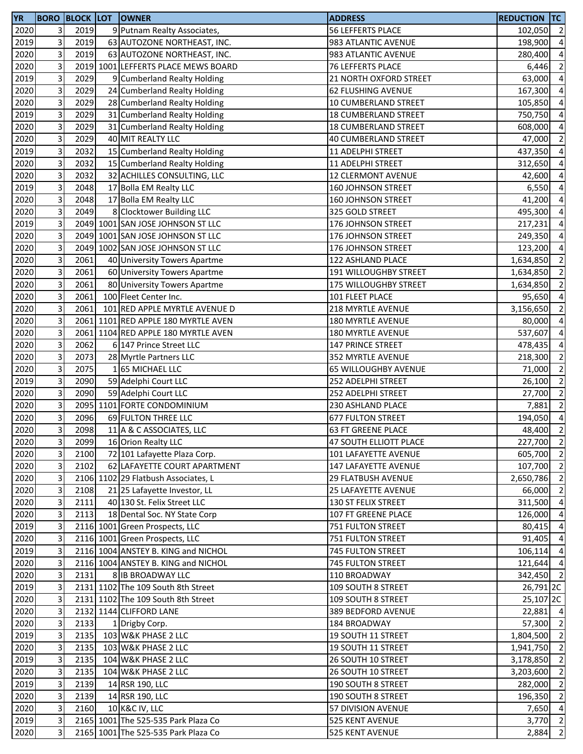| YR | BORO | BLOCK | LOT | OWNER | ADDRESS | REDUCTION | TC |
|---|---|---|---|---|---|---|---|
| 2020 | 3 | 2019 | 9 | Putnam Realty Associates, | 56 LEFFERTS PLACE | 102,050 | 2 |
| 2019 | 3 | 2019 | 63 | AUTOZONE NORTHEAST, INC. | 983 ATLANTIC AVENUE | 198,900 | 4 |
| 2020 | 3 | 2019 | 63 | AUTOZONE NORTHEAST, INC. | 983 ATLANTIC AVENUE | 280,400 | 4 |
| 2020 | 3 | 2019 | 1001 | LEFFERTS PLACE MEWS BOARD | 76 LEFFERTS PLACE | 6,446 | 2 |
| 2019 | 3 | 2029 | 9 | Cumberland Realty Holding | 21 NORTH OXFORD STREET | 63,000 | 4 |
| 2020 | 3 | 2029 | 24 | Cumberland Realty Holding | 62 FLUSHING AVENUE | 167,300 | 4 |
| 2020 | 3 | 2029 | 28 | Cumberland Realty Holding | 10 CUMBERLAND STREET | 105,850 | 4 |
| 2019 | 3 | 2029 | 31 | Cumberland Realty Holding | 18 CUMBERLAND STREET | 750,750 | 4 |
| 2020 | 3 | 2029 | 31 | Cumberland Realty Holding | 18 CUMBERLAND STREET | 608,000 | 4 |
| 2020 | 3 | 2029 | 40 | MIT REALTY LLC | 40 CUMBERLAND STREET | 47,000 | 2 |
| 2019 | 3 | 2032 | 15 | Cumberland Realty Holding | 11 ADELPHI STREET | 437,350 | 4 |
| 2020 | 3 | 2032 | 15 | Cumberland Realty Holding | 11 ADELPHI STREET | 312,650 | 4 |
| 2020 | 3 | 2032 | 32 | ACHILLES CONSULTING, LLC | 12 CLERMONT AVENUE | 42,600 | 4 |
| 2019 | 3 | 2048 | 17 | Bolla EM Realty LLC | 160 JOHNSON STREET | 6,550 | 4 |
| 2020 | 3 | 2048 | 17 | Bolla EM Realty LLC | 160 JOHNSON STREET | 41,200 | 4 |
| 2020 | 3 | 2049 | 8 | Clocktower Building LLC | 325 GOLD STREET | 495,300 | 4 |
| 2019 | 3 | 2049 | 1001 | SAN JOSE JOHNSON ST LLC | 176 JOHNSON STREET | 217,231 | 4 |
| 2020 | 3 | 2049 | 1001 | SAN JOSE JOHNSON ST LLC | 176 JOHNSON STREET | 249,350 | 4 |
| 2020 | 3 | 2049 | 1002 | SAN JOSE JOHNSON ST LLC | 176 JOHNSON STREET | 123,200 | 4 |
| 2020 | 3 | 2061 | 40 | University Towers Apartme | 122 ASHLAND PLACE | 1,634,850 | 2 |
| 2020 | 3 | 2061 | 60 | University Towers Apartme | 191 WILLOUGHBY STREET | 1,634,850 | 2 |
| 2020 | 3 | 2061 | 80 | University Towers Apartme | 175 WILLOUGHBY STREET | 1,634,850 | 2 |
| 2020 | 3 | 2061 | 100 | Fleet Center Inc. | 101 FLEET PLACE | 95,650 | 4 |
| 2020 | 3 | 2061 | 101 | RED APPLE MYRTLE AVENUE D | 218 MYRTLE AVENUE | 3,156,650 | 2 |
| 2020 | 3 | 2061 | 1101 | RED APPLE 180 MYRTLE AVEN | 180 MYRTLE AVENUE | 80,000 | 4 |
| 2020 | 3 | 2061 | 1104 | RED APPLE 180 MYRTLE AVEN | 180 MYRTLE AVENUE | 537,607 | 4 |
| 2020 | 3 | 2062 | 6 | 147 Prince Street LLC | 147 PRINCE STREET | 478,435 | 4 |
| 2020 | 3 | 2073 | 28 | Myrtle Partners LLC | 352 MYRTLE AVENUE | 218,300 | 2 |
| 2020 | 3 | 2075 | 1 | 65 MICHAEL LLC | 65 WILLOUGHBY AVENUE | 71,000 | 2 |
| 2019 | 3 | 2090 | 59 | Adelphi Court LLC | 252 ADELPHI STREET | 26,100 | 2 |
| 2020 | 3 | 2090 | 59 | Adelphi Court LLC | 252 ADELPHI STREET | 27,700 | 2 |
| 2020 | 3 | 2095 | 1101 | FORTE CONDOMINIUM | 230 ASHLAND PLACE | 7,881 | 2 |
| 2020 | 3 | 2096 | 69 | FULTON THREE LLC | 677 FULTON STREET | 194,050 | 4 |
| 2020 | 3 | 2098 | 11 | A & C ASSOCIATES, LLC | 63 FT GREENE PLACE | 48,400 | 2 |
| 2020 | 3 | 2099 | 16 | Orion Realty LLC | 47 SOUTH ELLIOTT PLACE | 227,700 | 2 |
| 2020 | 3 | 2100 | 72 | 101 Lafayette Plaza Corp. | 101 LAFAYETTE AVENUE | 605,700 | 2 |
| 2020 | 3 | 2102 | 62 | LAFAYETTE COURT APARTMENT | 147 LAFAYETTE AVENUE | 107,700 | 2 |
| 2020 | 3 | 2106 | 1102 | 29 Flatbush Associates, L | 29 FLATBUSH AVENUE | 2,650,786 | 2 |
| 2020 | 3 | 2108 | 21 | 25 Lafayette Investor, LL | 25 LAFAYETTE AVENUE | 66,000 | 2 |
| 2020 | 3 | 2111 | 40 | 130 St. Felix Street LLC | 130 ST FELIX STREET | 311,500 | 4 |
| 2020 | 3 | 2113 | 18 | Dental Soc. NY State Corp | 107 FT GREENE PLACE | 126,000 | 4 |
| 2019 | 3 | 2116 | 1001 | Green Prospects, LLC | 751 FULTON STREET | 80,415 | 4 |
| 2020 | 3 | 2116 | 1001 | Green Prospects, LLC | 751 FULTON STREET | 91,405 | 4 |
| 2019 | 3 | 2116 | 1004 | ANSTEY B. KING and NICHOL | 745 FULTON STREET | 106,114 | 4 |
| 2020 | 3 | 2116 | 1004 | ANSTEY B. KING and NICHOL | 745 FULTON STREET | 121,644 | 4 |
| 2020 | 3 | 2131 | 8 | IB BROADWAY LLC | 110 BROADWAY | 342,450 | 2 |
| 2019 | 3 | 2131 | 1102 | The 109 South 8th Street | 109 SOUTH 8 STREET | 26,791 | 2C |
| 2020 | 3 | 2131 | 1102 | The 109 South 8th Street | 109 SOUTH 8 STREET | 25,107 | 2C |
| 2020 | 3 | 2132 | 1144 | CLIFFORD LANE | 389 BEDFORD AVENUE | 22,881 | 4 |
| 2020 | 3 | 2133 | 1 | Drigby Corp. | 184 BROADWAY | 57,300 | 2 |
| 2019 | 3 | 2135 | 103 | W&K PHASE 2 LLC | 19 SOUTH 11 STREET | 1,804,500 | 2 |
| 2020 | 3 | 2135 | 103 | W&K PHASE 2 LLC | 19 SOUTH 11 STREET | 1,941,750 | 2 |
| 2019 | 3 | 2135 | 104 | W&K PHASE 2 LLC | 26 SOUTH 10 STREET | 3,178,850 | 2 |
| 2020 | 3 | 2135 | 104 | W&K PHASE 2 LLC | 26 SOUTH 10 STREET | 3,203,600 | 2 |
| 2019 | 3 | 2139 | 14 | RSR 190, LLC | 190 SOUTH 8 STREET | 282,000 | 2 |
| 2020 | 3 | 2139 | 14 | RSR 190, LLC | 190 SOUTH 8 STREET | 196,350 | 2 |
| 2020 | 3 | 2160 | 10 | K&C IV, LLC | 57 DIVISION AVENUE | 7,650 | 4 |
| 2019 | 3 | 2165 | 1001 | The 525-535 Park Plaza Co | 525 KENT AVENUE | 3,770 | 2 |
| 2020 | 3 | 2165 | 1001 | The 525-535 Park Plaza Co | 525 KENT AVENUE | 2,884 | 2 |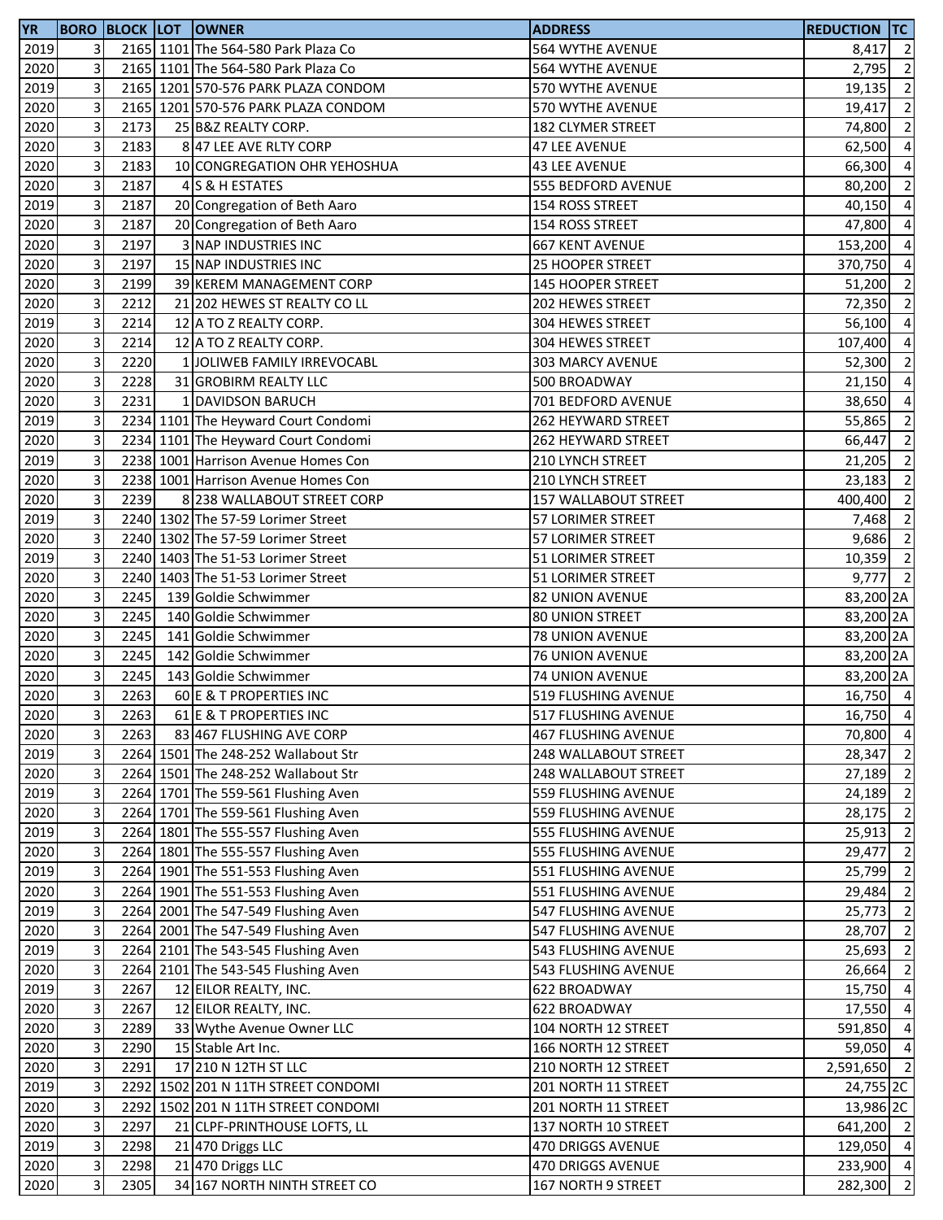| YR | BORO | BLOCK | LOT | OWNER | ADDRESS | REDUCTION | TC |
|---|---|---|---|---|---|---|---|
| 2019 | 3 | 2165 | 1101 | The 564-580 Park Plaza Co | 564 WYTHE AVENUE | 8,417 | 2 |
| 2020 | 3 | 2165 | 1101 | The 564-580 Park Plaza Co | 564 WYTHE AVENUE | 2,795 | 2 |
| 2019 | 3 | 2165 | 1201 | 570-576 PARK PLAZA CONDOM | 570 WYTHE AVENUE | 19,135 | 2 |
| 2020 | 3 | 2165 | 1201 | 570-576 PARK PLAZA CONDOM | 570 WYTHE AVENUE | 19,417 | 2 |
| 2020 | 3 | 2173 | 25 | B&Z REALTY CORP. | 182 CLYMER STREET | 74,800 | 2 |
| 2020 | 3 | 2183 | 8 | 47 LEE AVE RLTY CORP | 47 LEE AVENUE | 62,500 | 4 |
| 2020 | 3 | 2183 | 10 | CONGREGATION OHR YEHOSHUA | 43 LEE AVENUE | 66,300 | 4 |
| 2020 | 3 | 2187 | 4 | S & H ESTATES | 555 BEDFORD AVENUE | 80,200 | 2 |
| 2019 | 3 | 2187 | 20 | Congregation of Beth Aaro | 154 ROSS STREET | 40,150 | 4 |
| 2020 | 3 | 2187 | 20 | Congregation of Beth Aaro | 154 ROSS STREET | 47,800 | 4 |
| 2020 | 3 | 2197 | 3 | NAP INDUSTRIES INC | 667 KENT AVENUE | 153,200 | 4 |
| 2020 | 3 | 2197 | 15 | NAP INDUSTRIES INC | 25 HOOPER STREET | 370,750 | 4 |
| 2020 | 3 | 2199 | 39 | KEREM MANAGEMENT CORP | 145 HOOPER STREET | 51,200 | 2 |
| 2020 | 3 | 2212 | 21 | 202 HEWES ST REALTY CO LL | 202 HEWES STREET | 72,350 | 2 |
| 2019 | 3 | 2214 | 12 | A TO Z REALTY CORP. | 304 HEWES STREET | 56,100 | 4 |
| 2020 | 3 | 2214 | 12 | A TO Z REALTY CORP. | 304 HEWES STREET | 107,400 | 4 |
| 2020 | 3 | 2220 | 1 | JOLIWEB FAMILY IRREVOCABL | 303 MARCY AVENUE | 52,300 | 2 |
| 2020 | 3 | 2228 | 31 | GROBIRM REALTY LLC | 500 BROADWAY | 21,150 | 4 |
| 2020 | 3 | 2231 | 1 | DAVIDSON BARUCH | 701 BEDFORD AVENUE | 38,650 | 4 |
| 2019 | 3 | 2234 | 1101 | The Heyward Court Condomi | 262 HEYWARD STREET | 55,865 | 2 |
| 2020 | 3 | 2234 | 1101 | The Heyward Court Condomi | 262 HEYWARD STREET | 66,447 | 2 |
| 2019 | 3 | 2238 | 1001 | Harrison Avenue Homes Con | 210 LYNCH STREET | 21,205 | 2 |
| 2020 | 3 | 2238 | 1001 | Harrison Avenue Homes Con | 210 LYNCH STREET | 23,183 | 2 |
| 2020 | 3 | 2239 | 8 | 238 WALLABOUT STREET CORP | 157 WALLABOUT STREET | 400,400 | 2 |
| 2019 | 3 | 2240 | 1302 | The 57-59 Lorimer Street | 57 LORIMER STREET | 7,468 | 2 |
| 2020 | 3 | 2240 | 1302 | The 57-59 Lorimer Street | 57 LORIMER STREET | 9,686 | 2 |
| 2019 | 3 | 2240 | 1403 | The 51-53 Lorimer Street | 51 LORIMER STREET | 10,359 | 2 |
| 2020 | 3 | 2240 | 1403 | The 51-53 Lorimer Street | 51 LORIMER STREET | 9,777 | 2 |
| 2020 | 3 | 2245 | 139 | Goldie Schwimmer | 82 UNION AVENUE | 83,200 | 2A |
| 2020 | 3 | 2245 | 140 | Goldie Schwimmer | 80 UNION STREET | 83,200 | 2A |
| 2020 | 3 | 2245 | 141 | Goldie Schwimmer | 78 UNION AVENUE | 83,200 | 2A |
| 2020 | 3 | 2245 | 142 | Goldie Schwimmer | 76 UNION AVENUE | 83,200 | 2A |
| 2020 | 3 | 2245 | 143 | Goldie Schwimmer | 74 UNION AVENUE | 83,200 | 2A |
| 2020 | 3 | 2263 | 60 | E & T PROPERTIES INC | 519 FLUSHING AVENUE | 16,750 | 4 |
| 2020 | 3 | 2263 | 61 | E & T PROPERTIES INC | 517 FLUSHING AVENUE | 16,750 | 4 |
| 2020 | 3 | 2263 | 83 | 467 FLUSHING AVE CORP | 467 FLUSHING AVENUE | 70,800 | 4 |
| 2019 | 3 | 2264 | 1501 | The 248-252 Wallabout Str | 248 WALLABOUT STREET | 28,347 | 2 |
| 2020 | 3 | 2264 | 1501 | The 248-252 Wallabout Str | 248 WALLABOUT STREET | 27,189 | 2 |
| 2019 | 3 | 2264 | 1701 | The 559-561 Flushing Aven | 559 FLUSHING AVENUE | 24,189 | 2 |
| 2020 | 3 | 2264 | 1701 | The 559-561 Flushing Aven | 559 FLUSHING AVENUE | 28,175 | 2 |
| 2019 | 3 | 2264 | 1801 | The 555-557 Flushing Aven | 555 FLUSHING AVENUE | 25,913 | 2 |
| 2020 | 3 | 2264 | 1801 | The 555-557 Flushing Aven | 555 FLUSHING AVENUE | 29,477 | 2 |
| 2019 | 3 | 2264 | 1901 | The 551-553 Flushing Aven | 551 FLUSHING AVENUE | 25,799 | 2 |
| 2020 | 3 | 2264 | 1901 | The 551-553 Flushing Aven | 551 FLUSHING AVENUE | 29,484 | 2 |
| 2019 | 3 | 2264 | 2001 | The 547-549 Flushing Aven | 547 FLUSHING AVENUE | 25,773 | 2 |
| 2020 | 3 | 2264 | 2001 | The 547-549 Flushing Aven | 547 FLUSHING AVENUE | 28,707 | 2 |
| 2019 | 3 | 2264 | 2101 | The 543-545 Flushing Aven | 543 FLUSHING AVENUE | 25,693 | 2 |
| 2020 | 3 | 2264 | 2101 | The 543-545 Flushing Aven | 543 FLUSHING AVENUE | 26,664 | 2 |
| 2019 | 3 | 2267 | 12 | EILOR REALTY, INC. | 622 BROADWAY | 15,750 | 4 |
| 2020 | 3 | 2267 | 12 | EILOR REALTY, INC. | 622 BROADWAY | 17,550 | 4 |
| 2020 | 3 | 2289 | 33 | Wythe Avenue Owner LLC | 104 NORTH 12 STREET | 591,850 | 4 |
| 2020 | 3 | 2290 | 15 | Stable Art Inc. | 166 NORTH 12 STREET | 59,050 | 4 |
| 2020 | 3 | 2291 | 17 | 210 N 12TH ST LLC | 210 NORTH 12 STREET | 2,591,650 | 2 |
| 2019 | 3 | 2292 | 1502 | 201 N 11TH STREET CONDOMI | 201 NORTH 11 STREET | 24,755 | 2C |
| 2020 | 3 | 2292 | 1502 | 201 N 11TH STREET CONDOMI | 201 NORTH 11 STREET | 13,986 | 2C |
| 2020 | 3 | 2297 | 21 | CLPF-PRINTHOUSE LOFTS, LL | 137 NORTH 10 STREET | 641,200 | 2 |
| 2019 | 3 | 2298 | 21 | 470 Driggs LLC | 470 DRIGGS AVENUE | 129,050 | 4 |
| 2020 | 3 | 2298 | 21 | 470 Driggs LLC | 470 DRIGGS AVENUE | 233,900 | 4 |
| 2020 | 3 | 2305 | 34 | 167 NORTH NINTH STREET CO | 167 NORTH 9 STREET | 282,300 | 2 |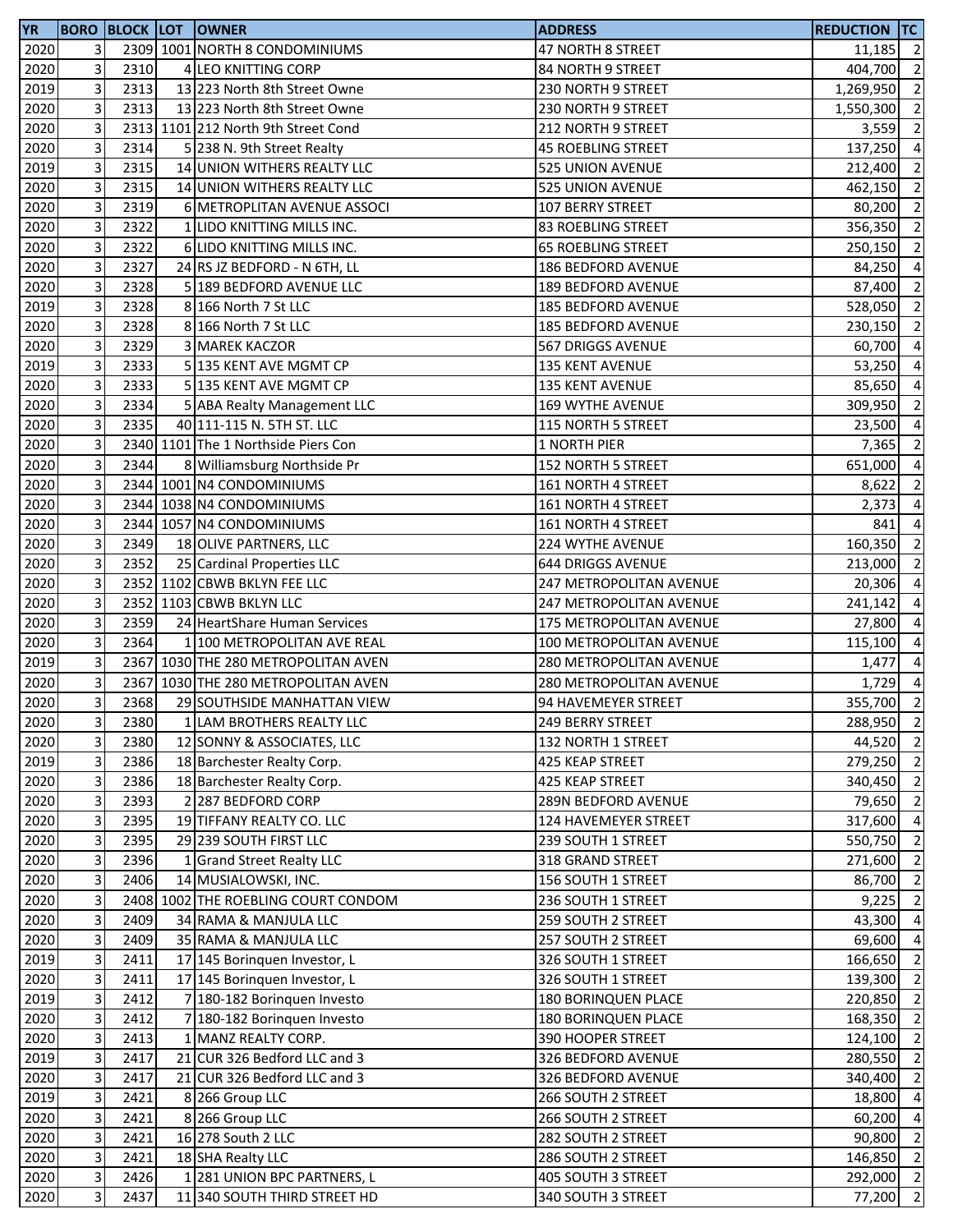| YR | BORO | BLOCK | LOT | OWNER | ADDRESS | REDUCTION | TC |
|---|---|---|---|---|---|---|---|
| 2020 | 3 | 2309 | 1001 | NORTH 8 CONDOMINIUMS | 47 NORTH 8 STREET | 11,185 | 2 |
| 2020 | 3 | 2310 | 4 | LEO KNITTING CORP | 84 NORTH 9 STREET | 404,700 | 2 |
| 2019 | 3 | 2313 | 13 | 223 North 8th Street Owne | 230 NORTH 9 STREET | 1,269,950 | 2 |
| 2020 | 3 | 2313 | 13 | 223 North 8th Street Owne | 230 NORTH 9 STREET | 1,550,300 | 2 |
| 2020 | 3 | 2313 | 1101 | 212 North 9th Street Cond | 212 NORTH 9 STREET | 3,559 | 2 |
| 2020 | 3 | 2314 | 5 | 238 N. 9th Street Realty | 45 ROEBLING STREET | 137,250 | 4 |
| 2019 | 3 | 2315 | 14 | UNION WITHERS REALTY LLC | 525 UNION AVENUE | 212,400 | 2 |
| 2020 | 3 | 2315 | 14 | UNION WITHERS REALTY LLC | 525 UNION AVENUE | 462,150 | 2 |
| 2020 | 3 | 2319 | 6 | METROPLITAN AVENUE ASSOCI | 107 BERRY STREET | 80,200 | 2 |
| 2020 | 3 | 2322 | 1 | LIDO KNITTING MILLS INC. | 83 ROEBLING STREET | 356,350 | 2 |
| 2020 | 3 | 2322 | 6 | LIDO KNITTING MILLS INC. | 65 ROEBLING STREET | 250,150 | 2 |
| 2020 | 3 | 2327 | 24 | RS JZ BEDFORD - N 6TH, LL | 186 BEDFORD AVENUE | 84,250 | 4 |
| 2020 | 3 | 2328 | 5 | 189 BEDFORD AVENUE LLC | 189 BEDFORD AVENUE | 87,400 | 2 |
| 2019 | 3 | 2328 | 8 | 166 North 7 St LLC | 185 BEDFORD AVENUE | 528,050 | 2 |
| 2020 | 3 | 2328 | 8 | 166 North 7 St LLC | 185 BEDFORD AVENUE | 230,150 | 2 |
| 2020 | 3 | 2329 | 3 | MAREK KACZOR | 567 DRIGGS AVENUE | 60,700 | 4 |
| 2019 | 3 | 2333 | 5 | 135 KENT AVE MGMT CP | 135 KENT AVENUE | 53,250 | 4 |
| 2020 | 3 | 2333 | 5 | 135 KENT AVE MGMT CP | 135 KENT AVENUE | 85,650 | 4 |
| 2020 | 3 | 2334 | 5 | ABA Realty Management LLC | 169 WYTHE AVENUE | 309,950 | 2 |
| 2020 | 3 | 2335 | 40 | 111-115 N. 5TH ST. LLC | 115 NORTH 5 STREET | 23,500 | 4 |
| 2020 | 3 | 2340 | 1101 | The 1 Northside Piers Con | 1 NORTH PIER | 7,365 | 2 |
| 2020 | 3 | 2344 | 8 | Williamsburg Northside Pr | 152 NORTH 5 STREET | 651,000 | 4 |
| 2020 | 3 | 2344 | 1001 | N4 CONDOMINIUMS | 161 NORTH 4 STREET | 8,622 | 2 |
| 2020 | 3 | 2344 | 1038 | N4 CONDOMINIUMS | 161 NORTH 4 STREET | 2,373 | 4 |
| 2020 | 3 | 2344 | 1057 | N4 CONDOMINIUMS | 161 NORTH 4 STREET | 841 | 4 |
| 2020 | 3 | 2349 | 18 | OLIVE PARTNERS, LLC | 224 WYTHE AVENUE | 160,350 | 2 |
| 2020 | 3 | 2352 | 25 | Cardinal Properties LLC | 644 DRIGGS AVENUE | 213,000 | 2 |
| 2020 | 3 | 2352 | 1102 | CBWB BKLYN FEE LLC | 247 METROPOLITAN AVENUE | 20,306 | 4 |
| 2020 | 3 | 2352 | 1103 | CBWB BKLYN LLC | 247 METROPOLITAN AVENUE | 241,142 | 4 |
| 2020 | 3 | 2359 | 24 | HeartShare Human Services | 175 METROPOLITAN AVENUE | 27,800 | 4 |
| 2020 | 3 | 2364 | 1 | 100 METROPOLITAN AVE REAL | 100 METROPOLITAN AVENUE | 115,100 | 4 |
| 2019 | 3 | 2367 | 1030 | THE 280 METROPOLITAN AVEN | 280 METROPOLITAN AVENUE | 1,477 | 4 |
| 2020 | 3 | 2367 | 1030 | THE 280 METROPOLITAN AVEN | 280 METROPOLITAN AVENUE | 1,729 | 4 |
| 2020 | 3 | 2368 | 29 | SOUTHSIDE MANHATTAN VIEW | 94 HAVEMEYER STREET | 355,700 | 2 |
| 2020 | 3 | 2380 | 1 | LAM BROTHERS REALTY LLC | 249 BERRY STREET | 288,950 | 2 |
| 2020 | 3 | 2380 | 12 | SONNY & ASSOCIATES, LLC | 132 NORTH 1 STREET | 44,520 | 2 |
| 2019 | 3 | 2386 | 18 | Barchester Realty Corp. | 425 KEAP STREET | 279,250 | 2 |
| 2020 | 3 | 2386 | 18 | Barchester Realty Corp. | 425 KEAP STREET | 340,450 | 2 |
| 2020 | 3 | 2393 | 2 | 287 BEDFORD CORP | 289N BEDFORD AVENUE | 79,650 | 2 |
| 2020 | 3 | 2395 | 19 | TIFFANY REALTY CO. LLC | 124 HAVEMEYER STREET | 317,600 | 4 |
| 2020 | 3 | 2395 | 29 | 239 SOUTH FIRST LLC | 239 SOUTH 1 STREET | 550,750 | 2 |
| 2020 | 3 | 2396 | 1 | Grand Street Realty LLC | 318 GRAND STREET | 271,600 | 2 |
| 2020 | 3 | 2406 | 14 | MUSIALOWSKI, INC. | 156 SOUTH 1 STREET | 86,700 | 2 |
| 2020 | 3 | 2408 | 1002 | THE ROEBLING COURT CONDOM | 236 SOUTH 1 STREET | 9,225 | 2 |
| 2020 | 3 | 2409 | 34 | RAMA & MANJULA LLC | 259 SOUTH 2 STREET | 43,300 | 4 |
| 2020 | 3 | 2409 | 35 | RAMA & MANJULA LLC | 257 SOUTH 2 STREET | 69,600 | 4 |
| 2019 | 3 | 2411 | 17 | 145 Borinquen Investor, L | 326 SOUTH 1 STREET | 166,650 | 2 |
| 2020 | 3 | 2411 | 17 | 145 Borinquen Investor, L | 326 SOUTH 1 STREET | 139,300 | 2 |
| 2019 | 3 | 2412 | 7 | 180-182 Borinquen Investo | 180 BORINQUEN PLACE | 220,850 | 2 |
| 2020 | 3 | 2412 | 7 | 180-182 Borinquen Investo | 180 BORINQUEN PLACE | 168,350 | 2 |
| 2020 | 3 | 2413 | 1 | MANZ REALTY CORP. | 390 HOOPER STREET | 124,100 | 2 |
| 2019 | 3 | 2417 | 21 | CUR 326 Bedford LLC and 3 | 326 BEDFORD AVENUE | 280,550 | 2 |
| 2020 | 3 | 2417 | 21 | CUR 326 Bedford LLC and 3 | 326 BEDFORD AVENUE | 340,400 | 2 |
| 2019 | 3 | 2421 | 8 | 266 Group LLC | 266 SOUTH 2 STREET | 18,800 | 4 |
| 2020 | 3 | 2421 | 8 | 266 Group LLC | 266 SOUTH 2 STREET | 60,200 | 4 |
| 2020 | 3 | 2421 | 16 | 278 South 2 LLC | 282 SOUTH 2 STREET | 90,800 | 2 |
| 2020 | 3 | 2421 | 18 | SHA Realty LLC | 286 SOUTH 2 STREET | 146,850 | 2 |
| 2020 | 3 | 2426 | 1 | 281 UNION BPC PARTNERS, L | 405 SOUTH 3 STREET | 292,000 | 2 |
| 2020 | 3 | 2437 | 11 | 340 SOUTH THIRD STREET HD | 340 SOUTH 3 STREET | 77,200 | 2 |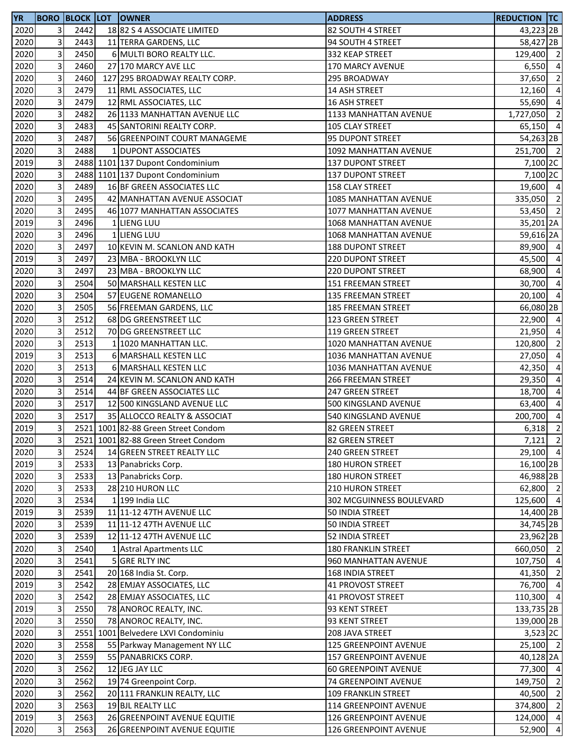| YR | BORO | BLOCK | LOT | OWNER | ADDRESS | REDUCTION | TC |
|---|---|---|---|---|---|---|---|
| 2020 | 3 | 2442 | 18 | 82 S 4 ASSOCIATE LIMITED | 82 SOUTH 4 STREET | 43,223 | 2B |
| 2020 | 3 | 2443 | 11 | TERRA GARDENS, LLC | 94 SOUTH 4 STREET | 58,427 | 2B |
| 2020 | 3 | 2450 | 6 | MULTI BORO REALTY LLC. | 332 KEAP STREET | 129,400 | 2 |
| 2020 | 3 | 2460 | 27 | 170 MARCY AVE LLC | 170 MARCY AVENUE | 6,550 | 4 |
| 2020 | 3 | 2460 | 127 | 295 BROADWAY REALTY CORP. | 295 BROADWAY | 37,650 | 2 |
| 2020 | 3 | 2479 | 11 | RML ASSOCIATES, LLC | 14 ASH STREET | 12,160 | 4 |
| 2020 | 3 | 2479 | 12 | RML ASSOCIATES, LLC | 16 ASH STREET | 55,690 | 4 |
| 2020 | 3 | 2482 | 26 | 1133 MANHATTAN AVENUE LLC | 1133 MANHATTAN AVENUE | 1,727,050 | 2 |
| 2020 | 3 | 2483 | 45 | SANTORINI REALTY CORP. | 105 CLAY STREET | 65,150 | 4 |
| 2020 | 3 | 2487 | 56 | GREENPOINT COURT MANAGEME | 95 DUPONT STREET | 54,263 | 2B |
| 2020 | 3 | 2488 | 1 | DUPONT ASSOCIATES | 1092 MANHATTAN AVENUE | 251,700 | 2 |
| 2019 | 3 | 2488 | 1101 | 137 Dupont Condominium | 137 DUPONT STREET | 7,100 | 2C |
| 2020 | 3 | 2488 | 1101 | 137 Dupont Condominium | 137 DUPONT STREET | 7,100 | 2C |
| 2020 | 3 | 2489 | 16 | BF GREEN ASSOCIATES LLC | 158 CLAY STREET | 19,600 | 4 |
| 2020 | 3 | 2495 | 42 | MANHATTAN AVENUE ASSOCIAT | 1085 MANHATTAN AVENUE | 335,050 | 2 |
| 2020 | 3 | 2495 | 46 | 1077 MANHATTAN ASSOCIATES | 1077 MANHATTAN AVENUE | 53,450 | 2 |
| 2019 | 3 | 2496 | 1 | LIENG LUU | 1068 MANHATTAN AVENUE | 35,201 | 2A |
| 2020 | 3 | 2496 | 1 | LIENG LUU | 1068 MANHATTAN AVENUE | 59,616 | 2A |
| 2020 | 3 | 2497 | 10 | KEVIN M. SCANLON AND KATH | 188 DUPONT STREET | 89,900 | 4 |
| 2019 | 3 | 2497 | 23 | MBA - BROOKLYN LLC | 220 DUPONT STREET | 45,500 | 4 |
| 2020 | 3 | 2497 | 23 | MBA - BROOKLYN LLC | 220 DUPONT STREET | 68,900 | 4 |
| 2020 | 3 | 2504 | 50 | MARSHALL KESTEN LLC | 151 FREEMAN STREET | 30,700 | 4 |
| 2020 | 3 | 2504 | 57 | EUGENE ROMANELLO | 135 FREEMAN STREET | 20,100 | 4 |
| 2020 | 3 | 2505 | 56 | FREEMAN GARDENS, LLC | 185 FREEMAN STREET | 66,080 | 2B |
| 2020 | 3 | 2512 | 68 | DG GREENSTREET LLC | 123 GREEN STREET | 22,900 | 4 |
| 2020 | 3 | 2512 | 70 | DG GREENSTREET LLC | 119 GREEN STREET | 21,950 | 4 |
| 2020 | 3 | 2513 | 1 | 1020 MANHATTAN LLC. | 1020 MANHATTAN AVENUE | 120,800 | 2 |
| 2019 | 3 | 2513 | 6 | MARSHALL KESTEN LLC | 1036 MANHATTAN AVENUE | 27,050 | 4 |
| 2020 | 3 | 2513 | 6 | MARSHALL KESTEN LLC | 1036 MANHATTAN AVENUE | 42,350 | 4 |
| 2020 | 3 | 2514 | 24 | KEVIN M. SCANLON AND KATH | 266 FREEMAN STREET | 29,350 | 4 |
| 2020 | 3 | 2514 | 44 | BF GREEN ASSOCIATES LLC | 247 GREEN STREET | 18,700 | 4 |
| 2020 | 3 | 2517 | 12 | 500 KINGSLAND AVENUE LLC | 500 KINGSLAND AVENUE | 63,400 | 4 |
| 2020 | 3 | 2517 | 35 | ALLOCCO REALTY & ASSOCIAT | 540 KINGSLAND AVENUE | 200,700 | 4 |
| 2019 | 3 | 2521 | 1001 | 82-88 Green Street Condom | 82 GREEN STREET | 6,318 | 2 |
| 2020 | 3 | 2521 | 1001 | 82-88 Green Street Condom | 82 GREEN STREET | 7,121 | 2 |
| 2020 | 3 | 2524 | 14 | GREEN STREET REALTY LLC | 240 GREEN STREET | 29,100 | 4 |
| 2019 | 3 | 2533 | 13 | Panabricks Corp. | 180 HURON STREET | 16,100 | 2B |
| 2020 | 3 | 2533 | 13 | Panabricks Corp. | 180 HURON STREET | 46,988 | 2B |
| 2020 | 3 | 2533 | 28 | 210 HURON LLC | 210 HURON STREET | 62,800 | 2 |
| 2020 | 3 | 2534 | 1 | 199 India LLC | 302 MCGUINNESS BOULEVARD | 125,600 | 4 |
| 2019 | 3 | 2539 | 11 | 11-12 47TH AVENUE LLC | 50 INDIA STREET | 14,400 | 2B |
| 2020 | 3 | 2539 | 11 | 11-12 47TH AVENUE LLC | 50 INDIA STREET | 34,745 | 2B |
| 2020 | 3 | 2539 | 12 | 11-12 47TH AVENUE LLC | 52 INDIA STREET | 23,962 | 2B |
| 2020 | 3 | 2540 | 1 | Astral Apartments LLC | 180 FRANKLIN STREET | 660,050 | 2 |
| 2020 | 3 | 2541 | 5 | GRE RLTY INC | 960 MANHATTAN AVENUE | 107,750 | 4 |
| 2020 | 3 | 2541 | 20 | 168 India St. Corp. | 168 INDIA STREET | 41,350 | 2 |
| 2019 | 3 | 2542 | 28 | EMJAY ASSOCIATES, LLC | 41 PROVOST STREET | 76,700 | 4 |
| 2020 | 3 | 2542 | 28 | EMJAY ASSOCIATES, LLC | 41 PROVOST STREET | 110,300 | 4 |
| 2019 | 3 | 2550 | 78 | ANOROC REALTY, INC. | 93 KENT STREET | 133,735 | 2B |
| 2020 | 3 | 2550 | 78 | ANOROC REALTY, INC. | 93 KENT STREET | 139,000 | 2B |
| 2020 | 3 | 2551 | 1001 | Belvedere LXVI Condominiu | 208 JAVA STREET | 3,523 | 2C |
| 2020 | 3 | 2558 | 55 | Parkway Management NY LLC | 125 GREENPOINT AVENUE | 25,100 | 2 |
| 2020 | 3 | 2559 | 55 | PANABRICKS CORP. | 157 GREENPOINT AVENUE | 40,128 | 2A |
| 2020 | 3 | 2562 | 12 | JEG JAY LLC | 60 GREENPOINT AVENUE | 77,300 | 4 |
| 2020 | 3 | 2562 | 19 | 74 Greenpoint Corp. | 74 GREENPOINT AVENUE | 149,750 | 2 |
| 2020 | 3 | 2562 | 20 | 111 FRANKLIN REALTY, LLC | 109 FRANKLIN STREET | 40,500 | 2 |
| 2020 | 3 | 2563 | 19 | BJL REALTY LLC | 114 GREENPOINT AVENUE | 374,800 | 2 |
| 2019 | 3 | 2563 | 26 | GREENPOINT AVENUE EQUITIE | 126 GREENPOINT AVENUE | 124,000 | 4 |
| 2020 | 3 | 2563 | 26 | GREENPOINT AVENUE EQUITIE | 126 GREENPOINT AVENUE | 52,900 | 4 |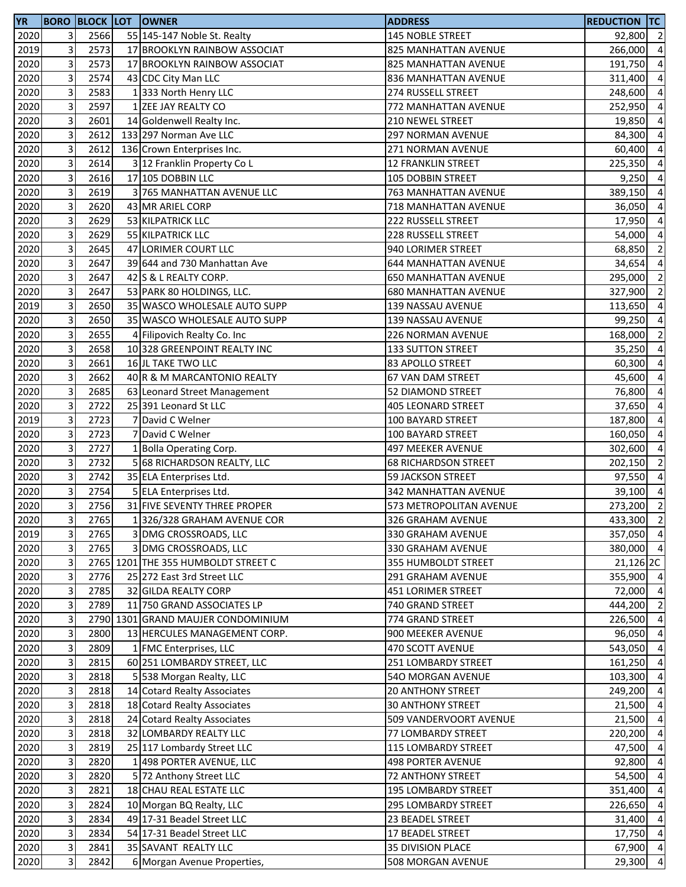| YR | BORO | BLOCK | LOT | OWNER | ADDRESS | REDUCTION | TC |
|---|---|---|---|---|---|---|---|
| 2020 | 3 | 2566 | 55 | 145-147 Noble St. Realty | 145 NOBLE STREET | 92,800 | 2 |
| 2019 | 3 | 2573 | 17 | BROOKLYN RAINBOW ASSOCIAT | 825 MANHATTAN AVENUE | 266,000 | 4 |
| 2020 | 3 | 2573 | 17 | BROOKLYN RAINBOW ASSOCIAT | 825 MANHATTAN AVENUE | 191,750 | 4 |
| 2020 | 3 | 2574 | 43 | CDC City Man LLC | 836 MANHATTAN AVENUE | 311,400 | 4 |
| 2020 | 3 | 2583 | 1 | 333 North Henry LLC | 274 RUSSELL STREET | 248,600 | 4 |
| 2020 | 3 | 2597 | 1 | ZEE JAY REALTY CO | 772 MANHATTAN AVENUE | 252,950 | 4 |
| 2020 | 3 | 2601 | 14 | Goldenwell Realty Inc. | 210 NEWEL STREET | 19,850 | 4 |
| 2020 | 3 | 2612 | 133 | 297 Norman Ave LLC | 297 NORMAN AVENUE | 84,300 | 4 |
| 2020 | 3 | 2612 | 136 | Crown Enterprises Inc. | 271 NORMAN AVENUE | 60,400 | 4 |
| 2020 | 3 | 2614 | 3 | 12 Franklin Property Co L | 12 FRANKLIN STREET | 225,350 | 4 |
| 2020 | 3 | 2616 | 17 | 105 DOBBIN LLC | 105 DOBBIN STREET | 9,250 | 4 |
| 2020 | 3 | 2619 | 3 | 765 MANHATTAN AVENUE LLC | 763 MANHATTAN AVENUE | 389,150 | 4 |
| 2020 | 3 | 2620 | 43 | MR ARIEL CORP | 718 MANHATTAN AVENUE | 36,050 | 4 |
| 2020 | 3 | 2629 | 53 | KILPATRICK LLC | 222 RUSSELL STREET | 17,950 | 4 |
| 2020 | 3 | 2629 | 55 | KILPATRICK LLC | 228 RUSSELL STREET | 54,000 | 4 |
| 2020 | 3 | 2645 | 47 | LORIMER COURT LLC | 940 LORIMER STREET | 68,850 | 2 |
| 2020 | 3 | 2647 | 39 | 644 and 730 Manhattan Ave | 644 MANHATTAN AVENUE | 34,654 | 4 |
| 2020 | 3 | 2647 | 42 | S & L REALTY CORP. | 650 MANHATTAN AVENUE | 295,000 | 2 |
| 2020 | 3 | 2647 | 53 | PARK 80 HOLDINGS, LLC. | 680 MANHATTAN AVENUE | 327,900 | 2 |
| 2019 | 3 | 2650 | 35 | WASCO WHOLESALE AUTO SUPP | 139 NASSAU AVENUE | 113,650 | 4 |
| 2020 | 3 | 2650 | 35 | WASCO WHOLESALE AUTO SUPP | 139 NASSAU AVENUE | 99,250 | 4 |
| 2020 | 3 | 2655 | 4 | Filipovich Realty Co. Inc | 226 NORMAN AVENUE | 168,000 | 2 |
| 2020 | 3 | 2658 | 10 | 328 GREENPOINT REALTY INC | 133 SUTTON STREET | 35,250 | 4 |
| 2020 | 3 | 2661 | 16 | JL TAKE TWO LLC | 83 APOLLO STREET | 60,300 | 4 |
| 2020 | 3 | 2662 | 40 | R & M MARCANTONIO REALTY | 67 VAN DAM STREET | 45,600 | 4 |
| 2020 | 3 | 2685 | 63 | Leonard Street Management | 52 DIAMOND STREET | 76,800 | 4 |
| 2020 | 3 | 2722 | 25 | 391 Leonard St LLC | 405 LEONARD STREET | 37,650 | 4 |
| 2019 | 3 | 2723 | 7 | David C Welner | 100 BAYARD STREET | 187,800 | 4 |
| 2020 | 3 | 2723 | 7 | David C Welner | 100 BAYARD STREET | 160,050 | 4 |
| 2020 | 3 | 2727 | 1 | Bolla Operating Corp. | 497 MEEKER AVENUE | 302,600 | 4 |
| 2020 | 3 | 2732 | 5 | 68 RICHARDSON REALTY, LLC | 68 RICHARDSON STREET | 202,150 | 2 |
| 2020 | 3 | 2742 | 35 | ELA Enterprises Ltd. | 59 JACKSON STREET | 97,550 | 4 |
| 2020 | 3 | 2754 | 5 | ELA Enterprises Ltd. | 342 MANHATTAN AVENUE | 39,100 | 4 |
| 2020 | 3 | 2756 | 31 | FIVE SEVENTY THREE PROPER | 573 METROPOLITAN AVENUE | 273,200 | 2 |
| 2020 | 3 | 2765 | 1 | 326/328 GRAHAM AVENUE COR | 326 GRAHAM AVENUE | 433,300 | 2 |
| 2019 | 3 | 2765 | 3 | DMG CROSSROADS, LLC | 330 GRAHAM AVENUE | 357,050 | 4 |
| 2020 | 3 | 2765 | 3 | DMG CROSSROADS, LLC | 330 GRAHAM AVENUE | 380,000 | 4 |
| 2020 | 3 | 2765 | 1201 | THE 355 HUMBOLDT STREET C | 355 HUMBOLDT STREET | 21,126 | 2C |
| 2020 | 3 | 2776 | 25 | 272 East 3rd Street LLC | 291 GRAHAM AVENUE | 355,900 | 4 |
| 2020 | 3 | 2785 | 32 | GILDA REALTY CORP | 451 LORIMER STREET | 72,000 | 4 |
| 2020 | 3 | 2789 | 11 | 750 GRAND ASSOCIATES LP | 740 GRAND STREET | 444,200 | 2 |
| 2020 | 3 | 2790 | 1301 | GRAND MAUJER CONDOMINIUM | 774 GRAND STREET | 226,500 | 4 |
| 2020 | 3 | 2800 | 13 | HERCULES MANAGEMENT CORP. | 900 MEEKER AVENUE | 96,050 | 4 |
| 2020 | 3 | 2809 | 1 | FMC Enterprises, LLC | 470 SCOTT AVENUE | 543,050 | 4 |
| 2020 | 3 | 2815 | 60 | 251 LOMBARDY STREET, LLC | 251 LOMBARDY STREET | 161,250 | 4 |
| 2020 | 3 | 2818 | 5 | 538 Morgan Realty, LLC | 54O MORGAN AVENUE | 103,300 | 4 |
| 2020 | 3 | 2818 | 14 | Cotard Realty Associates | 20 ANTHONY STREET | 249,200 | 4 |
| 2020 | 3 | 2818 | 18 | Cotard Realty Associates | 30 ANTHONY STREET | 21,500 | 4 |
| 2020 | 3 | 2818 | 24 | Cotard Realty Associates | 509 VANDERVOORT AVENUE | 21,500 | 4 |
| 2020 | 3 | 2818 | 32 | LOMBARDY REALTY LLC | 77 LOMBARDY STREET | 220,200 | 4 |
| 2020 | 3 | 2819 | 25 | 117 Lombardy Street LLC | 115 LOMBARDY STREET | 47,500 | 4 |
| 2020 | 3 | 2820 | 1 | 498 PORTER AVENUE, LLC | 498 PORTER AVENUE | 92,800 | 4 |
| 2020 | 3 | 2820 | 5 | 72 Anthony Street LLC | 72 ANTHONY STREET | 54,500 | 4 |
| 2020 | 3 | 2821 | 18 | CHAU REAL ESTATE LLC | 195 LOMBARDY STREET | 351,400 | 4 |
| 2020 | 3 | 2824 | 10 | Morgan BQ Realty, LLC | 295 LOMBARDY STREET | 226,650 | 4 |
| 2020 | 3 | 2834 | 49 | 17-31 Beadel Street LLC | 23 BEADEL STREET | 31,400 | 4 |
| 2020 | 3 | 2834 | 54 | 17-31 Beadel Street LLC | 17 BEADEL STREET | 17,750 | 4 |
| 2020 | 3 | 2841 | 35 | SAVANT REALTY LLC | 35 DIVISION PLACE | 67,900 | 4 |
| 2020 | 3 | 2842 | 6 | Morgan Avenue Properties, | 508 MORGAN AVENUE | 29,300 | 4 |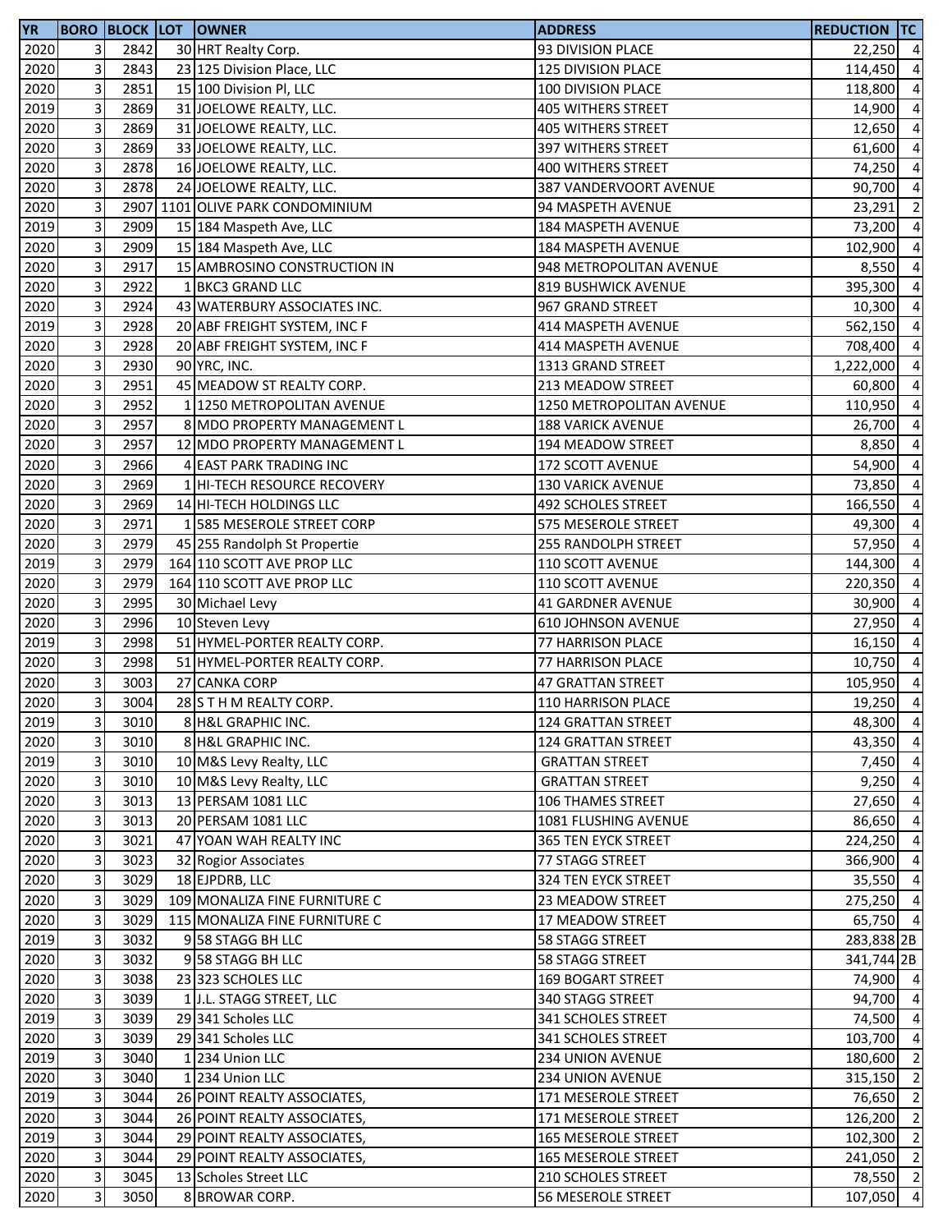| YR | BORO | BLOCK | LOT | OWNER | ADDRESS | REDUCTION | TC |
|---|---|---|---|---|---|---|---|
| 2020 | 3 | 2842 | 30 | HRT Realty Corp. | 93 DIVISION PLACE | 22,250 | 4 |
| 2020 | 3 | 2843 | 23 | 125 Division Place, LLC | 125 DIVISION PLACE | 114,450 | 4 |
| 2020 | 3 | 2851 | 15 | 100 Division Pl, LLC | 100 DIVISION PLACE | 118,800 | 4 |
| 2019 | 3 | 2869 | 31 | JOELOWE REALTY, LLC. | 405 WITHERS STREET | 14,900 | 4 |
| 2020 | 3 | 2869 | 31 | JOELOWE REALTY, LLC. | 405 WITHERS STREET | 12,650 | 4 |
| 2020 | 3 | 2869 | 33 | JOELOWE REALTY, LLC. | 397 WITHERS STREET | 61,600 | 4 |
| 2020 | 3 | 2878 | 16 | JOELOWE REALTY, LLC. | 400 WITHERS STREET | 74,250 | 4 |
| 2020 | 3 | 2878 | 24 | JOELOWE REALTY, LLC. | 387 VANDERVOORT AVENUE | 90,700 | 4 |
| 2020 | 3 | 2907 | 1101 | OLIVE PARK CONDOMINIUM | 94 MASPETH AVENUE | 23,291 | 2 |
| 2019 | 3 | 2909 | 15 | 184 Maspeth Ave, LLC | 184 MASPETH AVENUE | 73,200 | 4 |
| 2020 | 3 | 2909 | 15 | 184 Maspeth Ave, LLC | 184 MASPETH AVENUE | 102,900 | 4 |
| 2020 | 3 | 2917 | 15 | AMBROSINO CONSTRUCTION IN | 948 METROPOLITAN AVENUE | 8,550 | 4 |
| 2020 | 3 | 2922 | 1 | BKC3 GRAND LLC | 819 BUSHWICK AVENUE | 395,300 | 4 |
| 2020 | 3 | 2924 | 43 | WATERBURY ASSOCIATES INC. | 967 GRAND STREET | 10,300 | 4 |
| 2019 | 3 | 2928 | 20 | ABF FREIGHT SYSTEM, INC F | 414 MASPETH AVENUE | 562,150 | 4 |
| 2020 | 3 | 2928 | 20 | ABF FREIGHT SYSTEM, INC F | 414 MASPETH AVENUE | 708,400 | 4 |
| 2020 | 3 | 2930 | 90 | YRC, INC. | 1313 GRAND STREET | 1,222,000 | 4 |
| 2020 | 3 | 2951 | 45 | MEADOW ST REALTY CORP. | 213 MEADOW STREET | 60,800 | 4 |
| 2020 | 3 | 2952 | 1 | 1250 METROPOLITAN AVENUE | 1250 METROPOLITAN AVENUE | 110,950 | 4 |
| 2020 | 3 | 2957 | 8 | MDO PROPERTY MANAGEMENT L | 188 VARICK AVENUE | 26,700 | 4 |
| 2020 | 3 | 2957 | 12 | MDO PROPERTY MANAGEMENT L | 194 MEADOW STREET | 8,850 | 4 |
| 2020 | 3 | 2966 | 4 | EAST PARK TRADING INC | 172 SCOTT AVENUE | 54,900 | 4 |
| 2020 | 3 | 2969 | 1 | HI-TECH RESOURCE RECOVERY | 130 VARICK AVENUE | 73,850 | 4 |
| 2020 | 3 | 2969 | 14 | HI-TECH HOLDINGS LLC | 492 SCHOLES STREET | 166,550 | 4 |
| 2020 | 3 | 2971 | 1 | 585 MESEROLE STREET CORP | 575 MESEROLE STREET | 49,300 | 4 |
| 2020 | 3 | 2979 | 45 | 255 Randolph St Propertie | 255 RANDOLPH STREET | 57,950 | 4 |
| 2019 | 3 | 2979 | 164 | 110 SCOTT AVE PROP LLC | 110 SCOTT AVENUE | 144,300 | 4 |
| 2020 | 3 | 2979 | 164 | 110 SCOTT AVE PROP LLC | 110 SCOTT AVENUE | 220,350 | 4 |
| 2020 | 3 | 2995 | 30 | Michael Levy | 41 GARDNER AVENUE | 30,900 | 4 |
| 2020 | 3 | 2996 | 10 | Steven Levy | 610 JOHNSON AVENUE | 27,950 | 4 |
| 2019 | 3 | 2998 | 51 | HYMEL-PORTER REALTY CORP. | 77 HARRISON PLACE | 16,150 | 4 |
| 2020 | 3 | 2998 | 51 | HYMEL-PORTER REALTY CORP. | 77 HARRISON PLACE | 10,750 | 4 |
| 2020 | 3 | 3003 | 27 | CANKA CORP | 47 GRATTAN STREET | 105,950 | 4 |
| 2020 | 3 | 3004 | 28 | S T H M REALTY CORP. | 110 HARRISON PLACE | 19,250 | 4 |
| 2019 | 3 | 3010 | 8 | H&L GRAPHIC INC. | 124 GRATTAN STREET | 48,300 | 4 |
| 2020 | 3 | 3010 | 8 | H&L GRAPHIC INC. | 124 GRATTAN STREET | 43,350 | 4 |
| 2019 | 3 | 3010 | 10 | M&S Levy Realty, LLC | GRATTAN STREET | 7,450 | 4 |
| 2020 | 3 | 3010 | 10 | M&S Levy Realty, LLC | GRATTAN STREET | 9,250 | 4 |
| 2020 | 3 | 3013 | 13 | PERSAM 1081 LLC | 106 THAMES STREET | 27,650 | 4 |
| 2020 | 3 | 3013 | 20 | PERSAM 1081 LLC | 1081 FLUSHING AVENUE | 86,650 | 4 |
| 2020 | 3 | 3021 | 47 | YOAN WAH REALTY INC | 365 TEN EYCK STREET | 224,250 | 4 |
| 2020 | 3 | 3023 | 32 | Rogior Associates | 77 STAGG STREET | 366,900 | 4 |
| 2020 | 3 | 3029 | 18 | EJPDRB, LLC | 324 TEN EYCK STREET | 35,550 | 4 |
| 2020 | 3 | 3029 | 109 | MONALIZA FINE FURNITURE C | 23 MEADOW STREET | 275,250 | 4 |
| 2020 | 3 | 3029 | 115 | MONALIZA FINE FURNITURE C | 17 MEADOW STREET | 65,750 | 4 |
| 2019 | 3 | 3032 | 9 | 58 STAGG BH LLC | 58 STAGG STREET | 283,838 | 2B |
| 2020 | 3 | 3032 | 9 | 58 STAGG BH LLC | 58 STAGG STREET | 341,744 | 2B |
| 2020 | 3 | 3038 | 23 | 323 SCHOLES LLC | 169 BOGART STREET | 74,900 | 4 |
| 2020 | 3 | 3039 | 1 | J.L. STAGG STREET, LLC | 340 STAGG STREET | 94,700 | 4 |
| 2019 | 3 | 3039 | 29 | 341 Scholes LLC | 341 SCHOLES STREET | 74,500 | 4 |
| 2020 | 3 | 3039 | 29 | 341 Scholes LLC | 341 SCHOLES STREET | 103,700 | 4 |
| 2019 | 3 | 3040 | 1 | 234 Union LLC | 234 UNION AVENUE | 180,600 | 2 |
| 2020 | 3 | 3040 | 1 | 234 Union LLC | 234 UNION AVENUE | 315,150 | 2 |
| 2019 | 3 | 3044 | 26 | POINT REALTY ASSOCIATES, | 171 MESEROLE STREET | 76,650 | 2 |
| 2020 | 3 | 3044 | 26 | POINT REALTY ASSOCIATES, | 171 MESEROLE STREET | 126,200 | 2 |
| 2019 | 3 | 3044 | 29 | POINT REALTY ASSOCIATES, | 165 MESEROLE STREET | 102,300 | 2 |
| 2020 | 3 | 3044 | 29 | POINT REALTY ASSOCIATES, | 165 MESEROLE STREET | 241,050 | 2 |
| 2020 | 3 | 3045 | 13 | Scholes Street LLC | 210 SCHOLES STREET | 78,550 | 2 |
| 2020 | 3 | 3050 | 8 | BROWAR CORP. | 56 MESEROLE STREET | 107,050 | 4 |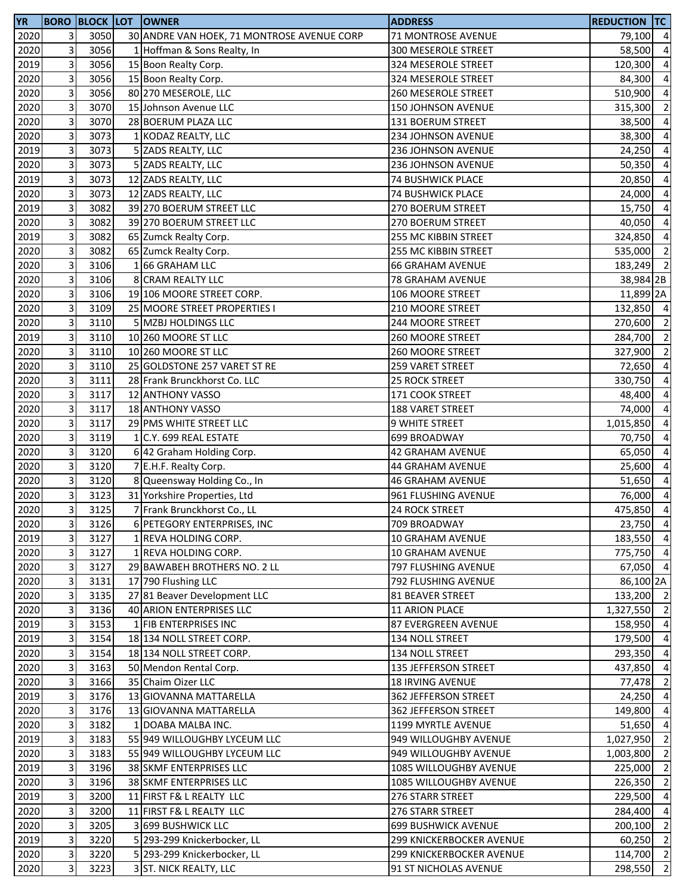| YR | BORO | BLOCK | LOT | OWNER | ADDRESS | REDUCTION | TC |
|---|---|---|---|---|---|---|---|
| 2020 | 3 | 3050 | 30 | ANDRE VAN HOEK, 71 MONTROSE AVENUE CORP | 71 MONTROSE AVENUE | 79,100 | 4 |
| 2020 | 3 | 3056 | 1 | Hoffman & Sons Realty, In | 300 MESEROLE STREET | 58,500 | 4 |
| 2019 | 3 | 3056 | 15 | Boon Realty Corp. | 324 MESEROLE STREET | 120,300 | 4 |
| 2020 | 3 | 3056 | 15 | Boon Realty Corp. | 324 MESEROLE STREET | 84,300 | 4 |
| 2020 | 3 | 3056 | 80 | 270 MESEROLE, LLC | 260 MESEROLE STREET | 510,900 | 4 |
| 2020 | 3 | 3070 | 15 | Johnson Avenue LLC | 150 JOHNSON AVENUE | 315,300 | 2 |
| 2020 | 3 | 3070 | 28 | BOERUM PLAZA LLC | 131 BOERUM STREET | 38,500 | 4 |
| 2020 | 3 | 3073 | 1 | KODAZ REALTY, LLC | 234 JOHNSON AVENUE | 38,300 | 4 |
| 2019 | 3 | 3073 | 5 | ZADS REALTY, LLC | 236 JOHNSON AVENUE | 24,250 | 4 |
| 2020 | 3 | 3073 | 5 | ZADS REALTY, LLC | 236 JOHNSON AVENUE | 50,350 | 4 |
| 2019 | 3 | 3073 | 12 | ZADS REALTY, LLC | 74 BUSHWICK PLACE | 20,850 | 4 |
| 2020 | 3 | 3073 | 12 | ZADS REALTY, LLC | 74 BUSHWICK PLACE | 24,000 | 4 |
| 2019 | 3 | 3082 | 39 | 270 BOERUM STREET LLC | 270 BOERUM STREET | 15,750 | 4 |
| 2020 | 3 | 3082 | 39 | 270 BOERUM STREET LLC | 270 BOERUM STREET | 40,050 | 4 |
| 2019 | 3 | 3082 | 65 | Zumck Realty Corp. | 255 MC KIBBIN STREET | 324,850 | 4 |
| 2020 | 3 | 3082 | 65 | Zumck Realty Corp. | 255 MC KIBBIN STREET | 535,000 | 2 |
| 2020 | 3 | 3106 | 1 | 66 GRAHAM LLC | 66 GRAHAM AVENUE | 183,249 | 2 |
| 2020 | 3 | 3106 | 8 | CRAM REALTY LLC | 78 GRAHAM AVENUE | 38,984 | 2B |
| 2020 | 3 | 3106 | 19 | 106 MOORE STREET CORP. | 106 MOORE STREET | 11,899 | 2A |
| 2020 | 3 | 3109 | 25 | MOORE STREET PROPERTIES I | 210 MOORE STREET | 132,850 | 4 |
| 2020 | 3 | 3110 | 5 | MZBJ HOLDINGS LLC | 244 MOORE STREET | 270,600 | 2 |
| 2019 | 3 | 3110 | 10 | 260 MOORE ST LLC | 260 MOORE STREET | 284,700 | 2 |
| 2020 | 3 | 3110 | 10 | 260 MOORE ST LLC | 260 MOORE STREET | 327,900 | 2 |
| 2020 | 3 | 3110 | 25 | GOLDSTONE 257 VARET ST RE | 259 VARET STREET | 72,650 | 4 |
| 2020 | 3 | 3111 | 28 | Frank Brunckhorst Co. LLC | 25 ROCK STREET | 330,750 | 4 |
| 2020 | 3 | 3117 | 12 | ANTHONY VASSO | 171 COOK STREET | 48,400 | 4 |
| 2020 | 3 | 3117 | 18 | ANTHONY VASSO | 188 VARET STREET | 74,000 | 4 |
| 2020 | 3 | 3117 | 29 | PMS WHITE STREET LLC | 9 WHITE STREET | 1,015,850 | 4 |
| 2020 | 3 | 3119 | 1 | C.Y. 699 REAL ESTATE | 699 BROADWAY | 70,750 | 4 |
| 2020 | 3 | 3120 | 6 | 42 Graham Holding Corp. | 42 GRAHAM AVENUE | 65,050 | 4 |
| 2020 | 3 | 3120 | 7 | E.H.F. Realty Corp. | 44 GRAHAM AVENUE | 25,600 | 4 |
| 2020 | 3 | 3120 | 8 | Queensway Holding Co., In | 46 GRAHAM AVENUE | 51,650 | 4 |
| 2020 | 3 | 3123 | 31 | Yorkshire Properties, Ltd | 961 FLUSHING AVENUE | 76,000 | 4 |
| 2020 | 3 | 3125 | 7 | Frank Brunckhorst Co., LL | 24 ROCK STREET | 475,850 | 4 |
| 2020 | 3 | 3126 | 6 | PETEGORY ENTERPRISES, INC | 709 BROADWAY | 23,750 | 4 |
| 2019 | 3 | 3127 | 1 | REVA HOLDING CORP. | 10 GRAHAM AVENUE | 183,550 | 4 |
| 2020 | 3 | 3127 | 1 | REVA HOLDING CORP. | 10 GRAHAM AVENUE | 775,750 | 4 |
| 2020 | 3 | 3127 | 29 | BAWABEH BROTHERS NO. 2 LL | 797 FLUSHING AVENUE | 67,050 | 4 |
| 2020 | 3 | 3131 | 17 | 790 Flushing LLC | 792 FLUSHING AVENUE | 86,100 | 2A |
| 2020 | 3 | 3135 | 27 | 81 Beaver Development LLC | 81 BEAVER STREET | 133,200 | 2 |
| 2020 | 3 | 3136 | 40 | ARION ENTERPRISES LLC | 11 ARION PLACE | 1,327,550 | 2 |
| 2019 | 3 | 3153 | 1 | FIB ENTERPRISES INC | 87 EVERGREEN AVENUE | 158,950 | 4 |
| 2019 | 3 | 3154 | 18 | 134 NOLL STREET CORP. | 134 NOLL STREET | 179,500 | 4 |
| 2020 | 3 | 3154 | 18 | 134 NOLL STREET CORP. | 134 NOLL STREET | 293,350 | 4 |
| 2020 | 3 | 3163 | 50 | Mendon Rental Corp. | 135 JEFFERSON STREET | 437,850 | 4 |
| 2020 | 3 | 3166 | 35 | Chaim Oizer LLC | 18 IRVING AVENUE | 77,478 | 2 |
| 2019 | 3 | 3176 | 13 | GIOVANNA MATTARELLA | 362 JEFFERSON STREET | 24,250 | 4 |
| 2020 | 3 | 3176 | 13 | GIOVANNA MATTARELLA | 362 JEFFERSON STREET | 149,800 | 4 |
| 2020 | 3 | 3182 | 1 | DOABA MALBA INC. | 1199 MYRTLE AVENUE | 51,650 | 4 |
| 2019 | 3 | 3183 | 55 | 949 WILLOUGHBY LYCEUM LLC | 949 WILLOUGHBY AVENUE | 1,027,950 | 2 |
| 2020 | 3 | 3183 | 55 | 949 WILLOUGHBY LYCEUM LLC | 949 WILLOUGHBY AVENUE | 1,003,800 | 2 |
| 2019 | 3 | 3196 | 38 | SKMF ENTERPRISES LLC | 1085 WILLOUGHBY AVENUE | 225,000 | 2 |
| 2020 | 3 | 3196 | 38 | SKMF ENTERPRISES LLC | 1085 WILLOUGHBY AVENUE | 226,350 | 2 |
| 2019 | 3 | 3200 | 11 | FIRST F& L REALTY LLC | 276 STARR STREET | 229,500 | 4 |
| 2020 | 3 | 3200 | 11 | FIRST F& L REALTY LLC | 276 STARR STREET | 284,400 | 4 |
| 2020 | 3 | 3205 | 3 | 699 BUSHWICK LLC | 699 BUSHWICK AVENUE | 200,100 | 2 |
| 2019 | 3 | 3220 | 5 | 293-299 Knickerbocker, LL | 299 KNICKERBOCKER AVENUE | 60,250 | 2 |
| 2020 | 3 | 3220 | 5 | 293-299 Knickerbocker, LL | 299 KNICKERBOCKER AVENUE | 114,700 | 2 |
| 2020 | 3 | 3223 | 3 | ST. NICK REALTY, LLC | 91 ST NICHOLAS AVENUE | 298,550 | 2 |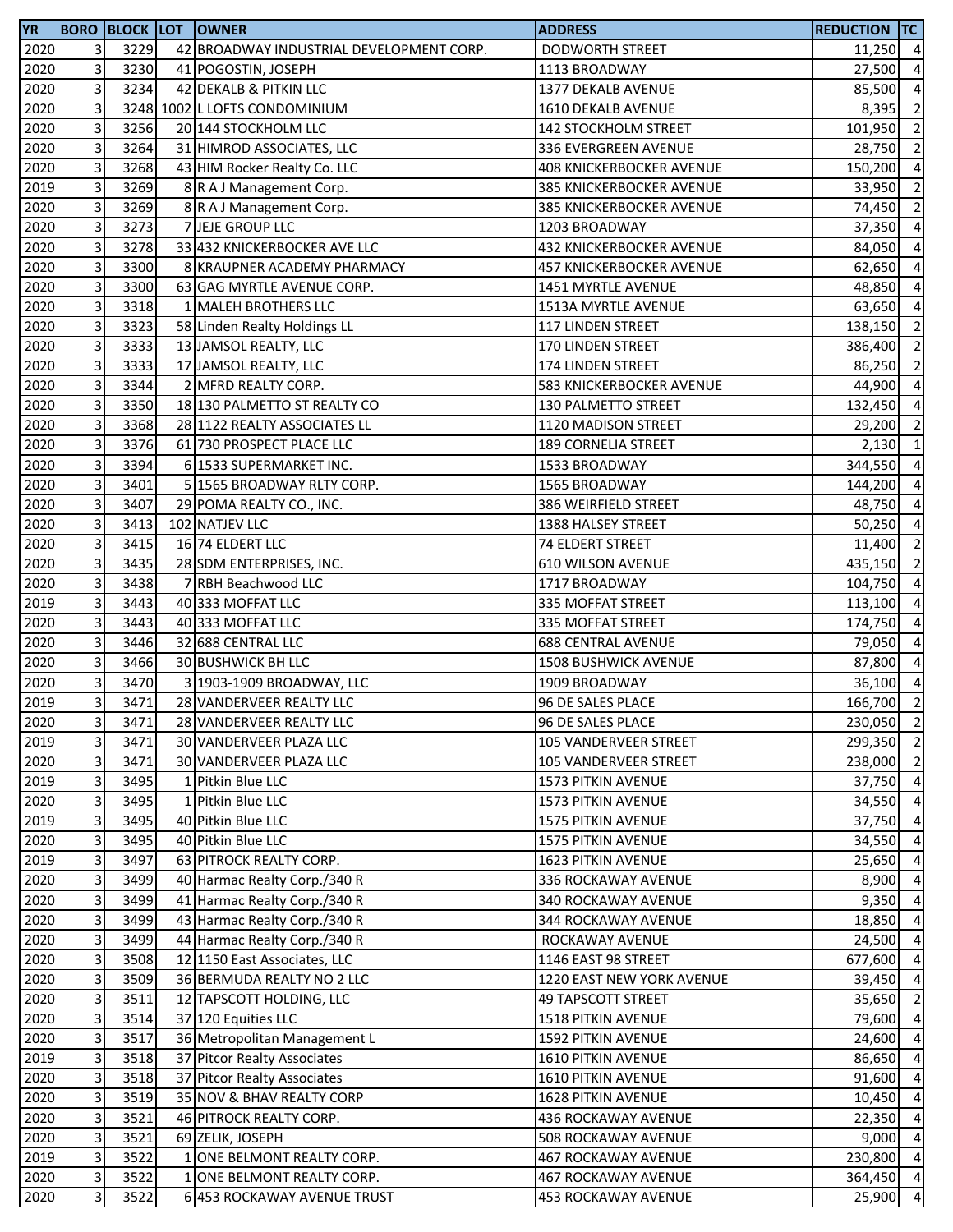| YR | BORO | BLOCK | LOT | OWNER | ADDRESS | REDUCTION | TC |
|---|---|---|---|---|---|---|---|
| 2020 | 3 | 3229 | 42 | BROADWAY INDUSTRIAL DEVELOPMENT CORP. | DODWORTH STREET | 11,250 | 4 |
| 2020 | 3 | 3230 | 41 | POGOSTIN, JOSEPH | 1113 BROADWAY | 27,500 | 4 |
| 2020 | 3 | 3234 | 42 | DEKALB & PITKIN LLC | 1377 DEKALB AVENUE | 85,500 | 4 |
| 2020 | 3 | 3248 | 1002 | L LOFTS CONDOMINIUM | 1610 DEKALB AVENUE | 8,395 | 2 |
| 2020 | 3 | 3256 | 20 | 144 STOCKHOLM LLC | 142 STOCKHOLM STREET | 101,950 | 2 |
| 2020 | 3 | 3264 | 31 | HIMROD ASSOCIATES, LLC | 336 EVERGREEN AVENUE | 28,750 | 2 |
| 2020 | 3 | 3268 | 43 | HIM Rocker Realty Co. LLC | 408 KNICKERBOCKER AVENUE | 150,200 | 4 |
| 2019 | 3 | 3269 | 8 | R A J Management Corp. | 385 KNICKERBOCKER AVENUE | 33,950 | 2 |
| 2020 | 3 | 3269 | 8 | R A J Management Corp. | 385 KNICKERBOCKER AVENUE | 74,450 | 2 |
| 2020 | 3 | 3273 | 7 | JEJE GROUP LLC | 1203 BROADWAY | 37,350 | 4 |
| 2020 | 3 | 3278 | 33 | 432 KNICKERBOCKER AVE LLC | 432 KNICKERBOCKER AVENUE | 84,050 | 4 |
| 2020 | 3 | 3300 | 8 | KRAUPNER ACADEMY PHARMACY | 457 KNICKERBOCKER AVENUE | 62,650 | 4 |
| 2020 | 3 | 3300 | 63 | GAG MYRTLE AVENUE CORP. | 1451 MYRTLE AVENUE | 48,850 | 4 |
| 2020 | 3 | 3318 | 1 | MALEH BROTHERS LLC | 1513A MYRTLE AVENUE | 63,650 | 4 |
| 2020 | 3 | 3323 | 58 | Linden Realty Holdings LL | 117 LINDEN STREET | 138,150 | 2 |
| 2020 | 3 | 3333 | 13 | JAMSOL REALTY, LLC | 170 LINDEN STREET | 386,400 | 2 |
| 2020 | 3 | 3333 | 17 | JAMSOL REALTY, LLC | 174 LINDEN STREET | 86,250 | 2 |
| 2020 | 3 | 3344 | 2 | MFRD REALTY CORP. | 583 KNICKERBOCKER AVENUE | 44,900 | 4 |
| 2020 | 3 | 3350 | 18 | 130 PALMETTO ST REALTY CO | 130 PALMETTO STREET | 132,450 | 4 |
| 2020 | 3 | 3368 | 28 | 1122 REALTY ASSOCIATES LL | 1120 MADISON STREET | 29,200 | 2 |
| 2020 | 3 | 3376 | 61 | 730 PROSPECT PLACE LLC | 189 CORNELIA STREET | 2,130 | 1 |
| 2020 | 3 | 3394 | 6 | 1533 SUPERMARKET INC. | 1533 BROADWAY | 344,550 | 4 |
| 2020 | 3 | 3401 | 5 | 1565 BROADWAY RLTY CORP. | 1565 BROADWAY | 144,200 | 4 |
| 2020 | 3 | 3407 | 29 | POMA REALTY CO., INC. | 386 WEIRFIELD STREET | 48,750 | 4 |
| 2020 | 3 | 3413 | 102 | NATJEV LLC | 1388 HALSEY STREET | 50,250 | 4 |
| 2020 | 3 | 3415 | 16 | 74 ELDERT LLC | 74 ELDERT STREET | 11,400 | 2 |
| 2020 | 3 | 3435 | 28 | SDM ENTERPRISES, INC. | 610 WILSON AVENUE | 435,150 | 2 |
| 2020 | 3 | 3438 | 7 | RBH Beachwood LLC | 1717 BROADWAY | 104,750 | 4 |
| 2019 | 3 | 3443 | 40 | 333 MOFFAT LLC | 335 MOFFAT STREET | 113,100 | 4 |
| 2020 | 3 | 3443 | 40 | 333 MOFFAT LLC | 335 MOFFAT STREET | 174,750 | 4 |
| 2020 | 3 | 3446 | 32 | 688 CENTRAL LLC | 688 CENTRAL AVENUE | 79,050 | 4 |
| 2020 | 3 | 3466 | 30 | BUSHWICK BH LLC | 1508 BUSHWICK AVENUE | 87,800 | 4 |
| 2020 | 3 | 3470 | 3 | 1903-1909 BROADWAY, LLC | 1909 BROADWAY | 36,100 | 4 |
| 2019 | 3 | 3471 | 28 | VANDERVEER REALTY LLC | 96 DE SALES PLACE | 166,700 | 2 |
| 2020 | 3 | 3471 | 28 | VANDERVEER REALTY LLC | 96 DE SALES PLACE | 230,050 | 2 |
| 2019 | 3 | 3471 | 30 | VANDERVEER PLAZA LLC | 105 VANDERVEER STREET | 299,350 | 2 |
| 2020 | 3 | 3471 | 30 | VANDERVEER PLAZA LLC | 105 VANDERVEER STREET | 238,000 | 2 |
| 2019 | 3 | 3495 | 1 | Pitkin Blue LLC | 1573 PITKIN AVENUE | 37,750 | 4 |
| 2020 | 3 | 3495 | 1 | Pitkin Blue LLC | 1573 PITKIN AVENUE | 34,550 | 4 |
| 2019 | 3 | 3495 | 40 | Pitkin Blue LLC | 1575 PITKIN AVENUE | 37,750 | 4 |
| 2020 | 3 | 3495 | 40 | Pitkin Blue LLC | 1575 PITKIN AVENUE | 34,550 | 4 |
| 2019 | 3 | 3497 | 63 | PITROCK REALTY CORP. | 1623 PITKIN AVENUE | 25,650 | 4 |
| 2020 | 3 | 3499 | 40 | Harmac Realty Corp./340 R | 336 ROCKAWAY AVENUE | 8,900 | 4 |
| 2020 | 3 | 3499 | 41 | Harmac Realty Corp./340 R | 340 ROCKAWAY AVENUE | 9,350 | 4 |
| 2020 | 3 | 3499 | 43 | Harmac Realty Corp./340 R | 344 ROCKAWAY AVENUE | 18,850 | 4 |
| 2020 | 3 | 3499 | 44 | Harmac Realty Corp./340 R | ROCKAWAY AVENUE | 24,500 | 4 |
| 2020 | 3 | 3508 | 12 | 1150 East Associates, LLC | 1146 EAST 98 STREET | 677,600 | 4 |
| 2020 | 3 | 3509 | 36 | BERMUDA REALTY NO 2 LLC | 1220 EAST NEW YORK AVENUE | 39,450 | 4 |
| 2020 | 3 | 3511 | 12 | TAPSCOTT HOLDING, LLC | 49 TAPSCOTT STREET | 35,650 | 2 |
| 2020 | 3 | 3514 | 37 | 120 Equities LLC | 1518 PITKIN AVENUE | 79,600 | 4 |
| 2020 | 3 | 3517 | 36 | Metropolitan Management L | 1592 PITKIN AVENUE | 24,600 | 4 |
| 2019 | 3 | 3518 | 37 | Pitcor Realty Associates | 1610 PITKIN AVENUE | 86,650 | 4 |
| 2020 | 3 | 3518 | 37 | Pitcor Realty Associates | 1610 PITKIN AVENUE | 91,600 | 4 |
| 2020 | 3 | 3519 | 35 | NOV & BHAV REALTY CORP | 1628 PITKIN AVENUE | 10,450 | 4 |
| 2020 | 3 | 3521 | 46 | PITROCK REALTY CORP. | 436 ROCKAWAY AVENUE | 22,350 | 4 |
| 2020 | 3 | 3521 | 69 | ZELIK, JOSEPH | 508 ROCKAWAY AVENUE | 9,000 | 4 |
| 2019 | 3 | 3522 | 1 | ONE BELMONT REALTY CORP. | 467 ROCKAWAY AVENUE | 230,800 | 4 |
| 2020 | 3 | 3522 | 1 | ONE BELMONT REALTY CORP. | 467 ROCKAWAY AVENUE | 364,450 | 4 |
| 2020 | 3 | 3522 | 6 | 453 ROCKAWAY AVENUE TRUST | 453 ROCKAWAY AVENUE | 25,900 | 4 |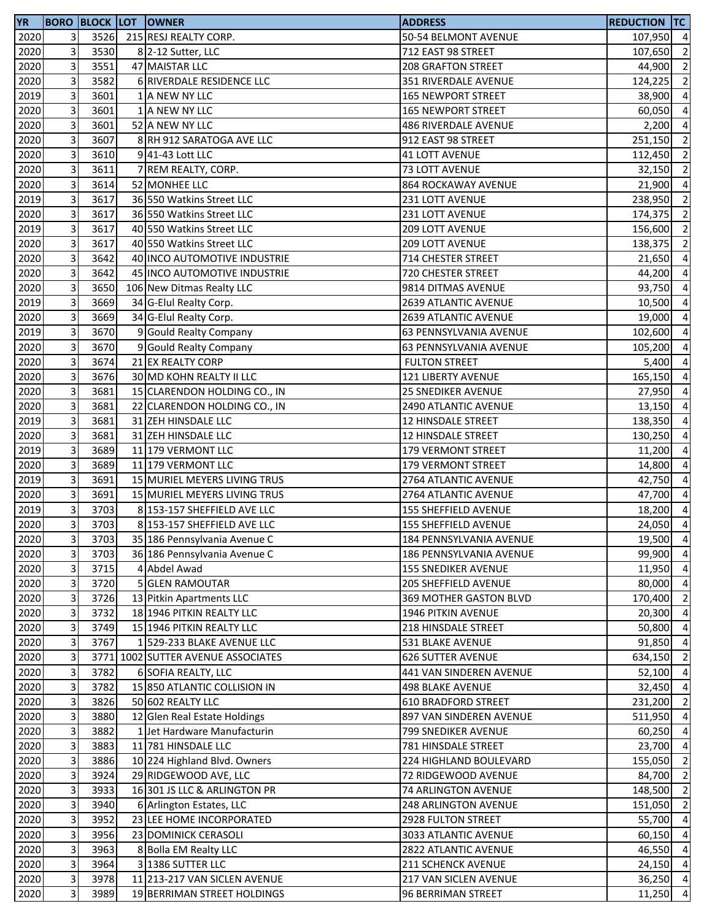| YR | BORO | BLOCK | LOT | OWNER | ADDRESS | REDUCTION | TC |
|---|---|---|---|---|---|---|---|
| 2020 | 3 | 3526 | 215 | RESJ REALTY CORP. | 50-54 BELMONT AVENUE | 107,950 | 4 |
| 2020 | 3 | 3530 | 8 | 2-12 Sutter, LLC | 712 EAST 98 STREET | 107,650 | 2 |
| 2020 | 3 | 3551 | 47 | MAISTAR LLC | 208 GRAFTON STREET | 44,900 | 2 |
| 2020 | 3 | 3582 | 6 | RIVERDALE RESIDENCE LLC | 351 RIVERDALE AVENUE | 124,225 | 2 |
| 2019 | 3 | 3601 | 1 | A NEW NY LLC | 165 NEWPORT STREET | 38,900 | 4 |
| 2020 | 3 | 3601 | 1 | A NEW NY LLC | 165 NEWPORT STREET | 60,050 | 4 |
| 2020 | 3 | 3601 | 52 | A NEW NY LLC | 486 RIVERDALE AVENUE | 2,200 | 4 |
| 2020 | 3 | 3607 | 8 | RH 912 SARATOGA AVE LLC | 912 EAST 98 STREET | 251,150 | 2 |
| 2020 | 3 | 3610 | 9 | 41-43 Lott LLC | 41 LOTT AVENUE | 112,450 | 2 |
| 2020 | 3 | 3611 | 7 | REM REALTY, CORP. | 73 LOTT AVENUE | 32,150 | 2 |
| 2020 | 3 | 3614 | 52 | MONHEE LLC | 864 ROCKAWAY AVENUE | 21,900 | 4 |
| 2019 | 3 | 3617 | 36 | 550 Watkins Street LLC | 231 LOTT AVENUE | 238,950 | 2 |
| 2020 | 3 | 3617 | 36 | 550 Watkins Street LLC | 231 LOTT AVENUE | 174,375 | 2 |
| 2019 | 3 | 3617 | 40 | 550 Watkins Street LLC | 209 LOTT AVENUE | 156,600 | 2 |
| 2020 | 3 | 3617 | 40 | 550 Watkins Street LLC | 209 LOTT AVENUE | 138,375 | 2 |
| 2020 | 3 | 3642 | 40 | INCO AUTOMOTIVE INDUSTRIE | 714 CHESTER STREET | 21,650 | 4 |
| 2020 | 3 | 3642 | 45 | INCO AUTOMOTIVE INDUSTRIE | 720 CHESTER STREET | 44,200 | 4 |
| 2020 | 3 | 3650 | 106 | New Ditmas Realty LLC | 9814 DITMAS AVENUE | 93,750 | 4 |
| 2019 | 3 | 3669 | 34 | G-Elul Realty Corp. | 2639 ATLANTIC AVENUE | 10,500 | 4 |
| 2020 | 3 | 3669 | 34 | G-Elul Realty Corp. | 2639 ATLANTIC AVENUE | 19,000 | 4 |
| 2019 | 3 | 3670 | 9 | Gould Realty Company | 63 PENNSYLVANIA AVENUE | 102,600 | 4 |
| 2020 | 3 | 3670 | 9 | Gould Realty Company | 63 PENNSYLVANIA AVENUE | 105,200 | 4 |
| 2020 | 3 | 3674 | 21 | EX REALTY CORP | FULTON STREET | 5,400 | 4 |
| 2020 | 3 | 3676 | 30 | MD KOHN REALTY II LLC | 121 LIBERTY AVENUE | 165,150 | 4 |
| 2020 | 3 | 3681 | 15 | CLARENDON HOLDING CO., IN | 25 SNEDIKER AVENUE | 27,950 | 4 |
| 2020 | 3 | 3681 | 22 | CLARENDON HOLDING CO., IN | 2490 ATLANTIC AVENUE | 13,150 | 4 |
| 2019 | 3 | 3681 | 31 | ZEH HINSDALE LLC | 12 HINSDALE STREET | 138,350 | 4 |
| 2020 | 3 | 3681 | 31 | ZEH HINSDALE LLC | 12 HINSDALE STREET | 130,250 | 4 |
| 2019 | 3 | 3689 | 11 | 179 VERMONT LLC | 179 VERMONT STREET | 11,200 | 4 |
| 2020 | 3 | 3689 | 11 | 179 VERMONT LLC | 179 VERMONT STREET | 14,800 | 4 |
| 2019 | 3 | 3691 | 15 | MURIEL MEYERS LIVING TRUS | 2764 ATLANTIC AVENUE | 42,750 | 4 |
| 2020 | 3 | 3691 | 15 | MURIEL MEYERS LIVING TRUS | 2764 ATLANTIC AVENUE | 47,700 | 4 |
| 2019 | 3 | 3703 | 8 | 153-157 SHEFFIELD AVE LLC | 155 SHEFFIELD AVENUE | 18,200 | 4 |
| 2020 | 3 | 3703 | 8 | 153-157 SHEFFIELD AVE LLC | 155 SHEFFIELD AVENUE | 24,050 | 4 |
| 2020 | 3 | 3703 | 35 | 186 Pennsylvania Avenue C | 184 PENNSYLVANIA AVENUE | 19,500 | 4 |
| 2020 | 3 | 3703 | 36 | 186 Pennsylvania Avenue C | 186 PENNSYLVANIA AVENUE | 99,900 | 4 |
| 2020 | 3 | 3715 | 4 | Abdel Awad | 155 SNEDIKER AVENUE | 11,950 | 4 |
| 2020 | 3 | 3720 | 5 | GLEN RAMOUTAR | 205 SHEFFIELD AVENUE | 80,000 | 4 |
| 2020 | 3 | 3726 | 13 | Pitkin Apartments LLC | 369 MOTHER GASTON BLVD | 170,400 | 2 |
| 2020 | 3 | 3732 | 18 | 1946 PITKIN REALTY LLC | 1946 PITKIN AVENUE | 20,300 | 4 |
| 2020 | 3 | 3749 | 15 | 1946 PITKIN REALTY LLC | 218 HINSDALE STREET | 50,800 | 4 |
| 2020 | 3 | 3767 | 1 | 529-233 BLAKE AVENUE LLC | 531 BLAKE AVENUE | 91,850 | 4 |
| 2020 | 3 | 3771 | 1002 | SUTTER AVENUE ASSOCIATES | 626 SUTTER AVENUE | 634,150 | 2 |
| 2020 | 3 | 3782 | 6 | SOFIA REALTY, LLC | 441 VAN SINDEREN AVENUE | 52,100 | 4 |
| 2020 | 3 | 3782 | 15 | 850 ATLANTIC COLLISION IN | 498 BLAKE AVENUE | 32,450 | 4 |
| 2020 | 3 | 3826 | 50 | 602 REALTY LLC | 610 BRADFORD STREET | 231,200 | 2 |
| 2020 | 3 | 3880 | 12 | Glen Real Estate Holdings | 897 VAN SINDEREN AVENUE | 511,950 | 4 |
| 2020 | 3 | 3882 | 1 | Jet Hardware Manufacturin | 799 SNEDIKER AVENUE | 60,250 | 4 |
| 2020 | 3 | 3883 | 11 | 781 HINSDALE LLC | 781 HINSDALE STREET | 23,700 | 4 |
| 2020 | 3 | 3886 | 10 | 224 Highland Blvd. Owners | 224 HIGHLAND BOULEVARD | 155,050 | 2 |
| 2020 | 3 | 3924 | 29 | RIDGEWOOD AVE, LLC | 72 RIDGEWOOD AVENUE | 84,700 | 2 |
| 2020 | 3 | 3933 | 16 | 301 JS LLC & ARLINGTON PR | 74 ARLINGTON AVENUE | 148,500 | 2 |
| 2020 | 3 | 3940 | 6 | Arlington Estates, LLC | 248 ARLINGTON AVENUE | 151,050 | 2 |
| 2020 | 3 | 3952 | 23 | LEE HOME INCORPORATED | 2928 FULTON STREET | 55,700 | 4 |
| 2020 | 3 | 3956 | 23 | DOMINICK CERASOLI | 3033 ATLANTIC AVENUE | 60,150 | 4 |
| 2020 | 3 | 3963 | 8 | Bolla EM Realty LLC | 2822 ATLANTIC AVENUE | 46,550 | 4 |
| 2020 | 3 | 3964 | 3 | 1386 SUTTER LLC | 211 SCHENCK AVENUE | 24,150 | 4 |
| 2020 | 3 | 3978 | 11 | 213-217 VAN SICLEN AVENUE | 217 VAN SICLEN AVENUE | 36,250 | 4 |
| 2020 | 3 | 3989 | 19 | BERRIMAN STREET HOLDINGS | 96 BERRIMAN STREET | 11,250 | 4 |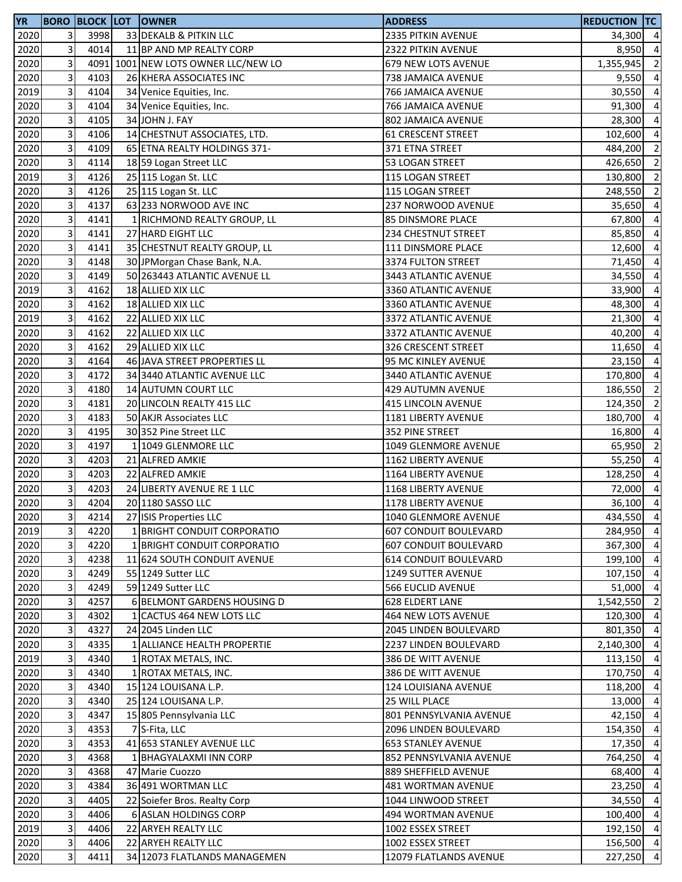| YR | BORO | BLOCK | LOT | OWNER | ADDRESS | REDUCTION | TC |
|---|---|---|---|---|---|---|---|
| 2020 | 3 | 3998 | 33 | DEKALB & PITKIN LLC | 2335 PITKIN AVENUE | 34,300 | 4 |
| 2020 | 3 | 4014 | 11 | BP AND MP REALTY CORP | 2322 PITKIN AVENUE | 8,950 | 4 |
| 2020 | 3 | 4091 | 1001 | NEW LOTS OWNER LLC/NEW LO | 679 NEW LOTS AVENUE | 1,355,945 | 2 |
| 2020 | 3 | 4103 | 26 | KHERA ASSOCIATES INC | 738 JAMAICA AVENUE | 9,550 | 4 |
| 2019 | 3 | 4104 | 34 | Venice Equities, Inc. | 766 JAMAICA AVENUE | 30,550 | 4 |
| 2020 | 3 | 4104 | 34 | Venice Equities, Inc. | 766 JAMAICA AVENUE | 91,300 | 4 |
| 2020 | 3 | 4105 | 34 | JOHN J. FAY | 802 JAMAICA AVENUE | 28,300 | 4 |
| 2020 | 3 | 4106 | 14 | CHESTNUT ASSOCIATES, LTD. | 61 CRESCENT STREET | 102,600 | 4 |
| 2020 | 3 | 4109 | 65 | ETNA REALTY HOLDINGS 371- | 371 ETNA STREET | 484,200 | 2 |
| 2020 | 3 | 4114 | 18 | 59 Logan Street LLC | 53 LOGAN STREET | 426,650 | 2 |
| 2019 | 3 | 4126 | 25 | 115 Logan St. LLC | 115 LOGAN STREET | 130,800 | 2 |
| 2020 | 3 | 4126 | 25 | 115 Logan St. LLC | 115 LOGAN STREET | 248,550 | 2 |
| 2020 | 3 | 4137 | 63 | 233 NORWOOD AVE INC | 237 NORWOOD AVENUE | 35,650 | 4 |
| 2020 | 3 | 4141 | 1 | RICHMOND REALTY GROUP, LL | 85 DINSMORE PLACE | 67,800 | 4 |
| 2020 | 3 | 4141 | 27 | HARD EIGHT LLC | 234 CHESTNUT STREET | 85,850 | 4 |
| 2020 | 3 | 4141 | 35 | CHESTNUT REALTY GROUP, LL | 111 DINSMORE PLACE | 12,600 | 4 |
| 2020 | 3 | 4148 | 30 | JPMorgan Chase Bank, N.A. | 3374 FULTON STREET | 71,450 | 4 |
| 2020 | 3 | 4149 | 50 | 263443 ATLANTIC AVENUE LL | 3443 ATLANTIC AVENUE | 34,550 | 4 |
| 2019 | 3 | 4162 | 18 | ALLIED XIX LLC | 3360 ATLANTIC AVENUE | 33,900 | 4 |
| 2020 | 3 | 4162 | 18 | ALLIED XIX LLC | 3360 ATLANTIC AVENUE | 48,300 | 4 |
| 2019 | 3 | 4162 | 22 | ALLIED XIX LLC | 3372 ATLANTIC AVENUE | 21,300 | 4 |
| 2020 | 3 | 4162 | 22 | ALLIED XIX LLC | 3372 ATLANTIC AVENUE | 40,200 | 4 |
| 2020 | 3 | 4162 | 29 | ALLIED XIX LLC | 326 CRESCENT STREET | 11,650 | 4 |
| 2020 | 3 | 4164 | 46 | JAVA STREET PROPERTIES LL | 95 MC KINLEY AVENUE | 23,150 | 4 |
| 2020 | 3 | 4172 | 34 | 3440 ATLANTIC AVENUE LLC | 3440 ATLANTIC AVENUE | 170,800 | 4 |
| 2020 | 3 | 4180 | 14 | AUTUMN COURT LLC | 429 AUTUMN AVENUE | 186,550 | 2 |
| 2020 | 3 | 4181 | 20 | LINCOLN REALTY 415 LLC | 415 LINCOLN AVENUE | 124,350 | 2 |
| 2020 | 3 | 4183 | 50 | AKJR Associates LLC | 1181 LIBERTY AVENUE | 180,700 | 4 |
| 2020 | 3 | 4195 | 30 | 352 Pine Street LLC | 352 PINE STREET | 16,800 | 4 |
| 2020 | 3 | 4197 | 1 | 1049 GLENMORE LLC | 1049 GLENMORE AVENUE | 65,950 | 2 |
| 2020 | 3 | 4203 | 21 | ALFRED AMKIE | 1162 LIBERTY AVENUE | 55,250 | 4 |
| 2020 | 3 | 4203 | 22 | ALFRED AMKIE | 1164 LIBERTY AVENUE | 128,250 | 4 |
| 2020 | 3 | 4203 | 24 | LIBERTY AVENUE RE 1 LLC | 1168 LIBERTY AVENUE | 72,000 | 4 |
| 2020 | 3 | 4204 | 20 | 1180 SASSO LLC | 1178 LIBERTY AVENUE | 36,100 | 4 |
| 2020 | 3 | 4214 | 27 | ISIS Properties LLC | 1040 GLENMORE AVENUE | 434,550 | 4 |
| 2019 | 3 | 4220 | 1 | BRIGHT CONDUIT CORPORATIO | 607 CONDUIT BOULEVARD | 284,950 | 4 |
| 2020 | 3 | 4220 | 1 | BRIGHT CONDUIT CORPORATIO | 607 CONDUIT BOULEVARD | 367,300 | 4 |
| 2020 | 3 | 4238 | 11 | 624 SOUTH CONDUIT AVENUE | 614 CONDUIT BOULEVARD | 199,100 | 4 |
| 2020 | 3 | 4249 | 55 | 1249 Sutter LLC | 1249 SUTTER AVENUE | 107,150 | 4 |
| 2020 | 3 | 4249 | 59 | 1249 Sutter LLC | 566 EUCLID AVENUE | 51,000 | 4 |
| 2020 | 3 | 4257 | 6 | BELMONT GARDENS HOUSING D | 628 ELDERT LANE | 1,542,550 | 2 |
| 2020 | 3 | 4302 | 1 | CACTUS 464 NEW LOTS LLC | 464 NEW LOTS AVENUE | 120,300 | 4 |
| 2020 | 3 | 4327 | 24 | 2045 Linden LLC | 2045 LINDEN BOULEVARD | 801,350 | 4 |
| 2020 | 3 | 4335 | 1 | ALLIANCE HEALTH PROPERTIE | 2237 LINDEN BOULEVARD | 2,140,300 | 4 |
| 2019 | 3 | 4340 | 1 | ROTAX METALS, INC. | 386 DE WITT AVENUE | 113,150 | 4 |
| 2020 | 3 | 4340 | 1 | ROTAX METALS, INC. | 386 DE WITT AVENUE | 170,750 | 4 |
| 2020 | 3 | 4340 | 15 | 124 LOUISANA L.P. | 124 LOUISIANA AVENUE | 118,200 | 4 |
| 2020 | 3 | 4340 | 25 | 124 LOUISANA L.P. | 25 WILL PLACE | 13,000 | 4 |
| 2020 | 3 | 4347 | 15 | 805 Pennsylvania LLC | 801 PENNSYLVANIA AVENUE | 42,150 | 4 |
| 2020 | 3 | 4353 | 7 | S-Fita, LLC | 2096 LINDEN BOULEVARD | 154,350 | 4 |
| 2020 | 3 | 4353 | 41 | 653 STANLEY AVENUE LLC | 653 STANLEY AVENUE | 17,350 | 4 |
| 2020 | 3 | 4368 | 1 | BHAGYALAXMI INN CORP | 852 PENNSYLVANIA AVENUE | 764,250 | 4 |
| 2020 | 3 | 4368 | 47 | Marie Cuozzo | 889 SHEFFIELD AVENUE | 68,400 | 4 |
| 2020 | 3 | 4384 | 36 | 491 WORTMAN LLC | 481 WORTMAN AVENUE | 23,250 | 4 |
| 2020 | 3 | 4405 | 22 | Soiefer Bros. Realty Corp | 1044 LINWOOD STREET | 34,550 | 4 |
| 2020 | 3 | 4406 | 6 | ASLAN HOLDINGS CORP | 494 WORTMAN AVENUE | 100,400 | 4 |
| 2019 | 3 | 4406 | 22 | ARYEH REALTY LLC | 1002 ESSEX STREET | 192,150 | 4 |
| 2020 | 3 | 4406 | 22 | ARYEH REALTY LLC | 1002 ESSEX STREET | 156,500 | 4 |
| 2020 | 3 | 4411 | 34 | 12073 FLATLANDS MANAGEMEN | 12079 FLATLANDS AVENUE | 227,250 | 4 |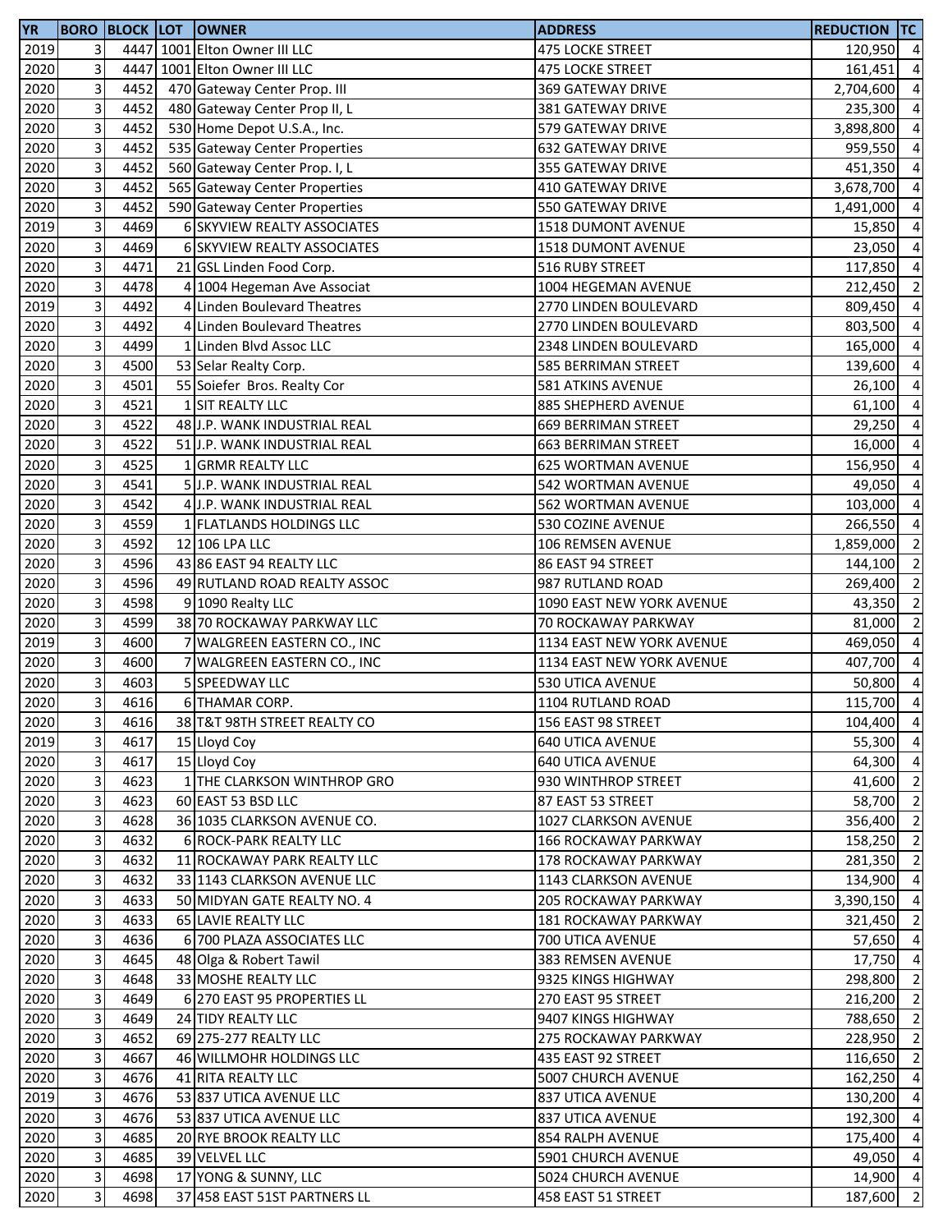| YR | BORO | BLOCK | LOT | OWNER | ADDRESS | REDUCTION | TC |
|---|---|---|---|---|---|---|---|
| 2019 | 3 | 4447 | 1001 | Elton Owner III LLC | 475 LOCKE STREET | 120,950 | 4 |
| 2020 | 3 | 4447 | 1001 | Elton Owner III LLC | 475 LOCKE STREET | 161,451 | 4 |
| 2020 | 3 | 4452 | 470 | Gateway Center Prop. III | 369 GATEWAY DRIVE | 2,704,600 | 4 |
| 2020 | 3 | 4452 | 480 | Gateway Center Prop II, L | 381 GATEWAY DRIVE | 235,300 | 4 |
| 2020 | 3 | 4452 | 530 | Home Depot U.S.A., Inc. | 579 GATEWAY DRIVE | 3,898,800 | 4 |
| 2020 | 3 | 4452 | 535 | Gateway Center Properties | 632 GATEWAY DRIVE | 959,550 | 4 |
| 2020 | 3 | 4452 | 560 | Gateway Center Prop. I, L | 355 GATEWAY DRIVE | 451,350 | 4 |
| 2020 | 3 | 4452 | 565 | Gateway Center Properties | 410 GATEWAY DRIVE | 3,678,700 | 4 |
| 2020 | 3 | 4452 | 590 | Gateway Center Properties | 550 GATEWAY DRIVE | 1,491,000 | 4 |
| 2019 | 3 | 4469 | 6 | SKYVIEW REALTY ASSOCIATES | 1518 DUMONT AVENUE | 15,850 | 4 |
| 2020 | 3 | 4469 | 6 | SKYVIEW REALTY ASSOCIATES | 1518 DUMONT AVENUE | 23,050 | 4 |
| 2020 | 3 | 4471 | 21 | GSL Linden Food Corp. | 516 RUBY STREET | 117,850 | 4 |
| 2020 | 3 | 4478 | 4 | 1004 Hegeman Ave Associat | 1004 HEGEMAN AVENUE | 212,450 | 2 |
| 2019 | 3 | 4492 | 4 | Linden Boulevard Theatres | 2770 LINDEN BOULEVARD | 809,450 | 4 |
| 2020 | 3 | 4492 | 4 | Linden Boulevard Theatres | 2770 LINDEN BOULEVARD | 803,500 | 4 |
| 2020 | 3 | 4499 | 1 | Linden Blvd Assoc LLC | 2348 LINDEN BOULEVARD | 165,000 | 4 |
| 2020 | 3 | 4500 | 53 | Selar Realty Corp. | 585 BERRIMAN STREET | 139,600 | 4 |
| 2020 | 3 | 4501 | 55 | Soiefer  Bros. Realty Cor | 581 ATKINS AVENUE | 26,100 | 4 |
| 2020 | 3 | 4521 | 1 | SIT REALTY LLC | 885 SHEPHERD AVENUE | 61,100 | 4 |
| 2020 | 3 | 4522 | 48 | J.P. WANK INDUSTRIAL REAL | 669 BERRIMAN STREET | 29,250 | 4 |
| 2020 | 3 | 4522 | 51 | J.P. WANK INDUSTRIAL REAL | 663 BERRIMAN STREET | 16,000 | 4 |
| 2020 | 3 | 4525 | 1 | GRMR REALTY LLC | 625 WORTMAN AVENUE | 156,950 | 4 |
| 2020 | 3 | 4541 | 5 | J.P. WANK INDUSTRIAL REAL | 542 WORTMAN AVENUE | 49,050 | 4 |
| 2020 | 3 | 4542 | 4 | J.P. WANK INDUSTRIAL REAL | 562 WORTMAN AVENUE | 103,000 | 4 |
| 2020 | 3 | 4559 | 1 | FLATLANDS HOLDINGS LLC | 530 COZINE AVENUE | 266,550 | 4 |
| 2020 | 3 | 4592 | 12 | 106 LPA LLC | 106 REMSEN AVENUE | 1,859,000 | 2 |
| 2020 | 3 | 4596 | 43 | 86 EAST 94 REALTY LLC | 86 EAST 94 STREET | 144,100 | 2 |
| 2020 | 3 | 4596 | 49 | RUTLAND ROAD REALTY ASSOC | 987 RUTLAND ROAD | 269,400 | 2 |
| 2020 | 3 | 4598 | 9 | 1090 Realty LLC | 1090 EAST NEW YORK AVENUE | 43,350 | 2 |
| 2020 | 3 | 4599 | 38 | 70 ROCKAWAY PARKWAY LLC | 70 ROCKAWAY PARKWAY | 81,000 | 2 |
| 2019 | 3 | 4600 | 7 | WALGREEN EASTERN CO., INC | 1134 EAST NEW YORK AVENUE | 469,050 | 4 |
| 2020 | 3 | 4600 | 7 | WALGREEN EASTERN CO., INC | 1134 EAST NEW YORK AVENUE | 407,700 | 4 |
| 2020 | 3 | 4603 | 5 | SPEEDWAY LLC | 530 UTICA AVENUE | 50,800 | 4 |
| 2020 | 3 | 4616 | 6 | THAMAR CORP. | 1104 RUTLAND ROAD | 115,700 | 4 |
| 2020 | 3 | 4616 | 38 | T&T 98TH STREET REALTY CO | 156 EAST 98 STREET | 104,400 | 4 |
| 2019 | 3 | 4617 | 15 | Lloyd Coy | 640 UTICA AVENUE | 55,300 | 4 |
| 2020 | 3 | 4617 | 15 | Lloyd Coy | 640 UTICA AVENUE | 64,300 | 4 |
| 2020 | 3 | 4623 | 1 | THE CLARKSON WINTHROP GRO | 930 WINTHROP STREET | 41,600 | 2 |
| 2020 | 3 | 4623 | 60 | EAST 53 BSD LLC | 87 EAST 53 STREET | 58,700 | 2 |
| 2020 | 3 | 4628 | 36 | 1035 CLARKSON AVENUE CO. | 1027 CLARKSON AVENUE | 356,400 | 2 |
| 2020 | 3 | 4632 | 6 | ROCK-PARK REALTY LLC | 166 ROCKAWAY PARKWAY | 158,250 | 2 |
| 2020 | 3 | 4632 | 11 | ROCKAWAY PARK REALTY LLC | 178 ROCKAWAY PARKWAY | 281,350 | 2 |
| 2020 | 3 | 4632 | 33 | 1143 CLARKSON AVENUE LLC | 1143 CLARKSON AVENUE | 134,900 | 4 |
| 2020 | 3 | 4633 | 50 | MIDYAN GATE REALTY NO. 4 | 205 ROCKAWAY PARKWAY | 3,390,150 | 4 |
| 2020 | 3 | 4633 | 65 | LAVIE REALTY LLC | 181 ROCKAWAY PARKWAY | 321,450 | 2 |
| 2020 | 3 | 4636 | 6 | 700 PLAZA ASSOCIATES LLC | 700 UTICA AVENUE | 57,650 | 4 |
| 2020 | 3 | 4645 | 48 | Olga & Robert Tawil | 383 REMSEN AVENUE | 17,750 | 4 |
| 2020 | 3 | 4648 | 33 | MOSHE REALTY LLC | 9325 KINGS HIGHWAY | 298,800 | 2 |
| 2020 | 3 | 4649 | 6 | 270 EAST 95 PROPERTIES LL | 270 EAST 95 STREET | 216,200 | 2 |
| 2020 | 3 | 4649 | 24 | TIDY REALTY LLC | 9407 KINGS HIGHWAY | 788,650 | 2 |
| 2020 | 3 | 4652 | 69 | 275-277 REALTY LLC | 275 ROCKAWAY PARKWAY | 228,950 | 2 |
| 2020 | 3 | 4667 | 46 | WILLMOHR HOLDINGS LLC | 435 EAST 92 STREET | 116,650 | 2 |
| 2020 | 3 | 4676 | 41 | RITA REALTY LLC | 5007 CHURCH AVENUE | 162,250 | 4 |
| 2019 | 3 | 4676 | 53 | 837 UTICA AVENUE LLC | 837 UTICA AVENUE | 130,200 | 4 |
| 2020 | 3 | 4676 | 53 | 837 UTICA AVENUE LLC | 837 UTICA AVENUE | 192,300 | 4 |
| 2020 | 3 | 4685 | 20 | RYE BROOK REALTY LLC | 854 RALPH AVENUE | 175,400 | 4 |
| 2020 | 3 | 4685 | 39 | VELVEL LLC | 5901 CHURCH AVENUE | 49,050 | 4 |
| 2020 | 3 | 4698 | 17 | YONG & SUNNY, LLC | 5024 CHURCH AVENUE | 14,900 | 4 |
| 2020 | 3 | 4698 | 37 | 458 EAST 51ST PARTNERS LL | 458 EAST 51 STREET | 187,600 | 2 |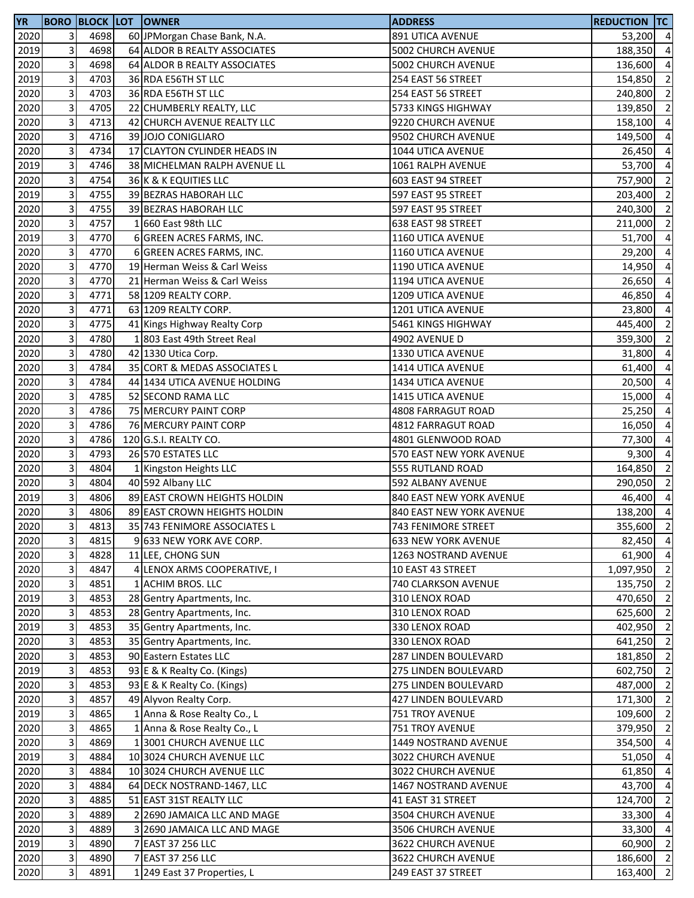| YR | BORO | BLOCK | LOT | OWNER | ADDRESS | REDUCTION | TC |
|---|---|---|---|---|---|---|---|
| 2020 | 3 | 4698 | 60 | JPMorgan Chase Bank, N.A. | 891 UTICA AVENUE | 53,200 | 4 |
| 2019 | 3 | 4698 | 64 | ALDOR B REALTY ASSOCIATES | 5002 CHURCH AVENUE | 188,350 | 4 |
| 2020 | 3 | 4698 | 64 | ALDOR B REALTY ASSOCIATES | 5002 CHURCH AVENUE | 136,600 | 4 |
| 2019 | 3 | 4703 | 36 | RDA E56TH ST LLC | 254 EAST 56 STREET | 154,850 | 2 |
| 2020 | 3 | 4703 | 36 | RDA E56TH ST LLC | 254 EAST 56 STREET | 240,800 | 2 |
| 2020 | 3 | 4705 | 22 | CHUMBERLY REALTY, LLC | 5733 KINGS HIGHWAY | 139,850 | 2 |
| 2020 | 3 | 4713 | 42 | CHURCH AVENUE REALTY LLC | 9220 CHURCH AVENUE | 158,100 | 4 |
| 2020 | 3 | 4716 | 39 | JOJO CONIGLIARO | 9502 CHURCH AVENUE | 149,500 | 4 |
| 2020 | 3 | 4734 | 17 | CLAYTON CYLINDER HEADS IN | 1044 UTICA AVENUE | 26,450 | 4 |
| 2019 | 3 | 4746 | 38 | MICHELMAN RALPH AVENUE LL | 1061 RALPH AVENUE | 53,700 | 4 |
| 2020 | 3 | 4754 | 36 | K & K EQUITIES LLC | 603 EAST 94 STREET | 757,900 | 2 |
| 2019 | 3 | 4755 | 39 | BEZRAS HABORAH LLC | 597 EAST 95 STREET | 203,400 | 2 |
| 2020 | 3 | 4755 | 39 | BEZRAS HABORAH LLC | 597 EAST 95 STREET | 240,300 | 2 |
| 2020 | 3 | 4757 | 1 | 660 East 98th LLC | 638 EAST 98 STREET | 211,000 | 2 |
| 2019 | 3 | 4770 | 6 | GREEN ACRES FARMS, INC. | 1160 UTICA AVENUE | 51,700 | 4 |
| 2020 | 3 | 4770 | 6 | GREEN ACRES FARMS, INC. | 1160 UTICA AVENUE | 29,200 | 4 |
| 2020 | 3 | 4770 | 19 | Herman Weiss & Carl Weiss | 1190 UTICA AVENUE | 14,950 | 4 |
| 2020 | 3 | 4770 | 21 | Herman Weiss & Carl Weiss | 1194 UTICA AVENUE | 26,650 | 4 |
| 2020 | 3 | 4771 | 58 | 1209 REALTY CORP. | 1209 UTICA AVENUE | 46,850 | 4 |
| 2020 | 3 | 4771 | 63 | 1209 REALTY CORP. | 1201 UTICA AVENUE | 23,800 | 4 |
| 2020 | 3 | 4775 | 41 | Kings Highway Realty Corp | 5461 KINGS HIGHWAY | 445,400 | 2 |
| 2020 | 3 | 4780 | 1 | 803 East 49th Street Real | 4902 AVENUE D | 359,300 | 2 |
| 2020 | 3 | 4780 | 42 | 1330 Utica Corp. | 1330 UTICA AVENUE | 31,800 | 4 |
| 2020 | 3 | 4784 | 35 | CORT & MEDAS ASSOCIATES L | 1414 UTICA AVENUE | 61,400 | 4 |
| 2020 | 3 | 4784 | 44 | 1434 UTICA AVENUE HOLDING | 1434 UTICA AVENUE | 20,500 | 4 |
| 2020 | 3 | 4785 | 52 | SECOND RAMA LLC | 1415 UTICA AVENUE | 15,000 | 4 |
| 2020 | 3 | 4786 | 75 | MERCURY PAINT CORP | 4808 FARRAGUT ROAD | 25,250 | 4 |
| 2020 | 3 | 4786 | 76 | MERCURY PAINT CORP | 4812 FARRAGUT ROAD | 16,050 | 4 |
| 2020 | 3 | 4786 | 120 | G.S.I. REALTY CO. | 4801 GLENWOOD ROAD | 77,300 | 4 |
| 2020 | 3 | 4793 | 26 | 570 ESTATES LLC | 570 EAST NEW YORK AVENUE | 9,300 | 4 |
| 2020 | 3 | 4804 | 1 | Kingston Heights LLC | 555 RUTLAND ROAD | 164,850 | 2 |
| 2020 | 3 | 4804 | 40 | 592 Albany LLC | 592 ALBANY AVENUE | 290,050 | 2 |
| 2019 | 3 | 4806 | 89 | EAST CROWN HEIGHTS HOLDIN | 840 EAST NEW YORK AVENUE | 46,400 | 4 |
| 2020 | 3 | 4806 | 89 | EAST CROWN HEIGHTS HOLDIN | 840 EAST NEW YORK AVENUE | 138,200 | 4 |
| 2020 | 3 | 4813 | 35 | 743 FENIMORE ASSOCIATES L | 743 FENIMORE STREET | 355,600 | 2 |
| 2020 | 3 | 4815 | 9 | 633 NEW YORK AVE CORP. | 633 NEW YORK AVENUE | 82,450 | 4 |
| 2020 | 3 | 4828 | 11 | LEE, CHONG SUN | 1263 NOSTRAND AVENUE | 61,900 | 4 |
| 2020 | 3 | 4847 | 4 | LENOX ARMS COOPERATIVE, I | 10 EAST 43 STREET | 1,097,950 | 2 |
| 2020 | 3 | 4851 | 1 | ACHIM BROS. LLC | 740 CLARKSON AVENUE | 135,750 | 2 |
| 2019 | 3 | 4853 | 28 | Gentry Apartments, Inc. | 310 LENOX ROAD | 470,650 | 2 |
| 2020 | 3 | 4853 | 28 | Gentry Apartments, Inc. | 310 LENOX ROAD | 625,600 | 2 |
| 2019 | 3 | 4853 | 35 | Gentry Apartments, Inc. | 330 LENOX ROAD | 402,950 | 2 |
| 2020 | 3 | 4853 | 35 | Gentry Apartments, Inc. | 330 LENOX ROAD | 641,250 | 2 |
| 2020 | 3 | 4853 | 90 | Eastern Estates LLC | 287 LINDEN BOULEVARD | 181,850 | 2 |
| 2019 | 3 | 4853 | 93 | E & K Realty Co. (Kings) | 275 LINDEN BOULEVARD | 602,750 | 2 |
| 2020 | 3 | 4853 | 93 | E & K Realty Co. (Kings) | 275 LINDEN BOULEVARD | 487,000 | 2 |
| 2020 | 3 | 4857 | 49 | Alyvon Realty Corp. | 427 LINDEN BOULEVARD | 171,300 | 2 |
| 2019 | 3 | 4865 | 1 | Anna & Rose Realty Co., L | 751 TROY AVENUE | 109,600 | 2 |
| 2020 | 3 | 4865 | 1 | Anna & Rose Realty Co., L | 751 TROY AVENUE | 379,950 | 2 |
| 2020 | 3 | 4869 | 1 | 3001 CHURCH AVENUE LLC | 1449 NOSTRAND AVENUE | 354,500 | 4 |
| 2019 | 3 | 4884 | 10 | 3024 CHURCH AVENUE LLC | 3022 CHURCH AVENUE | 51,050 | 4 |
| 2020 | 3 | 4884 | 10 | 3024 CHURCH AVENUE LLC | 3022 CHURCH AVENUE | 61,850 | 4 |
| 2020 | 3 | 4884 | 64 | DECK NOSTRAND-1467, LLC | 1467 NOSTRAND AVENUE | 43,700 | 4 |
| 2020 | 3 | 4885 | 51 | EAST 31ST REALTY LLC | 41 EAST 31 STREET | 124,700 | 2 |
| 2020 | 3 | 4889 | 2 | 2690 JAMAICA LLC AND MAGE | 3504 CHURCH AVENUE | 33,300 | 4 |
| 2020 | 3 | 4889 | 3 | 2690 JAMAICA LLC AND MAGE | 3506 CHURCH AVENUE | 33,300 | 4 |
| 2019 | 3 | 4890 | 7 | EAST 37 256 LLC | 3622 CHURCH AVENUE | 60,900 | 2 |
| 2020 | 3 | 4890 | 7 | EAST 37 256 LLC | 3622 CHURCH AVENUE | 186,600 | 2 |
| 2020 | 3 | 4891 | 1 | 249 East 37 Properties, L | 249 EAST 37 STREET | 163,400 | 2 |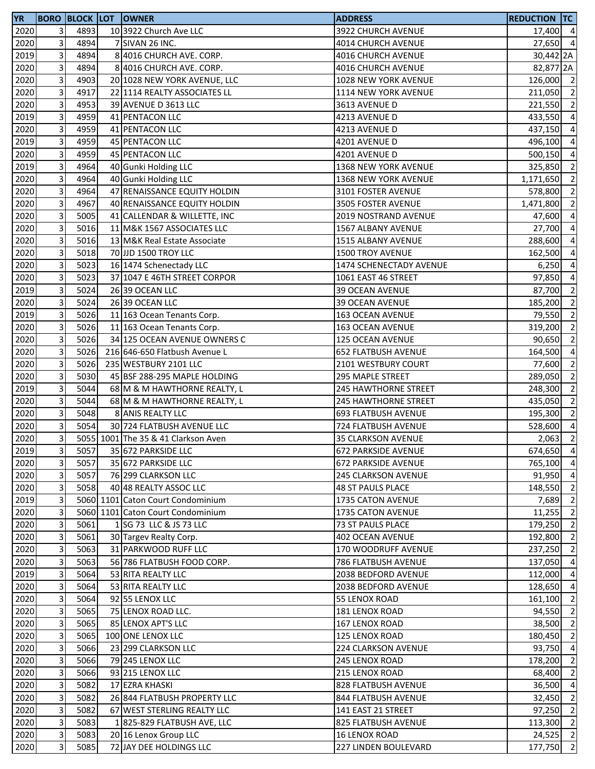| YR | BORO | BLOCK | LOT | OWNER | ADDRESS | REDUCTION | TC |
|---|---|---|---|---|---|---|---|
| 2020 | 3 | 4893 | 10 | 3922 Church Ave LLC | 3922 CHURCH AVENUE | 17,400 | 4 |
| 2020 | 3 | 4894 | 7 | SIVAN 26 INC. | 4014 CHURCH AVENUE | 27,650 | 4 |
| 2019 | 3 | 4894 | 8 | 4016 CHURCH AVE. CORP. | 4016 CHURCH AVENUE | 30,442 | 2A |
| 2020 | 3 | 4894 | 8 | 4016 CHURCH AVE. CORP. | 4016 CHURCH AVENUE | 82,877 | 2A |
| 2020 | 3 | 4903 | 20 | 1028 NEW YORK AVENUE, LLC | 1028 NEW YORK AVENUE | 126,000 | 2 |
| 2020 | 3 | 4917 | 22 | 1114 REALTY ASSOCIATES LL | 1114 NEW YORK AVENUE | 211,050 | 2 |
| 2020 | 3 | 4953 | 39 | AVENUE D 3613 LLC | 3613 AVENUE D | 221,550 | 2 |
| 2019 | 3 | 4959 | 41 | PENTACON LLC | 4213 AVENUE D | 433,550 | 4 |
| 2020 | 3 | 4959 | 41 | PENTACON LLC | 4213 AVENUE D | 437,150 | 4 |
| 2019 | 3 | 4959 | 45 | PENTACON LLC | 4201 AVENUE D | 496,100 | 4 |
| 2020 | 3 | 4959 | 45 | PENTACON LLC | 4201 AVENUE D | 500,150 | 4 |
| 2019 | 3 | 4964 | 40 | Gunki Holding LLC | 1368 NEW YORK AVENUE | 325,850 | 2 |
| 2020 | 3 | 4964 | 40 | Gunki Holding LLC | 1368 NEW YORK AVENUE | 1,171,650 | 2 |
| 2020 | 3 | 4964 | 47 | RENAISSANCE EQUITY HOLDIN | 3101 FOSTER AVENUE | 578,800 | 2 |
| 2020 | 3 | 4967 | 40 | RENAISSANCE EQUITY HOLDIN | 3505 FOSTER AVENUE | 1,471,800 | 2 |
| 2020 | 3 | 5005 | 41 | CALLENDAR & WILLETTE, INC | 2019 NOSTRAND AVENUE | 47,600 | 4 |
| 2020 | 3 | 5016 | 11 | M&K 1567 ASSOCIATES LLC | 1567 ALBANY AVENUE | 27,700 | 4 |
| 2020 | 3 | 5016 | 13 | M&K Real Estate Associate | 1515 ALBANY AVENUE | 288,600 | 4 |
| 2020 | 3 | 5018 | 70 | JJD 1500 TROY LLC | 1500 TROY AVENUE | 162,500 | 4 |
| 2020 | 3 | 5023 | 16 | 1474 Schenectady LLC | 1474 SCHENECTADY AVENUE | 6,250 | 4 |
| 2020 | 3 | 5023 | 37 | 1047 E 46TH STREET CORPOR | 1061 EAST 46 STREET | 97,850 | 4 |
| 2019 | 3 | 5024 | 26 | 39 OCEAN LLC | 39 OCEAN AVENUE | 87,700 | 2 |
| 2020 | 3 | 5024 | 26 | 39 OCEAN LLC | 39 OCEAN AVENUE | 185,200 | 2 |
| 2019 | 3 | 5026 | 11 | 163 Ocean Tenants Corp. | 163 OCEAN AVENUE | 79,550 | 2 |
| 2020 | 3 | 5026 | 11 | 163 Ocean Tenants Corp. | 163 OCEAN AVENUE | 319,200 | 2 |
| 2020 | 3 | 5026 | 34 | 125 OCEAN AVENUE OWNERS C | 125 OCEAN AVENUE | 90,650 | 2 |
| 2020 | 3 | 5026 | 216 | 646-650 Flatbush Avenue L | 652 FLATBUSH AVENUE | 164,500 | 4 |
| 2020 | 3 | 5026 | 235 | WESTBURY 2101 LLC | 2101 WESTBURY COURT | 77,600 | 2 |
| 2020 | 3 | 5030 | 45 | BSF 288-295 MAPLE HOLDING | 295 MAPLE STREET | 289,050 | 2 |
| 2019 | 3 | 5044 | 68 | M & M HAWTHORNE REALTY, L | 245 HAWTHORNE STREET | 248,300 | 2 |
| 2020 | 3 | 5044 | 68 | M & M HAWTHORNE REALTY, L | 245 HAWTHORNE STREET | 435,050 | 2 |
| 2020 | 3 | 5048 | 8 | ANIS REALTY LLC | 693 FLATBUSH AVENUE | 195,300 | 2 |
| 2020 | 3 | 5054 | 30 | 724 FLATBUSH AVENUE LLC | 724 FLATBUSH AVENUE | 528,600 | 4 |
| 2020 | 3 | 5055 | 1001 | The 35 & 41 Clarkson Aven | 35 CLARKSON AVENUE | 2,063 | 2 |
| 2019 | 3 | 5057 | 35 | 672 PARKSIDE LLC | 672 PARKSIDE AVENUE | 674,650 | 4 |
| 2020 | 3 | 5057 | 35 | 672 PARKSIDE LLC | 672 PARKSIDE AVENUE | 765,100 | 4 |
| 2020 | 3 | 5057 | 76 | 299 CLARKSON LLC | 245 CLARKSON AVENUE | 91,950 | 4 |
| 2020 | 3 | 5058 | 40 | 48 REALTY ASSOC LLC | 48 ST PAULS PLACE | 148,550 | 2 |
| 2019 | 3 | 5060 | 1101 | Caton Court Condominium | 1735 CATON AVENUE | 7,689 | 2 |
| 2020 | 3 | 5060 | 1101 | Caton Court Condominium | 1735 CATON AVENUE | 11,255 | 2 |
| 2020 | 3 | 5061 | 1 | SG 73 LLC & JS 73 LLC | 73 ST PAULS PLACE | 179,250 | 2 |
| 2020 | 3 | 5061 | 30 | Targev Realty Corp. | 402 OCEAN AVENUE | 192,800 | 2 |
| 2020 | 3 | 5063 | 31 | PARKWOOD RUFF LLC | 170 WOODRUFF AVENUE | 237,250 | 2 |
| 2020 | 3 | 5063 | 56 | 786 FLATBUSH FOOD CORP. | 786 FLATBUSH AVENUE | 137,050 | 4 |
| 2019 | 3 | 5064 | 53 | RITA REALTY LLC | 2038 BEDFORD AVENUE | 112,000 | 4 |
| 2020 | 3 | 5064 | 53 | RITA REALTY LLC | 2038 BEDFORD AVENUE | 128,650 | 4 |
| 2020 | 3 | 5064 | 92 | 55 LENOX LLC | 55 LENOX ROAD | 161,100 | 2 |
| 2020 | 3 | 5065 | 75 | LENOX ROAD LLC. | 181 LENOX ROAD | 94,550 | 2 |
| 2020 | 3 | 5065 | 85 | LENOX APT'S LLC | 167 LENOX ROAD | 38,500 | 2 |
| 2020 | 3 | 5065 | 100 | ONE LENOX LLC | 125 LENOX ROAD | 180,450 | 2 |
| 2020 | 3 | 5066 | 23 | 299 CLARKSON LLC | 224 CLARKSON AVENUE | 93,750 | 4 |
| 2020 | 3 | 5066 | 79 | 245 LENOX LLC | 245 LENOX ROAD | 178,200 | 2 |
| 2020 | 3 | 5066 | 93 | 215 LENOX LLC | 215 LENOX ROAD | 68,400 | 2 |
| 2020 | 3 | 5082 | 17 | EZRA KHASKI | 828 FLATBUSH AVENUE | 36,500 | 4 |
| 2020 | 3 | 5082 | 26 | 844 FLATBUSH PROPERTY LLC | 844 FLATBUSH AVENUE | 32,450 | 2 |
| 2020 | 3 | 5082 | 67 | WEST STERLING REALTY LLC | 141 EAST 21 STREET | 97,250 | 2 |
| 2020 | 3 | 5083 | 1 | 825-829 FLATBUSH AVE, LLC | 825 FLATBUSH AVENUE | 113,300 | 2 |
| 2020 | 3 | 5083 | 20 | 16 Lenox Group LLC | 16 LENOX ROAD | 24,525 | 2 |
| 2020 | 3 | 5085 | 72 | JAY DEE HOLDINGS LLC | 227 LINDEN BOULEVARD | 177,750 | 2 |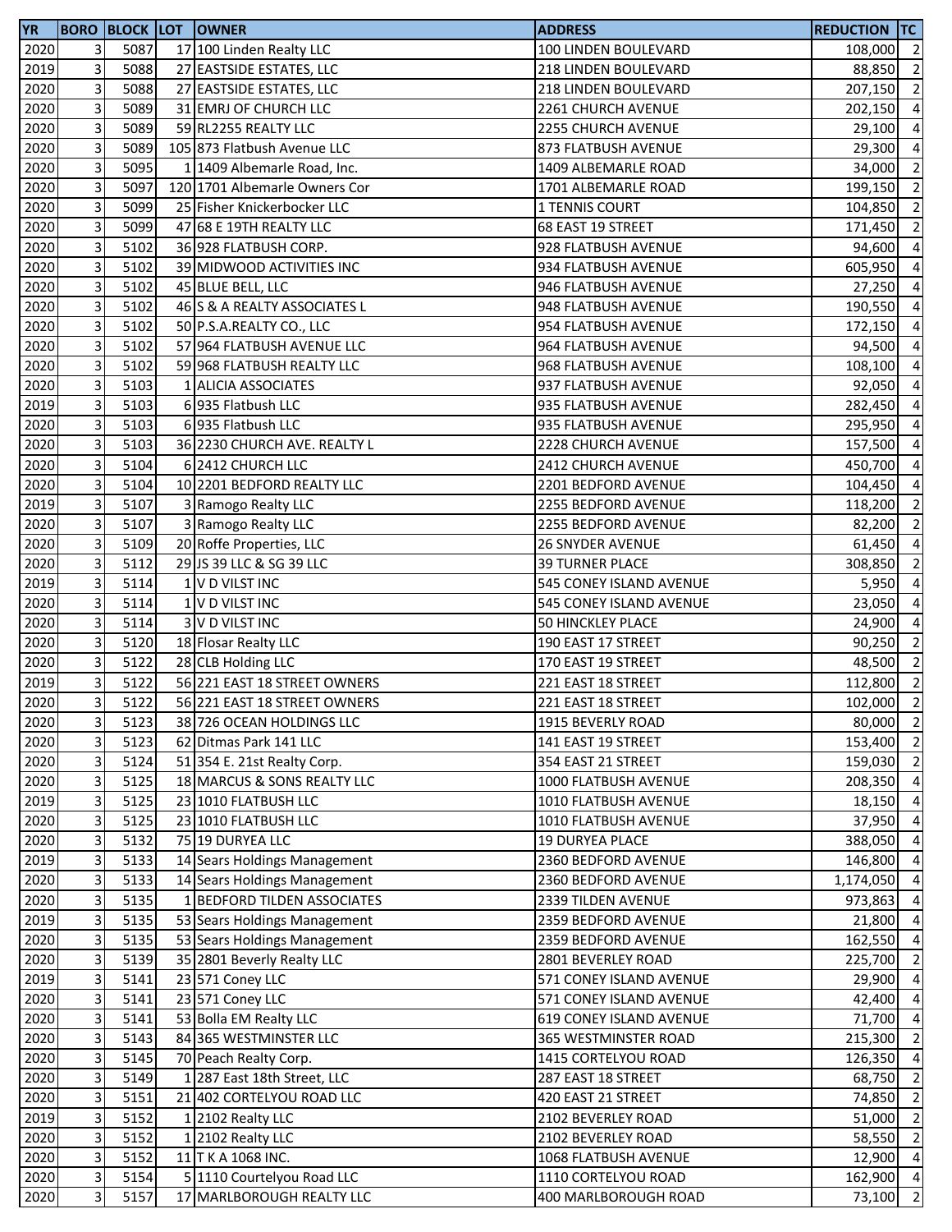| YR | BORO | BLOCK | LOT | OWNER | ADDRESS | REDUCTION | TC |
|---|---|---|---|---|---|---|---|
| 2020 | 3 | 5087 | 17 | 100 Linden Realty LLC | 100 LINDEN BOULEVARD | 108,000 | 2 |
| 2019 | 3 | 5088 | 27 | EASTSIDE ESTATES, LLC | 218 LINDEN BOULEVARD | 88,850 | 2 |
| 2020 | 3 | 5088 | 27 | EASTSIDE ESTATES, LLC | 218 LINDEN BOULEVARD | 207,150 | 2 |
| 2020 | 3 | 5089 | 31 | EMRJ OF CHURCH LLC | 2261 CHURCH AVENUE | 202,150 | 4 |
| 2020 | 3 | 5089 | 59 | RL2255 REALTY LLC | 2255 CHURCH AVENUE | 29,100 | 4 |
| 2020 | 3 | 5089 | 105 | 873 Flatbush Avenue LLC | 873 FLATBUSH AVENUE | 29,300 | 4 |
| 2020 | 3 | 5095 | 1 | 1409 Albemarle Road, Inc. | 1409 ALBEMARLE ROAD | 34,000 | 2 |
| 2020 | 3 | 5097 | 120 | 1701 Albemarle Owners Cor | 1701 ALBEMARLE ROAD | 199,150 | 2 |
| 2020 | 3 | 5099 | 25 | Fisher Knickerbocker LLC | 1 TENNIS COURT | 104,850 | 2 |
| 2020 | 3 | 5099 | 47 | 68 E 19TH REALTY LLC | 68 EAST 19 STREET | 171,450 | 2 |
| 2020 | 3 | 5102 | 36 | 928 FLATBUSH CORP. | 928 FLATBUSH AVENUE | 94,600 | 4 |
| 2020 | 3 | 5102 | 39 | MIDWOOD ACTIVITIES INC | 934 FLATBUSH AVENUE | 605,950 | 4 |
| 2020 | 3 | 5102 | 45 | BLUE BELL, LLC | 946 FLATBUSH AVENUE | 27,250 | 4 |
| 2020 | 3 | 5102 | 46 | S & A REALTY ASSOCIATES L | 948 FLATBUSH AVENUE | 190,550 | 4 |
| 2020 | 3 | 5102 | 50 | P.S.A.REALTY CO., LLC | 954 FLATBUSH AVENUE | 172,150 | 4 |
| 2020 | 3 | 5102 | 57 | 964 FLATBUSH AVENUE LLC | 964 FLATBUSH AVENUE | 94,500 | 4 |
| 2020 | 3 | 5102 | 59 | 968 FLATBUSH REALTY LLC | 968 FLATBUSH AVENUE | 108,100 | 4 |
| 2020 | 3 | 5103 | 1 | ALICIA ASSOCIATES | 937 FLATBUSH AVENUE | 92,050 | 4 |
| 2019 | 3 | 5103 | 6 | 935 Flatbush LLC | 935 FLATBUSH AVENUE | 282,450 | 4 |
| 2020 | 3 | 5103 | 6 | 935 Flatbush LLC | 935 FLATBUSH AVENUE | 295,950 | 4 |
| 2020 | 3 | 5103 | 36 | 2230 CHURCH AVE. REALTY L | 2228 CHURCH AVENUE | 157,500 | 4 |
| 2020 | 3 | 5104 | 6 | 2412 CHURCH LLC | 2412 CHURCH AVENUE | 450,700 | 4 |
| 2020 | 3 | 5104 | 10 | 2201 BEDFORD REALTY LLC | 2201 BEDFORD AVENUE | 104,450 | 4 |
| 2019 | 3 | 5107 | 3 | Ramogo Realty LLC | 2255 BEDFORD AVENUE | 118,200 | 2 |
| 2020 | 3 | 5107 | 3 | Ramogo Realty LLC | 2255 BEDFORD AVENUE | 82,200 | 2 |
| 2020 | 3 | 5109 | 20 | Roffe Properties, LLC | 26 SNYDER AVENUE | 61,450 | 4 |
| 2020 | 3 | 5112 | 29 | JS 39 LLC & SG 39 LLC | 39 TURNER PLACE | 308,850 | 2 |
| 2019 | 3 | 5114 | 1 | V D VILST INC | 545 CONEY ISLAND AVENUE | 5,950 | 4 |
| 2020 | 3 | 5114 | 1 | V D VILST INC | 545 CONEY ISLAND AVENUE | 23,050 | 4 |
| 2020 | 3 | 5114 | 3 | V D VILST INC | 50 HINCKLEY PLACE | 24,900 | 4 |
| 2020 | 3 | 5120 | 18 | Flosar Realty LLC | 190 EAST 17 STREET | 90,250 | 2 |
| 2020 | 3 | 5122 | 28 | CLB Holding LLC | 170 EAST 19 STREET | 48,500 | 2 |
| 2019 | 3 | 5122 | 56 | 221 EAST 18 STREET OWNERS | 221 EAST 18 STREET | 112,800 | 2 |
| 2020 | 3 | 5122 | 56 | 221 EAST 18 STREET OWNERS | 221 EAST 18 STREET | 102,000 | 2 |
| 2020 | 3 | 5123 | 38 | 726 OCEAN HOLDINGS LLC | 1915 BEVERLY ROAD | 80,000 | 2 |
| 2020 | 3 | 5123 | 62 | Ditmas Park 141 LLC | 141 EAST 19 STREET | 153,400 | 2 |
| 2020 | 3 | 5124 | 51 | 354 E. 21st Realty Corp. | 354 EAST 21 STREET | 159,030 | 2 |
| 2020 | 3 | 5125 | 18 | MARCUS & SONS REALTY LLC | 1000 FLATBUSH AVENUE | 208,350 | 4 |
| 2019 | 3 | 5125 | 23 | 1010 FLATBUSH LLC | 1010 FLATBUSH AVENUE | 18,150 | 4 |
| 2020 | 3 | 5125 | 23 | 1010 FLATBUSH LLC | 1010 FLATBUSH AVENUE | 37,950 | 4 |
| 2020 | 3 | 5132 | 75 | 19 DURYEA LLC | 19 DURYEA PLACE | 388,050 | 4 |
| 2019 | 3 | 5133 | 14 | Sears Holdings Management | 2360 BEDFORD AVENUE | 146,800 | 4 |
| 2020 | 3 | 5133 | 14 | Sears Holdings Management | 2360 BEDFORD AVENUE | 1,174,050 | 4 |
| 2020 | 3 | 5135 | 1 | BEDFORD TILDEN ASSOCIATES | 2339 TILDEN AVENUE | 973,863 | 4 |
| 2019 | 3 | 5135 | 53 | Sears Holdings Management | 2359 BEDFORD AVENUE | 21,800 | 4 |
| 2020 | 3 | 5135 | 53 | Sears Holdings Management | 2359 BEDFORD AVENUE | 162,550 | 4 |
| 2020 | 3 | 5139 | 35 | 2801 Beverly Realty LLC | 2801 BEVERLEY ROAD | 225,700 | 2 |
| 2019 | 3 | 5141 | 23 | 571 Coney LLC | 571 CONEY ISLAND AVENUE | 29,900 | 4 |
| 2020 | 3 | 5141 | 23 | 571 Coney LLC | 571 CONEY ISLAND AVENUE | 42,400 | 4 |
| 2020 | 3 | 5141 | 53 | Bolla EM Realty LLC | 619 CONEY ISLAND AVENUE | 71,700 | 4 |
| 2020 | 3 | 5143 | 84 | 365 WESTMINSTER LLC | 365 WESTMINSTER ROAD | 215,300 | 2 |
| 2020 | 3 | 5145 | 70 | Peach Realty Corp. | 1415 CORTELYOU ROAD | 126,350 | 4 |
| 2020 | 3 | 5149 | 1 | 287 East 18th Street, LLC | 287 EAST 18 STREET | 68,750 | 2 |
| 2020 | 3 | 5151 | 21 | 402 CORTELYOU ROAD LLC | 420 EAST 21 STREET | 74,850 | 2 |
| 2019 | 3 | 5152 | 1 | 2102 Realty LLC | 2102 BEVERLEY ROAD | 51,000 | 2 |
| 2020 | 3 | 5152 | 1 | 2102 Realty LLC | 2102 BEVERLEY ROAD | 58,550 | 2 |
| 2020 | 3 | 5152 | 11 | T K A 1068 INC. | 1068 FLATBUSH AVENUE | 12,900 | 4 |
| 2020 | 3 | 5154 | 5 | 1110 Courtelyou Road LLC | 1110 CORTELYOU ROAD | 162,900 | 4 |
| 2020 | 3 | 5157 | 17 | MARLBOROUGH REALTY LLC | 400 MARLBOROUGH ROAD | 73,100 | 2 |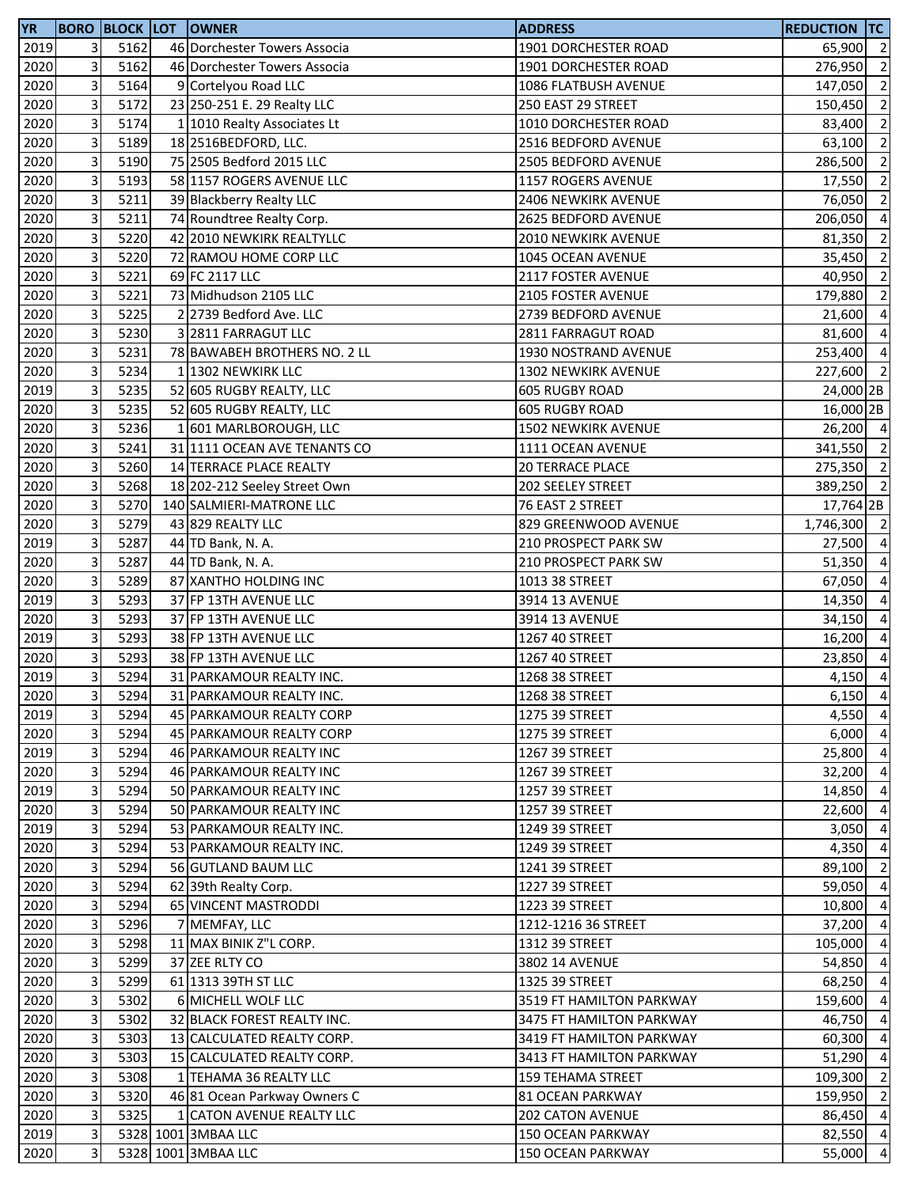| YR | BORO | BLOCK | LOT | OWNER | ADDRESS | REDUCTION | TC |
|---|---|---|---|---|---|---|---|
| 2019 | 3 | 5162 | 46 | Dorchester Towers Associa | 1901 DORCHESTER ROAD | 65,900 | 2 |
| 2020 | 3 | 5162 | 46 | Dorchester Towers Associa | 1901 DORCHESTER ROAD | 276,950 | 2 |
| 2020 | 3 | 5164 | 9 | Cortelyou Road LLC | 1086 FLATBUSH AVENUE | 147,050 | 2 |
| 2020 | 3 | 5172 | 23 | 250-251 E. 29 Realty LLC | 250 EAST 29 STREET | 150,450 | 2 |
| 2020 | 3 | 5174 | 1 | 1010 Realty Associates Lt | 1010 DORCHESTER ROAD | 83,400 | 2 |
| 2020 | 3 | 5189 | 18 | 2516BEDFORD, LLC. | 2516 BEDFORD AVENUE | 63,100 | 2 |
| 2020 | 3 | 5190 | 75 | 2505 Bedford 2015 LLC | 2505 BEDFORD AVENUE | 286,500 | 2 |
| 2020 | 3 | 5193 | 58 | 1157 ROGERS AVENUE LLC | 1157 ROGERS AVENUE | 17,550 | 2 |
| 2020 | 3 | 5211 | 39 | Blackberry Realty LLC | 2406 NEWKIRK AVENUE | 76,050 | 2 |
| 2020 | 3 | 5211 | 74 | Roundtree Realty Corp. | 2625 BEDFORD AVENUE | 206,050 | 4 |
| 2020 | 3 | 5220 | 42 | 2010 NEWKIRK REALTYLLC | 2010 NEWKIRK AVENUE | 81,350 | 2 |
| 2020 | 3 | 5220 | 72 | RAMOU HOME CORP LLC | 1045 OCEAN AVENUE | 35,450 | 2 |
| 2020 | 3 | 5221 | 69 | FC 2117 LLC | 2117 FOSTER AVENUE | 40,950 | 2 |
| 2020 | 3 | 5221 | 73 | Midhudson 2105 LLC | 2105 FOSTER AVENUE | 179,880 | 2 |
| 2020 | 3 | 5225 | 2 | 2739 Bedford Ave. LLC | 2739 BEDFORD AVENUE | 21,600 | 4 |
| 2020 | 3 | 5230 | 3 | 2811 FARRAGUT LLC | 2811 FARRAGUT ROAD | 81,600 | 4 |
| 2020 | 3 | 5231 | 78 | BAWABEH BROTHERS NO. 2 LL | 1930 NOSTRAND AVENUE | 253,400 | 4 |
| 2020 | 3 | 5234 | 1 | 1302 NEWKIRK LLC | 1302 NEWKIRK AVENUE | 227,600 | 2 |
| 2019 | 3 | 5235 | 52 | 605 RUGBY REALTY, LLC | 605 RUGBY ROAD | 24,000 | 2B |
| 2020 | 3 | 5235 | 52 | 605 RUGBY REALTY, LLC | 605 RUGBY ROAD | 16,000 | 2B |
| 2020 | 3 | 5236 | 1 | 601 MARLBOROUGH, LLC | 1502 NEWKIRK AVENUE | 26,200 | 4 |
| 2020 | 3 | 5241 | 31 | 1111 OCEAN AVE TENANTS CO | 1111 OCEAN AVENUE | 341,550 | 2 |
| 2020 | 3 | 5260 | 14 | TERRACE PLACE REALTY | 20 TERRACE PLACE | 275,350 | 2 |
| 2020 | 3 | 5268 | 18 | 202-212 Seeley Street Own | 202 SEELEY STREET | 389,250 | 2 |
| 2020 | 3 | 5270 | 140 | SALMIERI-MATRONE LLC | 76 EAST 2 STREET | 17,764 | 2B |
| 2020 | 3 | 5279 | 43 | 829 REALTY LLC | 829 GREENWOOD AVENUE | 1,746,300 | 2 |
| 2019 | 3 | 5287 | 44 | TD Bank, N. A. | 210 PROSPECT PARK SW | 27,500 | 4 |
| 2020 | 3 | 5287 | 44 | TD Bank, N. A. | 210 PROSPECT PARK SW | 51,350 | 4 |
| 2020 | 3 | 5289 | 87 | XANTHO HOLDING INC | 1013 38 STREET | 67,050 | 4 |
| 2019 | 3 | 5293 | 37 | FP 13TH AVENUE LLC | 3914 13 AVENUE | 14,350 | 4 |
| 2020 | 3 | 5293 | 37 | FP 13TH AVENUE LLC | 3914 13 AVENUE | 34,150 | 4 |
| 2019 | 3 | 5293 | 38 | FP 13TH AVENUE LLC | 1267 40 STREET | 16,200 | 4 |
| 2020 | 3 | 5293 | 38 | FP 13TH AVENUE LLC | 1267 40 STREET | 23,850 | 4 |
| 2019 | 3 | 5294 | 31 | PARKAMOUR REALTY INC. | 1268 38 STREET | 4,150 | 4 |
| 2020 | 3 | 5294 | 31 | PARKAMOUR REALTY INC. | 1268 38 STREET | 6,150 | 4 |
| 2019 | 3 | 5294 | 45 | PARKAMOUR REALTY CORP | 1275 39 STREET | 4,550 | 4 |
| 2020 | 3 | 5294 | 45 | PARKAMOUR REALTY CORP | 1275 39 STREET | 6,000 | 4 |
| 2019 | 3 | 5294 | 46 | PARKAMOUR REALTY INC | 1267 39 STREET | 25,800 | 4 |
| 2020 | 3 | 5294 | 46 | PARKAMOUR REALTY INC | 1267 39 STREET | 32,200 | 4 |
| 2019 | 3 | 5294 | 50 | PARKAMOUR REALTY INC | 1257 39 STREET | 14,850 | 4 |
| 2020 | 3 | 5294 | 50 | PARKAMOUR REALTY INC | 1257 39 STREET | 22,600 | 4 |
| 2019 | 3 | 5294 | 53 | PARKAMOUR REALTY INC. | 1249 39 STREET | 3,050 | 4 |
| 2020 | 3 | 5294 | 53 | PARKAMOUR REALTY INC. | 1249 39 STREET | 4,350 | 4 |
| 2020 | 3 | 5294 | 56 | GUTLAND BAUM LLC | 1241 39 STREET | 89,100 | 2 |
| 2020 | 3 | 5294 | 62 | 39th Realty Corp. | 1227 39 STREET | 59,050 | 4 |
| 2020 | 3 | 5294 | 65 | VINCENT MASTRODDI | 1223 39 STREET | 10,800 | 4 |
| 2020 | 3 | 5296 | 7 | MEMFAY, LLC | 1212-1216 36 STREET | 37,200 | 4 |
| 2020 | 3 | 5298 | 11 | MAX BINIK Z"L CORP. | 1312 39 STREET | 105,000 | 4 |
| 2020 | 3 | 5299 | 37 | ZEE RLTY CO | 3802 14 AVENUE | 54,850 | 4 |
| 2020 | 3 | 5299 | 61 | 1313 39TH ST LLC | 1325 39 STREET | 68,250 | 4 |
| 2020 | 3 | 5302 | 6 | MICHELL WOLF LLC | 3519 FT HAMILTON PARKWAY | 159,600 | 4 |
| 2020 | 3 | 5302 | 32 | BLACK FOREST REALTY INC. | 3475 FT HAMILTON PARKWAY | 46,750 | 4 |
| 2020 | 3 | 5303 | 13 | CALCULATED REALTY CORP. | 3419 FT HAMILTON PARKWAY | 60,300 | 4 |
| 2020 | 3 | 5303 | 15 | CALCULATED REALTY CORP. | 3413 FT HAMILTON PARKWAY | 51,290 | 4 |
| 2020 | 3 | 5308 | 1 | TEHAMA 36 REALTY LLC | 159 TEHAMA STREET | 109,300 | 2 |
| 2020 | 3 | 5320 | 46 | 81 Ocean Parkway Owners C | 81 OCEAN PARKWAY | 159,950 | 2 |
| 2020 | 3 | 5325 | 1 | CATON AVENUE REALTY LLC | 202 CATON AVENUE | 86,450 | 4 |
| 2019 | 3 | 5328 | 1001 | 3MBAA LLC | 150 OCEAN PARKWAY | 82,550 | 4 |
| 2020 | 3 | 5328 | 1001 | 3MBAA LLC | 150 OCEAN PARKWAY | 55,000 | 4 |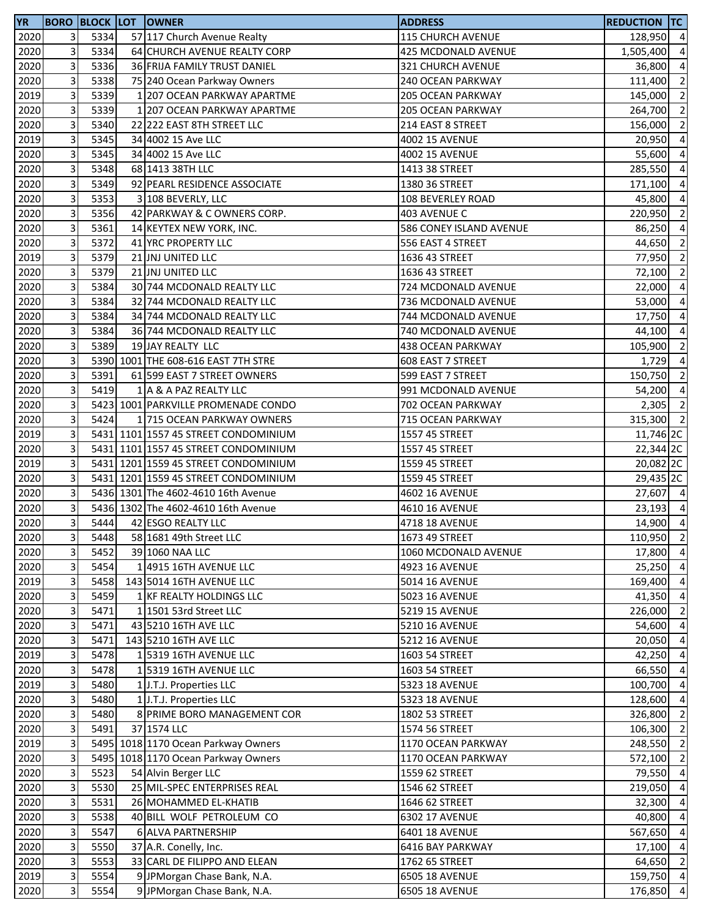| YR | BORO | BLOCK | LOT | OWNER | ADDRESS | REDUCTION | TC |
|---|---|---|---|---|---|---|---|
| 2020 | 3 | 5334 | 57 | 117 Church Avenue Realty | 115 CHURCH AVENUE | 128,950 | 4 |
| 2020 | 3 | 5334 | 64 | CHURCH AVENUE REALTY CORP | 425 MCDONALD AVENUE | 1,505,400 | 4 |
| 2020 | 3 | 5336 | 36 | FRIJA FAMILY TRUST DANIEL | 321 CHURCH AVENUE | 36,800 | 4 |
| 2020 | 3 | 5338 | 75 | 240 Ocean Parkway Owners | 240 OCEAN PARKWAY | 111,400 | 2 |
| 2019 | 3 | 5339 | 1 | 207 OCEAN PARKWAY APARTME | 205 OCEAN PARKWAY | 145,000 | 2 |
| 2020 | 3 | 5339 | 1 | 207 OCEAN PARKWAY APARTME | 205 OCEAN PARKWAY | 264,700 | 2 |
| 2020 | 3 | 5340 | 22 | 222 EAST 8TH STREET LLC | 214 EAST 8 STREET | 156,000 | 2 |
| 2019 | 3 | 5345 | 34 | 4002 15 Ave LLC | 4002 15 AVENUE | 20,950 | 4 |
| 2020 | 3 | 5345 | 34 | 4002 15 Ave LLC | 4002 15 AVENUE | 55,600 | 4 |
| 2020 | 3 | 5348 | 68 | 1413 38TH LLC | 1413 38 STREET | 285,550 | 4 |
| 2020 | 3 | 5349 | 92 | PEARL RESIDENCE ASSOCIATE | 1380 36 STREET | 171,100 | 4 |
| 2020 | 3 | 5353 | 3 | 108 BEVERLY, LLC | 108 BEVERLEY ROAD | 45,800 | 4 |
| 2020 | 3 | 5356 | 42 | PARKWAY & C OWNERS CORP. | 403 AVENUE C | 220,950 | 2 |
| 2020 | 3 | 5361 | 14 | KEYTEX NEW YORK, INC. | 586 CONEY ISLAND AVENUE | 86,250 | 4 |
| 2020 | 3 | 5372 | 41 | YRC PROPERTY LLC | 556 EAST 4 STREET | 44,650 | 2 |
| 2019 | 3 | 5379 | 21 | JNJ UNITED LLC | 1636 43 STREET | 77,950 | 2 |
| 2020 | 3 | 5379 | 21 | JNJ UNITED LLC | 1636 43 STREET | 72,100 | 2 |
| 2020 | 3 | 5384 | 30 | 744 MCDONALD REALTY LLC | 724 MCDONALD AVENUE | 22,000 | 4 |
| 2020 | 3 | 5384 | 32 | 744 MCDONALD REALTY LLC | 736 MCDONALD AVENUE | 53,000 | 4 |
| 2020 | 3 | 5384 | 34 | 744 MCDONALD REALTY LLC | 744 MCDONALD AVENUE | 17,750 | 4 |
| 2020 | 3 | 5384 | 36 | 744 MCDONALD REALTY LLC | 740 MCDONALD AVENUE | 44,100 | 4 |
| 2020 | 3 | 5389 | 19 | JAY REALTY LLC | 438 OCEAN PARKWAY | 105,900 | 2 |
| 2020 | 3 | 5390 | 1001 | THE 608-616 EAST 7TH STRE | 608 EAST 7 STREET | 1,729 | 4 |
| 2020 | 3 | 5391 | 61 | 599 EAST 7 STREET OWNERS | 599 EAST 7 STREET | 150,750 | 2 |
| 2020 | 3 | 5419 | 1 | A & A PAZ REALTY LLC | 991 MCDONALD AVENUE | 54,200 | 4 |
| 2020 | 3 | 5423 | 1001 | PARKVILLE PROMENADE CONDO | 702 OCEAN PARKWAY | 2,305 | 2 |
| 2020 | 3 | 5424 | 1 | 715 OCEAN PARKWAY OWNERS | 715 OCEAN PARKWAY | 315,300 | 2 |
| 2019 | 3 | 5431 | 1101 | 1557 45 STREET CONDOMINIUM | 1557 45 STREET | 11,746 | 2C |
| 2020 | 3 | 5431 | 1101 | 1557 45 STREET CONDOMINIUM | 1557 45 STREET | 22,344 | 2C |
| 2019 | 3 | 5431 | 1201 | 1559 45 STREET CONDOMINIUM | 1559 45 STREET | 20,082 | 2C |
| 2020 | 3 | 5431 | 1201 | 1559 45 STREET CONDOMINIUM | 1559 45 STREET | 29,435 | 2C |
| 2020 | 3 | 5436 | 1301 | The 4602-4610 16th Avenue | 4602 16 AVENUE | 27,607 | 4 |
| 2020 | 3 | 5436 | 1302 | The 4602-4610 16th Avenue | 4610 16 AVENUE | 23,193 | 4 |
| 2020 | 3 | 5444 | 42 | ESGO REALTY LLC | 4718 18 AVENUE | 14,900 | 4 |
| 2020 | 3 | 5448 | 58 | 1681 49th Street LLC | 1673 49 STREET | 110,950 | 2 |
| 2020 | 3 | 5452 | 39 | 1060 NAA LLC | 1060 MCDONALD AVENUE | 17,800 | 4 |
| 2020 | 3 | 5454 | 1 | 4915 16TH AVENUE LLC | 4923 16 AVENUE | 25,250 | 4 |
| 2019 | 3 | 5458 | 143 | 5014 16TH AVENUE LLC | 5014 16 AVENUE | 169,400 | 4 |
| 2020 | 3 | 5459 | 1 | KF REALTY HOLDINGS LLC | 5023 16 AVENUE | 41,350 | 4 |
| 2020 | 3 | 5471 | 1 | 1501 53rd Street LLC | 5219 15 AVENUE | 226,000 | 2 |
| 2020 | 3 | 5471 | 43 | 5210 16TH AVE LLC | 5210 16 AVENUE | 54,600 | 4 |
| 2020 | 3 | 5471 | 143 | 5210 16TH AVE LLC | 5212 16 AVENUE | 20,050 | 4 |
| 2019 | 3 | 5478 | 1 | 5319 16TH AVENUE LLC | 1603 54 STREET | 42,250 | 4 |
| 2020 | 3 | 5478 | 1 | 5319 16TH AVENUE LLC | 1603 54 STREET | 66,550 | 4 |
| 2019 | 3 | 5480 | 1 | J.T.J. Properties LLC | 5323 18 AVENUE | 100,700 | 4 |
| 2020 | 3 | 5480 | 1 | J.T.J. Properties LLC | 5323 18 AVENUE | 128,600 | 4 |
| 2020 | 3 | 5480 | 8 | PRIME BORO MANAGEMENT COR | 1802 53 STREET | 326,800 | 2 |
| 2020 | 3 | 5491 | 37 | 1574 LLC | 1574 56 STREET | 106,300 | 2 |
| 2019 | 3 | 5495 | 1018 | 1170 Ocean Parkway Owners | 1170 OCEAN PARKWAY | 248,550 | 2 |
| 2020 | 3 | 5495 | 1018 | 1170 Ocean Parkway Owners | 1170 OCEAN PARKWAY | 572,100 | 2 |
| 2020 | 3 | 5523 | 54 | Alvin Berger LLC | 1559 62 STREET | 79,550 | 4 |
| 2020 | 3 | 5530 | 25 | MIL-SPEC ENTERPRISES REAL | 1546 62 STREET | 219,050 | 4 |
| 2020 | 3 | 5531 | 26 | MOHAMMED EL-KHATIB | 1646 62 STREET | 32,300 | 4 |
| 2020 | 3 | 5538 | 40 | BILL WOLF PETROLEUM CO | 6302 17 AVENUE | 40,800 | 4 |
| 2020 | 3 | 5547 | 6 | ALVA PARTNERSHIP | 6401 18 AVENUE | 567,650 | 4 |
| 2020 | 3 | 5550 | 37 | A.R. Conelly, Inc. | 6416 BAY PARKWAY | 17,100 | 4 |
| 2020 | 3 | 5553 | 33 | CARL DE FILIPPO AND ELEAN | 1762 65 STREET | 64,650 | 2 |
| 2019 | 3 | 5554 | 9 | JPMorgan Chase Bank, N.A. | 6505 18 AVENUE | 159,750 | 4 |
| 2020 | 3 | 5554 | 9 | JPMorgan Chase Bank, N.A. | 6505 18 AVENUE | 176,850 | 4 |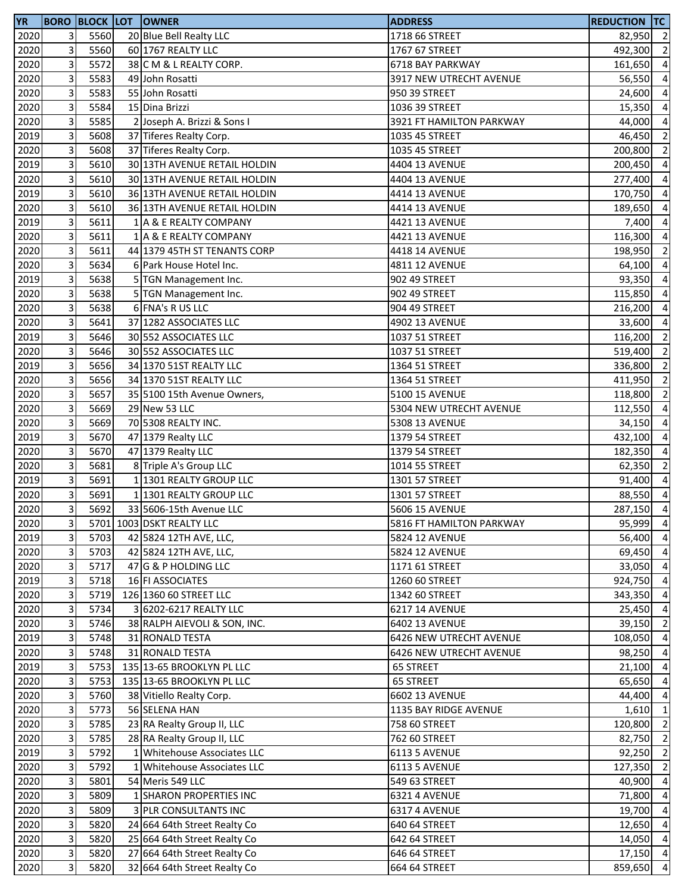| YR | BORO | BLOCK | LOT | OWNER | ADDRESS | REDUCTION | TC |
|---|---|---|---|---|---|---|---|
| 2020 | 3 | 5560 | 20 | Blue Bell Realty LLC | 1718 66 STREET | 82,950 | 2 |
| 2020 | 3 | 5560 | 60 | 1767 REALTY LLC | 1767 67 STREET | 492,300 | 2 |
| 2020 | 3 | 5572 | 38 | C M & L REALTY CORP. | 6718 BAY PARKWAY | 161,650 | 4 |
| 2020 | 3 | 5583 | 49 | John Rosatti | 3917 NEW UTRECHT AVENUE | 56,550 | 4 |
| 2020 | 3 | 5583 | 55 | John Rosatti | 950 39 STREET | 24,600 | 4 |
| 2020 | 3 | 5584 | 15 | Dina Brizzi | 1036 39 STREET | 15,350 | 4 |
| 2020 | 3 | 5585 | 2 | Joseph A. Brizzi & Sons I | 3921 FT HAMILTON PARKWAY | 44,000 | 4 |
| 2019 | 3 | 5608 | 37 | Tiferes Realty Corp. | 1035 45 STREET | 46,450 | 2 |
| 2020 | 3 | 5608 | 37 | Tiferes Realty Corp. | 1035 45 STREET | 200,800 | 2 |
| 2019 | 3 | 5610 | 30 | 13TH AVENUE RETAIL HOLDIN | 4404 13 AVENUE | 200,450 | 4 |
| 2020 | 3 | 5610 | 30 | 13TH AVENUE RETAIL HOLDIN | 4404 13 AVENUE | 277,400 | 4 |
| 2019 | 3 | 5610 | 36 | 13TH AVENUE RETAIL HOLDIN | 4414 13 AVENUE | 170,750 | 4 |
| 2020 | 3 | 5610 | 36 | 13TH AVENUE RETAIL HOLDIN | 4414 13 AVENUE | 189,650 | 4 |
| 2019 | 3 | 5611 | 1 | A & E REALTY COMPANY | 4421 13 AVENUE | 7,400 | 4 |
| 2020 | 3 | 5611 | 1 | A & E REALTY COMPANY | 4421 13 AVENUE | 116,300 | 4 |
| 2020 | 3 | 5611 | 44 | 1379 45TH ST TENANTS CORP | 4418 14 AVENUE | 198,950 | 2 |
| 2020 | 3 | 5634 | 6 | Park House Hotel Inc. | 4811 12 AVENUE | 64,100 | 4 |
| 2019 | 3 | 5638 | 5 | TGN Management Inc. | 902 49 STREET | 93,350 | 4 |
| 2020 | 3 | 5638 | 5 | TGN Management Inc. | 902 49 STREET | 115,850 | 4 |
| 2020 | 3 | 5638 | 6 | FNA's R US LLC | 904 49 STREET | 216,200 | 4 |
| 2020 | 3 | 5641 | 37 | 1282 ASSOCIATES LLC | 4902 13 AVENUE | 33,600 | 4 |
| 2019 | 3 | 5646 | 30 | 552 ASSOCIATES LLC | 1037 51 STREET | 116,200 | 2 |
| 2020 | 3 | 5646 | 30 | 552 ASSOCIATES LLC | 1037 51 STREET | 519,400 | 2 |
| 2019 | 3 | 5656 | 34 | 1370 51ST REALTY LLC | 1364 51 STREET | 336,800 | 2 |
| 2020 | 3 | 5656 | 34 | 1370 51ST REALTY LLC | 1364 51 STREET | 411,950 | 2 |
| 2020 | 3 | 5657 | 35 | 5100 15th Avenue Owners, | 5100 15 AVENUE | 118,800 | 2 |
| 2020 | 3 | 5669 | 29 | New 53 LLC | 5304 NEW UTRECHT AVENUE | 112,550 | 4 |
| 2020 | 3 | 5669 | 70 | 5308 REALTY INC. | 5308 13 AVENUE | 34,150 | 4 |
| 2019 | 3 | 5670 | 47 | 1379 Realty LLC | 1379 54 STREET | 432,100 | 4 |
| 2020 | 3 | 5670 | 47 | 1379 Realty LLC | 1379 54 STREET | 182,350 | 4 |
| 2020 | 3 | 5681 | 8 | Triple A's Group LLC | 1014 55 STREET | 62,350 | 2 |
| 2019 | 3 | 5691 | 1 | 1301 REALTY GROUP LLC | 1301 57 STREET | 91,400 | 4 |
| 2020 | 3 | 5691 | 1 | 1301 REALTY GROUP LLC | 1301 57 STREET | 88,550 | 4 |
| 2020 | 3 | 5692 | 33 | 5606-15th Avenue LLC | 5606 15 AVENUE | 287,150 | 4 |
| 2020 | 3 | 5701 | 1003 | DSKT REALTY LLC | 5816 FT HAMILTON PARKWAY | 95,999 | 4 |
| 2019 | 3 | 5703 | 42 | 5824 12TH AVE, LLC, | 5824 12 AVENUE | 56,400 | 4 |
| 2020 | 3 | 5703 | 42 | 5824 12TH AVE, LLC, | 5824 12 AVENUE | 69,450 | 4 |
| 2020 | 3 | 5717 | 47 | G & P HOLDING LLC | 1171 61 STREET | 33,050 | 4 |
| 2019 | 3 | 5718 | 16 | FI ASSOCIATES | 1260 60 STREET | 924,750 | 4 |
| 2020 | 3 | 5719 | 126 | 1360 60 STREET LLC | 1342 60 STREET | 343,350 | 4 |
| 2020 | 3 | 5734 | 3 | 6202-6217 REALTY LLC | 6217 14 AVENUE | 25,450 | 4 |
| 2020 | 3 | 5746 | 38 | RALPH AIEVOLI & SON, INC. | 6402 13 AVENUE | 39,150 | 2 |
| 2019 | 3 | 5748 | 31 | RONALD TESTA | 6426 NEW UTRECHT AVENUE | 108,050 | 4 |
| 2020 | 3 | 5748 | 31 | RONALD TESTA | 6426 NEW UTRECHT AVENUE | 98,250 | 4 |
| 2019 | 3 | 5753 | 135 | 13-65 BROOKLYN PL LLC | 65 STREET | 21,100 | 4 |
| 2020 | 3 | 5753 | 135 | 13-65 BROOKLYN PL LLC | 65 STREET | 65,650 | 4 |
| 2020 | 3 | 5760 | 38 | Vitiello Realty Corp. | 6602 13 AVENUE | 44,400 | 4 |
| 2020 | 3 | 5773 | 56 | SELENA HAN | 1135 BAY RIDGE AVENUE | 1,610 | 1 |
| 2020 | 3 | 5785 | 23 | RA Realty Group II, LLC | 758 60 STREET | 120,800 | 2 |
| 2020 | 3 | 5785 | 28 | RA Realty Group II, LLC | 762 60 STREET | 82,750 | 2 |
| 2019 | 3 | 5792 | 1 | Whitehouse Associates LLC | 6113 5 AVENUE | 92,250 | 2 |
| 2020 | 3 | 5792 | 1 | Whitehouse Associates LLC | 6113 5 AVENUE | 127,350 | 2 |
| 2020 | 3 | 5801 | 54 | Meris 549 LLC | 549 63 STREET | 40,900 | 4 |
| 2020 | 3 | 5809 | 1 | SHARON PROPERTIES INC | 6321 4 AVENUE | 71,800 | 4 |
| 2020 | 3 | 5809 | 3 | PLR CONSULTANTS INC | 6317 4 AVENUE | 19,700 | 4 |
| 2020 | 3 | 5820 | 24 | 664 64th Street Realty Co | 640 64 STREET | 12,650 | 4 |
| 2020 | 3 | 5820 | 25 | 664 64th Street Realty Co | 642 64 STREET | 14,050 | 4 |
| 2020 | 3 | 5820 | 27 | 664 64th Street Realty Co | 646 64 STREET | 17,150 | 4 |
| 2020 | 3 | 5820 | 32 | 664 64th Street Realty Co | 664 64 STREET | 859,650 | 4 |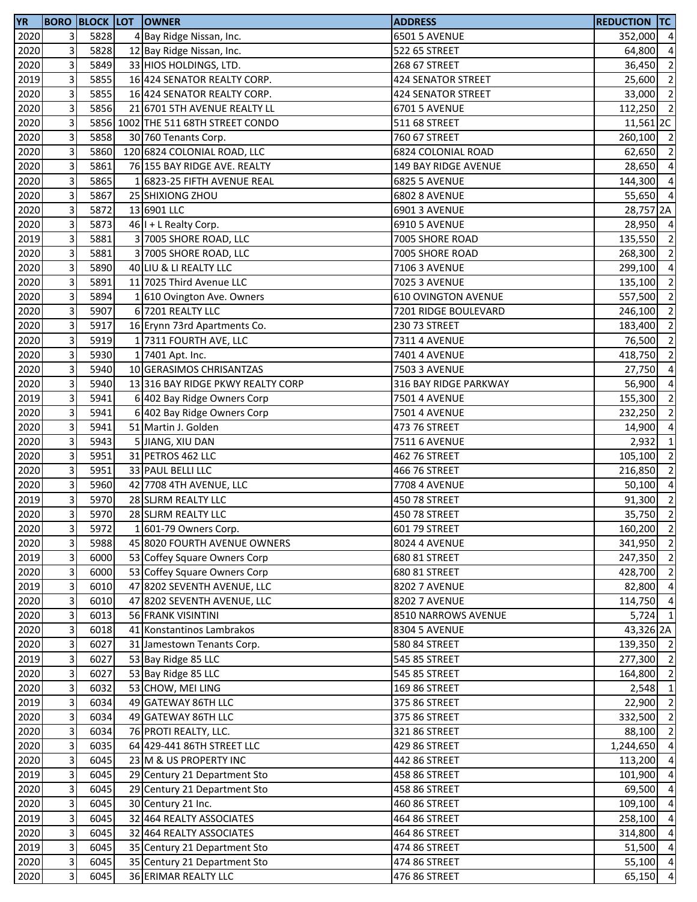| YR | BORO | BLOCK | LOT | OWNER | ADDRESS | REDUCTION | TC |
|---|---|---|---|---|---|---|---|
| 2020 | 3 | 5828 | 4 | Bay Ridge Nissan, Inc. | 6501 5 AVENUE | 352,000 | 4 |
| 2020 | 3 | 5828 | 12 | Bay Ridge Nissan, Inc. | 522 65 STREET | 64,800 | 4 |
| 2020 | 3 | 5849 | 33 | HIOS HOLDINGS, LTD. | 268 67 STREET | 36,450 | 2 |
| 2019 | 3 | 5855 | 16 | 424 SENATOR REALTY CORP. | 424 SENATOR STREET | 25,600 | 2 |
| 2020 | 3 | 5855 | 16 | 424 SENATOR REALTY CORP. | 424 SENATOR STREET | 33,000 | 2 |
| 2020 | 3 | 5856 | 21 | 6701 5TH AVENUE REALTY LL | 6701 5 AVENUE | 112,250 | 2 |
| 2020 | 3 | 5856 | 1002 | THE 511 68TH STREET CONDO | 511 68 STREET | 11,561 | 2C |
| 2020 | 3 | 5858 | 30 | 760 Tenants Corp. | 760 67 STREET | 260,100 | 2 |
| 2020 | 3 | 5860 | 120 | 6824 COLONIAL ROAD, LLC | 6824 COLONIAL ROAD | 62,650 | 2 |
| 2020 | 3 | 5861 | 76 | 155 BAY RIDGE AVE. REALTY | 149 BAY RIDGE AVENUE | 28,650 | 4 |
| 2020 | 3 | 5865 | 1 | 6823-25 FIFTH AVENUE REAL | 6825 5 AVENUE | 144,300 | 4 |
| 2020 | 3 | 5867 | 25 | SHIXIONG ZHOU | 6802 8 AVENUE | 55,650 | 4 |
| 2020 | 3 | 5872 | 13 | 6901 LLC | 6901 3 AVENUE | 28,757 | 2A |
| 2020 | 3 | 5873 | 46 | I + L Realty Corp. | 6910 5 AVENUE | 28,950 | 4 |
| 2019 | 3 | 5881 | 3 | 7005 SHORE ROAD, LLC | 7005 SHORE ROAD | 135,550 | 2 |
| 2020 | 3 | 5881 | 3 | 7005 SHORE ROAD, LLC | 7005 SHORE ROAD | 268,300 | 2 |
| 2020 | 3 | 5890 | 40 | LIU & LI REALTY LLC | 7106 3 AVENUE | 299,100 | 4 |
| 2020 | 3 | 5891 | 11 | 7025 Third Avenue LLC | 7025 3 AVENUE | 135,100 | 2 |
| 2020 | 3 | 5894 | 1 | 610 Ovington Ave. Owners | 610 OVINGTON AVENUE | 557,500 | 2 |
| 2020 | 3 | 5907 | 6 | 7201 REALTY LLC | 7201 RIDGE BOULEVARD | 246,100 | 2 |
| 2020 | 3 | 5917 | 16 | Erynn 73rd Apartments Co. | 230 73 STREET | 183,400 | 2 |
| 2020 | 3 | 5919 | 1 | 7311 FOURTH AVE, LLC | 7311 4 AVENUE | 76,500 | 2 |
| 2020 | 3 | 5930 | 1 | 7401 Apt. Inc. | 7401 4 AVENUE | 418,750 | 2 |
| 2020 | 3 | 5940 | 10 | GERASIMOS CHRISANTZAS | 7503 3 AVENUE | 27,750 | 4 |
| 2020 | 3 | 5940 | 13 | 316 BAY RIDGE PKWY REALTY CORP | 316 BAY RIDGE PARKWAY | 56,900 | 4 |
| 2019 | 3 | 5941 | 6 | 402 Bay Ridge Owners Corp | 7501 4 AVENUE | 155,300 | 2 |
| 2020 | 3 | 5941 | 6 | 402 Bay Ridge Owners Corp | 7501 4 AVENUE | 232,250 | 2 |
| 2020 | 3 | 5941 | 51 | Martin J. Golden | 473 76 STREET | 14,900 | 4 |
| 2020 | 3 | 5943 | 5 | JIANG, XIU DAN | 7511 6 AVENUE | 2,932 | 1 |
| 2020 | 3 | 5951 | 31 | PETROS 462 LLC | 462 76 STREET | 105,100 | 2 |
| 2020 | 3 | 5951 | 33 | PAUL BELLI LLC | 466 76 STREET | 216,850 | 2 |
| 2020 | 3 | 5960 | 42 | 7708 4TH AVENUE, LLC | 7708 4 AVENUE | 50,100 | 4 |
| 2019 | 3 | 5970 | 28 | SLJRM REALTY LLC | 450 78 STREET | 91,300 | 2 |
| 2020 | 3 | 5970 | 28 | SLJRM REALTY LLC | 450 78 STREET | 35,750 | 2 |
| 2020 | 3 | 5972 | 1 | 601-79 Owners Corp. | 601 79 STREET | 160,200 | 2 |
| 2020 | 3 | 5988 | 45 | 8020 FOURTH AVENUE OWNERS | 8024 4 AVENUE | 341,950 | 2 |
| 2019 | 3 | 6000 | 53 | Coffey Square Owners Corp | 680 81 STREET | 247,350 | 2 |
| 2020 | 3 | 6000 | 53 | Coffey Square Owners Corp | 680 81 STREET | 428,700 | 2 |
| 2019 | 3 | 6010 | 47 | 8202 SEVENTH AVENUE, LLC | 8202 7 AVENUE | 82,800 | 4 |
| 2020 | 3 | 6010 | 47 | 8202 SEVENTH AVENUE, LLC | 8202 7 AVENUE | 114,750 | 4 |
| 2020 | 3 | 6013 | 56 | FRANK VISINTINI | 8510 NARROWS AVENUE | 5,724 | 1 |
| 2020 | 3 | 6018 | 41 | Konstantinos Lambrakos | 8304 5 AVENUE | 43,326 | 2A |
| 2020 | 3 | 6027 | 31 | Jamestown Tenants Corp. | 580 84 STREET | 139,350 | 2 |
| 2019 | 3 | 6027 | 53 | Bay Ridge 85 LLC | 545 85 STREET | 277,300 | 2 |
| 2020 | 3 | 6027 | 53 | Bay Ridge 85 LLC | 545 85 STREET | 164,800 | 2 |
| 2020 | 3 | 6032 | 53 | CHOW, MEI LING | 169 86 STREET | 2,548 | 1 |
| 2019 | 3 | 6034 | 49 | GATEWAY 86TH LLC | 375 86 STREET | 22,900 | 2 |
| 2020 | 3 | 6034 | 49 | GATEWAY 86TH LLC | 375 86 STREET | 332,500 | 2 |
| 2020 | 3 | 6034 | 76 | PROTI REALTY, LLC. | 321 86 STREET | 88,100 | 2 |
| 2020 | 3 | 6035 | 64 | 429-441 86TH STREET LLC | 429 86 STREET | 1,244,650 | 4 |
| 2020 | 3 | 6045 | 23 | M & US PROPERTY INC | 442 86 STREET | 113,200 | 4 |
| 2019 | 3 | 6045 | 29 | Century 21 Department Sto | 458 86 STREET | 101,900 | 4 |
| 2020 | 3 | 6045 | 29 | Century 21 Department Sto | 458 86 STREET | 69,500 | 4 |
| 2020 | 3 | 6045 | 30 | Century 21 Inc. | 460 86 STREET | 109,100 | 4 |
| 2019 | 3 | 6045 | 32 | 464 REALTY ASSOCIATES | 464 86 STREET | 258,100 | 4 |
| 2020 | 3 | 6045 | 32 | 464 REALTY ASSOCIATES | 464 86 STREET | 314,800 | 4 |
| 2019 | 3 | 6045 | 35 | Century 21 Department Sto | 474 86 STREET | 51,500 | 4 |
| 2020 | 3 | 6045 | 35 | Century 21 Department Sto | 474 86 STREET | 55,100 | 4 |
| 2020 | 3 | 6045 | 36 | ERIMAR REALTY LLC | 476 86 STREET | 65,150 | 4 |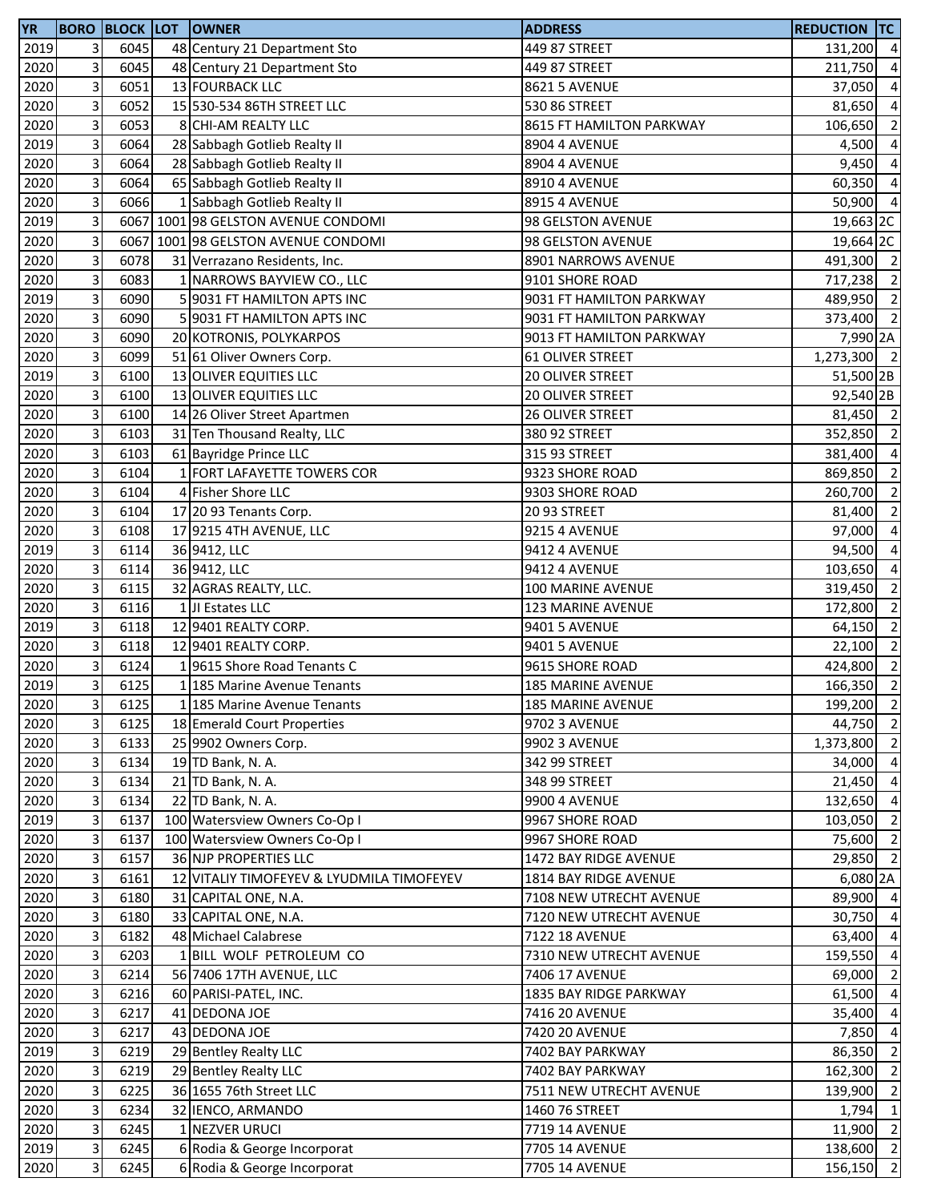| YR | BORO | BLOCK | LOT | OWNER | ADDRESS | REDUCTION | TC |
|---|---|---|---|---|---|---|---|
| 2019 | 3 | 6045 | 48 | Century 21 Department Sto | 449 87 STREET | 131,200 | 4 |
| 2020 | 3 | 6045 | 48 | Century 21 Department Sto | 449 87 STREET | 211,750 | 4 |
| 2020 | 3 | 6051 | 13 | FOURBACK LLC | 8621 5 AVENUE | 37,050 | 4 |
| 2020 | 3 | 6052 | 15 | 530-534 86TH STREET LLC | 530 86 STREET | 81,650 | 4 |
| 2020 | 3 | 6053 | 8 | CHI-AM REALTY LLC | 8615 FT HAMILTON PARKWAY | 106,650 | 2 |
| 2019 | 3 | 6064 | 28 | Sabbagh Gotlieb Realty II | 8904 4 AVENUE | 4,500 | 4 |
| 2020 | 3 | 6064 | 28 | Sabbagh Gotlieb Realty II | 8904 4 AVENUE | 9,450 | 4 |
| 2020 | 3 | 6064 | 65 | Sabbagh Gotlieb Realty II | 8910 4 AVENUE | 60,350 | 4 |
| 2020 | 3 | 6066 | 1 | Sabbagh Gotlieb Realty II | 8915 4 AVENUE | 50,900 | 4 |
| 2019 | 3 | 6067 | 1001 | 98 GELSTON AVENUE CONDOMI | 98 GELSTON AVENUE | 19,663 | 2C |
| 2020 | 3 | 6067 | 1001 | 98 GELSTON AVENUE CONDOMI | 98 GELSTON AVENUE | 19,664 | 2C |
| 2020 | 3 | 6078 | 31 | Verrazano Residents, Inc. | 8901 NARROWS AVENUE | 491,300 | 2 |
| 2020 | 3 | 6083 | 1 | NARROWS BAYVIEW CO., LLC | 9101 SHORE ROAD | 717,238 | 2 |
| 2019 | 3 | 6090 | 5 | 9031 FT HAMILTON APTS INC | 9031 FT HAMILTON PARKWAY | 489,950 | 2 |
| 2020 | 3 | 6090 | 5 | 9031 FT HAMILTON APTS INC | 9031 FT HAMILTON PARKWAY | 373,400 | 2 |
| 2020 | 3 | 6090 | 20 | KOTRONIS, POLYKARPOS | 9013 FT HAMILTON PARKWAY | 7,990 | 2A |
| 2020 | 3 | 6099 | 51 | 61 Oliver Owners Corp. | 61 OLIVER STREET | 1,273,300 | 2 |
| 2019 | 3 | 6100 | 13 | OLIVER EQUITIES LLC | 20 OLIVER STREET | 51,500 | 2B |
| 2020 | 3 | 6100 | 13 | OLIVER EQUITIES LLC | 20 OLIVER STREET | 92,540 | 2B |
| 2020 | 3 | 6100 | 14 | 26 Oliver Street Apartmen | 26 OLIVER STREET | 81,450 | 2 |
| 2020 | 3 | 6103 | 31 | Ten Thousand Realty, LLC | 380 92 STREET | 352,850 | 2 |
| 2020 | 3 | 6103 | 61 | Bayridge Prince LLC | 315 93 STREET | 381,400 | 4 |
| 2020 | 3 | 6104 | 1 | FORT LAFAYETTE TOWERS COR | 9323 SHORE ROAD | 869,850 | 2 |
| 2020 | 3 | 6104 | 4 | Fisher Shore LLC | 9303 SHORE ROAD | 260,700 | 2 |
| 2020 | 3 | 6104 | 17 | 20 93 Tenants Corp. | 20 93 STREET | 81,400 | 2 |
| 2020 | 3 | 6108 | 17 | 9215 4TH AVENUE, LLC | 9215 4 AVENUE | 97,000 | 4 |
| 2019 | 3 | 6114 | 36 | 9412, LLC | 9412 4 AVENUE | 94,500 | 4 |
| 2020 | 3 | 6114 | 36 | 9412, LLC | 9412 4 AVENUE | 103,650 | 4 |
| 2020 | 3 | 6115 | 32 | AGRAS REALTY, LLC. | 100 MARINE AVENUE | 319,450 | 2 |
| 2020 | 3 | 6116 | 1 | JI Estates LLC | 123 MARINE AVENUE | 172,800 | 2 |
| 2019 | 3 | 6118 | 12 | 9401 REALTY CORP. | 9401 5 AVENUE | 64,150 | 2 |
| 2020 | 3 | 6118 | 12 | 9401 REALTY CORP. | 9401 5 AVENUE | 22,100 | 2 |
| 2020 | 3 | 6124 | 1 | 9615 Shore Road Tenants C | 9615 SHORE ROAD | 424,800 | 2 |
| 2019 | 3 | 6125 | 1 | 185 Marine Avenue Tenants | 185 MARINE AVENUE | 166,350 | 2 |
| 2020 | 3 | 6125 | 1 | 185 Marine Avenue Tenants | 185 MARINE AVENUE | 199,200 | 2 |
| 2020 | 3 | 6125 | 18 | Emerald Court Properties | 9702 3 AVENUE | 44,750 | 2 |
| 2020 | 3 | 6133 | 25 | 9902 Owners Corp. | 9902 3 AVENUE | 1,373,800 | 2 |
| 2020 | 3 | 6134 | 19 | TD Bank, N. A. | 342 99 STREET | 34,000 | 4 |
| 2020 | 3 | 6134 | 21 | TD Bank, N. A. | 348 99 STREET | 21,450 | 4 |
| 2020 | 3 | 6134 | 22 | TD Bank, N. A. | 9900 4 AVENUE | 132,650 | 4 |
| 2019 | 3 | 6137 | 100 | Watersview Owners Co-Op I | 9967 SHORE ROAD | 103,050 | 2 |
| 2020 | 3 | 6137 | 100 | Watersview Owners Co-Op I | 9967 SHORE ROAD | 75,600 | 2 |
| 2020 | 3 | 6157 | 36 | NJP PROPERTIES LLC | 1472 BAY RIDGE AVENUE | 29,850 | 2 |
| 2020 | 3 | 6161 | 12 | VITALIY TIMOFEYEV & LYUDMILA TIMOFEYEV | 1814 BAY RIDGE AVENUE | 6,080 | 2A |
| 2020 | 3 | 6180 | 31 | CAPITAL ONE, N.A. | 7108 NEW UTRECHT AVENUE | 89,900 | 4 |
| 2020 | 3 | 6180 | 33 | CAPITAL ONE, N.A. | 7120 NEW UTRECHT AVENUE | 30,750 | 4 |
| 2020 | 3 | 6182 | 48 | Michael Calabrese | 7122 18 AVENUE | 63,400 | 4 |
| 2020 | 3 | 6203 | 1 | BILL WOLF PETROLEUM CO | 7310 NEW UTRECHT AVENUE | 159,550 | 4 |
| 2020 | 3 | 6214 | 56 | 7406 17TH AVENUE, LLC | 7406 17 AVENUE | 69,000 | 2 |
| 2020 | 3 | 6216 | 60 | PARISI-PATEL, INC. | 1835 BAY RIDGE PARKWAY | 61,500 | 4 |
| 2020 | 3 | 6217 | 41 | DEDONA JOE | 7416 20 AVENUE | 35,400 | 4 |
| 2020 | 3 | 6217 | 43 | DEDONA JOE | 7420 20 AVENUE | 7,850 | 4 |
| 2019 | 3 | 6219 | 29 | Bentley Realty LLC | 7402 BAY PARKWAY | 86,350 | 2 |
| 2020 | 3 | 6219 | 29 | Bentley Realty LLC | 7402 BAY PARKWAY | 162,300 | 2 |
| 2020 | 3 | 6225 | 36 | 1655 76th Street LLC | 7511 NEW UTRECHT AVENUE | 139,900 | 2 |
| 2020 | 3 | 6234 | 32 | IENCO, ARMANDO | 1460 76 STREET | 1,794 | 1 |
| 2020 | 3 | 6245 | 1 | NEZVER URUCI | 7719 14 AVENUE | 11,900 | 2 |
| 2019 | 3 | 6245 | 6 | Rodia & George Incorporat | 7705 14 AVENUE | 138,600 | 2 |
| 2020 | 3 | 6245 | 6 | Rodia & George Incorporat | 7705 14 AVENUE | 156,150 | 2 |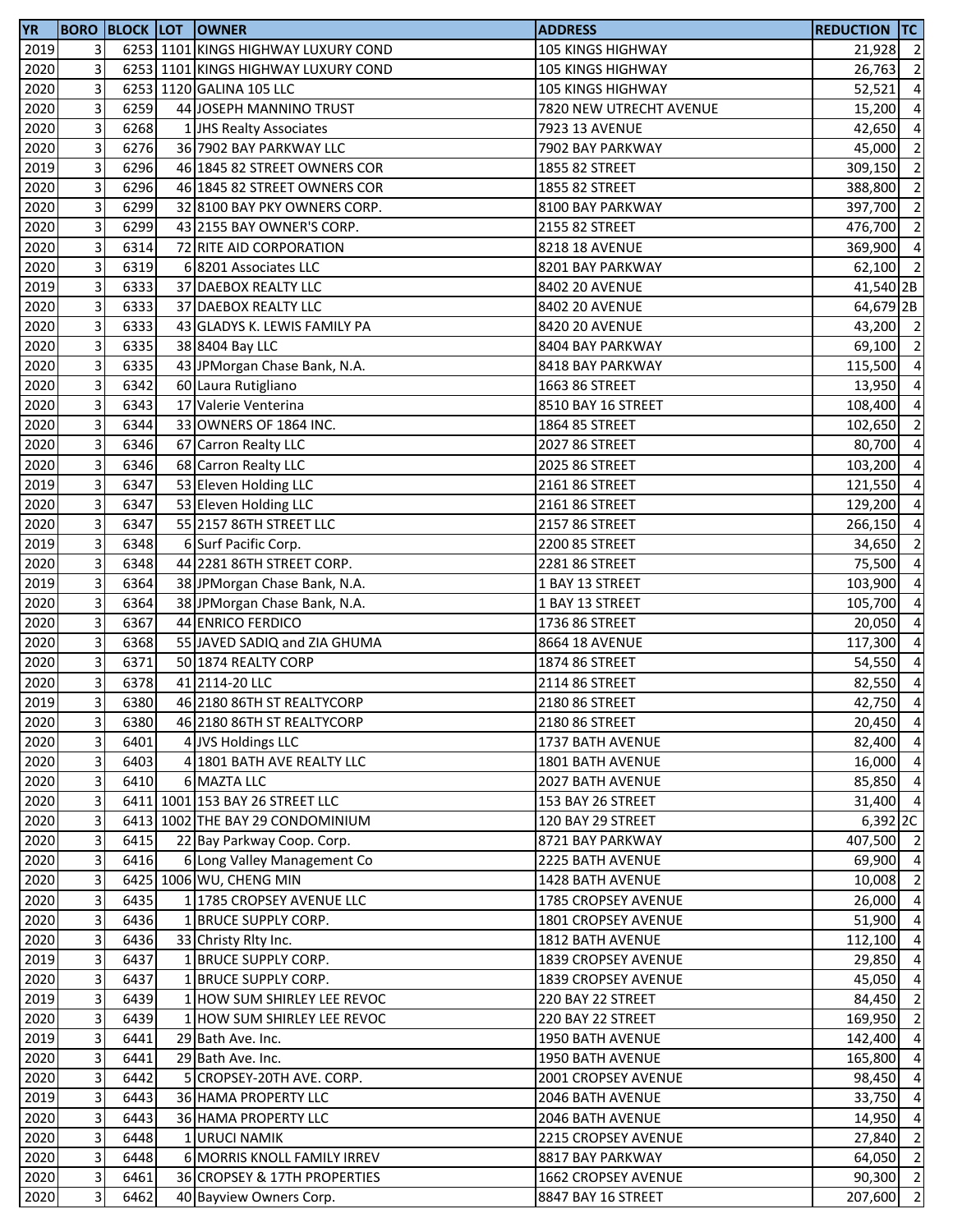| YR | BORO | BLOCK | LOT | OWNER | ADDRESS | REDUCTION | TC |
|---|---|---|---|---|---|---|---|
| 2019 | 3 | 6253 | 1101 | KINGS HIGHWAY LUXURY COND | 105 KINGS HIGHWAY | 21,928 | 2 |
| 2020 | 3 | 6253 | 1101 | KINGS HIGHWAY LUXURY COND | 105 KINGS HIGHWAY | 26,763 | 2 |
| 2020 | 3 | 6253 | 1120 | GALINA 105 LLC | 105 KINGS HIGHWAY | 52,521 | 4 |
| 2020 | 3 | 6259 | 44 | JOSEPH MANNINO TRUST | 7820 NEW UTRECHT AVENUE | 15,200 | 4 |
| 2020 | 3 | 6268 | 1 | JHS Realty Associates | 7923 13 AVENUE | 42,650 | 4 |
| 2020 | 3 | 6276 | 36 | 7902 BAY PARKWAY LLC | 7902 BAY PARKWAY | 45,000 | 2 |
| 2019 | 3 | 6296 | 46 | 1845 82 STREET OWNERS COR | 1855 82 STREET | 309,150 | 2 |
| 2020 | 3 | 6296 | 46 | 1845 82 STREET OWNERS COR | 1855 82 STREET | 388,800 | 2 |
| 2020 | 3 | 6299 | 32 | 8100 BAY PKY OWNERS CORP. | 8100 BAY PARKWAY | 397,700 | 2 |
| 2020 | 3 | 6299 | 43 | 2155 BAY OWNER'S CORP. | 2155 82 STREET | 476,700 | 2 |
| 2020 | 3 | 6314 | 72 | RITE AID CORPORATION | 8218 18 AVENUE | 369,900 | 4 |
| 2020 | 3 | 6319 | 6 | 8201 Associates LLC | 8201 BAY PARKWAY | 62,100 | 2 |
| 2019 | 3 | 6333 | 37 | DAEBOX REALTY LLC | 8402 20 AVENUE | 41,540 | 2B |
| 2020 | 3 | 6333 | 37 | DAEBOX REALTY LLC | 8402 20 AVENUE | 64,679 | 2B |
| 2020 | 3 | 6333 | 43 | GLADYS K. LEWIS FAMILY PA | 8420 20 AVENUE | 43,200 | 2 |
| 2020 | 3 | 6335 | 38 | 8404 Bay LLC | 8404 BAY PARKWAY | 69,100 | 2 |
| 2020 | 3 | 6335 | 43 | JPMorgan Chase Bank, N.A. | 8418 BAY PARKWAY | 115,500 | 4 |
| 2020 | 3 | 6342 | 60 | Laura Rutigliano | 1663 86 STREET | 13,950 | 4 |
| 2020 | 3 | 6343 | 17 | Valerie Venterina | 8510 BAY 16 STREET | 108,400 | 4 |
| 2020 | 3 | 6344 | 33 | OWNERS OF 1864 INC. | 1864 85 STREET | 102,650 | 2 |
| 2020 | 3 | 6346 | 67 | Carron Realty LLC | 2027 86 STREET | 80,700 | 4 |
| 2020 | 3 | 6346 | 68 | Carron Realty LLC | 2025 86 STREET | 103,200 | 4 |
| 2019 | 3 | 6347 | 53 | Eleven Holding LLC | 2161 86 STREET | 121,550 | 4 |
| 2020 | 3 | 6347 | 53 | Eleven Holding LLC | 2161 86 STREET | 129,200 | 4 |
| 2020 | 3 | 6347 | 55 | 2157 86TH STREET LLC | 2157 86 STREET | 266,150 | 4 |
| 2019 | 3 | 6348 | 6 | Surf Pacific Corp. | 2200 85 STREET | 34,650 | 2 |
| 2020 | 3 | 6348 | 44 | 2281 86TH STREET CORP. | 2281 86 STREET | 75,500 | 4 |
| 2019 | 3 | 6364 | 38 | JPMorgan Chase Bank, N.A. | 1 BAY 13 STREET | 103,900 | 4 |
| 2020 | 3 | 6364 | 38 | JPMorgan Chase Bank, N.A. | 1 BAY 13 STREET | 105,700 | 4 |
| 2020 | 3 | 6367 | 44 | ENRICO FERDICO | 1736 86 STREET | 20,050 | 4 |
| 2020 | 3 | 6368 | 55 | JAVED SADIQ and ZIA GHUMA | 8664 18 AVENUE | 117,300 | 4 |
| 2020 | 3 | 6371 | 50 | 1874 REALTY CORP | 1874 86 STREET | 54,550 | 4 |
| 2020 | 3 | 6378 | 41 | 2114-20 LLC | 2114 86 STREET | 82,550 | 4 |
| 2019 | 3 | 6380 | 46 | 2180 86TH ST REALTYCORP | 2180 86 STREET | 42,750 | 4 |
| 2020 | 3 | 6380 | 46 | 2180 86TH ST REALTYCORP | 2180 86 STREET | 20,450 | 4 |
| 2020 | 3 | 6401 | 4 | JVS Holdings LLC | 1737 BATH AVENUE | 82,400 | 4 |
| 2020 | 3 | 6403 | 4 | 1801 BATH AVE REALTY LLC | 1801 BATH AVENUE | 16,000 | 4 |
| 2020 | 3 | 6410 | 6 | MAZTA LLC | 2027 BATH AVENUE | 85,850 | 4 |
| 2020 | 3 | 6411 | 1001 | 153 BAY 26 STREET LLC | 153 BAY 26 STREET | 31,400 | 4 |
| 2020 | 3 | 6413 | 1002 | THE BAY 29 CONDOMINIUM | 120 BAY 29 STREET | 6,392 | 2C |
| 2020 | 3 | 6415 | 22 | Bay Parkway Coop. Corp. | 8721 BAY PARKWAY | 407,500 | 2 |
| 2020 | 3 | 6416 | 6 | Long Valley Management Co | 2225 BATH AVENUE | 69,900 | 4 |
| 2020 | 3 | 6425 | 1006 | WU, CHENG MIN | 1428 BATH AVENUE | 10,008 | 2 |
| 2020 | 3 | 6435 | 1 | 1785 CROPSEY AVENUE LLC | 1785 CROPSEY AVENUE | 26,000 | 4 |
| 2020 | 3 | 6436 | 1 | BRUCE SUPPLY CORP. | 1801 CROPSEY AVENUE | 51,900 | 4 |
| 2020 | 3 | 6436 | 33 | Christy Rlty Inc. | 1812 BATH AVENUE | 112,100 | 4 |
| 2019 | 3 | 6437 | 1 | BRUCE SUPPLY CORP. | 1839 CROPSEY AVENUE | 29,850 | 4 |
| 2020 | 3 | 6437 | 1 | BRUCE SUPPLY CORP. | 1839 CROPSEY AVENUE | 45,050 | 4 |
| 2019 | 3 | 6439 | 1 | HOW SUM SHIRLEY LEE REVOC | 220 BAY 22 STREET | 84,450 | 2 |
| 2020 | 3 | 6439 | 1 | HOW SUM SHIRLEY LEE REVOC | 220 BAY 22 STREET | 169,950 | 2 |
| 2019 | 3 | 6441 | 29 | Bath Ave. Inc. | 1950 BATH AVENUE | 142,400 | 4 |
| 2020 | 3 | 6441 | 29 | Bath Ave. Inc. | 1950 BATH AVENUE | 165,800 | 4 |
| 2020 | 3 | 6442 | 5 | CROPSEY-20TH AVE. CORP. | 2001 CROPSEY AVENUE | 98,450 | 4 |
| 2019 | 3 | 6443 | 36 | HAMA PROPERTY LLC | 2046 BATH AVENUE | 33,750 | 4 |
| 2020 | 3 | 6443 | 36 | HAMA PROPERTY LLC | 2046 BATH AVENUE | 14,950 | 4 |
| 2020 | 3 | 6448 | 1 | URUCI NAMIK | 2215 CROPSEY AVENUE | 27,840 | 2 |
| 2020 | 3 | 6448 | 6 | MORRIS KNOLL FAMILY IRREV | 8817 BAY PARKWAY | 64,050 | 2 |
| 2020 | 3 | 6461 | 36 | CROPSEY & 17TH PROPERTIES | 1662 CROPSEY AVENUE | 90,300 | 2 |
| 2020 | 3 | 6462 | 40 | Bayview Owners Corp. | 8847 BAY 16 STREET | 207,600 | 2 |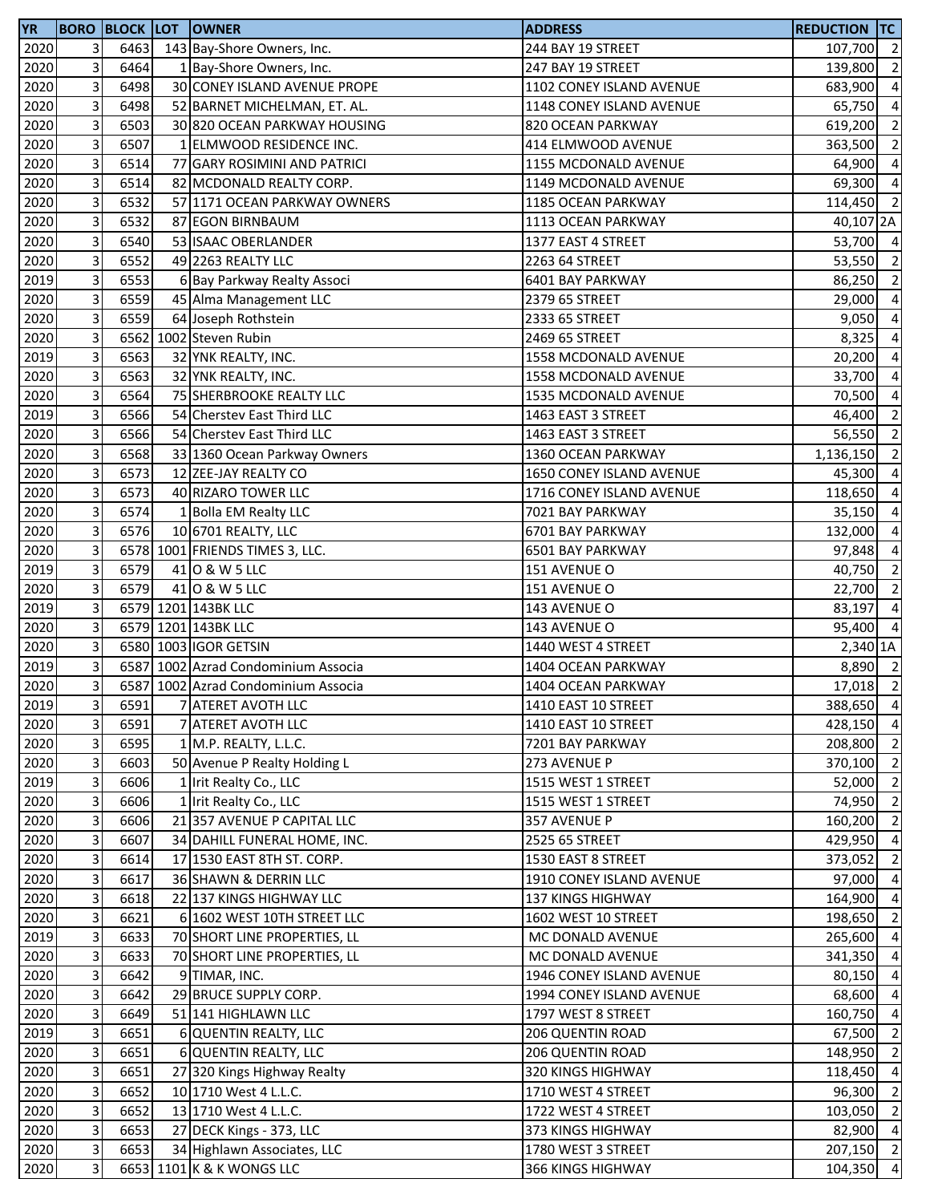| YR | BORO | BLOCK | LOT | OWNER | ADDRESS | REDUCTION | TC |
|---|---|---|---|---|---|---|---|
| 2020 | 3 | 6463 | 143 | Bay-Shore Owners, Inc. | 244 BAY 19 STREET | 107,700 | 2 |
| 2020 | 3 | 6464 | 1 | Bay-Shore Owners, Inc. | 247 BAY 19 STREET | 139,800 | 2 |
| 2020 | 3 | 6498 | 30 | CONEY ISLAND AVENUE PROPE | 1102 CONEY ISLAND AVENUE | 683,900 | 4 |
| 2020 | 3 | 6498 | 52 | BARNET MICHELMAN, ET. AL. | 1148 CONEY ISLAND AVENUE | 65,750 | 4 |
| 2020 | 3 | 6503 | 30 | 820 OCEAN PARKWAY HOUSING | 820 OCEAN PARKWAY | 619,200 | 2 |
| 2020 | 3 | 6507 | 1 | ELMWOOD RESIDENCE INC. | 414 ELMWOOD AVENUE | 363,500 | 2 |
| 2020 | 3 | 6514 | 77 | GARY ROSIMINI AND PATRICI | 1155 MCDONALD AVENUE | 64,900 | 4 |
| 2020 | 3 | 6514 | 82 | MCDONALD REALTY CORP. | 1149 MCDONALD AVENUE | 69,300 | 4 |
| 2020 | 3 | 6532 | 57 | 1171 OCEAN PARKWAY OWNERS | 1185 OCEAN PARKWAY | 114,450 | 2 |
| 2020 | 3 | 6532 | 87 | EGON BIRNBAUM | 1113 OCEAN PARKWAY | 40,107 | 2A |
| 2020 | 3 | 6540 | 53 | ISAAC OBERLANDER | 1377 EAST 4 STREET | 53,700 | 4 |
| 2020 | 3 | 6552 | 49 | 2263 REALTY LLC | 2263 64 STREET | 53,550 | 2 |
| 2019 | 3 | 6553 | 6 | Bay Parkway Realty Associ | 6401 BAY PARKWAY | 86,250 | 2 |
| 2020 | 3 | 6559 | 45 | Alma Management LLC | 2379 65 STREET | 29,000 | 4 |
| 2020 | 3 | 6559 | 64 | Joseph Rothstein | 2333 65 STREET | 9,050 | 4 |
| 2020 | 3 | 6562 | 1002 | Steven Rubin | 2469 65 STREET | 8,325 | 4 |
| 2019 | 3 | 6563 | 32 | YNK REALTY, INC. | 1558 MCDONALD AVENUE | 20,200 | 4 |
| 2020 | 3 | 6563 | 32 | YNK REALTY, INC. | 1558 MCDONALD AVENUE | 33,700 | 4 |
| 2020 | 3 | 6564 | 75 | SHERBROOKE REALTY LLC | 1535 MCDONALD AVENUE | 70,500 | 4 |
| 2019 | 3 | 6566 | 54 | Cherstev East Third LLC | 1463 EAST 3 STREET | 46,400 | 2 |
| 2020 | 3 | 6566 | 54 | Cherstev East Third LLC | 1463 EAST 3 STREET | 56,550 | 2 |
| 2020 | 3 | 6568 | 33 | 1360 Ocean Parkway Owners | 1360 OCEAN PARKWAY | 1,136,150 | 2 |
| 2020 | 3 | 6573 | 12 | ZEE-JAY REALTY CO | 1650 CONEY ISLAND AVENUE | 45,300 | 4 |
| 2020 | 3 | 6573 | 40 | RIZARO TOWER LLC | 1716 CONEY ISLAND AVENUE | 118,650 | 4 |
| 2020 | 3 | 6574 | 1 | Bolla EM Realty LLC | 7021 BAY PARKWAY | 35,150 | 4 |
| 2020 | 3 | 6576 | 10 | 6701 REALTY, LLC | 6701 BAY PARKWAY | 132,000 | 4 |
| 2020 | 3 | 6578 | 1001 | FRIENDS TIMES 3, LLC. | 6501 BAY PARKWAY | 97,848 | 4 |
| 2019 | 3 | 6579 | 41 | O & W 5 LLC | 151 AVENUE O | 40,750 | 2 |
| 2020 | 3 | 6579 | 41 | O & W 5 LLC | 151 AVENUE O | 22,700 | 2 |
| 2019 | 3 | 6579 | 1201 | 143BK LLC | 143 AVENUE O | 83,197 | 4 |
| 2020 | 3 | 6579 | 1201 | 143BK LLC | 143 AVENUE O | 95,400 | 4 |
| 2020 | 3 | 6580 | 1003 | IGOR GETSIN | 1440 WEST 4 STREET | 2,340 | 1A |
| 2019 | 3 | 6587 | 1002 | Azrad Condominium Associa | 1404 OCEAN PARKWAY | 8,890 | 2 |
| 2020 | 3 | 6587 | 1002 | Azrad Condominium Associa | 1404 OCEAN PARKWAY | 17,018 | 2 |
| 2019 | 3 | 6591 | 7 | ATERET AVOTH LLC | 1410 EAST 10 STREET | 388,650 | 4 |
| 2020 | 3 | 6591 | 7 | ATERET AVOTH LLC | 1410 EAST 10 STREET | 428,150 | 4 |
| 2020 | 3 | 6595 | 1 | M.P. REALTY, L.L.C. | 7201 BAY PARKWAY | 208,800 | 2 |
| 2020 | 3 | 6603 | 50 | Avenue P Realty Holding L | 273 AVENUE P | 370,100 | 2 |
| 2019 | 3 | 6606 | 1 | Irit Realty Co., LLC | 1515 WEST 1 STREET | 52,000 | 2 |
| 2020 | 3 | 6606 | 1 | Irit Realty Co., LLC | 1515 WEST 1 STREET | 74,950 | 2 |
| 2020 | 3 | 6606 | 21 | 357 AVENUE P CAPITAL LLC | 357 AVENUE P | 160,200 | 2 |
| 2020 | 3 | 6607 | 34 | DAHILL FUNERAL HOME, INC. | 2525 65 STREET | 429,950 | 4 |
| 2020 | 3 | 6614 | 17 | 1530 EAST 8TH ST. CORP. | 1530 EAST 8 STREET | 373,052 | 2 |
| 2020 | 3 | 6617 | 36 | SHAWN & DERRIN LLC | 1910 CONEY ISLAND AVENUE | 97,000 | 4 |
| 2020 | 3 | 6618 | 22 | 137 KINGS HIGHWAY LLC | 137 KINGS HIGHWAY | 164,900 | 4 |
| 2020 | 3 | 6621 | 6 | 1602 WEST 10TH STREET LLC | 1602 WEST 10 STREET | 198,650 | 2 |
| 2019 | 3 | 6633 | 70 | SHORT LINE PROPERTIES, LL | MC DONALD AVENUE | 265,600 | 4 |
| 2020 | 3 | 6633 | 70 | SHORT LINE PROPERTIES, LL | MC DONALD AVENUE | 341,350 | 4 |
| 2020 | 3 | 6642 | 9 | TIMAR, INC. | 1946 CONEY ISLAND AVENUE | 80,150 | 4 |
| 2020 | 3 | 6642 | 29 | BRUCE SUPPLY CORP. | 1994 CONEY ISLAND AVENUE | 68,600 | 4 |
| 2020 | 3 | 6649 | 51 | 141 HIGHLAWN LLC | 1797 WEST 8 STREET | 160,750 | 4 |
| 2019 | 3 | 6651 | 6 | QUENTIN REALTY, LLC | 206 QUENTIN ROAD | 67,500 | 2 |
| 2020 | 3 | 6651 | 6 | QUENTIN REALTY, LLC | 206 QUENTIN ROAD | 148,950 | 2 |
| 2020 | 3 | 6651 | 27 | 320 Kings Highway Realty | 320 KINGS HIGHWAY | 118,450 | 4 |
| 2020 | 3 | 6652 | 10 | 1710 West 4 L.L.C. | 1710 WEST 4 STREET | 96,300 | 2 |
| 2020 | 3 | 6652 | 13 | 1710 West 4 L.L.C. | 1722 WEST 4 STREET | 103,050 | 2 |
| 2020 | 3 | 6653 | 27 | DECK Kings - 373, LLC | 373 KINGS HIGHWAY | 82,900 | 4 |
| 2020 | 3 | 6653 | 34 | Highlawn Associates, LLC | 1780 WEST 3 STREET | 207,150 | 2 |
| 2020 | 3 | 6653 | 1101 | K & K WONGS LLC | 366 KINGS HIGHWAY | 104,350 | 4 |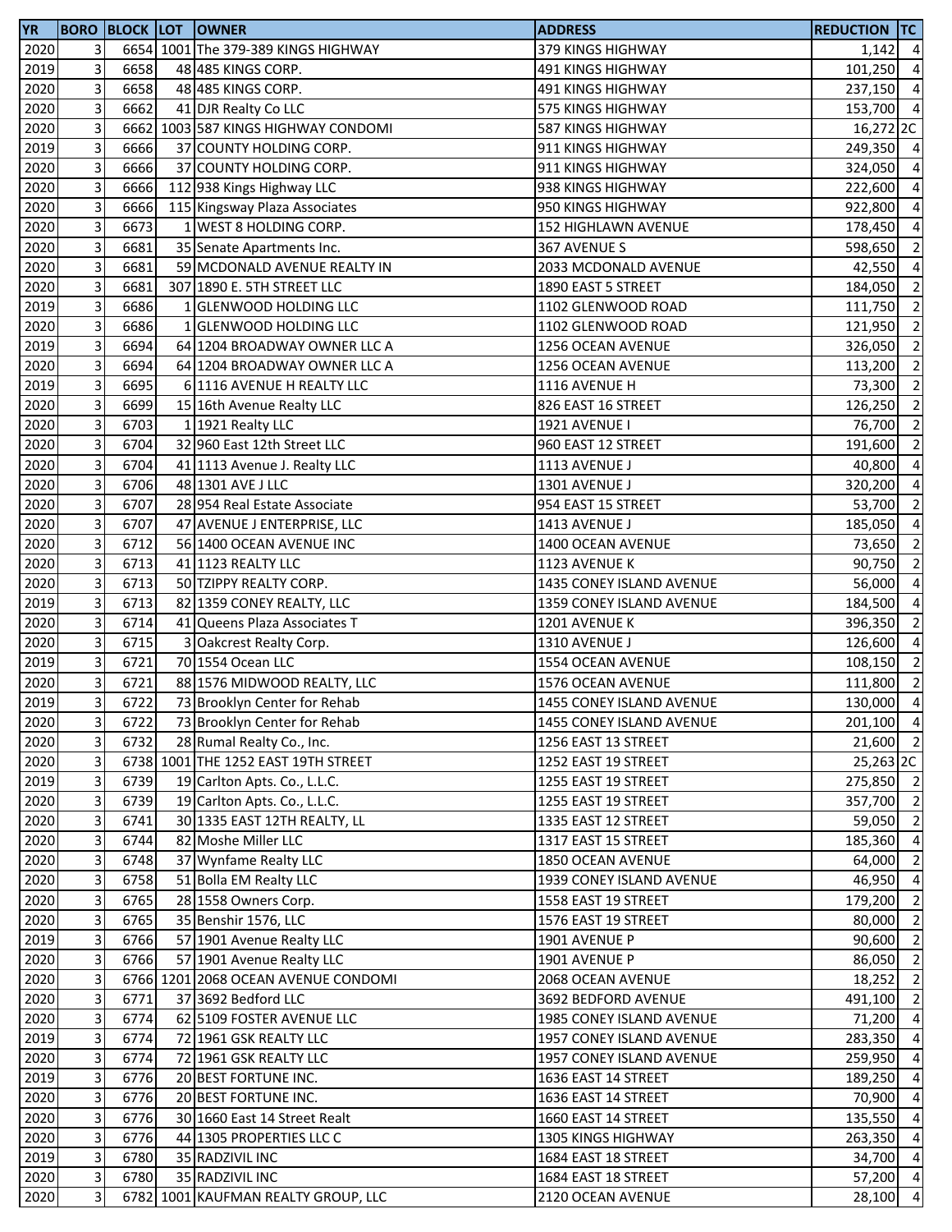| YR | BORO | BLOCK | LOT | OWNER | ADDRESS | REDUCTION | TC |
|---|---|---|---|---|---|---|---|
| 2020 | 3 | 6654 | 1001 | The 379-389 KINGS HIGHWAY | 379 KINGS HIGHWAY | 1,142 | 4 |
| 2019 | 3 | 6658 | 48 | 485 KINGS CORP. | 491 KINGS HIGHWAY | 101,250 | 4 |
| 2020 | 3 | 6658 | 48 | 485 KINGS CORP. | 491 KINGS HIGHWAY | 237,150 | 4 |
| 2020 | 3 | 6662 | 41 | DJR Realty Co LLC | 575 KINGS HIGHWAY | 153,700 | 4 |
| 2020 | 3 | 6662 | 1003 | 587 KINGS HIGHWAY CONDOMI | 587 KINGS HIGHWAY | 16,272 | 2C |
| 2019 | 3 | 6666 | 37 | COUNTY HOLDING CORP. | 911 KINGS HIGHWAY | 249,350 | 4 |
| 2020 | 3 | 6666 | 37 | COUNTY HOLDING CORP. | 911 KINGS HIGHWAY | 324,050 | 4 |
| 2020 | 3 | 6666 | 112 | 938 Kings Highway LLC | 938 KINGS HIGHWAY | 222,600 | 4 |
| 2020 | 3 | 6666 | 115 | Kingsway Plaza Associates | 950 KINGS HIGHWAY | 922,800 | 4 |
| 2020 | 3 | 6673 | 1 | WEST 8 HOLDING CORP. | 152 HIGHLAWN AVENUE | 178,450 | 4 |
| 2020 | 3 | 6681 | 35 | Senate Apartments Inc. | 367 AVENUE S | 598,650 | 2 |
| 2020 | 3 | 6681 | 59 | MCDONALD AVENUE REALTY IN | 2033 MCDONALD AVENUE | 42,550 | 4 |
| 2020 | 3 | 6681 | 307 | 1890 E. 5TH STREET LLC | 1890 EAST 5 STREET | 184,050 | 2 |
| 2019 | 3 | 6686 | 1 | GLENWOOD HOLDING LLC | 1102 GLENWOOD ROAD | 111,750 | 2 |
| 2020 | 3 | 6686 | 1 | GLENWOOD HOLDING LLC | 1102 GLENWOOD ROAD | 121,950 | 2 |
| 2019 | 3 | 6694 | 64 | 1204 BROADWAY OWNER LLC A | 1256 OCEAN AVENUE | 326,050 | 2 |
| 2020 | 3 | 6694 | 64 | 1204 BROADWAY OWNER LLC A | 1256 OCEAN AVENUE | 113,200 | 2 |
| 2019 | 3 | 6695 | 6 | 1116 AVENUE H REALTY LLC | 1116 AVENUE H | 73,300 | 2 |
| 2020 | 3 | 6699 | 15 | 16th Avenue Realty LLC | 826 EAST 16 STREET | 126,250 | 2 |
| 2020 | 3 | 6703 | 1 | 1921 Realty LLC | 1921 AVENUE I | 76,700 | 2 |
| 2020 | 3 | 6704 | 32 | 960 East 12th Street LLC | 960 EAST 12 STREET | 191,600 | 2 |
| 2020 | 3 | 6704 | 41 | 1113 Avenue J. Realty LLC | 1113 AVENUE J | 40,800 | 4 |
| 2020 | 3 | 6706 | 48 | 1301 AVE J LLC | 1301 AVENUE J | 320,200 | 4 |
| 2020 | 3 | 6707 | 28 | 954 Real Estate Associate | 954 EAST 15 STREET | 53,700 | 2 |
| 2020 | 3 | 6707 | 47 | AVENUE J ENTERPRISE, LLC | 1413 AVENUE J | 185,050 | 4 |
| 2020 | 3 | 6712 | 56 | 1400 OCEAN AVENUE INC | 1400 OCEAN AVENUE | 73,650 | 2 |
| 2020 | 3 | 6713 | 41 | 1123 REALTY LLC | 1123 AVENUE K | 90,750 | 2 |
| 2020 | 3 | 6713 | 50 | TZIPPY REALTY CORP. | 1435 CONEY ISLAND AVENUE | 56,000 | 4 |
| 2019 | 3 | 6713 | 82 | 1359 CONEY REALTY, LLC | 1359 CONEY ISLAND AVENUE | 184,500 | 4 |
| 2020 | 3 | 6714 | 41 | Queens Plaza Associates T | 1201 AVENUE K | 396,350 | 2 |
| 2020 | 3 | 6715 | 3 | Oakcrest Realty Corp. | 1310 AVENUE J | 126,600 | 4 |
| 2019 | 3 | 6721 | 70 | 1554 Ocean LLC | 1554 OCEAN AVENUE | 108,150 | 2 |
| 2020 | 3 | 6721 | 88 | 1576 MIDWOOD REALTY, LLC | 1576 OCEAN AVENUE | 111,800 | 2 |
| 2019 | 3 | 6722 | 73 | Brooklyn Center for Rehab | 1455 CONEY ISLAND AVENUE | 130,000 | 4 |
| 2020 | 3 | 6722 | 73 | Brooklyn Center for Rehab | 1455 CONEY ISLAND AVENUE | 201,100 | 4 |
| 2020 | 3 | 6732 | 28 | Rumal Realty Co., Inc. | 1256 EAST 13 STREET | 21,600 | 2 |
| 2020 | 3 | 6738 | 1001 | THE 1252 EAST 19TH STREET | 1252 EAST 19 STREET | 25,263 | 2C |
| 2019 | 3 | 6739 | 19 | Carlton Apts. Co., L.L.C. | 1255 EAST 19 STREET | 275,850 | 2 |
| 2020 | 3 | 6739 | 19 | Carlton Apts. Co., L.L.C. | 1255 EAST 19 STREET | 357,700 | 2 |
| 2020 | 3 | 6741 | 30 | 1335 EAST 12TH REALTY, LL | 1335 EAST 12 STREET | 59,050 | 2 |
| 2020 | 3 | 6744 | 82 | Moshe Miller LLC | 1317 EAST 15 STREET | 185,360 | 4 |
| 2020 | 3 | 6748 | 37 | Wynfame Realty LLC | 1850 OCEAN AVENUE | 64,000 | 2 |
| 2020 | 3 | 6758 | 51 | Bolla EM Realty LLC | 1939 CONEY ISLAND AVENUE | 46,950 | 4 |
| 2020 | 3 | 6765 | 28 | 1558 Owners Corp. | 1558 EAST 19 STREET | 179,200 | 2 |
| 2020 | 3 | 6765 | 35 | Benshir 1576, LLC | 1576 EAST 19 STREET | 80,000 | 2 |
| 2019 | 3 | 6766 | 57 | 1901 Avenue Realty LLC | 1901 AVENUE P | 90,600 | 2 |
| 2020 | 3 | 6766 | 57 | 1901 Avenue Realty LLC | 1901 AVENUE P | 86,050 | 2 |
| 2020 | 3 | 6766 | 1201 | 2068 OCEAN AVENUE CONDOMI | 2068 OCEAN AVENUE | 18,252 | 2 |
| 2020 | 3 | 6771 | 37 | 3692 Bedford LLC | 3692 BEDFORD AVENUE | 491,100 | 2 |
| 2020 | 3 | 6774 | 62 | 5109 FOSTER AVENUE LLC | 1985 CONEY ISLAND AVENUE | 71,200 | 4 |
| 2019 | 3 | 6774 | 72 | 1961 GSK REALTY LLC | 1957 CONEY ISLAND AVENUE | 283,350 | 4 |
| 2020 | 3 | 6774 | 72 | 1961 GSK REALTY LLC | 1957 CONEY ISLAND AVENUE | 259,950 | 4 |
| 2019 | 3 | 6776 | 20 | BEST FORTUNE INC. | 1636 EAST 14 STREET | 189,250 | 4 |
| 2020 | 3 | 6776 | 20 | BEST FORTUNE INC. | 1636 EAST 14 STREET | 70,900 | 4 |
| 2020 | 3 | 6776 | 30 | 1660 East 14 Street Realt | 1660 EAST 14 STREET | 135,550 | 4 |
| 2020 | 3 | 6776 | 44 | 1305 PROPERTIES LLC C | 1305 KINGS HIGHWAY | 263,350 | 4 |
| 2019 | 3 | 6780 | 35 | RADZIVIL INC | 1684 EAST 18 STREET | 34,700 | 4 |
| 2020 | 3 | 6780 | 35 | RADZIVIL INC | 1684 EAST 18 STREET | 57,200 | 4 |
| 2020 | 3 | 6782 | 1001 | KAUFMAN REALTY GROUP, LLC | 2120 OCEAN AVENUE | 28,100 | 4 |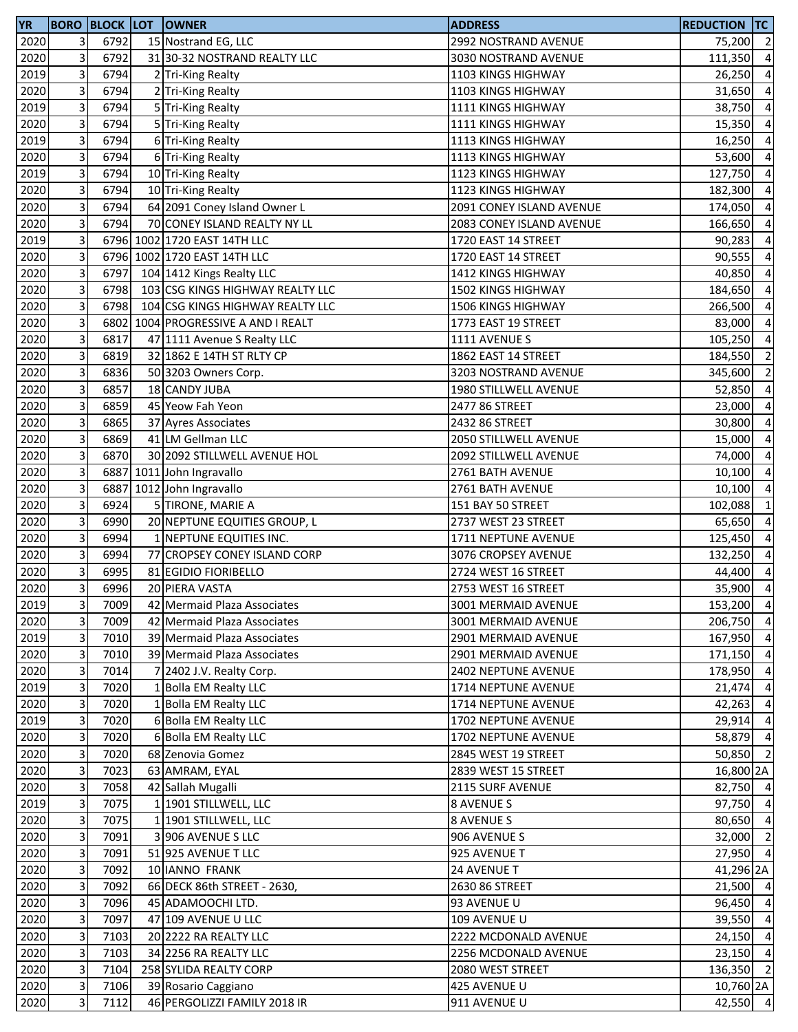| YR | BORO | BLOCK | LOT | OWNER | ADDRESS | REDUCTION | TC |
|---|---|---|---|---|---|---|---|
| 2020 | 3 | 6792 | 15 | Nostrand EG, LLC | 2992 NOSTRAND AVENUE | 75,200 | 2 |
| 2020 | 3 | 6792 | 31 | 30-32 NOSTRAND REALTY LLC | 3030 NOSTRAND AVENUE | 111,350 | 4 |
| 2019 | 3 | 6794 | 2 | Tri-King Realty | 1103 KINGS HIGHWAY | 26,250 | 4 |
| 2020 | 3 | 6794 | 2 | Tri-King Realty | 1103 KINGS HIGHWAY | 31,650 | 4 |
| 2019 | 3 | 6794 | 5 | Tri-King Realty | 1111 KINGS HIGHWAY | 38,750 | 4 |
| 2020 | 3 | 6794 | 5 | Tri-King Realty | 1111 KINGS HIGHWAY | 15,350 | 4 |
| 2019 | 3 | 6794 | 6 | Tri-King Realty | 1113 KINGS HIGHWAY | 16,250 | 4 |
| 2020 | 3 | 6794 | 6 | Tri-King Realty | 1113 KINGS HIGHWAY | 53,600 | 4 |
| 2019 | 3 | 6794 | 10 | Tri-King Realty | 1123 KINGS HIGHWAY | 127,750 | 4 |
| 2020 | 3 | 6794 | 10 | Tri-King Realty | 1123 KINGS HIGHWAY | 182,300 | 4 |
| 2020 | 3 | 6794 | 64 | 2091 Coney Island Owner L | 2091 CONEY ISLAND AVENUE | 174,050 | 4 |
| 2020 | 3 | 6794 | 70 | CONEY ISLAND REALTY NY LL | 2083 CONEY ISLAND AVENUE | 166,650 | 4 |
| 2019 | 3 | 6796 | 1002 | 1720 EAST 14TH LLC | 1720 EAST 14 STREET | 90,283 | 4 |
| 2020 | 3 | 6796 | 1002 | 1720 EAST 14TH LLC | 1720 EAST 14 STREET | 90,555 | 4 |
| 2020 | 3 | 6797 | 104 | 1412 Kings Realty LLC | 1412 KINGS HIGHWAY | 40,850 | 4 |
| 2020 | 3 | 6798 | 103 | CSG KINGS HIGHWAY REALTY LLC | 1502 KINGS HIGHWAY | 184,650 | 4 |
| 2020 | 3 | 6798 | 104 | CSG KINGS HIGHWAY REALTY LLC | 1506 KINGS HIGHWAY | 266,500 | 4 |
| 2020 | 3 | 6802 | 1004 | PROGRESSIVE A AND I REALT | 1773 EAST 19 STREET | 83,000 | 4 |
| 2020 | 3 | 6817 | 47 | 1111 Avenue S Realty LLC | 1111 AVENUE S | 105,250 | 4 |
| 2020 | 3 | 6819 | 32 | 1862 E 14TH ST RLTY CP | 1862 EAST 14 STREET | 184,550 | 2 |
| 2020 | 3 | 6836 | 50 | 3203 Owners Corp. | 3203 NOSTRAND AVENUE | 345,600 | 2 |
| 2020 | 3 | 6857 | 18 | CANDY JUBA | 1980 STILLWELL AVENUE | 52,850 | 4 |
| 2020 | 3 | 6859 | 45 | Yeow Fah Yeon | 2477 86 STREET | 23,000 | 4 |
| 2020 | 3 | 6865 | 37 | Ayres Associates | 2432 86 STREET | 30,800 | 4 |
| 2020 | 3 | 6869 | 41 | LM Gellman LLC | 2050 STILLWELL AVENUE | 15,000 | 4 |
| 2020 | 3 | 6870 | 30 | 2092 STILLWELL AVENUE HOL | 2092 STILLWELL AVENUE | 74,000 | 4 |
| 2020 | 3 | 6887 | 1011 | John Ingravallo | 2761 BATH AVENUE | 10,100 | 4 |
| 2020 | 3 | 6887 | 1012 | John Ingravallo | 2761 BATH AVENUE | 10,100 | 4 |
| 2020 | 3 | 6924 | 5 | TIRONE, MARIE A | 151 BAY 50 STREET | 102,088 | 1 |
| 2020 | 3 | 6990 | 20 | NEPTUNE EQUITIES GROUP, L | 2737 WEST 23 STREET | 65,650 | 4 |
| 2020 | 3 | 6994 | 1 | NEPTUNE EQUITIES INC. | 1711 NEPTUNE AVENUE | 125,450 | 4 |
| 2020 | 3 | 6994 | 77 | CROPSEY CONEY ISLAND CORP | 3076 CROPSEY AVENUE | 132,250 | 4 |
| 2020 | 3 | 6995 | 81 | EGIDIO FIORIBELLO | 2724 WEST 16 STREET | 44,400 | 4 |
| 2020 | 3 | 6996 | 20 | PIERA VASTA | 2753 WEST 16 STREET | 35,900 | 4 |
| 2019 | 3 | 7009 | 42 | Mermaid Plaza Associates | 3001 MERMAID AVENUE | 153,200 | 4 |
| 2020 | 3 | 7009 | 42 | Mermaid Plaza Associates | 3001 MERMAID AVENUE | 206,750 | 4 |
| 2019 | 3 | 7010 | 39 | Mermaid Plaza Associates | 2901 MERMAID AVENUE | 167,950 | 4 |
| 2020 | 3 | 7010 | 39 | Mermaid Plaza Associates | 2901 MERMAID AVENUE | 171,150 | 4 |
| 2020 | 3 | 7014 | 7 | 2402 J.V. Realty Corp. | 2402 NEPTUNE AVENUE | 178,950 | 4 |
| 2019 | 3 | 7020 | 1 | Bolla EM Realty LLC | 1714 NEPTUNE AVENUE | 21,474 | 4 |
| 2020 | 3 | 7020 | 1 | Bolla EM Realty LLC | 1714 NEPTUNE AVENUE | 42,263 | 4 |
| 2019 | 3 | 7020 | 6 | Bolla EM Realty LLC | 1702 NEPTUNE AVENUE | 29,914 | 4 |
| 2020 | 3 | 7020 | 6 | Bolla EM Realty LLC | 1702 NEPTUNE AVENUE | 58,879 | 4 |
| 2020 | 3 | 7020 | 68 | Zenovia Gomez | 2845 WEST 19 STREET | 50,850 | 2 |
| 2020 | 3 | 7023 | 63 | AMRAM, EYAL | 2839 WEST 15 STREET | 16,800 | 2A |
| 2020 | 3 | 7058 | 42 | Sallah Mugalli | 2115 SURF AVENUE | 82,750 | 4 |
| 2019 | 3 | 7075 | 1 | 1901 STILLWELL, LLC | 8 AVENUE S | 97,750 | 4 |
| 2020 | 3 | 7075 | 1 | 1901 STILLWELL, LLC | 8 AVENUE S | 80,650 | 4 |
| 2020 | 3 | 7091 | 3 | 906 AVENUE S LLC | 906 AVENUE S | 32,000 | 2 |
| 2020 | 3 | 7091 | 51 | 925 AVENUE T LLC | 925 AVENUE T | 27,950 | 4 |
| 2020 | 3 | 7092 | 10 | IANNO FRANK | 24 AVENUE T | 41,296 | 2A |
| 2020 | 3 | 7092 | 66 | DECK 86th STREET - 2630, | 2630 86 STREET | 21,500 | 4 |
| 2020 | 3 | 7096 | 45 | ADAMOOCHI LTD. | 93 AVENUE U | 96,450 | 4 |
| 2020 | 3 | 7097 | 47 | 109 AVENUE U LLC | 109 AVENUE U | 39,550 | 4 |
| 2020 | 3 | 7103 | 20 | 2222 RA REALTY LLC | 2222 MCDONALD AVENUE | 24,150 | 4 |
| 2020 | 3 | 7103 | 34 | 2256 RA REALTY LLC | 2256 MCDONALD AVENUE | 23,150 | 4 |
| 2020 | 3 | 7104 | 258 | SYLIDA REALTY CORP | 2080 WEST STREET | 136,350 | 2 |
| 2020 | 3 | 7106 | 39 | Rosario Caggiano | 425 AVENUE U | 10,760 | 2A |
| 2020 | 3 | 7112 | 46 | PERGOLIZZI FAMILY 2018 IR | 911 AVENUE U | 42,550 | 4 |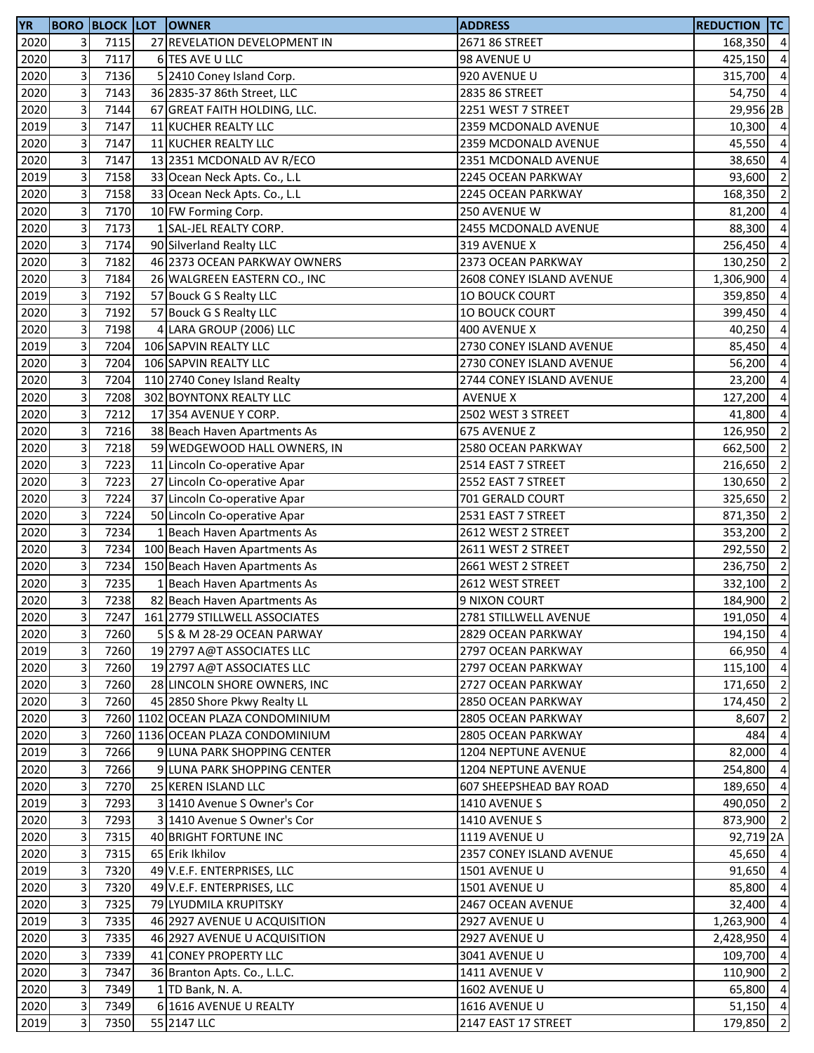| YR | BORO | BLOCK | LOT | OWNER | ADDRESS | REDUCTION | TC |
|---|---|---|---|---|---|---|---|
| 2020 | 3 | 7115 | 27 | REVELATION DEVELOPMENT IN | 2671 86 STREET | 168,350 | 4 |
| 2020 | 3 | 7117 | 6 | TES AVE U LLC | 98 AVENUE U | 425,150 | 4 |
| 2020 | 3 | 7136 | 5 | 2410 Coney Island Corp. | 920 AVENUE U | 315,700 | 4 |
| 2020 | 3 | 7143 | 36 | 2835-37 86th Street, LLC | 2835 86 STREET | 54,750 | 4 |
| 2020 | 3 | 7144 | 67 | GREAT FAITH HOLDING, LLC. | 2251 WEST 7 STREET | 29,956 | 2B |
| 2019 | 3 | 7147 | 11 | KUCHER REALTY LLC | 2359 MCDONALD AVENUE | 10,300 | 4 |
| 2020 | 3 | 7147 | 11 | KUCHER REALTY LLC | 2359 MCDONALD AVENUE | 45,550 | 4 |
| 2020 | 3 | 7147 | 13 | 2351 MCDONALD AV R/ECO | 2351 MCDONALD AVENUE | 38,650 | 4 |
| 2019 | 3 | 7158 | 33 | Ocean Neck Apts. Co., L.L | 2245 OCEAN PARKWAY | 93,600 | 2 |
| 2020 | 3 | 7158 | 33 | Ocean Neck Apts. Co., L.L | 2245 OCEAN PARKWAY | 168,350 | 2 |
| 2020 | 3 | 7170 | 10 | FW Forming Corp. | 250 AVENUE W | 81,200 | 4 |
| 2020 | 3 | 7173 | 1 | SAL-JEL REALTY CORP. | 2455 MCDONALD AVENUE | 88,300 | 4 |
| 2020 | 3 | 7174 | 90 | Silverland Realty LLC | 319 AVENUE X | 256,450 | 4 |
| 2020 | 3 | 7182 | 46 | 2373 OCEAN PARKWAY OWNERS | 2373 OCEAN PARKWAY | 130,250 | 2 |
| 2020 | 3 | 7184 | 26 | WALGREEN EASTERN CO., INC | 2608 CONEY ISLAND AVENUE | 1,306,900 | 4 |
| 2019 | 3 | 7192 | 57 | Bouck G S Realty LLC | 1O BOUCK COURT | 359,850 | 4 |
| 2020 | 3 | 7192 | 57 | Bouck G S Realty LLC | 1O BOUCK COURT | 399,450 | 4 |
| 2020 | 3 | 7198 | 4 | LARA GROUP (2006) LLC | 400 AVENUE X | 40,250 | 4 |
| 2019 | 3 | 7204 | 106 | SAPVIN REALTY LLC | 2730 CONEY ISLAND AVENUE | 85,450 | 4 |
| 2020 | 3 | 7204 | 106 | SAPVIN REALTY LLC | 2730 CONEY ISLAND AVENUE | 56,200 | 4 |
| 2020 | 3 | 7204 | 110 | 2740 Coney Island Realty | 2744 CONEY ISLAND AVENUE | 23,200 | 4 |
| 2020 | 3 | 7208 | 302 | BOYNTONX REALTY LLC | AVENUE X | 127,200 | 4 |
| 2020 | 3 | 7212 | 17 | 354 AVENUE Y CORP. | 2502 WEST 3 STREET | 41,800 | 4 |
| 2020 | 3 | 7216 | 38 | Beach Haven Apartments As | 675 AVENUE Z | 126,950 | 2 |
| 2020 | 3 | 7218 | 59 | WEDGEWOOD HALL OWNERS, IN | 2580 OCEAN PARKWAY | 662,500 | 2 |
| 2020 | 3 | 7223 | 11 | Lincoln Co-operative Apar | 2514 EAST 7 STREET | 216,650 | 2 |
| 2020 | 3 | 7223 | 27 | Lincoln Co-operative Apar | 2552 EAST 7 STREET | 130,650 | 2 |
| 2020 | 3 | 7224 | 37 | Lincoln Co-operative Apar | 701 GERALD COURT | 325,650 | 2 |
| 2020 | 3 | 7224 | 50 | Lincoln Co-operative Apar | 2531 EAST 7 STREET | 871,350 | 2 |
| 2020 | 3 | 7234 | 1 | Beach Haven Apartments As | 2612 WEST 2 STREET | 353,200 | 2 |
| 2020 | 3 | 7234 | 100 | Beach Haven Apartments As | 2611 WEST 2 STREET | 292,550 | 2 |
| 2020 | 3 | 7234 | 150 | Beach Haven Apartments As | 2661 WEST 2 STREET | 236,750 | 2 |
| 2020 | 3 | 7235 | 1 | Beach Haven Apartments As | 2612 WEST STREET | 332,100 | 2 |
| 2020 | 3 | 7238 | 82 | Beach Haven Apartments As | 9 NIXON COURT | 184,900 | 2 |
| 2020 | 3 | 7247 | 161 | 2779 STILLWELL ASSOCIATES | 2781 STILLWELL AVENUE | 191,050 | 4 |
| 2020 | 3 | 7260 | 5 | S & M 28-29 OCEAN PARWAY | 2829 OCEAN PARKWAY | 194,150 | 4 |
| 2019 | 3 | 7260 | 19 | 2797 A@T ASSOCIATES LLC | 2797 OCEAN PARKWAY | 66,950 | 4 |
| 2020 | 3 | 7260 | 19 | 2797 A@T ASSOCIATES LLC | 2797 OCEAN PARKWAY | 115,100 | 4 |
| 2020 | 3 | 7260 | 28 | LINCOLN SHORE OWNERS, INC | 2727 OCEAN PARKWAY | 171,650 | 2 |
| 2020 | 3 | 7260 | 45 | 2850 Shore Pkwy Realty LL | 2850 OCEAN PARKWAY | 174,450 | 2 |
| 2020 | 3 | 7260 | 1102 | OCEAN PLAZA CONDOMINIUM | 2805 OCEAN PARKWAY | 8,607 | 2 |
| 2020 | 3 | 7260 | 1136 | OCEAN PLAZA CONDOMINIUM | 2805 OCEAN PARKWAY | 484 | 4 |
| 2019 | 3 | 7266 | 9 | LUNA PARK SHOPPING CENTER | 1204 NEPTUNE AVENUE | 82,000 | 4 |
| 2020 | 3 | 7266 | 9 | LUNA PARK SHOPPING CENTER | 1204 NEPTUNE AVENUE | 254,800 | 4 |
| 2020 | 3 | 7270 | 25 | KEREN ISLAND LLC | 607 SHEEPSHEAD BAY ROAD | 189,650 | 4 |
| 2019 | 3 | 7293 | 3 | 1410 Avenue S Owner's Cor | 1410 AVENUE S | 490,050 | 2 |
| 2020 | 3 | 7293 | 3 | 1410 Avenue S Owner's Cor | 1410 AVENUE S | 873,900 | 2 |
| 2020 | 3 | 7315 | 40 | BRIGHT FORTUNE INC | 1119 AVENUE U | 92,719 | 2A |
| 2020 | 3 | 7315 | 65 | Erik Ikhilov | 2357 CONEY ISLAND AVENUE | 45,650 | 4 |
| 2019 | 3 | 7320 | 49 | V.E.F. ENTERPRISES, LLC | 1501 AVENUE U | 91,650 | 4 |
| 2020 | 3 | 7320 | 49 | V.E.F. ENTERPRISES, LLC | 1501 AVENUE U | 85,800 | 4 |
| 2020 | 3 | 7325 | 79 | LYUDMILA KRUPITSKY | 2467 OCEAN AVENUE | 32,400 | 4 |
| 2019 | 3 | 7335 | 46 | 2927 AVENUE U ACQUISITION | 2927 AVENUE U | 1,263,900 | 4 |
| 2020 | 3 | 7335 | 46 | 2927 AVENUE U ACQUISITION | 2927 AVENUE U | 2,428,950 | 4 |
| 2020 | 3 | 7339 | 41 | CONEY PROPERTY LLC | 3041 AVENUE U | 109,700 | 4 |
| 2020 | 3 | 7347 | 36 | Branton Apts. Co., L.L.C. | 1411 AVENUE V | 110,900 | 2 |
| 2020 | 3 | 7349 | 1 | TD Bank, N. A. | 1602 AVENUE U | 65,800 | 4 |
| 2020 | 3 | 7349 | 6 | 1616 AVENUE U REALTY | 1616 AVENUE U | 51,150 | 4 |
| 2019 | 3 | 7350 | 55 | 2147 LLC | 2147 EAST 17 STREET | 179,850 | 2 |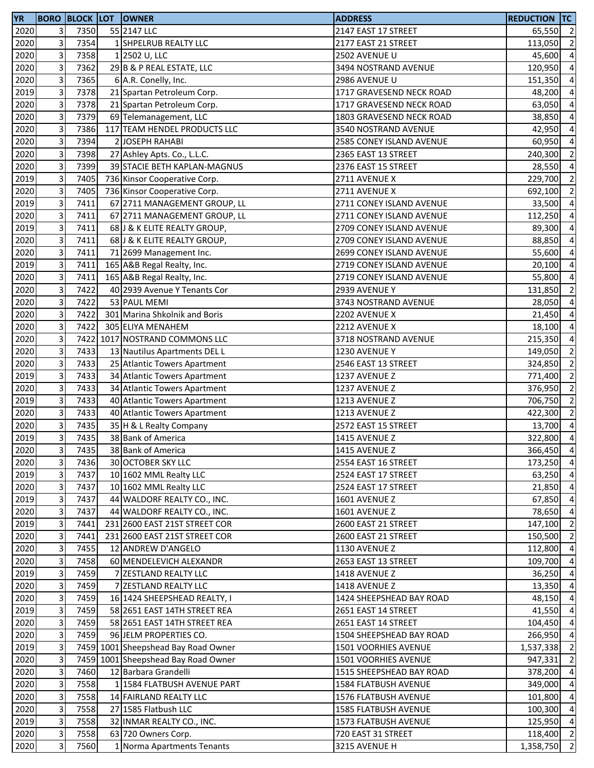| YR | BORO | BLOCK | LOT | OWNER | ADDRESS | REDUCTION | TC |
|---|---|---|---|---|---|---|---|
| 2020 | 3 | 7350 | 55 | 2147 LLC | 2147 EAST 17 STREET | 65,550 | 2 |
| 2020 | 3 | 7354 | 1 | SHPELRUB REALTY LLC | 2177 EAST 21 STREET | 113,050 | 2 |
| 2020 | 3 | 7358 | 1 | 2502 U, LLC | 2502 AVENUE U | 45,600 | 4 |
| 2020 | 3 | 7362 | 29 | B & P REAL ESTATE, LLC | 3494 NOSTRAND AVENUE | 120,950 | 4 |
| 2020 | 3 | 7365 | 6 | A.R. Conelly, Inc. | 2986 AVENUE U | 151,350 | 4 |
| 2019 | 3 | 7378 | 21 | Spartan Petroleum Corp. | 1717 GRAVESEND NECK ROAD | 48,200 | 4 |
| 2020 | 3 | 7378 | 21 | Spartan Petroleum Corp. | 1717 GRAVESEND NECK ROAD | 63,050 | 4 |
| 2020 | 3 | 7379 | 69 | Telemanagement, LLC | 1803 GRAVESEND NECK ROAD | 38,850 | 4 |
| 2020 | 3 | 7386 | 117 | TEAM HENDEL PRODUCTS LLC | 3540 NOSTRAND AVENUE | 42,950 | 4 |
| 2020 | 3 | 7394 | 2 | JOSEPH RAHABI | 2585 CONEY ISLAND AVENUE | 60,950 | 4 |
| 2020 | 3 | 7398 | 27 | Ashley Apts. Co., L.L.C. | 2365 EAST 13 STREET | 240,300 | 2 |
| 2020 | 3 | 7399 | 39 | STACIE BETH KAPLAN-MAGNUS | 2376 EAST 15 STREET | 28,550 | 4 |
| 2019 | 3 | 7405 | 736 | Kinsor Cooperative Corp. | 2711 AVENUE X | 229,700 | 2 |
| 2020 | 3 | 7405 | 736 | Kinsor Cooperative Corp. | 2711 AVENUE X | 692,100 | 2 |
| 2019 | 3 | 7411 | 67 | 2711 MANAGEMENT GROUP, LL | 2711 CONEY ISLAND AVENUE | 33,500 | 4 |
| 2020 | 3 | 7411 | 67 | 2711 MANAGEMENT GROUP, LL | 2711 CONEY ISLAND AVENUE | 112,250 | 4 |
| 2019 | 3 | 7411 | 68 | J & K ELITE REALTY GROUP, | 2709 CONEY ISLAND AVENUE | 89,300 | 4 |
| 2020 | 3 | 7411 | 68 | J & K ELITE REALTY GROUP, | 2709 CONEY ISLAND AVENUE | 88,850 | 4 |
| 2020 | 3 | 7411 | 71 | 2699 Management Inc. | 2699 CONEY ISLAND AVENUE | 55,600 | 4 |
| 2019 | 3 | 7411 | 165 | A&B Regal Realty, Inc. | 2719 CONEY ISLAND AVENUE | 20,100 | 4 |
| 2020 | 3 | 7411 | 165 | A&B Regal Realty, Inc. | 2719 CONEY ISLAND AVENUE | 55,800 | 4 |
| 2020 | 3 | 7422 | 40 | 2939 Avenue Y Tenants Cor | 2939 AVENUE Y | 131,850 | 2 |
| 2020 | 3 | 7422 | 53 | PAUL MEMI | 3743 NOSTRAND AVENUE | 28,050 | 4 |
| 2020 | 3 | 7422 | 301 | Marina Shkolnik and Boris | 2202 AVENUE X | 21,450 | 4 |
| 2020 | 3 | 7422 | 305 | ELIYA MENAHEM | 2212 AVENUE X | 18,100 | 4 |
| 2020 | 3 | 7422 | 1017 | NOSTRAND COMMONS LLC | 3718 NOSTRAND AVENUE | 215,350 | 4 |
| 2020 | 3 | 7433 | 13 | Nautilus Apartments DEL L | 1230 AVENUE Y | 149,050 | 2 |
| 2020 | 3 | 7433 | 25 | Atlantic Towers Apartment | 2546 EAST 13 STREET | 324,850 | 2 |
| 2019 | 3 | 7433 | 34 | Atlantic Towers Apartment | 1237 AVENUE Z | 771,400 | 2 |
| 2020 | 3 | 7433 | 34 | Atlantic Towers Apartment | 1237 AVENUE Z | 376,950 | 2 |
| 2019 | 3 | 7433 | 40 | Atlantic Towers Apartment | 1213 AVENUE Z | 706,750 | 2 |
| 2020 | 3 | 7433 | 40 | Atlantic Towers Apartment | 1213 AVENUE Z | 422,300 | 2 |
| 2020 | 3 | 7435 | 35 | H & L Realty Company | 2572 EAST 15 STREET | 13,700 | 4 |
| 2019 | 3 | 7435 | 38 | Bank of America | 1415 AVENUE Z | 322,800 | 4 |
| 2020 | 3 | 7435 | 38 | Bank of America | 1415 AVENUE Z | 366,450 | 4 |
| 2020 | 3 | 7436 | 30 | OCTOBER SKY LLC | 2554 EAST 16 STREET | 173,250 | 4 |
| 2019 | 3 | 7437 | 10 | 1602 MML Realty LLC | 2524 EAST 17 STREET | 63,250 | 4 |
| 2020 | 3 | 7437 | 10 | 1602 MML Realty LLC | 2524 EAST 17 STREET | 21,850 | 4 |
| 2019 | 3 | 7437 | 44 | WALDORF REALTY CO., INC. | 1601 AVENUE Z | 67,850 | 4 |
| 2020 | 3 | 7437 | 44 | WALDORF REALTY CO., INC. | 1601 AVENUE Z | 78,650 | 4 |
| 2019 | 3 | 7441 | 231 | 2600 EAST 21ST STREET COR | 2600 EAST 21 STREET | 147,100 | 2 |
| 2020 | 3 | 7441 | 231 | 2600 EAST 21ST STREET COR | 2600 EAST 21 STREET | 150,500 | 2 |
| 2020 | 3 | 7455 | 12 | ANDREW D'ANGELO | 1130 AVENUE Z | 112,800 | 4 |
| 2020 | 3 | 7458 | 60 | MENDELEVICH ALEXANDR | 2653 EAST 13 STREET | 109,700 | 4 |
| 2019 | 3 | 7459 | 7 | ZESTLAND REALTY LLC | 1418 AVENUE Z | 36,250 | 4 |
| 2020 | 3 | 7459 | 7 | ZESTLAND REALTY LLC | 1418 AVENUE Z | 13,350 | 4 |
| 2020 | 3 | 7459 | 16 | 1424 SHEEPSHEAD REALTY, I | 1424 SHEEPSHEAD BAY ROAD | 48,150 | 4 |
| 2019 | 3 | 7459 | 58 | 2651 EAST 14TH STREET REA | 2651 EAST 14 STREET | 41,550 | 4 |
| 2020 | 3 | 7459 | 58 | 2651 EAST 14TH STREET REA | 2651 EAST 14 STREET | 104,450 | 4 |
| 2020 | 3 | 7459 | 96 | JELM PROPERTIES CO. | 1504 SHEEPSHEAD BAY ROAD | 266,950 | 4 |
| 2019 | 3 | 7459 | 1001 | Sheepshead Bay Road Owner | 1501 VOORHIES AVENUE | 1,537,338 | 2 |
| 2020 | 3 | 7459 | 1001 | Sheepshead Bay Road Owner | 1501 VOORHIES AVENUE | 947,331 | 2 |
| 2020 | 3 | 7460 | 12 | Barbara Grandelli | 1515 SHEEPSHEAD BAY ROAD | 378,200 | 4 |
| 2020 | 3 | 7558 | 1 | 1584 FLATBUSH AVENUE PART | 1584 FLATBUSH AVENUE | 349,000 | 4 |
| 2020 | 3 | 7558 | 14 | FAIRLAND REALTY LLC | 1576 FLATBUSH AVENUE | 101,800 | 4 |
| 2020 | 3 | 7558 | 27 | 1585 Flatbush LLC | 1585 FLATBUSH AVENUE | 100,300 | 4 |
| 2019 | 3 | 7558 | 32 | INMAR REALTY CO., INC. | 1573 FLATBUSH AVENUE | 125,950 | 4 |
| 2020 | 3 | 7558 | 63 | 720 Owners Corp. | 720 EAST 31 STREET | 118,400 | 2 |
| 2020 | 3 | 7560 | 1 | Norma Apartments Tenants | 3215 AVENUE H | 1,358,750 | 2 |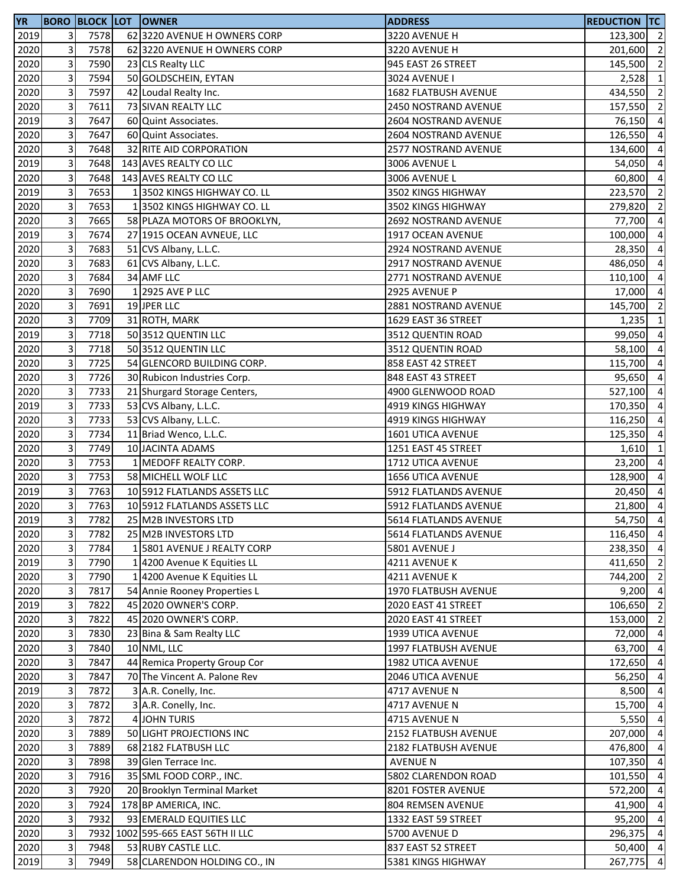| YR | BORO | BLOCK | LOT | OWNER | ADDRESS | REDUCTION | TC |
|---|---|---|---|---|---|---|---|
| 2019 | 3 | 7578 | 62 | 3220 AVENUE H OWNERS CORP | 3220 AVENUE H | 123,300 | 2 |
| 2020 | 3 | 7578 | 62 | 3220 AVENUE H OWNERS CORP | 3220 AVENUE H | 201,600 | 2 |
| 2020 | 3 | 7590 | 23 | CLS Realty LLC | 945 EAST 26 STREET | 145,500 | 2 |
| 2020 | 3 | 7594 | 50 | GOLDSCHEIN, EYTAN | 3024 AVENUE I | 2,528 | 1 |
| 2020 | 3 | 7597 | 42 | Loudal Realty Inc. | 1682 FLATBUSH AVENUE | 434,550 | 2 |
| 2020 | 3 | 7611 | 73 | SIVAN REALTY LLC | 2450 NOSTRAND AVENUE | 157,550 | 2 |
| 2019 | 3 | 7647 | 60 | Quint Associates. | 2604 NOSTRAND AVENUE | 76,150 | 4 |
| 2020 | 3 | 7647 | 60 | Quint Associates. | 2604 NOSTRAND AVENUE | 126,550 | 4 |
| 2020 | 3 | 7648 | 32 | RITE AID CORPORATION | 2577 NOSTRAND AVENUE | 134,600 | 4 |
| 2019 | 3 | 7648 | 143 | AVES REALTY CO LLC | 3006 AVENUE L | 54,050 | 4 |
| 2020 | 3 | 7648 | 143 | AVES REALTY CO LLC | 3006 AVENUE L | 60,800 | 4 |
| 2019 | 3 | 7653 | 1 | 3502 KINGS HIGHWAY CO. LL | 3502 KINGS HIGHWAY | 223,570 | 2 |
| 2020 | 3 | 7653 | 1 | 3502 KINGS HIGHWAY CO. LL | 3502 KINGS HIGHWAY | 279,820 | 2 |
| 2020 | 3 | 7665 | 58 | PLAZA MOTORS OF BROOKLYN, | 2692 NOSTRAND AVENUE | 77,700 | 4 |
| 2019 | 3 | 7674 | 27 | 1915 OCEAN AVNEUE, LLC | 1917 OCEAN AVENUE | 100,000 | 4 |
| 2020 | 3 | 7683 | 51 | CVS Albany, L.L.C. | 2924 NOSTRAND AVENUE | 28,350 | 4 |
| 2020 | 3 | 7683 | 61 | CVS Albany, L.L.C. | 2917 NOSTRAND AVENUE | 486,050 | 4 |
| 2020 | 3 | 7684 | 34 | AMF LLC | 2771 NOSTRAND AVENUE | 110,100 | 4 |
| 2020 | 3 | 7690 | 1 | 2925 AVE P LLC | 2925 AVENUE P | 17,000 | 4 |
| 2020 | 3 | 7691 | 19 | JPER LLC | 2881 NOSTRAND AVENUE | 145,700 | 2 |
| 2020 | 3 | 7709 | 31 | ROTH, MARK | 1629 EAST 36 STREET | 1,235 | 1 |
| 2019 | 3 | 7718 | 50 | 3512 QUENTIN LLC | 3512 QUENTIN ROAD | 99,050 | 4 |
| 2020 | 3 | 7718 | 50 | 3512 QUENTIN LLC | 3512 QUENTIN ROAD | 58,100 | 4 |
| 2020 | 3 | 7725 | 54 | GLENCORD BUILDING CORP. | 858 EAST 42 STREET | 115,700 | 4 |
| 2020 | 3 | 7726 | 30 | Rubicon Industries Corp. | 848 EAST 43 STREET | 95,650 | 4 |
| 2020 | 3 | 7733 | 21 | Shurgard Storage Centers, | 4900 GLENWOOD ROAD | 527,100 | 4 |
| 2019 | 3 | 7733 | 53 | CVS Albany, L.L.C. | 4919 KINGS HIGHWAY | 170,350 | 4 |
| 2020 | 3 | 7733 | 53 | CVS Albany, L.L.C. | 4919 KINGS HIGHWAY | 116,250 | 4 |
| 2020 | 3 | 7734 | 11 | Briad Wenco, L.L.C. | 1601 UTICA AVENUE | 125,350 | 4 |
| 2020 | 3 | 7749 | 10 | JACINTA ADAMS | 1251 EAST 45 STREET | 1,610 | 1 |
| 2020 | 3 | 7753 | 1 | MEDOFF REALTY CORP. | 1712 UTICA AVENUE | 23,200 | 4 |
| 2020 | 3 | 7753 | 58 | MICHELL WOLF LLC | 1656 UTICA AVENUE | 128,900 | 4 |
| 2019 | 3 | 7763 | 10 | 5912 FLATLANDS ASSETS LLC | 5912 FLATLANDS AVENUE | 20,450 | 4 |
| 2020 | 3 | 7763 | 10 | 5912 FLATLANDS ASSETS LLC | 5912 FLATLANDS AVENUE | 21,800 | 4 |
| 2019 | 3 | 7782 | 25 | M2B INVESTORS LTD | 5614 FLATLANDS AVENUE | 54,750 | 4 |
| 2020 | 3 | 7782 | 25 | M2B INVESTORS LTD | 5614 FLATLANDS AVENUE | 116,450 | 4 |
| 2020 | 3 | 7784 | 1 | 5801 AVENUE J REALTY CORP | 5801 AVENUE J | 238,350 | 4 |
| 2019 | 3 | 7790 | 1 | 4200 Avenue K Equities LL | 4211 AVENUE K | 411,650 | 2 |
| 2020 | 3 | 7790 | 1 | 4200 Avenue K Equities LL | 4211 AVENUE K | 744,200 | 2 |
| 2020 | 3 | 7817 | 54 | Annie Rooney Properties L | 1970 FLATBUSH AVENUE | 9,200 | 4 |
| 2019 | 3 | 7822 | 45 | 2020 OWNER'S CORP. | 2020 EAST 41 STREET | 106,650 | 2 |
| 2020 | 3 | 7822 | 45 | 2020 OWNER'S CORP. | 2020 EAST 41 STREET | 153,000 | 2 |
| 2020 | 3 | 7830 | 23 | Bina & Sam Realty LLC | 1939 UTICA AVENUE | 72,000 | 4 |
| 2020 | 3 | 7840 | 10 | NML, LLC | 1997 FLATBUSH AVENUE | 63,700 | 4 |
| 2020 | 3 | 7847 | 44 | Remica Property Group Cor | 1982 UTICA AVENUE | 172,650 | 4 |
| 2020 | 3 | 7847 | 70 | The Vincent A. Palone Rev | 2046 UTICA AVENUE | 56,250 | 4 |
| 2019 | 3 | 7872 | 3 | A.R. Conelly, Inc. | 4717 AVENUE N | 8,500 | 4 |
| 2020 | 3 | 7872 | 3 | A.R. Conelly, Inc. | 4717 AVENUE N | 15,700 | 4 |
| 2020 | 3 | 7872 | 4 | JOHN TURIS | 4715 AVENUE N | 5,550 | 4 |
| 2020 | 3 | 7889 | 50 | LIGHT PROJECTIONS INC | 2152 FLATBUSH AVENUE | 207,000 | 4 |
| 2020 | 3 | 7889 | 68 | 2182 FLATBUSH LLC | 2182 FLATBUSH AVENUE | 476,800 | 4 |
| 2020 | 3 | 7898 | 39 | Glen Terrace Inc. | AVENUE N | 107,350 | 4 |
| 2020 | 3 | 7916 | 35 | SML FOOD CORP., INC. | 5802 CLARENDON ROAD | 101,550 | 4 |
| 2020 | 3 | 7920 | 20 | Brooklyn Terminal Market | 8201 FOSTER AVENUE | 572,200 | 4 |
| 2020 | 3 | 7924 | 178 | BP AMERICA, INC. | 804 REMSEN AVENUE | 41,900 | 4 |
| 2020 | 3 | 7932 | 93 | EMERALD EQUITIES LLC | 1332 EAST 59 STREET | 95,200 | 4 |
| 2020 | 3 | 7932 | 1002 | 595-665 EAST 56TH II LLC | 5700 AVENUE D | 296,375 | 4 |
| 2020 | 3 | 7948 | 53 | RUBY CASTLE LLC. | 837 EAST 52 STREET | 50,400 | 4 |
| 2019 | 3 | 7949 | 58 | CLARENDON HOLDING CO., IN | 5381 KINGS HIGHWAY | 267,775 | 4 |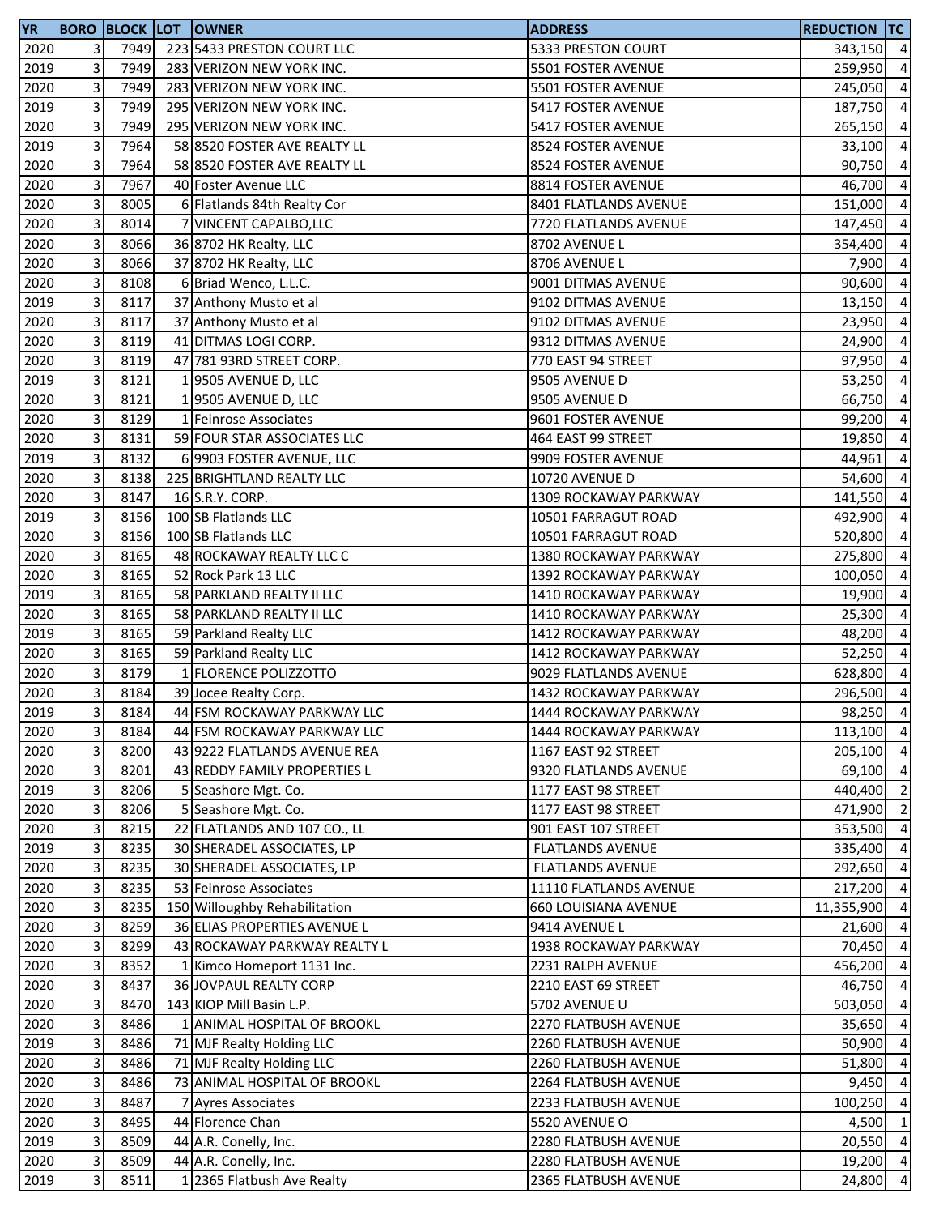| YR | BORO | BLOCK | LOT | OWNER | ADDRESS | REDUCTION | TC |
|---|---|---|---|---|---|---|---|
| 2020 | 3 | 7949 | 223 | 5433 PRESTON COURT LLC | 5333 PRESTON COURT | 343,150 | 4 |
| 2019 | 3 | 7949 | 283 | VERIZON NEW YORK INC. | 5501 FOSTER AVENUE | 259,950 | 4 |
| 2020 | 3 | 7949 | 283 | VERIZON NEW YORK INC. | 5501 FOSTER AVENUE | 245,050 | 4 |
| 2019 | 3 | 7949 | 295 | VERIZON NEW YORK INC. | 5417 FOSTER AVENUE | 187,750 | 4 |
| 2020 | 3 | 7949 | 295 | VERIZON NEW YORK INC. | 5417 FOSTER AVENUE | 265,150 | 4 |
| 2019 | 3 | 7964 | 58 | 8520 FOSTER AVE REALTY LL | 8524 FOSTER AVENUE | 33,100 | 4 |
| 2020 | 3 | 7964 | 58 | 8520 FOSTER AVE REALTY LL | 8524 FOSTER AVENUE | 90,750 | 4 |
| 2020 | 3 | 7967 | 40 | Foster Avenue LLC | 8814 FOSTER AVENUE | 46,700 | 4 |
| 2020 | 3 | 8005 | 6 | Flatlands 84th Realty Cor | 8401 FLATLANDS AVENUE | 151,000 | 4 |
| 2020 | 3 | 8014 | 7 | VINCENT CAPALBO,LLC | 7720 FLATLANDS AVENUE | 147,450 | 4 |
| 2020 | 3 | 8066 | 36 | 8702 HK Realty, LLC | 8702 AVENUE L | 354,400 | 4 |
| 2020 | 3 | 8066 | 37 | 8702 HK Realty, LLC | 8706 AVENUE L | 7,900 | 4 |
| 2020 | 3 | 8108 | 6 | Briad Wenco, L.L.C. | 9001 DITMAS AVENUE | 90,600 | 4 |
| 2019 | 3 | 8117 | 37 | Anthony Musto et al | 9102 DITMAS AVENUE | 13,150 | 4 |
| 2020 | 3 | 8117 | 37 | Anthony Musto et al | 9102 DITMAS AVENUE | 23,950 | 4 |
| 2020 | 3 | 8119 | 41 | DITMAS LOGI CORP. | 9312 DITMAS AVENUE | 24,900 | 4 |
| 2020 | 3 | 8119 | 47 | 781 93RD STREET CORP. | 770 EAST 94 STREET | 97,950 | 4 |
| 2019 | 3 | 8121 | 1 | 9505 AVENUE D, LLC | 9505 AVENUE D | 53,250 | 4 |
| 2020 | 3 | 8121 | 1 | 9505 AVENUE D, LLC | 9505 AVENUE D | 66,750 | 4 |
| 2020 | 3 | 8129 | 1 | Feinrose Associates | 9601 FOSTER AVENUE | 99,200 | 4 |
| 2020 | 3 | 8131 | 59 | FOUR STAR ASSOCIATES LLC | 464 EAST 99 STREET | 19,850 | 4 |
| 2019 | 3 | 8132 | 6 | 9903 FOSTER AVENUE, LLC | 9909 FOSTER AVENUE | 44,961 | 4 |
| 2020 | 3 | 8138 | 225 | BRIGHTLAND REALTY LLC | 10720 AVENUE D | 54,600 | 4 |
| 2020 | 3 | 8147 | 16 | S.R.Y. CORP. | 1309 ROCKAWAY PARKWAY | 141,550 | 4 |
| 2019 | 3 | 8156 | 100 | SB Flatlands LLC | 10501 FARRAGUT ROAD | 492,900 | 4 |
| 2020 | 3 | 8156 | 100 | SB Flatlands LLC | 10501 FARRAGUT ROAD | 520,800 | 4 |
| 2020 | 3 | 8165 | 48 | ROCKAWAY REALTY LLC C | 1380 ROCKAWAY PARKWAY | 275,800 | 4 |
| 2020 | 3 | 8165 | 52 | Rock Park 13 LLC | 1392 ROCKAWAY PARKWAY | 100,050 | 4 |
| 2019 | 3 | 8165 | 58 | PARKLAND REALTY II LLC | 1410 ROCKAWAY PARKWAY | 19,900 | 4 |
| 2020 | 3 | 8165 | 58 | PARKLAND REALTY II LLC | 1410 ROCKAWAY PARKWAY | 25,300 | 4 |
| 2019 | 3 | 8165 | 59 | Parkland Realty LLC | 1412 ROCKAWAY PARKWAY | 48,200 | 4 |
| 2020 | 3 | 8165 | 59 | Parkland Realty LLC | 1412 ROCKAWAY PARKWAY | 52,250 | 4 |
| 2020 | 3 | 8179 | 1 | FLORENCE POLIZZOTTO | 9029 FLATLANDS AVENUE | 628,800 | 4 |
| 2020 | 3 | 8184 | 39 | Jocee Realty Corp. | 1432 ROCKAWAY PARKWAY | 296,500 | 4 |
| 2019 | 3 | 8184 | 44 | FSM ROCKAWAY PARKWAY LLC | 1444 ROCKAWAY PARKWAY | 98,250 | 4 |
| 2020 | 3 | 8184 | 44 | FSM ROCKAWAY PARKWAY LLC | 1444 ROCKAWAY PARKWAY | 113,100 | 4 |
| 2020 | 3 | 8200 | 43 | 9222 FLATLANDS AVENUE REA | 1167 EAST 92 STREET | 205,100 | 4 |
| 2020 | 3 | 8201 | 43 | REDDY FAMILY PROPERTIES L | 9320 FLATLANDS AVENUE | 69,100 | 4 |
| 2019 | 3 | 8206 | 5 | Seashore Mgt. Co. | 1177 EAST 98 STREET | 440,400 | 2 |
| 2020 | 3 | 8206 | 5 | Seashore Mgt. Co. | 1177 EAST 98 STREET | 471,900 | 2 |
| 2020 | 3 | 8215 | 22 | FLATLANDS AND 107 CO., LL | 901 EAST 107 STREET | 353,500 | 4 |
| 2019 | 3 | 8235 | 30 | SHERADEL ASSOCIATES, LP | FLATLANDS AVENUE | 335,400 | 4 |
| 2020 | 3 | 8235 | 30 | SHERADEL ASSOCIATES, LP | FLATLANDS AVENUE | 292,650 | 4 |
| 2020 | 3 | 8235 | 53 | Feinrose Associates | 11110 FLATLANDS AVENUE | 217,200 | 4 |
| 2020 | 3 | 8235 | 150 | Willoughby Rehabilitation | 660 LOUISIANA AVENUE | 11,355,900 | 4 |
| 2020 | 3 | 8259 | 36 | ELIAS PROPERTIES AVENUE L | 9414 AVENUE L | 21,600 | 4 |
| 2020 | 3 | 8299 | 43 | ROCKAWAY PARKWAY REALTY L | 1938 ROCKAWAY PARKWAY | 70,450 | 4 |
| 2020 | 3 | 8352 | 1 | Kimco Homeport 1131 Inc. | 2231 RALPH AVENUE | 456,200 | 4 |
| 2020 | 3 | 8437 | 36 | JOVPAUL REALTY CORP | 2210 EAST 69 STREET | 46,750 | 4 |
| 2020 | 3 | 8470 | 143 | KIOP Mill Basin L.P. | 5702 AVENUE U | 503,050 | 4 |
| 2020 | 3 | 8486 | 1 | ANIMAL HOSPITAL OF BROOKL | 2270 FLATBUSH AVENUE | 35,650 | 4 |
| 2019 | 3 | 8486 | 71 | MJF Realty Holding LLC | 2260 FLATBUSH AVENUE | 50,900 | 4 |
| 2020 | 3 | 8486 | 71 | MJF Realty Holding LLC | 2260 FLATBUSH AVENUE | 51,800 | 4 |
| 2020 | 3 | 8486 | 73 | ANIMAL HOSPITAL OF BROOKL | 2264 FLATBUSH AVENUE | 9,450 | 4 |
| 2020 | 3 | 8487 | 7 | Ayres Associates | 2233 FLATBUSH AVENUE | 100,250 | 4 |
| 2020 | 3 | 8495 | 44 | Florence Chan | 5520 AVENUE O | 4,500 | 1 |
| 2019 | 3 | 8509 | 44 | A.R. Conelly, Inc. | 2280 FLATBUSH AVENUE | 20,550 | 4 |
| 2020 | 3 | 8509 | 44 | A.R. Conelly, Inc. | 2280 FLATBUSH AVENUE | 19,200 | 4 |
| 2019 | 3 | 8511 | 1 | 2365 Flatbush Ave Realty | 2365 FLATBUSH AVENUE | 24,800 | 4 |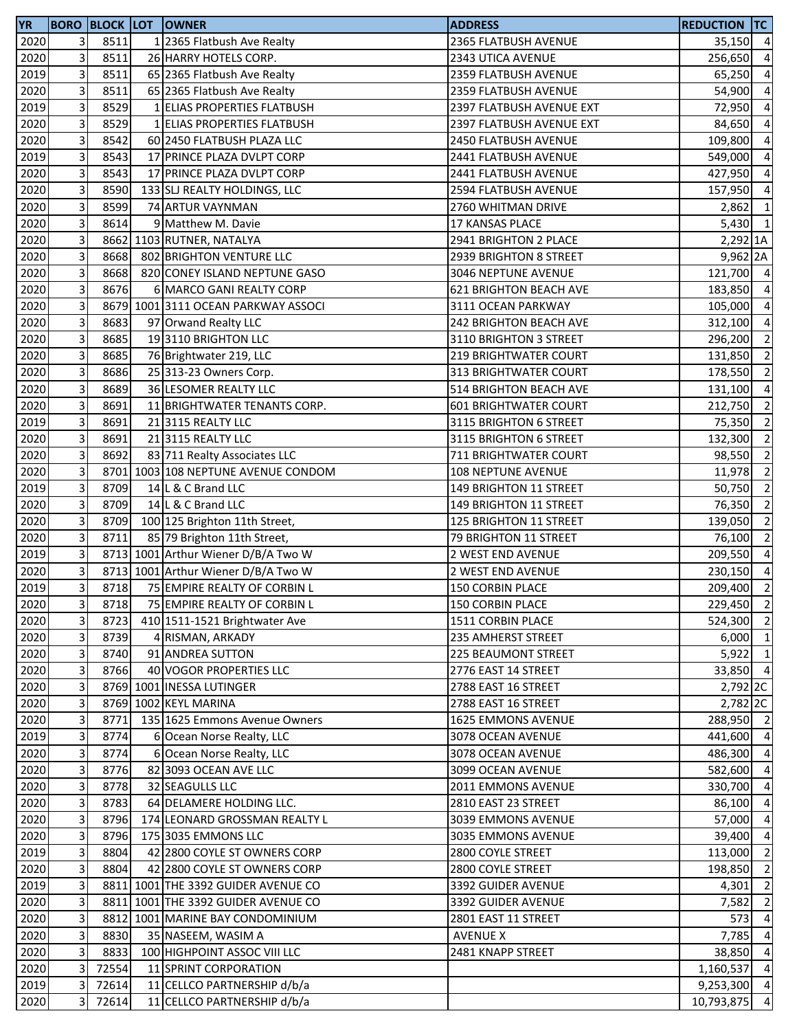| YR | BORO | BLOCK | LOT | OWNER | ADDRESS | REDUCTION | TC |
|---|---|---|---|---|---|---|---|
| 2020 | 3 | 8511 | 1 | 2365 Flatbush Ave Realty | 2365 FLATBUSH AVENUE | 35,150 | 4 |
| 2020 | 3 | 8511 | 26 | HARRY HOTELS CORP. | 2343 UTICA AVENUE | 256,650 | 4 |
| 2019 | 3 | 8511 | 65 | 2365 Flatbush Ave Realty | 2359 FLATBUSH AVENUE | 65,250 | 4 |
| 2020 | 3 | 8511 | 65 | 2365 Flatbush Ave Realty | 2359 FLATBUSH AVENUE | 54,900 | 4 |
| 2019 | 3 | 8529 | 1 | ELIAS PROPERTIES FLATBUSH | 2397 FLATBUSH AVENUE EXT | 72,950 | 4 |
| 2020 | 3 | 8529 | 1 | ELIAS PROPERTIES FLATBUSH | 2397 FLATBUSH AVENUE EXT | 84,650 | 4 |
| 2020 | 3 | 8542 | 60 | 2450 FLATBUSH PLAZA LLC | 2450 FLATBUSH AVENUE | 109,800 | 4 |
| 2019 | 3 | 8543 | 17 | PRINCE PLAZA DVLPT CORP | 2441 FLATBUSH AVENUE | 549,000 | 4 |
| 2020 | 3 | 8543 | 17 | PRINCE PLAZA DVLPT CORP | 2441 FLATBUSH AVENUE | 427,950 | 4 |
| 2020 | 3 | 8590 | 133 | SLJ REALTY HOLDINGS, LLC | 2594 FLATBUSH AVENUE | 157,950 | 4 |
| 2020 | 3 | 8599 | 74 | ARTUR VAYNMAN | 2760 WHITMAN DRIVE | 2,862 | 1 |
| 2020 | 3 | 8614 | 9 | Matthew M. Davie | 17 KANSAS PLACE | 5,430 | 1 |
| 2020 | 3 | 8662 | 1103 | RUTNER, NATALYA | 2941 BRIGHTON 2 PLACE | 2,292 | 1A |
| 2020 | 3 | 8668 | 802 | BRIGHTON VENTURE LLC | 2939 BRIGHTON 8 STREET | 9,962 | 2A |
| 2020 | 3 | 8668 | 820 | CONEY ISLAND NEPTUNE GASO | 3046 NEPTUNE AVENUE | 121,700 | 4 |
| 2020 | 3 | 8676 | 6 | MARCO GANI REALTY CORP | 621 BRIGHTON BEACH AVE | 183,850 | 4 |
| 2020 | 3 | 8679 | 1001 | 3111 OCEAN PARKWAY ASSOCI | 3111 OCEAN PARKWAY | 105,000 | 4 |
| 2020 | 3 | 8683 | 97 | Orwand Realty LLC | 242 BRIGHTON BEACH AVE | 312,100 | 4 |
| 2020 | 3 | 8685 | 19 | 3110 BRIGHTON LLC | 3110 BRIGHTON 3 STREET | 296,200 | 2 |
| 2020 | 3 | 8685 | 76 | Brightwater 219, LLC | 219 BRIGHTWATER COURT | 131,850 | 2 |
| 2020 | 3 | 8686 | 25 | 313-23 Owners Corp. | 313 BRIGHTWATER COURT | 178,550 | 2 |
| 2020 | 3 | 8689 | 36 | LESOMER REALTY LLC | 514 BRIGHTON BEACH AVE | 131,100 | 4 |
| 2020 | 3 | 8691 | 11 | BRIGHTWATER TENANTS CORP. | 601 BRIGHTWATER COURT | 212,750 | 2 |
| 2019 | 3 | 8691 | 21 | 3115 REALTY LLC | 3115 BRIGHTON 6 STREET | 75,350 | 2 |
| 2020 | 3 | 8691 | 21 | 3115 REALTY LLC | 3115 BRIGHTON 6 STREET | 132,300 | 2 |
| 2020 | 3 | 8692 | 83 | 711 Realty Associates LLC | 711 BRIGHTWATER COURT | 98,550 | 2 |
| 2020 | 3 | 8701 | 1003 | 108 NEPTUNE AVENUE CONDOM | 108 NEPTUNE AVENUE | 11,978 | 2 |
| 2019 | 3 | 8709 | 14 | L & C Brand LLC | 149 BRIGHTON 11 STREET | 50,750 | 2 |
| 2020 | 3 | 8709 | 14 | L & C Brand LLC | 149 BRIGHTON 11 STREET | 76,350 | 2 |
| 2020 | 3 | 8709 | 100 | 125 Brighton 11th Street, | 125 BRIGHTON 11 STREET | 139,050 | 2 |
| 2020 | 3 | 8711 | 85 | 79 Brighton 11th Street, | 79 BRIGHTON 11 STREET | 76,100 | 2 |
| 2019 | 3 | 8713 | 1001 | Arthur Wiener D/B/A Two W | 2 WEST END AVENUE | 209,550 | 4 |
| 2020 | 3 | 8713 | 1001 | Arthur Wiener D/B/A Two W | 2 WEST END AVENUE | 230,150 | 4 |
| 2019 | 3 | 8718 | 75 | EMPIRE REALTY OF CORBIN L | 150 CORBIN PLACE | 209,400 | 2 |
| 2020 | 3 | 8718 | 75 | EMPIRE REALTY OF CORBIN L | 150 CORBIN PLACE | 229,450 | 2 |
| 2020 | 3 | 8723 | 410 | 1511-1521 Brightwater Ave | 1511 CORBIN PLACE | 524,300 | 2 |
| 2020 | 3 | 8739 | 4 | RISMAN, ARKADY | 235 AMHERST STREET | 6,000 | 1 |
| 2020 | 3 | 8740 | 91 | ANDREA SUTTON | 225 BEAUMONT STREET | 5,922 | 1 |
| 2020 | 3 | 8766 | 40 | VOGOR PROPERTIES LLC | 2776 EAST 14 STREET | 33,850 | 4 |
| 2020 | 3 | 8769 | 1001 | INESSA LUTINGER | 2788 EAST 16 STREET | 2,792 | 2C |
| 2020 | 3 | 8769 | 1002 | KEYL MARINA | 2788 EAST 16 STREET | 2,782 | 2C |
| 2020 | 3 | 8771 | 135 | 1625 Emmons Avenue Owners | 1625 EMMONS AVENUE | 288,950 | 2 |
| 2019 | 3 | 8774 | 6 | Ocean Norse Realty, LLC | 3078 OCEAN AVENUE | 441,600 | 4 |
| 2020 | 3 | 8774 | 6 | Ocean Norse Realty, LLC | 3078 OCEAN AVENUE | 486,300 | 4 |
| 2020 | 3 | 8776 | 82 | 3093 OCEAN AVE LLC | 3099 OCEAN AVENUE | 582,600 | 4 |
| 2020 | 3 | 8778 | 32 | SEAGULLS LLC | 2011 EMMONS AVENUE | 330,700 | 4 |
| 2020 | 3 | 8783 | 64 | DELAMERE HOLDING LLC. | 2810 EAST 23 STREET | 86,100 | 4 |
| 2020 | 3 | 8796 | 174 | LEONARD GROSSMAN REALTY L | 3039 EMMONS AVENUE | 57,000 | 4 |
| 2020 | 3 | 8796 | 175 | 3035 EMMONS LLC | 3035 EMMONS AVENUE | 39,400 | 4 |
| 2019 | 3 | 8804 | 42 | 2800 COYLE ST OWNERS CORP | 2800 COYLE STREET | 113,000 | 2 |
| 2020 | 3 | 8804 | 42 | 2800 COYLE ST OWNERS CORP | 2800 COYLE STREET | 198,850 | 2 |
| 2019 | 3 | 8811 | 1001 | THE 3392 GUIDER AVENUE CO | 3392 GUIDER AVENUE | 4,301 | 2 |
| 2020 | 3 | 8811 | 1001 | THE 3392 GUIDER AVENUE CO | 3392 GUIDER AVENUE | 7,582 | 2 |
| 2020 | 3 | 8812 | 1001 | MARINE BAY CONDOMINIUM | 2801 EAST 11 STREET | 573 | 4 |
| 2020 | 3 | 8830 | 35 | NASEEM, WASIM A | AVENUE X | 7,785 | 4 |
| 2020 | 3 | 8833 | 100 | HIGHPOINT ASSOC VIII LLC | 2481 KNAPP STREET | 38,850 | 4 |
| 2020 | 3 | 72554 | 11 | SPRINT CORPORATION | | 1,160,537 | 4 |
| 2019 | 3 | 72614 | 11 | CELLCO PARTNERSHIP d/b/a | | 9,253,300 | 4 |
| 2020 | 3 | 72614 | 11 | CELLCO PARTNERSHIP d/b/a | | 10,793,875 | 4 |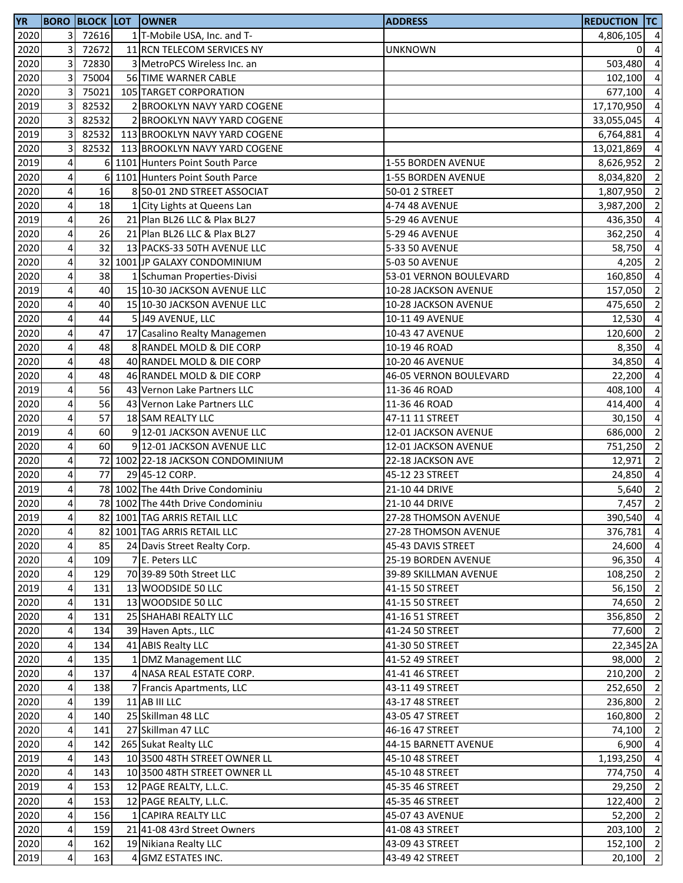| YR | BORO | BLOCK | LOT | OWNER | ADDRESS | REDUCTION | TC |
|---|---|---|---|---|---|---|---|
| 2020 | 3 | 72616 | 1 | T-Mobile USA, Inc. and T- | | 4,806,105 | 4 |
| 2020 | 3 | 72672 | 11 | RCN TELECOM SERVICES NY | UNKNOWN | 0 | 4 |
| 2020 | 3 | 72830 | 3 | MetroPCS Wireless Inc. an | | 503,480 | 4 |
| 2020 | 3 | 75004 | 56 | TIME WARNER CABLE | | 102,100 | 4 |
| 2020 | 3 | 75021 | 105 | TARGET CORPORATION | | 677,100 | 4 |
| 2019 | 3 | 82532 | 2 | BROOKLYN NAVY YARD COGENE | | 17,170,950 | 4 |
| 2020 | 3 | 82532 | 2 | BROOKLYN NAVY YARD COGENE | | 33,055,045 | 4 |
| 2019 | 3 | 82532 | 113 | BROOKLYN NAVY YARD COGENE | | 6,764,881 | 4 |
| 2020 | 3 | 82532 | 113 | BROOKLYN NAVY YARD COGENE | | 13,021,869 | 4 |
| 2019 | 4 | 6 | 1101 | Hunters Point South Parce | 1-55 BORDEN AVENUE | 8,626,952 | 2 |
| 2020 | 4 | 6 | 1101 | Hunters Point South Parce | 1-55 BORDEN AVENUE | 8,034,820 | 2 |
| 2020 | 4 | 16 | 8 | 50-01 2ND STREET ASSOCIAT | 50-01 2 STREET | 1,807,950 | 2 |
| 2020 | 4 | 18 | 1 | City Lights at Queens Lan | 4-74 48 AVENUE | 3,987,200 | 2 |
| 2019 | 4 | 26 | 21 | Plan BL26 LLC & Plax BL27 | 5-29 46 AVENUE | 436,350 | 4 |
| 2020 | 4 | 26 | 21 | Plan BL26 LLC & Plax BL27 | 5-29 46 AVENUE | 362,250 | 4 |
| 2020 | 4 | 32 | 13 | PACKS-33 50TH AVENUE LLC | 5-33 50 AVENUE | 58,750 | 4 |
| 2020 | 4 | 32 | 1001 | JP GALAXY CONDOMINIUM | 5-03 50 AVENUE | 4,205 | 2 |
| 2020 | 4 | 38 | 1 | Schuman Properties-Divisi | 53-01 VERNON BOULEVARD | 160,850 | 4 |
| 2019 | 4 | 40 | 15 | 10-30 JACKSON AVENUE LLC | 10-28 JACKSON AVENUE | 157,050 | 2 |
| 2020 | 4 | 40 | 15 | 10-30 JACKSON AVENUE LLC | 10-28 JACKSON AVENUE | 475,650 | 2 |
| 2020 | 4 | 44 | 5 | J49 AVENUE, LLC | 10-11 49 AVENUE | 12,530 | 4 |
| 2020 | 4 | 47 | 17 | Casalino Realty Managemen | 10-43 47 AVENUE | 120,600 | 2 |
| 2020 | 4 | 48 | 8 | RANDEL MOLD & DIE CORP | 10-19 46 ROAD | 8,350 | 4 |
| 2020 | 4 | 48 | 40 | RANDEL MOLD & DIE CORP | 10-20 46 AVENUE | 34,850 | 4 |
| 2020 | 4 | 48 | 46 | RANDEL MOLD & DIE CORP | 46-05 VERNON BOULEVARD | 22,200 | 4 |
| 2019 | 4 | 56 | 43 | Vernon Lake Partners LLC | 11-36 46 ROAD | 408,100 | 4 |
| 2020 | 4 | 56 | 43 | Vernon Lake Partners LLC | 11-36 46 ROAD | 414,400 | 4 |
| 2020 | 4 | 57 | 18 | SAM REALTY LLC | 47-11 11 STREET | 30,150 | 4 |
| 2019 | 4 | 60 | 9 | 12-01 JACKSON AVENUE LLC | 12-01 JACKSON AVENUE | 686,000 | 2 |
| 2020 | 4 | 60 | 9 | 12-01 JACKSON AVENUE LLC | 12-01 JACKSON AVENUE | 751,250 | 2 |
| 2020 | 4 | 72 | 1002 | 22-18 JACKSON CONDOMINIUM | 22-18 JACKSON AVE | 12,971 | 2 |
| 2020 | 4 | 77 | 29 | 45-12 CORP. | 45-12 23 STREET | 24,850 | 4 |
| 2019 | 4 | 78 | 1002 | The 44th Drive Condominiu | 21-10 44 DRIVE | 5,640 | 2 |
| 2020 | 4 | 78 | 1002 | The 44th Drive Condominiu | 21-10 44 DRIVE | 7,457 | 2 |
| 2019 | 4 | 82 | 1001 | TAG ARRIS RETAIL LLC | 27-28 THOMSON AVENUE | 390,540 | 4 |
| 2020 | 4 | 82 | 1001 | TAG ARRIS RETAIL LLC | 27-28 THOMSON AVENUE | 376,781 | 4 |
| 2020 | 4 | 85 | 24 | Davis Street Realty Corp. | 45-43 DAVIS STREET | 24,600 | 4 |
| 2020 | 4 | 109 | 7 | E. Peters LLC | 25-19 BORDEN AVENUE | 96,350 | 4 |
| 2020 | 4 | 129 | 70 | 39-89 50th Street LLC | 39-89 SKILLMAN AVENUE | 108,250 | 2 |
| 2019 | 4 | 131 | 13 | WOODSIDE 50 LLC | 41-15 50 STREET | 56,150 | 2 |
| 2020 | 4 | 131 | 13 | WOODSIDE 50 LLC | 41-15 50 STREET | 74,650 | 2 |
| 2020 | 4 | 131 | 25 | SHAHABI REALTY LLC | 41-16 51 STREET | 356,850 | 2 |
| 2020 | 4 | 134 | 39 | Haven Apts., LLC | 41-24 50 STREET | 77,600 | 2 |
| 2020 | 4 | 134 | 41 | ABIS Realty LLC | 41-30 50 STREET | 22,345 | 2A |
| 2020 | 4 | 135 | 1 | DMZ Management LLC | 41-52 49 STREET | 98,000 | 2 |
| 2020 | 4 | 137 | 4 | NASA REAL ESTATE CORP. | 41-41 46 STREET | 210,200 | 2 |
| 2020 | 4 | 138 | 7 | Francis Apartments, LLC | 43-11 49 STREET | 252,650 | 2 |
| 2020 | 4 | 139 | 11 | AB III LLC | 43-17 48 STREET | 236,800 | 2 |
| 2020 | 4 | 140 | 25 | Skillman 48 LLC | 43-05 47 STREET | 160,800 | 2 |
| 2020 | 4 | 141 | 27 | Skillman 47 LLC | 46-16 47 STREET | 74,100 | 2 |
| 2020 | 4 | 142 | 265 | Sukat Realty LLC | 44-15 BARNETT AVENUE | 6,900 | 4 |
| 2019 | 4 | 143 | 10 | 3500 48TH STREET OWNER LL | 45-10 48 STREET | 1,193,250 | 4 |
| 2020 | 4 | 143 | 10 | 3500 48TH STREET OWNER LL | 45-10 48 STREET | 774,750 | 4 |
| 2019 | 4 | 153 | 12 | PAGE REALTY, L.L.C. | 45-35 46 STREET | 29,250 | 2 |
| 2020 | 4 | 153 | 12 | PAGE REALTY, L.L.C. | 45-35 46 STREET | 122,400 | 2 |
| 2020 | 4 | 156 | 1 | CAPIRA REALTY LLC | 45-07 43 AVENUE | 52,200 | 2 |
| 2020 | 4 | 159 | 21 | 41-08 43rd Street Owners | 41-08 43 STREET | 203,100 | 2 |
| 2020 | 4 | 162 | 19 | Nikiana Realty LLC | 43-09 43 STREET | 152,100 | 2 |
| 2019 | 4 | 163 | 4 | GMZ ESTATES INC. | 43-49 42 STREET | 20,100 | 2 |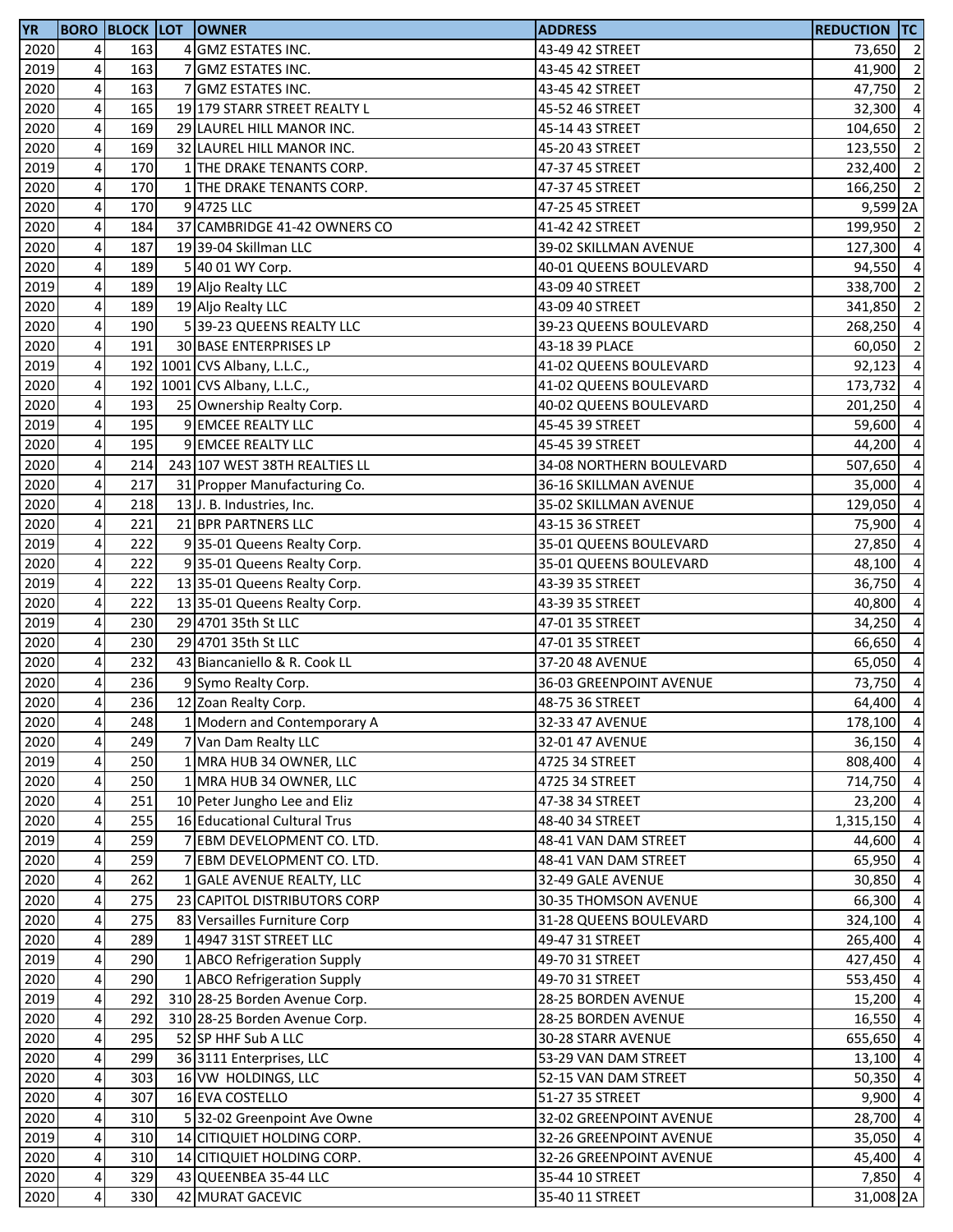| YR | BORO | BLOCK | LOT | OWNER | ADDRESS | REDUCTION | TC |
|---|---|---|---|---|---|---|---|
| 2020 | 4 | 163 | 4 | GMZ ESTATES INC. | 43-49 42 STREET | 73,650 | 2 |
| 2019 | 4 | 163 | 7 | GMZ ESTATES INC. | 43-45 42 STREET | 41,900 | 2 |
| 2020 | 4 | 163 | 7 | GMZ ESTATES INC. | 43-45 42 STREET | 47,750 | 2 |
| 2020 | 4 | 165 | 19 | 179 STARR STREET REALTY L | 45-52 46 STREET | 32,300 | 4 |
| 2020 | 4 | 169 | 29 | LAUREL HILL MANOR INC. | 45-14 43 STREET | 104,650 | 2 |
| 2020 | 4 | 169 | 32 | LAUREL HILL MANOR INC. | 45-20 43 STREET | 123,550 | 2 |
| 2019 | 4 | 170 | 1 | THE DRAKE TENANTS CORP. | 47-37 45 STREET | 232,400 | 2 |
| 2020 | 4 | 170 | 1 | THE DRAKE TENANTS CORP. | 47-37 45 STREET | 166,250 | 2 |
| 2020 | 4 | 170 | 9 | 4725 LLC | 47-25 45 STREET | 9,599 | 2A |
| 2020 | 4 | 184 | 37 | CAMBRIDGE 41-42 OWNERS CO | 41-42 42 STREET | 199,950 | 2 |
| 2020 | 4 | 187 | 19 | 39-04 Skillman LLC | 39-02 SKILLMAN AVENUE | 127,300 | 4 |
| 2020 | 4 | 189 | 5 | 40 01 WY Corp. | 40-01 QUEENS BOULEVARD | 94,550 | 4 |
| 2019 | 4 | 189 | 19 | Aljo Realty LLC | 43-09 40 STREET | 338,700 | 2 |
| 2020 | 4 | 189 | 19 | Aljo Realty LLC | 43-09 40 STREET | 341,850 | 2 |
| 2020 | 4 | 190 | 5 | 39-23 QUEENS REALTY LLC | 39-23 QUEENS BOULEVARD | 268,250 | 4 |
| 2020 | 4 | 191 | 30 | BASE ENTERPRISES LP | 43-18 39 PLACE | 60,050 | 2 |
| 2019 | 4 | 192 | 1001 | CVS Albany, L.L.C., | 41-02 QUEENS BOULEVARD | 92,123 | 4 |
| 2020 | 4 | 192 | 1001 | CVS Albany, L.L.C., | 41-02 QUEENS BOULEVARD | 173,732 | 4 |
| 2020 | 4 | 193 | 25 | Ownership Realty Corp. | 40-02 QUEENS BOULEVARD | 201,250 | 4 |
| 2019 | 4 | 195 | 9 | EMCEE REALTY LLC | 45-45 39 STREET | 59,600 | 4 |
| 2020 | 4 | 195 | 9 | EMCEE REALTY LLC | 45-45 39 STREET | 44,200 | 4 |
| 2020 | 4 | 214 | 243 | 107 WEST 38TH REALTIES LL | 34-08 NORTHERN BOULEVARD | 507,650 | 4 |
| 2020 | 4 | 217 | 31 | Propper Manufacturing Co. | 36-16 SKILLMAN AVENUE | 35,000 | 4 |
| 2020 | 4 | 218 | 13 | J. B. Industries, Inc. | 35-02 SKILLMAN AVENUE | 129,050 | 4 |
| 2020 | 4 | 221 | 21 | BPR PARTNERS LLC | 43-15 36 STREET | 75,900 | 4 |
| 2019 | 4 | 222 | 9 | 35-01 Queens Realty Corp. | 35-01 QUEENS BOULEVARD | 27,850 | 4 |
| 2020 | 4 | 222 | 9 | 35-01 Queens Realty Corp. | 35-01 QUEENS BOULEVARD | 48,100 | 4 |
| 2019 | 4 | 222 | 13 | 35-01 Queens Realty Corp. | 43-39 35 STREET | 36,750 | 4 |
| 2020 | 4 | 222 | 13 | 35-01 Queens Realty Corp. | 43-39 35 STREET | 40,800 | 4 |
| 2019 | 4 | 230 | 29 | 4701 35th St LLC | 47-01 35 STREET | 34,250 | 4 |
| 2020 | 4 | 230 | 29 | 4701 35th St LLC | 47-01 35 STREET | 66,650 | 4 |
| 2020 | 4 | 232 | 43 | Biancaniello & R. Cook LL | 37-20 48 AVENUE | 65,050 | 4 |
| 2020 | 4 | 236 | 9 | Symo Realty Corp. | 36-03 GREENPOINT AVENUE | 73,750 | 4 |
| 2020 | 4 | 236 | 12 | Zoan Realty Corp. | 48-75 36 STREET | 64,400 | 4 |
| 2020 | 4 | 248 | 1 | Modern and Contemporary A | 32-33 47 AVENUE | 178,100 | 4 |
| 2020 | 4 | 249 | 7 | Van Dam Realty LLC | 32-01 47 AVENUE | 36,150 | 4 |
| 2019 | 4 | 250 | 1 | MRA HUB 34 OWNER, LLC | 4725 34 STREET | 808,400 | 4 |
| 2020 | 4 | 250 | 1 | MRA HUB 34 OWNER, LLC | 4725 34 STREET | 714,750 | 4 |
| 2020 | 4 | 251 | 10 | Peter Jungho Lee and Eliz | 47-38 34 STREET | 23,200 | 4 |
| 2020 | 4 | 255 | 16 | Educational Cultural Trus | 48-40 34 STREET | 1,315,150 | 4 |
| 2019 | 4 | 259 | 7 | EBM DEVELOPMENT CO. LTD. | 48-41 VAN DAM STREET | 44,600 | 4 |
| 2020 | 4 | 259 | 7 | EBM DEVELOPMENT CO. LTD. | 48-41 VAN DAM STREET | 65,950 | 4 |
| 2020 | 4 | 262 | 1 | GALE AVENUE REALTY, LLC | 32-49 GALE AVENUE | 30,850 | 4 |
| 2020 | 4 | 275 | 23 | CAPITOL DISTRIBUTORS CORP | 30-35 THOMSON AVENUE | 66,300 | 4 |
| 2020 | 4 | 275 | 83 | Versailles Furniture Corp | 31-28 QUEENS BOULEVARD | 324,100 | 4 |
| 2020 | 4 | 289 | 1 | 4947 31ST STREET LLC | 49-47 31 STREET | 265,400 | 4 |
| 2019 | 4 | 290 | 1 | ABCO Refrigeration Supply | 49-70 31 STREET | 427,450 | 4 |
| 2020 | 4 | 290 | 1 | ABCO Refrigeration Supply | 49-70 31 STREET | 553,450 | 4 |
| 2019 | 4 | 292 | 310 | 28-25 Borden Avenue Corp. | 28-25 BORDEN AVENUE | 15,200 | 4 |
| 2020 | 4 | 292 | 310 | 28-25 Borden Avenue Corp. | 28-25 BORDEN AVENUE | 16,550 | 4 |
| 2020 | 4 | 295 | 52 | SP HHF Sub A LLC | 30-28 STARR AVENUE | 655,650 | 4 |
| 2020 | 4 | 299 | 36 | 3111 Enterprises, LLC | 53-29 VAN DAM STREET | 13,100 | 4 |
| 2020 | 4 | 303 | 16 | VW HOLDINGS, LLC | 52-15 VAN DAM STREET | 50,350 | 4 |
| 2020 | 4 | 307 | 16 | EVA COSTELLO | 51-27 35 STREET | 9,900 | 4 |
| 2020 | 4 | 310 | 5 | 32-02 Greenpoint Ave Owne | 32-02 GREENPOINT AVENUE | 28,700 | 4 |
| 2019 | 4 | 310 | 14 | CITIQUIET HOLDING CORP. | 32-26 GREENPOINT AVENUE | 35,050 | 4 |
| 2020 | 4 | 310 | 14 | CITIQUIET HOLDING CORP. | 32-26 GREENPOINT AVENUE | 45,400 | 4 |
| 2020 | 4 | 329 | 43 | QUEENBEA 35-44 LLC | 35-44 10 STREET | 7,850 | 4 |
| 2020 | 4 | 330 | 42 | MURAT GACEVIC | 35-40 11 STREET | 31,008 | 2A |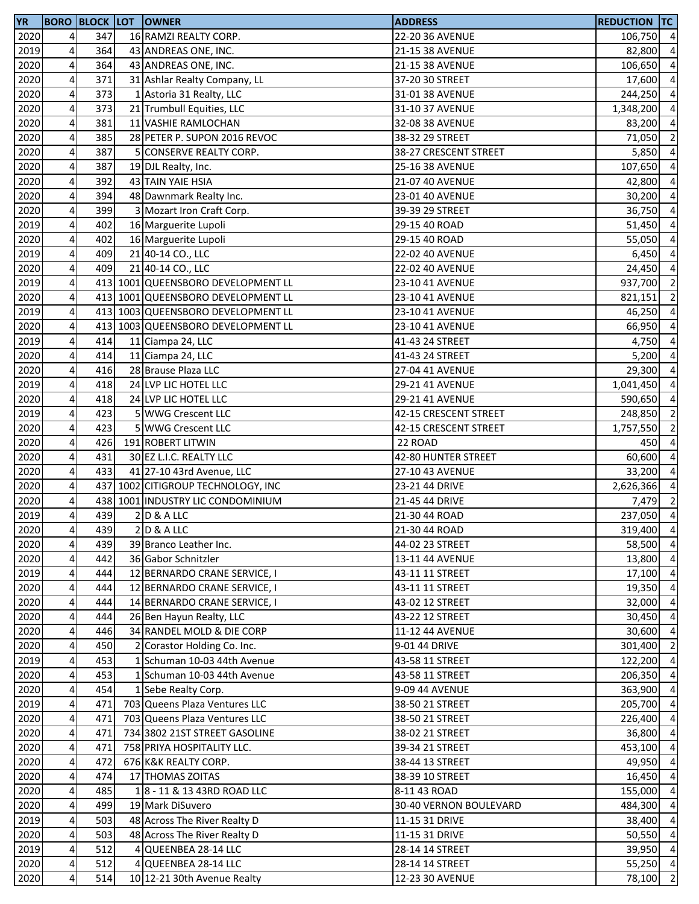| YR | BORO | BLOCK | LOT | OWNER | ADDRESS | REDUCTION | TC |
|---|---|---|---|---|---|---|---|
| 2020 | 4 | 347 | 16 | RAMZI REALTY CORP. | 22-20 36 AVENUE | 106,750 | 4 |
| 2019 | 4 | 364 | 43 | ANDREAS ONE, INC. | 21-15 38 AVENUE | 82,800 | 4 |
| 2020 | 4 | 364 | 43 | ANDREAS ONE, INC. | 21-15 38 AVENUE | 106,650 | 4 |
| 2020 | 4 | 371 | 31 | Ashlar Realty Company, LL | 37-20 30 STREET | 17,600 | 4 |
| 2020 | 4 | 373 | 1 | Astoria 31 Realty, LLC | 31-01 38 AVENUE | 244,250 | 4 |
| 2020 | 4 | 373 | 21 | Trumbull Equities, LLC | 31-10 37 AVENUE | 1,348,200 | 4 |
| 2020 | 4 | 381 | 11 | VASHIE RAMLOCHAN | 32-08 38 AVENUE | 83,200 | 4 |
| 2020 | 4 | 385 | 28 | PETER P. SUPON 2016 REVOC | 38-32 29 STREET | 71,050 | 2 |
| 2020 | 4 | 387 | 5 | CONSERVE REALTY CORP. | 38-27 CRESCENT STREET | 5,850 | 4 |
| 2020 | 4 | 387 | 19 | DJL Realty, Inc. | 25-16 38 AVENUE | 107,650 | 4 |
| 2020 | 4 | 392 | 43 | TAIN YAIE HSIA | 21-07 40 AVENUE | 42,800 | 4 |
| 2020 | 4 | 394 | 48 | Dawnmark Realty Inc. | 23-01 40 AVENUE | 30,200 | 4 |
| 2020 | 4 | 399 | 3 | Mozart Iron Craft Corp. | 39-39 29 STREET | 36,750 | 4 |
| 2019 | 4 | 402 | 16 | Marguerite Lupoli | 29-15 40 ROAD | 51,450 | 4 |
| 2020 | 4 | 402 | 16 | Marguerite Lupoli | 29-15 40 ROAD | 55,050 | 4 |
| 2019 | 4 | 409 | 21 | 40-14 CO., LLC | 22-02 40 AVENUE | 6,450 | 4 |
| 2020 | 4 | 409 | 21 | 40-14 CO., LLC | 22-02 40 AVENUE | 24,450 | 4 |
| 2019 | 4 | 413 | 1001 | QUEENSBORO DEVELOPMENT LL | 23-10 41 AVENUE | 937,700 | 2 |
| 2020 | 4 | 413 | 1001 | QUEENSBORO DEVELOPMENT LL | 23-10 41 AVENUE | 821,151 | 2 |
| 2019 | 4 | 413 | 1003 | QUEENSBORO DEVELOPMENT LL | 23-10 41 AVENUE | 46,250 | 4 |
| 2020 | 4 | 413 | 1003 | QUEENSBORO DEVELOPMENT LL | 23-10 41 AVENUE | 66,950 | 4 |
| 2019 | 4 | 414 | 11 | Ciampa 24, LLC | 41-43 24 STREET | 4,750 | 4 |
| 2020 | 4 | 414 | 11 | Ciampa 24, LLC | 41-43 24 STREET | 5,200 | 4 |
| 2020 | 4 | 416 | 28 | Brause Plaza LLC | 27-04 41 AVENUE | 29,300 | 4 |
| 2019 | 4 | 418 | 24 | LVP LIC HOTEL LLC | 29-21 41 AVENUE | 1,041,450 | 4 |
| 2020 | 4 | 418 | 24 | LVP LIC HOTEL LLC | 29-21 41 AVENUE | 590,650 | 4 |
| 2019 | 4 | 423 | 5 | WWG Crescent LLC | 42-15 CRESCENT STREET | 248,850 | 2 |
| 2020 | 4 | 423 | 5 | WWG Crescent LLC | 42-15 CRESCENT STREET | 1,757,550 | 2 |
| 2020 | 4 | 426 | 191 | ROBERT LITWIN | 22 ROAD | 450 | 4 |
| 2020 | 4 | 431 | 30 | EZ L.I.C. REALTY LLC | 42-80 HUNTER STREET | 60,600 | 4 |
| 2020 | 4 | 433 | 41 | 27-10 43rd Avenue, LLC | 27-10 43 AVENUE | 33,200 | 4 |
| 2020 | 4 | 437 | 1002 | CITIGROUP TECHNOLOGY, INC | 23-21 44 DRIVE | 2,626,366 | 4 |
| 2020 | 4 | 438 | 1001 | INDUSTRY LIC CONDOMINIUM | 21-45 44 DRIVE | 7,479 | 2 |
| 2019 | 4 | 439 | 2 | D & A LLC | 21-30 44 ROAD | 237,050 | 4 |
| 2020 | 4 | 439 | 2 | D & A LLC | 21-30 44 ROAD | 319,400 | 4 |
| 2020 | 4 | 439 | 39 | Branco Leather Inc. | 44-02 23 STREET | 58,500 | 4 |
| 2020 | 4 | 442 | 36 | Gabor Schnitzler | 13-11 44 AVENUE | 13,800 | 4 |
| 2019 | 4 | 444 | 12 | BERNARDO CRANE SERVICE, I | 43-11 11 STREET | 17,100 | 4 |
| 2020 | 4 | 444 | 12 | BERNARDO CRANE SERVICE, I | 43-11 11 STREET | 19,350 | 4 |
| 2020 | 4 | 444 | 14 | BERNARDO CRANE SERVICE, I | 43-02 12 STREET | 32,000 | 4 |
| 2020 | 4 | 444 | 26 | Ben Hayun Realty, LLC | 43-22 12 STREET | 30,450 | 4 |
| 2020 | 4 | 446 | 34 | RANDEL MOLD & DIE CORP | 11-12 44 AVENUE | 30,600 | 4 |
| 2020 | 4 | 450 | 2 | Corastor Holding Co. Inc. | 9-01 44 DRIVE | 301,400 | 2 |
| 2019 | 4 | 453 | 1 | Schuman 10-03 44th Avenue | 43-58 11 STREET | 122,200 | 4 |
| 2020 | 4 | 453 | 1 | Schuman 10-03 44th Avenue | 43-58 11 STREET | 206,350 | 4 |
| 2020 | 4 | 454 | 1 | Sebe Realty Corp. | 9-09 44 AVENUE | 363,900 | 4 |
| 2019 | 4 | 471 | 703 | Queens Plaza Ventures LLC | 38-50 21 STREET | 205,700 | 4 |
| 2020 | 4 | 471 | 703 | Queens Plaza Ventures LLC | 38-50 21 STREET | 226,400 | 4 |
| 2020 | 4 | 471 | 734 | 3802 21ST STREET GASOLINE | 38-02 21 STREET | 36,800 | 4 |
| 2020 | 4 | 471 | 758 | PRIYA HOSPITALITY LLC. | 39-34 21 STREET | 453,100 | 4 |
| 2020 | 4 | 472 | 676 | K&K REALTY CORP. | 38-44 13 STREET | 49,950 | 4 |
| 2020 | 4 | 474 | 17 | THOMAS ZOITAS | 38-39 10 STREET | 16,450 | 4 |
| 2020 | 4 | 485 | 1 | 8 - 11 & 13 43RD ROAD LLC | 8-11 43 ROAD | 155,000 | 4 |
| 2020 | 4 | 499 | 19 | Mark DiSuvero | 30-40 VERNON BOULEVARD | 484,300 | 4 |
| 2019 | 4 | 503 | 48 | Across The River Realty D | 11-15 31 DRIVE | 38,400 | 4 |
| 2020 | 4 | 503 | 48 | Across The River Realty D | 11-15 31 DRIVE | 50,550 | 4 |
| 2019 | 4 | 512 | 4 | QUEENBEA 28-14 LLC | 28-14 14 STREET | 39,950 | 4 |
| 2020 | 4 | 512 | 4 | QUEENBEA 28-14 LLC | 28-14 14 STREET | 55,250 | 4 |
| 2020 | 4 | 514 | 10 | 12-21 30th Avenue Realty | 12-23 30 AVENUE | 78,100 | 2 |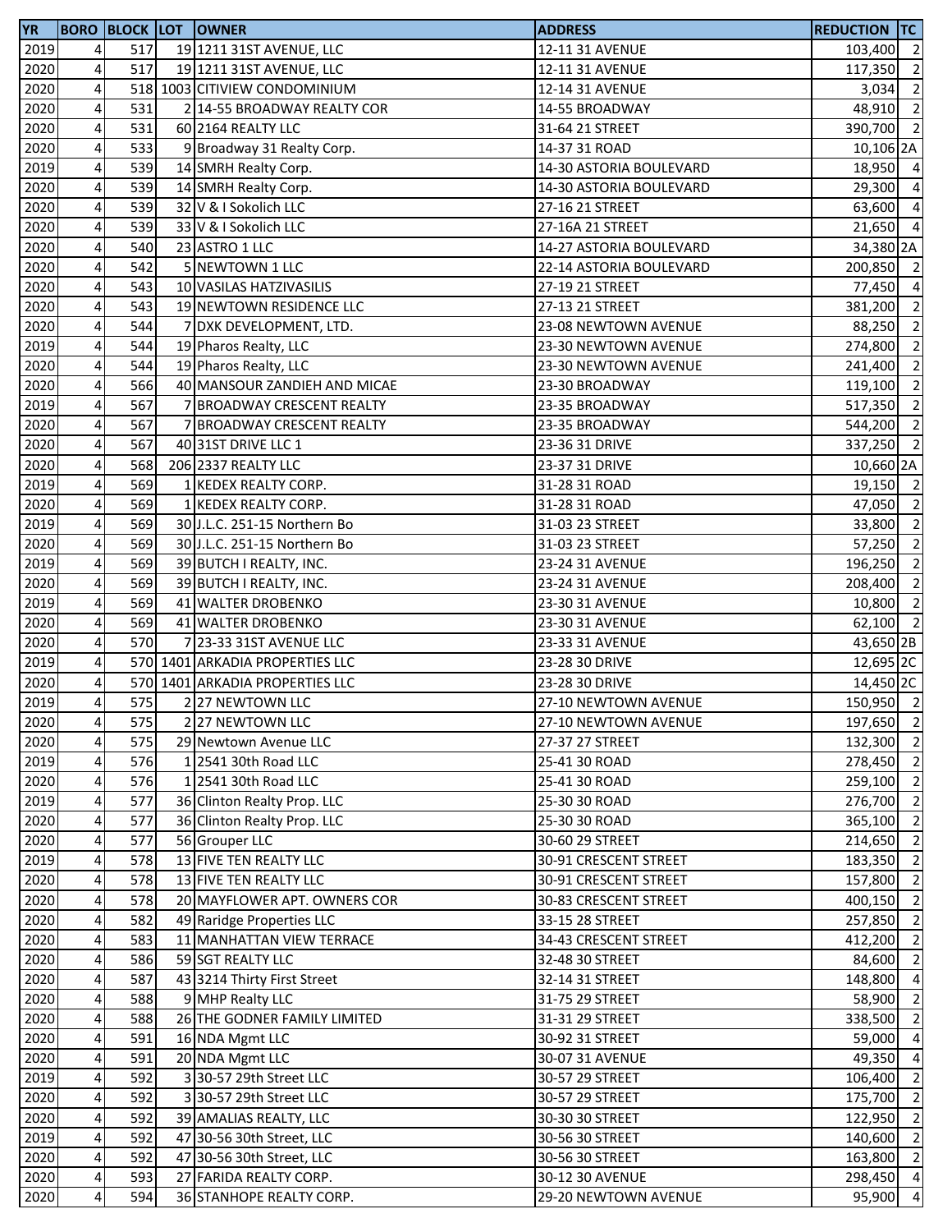| YR | BORO | BLOCK | LOT | OWNER | ADDRESS | REDUCTION | TC |
|---|---|---|---|---|---|---|---|
| 2019 | 4 | 517 | 19 | 1211 31ST AVENUE, LLC | 12-11 31 AVENUE | 103,400 | 2 |
| 2020 | 4 | 517 | 19 | 1211 31ST AVENUE, LLC | 12-11 31 AVENUE | 117,350 | 2 |
| 2020 | 4 | 518 | 1003 | CITIVIEW CONDOMINIUM | 12-14 31 AVENUE | 3,034 | 2 |
| 2020 | 4 | 531 | 2 | 14-55 BROADWAY REALTY COR | 14-55 BROADWAY | 48,910 | 2 |
| 2020 | 4 | 531 | 60 | 2164 REALTY LLC | 31-64 21 STREET | 390,700 | 2 |
| 2020 | 4 | 533 | 9 | Broadway 31 Realty Corp. | 14-37 31 ROAD | 10,106 | 2A |
| 2019 | 4 | 539 | 14 | SMRH Realty Corp. | 14-30 ASTORIA BOULEVARD | 18,950 | 4 |
| 2020 | 4 | 539 | 14 | SMRH Realty Corp. | 14-30 ASTORIA BOULEVARD | 29,300 | 4 |
| 2020 | 4 | 539 | 32 | V & I Sokolich LLC | 27-16 21 STREET | 63,600 | 4 |
| 2020 | 4 | 539 | 33 | V & I Sokolich LLC | 27-16A 21 STREET | 21,650 | 4 |
| 2020 | 4 | 540 | 23 | ASTRO 1 LLC | 14-27 ASTORIA BOULEVARD | 34,380 | 2A |
| 2020 | 4 | 542 | 5 | NEWTOWN 1 LLC | 22-14 ASTORIA BOULEVARD | 200,850 | 2 |
| 2020 | 4 | 543 | 10 | VASILAS HATZIVASILIS | 27-19 21 STREET | 77,450 | 4 |
| 2020 | 4 | 543 | 19 | NEWTOWN RESIDENCE LLC | 27-13 21 STREET | 381,200 | 2 |
| 2020 | 4 | 544 | 7 | DXK DEVELOPMENT, LTD. | 23-08 NEWTOWN AVENUE | 88,250 | 2 |
| 2019 | 4 | 544 | 19 | Pharos Realty, LLC | 23-30 NEWTOWN AVENUE | 274,800 | 2 |
| 2020 | 4 | 544 | 19 | Pharos Realty, LLC | 23-30 NEWTOWN AVENUE | 241,400 | 2 |
| 2020 | 4 | 566 | 40 | MANSOUR ZANDIEH AND MICAE | 23-30 BROADWAY | 119,100 | 2 |
| 2019 | 4 | 567 | 7 | BROADWAY CRESCENT REALTY | 23-35 BROADWAY | 517,350 | 2 |
| 2020 | 4 | 567 | 7 | BROADWAY CRESCENT REALTY | 23-35 BROADWAY | 544,200 | 2 |
| 2020 | 4 | 567 | 40 | 31ST DRIVE LLC 1 | 23-36 31 DRIVE | 337,250 | 2 |
| 2020 | 4 | 568 | 206 | 2337 REALTY LLC | 23-37 31 DRIVE | 10,660 | 2A |
| 2019 | 4 | 569 | 1 | KEDEX REALTY CORP. | 31-28 31 ROAD | 19,150 | 2 |
| 2020 | 4 | 569 | 1 | KEDEX REALTY CORP. | 31-28 31 ROAD | 47,050 | 2 |
| 2019 | 4 | 569 | 30 | J.L.C. 251-15 Northern Bo | 31-03 23 STREET | 33,800 | 2 |
| 2020 | 4 | 569 | 30 | J.L.C. 251-15 Northern Bo | 31-03 23 STREET | 57,250 | 2 |
| 2019 | 4 | 569 | 39 | BUTCH I REALTY, INC. | 23-24 31 AVENUE | 196,250 | 2 |
| 2020 | 4 | 569 | 39 | BUTCH I REALTY, INC. | 23-24 31 AVENUE | 208,400 | 2 |
| 2019 | 4 | 569 | 41 | WALTER DROBENKO | 23-30 31 AVENUE | 10,800 | 2 |
| 2020 | 4 | 569 | 41 | WALTER DROBENKO | 23-30 31 AVENUE | 62,100 | 2 |
| 2020 | 4 | 570 | 7 | 23-33 31ST AVENUE LLC | 23-33 31 AVENUE | 43,650 | 2B |
| 2019 | 4 | 570 | 1401 | ARKADIA PROPERTIES LLC | 23-28 30 DRIVE | 12,695 | 2C |
| 2020 | 4 | 570 | 1401 | ARKADIA PROPERTIES LLC | 23-28 30 DRIVE | 14,450 | 2C |
| 2019 | 4 | 575 | 2 | 27 NEWTOWN LLC | 27-10 NEWTOWN AVENUE | 150,950 | 2 |
| 2020 | 4 | 575 | 2 | 27 NEWTOWN LLC | 27-10 NEWTOWN AVENUE | 197,650 | 2 |
| 2020 | 4 | 575 | 29 | Newtown Avenue LLC | 27-37 27 STREET | 132,300 | 2 |
| 2019 | 4 | 576 | 1 | 2541 30th Road LLC | 25-41 30 ROAD | 278,450 | 2 |
| 2020 | 4 | 576 | 1 | 2541 30th Road LLC | 25-41 30 ROAD | 259,100 | 2 |
| 2019 | 4 | 577 | 36 | Clinton Realty Prop. LLC | 25-30 30 ROAD | 276,700 | 2 |
| 2020 | 4 | 577 | 36 | Clinton Realty Prop. LLC | 25-30 30 ROAD | 365,100 | 2 |
| 2020 | 4 | 577 | 56 | Grouper LLC | 30-60 29 STREET | 214,650 | 2 |
| 2019 | 4 | 578 | 13 | FIVE TEN REALTY LLC | 30-91 CRESCENT STREET | 183,350 | 2 |
| 2020 | 4 | 578 | 13 | FIVE TEN REALTY LLC | 30-91 CRESCENT STREET | 157,800 | 2 |
| 2020 | 4 | 578 | 20 | MAYFLOWER APT. OWNERS COR | 30-83 CRESCENT STREET | 400,150 | 2 |
| 2020 | 4 | 582 | 49 | Raridge Properties LLC | 33-15 28 STREET | 257,850 | 2 |
| 2020 | 4 | 583 | 11 | MANHATTAN VIEW TERRACE | 34-43 CRESCENT STREET | 412,200 | 2 |
| 2020 | 4 | 586 | 59 | SGT REALTY LLC | 32-48 30 STREET | 84,600 | 2 |
| 2020 | 4 | 587 | 43 | 3214 Thirty First Street | 32-14 31 STREET | 148,800 | 4 |
| 2020 | 4 | 588 | 9 | MHP Realty LLC | 31-75 29 STREET | 58,900 | 2 |
| 2020 | 4 | 588 | 26 | THE GODNER FAMILY LIMITED | 31-31 29 STREET | 338,500 | 2 |
| 2020 | 4 | 591 | 16 | NDA Mgmt LLC | 30-92 31 STREET | 59,000 | 4 |
| 2020 | 4 | 591 | 20 | NDA Mgmt LLC | 30-07 31 AVENUE | 49,350 | 4 |
| 2019 | 4 | 592 | 3 | 30-57 29th Street LLC | 30-57 29 STREET | 106,400 | 2 |
| 2020 | 4 | 592 | 3 | 30-57 29th Street LLC | 30-57 29 STREET | 175,700 | 2 |
| 2020 | 4 | 592 | 39 | AMALIAS REALTY, LLC | 30-30 30 STREET | 122,950 | 2 |
| 2019 | 4 | 592 | 47 | 30-56 30th Street, LLC | 30-56 30 STREET | 140,600 | 2 |
| 2020 | 4 | 592 | 47 | 30-56 30th Street, LLC | 30-56 30 STREET | 163,800 | 2 |
| 2020 | 4 | 593 | 27 | FARIDA REALTY CORP. | 30-12 30 AVENUE | 298,450 | 4 |
| 2020 | 4 | 594 | 36 | STANHOPE REALTY CORP. | 29-20 NEWTOWN AVENUE | 95,900 | 4 |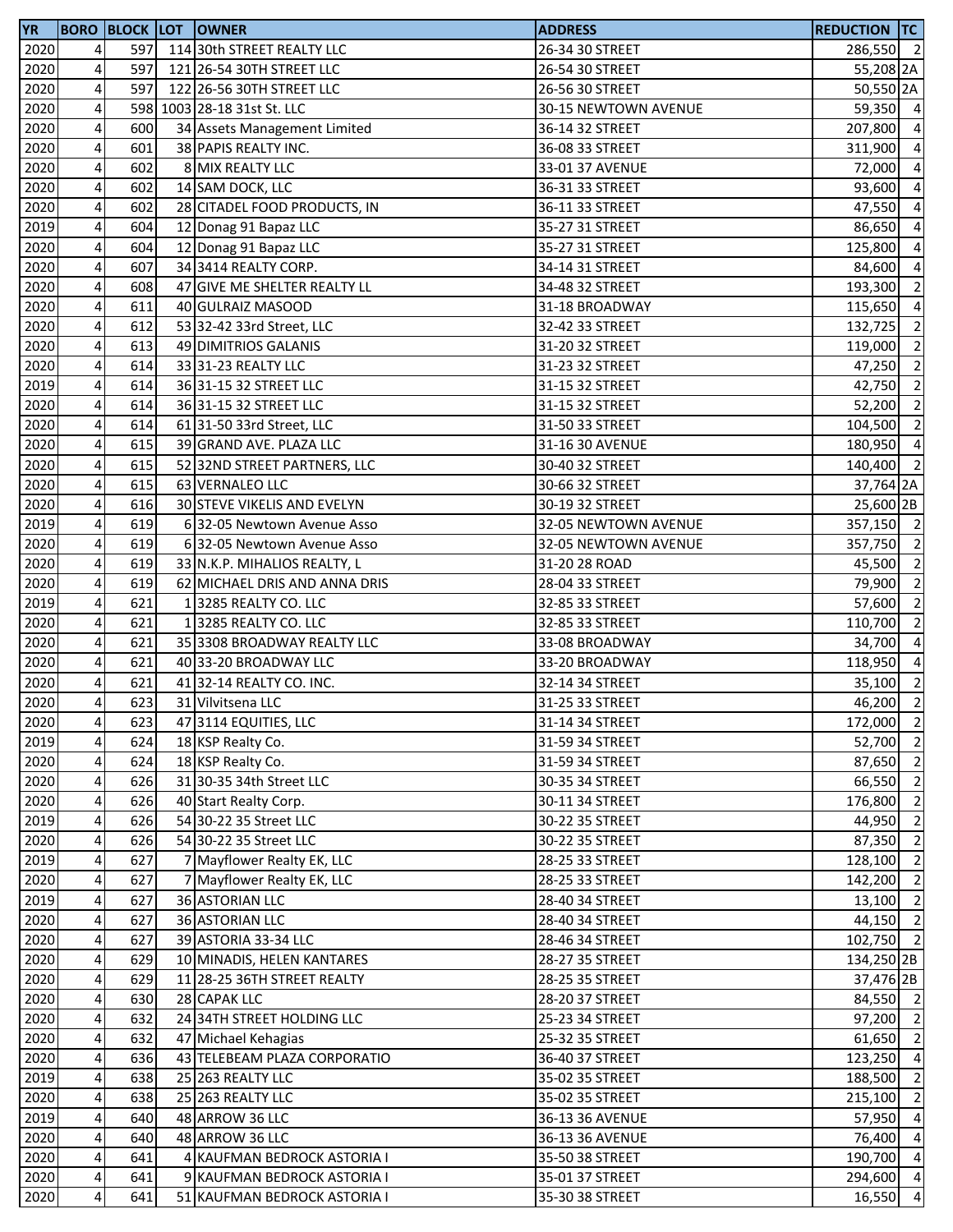| YR | BORO | BLOCK | LOT | OWNER | ADDRESS | REDUCTION | TC |
|---|---|---|---|---|---|---|---|
| 2020 | 4 | 597 | 114 | 30th STREET REALTY LLC | 26-34 30 STREET | 286,550 | 2 |
| 2020 | 4 | 597 | 121 | 26-54 30TH STREET LLC | 26-54 30 STREET | 55,208 | 2A |
| 2020 | 4 | 597 | 122 | 26-56 30TH STREET LLC | 26-56 30 STREET | 50,550 | 2A |
| 2020 | 4 | 598 | 1003 | 28-18 31st St. LLC | 30-15 NEWTOWN AVENUE | 59,350 | 4 |
| 2020 | 4 | 600 | 34 | Assets Management Limited | 36-14 32 STREET | 207,800 | 4 |
| 2020 | 4 | 601 | 38 | PAPIS REALTY INC. | 36-08 33 STREET | 311,900 | 4 |
| 2020 | 4 | 602 | 8 | MIX REALTY LLC | 33-01 37 AVENUE | 72,000 | 4 |
| 2020 | 4 | 602 | 14 | SAM DOCK, LLC | 36-31 33 STREET | 93,600 | 4 |
| 2020 | 4 | 602 | 28 | CITADEL FOOD PRODUCTS, IN | 36-11 33 STREET | 47,550 | 4 |
| 2019 | 4 | 604 | 12 | Donag 91 Bapaz LLC | 35-27 31 STREET | 86,650 | 4 |
| 2020 | 4 | 604 | 12 | Donag 91 Bapaz LLC | 35-27 31 STREET | 125,800 | 4 |
| 2020 | 4 | 607 | 34 | 3414 REALTY CORP. | 34-14 31 STREET | 84,600 | 4 |
| 2020 | 4 | 608 | 47 | GIVE ME SHELTER REALTY LL | 34-48 32 STREET | 193,300 | 2 |
| 2020 | 4 | 611 | 40 | GULRAIZ MASOOD | 31-18 BROADWAY | 115,650 | 4 |
| 2020 | 4 | 612 | 53 | 32-42 33rd Street, LLC | 32-42 33 STREET | 132,725 | 2 |
| 2020 | 4 | 613 | 49 | DIMITRIOS GALANIS | 31-20 32 STREET | 119,000 | 2 |
| 2020 | 4 | 614 | 33 | 31-23 REALTY LLC | 31-23 32 STREET | 47,250 | 2 |
| 2019 | 4 | 614 | 36 | 31-15 32 STREET LLC | 31-15 32 STREET | 42,750 | 2 |
| 2020 | 4 | 614 | 36 | 31-15 32 STREET LLC | 31-15 32 STREET | 52,200 | 2 |
| 2020 | 4 | 614 | 61 | 31-50 33rd Street, LLC | 31-50 33 STREET | 104,500 | 2 |
| 2020 | 4 | 615 | 39 | GRAND AVE. PLAZA LLC | 31-16 30 AVENUE | 180,950 | 4 |
| 2020 | 4 | 615 | 52 | 32ND STREET PARTNERS, LLC | 30-40 32 STREET | 140,400 | 2 |
| 2020 | 4 | 615 | 63 | VERNALEO LLC | 30-66 32 STREET | 37,764 | 2A |
| 2020 | 4 | 616 | 30 | STEVE VIKELIS AND EVELYN | 30-19 32 STREET | 25,600 | 2B |
| 2019 | 4 | 619 | 6 | 32-05 Newtown Avenue Asso | 32-05 NEWTOWN AVENUE | 357,150 | 2 |
| 2020 | 4 | 619 | 6 | 32-05 Newtown Avenue Asso | 32-05 NEWTOWN AVENUE | 357,750 | 2 |
| 2020 | 4 | 619 | 33 | N.K.P. MIHALIOS REALTY, L | 31-20 28 ROAD | 45,500 | 2 |
| 2020 | 4 | 619 | 62 | MICHAEL DRIS AND ANNA DRIS | 28-04 33 STREET | 79,900 | 2 |
| 2019 | 4 | 621 | 1 | 3285 REALTY CO. LLC | 32-85 33 STREET | 57,600 | 2 |
| 2020 | 4 | 621 | 1 | 3285 REALTY CO. LLC | 32-85 33 STREET | 110,700 | 2 |
| 2020 | 4 | 621 | 35 | 3308 BROADWAY REALTY LLC | 33-08 BROADWAY | 34,700 | 4 |
| 2020 | 4 | 621 | 40 | 33-20 BROADWAY LLC | 33-20 BROADWAY | 118,950 | 4 |
| 2020 | 4 | 621 | 41 | 32-14 REALTY CO. INC. | 32-14 34 STREET | 35,100 | 2 |
| 2020 | 4 | 623 | 31 | Vilvitsena LLC | 31-25 33 STREET | 46,200 | 2 |
| 2020 | 4 | 623 | 47 | 3114 EQUITIES, LLC | 31-14 34 STREET | 172,000 | 2 |
| 2019 | 4 | 624 | 18 | KSP Realty Co. | 31-59 34 STREET | 52,700 | 2 |
| 2020 | 4 | 624 | 18 | KSP Realty Co. | 31-59 34 STREET | 87,650 | 2 |
| 2020 | 4 | 626 | 31 | 30-35 34th Street LLC | 30-35 34 STREET | 66,550 | 2 |
| 2020 | 4 | 626 | 40 | Start Realty Corp. | 30-11 34 STREET | 176,800 | 2 |
| 2019 | 4 | 626 | 54 | 30-22 35 Street LLC | 30-22 35 STREET | 44,950 | 2 |
| 2020 | 4 | 626 | 54 | 30-22 35 Street LLC | 30-22 35 STREET | 87,350 | 2 |
| 2019 | 4 | 627 | 7 | Mayflower Realty EK, LLC | 28-25 33 STREET | 128,100 | 2 |
| 2020 | 4 | 627 | 7 | Mayflower Realty EK, LLC | 28-25 33 STREET | 142,200 | 2 |
| 2019 | 4 | 627 | 36 | ASTORIAN LLC | 28-40 34 STREET | 13,100 | 2 |
| 2020 | 4 | 627 | 36 | ASTORIAN LLC | 28-40 34 STREET | 44,150 | 2 |
| 2020 | 4 | 627 | 39 | ASTORIA 33-34 LLC | 28-46 34 STREET | 102,750 | 2 |
| 2020 | 4 | 629 | 10 | MINADIS, HELEN KANTARES | 28-27 35 STREET | 134,250 | 2B |
| 2020 | 4 | 629 | 11 | 28-25 36TH STREET REALTY | 28-25 35 STREET | 37,476 | 2B |
| 2020 | 4 | 630 | 28 | CAPAK LLC | 28-20 37 STREET | 84,550 | 2 |
| 2020 | 4 | 632 | 24 | 34TH STREET HOLDING LLC | 25-23 34 STREET | 97,200 | 2 |
| 2020 | 4 | 632 | 47 | Michael Kehagias | 25-32 35 STREET | 61,650 | 2 |
| 2020 | 4 | 636 | 43 | TELEBEAM PLAZA CORPORATIO | 36-40 37 STREET | 123,250 | 4 |
| 2019 | 4 | 638 | 25 | 263 REALTY LLC | 35-02 35 STREET | 188,500 | 2 |
| 2020 | 4 | 638 | 25 | 263 REALTY LLC | 35-02 35 STREET | 215,100 | 2 |
| 2019 | 4 | 640 | 48 | ARROW 36 LLC | 36-13 36 AVENUE | 57,950 | 4 |
| 2020 | 4 | 640 | 48 | ARROW 36 LLC | 36-13 36 AVENUE | 76,400 | 4 |
| 2020 | 4 | 641 | 4 | KAUFMAN BEDROCK ASTORIA I | 35-50 38 STREET | 190,700 | 4 |
| 2020 | 4 | 641 | 9 | KAUFMAN BEDROCK ASTORIA I | 35-01 37 STREET | 294,600 | 4 |
| 2020 | 4 | 641 | 51 | KAUFMAN BEDROCK ASTORIA I | 35-30 38 STREET | 16,550 | 4 |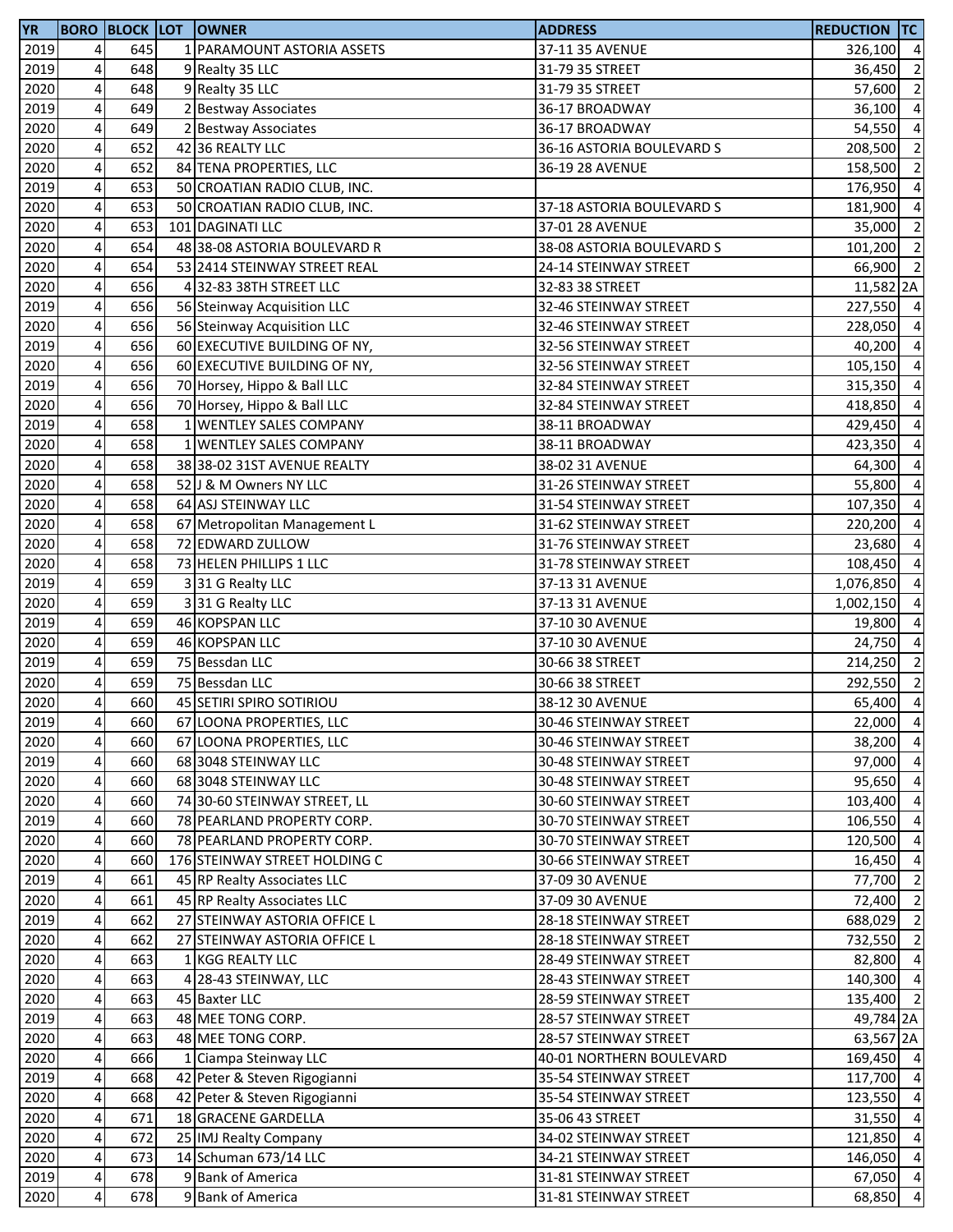| YR | BORO | BLOCK | LOT | OWNER | ADDRESS | REDUCTION | TC |
|---|---|---|---|---|---|---|---|
| 2019 | 4 | 645 | 1 | PARAMOUNT ASTORIA ASSETS | 37-11 35 AVENUE | 326,100 | 4 |
| 2019 | 4 | 648 | 9 | Realty 35 LLC | 31-79 35 STREET | 36,450 | 2 |
| 2020 | 4 | 648 | 9 | Realty 35 LLC | 31-79 35 STREET | 57,600 | 2 |
| 2019 | 4 | 649 | 2 | Bestway Associates | 36-17 BROADWAY | 36,100 | 4 |
| 2020 | 4 | 649 | 2 | Bestway Associates | 36-17 BROADWAY | 54,550 | 4 |
| 2020 | 4 | 652 | 42 | 36 REALTY LLC | 36-16 ASTORIA BOULEVARD S | 208,500 | 2 |
| 2020 | 4 | 652 | 84 | TENA PROPERTIES, LLC | 36-19 28 AVENUE | 158,500 | 2 |
| 2019 | 4 | 653 | 50 | CROATIAN RADIO CLUB, INC. | | 176,950 | 4 |
| 2020 | 4 | 653 | 50 | CROATIAN RADIO CLUB, INC. | 37-18 ASTORIA BOULEVARD S | 181,900 | 4 |
| 2020 | 4 | 653 | 101 | DAGINATI LLC | 37-01 28 AVENUE | 35,000 | 2 |
| 2020 | 4 | 654 | 48 | 38-08 ASTORIA BOULEVARD R | 38-08 ASTORIA BOULEVARD S | 101,200 | 2 |
| 2020 | 4 | 654 | 53 | 2414 STEINWAY STREET REAL | 24-14 STEINWAY STREET | 66,900 | 2 |
| 2020 | 4 | 656 | 4 | 32-83 38TH STREET LLC | 32-83 38 STREET | 11,582 | 2A |
| 2019 | 4 | 656 | 56 | Steinway Acquisition LLC | 32-46 STEINWAY STREET | 227,550 | 4 |
| 2020 | 4 | 656 | 56 | Steinway Acquisition LLC | 32-46 STEINWAY STREET | 228,050 | 4 |
| 2019 | 4 | 656 | 60 | EXECUTIVE BUILDING OF NY, | 32-56 STEINWAY STREET | 40,200 | 4 |
| 2020 | 4 | 656 | 60 | EXECUTIVE BUILDING OF NY, | 32-56 STEINWAY STREET | 105,150 | 4 |
| 2019 | 4 | 656 | 70 | Horsey, Hippo & Ball LLC | 32-84 STEINWAY STREET | 315,350 | 4 |
| 2020 | 4 | 656 | 70 | Horsey, Hippo & Ball LLC | 32-84 STEINWAY STREET | 418,850 | 4 |
| 2019 | 4 | 658 | 1 | WENTLEY SALES COMPANY | 38-11 BROADWAY | 429,450 | 4 |
| 2020 | 4 | 658 | 1 | WENTLEY SALES COMPANY | 38-11 BROADWAY | 423,350 | 4 |
| 2020 | 4 | 658 | 38 | 38-02 31ST AVENUE REALTY | 38-02 31 AVENUE | 64,300 | 4 |
| 2020 | 4 | 658 | 52 | J & M Owners NY LLC | 31-26 STEINWAY STREET | 55,800 | 4 |
| 2020 | 4 | 658 | 64 | ASJ STEINWAY LLC | 31-54 STEINWAY STREET | 107,350 | 4 |
| 2020 | 4 | 658 | 67 | Metropolitan Management L | 31-62 STEINWAY STREET | 220,200 | 4 |
| 2020 | 4 | 658 | 72 | EDWARD ZULLOW | 31-76 STEINWAY STREET | 23,680 | 4 |
| 2020 | 4 | 658 | 73 | HELEN PHILLIPS 1 LLC | 31-78 STEINWAY STREET | 108,450 | 4 |
| 2019 | 4 | 659 | 3 | 31 G Realty LLC | 37-13 31 AVENUE | 1,076,850 | 4 |
| 2020 | 4 | 659 | 3 | 31 G Realty LLC | 37-13 31 AVENUE | 1,002,150 | 4 |
| 2019 | 4 | 659 | 46 | KOPSPAN LLC | 37-10 30 AVENUE | 19,800 | 4 |
| 2020 | 4 | 659 | 46 | KOPSPAN LLC | 37-10 30 AVENUE | 24,750 | 4 |
| 2019 | 4 | 659 | 75 | Bessdan LLC | 30-66 38 STREET | 214,250 | 2 |
| 2020 | 4 | 659 | 75 | Bessdan LLC | 30-66 38 STREET | 292,550 | 2 |
| 2020 | 4 | 660 | 45 | SETIRI SPIRO SOTIRIOU | 38-12 30 AVENUE | 65,400 | 4 |
| 2019 | 4 | 660 | 67 | LOONA PROPERTIES, LLC | 30-46 STEINWAY STREET | 22,000 | 4 |
| 2020 | 4 | 660 | 67 | LOONA PROPERTIES, LLC | 30-46 STEINWAY STREET | 38,200 | 4 |
| 2019 | 4 | 660 | 68 | 3048 STEINWAY LLC | 30-48 STEINWAY STREET | 97,000 | 4 |
| 2020 | 4 | 660 | 68 | 3048 STEINWAY LLC | 30-48 STEINWAY STREET | 95,650 | 4 |
| 2020 | 4 | 660 | 74 | 30-60 STEINWAY STREET, LL | 30-60 STEINWAY STREET | 103,400 | 4 |
| 2019 | 4 | 660 | 78 | PEARLAND PROPERTY CORP. | 30-70 STEINWAY STREET | 106,550 | 4 |
| 2020 | 4 | 660 | 78 | PEARLAND PROPERTY CORP. | 30-70 STEINWAY STREET | 120,500 | 4 |
| 2020 | 4 | 660 | 176 | STEINWAY STREET HOLDING C | 30-66 STEINWAY STREET | 16,450 | 4 |
| 2019 | 4 | 661 | 45 | RP Realty Associates LLC | 37-09 30 AVENUE | 77,700 | 2 |
| 2020 | 4 | 661 | 45 | RP Realty Associates LLC | 37-09 30 AVENUE | 72,400 | 2 |
| 2019 | 4 | 662 | 27 | STEINWAY ASTORIA OFFICE L | 28-18 STEINWAY STREET | 688,029 | 2 |
| 2020 | 4 | 662 | 27 | STEINWAY ASTORIA OFFICE L | 28-18 STEINWAY STREET | 732,550 | 2 |
| 2020 | 4 | 663 | 1 | KGG REALTY LLC | 28-49 STEINWAY STREET | 82,800 | 4 |
| 2020 | 4 | 663 | 4 | 28-43 STEINWAY, LLC | 28-43 STEINWAY STREET | 140,300 | 4 |
| 2020 | 4 | 663 | 45 | Baxter LLC | 28-59 STEINWAY STREET | 135,400 | 2 |
| 2019 | 4 | 663 | 48 | MEE TONG CORP. | 28-57 STEINWAY STREET | 49,784 | 2A |
| 2020 | 4 | 663 | 48 | MEE TONG CORP. | 28-57 STEINWAY STREET | 63,567 | 2A |
| 2020 | 4 | 666 | 1 | Ciampa Steinway LLC | 40-01 NORTHERN BOULEVARD | 169,450 | 4 |
| 2019 | 4 | 668 | 42 | Peter & Steven Rigogianni | 35-54 STEINWAY STREET | 117,700 | 4 |
| 2020 | 4 | 668 | 42 | Peter & Steven Rigogianni | 35-54 STEINWAY STREET | 123,550 | 4 |
| 2020 | 4 | 671 | 18 | GRACENE GARDELLA | 35-06 43 STREET | 31,550 | 4 |
| 2020 | 4 | 672 | 25 | IMJ Realty Company | 34-02 STEINWAY STREET | 121,850 | 4 |
| 2020 | 4 | 673 | 14 | Schuman 673/14 LLC | 34-21 STEINWAY STREET | 146,050 | 4 |
| 2019 | 4 | 678 | 9 | Bank of America | 31-81 STEINWAY STREET | 67,050 | 4 |
| 2020 | 4 | 678 | 9 | Bank of America | 31-81 STEINWAY STREET | 68,850 | 4 |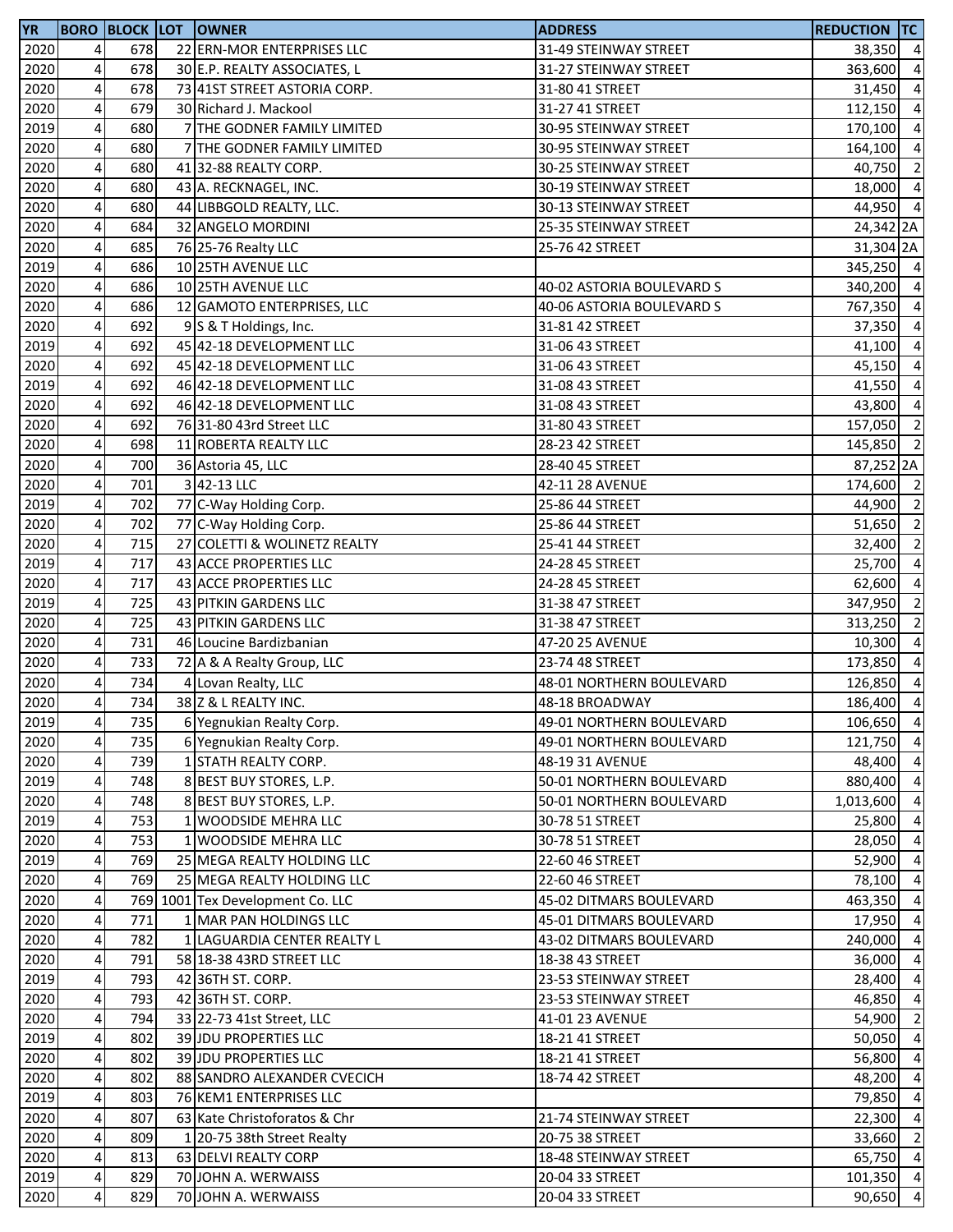| YR | BORO | BLOCK | LOT | OWNER | ADDRESS | REDUCTION | TC |
|---|---|---|---|---|---|---|---|
| 2020 | 4 | 678 | 22 | ERN-MOR ENTERPRISES LLC | 31-49 STEINWAY STREET | 38,350 | 4 |
| 2020 | 4 | 678 | 30 | E.P. REALTY ASSOCIATES, L | 31-27 STEINWAY STREET | 363,600 | 4 |
| 2020 | 4 | 678 | 73 | 41ST STREET ASTORIA CORP. | 31-80 41 STREET | 31,450 | 4 |
| 2020 | 4 | 679 | 30 | Richard J. Mackool | 31-27 41 STREET | 112,150 | 4 |
| 2019 | 4 | 680 | 7 | THE GODNER FAMILY LIMITED | 30-95 STEINWAY STREET | 170,100 | 4 |
| 2020 | 4 | 680 | 7 | THE GODNER FAMILY LIMITED | 30-95 STEINWAY STREET | 164,100 | 4 |
| 2020 | 4 | 680 | 41 | 32-88 REALTY CORP. | 30-25 STEINWAY STREET | 40,750 | 2 |
| 2020 | 4 | 680 | 43 | A. RECKNAGEL, INC. | 30-19 STEINWAY STREET | 18,000 | 4 |
| 2020 | 4 | 680 | 44 | LIBBGOLD REALTY, LLC. | 30-13 STEINWAY STREET | 44,950 | 4 |
| 2020 | 4 | 684 | 32 | ANGELO MORDINI | 25-35 STEINWAY STREET | 24,342 | 2A |
| 2020 | 4 | 685 | 76 | 25-76 Realty LLC | 25-76 42 STREET | 31,304 | 2A |
| 2019 | 4 | 686 | 10 | 25TH AVENUE LLC | | 345,250 | 4 |
| 2020 | 4 | 686 | 10 | 25TH AVENUE LLC | 40-02 ASTORIA BOULEVARD S | 340,200 | 4 |
| 2020 | 4 | 686 | 12 | GAMOTO ENTERPRISES, LLC | 40-06 ASTORIA BOULEVARD S | 767,350 | 4 |
| 2020 | 4 | 692 | 9 | S & T Holdings, Inc. | 31-81 42 STREET | 37,350 | 4 |
| 2019 | 4 | 692 | 45 | 42-18 DEVELOPMENT LLC | 31-06 43 STREET | 41,100 | 4 |
| 2020 | 4 | 692 | 45 | 42-18 DEVELOPMENT LLC | 31-06 43 STREET | 45,150 | 4 |
| 2019 | 4 | 692 | 46 | 42-18 DEVELOPMENT LLC | 31-08 43 STREET | 41,550 | 4 |
| 2020 | 4 | 692 | 46 | 42-18 DEVELOPMENT LLC | 31-08 43 STREET | 43,800 | 4 |
| 2020 | 4 | 692 | 76 | 31-80 43rd Street LLC | 31-80 43 STREET | 157,050 | 2 |
| 2020 | 4 | 698 | 11 | ROBERTA REALTY LLC | 28-23 42 STREET | 145,850 | 2 |
| 2020 | 4 | 700 | 36 | Astoria 45, LLC | 28-40 45 STREET | 87,252 | 2A |
| 2020 | 4 | 701 | 3 | 42-13 LLC | 42-11 28 AVENUE | 174,600 | 2 |
| 2019 | 4 | 702 | 77 | C-Way Holding Corp. | 25-86 44 STREET | 44,900 | 2 |
| 2020 | 4 | 702 | 77 | C-Way Holding Corp. | 25-86 44 STREET | 51,650 | 2 |
| 2020 | 4 | 715 | 27 | COLETTI & WOLINETZ REALTY | 25-41 44 STREET | 32,400 | 2 |
| 2019 | 4 | 717 | 43 | ACCE PROPERTIES LLC | 24-28 45 STREET | 25,700 | 4 |
| 2020 | 4 | 717 | 43 | ACCE PROPERTIES LLC | 24-28 45 STREET | 62,600 | 4 |
| 2019 | 4 | 725 | 43 | PITKIN GARDENS LLC | 31-38 47 STREET | 347,950 | 2 |
| 2020 | 4 | 725 | 43 | PITKIN GARDENS LLC | 31-38 47 STREET | 313,250 | 2 |
| 2020 | 4 | 731 | 46 | Loucine Bardizbanian | 47-20 25 AVENUE | 10,300 | 4 |
| 2020 | 4 | 733 | 72 | A & A Realty Group, LLC | 23-74 48 STREET | 173,850 | 4 |
| 2020 | 4 | 734 | 4 | Lovan Realty, LLC | 48-01 NORTHERN BOULEVARD | 126,850 | 4 |
| 2020 | 4 | 734 | 38 | Z & L REALTY INC. | 48-18 BROADWAY | 186,400 | 4 |
| 2019 | 4 | 735 | 6 | Yegnukian Realty Corp. | 49-01 NORTHERN BOULEVARD | 106,650 | 4 |
| 2020 | 4 | 735 | 6 | Yegnukian Realty Corp. | 49-01 NORTHERN BOULEVARD | 121,750 | 4 |
| 2020 | 4 | 739 | 1 | STATH REALTY CORP. | 48-19 31 AVENUE | 48,400 | 4 |
| 2019 | 4 | 748 | 8 | BEST BUY STORES, L.P. | 50-01 NORTHERN BOULEVARD | 880,400 | 4 |
| 2020 | 4 | 748 | 8 | BEST BUY STORES, L.P. | 50-01 NORTHERN BOULEVARD | 1,013,600 | 4 |
| 2019 | 4 | 753 | 1 | WOODSIDE MEHRA LLC | 30-78 51 STREET | 25,800 | 4 |
| 2020 | 4 | 753 | 1 | WOODSIDE MEHRA LLC | 30-78 51 STREET | 28,050 | 4 |
| 2019 | 4 | 769 | 25 | MEGA REALTY HOLDING LLC | 22-60 46 STREET | 52,900 | 4 |
| 2020 | 4 | 769 | 25 | MEGA REALTY HOLDING LLC | 22-60 46 STREET | 78,100 | 4 |
| 2020 | 4 | 769 | 1001 | Tex Development Co. LLC | 45-02 DITMARS BOULEVARD | 463,350 | 4 |
| 2020 | 4 | 771 | 1 | MAR PAN HOLDINGS LLC | 45-01 DITMARS BOULEVARD | 17,950 | 4 |
| 2020 | 4 | 782 | 1 | LAGUARDIA CENTER REALTY L | 43-02 DITMARS BOULEVARD | 240,000 | 4 |
| 2020 | 4 | 791 | 58 | 18-38 43RD STREET LLC | 18-38 43 STREET | 36,000 | 4 |
| 2019 | 4 | 793 | 42 | 36TH ST. CORP. | 23-53 STEINWAY STREET | 28,400 | 4 |
| 2020 | 4 | 793 | 42 | 36TH ST. CORP. | 23-53 STEINWAY STREET | 46,850 | 4 |
| 2020 | 4 | 794 | 33 | 22-73 41st Street, LLC | 41-01 23 AVENUE | 54,900 | 2 |
| 2019 | 4 | 802 | 39 | JDU PROPERTIES LLC | 18-21 41 STREET | 50,050 | 4 |
| 2020 | 4 | 802 | 39 | JDU PROPERTIES LLC | 18-21 41 STREET | 56,800 | 4 |
| 2020 | 4 | 802 | 88 | SANDRO ALEXANDER CVECICH | 18-74 42 STREET | 48,200 | 4 |
| 2019 | 4 | 803 | 76 | KEM1 ENTERPRISES LLC | | 79,850 | 4 |
| 2020 | 4 | 807 | 63 | Kate Christoforatos & Chr | 21-74 STEINWAY STREET | 22,300 | 4 |
| 2020 | 4 | 809 | 1 | 20-75 38th Street Realty | 20-75 38 STREET | 33,660 | 2 |
| 2020 | 4 | 813 | 63 | DELVI REALTY CORP | 18-48 STEINWAY STREET | 65,750 | 4 |
| 2019 | 4 | 829 | 70 | JOHN A. WERWAISS | 20-04 33 STREET | 101,350 | 4 |
| 2020 | 4 | 829 | 70 | JOHN A. WERWAISS | 20-04 33 STREET | 90,650 | 4 |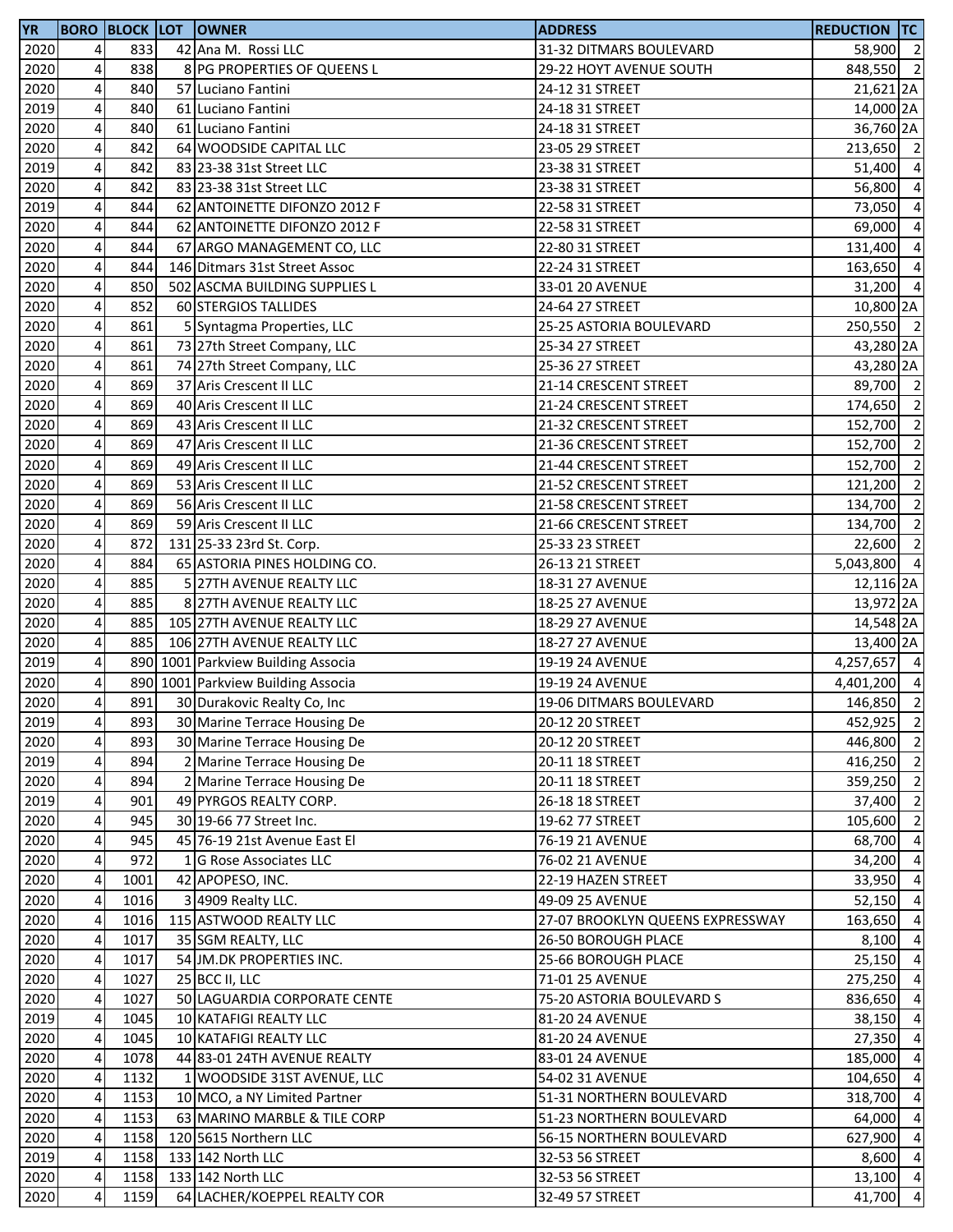| YR | BORO | BLOCK | LOT | OWNER | ADDRESS | REDUCTION | TC |
|---|---|---|---|---|---|---|---|
| 2020 | 4 | 833 | 42 | Ana M.  Rossi LLC | 31-32 DITMARS BOULEVARD | 58,900 | 2 |
| 2020 | 4 | 838 | 8 | PG PROPERTIES OF QUEENS L | 29-22 HOYT AVENUE SOUTH | 848,550 | 2 |
| 2020 | 4 | 840 | 57 | Luciano Fantini | 24-12 31 STREET | 21,621 | 2A |
| 2019 | 4 | 840 | 61 | Luciano Fantini | 24-18 31 STREET | 14,000 | 2A |
| 2020 | 4 | 840 | 61 | Luciano Fantini | 24-18 31 STREET | 36,760 | 2A |
| 2020 | 4 | 842 | 64 | WOODSIDE CAPITAL LLC | 23-05 29 STREET | 213,650 | 2 |
| 2019 | 4 | 842 | 83 | 23-38 31st Street LLC | 23-38 31 STREET | 51,400 | 4 |
| 2020 | 4 | 842 | 83 | 23-38 31st Street LLC | 23-38 31 STREET | 56,800 | 4 |
| 2019 | 4 | 844 | 62 | ANTOINETTE DIFONZO 2012 F | 22-58 31 STREET | 73,050 | 4 |
| 2020 | 4 | 844 | 62 | ANTOINETTE DIFONZO 2012 F | 22-58 31 STREET | 69,000 | 4 |
| 2020 | 4 | 844 | 67 | ARGO MANAGEMENT CO, LLC | 22-80 31 STREET | 131,400 | 4 |
| 2020 | 4 | 844 | 146 | Ditmars 31st Street Assoc | 22-24 31 STREET | 163,650 | 4 |
| 2020 | 4 | 850 | 502 | ASCMA BUILDING SUPPLIES L | 33-01 20 AVENUE | 31,200 | 4 |
| 2020 | 4 | 852 | 60 | STERGIOS TALLIDES | 24-64 27 STREET | 10,800 | 2A |
| 2020 | 4 | 861 | 5 | Syntagma Properties, LLC | 25-25 ASTORIA BOULEVARD | 250,550 | 2 |
| 2020 | 4 | 861 | 73 | 27th Street Company, LLC | 25-34 27 STREET | 43,280 | 2A |
| 2020 | 4 | 861 | 74 | 27th Street Company, LLC | 25-36 27 STREET | 43,280 | 2A |
| 2020 | 4 | 869 | 37 | Aris Crescent II LLC | 21-14 CRESCENT STREET | 89,700 | 2 |
| 2020 | 4 | 869 | 40 | Aris Crescent II LLC | 21-24 CRESCENT STREET | 174,650 | 2 |
| 2020 | 4 | 869 | 43 | Aris Crescent II LLC | 21-32 CRESCENT STREET | 152,700 | 2 |
| 2020 | 4 | 869 | 47 | Aris Crescent II LLC | 21-36 CRESCENT STREET | 152,700 | 2 |
| 2020 | 4 | 869 | 49 | Aris Crescent II LLC | 21-44 CRESCENT STREET | 152,700 | 2 |
| 2020 | 4 | 869 | 53 | Aris Crescent II LLC | 21-52 CRESCENT STREET | 121,200 | 2 |
| 2020 | 4 | 869 | 56 | Aris Crescent II LLC | 21-58 CRESCENT STREET | 134,700 | 2 |
| 2020 | 4 | 869 | 59 | Aris Crescent II LLC | 21-66 CRESCENT STREET | 134,700 | 2 |
| 2020 | 4 | 872 | 131 | 25-33 23rd St. Corp. | 25-33 23 STREET | 22,600 | 2 |
| 2020 | 4 | 884 | 65 | ASTORIA PINES HOLDING CO. | 26-13 21 STREET | 5,043,800 | 4 |
| 2020 | 4 | 885 | 5 | 27TH AVENUE REALTY LLC | 18-31 27 AVENUE | 12,116 | 2A |
| 2020 | 4 | 885 | 8 | 27TH AVENUE REALTY LLC | 18-25 27 AVENUE | 13,972 | 2A |
| 2020 | 4 | 885 | 105 | 27TH AVENUE REALTY LLC | 18-29 27 AVENUE | 14,548 | 2A |
| 2020 | 4 | 885 | 106 | 27TH AVENUE REALTY LLC | 18-27 27 AVENUE | 13,400 | 2A |
| 2019 | 4 | 890 | 1001 | Parkview Building Associa | 19-19 24 AVENUE | 4,257,657 | 4 |
| 2020 | 4 | 890 | 1001 | Parkview Building Associa | 19-19 24 AVENUE | 4,401,200 | 4 |
| 2020 | 4 | 891 | 30 | Durakovic Realty Co, Inc | 19-06 DITMARS BOULEVARD | 146,850 | 2 |
| 2019 | 4 | 893 | 30 | Marine Terrace Housing De | 20-12 20 STREET | 452,925 | 2 |
| 2020 | 4 | 893 | 30 | Marine Terrace Housing De | 20-12 20 STREET | 446,800 | 2 |
| 2019 | 4 | 894 | 2 | Marine Terrace Housing De | 20-11 18 STREET | 416,250 | 2 |
| 2020 | 4 | 894 | 2 | Marine Terrace Housing De | 20-11 18 STREET | 359,250 | 2 |
| 2019 | 4 | 901 | 49 | PYRGOS REALTY CORP. | 26-18 18 STREET | 37,400 | 2 |
| 2020 | 4 | 945 | 30 | 19-66 77 Street Inc. | 19-62 77 STREET | 105,600 | 2 |
| 2020 | 4 | 945 | 45 | 76-19 21st Avenue East El | 76-19 21 AVENUE | 68,700 | 4 |
| 2020 | 4 | 972 | 1 | G Rose Associates LLC | 76-02 21 AVENUE | 34,200 | 4 |
| 2020 | 4 | 1001 | 42 | APOPESO, INC. | 22-19 HAZEN STREET | 33,950 | 4 |
| 2020 | 4 | 1016 | 3 | 4909 Realty LLC. | 49-09 25 AVENUE | 52,150 | 4 |
| 2020 | 4 | 1016 | 115 | ASTWOOD REALTY LLC | 27-07 BROOKLYN QUEENS EXPRESSWAY | 163,650 | 4 |
| 2020 | 4 | 1017 | 35 | SGM REALTY, LLC | 26-50 BOROUGH PLACE | 8,100 | 4 |
| 2020 | 4 | 1017 | 54 | JM.DK PROPERTIES INC. | 25-66 BOROUGH PLACE | 25,150 | 4 |
| 2020 | 4 | 1027 | 25 | BCC II, LLC | 71-01 25 AVENUE | 275,250 | 4 |
| 2020 | 4 | 1027 | 50 | LAGUARDIA CORPORATE CENTE | 75-20 ASTORIA BOULEVARD S | 836,650 | 4 |
| 2019 | 4 | 1045 | 10 | KATAFIGI REALTY LLC | 81-20 24 AVENUE | 38,150 | 4 |
| 2020 | 4 | 1045 | 10 | KATAFIGI REALTY LLC | 81-20 24 AVENUE | 27,350 | 4 |
| 2020 | 4 | 1078 | 44 | 83-01 24TH AVENUE REALTY | 83-01 24 AVENUE | 185,000 | 4 |
| 2020 | 4 | 1132 | 1 | WOODSIDE 31ST AVENUE, LLC | 54-02 31 AVENUE | 104,650 | 4 |
| 2020 | 4 | 1153 | 10 | MCO, a NY Limited Partner | 51-31 NORTHERN BOULEVARD | 318,700 | 4 |
| 2020 | 4 | 1153 | 63 | MARINO MARBLE & TILE CORP | 51-23 NORTHERN BOULEVARD | 64,000 | 4 |
| 2020 | 4 | 1158 | 120 | 5615 Northern LLC | 56-15 NORTHERN BOULEVARD | 627,900 | 4 |
| 2019 | 4 | 1158 | 133 | 142 North LLC | 32-53 56 STREET | 8,600 | 4 |
| 2020 | 4 | 1158 | 133 | 142 North LLC | 32-53 56 STREET | 13,100 | 4 |
| 2020 | 4 | 1159 | 64 | LACHER/KOEPPEL REALTY COR | 32-49 57 STREET | 41,700 | 4 |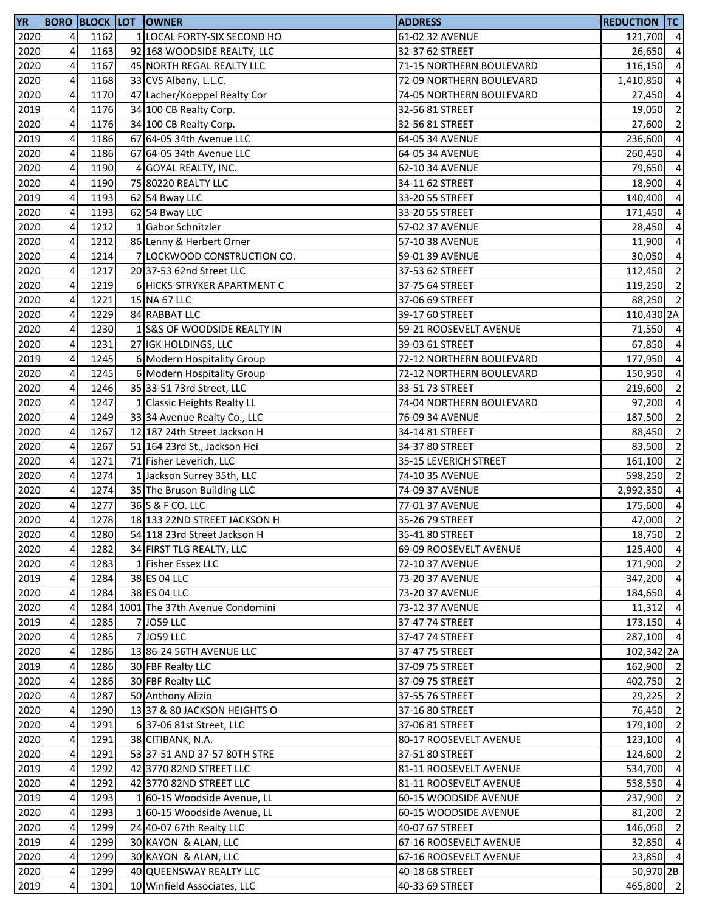| YR | BORO | BLOCK | LOT | OWNER | ADDRESS | REDUCTION | TC |
|---|---|---|---|---|---|---|---|
| 2020 | 4 | 1162 | 1 | LOCAL FORTY-SIX SECOND HO | 61-02 32 AVENUE | 121,700 | 4 |
| 2020 | 4 | 1163 | 92 | 168 WOODSIDE REALTY, LLC | 32-37 62 STREET | 26,650 | 4 |
| 2020 | 4 | 1167 | 45 | NORTH REGAL REALTY LLC | 71-15 NORTHERN BOULEVARD | 116,150 | 4 |
| 2020 | 4 | 1168 | 33 | CVS Albany, L.L.C. | 72-09 NORTHERN BOULEVARD | 1,410,850 | 4 |
| 2020 | 4 | 1170 | 47 | Lacher/Koeppel Realty Cor | 74-05 NORTHERN BOULEVARD | 27,450 | 4 |
| 2019 | 4 | 1176 | 34 | 100 CB Realty Corp. | 32-56 81 STREET | 19,050 | 2 |
| 2020 | 4 | 1176 | 34 | 100 CB Realty Corp. | 32-56 81 STREET | 27,600 | 2 |
| 2019 | 4 | 1186 | 67 | 64-05 34th Avenue LLC | 64-05 34 AVENUE | 236,600 | 4 |
| 2020 | 4 | 1186 | 67 | 64-05 34th Avenue LLC | 64-05 34 AVENUE | 260,450 | 4 |
| 2020 | 4 | 1190 | 4 | GOYAL REALTY, INC. | 62-10 34 AVENUE | 79,650 | 4 |
| 2020 | 4 | 1190 | 75 | 80220 REALTY LLC | 34-11 62 STREET | 18,900 | 4 |
| 2019 | 4 | 1193 | 62 | 54 Bway LLC | 33-20 55 STREET | 140,400 | 4 |
| 2020 | 4 | 1193 | 62 | 54 Bway LLC | 33-20 55 STREET | 171,450 | 4 |
| 2020 | 4 | 1212 | 1 | Gabor Schnitzler | 57-02 37 AVENUE | 28,450 | 4 |
| 2020 | 4 | 1212 | 86 | Lenny & Herbert Orner | 57-10 38 AVENUE | 11,900 | 4 |
| 2020 | 4 | 1214 | 7 | LOCKWOOD CONSTRUCTION CO. | 59-01 39 AVENUE | 30,050 | 4 |
| 2020 | 4 | 1217 | 20 | 37-53 62nd Street LLC | 37-53 62 STREET | 112,450 | 2 |
| 2020 | 4 | 1219 | 6 | HICKS-STRYKER APARTMENT C | 37-75 64 STREET | 119,250 | 2 |
| 2020 | 4 | 1221 | 15 | NA 67 LLC | 37-06 69 STREET | 88,250 | 2 |
| 2020 | 4 | 1229 | 84 | RABBAT LLC | 39-17 60 STREET | 110,430 | 2A |
| 2020 | 4 | 1230 | 1 | S&S OF WOODSIDE REALTY IN | 59-21 ROOSEVELT AVENUE | 71,550 | 4 |
| 2020 | 4 | 1231 | 27 | IGK HOLDINGS, LLC | 39-03 61 STREET | 67,850 | 4 |
| 2019 | 4 | 1245 | 6 | Modern Hospitality Group | 72-12 NORTHERN BOULEVARD | 177,950 | 4 |
| 2020 | 4 | 1245 | 6 | Modern Hospitality Group | 72-12 NORTHERN BOULEVARD | 150,950 | 4 |
| 2020 | 4 | 1246 | 35 | 33-51 73rd Street, LLC | 33-51 73 STREET | 219,600 | 2 |
| 2020 | 4 | 1247 | 1 | Classic Heights Realty LL | 74-04 NORTHERN BOULEVARD | 97,200 | 4 |
| 2020 | 4 | 1249 | 33 | 34 Avenue Realty Co., LLC | 76-09 34 AVENUE | 187,500 | 2 |
| 2020 | 4 | 1267 | 12 | 187 24th Street Jackson H | 34-14 81 STREET | 88,450 | 2 |
| 2020 | 4 | 1267 | 51 | 164 23rd St., Jackson Hei | 34-37 80 STREET | 83,500 | 2 |
| 2020 | 4 | 1271 | 71 | Fisher Leverich, LLC | 35-15 LEVERICH STREET | 161,100 | 2 |
| 2020 | 4 | 1274 | 1 | Jackson Surrey 35th, LLC | 74-10 35 AVENUE | 598,250 | 2 |
| 2020 | 4 | 1274 | 35 | The Bruson Building LLC | 74-09 37 AVENUE | 2,992,350 | 4 |
| 2020 | 4 | 1277 | 36 | S & F CO. LLC | 77-01 37 AVENUE | 175,600 | 4 |
| 2020 | 4 | 1278 | 18 | 133 22ND STREET JACKSON H | 35-26 79 STREET | 47,000 | 2 |
| 2020 | 4 | 1280 | 54 | 118 23rd Street Jackson H | 35-41 80 STREET | 18,750 | 2 |
| 2020 | 4 | 1282 | 34 | FIRST TLG REALTY, LLC | 69-09 ROOSEVELT AVENUE | 125,400 | 4 |
| 2020 | 4 | 1283 | 1 | Fisher Essex LLC | 72-10 37 AVENUE | 171,900 | 2 |
| 2019 | 4 | 1284 | 38 | ES 04 LLC | 73-20 37 AVENUE | 347,200 | 4 |
| 2020 | 4 | 1284 | 38 | ES 04 LLC | 73-20 37 AVENUE | 184,650 | 4 |
| 2020 | 4 | 1284 | 1001 | The 37th Avenue Condomini | 73-12 37 AVENUE | 11,312 | 4 |
| 2019 | 4 | 1285 | 7 | JO59 LLC | 37-47 74 STREET | 173,150 | 4 |
| 2020 | 4 | 1285 | 7 | JO59 LLC | 37-47 74 STREET | 287,100 | 4 |
| 2020 | 4 | 1286 | 13 | 86-24 56TH AVENUE LLC | 37-47 75 STREET | 102,342 | 2A |
| 2019 | 4 | 1286 | 30 | FBF Realty LLC | 37-09 75 STREET | 162,900 | 2 |
| 2020 | 4 | 1286 | 30 | FBF Realty LLC | 37-09 75 STREET | 402,750 | 2 |
| 2020 | 4 | 1287 | 50 | Anthony Alizio | 37-55 76 STREET | 29,225 | 2 |
| 2020 | 4 | 1290 | 13 | 37 & 80 JACKSON HEIGHTS O | 37-16 80 STREET | 76,450 | 2 |
| 2020 | 4 | 1291 | 6 | 37-06 81st Street, LLC | 37-06 81 STREET | 179,100 | 2 |
| 2020 | 4 | 1291 | 38 | CITIBANK, N.A. | 80-17 ROOSEVELT AVENUE | 123,100 | 4 |
| 2020 | 4 | 1291 | 53 | 37-51 AND 37-57 80TH STRE | 37-51 80 STREET | 124,600 | 2 |
| 2019 | 4 | 1292 | 42 | 3770 82ND STREET LLC | 81-11 ROOSEVELT AVENUE | 534,700 | 4 |
| 2020 | 4 | 1292 | 42 | 3770 82ND STREET LLC | 81-11 ROOSEVELT AVENUE | 558,550 | 4 |
| 2019 | 4 | 1293 | 1 | 60-15 Woodside Avenue, LL | 60-15 WOODSIDE AVENUE | 237,900 | 2 |
| 2020 | 4 | 1293 | 1 | 60-15 Woodside Avenue, LL | 60-15 WOODSIDE AVENUE | 81,200 | 2 |
| 2020 | 4 | 1299 | 24 | 40-07 67th Realty LLC | 40-07 67 STREET | 146,050 | 2 |
| 2019 | 4 | 1299 | 30 | KAYON & ALAN, LLC | 67-16 ROOSEVELT AVENUE | 32,850 | 4 |
| 2020 | 4 | 1299 | 30 | KAYON & ALAN, LLC | 67-16 ROOSEVELT AVENUE | 23,850 | 4 |
| 2020 | 4 | 1299 | 40 | QUEENSWAY REALTY LLC | 40-18 68 STREET | 50,970 | 2B |
| 2019 | 4 | 1301 | 10 | Winfield Associates, LLC | 40-33 69 STREET | 465,800 | 2 |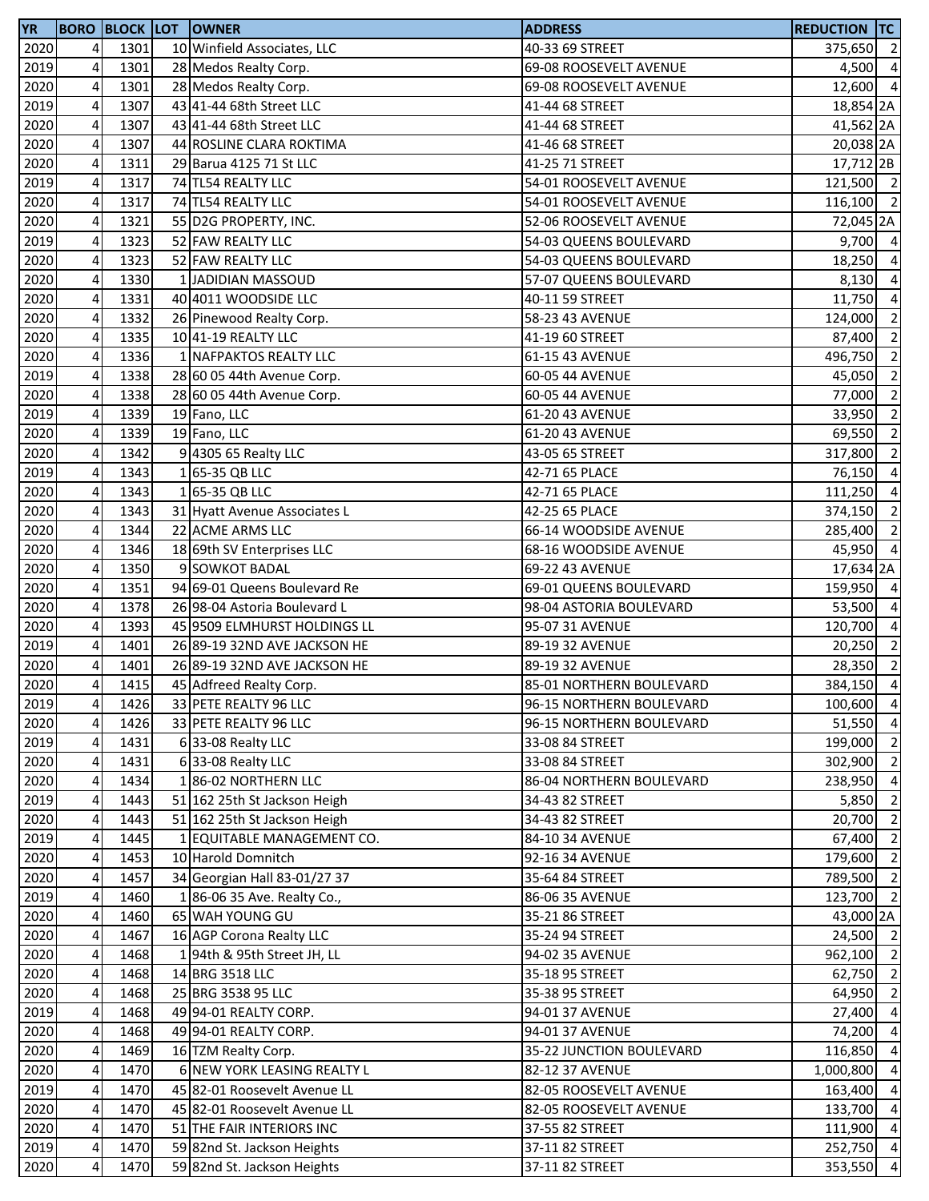| YR | BORO | BLOCK | LOT | OWNER | ADDRESS | REDUCTION | TC |
|---|---|---|---|---|---|---|---|
| 2020 | 4 | 1301 | 10 | Winfield Associates, LLC | 40-33 69 STREET | 375,650 | 2 |
| 2019 | 4 | 1301 | 28 | Medos Realty Corp. | 69-08 ROOSEVELT AVENUE | 4,500 | 4 |
| 2020 | 4 | 1301 | 28 | Medos Realty Corp. | 69-08 ROOSEVELT AVENUE | 12,600 | 4 |
| 2019 | 4 | 1307 | 43 | 41-44 68th Street LLC | 41-44 68 STREET | 18,854 | 2A |
| 2020 | 4 | 1307 | 43 | 41-44 68th Street LLC | 41-44 68 STREET | 41,562 | 2A |
| 2020 | 4 | 1307 | 44 | ROSLINE CLARA ROKTIMA | 41-46 68 STREET | 20,038 | 2A |
| 2020 | 4 | 1311 | 29 | Barua 4125 71 St LLC | 41-25 71 STREET | 17,712 | 2B |
| 2019 | 4 | 1317 | 74 | TL54 REALTY LLC | 54-01 ROOSEVELT AVENUE | 121,500 | 2 |
| 2020 | 4 | 1317 | 74 | TL54 REALTY LLC | 54-01 ROOSEVELT AVENUE | 116,100 | 2 |
| 2020 | 4 | 1321 | 55 | D2G PROPERTY, INC. | 52-06 ROOSEVELT AVENUE | 72,045 | 2A |
| 2019 | 4 | 1323 | 52 | FAW REALTY LLC | 54-03 QUEENS BOULEVARD | 9,700 | 4 |
| 2020 | 4 | 1323 | 52 | FAW REALTY LLC | 54-03 QUEENS BOULEVARD | 18,250 | 4 |
| 2020 | 4 | 1330 | 1 | JADIDIAN MASSOUD | 57-07 QUEENS BOULEVARD | 8,130 | 4 |
| 2020 | 4 | 1331 | 40 | 4011 WOODSIDE LLC | 40-11 59 STREET | 11,750 | 4 |
| 2020 | 4 | 1332 | 26 | Pinewood Realty Corp. | 58-23 43 AVENUE | 124,000 | 2 |
| 2020 | 4 | 1335 | 10 | 41-19 REALTY LLC | 41-19 60 STREET | 87,400 | 2 |
| 2020 | 4 | 1336 | 1 | NAFPAKTOS REALTY LLC | 61-15 43 AVENUE | 496,750 | 2 |
| 2019 | 4 | 1338 | 28 | 60 05 44th Avenue Corp. | 60-05 44 AVENUE | 45,050 | 2 |
| 2020 | 4 | 1338 | 28 | 60 05 44th Avenue Corp. | 60-05 44 AVENUE | 77,000 | 2 |
| 2019 | 4 | 1339 | 19 | Fano, LLC | 61-20 43 AVENUE | 33,950 | 2 |
| 2020 | 4 | 1339 | 19 | Fano, LLC | 61-20 43 AVENUE | 69,550 | 2 |
| 2020 | 4 | 1342 | 9 | 4305 65 Realty LLC | 43-05 65 STREET | 317,800 | 2 |
| 2019 | 4 | 1343 | 1 | 65-35 QB LLC | 42-71 65 PLACE | 76,150 | 4 |
| 2020 | 4 | 1343 | 1 | 65-35 QB LLC | 42-71 65 PLACE | 111,250 | 4 |
| 2020 | 4 | 1343 | 31 | Hyatt Avenue Associates L | 42-25 65 PLACE | 374,150 | 2 |
| 2020 | 4 | 1344 | 22 | ACME ARMS LLC | 66-14 WOODSIDE AVENUE | 285,400 | 2 |
| 2020 | 4 | 1346 | 18 | 69th SV Enterprises LLC | 68-16 WOODSIDE AVENUE | 45,950 | 4 |
| 2020 | 4 | 1350 | 9 | SOWKOT BADAL | 69-22 43 AVENUE | 17,634 | 2A |
| 2020 | 4 | 1351 | 94 | 69-01 Queens Boulevard Re | 69-01 QUEENS BOULEVARD | 159,950 | 4 |
| 2020 | 4 | 1378 | 26 | 98-04 Astoria Boulevard L | 98-04 ASTORIA BOULEVARD | 53,500 | 4 |
| 2020 | 4 | 1393 | 45 | 9509 ELMHURST HOLDINGS LL | 95-07 31 AVENUE | 120,700 | 4 |
| 2019 | 4 | 1401 | 26 | 89-19 32ND AVE JACKSON HE | 89-19 32 AVENUE | 20,250 | 2 |
| 2020 | 4 | 1401 | 26 | 89-19 32ND AVE JACKSON HE | 89-19 32 AVENUE | 28,350 | 2 |
| 2020 | 4 | 1415 | 45 | Adfreed Realty Corp. | 85-01 NORTHERN BOULEVARD | 384,150 | 4 |
| 2019 | 4 | 1426 | 33 | PETE REALTY 96 LLC | 96-15 NORTHERN BOULEVARD | 100,600 | 4 |
| 2020 | 4 | 1426 | 33 | PETE REALTY 96 LLC | 96-15 NORTHERN BOULEVARD | 51,550 | 4 |
| 2019 | 4 | 1431 | 6 | 33-08 Realty LLC | 33-08 84 STREET | 199,000 | 2 |
| 2020 | 4 | 1431 | 6 | 33-08 Realty LLC | 33-08 84 STREET | 302,900 | 2 |
| 2020 | 4 | 1434 | 1 | 86-02 NORTHERN LLC | 86-04 NORTHERN BOULEVARD | 238,950 | 4 |
| 2019 | 4 | 1443 | 51 | 162 25th St Jackson Heigh | 34-43 82 STREET | 5,850 | 2 |
| 2020 | 4 | 1443 | 51 | 162 25th St Jackson Heigh | 34-43 82 STREET | 20,700 | 2 |
| 2019 | 4 | 1445 | 1 | EQUITABLE MANAGEMENT CO. | 84-10 34 AVENUE | 67,400 | 2 |
| 2020 | 4 | 1453 | 10 | Harold Domnitch | 92-16 34 AVENUE | 179,600 | 2 |
| 2020 | 4 | 1457 | 34 | Georgian Hall 83-01/27 37 | 35-64 84 STREET | 789,500 | 2 |
| 2019 | 4 | 1460 | 1 | 86-06 35 Ave. Realty Co., | 86-06 35 AVENUE | 123,700 | 2 |
| 2020 | 4 | 1460 | 65 | WAH YOUNG GU | 35-21 86 STREET | 43,000 | 2A |
| 2020 | 4 | 1467 | 16 | AGP Corona Realty LLC | 35-24 94 STREET | 24,500 | 2 |
| 2020 | 4 | 1468 | 1 | 94th & 95th Street JH, LL | 94-02 35 AVENUE | 962,100 | 2 |
| 2020 | 4 | 1468 | 14 | BRG 3518 LLC | 35-18 95 STREET | 62,750 | 2 |
| 2020 | 4 | 1468 | 25 | BRG 3538 95 LLC | 35-38 95 STREET | 64,950 | 2 |
| 2019 | 4 | 1468 | 49 | 94-01 REALTY CORP. | 94-01 37 AVENUE | 27,400 | 4 |
| 2020 | 4 | 1468 | 49 | 94-01 REALTY CORP. | 94-01 37 AVENUE | 74,200 | 4 |
| 2020 | 4 | 1469 | 16 | TZM Realty Corp. | 35-22 JUNCTION BOULEVARD | 116,850 | 4 |
| 2020 | 4 | 1470 | 6 | NEW YORK LEASING REALTY L | 82-12 37 AVENUE | 1,000,800 | 4 |
| 2019 | 4 | 1470 | 45 | 82-01 Roosevelt Avenue LL | 82-05 ROOSEVELT AVENUE | 163,400 | 4 |
| 2020 | 4 | 1470 | 45 | 82-01 Roosevelt Avenue LL | 82-05 ROOSEVELT AVENUE | 133,700 | 4 |
| 2020 | 4 | 1470 | 51 | THE FAIR INTERIORS INC | 37-55 82 STREET | 111,900 | 4 |
| 2019 | 4 | 1470 | 59 | 82nd St. Jackson Heights | 37-11 82 STREET | 252,750 | 4 |
| 2020 | 4 | 1470 | 59 | 82nd St. Jackson Heights | 37-11 82 STREET | 353,550 | 4 |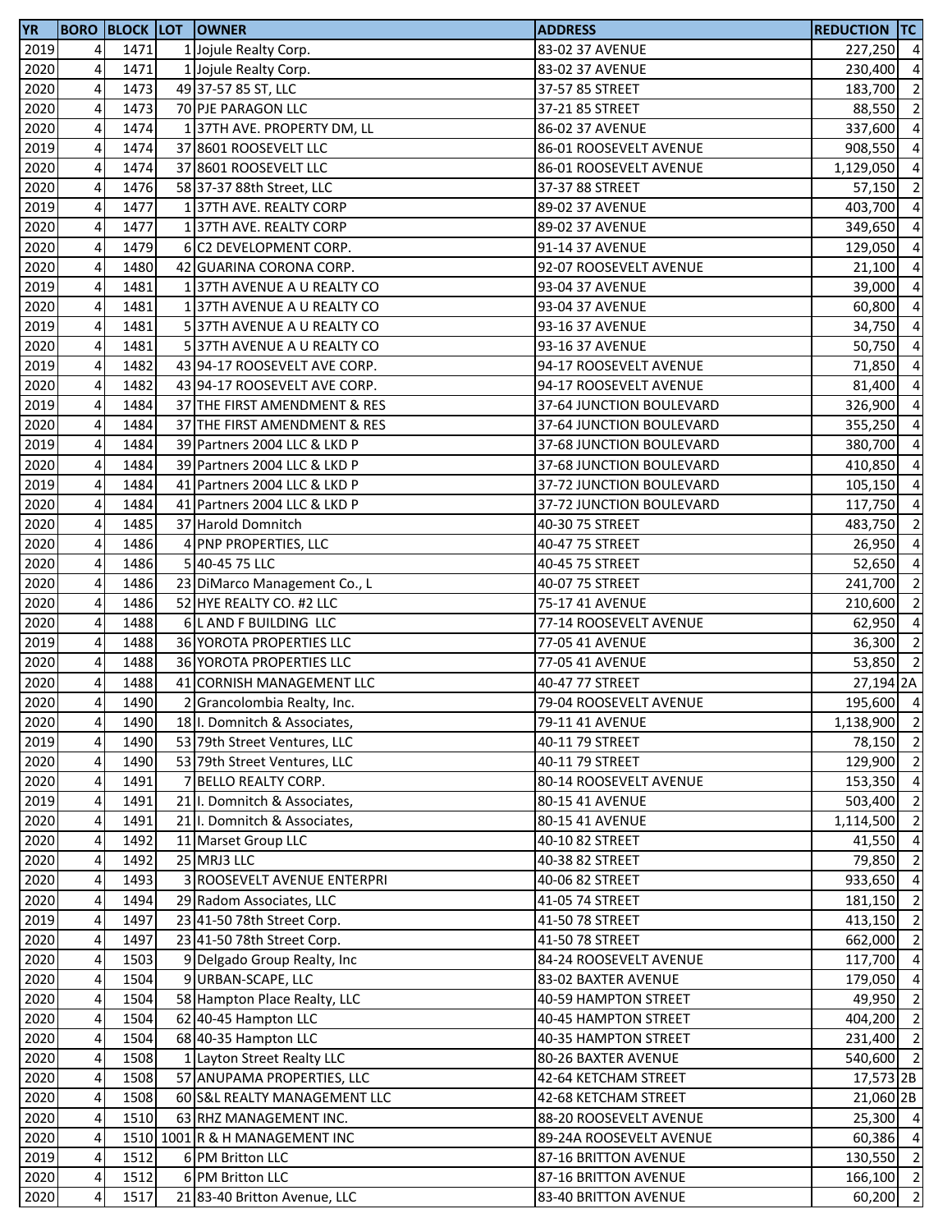| YR | BORO | BLOCK | LOT | OWNER | ADDRESS | REDUCTION | TC |
|---|---|---|---|---|---|---|---|
| 2019 | 4 | 1471 | 1 | Jojule Realty Corp. | 83-02 37 AVENUE | 227,250 | 4 |
| 2020 | 4 | 1471 | 1 | Jojule Realty Corp. | 83-02 37 AVENUE | 230,400 | 4 |
| 2020 | 4 | 1473 | 49 | 37-57 85 ST, LLC | 37-57 85 STREET | 183,700 | 2 |
| 2020 | 4 | 1473 | 70 | PJE PARAGON LLC | 37-21 85 STREET | 88,550 | 2 |
| 2020 | 4 | 1474 | 1 | 37TH AVE. PROPERTY DM, LL | 86-02 37 AVENUE | 337,600 | 4 |
| 2019 | 4 | 1474 | 37 | 8601 ROOSEVELT LLC | 86-01 ROOSEVELT AVENUE | 908,550 | 4 |
| 2020 | 4 | 1474 | 37 | 8601 ROOSEVELT LLC | 86-01 ROOSEVELT AVENUE | 1,129,050 | 4 |
| 2020 | 4 | 1476 | 58 | 37-37 88th Street, LLC | 37-37 88 STREET | 57,150 | 2 |
| 2019 | 4 | 1477 | 1 | 37TH AVE. REALTY CORP | 89-02 37 AVENUE | 403,700 | 4 |
| 2020 | 4 | 1477 | 1 | 37TH AVE. REALTY CORP | 89-02 37 AVENUE | 349,650 | 4 |
| 2020 | 4 | 1479 | 6 | C2 DEVELOPMENT CORP. | 91-14 37 AVENUE | 129,050 | 4 |
| 2020 | 4 | 1480 | 42 | GUARINA CORONA CORP. | 92-07 ROOSEVELT AVENUE | 21,100 | 4 |
| 2019 | 4 | 1481 | 1 | 37TH AVENUE A U REALTY CO | 93-04 37 AVENUE | 39,000 | 4 |
| 2020 | 4 | 1481 | 1 | 37TH AVENUE A U REALTY CO | 93-04 37 AVENUE | 60,800 | 4 |
| 2019 | 4 | 1481 | 5 | 37TH AVENUE A U REALTY CO | 93-16 37 AVENUE | 34,750 | 4 |
| 2020 | 4 | 1481 | 5 | 37TH AVENUE A U REALTY CO | 93-16 37 AVENUE | 50,750 | 4 |
| 2019 | 4 | 1482 | 43 | 94-17 ROOSEVELT AVE CORP. | 94-17 ROOSEVELT AVENUE | 71,850 | 4 |
| 2020 | 4 | 1482 | 43 | 94-17 ROOSEVELT AVE CORP. | 94-17 ROOSEVELT AVENUE | 81,400 | 4 |
| 2019 | 4 | 1484 | 37 | THE FIRST AMENDMENT & RES | 37-64 JUNCTION BOULEVARD | 326,900 | 4 |
| 2020 | 4 | 1484 | 37 | THE FIRST AMENDMENT & RES | 37-64 JUNCTION BOULEVARD | 355,250 | 4 |
| 2019 | 4 | 1484 | 39 | Partners 2004 LLC & LKD P | 37-68 JUNCTION BOULEVARD | 380,700 | 4 |
| 2020 | 4 | 1484 | 39 | Partners 2004 LLC & LKD P | 37-68 JUNCTION BOULEVARD | 410,850 | 4 |
| 2019 | 4 | 1484 | 41 | Partners 2004 LLC & LKD P | 37-72 JUNCTION BOULEVARD | 105,150 | 4 |
| 2020 | 4 | 1484 | 41 | Partners 2004 LLC & LKD P | 37-72 JUNCTION BOULEVARD | 117,750 | 4 |
| 2020 | 4 | 1485 | 37 | Harold Domnitch | 40-30 75 STREET | 483,750 | 2 |
| 2020 | 4 | 1486 | 4 | PNP PROPERTIES, LLC | 40-47 75 STREET | 26,950 | 4 |
| 2020 | 4 | 1486 | 5 | 40-45 75 LLC | 40-45 75 STREET | 52,650 | 4 |
| 2020 | 4 | 1486 | 23 | DiMarco Management Co., L | 40-07 75 STREET | 241,700 | 2 |
| 2020 | 4 | 1486 | 52 | HYE REALTY CO. #2 LLC | 75-17 41 AVENUE | 210,600 | 2 |
| 2020 | 4 | 1488 | 6 | L AND F BUILDING LLC | 77-14 ROOSEVELT AVENUE | 62,950 | 4 |
| 2019 | 4 | 1488 | 36 | YOROTA PROPERTIES LLC | 77-05 41 AVENUE | 36,300 | 2 |
| 2020 | 4 | 1488 | 36 | YOROTA PROPERTIES LLC | 77-05 41 AVENUE | 53,850 | 2 |
| 2020 | 4 | 1488 | 41 | CORNISH MANAGEMENT LLC | 40-47 77 STREET | 27,194 | 2A |
| 2020 | 4 | 1490 | 2 | Grancolombia Realty, Inc. | 79-04 ROOSEVELT AVENUE | 195,600 | 4 |
| 2020 | 4 | 1490 | 18 | I. Domnitch & Associates, | 79-11 41 AVENUE | 1,138,900 | 2 |
| 2019 | 4 | 1490 | 53 | 79th Street Ventures, LLC | 40-11 79 STREET | 78,150 | 2 |
| 2020 | 4 | 1490 | 53 | 79th Street Ventures, LLC | 40-11 79 STREET | 129,900 | 2 |
| 2020 | 4 | 1491 | 7 | BELLO REALTY CORP. | 80-14 ROOSEVELT AVENUE | 153,350 | 4 |
| 2019 | 4 | 1491 | 21 | I. Domnitch & Associates, | 80-15 41 AVENUE | 503,400 | 2 |
| 2020 | 4 | 1491 | 21 | I. Domnitch & Associates, | 80-15 41 AVENUE | 1,114,500 | 2 |
| 2020 | 4 | 1492 | 11 | Marset Group LLC | 40-10 82 STREET | 41,550 | 4 |
| 2020 | 4 | 1492 | 25 | MRJ3 LLC | 40-38 82 STREET | 79,850 | 2 |
| 2020 | 4 | 1493 | 3 | ROOSEVELT AVENUE ENTERPRI | 40-06 82 STREET | 933,650 | 4 |
| 2020 | 4 | 1494 | 29 | Radom Associates, LLC | 41-05 74 STREET | 181,150 | 2 |
| 2019 | 4 | 1497 | 23 | 41-50 78th Street Corp. | 41-50 78 STREET | 413,150 | 2 |
| 2020 | 4 | 1497 | 23 | 41-50 78th Street Corp. | 41-50 78 STREET | 662,000 | 2 |
| 2020 | 4 | 1503 | 9 | Delgado Group Realty, Inc | 84-24 ROOSEVELT AVENUE | 117,700 | 4 |
| 2020 | 4 | 1504 | 9 | URBAN-SCAPE, LLC | 83-02 BAXTER AVENUE | 179,050 | 4 |
| 2020 | 4 | 1504 | 58 | Hampton Place Realty, LLC | 40-59 HAMPTON STREET | 49,950 | 2 |
| 2020 | 4 | 1504 | 62 | 40-45 Hampton LLC | 40-45 HAMPTON STREET | 404,200 | 2 |
| 2020 | 4 | 1504 | 68 | 40-35 Hampton LLC | 40-35 HAMPTON STREET | 231,400 | 2 |
| 2020 | 4 | 1508 | 1 | Layton Street Realty LLC | 80-26 BAXTER AVENUE | 540,600 | 2 |
| 2020 | 4 | 1508 | 57 | ANUPAMA PROPERTIES, LLC | 42-64 KETCHAM STREET | 17,573 | 2B |
| 2020 | 4 | 1508 | 60 | S&L REALTY MANAGEMENT LLC | 42-68 KETCHAM STREET | 21,060 | 2B |
| 2020 | 4 | 1510 | 63 | RHZ MANAGEMENT INC. | 88-20 ROOSEVELT AVENUE | 25,300 | 4 |
| 2020 | 4 | 1510 | 1001 | R & H MANAGEMENT INC | 89-24A ROOSEVELT AVENUE | 60,386 | 4 |
| 2019 | 4 | 1512 | 6 | PM Britton LLC | 87-16 BRITTON AVENUE | 130,550 | 2 |
| 2020 | 4 | 1512 | 6 | PM Britton LLC | 87-16 BRITTON AVENUE | 166,100 | 2 |
| 2020 | 4 | 1517 | 21 | 83-40 Britton Avenue, LLC | 83-40 BRITTON AVENUE | 60,200 | 2 |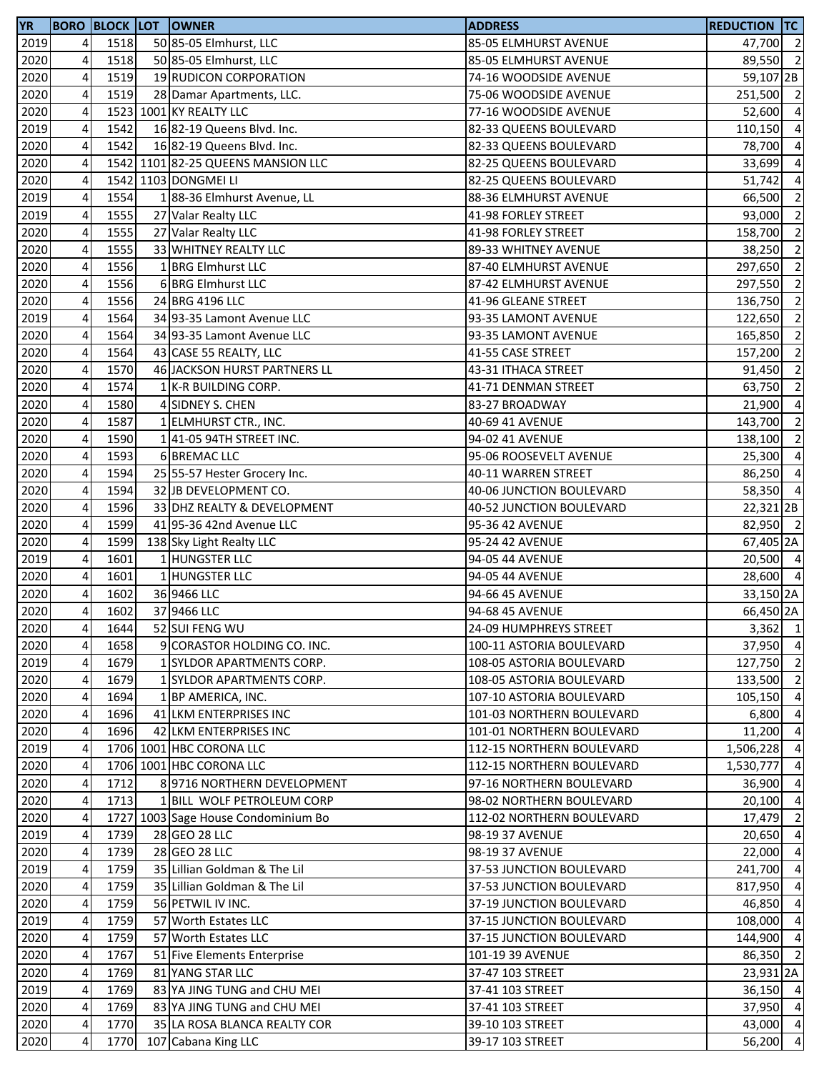| YR | BORO | BLOCK | LOT | OWNER | ADDRESS | REDUCTION | TC |
|---|---|---|---|---|---|---|---|
| 2019 | 4 | 1518 | 50 | 85-05 Elmhurst, LLC | 85-05 ELMHURST AVENUE | 47,700 | 2 |
| 2020 | 4 | 1518 | 50 | 85-05 Elmhurst, LLC | 85-05 ELMHURST AVENUE | 89,550 | 2 |
| 2020 | 4 | 1519 | 19 | RUDICON CORPORATION | 74-16 WOODSIDE AVENUE | 59,107 | 2B |
| 2020 | 4 | 1519 | 28 | Damar Apartments, LLC. | 75-06 WOODSIDE AVENUE | 251,500 | 2 |
| 2020 | 4 | 1523 | 1001 | KY REALTY LLC | 77-16 WOODSIDE AVENUE | 52,600 | 4 |
| 2019 | 4 | 1542 | 16 | 82-19 Queens Blvd. Inc. | 82-33 QUEENS BOULEVARD | 110,150 | 4 |
| 2020 | 4 | 1542 | 16 | 82-19 Queens Blvd. Inc. | 82-33 QUEENS BOULEVARD | 78,700 | 4 |
| 2020 | 4 | 1542 | 1101 | 82-25 QUEENS MANSION LLC | 82-25 QUEENS BOULEVARD | 33,699 | 4 |
| 2020 | 4 | 1542 | 1103 | DONGMEI LI | 82-25 QUEENS BOULEVARD | 51,742 | 4 |
| 2019 | 4 | 1554 | 1 | 88-36 Elmhurst Avenue, LL | 88-36 ELMHURST AVENUE | 66,500 | 2 |
| 2019 | 4 | 1555 | 27 | Valar Realty LLC | 41-98 FORLEY STREET | 93,000 | 2 |
| 2020 | 4 | 1555 | 27 | Valar Realty LLC | 41-98 FORLEY STREET | 158,700 | 2 |
| 2020 | 4 | 1555 | 33 | WHITNEY REALTY LLC | 89-33 WHITNEY AVENUE | 38,250 | 2 |
| 2020 | 4 | 1556 | 1 | BRG Elmhurst LLC | 87-40 ELMHURST AVENUE | 297,650 | 2 |
| 2020 | 4 | 1556 | 6 | BRG Elmhurst LLC | 87-42 ELMHURST AVENUE | 297,550 | 2 |
| 2020 | 4 | 1556 | 24 | BRG 4196 LLC | 41-96 GLEANE STREET | 136,750 | 2 |
| 2019 | 4 | 1564 | 34 | 93-35 Lamont Avenue LLC | 93-35 LAMONT AVENUE | 122,650 | 2 |
| 2020 | 4 | 1564 | 34 | 93-35 Lamont Avenue LLC | 93-35 LAMONT AVENUE | 165,850 | 2 |
| 2020 | 4 | 1564 | 43 | CASE 55 REALTY, LLC | 41-55 CASE STREET | 157,200 | 2 |
| 2020 | 4 | 1570 | 46 | JACKSON HURST PARTNERS LL | 43-31 ITHACA STREET | 91,450 | 2 |
| 2020 | 4 | 1574 | 1 | K-R BUILDING CORP. | 41-71 DENMAN STREET | 63,750 | 2 |
| 2020 | 4 | 1580 | 4 | SIDNEY S. CHEN | 83-27 BROADWAY | 21,900 | 4 |
| 2020 | 4 | 1587 | 1 | ELMHURST CTR., INC. | 40-69 41 AVENUE | 143,700 | 2 |
| 2020 | 4 | 1590 | 1 | 41-05 94TH STREET INC. | 94-02 41 AVENUE | 138,100 | 2 |
| 2020 | 4 | 1593 | 6 | BREMAC LLC | 95-06 ROOSEVELT AVENUE | 25,300 | 4 |
| 2020 | 4 | 1594 | 25 | 55-57 Hester Grocery Inc. | 40-11 WARREN STREET | 86,250 | 4 |
| 2020 | 4 | 1594 | 32 | JB DEVELOPMENT CO. | 40-06 JUNCTION BOULEVARD | 58,350 | 4 |
| 2020 | 4 | 1596 | 33 | DHZ REALTY & DEVELOPMENT | 40-52 JUNCTION BOULEVARD | 22,321 | 2B |
| 2020 | 4 | 1599 | 41 | 95-36 42nd Avenue LLC | 95-36 42 AVENUE | 82,950 | 2 |
| 2020 | 4 | 1599 | 138 | Sky Light Realty LLC | 95-24 42 AVENUE | 67,405 | 2A |
| 2019 | 4 | 1601 | 1 | HUNGSTER LLC | 94-05 44 AVENUE | 20,500 | 4 |
| 2020 | 4 | 1601 | 1 | HUNGSTER LLC | 94-05 44 AVENUE | 28,600 | 4 |
| 2020 | 4 | 1602 | 36 | 9466 LLC | 94-66 45 AVENUE | 33,150 | 2A |
| 2020 | 4 | 1602 | 37 | 9466 LLC | 94-68 45 AVENUE | 66,450 | 2A |
| 2020 | 4 | 1644 | 52 | SUI FENG WU | 24-09 HUMPHREYS STREET | 3,362 | 1 |
| 2020 | 4 | 1658 | 9 | CORASTOR HOLDING CO. INC. | 100-11 ASTORIA BOULEVARD | 37,950 | 4 |
| 2019 | 4 | 1679 | 1 | SYLDOR APARTMENTS CORP. | 108-05 ASTORIA BOULEVARD | 127,750 | 2 |
| 2020 | 4 | 1679 | 1 | SYLDOR APARTMENTS CORP. | 108-05 ASTORIA BOULEVARD | 133,500 | 2 |
| 2020 | 4 | 1694 | 1 | BP AMERICA, INC. | 107-10 ASTORIA BOULEVARD | 105,150 | 4 |
| 2020 | 4 | 1696 | 41 | LKM ENTERPRISES INC | 101-03 NORTHERN BOULEVARD | 6,800 | 4 |
| 2020 | 4 | 1696 | 42 | LKM ENTERPRISES INC | 101-01 NORTHERN BOULEVARD | 11,200 | 4 |
| 2019 | 4 | 1706 | 1001 | HBC CORONA LLC | 112-15 NORTHERN BOULEVARD | 1,506,228 | 4 |
| 2020 | 4 | 1706 | 1001 | HBC CORONA LLC | 112-15 NORTHERN BOULEVARD | 1,530,777 | 4 |
| 2020 | 4 | 1712 | 8 | 9716 NORTHERN DEVELOPMENT | 97-16 NORTHERN BOULEVARD | 36,900 | 4 |
| 2020 | 4 | 1713 | 1 | BILL WOLF PETROLEUM CORP | 98-02 NORTHERN BOULEVARD | 20,100 | 4 |
| 2020 | 4 | 1727 | 1003 | Sage House Condominium Bo | 112-02 NORTHERN BOULEVARD | 17,479 | 2 |
| 2019 | 4 | 1739 | 28 | GEO 28 LLC | 98-19 37 AVENUE | 20,650 | 4 |
| 2020 | 4 | 1739 | 28 | GEO 28 LLC | 98-19 37 AVENUE | 22,000 | 4 |
| 2019 | 4 | 1759 | 35 | Lillian Goldman & The Lil | 37-53 JUNCTION BOULEVARD | 241,700 | 4 |
| 2020 | 4 | 1759 | 35 | Lillian Goldman & The Lil | 37-53 JUNCTION BOULEVARD | 817,950 | 4 |
| 2020 | 4 | 1759 | 56 | PETWIL IV INC. | 37-19 JUNCTION BOULEVARD | 46,850 | 4 |
| 2019 | 4 | 1759 | 57 | Worth Estates LLC | 37-15 JUNCTION BOULEVARD | 108,000 | 4 |
| 2020 | 4 | 1759 | 57 | Worth Estates LLC | 37-15 JUNCTION BOULEVARD | 144,900 | 4 |
| 2020 | 4 | 1767 | 51 | Five Elements Enterprise | 101-19 39 AVENUE | 86,350 | 2 |
| 2020 | 4 | 1769 | 81 | YANG STAR LLC | 37-47 103 STREET | 23,931 | 2A |
| 2019 | 4 | 1769 | 83 | YA JING TUNG and CHU MEI | 37-41 103 STREET | 36,150 | 4 |
| 2020 | 4 | 1769 | 83 | YA JING TUNG and CHU MEI | 37-41 103 STREET | 37,950 | 4 |
| 2020 | 4 | 1770 | 35 | LA ROSA BLANCA REALTY COR | 39-10 103 STREET | 43,000 | 4 |
| 2020 | 4 | 1770 | 107 | Cabana King LLC | 39-17 103 STREET | 56,200 | 4 |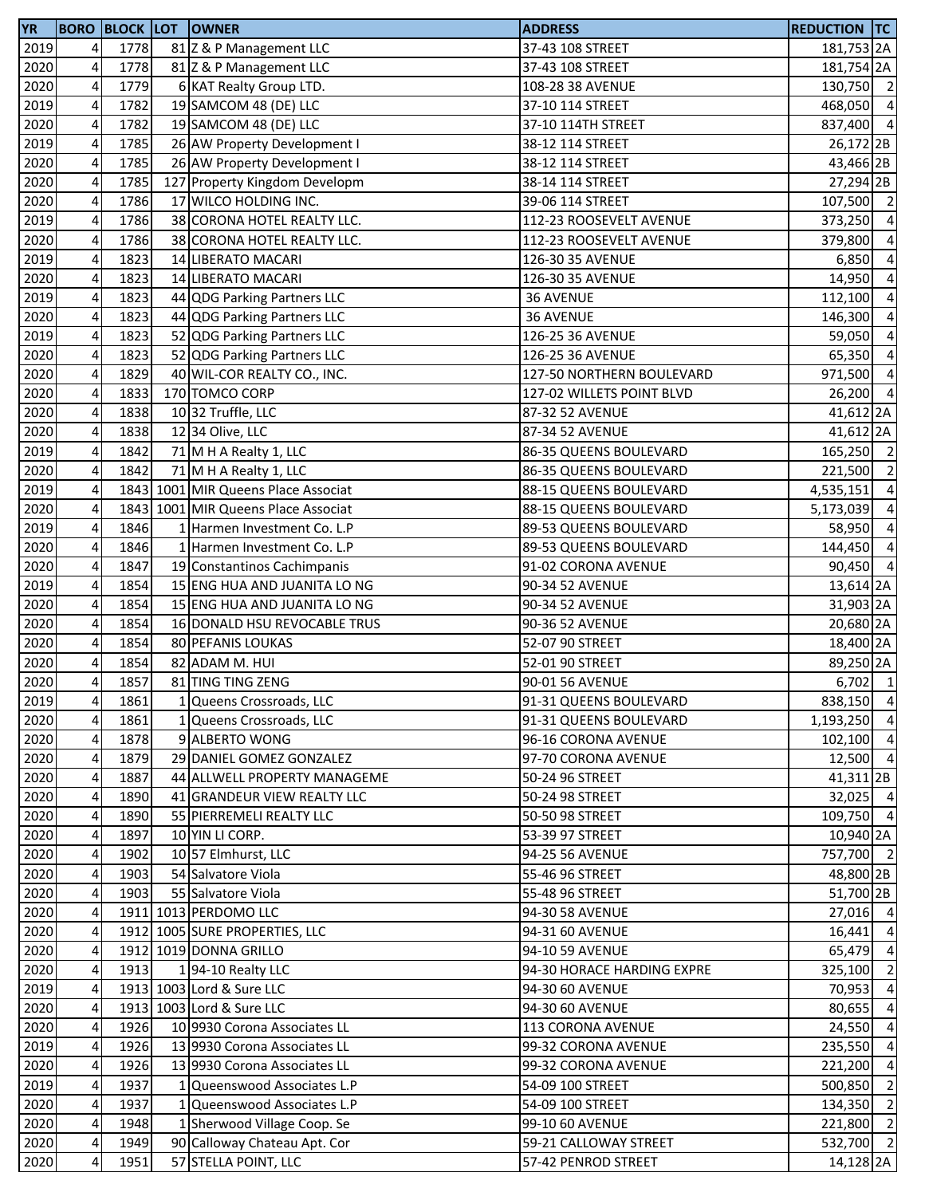| YR | BORO | BLOCK | LOT | OWNER | ADDRESS | REDUCTION | TC |
|---|---|---|---|---|---|---|---|
| 2019 | 4 | 1778 | 81 | Z & P Management LLC | 37-43 108 STREET | 181,753 | 2A |
| 2020 | 4 | 1778 | 81 | Z & P Management LLC | 37-43 108 STREET | 181,754 | 2A |
| 2020 | 4 | 1779 | 6 | KAT Realty Group LTD. | 108-28 38 AVENUE | 130,750 | 2 |
| 2019 | 4 | 1782 | 19 | SAMCOM 48 (DE) LLC | 37-10 114 STREET | 468,050 | 4 |
| 2020 | 4 | 1782 | 19 | SAMCOM 48 (DE) LLC | 37-10 114TH STREET | 837,400 | 4 |
| 2019 | 4 | 1785 | 26 | AW Property Development I | 38-12 114 STREET | 26,172 | 2B |
| 2020 | 4 | 1785 | 26 | AW Property Development I | 38-12 114 STREET | 43,466 | 2B |
| 2020 | 4 | 1785 | 127 | Property Kingdom Developm | 38-14 114 STREET | 27,294 | 2B |
| 2020 | 4 | 1786 | 17 | WILCO HOLDING INC. | 39-06 114 STREET | 107,500 | 2 |
| 2019 | 4 | 1786 | 38 | CORONA HOTEL REALTY LLC. | 112-23 ROOSEVELT AVENUE | 373,250 | 4 |
| 2020 | 4 | 1786 | 38 | CORONA HOTEL REALTY LLC. | 112-23 ROOSEVELT AVENUE | 379,800 | 4 |
| 2019 | 4 | 1823 | 14 | LIBERATO MACARI | 126-30 35 AVENUE | 6,850 | 4 |
| 2020 | 4 | 1823 | 14 | LIBERATO MACARI | 126-30 35 AVENUE | 14,950 | 4 |
| 2019 | 4 | 1823 | 44 | QDG Parking Partners LLC | 36 AVENUE | 112,100 | 4 |
| 2020 | 4 | 1823 | 44 | QDG Parking Partners LLC | 36 AVENUE | 146,300 | 4 |
| 2019 | 4 | 1823 | 52 | QDG Parking Partners LLC | 126-25 36 AVENUE | 59,050 | 4 |
| 2020 | 4 | 1823 | 52 | QDG Parking Partners LLC | 126-25 36 AVENUE | 65,350 | 4 |
| 2020 | 4 | 1829 | 40 | WIL-COR REALTY CO., INC. | 127-50 NORTHERN BOULEVARD | 971,500 | 4 |
| 2020 | 4 | 1833 | 170 | TOMCO CORP | 127-02 WILLETS POINT BLVD | 26,200 | 4 |
| 2020 | 4 | 1838 | 10 | 32 Truffle, LLC | 87-32 52 AVENUE | 41,612 | 2A |
| 2020 | 4 | 1838 | 12 | 34 Olive, LLC | 87-34 52 AVENUE | 41,612 | 2A |
| 2019 | 4 | 1842 | 71 | M H A Realty 1, LLC | 86-35 QUEENS BOULEVARD | 165,250 | 2 |
| 2020 | 4 | 1842 | 71 | M H A Realty 1, LLC | 86-35 QUEENS BOULEVARD | 221,500 | 2 |
| 2019 | 4 | 1843 | 1001 | MIR Queens Place Associat | 88-15 QUEENS BOULEVARD | 4,535,151 | 4 |
| 2020 | 4 | 1843 | 1001 | MIR Queens Place Associat | 88-15 QUEENS BOULEVARD | 5,173,039 | 4 |
| 2019 | 4 | 1846 | 1 | Harmen Investment Co. L.P | 89-53 QUEENS BOULEVARD | 58,950 | 4 |
| 2020 | 4 | 1846 | 1 | Harmen Investment Co. L.P | 89-53 QUEENS BOULEVARD | 144,450 | 4 |
| 2020 | 4 | 1847 | 19 | Constantinos Cachimpanis | 91-02 CORONA AVENUE | 90,450 | 4 |
| 2019 | 4 | 1854 | 15 | ENG HUA AND JUANITA LO NG | 90-34 52 AVENUE | 13,614 | 2A |
| 2020 | 4 | 1854 | 15 | ENG HUA AND JUANITA LO NG | 90-34 52 AVENUE | 31,903 | 2A |
| 2020 | 4 | 1854 | 16 | DONALD HSU REVOCABLE TRUS | 90-36 52 AVENUE | 20,680 | 2A |
| 2020 | 4 | 1854 | 80 | PEFANIS LOUKAS | 52-07 90 STREET | 18,400 | 2A |
| 2020 | 4 | 1854 | 82 | ADAM M. HUI | 52-01 90 STREET | 89,250 | 2A |
| 2020 | 4 | 1857 | 81 | TING TING ZENG | 90-01 56 AVENUE | 6,702 | 1 |
| 2019 | 4 | 1861 | 1 | Queens Crossroads, LLC | 91-31 QUEENS BOULEVARD | 838,150 | 4 |
| 2020 | 4 | 1861 | 1 | Queens Crossroads, LLC | 91-31 QUEENS BOULEVARD | 1,193,250 | 4 |
| 2020 | 4 | 1878 | 9 | ALBERTO WONG | 96-16 CORONA AVENUE | 102,100 | 4 |
| 2020 | 4 | 1879 | 29 | DANIEL GOMEZ GONZALEZ | 97-70 CORONA AVENUE | 12,500 | 4 |
| 2020 | 4 | 1887 | 44 | ALLWELL PROPERTY MANAGEME | 50-24 96 STREET | 41,311 | 2B |
| 2020 | 4 | 1890 | 41 | GRANDEUR VIEW REALTY LLC | 50-24 98 STREET | 32,025 | 4 |
| 2020 | 4 | 1890 | 55 | PIERREMELI REALTY LLC | 50-50 98 STREET | 109,750 | 4 |
| 2020 | 4 | 1897 | 10 | YIN LI CORP. | 53-39 97 STREET | 10,940 | 2A |
| 2020 | 4 | 1902 | 10 | 57 Elmhurst, LLC | 94-25 56 AVENUE | 757,700 | 2 |
| 2020 | 4 | 1903 | 54 | Salvatore Viola | 55-46 96 STREET | 48,800 | 2B |
| 2020 | 4 | 1903 | 55 | Salvatore Viola | 55-48 96 STREET | 51,700 | 2B |
| 2020 | 4 | 1911 | 1013 | PERDOMO LLC | 94-30 58 AVENUE | 27,016 | 4 |
| 2020 | 4 | 1912 | 1005 | SURE PROPERTIES, LLC | 94-31 60 AVENUE | 16,441 | 4 |
| 2020 | 4 | 1912 | 1019 | DONNA GRILLO | 94-10 59 AVENUE | 65,479 | 4 |
| 2020 | 4 | 1913 | 1 | 94-10 Realty LLC | 94-30 HORACE HARDING EXPRE | 325,100 | 2 |
| 2019 | 4 | 1913 | 1003 | Lord & Sure LLC | 94-30 60 AVENUE | 70,953 | 4 |
| 2020 | 4 | 1913 | 1003 | Lord & Sure LLC | 94-30 60 AVENUE | 80,655 | 4 |
| 2020 | 4 | 1926 | 10 | 9930 Corona Associates LL | 113 CORONA AVENUE | 24,550 | 4 |
| 2019 | 4 | 1926 | 13 | 9930 Corona Associates LL | 99-32 CORONA AVENUE | 235,550 | 4 |
| 2020 | 4 | 1926 | 13 | 9930 Corona Associates LL | 99-32 CORONA AVENUE | 221,200 | 4 |
| 2019 | 4 | 1937 | 1 | Queenswood Associates L.P | 54-09 100 STREET | 500,850 | 2 |
| 2020 | 4 | 1937 | 1 | Queenswood Associates L.P | 54-09 100 STREET | 134,350 | 2 |
| 2020 | 4 | 1948 | 1 | Sherwood Village Coop. Se | 99-10 60 AVENUE | 221,800 | 2 |
| 2020 | 4 | 1949 | 90 | Calloway Chateau Apt. Cor | 59-21 CALLOWAY STREET | 532,700 | 2 |
| 2020 | 4 | 1951 | 57 | STELLA POINT, LLC | 57-42 PENROD STREET | 14,128 | 2A |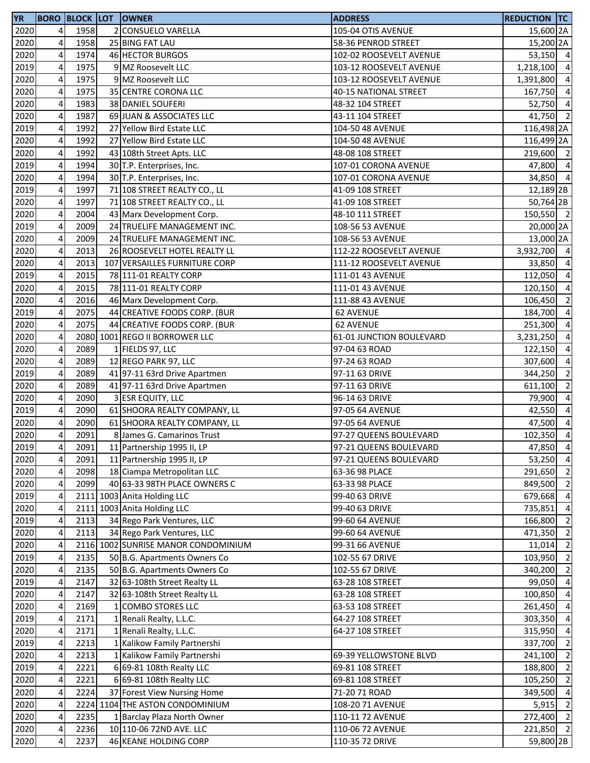| YR | BORO | BLOCK | LOT | OWNER | ADDRESS | REDUCTION | TC |
|---|---|---|---|---|---|---|---|
| 2020 | 4 | 1958 | 2 | CONSUELO VARELLA | 105-04 OTIS AVENUE | 15,600 | 2A |
| 2020 | 4 | 1958 | 25 | BING FAT LAU | 58-36 PENROD STREET | 15,200 | 2A |
| 2020 | 4 | 1974 | 46 | HECTOR BURGOS | 102-02 ROOSEVELT AVENUE | 53,150 | 4 |
| 2019 | 4 | 1975 | 9 | MZ Roosevelt LLC | 103-12 ROOSEVELT AVENUE | 1,218,100 | 4 |
| 2020 | 4 | 1975 | 9 | MZ Roosevelt LLC | 103-12 ROOSEVELT AVENUE | 1,391,800 | 4 |
| 2020 | 4 | 1975 | 35 | CENTRE CORONA LLC | 40-15 NATIONAL STREET | 167,750 | 4 |
| 2020 | 4 | 1983 | 38 | DANIEL SOUFERI | 48-32 104 STREET | 52,750 | 4 |
| 2020 | 4 | 1987 | 69 | JUAN & ASSOCIATES LLC | 43-11 104 STREET | 41,750 | 2 |
| 2019 | 4 | 1992 | 27 | Yellow Bird Estate LLC | 104-50 48 AVENUE | 116,498 | 2A |
| 2020 | 4 | 1992 | 27 | Yellow Bird Estate LLC | 104-50 48 AVENUE | 116,499 | 2A |
| 2020 | 4 | 1992 | 43 | 108th Street Apts. LLC | 48-08 108 STREET | 219,600 | 2 |
| 2019 | 4 | 1994 | 30 | T.P. Enterprises, Inc. | 107-01 CORONA AVENUE | 47,800 | 4 |
| 2020 | 4 | 1994 | 30 | T.P. Enterprises, Inc. | 107-01 CORONA AVENUE | 34,850 | 4 |
| 2019 | 4 | 1997 | 71 | 108 STREET REALTY CO., LL | 41-09 108 STREET | 12,189 | 2B |
| 2020 | 4 | 1997 | 71 | 108 STREET REALTY CO., LL | 41-09 108 STREET | 50,764 | 2B |
| 2020 | 4 | 2004 | 43 | Marx Development Corp. | 48-10 111 STREET | 150,550 | 2 |
| 2019 | 4 | 2009 | 24 | TRUELIFE MANAGEMENT INC. | 108-56 53 AVENUE | 20,000 | 2A |
| 2020 | 4 | 2009 | 24 | TRUELIFE MANAGEMENT INC. | 108-56 53 AVENUE | 13,000 | 2A |
| 2020 | 4 | 2013 | 26 | ROOSEVELT HOTEL REALTY LL | 112-22 ROOSEVELT AVENUE | 3,932,700 | 4 |
| 2020 | 4 | 2013 | 107 | VERSAILLES FURNITURE CORP | 111-12 ROOSEVELT AVENUE | 33,850 | 4 |
| 2019 | 4 | 2015 | 78 | 111-01 REALTY CORP | 111-01 43 AVENUE | 112,050 | 4 |
| 2020 | 4 | 2015 | 78 | 111-01 REALTY CORP | 111-01 43 AVENUE | 120,150 | 4 |
| 2020 | 4 | 2016 | 46 | Marx Development Corp. | 111-88 43 AVENUE | 106,450 | 2 |
| 2019 | 4 | 2075 | 44 | CREATIVE FOODS CORP. (BUR | 62 AVENUE | 184,700 | 4 |
| 2020 | 4 | 2075 | 44 | CREATIVE FOODS CORP. (BUR | 62 AVENUE | 251,300 | 4 |
| 2020 | 4 | 2080 | 1001 | REGO II BORROWER LLC | 61-01 JUNCTION BOULEVARD | 3,231,250 | 4 |
| 2020 | 4 | 2089 | 1 | FIELDS 97, LLC | 97-04 63 ROAD | 122,150 | 4 |
| 2020 | 4 | 2089 | 12 | REGO PARK 97, LLC | 97-24 63 ROAD | 307,600 | 4 |
| 2019 | 4 | 2089 | 41 | 97-11 63rd Drive Apartmen | 97-11 63 DRIVE | 344,250 | 2 |
| 2020 | 4 | 2089 | 41 | 97-11 63rd Drive Apartmen | 97-11 63 DRIVE | 611,100 | 2 |
| 2020 | 4 | 2090 | 3 | ESR EQUITY, LLC | 96-14 63 DRIVE | 79,900 | 4 |
| 2019 | 4 | 2090 | 61 | SHOORA REALTY COMPANY, LL | 97-05 64 AVENUE | 42,550 | 4 |
| 2020 | 4 | 2090 | 61 | SHOORA REALTY COMPANY, LL | 97-05 64 AVENUE | 47,500 | 4 |
| 2020 | 4 | 2091 | 8 | James G. Camarinos Trust | 97-27 QUEENS BOULEVARD | 102,350 | 4 |
| 2019 | 4 | 2091 | 11 | Partnership 1995 II, LP | 97-21 QUEENS BOULEVARD | 47,850 | 4 |
| 2020 | 4 | 2091 | 11 | Partnership 1995 II, LP | 97-21 QUEENS BOULEVARD | 53,250 | 4 |
| 2020 | 4 | 2098 | 18 | Ciampa Metropolitan LLC | 63-36 98 PLACE | 291,650 | 2 |
| 2020 | 4 | 2099 | 40 | 63-33 98TH PLACE OWNERS C | 63-33 98 PLACE | 849,500 | 2 |
| 2019 | 4 | 2111 | 1003 | Anita Holding LLC | 99-40 63 DRIVE | 679,668 | 4 |
| 2020 | 4 | 2111 | 1003 | Anita Holding LLC | 99-40 63 DRIVE | 735,851 | 4 |
| 2019 | 4 | 2113 | 34 | Rego Park Ventures, LLC | 99-60 64 AVENUE | 166,800 | 2 |
| 2020 | 4 | 2113 | 34 | Rego Park Ventures, LLC | 99-60 64 AVENUE | 471,350 | 2 |
| 2020 | 4 | 2116 | 1002 | SUNRISE MANOR CONDOMINIUM | 99-31 66 AVENUE | 11,014 | 2 |
| 2019 | 4 | 2135 | 50 | B.G. Apartments Owners Co | 102-55 67 DRIVE | 103,950 | 2 |
| 2020 | 4 | 2135 | 50 | B.G. Apartments Owners Co | 102-55 67 DRIVE | 340,200 | 2 |
| 2019 | 4 | 2147 | 32 | 63-108th Street Realty LL | 63-28 108 STREET | 99,050 | 4 |
| 2020 | 4 | 2147 | 32 | 63-108th Street Realty LL | 63-28 108 STREET | 100,850 | 4 |
| 2020 | 4 | 2169 | 1 | COMBO STORES LLC | 63-53 108 STREET | 261,450 | 4 |
| 2019 | 4 | 2171 | 1 | Renali Realty, L.L.C. | 64-27 108 STREET | 303,350 | 4 |
| 2020 | 4 | 2171 | 1 | Renali Realty, L.L.C. | 64-27 108 STREET | 315,950 | 4 |
| 2019 | 4 | 2213 | 1 | Kalikow Family Partnershi | | 337,700 | 2 |
| 2020 | 4 | 2213 | 1 | Kalikow Family Partnershi | 69-39 YELLOWSTONE BLVD | 241,100 | 2 |
| 2019 | 4 | 2221 | 6 | 69-81 108th Realty LLC | 69-81 108 STREET | 188,800 | 2 |
| 2020 | 4 | 2221 | 6 | 69-81 108th Realty LLC | 69-81 108 STREET | 105,250 | 2 |
| 2020 | 4 | 2224 | 37 | Forest View Nursing Home | 71-20 71 ROAD | 349,500 | 4 |
| 2020 | 4 | 2224 | 1104 | THE ASTON CONDOMINIUM | 108-20 71 AVENUE | 5,915 | 2 |
| 2020 | 4 | 2235 | 1 | Barclay Plaza North Owner | 110-11 72 AVENUE | 272,400 | 2 |
| 2020 | 4 | 2236 | 10 | 110-06 72ND AVE. LLC | 110-06 72 AVENUE | 221,850 | 2 |
| 2020 | 4 | 2237 | 46 | KEANE HOLDING CORP | 110-35 72 DRIVE | 59,800 | 2B |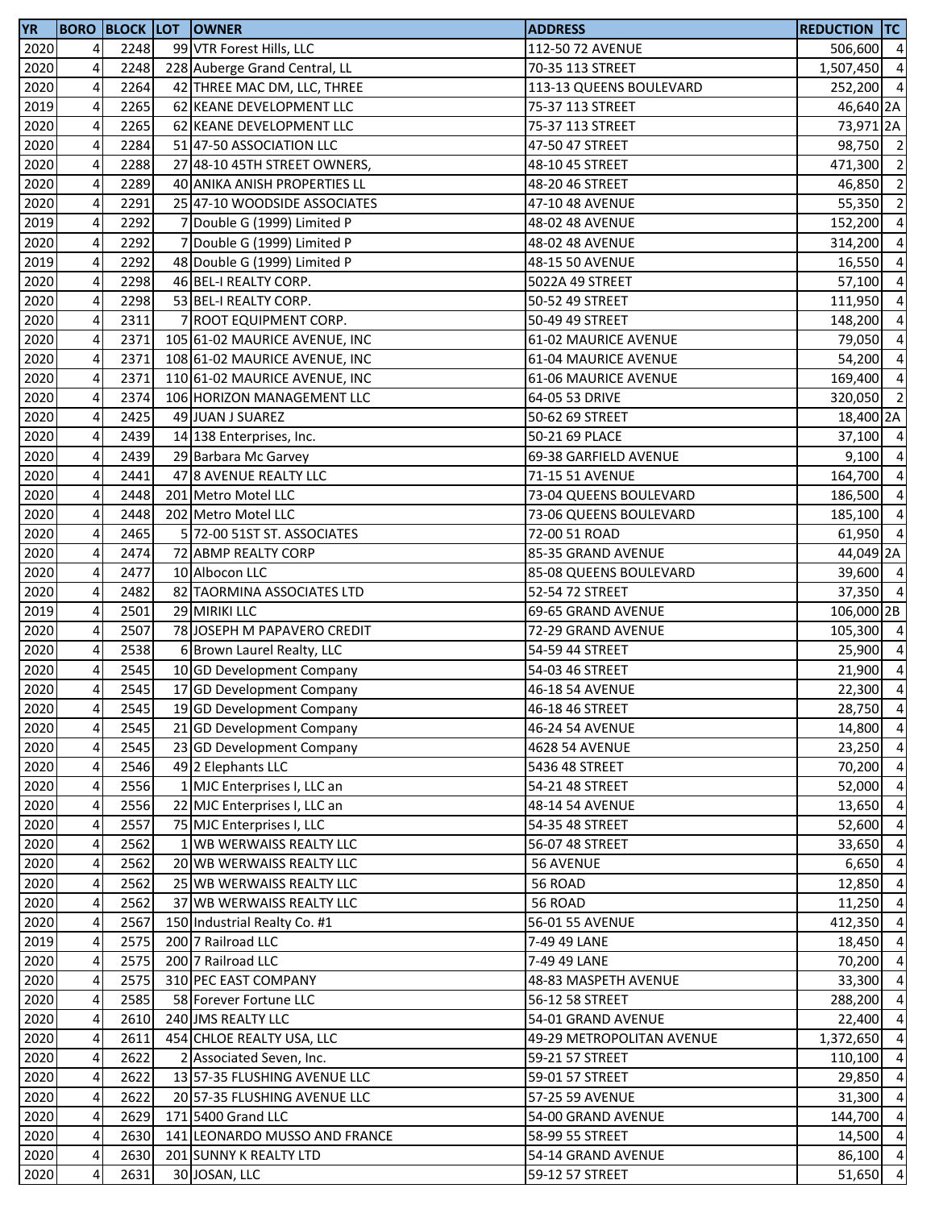| YR | BORO | BLOCK | LOT | OWNER | ADDRESS | REDUCTION | TC |
|---|---|---|---|---|---|---|---|
| 2020 | 4 | 2248 | 99 | VTR Forest Hills, LLC | 112-50 72 AVENUE | 506,600 | 4 |
| 2020 | 4 | 2248 | 228 | Auberge Grand Central, LL | 70-35 113 STREET | 1,507,450 | 4 |
| 2020 | 4 | 2264 | 42 | THREE MAC DM, LLC, THREE | 113-13 QUEENS BOULEVARD | 252,200 | 4 |
| 2019 | 4 | 2265 | 62 | KEANE DEVELOPMENT LLC | 75-37 113 STREET | 46,640 | 2A |
| 2020 | 4 | 2265 | 62 | KEANE DEVELOPMENT LLC | 75-37 113 STREET | 73,971 | 2A |
| 2020 | 4 | 2284 | 51 | 47-50 ASSOCIATION LLC | 47-50 47 STREET | 98,750 | 2 |
| 2020 | 4 | 2288 | 27 | 48-10 45TH STREET OWNERS, | 48-10 45 STREET | 471,300 | 2 |
| 2020 | 4 | 2289 | 40 | ANIKA ANISH PROPERTIES LL | 48-20 46 STREET | 46,850 | 2 |
| 2020 | 4 | 2291 | 25 | 47-10 WOODSIDE ASSOCIATES | 47-10 48 AVENUE | 55,350 | 2 |
| 2019 | 4 | 2292 | 7 | Double G (1999) Limited P | 48-02 48 AVENUE | 152,200 | 4 |
| 2020 | 4 | 2292 | 7 | Double G (1999) Limited P | 48-02 48 AVENUE | 314,200 | 4 |
| 2019 | 4 | 2292 | 48 | Double G (1999) Limited P | 48-15 50 AVENUE | 16,550 | 4 |
| 2020 | 4 | 2298 | 46 | BEL-I REALTY CORP. | 5022A 49 STREET | 57,100 | 4 |
| 2020 | 4 | 2298 | 53 | BEL-I REALTY CORP. | 50-52 49 STREET | 111,950 | 4 |
| 2020 | 4 | 2311 | 7 | ROOT EQUIPMENT CORP. | 50-49 49 STREET | 148,200 | 4 |
| 2020 | 4 | 2371 | 105 | 61-02 MAURICE AVENUE, INC | 61-02 MAURICE AVENUE | 79,050 | 4 |
| 2020 | 4 | 2371 | 108 | 61-02 MAURICE AVENUE, INC | 61-04 MAURICE AVENUE | 54,200 | 4 |
| 2020 | 4 | 2371 | 110 | 61-02 MAURICE AVENUE, INC | 61-06 MAURICE AVENUE | 169,400 | 4 |
| 2020 | 4 | 2374 | 106 | HORIZON MANAGEMENT LLC | 64-05 53 DRIVE | 320,050 | 2 |
| 2020 | 4 | 2425 | 49 | JUAN J SUAREZ | 50-62 69 STREET | 18,400 | 2A |
| 2020 | 4 | 2439 | 14 | 138 Enterprises, Inc. | 50-21 69 PLACE | 37,100 | 4 |
| 2020 | 4 | 2439 | 29 | Barbara Mc Garvey | 69-38 GARFIELD AVENUE | 9,100 | 4 |
| 2020 | 4 | 2441 | 47 | 8 AVENUE REALTY LLC | 71-15 51 AVENUE | 164,700 | 4 |
| 2020 | 4 | 2448 | 201 | Metro Motel LLC | 73-04 QUEENS BOULEVARD | 186,500 | 4 |
| 2020 | 4 | 2448 | 202 | Metro Motel LLC | 73-06 QUEENS BOULEVARD | 185,100 | 4 |
| 2020 | 4 | 2465 | 5 | 72-00 51ST ST. ASSOCIATES | 72-00 51 ROAD | 61,950 | 4 |
| 2020 | 4 | 2474 | 72 | ABMP REALTY CORP | 85-35 GRAND AVENUE | 44,049 | 2A |
| 2020 | 4 | 2477 | 10 | Albocon LLC | 85-08 QUEENS BOULEVARD | 39,600 | 4 |
| 2020 | 4 | 2482 | 82 | TAORMINA ASSOCIATES LTD | 52-54 72 STREET | 37,350 | 4 |
| 2019 | 4 | 2501 | 29 | MIRIKI LLC | 69-65 GRAND AVENUE | 106,000 | 2B |
| 2020 | 4 | 2507 | 78 | JOSEPH M PAPAVERO CREDIT | 72-29 GRAND AVENUE | 105,300 | 4 |
| 2020 | 4 | 2538 | 6 | Brown Laurel Realty, LLC | 54-59 44 STREET | 25,900 | 4 |
| 2020 | 4 | 2545 | 10 | GD Development Company | 54-03 46 STREET | 21,900 | 4 |
| 2020 | 4 | 2545 | 17 | GD Development Company | 46-18 54 AVENUE | 22,300 | 4 |
| 2020 | 4 | 2545 | 19 | GD Development Company | 46-18 46 STREET | 28,750 | 4 |
| 2020 | 4 | 2545 | 21 | GD Development Company | 46-24 54 AVENUE | 14,800 | 4 |
| 2020 | 4 | 2545 | 23 | GD Development Company | 4628 54 AVENUE | 23,250 | 4 |
| 2020 | 4 | 2546 | 49 | 2 Elephants LLC | 5436 48 STREET | 70,200 | 4 |
| 2020 | 4 | 2556 | 1 | MJC Enterprises I, LLC an | 54-21 48 STREET | 52,000 | 4 |
| 2020 | 4 | 2556 | 22 | MJC Enterprises I, LLC an | 48-14 54 AVENUE | 13,650 | 4 |
| 2020 | 4 | 2557 | 75 | MJC Enterprises I, LLC | 54-35 48 STREET | 52,600 | 4 |
| 2020 | 4 | 2562 | 1 | WB WERWAISS REALTY LLC | 56-07 48 STREET | 33,650 | 4 |
| 2020 | 4 | 2562 | 20 | WB WERWAISS REALTY LLC | 56 AVENUE | 6,650 | 4 |
| 2020 | 4 | 2562 | 25 | WB WERWAISS REALTY LLC | 56 ROAD | 12,850 | 4 |
| 2020 | 4 | 2562 | 37 | WB WERWAISS REALTY LLC | 56 ROAD | 11,250 | 4 |
| 2020 | 4 | 2567 | 150 | Industrial Realty Co. #1 | 56-01 55 AVENUE | 412,350 | 4 |
| 2019 | 4 | 2575 | 200 | 7 Railroad LLC | 7-49 49 LANE | 18,450 | 4 |
| 2020 | 4 | 2575 | 200 | 7 Railroad LLC | 7-49 49 LANE | 70,200 | 4 |
| 2020 | 4 | 2575 | 310 | PEC EAST COMPANY | 48-83 MASPETH AVENUE | 33,300 | 4 |
| 2020 | 4 | 2585 | 58 | Forever Fortune LLC | 56-12 58 STREET | 288,200 | 4 |
| 2020 | 4 | 2610 | 240 | JMS REALTY LLC | 54-01 GRAND AVENUE | 22,400 | 4 |
| 2020 | 4 | 2611 | 454 | CHLOE REALTY USA, LLC | 49-29 METROPOLITAN AVENUE | 1,372,650 | 4 |
| 2020 | 4 | 2622 | 2 | Associated Seven, Inc. | 59-21 57 STREET | 110,100 | 4 |
| 2020 | 4 | 2622 | 13 | 57-35 FLUSHING AVENUE LLC | 59-01 57 STREET | 29,850 | 4 |
| 2020 | 4 | 2622 | 20 | 57-35 FLUSHING AVENUE LLC | 57-25 59 AVENUE | 31,300 | 4 |
| 2020 | 4 | 2629 | 171 | 5400 Grand LLC | 54-00 GRAND AVENUE | 144,700 | 4 |
| 2020 | 4 | 2630 | 141 | LEONARDO MUSSO AND FRANCE | 58-99 55 STREET | 14,500 | 4 |
| 2020 | 4 | 2630 | 201 | SUNNY K REALTY LTD | 54-14 GRAND AVENUE | 86,100 | 4 |
| 2020 | 4 | 2631 | 30 | JOSAN, LLC | 59-12 57 STREET | 51,650 | 4 |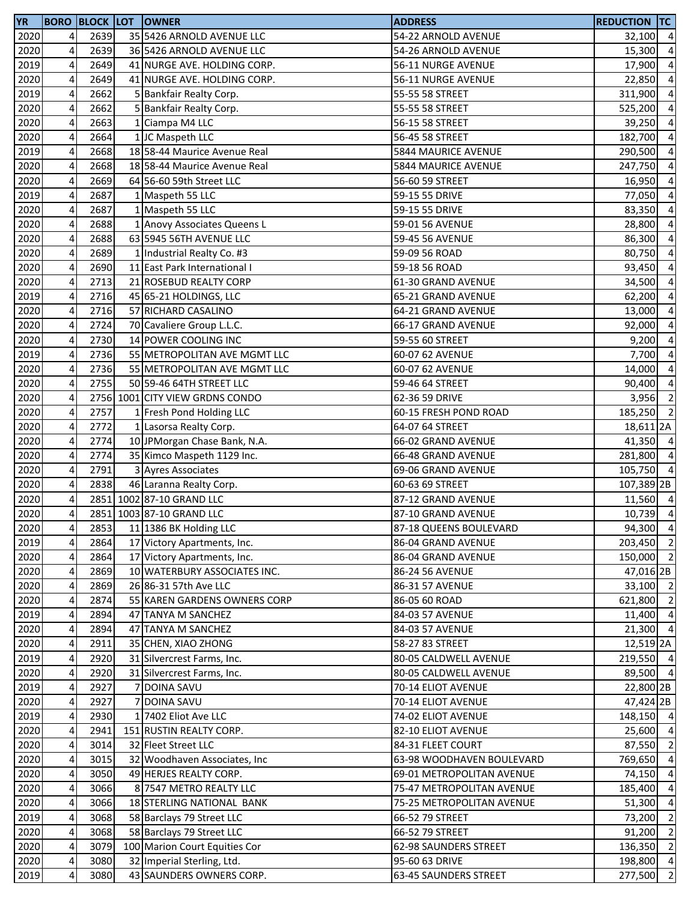| YR | BORO | BLOCK | LOT | OWNER | ADDRESS | REDUCTION | TC |
|---|---|---|---|---|---|---|---|
| 2020 | 4 | 2639 | 35 | 5426 ARNOLD AVENUE LLC | 54-22 ARNOLD AVENUE | 32,100 | 4 |
| 2020 | 4 | 2639 | 36 | 5426 ARNOLD AVENUE LLC | 54-26 ARNOLD AVENUE | 15,300 | 4 |
| 2019 | 4 | 2649 | 41 | NURGE AVE. HOLDING CORP. | 56-11 NURGE AVENUE | 17,900 | 4 |
| 2020 | 4 | 2649 | 41 | NURGE AVE. HOLDING CORP. | 56-11 NURGE AVENUE | 22,850 | 4 |
| 2019 | 4 | 2662 | 5 | Bankfair Realty Corp. | 55-55 58 STREET | 311,900 | 4 |
| 2020 | 4 | 2662 | 5 | Bankfair Realty Corp. | 55-55 58 STREET | 525,200 | 4 |
| 2020 | 4 | 2663 | 1 | Ciampa M4 LLC | 56-15 58 STREET | 39,250 | 4 |
| 2020 | 4 | 2664 | 1 | JC Maspeth LLC | 56-45 58 STREET | 182,700 | 4 |
| 2019 | 4 | 2668 | 18 | 58-44 Maurice Avenue Real | 5844 MAURICE AVENUE | 290,500 | 4 |
| 2020 | 4 | 2668 | 18 | 58-44 Maurice Avenue Real | 5844 MAURICE AVENUE | 247,750 | 4 |
| 2020 | 4 | 2669 | 64 | 56-60 59th Street LLC | 56-60 59 STREET | 16,950 | 4 |
| 2019 | 4 | 2687 | 1 | Maspeth 55 LLC | 59-15 55 DRIVE | 77,050 | 4 |
| 2020 | 4 | 2687 | 1 | Maspeth 55 LLC | 59-15 55 DRIVE | 83,350 | 4 |
| 2020 | 4 | 2688 | 1 | Anovy Associates Queens L | 59-01 56 AVENUE | 28,800 | 4 |
| 2020 | 4 | 2688 | 63 | 5945 56TH AVENUE LLC | 59-45 56 AVENUE | 86,300 | 4 |
| 2020 | 4 | 2689 | 1 | Industrial Realty Co. #3 | 59-09 56 ROAD | 80,750 | 4 |
| 2020 | 4 | 2690 | 11 | East Park International I | 59-18 56 ROAD | 93,450 | 4 |
| 2020 | 4 | 2713 | 21 | ROSEBUD REALTY CORP | 61-30 GRAND AVENUE | 34,500 | 4 |
| 2019 | 4 | 2716 | 45 | 65-21 HOLDINGS, LLC | 65-21 GRAND AVENUE | 62,200 | 4 |
| 2020 | 4 | 2716 | 57 | RICHARD CASALINO | 64-21 GRAND AVENUE | 13,000 | 4 |
| 2020 | 4 | 2724 | 70 | Cavaliere Group L.L.C. | 66-17 GRAND AVENUE | 92,000 | 4 |
| 2020 | 4 | 2730 | 14 | POWER COOLING INC | 59-55 60 STREET | 9,200 | 4 |
| 2019 | 4 | 2736 | 55 | METROPOLITAN AVE MGMT LLC | 60-07 62 AVENUE | 7,700 | 4 |
| 2020 | 4 | 2736 | 55 | METROPOLITAN AVE MGMT LLC | 60-07 62 AVENUE | 14,000 | 4 |
| 2020 | 4 | 2755 | 50 | 59-46 64TH STREET LLC | 59-46 64 STREET | 90,400 | 4 |
| 2020 | 4 | 2756 | 1001 | CITY VIEW GRDNS CONDO | 62-36 59 DRIVE | 3,956 | 2 |
| 2020 | 4 | 2757 | 1 | Fresh Pond Holding LLC | 60-15 FRESH POND ROAD | 185,250 | 2 |
| 2020 | 4 | 2772 | 1 | Lasorsa Realty Corp. | 64-07 64 STREET | 18,611 | 2A |
| 2020 | 4 | 2774 | 10 | JPMorgan Chase Bank, N.A. | 66-02 GRAND AVENUE | 41,350 | 4 |
| 2020 | 4 | 2774 | 35 | Kimco Maspeth 1129 Inc. | 66-48 GRAND AVENUE | 281,800 | 4 |
| 2020 | 4 | 2791 | 3 | Ayres Associates | 69-06 GRAND AVENUE | 105,750 | 4 |
| 2020 | 4 | 2838 | 46 | Laranna Realty Corp. | 60-63 69 STREET | 107,389 | 2B |
| 2020 | 4 | 2851 | 1002 | 87-10 GRAND LLC | 87-12 GRAND AVENUE | 11,560 | 4 |
| 2020 | 4 | 2851 | 1003 | 87-10 GRAND LLC | 87-10 GRAND AVENUE | 10,739 | 4 |
| 2020 | 4 | 2853 | 11 | 1386 BK Holding LLC | 87-18 QUEENS BOULEVARD | 94,300 | 4 |
| 2019 | 4 | 2864 | 17 | Victory Apartments, Inc. | 86-04 GRAND AVENUE | 203,450 | 2 |
| 2020 | 4 | 2864 | 17 | Victory Apartments, Inc. | 86-04 GRAND AVENUE | 150,000 | 2 |
| 2020 | 4 | 2869 | 10 | WATERBURY ASSOCIATES INC. | 86-24 56 AVENUE | 47,016 | 2B |
| 2020 | 4 | 2869 | 26 | 86-31 57th Ave LLC | 86-31 57 AVENUE | 33,100 | 2 |
| 2020 | 4 | 2874 | 55 | KAREN GARDENS OWNERS CORP | 86-05 60 ROAD | 621,800 | 2 |
| 2019 | 4 | 2894 | 47 | TANYA M SANCHEZ | 84-03 57 AVENUE | 11,400 | 4 |
| 2020 | 4 | 2894 | 47 | TANYA M SANCHEZ | 84-03 57 AVENUE | 21,300 | 4 |
| 2020 | 4 | 2911 | 35 | CHEN, XIAO ZHONG | 58-27 83 STREET | 12,519 | 2A |
| 2019 | 4 | 2920 | 31 | Silvercrest Farms, Inc. | 80-05 CALDWELL AVENUE | 219,550 | 4 |
| 2020 | 4 | 2920 | 31 | Silvercrest Farms, Inc. | 80-05 CALDWELL AVENUE | 89,500 | 4 |
| 2019 | 4 | 2927 | 7 | DOINA SAVU | 70-14 ELIOT AVENUE | 22,800 | 2B |
| 2020 | 4 | 2927 | 7 | DOINA SAVU | 70-14 ELIOT AVENUE | 47,424 | 2B |
| 2019 | 4 | 2930 | 1 | 7402 Eliot Ave LLC | 74-02 ELIOT AVENUE | 148,150 | 4 |
| 2020 | 4 | 2941 | 151 | RUSTIN REALTY CORP. | 82-10 ELIOT AVENUE | 25,600 | 4 |
| 2020 | 4 | 3014 | 32 | Fleet Street LLC | 84-31 FLEET COURT | 87,550 | 2 |
| 2020 | 4 | 3015 | 32 | Woodhaven Associates, Inc | 63-98 WOODHAVEN BOULEVARD | 769,650 | 4 |
| 2020 | 4 | 3050 | 49 | HERJES REALTY CORP. | 69-01 METROPOLITAN AVENUE | 74,150 | 4 |
| 2020 | 4 | 3066 | 8 | 7547 METRO REALTY LLC | 75-47 METROPOLITAN AVENUE | 185,400 | 4 |
| 2020 | 4 | 3066 | 18 | STERLING NATIONAL BANK | 75-25 METROPOLITAN AVENUE | 51,300 | 4 |
| 2019 | 4 | 3068 | 58 | Barclays 79 Street LLC | 66-52 79 STREET | 73,200 | 2 |
| 2020 | 4 | 3068 | 58 | Barclays 79 Street LLC | 66-52 79 STREET | 91,200 | 2 |
| 2020 | 4 | 3079 | 100 | Marion Court Equities Cor | 62-98 SAUNDERS STREET | 136,350 | 2 |
| 2020 | 4 | 3080 | 32 | Imperial Sterling, Ltd. | 95-60 63 DRIVE | 198,800 | 4 |
| 2019 | 4 | 3080 | 43 | SAUNDERS OWNERS CORP. | 63-45 SAUNDERS STREET | 277,500 | 2 |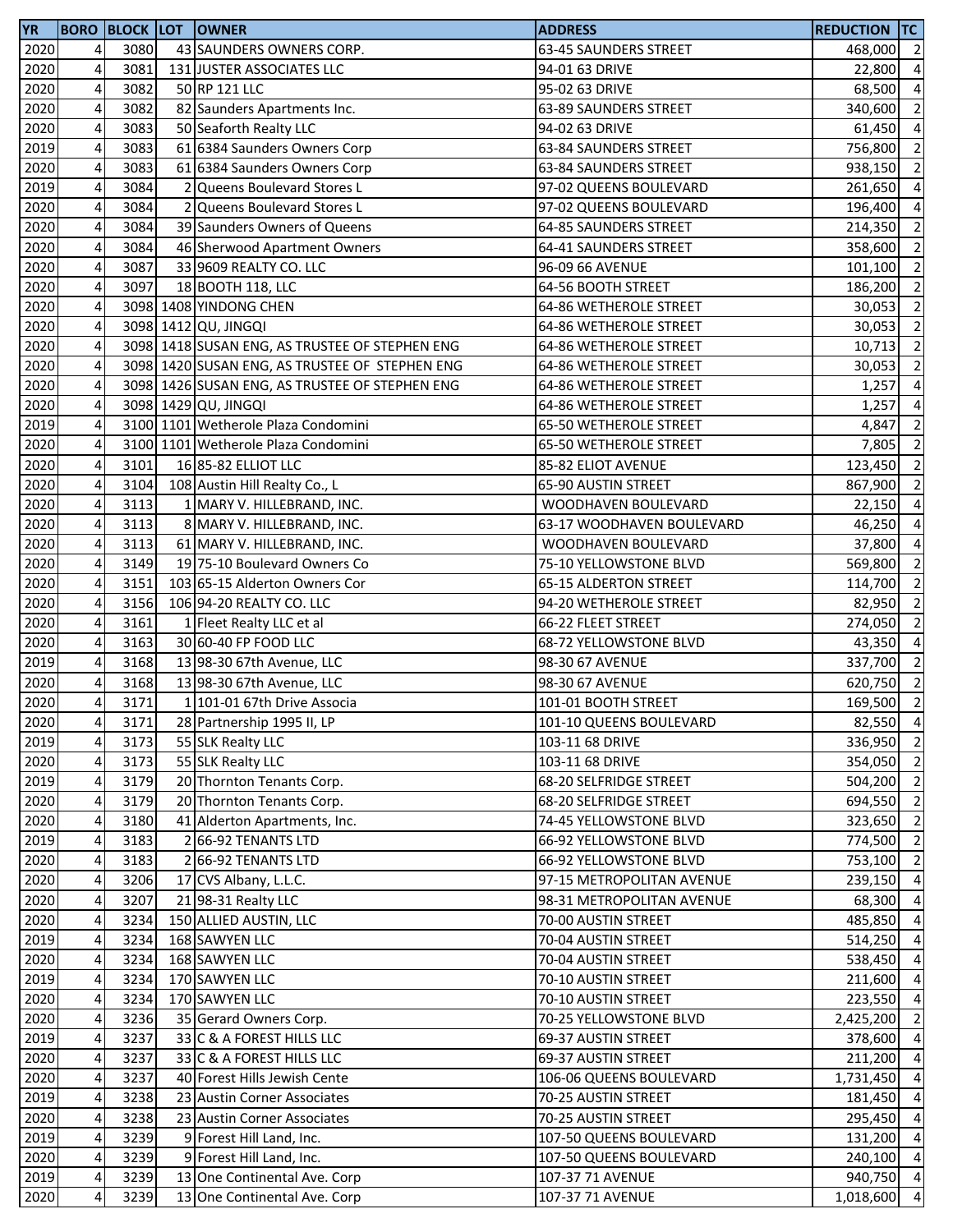| YR | BORO | BLOCK | LOT | OWNER | ADDRESS | REDUCTION | TC |
|---|---|---|---|---|---|---|---|
| 2020 | 4 | 3080 | 43 | SAUNDERS OWNERS CORP. | 63-45 SAUNDERS STREET | 468,000 | 2 |
| 2020 | 4 | 3081 | 131 | JUSTER ASSOCIATES LLC | 94-01 63 DRIVE | 22,800 | 4 |
| 2020 | 4 | 3082 | 50 | RP 121 LLC | 95-02 63 DRIVE | 68,500 | 4 |
| 2020 | 4 | 3082 | 82 | Saunders Apartments Inc. | 63-89 SAUNDERS STREET | 340,600 | 2 |
| 2020 | 4 | 3083 | 50 | Seaforth Realty LLC | 94-02 63 DRIVE | 61,450 | 4 |
| 2019 | 4 | 3083 | 61 | 6384 Saunders Owners Corp | 63-84 SAUNDERS STREET | 756,800 | 2 |
| 2020 | 4 | 3083 | 61 | 6384 Saunders Owners Corp | 63-84 SAUNDERS STREET | 938,150 | 2 |
| 2019 | 4 | 3084 | 2 | Queens Boulevard Stores L | 97-02 QUEENS BOULEVARD | 261,650 | 4 |
| 2020 | 4 | 3084 | 2 | Queens Boulevard Stores L | 97-02 QUEENS BOULEVARD | 196,400 | 4 |
| 2020 | 4 | 3084 | 39 | Saunders Owners of Queens | 64-85 SAUNDERS STREET | 214,350 | 2 |
| 2020 | 4 | 3084 | 46 | Sherwood Apartment Owners | 64-41 SAUNDERS STREET | 358,600 | 2 |
| 2020 | 4 | 3087 | 33 | 9609 REALTY CO. LLC | 96-09 66 AVENUE | 101,100 | 2 |
| 2020 | 4 | 3097 | 18 | BOOTH 118, LLC | 64-56 BOOTH STREET | 186,200 | 2 |
| 2020 | 4 | 3098 | 1408 | YINDONG CHEN | 64-86 WETHEROLE STREET | 30,053 | 2 |
| 2020 | 4 | 3098 | 1412 | QU, JINGQI | 64-86 WETHEROLE STREET | 30,053 | 2 |
| 2020 | 4 | 3098 | 1418 | SUSAN ENG, AS TRUSTEE OF STEPHEN ENG | 64-86 WETHEROLE STREET | 10,713 | 2 |
| 2020 | 4 | 3098 | 1420 | SUSAN ENG, AS TRUSTEE OF STEPHEN ENG | 64-86 WETHEROLE STREET | 30,053 | 2 |
| 2020 | 4 | 3098 | 1426 | SUSAN ENG, AS TRUSTEE OF STEPHEN ENG | 64-86 WETHEROLE STREET | 1,257 | 4 |
| 2020 | 4 | 3098 | 1429 | QU, JINGQI | 64-86 WETHEROLE STREET | 1,257 | 4 |
| 2019 | 4 | 3100 | 1101 | Wetherole Plaza Condomini | 65-50 WETHEROLE STREET | 4,847 | 2 |
| 2020 | 4 | 3100 | 1101 | Wetherole Plaza Condomini | 65-50 WETHEROLE STREET | 7,805 | 2 |
| 2020 | 4 | 3101 | 16 | 85-82 ELLIOT LLC | 85-82 ELIOT AVENUE | 123,450 | 2 |
| 2020 | 4 | 3104 | 108 | Austin Hill Realty Co., L | 65-90 AUSTIN STREET | 867,900 | 2 |
| 2020 | 4 | 3113 | 1 | MARY V. HILLEBRAND, INC. | WOODHAVEN BOULEVARD | 22,150 | 4 |
| 2020 | 4 | 3113 | 8 | MARY V. HILLEBRAND, INC. | 63-17 WOODHAVEN BOULEVARD | 46,250 | 4 |
| 2020 | 4 | 3113 | 61 | MARY V. HILLEBRAND, INC. | WOODHAVEN BOULEVARD | 37,800 | 4 |
| 2020 | 4 | 3149 | 19 | 75-10 Boulevard Owners Co | 75-10 YELLOWSTONE BLVD | 569,800 | 2 |
| 2020 | 4 | 3151 | 103 | 65-15 Alderton Owners Cor | 65-15 ALDERTON STREET | 114,700 | 2 |
| 2020 | 4 | 3156 | 106 | 94-20 REALTY CO. LLC | 94-20 WETHEROLE STREET | 82,950 | 2 |
| 2020 | 4 | 3161 | 1 | Fleet Realty LLC et al | 66-22 FLEET STREET | 274,050 | 2 |
| 2020 | 4 | 3163 | 30 | 60-40 FP FOOD LLC | 68-72 YELLOWSTONE BLVD | 43,350 | 4 |
| 2019 | 4 | 3168 | 13 | 98-30 67th Avenue, LLC | 98-30 67 AVENUE | 337,700 | 2 |
| 2020 | 4 | 3168 | 13 | 98-30 67th Avenue, LLC | 98-30 67 AVENUE | 620,750 | 2 |
| 2020 | 4 | 3171 | 1 | 101-01 67th Drive Associa | 101-01 BOOTH STREET | 169,500 | 2 |
| 2020 | 4 | 3171 | 28 | Partnership 1995 II, LP | 101-10 QUEENS BOULEVARD | 82,550 | 4 |
| 2019 | 4 | 3173 | 55 | SLK Realty LLC | 103-11 68 DRIVE | 336,950 | 2 |
| 2020 | 4 | 3173 | 55 | SLK Realty LLC | 103-11 68 DRIVE | 354,050 | 2 |
| 2019 | 4 | 3179 | 20 | Thornton Tenants Corp. | 68-20 SELFRIDGE STREET | 504,200 | 2 |
| 2020 | 4 | 3179 | 20 | Thornton Tenants Corp. | 68-20 SELFRIDGE STREET | 694,550 | 2 |
| 2020 | 4 | 3180 | 41 | Alderton Apartments, Inc. | 74-45 YELLOWSTONE BLVD | 323,650 | 2 |
| 2019 | 4 | 3183 | 2 | 66-92 TENANTS LTD | 66-92 YELLOWSTONE BLVD | 774,500 | 2 |
| 2020 | 4 | 3183 | 2 | 66-92 TENANTS LTD | 66-92 YELLOWSTONE BLVD | 753,100 | 2 |
| 2020 | 4 | 3206 | 17 | CVS Albany, L.L.C. | 97-15 METROPOLITAN AVENUE | 239,150 | 4 |
| 2020 | 4 | 3207 | 21 | 98-31 Realty LLC | 98-31 METROPOLITAN AVENUE | 68,300 | 4 |
| 2020 | 4 | 3234 | 150 | ALLIED AUSTIN, LLC | 70-00 AUSTIN STREET | 485,850 | 4 |
| 2019 | 4 | 3234 | 168 | SAWYEN LLC | 70-04 AUSTIN STREET | 514,250 | 4 |
| 2020 | 4 | 3234 | 168 | SAWYEN LLC | 70-04 AUSTIN STREET | 538,450 | 4 |
| 2019 | 4 | 3234 | 170 | SAWYEN LLC | 70-10 AUSTIN STREET | 211,600 | 4 |
| 2020 | 4 | 3234 | 170 | SAWYEN LLC | 70-10 AUSTIN STREET | 223,550 | 4 |
| 2020 | 4 | 3236 | 35 | Gerard Owners Corp. | 70-25 YELLOWSTONE BLVD | 2,425,200 | 2 |
| 2019 | 4 | 3237 | 33 | C & A FOREST HILLS LLC | 69-37 AUSTIN STREET | 378,600 | 4 |
| 2020 | 4 | 3237 | 33 | C & A FOREST HILLS LLC | 69-37 AUSTIN STREET | 211,200 | 4 |
| 2020 | 4 | 3237 | 40 | Forest Hills Jewish Cente | 106-06 QUEENS BOULEVARD | 1,731,450 | 4 |
| 2019 | 4 | 3238 | 23 | Austin Corner Associates | 70-25 AUSTIN STREET | 181,450 | 4 |
| 2020 | 4 | 3238 | 23 | Austin Corner Associates | 70-25 AUSTIN STREET | 295,450 | 4 |
| 2019 | 4 | 3239 | 9 | Forest Hill Land, Inc. | 107-50 QUEENS BOULEVARD | 131,200 | 4 |
| 2020 | 4 | 3239 | 9 | Forest Hill Land, Inc. | 107-50 QUEENS BOULEVARD | 240,100 | 4 |
| 2019 | 4 | 3239 | 13 | One Continental Ave. Corp | 107-37 71 AVENUE | 940,750 | 4 |
| 2020 | 4 | 3239 | 13 | One Continental Ave. Corp | 107-37 71 AVENUE | 1,018,600 | 4 |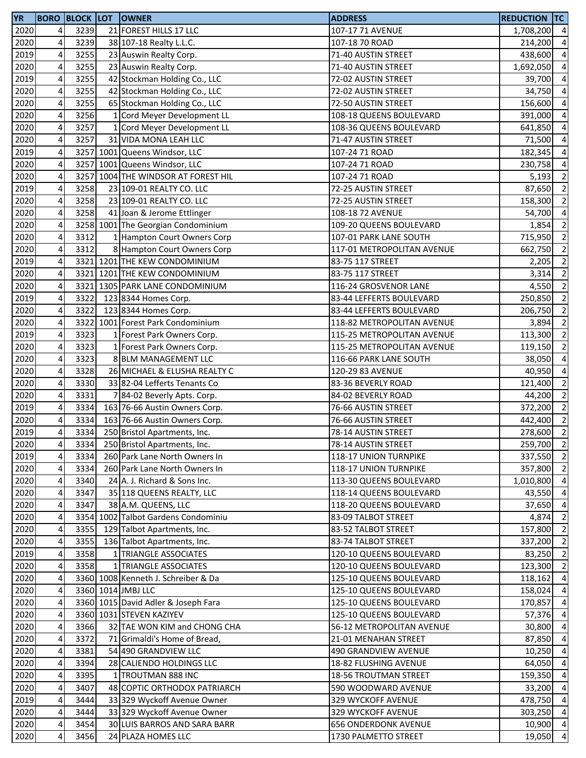| YR | BORO | BLOCK | LOT | OWNER | ADDRESS | REDUCTION | TC |
|---|---|---|---|---|---|---|---|
| 2020 | 4 | 3239 | 21 | FOREST HILLS 17 LLC | 107-17 71 AVENUE | 1,708,200 | 4 |
| 2020 | 4 | 3239 | 38 | 107-18 Realty L.L.C. | 107-18 70 ROAD | 214,200 | 4 |
| 2019 | 4 | 3255 | 23 | Auswin Realty Corp. | 71-40 AUSTIN STREET | 438,600 | 4 |
| 2020 | 4 | 3255 | 23 | Auswin Realty Corp. | 71-40 AUSTIN STREET | 1,692,050 | 4 |
| 2019 | 4 | 3255 | 42 | Stockman Holding Co., LLC | 72-02 AUSTIN STREET | 39,700 | 4 |
| 2020 | 4 | 3255 | 42 | Stockman Holding Co., LLC | 72-02 AUSTIN STREET | 34,750 | 4 |
| 2020 | 4 | 3255 | 65 | Stockman Holding Co., LLC | 72-50 AUSTIN STREET | 156,600 | 4 |
| 2020 | 4 | 3256 | 1 | Cord Meyer Development LL | 108-18 QUEENS BOULEVARD | 391,000 | 4 |
| 2020 | 4 | 3257 | 1 | Cord Meyer Development LL | 108-36 QUEENS BOULEVARD | 641,850 | 4 |
| 2020 | 4 | 3257 | 31 | VIDA MONA LEAH LLC | 71-47 AUSTIN STREET | 71,500 | 4 |
| 2019 | 4 | 3257 | 1001 | Queens Windsor, LLC | 107-24 71 ROAD | 182,345 | 4 |
| 2020 | 4 | 3257 | 1001 | Queens Windsor, LLC | 107-24 71 ROAD | 230,758 | 4 |
| 2020 | 4 | 3257 | 1004 | THE WINDSOR AT FOREST HIL | 107-24 71 ROAD | 5,193 | 2 |
| 2019 | 4 | 3258 | 23 | 109-01 REALTY CO. LLC | 72-25 AUSTIN STREET | 87,650 | 2 |
| 2020 | 4 | 3258 | 23 | 109-01 REALTY CO. LLC | 72-25 AUSTIN STREET | 158,300 | 2 |
| 2020 | 4 | 3258 | 41 | Joan & Jerome Ettlinger | 108-18 72 AVENUE | 54,700 | 4 |
| 2020 | 4 | 3258 | 1001 | The Georgian Condominium | 109-20 QUEENS BOULEVARD | 1,854 | 2 |
| 2020 | 4 | 3312 | 1 | Hampton Court Owners Corp | 107-01 PARK LANE SOUTH | 715,950 | 2 |
| 2020 | 4 | 3312 | 8 | Hampton Court Owners Corp | 117-01 METROPOLITAN AVENUE | 662,750 | 2 |
| 2019 | 4 | 3321 | 1201 | THE KEW CONDOMINIUM | 83-75 117 STREET | 2,205 | 2 |
| 2020 | 4 | 3321 | 1201 | THE KEW CONDOMINIUM | 83-75 117 STREET | 3,314 | 2 |
| 2020 | 4 | 3321 | 1305 | PARK LANE CONDOMINIUM | 116-24 GROSVENOR LANE | 4,550 | 2 |
| 2019 | 4 | 3322 | 123 | 8344 Homes Corp. | 83-44 LEFFERTS BOULEVARD | 250,850 | 2 |
| 2020 | 4 | 3322 | 123 | 8344 Homes Corp. | 83-44 LEFFERTS BOULEVARD | 206,750 | 2 |
| 2020 | 4 | 3322 | 1001 | Forest Park Condominium | 118-82 METROPOLITAN AVENUE | 3,894 | 2 |
| 2019 | 4 | 3323 | 1 | Forest Park Owners Corp. | 115-25 METROPOLITAN AVENUE | 113,300 | 2 |
| 2020 | 4 | 3323 | 1 | Forest Park Owners Corp. | 115-25 METROPOLITAN AVENUE | 119,150 | 2 |
| 2020 | 4 | 3323 | 8 | BLM MANAGEMENT LLC | 116-66 PARK LANE SOUTH | 38,050 | 4 |
| 2020 | 4 | 3328 | 26 | MICHAEL & ELUSHA REALTY C | 120-29 83 AVENUE | 40,950 | 4 |
| 2020 | 4 | 3330 | 33 | 82-04 Lefferts Tenants Co | 83-36 BEVERLY ROAD | 121,400 | 2 |
| 2020 | 4 | 3331 | 7 | 84-02 Beverly Apts. Corp. | 84-02 BEVERLY ROAD | 44,200 | 2 |
| 2019 | 4 | 3334 | 163 | 76-66 Austin Owners Corp. | 76-66 AUSTIN STREET | 372,200 | 2 |
| 2020 | 4 | 3334 | 163 | 76-66 Austin Owners Corp. | 76-66 AUSTIN STREET | 442,400 | 2 |
| 2019 | 4 | 3334 | 250 | Bristol Apartments, Inc. | 78-14 AUSTIN STREET | 278,600 | 2 |
| 2020 | 4 | 3334 | 250 | Bristol Apartments, Inc. | 78-14 AUSTIN STREET | 259,700 | 2 |
| 2019 | 4 | 3334 | 260 | Park Lane North Owners In | 118-17 UNION TURNPIKE | 337,550 | 2 |
| 2020 | 4 | 3334 | 260 | Park Lane North Owners In | 118-17 UNION TURNPIKE | 357,800 | 2 |
| 2020 | 4 | 3340 | 24 | A. J. Richard & Sons Inc. | 113-30 QUEENS BOULEVARD | 1,010,800 | 4 |
| 2020 | 4 | 3347 | 35 | 118 QUEENS REALTY, LLC | 118-14 QUEENS BOULEVARD | 43,550 | 4 |
| 2020 | 4 | 3347 | 38 | A.M. QUEENS, LLC | 118-20 QUEENS BOULEVARD | 37,650 | 4 |
| 2020 | 4 | 3354 | 1002 | Talbot Gardens Condominiu | 83-09 TALBOT STREET | 4,874 | 2 |
| 2020 | 4 | 3355 | 129 | Talbot Apartments, Inc. | 83-52 TALBOT STREET | 157,800 | 2 |
| 2020 | 4 | 3355 | 136 | Talbot Apartments, Inc. | 83-74 TALBOT STREET | 337,200 | 2 |
| 2019 | 4 | 3358 | 1 | TRIANGLE ASSOCIATES | 120-10 QUEENS BOULEVARD | 83,250 | 2 |
| 2020 | 4 | 3358 | 1 | TRIANGLE ASSOCIATES | 120-10 QUEENS BOULEVARD | 123,300 | 2 |
| 2020 | 4 | 3360 | 1008 | Kenneth J. Schreiber & Da | 125-10 QUEENS BOULEVARD | 118,162 | 4 |
| 2020 | 4 | 3360 | 1014 | JMBJ LLC | 125-10 QUEENS BOULEVARD | 158,024 | 4 |
| 2020 | 4 | 3360 | 1015 | David Adler & Joseph Fara | 125-10 QUEENS BOULEVARD | 170,857 | 4 |
| 2020 | 4 | 3360 | 1031 | STEVEN KAZIYEV | 125-10 QUEENS BOULEVARD | 57,376 | 4 |
| 2020 | 4 | 3366 | 32 | TAE WON KIM and CHONG CHA | 56-12 METROPOLITAN AVENUE | 30,800 | 4 |
| 2020 | 4 | 3372 | 71 | Grimaldi's Home of Bread, | 21-01 MENAHAN STREET | 87,850 | 4 |
| 2020 | 4 | 3381 | 54 | 490 GRANDVIEW LLC | 490 GRANDVIEW AVENUE | 10,250 | 4 |
| 2020 | 4 | 3394 | 28 | CALIENDO HOLDINGS LLC | 18-82 FLUSHING AVENUE | 64,050 | 4 |
| 2020 | 4 | 3395 | 1 | TROUTMAN 888 INC | 18-56 TROUTMAN STREET | 159,350 | 4 |
| 2020 | 4 | 3407 | 48 | COPTIC ORTHODOX PATRIARCH | 590 WOODWARD AVENUE | 33,200 | 4 |
| 2019 | 4 | 3444 | 33 | 329 Wyckoff Avenue Owner | 329 WYCKOFF AVENUE | 478,750 | 4 |
| 2020 | 4 | 3444 | 33 | 329 Wyckoff Avenue Owner | 329 WYCKOFF AVENUE | 303,250 | 4 |
| 2020 | 4 | 3454 | 30 | LUIS BARROS AND SARA BARR | 656 ONDERDONK AVENUE | 10,900 | 4 |
| 2020 | 4 | 3456 | 24 | PLAZA HOMES LLC | 1730 PALMETTO STREET | 19,050 | 4 |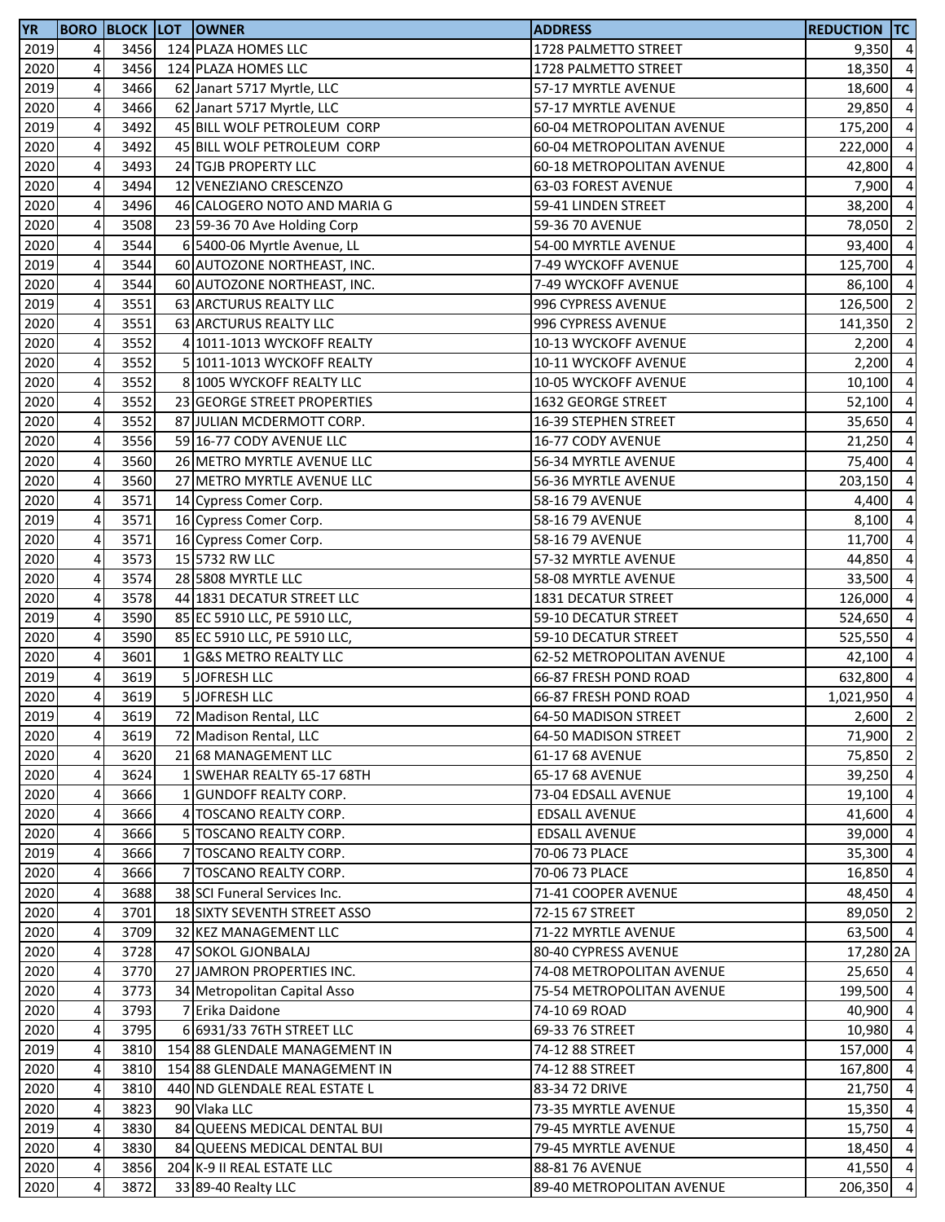| YR | BORO | BLOCK | LOT | OWNER | ADDRESS | REDUCTION | TC |
|---|---|---|---|---|---|---|---|
| 2019 | 4 | 3456 | 124 | PLAZA HOMES LLC | 1728 PALMETTO STREET | 9,350 | 4 |
| 2020 | 4 | 3456 | 124 | PLAZA HOMES LLC | 1728 PALMETTO STREET | 18,350 | 4 |
| 2019 | 4 | 3466 | 62 | Janart 5717 Myrtle, LLC | 57-17 MYRTLE AVENUE | 18,600 | 4 |
| 2020 | 4 | 3466 | 62 | Janart 5717 Myrtle, LLC | 57-17 MYRTLE AVENUE | 29,850 | 4 |
| 2019 | 4 | 3492 | 45 | BILL WOLF PETROLEUM CORP | 60-04 METROPOLITAN AVENUE | 175,200 | 4 |
| 2020 | 4 | 3492 | 45 | BILL WOLF PETROLEUM CORP | 60-04 METROPOLITAN AVENUE | 222,000 | 4 |
| 2020 | 4 | 3493 | 24 | TGJB PROPERTY LLC | 60-18 METROPOLITAN AVENUE | 42,800 | 4 |
| 2020 | 4 | 3494 | 12 | VENEZIANO CRESCENZO | 63-03 FOREST AVENUE | 7,900 | 4 |
| 2020 | 4 | 3496 | 46 | CALOGERO NOTO AND MARIA G | 59-41 LINDEN STREET | 38,200 | 4 |
| 2020 | 4 | 3508 | 23 | 59-36 70 Ave Holding Corp | 59-36 70 AVENUE | 78,050 | 2 |
| 2020 | 4 | 3544 | 6 | 5400-06 Myrtle Avenue, LL | 54-00 MYRTLE AVENUE | 93,400 | 4 |
| 2019 | 4 | 3544 | 60 | AUTOZONE NORTHEAST, INC. | 7-49 WYCKOFF AVENUE | 125,700 | 4 |
| 2020 | 4 | 3544 | 60 | AUTOZONE NORTHEAST, INC. | 7-49 WYCKOFF AVENUE | 86,100 | 4 |
| 2019 | 4 | 3551 | 63 | ARCTURUS REALTY LLC | 996 CYPRESS AVENUE | 126,500 | 2 |
| 2020 | 4 | 3551 | 63 | ARCTURUS REALTY LLC | 996 CYPRESS AVENUE | 141,350 | 2 |
| 2020 | 4 | 3552 | 4 | 1011-1013 WYCKOFF REALTY | 10-13 WYCKOFF AVENUE | 2,200 | 4 |
| 2020 | 4 | 3552 | 5 | 1011-1013 WYCKOFF REALTY | 10-11 WYCKOFF AVENUE | 2,200 | 4 |
| 2020 | 4 | 3552 | 8 | 1005 WYCKOFF REALTY LLC | 10-05 WYCKOFF AVENUE | 10,100 | 4 |
| 2020 | 4 | 3552 | 23 | GEORGE STREET PROPERTIES | 1632 GEORGE STREET | 52,100 | 4 |
| 2020 | 4 | 3552 | 87 | JULIAN MCDERMOTT CORP. | 16-39 STEPHEN STREET | 35,650 | 4 |
| 2020 | 4 | 3556 | 59 | 16-77 CODY AVENUE LLC | 16-77 CODY AVENUE | 21,250 | 4 |
| 2020 | 4 | 3560 | 26 | METRO MYRTLE AVENUE LLC | 56-34 MYRTLE AVENUE | 75,400 | 4 |
| 2020 | 4 | 3560 | 27 | METRO MYRTLE AVENUE LLC | 56-36 MYRTLE AVENUE | 203,150 | 4 |
| 2020 | 4 | 3571 | 14 | Cypress Comer Corp. | 58-16 79 AVENUE | 4,400 | 4 |
| 2019 | 4 | 3571 | 16 | Cypress Comer Corp. | 58-16 79 AVENUE | 8,100 | 4 |
| 2020 | 4 | 3571 | 16 | Cypress Comer Corp. | 58-16 79 AVENUE | 11,700 | 4 |
| 2020 | 4 | 3573 | 15 | 5732 RW LLC | 57-32 MYRTLE AVENUE | 44,850 | 4 |
| 2020 | 4 | 3574 | 28 | 5808 MYRTLE LLC | 58-08 MYRTLE AVENUE | 33,500 | 4 |
| 2020 | 4 | 3578 | 44 | 1831 DECATUR STREET LLC | 1831 DECATUR STREET | 126,000 | 4 |
| 2019 | 4 | 3590 | 85 | EC 5910 LLC, PE 5910 LLC, | 59-10 DECATUR STREET | 524,650 | 4 |
| 2020 | 4 | 3590 | 85 | EC 5910 LLC, PE 5910 LLC, | 59-10 DECATUR STREET | 525,550 | 4 |
| 2020 | 4 | 3601 | 1 | G&S METRO REALTY LLC | 62-52 METROPOLITAN AVENUE | 42,100 | 4 |
| 2019 | 4 | 3619 | 5 | JOFRESH LLC | 66-87 FRESH POND ROAD | 632,800 | 4 |
| 2020 | 4 | 3619 | 5 | JOFRESH LLC | 66-87 FRESH POND ROAD | 1,021,950 | 4 |
| 2019 | 4 | 3619 | 72 | Madison Rental, LLC | 64-50 MADISON STREET | 2,600 | 2 |
| 2020 | 4 | 3619 | 72 | Madison Rental, LLC | 64-50 MADISON STREET | 71,900 | 2 |
| 2020 | 4 | 3620 | 21 | 68 MANAGEMENT LLC | 61-17 68 AVENUE | 75,850 | 2 |
| 2020 | 4 | 3624 | 1 | SWEHAR REALTY 65-17 68TH | 65-17 68 AVENUE | 39,250 | 4 |
| 2020 | 4 | 3666 | 1 | GUNDOFF REALTY CORP. | 73-04 EDSALL AVENUE | 19,100 | 4 |
| 2020 | 4 | 3666 | 4 | TOSCANO REALTY CORP. | EDSALL AVENUE | 41,600 | 4 |
| 2020 | 4 | 3666 | 5 | TOSCANO REALTY CORP. | EDSALL AVENUE | 39,000 | 4 |
| 2019 | 4 | 3666 | 7 | TOSCANO REALTY CORP. | 70-06 73 PLACE | 35,300 | 4 |
| 2020 | 4 | 3666 | 7 | TOSCANO REALTY CORP. | 70-06 73 PLACE | 16,850 | 4 |
| 2020 | 4 | 3688 | 38 | SCI Funeral Services Inc. | 71-41 COOPER AVENUE | 48,450 | 4 |
| 2020 | 4 | 3701 | 18 | SIXTY SEVENTH STREET ASSO | 72-15 67 STREET | 89,050 | 2 |
| 2020 | 4 | 3709 | 32 | KEZ MANAGEMENT LLC | 71-22 MYRTLE AVENUE | 63,500 | 4 |
| 2020 | 4 | 3728 | 47 | SOKOL GJONBALAJ | 80-40 CYPRESS AVENUE | 17,280 | 2A |
| 2020 | 4 | 3770 | 27 | JAMRON PROPERTIES INC. | 74-08 METROPOLITAN AVENUE | 25,650 | 4 |
| 2020 | 4 | 3773 | 34 | Metropolitan Capital Asso | 75-54 METROPOLITAN AVENUE | 199,500 | 4 |
| 2020 | 4 | 3793 | 7 | Erika Daidone | 74-10 69 ROAD | 40,900 | 4 |
| 2020 | 4 | 3795 | 6 | 6931/33 76TH STREET LLC | 69-33 76 STREET | 10,980 | 4 |
| 2019 | 4 | 3810 | 154 | 88 GLENDALE MANAGEMENT IN | 74-12 88 STREET | 157,000 | 4 |
| 2020 | 4 | 3810 | 154 | 88 GLENDALE MANAGEMENT IN | 74-12 88 STREET | 167,800 | 4 |
| 2020 | 4 | 3810 | 440 | ND GLENDALE REAL ESTATE L | 83-34 72 DRIVE | 21,750 | 4 |
| 2020 | 4 | 3823 | 90 | Vlaka LLC | 73-35 MYRTLE AVENUE | 15,350 | 4 |
| 2019 | 4 | 3830 | 84 | QUEENS MEDICAL DENTAL BUI | 79-45 MYRTLE AVENUE | 15,750 | 4 |
| 2020 | 4 | 3830 | 84 | QUEENS MEDICAL DENTAL BUI | 79-45 MYRTLE AVENUE | 18,450 | 4 |
| 2020 | 4 | 3856 | 204 | K-9 II REAL ESTATE LLC | 88-81 76 AVENUE | 41,550 | 4 |
| 2020 | 4 | 3872 | 33 | 89-40 Realty LLC | 89-40 METROPOLITAN AVENUE | 206,350 | 4 |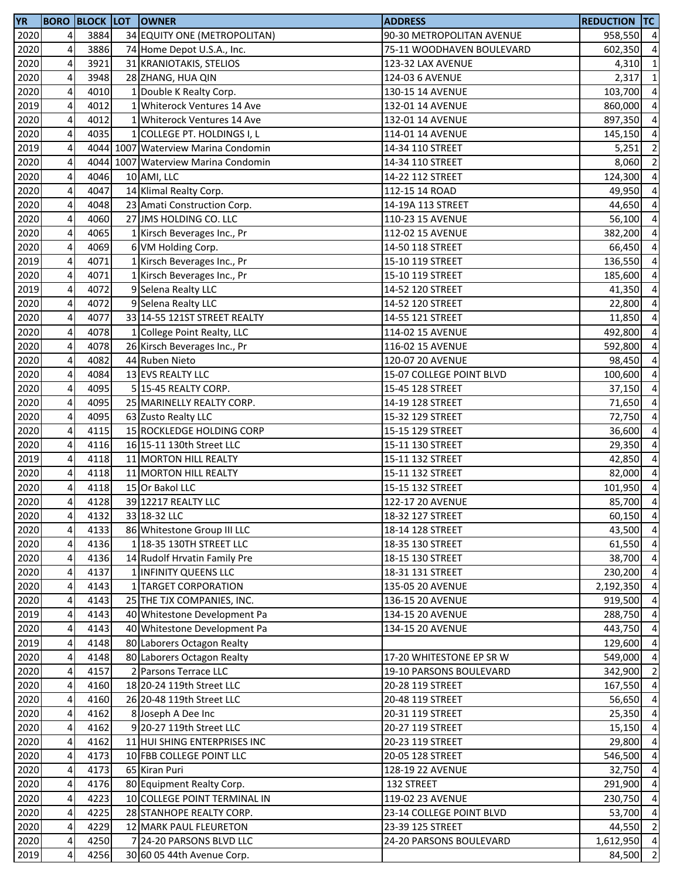| YR | BORO | BLOCK | LOT | OWNER | ADDRESS | REDUCTION | TC |
|---|---|---|---|---|---|---|---|
| 2020 | 4 | 3884 | 34 | EQUITY ONE (METROPOLITAN) | 90-30 METROPOLITAN AVENUE | 958,550 | 4 |
| 2020 | 4 | 3886 | 74 | Home Depot U.S.A., Inc. | 75-11 WOODHAVEN BOULEVARD | 602,350 | 4 |
| 2020 | 4 | 3921 | 31 | KRANIOTAKIS, STELIOS | 123-32 LAX AVENUE | 4,310 | 1 |
| 2020 | 4 | 3948 | 28 | ZHANG, HUA QIN | 124-03 6 AVENUE | 2,317 | 1 |
| 2020 | 4 | 4010 | 1 | Double K Realty Corp. | 130-15 14 AVENUE | 103,700 | 4 |
| 2019 | 4 | 4012 | 1 | Whiterock Ventures 14 Ave | 132-01 14 AVENUE | 860,000 | 4 |
| 2020 | 4 | 4012 | 1 | Whiterock Ventures 14 Ave | 132-01 14 AVENUE | 897,350 | 4 |
| 2020 | 4 | 4035 | 1 | COLLEGE PT. HOLDINGS I, L | 114-01 14 AVENUE | 145,150 | 4 |
| 2019 | 4 | 4044 | 1007 | Waterview Marina Condomin | 14-34 110 STREET | 5,251 | 2 |
| 2020 | 4 | 4044 | 1007 | Waterview Marina Condomin | 14-34 110 STREET | 8,060 | 2 |
| 2020 | 4 | 4046 | 10 | AMI, LLC | 14-22 112 STREET | 124,300 | 4 |
| 2020 | 4 | 4047 | 14 | Klimal Realty Corp. | 112-15 14 ROAD | 49,950 | 4 |
| 2020 | 4 | 4048 | 23 | Amati Construction Corp. | 14-19A 113 STREET | 44,650 | 4 |
| 2020 | 4 | 4060 | 27 | JMS HOLDING CO. LLC | 110-23 15 AVENUE | 56,100 | 4 |
| 2020 | 4 | 4065 | 1 | Kirsch Beverages Inc., Pr | 112-02 15 AVENUE | 382,200 | 4 |
| 2020 | 4 | 4069 | 6 | VM Holding Corp. | 14-50 118 STREET | 66,450 | 4 |
| 2019 | 4 | 4071 | 1 | Kirsch Beverages Inc., Pr | 15-10 119 STREET | 136,550 | 4 |
| 2020 | 4 | 4071 | 1 | Kirsch Beverages Inc., Pr | 15-10 119 STREET | 185,600 | 4 |
| 2019 | 4 | 4072 | 9 | Selena Realty LLC | 14-52 120 STREET | 41,350 | 4 |
| 2020 | 4 | 4072 | 9 | Selena Realty LLC | 14-52 120 STREET | 22,800 | 4 |
| 2020 | 4 | 4077 | 33 | 14-55 121ST STREET REALTY | 14-55 121 STREET | 11,850 | 4 |
| 2020 | 4 | 4078 | 1 | College Point Realty, LLC | 114-02 15 AVENUE | 492,800 | 4 |
| 2020 | 4 | 4078 | 26 | Kirsch Beverages Inc., Pr | 116-02 15 AVENUE | 592,800 | 4 |
| 2020 | 4 | 4082 | 44 | Ruben Nieto | 120-07 20 AVENUE | 98,450 | 4 |
| 2020 | 4 | 4084 | 13 | EVS REALTY LLC | 15-07 COLLEGE POINT BLVD | 100,600 | 4 |
| 2020 | 4 | 4095 | 5 | 15-45 REALTY CORP. | 15-45 128 STREET | 37,150 | 4 |
| 2020 | 4 | 4095 | 25 | MARINELLY REALTY CORP. | 14-19 128 STREET | 71,650 | 4 |
| 2020 | 4 | 4095 | 63 | Zusto Realty LLC | 15-32 129 STREET | 72,750 | 4 |
| 2020 | 4 | 4115 | 15 | ROCKLEDGE HOLDING CORP | 15-15 129 STREET | 36,600 | 4 |
| 2020 | 4 | 4116 | 16 | 15-11 130th Street LLC | 15-11 130 STREET | 29,350 | 4 |
| 2019 | 4 | 4118 | 11 | MORTON HILL REALTY | 15-11 132 STREET | 42,850 | 4 |
| 2020 | 4 | 4118 | 11 | MORTON HILL REALTY | 15-11 132 STREET | 82,000 | 4 |
| 2020 | 4 | 4118 | 15 | Or Bakol LLC | 15-15 132 STREET | 101,950 | 4 |
| 2020 | 4 | 4128 | 39 | 12217 REALTY LLC | 122-17 20 AVENUE | 85,700 | 4 |
| 2020 | 4 | 4132 | 33 | 18-32 LLC | 18-32 127 STREET | 60,150 | 4 |
| 2020 | 4 | 4133 | 86 | Whitestone Group III LLC | 18-14 128 STREET | 43,500 | 4 |
| 2020 | 4 | 4136 | 1 | 18-35 130TH STREET LLC | 18-35 130 STREET | 61,550 | 4 |
| 2020 | 4 | 4136 | 14 | Rudolf Hrvatin Family Pre | 18-15 130 STREET | 38,700 | 4 |
| 2020 | 4 | 4137 | 1 | INFINITY QUEENS LLC | 18-31 131 STREET | 230,200 | 4 |
| 2020 | 4 | 4143 | 1 | TARGET CORPORATION | 135-05 20 AVENUE | 2,192,350 | 4 |
| 2020 | 4 | 4143 | 25 | THE TJX COMPANIES, INC. | 136-15 20 AVENUE | 919,500 | 4 |
| 2019 | 4 | 4143 | 40 | Whitestone Development Pa | 134-15 20 AVENUE | 288,750 | 4 |
| 2020 | 4 | 4143 | 40 | Whitestone Development Pa | 134-15 20 AVENUE | 443,750 | 4 |
| 2019 | 4 | 4148 | 80 | Laborers Octagon Realty | | 129,600 | 4 |
| 2020 | 4 | 4148 | 80 | Laborers Octagon Realty | 17-20 WHITESTONE EP SR W | 549,000 | 4 |
| 2020 | 4 | 4157 | 2 | Parsons Terrace LLC | 19-10 PARSONS BOULEVARD | 342,900 | 2 |
| 2020 | 4 | 4160 | 18 | 20-24 119th Street LLC | 20-28 119 STREET | 167,550 | 4 |
| 2020 | 4 | 4160 | 26 | 20-48 119th Street LLC | 20-48 119 STREET | 56,650 | 4 |
| 2020 | 4 | 4162 | 8 | Joseph A Dee Inc | 20-31 119 STREET | 25,350 | 4 |
| 2020 | 4 | 4162 | 9 | 20-27 119th Street LLC | 20-27 119 STREET | 15,150 | 4 |
| 2020 | 4 | 4162 | 11 | HUI SHING ENTERPRISES INC | 20-23 119 STREET | 29,800 | 4 |
| 2020 | 4 | 4173 | 10 | FBB COLLEGE POINT LLC | 20-05 128 STREET | 546,500 | 4 |
| 2020 | 4 | 4173 | 65 | Kiran Puri | 128-19 22 AVENUE | 32,750 | 4 |
| 2020 | 4 | 4176 | 80 | Equipment Realty Corp. | 132 STREET | 291,900 | 4 |
| 2020 | 4 | 4223 | 10 | COLLEGE POINT TERMINAL IN | 119-02 23 AVENUE | 230,750 | 4 |
| 2020 | 4 | 4225 | 28 | STANHOPE REALTY CORP. | 23-14 COLLEGE POINT BLVD | 53,700 | 4 |
| 2020 | 4 | 4229 | 12 | MARK PAUL FLEURETON | 23-39 125 STREET | 44,550 | 2 |
| 2020 | 4 | 4250 | 7 | 24-20 PARSONS BLVD LLC | 24-20 PARSONS BOULEVARD | 1,612,950 | 4 |
| 2019 | 4 | 4256 | 30 | 60 05 44th Avenue Corp. | | 84,500 | 2 |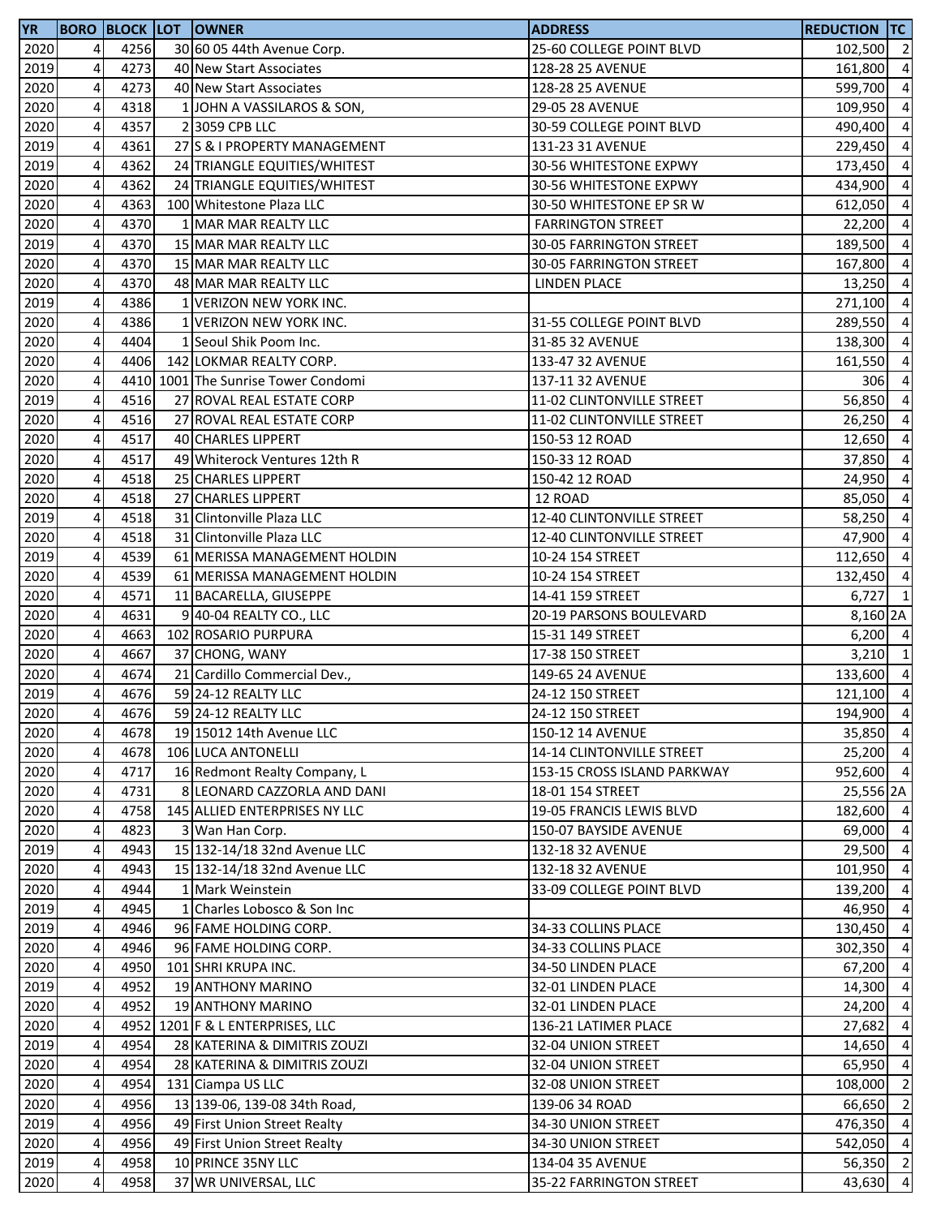| YR | BORO | BLOCK | LOT | OWNER | ADDRESS | REDUCTION | TC |
|---|---|---|---|---|---|---|---|
| 2020 | 4 | 4256 | 30 | 60 05 44th Avenue Corp. | 25-60 COLLEGE POINT BLVD | 102,500 | 2 |
| 2019 | 4 | 4273 | 40 | New Start Associates | 128-28 25 AVENUE | 161,800 | 4 |
| 2020 | 4 | 4273 | 40 | New Start Associates | 128-28 25 AVENUE | 599,700 | 4 |
| 2020 | 4 | 4318 | 1 | JOHN A VASSILAROS & SON, | 29-05 28 AVENUE | 109,950 | 4 |
| 2020 | 4 | 4357 | 2 | 3059 CPB LLC | 30-59 COLLEGE POINT BLVD | 490,400 | 4 |
| 2019 | 4 | 4361 | 27 | S & I PROPERTY MANAGEMENT | 131-23 31 AVENUE | 229,450 | 4 |
| 2019 | 4 | 4362 | 24 | TRIANGLE EQUITIES/WHITEST | 30-56 WHITESTONE EXPWY | 173,450 | 4 |
| 2020 | 4 | 4362 | 24 | TRIANGLE EQUITIES/WHITEST | 30-56 WHITESTONE EXPWY | 434,900 | 4 |
| 2020 | 4 | 4363 | 100 | Whitestone Plaza LLC | 30-50 WHITESTONE EP SR W | 612,050 | 4 |
| 2020 | 4 | 4370 | 1 | MAR MAR REALTY LLC | FARRINGTON STREET | 22,200 | 4 |
| 2019 | 4 | 4370 | 15 | MAR MAR REALTY LLC | 30-05 FARRINGTON STREET | 189,500 | 4 |
| 2020 | 4 | 4370 | 15 | MAR MAR REALTY LLC | 30-05 FARRINGTON STREET | 167,800 | 4 |
| 2020 | 4 | 4370 | 48 | MAR MAR REALTY LLC | LINDEN PLACE | 13,250 | 4 |
| 2019 | 4 | 4386 | 1 | VERIZON NEW YORK INC. | | 271,100 | 4 |
| 2020 | 4 | 4386 | 1 | VERIZON NEW YORK INC. | 31-55 COLLEGE POINT BLVD | 289,550 | 4 |
| 2020 | 4 | 4404 | 1 | Seoul Shik Poom Inc. | 31-85 32 AVENUE | 138,300 | 4 |
| 2020 | 4 | 4406 | 142 | LOKMAR REALTY CORP. | 133-47 32 AVENUE | 161,550 | 4 |
| 2020 | 4 | 4410 | 1001 | The Sunrise Tower Condomi | 137-11 32 AVENUE | 306 | 4 |
| 2019 | 4 | 4516 | 27 | ROVAL REAL ESTATE CORP | 11-02 CLINTONVILLE STREET | 56,850 | 4 |
| 2020 | 4 | 4516 | 27 | ROVAL REAL ESTATE CORP | 11-02 CLINTONVILLE STREET | 26,250 | 4 |
| 2020 | 4 | 4517 | 40 | CHARLES LIPPERT | 150-53 12 ROAD | 12,650 | 4 |
| 2020 | 4 | 4517 | 49 | Whiterock Ventures 12th R | 150-33 12 ROAD | 37,850 | 4 |
| 2020 | 4 | 4518 | 25 | CHARLES LIPPERT | 150-42 12 ROAD | 24,950 | 4 |
| 2020 | 4 | 4518 | 27 | CHARLES LIPPERT | 12 ROAD | 85,050 | 4 |
| 2019 | 4 | 4518 | 31 | Clintonville Plaza LLC | 12-40 CLINTONVILLE STREET | 58,250 | 4 |
| 2020 | 4 | 4518 | 31 | Clintonville Plaza LLC | 12-40 CLINTONVILLE STREET | 47,900 | 4 |
| 2019 | 4 | 4539 | 61 | MERISSA MANAGEMENT HOLDIN | 10-24 154 STREET | 112,650 | 4 |
| 2020 | 4 | 4539 | 61 | MERISSA MANAGEMENT HOLDIN | 10-24 154 STREET | 132,450 | 4 |
| 2020 | 4 | 4571 | 11 | BACARELLA, GIUSEPPE | 14-41 159 STREET | 6,727 | 1 |
| 2020 | 4 | 4631 | 9 | 40-04 REALTY CO., LLC | 20-19 PARSONS BOULEVARD | 8,160 | 2A |
| 2020 | 4 | 4663 | 102 | ROSARIO PURPURA | 15-31 149 STREET | 6,200 | 4 |
| 2020 | 4 | 4667 | 37 | CHONG, WANY | 17-38 150 STREET | 3,210 | 1 |
| 2020 | 4 | 4674 | 21 | Cardillo Commercial Dev., | 149-65 24 AVENUE | 133,600 | 4 |
| 2019 | 4 | 4676 | 59 | 24-12 REALTY LLC | 24-12 150 STREET | 121,100 | 4 |
| 2020 | 4 | 4676 | 59 | 24-12 REALTY LLC | 24-12 150 STREET | 194,900 | 4 |
| 2020 | 4 | 4678 | 19 | 15012 14th Avenue LLC | 150-12 14 AVENUE | 35,850 | 4 |
| 2020 | 4 | 4678 | 106 | LUCA ANTONELLI | 14-14 CLINTONVILLE STREET | 25,200 | 4 |
| 2020 | 4 | 4717 | 16 | Redmont Realty Company, L | 153-15 CROSS ISLAND PARKWAY | 952,600 | 4 |
| 2020 | 4 | 4731 | 8 | LEONARD CAZZORLA AND DANI | 18-01 154 STREET | 25,556 | 2A |
| 2020 | 4 | 4758 | 145 | ALLIED ENTERPRISES NY LLC | 19-05 FRANCIS LEWIS BLVD | 182,600 | 4 |
| 2020 | 4 | 4823 | 3 | Wan Han Corp. | 150-07 BAYSIDE AVENUE | 69,000 | 4 |
| 2019 | 4 | 4943 | 15 | 132-14/18 32nd Avenue LLC | 132-18 32 AVENUE | 29,500 | 4 |
| 2020 | 4 | 4943 | 15 | 132-14/18 32nd Avenue LLC | 132-18 32 AVENUE | 101,950 | 4 |
| 2020 | 4 | 4944 | 1 | Mark Weinstein | 33-09 COLLEGE POINT BLVD | 139,200 | 4 |
| 2019 | 4 | 4945 | 1 | Charles Lobosco & Son Inc | | 46,950 | 4 |
| 2019 | 4 | 4946 | 96 | FAME HOLDING CORP. | 34-33 COLLINS PLACE | 130,450 | 4 |
| 2020 | 4 | 4946 | 96 | FAME HOLDING CORP. | 34-33 COLLINS PLACE | 302,350 | 4 |
| 2020 | 4 | 4950 | 101 | SHRI KRUPA INC. | 34-50 LINDEN PLACE | 67,200 | 4 |
| 2019 | 4 | 4952 | 19 | ANTHONY MARINO | 32-01 LINDEN PLACE | 14,300 | 4 |
| 2020 | 4 | 4952 | 19 | ANTHONY MARINO | 32-01 LINDEN PLACE | 24,200 | 4 |
| 2020 | 4 | 4952 | 1201 | F & L ENTERPRISES, LLC | 136-21 LATIMER PLACE | 27,682 | 4 |
| 2019 | 4 | 4954 | 28 | KATERINA & DIMITRIS ZOUZI | 32-04 UNION STREET | 14,650 | 4 |
| 2020 | 4 | 4954 | 28 | KATERINA & DIMITRIS ZOUZI | 32-04 UNION STREET | 65,950 | 4 |
| 2020 | 4 | 4954 | 131 | Ciampa US LLC | 32-08 UNION STREET | 108,000 | 2 |
| 2020 | 4 | 4956 | 13 | 139-06, 139-08 34th Road, | 139-06 34 ROAD | 66,650 | 2 |
| 2019 | 4 | 4956 | 49 | First Union Street Realty | 34-30 UNION STREET | 476,350 | 4 |
| 2020 | 4 | 4956 | 49 | First Union Street Realty | 34-30 UNION STREET | 542,050 | 4 |
| 2019 | 4 | 4958 | 10 | PRINCE 35NY LLC | 134-04 35 AVENUE | 56,350 | 2 |
| 2020 | 4 | 4958 | 37 | WR UNIVERSAL, LLC | 35-22 FARRINGTON STREET | 43,630 | 4 |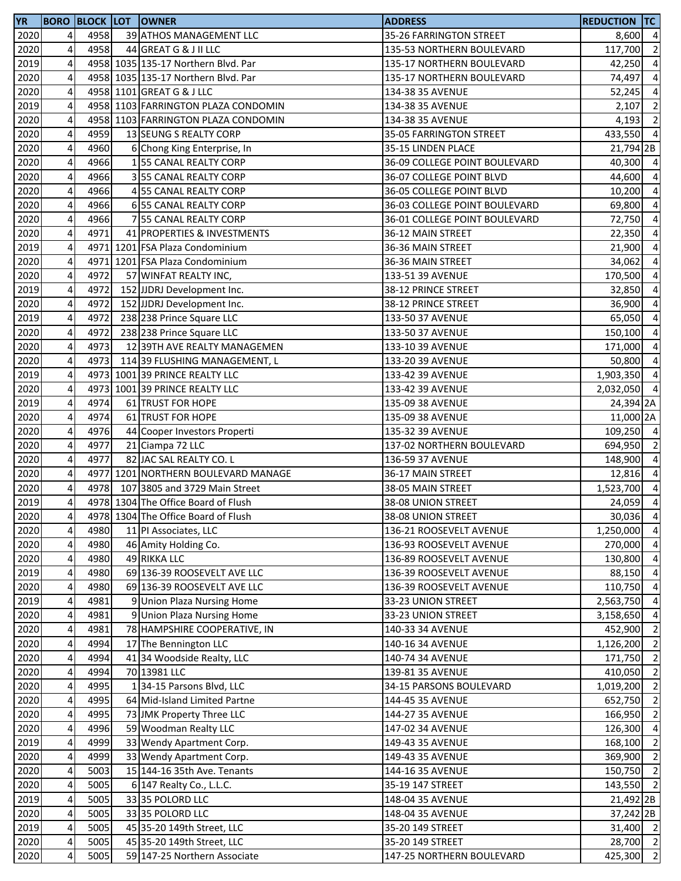| YR | BORO | BLOCK | LOT | OWNER | ADDRESS | REDUCTION | TC |
|---|---|---|---|---|---|---|---|
| 2020 | 4 | 4958 | 39 | ATHOS MANAGEMENT LLC | 35-26 FARRINGTON STREET | 8,600 | 4 |
| 2020 | 4 | 4958 | 44 | GREAT G & J II LLC | 135-53 NORTHERN BOULEVARD | 117,700 | 2 |
| 2019 | 4 | 4958 | 1035 | 135-17 Northern Blvd. Par | 135-17 NORTHERN BOULEVARD | 42,250 | 4 |
| 2020 | 4 | 4958 | 1035 | 135-17 Northern Blvd. Par | 135-17 NORTHERN BOULEVARD | 74,497 | 4 |
| 2020 | 4 | 4958 | 1101 | GREAT G & J LLC | 134-38 35 AVENUE | 52,245 | 4 |
| 2019 | 4 | 4958 | 1103 | FARRINGTON PLAZA CONDOMIN | 134-38 35 AVENUE | 2,107 | 2 |
| 2020 | 4 | 4958 | 1103 | FARRINGTON PLAZA CONDOMIN | 134-38 35 AVENUE | 4,193 | 2 |
| 2020 | 4 | 4959 | 13 | SEUNG S REALTY CORP | 35-05 FARRINGTON STREET | 433,550 | 4 |
| 2020 | 4 | 4960 | 6 | Chong King Enterprise, In | 35-15 LINDEN PLACE | 21,794 | 2B |
| 2020 | 4 | 4966 | 1 | 55 CANAL REALTY CORP | 36-09 COLLEGE POINT BOULEVARD | 40,300 | 4 |
| 2020 | 4 | 4966 | 3 | 55 CANAL REALTY CORP | 36-07 COLLEGE POINT BLVD | 44,600 | 4 |
| 2020 | 4 | 4966 | 4 | 55 CANAL REALTY CORP | 36-05 COLLEGE POINT BLVD | 10,200 | 4 |
| 2020 | 4 | 4966 | 6 | 55 CANAL REALTY CORP | 36-03 COLLEGE POINT BOULEVARD | 69,800 | 4 |
| 2020 | 4 | 4966 | 7 | 55 CANAL REALTY CORP | 36-01 COLLEGE POINT BOULEVARD | 72,750 | 4 |
| 2020 | 4 | 4971 | 41 | PROPERTIES & INVESTMENTS | 36-12 MAIN STREET | 22,350 | 4 |
| 2019 | 4 | 4971 | 1201 | FSA Plaza Condominium | 36-36 MAIN STREET | 21,900 | 4 |
| 2020 | 4 | 4971 | 1201 | FSA Plaza Condominium | 36-36 MAIN STREET | 34,062 | 4 |
| 2020 | 4 | 4972 | 57 | WINFAT REALTY INC, | 133-51 39 AVENUE | 170,500 | 4 |
| 2019 | 4 | 4972 | 152 | JJDRJ Development Inc. | 38-12 PRINCE STREET | 32,850 | 4 |
| 2020 | 4 | 4972 | 152 | JJDRJ Development Inc. | 38-12 PRINCE STREET | 36,900 | 4 |
| 2019 | 4 | 4972 | 238 | 238 Prince Square LLC | 133-50 37 AVENUE | 65,050 | 4 |
| 2020 | 4 | 4972 | 238 | 238 Prince Square LLC | 133-50 37 AVENUE | 150,100 | 4 |
| 2020 | 4 | 4973 | 12 | 39TH AVE REALTY MANAGEMEN | 133-10 39 AVENUE | 171,000 | 4 |
| 2020 | 4 | 4973 | 114 | 39 FLUSHING MANAGEMENT, L | 133-20 39 AVENUE | 50,800 | 4 |
| 2019 | 4 | 4973 | 1001 | 39 PRINCE REALTY LLC | 133-42 39 AVENUE | 1,903,350 | 4 |
| 2020 | 4 | 4973 | 1001 | 39 PRINCE REALTY LLC | 133-42 39 AVENUE | 2,032,050 | 4 |
| 2019 | 4 | 4974 | 61 | TRUST FOR HOPE | 135-09 38 AVENUE | 24,394 | 2A |
| 2020 | 4 | 4974 | 61 | TRUST FOR HOPE | 135-09 38 AVENUE | 11,000 | 2A |
| 2020 | 4 | 4976 | 44 | Cooper Investors Properti | 135-32 39 AVENUE | 109,250 | 4 |
| 2020 | 4 | 4977 | 21 | Ciampa 72 LLC | 137-02 NORTHERN BOULEVARD | 694,950 | 2 |
| 2020 | 4 | 4977 | 82 | JAC SAL REALTY CO. L | 136-59 37 AVENUE | 148,900 | 4 |
| 2020 | 4 | 4977 | 1201 | NORTHERN BOULEVARD MANAGE | 36-17 MAIN STREET | 12,816 | 4 |
| 2020 | 4 | 4978 | 107 | 3805 and 3729 Main Street | 38-05 MAIN STREET | 1,523,700 | 4 |
| 2019 | 4 | 4978 | 1304 | The Office Board of Flush | 38-08 UNION STREET | 24,059 | 4 |
| 2020 | 4 | 4978 | 1304 | The Office Board of Flush | 38-08 UNION STREET | 30,036 | 4 |
| 2020 | 4 | 4980 | 11 | PI Associates, LLC | 136-21 ROOSEVELT AVENUE | 1,250,000 | 4 |
| 2020 | 4 | 4980 | 46 | Amity Holding Co. | 136-93 ROOSEVELT AVENUE | 270,000 | 4 |
| 2020 | 4 | 4980 | 49 | RIKKA LLC | 136-89 ROOSEVELT AVENUE | 130,800 | 4 |
| 2019 | 4 | 4980 | 69 | 136-39 ROOSEVELT AVE LLC | 136-39 ROOSEVELT AVENUE | 88,150 | 4 |
| 2020 | 4 | 4980 | 69 | 136-39 ROOSEVELT AVE LLC | 136-39 ROOSEVELT AVENUE | 110,750 | 4 |
| 2019 | 4 | 4981 | 9 | Union Plaza Nursing Home | 33-23 UNION STREET | 2,563,750 | 4 |
| 2020 | 4 | 4981 | 9 | Union Plaza Nursing Home | 33-23 UNION STREET | 3,158,650 | 4 |
| 2020 | 4 | 4981 | 78 | HAMPSHIRE COOPERATIVE, IN | 140-33 34 AVENUE | 452,900 | 2 |
| 2020 | 4 | 4994 | 17 | The Bennington LLC | 140-16 34 AVENUE | 1,126,200 | 2 |
| 2020 | 4 | 4994 | 41 | 34 Woodside Realty, LLC | 140-74 34 AVENUE | 171,750 | 2 |
| 2020 | 4 | 4994 | 70 | 13981 LLC | 139-81 35 AVENUE | 410,050 | 2 |
| 2020 | 4 | 4995 | 1 | 34-15 Parsons Blvd, LLC | 34-15 PARSONS BOULEVARD | 1,019,200 | 2 |
| 2020 | 4 | 4995 | 64 | Mid-Island Limited Partne | 144-45 35 AVENUE | 652,750 | 2 |
| 2020 | 4 | 4995 | 73 | JMK Property Three LLC | 144-27 35 AVENUE | 166,950 | 2 |
| 2020 | 4 | 4996 | 59 | Woodman Realty LLC | 147-02 34 AVENUE | 126,300 | 4 |
| 2019 | 4 | 4999 | 33 | Wendy Apartment Corp. | 149-43 35 AVENUE | 168,100 | 2 |
| 2020 | 4 | 4999 | 33 | Wendy Apartment Corp. | 149-43 35 AVENUE | 369,900 | 2 |
| 2020 | 4 | 5003 | 15 | 144-16 35th Ave. Tenants | 144-16 35 AVENUE | 150,750 | 2 |
| 2020 | 4 | 5005 | 6 | 147 Realty Co., L.L.C. | 35-19 147 STREET | 143,550 | 2 |
| 2019 | 4 | 5005 | 33 | 35 POLORD LLC | 148-04 35 AVENUE | 21,492 | 2B |
| 2020 | 4 | 5005 | 33 | 35 POLORD LLC | 148-04 35 AVENUE | 37,242 | 2B |
| 2019 | 4 | 5005 | 45 | 35-20 149th Street, LLC | 35-20 149 STREET | 31,400 | 2 |
| 2020 | 4 | 5005 | 45 | 35-20 149th Street, LLC | 35-20 149 STREET | 28,700 | 2 |
| 2020 | 4 | 5005 | 59 | 147-25 Northern Associate | 147-25 NORTHERN BOULEVARD | 425,300 | 2 |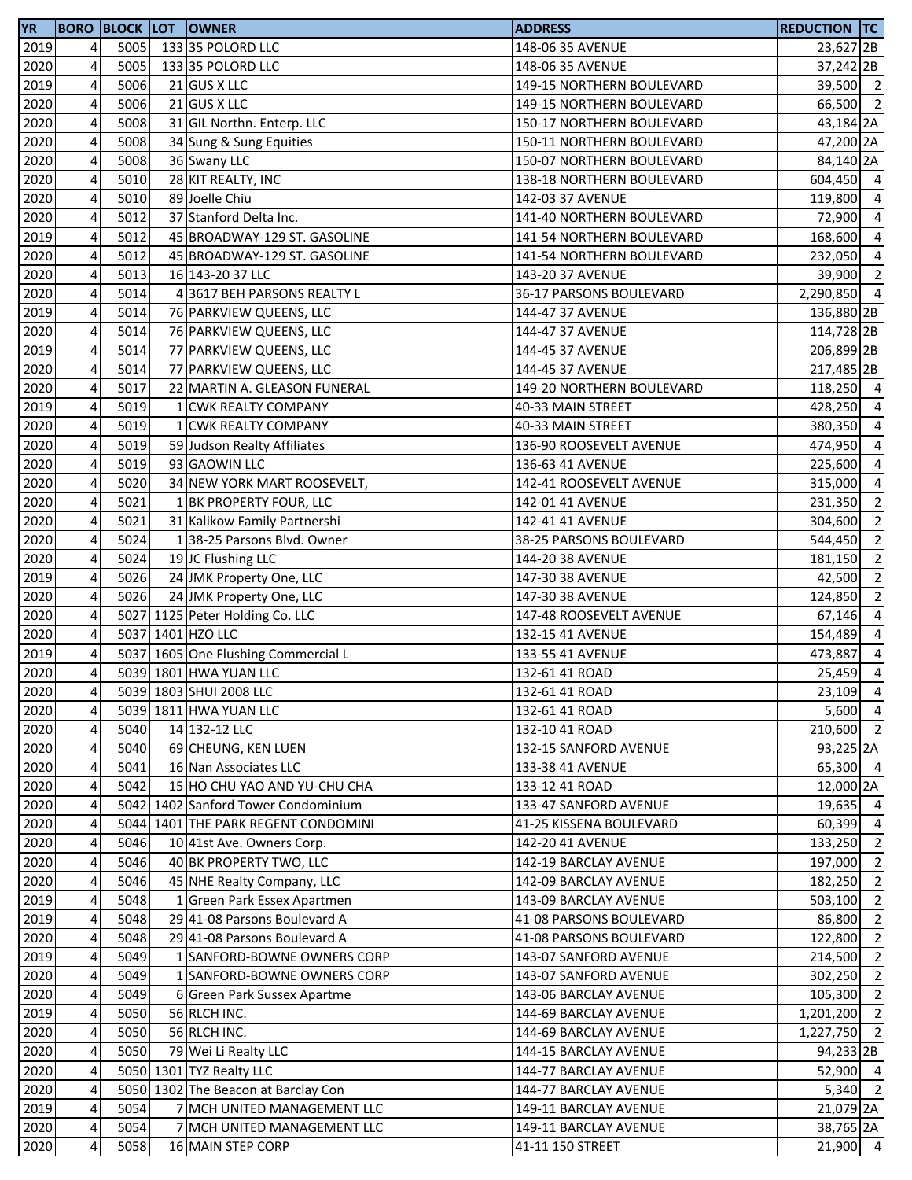| YR | BORO | BLOCK | LOT | OWNER | ADDRESS | REDUCTION | TC |
|---|---|---|---|---|---|---|---|
| 2019 | 4 | 5005 | 133 | 35 POLORD LLC | 148-06 35 AVENUE | 23,627 | 2B |
| 2020 | 4 | 5005 | 133 | 35 POLORD LLC | 148-06 35 AVENUE | 37,242 | 2B |
| 2019 | 4 | 5006 | 21 | GUS X LLC | 149-15 NORTHERN BOULEVARD | 39,500 | 2 |
| 2020 | 4 | 5006 | 21 | GUS X LLC | 149-15 NORTHERN BOULEVARD | 66,500 | 2 |
| 2020 | 4 | 5008 | 31 | GIL Northn. Enterp. LLC | 150-17 NORTHERN BOULEVARD | 43,184 | 2A |
| 2020 | 4 | 5008 | 34 | Sung & Sung Equities | 150-11 NORTHERN BOULEVARD | 47,200 | 2A |
| 2020 | 4 | 5008 | 36 | Swany LLC | 150-07 NORTHERN BOULEVARD | 84,140 | 2A |
| 2020 | 4 | 5010 | 28 | KIT REALTY, INC | 138-18 NORTHERN BOULEVARD | 604,450 | 4 |
| 2020 | 4 | 5010 | 89 | Joelle Chiu | 142-03 37 AVENUE | 119,800 | 4 |
| 2020 | 4 | 5012 | 37 | Stanford Delta Inc. | 141-40 NORTHERN BOULEVARD | 72,900 | 4 |
| 2019 | 4 | 5012 | 45 | BROADWAY-129 ST. GASOLINE | 141-54 NORTHERN BOULEVARD | 168,600 | 4 |
| 2020 | 4 | 5012 | 45 | BROADWAY-129 ST. GASOLINE | 141-54 NORTHERN BOULEVARD | 232,050 | 4 |
| 2020 | 4 | 5013 | 16 | 143-20 37 LLC | 143-20 37 AVENUE | 39,900 | 2 |
| 2020 | 4 | 5014 | 4 | 3617 BEH PARSONS REALTY L | 36-17 PARSONS BOULEVARD | 2,290,850 | 4 |
| 2019 | 4 | 5014 | 76 | PARKVIEW QUEENS, LLC | 144-47 37 AVENUE | 136,880 | 2B |
| 2020 | 4 | 5014 | 76 | PARKVIEW QUEENS, LLC | 144-47 37 AVENUE | 114,728 | 2B |
| 2019 | 4 | 5014 | 77 | PARKVIEW QUEENS, LLC | 144-45 37 AVENUE | 206,899 | 2B |
| 2020 | 4 | 5014 | 77 | PARKVIEW QUEENS, LLC | 144-45 37 AVENUE | 217,485 | 2B |
| 2020 | 4 | 5017 | 22 | MARTIN A. GLEASON FUNERAL | 149-20 NORTHERN BOULEVARD | 118,250 | 4 |
| 2019 | 4 | 5019 | 1 | CWK REALTY COMPANY | 40-33 MAIN STREET | 428,250 | 4 |
| 2020 | 4 | 5019 | 1 | CWK REALTY COMPANY | 40-33 MAIN STREET | 380,350 | 4 |
| 2020 | 4 | 5019 | 59 | Judson Realty Affiliates | 136-90 ROOSEVELT AVENUE | 474,950 | 4 |
| 2020 | 4 | 5019 | 93 | GAOWIN LLC | 136-63 41 AVENUE | 225,600 | 4 |
| 2020 | 4 | 5020 | 34 | NEW YORK MART ROOSEVELT, | 142-41 ROOSEVELT AVENUE | 315,000 | 4 |
| 2020 | 4 | 5021 | 1 | BK PROPERTY FOUR, LLC | 142-01 41 AVENUE | 231,350 | 2 |
| 2020 | 4 | 5021 | 31 | Kalikow Family Partnershi | 142-41 41 AVENUE | 304,600 | 2 |
| 2020 | 4 | 5024 | 1 | 38-25 Parsons Blvd. Owner | 38-25 PARSONS BOULEVARD | 544,450 | 2 |
| 2020 | 4 | 5024 | 19 | JC Flushing LLC | 144-20 38 AVENUE | 181,150 | 2 |
| 2019 | 4 | 5026 | 24 | JMK Property One, LLC | 147-30 38 AVENUE | 42,500 | 2 |
| 2020 | 4 | 5026 | 24 | JMK Property One, LLC | 147-30 38 AVENUE | 124,850 | 2 |
| 2020 | 4 | 5027 | 1125 | Peter Holding Co. LLC | 147-48 ROOSEVELT AVENUE | 67,146 | 4 |
| 2020 | 4 | 5037 | 1401 | HZO LLC | 132-15 41 AVENUE | 154,489 | 4 |
| 2019 | 4 | 5037 | 1605 | One Flushing Commercial L | 133-55 41 AVENUE | 473,887 | 4 |
| 2020 | 4 | 5039 | 1801 | HWA YUAN LLC | 132-61 41 ROAD | 25,459 | 4 |
| 2020 | 4 | 5039 | 1803 | SHUI 2008 LLC | 132-61 41 ROAD | 23,109 | 4 |
| 2020 | 4 | 5039 | 1811 | HWA YUAN LLC | 132-61 41 ROAD | 5,600 | 4 |
| 2020 | 4 | 5040 | 14 | 132-12 LLC | 132-10 41 ROAD | 210,600 | 2 |
| 2020 | 4 | 5040 | 69 | CHEUNG, KEN LUEN | 132-15 SANFORD AVENUE | 93,225 | 2A |
| 2020 | 4 | 5041 | 16 | Nan Associates LLC | 133-38 41 AVENUE | 65,300 | 4 |
| 2020 | 4 | 5042 | 15 | HO CHU YAO AND YU-CHU CHA | 133-12 41 ROAD | 12,000 | 2A |
| 2020 | 4 | 5042 | 1402 | Sanford Tower Condominium | 133-47 SANFORD AVENUE | 19,635 | 4 |
| 2020 | 4 | 5044 | 1401 | THE PARK REGENT CONDOMINI | 41-25 KISSENA BOULEVARD | 60,399 | 4 |
| 2020 | 4 | 5046 | 10 | 41st Ave. Owners Corp. | 142-20 41 AVENUE | 133,250 | 2 |
| 2020 | 4 | 5046 | 40 | BK PROPERTY TWO, LLC | 142-19 BARCLAY AVENUE | 197,000 | 2 |
| 2020 | 4 | 5046 | 45 | NHE Realty Company, LLC | 142-09 BARCLAY AVENUE | 182,250 | 2 |
| 2019 | 4 | 5048 | 1 | Green Park Essex Apartmen | 143-09 BARCLAY AVENUE | 503,100 | 2 |
| 2019 | 4 | 5048 | 29 | 41-08 Parsons Boulevard A | 41-08 PARSONS BOULEVARD | 86,800 | 2 |
| 2020 | 4 | 5048 | 29 | 41-08 Parsons Boulevard A | 41-08 PARSONS BOULEVARD | 122,800 | 2 |
| 2019 | 4 | 5049 | 1 | SANFORD-BOWNE OWNERS CORP | 143-07 SANFORD AVENUE | 214,500 | 2 |
| 2020 | 4 | 5049 | 1 | SANFORD-BOWNE OWNERS CORP | 143-07 SANFORD AVENUE | 302,250 | 2 |
| 2020 | 4 | 5049 | 6 | Green Park Sussex Apartme | 143-06 BARCLAY AVENUE | 105,300 | 2 |
| 2019 | 4 | 5050 | 56 | RLCH INC. | 144-69 BARCLAY AVENUE | 1,201,200 | 2 |
| 2020 | 4 | 5050 | 56 | RLCH INC. | 144-69 BARCLAY AVENUE | 1,227,750 | 2 |
| 2020 | 4 | 5050 | 79 | Wei Li Realty LLC | 144-15 BARCLAY AVENUE | 94,233 | 2B |
| 2020 | 4 | 5050 | 1301 | TYZ Realty LLC | 144-77 BARCLAY AVENUE | 52,900 | 4 |
| 2020 | 4 | 5050 | 1302 | The Beacon at Barclay Con | 144-77 BARCLAY AVENUE | 5,340 | 2 |
| 2019 | 4 | 5054 | 7 | MCH UNITED MANAGEMENT LLC | 149-11 BARCLAY AVENUE | 21,079 | 2A |
| 2020 | 4 | 5054 | 7 | MCH UNITED MANAGEMENT LLC | 149-11 BARCLAY AVENUE | 38,765 | 2A |
| 2020 | 4 | 5058 | 16 | MAIN STEP CORP | 41-11 150 STREET | 21,900 | 4 |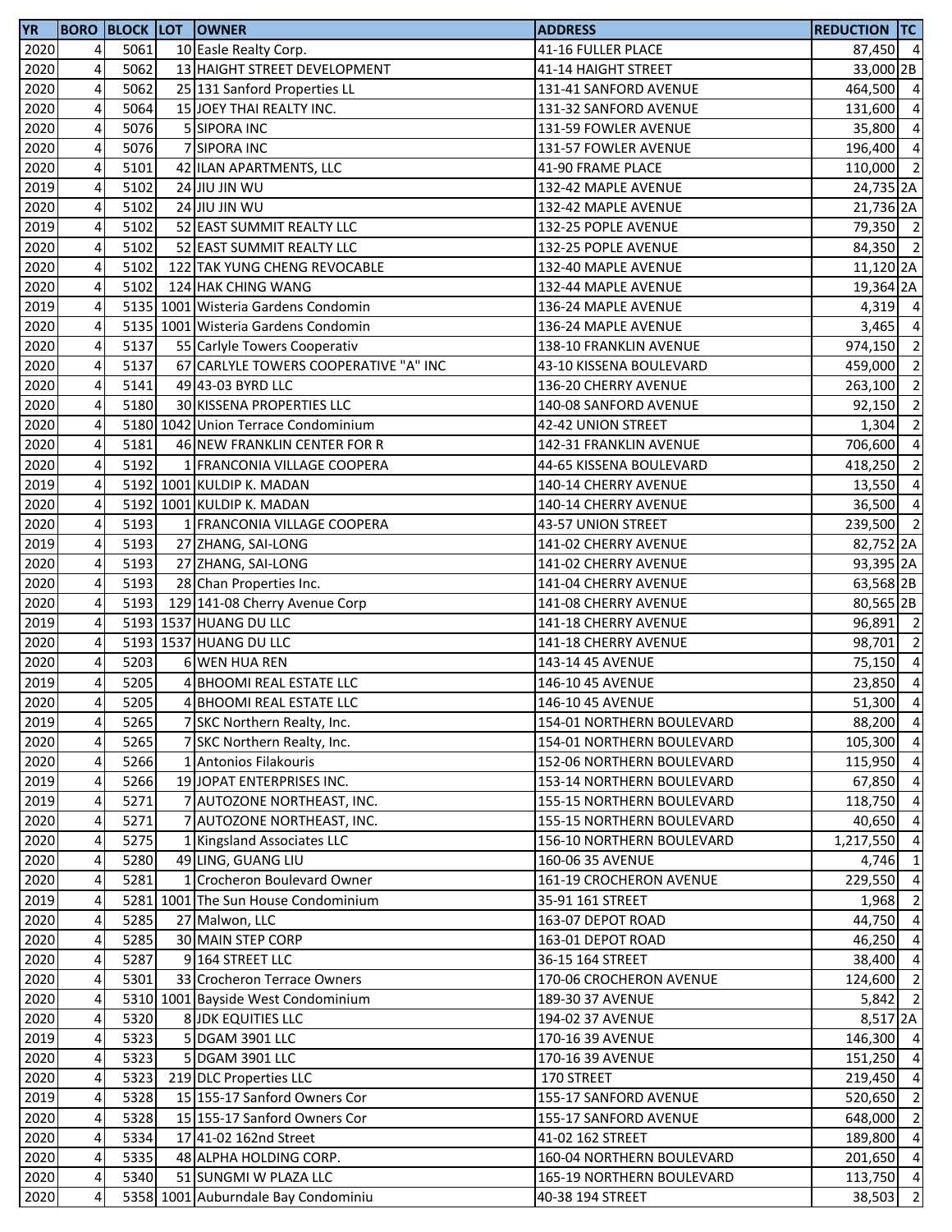| YR | BORO | BLOCK | LOT | OWNER | ADDRESS | REDUCTION | TC |
|---|---|---|---|---|---|---|---|
| 2020 | 4 | 5061 | 10 | Easle Realty Corp. | 41-16 FULLER PLACE | 87,450 | 4 |
| 2020 | 4 | 5062 | 13 | HAIGHT STREET DEVELOPMENT | 41-14 HAIGHT STREET | 33,000 | 2B |
| 2020 | 4 | 5062 | 25 | 131 Sanford Properties LL | 131-41 SANFORD AVENUE | 464,500 | 4 |
| 2020 | 4 | 5064 | 15 | JOEY THAI REALTY INC. | 131-32 SANFORD AVENUE | 131,600 | 4 |
| 2020 | 4 | 5076 | 5 | SIPORA INC | 131-59 FOWLER AVENUE | 35,800 | 4 |
| 2020 | 4 | 5076 | 7 | SIPORA INC | 131-57 FOWLER AVENUE | 196,400 | 4 |
| 2020 | 4 | 5101 | 42 | ILAN APARTMENTS, LLC | 41-90 FRAME PLACE | 110,000 | 2 |
| 2019 | 4 | 5102 | 24 | JIU JIN WU | 132-42 MAPLE AVENUE | 24,735 | 2A |
| 2020 | 4 | 5102 | 24 | JIU JIN WU | 132-42 MAPLE AVENUE | 21,736 | 2A |
| 2019 | 4 | 5102 | 52 | EAST SUMMIT REALTY LLC | 132-25 POPLE AVENUE | 79,350 | 2 |
| 2020 | 4 | 5102 | 52 | EAST SUMMIT REALTY LLC | 132-25 POPLE AVENUE | 84,350 | 2 |
| 2020 | 4 | 5102 | 122 | TAK YUNG CHENG REVOCABLE | 132-40 MAPLE AVENUE | 11,120 | 2A |
| 2020 | 4 | 5102 | 124 | HAK CHING WANG | 132-44 MAPLE AVENUE | 19,364 | 2A |
| 2019 | 4 | 5135 | 1001 | Wisteria Gardens Condomin | 136-24 MAPLE AVENUE | 4,319 | 4 |
| 2020 | 4 | 5135 | 1001 | Wisteria Gardens Condomin | 136-24 MAPLE AVENUE | 3,465 | 4 |
| 2020 | 4 | 5137 | 55 | Carlyle Towers Cooperativ | 138-10 FRANKLIN AVENUE | 974,150 | 2 |
| 2020 | 4 | 5137 | 67 | CARLYLE TOWERS COOPERATIVE "A" INC | 43-10 KISSENA BOULEVARD | 459,000 | 2 |
| 2020 | 4 | 5141 | 49 | 43-03 BYRD LLC | 136-20 CHERRY AVENUE | 263,100 | 2 |
| 2020 | 4 | 5180 | 30 | KISSENA PROPERTIES LLC | 140-08 SANFORD AVENUE | 92,150 | 2 |
| 2020 | 4 | 5180 | 1042 | Union Terrace Condominium | 42-42 UNION STREET | 1,304 | 2 |
| 2020 | 4 | 5181 | 46 | NEW FRANKLIN CENTER FOR R | 142-31 FRANKLIN AVENUE | 706,600 | 4 |
| 2020 | 4 | 5192 | 1 | FRANCONIA VILLAGE COOPERA | 44-65 KISSENA BOULEVARD | 418,250 | 2 |
| 2019 | 4 | 5192 | 1001 | KULDIP K. MADAN | 140-14 CHERRY AVENUE | 13,550 | 4 |
| 2020 | 4 | 5192 | 1001 | KULDIP K. MADAN | 140-14 CHERRY AVENUE | 36,500 | 4 |
| 2020 | 4 | 5193 | 1 | FRANCONIA VILLAGE COOPERA | 43-57 UNION STREET | 239,500 | 2 |
| 2019 | 4 | 5193 | 27 | ZHANG, SAI-LONG | 141-02 CHERRY AVENUE | 82,752 | 2A |
| 2020 | 4 | 5193 | 27 | ZHANG, SAI-LONG | 141-02 CHERRY AVENUE | 93,395 | 2A |
| 2020 | 4 | 5193 | 28 | Chan Properties Inc. | 141-04 CHERRY AVENUE | 63,568 | 2B |
| 2020 | 4 | 5193 | 129 | 141-08 Cherry Avenue Corp | 141-08 CHERRY AVENUE | 80,565 | 2B |
| 2019 | 4 | 5193 | 1537 | HUANG DU LLC | 141-18 CHERRY AVENUE | 96,891 | 2 |
| 2020 | 4 | 5193 | 1537 | HUANG DU LLC | 141-18 CHERRY AVENUE | 98,701 | 2 |
| 2020 | 4 | 5203 | 6 | WEN HUA REN | 143-14 45 AVENUE | 75,150 | 4 |
| 2019 | 4 | 5205 | 4 | BHOOMI REAL ESTATE LLC | 146-10 45 AVENUE | 23,850 | 4 |
| 2020 | 4 | 5205 | 4 | BHOOMI REAL ESTATE LLC | 146-10 45 AVENUE | 51,300 | 4 |
| 2019 | 4 | 5265 | 7 | SKC Northern Realty, Inc. | 154-01 NORTHERN BOULEVARD | 88,200 | 4 |
| 2020 | 4 | 5265 | 7 | SKC Northern Realty, Inc. | 154-01 NORTHERN BOULEVARD | 105,300 | 4 |
| 2020 | 4 | 5266 | 1 | Antonios Filakouris | 152-06 NORTHERN BOULEVARD | 115,950 | 4 |
| 2019 | 4 | 5266 | 19 | JOPAT ENTERPRISES INC. | 153-14 NORTHERN BOULEVARD | 67,850 | 4 |
| 2019 | 4 | 5271 | 7 | AUTOZONE NORTHEAST, INC. | 155-15 NORTHERN BOULEVARD | 118,750 | 4 |
| 2020 | 4 | 5271 | 7 | AUTOZONE NORTHEAST, INC. | 155-15 NORTHERN BOULEVARD | 40,650 | 4 |
| 2020 | 4 | 5275 | 1 | Kingsland Associates LLC | 156-10 NORTHERN BOULEVARD | 1,217,550 | 4 |
| 2020 | 4 | 5280 | 49 | LING, GUANG LIU | 160-06 35 AVENUE | 4,746 | 1 |
| 2020 | 4 | 5281 | 1 | Crocheron Boulevard Owner | 161-19 CROCHERON AVENUE | 229,550 | 4 |
| 2019 | 4 | 5281 | 1001 | The Sun House Condominium | 35-91 161 STREET | 1,968 | 2 |
| 2020 | 4 | 5285 | 27 | Malwon, LLC | 163-07 DEPOT ROAD | 44,750 | 4 |
| 2020 | 4 | 5285 | 30 | MAIN STEP CORP | 163-01 DEPOT ROAD | 46,250 | 4 |
| 2020 | 4 | 5287 | 9 | 164 STREET LLC | 36-15 164 STREET | 38,400 | 4 |
| 2020 | 4 | 5301 | 33 | Crocheron Terrace Owners | 170-06 CROCHERON AVENUE | 124,600 | 2 |
| 2020 | 4 | 5310 | 1001 | Bayside West Condominium | 189-30 37 AVENUE | 5,842 | 2 |
| 2020 | 4 | 5320 | 8 | JDK EQUITIES LLC | 194-02 37 AVENUE | 8,517 | 2A |
| 2019 | 4 | 5323 | 5 | DGAM 3901 LLC | 170-16 39 AVENUE | 146,300 | 4 |
| 2020 | 4 | 5323 | 5 | DGAM 3901 LLC | 170-16 39 AVENUE | 151,250 | 4 |
| 2020 | 4 | 5323 | 219 | DLC Properties LLC | 170 STREET | 219,450 | 4 |
| 2019 | 4 | 5328 | 15 | 155-17 Sanford Owners Cor | 155-17 SANFORD AVENUE | 520,650 | 2 |
| 2020 | 4 | 5328 | 15 | 155-17 Sanford Owners Cor | 155-17 SANFORD AVENUE | 648,000 | 2 |
| 2020 | 4 | 5334 | 17 | 41-02 162nd Street | 41-02 162 STREET | 189,800 | 4 |
| 2020 | 4 | 5335 | 48 | ALPHA HOLDING CORP. | 160-04 NORTHERN BOULEVARD | 201,650 | 4 |
| 2020 | 4 | 5340 | 51 | SUNGMI W PLAZA LLC | 165-19 NORTHERN BOULEVARD | 113,750 | 4 |
| 2020 | 4 | 5358 | 1001 | Auburndale Bay Condominiu | 40-38 194 STREET | 38,503 | 2 |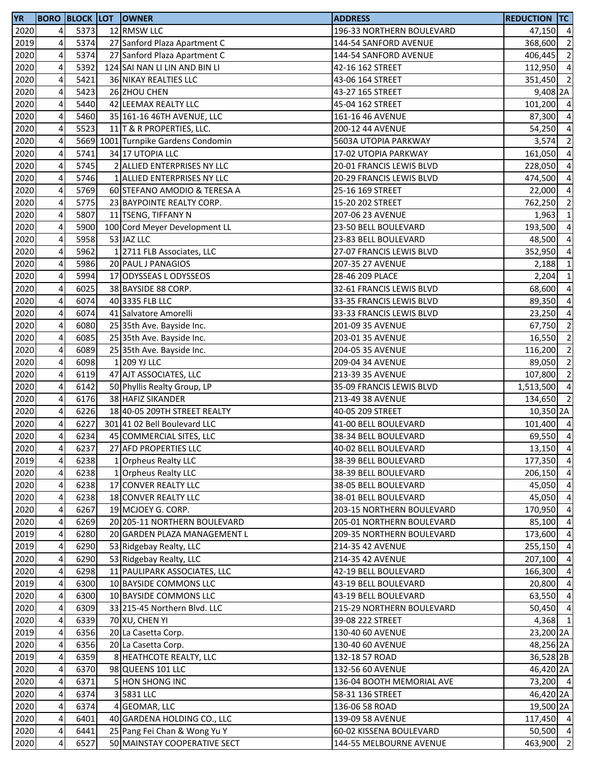| YR | BORO | BLOCK | LOT | OWNER | ADDRESS | REDUCTION | TC |
|---|---|---|---|---|---|---|---|
| 2020 | 4 | 5373 | 12 | RMSW LLC | 196-33 NORTHERN BOULEVARD | 47,150 | 4 |
| 2019 | 4 | 5374 | 27 | Sanford Plaza Apartment C | 144-54 SANFORD AVENUE | 368,600 | 2 |
| 2020 | 4 | 5374 | 27 | Sanford Plaza Apartment C | 144-54 SANFORD AVENUE | 406,445 | 2 |
| 2020 | 4 | 5392 | 124 | SAI NAN LI LIN AND BIN LI | 42-16 162 STREET | 112,950 | 4 |
| 2020 | 4 | 5421 | 36 | NIKAY REALTIES LLC | 43-06 164 STREET | 351,450 | 2 |
| 2020 | 4 | 5423 | 26 | ZHOU CHEN | 43-27 165 STREET | 9,408 | 2A |
| 2020 | 4 | 5440 | 42 | LEEMAX REALTY LLC | 45-04 162 STREET | 101,200 | 4 |
| 2020 | 4 | 5460 | 35 | 161-16 46TH AVENUE, LLC | 161-16 46 AVENUE | 87,300 | 4 |
| 2020 | 4 | 5523 | 11 | T & R PROPERTIES, LLC. | 200-12 44 AVENUE | 54,250 | 4 |
| 2020 | 4 | 5669 | 1001 | Turnpike Gardens Condomin | 5603A UTOPIA PARKWAY | 3,574 | 2 |
| 2020 | 4 | 5741 | 34 | 17 UTOPIA LLC | 17-02 UTOPIA PARKWAY | 161,050 | 4 |
| 2020 | 4 | 5745 | 2 | ALLIED ENTERPRISES NY LLC | 20-01 FRANCIS LEWIS BLVD | 228,050 | 4 |
| 2020 | 4 | 5746 | 1 | ALLIED ENTERPRISES NY LLC | 20-29 FRANCIS LEWIS BLVD | 474,500 | 4 |
| 2020 | 4 | 5769 | 60 | STEFANO AMODIO & TERESA A | 25-16 169 STREET | 22,000 | 4 |
| 2020 | 4 | 5775 | 23 | BAYPOINTE REALTY CORP. | 15-20 202 STREET | 762,250 | 2 |
| 2020 | 4 | 5807 | 11 | TSENG, TIFFANY N | 207-06 23 AVENUE | 1,963 | 1 |
| 2020 | 4 | 5900 | 100 | Cord Meyer Development LL | 23-50 BELL BOULEVARD | 193,500 | 4 |
| 2020 | 4 | 5958 | 53 | JAZ LLC | 23-83 BELL BOULEVARD | 48,500 | 4 |
| 2020 | 4 | 5962 | 1 | 2711 FLB Associates, LLC | 27-07 FRANCIS LEWIS BLVD | 352,950 | 4 |
| 2020 | 4 | 5986 | 20 | PAUL J PANAGIOS | 207-35 27 AVENUE | 2,188 | 1 |
| 2020 | 4 | 5994 | 17 | ODYSSEAS L ODYSSEOS | 28-46 209 PLACE | 2,204 | 1 |
| 2020 | 4 | 6025 | 38 | BAYSIDE 88 CORP. | 32-61 FRANCIS LEWIS BLVD | 68,600 | 4 |
| 2020 | 4 | 6074 | 40 | 3335 FLB LLC | 33-35 FRANCIS LEWIS BLVD | 89,350 | 4 |
| 2020 | 4 | 6074 | 41 | Salvatore Amorelli | 33-33 FRANCIS LEWIS BLVD | 23,250 | 4 |
| 2020 | 4 | 6080 | 25 | 35th Ave. Bayside Inc. | 201-09 35 AVENUE | 67,750 | 2 |
| 2020 | 4 | 6085 | 25 | 35th Ave. Bayside Inc. | 203-01 35 AVENUE | 16,550 | 2 |
| 2020 | 4 | 6089 | 25 | 35th Ave. Bayside Inc. | 204-05 35 AVENUE | 116,200 | 2 |
| 2020 | 4 | 6098 | 1 | 209 YJ LLC | 209-04 34 AVENUE | 89,050 | 2 |
| 2020 | 4 | 6119 | 47 | AJT ASSOCIATES, LLC | 213-39 35 AVENUE | 107,800 | 2 |
| 2020 | 4 | 6142 | 50 | Phyllis Realty Group, LP | 35-09 FRANCIS LEWIS BLVD | 1,513,500 | 4 |
| 2020 | 4 | 6176 | 38 | HAFIZ SIKANDER | 213-49 38 AVENUE | 134,650 | 2 |
| 2020 | 4 | 6226 | 18 | 40-05 209TH STREET REALTY | 40-05 209 STREET | 10,350 | 2A |
| 2020 | 4 | 6227 | 301 | 41 02 Bell Boulevard LLC | 41-00 BELL BOULEVARD | 101,400 | 4 |
| 2020 | 4 | 6234 | 45 | COMMERCIAL SITES, LLC | 38-34 BELL BOULEVARD | 69,550 | 4 |
| 2020 | 4 | 6237 | 27 | AFD PROPERTIES LLC | 40-02 BELL BOULEVARD | 13,150 | 4 |
| 2019 | 4 | 6238 | 1 | Orpheus Realty LLC | 38-39 BELL BOULEVARD | 177,350 | 4 |
| 2020 | 4 | 6238 | 1 | Orpheus Realty LLC | 38-39 BELL BOULEVARD | 206,150 | 4 |
| 2020 | 4 | 6238 | 17 | CONVER REALTY LLC | 38-05 BELL BOULEVARD | 45,050 | 4 |
| 2020 | 4 | 6238 | 18 | CONVER REALTY LLC | 38-01 BELL BOULEVARD | 45,050 | 4 |
| 2020 | 4 | 6267 | 19 | MCJOEY G. CORP. | 203-15 NORTHERN BOULEVARD | 170,950 | 4 |
| 2020 | 4 | 6269 | 20 | 205-11 NORTHERN BOULEVARD | 205-01 NORTHERN BOULEVARD | 85,100 | 4 |
| 2019 | 4 | 6280 | 20 | GARDEN PLAZA MANAGEMENT L | 209-35 NORTHERN BOULEVARD | 173,600 | 4 |
| 2019 | 4 | 6290 | 53 | Ridgebay Realty, LLC | 214-35 42 AVENUE | 255,150 | 4 |
| 2020 | 4 | 6290 | 53 | Ridgebay Realty, LLC | 214-35 42 AVENUE | 207,100 | 4 |
| 2020 | 4 | 6298 | 11 | PAULIPARK ASSOCIATES, LLC | 42-19 BELL BOULEVARD | 166,300 | 4 |
| 2019 | 4 | 6300 | 10 | BAYSIDE COMMONS LLC | 43-19 BELL BOULEVARD | 20,800 | 4 |
| 2020 | 4 | 6300 | 10 | BAYSIDE COMMONS LLC | 43-19 BELL BOULEVARD | 63,550 | 4 |
| 2020 | 4 | 6309 | 33 | 215-45 Northern Blvd. LLC | 215-29 NORTHERN BOULEVARD | 50,450 | 4 |
| 2020 | 4 | 6339 | 70 | XU, CHEN YI | 39-08 222 STREET | 4,368 | 1 |
| 2019 | 4 | 6356 | 20 | La Casetta Corp. | 130-40 60 AVENUE | 23,200 | 2A |
| 2020 | 4 | 6356 | 20 | La Casetta Corp. | 130-40 60 AVENUE | 48,256 | 2A |
| 2019 | 4 | 6359 | 8 | HEATHCOTE REALTY, LLC | 132-18 57 ROAD | 36,528 | 2B |
| 2020 | 4 | 6370 | 98 | QUEENS 101 LLC | 132-56 60 AVENUE | 46,420 | 2A |
| 2020 | 4 | 6371 | 5 | HON SHONG INC | 136-04 BOOTH MEMORIAL AVE | 73,200 | 4 |
| 2020 | 4 | 6374 | 3 | 5831 LLC | 58-31 136 STREET | 46,420 | 2A |
| 2020 | 4 | 6374 | 4 | GEOMAR, LLC | 136-06 58 ROAD | 19,500 | 2A |
| 2020 | 4 | 6401 | 40 | GARDENA HOLDING CO., LLC | 139-09 58 AVENUE | 117,450 | 4 |
| 2020 | 4 | 6441 | 25 | Pang Fei Chan & Wong Yu Y | 60-02 KISSENA BOULEVARD | 50,500 | 4 |
| 2020 | 4 | 6527 | 50 | MAINSTAY COOPERATIVE SECT | 144-55 MELBOURNE AVENUE | 463,900 | 2 |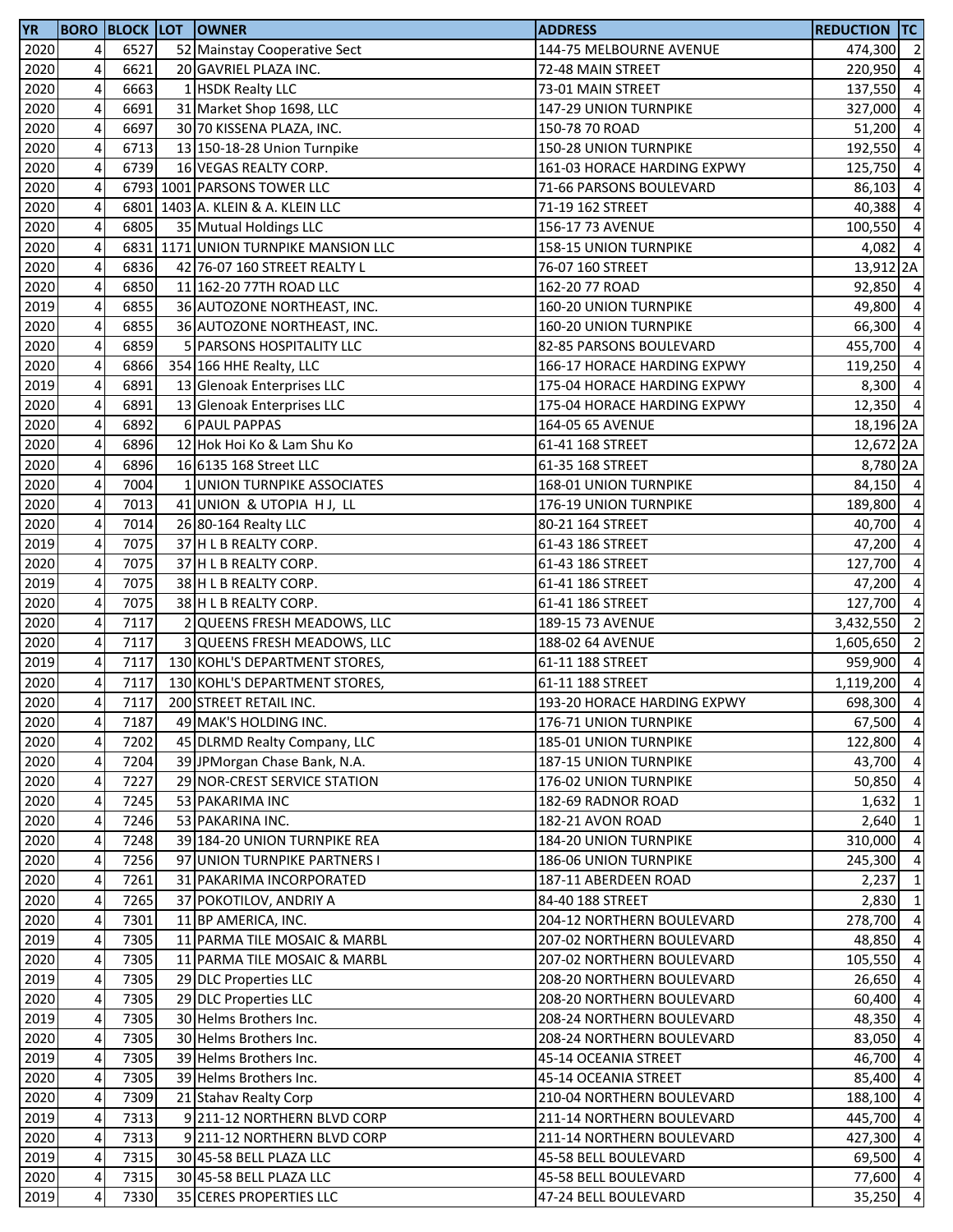| YR | BORO | BLOCK | LOT | OWNER | ADDRESS | REDUCTION | TC |
|---|---|---|---|---|---|---|---|
| 2020 | 4 | 6527 | 52 | Mainstay Cooperative Sect | 144-75 MELBOURNE AVENUE | 474,300 | 2 |
| 2020 | 4 | 6621 | 20 | GAVRIEL PLAZA INC. | 72-48 MAIN STREET | 220,950 | 4 |
| 2020 | 4 | 6663 | 1 | HSDK Realty LLC | 73-01 MAIN STREET | 137,550 | 4 |
| 2020 | 4 | 6691 | 31 | Market Shop 1698, LLC | 147-29 UNION TURNPIKE | 327,000 | 4 |
| 2020 | 4 | 6697 | 30 | 70 KISSENA PLAZA, INC. | 150-78 70 ROAD | 51,200 | 4 |
| 2020 | 4 | 6713 | 13 | 150-18-28 Union Turnpike | 150-28 UNION TURNPIKE | 192,550 | 4 |
| 2020 | 4 | 6739 | 16 | VEGAS REALTY CORP. | 161-03 HORACE HARDING EXPWY | 125,750 | 4 |
| 2020 | 4 | 6793 | 1001 | PARSONS TOWER LLC | 71-66 PARSONS BOULEVARD | 86,103 | 4 |
| 2020 | 4 | 6801 | 1403 | A. KLEIN & A. KLEIN LLC | 71-19 162 STREET | 40,388 | 4 |
| 2020 | 4 | 6805 | 35 | Mutual Holdings LLC | 156-17 73 AVENUE | 100,550 | 4 |
| 2020 | 4 | 6831 | 1171 | UNION TURNPIKE MANSION LLC | 158-15 UNION TURNPIKE | 4,082 | 4 |
| 2020 | 4 | 6836 | 42 | 76-07 160 STREET REALTY L | 76-07 160 STREET | 13,912 | 2A |
| 2020 | 4 | 6850 | 11 | 162-20 77TH ROAD LLC | 162-20 77 ROAD | 92,850 | 4 |
| 2019 | 4 | 6855 | 36 | AUTOZONE NORTHEAST, INC. | 160-20 UNION TURNPIKE | 49,800 | 4 |
| 2020 | 4 | 6855 | 36 | AUTOZONE NORTHEAST, INC. | 160-20 UNION TURNPIKE | 66,300 | 4 |
| 2020 | 4 | 6859 | 5 | PARSONS HOSPITALITY LLC | 82-85 PARSONS BOULEVARD | 455,700 | 4 |
| 2020 | 4 | 6866 | 354 | 166 HHE Realty, LLC | 166-17 HORACE HARDING EXPWY | 119,250 | 4 |
| 2019 | 4 | 6891 | 13 | Glenoak Enterprises LLC | 175-04 HORACE HARDING EXPWY | 8,300 | 4 |
| 2020 | 4 | 6891 | 13 | Glenoak Enterprises LLC | 175-04 HORACE HARDING EXPWY | 12,350 | 4 |
| 2020 | 4 | 6892 | 6 | PAUL PAPPAS | 164-05 65 AVENUE | 18,196 | 2A |
| 2020 | 4 | 6896 | 12 | Hok Hoi Ko & Lam Shu Ko | 61-41 168 STREET | 12,672 | 2A |
| 2020 | 4 | 6896 | 16 | 6135 168 Street LLC | 61-35 168 STREET | 8,780 | 2A |
| 2020 | 4 | 7004 | 1 | UNION TURNPIKE ASSOCIATES | 168-01 UNION TURNPIKE | 84,150 | 4 |
| 2020 | 4 | 7013 | 41 | UNION & UTOPIA H J, LL | 176-19 UNION TURNPIKE | 189,800 | 4 |
| 2020 | 4 | 7014 | 26 | 80-164 Realty LLC | 80-21 164 STREET | 40,700 | 4 |
| 2019 | 4 | 7075 | 37 | H L B REALTY CORP. | 61-43 186 STREET | 47,200 | 4 |
| 2020 | 4 | 7075 | 37 | H L B REALTY CORP. | 61-43 186 STREET | 127,700 | 4 |
| 2019 | 4 | 7075 | 38 | H L B REALTY CORP. | 61-41 186 STREET | 47,200 | 4 |
| 2020 | 4 | 7075 | 38 | H L B REALTY CORP. | 61-41 186 STREET | 127,700 | 4 |
| 2020 | 4 | 7117 | 2 | QUEENS FRESH MEADOWS, LLC | 189-15 73 AVENUE | 3,432,550 | 2 |
| 2020 | 4 | 7117 | 3 | QUEENS FRESH MEADOWS, LLC | 188-02 64 AVENUE | 1,605,650 | 2 |
| 2019 | 4 | 7117 | 130 | KOHL'S DEPARTMENT STORES, | 61-11 188 STREET | 959,900 | 4 |
| 2020 | 4 | 7117 | 130 | KOHL'S DEPARTMENT STORES, | 61-11 188 STREET | 1,119,200 | 4 |
| 2020 | 4 | 7117 | 200 | STREET RETAIL INC. | 193-20 HORACE HARDING EXPWY | 698,300 | 4 |
| 2020 | 4 | 7187 | 49 | MAK'S HOLDING INC. | 176-71 UNION TURNPIKE | 67,500 | 4 |
| 2020 | 4 | 7202 | 45 | DLRMD Realty Company, LLC | 185-01 UNION TURNPIKE | 122,800 | 4 |
| 2020 | 4 | 7204 | 39 | JPMorgan Chase Bank, N.A. | 187-15 UNION TURNPIKE | 43,700 | 4 |
| 2020 | 4 | 7227 | 29 | NOR-CREST SERVICE STATION | 176-02 UNION TURNPIKE | 50,850 | 4 |
| 2020 | 4 | 7245 | 53 | PAKARIMA INC | 182-69 RADNOR ROAD | 1,632 | 1 |
| 2020 | 4 | 7246 | 53 | PAKARINA INC. | 182-21 AVON ROAD | 2,640 | 1 |
| 2020 | 4 | 7248 | 39 | 184-20 UNION TURNPIKE REA | 184-20 UNION TURNPIKE | 310,000 | 4 |
| 2020 | 4 | 7256 | 97 | UNION TURNPIKE PARTNERS I | 186-06 UNION TURNPIKE | 245,300 | 4 |
| 2020 | 4 | 7261 | 31 | PAKARIMA INCORPORATED | 187-11 ABERDEEN ROAD | 2,237 | 1 |
| 2020 | 4 | 7265 | 37 | POKOTILOV, ANDRIY A | 84-40 188 STREET | 2,830 | 1 |
| 2020 | 4 | 7301 | 11 | BP AMERICA, INC. | 204-12 NORTHERN BOULEVARD | 278,700 | 4 |
| 2019 | 4 | 7305 | 11 | PARMA TILE MOSAIC & MARBL | 207-02 NORTHERN BOULEVARD | 48,850 | 4 |
| 2020 | 4 | 7305 | 11 | PARMA TILE MOSAIC & MARBL | 207-02 NORTHERN BOULEVARD | 105,550 | 4 |
| 2019 | 4 | 7305 | 29 | DLC Properties LLC | 208-20 NORTHERN BOULEVARD | 26,650 | 4 |
| 2020 | 4 | 7305 | 29 | DLC Properties LLC | 208-20 NORTHERN BOULEVARD | 60,400 | 4 |
| 2019 | 4 | 7305 | 30 | Helms Brothers Inc. | 208-24 NORTHERN BOULEVARD | 48,350 | 4 |
| 2020 | 4 | 7305 | 30 | Helms Brothers Inc. | 208-24 NORTHERN BOULEVARD | 83,050 | 4 |
| 2019 | 4 | 7305 | 39 | Helms Brothers Inc. | 45-14 OCEANIA STREET | 46,700 | 4 |
| 2020 | 4 | 7305 | 39 | Helms Brothers Inc. | 45-14 OCEANIA STREET | 85,400 | 4 |
| 2020 | 4 | 7309 | 21 | Stahav Realty Corp | 210-04 NORTHERN BOULEVARD | 188,100 | 4 |
| 2019 | 4 | 7313 | 9 | 211-12 NORTHERN BLVD CORP | 211-14 NORTHERN BOULEVARD | 445,700 | 4 |
| 2020 | 4 | 7313 | 9 | 211-12 NORTHERN BLVD CORP | 211-14 NORTHERN BOULEVARD | 427,300 | 4 |
| 2019 | 4 | 7315 | 30 | 45-58 BELL PLAZA LLC | 45-58 BELL BOULEVARD | 69,500 | 4 |
| 2020 | 4 | 7315 | 30 | 45-58 BELL PLAZA LLC | 45-58 BELL BOULEVARD | 77,600 | 4 |
| 2019 | 4 | 7330 | 35 | CERES PROPERTIES LLC | 47-24 BELL BOULEVARD | 35,250 | 4 |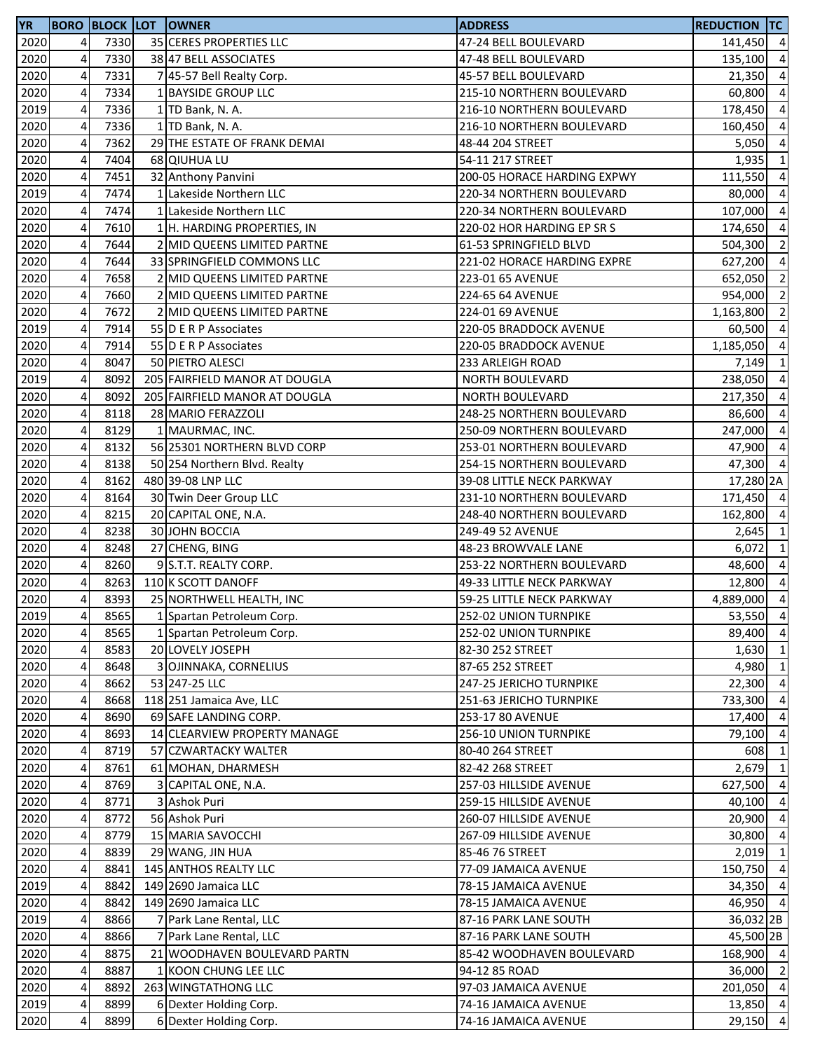| YR | BORO | BLOCK | LOT | OWNER | ADDRESS | REDUCTION | TC |
|---|---|---|---|---|---|---|---|
| 2020 | 4 | 7330 | 35 | CERES PROPERTIES LLC | 47-24 BELL BOULEVARD | 141,450 | 4 |
| 2020 | 4 | 7330 | 38 | 47 BELL ASSOCIATES | 47-48 BELL BOULEVARD | 135,100 | 4 |
| 2020 | 4 | 7331 | 7 | 45-57 Bell Realty Corp. | 45-57 BELL BOULEVARD | 21,350 | 4 |
| 2020 | 4 | 7334 | 1 | BAYSIDE GROUP LLC | 215-10 NORTHERN BOULEVARD | 60,800 | 4 |
| 2019 | 4 | 7336 | 1 | TD Bank, N. A. | 216-10 NORTHERN BOULEVARD | 178,450 | 4 |
| 2020 | 4 | 7336 | 1 | TD Bank, N. A. | 216-10 NORTHERN BOULEVARD | 160,450 | 4 |
| 2020 | 4 | 7362 | 29 | THE ESTATE OF FRANK DEMAI | 48-44 204 STREET | 5,050 | 4 |
| 2020 | 4 | 7404 | 68 | QIUHUA LU | 54-11 217 STREET | 1,935 | 1 |
| 2020 | 4 | 7451 | 32 | Anthony Panvini | 200-05 HORACE HARDING EXPWY | 111,550 | 4 |
| 2019 | 4 | 7474 | 1 | Lakeside Northern LLC | 220-34 NORTHERN BOULEVARD | 80,000 | 4 |
| 2020 | 4 | 7474 | 1 | Lakeside Northern LLC | 220-34 NORTHERN BOULEVARD | 107,000 | 4 |
| 2020 | 4 | 7610 | 1 | H. HARDING PROPERTIES, IN | 220-02 HOR HARDING EP SR S | 174,650 | 4 |
| 2020 | 4 | 7644 | 2 | MID QUEENS LIMITED PARTNE | 61-53 SPRINGFIELD BLVD | 504,300 | 2 |
| 2020 | 4 | 7644 | 33 | SPRINGFIELD COMMONS LLC | 221-02 HORACE HARDING EXPRE | 627,200 | 4 |
| 2020 | 4 | 7658 | 2 | MID QUEENS LIMITED PARTNE | 223-01 65 AVENUE | 652,050 | 2 |
| 2020 | 4 | 7660 | 2 | MID QUEENS LIMITED PARTNE | 224-65 64 AVENUE | 954,000 | 2 |
| 2020 | 4 | 7672 | 2 | MID QUEENS LIMITED PARTNE | 224-01 69 AVENUE | 1,163,800 | 2 |
| 2019 | 4 | 7914 | 55 | D E R P Associates | 220-05 BRADDOCK AVENUE | 60,500 | 4 |
| 2020 | 4 | 7914 | 55 | D E R P Associates | 220-05 BRADDOCK AVENUE | 1,185,050 | 4 |
| 2020 | 4 | 8047 | 50 | PIETRO ALESCI | 233 ARLEIGH ROAD | 7,149 | 1 |
| 2019 | 4 | 8092 | 205 | FAIRFIELD MANOR AT DOUGLA | NORTH BOULEVARD | 238,050 | 4 |
| 2020 | 4 | 8092 | 205 | FAIRFIELD MANOR AT DOUGLA | NORTH BOULEVARD | 217,350 | 4 |
| 2020 | 4 | 8118 | 28 | MARIO FERAZZOLI | 248-25 NORTHERN BOULEVARD | 86,600 | 4 |
| 2020 | 4 | 8129 | 1 | MAURMAC, INC. | 250-09 NORTHERN BOULEVARD | 247,000 | 4 |
| 2020 | 4 | 8132 | 56 | 25301 NORTHERN BLVD CORP | 253-01 NORTHERN BOULEVARD | 47,900 | 4 |
| 2020 | 4 | 8138 | 50 | 254 Northern Blvd. Realty | 254-15 NORTHERN BOULEVARD | 47,300 | 4 |
| 2020 | 4 | 8162 | 480 | 39-08 LNP LLC | 39-08 LITTLE NECK PARKWAY | 17,280 | 2A |
| 2020 | 4 | 8164 | 30 | Twin Deer Group LLC | 231-10 NORTHERN BOULEVARD | 171,450 | 4 |
| 2020 | 4 | 8215 | 20 | CAPITAL ONE, N.A. | 248-40 NORTHERN BOULEVARD | 162,800 | 4 |
| 2020 | 4 | 8238 | 30 | JOHN BOCCIA | 249-49 52 AVENUE | 2,645 | 1 |
| 2020 | 4 | 8248 | 27 | CHENG, BING | 48-23 BROWVALE LANE | 6,072 | 1 |
| 2020 | 4 | 8260 | 9 | S.T.T. REALTY CORP. | 253-22 NORTHERN BOULEVARD | 48,600 | 4 |
| 2020 | 4 | 8263 | 110 | K SCOTT DANOFF | 49-33 LITTLE NECK PARKWAY | 12,800 | 4 |
| 2020 | 4 | 8393 | 25 | NORTHWELL HEALTH, INC | 59-25 LITTLE NECK PARKWAY | 4,889,000 | 4 |
| 2019 | 4 | 8565 | 1 | Spartan Petroleum Corp. | 252-02 UNION TURNPIKE | 53,550 | 4 |
| 2020 | 4 | 8565 | 1 | Spartan Petroleum Corp. | 252-02 UNION TURNPIKE | 89,400 | 4 |
| 2020 | 4 | 8583 | 20 | LOVELY JOSEPH | 82-30 252 STREET | 1,630 | 1 |
| 2020 | 4 | 8648 | 3 | OJINNAKA, CORNELIUS | 87-65 252 STREET | 4,980 | 1 |
| 2020 | 4 | 8662 | 53 | 247-25 LLC | 247-25 JERICHO TURNPIKE | 22,300 | 4 |
| 2020 | 4 | 8668 | 118 | 251 Jamaica Ave, LLC | 251-63 JERICHO TURNPIKE | 733,300 | 4 |
| 2020 | 4 | 8690 | 69 | SAFE LANDING CORP. | 253-17 80 AVENUE | 17,400 | 4 |
| 2020 | 4 | 8693 | 14 | CLEARVIEW PROPERTY MANAGE | 256-10 UNION TURNPIKE | 79,100 | 4 |
| 2020 | 4 | 8719 | 57 | CZWARTACKY WALTER | 80-40 264 STREET | 608 | 1 |
| 2020 | 4 | 8761 | 61 | MOHAN, DHARMESH | 82-42 268 STREET | 2,679 | 1 |
| 2020 | 4 | 8769 | 3 | CAPITAL ONE, N.A. | 257-03 HILLSIDE AVENUE | 627,500 | 4 |
| 2020 | 4 | 8771 | 3 | Ashok Puri | 259-15 HILLSIDE AVENUE | 40,100 | 4 |
| 2020 | 4 | 8772 | 56 | Ashok Puri | 260-07 HILLSIDE AVENUE | 20,900 | 4 |
| 2020 | 4 | 8779 | 15 | MARIA SAVOCCHI | 267-09 HILLSIDE AVENUE | 30,800 | 4 |
| 2020 | 4 | 8839 | 29 | WANG, JIN HUA | 85-46 76 STREET | 2,019 | 1 |
| 2020 | 4 | 8841 | 145 | ANTHOS REALTY LLC | 77-09 JAMAICA AVENUE | 150,750 | 4 |
| 2019 | 4 | 8842 | 149 | 2690 Jamaica LLC | 78-15 JAMAICA AVENUE | 34,350 | 4 |
| 2020 | 4 | 8842 | 149 | 2690 Jamaica LLC | 78-15 JAMAICA AVENUE | 46,950 | 4 |
| 2019 | 4 | 8866 | 7 | Park Lane Rental, LLC | 87-16 PARK LANE SOUTH | 36,032 | 2B |
| 2020 | 4 | 8866 | 7 | Park Lane Rental, LLC | 87-16 PARK LANE SOUTH | 45,500 | 2B |
| 2020 | 4 | 8875 | 21 | WOODHAVEN BOULEVARD PARTN | 85-42 WOODHAVEN BOULEVARD | 168,900 | 4 |
| 2020 | 4 | 8887 | 1 | KOON CHUNG LEE LLC | 94-12 85 ROAD | 36,000 | 2 |
| 2020 | 4 | 8892 | 263 | WINGTATHONG LLC | 97-03 JAMAICA AVENUE | 201,050 | 4 |
| 2019 | 4 | 8899 | 6 | Dexter Holding Corp. | 74-16 JAMAICA AVENUE | 13,850 | 4 |
| 2020 | 4 | 8899 | 6 | Dexter Holding Corp. | 74-16 JAMAICA AVENUE | 29,150 | 4 |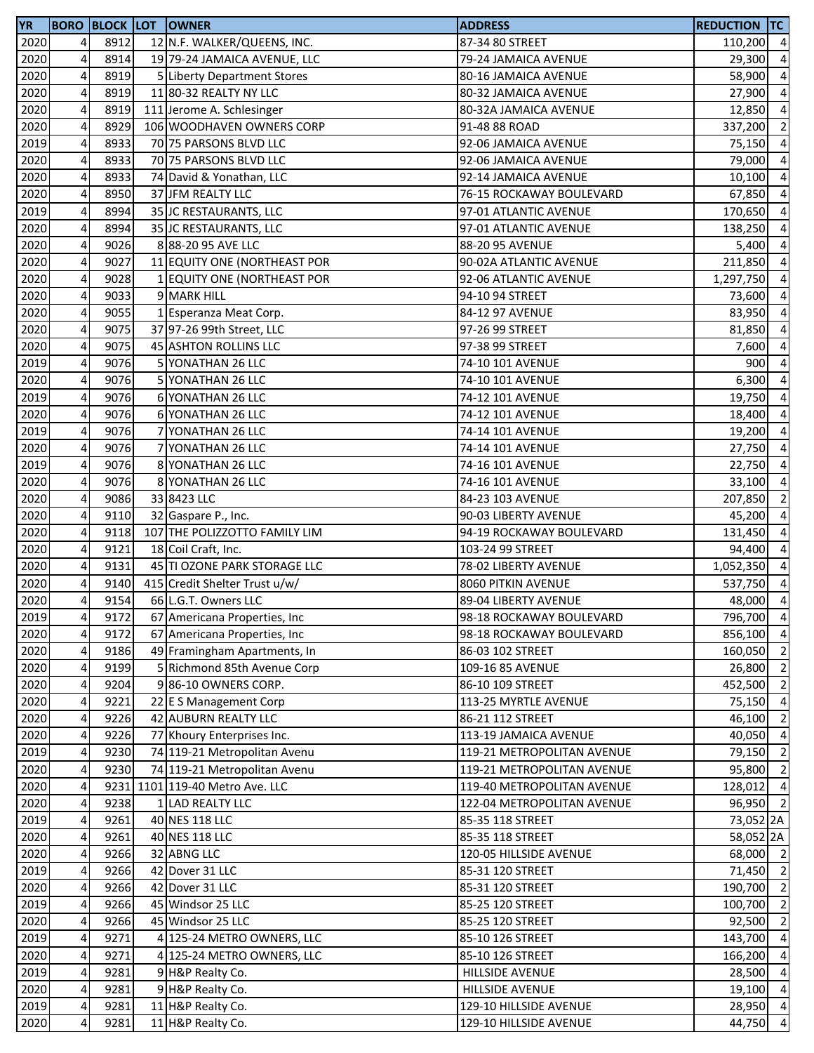| YR | BORO | BLOCK | LOT | OWNER | ADDRESS | REDUCTION | TC |
|---|---|---|---|---|---|---|---|
| 2020 | 4 | 8912 | 12 | N.F. WALKER/QUEENS, INC. | 87-34 80 STREET | 110,200 | 4 |
| 2020 | 4 | 8914 | 19 | 79-24 JAMAICA AVENUE, LLC | 79-24 JAMAICA AVENUE | 29,300 | 4 |
| 2020 | 4 | 8919 | 5 | Liberty Department Stores | 80-16 JAMAICA AVENUE | 58,900 | 4 |
| 2020 | 4 | 8919 | 11 | 80-32 REALTY NY LLC | 80-32 JAMAICA AVENUE | 27,900 | 4 |
| 2020 | 4 | 8919 | 111 | Jerome A. Schlesinger | 80-32A JAMAICA AVENUE | 12,850 | 4 |
| 2020 | 4 | 8929 | 106 | WOODHAVEN OWNERS CORP | 91-48 88 ROAD | 337,200 | 2 |
| 2019 | 4 | 8933 | 70 | 75 PARSONS BLVD LLC | 92-06 JAMAICA AVENUE | 75,150 | 4 |
| 2020 | 4 | 8933 | 70 | 75 PARSONS BLVD LLC | 92-06 JAMAICA AVENUE | 79,000 | 4 |
| 2020 | 4 | 8933 | 74 | David & Yonathan, LLC | 92-14 JAMAICA AVENUE | 10,100 | 4 |
| 2020 | 4 | 8950 | 37 | JFM REALTY LLC | 76-15 ROCKAWAY BOULEVARD | 67,850 | 4 |
| 2019 | 4 | 8994 | 35 | JC RESTAURANTS, LLC | 97-01 ATLANTIC AVENUE | 170,650 | 4 |
| 2020 | 4 | 8994 | 35 | JC RESTAURANTS, LLC | 97-01 ATLANTIC AVENUE | 138,250 | 4 |
| 2020 | 4 | 9026 | 8 | 88-20 95 AVE LLC | 88-20 95 AVENUE | 5,400 | 4 |
| 2020 | 4 | 9027 | 11 | EQUITY ONE (NORTHEAST POR | 90-02A ATLANTIC AVENUE | 211,850 | 4 |
| 2020 | 4 | 9028 | 1 | EQUITY ONE (NORTHEAST POR | 92-06 ATLANTIC AVENUE | 1,297,750 | 4 |
| 2020 | 4 | 9033 | 9 | MARK HILL | 94-10 94 STREET | 73,600 | 4 |
| 2020 | 4 | 9055 | 1 | Esperanza Meat Corp. | 84-12 97 AVENUE | 83,950 | 4 |
| 2020 | 4 | 9075 | 37 | 97-26 99th Street, LLC | 97-26 99 STREET | 81,850 | 4 |
| 2020 | 4 | 9075 | 45 | ASHTON ROLLINS LLC | 97-38 99 STREET | 7,600 | 4 |
| 2019 | 4 | 9076 | 5 | YONATHAN 26 LLC | 74-10 101 AVENUE | 900 | 4 |
| 2020 | 4 | 9076 | 5 | YONATHAN 26 LLC | 74-10 101 AVENUE | 6,300 | 4 |
| 2019 | 4 | 9076 | 6 | YONATHAN 26 LLC | 74-12 101 AVENUE | 19,750 | 4 |
| 2020 | 4 | 9076 | 6 | YONATHAN 26 LLC | 74-12 101 AVENUE | 18,400 | 4 |
| 2019 | 4 | 9076 | 7 | YONATHAN 26 LLC | 74-14 101 AVENUE | 19,200 | 4 |
| 2020 | 4 | 9076 | 7 | YONATHAN 26 LLC | 74-14 101 AVENUE | 27,750 | 4 |
| 2019 | 4 | 9076 | 8 | YONATHAN 26 LLC | 74-16 101 AVENUE | 22,750 | 4 |
| 2020 | 4 | 9076 | 8 | YONATHAN 26 LLC | 74-16 101 AVENUE | 33,100 | 4 |
| 2020 | 4 | 9086 | 33 | 8423 LLC | 84-23 103 AVENUE | 207,850 | 2 |
| 2020 | 4 | 9110 | 32 | Gaspare P., Inc. | 90-03 LIBERTY AVENUE | 45,200 | 4 |
| 2020 | 4 | 9118 | 107 | THE POLIZZOTTO FAMILY LIM | 94-19 ROCKAWAY BOULEVARD | 131,450 | 4 |
| 2020 | 4 | 9121 | 18 | Coil Craft, Inc. | 103-24 99 STREET | 94,400 | 4 |
| 2020 | 4 | 9131 | 45 | TI OZONE PARK STORAGE LLC | 78-02 LIBERTY AVENUE | 1,052,350 | 4 |
| 2020 | 4 | 9140 | 415 | Credit Shelter Trust u/w/ | 8060 PITKIN AVENUE | 537,750 | 4 |
| 2020 | 4 | 9154 | 66 | L.G.T. Owners LLC | 89-04 LIBERTY AVENUE | 48,000 | 4 |
| 2019 | 4 | 9172 | 67 | Americana Properties, Inc | 98-18 ROCKAWAY BOULEVARD | 796,700 | 4 |
| 2020 | 4 | 9172 | 67 | Americana Properties, Inc | 98-18 ROCKAWAY BOULEVARD | 856,100 | 4 |
| 2020 | 4 | 9186 | 49 | Framingham Apartments, In | 86-03 102 STREET | 160,050 | 2 |
| 2020 | 4 | 9199 | 5 | Richmond 85th Avenue Corp | 109-16 85 AVENUE | 26,800 | 2 |
| 2020 | 4 | 9204 | 9 | 86-10 OWNERS CORP. | 86-10 109 STREET | 452,500 | 2 |
| 2020 | 4 | 9221 | 22 | E S Management Corp | 113-25 MYRTLE AVENUE | 75,150 | 4 |
| 2020 | 4 | 9226 | 42 | AUBURN REALTY LLC | 86-21 112 STREET | 46,100 | 2 |
| 2020 | 4 | 9226 | 77 | Khoury Enterprises Inc. | 113-19 JAMAICA AVENUE | 40,050 | 4 |
| 2019 | 4 | 9230 | 74 | 119-21 Metropolitan Avenu | 119-21 METROPOLITAN AVENUE | 79,150 | 2 |
| 2020 | 4 | 9230 | 74 | 119-21 Metropolitan Avenu | 119-21 METROPOLITAN AVENUE | 95,800 | 2 |
| 2020 | 4 | 9231 | 1101 | 119-40 Metro Ave. LLC | 119-40 METROPOLITAN AVENUE | 128,012 | 4 |
| 2020 | 4 | 9238 | 1 | LAD REALTY LLC | 122-04 METROPOLITAN AVENUE | 96,950 | 2 |
| 2019 | 4 | 9261 | 40 | NES 118 LLC | 85-35 118 STREET | 73,052 | 2A |
| 2020 | 4 | 9261 | 40 | NES 118 LLC | 85-35 118 STREET | 58,052 | 2A |
| 2020 | 4 | 9266 | 32 | ABNG LLC | 120-05 HILLSIDE AVENUE | 68,000 | 2 |
| 2019 | 4 | 9266 | 42 | Dover 31 LLC | 85-31 120 STREET | 71,450 | 2 |
| 2020 | 4 | 9266 | 42 | Dover 31 LLC | 85-31 120 STREET | 190,700 | 2 |
| 2019 | 4 | 9266 | 45 | Windsor 25 LLC | 85-25 120 STREET | 100,700 | 2 |
| 2020 | 4 | 9266 | 45 | Windsor 25 LLC | 85-25 120 STREET | 92,500 | 2 |
| 2019 | 4 | 9271 | 4 | 125-24 METRO OWNERS, LLC | 85-10 126 STREET | 143,700 | 4 |
| 2020 | 4 | 9271 | 4 | 125-24 METRO OWNERS, LLC | 85-10 126 STREET | 166,200 | 4 |
| 2019 | 4 | 9281 | 9 | H&P Realty Co. | HILLSIDE AVENUE | 28,500 | 4 |
| 2020 | 4 | 9281 | 9 | H&P Realty Co. | HILLSIDE AVENUE | 19,100 | 4 |
| 2019 | 4 | 9281 | 11 | H&P Realty Co. | 129-10 HILLSIDE AVENUE | 28,950 | 4 |
| 2020 | 4 | 9281 | 11 | H&P Realty Co. | 129-10 HILLSIDE AVENUE | 44,750 | 4 |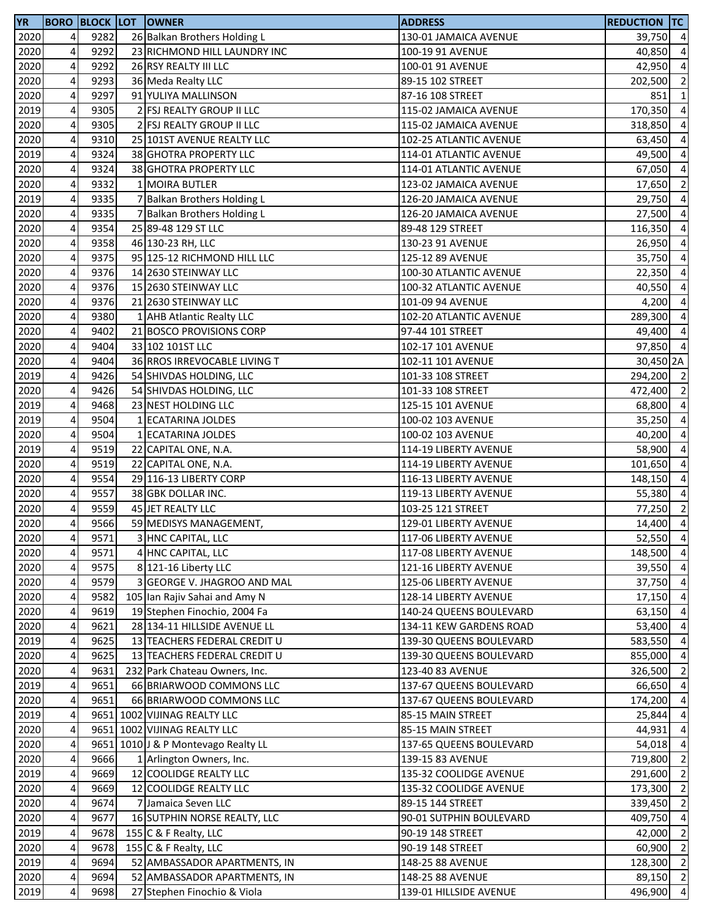| YR | BORO | BLOCK | LOT | OWNER | ADDRESS | REDUCTION | TC |
|---|---|---|---|---|---|---|---|
| 2020 | 4 | 9282 | 26 | Balkan Brothers Holding L | 130-01 JAMAICA AVENUE | 39,750 | 4 |
| 2020 | 4 | 9292 | 23 | RICHMOND HILL LAUNDRY INC | 100-19 91 AVENUE | 40,850 | 4 |
| 2020 | 4 | 9292 | 26 | RSY REALTY III LLC | 100-01 91 AVENUE | 42,950 | 4 |
| 2020 | 4 | 9293 | 36 | Meda Realty LLC | 89-15 102 STREET | 202,500 | 2 |
| 2020 | 4 | 9297 | 91 | YULIYA MALLINSON | 87-16 108 STREET | 851 | 1 |
| 2019 | 4 | 9305 | 2 | FSJ REALTY GROUP II LLC | 115-02 JAMAICA AVENUE | 170,350 | 4 |
| 2020 | 4 | 9305 | 2 | FSJ REALTY GROUP II LLC | 115-02 JAMAICA AVENUE | 318,850 | 4 |
| 2020 | 4 | 9310 | 25 | 101ST AVENUE REALTY LLC | 102-25 ATLANTIC AVENUE | 63,450 | 4 |
| 2019 | 4 | 9324 | 38 | GHOTRA PROPERTY LLC | 114-01 ATLANTIC AVENUE | 49,500 | 4 |
| 2020 | 4 | 9324 | 38 | GHOTRA PROPERTY LLC | 114-01 ATLANTIC AVENUE | 67,050 | 4 |
| 2020 | 4 | 9332 | 1 | MOIRA BUTLER | 123-02 JAMAICA AVENUE | 17,650 | 2 |
| 2019 | 4 | 9335 | 7 | Balkan Brothers Holding L | 126-20 JAMAICA AVENUE | 29,750 | 4 |
| 2020 | 4 | 9335 | 7 | Balkan Brothers Holding L | 126-20 JAMAICA AVENUE | 27,500 | 4 |
| 2020 | 4 | 9354 | 25 | 89-48 129 ST LLC | 89-48 129 STREET | 116,350 | 4 |
| 2020 | 4 | 9358 | 46 | 130-23 RH, LLC | 130-23 91 AVENUE | 26,950 | 4 |
| 2020 | 4 | 9375 | 95 | 125-12 RICHMOND HILL LLC | 125-12 89 AVENUE | 35,750 | 4 |
| 2020 | 4 | 9376 | 14 | 2630 STEINWAY LLC | 100-30 ATLANTIC AVENUE | 22,350 | 4 |
| 2020 | 4 | 9376 | 15 | 2630 STEINWAY LLC | 100-32 ATLANTIC AVENUE | 40,550 | 4 |
| 2020 | 4 | 9376 | 21 | 2630 STEINWAY LLC | 101-09 94 AVENUE | 4,200 | 4 |
| 2020 | 4 | 9380 | 1 | AHB Atlantic Realty LLC | 102-20 ATLANTIC AVENUE | 289,300 | 4 |
| 2020 | 4 | 9402 | 21 | BOSCO PROVISIONS CORP | 97-44 101 STREET | 49,400 | 4 |
| 2020 | 4 | 9404 | 33 | 102 101ST LLC | 102-17 101 AVENUE | 97,850 | 4 |
| 2020 | 4 | 9404 | 36 | RROS IRREVOCABLE LIVING T | 102-11 101 AVENUE | 30,450 | 2A |
| 2019 | 4 | 9426 | 54 | SHIVDAS HOLDING, LLC | 101-33 108 STREET | 294,200 | 2 |
| 2020 | 4 | 9426 | 54 | SHIVDAS HOLDING, LLC | 101-33 108 STREET | 472,400 | 2 |
| 2019 | 4 | 9468 | 23 | NEST HOLDING LLC | 125-15 101 AVENUE | 68,800 | 4 |
| 2019 | 4 | 9504 | 1 | ECATARINA JOLDES | 100-02 103 AVENUE | 35,250 | 4 |
| 2020 | 4 | 9504 | 1 | ECATARINA JOLDES | 100-02 103 AVENUE | 40,200 | 4 |
| 2019 | 4 | 9519 | 22 | CAPITAL ONE, N.A. | 114-19 LIBERTY AVENUE | 58,900 | 4 |
| 2020 | 4 | 9519 | 22 | CAPITAL ONE, N.A. | 114-19 LIBERTY AVENUE | 101,650 | 4 |
| 2020 | 4 | 9554 | 29 | 116-13 LIBERTY CORP | 116-13 LIBERTY AVENUE | 148,150 | 4 |
| 2020 | 4 | 9557 | 38 | GBK DOLLAR INC. | 119-13 LIBERTY AVENUE | 55,380 | 4 |
| 2020 | 4 | 9559 | 45 | JET REALTY LLC | 103-25 121 STREET | 77,250 | 2 |
| 2020 | 4 | 9566 | 59 | MEDISYS MANAGEMENT, | 129-01 LIBERTY AVENUE | 14,400 | 4 |
| 2020 | 4 | 9571 | 3 | HNC CAPITAL, LLC | 117-06 LIBERTY AVENUE | 52,550 | 4 |
| 2020 | 4 | 9571 | 4 | HNC CAPITAL, LLC | 117-08 LIBERTY AVENUE | 148,500 | 4 |
| 2020 | 4 | 9575 | 8 | 121-16 Liberty LLC | 121-16 LIBERTY AVENUE | 39,550 | 4 |
| 2020 | 4 | 9579 | 3 | GEORGE V. JHAGROO AND MAL | 125-06 LIBERTY AVENUE | 37,750 | 4 |
| 2020 | 4 | 9582 | 105 | Ian Rajiv Sahai and Amy N | 128-14 LIBERTY AVENUE | 17,150 | 4 |
| 2020 | 4 | 9619 | 19 | Stephen Finochio, 2004 Fa | 140-24 QUEENS BOULEVARD | 63,150 | 4 |
| 2020 | 4 | 9621 | 28 | 134-11 HILLSIDE AVENUE LL | 134-11 KEW GARDENS ROAD | 53,400 | 4 |
| 2019 | 4 | 9625 | 13 | TEACHERS FEDERAL CREDIT U | 139-30 QUEENS BOULEVARD | 583,550 | 4 |
| 2020 | 4 | 9625 | 13 | TEACHERS FEDERAL CREDIT U | 139-30 QUEENS BOULEVARD | 855,000 | 4 |
| 2020 | 4 | 9631 | 232 | Park Chateau Owners, Inc. | 123-40 83 AVENUE | 326,500 | 2 |
| 2019 | 4 | 9651 | 66 | BRIARWOOD COMMONS LLC | 137-67 QUEENS BOULEVARD | 66,650 | 4 |
| 2020 | 4 | 9651 | 66 | BRIARWOOD COMMONS LLC | 137-67 QUEENS BOULEVARD | 174,200 | 4 |
| 2019 | 4 | 9651 | 1002 | VIJINAG REALTY LLC | 85-15 MAIN STREET | 25,844 | 4 |
| 2020 | 4 | 9651 | 1002 | VIJINAG REALTY LLC | 85-15 MAIN STREET | 44,931 | 4 |
| 2020 | 4 | 9651 | 1010 | J & P Montevago Realty LL | 137-65 QUEENS BOULEVARD | 54,018 | 4 |
| 2020 | 4 | 9666 | 1 | Arlington Owners, Inc. | 139-15 83 AVENUE | 719,800 | 2 |
| 2019 | 4 | 9669 | 12 | COOLIDGE REALTY LLC | 135-32 COOLIDGE AVENUE | 291,600 | 2 |
| 2020 | 4 | 9669 | 12 | COOLIDGE REALTY LLC | 135-32 COOLIDGE AVENUE | 173,300 | 2 |
| 2020 | 4 | 9674 | 7 | Jamaica Seven LLC | 89-15 144 STREET | 339,450 | 2 |
| 2020 | 4 | 9677 | 16 | SUTPHIN NORSE REALTY, LLC | 90-01 SUTPHIN BOULEVARD | 409,750 | 4 |
| 2019 | 4 | 9678 | 155 | C & F Realty, LLC | 90-19 148 STREET | 42,000 | 2 |
| 2020 | 4 | 9678 | 155 | C & F Realty, LLC | 90-19 148 STREET | 60,900 | 2 |
| 2019 | 4 | 9694 | 52 | AMBASSADOR APARTMENTS, IN | 148-25 88 AVENUE | 128,300 | 2 |
| 2020 | 4 | 9694 | 52 | AMBASSADOR APARTMENTS, IN | 148-25 88 AVENUE | 89,150 | 2 |
| 2019 | 4 | 9698 | 27 | Stephen Finochio & Viola | 139-01 HILLSIDE AVENUE | 496,900 | 4 |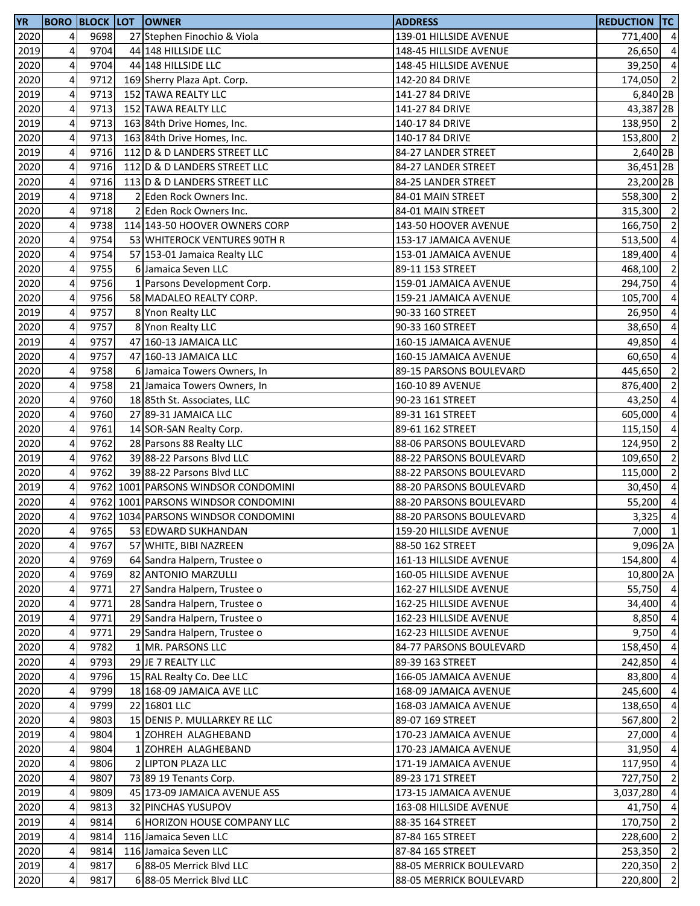| YR | BORO | BLOCK | LOT | OWNER | ADDRESS | REDUCTION | TC |
|---|---|---|---|---|---|---|---|
| 2020 | 4 | 9698 | 27 | Stephen Finochio & Viola | 139-01 HILLSIDE AVENUE | 771,400 | 4 |
| 2019 | 4 | 9704 | 44 | 148 HILLSIDE LLC | 148-45 HILLSIDE AVENUE | 26,650 | 4 |
| 2020 | 4 | 9704 | 44 | 148 HILLSIDE LLC | 148-45 HILLSIDE AVENUE | 39,250 | 4 |
| 2020 | 4 | 9712 | 169 | Sherry Plaza Apt. Corp. | 142-20 84 DRIVE | 174,050 | 2 |
| 2019 | 4 | 9713 | 152 | TAWA REALTY LLC | 141-27 84 DRIVE | 6,840 | 2B |
| 2020 | 4 | 9713 | 152 | TAWA REALTY LLC | 141-27 84 DRIVE | 43,387 | 2B |
| 2019 | 4 | 9713 | 163 | 84th Drive Homes, Inc. | 140-17 84 DRIVE | 138,950 | 2 |
| 2020 | 4 | 9713 | 163 | 84th Drive Homes, Inc. | 140-17 84 DRIVE | 153,800 | 2 |
| 2019 | 4 | 9716 | 112 | D & D LANDERS STREET LLC | 84-27 LANDER STREET | 2,640 | 2B |
| 2020 | 4 | 9716 | 112 | D & D LANDERS STREET LLC | 84-27 LANDER STREET | 36,451 | 2B |
| 2020 | 4 | 9716 | 113 | D & D LANDERS STREET LLC | 84-25 LANDER STREET | 23,200 | 2B |
| 2019 | 4 | 9718 | 2 | Eden Rock Owners Inc. | 84-01 MAIN STREET | 558,300 | 2 |
| 2020 | 4 | 9718 | 2 | Eden Rock Owners Inc. | 84-01 MAIN STREET | 315,300 | 2 |
| 2020 | 4 | 9738 | 114 | 143-50 HOOVER OWNERS CORP | 143-50 HOOVER AVENUE | 166,750 | 2 |
| 2020 | 4 | 9754 | 53 | WHITEROCK VENTURES 90TH R | 153-17 JAMAICA AVENUE | 513,500 | 4 |
| 2020 | 4 | 9754 | 57 | 153-01 Jamaica Realty LLC | 153-01 JAMAICA AVENUE | 189,400 | 4 |
| 2020 | 4 | 9755 | 6 | Jamaica Seven LLC | 89-11 153 STREET | 468,100 | 2 |
| 2020 | 4 | 9756 | 1 | Parsons Development Corp. | 159-01 JAMAICA AVENUE | 294,750 | 4 |
| 2020 | 4 | 9756 | 58 | MADALEO REALTY CORP. | 159-21 JAMAICA AVENUE | 105,700 | 4 |
| 2019 | 4 | 9757 | 8 | Ynon Realty LLC | 90-33 160 STREET | 26,950 | 4 |
| 2020 | 4 | 9757 | 8 | Ynon Realty LLC | 90-33 160 STREET | 38,650 | 4 |
| 2019 | 4 | 9757 | 47 | 160-13 JAMAICA LLC | 160-15 JAMAICA AVENUE | 49,850 | 4 |
| 2020 | 4 | 9757 | 47 | 160-13 JAMAICA LLC | 160-15 JAMAICA AVENUE | 60,650 | 4 |
| 2020 | 4 | 9758 | 6 | Jamaica Towers Owners, In | 89-15 PARSONS BOULEVARD | 445,650 | 2 |
| 2020 | 4 | 9758 | 21 | Jamaica Towers Owners, In | 160-10 89 AVENUE | 876,400 | 2 |
| 2020 | 4 | 9760 | 18 | 85th St. Associates, LLC | 90-23 161 STREET | 43,250 | 4 |
| 2020 | 4 | 9760 | 27 | 89-31 JAMAICA LLC | 89-31 161 STREET | 605,000 | 4 |
| 2020 | 4 | 9761 | 14 | SOR-SAN Realty Corp. | 89-61 162 STREET | 115,150 | 4 |
| 2020 | 4 | 9762 | 28 | Parsons 88 Realty LLC | 88-06 PARSONS BOULEVARD | 124,950 | 2 |
| 2019 | 4 | 9762 | 39 | 88-22 Parsons Blvd LLC | 88-22 PARSONS BOULEVARD | 109,650 | 2 |
| 2020 | 4 | 9762 | 39 | 88-22 Parsons Blvd LLC | 88-22 PARSONS BOULEVARD | 115,000 | 2 |
| 2019 | 4 | 9762 | 1001 | PARSONS WINDSOR CONDOMINI | 88-20 PARSONS BOULEVARD | 30,450 | 4 |
| 2020 | 4 | 9762 | 1001 | PARSONS WINDSOR CONDOMINI | 88-20 PARSONS BOULEVARD | 55,200 | 4 |
| 2020 | 4 | 9762 | 1034 | PARSONS WINDSOR CONDOMINI | 88-20 PARSONS BOULEVARD | 3,325 | 4 |
| 2020 | 4 | 9765 | 53 | EDWARD SUKHANDAN | 159-20 HILLSIDE AVENUE | 7,000 | 1 |
| 2020 | 4 | 9767 | 57 | WHITE, BIBI NAZREEN | 88-50 162 STREET | 9,096 | 2A |
| 2020 | 4 | 9769 | 64 | Sandra Halpern, Trustee o | 161-13 HILLSIDE AVENUE | 154,800 | 4 |
| 2020 | 4 | 9769 | 82 | ANTONIO MARZULLI | 160-05 HILLSIDE AVENUE | 10,800 | 2A |
| 2020 | 4 | 9771 | 27 | Sandra Halpern, Trustee o | 162-27 HILLSIDE AVENUE | 55,750 | 4 |
| 2020 | 4 | 9771 | 28 | Sandra Halpern, Trustee o | 162-25 HILLSIDE AVENUE | 34,400 | 4 |
| 2019 | 4 | 9771 | 29 | Sandra Halpern, Trustee o | 162-23 HILLSIDE AVENUE | 8,850 | 4 |
| 2020 | 4 | 9771 | 29 | Sandra Halpern, Trustee o | 162-23 HILLSIDE AVENUE | 9,750 | 4 |
| 2020 | 4 | 9782 | 1 | MR. PARSONS LLC | 84-77 PARSONS BOULEVARD | 158,450 | 4 |
| 2020 | 4 | 9793 | 29 | JE 7 REALTY LLC | 89-39 163 STREET | 242,850 | 4 |
| 2020 | 4 | 9796 | 15 | RAL Realty Co. Dee LLC | 166-05 JAMAICA AVENUE | 83,800 | 4 |
| 2020 | 4 | 9799 | 18 | 168-09 JAMAICA AVE LLC | 168-09 JAMAICA AVENUE | 245,600 | 4 |
| 2020 | 4 | 9799 | 22 | 16801 LLC | 168-03 JAMAICA AVENUE | 138,650 | 4 |
| 2020 | 4 | 9803 | 15 | DENIS P. MULLARKEY RE LLC | 89-07 169 STREET | 567,800 | 2 |
| 2019 | 4 | 9804 | 1 | ZOHREH ALAGHEBAND | 170-23 JAMAICA AVENUE | 27,000 | 4 |
| 2020 | 4 | 9804 | 1 | ZOHREH ALAGHEBAND | 170-23 JAMAICA AVENUE | 31,950 | 4 |
| 2020 | 4 | 9806 | 2 | LIPTON PLAZA LLC | 171-19 JAMAICA AVENUE | 117,950 | 4 |
| 2020 | 4 | 9807 | 73 | 89 19 Tenants Corp. | 89-23 171 STREET | 727,750 | 2 |
| 2019 | 4 | 9809 | 45 | 173-09 JAMAICA AVENUE ASS | 173-15 JAMAICA AVENUE | 3,037,280 | 4 |
| 2020 | 4 | 9813 | 32 | PINCHAS YUSUPOV | 163-08 HILLSIDE AVENUE | 41,750 | 4 |
| 2019 | 4 | 9814 | 6 | HORIZON HOUSE COMPANY LLC | 88-35 164 STREET | 170,750 | 2 |
| 2019 | 4 | 9814 | 116 | Jamaica Seven LLC | 87-84 165 STREET | 228,600 | 2 |
| 2020 | 4 | 9814 | 116 | Jamaica Seven LLC | 87-84 165 STREET | 253,350 | 2 |
| 2019 | 4 | 9817 | 6 | 88-05 Merrick Blvd LLC | 88-05 MERRICK BOULEVARD | 220,350 | 2 |
| 2020 | 4 | 9817 | 6 | 88-05 Merrick Blvd LLC | 88-05 MERRICK BOULEVARD | 220,800 | 2 |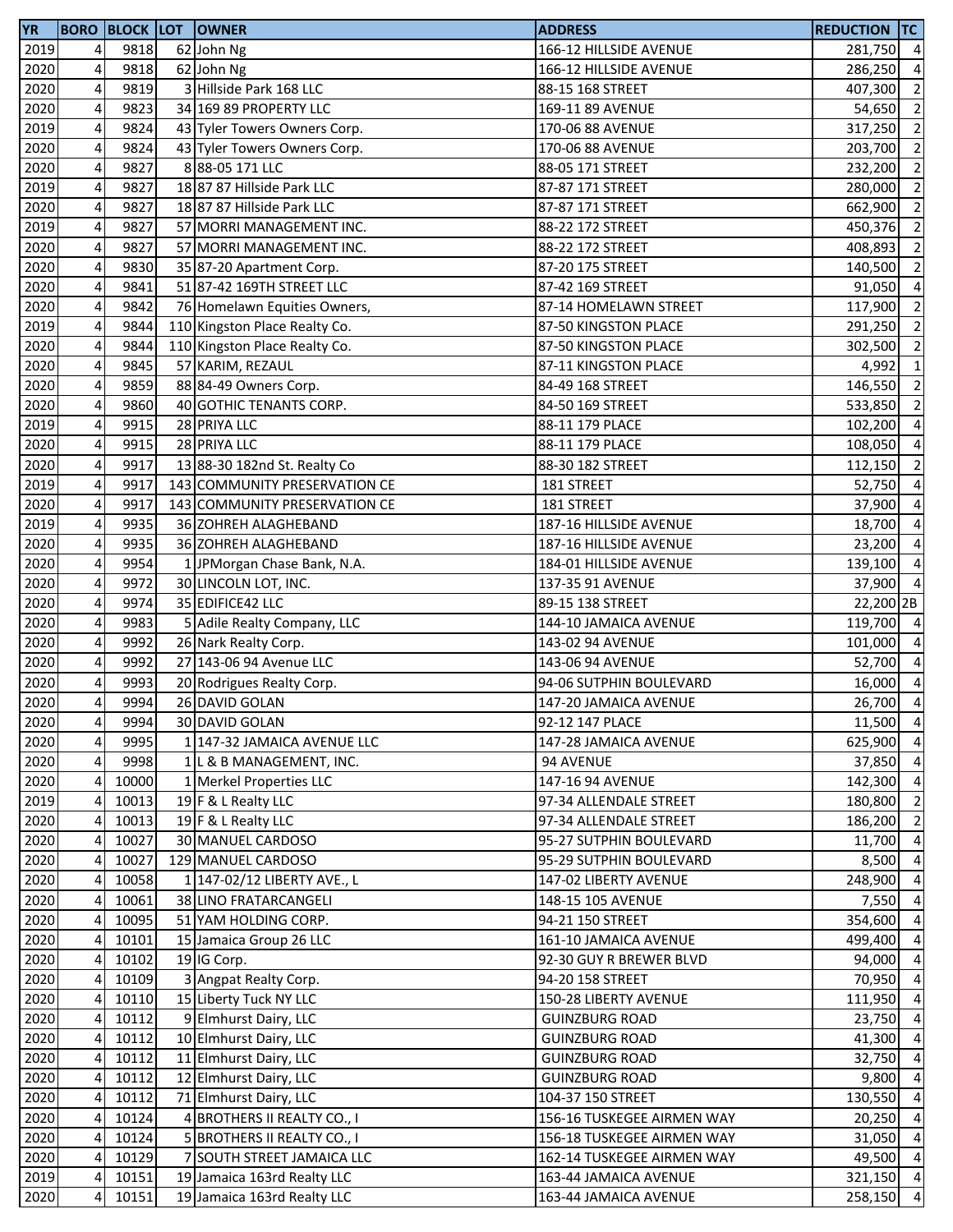| YR | BORO | BLOCK | LOT | OWNER | ADDRESS | REDUCTION | TC |
|---|---|---|---|---|---|---|---|
| 2019 | 4 | 9818 | 62 | John Ng | 166-12 HILLSIDE AVENUE | 281,750 | 4 |
| 2020 | 4 | 9818 | 62 | John Ng | 166-12 HILLSIDE AVENUE | 286,250 | 4 |
| 2020 | 4 | 9819 | 3 | Hillside Park 168 LLC | 88-15 168 STREET | 407,300 | 2 |
| 2020 | 4 | 9823 | 34 | 169 89 PROPERTY LLC | 169-11 89 AVENUE | 54,650 | 2 |
| 2019 | 4 | 9824 | 43 | Tyler Towers Owners Corp. | 170-06 88 AVENUE | 317,250 | 2 |
| 2020 | 4 | 9824 | 43 | Tyler Towers Owners Corp. | 170-06 88 AVENUE | 203,700 | 2 |
| 2020 | 4 | 9827 | 8 | 88-05 171 LLC | 88-05 171 STREET | 232,200 | 2 |
| 2019 | 4 | 9827 | 18 | 87 87 Hillside Park LLC | 87-87 171 STREET | 280,000 | 2 |
| 2020 | 4 | 9827 | 18 | 87 87 Hillside Park LLC | 87-87 171 STREET | 662,900 | 2 |
| 2019 | 4 | 9827 | 57 | MORRI MANAGEMENT INC. | 88-22 172 STREET | 450,376 | 2 |
| 2020 | 4 | 9827 | 57 | MORRI MANAGEMENT INC. | 88-22 172 STREET | 408,893 | 2 |
| 2020 | 4 | 9830 | 35 | 87-20 Apartment Corp. | 87-20 175 STREET | 140,500 | 2 |
| 2020 | 4 | 9841 | 51 | 87-42 169TH STREET LLC | 87-42 169 STREET | 91,050 | 4 |
| 2020 | 4 | 9842 | 76 | Homelawn Equities Owners, | 87-14 HOMELAWN STREET | 117,900 | 2 |
| 2019 | 4 | 9844 | 110 | Kingston Place Realty Co. | 87-50 KINGSTON PLACE | 291,250 | 2 |
| 2020 | 4 | 9844 | 110 | Kingston Place Realty Co. | 87-50 KINGSTON PLACE | 302,500 | 2 |
| 2020 | 4 | 9845 | 57 | KARIM, REZAUL | 87-11 KINGSTON PLACE | 4,992 | 1 |
| 2020 | 4 | 9859 | 88 | 84-49 Owners Corp. | 84-49 168 STREET | 146,550 | 2 |
| 2020 | 4 | 9860 | 40 | GOTHIC TENANTS CORP. | 84-50 169 STREET | 533,850 | 2 |
| 2019 | 4 | 9915 | 28 | PRIYA LLC | 88-11 179 PLACE | 102,200 | 4 |
| 2020 | 4 | 9915 | 28 | PRIYA LLC | 88-11 179 PLACE | 108,050 | 4 |
| 2020 | 4 | 9917 | 13 | 88-30 182nd St. Realty Co | 88-30 182 STREET | 112,150 | 2 |
| 2019 | 4 | 9917 | 143 | COMMUNITY PRESERVATION CE | 181 STREET | 52,750 | 4 |
| 2020 | 4 | 9917 | 143 | COMMUNITY PRESERVATION CE | 181 STREET | 37,900 | 4 |
| 2019 | 4 | 9935 | 36 | ZOHREH ALAGHEBAND | 187-16 HILLSIDE AVENUE | 18,700 | 4 |
| 2020 | 4 | 9935 | 36 | ZOHREH ALAGHEBAND | 187-16 HILLSIDE AVENUE | 23,200 | 4 |
| 2020 | 4 | 9954 | 1 | JPMorgan Chase Bank, N.A. | 184-01 HILLSIDE AVENUE | 139,100 | 4 |
| 2020 | 4 | 9972 | 30 | LINCOLN LOT, INC. | 137-35 91 AVENUE | 37,900 | 4 |
| 2020 | 4 | 9974 | 35 | EDIFICE42 LLC | 89-15 138 STREET | 22,200 | 2B |
| 2020 | 4 | 9983 | 5 | Adile Realty Company, LLC | 144-10 JAMAICA AVENUE | 119,700 | 4 |
| 2020 | 4 | 9992 | 26 | Nark Realty Corp. | 143-02 94 AVENUE | 101,000 | 4 |
| 2020 | 4 | 9992 | 27 | 143-06 94 Avenue LLC | 143-06 94 AVENUE | 52,700 | 4 |
| 2020 | 4 | 9993 | 20 | Rodrigues Realty Corp. | 94-06 SUTPHIN BOULEVARD | 16,000 | 4 |
| 2020 | 4 | 9994 | 26 | DAVID GOLAN | 147-20 JAMAICA AVENUE | 26,700 | 4 |
| 2020 | 4 | 9994 | 30 | DAVID GOLAN | 92-12 147 PLACE | 11,500 | 4 |
| 2020 | 4 | 9995 | 1 | 147-32 JAMAICA AVENUE LLC | 147-28 JAMAICA AVENUE | 625,900 | 4 |
| 2020 | 4 | 9998 | 1 | L & B MANAGEMENT, INC. | 94 AVENUE | 37,850 | 4 |
| 2020 | 4 | 10000 | 1 | Merkel Properties LLC | 147-16 94 AVENUE | 142,300 | 4 |
| 2019 | 4 | 10013 | 19 | F & L Realty LLC | 97-34 ALLENDALE STREET | 180,800 | 2 |
| 2020 | 4 | 10013 | 19 | F & L Realty LLC | 97-34 ALLENDALE STREET | 186,200 | 2 |
| 2020 | 4 | 10027 | 30 | MANUEL CARDOSO | 95-27 SUTPHIN BOULEVARD | 11,700 | 4 |
| 2020 | 4 | 10027 | 129 | MANUEL CARDOSO | 95-29 SUTPHIN BOULEVARD | 8,500 | 4 |
| 2020 | 4 | 10058 | 1 | 147-02/12 LIBERTY AVE., L | 147-02 LIBERTY AVENUE | 248,900 | 4 |
| 2020 | 4 | 10061 | 38 | LINO FRATARCANGELI | 148-15 105 AVENUE | 7,550 | 4 |
| 2020 | 4 | 10095 | 51 | YAM HOLDING CORP. | 94-21 150 STREET | 354,600 | 4 |
| 2020 | 4 | 10101 | 15 | Jamaica Group 26 LLC | 161-10 JAMAICA AVENUE | 499,400 | 4 |
| 2020 | 4 | 10102 | 19 | IG Corp. | 92-30 GUY R BREWER BLVD | 94,000 | 4 |
| 2020 | 4 | 10109 | 3 | Angpat Realty Corp. | 94-20 158 STREET | 70,950 | 4 |
| 2020 | 4 | 10110 | 15 | Liberty Tuck NY LLC | 150-28 LIBERTY AVENUE | 111,950 | 4 |
| 2020 | 4 | 10112 | 9 | Elmhurst Dairy, LLC | GUINZBURG ROAD | 23,750 | 4 |
| 2020 | 4 | 10112 | 10 | Elmhurst Dairy, LLC | GUINZBURG ROAD | 41,300 | 4 |
| 2020 | 4 | 10112 | 11 | Elmhurst Dairy, LLC | GUINZBURG ROAD | 32,750 | 4 |
| 2020 | 4 | 10112 | 12 | Elmhurst Dairy, LLC | GUINZBURG ROAD | 9,800 | 4 |
| 2020 | 4 | 10112 | 71 | Elmhurst Dairy, LLC | 104-37 150 STREET | 130,550 | 4 |
| 2020 | 4 | 10124 | 4 | BROTHERS II REALTY CO., I | 156-16 TUSKEGEE AIRMEN WAY | 20,250 | 4 |
| 2020 | 4 | 10124 | 5 | BROTHERS II REALTY CO., I | 156-18 TUSKEGEE AIRMEN WAY | 31,050 | 4 |
| 2020 | 4 | 10129 | 7 | SOUTH STREET JAMAICA LLC | 162-14 TUSKEGEE AIRMEN WAY | 49,500 | 4 |
| 2019 | 4 | 10151 | 19 | Jamaica 163rd Realty LLC | 163-44 JAMAICA AVENUE | 321,150 | 4 |
| 2020 | 4 | 10151 | 19 | Jamaica 163rd Realty LLC | 163-44 JAMAICA AVENUE | 258,150 | 4 |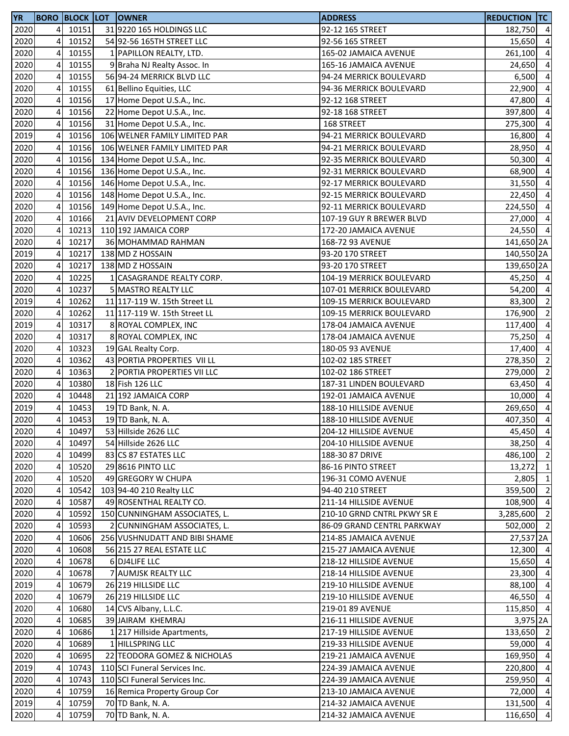| YR | BORO | BLOCK | LOT | OWNER | ADDRESS | REDUCTION | TC |
|---|---|---|---|---|---|---|---|
| 2020 | 4 | 10151 | 31 | 9220 165 HOLDINGS LLC | 92-12 165 STREET | 182,750 | 4 |
| 2020 | 4 | 10152 | 54 | 92-56 165TH STREET LLC | 92-56 165 STREET | 15,650 | 4 |
| 2020 | 4 | 10155 | 1 | PAPILLON REALTY, LTD. | 165-02 JAMAICA AVENUE | 261,100 | 4 |
| 2020 | 4 | 10155 | 9 | Braha NJ Realty Assoc. In | 165-16 JAMAICA AVENUE | 24,650 | 4 |
| 2020 | 4 | 10155 | 56 | 94-24 MERRICK BLVD LLC | 94-24 MERRICK BOULEVARD | 6,500 | 4 |
| 2020 | 4 | 10155 | 61 | Bellino Equities, LLC | 94-36 MERRICK BOULEVARD | 22,900 | 4 |
| 2020 | 4 | 10156 | 17 | Home Depot U.S.A., Inc. | 92-12 168 STREET | 47,800 | 4 |
| 2020 | 4 | 10156 | 22 | Home Depot U.S.A., Inc. | 92-18 168 STREET | 397,800 | 4 |
| 2020 | 4 | 10156 | 31 | Home Depot U.S.A., Inc. | 168 STREET | 275,300 | 4 |
| 2019 | 4 | 10156 | 106 | WELNER FAMILY LIMITED PAR | 94-21 MERRICK BOULEVARD | 16,800 | 4 |
| 2020 | 4 | 10156 | 106 | WELNER FAMILY LIMITED PAR | 94-21 MERRICK BOULEVARD | 28,950 | 4 |
| 2020 | 4 | 10156 | 134 | Home Depot U.S.A., Inc. | 92-35 MERRICK BOULEVARD | 50,300 | 4 |
| 2020 | 4 | 10156 | 136 | Home Depot U.S.A., Inc. | 92-31 MERRICK BOULEVARD | 68,900 | 4 |
| 2020 | 4 | 10156 | 146 | Home Depot U.S.A., Inc. | 92-17 MERRICK BOULEVARD | 31,550 | 4 |
| 2020 | 4 | 10156 | 148 | Home Depot U.S.A., Inc. | 92-15 MERRICK BOULEVARD | 22,450 | 4 |
| 2020 | 4 | 10156 | 149 | Home Depot U.S.A., Inc. | 92-11 MERRICK BOULEVARD | 224,550 | 4 |
| 2020 | 4 | 10166 | 21 | AVIV DEVELOPMENT CORP | 107-19 GUY R BREWER BLVD | 27,000 | 4 |
| 2020 | 4 | 10213 | 110 | 192 JAMAICA CORP | 172-20 JAMAICA AVENUE | 24,550 | 4 |
| 2020 | 4 | 10217 | 36 | MOHAMMAD RAHMAN | 168-72 93 AVENUE | 141,650 | 2A |
| 2019 | 4 | 10217 | 138 | MD Z HOSSAIN | 93-20 170 STREET | 140,550 | 2A |
| 2020 | 4 | 10217 | 138 | MD Z HOSSAIN | 93-20 170 STREET | 139,650 | 2A |
| 2020 | 4 | 10225 | 1 | CASAGRANDE REALTY CORP. | 104-19 MERRICK BOULEVARD | 45,250 | 4 |
| 2020 | 4 | 10237 | 5 | MASTRO REALTY LLC | 107-01 MERRICK BOULEVARD | 54,200 | 4 |
| 2019 | 4 | 10262 | 11 | 117-119 W. 15th Street LL | 109-15 MERRICK BOULEVARD | 83,300 | 2 |
| 2020 | 4 | 10262 | 11 | 117-119 W. 15th Street LL | 109-15 MERRICK BOULEVARD | 176,900 | 2 |
| 2019 | 4 | 10317 | 8 | ROYAL COMPLEX, INC | 178-04 JAMAICA AVENUE | 117,400 | 4 |
| 2020 | 4 | 10317 | 8 | ROYAL COMPLEX, INC | 178-04 JAMAICA AVENUE | 75,250 | 4 |
| 2020 | 4 | 10323 | 19 | GAL Realty Corp. | 180-05 93 AVENUE | 17,400 | 4 |
| 2020 | 4 | 10362 | 43 | PORTIA PROPERTIES VII LL | 102-02 185 STREET | 278,350 | 2 |
| 2020 | 4 | 10363 | 2 | PORTIA PROPERTIES VII LLC | 102-02 186 STREET | 279,000 | 2 |
| 2020 | 4 | 10380 | 18 | Fish 126 LLC | 187-31 LINDEN BOULEVARD | 63,450 | 4 |
| 2020 | 4 | 10448 | 21 | 192 JAMAICA CORP | 192-01 JAMAICA AVENUE | 10,000 | 4 |
| 2019 | 4 | 10453 | 19 | TD Bank, N. A. | 188-10 HILLSIDE AVENUE | 269,650 | 4 |
| 2020 | 4 | 10453 | 19 | TD Bank, N. A. | 188-10 HILLSIDE AVENUE | 407,350 | 4 |
| 2020 | 4 | 10497 | 53 | Hillside 2626 LLC | 204-12 HILLSIDE AVENUE | 45,450 | 4 |
| 2020 | 4 | 10497 | 54 | Hillside 2626 LLC | 204-10 HILLSIDE AVENUE | 38,250 | 4 |
| 2020 | 4 | 10499 | 83 | CS 87 ESTATES LLC | 188-30 87 DRIVE | 486,100 | 2 |
| 2020 | 4 | 10520 | 29 | 8616 PINTO LLC | 86-16 PINTO STREET | 13,272 | 1 |
| 2020 | 4 | 10520 | 49 | GREGORY W CHUPA | 196-31 COMO AVENUE | 2,805 | 1 |
| 2020 | 4 | 10542 | 103 | 94-40 210 Realty LLC | 94-40 210 STREET | 359,500 | 2 |
| 2020 | 4 | 10587 | 49 | ROSENTHAL REALTY CO. | 211-14 HILLSIDE AVENUE | 108,900 | 4 |
| 2020 | 4 | 10592 | 150 | CUNNINGHAM ASSOCIATES, L. | 210-10 GRND CNTRL PKWY SR E | 3,285,600 | 2 |
| 2020 | 4 | 10593 | 2 | CUNNINGHAM ASSOCIATES, L. | 86-09 GRAND CENTRL PARKWAY | 502,000 | 2 |
| 2020 | 4 | 10606 | 256 | VUSHNUDATT AND BIBI SHAME | 214-85 JAMAICA AVENUE | 27,537 | 2A |
| 2020 | 4 | 10608 | 56 | 215 27 REAL ESTATE LLC | 215-27 JAMAICA AVENUE | 12,300 | 4 |
| 2020 | 4 | 10678 | 6 | DJ4LIFE LLC | 218-12 HILLSIDE AVENUE | 15,650 | 4 |
| 2020 | 4 | 10678 | 7 | AUMJSK REALTY LLC | 218-14 HILLSIDE AVENUE | 23,300 | 4 |
| 2019 | 4 | 10679 | 26 | 219 HILLSIDE LLC | 219-10 HILLSIDE AVENUE | 88,100 | 4 |
| 2020 | 4 | 10679 | 26 | 219 HILLSIDE LLC | 219-10 HILLSIDE AVENUE | 46,550 | 4 |
| 2020 | 4 | 10680 | 14 | CVS Albany, L.L.C. | 219-01 89 AVENUE | 115,850 | 4 |
| 2020 | 4 | 10685 | 39 | JAIRAM KHEMRAJ | 216-11 HILLSIDE AVENUE | 3,975 | 2A |
| 2020 | 4 | 10686 | 1 | 217 Hillside Apartments, | 217-19 HILLSIDE AVENUE | 133,650 | 2 |
| 2020 | 4 | 10689 | 1 | HILLSPRING LLC | 219-33 HILLSIDE AVENUE | 59,000 | 4 |
| 2020 | 4 | 10695 | 22 | TEODORA GOMEZ & NICHOLAS | 219-21 JAMAICA AVENUE | 169,950 | 4 |
| 2019 | 4 | 10743 | 110 | SCI Funeral Services Inc. | 224-39 JAMAICA AVENUE | 220,800 | 4 |
| 2020 | 4 | 10743 | 110 | SCI Funeral Services Inc. | 224-39 JAMAICA AVENUE | 259,950 | 4 |
| 2020 | 4 | 10759 | 16 | Remica Property Group Cor | 213-10 JAMAICA AVENUE | 72,000 | 4 |
| 2019 | 4 | 10759 | 70 | TD Bank, N. A. | 214-32 JAMAICA AVENUE | 131,500 | 4 |
| 2020 | 4 | 10759 | 70 | TD Bank, N. A. | 214-32 JAMAICA AVENUE | 116,650 | 4 |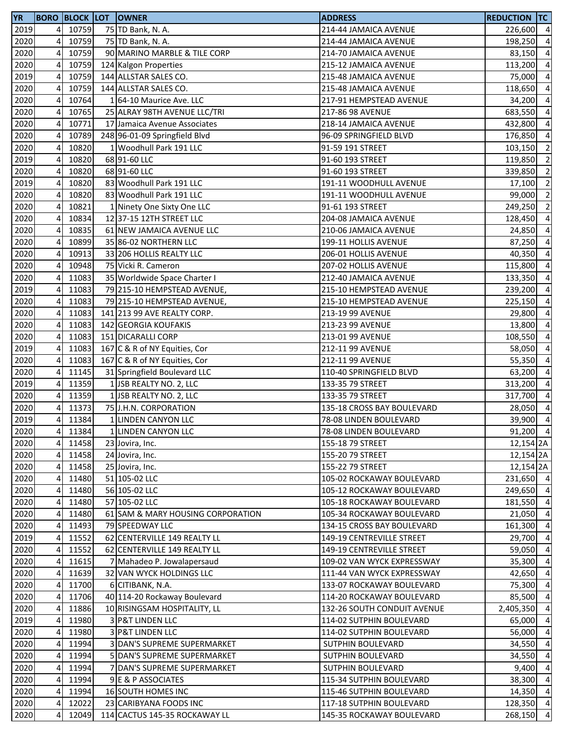| YR | BORO | BLOCK | LOT | OWNER | ADDRESS | REDUCTION | TC |
|---|---|---|---|---|---|---|---|
| 2019 | 4 | 10759 | 75 | TD Bank, N. A. | 214-44 JAMAICA AVENUE | 226,600 | 4 |
| 2020 | 4 | 10759 | 75 | TD Bank, N. A. | 214-44 JAMAICA AVENUE | 198,250 | 4 |
| 2020 | 4 | 10759 | 90 | MARINO MARBLE & TILE CORP | 214-70 JAMAICA AVENUE | 83,150 | 4 |
| 2020 | 4 | 10759 | 124 | Kalgon Properties | 215-12 JAMAICA AVENUE | 113,200 | 4 |
| 2019 | 4 | 10759 | 144 | ALLSTAR SALES CO. | 215-48 JAMAICA AVENUE | 75,000 | 4 |
| 2020 | 4 | 10759 | 144 | ALLSTAR SALES CO. | 215-48 JAMAICA AVENUE | 118,650 | 4 |
| 2020 | 4 | 10764 | 1 | 64-10 Maurice Ave. LLC | 217-91 HEMPSTEAD AVENUE | 34,200 | 4 |
| 2020 | 4 | 10765 | 25 | ALRAY 98TH AVENUE LLC/TRI | 217-86 98 AVENUE | 683,550 | 4 |
| 2020 | 4 | 10771 | 17 | Jamaica Avenue Associates | 218-14 JAMAICA AVENUE | 432,800 | 4 |
| 2020 | 4 | 10789 | 248 | 96-01-09 Springfield Blvd | 96-09 SPRINGFIELD BLVD | 176,850 | 4 |
| 2020 | 4 | 10820 | 1 | Woodhull Park 191 LLC | 91-59 191 STREET | 103,150 | 2 |
| 2019 | 4 | 10820 | 68 | 91-60 LLC | 91-60 193 STREET | 119,850 | 2 |
| 2020 | 4 | 10820 | 68 | 91-60 LLC | 91-60 193 STREET | 339,850 | 2 |
| 2019 | 4 | 10820 | 83 | Woodhull Park 191 LLC | 191-11 WOODHULL AVENUE | 17,100 | 2 |
| 2020 | 4 | 10820 | 83 | Woodhull Park 191 LLC | 191-11 WOODHULL AVENUE | 99,000 | 2 |
| 2020 | 4 | 10821 | 1 | Ninety One Sixty One LLC | 91-61 193 STREET | 249,250 | 2 |
| 2020 | 4 | 10834 | 12 | 37-15 12TH STREET LLC | 204-08 JAMAICA AVENUE | 128,450 | 4 |
| 2020 | 4 | 10835 | 61 | NEW JAMAICA AVENUE LLC | 210-06 JAMAICA AVENUE | 24,850 | 4 |
| 2020 | 4 | 10899 | 35 | 86-02 NORTHERN LLC | 199-11 HOLLIS AVENUE | 87,250 | 4 |
| 2020 | 4 | 10913 | 33 | 206 HOLLIS REALTY LLC | 206-01 HOLLIS AVENUE | 40,350 | 4 |
| 2020 | 4 | 10948 | 75 | Vicki R. Cameron | 207-02 HOLLIS AVENUE | 115,800 | 4 |
| 2020 | 4 | 11083 | 35 | Worldwide Space Charter I | 212-40 JAMAICA AVENUE | 133,350 | 4 |
| 2019 | 4 | 11083 | 79 | 215-10 HEMPSTEAD AVENUE, | 215-10 HEMPSTEAD AVENUE | 239,200 | 4 |
| 2020 | 4 | 11083 | 79 | 215-10 HEMPSTEAD AVENUE, | 215-10 HEMPSTEAD AVENUE | 225,150 | 4 |
| 2020 | 4 | 11083 | 141 | 213 99 AVE REALTY CORP. | 213-19 99 AVENUE | 29,800 | 4 |
| 2020 | 4 | 11083 | 142 | GEORGIA KOUFAKIS | 213-23 99 AVENUE | 13,800 | 4 |
| 2020 | 4 | 11083 | 151 | DICARALLI CORP | 213-01 99 AVENUE | 108,550 | 4 |
| 2019 | 4 | 11083 | 167 | C & R of NY Equities, Cor | 212-11 99 AVENUE | 58,050 | 4 |
| 2020 | 4 | 11083 | 167 | C & R of NY Equities, Cor | 212-11 99 AVENUE | 55,350 | 4 |
| 2020 | 4 | 11145 | 31 | Springfield Boulevard LLC | 110-40 SPRINGFIELD BLVD | 63,200 | 4 |
| 2019 | 4 | 11359 | 1 | JSB REALTY NO. 2, LLC | 133-35 79 STREET | 313,200 | 4 |
| 2020 | 4 | 11359 | 1 | JSB REALTY NO. 2, LLC | 133-35 79 STREET | 317,700 | 4 |
| 2020 | 4 | 11373 | 75 | J.H.N. CORPORATION | 135-18 CROSS BAY BOULEVARD | 28,050 | 4 |
| 2019 | 4 | 11384 | 1 | LINDEN CANYON LLC | 78-08 LINDEN BOULEVARD | 39,900 | 4 |
| 2020 | 4 | 11384 | 1 | LINDEN CANYON LLC | 78-08 LINDEN BOULEVARD | 91,200 | 4 |
| 2020 | 4 | 11458 | 23 | Jovira, Inc. | 155-18 79 STREET | 12,154 | 2A |
| 2020 | 4 | 11458 | 24 | Jovira, Inc. | 155-20 79 STREET | 12,154 | 2A |
| 2020 | 4 | 11458 | 25 | Jovira, Inc. | 155-22 79 STREET | 12,154 | 2A |
| 2020 | 4 | 11480 | 51 | 105-02 LLC | 105-02 ROCKAWAY BOULEVARD | 231,650 | 4 |
| 2020 | 4 | 11480 | 56 | 105-02 LLC | 105-12 ROCKAWAY BOULEVARD | 249,650 | 4 |
| 2020 | 4 | 11480 | 57 | 105-02 LLC | 105-18 ROCKAWAY BOULEVARD | 181,550 | 4 |
| 2020 | 4 | 11480 | 61 | SAM & MARY HOUSING CORPORATION | 105-34 ROCKAWAY BOULEVARD | 21,050 | 4 |
| 2020 | 4 | 11493 | 79 | SPEEDWAY LLC | 134-15 CROSS BAY BOULEVARD | 161,300 | 4 |
| 2019 | 4 | 11552 | 62 | CENTERVILLE 149 REALTY LL | 149-19 CENTREVILLE STREET | 29,700 | 4 |
| 2020 | 4 | 11552 | 62 | CENTERVILLE 149 REALTY LL | 149-19 CENTREVILLE STREET | 59,050 | 4 |
| 2020 | 4 | 11615 | 7 | Mahadeo P. Jowalapersaud | 109-02 VAN WYCK EXPRESSWAY | 35,300 | 4 |
| 2020 | 4 | 11639 | 32 | VAN WYCK HOLDINGS LLC | 111-44 VAN WYCK EXPRESSWAY | 42,650 | 4 |
| 2020 | 4 | 11700 | 6 | CITIBANK, N.A. | 133-07 ROCKAWAY BOULEVARD | 75,300 | 4 |
| 2020 | 4 | 11706 | 40 | 114-20 Rockaway Boulevard | 114-20 ROCKAWAY BOULEVARD | 85,500 | 4 |
| 2020 | 4 | 11886 | 10 | RISINGSAM HOSPITALITY, LL | 132-26 SOUTH CONDUIT AVENUE | 2,405,350 | 4 |
| 2019 | 4 | 11980 | 3 | P&T LINDEN LLC | 114-02 SUTPHIN BOULEVARD | 65,000 | 4 |
| 2020 | 4 | 11980 | 3 | P&T LINDEN LLC | 114-02 SUTPHIN BOULEVARD | 56,000 | 4 |
| 2020 | 4 | 11994 | 3 | DAN'S SUPREME SUPERMARKET | SUTPHIN BOULEVARD | 34,550 | 4 |
| 2020 | 4 | 11994 | 5 | DAN'S SUPREME SUPERMARKET | SUTPHIN BOULEVARD | 34,550 | 4 |
| 2020 | 4 | 11994 | 7 | DAN'S SUPREME SUPERMARKET | SUTPHIN BOULEVARD | 9,400 | 4 |
| 2020 | 4 | 11994 | 9 | E & P ASSOCIATES | 115-34 SUTPHIN BOULEVARD | 38,300 | 4 |
| 2020 | 4 | 11994 | 16 | SOUTH HOMES INC | 115-46 SUTPHIN BOULEVARD | 14,350 | 4 |
| 2020 | 4 | 12022 | 23 | CARIBYANA FOODS INC | 117-18 SUTPHIN BOULEVARD | 128,350 | 4 |
| 2020 | 4 | 12049 | 114 | CACTUS 145-35 ROCKAWAY LL | 145-35 ROCKAWAY BOULEVARD | 268,150 | 4 |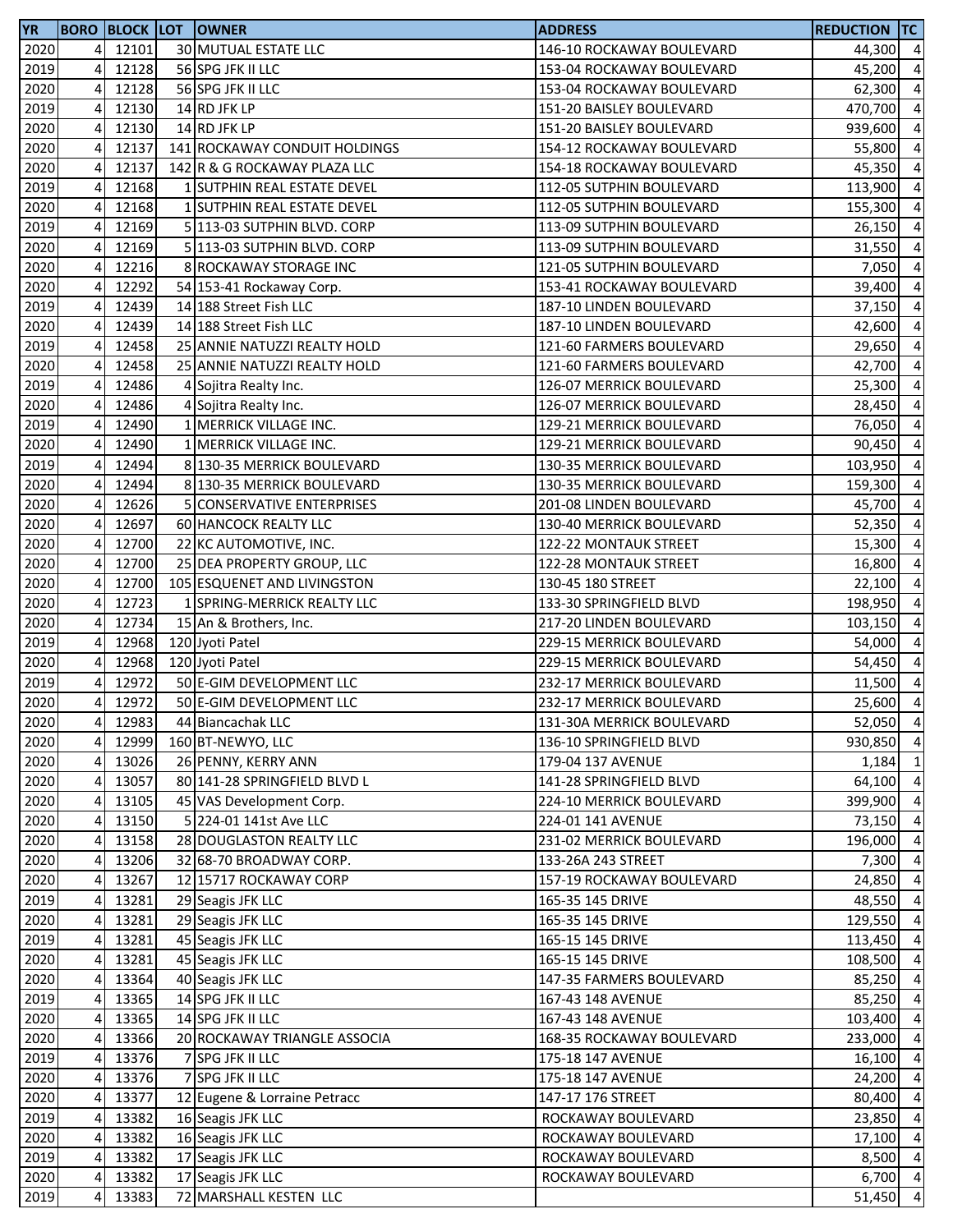| YR | BORO | BLOCK | LOT | OWNER | ADDRESS | REDUCTION | TC |
|---|---|---|---|---|---|---|---|
| 2020 | 4 | 12101 | 30 | MUTUAL ESTATE LLC | 146-10 ROCKAWAY BOULEVARD | 44,300 | 4 |
| 2019 | 4 | 12128 | 56 | SPG JFK II LLC | 153-04 ROCKAWAY BOULEVARD | 45,200 | 4 |
| 2020 | 4 | 12128 | 56 | SPG JFK II LLC | 153-04 ROCKAWAY BOULEVARD | 62,300 | 4 |
| 2019 | 4 | 12130 | 14 | RD JFK LP | 151-20 BAISLEY BOULEVARD | 470,700 | 4 |
| 2020 | 4 | 12130 | 14 | RD JFK LP | 151-20 BAISLEY BOULEVARD | 939,600 | 4 |
| 2020 | 4 | 12137 | 141 | ROCKAWAY CONDUIT HOLDINGS | 154-12 ROCKAWAY BOULEVARD | 55,800 | 4 |
| 2020 | 4 | 12137 | 142 | R & G ROCKAWAY PLAZA LLC | 154-18 ROCKAWAY BOULEVARD | 45,350 | 4 |
| 2019 | 4 | 12168 | 1 | SUTPHIN REAL ESTATE DEVEL | 112-05 SUTPHIN BOULEVARD | 113,900 | 4 |
| 2020 | 4 | 12168 | 1 | SUTPHIN REAL ESTATE DEVEL | 112-05 SUTPHIN BOULEVARD | 155,300 | 4 |
| 2019 | 4 | 12169 | 5 | 113-03 SUTPHIN BLVD. CORP | 113-09 SUTPHIN BOULEVARD | 26,150 | 4 |
| 2020 | 4 | 12169 | 5 | 113-03 SUTPHIN BLVD. CORP | 113-09 SUTPHIN BOULEVARD | 31,550 | 4 |
| 2020 | 4 | 12216 | 8 | ROCKAWAY STORAGE INC | 121-05 SUTPHIN BOULEVARD | 7,050 | 4 |
| 2020 | 4 | 12292 | 54 | 153-41 Rockaway Corp. | 153-41 ROCKAWAY BOULEVARD | 39,400 | 4 |
| 2019 | 4 | 12439 | 14 | 188 Street Fish LLC | 187-10 LINDEN BOULEVARD | 37,150 | 4 |
| 2020 | 4 | 12439 | 14 | 188 Street Fish LLC | 187-10 LINDEN BOULEVARD | 42,600 | 4 |
| 2019 | 4 | 12458 | 25 | ANNIE NATUZZI REALTY HOLD | 121-60 FARMERS BOULEVARD | 29,650 | 4 |
| 2020 | 4 | 12458 | 25 | ANNIE NATUZZI REALTY HOLD | 121-60 FARMERS BOULEVARD | 42,700 | 4 |
| 2019 | 4 | 12486 | 4 | Sojitra Realty Inc. | 126-07 MERRICK BOULEVARD | 25,300 | 4 |
| 2020 | 4 | 12486 | 4 | Sojitra Realty Inc. | 126-07 MERRICK BOULEVARD | 28,450 | 4 |
| 2019 | 4 | 12490 | 1 | MERRICK VILLAGE INC. | 129-21 MERRICK BOULEVARD | 76,050 | 4 |
| 2020 | 4 | 12490 | 1 | MERRICK VILLAGE INC. | 129-21 MERRICK BOULEVARD | 90,450 | 4 |
| 2019 | 4 | 12494 | 8 | 130-35 MERRICK BOULEVARD | 130-35 MERRICK BOULEVARD | 103,950 | 4 |
| 2020 | 4 | 12494 | 8 | 130-35 MERRICK BOULEVARD | 130-35 MERRICK BOULEVARD | 159,300 | 4 |
| 2020 | 4 | 12626 | 5 | CONSERVATIVE ENTERPRISES | 201-08 LINDEN BOULEVARD | 45,700 | 4 |
| 2020 | 4 | 12697 | 60 | HANCOCK REALTY LLC | 130-40 MERRICK BOULEVARD | 52,350 | 4 |
| 2020 | 4 | 12700 | 22 | KC AUTOMOTIVE, INC. | 122-22 MONTAUK STREET | 15,300 | 4 |
| 2020 | 4 | 12700 | 25 | DEA PROPERTY GROUP, LLC | 122-28 MONTAUK STREET | 16,800 | 4 |
| 2020 | 4 | 12700 | 105 | ESQUENET AND LIVINGSTON | 130-45 180 STREET | 22,100 | 4 |
| 2020 | 4 | 12723 | 1 | SPRING-MERRICK REALTY LLC | 133-30 SPRINGFIELD BLVD | 198,950 | 4 |
| 2020 | 4 | 12734 | 15 | An & Brothers, Inc. | 217-20 LINDEN BOULEVARD | 103,150 | 4 |
| 2019 | 4 | 12968 | 120 | Jyoti Patel | 229-15 MERRICK BOULEVARD | 54,000 | 4 |
| 2020 | 4 | 12968 | 120 | Jyoti Patel | 229-15 MERRICK BOULEVARD | 54,450 | 4 |
| 2019 | 4 | 12972 | 50 | E-GIM DEVELOPMENT LLC | 232-17 MERRICK BOULEVARD | 11,500 | 4 |
| 2020 | 4 | 12972 | 50 | E-GIM DEVELOPMENT LLC | 232-17 MERRICK BOULEVARD | 25,600 | 4 |
| 2020 | 4 | 12983 | 44 | Biancachak LLC | 131-30A MERRICK BOULEVARD | 52,050 | 4 |
| 2020 | 4 | 12999 | 160 | BT-NEWYO, LLC | 136-10 SPRINGFIELD BLVD | 930,850 | 4 |
| 2020 | 4 | 13026 | 26 | PENNY, KERRY ANN | 179-04 137 AVENUE | 1,184 | 1 |
| 2020 | 4 | 13057 | 80 | 141-28 SPRINGFIELD BLVD L | 141-28 SPRINGFIELD BLVD | 64,100 | 4 |
| 2020 | 4 | 13105 | 45 | VAS Development Corp. | 224-10 MERRICK BOULEVARD | 399,900 | 4 |
| 2020 | 4 | 13150 | 5 | 224-01 141st Ave LLC | 224-01 141 AVENUE | 73,150 | 4 |
| 2020 | 4 | 13158 | 28 | DOUGLASTON REALTY LLC | 231-02 MERRICK BOULEVARD | 196,000 | 4 |
| 2020 | 4 | 13206 | 32 | 68-70 BROADWAY CORP. | 133-26A 243 STREET | 7,300 | 4 |
| 2020 | 4 | 13267 | 12 | 15717 ROCKAWAY CORP | 157-19 ROCKAWAY BOULEVARD | 24,850 | 4 |
| 2019 | 4 | 13281 | 29 | Seagis JFK LLC | 165-35 145 DRIVE | 48,550 | 4 |
| 2020 | 4 | 13281 | 29 | Seagis JFK LLC | 165-35 145 DRIVE | 129,550 | 4 |
| 2019 | 4 | 13281 | 45 | Seagis JFK LLC | 165-15 145 DRIVE | 113,450 | 4 |
| 2020 | 4 | 13281 | 45 | Seagis JFK LLC | 165-15 145 DRIVE | 108,500 | 4 |
| 2020 | 4 | 13364 | 40 | Seagis JFK LLC | 147-35 FARMERS BOULEVARD | 85,250 | 4 |
| 2019 | 4 | 13365 | 14 | SPG JFK II LLC | 167-43 148 AVENUE | 85,250 | 4 |
| 2020 | 4 | 13365 | 14 | SPG JFK II LLC | 167-43 148 AVENUE | 103,400 | 4 |
| 2020 | 4 | 13366 | 20 | ROCKAWAY TRIANGLE ASSOCIA | 168-35 ROCKAWAY BOULEVARD | 233,000 | 4 |
| 2019 | 4 | 13376 | 7 | SPG JFK II LLC | 175-18 147 AVENUE | 16,100 | 4 |
| 2020 | 4 | 13376 | 7 | SPG JFK II LLC | 175-18 147 AVENUE | 24,200 | 4 |
| 2020 | 4 | 13377 | 12 | Eugene & Lorraine Petracc | 147-17 176 STREET | 80,400 | 4 |
| 2019 | 4 | 13382 | 16 | Seagis JFK LLC | ROCKAWAY BOULEVARD | 23,850 | 4 |
| 2020 | 4 | 13382 | 16 | Seagis JFK LLC | ROCKAWAY BOULEVARD | 17,100 | 4 |
| 2019 | 4 | 13382 | 17 | Seagis JFK LLC | ROCKAWAY BOULEVARD | 8,500 | 4 |
| 2020 | 4 | 13382 | 17 | Seagis JFK LLC | ROCKAWAY BOULEVARD | 6,700 | 4 |
| 2019 | 4 | 13383 | 72 | MARSHALL KESTEN LLC | | 51,450 | 4 |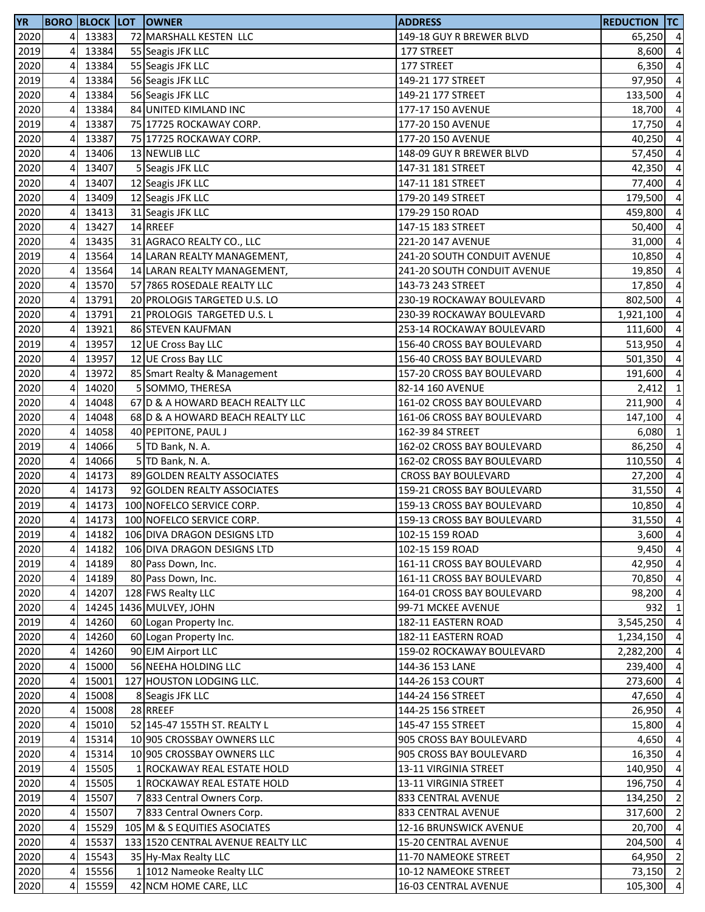| YR | BORO | BLOCK | LOT | OWNER | ADDRESS | REDUCTION | TC |
|---|---|---|---|---|---|---|---|
| 2020 | 4 | 13383 | 72 | MARSHALL KESTEN LLC | 149-18 GUY R BREWER BLVD | 65,250 | 4 |
| 2019 | 4 | 13384 | 55 | Seagis JFK LLC | 177 STREET | 8,600 | 4 |
| 2020 | 4 | 13384 | 55 | Seagis JFK LLC | 177 STREET | 6,350 | 4 |
| 2019 | 4 | 13384 | 56 | Seagis JFK LLC | 149-21 177 STREET | 97,950 | 4 |
| 2020 | 4 | 13384 | 56 | Seagis JFK LLC | 149-21 177 STREET | 133,500 | 4 |
| 2020 | 4 | 13384 | 84 | UNITED KIMLAND INC | 177-17 150 AVENUE | 18,700 | 4 |
| 2019 | 4 | 13387 | 75 | 17725 ROCKAWAY CORP. | 177-20 150 AVENUE | 17,750 | 4 |
| 2020 | 4 | 13387 | 75 | 17725 ROCKAWAY CORP. | 177-20 150 AVENUE | 40,250 | 4 |
| 2020 | 4 | 13406 | 13 | NEWLIB LLC | 148-09 GUY R BREWER BLVD | 57,450 | 4 |
| 2020 | 4 | 13407 | 5 | Seagis JFK LLC | 147-31 181 STREET | 42,350 | 4 |
| 2020 | 4 | 13407 | 12 | Seagis JFK LLC | 147-11 181 STREET | 77,400 | 4 |
| 2020 | 4 | 13409 | 12 | Seagis JFK LLC | 179-20 149 STREET | 179,500 | 4 |
| 2020 | 4 | 13413 | 31 | Seagis JFK LLC | 179-29 150 ROAD | 459,800 | 4 |
| 2020 | 4 | 13427 | 14 | RREEF | 147-15 183 STREET | 50,400 | 4 |
| 2020 | 4 | 13435 | 31 | AGRACO REALTY CO., LLC | 221-20 147 AVENUE | 31,000 | 4 |
| 2019 | 4 | 13564 | 14 | LARAN REALTY MANAGEMENT, | 241-20 SOUTH CONDUIT AVENUE | 10,850 | 4 |
| 2020 | 4 | 13564 | 14 | LARAN REALTY MANAGEMENT, | 241-20 SOUTH CONDUIT AVENUE | 19,850 | 4 |
| 2020 | 4 | 13570 | 57 | 7865 ROSEDALE REALTY LLC | 143-73 243 STREET | 17,850 | 4 |
| 2020 | 4 | 13791 | 20 | PROLOGIS TARGETED U.S. LO | 230-19 ROCKAWAY BOULEVARD | 802,500 | 4 |
| 2020 | 4 | 13791 | 21 | PROLOGIS TARGETED U.S. L | 230-39 ROCKAWAY BOULEVARD | 1,921,100 | 4 |
| 2020 | 4 | 13921 | 86 | STEVEN KAUFMAN | 253-14 ROCKAWAY BOULEVARD | 111,600 | 4 |
| 2019 | 4 | 13957 | 12 | UE Cross Bay LLC | 156-40 CROSS BAY BOULEVARD | 513,950 | 4 |
| 2020 | 4 | 13957 | 12 | UE Cross Bay LLC | 156-40 CROSS BAY BOULEVARD | 501,350 | 4 |
| 2020 | 4 | 13972 | 85 | Smart Realty & Management | 157-20 CROSS BAY BOULEVARD | 191,600 | 4 |
| 2020 | 4 | 14020 | 5 | SOMMO, THERESA | 82-14 160 AVENUE | 2,412 | 1 |
| 2020 | 4 | 14048 | 67 | D & A HOWARD BEACH REALTY LLC | 161-02 CROSS BAY BOULEVARD | 211,900 | 4 |
| 2020 | 4 | 14048 | 68 | D & A HOWARD BEACH REALTY LLC | 161-06 CROSS BAY BOULEVARD | 147,100 | 4 |
| 2020 | 4 | 14058 | 40 | PEPITONE, PAUL J | 162-39 84 STREET | 6,080 | 1 |
| 2019 | 4 | 14066 | 5 | TD Bank, N. A. | 162-02 CROSS BAY BOULEVARD | 86,250 | 4 |
| 2020 | 4 | 14066 | 5 | TD Bank, N. A. | 162-02 CROSS BAY BOULEVARD | 110,550 | 4 |
| 2020 | 4 | 14173 | 89 | GOLDEN REALTY ASSOCIATES | CROSS BAY BOULEVARD | 27,200 | 4 |
| 2020 | 4 | 14173 | 92 | GOLDEN REALTY ASSOCIATES | 159-21 CROSS BAY BOULEVARD | 31,550 | 4 |
| 2019 | 4 | 14173 | 100 | NOFELCO SERVICE CORP. | 159-13 CROSS BAY BOULEVARD | 10,850 | 4 |
| 2020 | 4 | 14173 | 100 | NOFELCO SERVICE CORP. | 159-13 CROSS BAY BOULEVARD | 31,550 | 4 |
| 2019 | 4 | 14182 | 106 | DIVA DRAGON DESIGNS LTD | 102-15 159 ROAD | 3,600 | 4 |
| 2020 | 4 | 14182 | 106 | DIVA DRAGON DESIGNS LTD | 102-15 159 ROAD | 9,450 | 4 |
| 2019 | 4 | 14189 | 80 | Pass Down, Inc. | 161-11 CROSS BAY BOULEVARD | 42,950 | 4 |
| 2020 | 4 | 14189 | 80 | Pass Down, Inc. | 161-11 CROSS BAY BOULEVARD | 70,850 | 4 |
| 2020 | 4 | 14207 | 128 | FWS Realty LLC | 164-01 CROSS BAY BOULEVARD | 98,200 | 4 |
| 2020 | 4 | 14245 | 1436 | MULVEY, JOHN | 99-71 MCKEE AVENUE | 932 | 1 |
| 2019 | 4 | 14260 | 60 | Logan Property Inc. | 182-11 EASTERN ROAD | 3,545,250 | 4 |
| 2020 | 4 | 14260 | 60 | Logan Property Inc. | 182-11 EASTERN ROAD | 1,234,150 | 4 |
| 2020 | 4 | 14260 | 90 | EJM Airport LLC | 159-02 ROCKAWAY BOULEVARD | 2,282,200 | 4 |
| 2020 | 4 | 15000 | 56 | NEEHA HOLDING LLC | 144-36 153 LANE | 239,400 | 4 |
| 2020 | 4 | 15001 | 127 | HOUSTON LODGING LLC. | 144-26 153 COURT | 273,600 | 4 |
| 2020 | 4 | 15008 | 8 | Seagis JFK LLC | 144-24 156 STREET | 47,650 | 4 |
| 2020 | 4 | 15008 | 28 | RREEF | 144-25 156 STREET | 26,950 | 4 |
| 2020 | 4 | 15010 | 52 | 145-47 155TH ST. REALTY L | 145-47 155 STREET | 15,800 | 4 |
| 2019 | 4 | 15314 | 10 | 905 CROSSBAY OWNERS LLC | 905 CROSS BAY BOULEVARD | 4,650 | 4 |
| 2020 | 4 | 15314 | 10 | 905 CROSSBAY OWNERS LLC | 905 CROSS BAY BOULEVARD | 16,350 | 4 |
| 2019 | 4 | 15505 | 1 | ROCKAWAY REAL ESTATE HOLD | 13-11 VIRGINIA STREET | 140,950 | 4 |
| 2020 | 4 | 15505 | 1 | ROCKAWAY REAL ESTATE HOLD | 13-11 VIRGINIA STREET | 196,750 | 4 |
| 2019 | 4 | 15507 | 7 | 833 Central Owners Corp. | 833 CENTRAL AVENUE | 134,250 | 2 |
| 2020 | 4 | 15507 | 7 | 833 Central Owners Corp. | 833 CENTRAL AVENUE | 317,600 | 2 |
| 2020 | 4 | 15529 | 105 | M & S EQUITIES ASOCIATES | 12-16 BRUNSWICK AVENUE | 20,700 | 4 |
| 2020 | 4 | 15537 | 133 | 1520 CENTRAL AVENUE REALTY LLC | 15-20 CENTRAL AVENUE | 204,500 | 4 |
| 2020 | 4 | 15543 | 35 | Hy-Max Realty LLC | 11-70 NAMEOKE STREET | 64,950 | 2 |
| 2020 | 4 | 15556 | 1 | 1012 Nameoke Realty LLC | 10-12 NAMEOKE STREET | 73,150 | 2 |
| 2020 | 4 | 15559 | 42 | NCM HOME CARE, LLC | 16-03 CENTRAL AVENUE | 105,300 | 4 |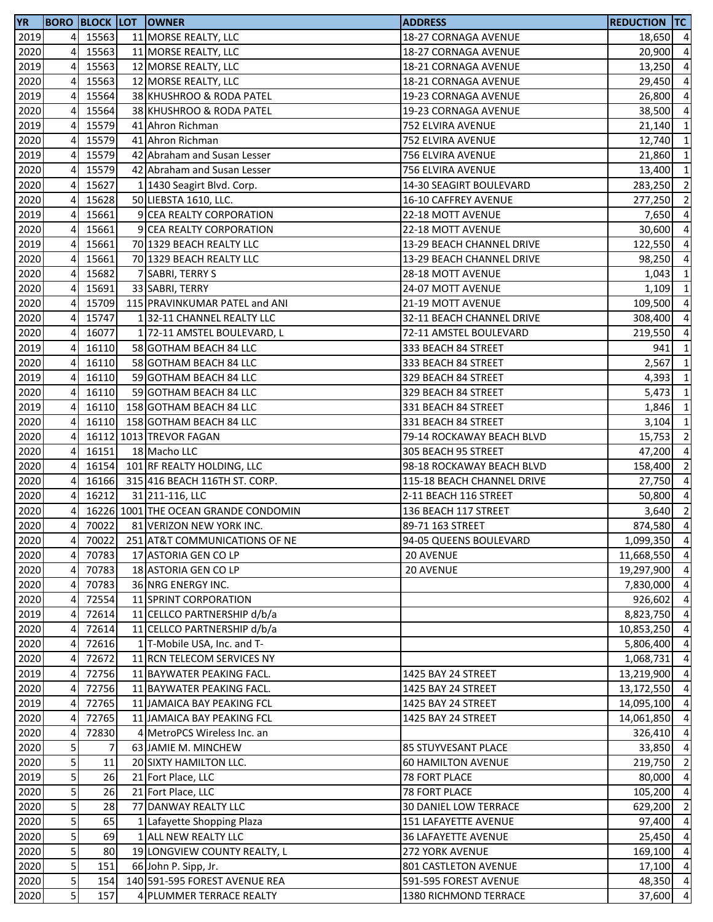| YR | BORO | BLOCK | LOT | OWNER | ADDRESS | REDUCTION | TC |
|---|---|---|---|---|---|---|---|
| 2019 | 4 | 15563 | 11 | MORSE REALTY, LLC | 18-27 CORNAGA AVENUE | 18,650 | 4 |
| 2020 | 4 | 15563 | 11 | MORSE REALTY, LLC | 18-27 CORNAGA AVENUE | 20,900 | 4 |
| 2019 | 4 | 15563 | 12 | MORSE REALTY, LLC | 18-21 CORNAGA AVENUE | 13,250 | 4 |
| 2020 | 4 | 15563 | 12 | MORSE REALTY, LLC | 18-21 CORNAGA AVENUE | 29,450 | 4 |
| 2019 | 4 | 15564 | 38 | KHUSHROO & RODA PATEL | 19-23 CORNAGA AVENUE | 26,800 | 4 |
| 2020 | 4 | 15564 | 38 | KHUSHROO & RODA PATEL | 19-23 CORNAGA AVENUE | 38,500 | 4 |
| 2019 | 4 | 15579 | 41 | Ahron Richman | 752 ELVIRA AVENUE | 21,140 | 1 |
| 2020 | 4 | 15579 | 41 | Ahron Richman | 752 ELVIRA AVENUE | 12,740 | 1 |
| 2019 | 4 | 15579 | 42 | Abraham and Susan Lesser | 756 ELVIRA AVENUE | 21,860 | 1 |
| 2020 | 4 | 15579 | 42 | Abraham and Susan Lesser | 756 ELVIRA AVENUE | 13,400 | 1 |
| 2020 | 4 | 15627 | 1 | 1430 Seagirt Blvd. Corp. | 14-30 SEAGIRT BOULEVARD | 283,250 | 2 |
| 2020 | 4 | 15628 | 50 | LIEBSTA 1610, LLC. | 16-10 CAFFREY AVENUE | 277,250 | 2 |
| 2019 | 4 | 15661 | 9 | CEA REALTY CORPORATION | 22-18 MOTT AVENUE | 7,650 | 4 |
| 2020 | 4 | 15661 | 9 | CEA REALTY CORPORATION | 22-18 MOTT AVENUE | 30,600 | 4 |
| 2019 | 4 | 15661 | 70 | 1329 BEACH REALTY LLC | 13-29 BEACH CHANNEL DRIVE | 122,550 | 4 |
| 2020 | 4 | 15661 | 70 | 1329 BEACH REALTY LLC | 13-29 BEACH CHANNEL DRIVE | 98,250 | 4 |
| 2020 | 4 | 15682 | 7 | SABRI, TERRY S | 28-18 MOTT AVENUE | 1,043 | 1 |
| 2020 | 4 | 15691 | 33 | SABRI, TERRY | 24-07 MOTT AVENUE | 1,109 | 1 |
| 2020 | 4 | 15709 | 115 | PRAVINKUMAR PATEL and ANI | 21-19 MOTT AVENUE | 109,500 | 4 |
| 2020 | 4 | 15747 | 1 | 32-11 CHANNEL REALTY LLC | 32-11 BEACH CHANNEL DRIVE | 308,400 | 4 |
| 2020 | 4 | 16077 | 1 | 72-11 AMSTEL BOULEVARD, L | 72-11 AMSTEL BOULEVARD | 219,550 | 4 |
| 2019 | 4 | 16110 | 58 | GOTHAM BEACH 84 LLC | 333 BEACH 84 STREET | 941 | 1 |
| 2020 | 4 | 16110 | 58 | GOTHAM BEACH 84 LLC | 333 BEACH 84 STREET | 2,567 | 1 |
| 2019 | 4 | 16110 | 59 | GOTHAM BEACH 84 LLC | 329 BEACH 84 STREET | 4,393 | 1 |
| 2020 | 4 | 16110 | 59 | GOTHAM BEACH 84 LLC | 329 BEACH 84 STREET | 5,473 | 1 |
| 2019 | 4 | 16110 | 158 | GOTHAM BEACH 84 LLC | 331 BEACH 84 STREET | 1,846 | 1 |
| 2020 | 4 | 16110 | 158 | GOTHAM BEACH 84 LLC | 331 BEACH 84 STREET | 3,104 | 1 |
| 2020 | 4 | 16112 | 1013 | TREVOR FAGAN | 79-14 ROCKAWAY BEACH BLVD | 15,753 | 2 |
| 2020 | 4 | 16151 | 18 | Macho LLC | 305 BEACH 95 STREET | 47,200 | 4 |
| 2020 | 4 | 16154 | 101 | RF REALTY HOLDING, LLC | 98-18 ROCKAWAY BEACH BLVD | 158,400 | 2 |
| 2020 | 4 | 16166 | 315 | 416 BEACH 116TH ST. CORP. | 115-18 BEACH CHANNEL DRIVE | 27,750 | 4 |
| 2020 | 4 | 16212 | 31 | 211-116, LLC | 2-11 BEACH 116 STREET | 50,800 | 4 |
| 2020 | 4 | 16226 | 1001 | THE OCEAN GRANDE CONDOMIN | 136 BEACH 117 STREET | 3,640 | 2 |
| 2020 | 4 | 70022 | 81 | VERIZON NEW YORK INC. | 89-71 163 STREET | 874,580 | 4 |
| 2020 | 4 | 70022 | 251 | AT&T COMMUNICATIONS OF NE | 94-05 QUEENS BOULEVARD | 1,099,350 | 4 |
| 2020 | 4 | 70783 | 17 | ASTORIA GEN CO LP | 20 AVENUE | 11,668,550 | 4 |
| 2020 | 4 | 70783 | 18 | ASTORIA GEN CO LP | 20 AVENUE | 19,297,900 | 4 |
| 2020 | 4 | 70783 | 36 | NRG ENERGY INC. | | 7,830,000 | 4 |
| 2020 | 4 | 72554 | 11 | SPRINT CORPORATION | | 926,602 | 4 |
| 2019 | 4 | 72614 | 11 | CELLCO PARTNERSHIP d/b/a | | 8,823,750 | 4 |
| 2020 | 4 | 72614 | 11 | CELLCO PARTNERSHIP d/b/a | | 10,853,250 | 4 |
| 2020 | 4 | 72616 | 1 | T-Mobile USA, Inc. and T- | | 5,806,400 | 4 |
| 2020 | 4 | 72672 | 11 | RCN TELECOM SERVICES NY | | 1,068,731 | 4 |
| 2019 | 4 | 72756 | 11 | BAYWATER PEAKING FACL. | 1425 BAY 24 STREET | 13,219,900 | 4 |
| 2020 | 4 | 72756 | 11 | BAYWATER PEAKING FACL. | 1425 BAY 24 STREET | 13,172,550 | 4 |
| 2019 | 4 | 72765 | 11 | JAMAICA BAY PEAKING FCL | 1425 BAY 24 STREET | 14,095,100 | 4 |
| 2020 | 4 | 72765 | 11 | JAMAICA BAY PEAKING FCL | 1425 BAY 24 STREET | 14,061,850 | 4 |
| 2020 | 4 | 72830 | 4 | MetroPCS Wireless Inc. an | | 326,410 | 4 |
| 2020 | 5 | 7 | 63 | JAMIE M. MINCHEW | 85 STUYVESANT PLACE | 33,850 | 4 |
| 2020 | 5 | 11 | 20 | SIXTY HAMILTON LLC. | 60 HAMILTON AVENUE | 219,750 | 2 |
| 2019 | 5 | 26 | 21 | Fort Place, LLC | 78 FORT PLACE | 80,000 | 4 |
| 2020 | 5 | 26 | 21 | Fort Place, LLC | 78 FORT PLACE | 105,200 | 4 |
| 2020 | 5 | 28 | 77 | DANWAY REALTY LLC | 30 DANIEL LOW TERRACE | 629,200 | 2 |
| 2020 | 5 | 65 | 1 | Lafayette Shopping Plaza | 151 LAFAYETTE AVENUE | 97,400 | 4 |
| 2020 | 5 | 69 | 1 | ALL NEW REALTY LLC | 36 LAFAYETTE AVENUE | 25,450 | 4 |
| 2020 | 5 | 80 | 19 | LONGVIEW COUNTY REALTY, L | 272 YORK AVENUE | 169,100 | 4 |
| 2020 | 5 | 151 | 66 | John P. Sipp, Jr. | 801 CASTLETON AVENUE | 17,100 | 4 |
| 2020 | 5 | 154 | 140 | 591-595 FOREST AVENUE REA | 591-595 FOREST AVENUE | 48,350 | 4 |
| 2020 | 5 | 157 | 4 | PLUMMER TERRACE REALTY | 1380 RICHMOND TERRACE | 37,600 | 4 |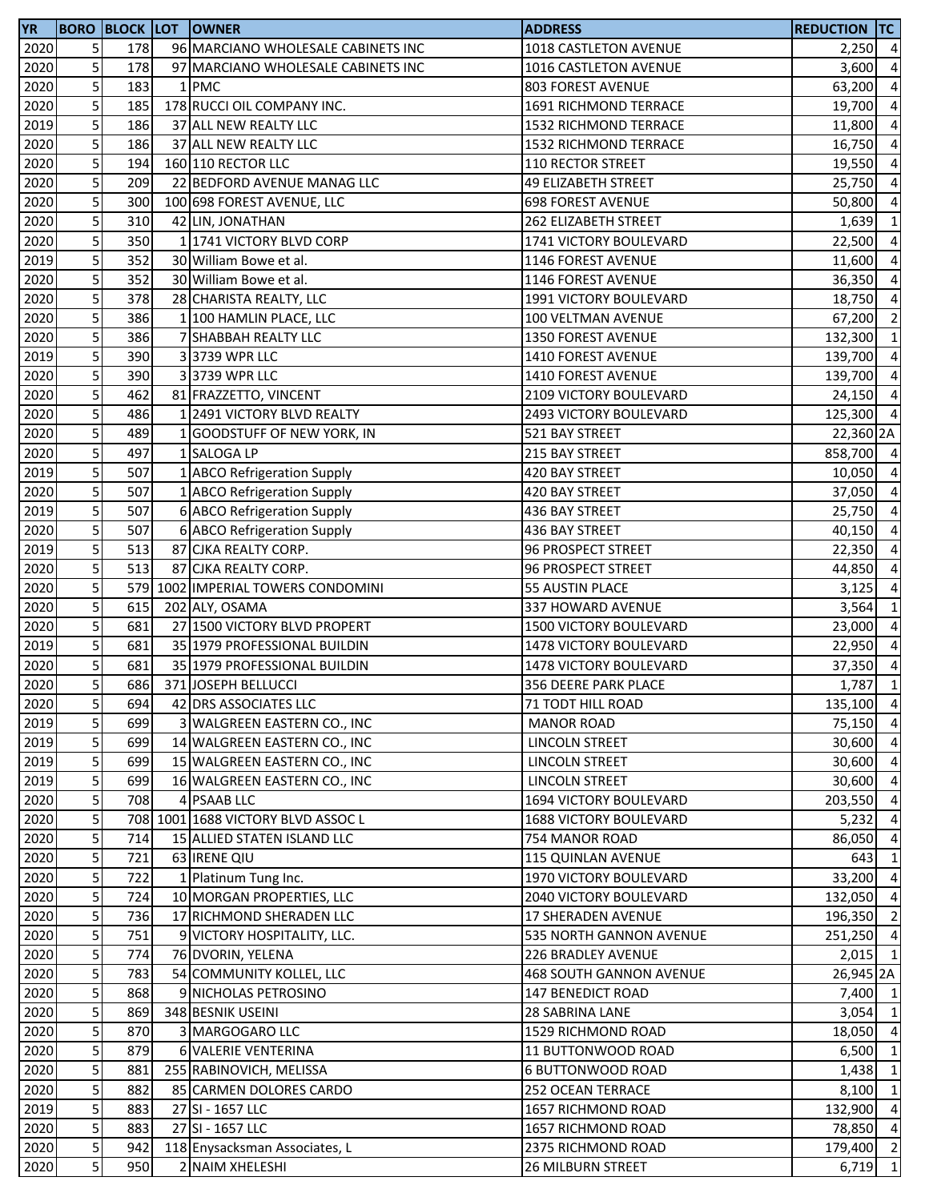| YR | BORO | BLOCK | LOT | OWNER | ADDRESS | REDUCTION | TC |
|---|---|---|---|---|---|---|---|
| 2020 | 5 | 178 | 96 | MARCIANO WHOLESALE CABINETS INC | 1018 CASTLETON AVENUE | 2,250 | 4 |
| 2020 | 5 | 178 | 97 | MARCIANO WHOLESALE CABINETS INC | 1016 CASTLETON AVENUE | 3,600 | 4 |
| 2020 | 5 | 183 | 1 | PMC | 803 FOREST AVENUE | 63,200 | 4 |
| 2020 | 5 | 185 | 178 | RUCCI OIL COMPANY INC. | 1691 RICHMOND TERRACE | 19,700 | 4 |
| 2019 | 5 | 186 | 37 | ALL NEW REALTY LLC | 1532 RICHMOND TERRACE | 11,800 | 4 |
| 2020 | 5 | 186 | 37 | ALL NEW REALTY LLC | 1532 RICHMOND TERRACE | 16,750 | 4 |
| 2020 | 5 | 194 | 160 | 110 RECTOR LLC | 110 RECTOR STREET | 19,550 | 4 |
| 2020 | 5 | 209 | 22 | BEDFORD AVENUE MANAG LLC | 49 ELIZABETH STREET | 25,750 | 4 |
| 2020 | 5 | 300 | 100 | 698 FOREST AVENUE, LLC | 698 FOREST AVENUE | 50,800 | 4 |
| 2020 | 5 | 310 | 42 | LIN, JONATHAN | 262 ELIZABETH STREET | 1,639 | 1 |
| 2020 | 5 | 350 | 1 | 1741 VICTORY BLVD CORP | 1741 VICTORY BOULEVARD | 22,500 | 4 |
| 2019 | 5 | 352 | 30 | William Bowe et al. | 1146 FOREST AVENUE | 11,600 | 4 |
| 2020 | 5 | 352 | 30 | William Bowe et al. | 1146 FOREST AVENUE | 36,350 | 4 |
| 2020 | 5 | 378 | 28 | CHARISTA REALTY, LLC | 1991 VICTORY BOULEVARD | 18,750 | 4 |
| 2020 | 5 | 386 | 1 | 100 HAMLIN PLACE, LLC | 100 VELTMAN AVENUE | 67,200 | 2 |
| 2020 | 5 | 386 | 7 | SHABBAH REALTY LLC | 1350 FOREST AVENUE | 132,300 | 1 |
| 2019 | 5 | 390 | 3 | 3739 WPR LLC | 1410 FOREST AVENUE | 139,700 | 4 |
| 2020 | 5 | 390 | 3 | 3739 WPR LLC | 1410 FOREST AVENUE | 139,700 | 4 |
| 2020 | 5 | 462 | 81 | FRAZZETTO, VINCENT | 2109 VICTORY BOULEVARD | 24,150 | 4 |
| 2020 | 5 | 486 | 1 | 2491 VICTORY BLVD REALTY | 2493 VICTORY BOULEVARD | 125,300 | 4 |
| 2020 | 5 | 489 | 1 | GOODSTUFF OF NEW YORK, IN | 521 BAY STREET | 22,360 | 2A |
| 2020 | 5 | 497 | 1 | SALOGA LP | 215 BAY STREET | 858,700 | 4 |
| 2019 | 5 | 507 | 1 | ABCO Refrigeration Supply | 420 BAY STREET | 10,050 | 4 |
| 2020 | 5 | 507 | 1 | ABCO Refrigeration Supply | 420 BAY STREET | 37,050 | 4 |
| 2019 | 5 | 507 | 6 | ABCO Refrigeration Supply | 436 BAY STREET | 25,750 | 4 |
| 2020 | 5 | 507 | 6 | ABCO Refrigeration Supply | 436 BAY STREET | 40,150 | 4 |
| 2019 | 5 | 513 | 87 | CJKA REALTY CORP. | 96 PROSPECT STREET | 22,350 | 4 |
| 2020 | 5 | 513 | 87 | CJKA REALTY CORP. | 96 PROSPECT STREET | 44,850 | 4 |
| 2020 | 5 | 579 | 1002 | IMPERIAL TOWERS CONDOMINI | 55 AUSTIN PLACE | 3,125 | 4 |
| 2020 | 5 | 615 | 202 | ALY, OSAMA | 337 HOWARD AVENUE | 3,564 | 1 |
| 2020 | 5 | 681 | 27 | 1500 VICTORY BLVD PROPERT | 1500 VICTORY BOULEVARD | 23,000 | 4 |
| 2019 | 5 | 681 | 35 | 1979 PROFESSIONAL BUILDIN | 1478 VICTORY BOULEVARD | 22,950 | 4 |
| 2020 | 5 | 681 | 35 | 1979 PROFESSIONAL BUILDIN | 1478 VICTORY BOULEVARD | 37,350 | 4 |
| 2020 | 5 | 686 | 371 | JOSEPH BELLUCCI | 356 DEERE PARK PLACE | 1,787 | 1 |
| 2020 | 5 | 694 | 42 | DRS ASSOCIATES LLC | 71 TODT HILL ROAD | 135,100 | 4 |
| 2019 | 5 | 699 | 3 | WALGREEN EASTERN CO., INC | MANOR ROAD | 75,150 | 4 |
| 2019 | 5 | 699 | 14 | WALGREEN EASTERN CO., INC | LINCOLN STREET | 30,600 | 4 |
| 2019 | 5 | 699 | 15 | WALGREEN EASTERN CO., INC | LINCOLN STREET | 30,600 | 4 |
| 2019 | 5 | 699 | 16 | WALGREEN EASTERN CO., INC | LINCOLN STREET | 30,600 | 4 |
| 2020 | 5 | 708 | 4 | PSAAB LLC | 1694 VICTORY BOULEVARD | 203,550 | 4 |
| 2020 | 5 | 708 | 1001 | 1688 VICTORY BLVD ASSOC L | 1688 VICTORY BOULEVARD | 5,232 | 4 |
| 2020 | 5 | 714 | 15 | ALLIED STATEN ISLAND LLC | 754 MANOR ROAD | 86,050 | 4 |
| 2020 | 5 | 721 | 63 | IRENE QIU | 115 QUINLAN AVENUE | 643 | 1 |
| 2020 | 5 | 722 | 1 | Platinum Tung Inc. | 1970 VICTORY BOULEVARD | 33,200 | 4 |
| 2020 | 5 | 724 | 10 | MORGAN PROPERTIES, LLC | 2040 VICTORY BOULEVARD | 132,050 | 4 |
| 2020 | 5 | 736 | 17 | RICHMOND SHERADEN LLC | 17 SHERADEN AVENUE | 196,350 | 2 |
| 2020 | 5 | 751 | 9 | VICTORY HOSPITALITY, LLC. | 535 NORTH GANNON AVENUE | 251,250 | 4 |
| 2020 | 5 | 774 | 76 | DVORIN, YELENA | 226 BRADLEY AVENUE | 2,015 | 1 |
| 2020 | 5 | 783 | 54 | COMMUNITY KOLLEL, LLC | 468 SOUTH GANNON AVENUE | 26,945 | 2A |
| 2020 | 5 | 868 | 9 | NICHOLAS PETROSINO | 147 BENEDICT ROAD | 7,400 | 1 |
| 2020 | 5 | 869 | 348 | BESNIK USEINI | 28 SABRINA LANE | 3,054 | 1 |
| 2020 | 5 | 870 | 3 | MARGOGARO LLC | 1529 RICHMOND ROAD | 18,050 | 4 |
| 2020 | 5 | 879 | 6 | VALERIE VENTERINA | 11 BUTTONWOOD ROAD | 6,500 | 1 |
| 2020 | 5 | 881 | 255 | RABINOVICH, MELISSA | 6 BUTTONWOOD ROAD | 1,438 | 1 |
| 2020 | 5 | 882 | 85 | CARMEN DOLORES CARDO | 252 OCEAN TERRACE | 8,100 | 1 |
| 2019 | 5 | 883 | 27 | SI - 1657 LLC | 1657 RICHMOND ROAD | 132,900 | 4 |
| 2020 | 5 | 883 | 27 | SI - 1657 LLC | 1657 RICHMOND ROAD | 78,850 | 4 |
| 2020 | 5 | 942 | 118 | Enysacksman Associates, L | 2375 RICHMOND ROAD | 179,400 | 2 |
| 2020 | 5 | 950 | 2 | NAIM XHELESHI | 26 MILBURN STREET | 6,719 | 1 |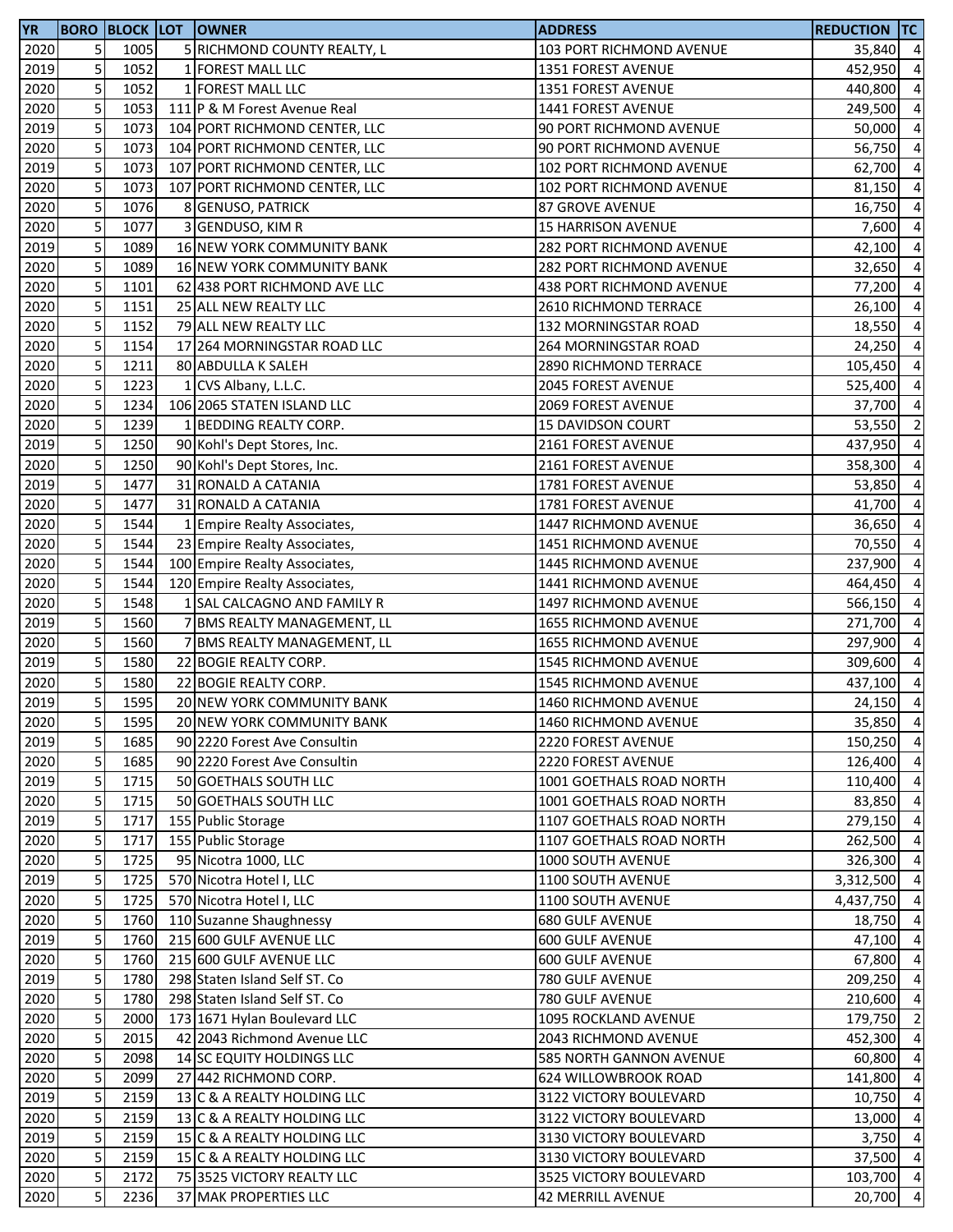| YR | BORO | BLOCK | LOT | OWNER | ADDRESS | REDUCTION | TC |
|---|---|---|---|---|---|---|---|
| 2020 | 5 | 1005 | 5 | RICHMOND COUNTY REALTY, L | 103 PORT RICHMOND AVENUE | 35,840 | 4 |
| 2019 | 5 | 1052 | 1 | FOREST MALL LLC | 1351 FOREST AVENUE | 452,950 | 4 |
| 2020 | 5 | 1052 | 1 | FOREST MALL LLC | 1351 FOREST AVENUE | 440,800 | 4 |
| 2020 | 5 | 1053 | 111 | P & M Forest Avenue Real | 1441 FOREST AVENUE | 249,500 | 4 |
| 2019 | 5 | 1073 | 104 | PORT RICHMOND CENTER, LLC | 90 PORT RICHMOND AVENUE | 50,000 | 4 |
| 2020 | 5 | 1073 | 104 | PORT RICHMOND CENTER, LLC | 90 PORT RICHMOND AVENUE | 56,750 | 4 |
| 2019 | 5 | 1073 | 107 | PORT RICHMOND CENTER, LLC | 102 PORT RICHMOND AVENUE | 62,700 | 4 |
| 2020 | 5 | 1073 | 107 | PORT RICHMOND CENTER, LLC | 102 PORT RICHMOND AVENUE | 81,150 | 4 |
| 2020 | 5 | 1076 | 8 | GENUSO, PATRICK | 87 GROVE AVENUE | 16,750 | 4 |
| 2020 | 5 | 1077 | 3 | GENDUSO, KIM R | 15 HARRISON AVENUE | 7,600 | 4 |
| 2019 | 5 | 1089 | 16 | NEW YORK COMMUNITY BANK | 282 PORT RICHMOND AVENUE | 42,100 | 4 |
| 2020 | 5 | 1089 | 16 | NEW YORK COMMUNITY BANK | 282 PORT RICHMOND AVENUE | 32,650 | 4 |
| 2020 | 5 | 1101 | 62 | 438 PORT RICHMOND AVE LLC | 438 PORT RICHMOND AVENUE | 77,200 | 4 |
| 2020 | 5 | 1151 | 25 | ALL NEW REALTY LLC | 2610 RICHMOND TERRACE | 26,100 | 4 |
| 2020 | 5 | 1152 | 79 | ALL NEW REALTY LLC | 132 MORNINGSTAR ROAD | 18,550 | 4 |
| 2020 | 5 | 1154 | 17 | 264 MORNINGSTAR ROAD LLC | 264 MORNINGSTAR ROAD | 24,250 | 4 |
| 2020 | 5 | 1211 | 80 | ABDULLA K SALEH | 2890 RICHMOND TERRACE | 105,450 | 4 |
| 2020 | 5 | 1223 | 1 | CVS Albany, L.L.C. | 2045 FOREST AVENUE | 525,400 | 4 |
| 2020 | 5 | 1234 | 106 | 2065 STATEN ISLAND LLC | 2069 FOREST AVENUE | 37,700 | 4 |
| 2020 | 5 | 1239 | 1 | BEDDING REALTY CORP. | 15 DAVIDSON COURT | 53,550 | 2 |
| 2019 | 5 | 1250 | 90 | Kohl's Dept Stores, Inc. | 2161 FOREST AVENUE | 437,950 | 4 |
| 2020 | 5 | 1250 | 90 | Kohl's Dept Stores, Inc. | 2161 FOREST AVENUE | 358,300 | 4 |
| 2019 | 5 | 1477 | 31 | RONALD A CATANIA | 1781 FOREST AVENUE | 53,850 | 4 |
| 2020 | 5 | 1477 | 31 | RONALD A CATANIA | 1781 FOREST AVENUE | 41,700 | 4 |
| 2020 | 5 | 1544 | 1 | Empire Realty Associates, | 1447 RICHMOND AVENUE | 36,650 | 4 |
| 2020 | 5 | 1544 | 23 | Empire Realty Associates, | 1451 RICHMOND AVENUE | 70,550 | 4 |
| 2020 | 5 | 1544 | 100 | Empire Realty Associates, | 1445 RICHMOND AVENUE | 237,900 | 4 |
| 2020 | 5 | 1544 | 120 | Empire Realty Associates, | 1441 RICHMOND AVENUE | 464,450 | 4 |
| 2020 | 5 | 1548 | 1 | SAL CALCAGNO AND FAMILY R | 1497 RICHMOND AVENUE | 566,150 | 4 |
| 2019 | 5 | 1560 | 7 | BMS REALTY MANAGEMENT, LL | 1655 RICHMOND AVENUE | 271,700 | 4 |
| 2020 | 5 | 1560 | 7 | BMS REALTY MANAGEMENT, LL | 1655 RICHMOND AVENUE | 297,900 | 4 |
| 2019 | 5 | 1580 | 22 | BOGIE REALTY CORP. | 1545 RICHMOND AVENUE | 309,600 | 4 |
| 2020 | 5 | 1580 | 22 | BOGIE REALTY CORP. | 1545 RICHMOND AVENUE | 437,100 | 4 |
| 2019 | 5 | 1595 | 20 | NEW YORK COMMUNITY BANK | 1460 RICHMOND AVENUE | 24,150 | 4 |
| 2020 | 5 | 1595 | 20 | NEW YORK COMMUNITY BANK | 1460 RICHMOND AVENUE | 35,850 | 4 |
| 2019 | 5 | 1685 | 90 | 2220 Forest Ave Consultin | 2220 FOREST AVENUE | 150,250 | 4 |
| 2020 | 5 | 1685 | 90 | 2220 Forest Ave Consultin | 2220 FOREST AVENUE | 126,400 | 4 |
| 2019 | 5 | 1715 | 50 | GOETHALS SOUTH LLC | 1001 GOETHALS ROAD NORTH | 110,400 | 4 |
| 2020 | 5 | 1715 | 50 | GOETHALS SOUTH LLC | 1001 GOETHALS ROAD NORTH | 83,850 | 4 |
| 2019 | 5 | 1717 | 155 | Public Storage | 1107 GOETHALS ROAD NORTH | 279,150 | 4 |
| 2020 | 5 | 1717 | 155 | Public Storage | 1107 GOETHALS ROAD NORTH | 262,500 | 4 |
| 2020 | 5 | 1725 | 95 | Nicotra 1000, LLC | 1000 SOUTH AVENUE | 326,300 | 4 |
| 2019 | 5 | 1725 | 570 | Nicotra Hotel I, LLC | 1100 SOUTH AVENUE | 3,312,500 | 4 |
| 2020 | 5 | 1725 | 570 | Nicotra Hotel I, LLC | 1100 SOUTH AVENUE | 4,437,750 | 4 |
| 2020 | 5 | 1760 | 110 | Suzanne Shaughnessy | 680 GULF AVENUE | 18,750 | 4 |
| 2019 | 5 | 1760 | 215 | 600 GULF AVENUE LLC | 600 GULF AVENUE | 47,100 | 4 |
| 2020 | 5 | 1760 | 215 | 600 GULF AVENUE LLC | 600 GULF AVENUE | 67,800 | 4 |
| 2019 | 5 | 1780 | 298 | Staten Island Self ST. Co | 780 GULF AVENUE | 209,250 | 4 |
| 2020 | 5 | 1780 | 298 | Staten Island Self ST. Co | 780 GULF AVENUE | 210,600 | 4 |
| 2020 | 5 | 2000 | 173 | 1671 Hylan Boulevard LLC | 1095 ROCKLAND AVENUE | 179,750 | 2 |
| 2020 | 5 | 2015 | 42 | 2043 Richmond Avenue LLC | 2043 RICHMOND AVENUE | 452,300 | 4 |
| 2020 | 5 | 2098 | 14 | SC EQUITY HOLDINGS LLC | 585 NORTH GANNON AVENUE | 60,800 | 4 |
| 2020 | 5 | 2099 | 27 | 442 RICHMOND CORP. | 624 WILLOWBROOK ROAD | 141,800 | 4 |
| 2019 | 5 | 2159 | 13 | C & A REALTY HOLDING LLC | 3122 VICTORY BOULEVARD | 10,750 | 4 |
| 2020 | 5 | 2159 | 13 | C & A REALTY HOLDING LLC | 3122 VICTORY BOULEVARD | 13,000 | 4 |
| 2019 | 5 | 2159 | 15 | C & A REALTY HOLDING LLC | 3130 VICTORY BOULEVARD | 3,750 | 4 |
| 2020 | 5 | 2159 | 15 | C & A REALTY HOLDING LLC | 3130 VICTORY BOULEVARD | 37,500 | 4 |
| 2020 | 5 | 2172 | 75 | 3525 VICTORY REALTY LLC | 3525 VICTORY BOULEVARD | 103,700 | 4 |
| 2020 | 5 | 2236 | 37 | MAK PROPERTIES LLC | 42 MERRILL AVENUE | 20,700 | 4 |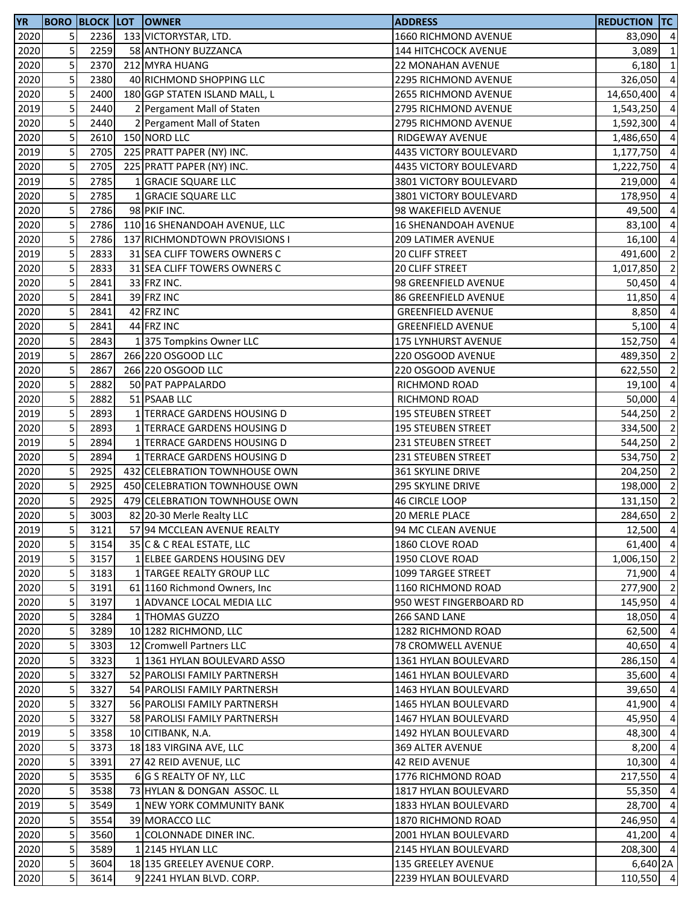| YR | BORO | BLOCK | LOT | OWNER | ADDRESS | REDUCTION | TC |
|---|---|---|---|---|---|---|---|
| 2020 | 5 | 2236 | 133 | VICTORYSTAR, LTD. | 1660 RICHMOND AVENUE | 83,090 | 4 |
| 2020 | 5 | 2259 | 58 | ANTHONY BUZZANCA | 144 HITCHCOCK AVENUE | 3,089 | 1 |
| 2020 | 5 | 2370 | 212 | MYRA HUANG | 22 MONAHAN AVENUE | 6,180 | 1 |
| 2020 | 5 | 2380 | 40 | RICHMOND SHOPPING LLC | 2295 RICHMOND AVENUE | 326,050 | 4 |
| 2020 | 5 | 2400 | 180 | GGP STATEN ISLAND MALL, L | 2655 RICHMOND AVENUE | 14,650,400 | 4 |
| 2019 | 5 | 2440 | 2 | Pergament Mall of Staten | 2795 RICHMOND AVENUE | 1,543,250 | 4 |
| 2020 | 5 | 2440 | 2 | Pergament Mall of Staten | 2795 RICHMOND AVENUE | 1,592,300 | 4 |
| 2020 | 5 | 2610 | 150 | NORD LLC | RIDGEWAY AVENUE | 1,486,650 | 4 |
| 2019 | 5 | 2705 | 225 | PRATT PAPER (NY) INC. | 4435 VICTORY BOULEVARD | 1,177,750 | 4 |
| 2020 | 5 | 2705 | 225 | PRATT PAPER (NY) INC. | 4435 VICTORY BOULEVARD | 1,222,750 | 4 |
| 2019 | 5 | 2785 | 1 | GRACIE SQUARE LLC | 3801 VICTORY BOULEVARD | 219,000 | 4 |
| 2020 | 5 | 2785 | 1 | GRACIE SQUARE LLC | 3801 VICTORY BOULEVARD | 178,950 | 4 |
| 2020 | 5 | 2786 | 98 | PKIF INC. | 98 WAKEFIELD AVENUE | 49,500 | 4 |
| 2020 | 5 | 2786 | 110 | 16 SHENANDOAH AVENUE, LLC | 16 SHENANDOAH AVENUE | 83,100 | 4 |
| 2020 | 5 | 2786 | 137 | RICHMONDTOWN PROVISIONS I | 209 LATIMER AVENUE | 16,100 | 4 |
| 2019 | 5 | 2833 | 31 | SEA CLIFF TOWERS OWNERS C | 20 CLIFF STREET | 491,600 | 2 |
| 2020 | 5 | 2833 | 31 | SEA CLIFF TOWERS OWNERS C | 20 CLIFF STREET | 1,017,850 | 2 |
| 2020 | 5 | 2841 | 33 | FRZ INC. | 98 GREENFIELD AVENUE | 50,450 | 4 |
| 2020 | 5 | 2841 | 39 | FRZ INC | 86 GREENFIELD AVENUE | 11,850 | 4 |
| 2020 | 5 | 2841 | 42 | FRZ INC | GREENFIELD AVENUE | 8,850 | 4 |
| 2020 | 5 | 2841 | 44 | FRZ INC | GREENFIELD AVENUE | 5,100 | 4 |
| 2020 | 5 | 2843 | 1 | 375 Tompkins Owner LLC | 175 LYNHURST AVENUE | 152,750 | 4 |
| 2019 | 5 | 2867 | 266 | 220 OSGOOD LLC | 220 OSGOOD AVENUE | 489,350 | 2 |
| 2020 | 5 | 2867 | 266 | 220 OSGOOD LLC | 220 OSGOOD AVENUE | 622,550 | 2 |
| 2020 | 5 | 2882 | 50 | PAT PAPPALARDO | RICHMOND ROAD | 19,100 | 4 |
| 2020 | 5 | 2882 | 51 | PSAAB LLC | RICHMOND ROAD | 50,000 | 4 |
| 2019 | 5 | 2893 | 1 | TERRACE GARDENS HOUSING D | 195 STEUBEN STREET | 544,250 | 2 |
| 2020 | 5 | 2893 | 1 | TERRACE GARDENS HOUSING D | 195 STEUBEN STREET | 334,500 | 2 |
| 2019 | 5 | 2894 | 1 | TERRACE GARDENS HOUSING D | 231 STEUBEN STREET | 544,250 | 2 |
| 2020 | 5 | 2894 | 1 | TERRACE GARDENS HOUSING D | 231 STEUBEN STREET | 534,750 | 2 |
| 2020 | 5 | 2925 | 432 | CELEBRATION TOWNHOUSE OWN | 361 SKYLINE DRIVE | 204,250 | 2 |
| 2020 | 5 | 2925 | 450 | CELEBRATION TOWNHOUSE OWN | 295 SKYLINE DRIVE | 198,000 | 2 |
| 2020 | 5 | 2925 | 479 | CELEBRATION TOWNHOUSE OWN | 46 CIRCLE LOOP | 131,150 | 2 |
| 2020 | 5 | 3003 | 82 | 20-30 Merle Realty LLC | 20 MERLE PLACE | 284,650 | 2 |
| 2019 | 5 | 3121 | 57 | 94 MCCLEAN AVENUE REALTY | 94 MC CLEAN AVENUE | 12,500 | 4 |
| 2020 | 5 | 3154 | 35 | C & C REAL ESTATE, LLC | 1860 CLOVE ROAD | 61,400 | 4 |
| 2019 | 5 | 3157 | 1 | ELBEE GARDENS HOUSING DEV | 1950 CLOVE ROAD | 1,006,150 | 2 |
| 2020 | 5 | 3183 | 1 | TARGEE REALTY GROUP LLC | 1099 TARGEE STREET | 71,900 | 4 |
| 2020 | 5 | 3191 | 61 | 1160 Richmond Owners, Inc | 1160 RICHMOND ROAD | 277,900 | 2 |
| 2020 | 5 | 3197 | 1 | ADVANCE LOCAL MEDIA LLC | 950 WEST FINGERBOARD RD | 145,950 | 4 |
| 2020 | 5 | 3284 | 1 | THOMAS GUZZO | 266 SAND LANE | 18,050 | 4 |
| 2020 | 5 | 3289 | 10 | 1282 RICHMOND, LLC | 1282 RICHMOND ROAD | 62,500 | 4 |
| 2020 | 5 | 3303 | 12 | Cromwell Partners LLC | 78 CROMWELL AVENUE | 40,650 | 4 |
| 2020 | 5 | 3323 | 1 | 1361 HYLAN BOULEVARD ASSO | 1361 HYLAN BOULEVARD | 286,150 | 4 |
| 2020 | 5 | 3327 | 52 | PAROLISI FAMILY PARTNERSH | 1461 HYLAN BOULEVARD | 35,600 | 4 |
| 2020 | 5 | 3327 | 54 | PAROLISI FAMILY PARTNERSH | 1463 HYLAN BOULEVARD | 39,650 | 4 |
| 2020 | 5 | 3327 | 56 | PAROLISI FAMILY PARTNERSH | 1465 HYLAN BOULEVARD | 41,900 | 4 |
| 2020 | 5 | 3327 | 58 | PAROLISI FAMILY PARTNERSH | 1467 HYLAN BOULEVARD | 45,950 | 4 |
| 2019 | 5 | 3358 | 10 | CITIBANK, N.A. | 1492 HYLAN BOULEVARD | 48,300 | 4 |
| 2020 | 5 | 3373 | 18 | 183 VIRGINA AVE, LLC | 369 ALTER AVENUE | 8,200 | 4 |
| 2020 | 5 | 3391 | 27 | 42 REID AVENUE, LLC | 42 REID AVENUE | 10,300 | 4 |
| 2020 | 5 | 3535 | 6 | G S REALTY OF NY, LLC | 1776 RICHMOND ROAD | 217,550 | 4 |
| 2020 | 5 | 3538 | 73 | HYLAN & DONGAN ASSOC. LL | 1817 HYLAN BOULEVARD | 55,350 | 4 |
| 2019 | 5 | 3549 | 1 | NEW YORK COMMUNITY BANK | 1833 HYLAN BOULEVARD | 28,700 | 4 |
| 2020 | 5 | 3554 | 39 | MORACCO LLC | 1870 RICHMOND ROAD | 246,950 | 4 |
| 2020 | 5 | 3560 | 1 | COLONNADE DINER INC. | 2001 HYLAN BOULEVARD | 41,200 | 4 |
| 2020 | 5 | 3589 | 1 | 2145 HYLAN LLC | 2145 HYLAN BOULEVARD | 208,300 | 4 |
| 2020 | 5 | 3604 | 18 | 135 GREELEY AVENUE CORP. | 135 GREELEY AVENUE | 6,640 | 2A |
| 2020 | 5 | 3614 | 9 | 2241 HYLAN BLVD. CORP. | 2239 HYLAN BOULEVARD | 110,550 | 4 |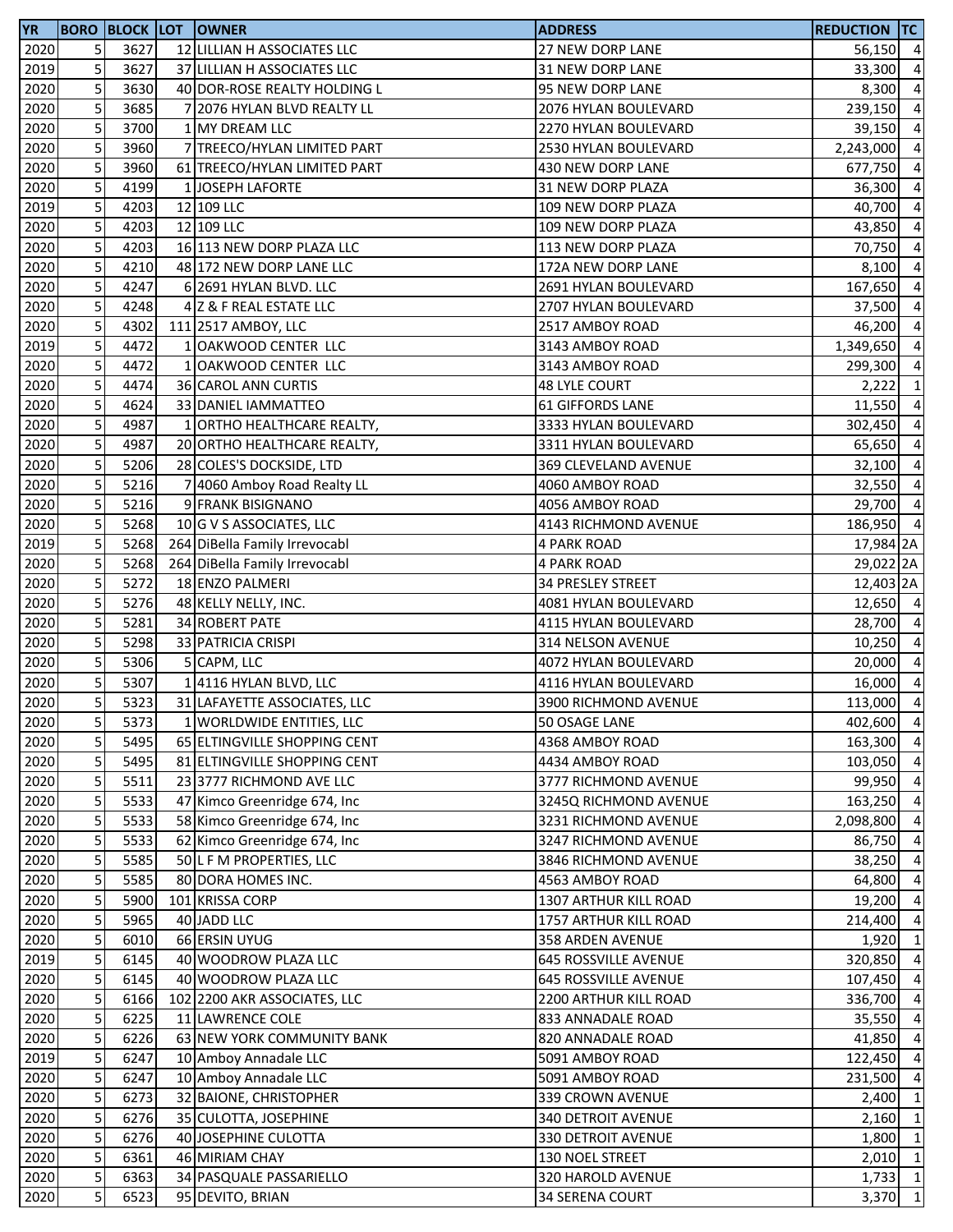| YR | BORO | BLOCK | LOT | OWNER | ADDRESS | REDUCTION | TC |
|---|---|---|---|---|---|---|---|
| 2020 | 5 | 3627 | 12 | LILLIAN H ASSOCIATES LLC | 27 NEW DORP LANE | 56,150 | 4 |
| 2019 | 5 | 3627 | 37 | LILLIAN H ASSOCIATES LLC | 31 NEW DORP LANE | 33,300 | 4 |
| 2020 | 5 | 3630 | 40 | DOR-ROSE REALTY HOLDING L | 95 NEW DORP LANE | 8,300 | 4 |
| 2020 | 5 | 3685 | 7 | 2076 HYLAN BLVD REALTY LL | 2076 HYLAN BOULEVARD | 239,150 | 4 |
| 2020 | 5 | 3700 | 1 | MY DREAM LLC | 2270 HYLAN BOULEVARD | 39,150 | 4 |
| 2020 | 5 | 3960 | 7 | TREECO/HYLAN LIMITED PART | 2530 HYLAN BOULEVARD | 2,243,000 | 4 |
| 2020 | 5 | 3960 | 61 | TREECO/HYLAN LIMITED PART | 430 NEW DORP LANE | 677,750 | 4 |
| 2020 | 5 | 4199 | 1 | JOSEPH LAFORTE | 31 NEW DORP PLAZA | 36,300 | 4 |
| 2019 | 5 | 4203 | 12 | 109 LLC | 109 NEW DORP PLAZA | 40,700 | 4 |
| 2020 | 5 | 4203 | 12 | 109 LLC | 109 NEW DORP PLAZA | 43,850 | 4 |
| 2020 | 5 | 4203 | 16 | 113 NEW DORP PLAZA LLC | 113 NEW DORP PLAZA | 70,750 | 4 |
| 2020 | 5 | 4210 | 48 | 172 NEW DORP LANE LLC | 172A NEW DORP LANE | 8,100 | 4 |
| 2020 | 5 | 4247 | 6 | 2691 HYLAN BLVD. LLC | 2691 HYLAN BOULEVARD | 167,650 | 4 |
| 2020 | 5 | 4248 | 4 | Z & F REAL ESTATE LLC | 2707 HYLAN BOULEVARD | 37,500 | 4 |
| 2020 | 5 | 4302 | 111 | 2517 AMBOY, LLC | 2517 AMBOY ROAD | 46,200 | 4 |
| 2019 | 5 | 4472 | 1 | OAKWOOD CENTER LLC | 3143 AMBOY ROAD | 1,349,650 | 4 |
| 2020 | 5 | 4472 | 1 | OAKWOOD CENTER LLC | 3143 AMBOY ROAD | 299,300 | 4 |
| 2020 | 5 | 4474 | 36 | CAROL ANN CURTIS | 48 LYLE COURT | 2,222 | 1 |
| 2020 | 5 | 4624 | 33 | DANIEL IAMMATTEO | 61 GIFFORDS LANE | 11,550 | 4 |
| 2020 | 5 | 4987 | 1 | ORTHO HEALTHCARE REALTY, | 3333 HYLAN BOULEVARD | 302,450 | 4 |
| 2020 | 5 | 4987 | 20 | ORTHO HEALTHCARE REALTY, | 3311 HYLAN BOULEVARD | 65,650 | 4 |
| 2020 | 5 | 5206 | 28 | COLES'S DOCKSIDE, LTD | 369 CLEVELAND AVENUE | 32,100 | 4 |
| 2020 | 5 | 5216 | 7 | 4060 Amboy Road Realty LL | 4060 AMBOY ROAD | 32,550 | 4 |
| 2020 | 5 | 5216 | 9 | FRANK BISIGNANO | 4056 AMBOY ROAD | 29,700 | 4 |
| 2020 | 5 | 5268 | 10 | G V S ASSOCIATES, LLC | 4143 RICHMOND AVENUE | 186,950 | 4 |
| 2019 | 5 | 5268 | 264 | DiBella Family Irrevocabl | 4 PARK ROAD | 17,984 | 2A |
| 2020 | 5 | 5268 | 264 | DiBella Family Irrevocabl | 4 PARK ROAD | 29,022 | 2A |
| 2020 | 5 | 5272 | 18 | ENZO PALMERI | 34 PRESLEY STREET | 12,403 | 2A |
| 2020 | 5 | 5276 | 48 | KELLY NELLY, INC. | 4081 HYLAN BOULEVARD | 12,650 | 4 |
| 2020 | 5 | 5281 | 34 | ROBERT PATE | 4115 HYLAN BOULEVARD | 28,700 | 4 |
| 2020 | 5 | 5298 | 33 | PATRICIA CRISPI | 314 NELSON AVENUE | 10,250 | 4 |
| 2020 | 5 | 5306 | 5 | CAPM, LLC | 4072 HYLAN BOULEVARD | 20,000 | 4 |
| 2020 | 5 | 5307 | 1 | 4116 HYLAN BLVD, LLC | 4116 HYLAN BOULEVARD | 16,000 | 4 |
| 2020 | 5 | 5323 | 31 | LAFAYETTE ASSOCIATES, LLC | 3900 RICHMOND AVENUE | 113,000 | 4 |
| 2020 | 5 | 5373 | 1 | WORLDWIDE ENTITIES, LLC | 50 OSAGE LANE | 402,600 | 4 |
| 2020 | 5 | 5495 | 65 | ELTINGVILLE SHOPPING CENT | 4368 AMBOY ROAD | 163,300 | 4 |
| 2020 | 5 | 5495 | 81 | ELTINGVILLE SHOPPING CENT | 4434 AMBOY ROAD | 103,050 | 4 |
| 2020 | 5 | 5511 | 23 | 3777 RICHMOND AVE LLC | 3777 RICHMOND AVENUE | 99,950 | 4 |
| 2020 | 5 | 5533 | 47 | Kimco Greenridge 674, Inc | 3245Q RICHMOND AVENUE | 163,250 | 4 |
| 2020 | 5 | 5533 | 58 | Kimco Greenridge 674, Inc | 3231 RICHMOND AVENUE | 2,098,800 | 4 |
| 2020 | 5 | 5533 | 62 | Kimco Greenridge 674, Inc | 3247 RICHMOND AVENUE | 86,750 | 4 |
| 2020 | 5 | 5585 | 50 | L F M PROPERTIES, LLC | 3846 RICHMOND AVENUE | 38,250 | 4 |
| 2020 | 5 | 5585 | 80 | DORA HOMES INC. | 4563 AMBOY ROAD | 64,800 | 4 |
| 2020 | 5 | 5900 | 101 | KRISSA CORP | 1307 ARTHUR KILL ROAD | 19,200 | 4 |
| 2020 | 5 | 5965 | 40 | JADD LLC | 1757 ARTHUR KILL ROAD | 214,400 | 4 |
| 2020 | 5 | 6010 | 66 | ERSIN UYUG | 358 ARDEN AVENUE | 1,920 | 1 |
| 2019 | 5 | 6145 | 40 | WOODROW PLAZA LLC | 645 ROSSVILLE AVENUE | 320,850 | 4 |
| 2020 | 5 | 6145 | 40 | WOODROW PLAZA LLC | 645 ROSSVILLE AVENUE | 107,450 | 4 |
| 2020 | 5 | 6166 | 102 | 2200 AKR ASSOCIATES, LLC | 2200 ARTHUR KILL ROAD | 336,700 | 4 |
| 2020 | 5 | 6225 | 11 | LAWRENCE COLE | 833 ANNADALE ROAD | 35,550 | 4 |
| 2020 | 5 | 6226 | 63 | NEW YORK COMMUNITY BANK | 820 ANNADALE ROAD | 41,850 | 4 |
| 2019 | 5 | 6247 | 10 | Amboy Annadale LLC | 5091 AMBOY ROAD | 122,450 | 4 |
| 2020 | 5 | 6247 | 10 | Amboy Annadale LLC | 5091 AMBOY ROAD | 231,500 | 4 |
| 2020 | 5 | 6273 | 32 | BAIONE, CHRISTOPHER | 339 CROWN AVENUE | 2,400 | 1 |
| 2020 | 5 | 6276 | 35 | CULOTTA, JOSEPHINE | 340 DETROIT AVENUE | 2,160 | 1 |
| 2020 | 5 | 6276 | 40 | JOSEPHINE CULOTTA | 330 DETROIT AVENUE | 1,800 | 1 |
| 2020 | 5 | 6361 | 46 | MIRIAM CHAY | 130 NOEL STREET | 2,010 | 1 |
| 2020 | 5 | 6363 | 34 | PASQUALE PASSARIELLO | 320 HAROLD AVENUE | 1,733 | 1 |
| 2020 | 5 | 6523 | 95 | DEVITO, BRIAN | 34 SERENA COURT | 3,370 | 1 |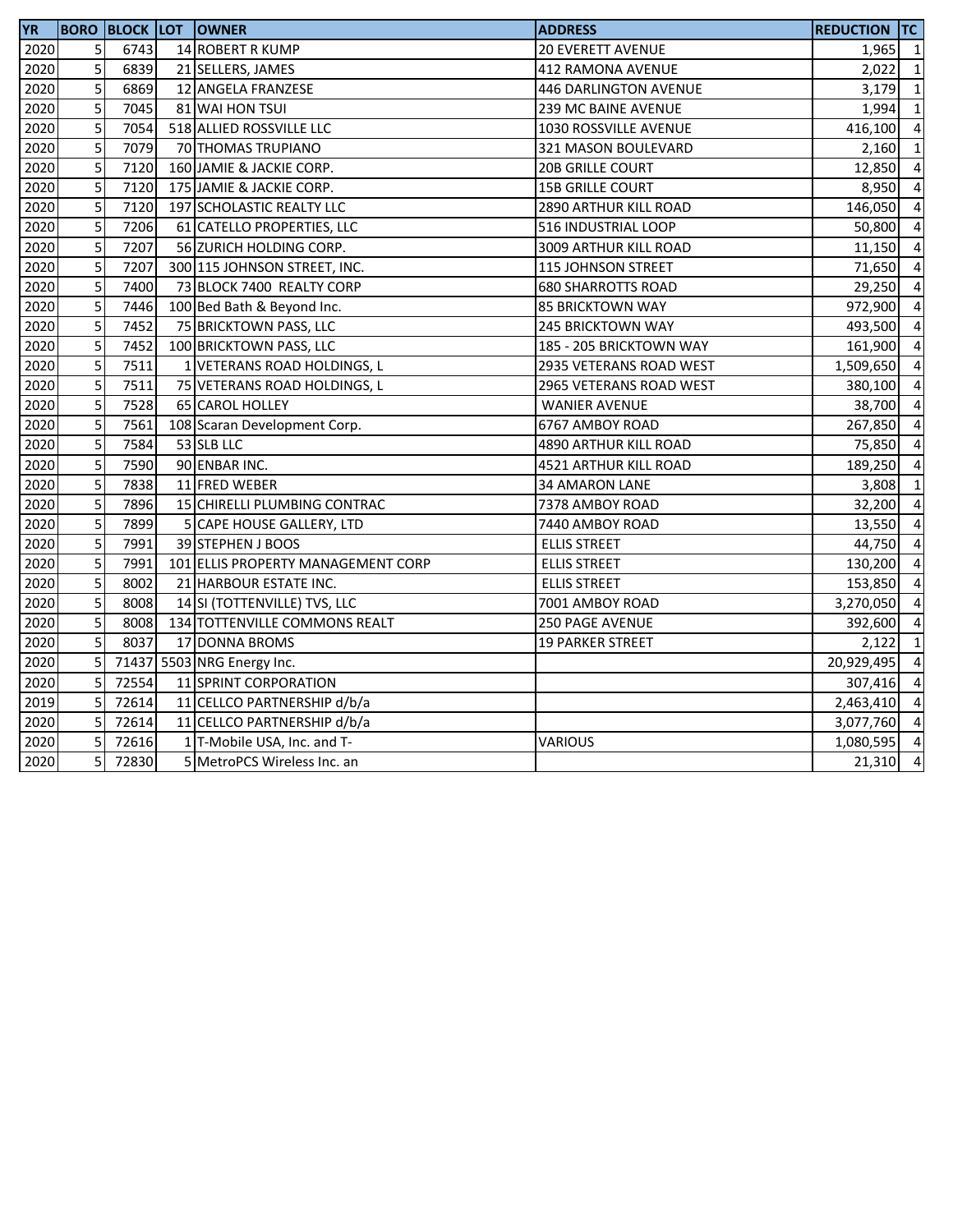| YR | BORO | BLOCK | LOT | OWNER | ADDRESS | REDUCTION | TC |
|---|---|---|---|---|---|---|---|
| 2020 | 5 | 6743 | 14 | ROBERT R KUMP | 20 EVERETT AVENUE | 1,965 | 1 |
| 2020 | 5 | 6839 | 21 | SELLERS, JAMES | 412 RAMONA AVENUE | 2,022 | 1 |
| 2020 | 5 | 6869 | 12 | ANGELA FRANZESE | 446 DARLINGTON AVENUE | 3,179 | 1 |
| 2020 | 5 | 7045 | 81 | WAI HON TSUI | 239 MC BAINE AVENUE | 1,994 | 1 |
| 2020 | 5 | 7054 | 518 | ALLIED ROSSVILLE LLC | 1030 ROSSVILLE AVENUE | 416,100 | 4 |
| 2020 | 5 | 7079 | 70 | THOMAS TRUPIANO | 321 MASON BOULEVARD | 2,160 | 1 |
| 2020 | 5 | 7120 | 160 | JAMIE & JACKIE CORP. | 20B GRILLE COURT | 12,850 | 4 |
| 2020 | 5 | 7120 | 175 | JAMIE & JACKIE CORP. | 15B GRILLE COURT | 8,950 | 4 |
| 2020 | 5 | 7120 | 197 | SCHOLASTIC REALTY LLC | 2890 ARTHUR KILL ROAD | 146,050 | 4 |
| 2020 | 5 | 7206 | 61 | CATELLO PROPERTIES, LLC | 516 INDUSTRIAL LOOP | 50,800 | 4 |
| 2020 | 5 | 7207 | 56 | ZURICH HOLDING CORP. | 3009 ARTHUR KILL ROAD | 11,150 | 4 |
| 2020 | 5 | 7207 | 300 | 115 JOHNSON STREET, INC. | 115 JOHNSON STREET | 71,650 | 4 |
| 2020 | 5 | 7400 | 73 | BLOCK 7400 REALTY CORP | 680 SHARROTTS ROAD | 29,250 | 4 |
| 2020 | 5 | 7446 | 100 | Bed Bath & Beyond Inc. | 85 BRICKTOWN WAY | 972,900 | 4 |
| 2020 | 5 | 7452 | 75 | BRICKTOWN PASS, LLC | 245 BRICKTOWN WAY | 493,500 | 4 |
| 2020 | 5 | 7452 | 100 | BRICKTOWN PASS, LLC | 185 - 205 BRICKTOWN WAY | 161,900 | 4 |
| 2020 | 5 | 7511 | 1 | VETERANS ROAD HOLDINGS, L | 2935 VETERANS ROAD WEST | 1,509,650 | 4 |
| 2020 | 5 | 7511 | 75 | VETERANS ROAD HOLDINGS, L | 2965 VETERANS ROAD WEST | 380,100 | 4 |
| 2020 | 5 | 7528 | 65 | CAROL HOLLEY | WANIER AVENUE | 38,700 | 4 |
| 2020 | 5 | 7561 | 108 | Scaran Development Corp. | 6767 AMBOY ROAD | 267,850 | 4 |
| 2020 | 5 | 7584 | 53 | SLB LLC | 4890 ARTHUR KILL ROAD | 75,850 | 4 |
| 2020 | 5 | 7590 | 90 | ENBAR INC. | 4521 ARTHUR KILL ROAD | 189,250 | 4 |
| 2020 | 5 | 7838 | 11 | FRED WEBER | 34 AMARON LANE | 3,808 | 1 |
| 2020 | 5 | 7896 | 15 | CHIRELLI PLUMBING CONTRAC | 7378 AMBOY ROAD | 32,200 | 4 |
| 2020 | 5 | 7899 | 5 | CAPE HOUSE GALLERY, LTD | 7440 AMBOY ROAD | 13,550 | 4 |
| 2020 | 5 | 7991 | 39 | STEPHEN J BOOS | ELLIS STREET | 44,750 | 4 |
| 2020 | 5 | 7991 | 101 | ELLIS PROPERTY MANAGEMENT CORP | ELLIS STREET | 130,200 | 4 |
| 2020 | 5 | 8002 | 21 | HARBOUR ESTATE INC. | ELLIS STREET | 153,850 | 4 |
| 2020 | 5 | 8008 | 14 | SI (TOTTENVILLE) TVS, LLC | 7001 AMBOY ROAD | 3,270,050 | 4 |
| 2020 | 5 | 8008 | 134 | TOTTENVILLE COMMONS REALT | 250 PAGE AVENUE | 392,600 | 4 |
| 2020 | 5 | 8037 | 17 | DONNA BROMS | 19 PARKER STREET | 2,122 | 1 |
| 2020 | 5 | 71437 | 5503 | NRG Energy Inc. | | 20,929,495 | 4 |
| 2020 | 5 | 72554 | 11 | SPRINT CORPORATION | | 307,416 | 4 |
| 2019 | 5 | 72614 | 11 | CELLCO PARTNERSHIP d/b/a | | 2,463,410 | 4 |
| 2020 | 5 | 72614 | 11 | CELLCO PARTNERSHIP d/b/a | | 3,077,760 | 4 |
| 2020 | 5 | 72616 | 1 | T-Mobile USA, Inc. and T- | VARIOUS | 1,080,595 | 4 |
| 2020 | 5 | 72830 | 5 | MetroPCS Wireless Inc. an | | 21,310 | 4 |